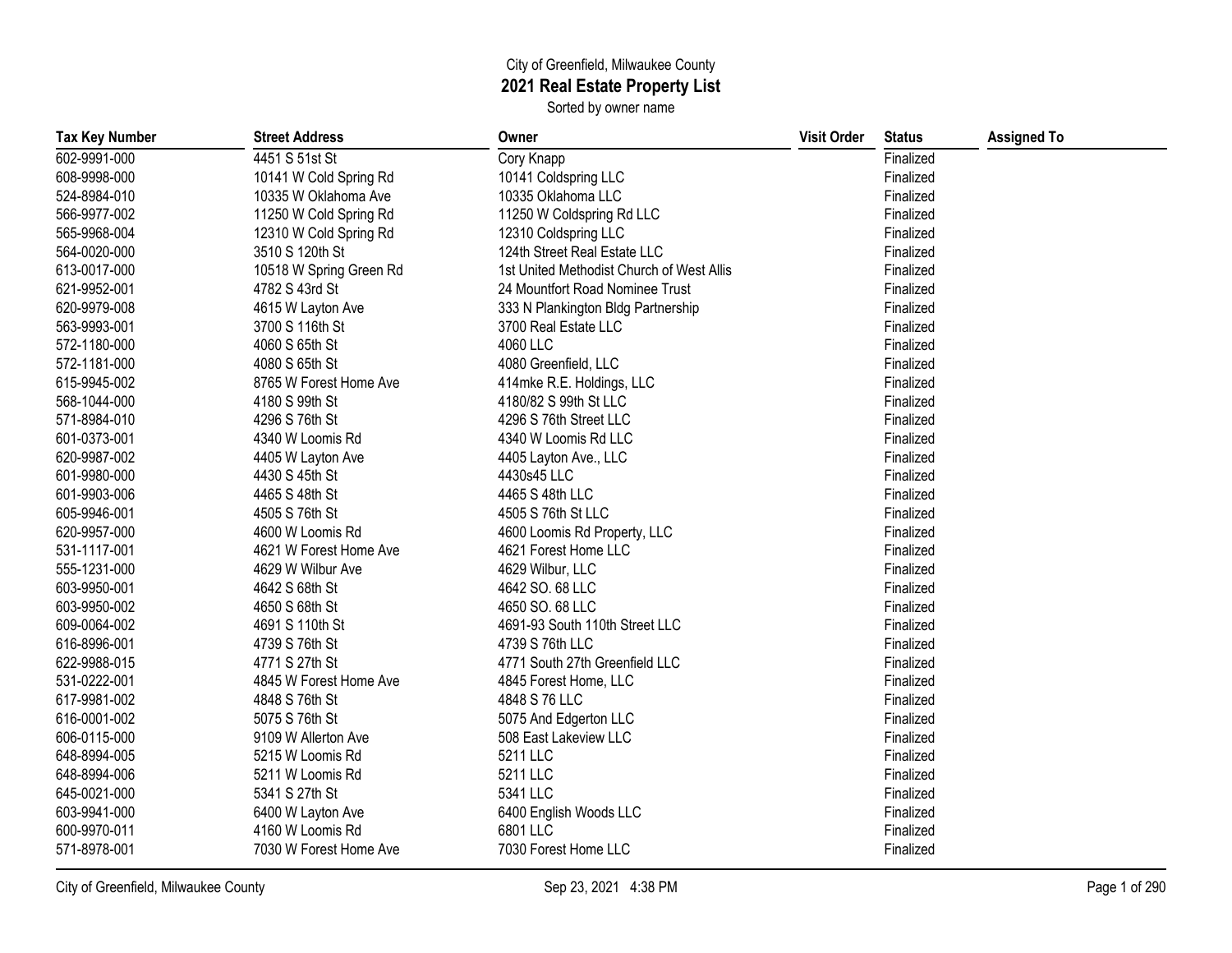City of Greenfield, Milwaukee County

# 2021 Real Estate Property List

Sorted by owner name

| Tax Key Number | Street Address | Owner | Visit Order | Status | Assigned To |
|---|---|---|---|---|---|
| 602-9991-000 | 4451 S 51st St | Cory Knapp | | Finalized | |
| 608-9998-000 | 10141 W Cold Spring Rd | 10141 Coldspring LLC | | Finalized | |
| 524-8984-010 | 10335 W Oklahoma Ave | 10335 Oklahoma LLC | | Finalized | |
| 566-9977-002 | 11250 W Cold Spring Rd | 11250 W Coldspring Rd LLC | | Finalized | |
| 565-9968-004 | 12310 W Cold Spring Rd | 12310 Coldspring LLC | | Finalized | |
| 564-0020-000 | 3510 S 120th St | 124th Street Real Estate LLC | | Finalized | |
| 613-0017-000 | 10518 W Spring Green Rd | 1st United Methodist Church of West Allis | | Finalized | |
| 621-9952-001 | 4782 S 43rd St | 24 Mountfort Road Nominee Trust | | Finalized | |
| 620-9979-008 | 4615 W Layton Ave | 333 N Plankington Bldg Partnership | | Finalized | |
| 563-9993-001 | 3700 S 116th St | 3700 Real Estate LLC | | Finalized | |
| 572-1180-000 | 4060 S 65th St | 4060 LLC | | Finalized | |
| 572-1181-000 | 4080 S 65th St | 4080 Greenfield, LLC | | Finalized | |
| 615-9945-002 | 8765 W Forest Home Ave | 414mke R.E. Holdings, LLC | | Finalized | |
| 568-1044-000 | 4180 S 99th St | 4180/82 S 99th St LLC | | Finalized | |
| 571-8984-010 | 4296 S 76th St | 4296 S 76th Street LLC | | Finalized | |
| 601-0373-001 | 4340 W Loomis Rd | 4340 W Loomis Rd LLC | | Finalized | |
| 620-9987-002 | 4405 W Layton Ave | 4405 Layton Ave., LLC | | Finalized | |
| 601-9980-000 | 4430 S 45th St | 4430s45 LLC | | Finalized | |
| 601-9903-006 | 4465 S 48th St | 4465 S 48th LLC | | Finalized | |
| 605-9946-001 | 4505 S 76th St | 4505 S 76th St LLC | | Finalized | |
| 620-9957-000 | 4600 W Loomis Rd | 4600 Loomis Rd Property, LLC | | Finalized | |
| 531-1117-001 | 4621 W Forest Home Ave | 4621 Forest Home LLC | | Finalized | |
| 555-1231-000 | 4629 W Wilbur Ave | 4629 Wilbur, LLC | | Finalized | |
| 603-9950-001 | 4642 S 68th St | 4642 SO. 68 LLC | | Finalized | |
| 603-9950-002 | 4650 S 68th St | 4650 SO. 68 LLC | | Finalized | |
| 609-0064-002 | 4691 S 110th St | 4691-93 South 110th Street LLC | | Finalized | |
| 616-8996-001 | 4739 S 76th St | 4739 S 76th LLC | | Finalized | |
| 622-9988-015 | 4771 S 27th St | 4771 South 27th Greenfield LLC | | Finalized | |
| 531-0222-001 | 4845 W Forest Home Ave | 4845 Forest Home, LLC | | Finalized | |
| 617-9981-002 | 4848 S 76th St | 4848 S 76 LLC | | Finalized | |
| 616-0001-002 | 5075 S 76th St | 5075 And Edgerton LLC | | Finalized | |
| 606-0115-000 | 9109 W Allerton Ave | 508 East Lakeview LLC | | Finalized | |
| 648-8994-005 | 5215 W Loomis Rd | 5211 LLC | | Finalized | |
| 648-8994-006 | 5211 W Loomis Rd | 5211 LLC | | Finalized | |
| 645-0021-000 | 5341 S 27th St | 5341 LLC | | Finalized | |
| 603-9941-000 | 6400 W Layton Ave | 6400 English Woods LLC | | Finalized | |
| 600-9970-011 | 4160 W Loomis Rd | 6801 LLC | | Finalized | |
| 571-8978-001 | 7030 W Forest Home Ave | 7030 Forest Home LLC | | Finalized | |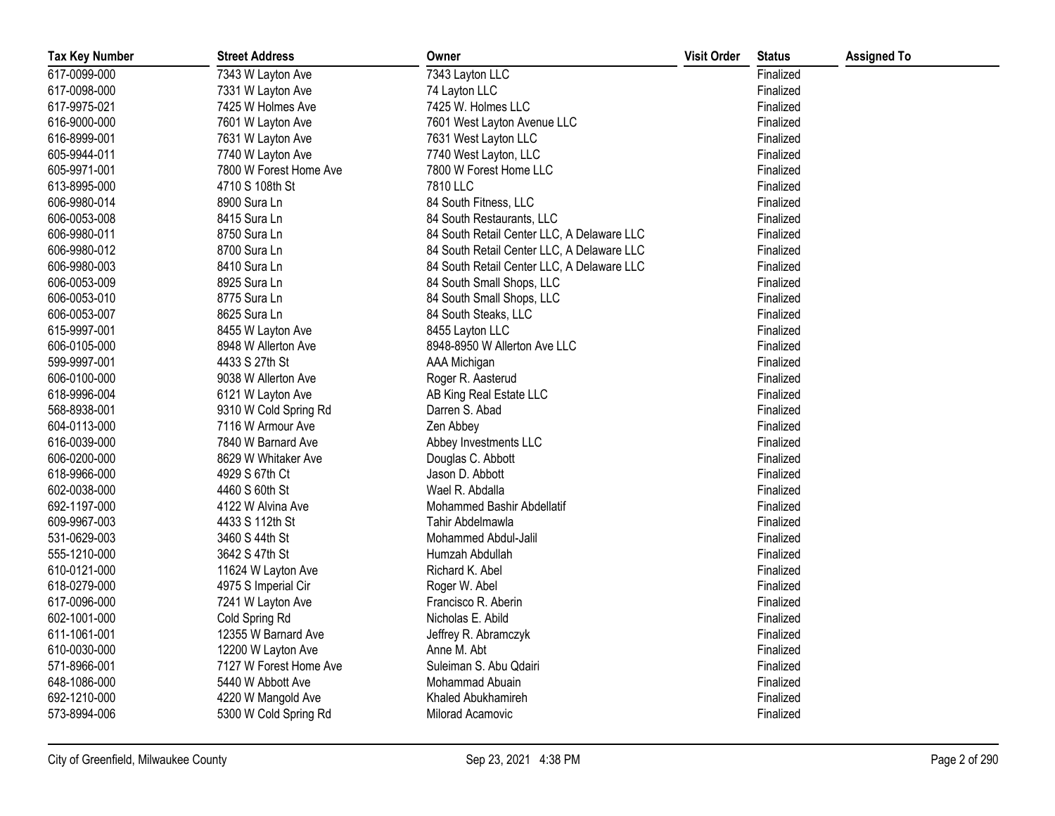| Tax Key Number | Street Address | Owner | Visit Order | Status | Assigned To |
|---|---|---|---|---|---|
| 617-0099-000 | 7343 W Layton Ave | 7343 Layton LLC | | Finalized | |
| 617-0098-000 | 7331 W Layton Ave | 74 Layton LLC | | Finalized | |
| 617-9975-021 | 7425 W Holmes Ave | 7425 W. Holmes LLC | | Finalized | |
| 616-9000-000 | 7601 W Layton Ave | 7601 West Layton Avenue LLC | | Finalized | |
| 616-8999-001 | 7631 W Layton Ave | 7631 West Layton LLC | | Finalized | |
| 605-9944-011 | 7740 W Layton Ave | 7740 West Layton, LLC | | Finalized | |
| 605-9971-001 | 7800 W Forest Home Ave | 7800 W Forest Home LLC | | Finalized | |
| 613-8995-000 | 4710 S 108th St | 7810 LLC | | Finalized | |
| 606-9980-014 | 8900 Sura Ln | 84 South Fitness, LLC | | Finalized | |
| 606-0053-008 | 8415 Sura Ln | 84 South Restaurants, LLC | | Finalized | |
| 606-9980-011 | 8750 Sura Ln | 84 South Retail Center LLC, A Delaware LLC | | Finalized | |
| 606-9980-012 | 8700 Sura Ln | 84 South Retail Center LLC, A Delaware LLC | | Finalized | |
| 606-9980-003 | 8410 Sura Ln | 84 South Retail Center LLC, A Delaware LLC | | Finalized | |
| 606-0053-009 | 8925 Sura Ln | 84 South Small Shops, LLC | | Finalized | |
| 606-0053-010 | 8775 Sura Ln | 84 South Small Shops, LLC | | Finalized | |
| 606-0053-007 | 8625 Sura Ln | 84 South Steaks, LLC | | Finalized | |
| 615-9997-001 | 8455 W Layton Ave | 8455 Layton LLC | | Finalized | |
| 606-0105-000 | 8948 W Allerton Ave | 8948-8950 W Allerton Ave LLC | | Finalized | |
| 599-9997-001 | 4433 S 27th St | AAA Michigan | | Finalized | |
| 606-0100-000 | 9038 W Allerton Ave | Roger R. Aasterud | | Finalized | |
| 618-9996-004 | 6121 W Layton Ave | AB King Real Estate LLC | | Finalized | |
| 568-8938-001 | 9310 W Cold Spring Rd | Darren S. Abad | | Finalized | |
| 604-0113-000 | 7116 W Armour Ave | Zen Abbey | | Finalized | |
| 616-0039-000 | 7840 W Barnard Ave | Abbey Investments LLC | | Finalized | |
| 606-0200-000 | 8629 W Whitaker Ave | Douglas C. Abbott | | Finalized | |
| 618-9966-000 | 4929 S 67th Ct | Jason D. Abbott | | Finalized | |
| 602-0038-000 | 4460 S 60th St | Wael R. Abdalla | | Finalized | |
| 692-1197-000 | 4122 W Alvina Ave | Mohammed Bashir Abdellatif | | Finalized | |
| 609-9967-003 | 4433 S 112th St | Tahir Abdelmawla | | Finalized | |
| 531-0629-003 | 3460 S 44th St | Mohammed Abdul-Jalil | | Finalized | |
| 555-1210-000 | 3642 S 47th St | Humzah Abdullah | | Finalized | |
| 610-0121-000 | 11624 W Layton Ave | Richard K. Abel | | Finalized | |
| 618-0279-000 | 4975 S Imperial Cir | Roger W. Abel | | Finalized | |
| 617-0096-000 | 7241 W Layton Ave | Francisco R. Aberin | | Finalized | |
| 602-1001-000 | Cold Spring Rd | Nicholas E. Abild | | Finalized | |
| 611-1061-001 | 12355 W Barnard Ave | Jeffrey R. Abramczyk | | Finalized | |
| 610-0030-000 | 12200 W Layton Ave | Anne M. Abt | | Finalized | |
| 571-8966-001 | 7127 W Forest Home Ave | Suleiman S. Abu Qdairi | | Finalized | |
| 648-1086-000 | 5440 W Abbott Ave | Mohammad Abuain | | Finalized | |
| 692-1210-000 | 4220 W Mangold Ave | Khaled Abukhamireh | | Finalized | |
| 573-8994-006 | 5300 W Cold Spring Rd | Milorad Acamovic | | Finalized | |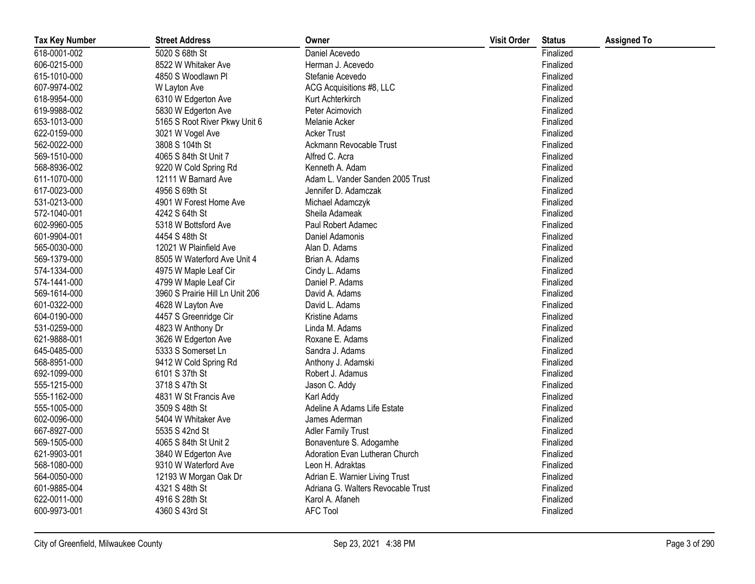| Tax Key Number | Street Address | Owner | Visit Order | Status | Assigned To |
|---|---|---|---|---|---|
| 618-0001-002 | 5020 S 68th St | Daniel Acevedo | | Finalized | |
| 606-0215-000 | 8522 W Whitaker Ave | Herman J. Acevedo | | Finalized | |
| 615-1010-000 | 4850 S Woodlawn Pl | Stefanie Acevedo | | Finalized | |
| 607-9974-002 | W Layton Ave | ACG Acquisitions #8, LLC | | Finalized | |
| 618-9954-000 | 6310 W Edgerton Ave | Kurt Achterkirch | | Finalized | |
| 619-9988-002 | 5830 W Edgerton Ave | Peter Acimovich | | Finalized | |
| 653-1013-000 | 5165 S Root River Pkwy Unit 6 | Melanie Acker | | Finalized | |
| 622-0159-000 | 3021 W Vogel Ave | Acker Trust | | Finalized | |
| 562-0022-000 | 3808 S 104th St | Ackmann Revocable Trust | | Finalized | |
| 569-1510-000 | 4065 S 84th St Unit 7 | Alfred C. Acra | | Finalized | |
| 568-8936-002 | 9220 W Cold Spring Rd | Kenneth A. Adam | | Finalized | |
| 611-1070-000 | 12111 W Barnard Ave | Adam L. Vander Sanden 2005 Trust | | Finalized | |
| 617-0023-000 | 4956 S 69th St | Jennifer D. Adamczak | | Finalized | |
| 531-0213-000 | 4901 W Forest Home Ave | Michael Adamczyk | | Finalized | |
| 572-1040-001 | 4242 S 64th St | Sheila Adameak | | Finalized | |
| 602-9960-005 | 5318 W Bottsford Ave | Paul Robert Adamec | | Finalized | |
| 601-9904-001 | 4454 S 48th St | Daniel Adamonis | | Finalized | |
| 565-0030-000 | 12021 W Plainfield Ave | Alan D. Adams | | Finalized | |
| 569-1379-000 | 8505 W Waterford Ave Unit 4 | Brian A. Adams | | Finalized | |
| 574-1334-000 | 4975 W Maple Leaf Cir | Cindy L. Adams | | Finalized | |
| 574-1441-000 | 4799 W Maple Leaf Cir | Daniel P. Adams | | Finalized | |
| 569-1614-000 | 3960 S Prairie Hill Ln Unit 206 | David A. Adams | | Finalized | |
| 601-0322-000 | 4628 W Layton Ave | David L. Adams | | Finalized | |
| 604-0190-000 | 4457 S Greenridge Cir | Kristine Adams | | Finalized | |
| 531-0259-000 | 4823 W Anthony Dr | Linda M. Adams | | Finalized | |
| 621-9888-001 | 3626 W Edgerton Ave | Roxane E. Adams | | Finalized | |
| 645-0485-000 | 5333 S Somerset Ln | Sandra J. Adams | | Finalized | |
| 568-8951-000 | 9412 W Cold Spring Rd | Anthony J. Adamski | | Finalized | |
| 692-1099-000 | 6101 S 37th St | Robert J. Adamus | | Finalized | |
| 555-1215-000 | 3718 S 47th St | Jason C. Addy | | Finalized | |
| 555-1162-000 | 4831 W St Francis Ave | Karl Addy | | Finalized | |
| 555-1005-000 | 3509 S 48th St | Adeline A Adams Life Estate | | Finalized | |
| 602-0096-000 | 5404 W Whitaker Ave | James Aderman | | Finalized | |
| 667-8927-000 | 5535 S 42nd St | Adler Family Trust | | Finalized | |
| 569-1505-000 | 4065 S 84th St Unit 2 | Bonaventure S. Adogamhe | | Finalized | |
| 621-9903-001 | 3840 W Edgerton Ave | Adoration Evan Lutheran Church | | Finalized | |
| 568-1080-000 | 9310 W Waterford Ave | Leon H. Adraktas | | Finalized | |
| 564-0050-000 | 12193 W Morgan Oak Dr | Adrian E. Warnier Living Trust | | Finalized | |
| 601-9885-004 | 4321 S 48th St | Adriana G. Walters Revocable Trust | | Finalized | |
| 622-0011-000 | 4916 S 28th St | Karol A. Afaneh | | Finalized | |
| 600-9973-001 | 4360 S 43rd St | AFC Tool | | Finalized | |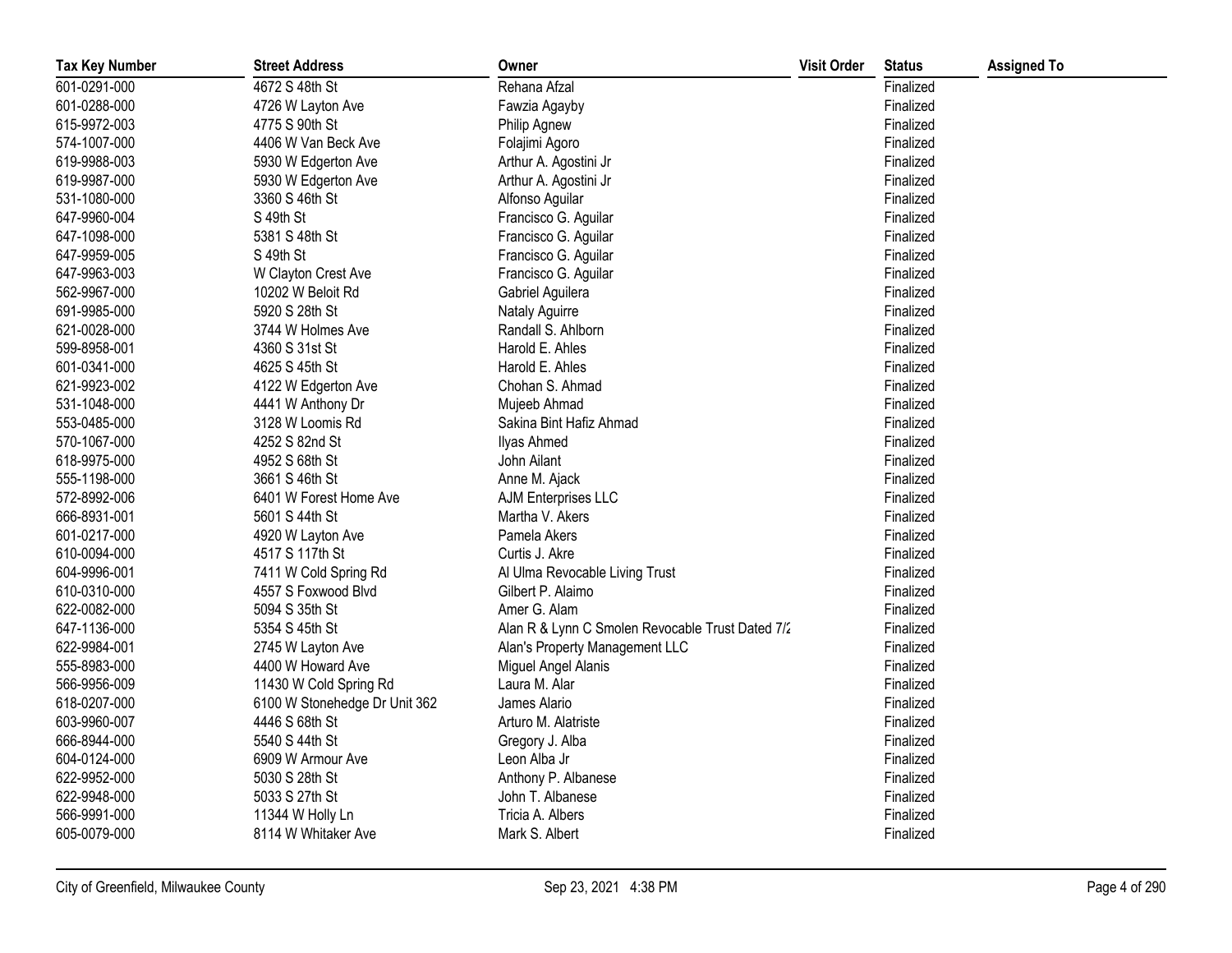| Tax Key Number | Street Address | Owner | Visit Order | Status | Assigned To |
|---|---|---|---|---|---|
| 601-0291-000 | 4672 S 48th St | Rehana Afzal | | Finalized | |
| 601-0288-000 | 4726 W Layton Ave | Fawzia Agayby | | Finalized | |
| 615-9972-003 | 4775 S 90th St | Philip Agnew | | Finalized | |
| 574-1007-000 | 4406 W Van Beck Ave | Folajimi Agoro | | Finalized | |
| 619-9988-003 | 5930 W Edgerton Ave | Arthur A. Agostini Jr | | Finalized | |
| 619-9987-000 | 5930 W Edgerton Ave | Arthur A. Agostini Jr | | Finalized | |
| 531-1080-000 | 3360 S 46th St | Alfonso Aguilar | | Finalized | |
| 647-9960-004 | S 49th St | Francisco G. Aguilar | | Finalized | |
| 647-1098-000 | 5381 S 48th St | Francisco G. Aguilar | | Finalized | |
| 647-9959-005 | S 49th St | Francisco G. Aguilar | | Finalized | |
| 647-9963-003 | W Clayton Crest Ave | Francisco G. Aguilar | | Finalized | |
| 562-9967-000 | 10202 W Beloit Rd | Gabriel Aguilera | | Finalized | |
| 691-9985-000 | 5920 S 28th St | Nataly Aguirre | | Finalized | |
| 621-0028-000 | 3744 W Holmes Ave | Randall S. Ahlborn | | Finalized | |
| 599-8958-001 | 4360 S 31st St | Harold E. Ahles | | Finalized | |
| 601-0341-000 | 4625 S 45th St | Harold E. Ahles | | Finalized | |
| 621-9923-002 | 4122 W Edgerton Ave | Chohan S. Ahmad | | Finalized | |
| 531-1048-000 | 4441 W Anthony Dr | Mujeeb Ahmad | | Finalized | |
| 553-0485-000 | 3128 W Loomis Rd | Sakina Bint Hafiz Ahmad | | Finalized | |
| 570-1067-000 | 4252 S 82nd St | Ilyas Ahmed | | Finalized | |
| 618-9975-000 | 4952 S 68th St | John Ailant | | Finalized | |
| 555-1198-000 | 3661 S 46th St | Anne M. Ajack | | Finalized | |
| 572-8992-006 | 6401 W Forest Home Ave | AJM Enterprises LLC | | Finalized | |
| 666-8931-001 | 5601 S 44th St | Martha V. Akers | | Finalized | |
| 601-0217-000 | 4920 W Layton Ave | Pamela Akers | | Finalized | |
| 610-0094-000 | 4517 S 117th St | Curtis J. Akre | | Finalized | |
| 604-9996-001 | 7411 W Cold Spring Rd | Al Ulma Revocable Living Trust | | Finalized | |
| 610-0310-000 | 4557 S Foxwood Blvd | Gilbert P. Alaimo | | Finalized | |
| 622-0082-000 | 5094 S 35th St | Amer G. Alam | | Finalized | |
| 647-1136-000 | 5354 S 45th St | Alan R & Lynn C Smolen Revocable Trust Dated 7/2 | | Finalized | |
| 622-9984-001 | 2745 W Layton Ave | Alan's Property Management LLC | | Finalized | |
| 555-8983-000 | 4400 W Howard Ave | Miguel Angel Alanis | | Finalized | |
| 566-9956-009 | 11430 W Cold Spring Rd | Laura M. Alar | | Finalized | |
| 618-0207-000 | 6100 W Stonehedge Dr Unit 362 | James Alario | | Finalized | |
| 603-9960-007 | 4446 S 68th St | Arturo M. Alatriste | | Finalized | |
| 666-8944-000 | 5540 S 44th St | Gregory J. Alba | | Finalized | |
| 604-0124-000 | 6909 W Armour Ave | Leon Alba Jr | | Finalized | |
| 622-9952-000 | 5030 S 28th St | Anthony P. Albanese | | Finalized | |
| 622-9948-000 | 5033 S 27th St | John T. Albanese | | Finalized | |
| 566-9991-000 | 11344 W Holly Ln | Tricia A. Albers | | Finalized | |
| 605-0079-000 | 8114 W Whitaker Ave | Mark S. Albert | | Finalized | |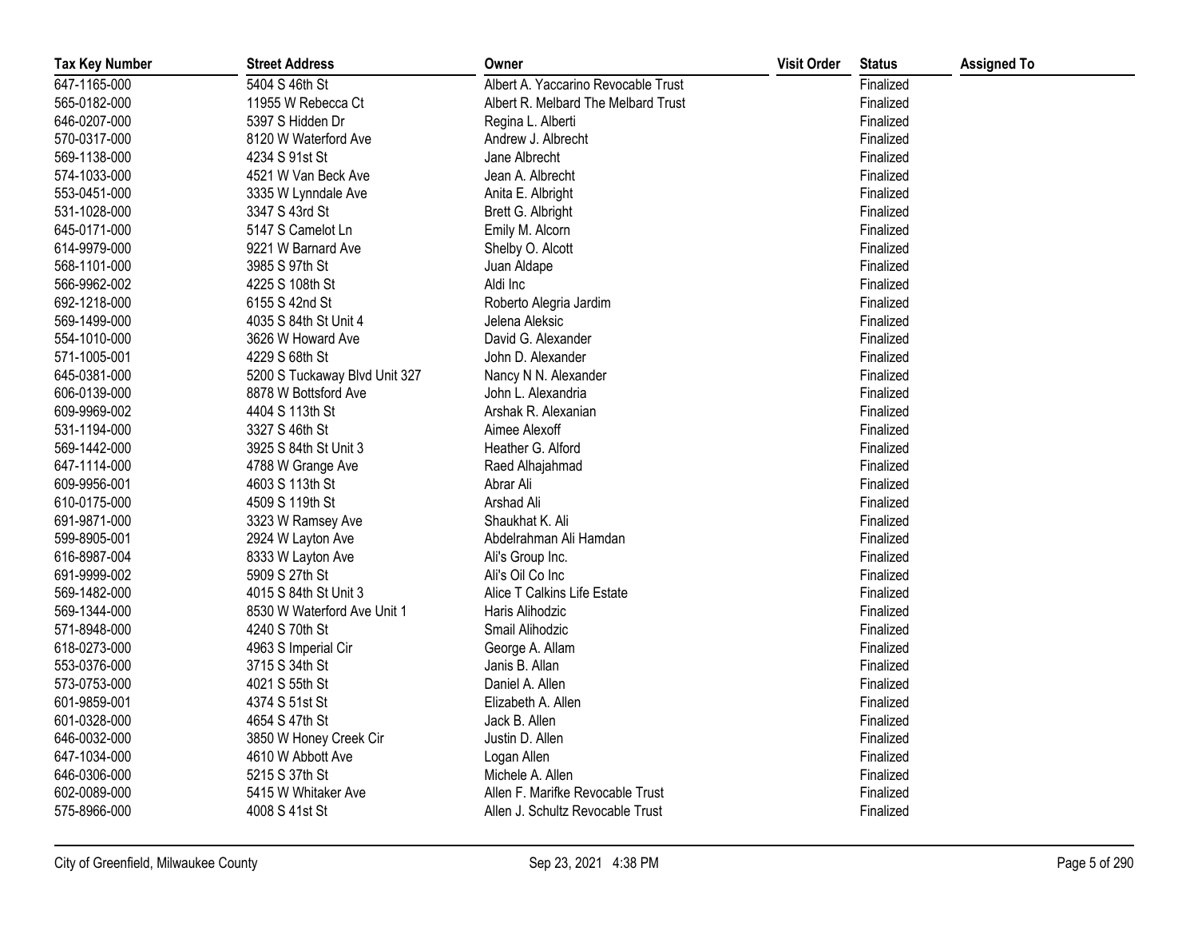| Tax Key Number | Street Address | Owner | Visit Order | Status | Assigned To |
|---|---|---|---|---|---|
| 647-1165-000 | 5404 S 46th St | Albert A. Yaccarino Revocable Trust | | Finalized | |
| 565-0182-000 | 11955 W Rebecca Ct | Albert R. Melbard The Melbard Trust | | Finalized | |
| 646-0207-000 | 5397 S Hidden Dr | Regina L. Alberti | | Finalized | |
| 570-0317-000 | 8120 W Waterford Ave | Andrew J. Albrecht | | Finalized | |
| 569-1138-000 | 4234 S 91st St | Jane Albrecht | | Finalized | |
| 574-1033-000 | 4521 W Van Beck Ave | Jean A. Albrecht | | Finalized | |
| 553-0451-000 | 3335 W Lynndale Ave | Anita E. Albright | | Finalized | |
| 531-1028-000 | 3347 S 43rd St | Brett G. Albright | | Finalized | |
| 645-0171-000 | 5147 S Camelot Ln | Emily M. Alcorn | | Finalized | |
| 614-9979-000 | 9221 W Barnard Ave | Shelby O. Alcott | | Finalized | |
| 568-1101-000 | 3985 S 97th St | Juan Aldape | | Finalized | |
| 566-9962-002 | 4225 S 108th St | Aldi Inc | | Finalized | |
| 692-1218-000 | 6155 S 42nd St | Roberto Alegria Jardim | | Finalized | |
| 569-1499-000 | 4035 S 84th St Unit 4 | Jelena Aleksic | | Finalized | |
| 554-1010-000 | 3626 W Howard Ave | David G. Alexander | | Finalized | |
| 571-1005-001 | 4229 S 68th St | John D. Alexander | | Finalized | |
| 645-0381-000 | 5200 S Tuckaway Blvd Unit 327 | Nancy N N. Alexander | | Finalized | |
| 606-0139-000 | 8878 W Bottsford Ave | John L. Alexandria | | Finalized | |
| 609-9969-002 | 4404 S 113th St | Arshak R. Alexanian | | Finalized | |
| 531-1194-000 | 3327 S 46th St | Aimee Alexoff | | Finalized | |
| 569-1442-000 | 3925 S 84th St Unit 3 | Heather G. Alford | | Finalized | |
| 647-1114-000 | 4788 W Grange Ave | Raed Alhajahmad | | Finalized | |
| 609-9956-001 | 4603 S 113th St | Abrar Ali | | Finalized | |
| 610-0175-000 | 4509 S 119th St | Arshad Ali | | Finalized | |
| 691-9871-000 | 3323 W Ramsey Ave | Shaukhat K. Ali | | Finalized | |
| 599-8905-001 | 2924 W Layton Ave | Abdelrahman Ali Hamdan | | Finalized | |
| 616-8987-004 | 8333 W Layton Ave | Ali's Group Inc. | | Finalized | |
| 691-9999-002 | 5909 S 27th St | Ali's Oil Co Inc | | Finalized | |
| 569-1482-000 | 4015 S 84th St Unit 3 | Alice T Calkins Life Estate | | Finalized | |
| 569-1344-000 | 8530 W Waterford Ave Unit 1 | Haris Alihodzic | | Finalized | |
| 571-8948-000 | 4240 S 70th St | Smail Alihodzic | | Finalized | |
| 618-0273-000 | 4963 S Imperial Cir | George A. Allam | | Finalized | |
| 553-0376-000 | 3715 S 34th St | Janis B. Allan | | Finalized | |
| 573-0753-000 | 4021 S 55th St | Daniel A. Allen | | Finalized | |
| 601-9859-001 | 4374 S 51st St | Elizabeth A. Allen | | Finalized | |
| 601-0328-000 | 4654 S 47th St | Jack B. Allen | | Finalized | |
| 646-0032-000 | 3850 W Honey Creek Cir | Justin D. Allen | | Finalized | |
| 647-1034-000 | 4610 W Abbott Ave | Logan Allen | | Finalized | |
| 646-0306-000 | 5215 S 37th St | Michele A. Allen | | Finalized | |
| 602-0089-000 | 5415 W Whitaker Ave | Allen F. Marifke Revocable Trust | | Finalized | |
| 575-8966-000 | 4008 S 41st St | Allen J. Schultz Revocable Trust | | Finalized | |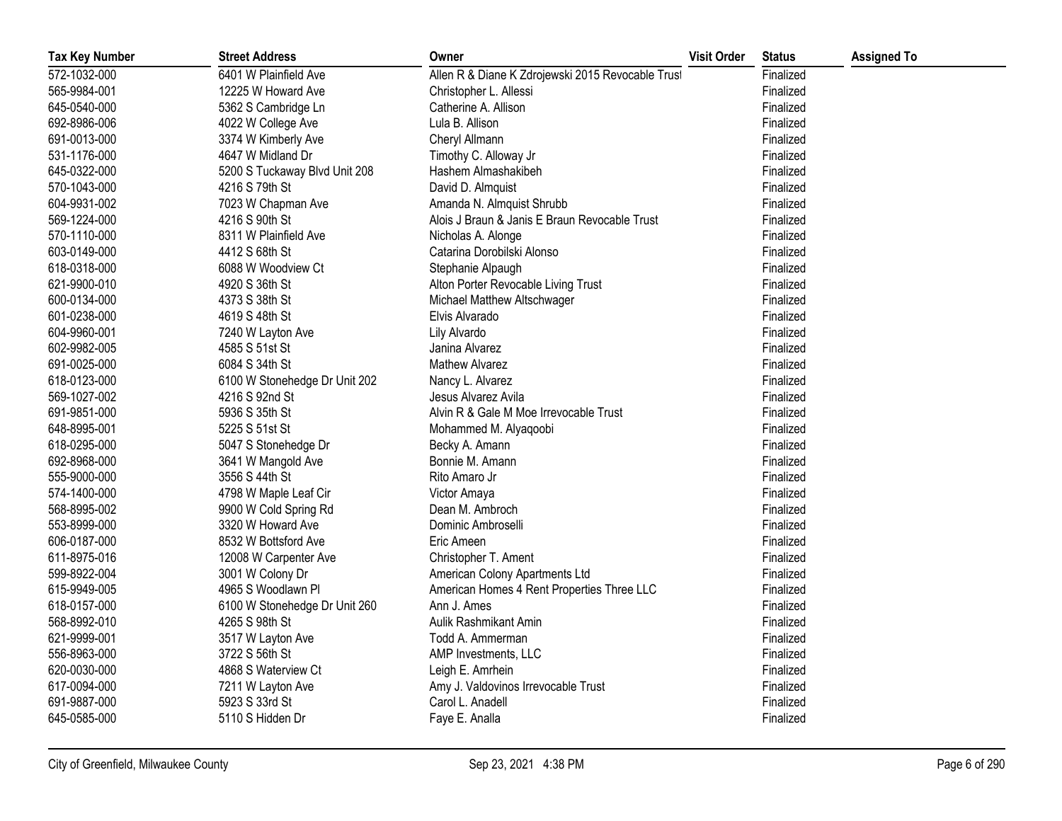| Tax Key Number | Street Address | Owner | Visit Order | Status | Assigned To |
|---|---|---|---|---|---|
| 572-1032-000 | 6401 W Plainfield Ave | Allen R & Diane K Zdrojewski 2015 Revocable Trust | | Finalized | |
| 565-9984-001 | 12225 W Howard Ave | Christopher L. Allessi | | Finalized | |
| 645-0540-000 | 5362 S Cambridge Ln | Catherine A. Allison | | Finalized | |
| 692-8986-006 | 4022 W College Ave | Lula B. Allison | | Finalized | |
| 691-0013-000 | 3374 W Kimberly Ave | Cheryl Allmann | | Finalized | |
| 531-1176-000 | 4647 W Midland Dr | Timothy C. Alloway Jr | | Finalized | |
| 645-0322-000 | 5200 S Tuckaway Blvd Unit 208 | Hashem Almashakibeh | | Finalized | |
| 570-1043-000 | 4216 S 79th St | David D. Almquist | | Finalized | |
| 604-9931-002 | 7023 W Chapman Ave | Amanda N. Almquist Shrubb | | Finalized | |
| 569-1224-000 | 4216 S 90th St | Alois J Braun & Janis E Braun Revocable Trust | | Finalized | |
| 570-1110-000 | 8311 W Plainfield Ave | Nicholas A. Alonge | | Finalized | |
| 603-0149-000 | 4412 S 68th St | Catarina Dorobilski Alonso | | Finalized | |
| 618-0318-000 | 6088 W Woodview Ct | Stephanie Alpaugh | | Finalized | |
| 621-9900-010 | 4920 S 36th St | Alton Porter Revocable Living Trust | | Finalized | |
| 600-0134-000 | 4373 S 38th St | Michael Matthew Altschwager | | Finalized | |
| 601-0238-000 | 4619 S 48th St | Elvis Alvarado | | Finalized | |
| 604-9960-001 | 7240 W Layton Ave | Lily Alvardo | | Finalized | |
| 602-9982-005 | 4585 S 51st St | Janina Alvarez | | Finalized | |
| 691-0025-000 | 6084 S 34th St | Mathew Alvarez | | Finalized | |
| 618-0123-000 | 6100 W Stonehedge Dr Unit 202 | Nancy L. Alvarez | | Finalized | |
| 569-1027-002 | 4216 S 92nd St | Jesus Alvarez Avila | | Finalized | |
| 691-9851-000 | 5936 S 35th St | Alvin R & Gale M Moe Irrevocable Trust | | Finalized | |
| 648-8995-001 | 5225 S 51st St | Mohammed M. Alyaqoobi | | Finalized | |
| 618-0295-000 | 5047 S Stonehedge Dr | Becky A. Amann | | Finalized | |
| 692-8968-000 | 3641 W Mangold Ave | Bonnie M. Amann | | Finalized | |
| 555-9000-000 | 3556 S 44th St | Rito Amaro Jr | | Finalized | |
| 574-1400-000 | 4798 W Maple Leaf Cir | Victor Amaya | | Finalized | |
| 568-8995-002 | 9900 W Cold Spring Rd | Dean M. Ambroch | | Finalized | |
| 553-8999-000 | 3320 W Howard Ave | Dominic Ambroselli | | Finalized | |
| 606-0187-000 | 8532 W Bottsford Ave | Eric Ameen | | Finalized | |
| 611-8975-016 | 12008 W Carpenter Ave | Christopher T. Ament | | Finalized | |
| 599-8922-004 | 3001 W Colony Dr | American Colony Apartments Ltd | | Finalized | |
| 615-9949-005 | 4965 S Woodlawn Pl | American Homes 4 Rent Properties Three LLC | | Finalized | |
| 618-0157-000 | 6100 W Stonehedge Dr Unit 260 | Ann J. Ames | | Finalized | |
| 568-8992-010 | 4265 S 98th St | Aulik Rashmikant Amin | | Finalized | |
| 621-9999-001 | 3517 W Layton Ave | Todd A. Ammerman | | Finalized | |
| 556-8963-000 | 3722 S 56th St | AMP Investments, LLC | | Finalized | |
| 620-0030-000 | 4868 S Waterview Ct | Leigh E. Amrhein | | Finalized | |
| 617-0094-000 | 7211 W Layton Ave | Amy J. Valdovinos Irrevocable Trust | | Finalized | |
| 691-9887-000 | 5923 S 33rd St | Carol L. Anadell | | Finalized | |
| 645-0585-000 | 5110 S Hidden Dr | Faye E. Analla | | Finalized | |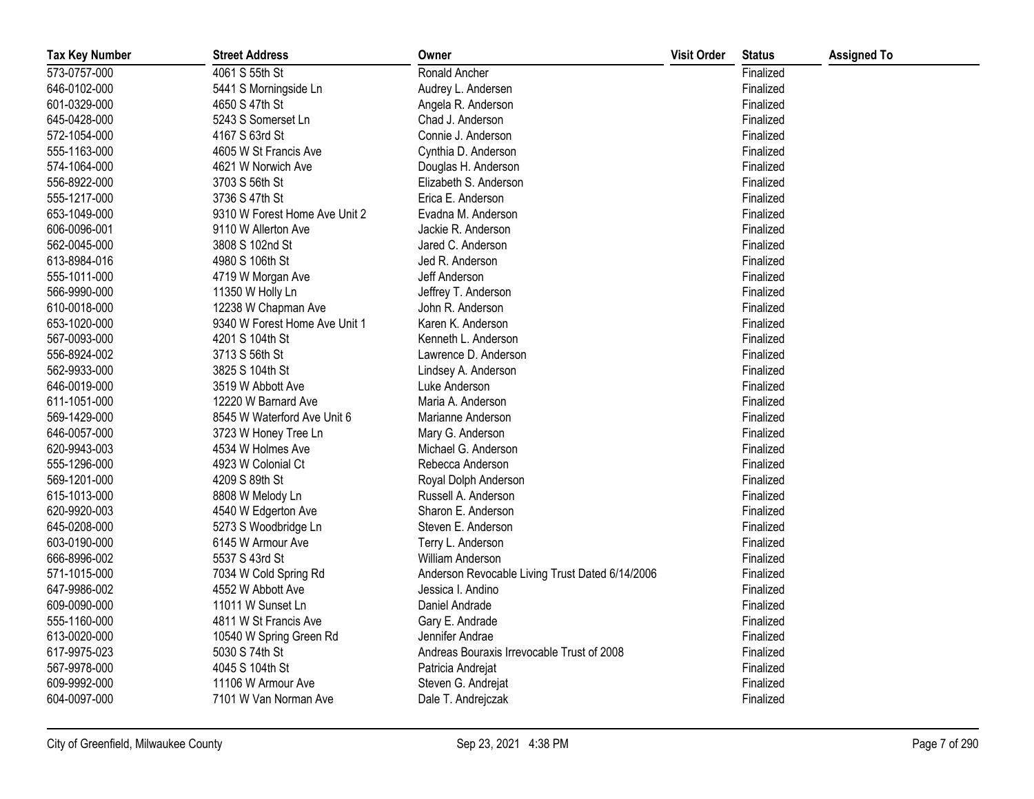| Tax Key Number | Street Address | Owner | Visit Order | Status | Assigned To |
|---|---|---|---|---|---|
| 573-0757-000 | 4061 S 55th St | Ronald Ancher | | Finalized | |
| 646-0102-000 | 5441 S Morningside Ln | Audrey L. Andersen | | Finalized | |
| 601-0329-000 | 4650 S 47th St | Angela R. Anderson | | Finalized | |
| 645-0428-000 | 5243 S Somerset Ln | Chad J. Anderson | | Finalized | |
| 572-1054-000 | 4167 S 63rd St | Connie J. Anderson | | Finalized | |
| 555-1163-000 | 4605 W St Francis Ave | Cynthia D. Anderson | | Finalized | |
| 574-1064-000 | 4621 W Norwich Ave | Douglas H. Anderson | | Finalized | |
| 556-8922-000 | 3703 S 56th St | Elizabeth S. Anderson | | Finalized | |
| 555-1217-000 | 3736 S 47th St | Erica E. Anderson | | Finalized | |
| 653-1049-000 | 9310 W Forest Home Ave Unit 2 | Evadna M. Anderson | | Finalized | |
| 606-0096-001 | 9110 W Allerton Ave | Jackie R. Anderson | | Finalized | |
| 562-0045-000 | 3808 S 102nd St | Jared C. Anderson | | Finalized | |
| 613-8984-016 | 4980 S 106th St | Jed R. Anderson | | Finalized | |
| 555-1011-000 | 4719 W Morgan Ave | Jeff Anderson | | Finalized | |
| 566-9990-000 | 11350 W Holly Ln | Jeffrey T. Anderson | | Finalized | |
| 610-0018-000 | 12238 W Chapman Ave | John R. Anderson | | Finalized | |
| 653-1020-000 | 9340 W Forest Home Ave Unit 1 | Karen K. Anderson | | Finalized | |
| 567-0093-000 | 4201 S 104th St | Kenneth L. Anderson | | Finalized | |
| 556-8924-002 | 3713 S 56th St | Lawrence D. Anderson | | Finalized | |
| 562-9933-000 | 3825 S 104th St | Lindsey A. Anderson | | Finalized | |
| 646-0019-000 | 3519 W Abbott Ave | Luke Anderson | | Finalized | |
| 611-1051-000 | 12220 W Barnard Ave | Maria A. Anderson | | Finalized | |
| 569-1429-000 | 8545 W Waterford Ave Unit 6 | Marianne Anderson | | Finalized | |
| 646-0057-000 | 3723 W Honey Tree Ln | Mary G. Anderson | | Finalized | |
| 620-9943-003 | 4534 W Holmes Ave | Michael G. Anderson | | Finalized | |
| 555-1296-000 | 4923 W Colonial Ct | Rebecca Anderson | | Finalized | |
| 569-1201-000 | 4209 S 89th St | Royal Dolph Anderson | | Finalized | |
| 615-1013-000 | 8808 W Melody Ln | Russell A. Anderson | | Finalized | |
| 620-9920-003 | 4540 W Edgerton Ave | Sharon E. Anderson | | Finalized | |
| 645-0208-000 | 5273 S Woodbridge Ln | Steven E. Anderson | | Finalized | |
| 603-0190-000 | 6145 W Armour Ave | Terry L. Anderson | | Finalized | |
| 666-8996-002 | 5537 S 43rd St | William Anderson | | Finalized | |
| 571-1015-000 | 7034 W Cold Spring Rd | Anderson Revocable Living Trust Dated 6/14/2006 | | Finalized | |
| 647-9986-002 | 4552 W Abbott Ave | Jessica I. Andino | | Finalized | |
| 609-0090-000 | 11011 W Sunset Ln | Daniel Andrade | | Finalized | |
| 555-1160-000 | 4811 W St Francis Ave | Gary E. Andrade | | Finalized | |
| 613-0020-000 | 10540 W Spring Green Rd | Jennifer Andrae | | Finalized | |
| 617-9975-023 | 5030 S 74th St | Andreas Bouraxis Irrevocable Trust of 2008 | | Finalized | |
| 567-9978-000 | 4045 S 104th St | Patricia Andrejat | | Finalized | |
| 609-9992-000 | 11106 W Armour Ave | Steven G. Andrejat | | Finalized | |
| 604-0097-000 | 7101 W Van Norman Ave | Dale T. Andrejczak | | Finalized | |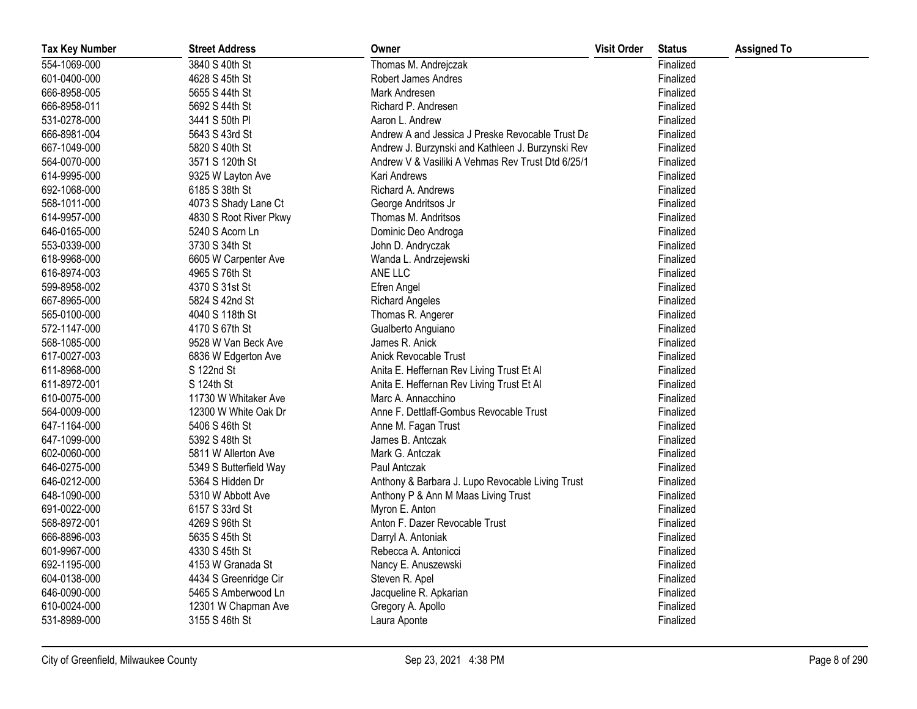| Tax Key Number | Street Address | Owner | Visit Order | Status | Assigned To |
|---|---|---|---|---|---|
| 554-1069-000 | 3840 S 40th St | Thomas M. Andrejczak | | Finalized | |
| 601-0400-000 | 4628 S 45th St | Robert James Andres | | Finalized | |
| 666-8958-005 | 5655 S 44th St | Mark Andresen | | Finalized | |
| 666-8958-011 | 5692 S 44th St | Richard P. Andresen | | Finalized | |
| 531-0278-000 | 3441 S 50th Pl | Aaron L. Andrew | | Finalized | |
| 666-8981-004 | 5643 S 43rd St | Andrew A and Jessica J Preske Revocable Trust Da | | Finalized | |
| 667-1049-000 | 5820 S 40th St | Andrew J. Burzynski and Kathleen J. Burzynski Rev | | Finalized | |
| 564-0070-000 | 3571 S 120th St | Andrew V & Vasiliki A Vehmas Rev Trust Dtd 6/25/1 | | Finalized | |
| 614-9995-000 | 9325 W Layton Ave | Kari Andrews | | Finalized | |
| 692-1068-000 | 6185 S 38th St | Richard A. Andrews | | Finalized | |
| 568-1011-000 | 4073 S Shady Lane Ct | George Andritsos Jr | | Finalized | |
| 614-9957-000 | 4830 S Root River Pkwy | Thomas M. Andritsos | | Finalized | |
| 646-0165-000 | 5240 S Acorn Ln | Dominic Deo Androga | | Finalized | |
| 553-0339-000 | 3730 S 34th St | John D. Andryczak | | Finalized | |
| 618-9968-000 | 6605 W Carpenter Ave | Wanda L. Andrzejewski | | Finalized | |
| 616-8974-003 | 4965 S 76th St | ANE LLC | | Finalized | |
| 599-8958-002 | 4370 S 31st St | Efren Angel | | Finalized | |
| 667-8965-000 | 5824 S 42nd St | Richard Angeles | | Finalized | |
| 565-0100-000 | 4040 S 118th St | Thomas R. Angerer | | Finalized | |
| 572-1147-000 | 4170 S 67th St | Gualberto Anguiano | | Finalized | |
| 568-1085-000 | 9528 W Van Beck Ave | James R. Anick | | Finalized | |
| 617-0027-003 | 6836 W Edgerton Ave | Anick Revocable Trust | | Finalized | |
| 611-8968-000 | S 122nd St | Anita E. Heffernan Rev Living Trust Et Al | | Finalized | |
| 611-8972-001 | S 124th St | Anita E. Heffernan Rev Living Trust Et Al | | Finalized | |
| 610-0075-000 | 11730 W Whitaker Ave | Marc A. Annacchino | | Finalized | |
| 564-0009-000 | 12300 W White Oak Dr | Anne F. Dettlaff-Gombus Revocable Trust | | Finalized | |
| 647-1164-000 | 5406 S 46th St | Anne M. Fagan Trust | | Finalized | |
| 647-1099-000 | 5392 S 48th St | James B. Antczak | | Finalized | |
| 602-0060-000 | 5811 W Allerton Ave | Mark G. Antczak | | Finalized | |
| 646-0275-000 | 5349 S Butterfield Way | Paul Antczak | | Finalized | |
| 646-0212-000 | 5364 S Hidden Dr | Anthony & Barbara J. Lupo Revocable Living Trust | | Finalized | |
| 648-1090-000 | 5310 W Abbott Ave | Anthony P & Ann M Maas Living Trust | | Finalized | |
| 691-0022-000 | 6157 S 33rd St | Myron E. Anton | | Finalized | |
| 568-8972-001 | 4269 S 96th St | Anton F. Dazer Revocable Trust | | Finalized | |
| 666-8896-003 | 5635 S 45th St | Darryl A. Antoniak | | Finalized | |
| 601-9967-000 | 4330 S 45th St | Rebecca A. Antonicci | | Finalized | |
| 692-1195-000 | 4153 W Granada St | Nancy E. Anuszewski | | Finalized | |
| 604-0138-000 | 4434 S Greenridge Cir | Steven R. Apel | | Finalized | |
| 646-0090-000 | 5465 S Amberwood Ln | Jacqueline R. Apkarian | | Finalized | |
| 610-0024-000 | 12301 W Chapman Ave | Gregory A. Apollo | | Finalized | |
| 531-8989-000 | 3155 S 46th St | Laura Aponte | | Finalized | |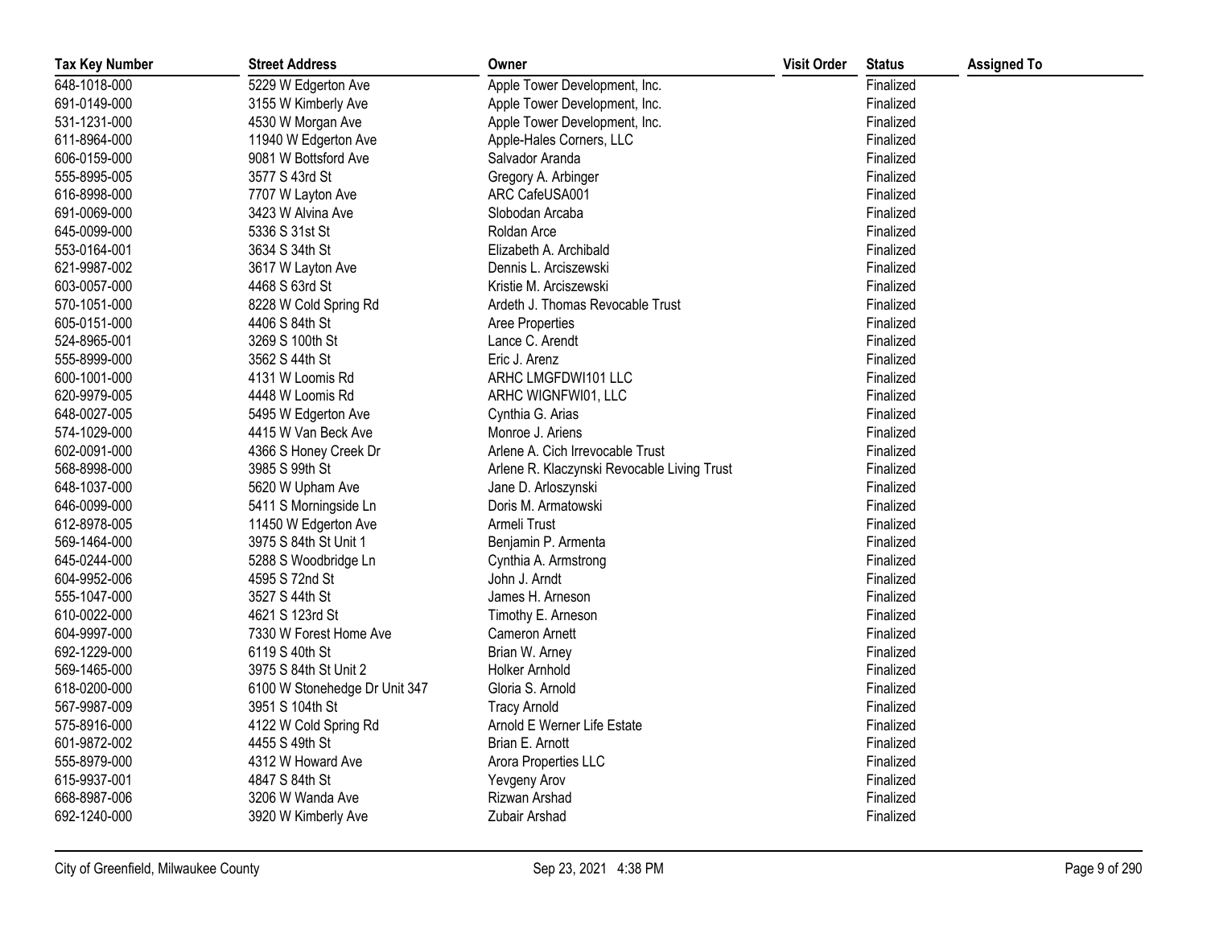| Tax Key Number | Street Address | Owner | Visit Order | Status | Assigned To |
|---|---|---|---|---|---|
| 648-1018-000 | 5229 W Edgerton Ave | Apple Tower Development, Inc. | | Finalized | |
| 691-0149-000 | 3155 W Kimberly Ave | Apple Tower Development, Inc. | | Finalized | |
| 531-1231-000 | 4530 W Morgan Ave | Apple Tower Development, Inc. | | Finalized | |
| 611-8964-000 | 11940 W Edgerton Ave | Apple-Hales Corners, LLC | | Finalized | |
| 606-0159-000 | 9081 W Bottsford Ave | Salvador Aranda | | Finalized | |
| 555-8995-005 | 3577 S 43rd St | Gregory A. Arbinger | | Finalized | |
| 616-8998-000 | 7707 W Layton Ave | ARC CafeUSA001 | | Finalized | |
| 691-0069-000 | 3423 W Alvina Ave | Slobodan Arcaba | | Finalized | |
| 645-0099-000 | 5336 S 31st St | Roldan Arce | | Finalized | |
| 553-0164-001 | 3634 S 34th St | Elizabeth A. Archibald | | Finalized | |
| 621-9987-002 | 3617 W Layton Ave | Dennis L. Arciszewski | | Finalized | |
| 603-0057-000 | 4468 S 63rd St | Kristie M. Arciszewski | | Finalized | |
| 570-1051-000 | 8228 W Cold Spring Rd | Ardeth J. Thomas Revocable Trust | | Finalized | |
| 605-0151-000 | 4406 S 84th St | Aree Properties | | Finalized | |
| 524-8965-001 | 3269 S 100th St | Lance C. Arendt | | Finalized | |
| 555-8999-000 | 3562 S 44th St | Eric J. Arenz | | Finalized | |
| 600-1001-000 | 4131 W Loomis Rd | ARHC LMGFDWI101 LLC | | Finalized | |
| 620-9979-005 | 4448 W Loomis Rd | ARHC WIGNFWI01, LLC | | Finalized | |
| 648-0027-005 | 5495 W Edgerton Ave | Cynthia G. Arias | | Finalized | |
| 574-1029-000 | 4415 W Van Beck Ave | Monroe J. Ariens | | Finalized | |
| 602-0091-000 | 4366 S Honey Creek Dr | Arlene A. Cich Irrevocable Trust | | Finalized | |
| 568-8998-000 | 3985 S 99th St | Arlene R. Klaczynski Revocable Living Trust | | Finalized | |
| 648-1037-000 | 5620 W Upham Ave | Jane D. Arloszynski | | Finalized | |
| 646-0099-000 | 5411 S Morningside Ln | Doris M. Armatowski | | Finalized | |
| 612-8978-005 | 11450 W Edgerton Ave | Armeli Trust | | Finalized | |
| 569-1464-000 | 3975 S 84th St Unit 1 | Benjamin P. Armenta | | Finalized | |
| 645-0244-000 | 5288 S Woodbridge Ln | Cynthia A. Armstrong | | Finalized | |
| 604-9952-006 | 4595 S 72nd St | John J. Arndt | | Finalized | |
| 555-1047-000 | 3527 S 44th St | James H. Arneson | | Finalized | |
| 610-0022-000 | 4621 S 123rd St | Timothy E. Arneson | | Finalized | |
| 604-9997-000 | 7330 W Forest Home Ave | Cameron Arnett | | Finalized | |
| 692-1229-000 | 6119 S 40th St | Brian W. Arney | | Finalized | |
| 569-1465-000 | 3975 S 84th St Unit 2 | Holker Arnhold | | Finalized | |
| 618-0200-000 | 6100 W Stonehedge Dr Unit 347 | Gloria S. Arnold | | Finalized | |
| 567-9987-009 | 3951 S 104th St | Tracy Arnold | | Finalized | |
| 575-8916-000 | 4122 W Cold Spring Rd | Arnold E Werner Life Estate | | Finalized | |
| 601-9872-002 | 4455 S 49th St | Brian E. Arnott | | Finalized | |
| 555-8979-000 | 4312 W Howard Ave | Arora Properties LLC | | Finalized | |
| 615-9937-001 | 4847 S 84th St | Yevgeny Arov | | Finalized | |
| 668-8987-006 | 3206 W Wanda Ave | Rizwan Arshad | | Finalized | |
| 692-1240-000 | 3920 W Kimberly Ave | Zubair Arshad | | Finalized | |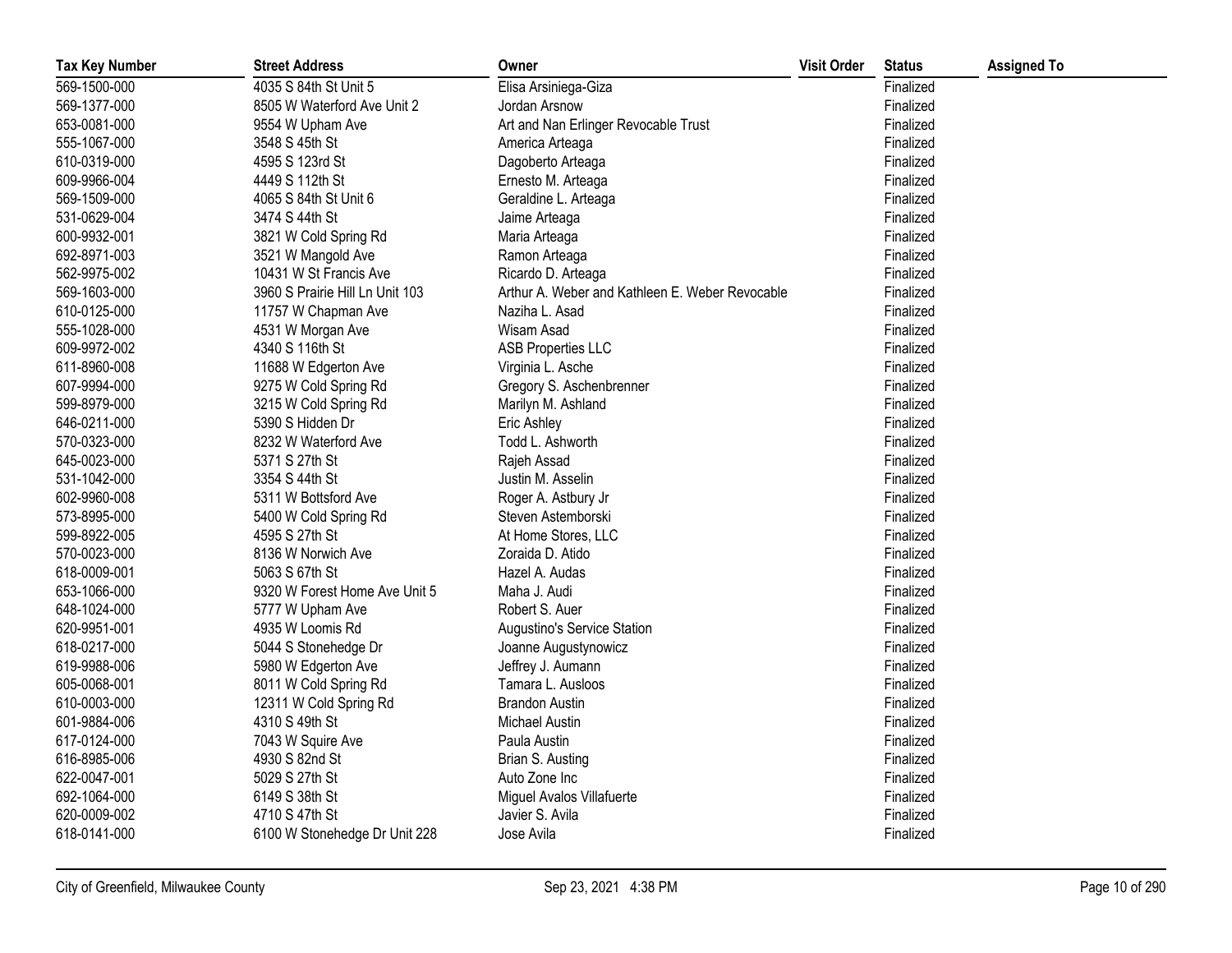| Tax Key Number | Street Address | Owner | Visit Order | Status | Assigned To |
|---|---|---|---|---|---|
| 569-1500-000 | 4035 S 84th St Unit 5 | Elisa Arsiniega-Giza | | Finalized | |
| 569-1377-000 | 8505 W Waterford Ave Unit 2 | Jordan Arsnow | | Finalized | |
| 653-0081-000 | 9554 W Upham Ave | Art and Nan Erlinger Revocable Trust | | Finalized | |
| 555-1067-000 | 3548 S 45th St | America Arteaga | | Finalized | |
| 610-0319-000 | 4595 S 123rd St | Dagoberto Arteaga | | Finalized | |
| 609-9966-004 | 4449 S 112th St | Ernesto M. Arteaga | | Finalized | |
| 569-1509-000 | 4065 S 84th St Unit 6 | Geraldine L. Arteaga | | Finalized | |
| 531-0629-004 | 3474 S 44th St | Jaime Arteaga | | Finalized | |
| 600-9932-001 | 3821 W Cold Spring Rd | Maria Arteaga | | Finalized | |
| 692-8971-003 | 3521 W Mangold Ave | Ramon Arteaga | | Finalized | |
| 562-9975-002 | 10431 W St Francis Ave | Ricardo D. Arteaga | | Finalized | |
| 569-1603-000 | 3960 S Prairie Hill Ln Unit 103 | Arthur A. Weber and Kathleen E. Weber Revocable | | Finalized | |
| 610-0125-000 | 11757 W Chapman Ave | Naziha L. Asad | | Finalized | |
| 555-1028-000 | 4531 W Morgan Ave | Wisam Asad | | Finalized | |
| 609-9972-002 | 4340 S 116th St | ASB Properties LLC | | Finalized | |
| 611-8960-008 | 11688 W Edgerton Ave | Virginia L. Asche | | Finalized | |
| 607-9994-000 | 9275 W Cold Spring Rd | Gregory S. Aschenbrenner | | Finalized | |
| 599-8979-000 | 3215 W Cold Spring Rd | Marilyn M. Ashland | | Finalized | |
| 646-0211-000 | 5390 S Hidden Dr | Eric Ashley | | Finalized | |
| 570-0323-000 | 8232 W Waterford Ave | Todd L. Ashworth | | Finalized | |
| 645-0023-000 | 5371 S 27th St | Rajeh Assad | | Finalized | |
| 531-1042-000 | 3354 S 44th St | Justin M. Asselin | | Finalized | |
| 602-9960-008 | 5311 W Bottsford Ave | Roger A. Astbury Jr | | Finalized | |
| 573-8995-000 | 5400 W Cold Spring Rd | Steven Astemborski | | Finalized | |
| 599-8922-005 | 4595 S 27th St | At Home Stores, LLC | | Finalized | |
| 570-0023-000 | 8136 W Norwich Ave | Zoraida D. Atido | | Finalized | |
| 618-0009-001 | 5063 S 67th St | Hazel A. Audas | | Finalized | |
| 653-1066-000 | 9320 W Forest Home Ave Unit 5 | Maha J. Audi | | Finalized | |
| 648-1024-000 | 5777 W Upham Ave | Robert S. Auer | | Finalized | |
| 620-9951-001 | 4935 W Loomis Rd | Augustino's Service Station | | Finalized | |
| 618-0217-000 | 5044 S Stonehedge Dr | Joanne Augustynowicz | | Finalized | |
| 619-9988-006 | 5980 W Edgerton Ave | Jeffrey J. Aumann | | Finalized | |
| 605-0068-001 | 8011 W Cold Spring Rd | Tamara L. Ausloos | | Finalized | |
| 610-0003-000 | 12311 W Cold Spring Rd | Brandon Austin | | Finalized | |
| 601-9884-006 | 4310 S 49th St | Michael Austin | | Finalized | |
| 617-0124-000 | 7043 W Squire Ave | Paula Austin | | Finalized | |
| 616-8985-006 | 4930 S 82nd St | Brian S. Austing | | Finalized | |
| 622-0047-001 | 5029 S 27th St | Auto Zone Inc | | Finalized | |
| 692-1064-000 | 6149 S 38th St | Miguel Avalos Villafuerte | | Finalized | |
| 620-0009-002 | 4710 S 47th St | Javier S. Avila | | Finalized | |
| 618-0141-000 | 6100 W Stonehedge Dr Unit 228 | Jose Avila | | Finalized | |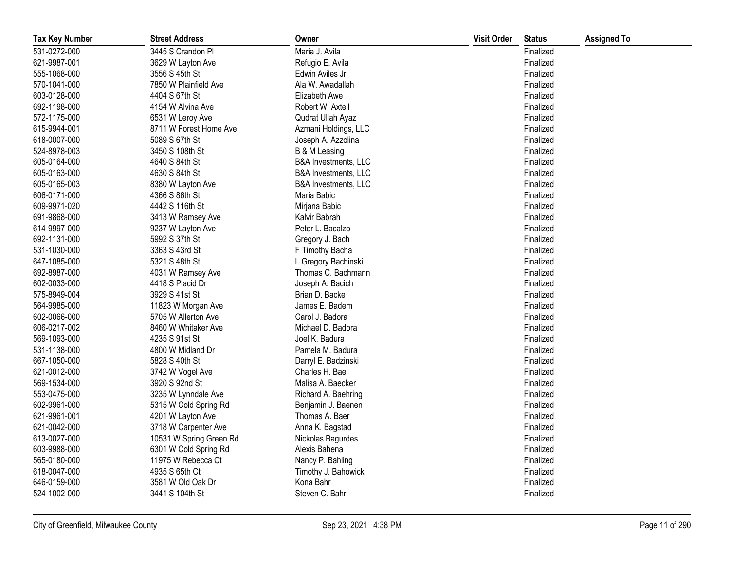| Tax Key Number | Street Address | Owner | Visit Order | Status | Assigned To |
|---|---|---|---|---|---|
| 531-0272-000 | 3445 S Crandon Pl | Maria J. Avila | | Finalized | |
| 621-9987-001 | 3629 W Layton Ave | Refugio E. Avila | | Finalized | |
| 555-1068-000 | 3556 S 45th St | Edwin Aviles Jr | | Finalized | |
| 570-1041-000 | 7850 W Plainfield Ave | Ala W. Awadallah | | Finalized | |
| 603-0128-000 | 4404 S 67th St | Elizabeth Awe | | Finalized | |
| 692-1198-000 | 4154 W Alvina Ave | Robert W. Axtell | | Finalized | |
| 572-1175-000 | 6531 W Leroy Ave | Qudrat Ullah Ayaz | | Finalized | |
| 615-9944-001 | 8711 W Forest Home Ave | Azmani Holdings, LLC | | Finalized | |
| 618-0007-000 | 5089 S 67th St | Joseph A. Azzolina | | Finalized | |
| 524-8978-003 | 3450 S 108th St | B & M Leasing | | Finalized | |
| 605-0164-000 | 4640 S 84th St | B&A Investments, LLC | | Finalized | |
| 605-0163-000 | 4630 S 84th St | B&A Investments, LLC | | Finalized | |
| 605-0165-003 | 8380 W Layton Ave | B&A Investments, LLC | | Finalized | |
| 606-0171-000 | 4366 S 86th St | Maria Babic | | Finalized | |
| 609-9971-020 | 4442 S 116th St | Mirjana Babic | | Finalized | |
| 691-9868-000 | 3413 W Ramsey Ave | Kalvir Babrah | | Finalized | |
| 614-9997-000 | 9237 W Layton Ave | Peter L. Bacalzo | | Finalized | |
| 692-1131-000 | 5992 S 37th St | Gregory J. Bach | | Finalized | |
| 531-1030-000 | 3363 S 43rd St | F Timothy Bacha | | Finalized | |
| 647-1085-000 | 5321 S 48th St | L Gregory Bachinski | | Finalized | |
| 692-8987-000 | 4031 W Ramsey Ave | Thomas C. Bachmann | | Finalized | |
| 602-0033-000 | 4418 S Placid Dr | Joseph A. Bacich | | Finalized | |
| 575-8949-004 | 3929 S 41st St | Brian D. Backe | | Finalized | |
| 564-9985-000 | 11823 W Morgan Ave | James E. Badem | | Finalized | |
| 602-0066-000 | 5705 W Allerton Ave | Carol J. Badora | | Finalized | |
| 606-0217-002 | 8460 W Whitaker Ave | Michael D. Badora | | Finalized | |
| 569-1093-000 | 4235 S 91st St | Joel K. Badura | | Finalized | |
| 531-1138-000 | 4800 W Midland Dr | Pamela M. Badura | | Finalized | |
| 667-1050-000 | 5828 S 40th St | Darryl E. Badzinski | | Finalized | |
| 621-0012-000 | 3742 W Vogel Ave | Charles H. Bae | | Finalized | |
| 569-1534-000 | 3920 S 92nd St | Malisa A. Baecker | | Finalized | |
| 553-0475-000 | 3235 W Lynndale Ave | Richard A. Baehring | | Finalized | |
| 602-9961-000 | 5315 W Cold Spring Rd | Benjamin J. Baenen | | Finalized | |
| 621-9961-001 | 4201 W Layton Ave | Thomas A. Baer | | Finalized | |
| 621-0042-000 | 3718 W Carpenter Ave | Anna K. Bagstad | | Finalized | |
| 613-0027-000 | 10531 W Spring Green Rd | Nickolas Bagurdes | | Finalized | |
| 603-9988-000 | 6301 W Cold Spring Rd | Alexis Bahena | | Finalized | |
| 565-0180-000 | 11975 W Rebecca Ct | Nancy P. Bahling | | Finalized | |
| 618-0047-000 | 4935 S 65th Ct | Timothy J. Bahowick | | Finalized | |
| 646-0159-000 | 3581 W Old Oak Dr | Kona Bahr | | Finalized | |
| 524-1002-000 | 3441 S 104th St | Steven C. Bahr | | Finalized | |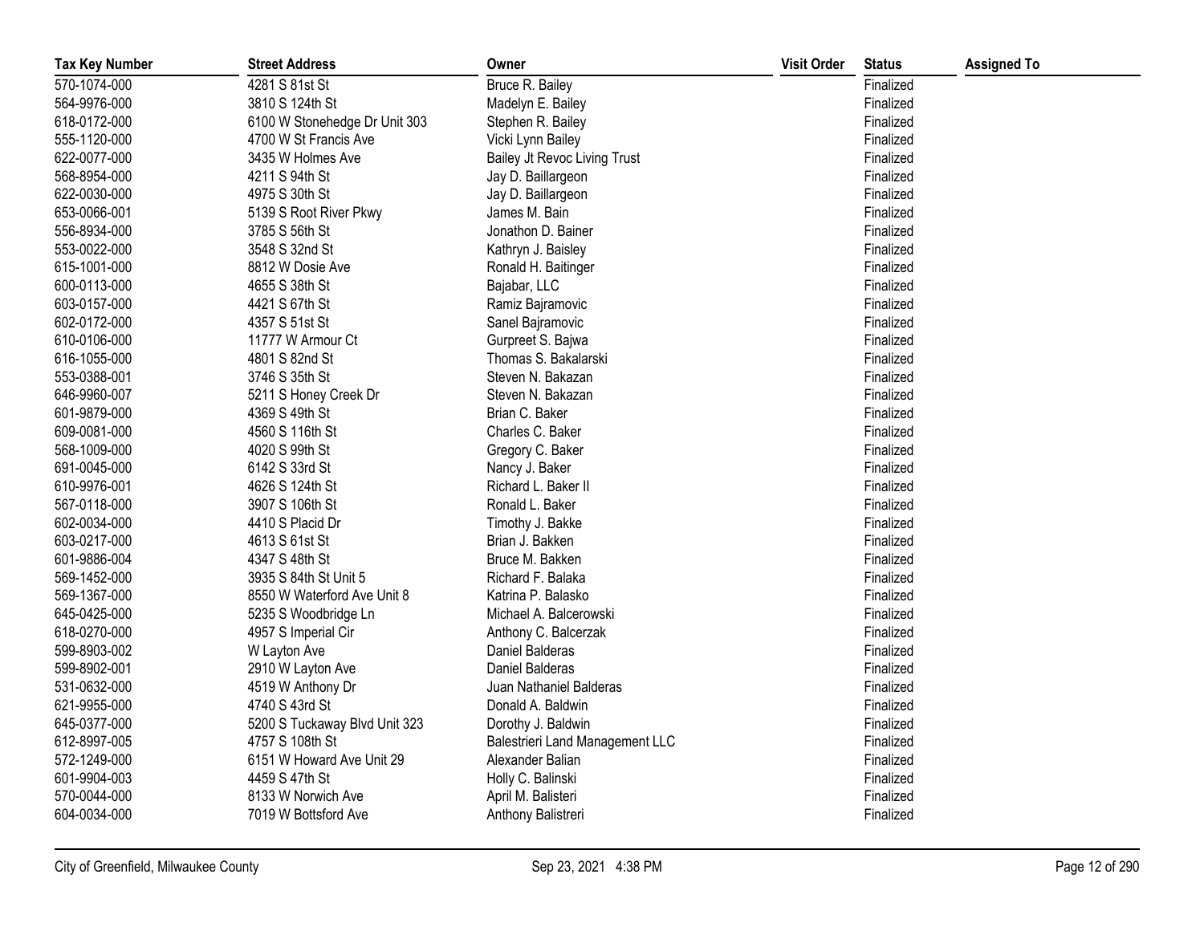| Tax Key Number | Street Address | Owner | Visit Order | Status | Assigned To |
|---|---|---|---|---|---|
| 570-1074-000 | 4281 S 81st St | Bruce R. Bailey | | Finalized | |
| 564-9976-000 | 3810 S 124th St | Madelyn E. Bailey | | Finalized | |
| 618-0172-000 | 6100 W Stonehedge Dr Unit 303 | Stephen R. Bailey | | Finalized | |
| 555-1120-000 | 4700 W St Francis Ave | Vicki Lynn Bailey | | Finalized | |
| 622-0077-000 | 3435 W Holmes Ave | Bailey Jt Revoc Living Trust | | Finalized | |
| 568-8954-000 | 4211 S 94th St | Jay D. Baillargeon | | Finalized | |
| 622-0030-000 | 4975 S 30th St | Jay D. Baillargeon | | Finalized | |
| 653-0066-001 | 5139 S Root River Pkwy | James M. Bain | | Finalized | |
| 556-8934-000 | 3785 S 56th St | Jonathon D. Bainer | | Finalized | |
| 553-0022-000 | 3548 S 32nd St | Kathryn J. Baisley | | Finalized | |
| 615-1001-000 | 8812 W Dosie Ave | Ronald H. Baitinger | | Finalized | |
| 600-0113-000 | 4655 S 38th St | Bajabar, LLC | | Finalized | |
| 603-0157-000 | 4421 S 67th St | Ramiz Bajramovic | | Finalized | |
| 602-0172-000 | 4357 S 51st St | Sanel Bajramovic | | Finalized | |
| 610-0106-000 | 11777 W Armour Ct | Gurpreet S. Bajwa | | Finalized | |
| 616-1055-000 | 4801 S 82nd St | Thomas S. Bakalarski | | Finalized | |
| 553-0388-001 | 3746 S 35th St | Steven N. Bakazan | | Finalized | |
| 646-9960-007 | 5211 S Honey Creek Dr | Steven N. Bakazan | | Finalized | |
| 601-9879-000 | 4369 S 49th St | Brian C. Baker | | Finalized | |
| 609-0081-000 | 4560 S 116th St | Charles C. Baker | | Finalized | |
| 568-1009-000 | 4020 S 99th St | Gregory C. Baker | | Finalized | |
| 691-0045-000 | 6142 S 33rd St | Nancy J. Baker | | Finalized | |
| 610-9976-001 | 4626 S 124th St | Richard L. Baker II | | Finalized | |
| 567-0118-000 | 3907 S 106th St | Ronald L. Baker | | Finalized | |
| 602-0034-000 | 4410 S Placid Dr | Timothy J. Bakke | | Finalized | |
| 603-0217-000 | 4613 S 61st St | Brian J. Bakken | | Finalized | |
| 601-9886-004 | 4347 S 48th St | Bruce M. Bakken | | Finalized | |
| 569-1452-000 | 3935 S 84th St Unit 5 | Richard F. Balaka | | Finalized | |
| 569-1367-000 | 8550 W Waterford Ave Unit 8 | Katrina P. Balasko | | Finalized | |
| 645-0425-000 | 5235 S Woodbridge Ln | Michael A. Balcerowski | | Finalized | |
| 618-0270-000 | 4957 S Imperial Cir | Anthony C. Balcerzak | | Finalized | |
| 599-8903-002 | W Layton Ave | Daniel Balderas | | Finalized | |
| 599-8902-001 | 2910 W Layton Ave | Daniel Balderas | | Finalized | |
| 531-0632-000 | 4519 W Anthony Dr | Juan Nathaniel Balderas | | Finalized | |
| 621-9955-000 | 4740 S 43rd St | Donald A. Baldwin | | Finalized | |
| 645-0377-000 | 5200 S Tuckaway Blvd Unit 323 | Dorothy J. Baldwin | | Finalized | |
| 612-8997-005 | 4757 S 108th St | Balestrieri Land Management LLC | | Finalized | |
| 572-1249-000 | 6151 W Howard Ave Unit 29 | Alexander Balian | | Finalized | |
| 601-9904-003 | 4459 S 47th St | Holly C. Balinski | | Finalized | |
| 570-0044-000 | 8133 W Norwich Ave | April M. Balisteri | | Finalized | |
| 604-0034-000 | 7019 W Bottsford Ave | Anthony Balistreri | | Finalized | |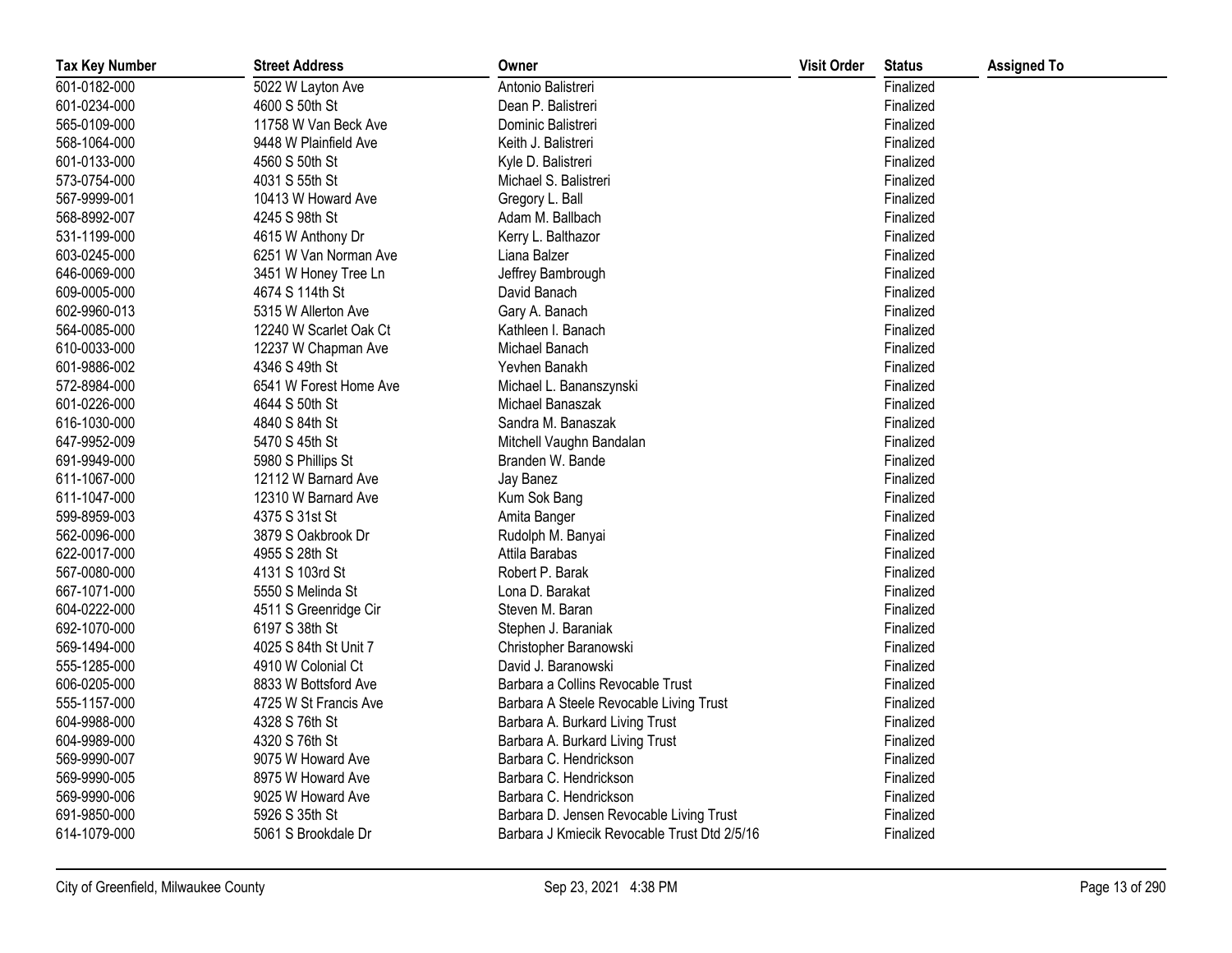| Tax Key Number | Street Address | Owner | Visit Order | Status | Assigned To |
|---|---|---|---|---|---|
| 601-0182-000 | 5022 W Layton Ave | Antonio Balistreri | | Finalized | |
| 601-0234-000 | 4600 S 50th St | Dean P. Balistreri | | Finalized | |
| 565-0109-000 | 11758 W Van Beck Ave | Dominic Balistreri | | Finalized | |
| 568-1064-000 | 9448 W Plainfield Ave | Keith J. Balistreri | | Finalized | |
| 601-0133-000 | 4560 S 50th St | Kyle D. Balistreri | | Finalized | |
| 573-0754-000 | 4031 S 55th St | Michael S. Balistreri | | Finalized | |
| 567-9999-001 | 10413 W Howard Ave | Gregory L. Ball | | Finalized | |
| 568-8992-007 | 4245 S 98th St | Adam M. Ballbach | | Finalized | |
| 531-1199-000 | 4615 W Anthony Dr | Kerry L. Balthazor | | Finalized | |
| 603-0245-000 | 6251 W Van Norman Ave | Liana Balzer | | Finalized | |
| 646-0069-000 | 3451 W Honey Tree Ln | Jeffrey Bambrough | | Finalized | |
| 609-0005-000 | 4674 S 114th St | David Banach | | Finalized | |
| 602-9960-013 | 5315 W Allerton Ave | Gary A. Banach | | Finalized | |
| 564-0085-000 | 12240 W Scarlet Oak Ct | Kathleen I. Banach | | Finalized | |
| 610-0033-000 | 12237 W Chapman Ave | Michael Banach | | Finalized | |
| 601-9886-002 | 4346 S 49th St | Yevhen Banakh | | Finalized | |
| 572-8984-000 | 6541 W Forest Home Ave | Michael L. Bananszynski | | Finalized | |
| 601-0226-000 | 4644 S 50th St | Michael Banaszak | | Finalized | |
| 616-1030-000 | 4840 S 84th St | Sandra M. Banaszak | | Finalized | |
| 647-9952-009 | 5470 S 45th St | Mitchell Vaughn Bandalan | | Finalized | |
| 691-9949-000 | 5980 S Phillips St | Branden W. Bande | | Finalized | |
| 611-1067-000 | 12112 W Barnard Ave | Jay Banez | | Finalized | |
| 611-1047-000 | 12310 W Barnard Ave | Kum Sok Bang | | Finalized | |
| 599-8959-003 | 4375 S 31st St | Amita Banger | | Finalized | |
| 562-0096-000 | 3879 S Oakbrook Dr | Rudolph M. Banyai | | Finalized | |
| 622-0017-000 | 4955 S 28th St | Attila Barabas | | Finalized | |
| 567-0080-000 | 4131 S 103rd St | Robert P. Barak | | Finalized | |
| 667-1071-000 | 5550 S Melinda St | Lona D. Barakat | | Finalized | |
| 604-0222-000 | 4511 S Greenridge Cir | Steven M. Baran | | Finalized | |
| 692-1070-000 | 6197 S 38th St | Stephen J. Baraniak | | Finalized | |
| 569-1494-000 | 4025 S 84th St Unit 7 | Christopher Baranowski | | Finalized | |
| 555-1285-000 | 4910 W Colonial Ct | David J. Baranowski | | Finalized | |
| 606-0205-000 | 8833 W Bottsford Ave | Barbara a Collins Revocable Trust | | Finalized | |
| 555-1157-000 | 4725 W St Francis Ave | Barbara A Steele Revocable Living Trust | | Finalized | |
| 604-9988-000 | 4328 S 76th St | Barbara A. Burkard Living Trust | | Finalized | |
| 604-9989-000 | 4320 S 76th St | Barbara A. Burkard Living Trust | | Finalized | |
| 569-9990-007 | 9075 W Howard Ave | Barbara C. Hendrickson | | Finalized | |
| 569-9990-005 | 8975 W Howard Ave | Barbara C. Hendrickson | | Finalized | |
| 569-9990-006 | 9025 W Howard Ave | Barbara C. Hendrickson | | Finalized | |
| 691-9850-000 | 5926 S 35th St | Barbara D. Jensen Revocable Living Trust | | Finalized | |
| 614-1079-000 | 5061 S Brookdale Dr | Barbara J Kmiecik Revocable Trust Dtd 2/5/16 | | Finalized | |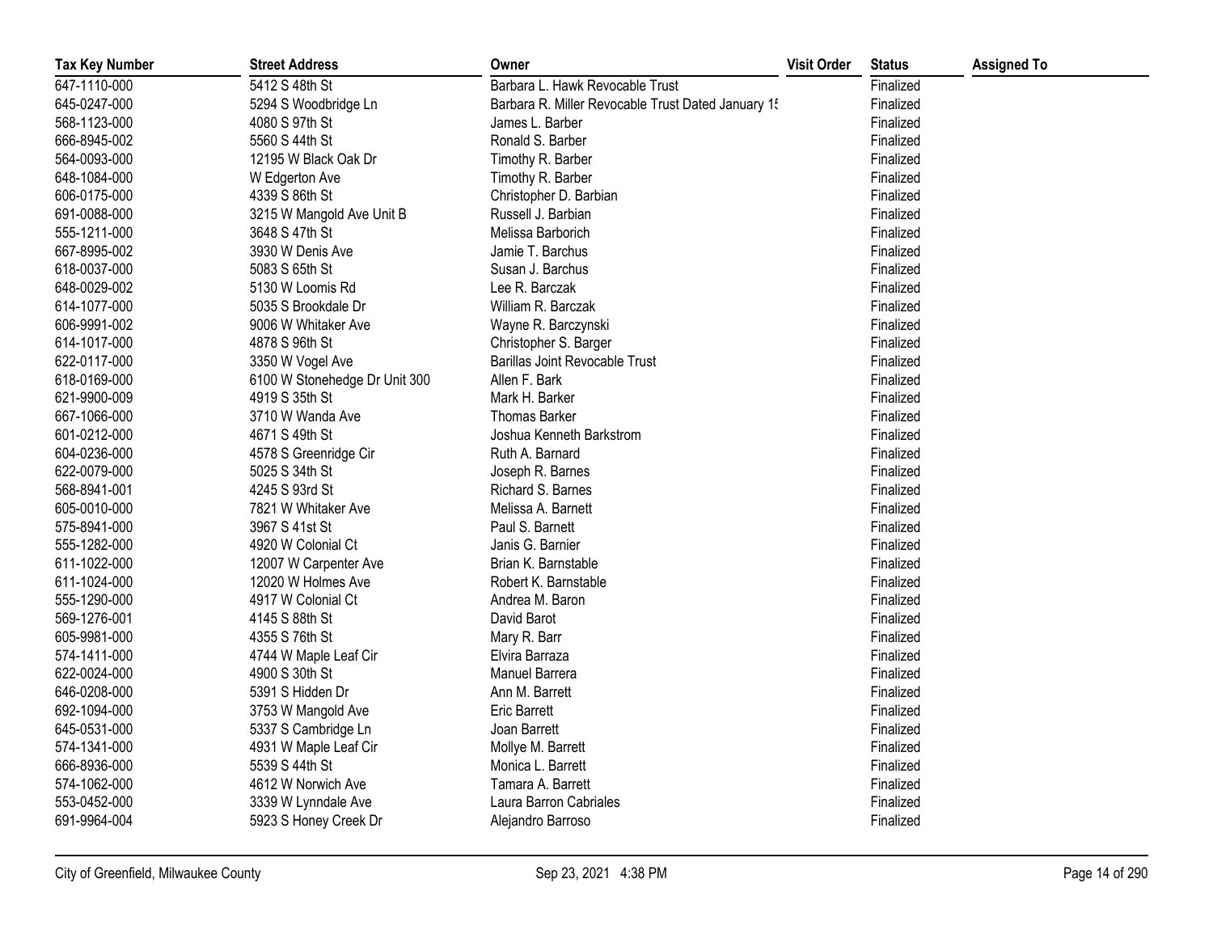| Tax Key Number | Street Address | Owner | Visit Order | Status | Assigned To |
|---|---|---|---|---|---|
| 647-1110-000 | 5412 S 48th St | Barbara L. Hawk Revocable Trust | | Finalized | |
| 645-0247-000 | 5294 S Woodbridge Ln | Barbara R. Miller Revocable Trust Dated January 15 | | Finalized | |
| 568-1123-000 | 4080 S 97th St | James L. Barber | | Finalized | |
| 666-8945-002 | 5560 S 44th St | Ronald S. Barber | | Finalized | |
| 564-0093-000 | 12195 W Black Oak Dr | Timothy R. Barber | | Finalized | |
| 648-1084-000 | W Edgerton Ave | Timothy R. Barber | | Finalized | |
| 606-0175-000 | 4339 S 86th St | Christopher D. Barbian | | Finalized | |
| 691-0088-000 | 3215 W Mangold Ave Unit B | Russell J. Barbian | | Finalized | |
| 555-1211-000 | 3648 S 47th St | Melissa Barborich | | Finalized | |
| 667-8995-002 | 3930 W Denis Ave | Jamie T. Barchus | | Finalized | |
| 618-0037-000 | 5083 S 65th St | Susan J. Barchus | | Finalized | |
| 648-0029-002 | 5130 W Loomis Rd | Lee R. Barczak | | Finalized | |
| 614-1077-000 | 5035 S Brookdale Dr | William R. Barczak | | Finalized | |
| 606-9991-002 | 9006 W Whitaker Ave | Wayne R. Barczynski | | Finalized | |
| 614-1017-000 | 4878 S 96th St | Christopher S. Barger | | Finalized | |
| 622-0117-000 | 3350 W Vogel Ave | Barillas Joint Revocable Trust | | Finalized | |
| 618-0169-000 | 6100 W Stonehedge Dr Unit 300 | Allen F. Bark | | Finalized | |
| 621-9900-009 | 4919 S 35th St | Mark H. Barker | | Finalized | |
| 667-1066-000 | 3710 W Wanda Ave | Thomas Barker | | Finalized | |
| 601-0212-000 | 4671 S 49th St | Joshua Kenneth Barkstrom | | Finalized | |
| 604-0236-000 | 4578 S Greenridge Cir | Ruth A. Barnard | | Finalized | |
| 622-0079-000 | 5025 S 34th St | Joseph R. Barnes | | Finalized | |
| 568-8941-001 | 4245 S 93rd St | Richard S. Barnes | | Finalized | |
| 605-0010-000 | 7821 W Whitaker Ave | Melissa A. Barnett | | Finalized | |
| 575-8941-000 | 3967 S 41st St | Paul S. Barnett | | Finalized | |
| 555-1282-000 | 4920 W Colonial Ct | Janis G. Barnier | | Finalized | |
| 611-1022-000 | 12007 W Carpenter Ave | Brian K. Barnstable | | Finalized | |
| 611-1024-000 | 12020 W Holmes Ave | Robert K. Barnstable | | Finalized | |
| 555-1290-000 | 4917 W Colonial Ct | Andrea M. Baron | | Finalized | |
| 569-1276-001 | 4145 S 88th St | David Barot | | Finalized | |
| 605-9981-000 | 4355 S 76th St | Mary R. Barr | | Finalized | |
| 574-1411-000 | 4744 W Maple Leaf Cir | Elvira Barraza | | Finalized | |
| 622-0024-000 | 4900 S 30th St | Manuel Barrera | | Finalized | |
| 646-0208-000 | 5391 S Hidden Dr | Ann M. Barrett | | Finalized | |
| 692-1094-000 | 3753 W Mangold Ave | Eric Barrett | | Finalized | |
| 645-0531-000 | 5337 S Cambridge Ln | Joan Barrett | | Finalized | |
| 574-1341-000 | 4931 W Maple Leaf Cir | Mollye M. Barrett | | Finalized | |
| 666-8936-000 | 5539 S 44th St | Monica L. Barrett | | Finalized | |
| 574-1062-000 | 4612 W Norwich Ave | Tamara A. Barrett | | Finalized | |
| 553-0452-000 | 3339 W Lynndale Ave | Laura Barron Cabriales | | Finalized | |
| 691-9964-004 | 5923 S Honey Creek Dr | Alejandro Barroso | | Finalized | |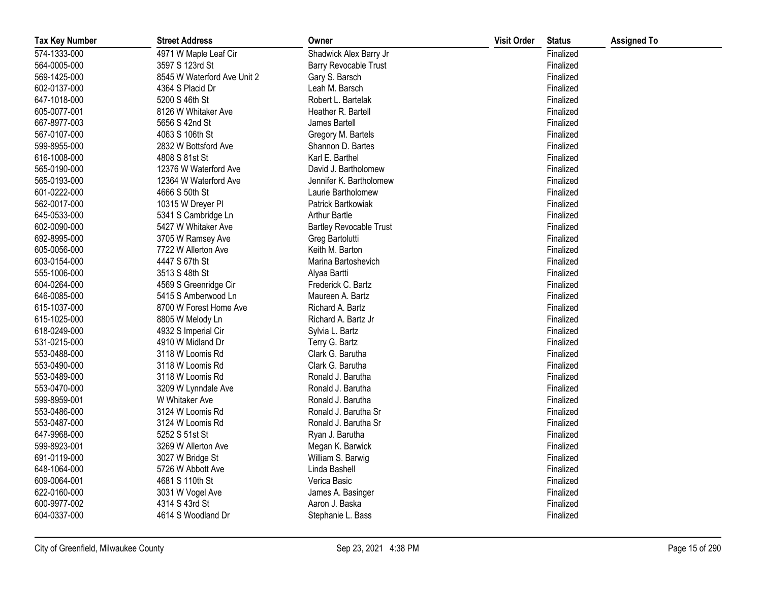| Tax Key Number | Street Address | Owner | Visit Order | Status | Assigned To |
|---|---|---|---|---|---|
| 574-1333-000 | 4971 W Maple Leaf Cir | Shadwick Alex Barry Jr | | Finalized | |
| 564-0005-000 | 3597 S 123rd St | Barry Revocable Trust | | Finalized | |
| 569-1425-000 | 8545 W Waterford Ave Unit 2 | Gary S. Barsch | | Finalized | |
| 602-0137-000 | 4364 S Placid Dr | Leah M. Barsch | | Finalized | |
| 647-1018-000 | 5200 S 46th St | Robert L. Bartelak | | Finalized | |
| 605-0077-001 | 8126 W Whitaker Ave | Heather R. Bartell | | Finalized | |
| 667-8977-003 | 5656 S 42nd St | James Bartell | | Finalized | |
| 567-0107-000 | 4063 S 106th St | Gregory M. Bartels | | Finalized | |
| 599-8955-000 | 2832 W Bottsford Ave | Shannon D. Bartes | | Finalized | |
| 616-1008-000 | 4808 S 81st St | Karl E. Barthel | | Finalized | |
| 565-0190-000 | 12376 W Waterford Ave | David J. Bartholomew | | Finalized | |
| 565-0193-000 | 12364 W Waterford Ave | Jennifer K. Bartholomew | | Finalized | |
| 601-0222-000 | 4666 S 50th St | Laurie Bartholomew | | Finalized | |
| 562-0017-000 | 10315 W Dreyer Pl | Patrick Bartkowiak | | Finalized | |
| 645-0533-000 | 5341 S Cambridge Ln | Arthur Bartle | | Finalized | |
| 602-0090-000 | 5427 W Whitaker Ave | Bartley Revocable Trust | | Finalized | |
| 692-8995-000 | 3705 W Ramsey Ave | Greg Bartolutti | | Finalized | |
| 605-0056-000 | 7722 W Allerton Ave | Keith M. Barton | | Finalized | |
| 603-0154-000 | 4447 S 67th St | Marina Bartoshevich | | Finalized | |
| 555-1006-000 | 3513 S 48th St | Alyaa Bartti | | Finalized | |
| 604-0264-000 | 4569 S Greenridge Cir | Frederick C. Bartz | | Finalized | |
| 646-0085-000 | 5415 S Amberwood Ln | Maureen A. Bartz | | Finalized | |
| 615-1037-000 | 8700 W Forest Home Ave | Richard A. Bartz | | Finalized | |
| 615-1025-000 | 8805 W Melody Ln | Richard A. Bartz Jr | | Finalized | |
| 618-0249-000 | 4932 S Imperial Cir | Sylvia L. Bartz | | Finalized | |
| 531-0215-000 | 4910 W Midland Dr | Terry G. Bartz | | Finalized | |
| 553-0488-000 | 3118 W Loomis Rd | Clark G. Barutha | | Finalized | |
| 553-0490-000 | 3118 W Loomis Rd | Clark G. Barutha | | Finalized | |
| 553-0489-000 | 3118 W Loomis Rd | Ronald J. Barutha | | Finalized | |
| 553-0470-000 | 3209 W Lynndale Ave | Ronald J. Barutha | | Finalized | |
| 599-8959-001 | W Whitaker Ave | Ronald J. Barutha | | Finalized | |
| 553-0486-000 | 3124 W Loomis Rd | Ronald J. Barutha Sr | | Finalized | |
| 553-0487-000 | 3124 W Loomis Rd | Ronald J. Barutha Sr | | Finalized | |
| 647-9968-000 | 5252 S 51st St | Ryan J. Barutha | | Finalized | |
| 599-8923-001 | 3269 W Allerton Ave | Megan K. Barwick | | Finalized | |
| 691-0119-000 | 3027 W Bridge St | William S. Barwig | | Finalized | |
| 648-1064-000 | 5726 W Abbott Ave | Linda Bashell | | Finalized | |
| 609-0064-001 | 4681 S 110th St | Verica Basic | | Finalized | |
| 622-0160-000 | 3031 W Vogel Ave | James A. Basinger | | Finalized | |
| 600-9977-002 | 4314 S 43rd St | Aaron J. Baska | | Finalized | |
| 604-0337-000 | 4614 S Woodland Dr | Stephanie L. Bass | | Finalized | |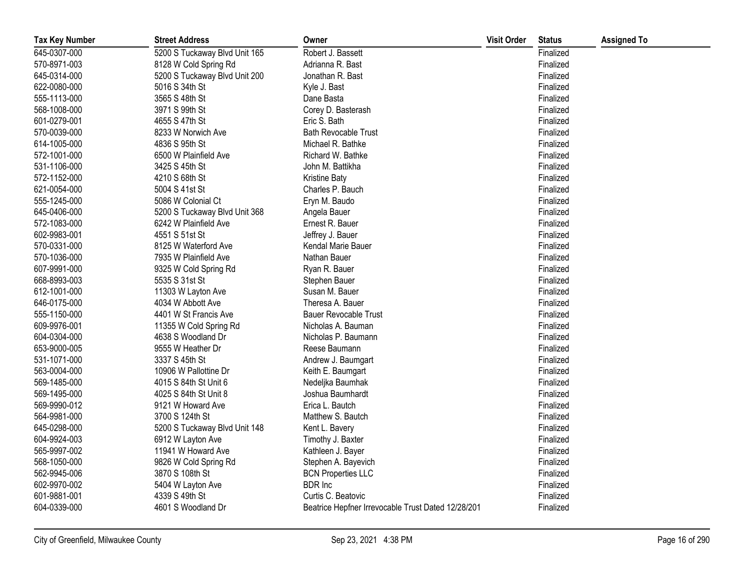| Tax Key Number | Street Address | Owner | Visit Order | Status | Assigned To |
|---|---|---|---|---|---|
| 645-0307-000 | 5200 S Tuckaway Blvd Unit 165 | Robert J. Bassett | | Finalized | |
| 570-8971-003 | 8128 W Cold Spring Rd | Adrianna R. Bast | | Finalized | |
| 645-0314-000 | 5200 S Tuckaway Blvd Unit 200 | Jonathan R. Bast | | Finalized | |
| 622-0080-000 | 5016 S 34th St | Kyle J. Bast | | Finalized | |
| 555-1113-000 | 3565 S 48th St | Dane Basta | | Finalized | |
| 568-1008-000 | 3971 S 99th St | Corey D. Basterash | | Finalized | |
| 601-0279-001 | 4655 S 47th St | Eric S. Bath | | Finalized | |
| 570-0039-000 | 8233 W Norwich Ave | Bath Revocable Trust | | Finalized | |
| 614-1005-000 | 4836 S 95th St | Michael R. Bathke | | Finalized | |
| 572-1001-000 | 6500 W Plainfield Ave | Richard W. Bathke | | Finalized | |
| 531-1106-000 | 3425 S 45th St | John M. Battikha | | Finalized | |
| 572-1152-000 | 4210 S 68th St | Kristine Baty | | Finalized | |
| 621-0054-000 | 5004 S 41st St | Charles P. Bauch | | Finalized | |
| 555-1245-000 | 5086 W Colonial Ct | Eryn M. Baudo | | Finalized | |
| 645-0406-000 | 5200 S Tuckaway Blvd Unit 368 | Angela Bauer | | Finalized | |
| 572-1083-000 | 6242 W Plainfield Ave | Ernest R. Bauer | | Finalized | |
| 602-9983-001 | 4551 S 51st St | Jeffrey J. Bauer | | Finalized | |
| 570-0331-000 | 8125 W Waterford Ave | Kendal Marie Bauer | | Finalized | |
| 570-1036-000 | 7935 W Plainfield Ave | Nathan Bauer | | Finalized | |
| 607-9991-000 | 9325 W Cold Spring Rd | Ryan R. Bauer | | Finalized | |
| 668-8993-003 | 5535 S 31st St | Stephen Bauer | | Finalized | |
| 612-1001-000 | 11303 W Layton Ave | Susan M. Bauer | | Finalized | |
| 646-0175-000 | 4034 W Abbott Ave | Theresa A. Bauer | | Finalized | |
| 555-1150-000 | 4401 W St Francis Ave | Bauer Revocable Trust | | Finalized | |
| 609-9976-001 | 11355 W Cold Spring Rd | Nicholas A. Bauman | | Finalized | |
| 604-0304-000 | 4638 S Woodland Dr | Nicholas P. Baumann | | Finalized | |
| 653-9000-005 | 9555 W Heather Dr | Reese Baumann | | Finalized | |
| 531-1071-000 | 3337 S 45th St | Andrew J. Baumgart | | Finalized | |
| 563-0004-000 | 10906 W Pallottine Dr | Keith E. Baumgart | | Finalized | |
| 569-1485-000 | 4015 S 84th St Unit 6 | Nedeljka Baumhak | | Finalized | |
| 569-1495-000 | 4025 S 84th St Unit 8 | Joshua Baumhardt | | Finalized | |
| 569-9990-012 | 9121 W Howard Ave | Erica L. Bautch | | Finalized | |
| 564-9981-000 | 3700 S 124th St | Matthew S. Bautch | | Finalized | |
| 645-0298-000 | 5200 S Tuckaway Blvd Unit 148 | Kent L. Bavery | | Finalized | |
| 604-9924-003 | 6912 W Layton Ave | Timothy J. Baxter | | Finalized | |
| 565-9997-002 | 11941 W Howard Ave | Kathleen J. Bayer | | Finalized | |
| 568-1050-000 | 9826 W Cold Spring Rd | Stephen A. Bayevich | | Finalized | |
| 562-9945-006 | 3870 S 108th St | BCN Properties LLC | | Finalized | |
| 602-9970-002 | 5404 W Layton Ave | BDR Inc | | Finalized | |
| 601-9881-001 | 4339 S 49th St | Curtis C. Beatovic | | Finalized | |
| 604-0339-000 | 4601 S Woodland Dr | Beatrice Hepfner Irrevocable Trust Dated 12/28/201 | | Finalized | |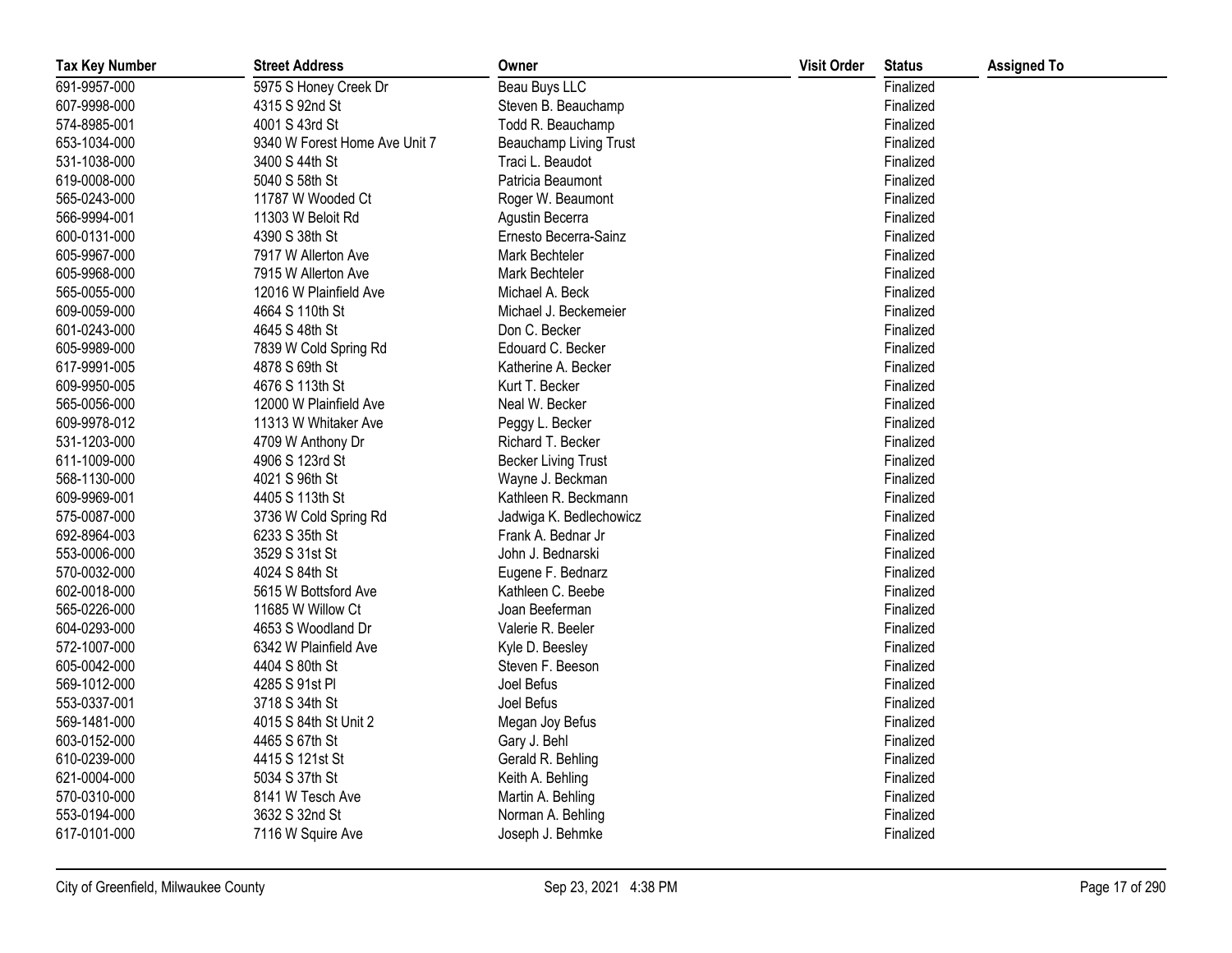| Tax Key Number | Street Address | Owner | Visit Order | Status | Assigned To |
|---|---|---|---|---|---|
| 691-9957-000 | 5975 S Honey Creek Dr | Beau Buys LLC | | Finalized | |
| 607-9998-000 | 4315 S 92nd St | Steven B. Beauchamp | | Finalized | |
| 574-8985-001 | 4001 S 43rd St | Todd R. Beauchamp | | Finalized | |
| 653-1034-000 | 9340 W Forest Home Ave Unit 7 | Beauchamp Living Trust | | Finalized | |
| 531-1038-000 | 3400 S 44th St | Traci L. Beaudot | | Finalized | |
| 619-0008-000 | 5040 S 58th St | Patricia Beaumont | | Finalized | |
| 565-0243-000 | 11787 W Wooded Ct | Roger W. Beaumont | | Finalized | |
| 566-9994-001 | 11303 W Beloit Rd | Agustin Becerra | | Finalized | |
| 600-0131-000 | 4390 S 38th St | Ernesto Becerra-Sainz | | Finalized | |
| 605-9967-000 | 7917 W Allerton Ave | Mark Bechteler | | Finalized | |
| 605-9968-000 | 7915 W Allerton Ave | Mark Bechteler | | Finalized | |
| 565-0055-000 | 12016 W Plainfield Ave | Michael A. Beck | | Finalized | |
| 609-0059-000 | 4664 S 110th St | Michael J. Beckemeier | | Finalized | |
| 601-0243-000 | 4645 S 48th St | Don C. Becker | | Finalized | |
| 605-9989-000 | 7839 W Cold Spring Rd | Edouard C. Becker | | Finalized | |
| 617-9991-005 | 4878 S 69th St | Katherine A. Becker | | Finalized | |
| 609-9950-005 | 4676 S 113th St | Kurt T. Becker | | Finalized | |
| 565-0056-000 | 12000 W Plainfield Ave | Neal W. Becker | | Finalized | |
| 609-9978-012 | 11313 W Whitaker Ave | Peggy L. Becker | | Finalized | |
| 531-1203-000 | 4709 W Anthony Dr | Richard T. Becker | | Finalized | |
| 611-1009-000 | 4906 S 123rd St | Becker Living Trust | | Finalized | |
| 568-1130-000 | 4021 S 96th St | Wayne J. Beckman | | Finalized | |
| 609-9969-001 | 4405 S 113th St | Kathleen R. Beckmann | | Finalized | |
| 575-0087-000 | 3736 W Cold Spring Rd | Jadwiga K. Bedlechowicz | | Finalized | |
| 692-8964-003 | 6233 S 35th St | Frank A. Bednar Jr | | Finalized | |
| 553-0006-000 | 3529 S 31st St | John J. Bednarski | | Finalized | |
| 570-0032-000 | 4024 S 84th St | Eugene F. Bednarz | | Finalized | |
| 602-0018-000 | 5615 W Bottsford Ave | Kathleen C. Beebe | | Finalized | |
| 565-0226-000 | 11685 W Willow Ct | Joan Beeferman | | Finalized | |
| 604-0293-000 | 4653 S Woodland Dr | Valerie R. Beeler | | Finalized | |
| 572-1007-000 | 6342 W Plainfield Ave | Kyle D. Beesley | | Finalized | |
| 605-0042-000 | 4404 S 80th St | Steven F. Beeson | | Finalized | |
| 569-1012-000 | 4285 S 91st Pl | Joel Befus | | Finalized | |
| 553-0337-001 | 3718 S 34th St | Joel Befus | | Finalized | |
| 569-1481-000 | 4015 S 84th St Unit 2 | Megan Joy Befus | | Finalized | |
| 603-0152-000 | 4465 S 67th St | Gary J. Behl | | Finalized | |
| 610-0239-000 | 4415 S 121st St | Gerald R. Behling | | Finalized | |
| 621-0004-000 | 5034 S 37th St | Keith A. Behling | | Finalized | |
| 570-0310-000 | 8141 W Tesch Ave | Martin A. Behling | | Finalized | |
| 553-0194-000 | 3632 S 32nd St | Norman A. Behling | | Finalized | |
| 617-0101-000 | 7116 W Squire Ave | Joseph J. Behmke | | Finalized | |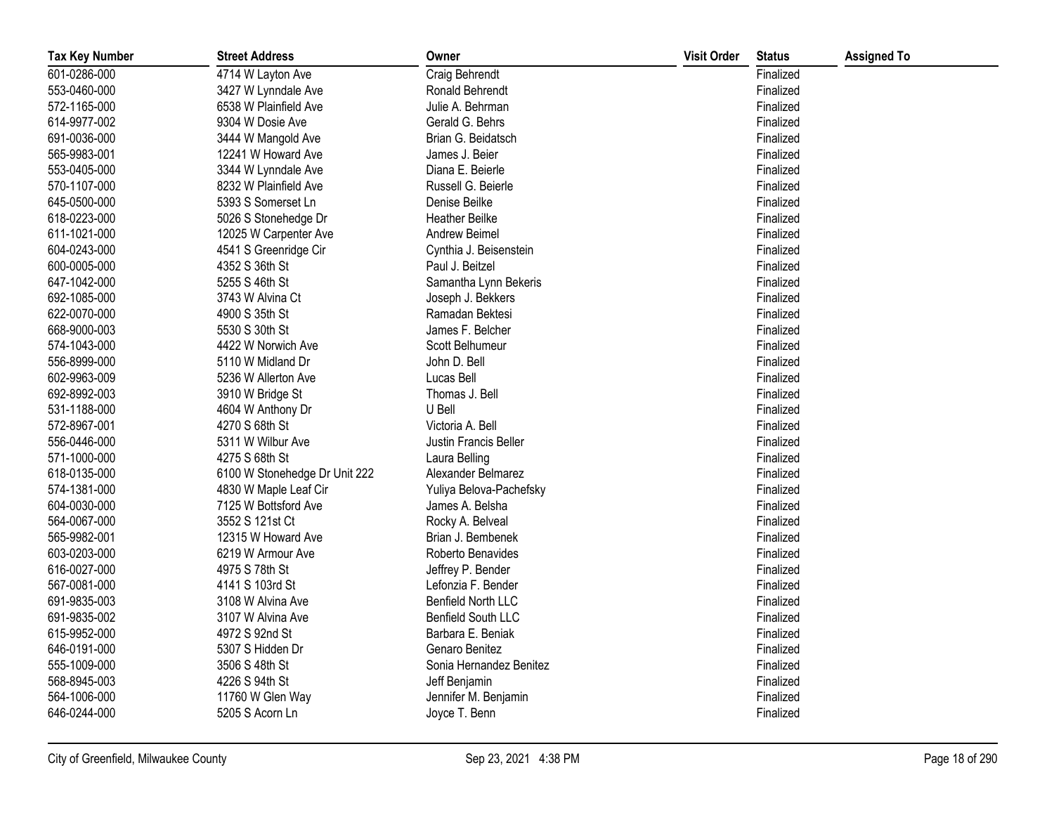| Tax Key Number | Street Address | Owner | Visit Order | Status | Assigned To |
|---|---|---|---|---|---|
| 601-0286-000 | 4714 W Layton Ave | Craig Behrendt | | Finalized | |
| 553-0460-000 | 3427 W Lynndale Ave | Ronald Behrendt | | Finalized | |
| 572-1165-000 | 6538 W Plainfield Ave | Julie A. Behrman | | Finalized | |
| 614-9977-002 | 9304 W Dosie Ave | Gerald G. Behrs | | Finalized | |
| 691-0036-000 | 3444 W Mangold Ave | Brian G. Beidatsch | | Finalized | |
| 565-9983-001 | 12241 W Howard Ave | James J. Beier | | Finalized | |
| 553-0405-000 | 3344 W Lynndale Ave | Diana E. Beierle | | Finalized | |
| 570-1107-000 | 8232 W Plainfield Ave | Russell G. Beierle | | Finalized | |
| 645-0500-000 | 5393 S Somerset Ln | Denise Beilke | | Finalized | |
| 618-0223-000 | 5026 S Stonehedge Dr | Heather Beilke | | Finalized | |
| 611-1021-000 | 12025 W Carpenter Ave | Andrew Beimel | | Finalized | |
| 604-0243-000 | 4541 S Greenridge Cir | Cynthia J. Beisenstein | | Finalized | |
| 600-0005-000 | 4352 S 36th St | Paul J. Beitzel | | Finalized | |
| 647-1042-000 | 5255 S 46th St | Samantha Lynn Bekeris | | Finalized | |
| 692-1085-000 | 3743 W Alvina Ct | Joseph J. Bekkers | | Finalized | |
| 622-0070-000 | 4900 S 35th St | Ramadan Bektesi | | Finalized | |
| 668-9000-003 | 5530 S 30th St | James F. Belcher | | Finalized | |
| 574-1043-000 | 4422 W Norwich Ave | Scott Belhumeur | | Finalized | |
| 556-8999-000 | 5110 W Midland Dr | John D. Bell | | Finalized | |
| 602-9963-009 | 5236 W Allerton Ave | Lucas Bell | | Finalized | |
| 692-8992-003 | 3910 W Bridge St | Thomas J. Bell | | Finalized | |
| 531-1188-000 | 4604 W Anthony Dr | U Bell | | Finalized | |
| 572-8967-001 | 4270 S 68th St | Victoria A. Bell | | Finalized | |
| 556-0446-000 | 5311 W Wilbur Ave | Justin Francis Beller | | Finalized | |
| 571-1000-000 | 4275 S 68th St | Laura Belling | | Finalized | |
| 618-0135-000 | 6100 W Stonehedge Dr Unit 222 | Alexander Belmarez | | Finalized | |
| 574-1381-000 | 4830 W Maple Leaf Cir | Yuliya Belova-Pachefsky | | Finalized | |
| 604-0030-000 | 7125 W Bottsford Ave | James A. Belsha | | Finalized | |
| 564-0067-000 | 3552 S 121st Ct | Rocky A. Belveal | | Finalized | |
| 565-9982-001 | 12315 W Howard Ave | Brian J. Bembenek | | Finalized | |
| 603-0203-000 | 6219 W Armour Ave | Roberto Benavides | | Finalized | |
| 616-0027-000 | 4975 S 78th St | Jeffrey P. Bender | | Finalized | |
| 567-0081-000 | 4141 S 103rd St | Lefonzia F. Bender | | Finalized | |
| 691-9835-003 | 3108 W Alvina Ave | Benfield North LLC | | Finalized | |
| 691-9835-002 | 3107 W Alvina Ave | Benfield South LLC | | Finalized | |
| 615-9952-000 | 4972 S 92nd St | Barbara E. Beniak | | Finalized | |
| 646-0191-000 | 5307 S Hidden Dr | Genaro Benitez | | Finalized | |
| 555-1009-000 | 3506 S 48th St | Sonia Hernandez Benitez | | Finalized | |
| 568-8945-003 | 4226 S 94th St | Jeff Benjamin | | Finalized | |
| 564-1006-000 | 11760 W Glen Way | Jennifer M. Benjamin | | Finalized | |
| 646-0244-000 | 5205 S Acorn Ln | Joyce T. Benn | | Finalized | |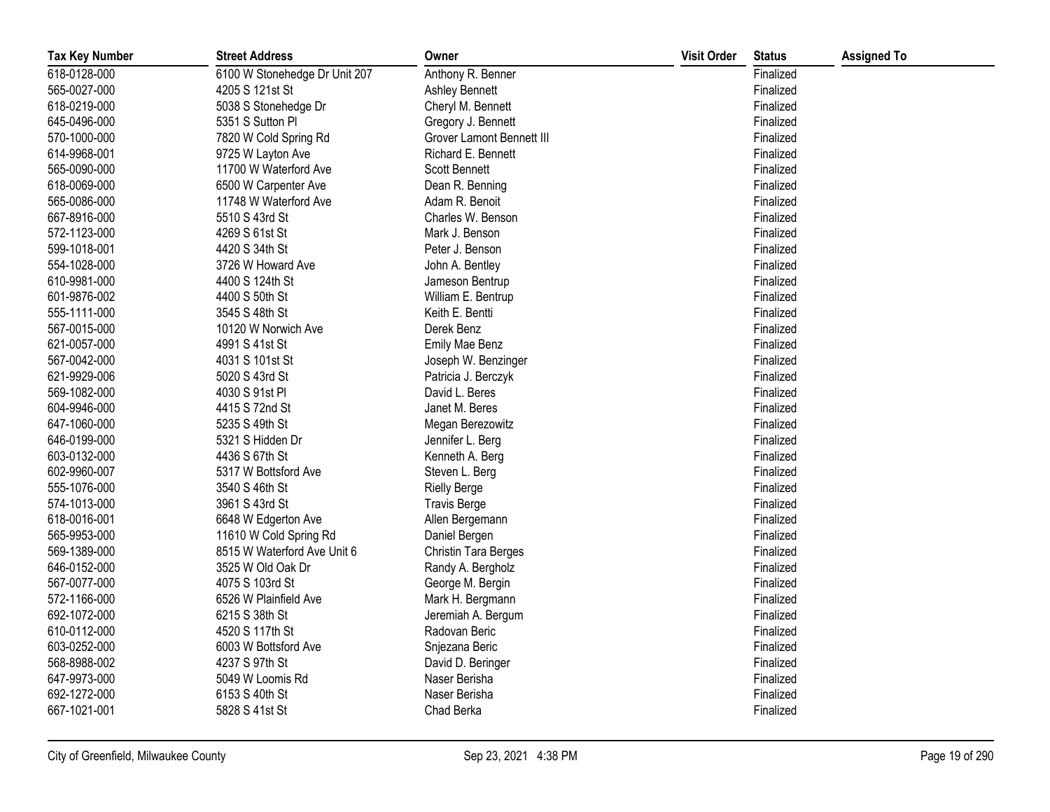| Tax Key Number | Street Address | Owner | Visit Order | Status | Assigned To |
|---|---|---|---|---|---|
| 618-0128-000 | 6100 W Stonehedge Dr Unit 207 | Anthony R. Benner | | Finalized | |
| 565-0027-000 | 4205 S 121st St | Ashley Bennett | | Finalized | |
| 618-0219-000 | 5038 S Stonehedge Dr | Cheryl M. Bennett | | Finalized | |
| 645-0496-000 | 5351 S Sutton Pl | Gregory J. Bennett | | Finalized | |
| 570-1000-000 | 7820 W Cold Spring Rd | Grover Lamont Bennett III | | Finalized | |
| 614-9968-001 | 9725 W Layton Ave | Richard E. Bennett | | Finalized | |
| 565-0090-000 | 11700 W Waterford Ave | Scott Bennett | | Finalized | |
| 618-0069-000 | 6500 W Carpenter Ave | Dean R. Benning | | Finalized | |
| 565-0086-000 | 11748 W Waterford Ave | Adam R. Benoit | | Finalized | |
| 667-8916-000 | 5510 S 43rd St | Charles W. Benson | | Finalized | |
| 572-1123-000 | 4269 S 61st St | Mark J. Benson | | Finalized | |
| 599-1018-001 | 4420 S 34th St | Peter J. Benson | | Finalized | |
| 554-1028-000 | 3726 W Howard Ave | John A. Bentley | | Finalized | |
| 610-9981-000 | 4400 S 124th St | Jameson Bentrup | | Finalized | |
| 601-9876-002 | 4400 S 50th St | William E. Bentrup | | Finalized | |
| 555-1111-000 | 3545 S 48th St | Keith E. Bentti | | Finalized | |
| 567-0015-000 | 10120 W Norwich Ave | Derek Benz | | Finalized | |
| 621-0057-000 | 4991 S 41st St | Emily Mae Benz | | Finalized | |
| 567-0042-000 | 4031 S 101st St | Joseph W. Benzinger | | Finalized | |
| 621-9929-006 | 5020 S 43rd St | Patricia J. Berczyk | | Finalized | |
| 569-1082-000 | 4030 S 91st Pl | David L. Beres | | Finalized | |
| 604-9946-000 | 4415 S 72nd St | Janet M. Beres | | Finalized | |
| 647-1060-000 | 5235 S 49th St | Megan Berezowitz | | Finalized | |
| 646-0199-000 | 5321 S Hidden Dr | Jennifer L. Berg | | Finalized | |
| 603-0132-000 | 4436 S 67th St | Kenneth A. Berg | | Finalized | |
| 602-9960-007 | 5317 W Bottsford Ave | Steven L. Berg | | Finalized | |
| 555-1076-000 | 3540 S 46th St | Rielly Berge | | Finalized | |
| 574-1013-000 | 3961 S 43rd St | Travis Berge | | Finalized | |
| 618-0016-001 | 6648 W Edgerton Ave | Allen Bergemann | | Finalized | |
| 565-9953-000 | 11610 W Cold Spring Rd | Daniel Bergen | | Finalized | |
| 569-1389-000 | 8515 W Waterford Ave Unit 6 | Christin Tara Berges | | Finalized | |
| 646-0152-000 | 3525 W Old Oak Dr | Randy A. Bergholz | | Finalized | |
| 567-0077-000 | 4075 S 103rd St | George M. Bergin | | Finalized | |
| 572-1166-000 | 6526 W Plainfield Ave | Mark H. Bergmann | | Finalized | |
| 692-1072-000 | 6215 S 38th St | Jeremiah A. Bergum | | Finalized | |
| 610-0112-000 | 4520 S 117th St | Radovan Beric | | Finalized | |
| 603-0252-000 | 6003 W Bottsford Ave | Snjezana Beric | | Finalized | |
| 568-8988-002 | 4237 S 97th St | David D. Beringer | | Finalized | |
| 647-9973-000 | 5049 W Loomis Rd | Naser Berisha | | Finalized | |
| 692-1272-000 | 6153 S 40th St | Naser Berisha | | Finalized | |
| 667-1021-001 | 5828 S 41st St | Chad Berka | | Finalized | |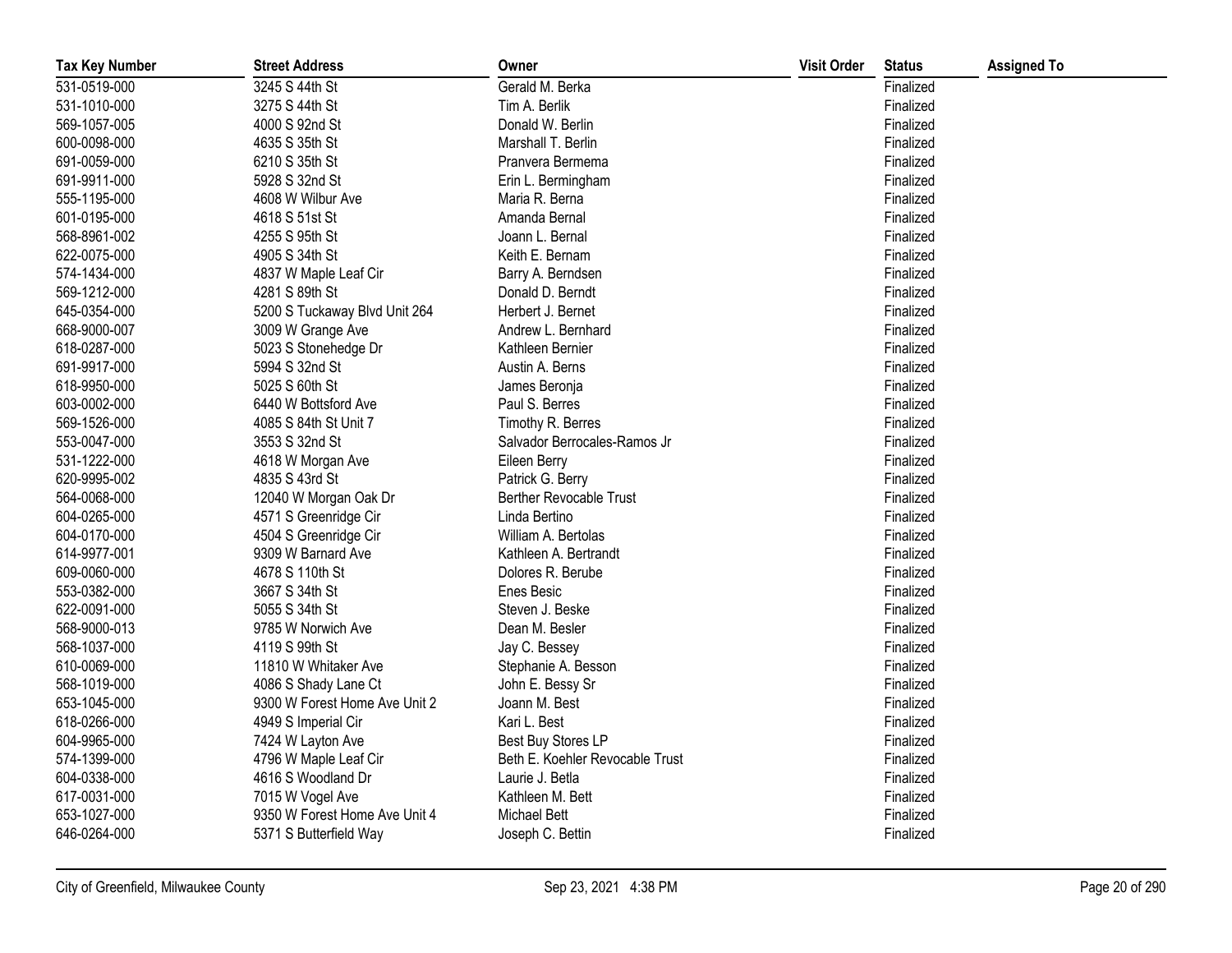| Tax Key Number | Street Address | Owner | Visit Order | Status | Assigned To |
| --- | --- | --- | --- | --- | --- |
| 531-0519-000 | 3245 S 44th St | Gerald M. Berka | | Finalized | |
| 531-1010-000 | 3275 S 44th St | Tim A. Berlik | | Finalized | |
| 569-1057-005 | 4000 S 92nd St | Donald W. Berlin | | Finalized | |
| 600-0098-000 | 4635 S 35th St | Marshall T. Berlin | | Finalized | |
| 691-0059-000 | 6210 S 35th St | Pranvera Bermema | | Finalized | |
| 691-9911-000 | 5928 S 32nd St | Erin L. Bermingham | | Finalized | |
| 555-1195-000 | 4608 W Wilbur Ave | Maria R. Berna | | Finalized | |
| 601-0195-000 | 4618 S 51st St | Amanda Bernal | | Finalized | |
| 568-8961-002 | 4255 S 95th St | Joann L. Bernal | | Finalized | |
| 622-0075-000 | 4905 S 34th St | Keith E. Bernam | | Finalized | |
| 574-1434-000 | 4837 W Maple Leaf Cir | Barry A. Berndsen | | Finalized | |
| 569-1212-000 | 4281 S 89th St | Donald D. Berndt | | Finalized | |
| 645-0354-000 | 5200 S Tuckaway Blvd Unit 264 | Herbert J. Bernet | | Finalized | |
| 668-9000-007 | 3009 W Grange Ave | Andrew L. Bernhard | | Finalized | |
| 618-0287-000 | 5023 S Stonehedge Dr | Kathleen Bernier | | Finalized | |
| 691-9917-000 | 5994 S 32nd St | Austin A. Berns | | Finalized | |
| 618-9950-000 | 5025 S 60th St | James Beronja | | Finalized | |
| 603-0002-000 | 6440 W Bottsford Ave | Paul S. Berres | | Finalized | |
| 569-1526-000 | 4085 S 84th St Unit 7 | Timothy R. Berres | | Finalized | |
| 553-0047-000 | 3553 S 32nd St | Salvador Berrocales-Ramos Jr | | Finalized | |
| 531-1222-000 | 4618 W Morgan Ave | Eileen Berry | | Finalized | |
| 620-9995-002 | 4835 S 43rd St | Patrick G. Berry | | Finalized | |
| 564-0068-000 | 12040 W Morgan Oak Dr | Berther Revocable Trust | | Finalized | |
| 604-0265-000 | 4571 S Greenridge Cir | Linda Bertino | | Finalized | |
| 604-0170-000 | 4504 S Greenridge Cir | William A. Bertolas | | Finalized | |
| 614-9977-001 | 9309 W Barnard Ave | Kathleen A. Bertrandt | | Finalized | |
| 609-0060-000 | 4678 S 110th St | Dolores R. Berube | | Finalized | |
| 553-0382-000 | 3667 S 34th St | Enes Besic | | Finalized | |
| 622-0091-000 | 5055 S 34th St | Steven J. Beske | | Finalized | |
| 568-9000-013 | 9785 W Norwich Ave | Dean M. Besler | | Finalized | |
| 568-1037-000 | 4119 S 99th St | Jay C. Bessey | | Finalized | |
| 610-0069-000 | 11810 W Whitaker Ave | Stephanie A. Besson | | Finalized | |
| 568-1019-000 | 4086 S Shady Lane Ct | John E. Bessy Sr | | Finalized | |
| 653-1045-000 | 9300 W Forest Home Ave Unit 2 | Joann M. Best | | Finalized | |
| 618-0266-000 | 4949 S Imperial Cir | Kari L. Best | | Finalized | |
| 604-9965-000 | 7424 W Layton Ave | Best Buy Stores LP | | Finalized | |
| 574-1399-000 | 4796 W Maple Leaf Cir | Beth E. Koehler Revocable Trust | | Finalized | |
| 604-0338-000 | 4616 S Woodland Dr | Laurie J. Betla | | Finalized | |
| 617-0031-000 | 7015 W Vogel Ave | Kathleen M. Bett | | Finalized | |
| 653-1027-000 | 9350 W Forest Home Ave Unit 4 | Michael Bett | | Finalized | |
| 646-0264-000 | 5371 S Butterfield Way | Joseph C. Bettin | | Finalized | |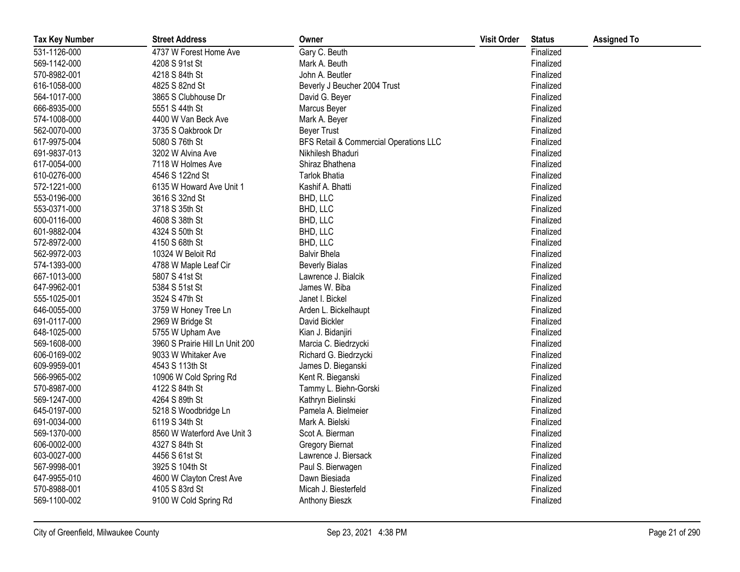| Tax Key Number | Street Address | Owner | Visit Order | Status | Assigned To |
|---|---|---|---|---|---|
| 531-1126-000 | 4737 W Forest Home Ave | Gary C. Beuth | | Finalized | |
| 569-1142-000 | 4208 S 91st St | Mark A. Beuth | | Finalized | |
| 570-8982-001 | 4218 S 84th St | John A. Beutler | | Finalized | |
| 616-1058-000 | 4825 S 82nd St | Beverly J Beucher 2004 Trust | | Finalized | |
| 564-1017-000 | 3865 S Clubhouse Dr | David G. Beyer | | Finalized | |
| 666-8935-000 | 5551 S 44th St | Marcus Beyer | | Finalized | |
| 574-1008-000 | 4400 W Van Beck Ave | Mark A. Beyer | | Finalized | |
| 562-0070-000 | 3735 S Oakbrook Dr | Beyer Trust | | Finalized | |
| 617-9975-004 | 5080 S 76th St | BFS Retail & Commercial Operations LLC | | Finalized | |
| 691-9837-013 | 3202 W Alvina Ave | Nikhilesh Bhaduri | | Finalized | |
| 617-0054-000 | 7118 W Holmes Ave | Shiraz Bhathena | | Finalized | |
| 610-0276-000 | 4546 S 122nd St | Tarlok Bhatia | | Finalized | |
| 572-1221-000 | 6135 W Howard Ave Unit 1 | Kashif A. Bhatti | | Finalized | |
| 553-0196-000 | 3616 S 32nd St | BHD, LLC | | Finalized | |
| 553-0371-000 | 3718 S 35th St | BHD, LLC | | Finalized | |
| 600-0116-000 | 4608 S 38th St | BHD, LLC | | Finalized | |
| 601-9882-004 | 4324 S 50th St | BHD, LLC | | Finalized | |
| 572-8972-000 | 4150 S 68th St | BHD, LLC | | Finalized | |
| 562-9972-003 | 10324 W Beloit Rd | Balvir Bhela | | Finalized | |
| 574-1393-000 | 4788 W Maple Leaf Cir | Beverly Bialas | | Finalized | |
| 667-1013-000 | 5807 S 41st St | Lawrence J. Bialcik | | Finalized | |
| 647-9962-001 | 5384 S 51st St | James W. Biba | | Finalized | |
| 555-1025-001 | 3524 S 47th St | Janet I. Bickel | | Finalized | |
| 646-0055-000 | 3759 W Honey Tree Ln | Arden L. Bickelhaupt | | Finalized | |
| 691-0117-000 | 2969 W Bridge St | David Bickler | | Finalized | |
| 648-1025-000 | 5755 W Upham Ave | Kian J. Bidanjiri | | Finalized | |
| 569-1608-000 | 3960 S Prairie Hill Ln Unit 200 | Marcia C. Biedrzycki | | Finalized | |
| 606-0169-002 | 9033 W Whitaker Ave | Richard G. Biedrzycki | | Finalized | |
| 609-9959-001 | 4543 S 113th St | James D. Bieganski | | Finalized | |
| 566-9965-002 | 10906 W Cold Spring Rd | Kent R. Bieganski | | Finalized | |
| 570-8987-000 | 4122 S 84th St | Tammy L. Biehn-Gorski | | Finalized | |
| 569-1247-000 | 4264 S 89th St | Kathryn Bielinski | | Finalized | |
| 645-0197-000 | 5218 S Woodbridge Ln | Pamela A. Bielmeier | | Finalized | |
| 691-0034-000 | 6119 S 34th St | Mark A. Bielski | | Finalized | |
| 569-1370-000 | 8560 W Waterford Ave Unit 3 | Scot A. Bierman | | Finalized | |
| 606-0002-000 | 4327 S 84th St | Gregory Biernat | | Finalized | |
| 603-0027-000 | 4456 S 61st St | Lawrence J. Biersack | | Finalized | |
| 567-9998-001 | 3925 S 104th St | Paul S. Bierwagen | | Finalized | |
| 647-9955-010 | 4600 W Clayton Crest Ave | Dawn Biesiada | | Finalized | |
| 570-8988-001 | 4105 S 83rd St | Micah J. Biesterfeld | | Finalized | |
| 569-1100-002 | 9100 W Cold Spring Rd | Anthony Bieszk | | Finalized | |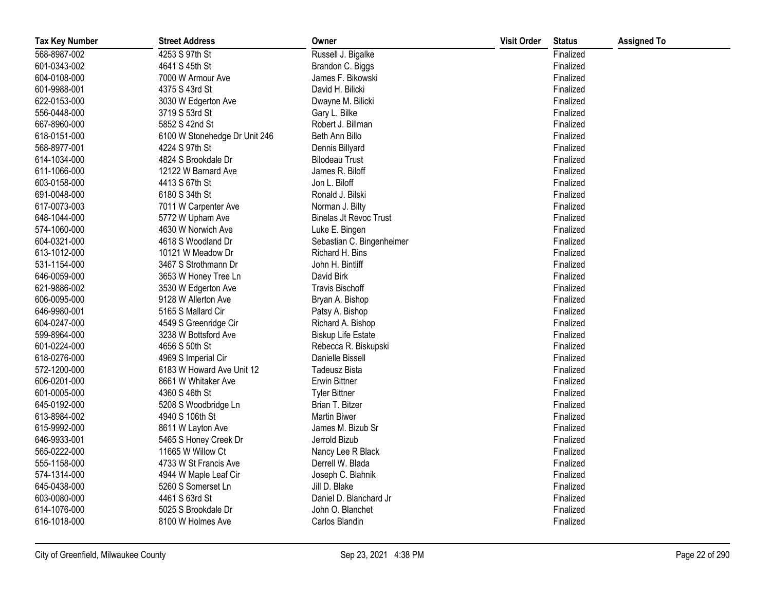| Tax Key Number | Street Address | Owner | Visit Order | Status | Assigned To |
|---|---|---|---|---|---|
| 568-8987-002 | 4253 S 97th St | Russell J. Bigalke | | Finalized | |
| 601-0343-002 | 4641 S 45th St | Brandon C. Biggs | | Finalized | |
| 604-0108-000 | 7000 W Armour Ave | James F. Bikowski | | Finalized | |
| 601-9988-001 | 4375 S 43rd St | David H. Bilicki | | Finalized | |
| 622-0153-000 | 3030 W Edgerton Ave | Dwayne M. Bilicki | | Finalized | |
| 556-0448-000 | 3719 S 53rd St | Gary L. Bilke | | Finalized | |
| 667-8960-000 | 5852 S 42nd St | Robert J. Billman | | Finalized | |
| 618-0151-000 | 6100 W Stonehedge Dr Unit 246 | Beth Ann Billo | | Finalized | |
| 568-8977-001 | 4224 S 97th St | Dennis Billyard | | Finalized | |
| 614-1034-000 | 4824 S Brookdale Dr | Bilodeau Trust | | Finalized | |
| 611-1066-000 | 12122 W Barnard Ave | James R. Biloff | | Finalized | |
| 603-0158-000 | 4413 S 67th St | Jon L. Biloff | | Finalized | |
| 691-0048-000 | 6180 S 34th St | Ronald J. Bilski | | Finalized | |
| 617-0073-003 | 7011 W Carpenter Ave | Norman J. Bilty | | Finalized | |
| 648-1044-000 | 5772 W Upham Ave | Binelas Jt Revoc Trust | | Finalized | |
| 574-1060-000 | 4630 W Norwich Ave | Luke E. Bingen | | Finalized | |
| 604-0321-000 | 4618 S Woodland Dr | Sebastian C. Bingenheimer | | Finalized | |
| 613-1012-000 | 10121 W Meadow Dr | Richard H. Bins | | Finalized | |
| 531-1154-000 | 3467 S Strothmann Dr | John H. Bintliff | | Finalized | |
| 646-0059-000 | 3653 W Honey Tree Ln | David Birk | | Finalized | |
| 621-9886-002 | 3530 W Edgerton Ave | Travis Bischoff | | Finalized | |
| 606-0095-000 | 9128 W Allerton Ave | Bryan A. Bishop | | Finalized | |
| 646-9980-001 | 5165 S Mallard Cir | Patsy A. Bishop | | Finalized | |
| 604-0247-000 | 4549 S Greenridge Cir | Richard A. Bishop | | Finalized | |
| 599-8964-000 | 3238 W Bottsford Ave | Biskup Life Estate | | Finalized | |
| 601-0224-000 | 4656 S 50th St | Rebecca R. Biskupski | | Finalized | |
| 618-0276-000 | 4969 S Imperial Cir | Danielle Bissell | | Finalized | |
| 572-1200-000 | 6183 W Howard Ave Unit 12 | Tadeusz Bista | | Finalized | |
| 606-0201-000 | 8661 W Whitaker Ave | Erwin Bittner | | Finalized | |
| 601-0005-000 | 4360 S 46th St | Tyler Bittner | | Finalized | |
| 645-0192-000 | 5208 S Woodbridge Ln | Brian T. Bitzer | | Finalized | |
| 613-8984-002 | 4940 S 106th St | Martin Biwer | | Finalized | |
| 615-9992-000 | 8611 W Layton Ave | James M. Bizub Sr | | Finalized | |
| 646-9933-001 | 5465 S Honey Creek Dr | Jerrold Bizub | | Finalized | |
| 565-0222-000 | 11665 W Willow Ct | Nancy Lee R Black | | Finalized | |
| 555-1158-000 | 4733 W St Francis Ave | Derrell W. Blada | | Finalized | |
| 574-1314-000 | 4944 W Maple Leaf Cir | Joseph C. Blahnik | | Finalized | |
| 645-0438-000 | 5260 S Somerset Ln | Jill D. Blake | | Finalized | |
| 603-0080-000 | 4461 S 63rd St | Daniel D. Blanchard Jr | | Finalized | |
| 614-1076-000 | 5025 S Brookdale Dr | John O. Blanchet | | Finalized | |
| 616-1018-000 | 8100 W Holmes Ave | Carlos Blandin | | Finalized | |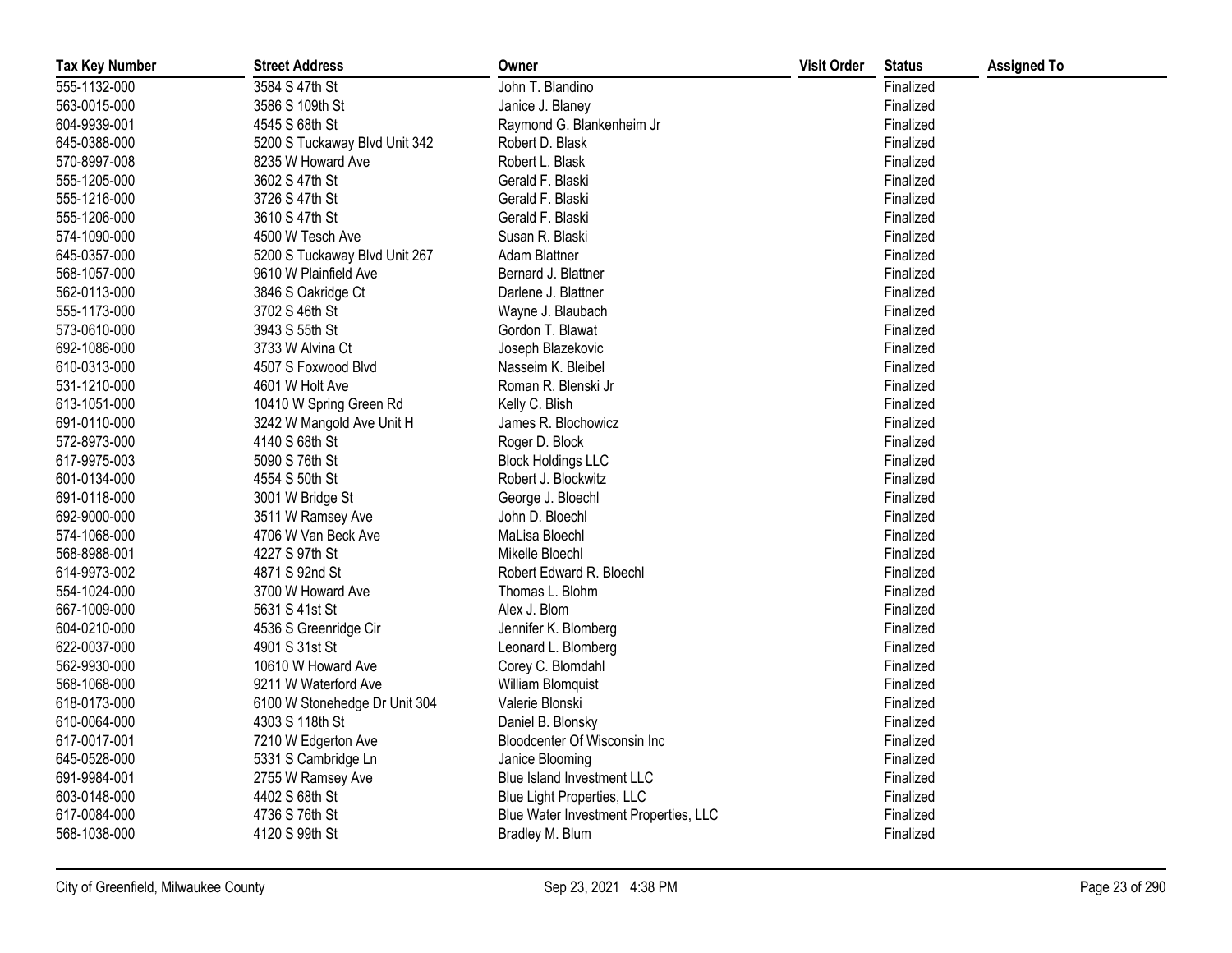| Tax Key Number | Street Address | Owner | Visit Order | Status | Assigned To |
|---|---|---|---|---|---|
| 555-1132-000 | 3584 S 47th St | John T. Blandino | | Finalized | |
| 563-0015-000 | 3586 S 109th St | Janice J. Blaney | | Finalized | |
| 604-9939-001 | 4545 S 68th St | Raymond G. Blankenheim Jr | | Finalized | |
| 645-0388-000 | 5200 S Tuckaway Blvd Unit 342 | Robert D. Blask | | Finalized | |
| 570-8997-008 | 8235 W Howard Ave | Robert L. Blask | | Finalized | |
| 555-1205-000 | 3602 S 47th St | Gerald F. Blaski | | Finalized | |
| 555-1216-000 | 3726 S 47th St | Gerald F. Blaski | | Finalized | |
| 555-1206-000 | 3610 S 47th St | Gerald F. Blaski | | Finalized | |
| 574-1090-000 | 4500 W Tesch Ave | Susan R. Blaski | | Finalized | |
| 645-0357-000 | 5200 S Tuckaway Blvd Unit 267 | Adam Blattner | | Finalized | |
| 568-1057-000 | 9610 W Plainfield Ave | Bernard J. Blattner | | Finalized | |
| 562-0113-000 | 3846 S Oakridge Ct | Darlene J. Blattner | | Finalized | |
| 555-1173-000 | 3702 S 46th St | Wayne J. Blaubach | | Finalized | |
| 573-0610-000 | 3943 S 55th St | Gordon T. Blawat | | Finalized | |
| 692-1086-000 | 3733 W Alvina Ct | Joseph Blazekovic | | Finalized | |
| 610-0313-000 | 4507 S Foxwood Blvd | Nasseim K. Bleibel | | Finalized | |
| 531-1210-000 | 4601 W Holt Ave | Roman R. Blenski Jr | | Finalized | |
| 613-1051-000 | 10410 W Spring Green Rd | Kelly C. Blish | | Finalized | |
| 691-0110-000 | 3242 W Mangold Ave Unit H | James R. Blochowicz | | Finalized | |
| 572-8973-000 | 4140 S 68th St | Roger D. Block | | Finalized | |
| 617-9975-003 | 5090 S 76th St | Block Holdings LLC | | Finalized | |
| 601-0134-000 | 4554 S 50th St | Robert J. Blockwitz | | Finalized | |
| 691-0118-000 | 3001 W Bridge St | George J. Bloechl | | Finalized | |
| 692-9000-000 | 3511 W Ramsey Ave | John D. Bloechl | | Finalized | |
| 574-1068-000 | 4706 W Van Beck Ave | MaLisa Bloechl | | Finalized | |
| 568-8988-001 | 4227 S 97th St | Mikelle Bloechl | | Finalized | |
| 614-9973-002 | 4871 S 92nd St | Robert Edward R. Bloechl | | Finalized | |
| 554-1024-000 | 3700 W Howard Ave | Thomas L. Blohm | | Finalized | |
| 667-1009-000 | 5631 S 41st St | Alex J. Blom | | Finalized | |
| 604-0210-000 | 4536 S Greenridge Cir | Jennifer K. Blomberg | | Finalized | |
| 622-0037-000 | 4901 S 31st St | Leonard L. Blomberg | | Finalized | |
| 562-9930-000 | 10610 W Howard Ave | Corey C. Blomdahl | | Finalized | |
| 568-1068-000 | 9211 W Waterford Ave | William Blomquist | | Finalized | |
| 618-0173-000 | 6100 W Stonehedge Dr Unit 304 | Valerie Blonski | | Finalized | |
| 610-0064-000 | 4303 S 118th St | Daniel B. Blonsky | | Finalized | |
| 617-0017-001 | 7210 W Edgerton Ave | Bloodcenter Of Wisconsin Inc | | Finalized | |
| 645-0528-000 | 5331 S Cambridge Ln | Janice Blooming | | Finalized | |
| 691-9984-001 | 2755 W Ramsey Ave | Blue Island Investment LLC | | Finalized | |
| 603-0148-000 | 4402 S 68th St | Blue Light Properties, LLC | | Finalized | |
| 617-0084-000 | 4736 S 76th St | Blue Water Investment Properties, LLC | | Finalized | |
| 568-1038-000 | 4120 S 99th St | Bradley M. Blum | | Finalized | |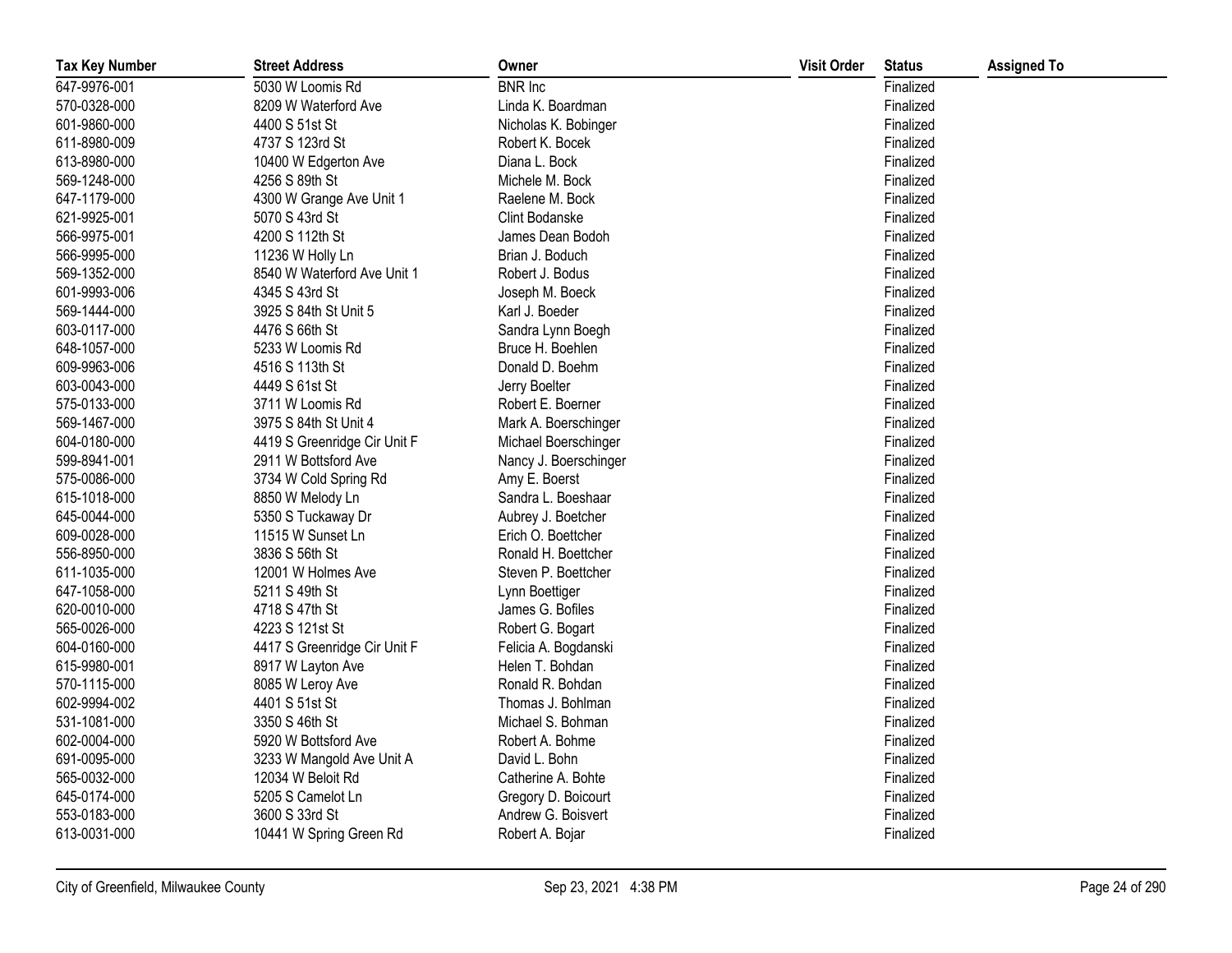| Tax Key Number | Street Address | Owner | Visit Order | Status | Assigned To |
|---|---|---|---|---|---|
| 647-9976-001 | 5030 W Loomis Rd | BNR Inc | | Finalized | |
| 570-0328-000 | 8209 W Waterford Ave | Linda K. Boardman | | Finalized | |
| 601-9860-000 | 4400 S 51st St | Nicholas K. Bobinger | | Finalized | |
| 611-8980-009 | 4737 S 123rd St | Robert K. Bocek | | Finalized | |
| 613-8980-000 | 10400 W Edgerton Ave | Diana L. Bock | | Finalized | |
| 569-1248-000 | 4256 S 89th St | Michele M. Bock | | Finalized | |
| 647-1179-000 | 4300 W Grange Ave Unit 1 | Raelene M. Bock | | Finalized | |
| 621-9925-001 | 5070 S 43rd St | Clint Bodanske | | Finalized | |
| 566-9975-001 | 4200 S 112th St | James Dean Bodoh | | Finalized | |
| 566-9995-000 | 11236 W Holly Ln | Brian J. Boduch | | Finalized | |
| 569-1352-000 | 8540 W Waterford Ave Unit 1 | Robert J. Bodus | | Finalized | |
| 601-9993-006 | 4345 S 43rd St | Joseph M. Boeck | | Finalized | |
| 569-1444-000 | 3925 S 84th St Unit 5 | Karl J. Boeder | | Finalized | |
| 603-0117-000 | 4476 S 66th St | Sandra Lynn Boegh | | Finalized | |
| 648-1057-000 | 5233 W Loomis Rd | Bruce H. Boehlen | | Finalized | |
| 609-9963-006 | 4516 S 113th St | Donald D. Boehm | | Finalized | |
| 603-0043-000 | 4449 S 61st St | Jerry Boelter | | Finalized | |
| 575-0133-000 | 3711 W Loomis Rd | Robert E. Boerner | | Finalized | |
| 569-1467-000 | 3975 S 84th St Unit 4 | Mark A. Boerschinger | | Finalized | |
| 604-0180-000 | 4419 S Greenridge Cir Unit F | Michael Boerschinger | | Finalized | |
| 599-8941-001 | 2911 W Bottsford Ave | Nancy J. Boerschinger | | Finalized | |
| 575-0086-000 | 3734 W Cold Spring Rd | Amy E. Boerst | | Finalized | |
| 615-1018-000 | 8850 W Melody Ln | Sandra L. Boeshaar | | Finalized | |
| 645-0044-000 | 5350 S Tuckaway Dr | Aubrey J. Boetcher | | Finalized | |
| 609-0028-000 | 11515 W Sunset Ln | Erich O. Boettcher | | Finalized | |
| 556-8950-000 | 3836 S 56th St | Ronald H. Boettcher | | Finalized | |
| 611-1035-000 | 12001 W Holmes Ave | Steven P. Boettcher | | Finalized | |
| 647-1058-000 | 5211 S 49th St | Lynn Boettiger | | Finalized | |
| 620-0010-000 | 4718 S 47th St | James G. Bofiles | | Finalized | |
| 565-0026-000 | 4223 S 121st St | Robert G. Bogart | | Finalized | |
| 604-0160-000 | 4417 S Greenridge Cir Unit F | Felicia A. Bogdanski | | Finalized | |
| 615-9980-001 | 8917 W Layton Ave | Helen T. Bohdan | | Finalized | |
| 570-1115-000 | 8085 W Leroy Ave | Ronald R. Bohdan | | Finalized | |
| 602-9994-002 | 4401 S 51st St | Thomas J. Bohlman | | Finalized | |
| 531-1081-000 | 3350 S 46th St | Michael S. Bohman | | Finalized | |
| 602-0004-000 | 5920 W Bottsford Ave | Robert A. Bohme | | Finalized | |
| 691-0095-000 | 3233 W Mangold Ave Unit A | David L. Bohn | | Finalized | |
| 565-0032-000 | 12034 W Beloit Rd | Catherine A. Bohte | | Finalized | |
| 645-0174-000 | 5205 S Camelot Ln | Gregory D. Boicourt | | Finalized | |
| 553-0183-000 | 3600 S 33rd St | Andrew G. Boisvert | | Finalized | |
| 613-0031-000 | 10441 W Spring Green Rd | Robert A. Bojar | | Finalized | |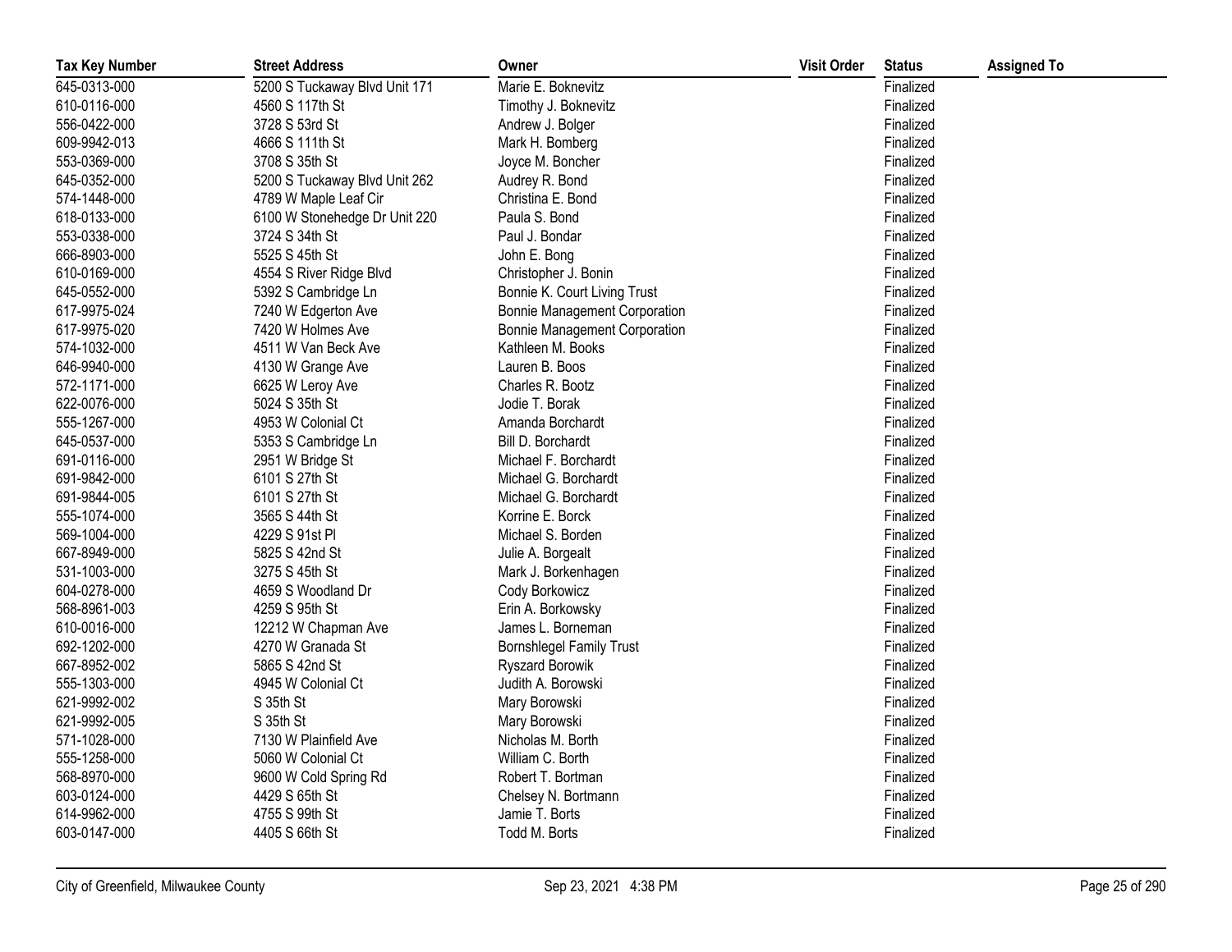| Tax Key Number | Street Address | Owner | Visit Order | Status | Assigned To |
|---|---|---|---|---|---|
| 645-0313-000 | 5200 S Tuckaway Blvd Unit 171 | Marie E. Boknevitz | | Finalized | |
| 610-0116-000 | 4560 S 117th St | Timothy J. Boknevitz | | Finalized | |
| 556-0422-000 | 3728 S 53rd St | Andrew J. Bolger | | Finalized | |
| 609-9942-013 | 4666 S 111th St | Mark H. Bomberg | | Finalized | |
| 553-0369-000 | 3708 S 35th St | Joyce M. Boncher | | Finalized | |
| 645-0352-000 | 5200 S Tuckaway Blvd Unit 262 | Audrey R. Bond | | Finalized | |
| 574-1448-000 | 4789 W Maple Leaf Cir | Christina E. Bond | | Finalized | |
| 618-0133-000 | 6100 W Stonehedge Dr Unit 220 | Paula S. Bond | | Finalized | |
| 553-0338-000 | 3724 S 34th St | Paul J. Bondar | | Finalized | |
| 666-8903-000 | 5525 S 45th St | John E. Bong | | Finalized | |
| 610-0169-000 | 4554 S River Ridge Blvd | Christopher J. Bonin | | Finalized | |
| 645-0552-000 | 5392 S Cambridge Ln | Bonnie K. Court Living Trust | | Finalized | |
| 617-9975-024 | 7240 W Edgerton Ave | Bonnie Management Corporation | | Finalized | |
| 617-9975-020 | 7420 W Holmes Ave | Bonnie Management Corporation | | Finalized | |
| 574-1032-000 | 4511 W Van Beck Ave | Kathleen M. Books | | Finalized | |
| 646-9940-000 | 4130 W Grange Ave | Lauren B. Boos | | Finalized | |
| 572-1171-000 | 6625 W Leroy Ave | Charles R. Bootz | | Finalized | |
| 622-0076-000 | 5024 S 35th St | Jodie T. Borak | | Finalized | |
| 555-1267-000 | 4953 W Colonial Ct | Amanda Borchardt | | Finalized | |
| 645-0537-000 | 5353 S Cambridge Ln | Bill D. Borchardt | | Finalized | |
| 691-0116-000 | 2951 W Bridge St | Michael F. Borchardt | | Finalized | |
| 691-9842-000 | 6101 S 27th St | Michael G. Borchardt | | Finalized | |
| 691-9844-005 | 6101 S 27th St | Michael G. Borchardt | | Finalized | |
| 555-1074-000 | 3565 S 44th St | Korrine E. Borck | | Finalized | |
| 569-1004-000 | 4229 S 91st Pl | Michael S. Borden | | Finalized | |
| 667-8949-000 | 5825 S 42nd St | Julie A. Borgealt | | Finalized | |
| 531-1003-000 | 3275 S 45th St | Mark J. Borkenhagen | | Finalized | |
| 604-0278-000 | 4659 S Woodland Dr | Cody Borkowicz | | Finalized | |
| 568-8961-003 | 4259 S 95th St | Erin A. Borkowsky | | Finalized | |
| 610-0016-000 | 12212 W Chapman Ave | James L. Borneman | | Finalized | |
| 692-1202-000 | 4270 W Granada St | Bornshlegel Family Trust | | Finalized | |
| 667-8952-002 | 5865 S 42nd St | Ryszard Borowik | | Finalized | |
| 555-1303-000 | 4945 W Colonial Ct | Judith A. Borowski | | Finalized | |
| 621-9992-002 | S 35th St | Mary Borowski | | Finalized | |
| 621-9992-005 | S 35th St | Mary Borowski | | Finalized | |
| 571-1028-000 | 7130 W Plainfield Ave | Nicholas M. Borth | | Finalized | |
| 555-1258-000 | 5060 W Colonial Ct | William C. Borth | | Finalized | |
| 568-8970-000 | 9600 W Cold Spring Rd | Robert T. Bortman | | Finalized | |
| 603-0124-000 | 4429 S 65th St | Chelsey N. Bortmann | | Finalized | |
| 614-9962-000 | 4755 S 99th St | Jamie T. Borts | | Finalized | |
| 603-0147-000 | 4405 S 66th St | Todd M. Borts | | Finalized | |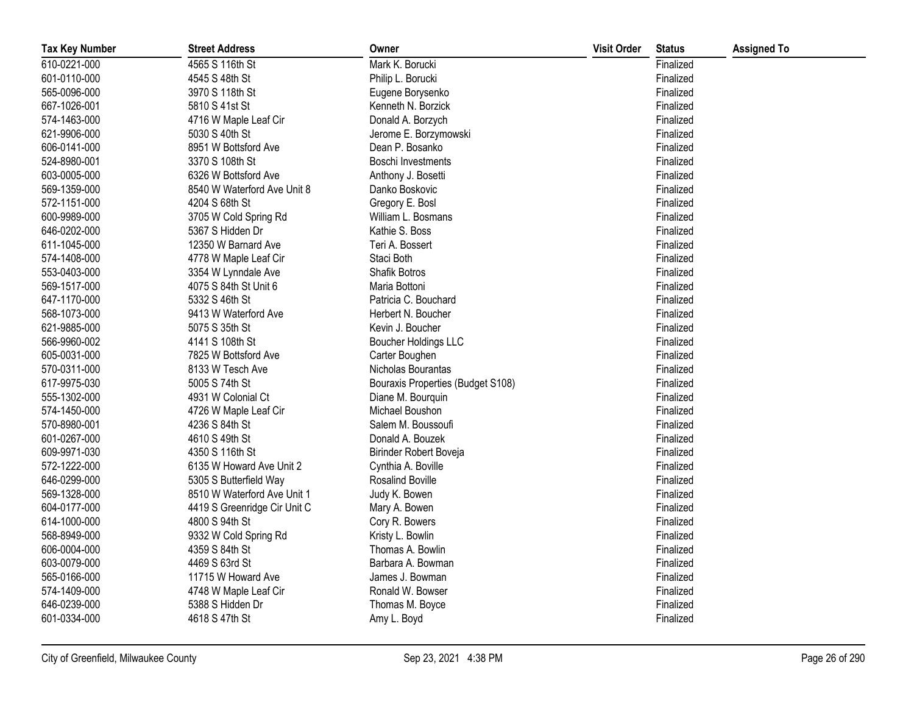| Tax Key Number | Street Address | Owner | Visit Order | Status | Assigned To |
|---|---|---|---|---|---|
| 610-0221-000 | 4565 S 116th St | Mark K. Borucki | | Finalized | |
| 601-0110-000 | 4545 S 48th St | Philip L. Borucki | | Finalized | |
| 565-0096-000 | 3970 S 118th St | Eugene Borysenko | | Finalized | |
| 667-1026-001 | 5810 S 41st St | Kenneth N. Borzick | | Finalized | |
| 574-1463-000 | 4716 W Maple Leaf Cir | Donald A. Borzych | | Finalized | |
| 621-9906-000 | 5030 S 40th St | Jerome E. Borzymowski | | Finalized | |
| 606-0141-000 | 8951 W Bottsford Ave | Dean P. Bosanko | | Finalized | |
| 524-8980-001 | 3370 S 108th St | Boschi Investments | | Finalized | |
| 603-0005-000 | 6326 W Bottsford Ave | Anthony J. Bosetti | | Finalized | |
| 569-1359-000 | 8540 W Waterford Ave Unit 8 | Danko Boskovic | | Finalized | |
| 572-1151-000 | 4204 S 68th St | Gregory E. Bosl | | Finalized | |
| 600-9989-000 | 3705 W Cold Spring Rd | William L. Bosmans | | Finalized | |
| 646-0202-000 | 5367 S Hidden Dr | Kathie S. Boss | | Finalized | |
| 611-1045-000 | 12350 W Barnard Ave | Teri A. Bossert | | Finalized | |
| 574-1408-000 | 4778 W Maple Leaf Cir | Staci Both | | Finalized | |
| 553-0403-000 | 3354 W Lynndale Ave | Shafik Botros | | Finalized | |
| 569-1517-000 | 4075 S 84th St Unit 6 | Maria Bottoni | | Finalized | |
| 647-1170-000 | 5332 S 46th St | Patricia C. Bouchard | | Finalized | |
| 568-1073-000 | 9413 W Waterford Ave | Herbert N. Boucher | | Finalized | |
| 621-9885-000 | 5075 S 35th St | Kevin J. Boucher | | Finalized | |
| 566-9960-002 | 4141 S 108th St | Boucher Holdings LLC | | Finalized | |
| 605-0031-000 | 7825 W Bottsford Ave | Carter Boughen | | Finalized | |
| 570-0311-000 | 8133 W Tesch Ave | Nicholas Bourantas | | Finalized | |
| 617-9975-030 | 5005 S 74th St | Bouraxis Properties (Budget S108) | | Finalized | |
| 555-1302-000 | 4931 W Colonial Ct | Diane M. Bourquin | | Finalized | |
| 574-1450-000 | 4726 W Maple Leaf Cir | Michael Boushon | | Finalized | |
| 570-8980-001 | 4236 S 84th St | Salem M. Boussoufi | | Finalized | |
| 601-0267-000 | 4610 S 49th St | Donald A. Bouzek | | Finalized | |
| 609-9971-030 | 4350 S 116th St | Birinder Robert Boveja | | Finalized | |
| 572-1222-000 | 6135 W Howard Ave Unit 2 | Cynthia A. Boville | | Finalized | |
| 646-0299-000 | 5305 S Butterfield Way | Rosalind Boville | | Finalized | |
| 569-1328-000 | 8510 W Waterford Ave Unit 1 | Judy K. Bowen | | Finalized | |
| 604-0177-000 | 4419 S Greenridge Cir Unit C | Mary A. Bowen | | Finalized | |
| 614-1000-000 | 4800 S 94th St | Cory R. Bowers | | Finalized | |
| 568-8949-000 | 9332 W Cold Spring Rd | Kristy L. Bowlin | | Finalized | |
| 606-0004-000 | 4359 S 84th St | Thomas A. Bowlin | | Finalized | |
| 603-0079-000 | 4469 S 63rd St | Barbara A. Bowman | | Finalized | |
| 565-0166-000 | 11715 W Howard Ave | James J. Bowman | | Finalized | |
| 574-1409-000 | 4748 W Maple Leaf Cir | Ronald W. Bowser | | Finalized | |
| 646-0239-000 | 5388 S Hidden Dr | Thomas M. Boyce | | Finalized | |
| 601-0334-000 | 4618 S 47th St | Amy L. Boyd | | Finalized | |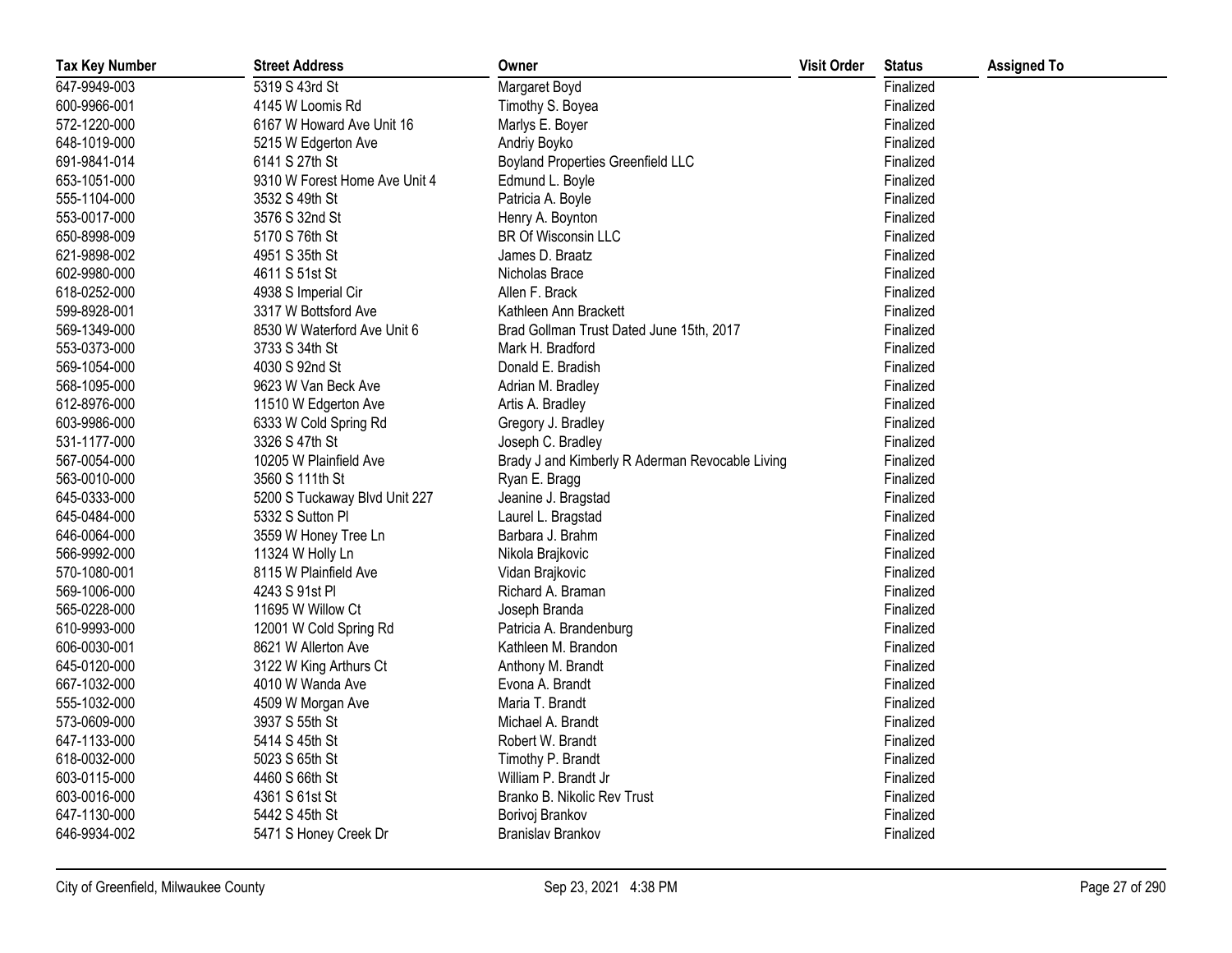| Tax Key Number | Street Address | Owner | Visit Order | Status | Assigned To |
|---|---|---|---|---|---|
| 647-9949-003 | 5319 S 43rd St | Margaret Boyd | | Finalized | |
| 600-9966-001 | 4145 W Loomis Rd | Timothy S. Boyea | | Finalized | |
| 572-1220-000 | 6167 W Howard Ave Unit 16 | Marlys E. Boyer | | Finalized | |
| 648-1019-000 | 5215 W Edgerton Ave | Andriy Boyko | | Finalized | |
| 691-9841-014 | 6141 S 27th St | Boyland Properties Greenfield LLC | | Finalized | |
| 653-1051-000 | 9310 W Forest Home Ave Unit 4 | Edmund L. Boyle | | Finalized | |
| 555-1104-000 | 3532 S 49th St | Patricia A. Boyle | | Finalized | |
| 553-0017-000 | 3576 S 32nd St | Henry A. Boynton | | Finalized | |
| 650-8998-009 | 5170 S 76th St | BR Of Wisconsin LLC | | Finalized | |
| 621-9898-002 | 4951 S 35th St | James D. Braatz | | Finalized | |
| 602-9980-000 | 4611 S 51st St | Nicholas Brace | | Finalized | |
| 618-0252-000 | 4938 S Imperial Cir | Allen F. Brack | | Finalized | |
| 599-8928-001 | 3317 W Bottsford Ave | Kathleen Ann Brackett | | Finalized | |
| 569-1349-000 | 8530 W Waterford Ave Unit 6 | Brad Gollman Trust Dated June 15th, 2017 | | Finalized | |
| 553-0373-000 | 3733 S 34th St | Mark H. Bradford | | Finalized | |
| 569-1054-000 | 4030 S 92nd St | Donald E. Bradish | | Finalized | |
| 568-1095-000 | 9623 W Van Beck Ave | Adrian M. Bradley | | Finalized | |
| 612-8976-000 | 11510 W Edgerton Ave | Artis A. Bradley | | Finalized | |
| 603-9986-000 | 6333 W Cold Spring Rd | Gregory J. Bradley | | Finalized | |
| 531-1177-000 | 3326 S 47th St | Joseph C. Bradley | | Finalized | |
| 567-0054-000 | 10205 W Plainfield Ave | Brady J and Kimberly R Aderman Revocable Living | | Finalized | |
| 563-0010-000 | 3560 S 111th St | Ryan E. Bragg | | Finalized | |
| 645-0333-000 | 5200 S Tuckaway Blvd Unit 227 | Jeanine J. Bragstad | | Finalized | |
| 645-0484-000 | 5332 S Sutton Pl | Laurel L. Bragstad | | Finalized | |
| 646-0064-000 | 3559 W Honey Tree Ln | Barbara J. Brahm | | Finalized | |
| 566-9992-000 | 11324 W Holly Ln | Nikola Brajkovic | | Finalized | |
| 570-1080-001 | 8115 W Plainfield Ave | Vidan Brajkovic | | Finalized | |
| 569-1006-000 | 4243 S 91st Pl | Richard A. Braman | | Finalized | |
| 565-0228-000 | 11695 W Willow Ct | Joseph Branda | | Finalized | |
| 610-9993-000 | 12001 W Cold Spring Rd | Patricia A. Brandenburg | | Finalized | |
| 606-0030-001 | 8621 W Allerton Ave | Kathleen M. Brandon | | Finalized | |
| 645-0120-000 | 3122 W King Arthurs Ct | Anthony M. Brandt | | Finalized | |
| 667-1032-000 | 4010 W Wanda Ave | Evona A. Brandt | | Finalized | |
| 555-1032-000 | 4509 W Morgan Ave | Maria T. Brandt | | Finalized | |
| 573-0609-000 | 3937 S 55th St | Michael A. Brandt | | Finalized | |
| 647-1133-000 | 5414 S 45th St | Robert W. Brandt | | Finalized | |
| 618-0032-000 | 5023 S 65th St | Timothy P. Brandt | | Finalized | |
| 603-0115-000 | 4460 S 66th St | William P. Brandt Jr | | Finalized | |
| 603-0016-000 | 4361 S 61st St | Branko B. Nikolic Rev Trust | | Finalized | |
| 647-1130-000 | 5442 S 45th St | Borivoj Brankov | | Finalized | |
| 646-9934-002 | 5471 S Honey Creek Dr | Branislav Brankov | | Finalized | |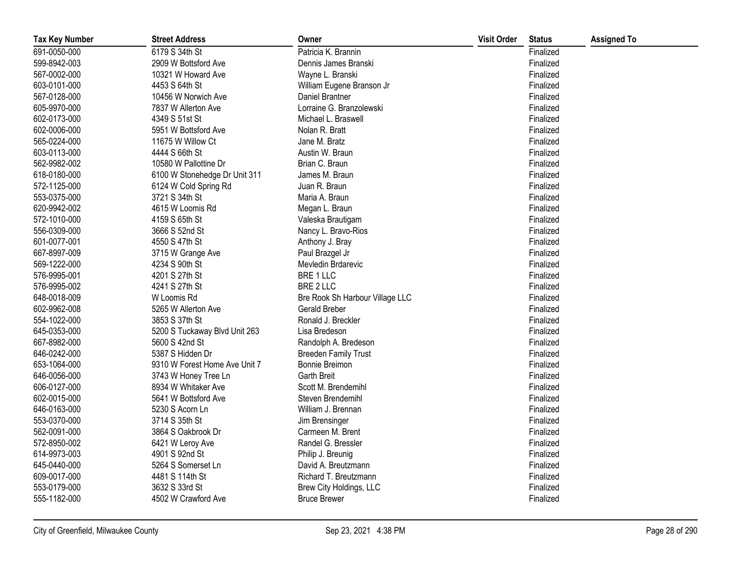| Tax Key Number | Street Address | Owner | Visit Order | Status | Assigned To |
|---|---|---|---|---|---|
| 691-0050-000 | 6179 S 34th St | Patricia K. Brannin | | Finalized | |
| 599-8942-003 | 2909 W Bottsford Ave | Dennis James Branski | | Finalized | |
| 567-0002-000 | 10321 W Howard Ave | Wayne L. Branski | | Finalized | |
| 603-0101-000 | 4453 S 64th St | William Eugene Branson Jr | | Finalized | |
| 567-0128-000 | 10456 W Norwich Ave | Daniel Brantner | | Finalized | |
| 605-9970-000 | 7837 W Allerton Ave | Lorraine G. Branzolewski | | Finalized | |
| 602-0173-000 | 4349 S 51st St | Michael L. Braswell | | Finalized | |
| 602-0006-000 | 5951 W Bottsford Ave | Nolan R. Bratt | | Finalized | |
| 565-0224-000 | 11675 W Willow Ct | Jane M. Bratz | | Finalized | |
| 603-0113-000 | 4444 S 66th St | Austin W. Braun | | Finalized | |
| 562-9982-002 | 10580 W Pallottine Dr | Brian C. Braun | | Finalized | |
| 618-0180-000 | 6100 W Stonehedge Dr Unit 311 | James M. Braun | | Finalized | |
| 572-1125-000 | 6124 W Cold Spring Rd | Juan R. Braun | | Finalized | |
| 553-0375-000 | 3721 S 34th St | Maria A. Braun | | Finalized | |
| 620-9942-002 | 4615 W Loomis Rd | Megan L. Braun | | Finalized | |
| 572-1010-000 | 4159 S 65th St | Valeska Brautigam | | Finalized | |
| 556-0309-000 | 3666 S 52nd St | Nancy L. Bravo-Rios | | Finalized | |
| 601-0077-001 | 4550 S 47th St | Anthony J. Bray | | Finalized | |
| 667-8997-009 | 3715 W Grange Ave | Paul Brazgel Jr | | Finalized | |
| 569-1222-000 | 4234 S 90th St | Mevledin Brdarevic | | Finalized | |
| 576-9995-001 | 4201 S 27th St | BRE 1 LLC | | Finalized | |
| 576-9995-002 | 4241 S 27th St | BRE 2 LLC | | Finalized | |
| 648-0018-009 | W Loomis Rd | Bre Rook Sh Harbour Village LLC | | Finalized | |
| 602-9962-008 | 5265 W Allerton Ave | Gerald Breber | | Finalized | |
| 554-1022-000 | 3853 S 37th St | Ronald J. Breckler | | Finalized | |
| 645-0353-000 | 5200 S Tuckaway Blvd Unit 263 | Lisa Bredeson | | Finalized | |
| 667-8982-000 | 5600 S 42nd St | Randolph A. Bredeson | | Finalized | |
| 646-0242-000 | 5387 S Hidden Dr | Breeden Family Trust | | Finalized | |
| 653-1064-000 | 9310 W Forest Home Ave Unit 7 | Bonnie Breimon | | Finalized | |
| 646-0056-000 | 3743 W Honey Tree Ln | Garth Breit | | Finalized | |
| 606-0127-000 | 8934 W Whitaker Ave | Scott M. Brendemihl | | Finalized | |
| 602-0015-000 | 5641 W Bottsford Ave | Steven Brendemihl | | Finalized | |
| 646-0163-000 | 5230 S Acorn Ln | William J. Brennan | | Finalized | |
| 553-0370-000 | 3714 S 35th St | Jim Brensinger | | Finalized | |
| 562-0091-000 | 3864 S Oakbrook Dr | Carmeen M. Brent | | Finalized | |
| 572-8950-002 | 6421 W Leroy Ave | Randel G. Bressler | | Finalized | |
| 614-9973-003 | 4901 S 92nd St | Philip J. Breunig | | Finalized | |
| 645-0440-000 | 5264 S Somerset Ln | David A. Breutzmann | | Finalized | |
| 609-0017-000 | 4481 S 114th St | Richard T. Breutzmann | | Finalized | |
| 553-0179-000 | 3632 S 33rd St | Brew City Holdings, LLC | | Finalized | |
| 555-1182-000 | 4502 W Crawford Ave | Bruce Brewer | | Finalized | |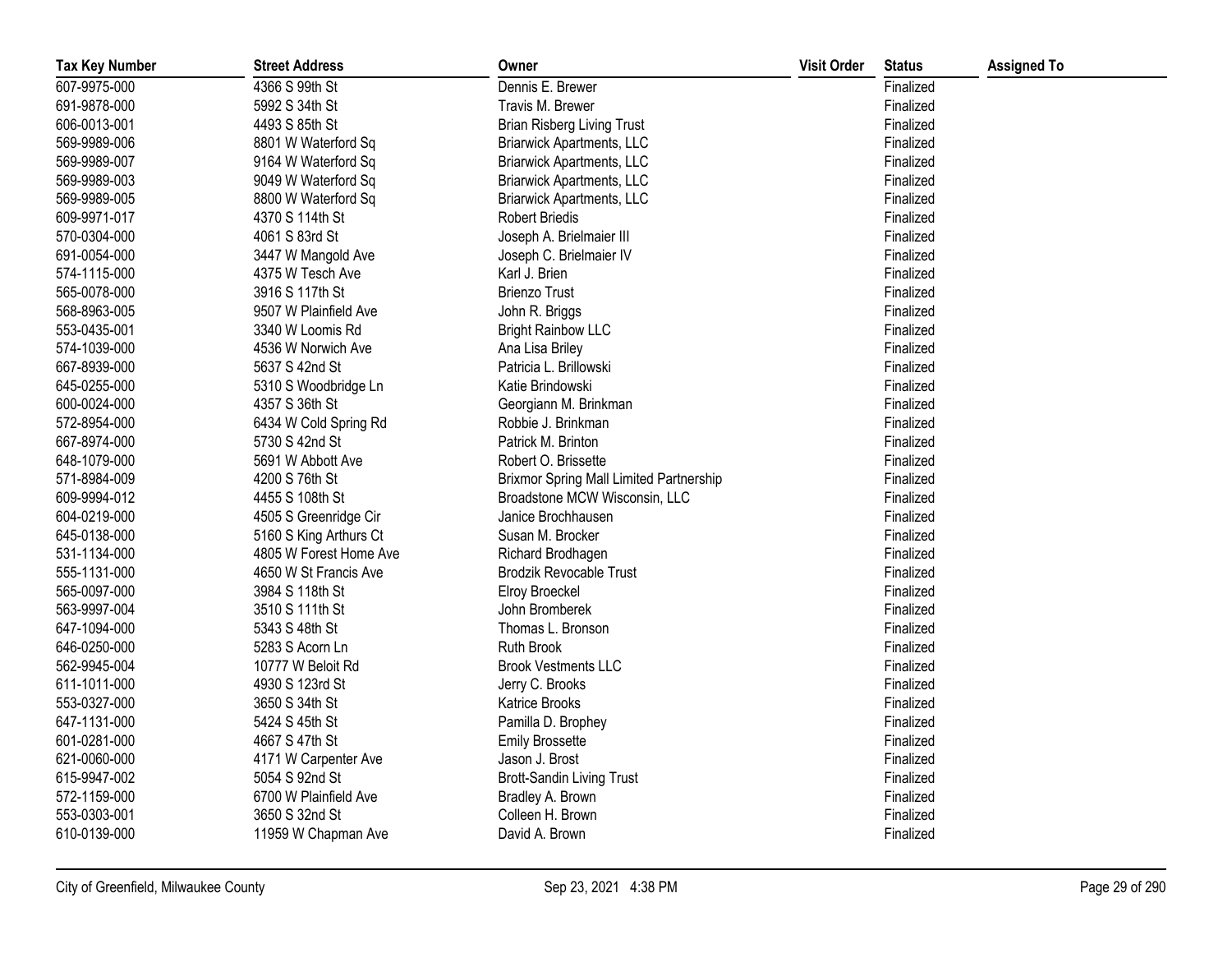| Tax Key Number | Street Address | Owner | Visit Order | Status | Assigned To |
|---|---|---|---|---|---|
| 607-9975-000 | 4366 S 99th St | Dennis E. Brewer | | Finalized | |
| 691-9878-000 | 5992 S 34th St | Travis M. Brewer | | Finalized | |
| 606-0013-001 | 4493 S 85th St | Brian Risberg Living Trust | | Finalized | |
| 569-9989-006 | 8801 W Waterford Sq | Briarwick Apartments, LLC | | Finalized | |
| 569-9989-007 | 9164 W Waterford Sq | Briarwick Apartments, LLC | | Finalized | |
| 569-9989-003 | 9049 W Waterford Sq | Briarwick Apartments, LLC | | Finalized | |
| 569-9989-005 | 8800 W Waterford Sq | Briarwick Apartments, LLC | | Finalized | |
| 609-9971-017 | 4370 S 114th St | Robert Briedis | | Finalized | |
| 570-0304-000 | 4061 S 83rd St | Joseph A. Brielmaier III | | Finalized | |
| 691-0054-000 | 3447 W Mangold Ave | Joseph C. Brielmaier IV | | Finalized | |
| 574-1115-000 | 4375 W Tesch Ave | Karl J. Brien | | Finalized | |
| 565-0078-000 | 3916 S 117th St | Brienzo Trust | | Finalized | |
| 568-8963-005 | 9507 W Plainfield Ave | John R. Briggs | | Finalized | |
| 553-0435-001 | 3340 W Loomis Rd | Bright Rainbow LLC | | Finalized | |
| 574-1039-000 | 4536 W Norwich Ave | Ana Lisa Briley | | Finalized | |
| 667-8939-000 | 5637 S 42nd St | Patricia L. Brillowski | | Finalized | |
| 645-0255-000 | 5310 S Woodbridge Ln | Katie Brindowski | | Finalized | |
| 600-0024-000 | 4357 S 36th St | Georgiann M. Brinkman | | Finalized | |
| 572-8954-000 | 6434 W Cold Spring Rd | Robbie J. Brinkman | | Finalized | |
| 667-8974-000 | 5730 S 42nd St | Patrick M. Brinton | | Finalized | |
| 648-1079-000 | 5691 W Abbott Ave | Robert O. Brissette | | Finalized | |
| 571-8984-009 | 4200 S 76th St | Brixmor Spring Mall Limited Partnership | | Finalized | |
| 609-9994-012 | 4455 S 108th St | Broadstone MCW Wisconsin, LLC | | Finalized | |
| 604-0219-000 | 4505 S Greenridge Cir | Janice Brochhausen | | Finalized | |
| 645-0138-000 | 5160 S King Arthurs Ct | Susan M. Brocker | | Finalized | |
| 531-1134-000 | 4805 W Forest Home Ave | Richard Brodhagen | | Finalized | |
| 555-1131-000 | 4650 W St Francis Ave | Brodzik Revocable Trust | | Finalized | |
| 565-0097-000 | 3984 S 118th St | Elroy Broeckel | | Finalized | |
| 563-9997-004 | 3510 S 111th St | John Bromberek | | Finalized | |
| 647-1094-000 | 5343 S 48th St | Thomas L. Bronson | | Finalized | |
| 646-0250-000 | 5283 S Acorn Ln | Ruth Brook | | Finalized | |
| 562-9945-004 | 10777 W Beloit Rd | Brook Vestments LLC | | Finalized | |
| 611-1011-000 | 4930 S 123rd St | Jerry C. Brooks | | Finalized | |
| 553-0327-000 | 3650 S 34th St | Katrice Brooks | | Finalized | |
| 647-1131-000 | 5424 S 45th St | Pamilla D. Brophey | | Finalized | |
| 601-0281-000 | 4667 S 47th St | Emily Brossette | | Finalized | |
| 621-0060-000 | 4171 W Carpenter Ave | Jason J. Brost | | Finalized | |
| 615-9947-002 | 5054 S 92nd St | Brott-Sandin Living Trust | | Finalized | |
| 572-1159-000 | 6700 W Plainfield Ave | Bradley A. Brown | | Finalized | |
| 553-0303-001 | 3650 S 32nd St | Colleen H. Brown | | Finalized | |
| 610-0139-000 | 11959 W Chapman Ave | David A. Brown | | Finalized | |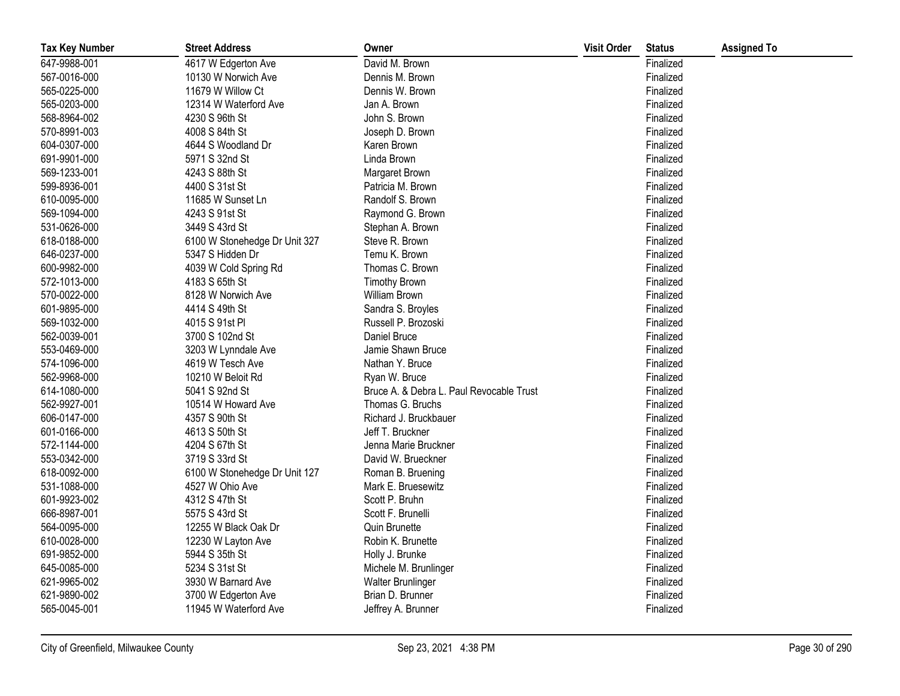| Tax Key Number | Street Address | Owner | Visit Order | Status | Assigned To |
|---|---|---|---|---|---|
| 647-9988-001 | 4617 W Edgerton Ave | David M. Brown | | Finalized | |
| 567-0016-000 | 10130 W Norwich Ave | Dennis M. Brown | | Finalized | |
| 565-0225-000 | 11679 W Willow Ct | Dennis W. Brown | | Finalized | |
| 565-0203-000 | 12314 W Waterford Ave | Jan A. Brown | | Finalized | |
| 568-8964-002 | 4230 S 96th St | John S. Brown | | Finalized | |
| 570-8991-003 | 4008 S 84th St | Joseph D. Brown | | Finalized | |
| 604-0307-000 | 4644 S Woodland Dr | Karen Brown | | Finalized | |
| 691-9901-000 | 5971 S 32nd St | Linda Brown | | Finalized | |
| 569-1233-001 | 4243 S 88th St | Margaret Brown | | Finalized | |
| 599-8936-001 | 4400 S 31st St | Patricia M. Brown | | Finalized | |
| 610-0095-000 | 11685 W Sunset Ln | Randolf S. Brown | | Finalized | |
| 569-1094-000 | 4243 S 91st St | Raymond G. Brown | | Finalized | |
| 531-0626-000 | 3449 S 43rd St | Stephan A. Brown | | Finalized | |
| 618-0188-000 | 6100 W Stonehedge Dr Unit 327 | Steve R. Brown | | Finalized | |
| 646-0237-000 | 5347 S Hidden Dr | Temu K. Brown | | Finalized | |
| 600-9982-000 | 4039 W Cold Spring Rd | Thomas C. Brown | | Finalized | |
| 572-1013-000 | 4183 S 65th St | Timothy Brown | | Finalized | |
| 570-0022-000 | 8128 W Norwich Ave | William Brown | | Finalized | |
| 601-9895-000 | 4414 S 49th St | Sandra S. Broyles | | Finalized | |
| 569-1032-000 | 4015 S 91st Pl | Russell P. Brozoski | | Finalized | |
| 562-0039-001 | 3700 S 102nd St | Daniel Bruce | | Finalized | |
| 553-0469-000 | 3203 W Lynndale Ave | Jamie Shawn Bruce | | Finalized | |
| 574-1096-000 | 4619 W Tesch Ave | Nathan Y. Bruce | | Finalized | |
| 562-9968-000 | 10210 W Beloit Rd | Ryan W. Bruce | | Finalized | |
| 614-1080-000 | 5041 S 92nd St | Bruce A. & Debra L. Paul Revocable Trust | | Finalized | |
| 562-9927-001 | 10514 W Howard Ave | Thomas G. Bruchs | | Finalized | |
| 606-0147-000 | 4357 S 90th St | Richard J. Bruckbauer | | Finalized | |
| 601-0166-000 | 4613 S 50th St | Jeff T. Bruckner | | Finalized | |
| 572-1144-000 | 4204 S 67th St | Jenna Marie Bruckner | | Finalized | |
| 553-0342-000 | 3719 S 33rd St | David W. Brueckner | | Finalized | |
| 618-0092-000 | 6100 W Stonehedge Dr Unit 127 | Roman B. Bruening | | Finalized | |
| 531-1088-000 | 4527 W Ohio Ave | Mark E. Bruesewitz | | Finalized | |
| 601-9923-002 | 4312 S 47th St | Scott P. Bruhn | | Finalized | |
| 666-8987-001 | 5575 S 43rd St | Scott F. Brunelli | | Finalized | |
| 564-0095-000 | 12255 W Black Oak Dr | Quin Brunette | | Finalized | |
| 610-0028-000 | 12230 W Layton Ave | Robin K. Brunette | | Finalized | |
| 691-9852-000 | 5944 S 35th St | Holly J. Brunke | | Finalized | |
| 645-0085-000 | 5234 S 31st St | Michele M. Brunlinger | | Finalized | |
| 621-9965-002 | 3930 W Barnard Ave | Walter Brunlinger | | Finalized | |
| 621-9890-002 | 3700 W Edgerton Ave | Brian D. Brunner | | Finalized | |
| 565-0045-001 | 11945 W Waterford Ave | Jeffrey A. Brunner | | Finalized | |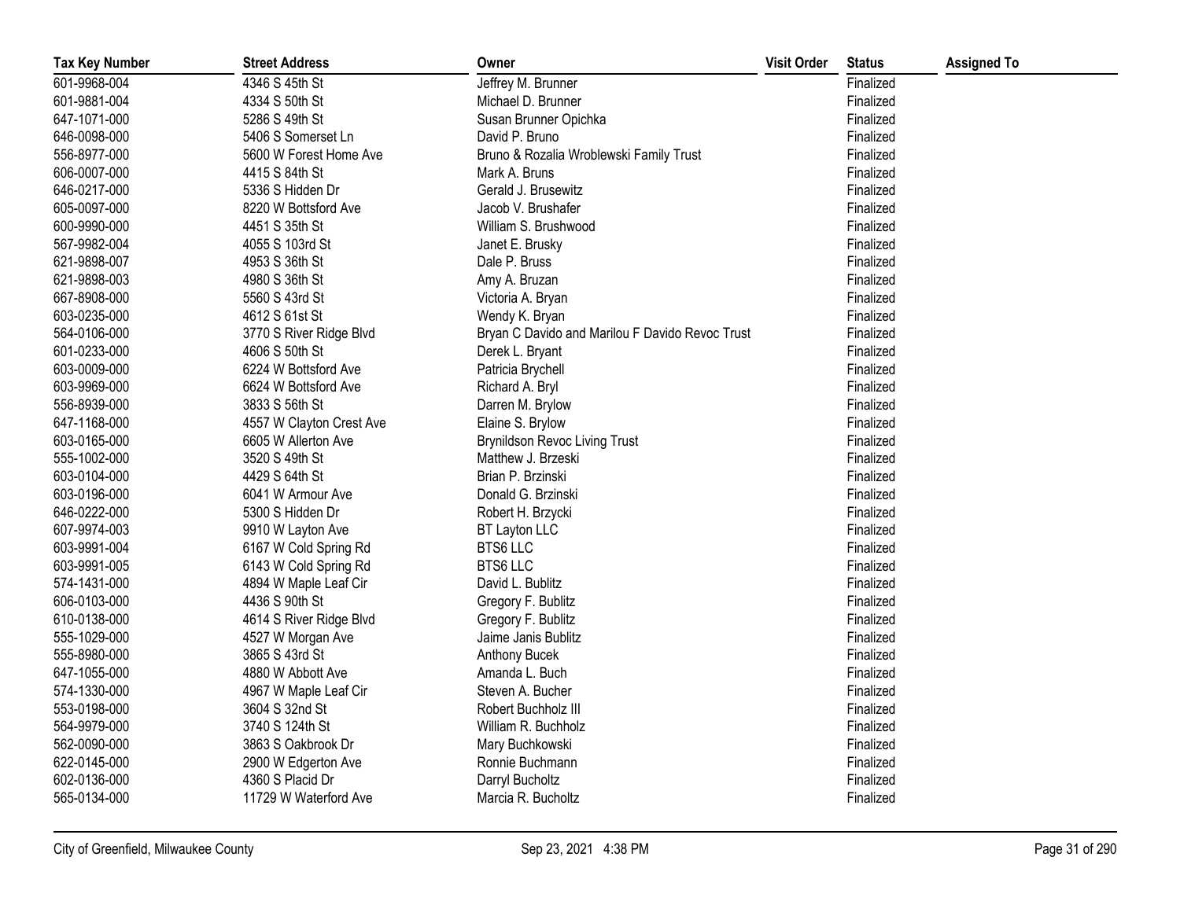| Tax Key Number | Street Address | Owner | Visit Order | Status | Assigned To |
|---|---|---|---|---|---|
| 601-9968-004 | 4346 S 45th St | Jeffrey M. Brunner | | Finalized | |
| 601-9881-004 | 4334 S 50th St | Michael D. Brunner | | Finalized | |
| 647-1071-000 | 5286 S 49th St | Susan Brunner Opichka | | Finalized | |
| 646-0098-000 | 5406 S Somerset Ln | David P. Bruno | | Finalized | |
| 556-8977-000 | 5600 W Forest Home Ave | Bruno & Rozalia Wroblewski Family Trust | | Finalized | |
| 606-0007-000 | 4415 S 84th St | Mark A. Bruns | | Finalized | |
| 646-0217-000 | 5336 S Hidden Dr | Gerald J. Brusewitz | | Finalized | |
| 605-0097-000 | 8220 W Bottsford Ave | Jacob V. Brushafer | | Finalized | |
| 600-9990-000 | 4451 S 35th St | William S. Brushwood | | Finalized | |
| 567-9982-004 | 4055 S 103rd St | Janet E. Brusky | | Finalized | |
| 621-9898-007 | 4953 S 36th St | Dale P. Bruss | | Finalized | |
| 621-9898-003 | 4980 S 36th St | Amy A. Bruzan | | Finalized | |
| 667-8908-000 | 5560 S 43rd St | Victoria A. Bryan | | Finalized | |
| 603-0235-000 | 4612 S 61st St | Wendy K. Bryan | | Finalized | |
| 564-0106-000 | 3770 S River Ridge Blvd | Bryan C Davido and Marilou F Davido Revoc Trust | | Finalized | |
| 601-0233-000 | 4606 S 50th St | Derek L. Bryant | | Finalized | |
| 603-0009-000 | 6224 W Bottsford Ave | Patricia Brychell | | Finalized | |
| 603-9969-000 | 6624 W Bottsford Ave | Richard A. Bryl | | Finalized | |
| 556-8939-000 | 3833 S 56th St | Darren M. Brylow | | Finalized | |
| 647-1168-000 | 4557 W Clayton Crest Ave | Elaine S. Brylow | | Finalized | |
| 603-0165-000 | 6605 W Allerton Ave | Brynildson Revoc Living Trust | | Finalized | |
| 555-1002-000 | 3520 S 49th St | Matthew J. Brzeski | | Finalized | |
| 603-0104-000 | 4429 S 64th St | Brian P. Brzinski | | Finalized | |
| 603-0196-000 | 6041 W Armour Ave | Donald G. Brzinski | | Finalized | |
| 646-0222-000 | 5300 S Hidden Dr | Robert H. Brzycki | | Finalized | |
| 607-9974-003 | 9910 W Layton Ave | BT Layton LLC | | Finalized | |
| 603-9991-004 | 6167 W Cold Spring Rd | BTS6 LLC | | Finalized | |
| 603-9991-005 | 6143 W Cold Spring Rd | BTS6 LLC | | Finalized | |
| 574-1431-000 | 4894 W Maple Leaf Cir | David L. Bublitz | | Finalized | |
| 606-0103-000 | 4436 S 90th St | Gregory F. Bublitz | | Finalized | |
| 610-0138-000 | 4614 S River Ridge Blvd | Gregory F. Bublitz | | Finalized | |
| 555-1029-000 | 4527 W Morgan Ave | Jaime Janis Bublitz | | Finalized | |
| 555-8980-000 | 3865 S 43rd St | Anthony Bucek | | Finalized | |
| 647-1055-000 | 4880 W Abbott Ave | Amanda L. Buch | | Finalized | |
| 574-1330-000 | 4967 W Maple Leaf Cir | Steven A. Bucher | | Finalized | |
| 553-0198-000 | 3604 S 32nd St | Robert Buchholz III | | Finalized | |
| 564-9979-000 | 3740 S 124th St | William R. Buchholz | | Finalized | |
| 562-0090-000 | 3863 S Oakbrook Dr | Mary Buchkowski | | Finalized | |
| 622-0145-000 | 2900 W Edgerton Ave | Ronnie Buchmann | | Finalized | |
| 602-0136-000 | 4360 S Placid Dr | Darryl Bucholtz | | Finalized | |
| 565-0134-000 | 11729 W Waterford Ave | Marcia R. Bucholtz | | Finalized | |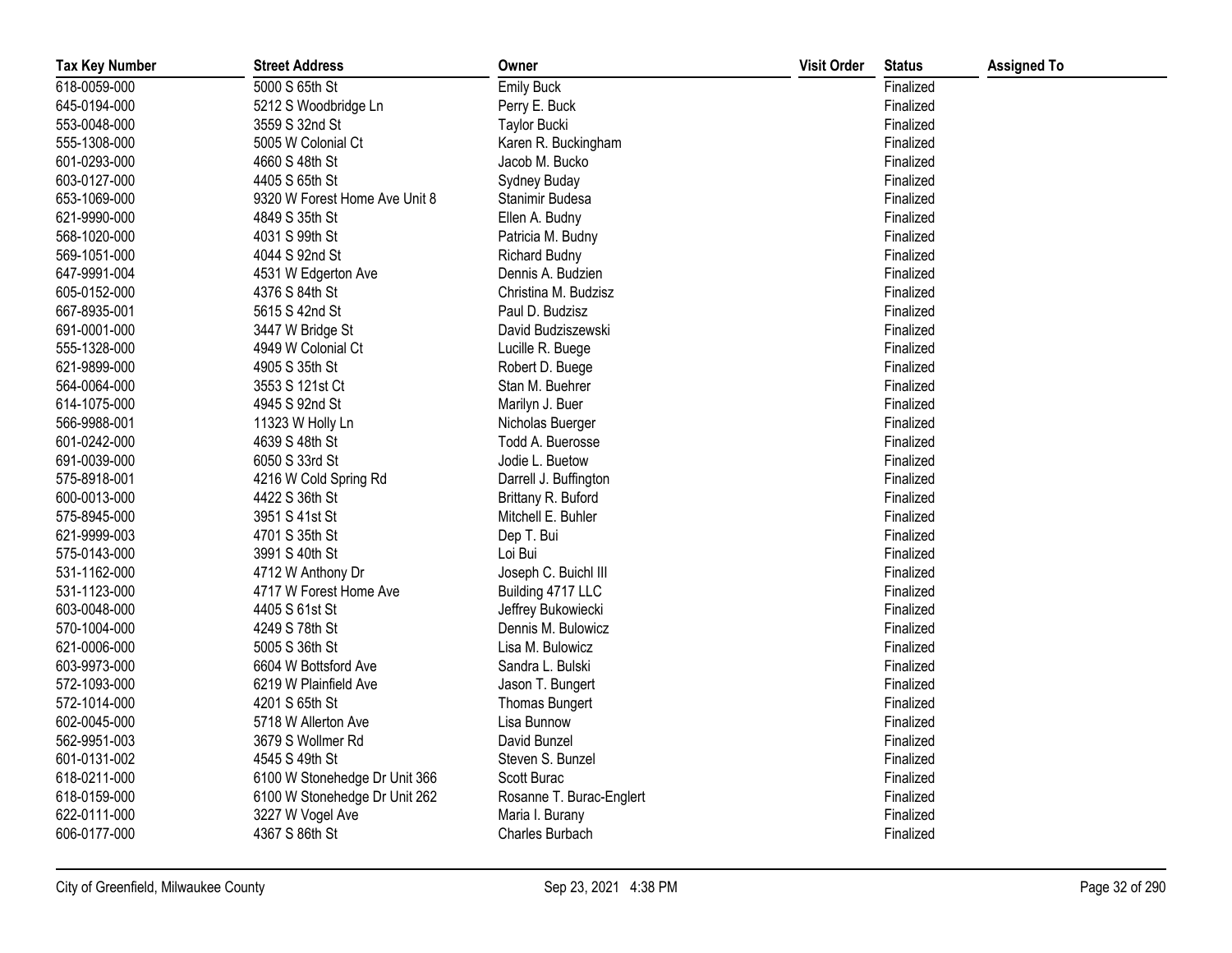| Tax Key Number | Street Address | Owner | Visit Order | Status | Assigned To |
|---|---|---|---|---|---|
| 618-0059-000 | 5000 S 65th St | Emily Buck | | Finalized | |
| 645-0194-000 | 5212 S Woodbridge Ln | Perry E. Buck | | Finalized | |
| 553-0048-000 | 3559 S 32nd St | Taylor Bucki | | Finalized | |
| 555-1308-000 | 5005 W Colonial Ct | Karen R. Buckingham | | Finalized | |
| 601-0293-000 | 4660 S 48th St | Jacob M. Bucko | | Finalized | |
| 603-0127-000 | 4405 S 65th St | Sydney Buday | | Finalized | |
| 653-1069-000 | 9320 W Forest Home Ave Unit 8 | Stanimir Budesa | | Finalized | |
| 621-9990-000 | 4849 S 35th St | Ellen A. Budny | | Finalized | |
| 568-1020-000 | 4031 S 99th St | Patricia M. Budny | | Finalized | |
| 569-1051-000 | 4044 S 92nd St | Richard Budny | | Finalized | |
| 647-9991-004 | 4531 W Edgerton Ave | Dennis A. Budzien | | Finalized | |
| 605-0152-000 | 4376 S 84th St | Christina M. Budzisz | | Finalized | |
| 667-8935-001 | 5615 S 42nd St | Paul D. Budzisz | | Finalized | |
| 691-0001-000 | 3447 W Bridge St | David Budziszewski | | Finalized | |
| 555-1328-000 | 4949 W Colonial Ct | Lucille R. Buege | | Finalized | |
| 621-9899-000 | 4905 S 35th St | Robert D. Buege | | Finalized | |
| 564-0064-000 | 3553 S 121st Ct | Stan M. Buehrer | | Finalized | |
| 614-1075-000 | 4945 S 92nd St | Marilyn J. Buer | | Finalized | |
| 566-9988-001 | 11323 W Holly Ln | Nicholas Buerger | | Finalized | |
| 601-0242-000 | 4639 S 48th St | Todd A. Buerosse | | Finalized | |
| 691-0039-000 | 6050 S 33rd St | Jodie L. Buetow | | Finalized | |
| 575-8918-001 | 4216 W Cold Spring Rd | Darrell J. Buffington | | Finalized | |
| 600-0013-000 | 4422 S 36th St | Brittany R. Buford | | Finalized | |
| 575-8945-000 | 3951 S 41st St | Mitchell E. Buhler | | Finalized | |
| 621-9999-003 | 4701 S 35th St | Dep T. Bui | | Finalized | |
| 575-0143-000 | 3991 S 40th St | Loi Bui | | Finalized | |
| 531-1162-000 | 4712 W Anthony Dr | Joseph C. Buichl III | | Finalized | |
| 531-1123-000 | 4717 W Forest Home Ave | Building 4717 LLC | | Finalized | |
| 603-0048-000 | 4405 S 61st St | Jeffrey Bukowiecki | | Finalized | |
| 570-1004-000 | 4249 S 78th St | Dennis M. Bulowicz | | Finalized | |
| 621-0006-000 | 5005 S 36th St | Lisa M. Bulowicz | | Finalized | |
| 603-9973-000 | 6604 W Bottsford Ave | Sandra L. Bulski | | Finalized | |
| 572-1093-000 | 6219 W Plainfield Ave | Jason T. Bungert | | Finalized | |
| 572-1014-000 | 4201 S 65th St | Thomas Bungert | | Finalized | |
| 602-0045-000 | 5718 W Allerton Ave | Lisa Bunnow | | Finalized | |
| 562-9951-003 | 3679 S Wollmer Rd | David Bunzel | | Finalized | |
| 601-0131-002 | 4545 S 49th St | Steven S. Bunzel | | Finalized | |
| 618-0211-000 | 6100 W Stonehedge Dr Unit 366 | Scott Burac | | Finalized | |
| 618-0159-000 | 6100 W Stonehedge Dr Unit 262 | Rosanne T. Burac-Englert | | Finalized | |
| 622-0111-000 | 3227 W Vogel Ave | Maria I. Burany | | Finalized | |
| 606-0177-000 | 4367 S 86th St | Charles Burbach | | Finalized | |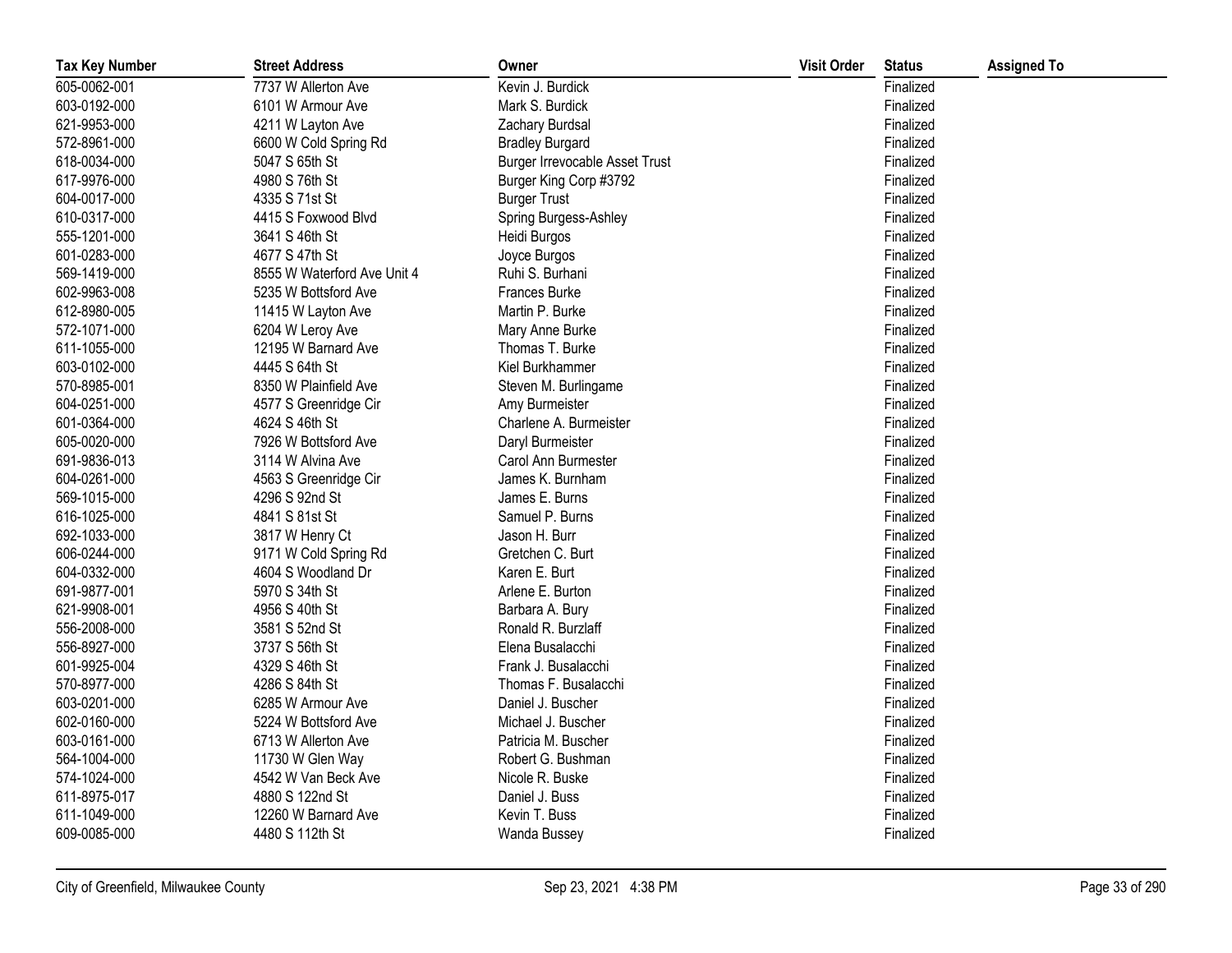| Tax Key Number | Street Address | Owner | Visit Order | Status | Assigned To |
| --- | --- | --- | --- | --- | --- |
| 605-0062-001 | 7737 W Allerton Ave | Kevin J. Burdick | | Finalized | |
| 603-0192-000 | 6101 W Armour Ave | Mark S. Burdick | | Finalized | |
| 621-9953-000 | 4211 W Layton Ave | Zachary Burdsal | | Finalized | |
| 572-8961-000 | 6600 W Cold Spring Rd | Bradley Burgard | | Finalized | |
| 618-0034-000 | 5047 S 65th St | Burger Irrevocable Asset Trust | | Finalized | |
| 617-9976-000 | 4980 S 76th St | Burger King Corp #3792 | | Finalized | |
| 604-0017-000 | 4335 S 71st St | Burger Trust | | Finalized | |
| 610-0317-000 | 4415 S Foxwood Blvd | Spring Burgess-Ashley | | Finalized | |
| 555-1201-000 | 3641 S 46th St | Heidi Burgos | | Finalized | |
| 601-0283-000 | 4677 S 47th St | Joyce Burgos | | Finalized | |
| 569-1419-000 | 8555 W Waterford Ave Unit 4 | Ruhi S. Burhani | | Finalized | |
| 602-9963-008 | 5235 W Bottsford Ave | Frances Burke | | Finalized | |
| 612-8980-005 | 11415 W Layton Ave | Martin P. Burke | | Finalized | |
| 572-1071-000 | 6204 W Leroy Ave | Mary Anne Burke | | Finalized | |
| 611-1055-000 | 12195 W Barnard Ave | Thomas T. Burke | | Finalized | |
| 603-0102-000 | 4445 S 64th St | Kiel Burkhammer | | Finalized | |
| 570-8985-001 | 8350 W Plainfield Ave | Steven M. Burlingame | | Finalized | |
| 604-0251-000 | 4577 S Greenridge Cir | Amy Burmeister | | Finalized | |
| 601-0364-000 | 4624 S 46th St | Charlene A. Burmeister | | Finalized | |
| 605-0020-000 | 7926 W Bottsford Ave | Daryl Burmeister | | Finalized | |
| 691-9836-013 | 3114 W Alvina Ave | Carol Ann Burmester | | Finalized | |
| 604-0261-000 | 4563 S Greenridge Cir | James K. Burnham | | Finalized | |
| 569-1015-000 | 4296 S 92nd St | James E. Burns | | Finalized | |
| 616-1025-000 | 4841 S 81st St | Samuel P. Burns | | Finalized | |
| 692-1033-000 | 3817 W Henry Ct | Jason H. Burr | | Finalized | |
| 606-0244-000 | 9171 W Cold Spring Rd | Gretchen C. Burt | | Finalized | |
| 604-0332-000 | 4604 S Woodland Dr | Karen E. Burt | | Finalized | |
| 691-9877-001 | 5970 S 34th St | Arlene E. Burton | | Finalized | |
| 621-9908-001 | 4956 S 40th St | Barbara A. Bury | | Finalized | |
| 556-2008-000 | 3581 S 52nd St | Ronald R. Burzlaff | | Finalized | |
| 556-8927-000 | 3737 S 56th St | Elena Busalacchi | | Finalized | |
| 601-9925-004 | 4329 S 46th St | Frank J. Busalacchi | | Finalized | |
| 570-8977-000 | 4286 S 84th St | Thomas F. Busalacchi | | Finalized | |
| 603-0201-000 | 6285 W Armour Ave | Daniel J. Buscher | | Finalized | |
| 602-0160-000 | 5224 W Bottsford Ave | Michael J. Buscher | | Finalized | |
| 603-0161-000 | 6713 W Allerton Ave | Patricia M. Buscher | | Finalized | |
| 564-1004-000 | 11730 W Glen Way | Robert G. Bushman | | Finalized | |
| 574-1024-000 | 4542 W Van Beck Ave | Nicole R. Buske | | Finalized | |
| 611-8975-017 | 4880 S 122nd St | Daniel J. Buss | | Finalized | |
| 611-1049-000 | 12260 W Barnard Ave | Kevin T. Buss | | Finalized | |
| 609-0085-000 | 4480 S 112th St | Wanda Bussey | | Finalized | |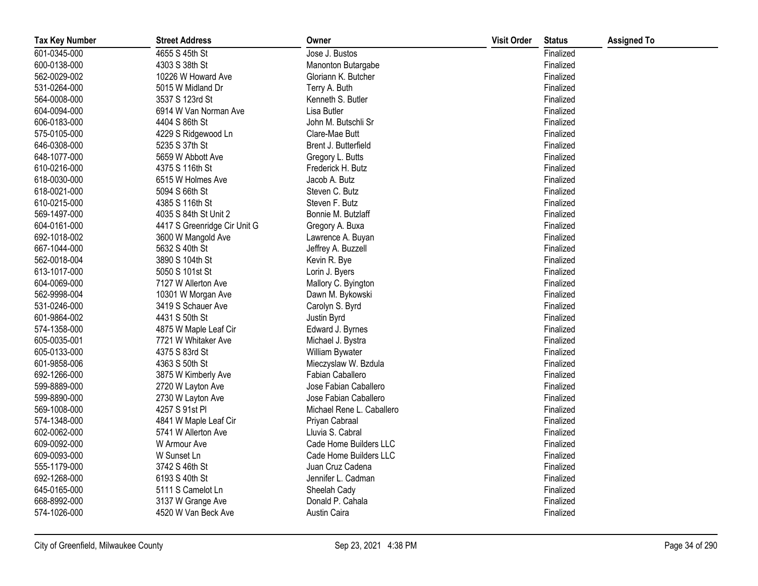| Tax Key Number | Street Address | Owner | Visit Order | Status | Assigned To |
|---|---|---|---|---|---|
| 601-0345-000 | 4655 S 45th St | Jose J. Bustos | | Finalized | |
| 600-0138-000 | 4303 S 38th St | Manonton Butargabe | | Finalized | |
| 562-0029-002 | 10226 W Howard Ave | Gloriann K. Butcher | | Finalized | |
| 531-0264-000 | 5015 W Midland Dr | Terry A. Buth | | Finalized | |
| 564-0008-000 | 3537 S 123rd St | Kenneth S. Butler | | Finalized | |
| 604-0094-000 | 6914 W Van Norman Ave | Lisa Butler | | Finalized | |
| 606-0183-000 | 4404 S 86th St | John M. Butschli Sr | | Finalized | |
| 575-0105-000 | 4229 S Ridgewood Ln | Clare-Mae Butt | | Finalized | |
| 646-0308-000 | 5235 S 37th St | Brent J. Butterfield | | Finalized | |
| 648-1077-000 | 5659 W Abbott Ave | Gregory L. Butts | | Finalized | |
| 610-0216-000 | 4375 S 116th St | Frederick H. Butz | | Finalized | |
| 618-0030-000 | 6515 W Holmes Ave | Jacob A. Butz | | Finalized | |
| 618-0021-000 | 5094 S 66th St | Steven C. Butz | | Finalized | |
| 610-0215-000 | 4385 S 116th St | Steven F. Butz | | Finalized | |
| 569-1497-000 | 4035 S 84th St Unit 2 | Bonnie M. Butzlaff | | Finalized | |
| 604-0161-000 | 4417 S Greenridge Cir Unit G | Gregory A. Buxa | | Finalized | |
| 692-1018-002 | 3600 W Mangold Ave | Lawrence A. Buyan | | Finalized | |
| 667-1044-000 | 5632 S 40th St | Jeffrey A. Buzzell | | Finalized | |
| 562-0018-004 | 3890 S 104th St | Kevin R. Bye | | Finalized | |
| 613-1017-000 | 5050 S 101st St | Lorin J. Byers | | Finalized | |
| 604-0069-000 | 7127 W Allerton Ave | Mallory C. Byington | | Finalized | |
| 562-9998-004 | 10301 W Morgan Ave | Dawn M. Bykowski | | Finalized | |
| 531-0246-000 | 3419 S Schauer Ave | Carolyn S. Byrd | | Finalized | |
| 601-9864-002 | 4431 S 50th St | Justin Byrd | | Finalized | |
| 574-1358-000 | 4875 W Maple Leaf Cir | Edward J. Byrnes | | Finalized | |
| 605-0035-001 | 7721 W Whitaker Ave | Michael J. Bystra | | Finalized | |
| 605-0133-000 | 4375 S 83rd St | William Bywater | | Finalized | |
| 601-9858-006 | 4363 S 50th St | Mieczyslaw W. Bzdula | | Finalized | |
| 692-1266-000 | 3875 W Kimberly Ave | Fabian Caballero | | Finalized | |
| 599-8889-000 | 2720 W Layton Ave | Jose Fabian Caballero | | Finalized | |
| 599-8890-000 | 2730 W Layton Ave | Jose Fabian Caballero | | Finalized | |
| 569-1008-000 | 4257 S 91st Pl | Michael Rene L. Caballero | | Finalized | |
| 574-1348-000 | 4841 W Maple Leaf Cir | Priyan Cabraal | | Finalized | |
| 602-0062-000 | 5741 W Allerton Ave | Lluvia S. Cabral | | Finalized | |
| 609-0092-000 | W Armour Ave | Cade Home Builders LLC | | Finalized | |
| 609-0093-000 | W Sunset Ln | Cade Home Builders LLC | | Finalized | |
| 555-1179-000 | 3742 S 46th St | Juan Cruz Cadena | | Finalized | |
| 692-1268-000 | 6193 S 40th St | Jennifer L. Cadman | | Finalized | |
| 645-0165-000 | 5111 S Camelot Ln | Sheelah Cady | | Finalized | |
| 668-8992-000 | 3137 W Grange Ave | Donald P. Cahala | | Finalized | |
| 574-1026-000 | 4520 W Van Beck Ave | Austin Caira | | Finalized | |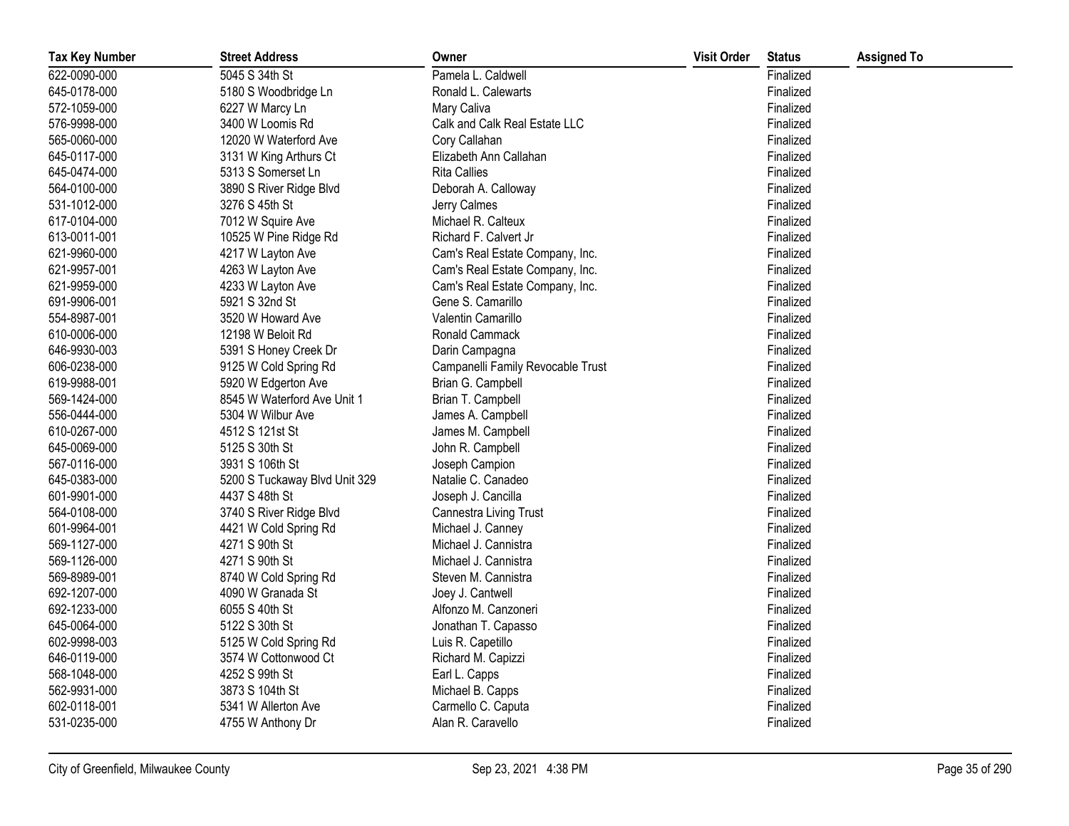| Tax Key Number | Street Address | Owner | Visit Order | Status | Assigned To |
|---|---|---|---|---|---|
| 622-0090-000 | 5045 S 34th St | Pamela L. Caldwell | | Finalized | |
| 645-0178-000 | 5180 S Woodbridge Ln | Ronald L. Calewarts | | Finalized | |
| 572-1059-000 | 6227 W Marcy Ln | Mary Caliva | | Finalized | |
| 576-9998-000 | 3400 W Loomis Rd | Calk and Calk Real Estate LLC | | Finalized | |
| 565-0060-000 | 12020 W Waterford Ave | Cory Callahan | | Finalized | |
| 645-0117-000 | 3131 W King Arthurs Ct | Elizabeth Ann Callahan | | Finalized | |
| 645-0474-000 | 5313 S Somerset Ln | Rita Callies | | Finalized | |
| 564-0100-000 | 3890 S River Ridge Blvd | Deborah A. Calloway | | Finalized | |
| 531-1012-000 | 3276 S 45th St | Jerry Calmes | | Finalized | |
| 617-0104-000 | 7012 W Squire Ave | Michael R. Calteux | | Finalized | |
| 613-0011-001 | 10525 W Pine Ridge Rd | Richard F. Calvert Jr | | Finalized | |
| 621-9960-000 | 4217 W Layton Ave | Cam's Real Estate Company, Inc. | | Finalized | |
| 621-9957-001 | 4263 W Layton Ave | Cam's Real Estate Company, Inc. | | Finalized | |
| 621-9959-000 | 4233 W Layton Ave | Cam's Real Estate Company, Inc. | | Finalized | |
| 691-9906-001 | 5921 S 32nd St | Gene S. Camarillo | | Finalized | |
| 554-8987-001 | 3520 W Howard Ave | Valentin Camarillo | | Finalized | |
| 610-0006-000 | 12198 W Beloit Rd | Ronald Cammack | | Finalized | |
| 646-9930-003 | 5391 S Honey Creek Dr | Darin Campagna | | Finalized | |
| 606-0238-000 | 9125 W Cold Spring Rd | Campanelli Family Revocable Trust | | Finalized | |
| 619-9988-001 | 5920 W Edgerton Ave | Brian G. Campbell | | Finalized | |
| 569-1424-000 | 8545 W Waterford Ave Unit 1 | Brian T. Campbell | | Finalized | |
| 556-0444-000 | 5304 W Wilbur Ave | James A. Campbell | | Finalized | |
| 610-0267-000 | 4512 S 121st St | James M. Campbell | | Finalized | |
| 645-0069-000 | 5125 S 30th St | John R. Campbell | | Finalized | |
| 567-0116-000 | 3931 S 106th St | Joseph Campion | | Finalized | |
| 645-0383-000 | 5200 S Tuckaway Blvd Unit 329 | Natalie C. Canadeo | | Finalized | |
| 601-9901-000 | 4437 S 48th St | Joseph J. Cancilla | | Finalized | |
| 564-0108-000 | 3740 S River Ridge Blvd | Cannestra Living Trust | | Finalized | |
| 601-9964-001 | 4421 W Cold Spring Rd | Michael J. Canney | | Finalized | |
| 569-1127-000 | 4271 S 90th St | Michael J. Cannistra | | Finalized | |
| 569-1126-000 | 4271 S 90th St | Michael J. Cannistra | | Finalized | |
| 569-8989-001 | 8740 W Cold Spring Rd | Steven M. Cannistra | | Finalized | |
| 692-1207-000 | 4090 W Granada St | Joey J. Cantwell | | Finalized | |
| 692-1233-000 | 6055 S 40th St | Alfonzo M. Canzoneri | | Finalized | |
| 645-0064-000 | 5122 S 30th St | Jonathan T. Capasso | | Finalized | |
| 602-9998-003 | 5125 W Cold Spring Rd | Luis R. Capetillo | | Finalized | |
| 646-0119-000 | 3574 W Cottonwood Ct | Richard M. Capizzi | | Finalized | |
| 568-1048-000 | 4252 S 99th St | Earl L. Capps | | Finalized | |
| 562-9931-000 | 3873 S 104th St | Michael B. Capps | | Finalized | |
| 602-0118-001 | 5341 W Allerton Ave | Carmello C. Caputa | | Finalized | |
| 531-0235-000 | 4755 W Anthony Dr | Alan R. Caravello | | Finalized | |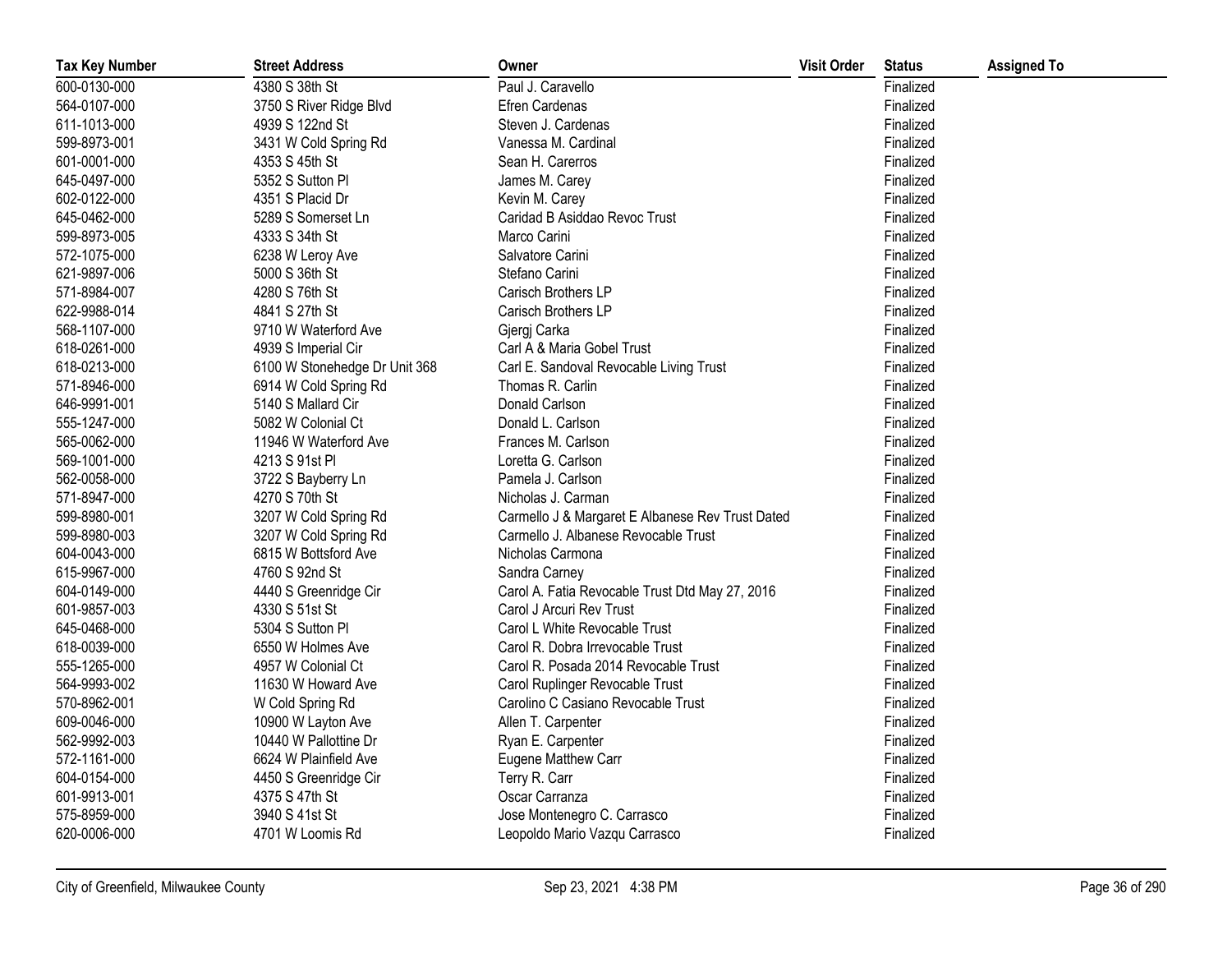| Tax Key Number | Street Address | Owner | Visit Order | Status | Assigned To |
|---|---|---|---|---|---|
| 600-0130-000 | 4380 S 38th St | Paul J. Caravello | | Finalized | |
| 564-0107-000 | 3750 S River Ridge Blvd | Efren Cardenas | | Finalized | |
| 611-1013-000 | 4939 S 122nd St | Steven J. Cardenas | | Finalized | |
| 599-8973-001 | 3431 W Cold Spring Rd | Vanessa M. Cardinal | | Finalized | |
| 601-0001-000 | 4353 S 45th St | Sean H. Carerros | | Finalized | |
| 645-0497-000 | 5352 S Sutton Pl | James M. Carey | | Finalized | |
| 602-0122-000 | 4351 S Placid Dr | Kevin M. Carey | | Finalized | |
| 645-0462-000 | 5289 S Somerset Ln | Caridad B Asiddao Revoc Trust | | Finalized | |
| 599-8973-005 | 4333 S 34th St | Marco Carini | | Finalized | |
| 572-1075-000 | 6238 W Leroy Ave | Salvatore Carini | | Finalized | |
| 621-9897-006 | 5000 S 36th St | Stefano Carini | | Finalized | |
| 571-8984-007 | 4280 S 76th St | Carisch Brothers LP | | Finalized | |
| 622-9988-014 | 4841 S 27th St | Carisch Brothers LP | | Finalized | |
| 568-1107-000 | 9710 W Waterford Ave | Gjergj Carka | | Finalized | |
| 618-0261-000 | 4939 S Imperial Cir | Carl A & Maria Gobel Trust | | Finalized | |
| 618-0213-000 | 6100 W Stonehedge Dr Unit 368 | Carl E. Sandoval Revocable Living Trust | | Finalized | |
| 571-8946-000 | 6914 W Cold Spring Rd | Thomas R. Carlin | | Finalized | |
| 646-9991-001 | 5140 S Mallard Cir | Donald Carlson | | Finalized | |
| 555-1247-000 | 5082 W Colonial Ct | Donald L. Carlson | | Finalized | |
| 565-0062-000 | 11946 W Waterford Ave | Frances M. Carlson | | Finalized | |
| 569-1001-000 | 4213 S 91st Pl | Loretta G. Carlson | | Finalized | |
| 562-0058-000 | 3722 S Bayberry Ln | Pamela J. Carlson | | Finalized | |
| 571-8947-000 | 4270 S 70th St | Nicholas J. Carman | | Finalized | |
| 599-8980-001 | 3207 W Cold Spring Rd | Carmello J & Margaret E Albanese Rev Trust Dated | | Finalized | |
| 599-8980-003 | 3207 W Cold Spring Rd | Carmello J. Albanese Revocable Trust | | Finalized | |
| 604-0043-000 | 6815 W Bottsford Ave | Nicholas Carmona | | Finalized | |
| 615-9967-000 | 4760 S 92nd St | Sandra Carney | | Finalized | |
| 604-0149-000 | 4440 S Greenridge Cir | Carol A. Fatia Revocable Trust Dtd May 27, 2016 | | Finalized | |
| 601-9857-003 | 4330 S 51st St | Carol J Arcuri Rev Trust | | Finalized | |
| 645-0468-000 | 5304 S Sutton Pl | Carol L White Revocable Trust | | Finalized | |
| 618-0039-000 | 6550 W Holmes Ave | Carol R. Dobra Irrevocable Trust | | Finalized | |
| 555-1265-000 | 4957 W Colonial Ct | Carol R. Posada 2014 Revocable Trust | | Finalized | |
| 564-9993-002 | 11630 W Howard Ave | Carol Ruplinger Revocable Trust | | Finalized | |
| 570-8962-001 | W Cold Spring Rd | Carolino C Casiano Revocable Trust | | Finalized | |
| 609-0046-000 | 10900 W Layton Ave | Allen T. Carpenter | | Finalized | |
| 562-9992-003 | 10440 W Pallottine Dr | Ryan E. Carpenter | | Finalized | |
| 572-1161-000 | 6624 W Plainfield Ave | Eugene Matthew Carr | | Finalized | |
| 604-0154-000 | 4450 S Greenridge Cir | Terry R. Carr | | Finalized | |
| 601-9913-001 | 4375 S 47th St | Oscar Carranza | | Finalized | |
| 575-8959-000 | 3940 S 41st St | Jose Montenegro C. Carrasco | | Finalized | |
| 620-0006-000 | 4701 W Loomis Rd | Leopoldo Mario Vazqu Carrasco | | Finalized | |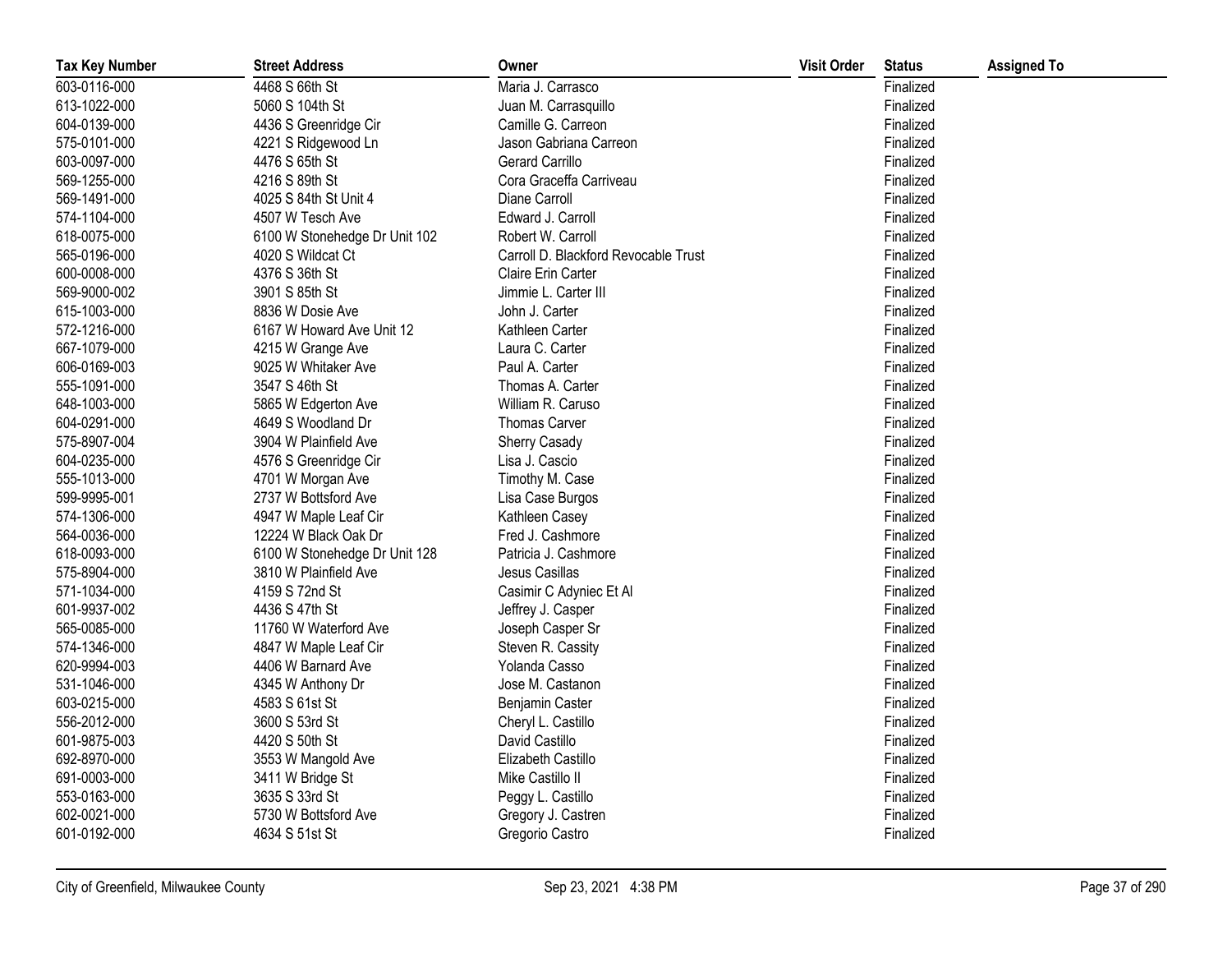| Tax Key Number | Street Address | Owner | Visit Order | Status | Assigned To |
| --- | --- | --- | --- | --- | --- |
| 603-0116-000 | 4468 S 66th St | Maria J. Carrasco | | Finalized | |
| 613-1022-000 | 5060 S 104th St | Juan M. Carrasquillo | | Finalized | |
| 604-0139-000 | 4436 S Greenridge Cir | Camille G. Carreon | | Finalized | |
| 575-0101-000 | 4221 S Ridgewood Ln | Jason Gabriana Carreon | | Finalized | |
| 603-0097-000 | 4476 S 65th St | Gerard Carrillo | | Finalized | |
| 569-1255-000 | 4216 S 89th St | Cora Graceffa Carriveau | | Finalized | |
| 569-1491-000 | 4025 S 84th St Unit 4 | Diane Carroll | | Finalized | |
| 574-1104-000 | 4507 W Tesch Ave | Edward J. Carroll | | Finalized | |
| 618-0075-000 | 6100 W Stonehedge Dr Unit 102 | Robert W. Carroll | | Finalized | |
| 565-0196-000 | 4020 S Wildcat Ct | Carroll D. Blackford Revocable Trust | | Finalized | |
| 600-0008-000 | 4376 S 36th St | Claire Erin Carter | | Finalized | |
| 569-9000-002 | 3901 S 85th St | Jimmie L. Carter III | | Finalized | |
| 615-1003-000 | 8836 W Dosie Ave | John J. Carter | | Finalized | |
| 572-1216-000 | 6167 W Howard Ave Unit 12 | Kathleen Carter | | Finalized | |
| 667-1079-000 | 4215 W Grange Ave | Laura C. Carter | | Finalized | |
| 606-0169-003 | 9025 W Whitaker Ave | Paul A. Carter | | Finalized | |
| 555-1091-000 | 3547 S 46th St | Thomas A. Carter | | Finalized | |
| 648-1003-000 | 5865 W Edgerton Ave | William R. Caruso | | Finalized | |
| 604-0291-000 | 4649 S Woodland Dr | Thomas Carver | | Finalized | |
| 575-8907-004 | 3904 W Plainfield Ave | Sherry Casady | | Finalized | |
| 604-0235-000 | 4576 S Greenridge Cir | Lisa J. Cascio | | Finalized | |
| 555-1013-000 | 4701 W Morgan Ave | Timothy M. Case | | Finalized | |
| 599-9995-001 | 2737 W Bottsford Ave | Lisa Case Burgos | | Finalized | |
| 574-1306-000 | 4947 W Maple Leaf Cir | Kathleen Casey | | Finalized | |
| 564-0036-000 | 12224 W Black Oak Dr | Fred J. Cashmore | | Finalized | |
| 618-0093-000 | 6100 W Stonehedge Dr Unit 128 | Patricia J. Cashmore | | Finalized | |
| 575-8904-000 | 3810 W Plainfield Ave | Jesus Casillas | | Finalized | |
| 571-1034-000 | 4159 S 72nd St | Casimir C Adyniec Et Al | | Finalized | |
| 601-9937-002 | 4436 S 47th St | Jeffrey J. Casper | | Finalized | |
| 565-0085-000 | 11760 W Waterford Ave | Joseph Casper Sr | | Finalized | |
| 574-1346-000 | 4847 W Maple Leaf Cir | Steven R. Cassity | | Finalized | |
| 620-9994-003 | 4406 W Barnard Ave | Yolanda Casso | | Finalized | |
| 531-1046-000 | 4345 W Anthony Dr | Jose M. Castanon | | Finalized | |
| 603-0215-000 | 4583 S 61st St | Benjamin Caster | | Finalized | |
| 556-2012-000 | 3600 S 53rd St | Cheryl L. Castillo | | Finalized | |
| 601-9875-003 | 4420 S 50th St | David Castillo | | Finalized | |
| 692-8970-000 | 3553 W Mangold Ave | Elizabeth Castillo | | Finalized | |
| 691-0003-000 | 3411 W Bridge St | Mike Castillo II | | Finalized | |
| 553-0163-000 | 3635 S 33rd St | Peggy L. Castillo | | Finalized | |
| 602-0021-000 | 5730 W Bottsford Ave | Gregory J. Castren | | Finalized | |
| 601-0192-000 | 4634 S 51st St | Gregorio Castro | | Finalized | |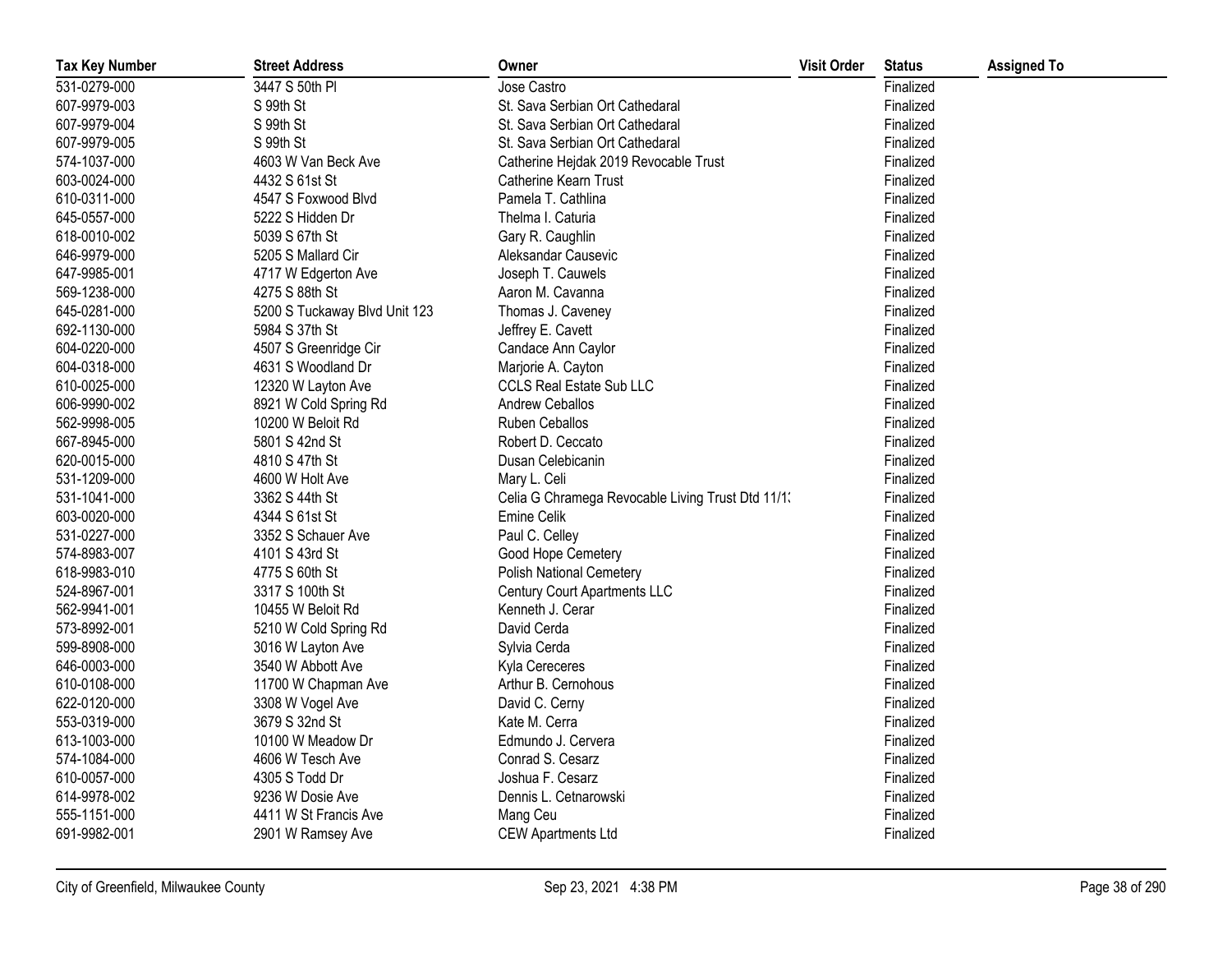| Tax Key Number | Street Address | Owner | Visit Order | Status | Assigned To |
| --- | --- | --- | --- | --- | --- |
| 531-0279-000 | 3447 S 50th Pl | Jose Castro | | Finalized | |
| 607-9979-003 | S 99th St | St. Sava Serbian Ort Cathedaral | | Finalized | |
| 607-9979-004 | S 99th St | St. Sava Serbian Ort Cathedaral | | Finalized | |
| 607-9979-005 | S 99th St | St. Sava Serbian Ort Cathedaral | | Finalized | |
| 574-1037-000 | 4603 W Van Beck Ave | Catherine Hejdak 2019 Revocable Trust | | Finalized | |
| 603-0024-000 | 4432 S 61st St | Catherine Kearn Trust | | Finalized | |
| 610-0311-000 | 4547 S Foxwood Blvd | Pamela T. Cathlina | | Finalized | |
| 645-0557-000 | 5222 S Hidden Dr | Thelma I. Caturia | | Finalized | |
| 618-0010-002 | 5039 S 67th St | Gary R. Caughlin | | Finalized | |
| 646-9979-000 | 5205 S Mallard Cir | Aleksandar Causevic | | Finalized | |
| 647-9985-001 | 4717 W Edgerton Ave | Joseph T. Cauwels | | Finalized | |
| 569-1238-000 | 4275 S 88th St | Aaron M. Cavanna | | Finalized | |
| 645-0281-000 | 5200 S Tuckaway Blvd Unit 123 | Thomas J. Caveney | | Finalized | |
| 692-1130-000 | 5984 S 37th St | Jeffrey E. Cavett | | Finalized | |
| 604-0220-000 | 4507 S Greenridge Cir | Candace Ann Caylor | | Finalized | |
| 604-0318-000 | 4631 S Woodland Dr | Marjorie A. Cayton | | Finalized | |
| 610-0025-000 | 12320 W Layton Ave | CCLS Real Estate Sub LLC | | Finalized | |
| 606-9990-002 | 8921 W Cold Spring Rd | Andrew Ceballos | | Finalized | |
| 562-9998-005 | 10200 W Beloit Rd | Ruben Ceballos | | Finalized | |
| 667-8945-000 | 5801 S 42nd St | Robert D. Ceccato | | Finalized | |
| 620-0015-000 | 4810 S 47th St | Dusan Celebicanin | | Finalized | |
| 531-1209-000 | 4600 W Holt Ave | Mary L. Celi | | Finalized | |
| 531-1041-000 | 3362 S 44th St | Celia G Chramega Revocable Living Trust Dtd 11/1: | | Finalized | |
| 603-0020-000 | 4344 S 61st St | Emine Celik | | Finalized | |
| 531-0227-000 | 3352 S Schauer Ave | Paul C. Celley | | Finalized | |
| 574-8983-007 | 4101 S 43rd St | Good Hope Cemetery | | Finalized | |
| 618-9983-010 | 4775 S 60th St | Polish National Cemetery | | Finalized | |
| 524-8967-001 | 3317 S 100th St | Century Court Apartments LLC | | Finalized | |
| 562-9941-001 | 10455 W Beloit Rd | Kenneth J. Cerar | | Finalized | |
| 573-8992-001 | 5210 W Cold Spring Rd | David Cerda | | Finalized | |
| 599-8908-000 | 3016 W Layton Ave | Sylvia Cerda | | Finalized | |
| 646-0003-000 | 3540 W Abbott Ave | Kyla Cereceres | | Finalized | |
| 610-0108-000 | 11700 W Chapman Ave | Arthur B. Cernohous | | Finalized | |
| 622-0120-000 | 3308 W Vogel Ave | David C. Cerny | | Finalized | |
| 553-0319-000 | 3679 S 32nd St | Kate M. Cerra | | Finalized | |
| 613-1003-000 | 10100 W Meadow Dr | Edmundo J. Cervera | | Finalized | |
| 574-1084-000 | 4606 W Tesch Ave | Conrad S. Cesarz | | Finalized | |
| 610-0057-000 | 4305 S Todd Dr | Joshua F. Cesarz | | Finalized | |
| 614-9978-002 | 9236 W Dosie Ave | Dennis L. Cetnarowski | | Finalized | |
| 555-1151-000 | 4411 W St Francis Ave | Mang Ceu | | Finalized | |
| 691-9982-001 | 2901 W Ramsey Ave | CEW Apartments Ltd | | Finalized | |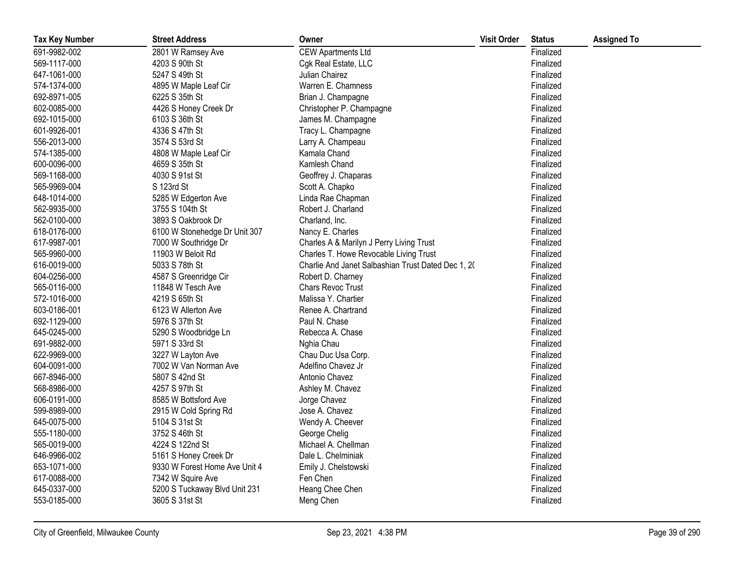| Tax Key Number | Street Address | Owner | Visit Order | Status | Assigned To |
|---|---|---|---|---|---|
| 691-9982-002 | 2801 W Ramsey Ave | CEW Apartments Ltd | | Finalized | |
| 569-1117-000 | 4203 S 90th St | Cgk Real Estate, LLC | | Finalized | |
| 647-1061-000 | 5247 S 49th St | Julian Chairez | | Finalized | |
| 574-1374-000 | 4895 W Maple Leaf Cir | Warren E. Chamness | | Finalized | |
| 692-8971-005 | 6225 S 35th St | Brian J. Champagne | | Finalized | |
| 602-0085-000 | 4426 S Honey Creek Dr | Christopher P. Champagne | | Finalized | |
| 692-1015-000 | 6103 S 36th St | James M. Champagne | | Finalized | |
| 601-9926-001 | 4336 S 47th St | Tracy L. Champagne | | Finalized | |
| 556-2013-000 | 3574 S 53rd St | Larry A. Champeau | | Finalized | |
| 574-1385-000 | 4808 W Maple Leaf Cir | Kamala Chand | | Finalized | |
| 600-0096-000 | 4659 S 35th St | Kamlesh Chand | | Finalized | |
| 569-1168-000 | 4030 S 91st St | Geoffrey J. Chaparas | | Finalized | |
| 565-9969-004 | S 123rd St | Scott A. Chapko | | Finalized | |
| 648-1014-000 | 5285 W Edgerton Ave | Linda Rae Chapman | | Finalized | |
| 562-9935-000 | 3755 S 104th St | Robert J. Charland | | Finalized | |
| 562-0100-000 | 3893 S Oakbrook Dr | Charland, Inc. | | Finalized | |
| 618-0176-000 | 6100 W Stonehedge Dr Unit 307 | Nancy E. Charles | | Finalized | |
| 617-9987-001 | 7000 W Southridge Dr | Charles A & Marilyn J Perry Living Trust | | Finalized | |
| 565-9960-000 | 11903 W Beloit Rd | Charles T. Howe Revocable Living Trust | | Finalized | |
| 616-0019-000 | 5033 S 78th St | Charlie And Janet Salbashian Trust Dated Dec 1, 20 | | Finalized | |
| 604-0256-000 | 4587 S Greenridge Cir | Robert D. Charney | | Finalized | |
| 565-0116-000 | 11848 W Tesch Ave | Chars Revoc Trust | | Finalized | |
| 572-1016-000 | 4219 S 65th St | Malissa Y. Chartier | | Finalized | |
| 603-0186-001 | 6123 W Allerton Ave | Renee A. Chartrand | | Finalized | |
| 692-1129-000 | 5976 S 37th St | Paul N. Chase | | Finalized | |
| 645-0245-000 | 5290 S Woodbridge Ln | Rebecca A. Chase | | Finalized | |
| 691-9882-000 | 5971 S 33rd St | Nghia Chau | | Finalized | |
| 622-9969-000 | 3227 W Layton Ave | Chau Duc Usa Corp. | | Finalized | |
| 604-0091-000 | 7002 W Van Norman Ave | Adelfino Chavez Jr | | Finalized | |
| 667-8946-000 | 5807 S 42nd St | Antonio Chavez | | Finalized | |
| 568-8986-000 | 4257 S 97th St | Ashley M. Chavez | | Finalized | |
| 606-0191-000 | 8585 W Bottsford Ave | Jorge Chavez | | Finalized | |
| 599-8989-000 | 2915 W Cold Spring Rd | Jose A. Chavez | | Finalized | |
| 645-0075-000 | 5104 S 31st St | Wendy A. Cheever | | Finalized | |
| 555-1180-000 | 3752 S 46th St | George Chelig | | Finalized | |
| 565-0019-000 | 4224 S 122nd St | Michael A. Chellman | | Finalized | |
| 646-9966-002 | 5161 S Honey Creek Dr | Dale L. Chelminiak | | Finalized | |
| 653-1071-000 | 9330 W Forest Home Ave Unit 4 | Emily J. Chelstowski | | Finalized | |
| 617-0088-000 | 7342 W Squire Ave | Fen Chen | | Finalized | |
| 645-0337-000 | 5200 S Tuckaway Blvd Unit 231 | Heang Chee Chen | | Finalized | |
| 553-0185-000 | 3605 S 31st St | Meng Chen | | Finalized | |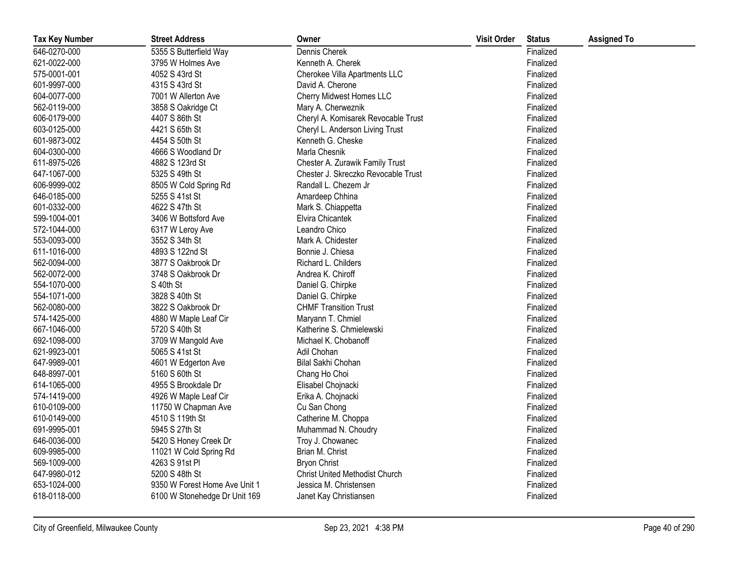| Tax Key Number | Street Address | Owner | Visit Order | Status | Assigned To |
|---|---|---|---|---|---|
| 646-0270-000 | 5355 S Butterfield Way | Dennis Cherek | | Finalized | |
| 621-0022-000 | 3795 W Holmes Ave | Kenneth A. Cherek | | Finalized | |
| 575-0001-001 | 4052 S 43rd St | Cherokee Villa Apartments LLC | | Finalized | |
| 601-9997-000 | 4315 S 43rd St | David A. Cherone | | Finalized | |
| 604-0077-000 | 7001 W Allerton Ave | Cherry Midwest Homes LLC | | Finalized | |
| 562-0119-000 | 3858 S Oakridge Ct | Mary A. Cherweznik | | Finalized | |
| 606-0179-000 | 4407 S 86th St | Cheryl A. Komisarek Revocable Trust | | Finalized | |
| 603-0125-000 | 4421 S 65th St | Cheryl L. Anderson Living Trust | | Finalized | |
| 601-9873-002 | 4454 S 50th St | Kenneth G. Cheske | | Finalized | |
| 604-0300-000 | 4666 S Woodland Dr | Marla Chesnik | | Finalized | |
| 611-8975-026 | 4882 S 123rd St | Chester A. Zurawik Family Trust | | Finalized | |
| 647-1067-000 | 5325 S 49th St | Chester J. Skreczko Revocable Trust | | Finalized | |
| 606-9999-002 | 8505 W Cold Spring Rd | Randall L. Chezem Jr | | Finalized | |
| 646-0185-000 | 5255 S 41st St | Amardeep Chhina | | Finalized | |
| 601-0332-000 | 4622 S 47th St | Mark S. Chiappetta | | Finalized | |
| 599-1004-001 | 3406 W Bottsford Ave | Elvira Chicantek | | Finalized | |
| 572-1044-000 | 6317 W Leroy Ave | Leandro Chico | | Finalized | |
| 553-0093-000 | 3552 S 34th St | Mark A. Chidester | | Finalized | |
| 611-1016-000 | 4893 S 122nd St | Bonnie J. Chiesa | | Finalized | |
| 562-0094-000 | 3877 S Oakbrook Dr | Richard L. Childers | | Finalized | |
| 562-0072-000 | 3748 S Oakbrook Dr | Andrea K. Chiroff | | Finalized | |
| 554-1070-000 | S 40th St | Daniel G. Chirpke | | Finalized | |
| 554-1071-000 | 3828 S 40th St | Daniel G. Chirpke | | Finalized | |
| 562-0080-000 | 3822 S Oakbrook Dr | CHMF Transition Trust | | Finalized | |
| 574-1425-000 | 4880 W Maple Leaf Cir | Maryann T. Chmiel | | Finalized | |
| 667-1046-000 | 5720 S 40th St | Katherine S. Chmielewski | | Finalized | |
| 692-1098-000 | 3709 W Mangold Ave | Michael K. Chobanoff | | Finalized | |
| 621-9923-001 | 5065 S 41st St | Adil Chohan | | Finalized | |
| 647-9989-001 | 4601 W Edgerton Ave | Bilal Sakhi Chohan | | Finalized | |
| 648-8997-001 | 5160 S 60th St | Chang Ho Choi | | Finalized | |
| 614-1065-000 | 4955 S Brookdale Dr | Elisabel Chojnacki | | Finalized | |
| 574-1419-000 | 4926 W Maple Leaf Cir | Erika A. Chojnacki | | Finalized | |
| 610-0109-000 | 11750 W Chapman Ave | Cu San Chong | | Finalized | |
| 610-0149-000 | 4510 S 119th St | Catherine M. Choppa | | Finalized | |
| 691-9995-001 | 5945 S 27th St | Muhammad N. Choudry | | Finalized | |
| 646-0036-000 | 5420 S Honey Creek Dr | Troy J. Chowanec | | Finalized | |
| 609-9985-000 | 11021 W Cold Spring Rd | Brian M. Christ | | Finalized | |
| 569-1009-000 | 4263 S 91st Pl | Bryon Christ | | Finalized | |
| 647-9980-012 | 5200 S 48th St | Christ United Methodist Church | | Finalized | |
| 653-1024-000 | 9350 W Forest Home Ave Unit 1 | Jessica M. Christensen | | Finalized | |
| 618-0118-000 | 6100 W Stonehedge Dr Unit 169 | Janet Kay Christiansen | | Finalized | |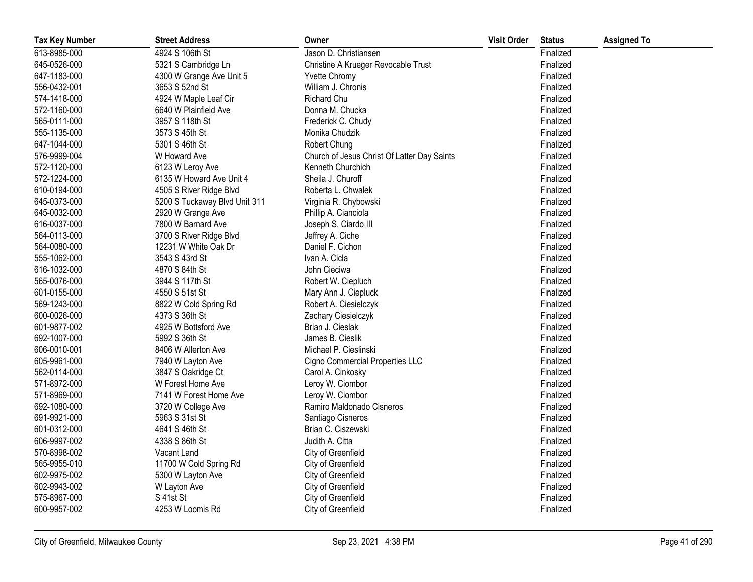| Tax Key Number | Street Address | Owner | Visit Order | Status | Assigned To |
|---|---|---|---|---|---|
| 613-8985-000 | 4924 S 106th St | Jason D. Christiansen | | Finalized | |
| 645-0526-000 | 5321 S Cambridge Ln | Christine A Krueger Revocable Trust | | Finalized | |
| 647-1183-000 | 4300 W Grange Ave Unit 5 | Yvette Chromy | | Finalized | |
| 556-0432-001 | 3653 S 52nd St | William J. Chronis | | Finalized | |
| 574-1418-000 | 4924 W Maple Leaf Cir | Richard Chu | | Finalized | |
| 572-1160-000 | 6640 W Plainfield Ave | Donna M. Chucka | | Finalized | |
| 565-0111-000 | 3957 S 118th St | Frederick C. Chudy | | Finalized | |
| 555-1135-000 | 3573 S 45th St | Monika Chudzik | | Finalized | |
| 647-1044-000 | 5301 S 46th St | Robert Chung | | Finalized | |
| 576-9999-004 | W Howard Ave | Church of Jesus Christ Of Latter Day Saints | | Finalized | |
| 572-1120-000 | 6123 W Leroy Ave | Kenneth Churchich | | Finalized | |
| 572-1224-000 | 6135 W Howard Ave Unit 4 | Sheila J. Churoff | | Finalized | |
| 610-0194-000 | 4505 S River Ridge Blvd | Roberta L. Chwalek | | Finalized | |
| 645-0373-000 | 5200 S Tuckaway Blvd Unit 311 | Virginia R. Chybowski | | Finalized | |
| 645-0032-000 | 2920 W Grange Ave | Phillip A. Cianciola | | Finalized | |
| 616-0037-000 | 7800 W Barnard Ave | Joseph S. Ciardo III | | Finalized | |
| 564-0113-000 | 3700 S River Ridge Blvd | Jeffrey A. Ciche | | Finalized | |
| 564-0080-000 | 12231 W White Oak Dr | Daniel F. Cichon | | Finalized | |
| 555-1062-000 | 3543 S 43rd St | Ivan A. Cicla | | Finalized | |
| 616-1032-000 | 4870 S 84th St | John Cieciwa | | Finalized | |
| 565-0076-000 | 3944 S 117th St | Robert W. Ciepluch | | Finalized | |
| 601-0155-000 | 4550 S 51st St | Mary Ann J. Ciepluck | | Finalized | |
| 569-1243-000 | 8822 W Cold Spring Rd | Robert A. Ciesielczyk | | Finalized | |
| 600-0026-000 | 4373 S 36th St | Zachary Ciesielczyk | | Finalized | |
| 601-9877-002 | 4925 W Bottsford Ave | Brian J. Cieslak | | Finalized | |
| 692-1007-000 | 5992 S 36th St | James B. Cieslik | | Finalized | |
| 606-0010-001 | 8406 W Allerton Ave | Michael P. Cieslinski | | Finalized | |
| 605-9961-000 | 7940 W Layton Ave | Cigno Commercial Properties LLC | | Finalized | |
| 562-0114-000 | 3847 S Oakridge Ct | Carol A. Cinkosky | | Finalized | |
| 571-8972-000 | W Forest Home Ave | Leroy W. Ciombor | | Finalized | |
| 571-8969-000 | 7141 W Forest Home Ave | Leroy W. Ciombor | | Finalized | |
| 692-1080-000 | 3720 W College Ave | Ramiro Maldonado Cisneros | | Finalized | |
| 691-9921-000 | 5963 S 31st St | Santiago Cisneros | | Finalized | |
| 601-0312-000 | 4641 S 46th St | Brian C. Ciszewski | | Finalized | |
| 606-9997-002 | 4338 S 86th St | Judith A. Citta | | Finalized | |
| 570-8998-002 | Vacant Land | City of Greenfield | | Finalized | |
| 565-9955-010 | 11700 W Cold Spring Rd | City of Greenfield | | Finalized | |
| 602-9975-002 | 5300 W Layton Ave | City of Greenfield | | Finalized | |
| 602-9943-002 | W Layton Ave | City of Greenfield | | Finalized | |
| 575-8967-000 | S 41st St | City of Greenfield | | Finalized | |
| 600-9957-002 | 4253 W Loomis Rd | City of Greenfield | | Finalized | |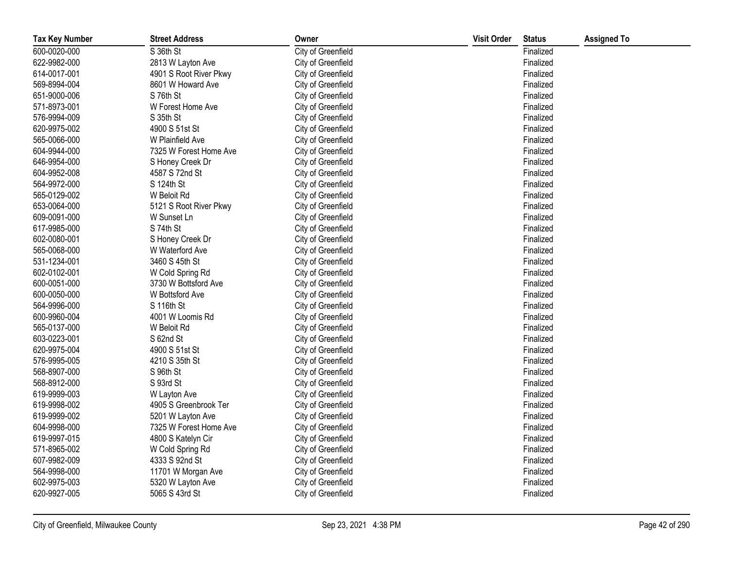| Tax Key Number | Street Address | Owner | Visit Order | Status | Assigned To |
|---|---|---|---|---|---|
| 600-0020-000 | S 36th St | City of Greenfield | | Finalized | |
| 622-9982-000 | 2813 W Layton Ave | City of Greenfield | | Finalized | |
| 614-0017-001 | 4901 S Root River Pkwy | City of Greenfield | | Finalized | |
| 569-8994-004 | 8601 W Howard Ave | City of Greenfield | | Finalized | |
| 651-9000-006 | S 76th St | City of Greenfield | | Finalized | |
| 571-8973-001 | W Forest Home Ave | City of Greenfield | | Finalized | |
| 576-9994-009 | S 35th St | City of Greenfield | | Finalized | |
| 620-9975-002 | 4900 S 51st St | City of Greenfield | | Finalized | |
| 565-0066-000 | W Plainfield Ave | City of Greenfield | | Finalized | |
| 604-9944-000 | 7325 W Forest Home Ave | City of Greenfield | | Finalized | |
| 646-9954-000 | S Honey Creek Dr | City of Greenfield | | Finalized | |
| 604-9952-008 | 4587 S 72nd St | City of Greenfield | | Finalized | |
| 564-9972-000 | S 124th St | City of Greenfield | | Finalized | |
| 565-0129-002 | W Beloit Rd | City of Greenfield | | Finalized | |
| 653-0064-000 | 5121 S Root River Pkwy | City of Greenfield | | Finalized | |
| 609-0091-000 | W Sunset Ln | City of Greenfield | | Finalized | |
| 617-9985-000 | S 74th St | City of Greenfield | | Finalized | |
| 602-0080-001 | S Honey Creek Dr | City of Greenfield | | Finalized | |
| 565-0068-000 | W Waterford Ave | City of Greenfield | | Finalized | |
| 531-1234-001 | 3460 S 45th St | City of Greenfield | | Finalized | |
| 602-0102-001 | W Cold Spring Rd | City of Greenfield | | Finalized | |
| 600-0051-000 | 3730 W Bottsford Ave | City of Greenfield | | Finalized | |
| 600-0050-000 | W Bottsford Ave | City of Greenfield | | Finalized | |
| 564-9996-000 | S 116th St | City of Greenfield | | Finalized | |
| 600-9960-004 | 4001 W Loomis Rd | City of Greenfield | | Finalized | |
| 565-0137-000 | W Beloit Rd | City of Greenfield | | Finalized | |
| 603-0223-001 | S 62nd St | City of Greenfield | | Finalized | |
| 620-9975-004 | 4900 S 51st St | City of Greenfield | | Finalized | |
| 576-9995-005 | 4210 S 35th St | City of Greenfield | | Finalized | |
| 568-8907-000 | S 96th St | City of Greenfield | | Finalized | |
| 568-8912-000 | S 93rd St | City of Greenfield | | Finalized | |
| 619-9999-003 | W Layton Ave | City of Greenfield | | Finalized | |
| 619-9998-002 | 4905 S Greenbrook Ter | City of Greenfield | | Finalized | |
| 619-9999-002 | 5201 W Layton Ave | City of Greenfield | | Finalized | |
| 604-9998-000 | 7325 W Forest Home Ave | City of Greenfield | | Finalized | |
| 619-9997-015 | 4800 S Katelyn Cir | City of Greenfield | | Finalized | |
| 571-8965-002 | W Cold Spring Rd | City of Greenfield | | Finalized | |
| 607-9982-009 | 4333 S 92nd St | City of Greenfield | | Finalized | |
| 564-9998-000 | 11701 W Morgan Ave | City of Greenfield | | Finalized | |
| 602-9975-003 | 5320 W Layton Ave | City of Greenfield | | Finalized | |
| 620-9927-005 | 5065 S 43rd St | City of Greenfield | | Finalized | |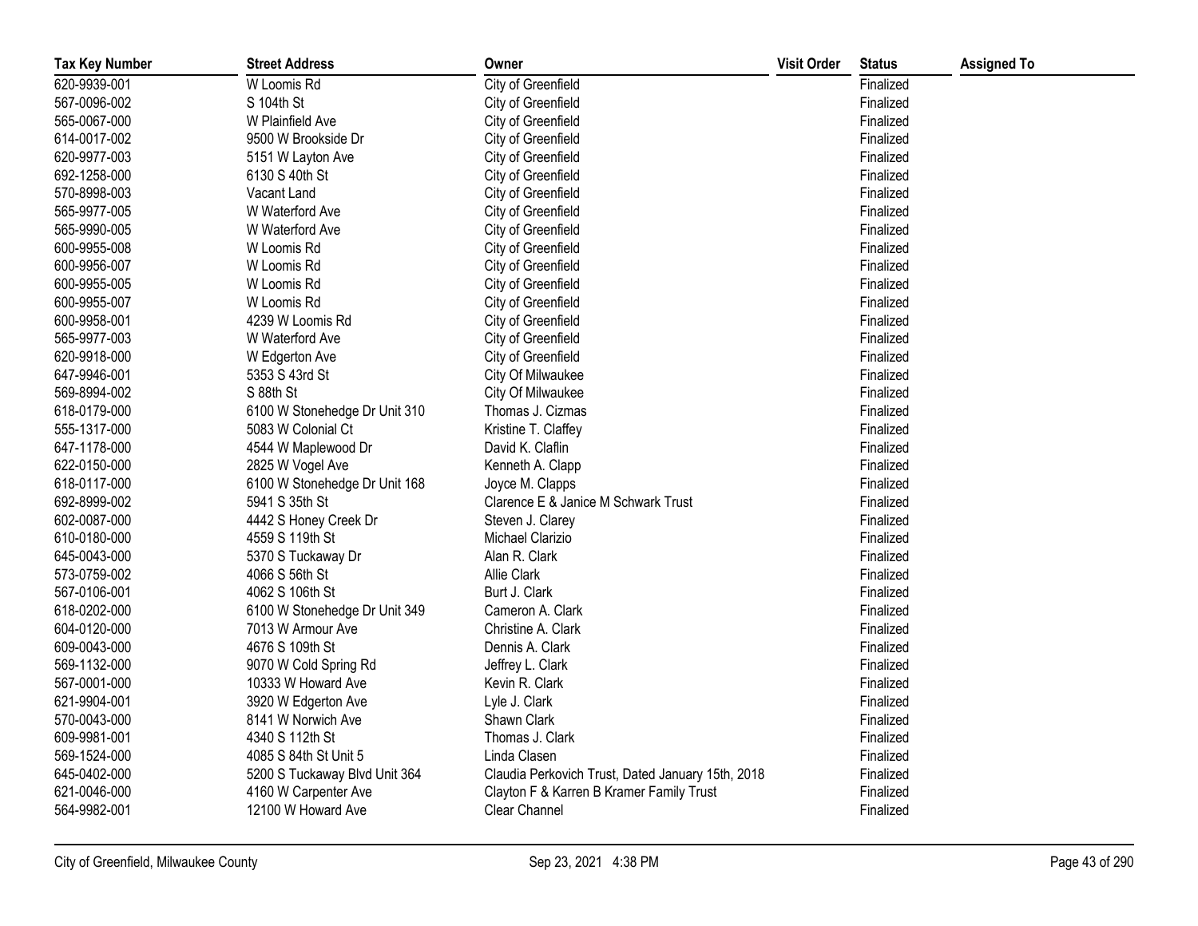| Tax Key Number | Street Address | Owner | Visit Order | Status | Assigned To |
|---|---|---|---|---|---|
| 620-9939-001 | W Loomis Rd | City of Greenfield | | Finalized | |
| 567-0096-002 | S 104th St | City of Greenfield | | Finalized | |
| 565-0067-000 | W Plainfield Ave | City of Greenfield | | Finalized | |
| 614-0017-002 | 9500 W Brookside Dr | City of Greenfield | | Finalized | |
| 620-9977-003 | 5151 W Layton Ave | City of Greenfield | | Finalized | |
| 692-1258-000 | 6130 S 40th St | City of Greenfield | | Finalized | |
| 570-8998-003 | Vacant Land | City of Greenfield | | Finalized | |
| 565-9977-005 | W Waterford Ave | City of Greenfield | | Finalized | |
| 565-9990-005 | W Waterford Ave | City of Greenfield | | Finalized | |
| 600-9955-008 | W Loomis Rd | City of Greenfield | | Finalized | |
| 600-9956-007 | W Loomis Rd | City of Greenfield | | Finalized | |
| 600-9955-005 | W Loomis Rd | City of Greenfield | | Finalized | |
| 600-9955-007 | W Loomis Rd | City of Greenfield | | Finalized | |
| 600-9958-001 | 4239 W Loomis Rd | City of Greenfield | | Finalized | |
| 565-9977-003 | W Waterford Ave | City of Greenfield | | Finalized | |
| 620-9918-000 | W Edgerton Ave | City of Greenfield | | Finalized | |
| 647-9946-001 | 5353 S 43rd St | City Of Milwaukee | | Finalized | |
| 569-8994-002 | S 88th St | City Of Milwaukee | | Finalized | |
| 618-0179-000 | 6100 W Stonehedge Dr Unit 310 | Thomas J. Cizmas | | Finalized | |
| 555-1317-000 | 5083 W Colonial Ct | Kristine T. Claffey | | Finalized | |
| 647-1178-000 | 4544 W Maplewood Dr | David K. Claflin | | Finalized | |
| 622-0150-000 | 2825 W Vogel Ave | Kenneth A. Clapp | | Finalized | |
| 618-0117-000 | 6100 W Stonehedge Dr Unit 168 | Joyce M. Clapps | | Finalized | |
| 692-8999-002 | 5941 S 35th St | Clarence E & Janice M Schwark Trust | | Finalized | |
| 602-0087-000 | 4442 S Honey Creek Dr | Steven J. Clarey | | Finalized | |
| 610-0180-000 | 4559 S 119th St | Michael Clarizio | | Finalized | |
| 645-0043-000 | 5370 S Tuckaway Dr | Alan R. Clark | | Finalized | |
| 573-0759-002 | 4066 S 56th St | Allie Clark | | Finalized | |
| 567-0106-001 | 4062 S 106th St | Burt J. Clark | | Finalized | |
| 618-0202-000 | 6100 W Stonehedge Dr Unit 349 | Cameron A. Clark | | Finalized | |
| 604-0120-000 | 7013 W Armour Ave | Christine A. Clark | | Finalized | |
| 609-0043-000 | 4676 S 109th St | Dennis A. Clark | | Finalized | |
| 569-1132-000 | 9070 W Cold Spring Rd | Jeffrey L. Clark | | Finalized | |
| 567-0001-000 | 10333 W Howard Ave | Kevin R. Clark | | Finalized | |
| 621-9904-001 | 3920 W Edgerton Ave | Lyle J. Clark | | Finalized | |
| 570-0043-000 | 8141 W Norwich Ave | Shawn Clark | | Finalized | |
| 609-9981-001 | 4340 S 112th St | Thomas J. Clark | | Finalized | |
| 569-1524-000 | 4085 S 84th St Unit 5 | Linda Clasen | | Finalized | |
| 645-0402-000 | 5200 S Tuckaway Blvd Unit 364 | Claudia Perkovich Trust, Dated January 15th, 2018 | | Finalized | |
| 621-0046-000 | 4160 W Carpenter Ave | Clayton F & Karren B Kramer Family Trust | | Finalized | |
| 564-9982-001 | 12100 W Howard Ave | Clear Channel | | Finalized | |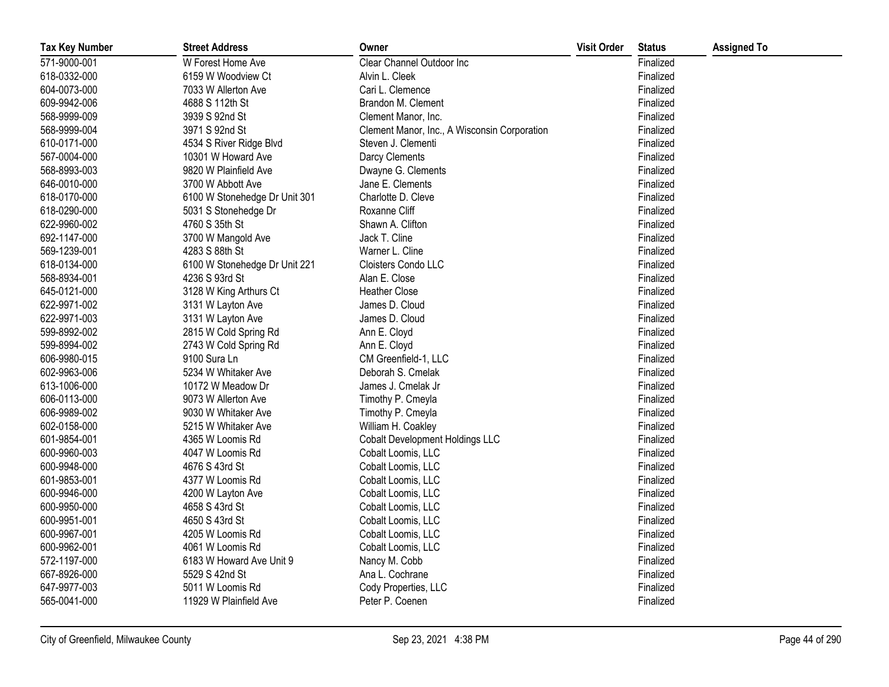| Tax Key Number | Street Address | Owner | Visit Order | Status | Assigned To |
|---|---|---|---|---|---|
| 571-9000-001 | W Forest Home Ave | Clear Channel Outdoor Inc | | Finalized | |
| 618-0332-000 | 6159 W Woodview Ct | Alvin L. Cleek | | Finalized | |
| 604-0073-000 | 7033 W Allerton Ave | Cari L. Clemence | | Finalized | |
| 609-9942-006 | 4688 S 112th St | Brandon M. Clement | | Finalized | |
| 568-9999-009 | 3939 S 92nd St | Clement Manor, Inc. | | Finalized | |
| 568-9999-004 | 3971 S 92nd St | Clement Manor, Inc., A Wisconsin Corporation | | Finalized | |
| 610-0171-000 | 4534 S River Ridge Blvd | Steven J. Clementi | | Finalized | |
| 567-0004-000 | 10301 W Howard Ave | Darcy Clements | | Finalized | |
| 568-8993-003 | 9820 W Plainfield Ave | Dwayne G. Clements | | Finalized | |
| 646-0010-000 | 3700 W Abbott Ave | Jane E. Clements | | Finalized | |
| 618-0170-000 | 6100 W Stonehedge Dr Unit 301 | Charlotte D. Cleve | | Finalized | |
| 618-0290-000 | 5031 S Stonehedge Dr | Roxanne Cliff | | Finalized | |
| 622-9960-002 | 4760 S 35th St | Shawn A. Clifton | | Finalized | |
| 692-1147-000 | 3700 W Mangold Ave | Jack T. Cline | | Finalized | |
| 569-1239-001 | 4283 S 88th St | Warner L. Cline | | Finalized | |
| 618-0134-000 | 6100 W Stonehedge Dr Unit 221 | Cloisters Condo LLC | | Finalized | |
| 568-8934-001 | 4236 S 93rd St | Alan E. Close | | Finalized | |
| 645-0121-000 | 3128 W King Arthurs Ct | Heather Close | | Finalized | |
| 622-9971-002 | 3131 W Layton Ave | James D. Cloud | | Finalized | |
| 622-9971-003 | 3131 W Layton Ave | James D. Cloud | | Finalized | |
| 599-8992-002 | 2815 W Cold Spring Rd | Ann E. Cloyd | | Finalized | |
| 599-8994-002 | 2743 W Cold Spring Rd | Ann E. Cloyd | | Finalized | |
| 606-9980-015 | 9100 Sura Ln | CM Greenfield-1, LLC | | Finalized | |
| 602-9963-006 | 5234 W Whitaker Ave | Deborah S. Cmelak | | Finalized | |
| 613-1006-000 | 10172 W Meadow Dr | James J. Cmelak Jr | | Finalized | |
| 606-0113-000 | 9073 W Allerton Ave | Timothy P. Cmeyla | | Finalized | |
| 606-9989-002 | 9030 W Whitaker Ave | Timothy P. Cmeyla | | Finalized | |
| 602-0158-000 | 5215 W Whitaker Ave | William H. Coakley | | Finalized | |
| 601-9854-001 | 4365 W Loomis Rd | Cobalt Development Holdings LLC | | Finalized | |
| 600-9960-003 | 4047 W Loomis Rd | Cobalt Loomis, LLC | | Finalized | |
| 600-9948-000 | 4676 S 43rd St | Cobalt Loomis, LLC | | Finalized | |
| 601-9853-001 | 4377 W Loomis Rd | Cobalt Loomis, LLC | | Finalized | |
| 600-9946-000 | 4200 W Layton Ave | Cobalt Loomis, LLC | | Finalized | |
| 600-9950-000 | 4658 S 43rd St | Cobalt Loomis, LLC | | Finalized | |
| 600-9951-001 | 4650 S 43rd St | Cobalt Loomis, LLC | | Finalized | |
| 600-9967-001 | 4205 W Loomis Rd | Cobalt Loomis, LLC | | Finalized | |
| 600-9962-001 | 4061 W Loomis Rd | Cobalt Loomis, LLC | | Finalized | |
| 572-1197-000 | 6183 W Howard Ave Unit 9 | Nancy M. Cobb | | Finalized | |
| 667-8926-000 | 5529 S 42nd St | Ana L. Cochrane | | Finalized | |
| 647-9977-003 | 5011 W Loomis Rd | Cody Properties, LLC | | Finalized | |
| 565-0041-000 | 11929 W Plainfield Ave | Peter P. Coenen | | Finalized | |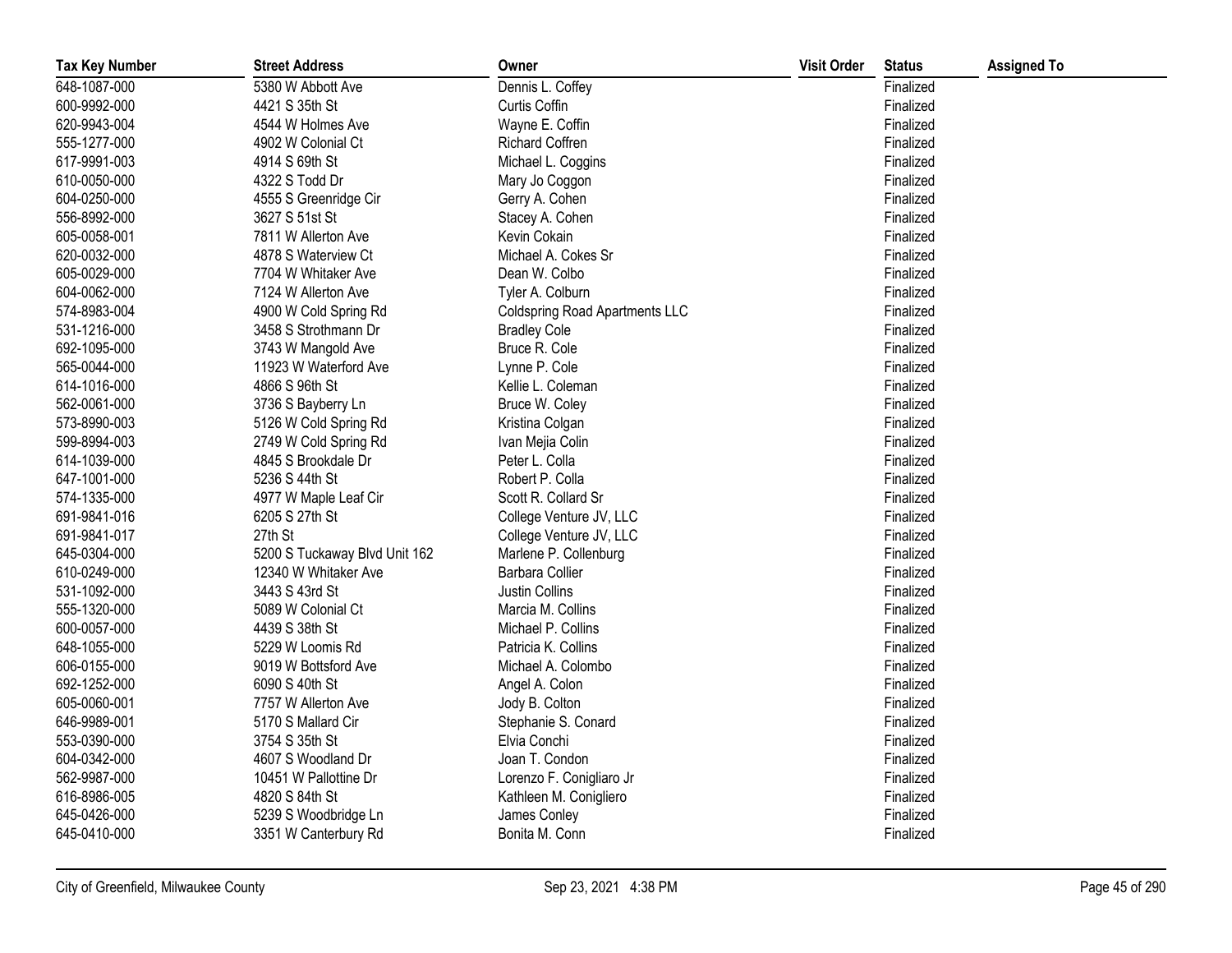| Tax Key Number | Street Address | Owner | Visit Order | Status | Assigned To |
|---|---|---|---|---|---|
| 648-1087-000 | 5380 W Abbott Ave | Dennis L. Coffey | | Finalized | |
| 600-9992-000 | 4421 S 35th St | Curtis Coffin | | Finalized | |
| 620-9943-004 | 4544 W Holmes Ave | Wayne E. Coffin | | Finalized | |
| 555-1277-000 | 4902 W Colonial Ct | Richard Coffren | | Finalized | |
| 617-9991-003 | 4914 S 69th St | Michael L. Coggins | | Finalized | |
| 610-0050-000 | 4322 S Todd Dr | Mary Jo Coggon | | Finalized | |
| 604-0250-000 | 4555 S Greenridge Cir | Gerry A. Cohen | | Finalized | |
| 556-8992-000 | 3627 S 51st St | Stacey A. Cohen | | Finalized | |
| 605-0058-001 | 7811 W Allerton Ave | Kevin Cokain | | Finalized | |
| 620-0032-000 | 4878 S Waterview Ct | Michael A. Cokes Sr | | Finalized | |
| 605-0029-000 | 7704 W Whitaker Ave | Dean W. Colbo | | Finalized | |
| 604-0062-000 | 7124 W Allerton Ave | Tyler A. Colburn | | Finalized | |
| 574-8983-004 | 4900 W Cold Spring Rd | Coldspring Road Apartments LLC | | Finalized | |
| 531-1216-000 | 3458 S Strothmann Dr | Bradley Cole | | Finalized | |
| 692-1095-000 | 3743 W Mangold Ave | Bruce R. Cole | | Finalized | |
| 565-0044-000 | 11923 W Waterford Ave | Lynne P. Cole | | Finalized | |
| 614-1016-000 | 4866 S 96th St | Kellie L. Coleman | | Finalized | |
| 562-0061-000 | 3736 S Bayberry Ln | Bruce W. Coley | | Finalized | |
| 573-8990-003 | 5126 W Cold Spring Rd | Kristina Colgan | | Finalized | |
| 599-8994-003 | 2749 W Cold Spring Rd | Ivan Mejia Colin | | Finalized | |
| 614-1039-000 | 4845 S Brookdale Dr | Peter L. Colla | | Finalized | |
| 647-1001-000 | 5236 S 44th St | Robert P. Colla | | Finalized | |
| 574-1335-000 | 4977 W Maple Leaf Cir | Scott R. Collard Sr | | Finalized | |
| 691-9841-016 | 6205 S 27th St | College Venture JV, LLC | | Finalized | |
| 691-9841-017 | 27th St | College Venture JV, LLC | | Finalized | |
| 645-0304-000 | 5200 S Tuckaway Blvd Unit 162 | Marlene P. Collenburg | | Finalized | |
| 610-0249-000 | 12340 W Whitaker Ave | Barbara Collier | | Finalized | |
| 531-1092-000 | 3443 S 43rd St | Justin Collins | | Finalized | |
| 555-1320-000 | 5089 W Colonial Ct | Marcia M. Collins | | Finalized | |
| 600-0057-000 | 4439 S 38th St | Michael P. Collins | | Finalized | |
| 648-1055-000 | 5229 W Loomis Rd | Patricia K. Collins | | Finalized | |
| 606-0155-000 | 9019 W Bottsford Ave | Michael A. Colombo | | Finalized | |
| 692-1252-000 | 6090 S 40th St | Angel A. Colon | | Finalized | |
| 605-0060-001 | 7757 W Allerton Ave | Jody B. Colton | | Finalized | |
| 646-9989-001 | 5170 S Mallard Cir | Stephanie S. Conard | | Finalized | |
| 553-0390-000 | 3754 S 35th St | Elvia Conchi | | Finalized | |
| 604-0342-000 | 4607 S Woodland Dr | Joan T. Condon | | Finalized | |
| 562-9987-000 | 10451 W Pallottine Dr | Lorenzo F. Conigliaro Jr | | Finalized | |
| 616-8986-005 | 4820 S 84th St | Kathleen M. Conigliero | | Finalized | |
| 645-0426-000 | 5239 S Woodbridge Ln | James Conley | | Finalized | |
| 645-0410-000 | 3351 W Canterbury Rd | Bonita M. Conn | | Finalized | |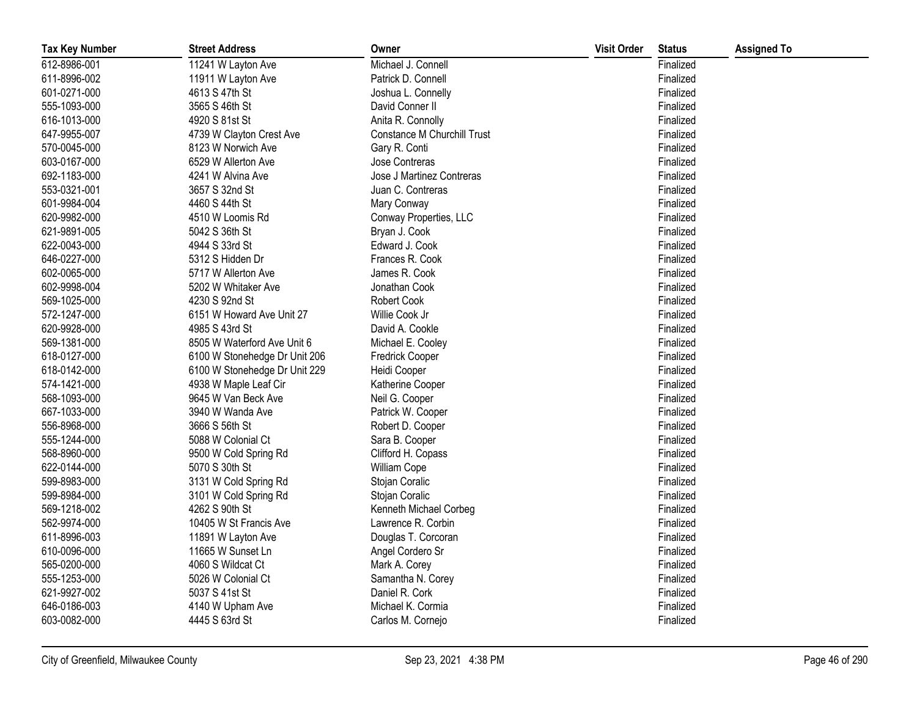| Tax Key Number | Street Address | Owner | Visit Order | Status | Assigned To |
|---|---|---|---|---|---|
| 612-8986-001 | 11241 W Layton Ave | Michael J. Connell | | Finalized | |
| 611-8996-002 | 11911 W Layton Ave | Patrick D. Connell | | Finalized | |
| 601-0271-000 | 4613 S 47th St | Joshua L. Connelly | | Finalized | |
| 555-1093-000 | 3565 S 46th St | David Conner II | | Finalized | |
| 616-1013-000 | 4920 S 81st St | Anita R. Connolly | | Finalized | |
| 647-9955-007 | 4739 W Clayton Crest Ave | Constance M Churchill Trust | | Finalized | |
| 570-0045-000 | 8123 W Norwich Ave | Gary R. Conti | | Finalized | |
| 603-0167-000 | 6529 W Allerton Ave | Jose Contreras | | Finalized | |
| 692-1183-000 | 4241 W Alvina Ave | Jose J Martinez Contreras | | Finalized | |
| 553-0321-001 | 3657 S 32nd St | Juan C. Contreras | | Finalized | |
| 601-9984-004 | 4460 S 44th St | Mary Conway | | Finalized | |
| 620-9982-000 | 4510 W Loomis Rd | Conway Properties, LLC | | Finalized | |
| 621-9891-005 | 5042 S 36th St | Bryan J. Cook | | Finalized | |
| 622-0043-000 | 4944 S 33rd St | Edward J. Cook | | Finalized | |
| 646-0227-000 | 5312 S Hidden Dr | Frances R. Cook | | Finalized | |
| 602-0065-000 | 5717 W Allerton Ave | James R. Cook | | Finalized | |
| 602-9998-004 | 5202 W Whitaker Ave | Jonathan Cook | | Finalized | |
| 569-1025-000 | 4230 S 92nd St | Robert Cook | | Finalized | |
| 572-1247-000 | 6151 W Howard Ave Unit 27 | Willie Cook Jr | | Finalized | |
| 620-9928-000 | 4985 S 43rd St | David A. Cookle | | Finalized | |
| 569-1381-000 | 8505 W Waterford Ave Unit 6 | Michael E. Cooley | | Finalized | |
| 618-0127-000 | 6100 W Stonehedge Dr Unit 206 | Fredrick Cooper | | Finalized | |
| 618-0142-000 | 6100 W Stonehedge Dr Unit 229 | Heidi Cooper | | Finalized | |
| 574-1421-000 | 4938 W Maple Leaf Cir | Katherine Cooper | | Finalized | |
| 568-1093-000 | 9645 W Van Beck Ave | Neil G. Cooper | | Finalized | |
| 667-1033-000 | 3940 W Wanda Ave | Patrick W. Cooper | | Finalized | |
| 556-8968-000 | 3666 S 56th St | Robert D. Cooper | | Finalized | |
| 555-1244-000 | 5088 W Colonial Ct | Sara B. Cooper | | Finalized | |
| 568-8960-000 | 9500 W Cold Spring Rd | Clifford H. Copass | | Finalized | |
| 622-0144-000 | 5070 S 30th St | William Cope | | Finalized | |
| 599-8983-000 | 3131 W Cold Spring Rd | Stojan Coralic | | Finalized | |
| 599-8984-000 | 3101 W Cold Spring Rd | Stojan Coralic | | Finalized | |
| 569-1218-002 | 4262 S 90th St | Kenneth Michael Corbeg | | Finalized | |
| 562-9974-000 | 10405 W St Francis Ave | Lawrence R. Corbin | | Finalized | |
| 611-8996-003 | 11891 W Layton Ave | Douglas T. Corcoran | | Finalized | |
| 610-0096-000 | 11665 W Sunset Ln | Angel Cordero Sr | | Finalized | |
| 565-0200-000 | 4060 S Wildcat Ct | Mark A. Corey | | Finalized | |
| 555-1253-000 | 5026 W Colonial Ct | Samantha N. Corey | | Finalized | |
| 621-9927-002 | 5037 S 41st St | Daniel R. Cork | | Finalized | |
| 646-0186-003 | 4140 W Upham Ave | Michael K. Cormia | | Finalized | |
| 603-0082-000 | 4445 S 63rd St | Carlos M. Cornejo | | Finalized | |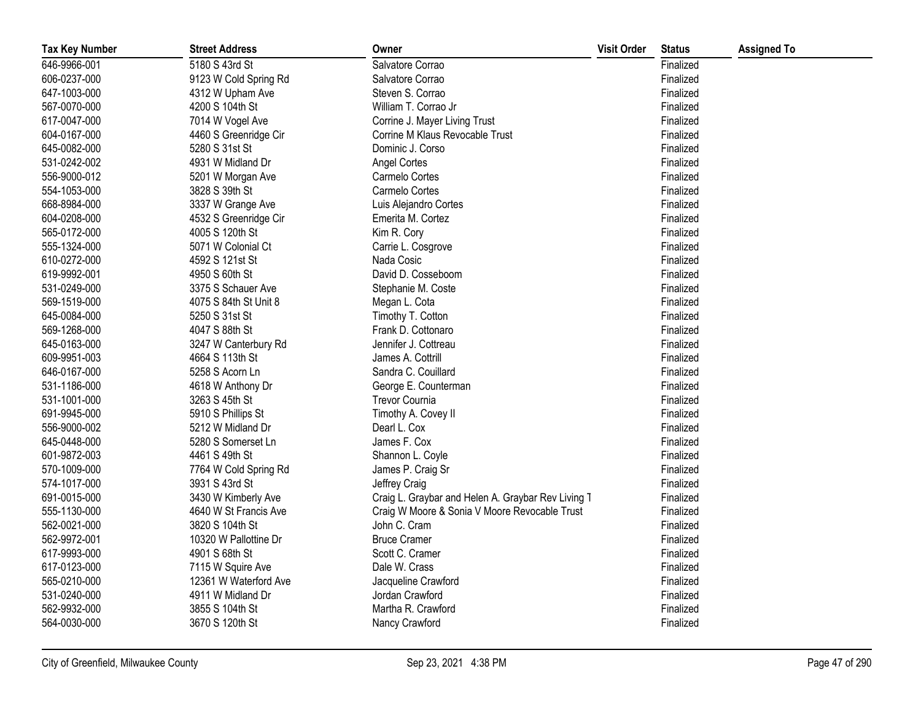| Tax Key Number | Street Address | Owner | Visit Order | Status | Assigned To |
|---|---|---|---|---|---|
| 646-9966-001 | 5180 S 43rd St | Salvatore Corrao | | Finalized | |
| 606-0237-000 | 9123 W Cold Spring Rd | Salvatore Corrao | | Finalized | |
| 647-1003-000 | 4312 W Upham Ave | Steven S. Corrao | | Finalized | |
| 567-0070-000 | 4200 S 104th St | William T. Corrao Jr | | Finalized | |
| 617-0047-000 | 7014 W Vogel Ave | Corrine J. Mayer Living Trust | | Finalized | |
| 604-0167-000 | 4460 S Greenridge Cir | Corrine M Klaus Revocable Trust | | Finalized | |
| 645-0082-000 | 5280 S 31st St | Dominic J. Corso | | Finalized | |
| 531-0242-002 | 4931 W Midland Dr | Angel Cortes | | Finalized | |
| 556-9000-012 | 5201 W Morgan Ave | Carmelo Cortes | | Finalized | |
| 554-1053-000 | 3828 S 39th St | Carmelo Cortes | | Finalized | |
| 668-8984-000 | 3337 W Grange Ave | Luis Alejandro Cortes | | Finalized | |
| 604-0208-000 | 4532 S Greenridge Cir | Emerita M. Cortez | | Finalized | |
| 565-0172-000 | 4005 S 120th St | Kim R. Cory | | Finalized | |
| 555-1324-000 | 5071 W Colonial Ct | Carrie L. Cosgrove | | Finalized | |
| 610-0272-000 | 4592 S 121st St | Nada Cosic | | Finalized | |
| 619-9992-001 | 4950 S 60th St | David D. Cosseboom | | Finalized | |
| 531-0249-000 | 3375 S Schauer Ave | Stephanie M. Coste | | Finalized | |
| 569-1519-000 | 4075 S 84th St Unit 8 | Megan L. Cota | | Finalized | |
| 645-0084-000 | 5250 S 31st St | Timothy T. Cotton | | Finalized | |
| 569-1268-000 | 4047 S 88th St | Frank D. Cottonaro | | Finalized | |
| 645-0163-000 | 3247 W Canterbury Rd | Jennifer J. Cottreau | | Finalized | |
| 609-9951-003 | 4664 S 113th St | James A. Cottrill | | Finalized | |
| 646-0167-000 | 5258 S Acorn Ln | Sandra C. Couillard | | Finalized | |
| 531-1186-000 | 4618 W Anthony Dr | George E. Counterman | | Finalized | |
| 531-1001-000 | 3263 S 45th St | Trevor Cournia | | Finalized | |
| 691-9945-000 | 5910 S Phillips St | Timothy A. Covey II | | Finalized | |
| 556-9000-002 | 5212 W Midland Dr | Dearl L. Cox | | Finalized | |
| 645-0448-000 | 5280 S Somerset Ln | James F. Cox | | Finalized | |
| 601-9872-003 | 4461 S 49th St | Shannon L. Coyle | | Finalized | |
| 570-1009-000 | 7764 W Cold Spring Rd | James P. Craig Sr | | Finalized | |
| 574-1017-000 | 3931 S 43rd St | Jeffrey Craig | | Finalized | |
| 691-0015-000 | 3430 W Kimberly Ave | Craig L. Graybar and Helen A. Graybar Rev Living T | | Finalized | |
| 555-1130-000 | 4640 W St Francis Ave | Craig W Moore & Sonia V Moore Revocable Trust | | Finalized | |
| 562-0021-000 | 3820 S 104th St | John C. Cram | | Finalized | |
| 562-9972-001 | 10320 W Pallottine Dr | Bruce Cramer | | Finalized | |
| 617-9993-000 | 4901 S 68th St | Scott C. Cramer | | Finalized | |
| 617-0123-000 | 7115 W Squire Ave | Dale W. Crass | | Finalized | |
| 565-0210-000 | 12361 W Waterford Ave | Jacqueline Crawford | | Finalized | |
| 531-0240-000 | 4911 W Midland Dr | Jordan Crawford | | Finalized | |
| 562-9932-000 | 3855 S 104th St | Martha R. Crawford | | Finalized | |
| 564-0030-000 | 3670 S 120th St | Nancy Crawford | | Finalized | |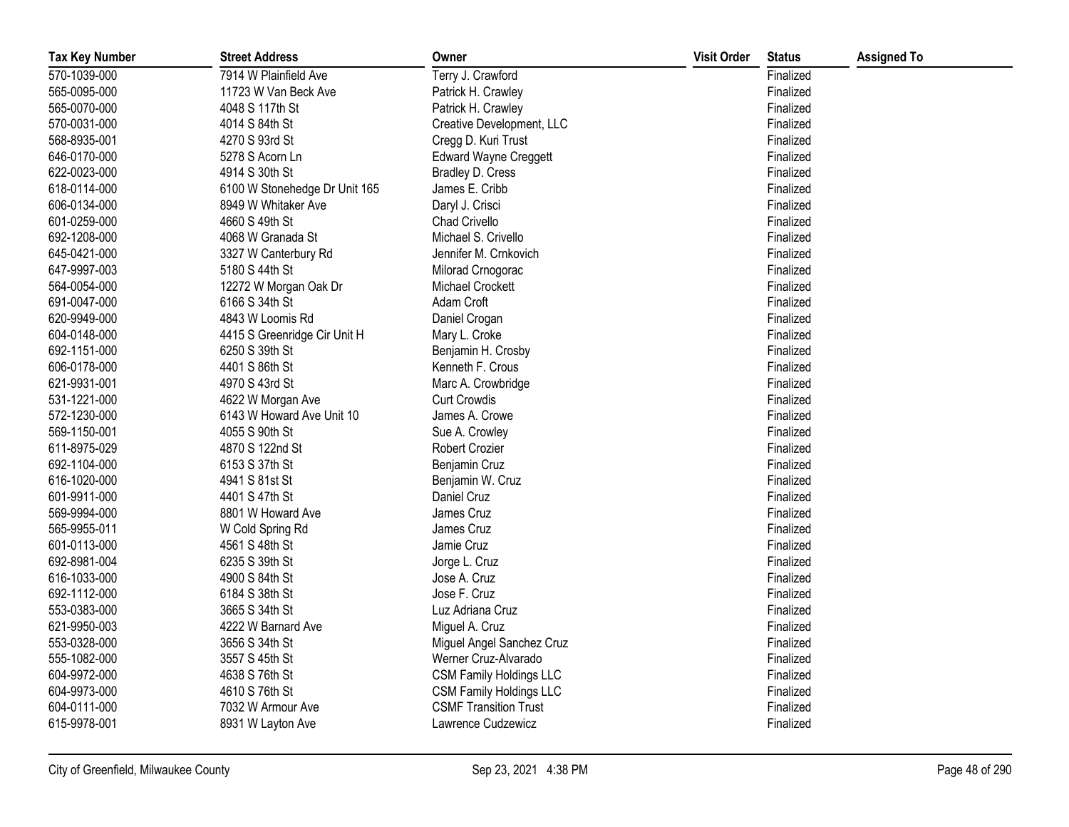| Tax Key Number | Street Address | Owner | Visit Order | Status | Assigned To |
|---|---|---|---|---|---|
| 570-1039-000 | 7914 W Plainfield Ave | Terry J. Crawford | | Finalized | |
| 565-0095-000 | 11723 W Van Beck Ave | Patrick H. Crawley | | Finalized | |
| 565-0070-000 | 4048 S 117th St | Patrick H. Crawley | | Finalized | |
| 570-0031-000 | 4014 S 84th St | Creative Development, LLC | | Finalized | |
| 568-8935-001 | 4270 S 93rd St | Cregg D. Kuri Trust | | Finalized | |
| 646-0170-000 | 5278 S Acorn Ln | Edward Wayne Creggett | | Finalized | |
| 622-0023-000 | 4914 S 30th St | Bradley D. Cress | | Finalized | |
| 618-0114-000 | 6100 W Stonehedge Dr Unit 165 | James E. Cribb | | Finalized | |
| 606-0134-000 | 8949 W Whitaker Ave | Daryl J. Crisci | | Finalized | |
| 601-0259-000 | 4660 S 49th St | Chad Crivello | | Finalized | |
| 692-1208-000 | 4068 W Granada St | Michael S. Crivello | | Finalized | |
| 645-0421-000 | 3327 W Canterbury Rd | Jennifer M. Crnkovich | | Finalized | |
| 647-9997-003 | 5180 S 44th St | Milorad Crnogorac | | Finalized | |
| 564-0054-000 | 12272 W Morgan Oak Dr | Michael Crockett | | Finalized | |
| 691-0047-000 | 6166 S 34th St | Adam Croft | | Finalized | |
| 620-9949-000 | 4843 W Loomis Rd | Daniel Crogan | | Finalized | |
| 604-0148-000 | 4415 S Greenridge Cir Unit H | Mary L. Croke | | Finalized | |
| 692-1151-000 | 6250 S 39th St | Benjamin H. Crosby | | Finalized | |
| 606-0178-000 | 4401 S 86th St | Kenneth F. Crous | | Finalized | |
| 621-9931-001 | 4970 S 43rd St | Marc A. Crowbridge | | Finalized | |
| 531-1221-000 | 4622 W Morgan Ave | Curt Crowdis | | Finalized | |
| 572-1230-000 | 6143 W Howard Ave Unit 10 | James A. Crowe | | Finalized | |
| 569-1150-001 | 4055 S 90th St | Sue A. Crowley | | Finalized | |
| 611-8975-029 | 4870 S 122nd St | Robert Crozier | | Finalized | |
| 692-1104-000 | 6153 S 37th St | Benjamin Cruz | | Finalized | |
| 616-1020-000 | 4941 S 81st St | Benjamin W. Cruz | | Finalized | |
| 601-9911-000 | 4401 S 47th St | Daniel Cruz | | Finalized | |
| 569-9994-000 | 8801 W Howard Ave | James Cruz | | Finalized | |
| 565-9955-011 | W Cold Spring Rd | James Cruz | | Finalized | |
| 601-0113-000 | 4561 S 48th St | Jamie Cruz | | Finalized | |
| 692-8981-004 | 6235 S 39th St | Jorge L. Cruz | | Finalized | |
| 616-1033-000 | 4900 S 84th St | Jose A. Cruz | | Finalized | |
| 692-1112-000 | 6184 S 38th St | Jose F. Cruz | | Finalized | |
| 553-0383-000 | 3665 S 34th St | Luz Adriana Cruz | | Finalized | |
| 621-9950-003 | 4222 W Barnard Ave | Miguel A. Cruz | | Finalized | |
| 553-0328-000 | 3656 S 34th St | Miguel Angel Sanchez Cruz | | Finalized | |
| 555-1082-000 | 3557 S 45th St | Werner Cruz-Alvarado | | Finalized | |
| 604-9972-000 | 4638 S 76th St | CSM Family Holdings LLC | | Finalized | |
| 604-9973-000 | 4610 S 76th St | CSM Family Holdings LLC | | Finalized | |
| 604-0111-000 | 7032 W Armour Ave | CSMF Transition Trust | | Finalized | |
| 615-9978-001 | 8931 W Layton Ave | Lawrence Cudzewicz | | Finalized | |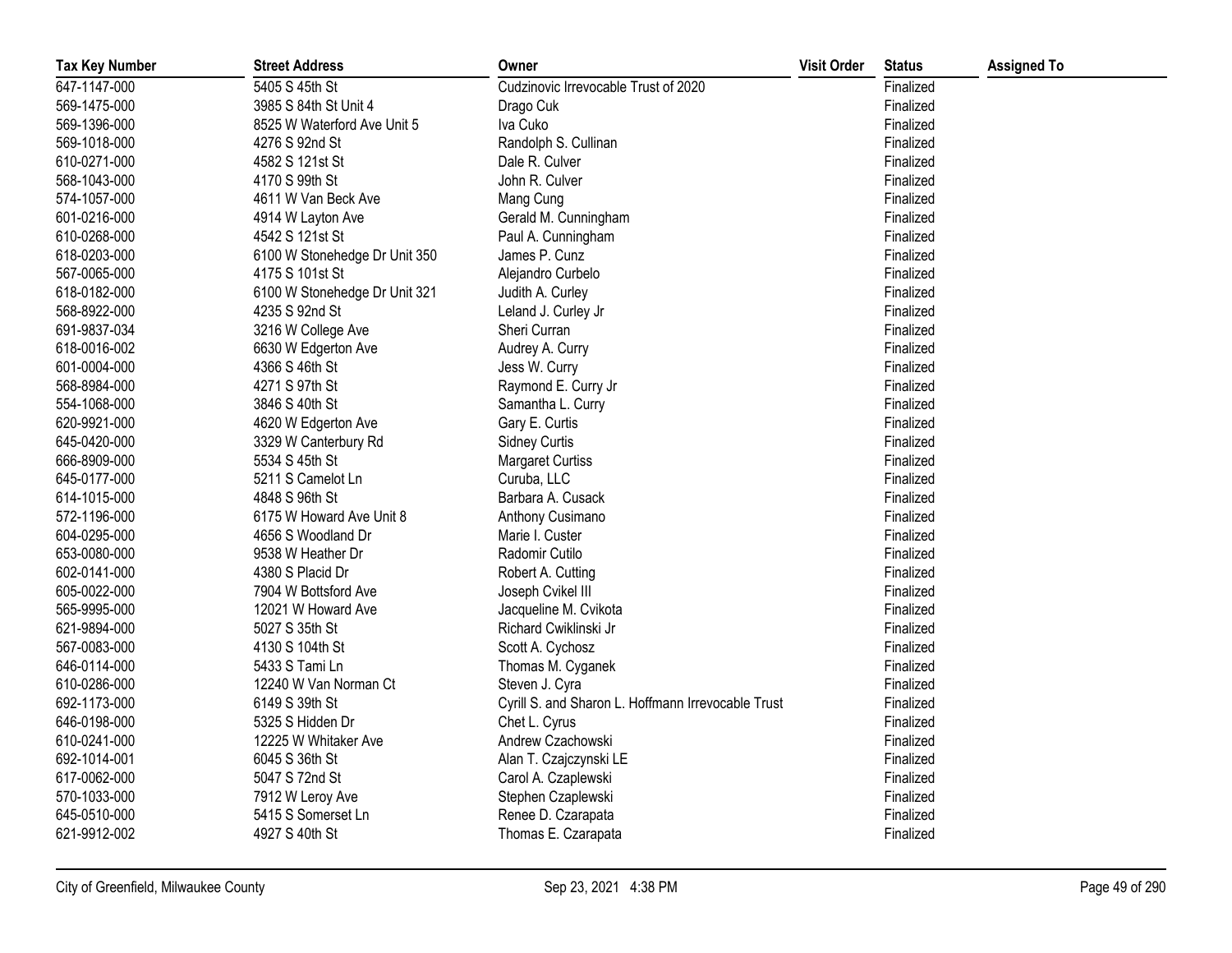| Tax Key Number | Street Address | Owner | Visit Order | Status | Assigned To |
|---|---|---|---|---|---|
| 647-1147-000 | 5405 S 45th St | Cudzinovic Irrevocable Trust of 2020 | | Finalized | |
| 569-1475-000 | 3985 S 84th St Unit 4 | Drago Cuk | | Finalized | |
| 569-1396-000 | 8525 W Waterford Ave Unit 5 | Iva Cuko | | Finalized | |
| 569-1018-000 | 4276 S 92nd St | Randolph S. Cullinan | | Finalized | |
| 610-0271-000 | 4582 S 121st St | Dale R. Culver | | Finalized | |
| 568-1043-000 | 4170 S 99th St | John R. Culver | | Finalized | |
| 574-1057-000 | 4611 W Van Beck Ave | Mang Cung | | Finalized | |
| 601-0216-000 | 4914 W Layton Ave | Gerald M. Cunningham | | Finalized | |
| 610-0268-000 | 4542 S 121st St | Paul A. Cunningham | | Finalized | |
| 618-0203-000 | 6100 W Stonehedge Dr Unit 350 | James P. Cunz | | Finalized | |
| 567-0065-000 | 4175 S 101st St | Alejandro Curbelo | | Finalized | |
| 618-0182-000 | 6100 W Stonehedge Dr Unit 321 | Judith A. Curley | | Finalized | |
| 568-8922-000 | 4235 S 92nd St | Leland J. Curley Jr | | Finalized | |
| 691-9837-034 | 3216 W College Ave | Sheri Curran | | Finalized | |
| 618-0016-002 | 6630 W Edgerton Ave | Audrey A. Curry | | Finalized | |
| 601-0004-000 | 4366 S 46th St | Jess W. Curry | | Finalized | |
| 568-8984-000 | 4271 S 97th St | Raymond E. Curry Jr | | Finalized | |
| 554-1068-000 | 3846 S 40th St | Samantha L. Curry | | Finalized | |
| 620-9921-000 | 4620 W Edgerton Ave | Gary E. Curtis | | Finalized | |
| 645-0420-000 | 3329 W Canterbury Rd | Sidney Curtis | | Finalized | |
| 666-8909-000 | 5534 S 45th St | Margaret Curtiss | | Finalized | |
| 645-0177-000 | 5211 S Camelot Ln | Curuba, LLC | | Finalized | |
| 614-1015-000 | 4848 S 96th St | Barbara A. Cusack | | Finalized | |
| 572-1196-000 | 6175 W Howard Ave Unit 8 | Anthony Cusimano | | Finalized | |
| 604-0295-000 | 4656 S Woodland Dr | Marie I. Custer | | Finalized | |
| 653-0080-000 | 9538 W Heather Dr | Radomir Cutilo | | Finalized | |
| 602-0141-000 | 4380 S Placid Dr | Robert A. Cutting | | Finalized | |
| 605-0022-000 | 7904 W Bottsford Ave | Joseph Cvikel III | | Finalized | |
| 565-9995-000 | 12021 W Howard Ave | Jacqueline M. Cvikota | | Finalized | |
| 621-9894-000 | 5027 S 35th St | Richard Cwiklinski Jr | | Finalized | |
| 567-0083-000 | 4130 S 104th St | Scott A. Cychosz | | Finalized | |
| 646-0114-000 | 5433 S Tami Ln | Thomas M. Cyganek | | Finalized | |
| 610-0286-000 | 12240 W Van Norman Ct | Steven J. Cyra | | Finalized | |
| 692-1173-000 | 6149 S 39th St | Cyrill S. and Sharon L. Hoffmann Irrevocable Trust | | Finalized | |
| 646-0198-000 | 5325 S Hidden Dr | Chet L. Cyrus | | Finalized | |
| 610-0241-000 | 12225 W Whitaker Ave | Andrew Czachowski | | Finalized | |
| 692-1014-001 | 6045 S 36th St | Alan T. Czajczynski LE | | Finalized | |
| 617-0062-000 | 5047 S 72nd St | Carol A. Czaplewski | | Finalized | |
| 570-1033-000 | 7912 W Leroy Ave | Stephen Czaplewski | | Finalized | |
| 645-0510-000 | 5415 S Somerset Ln | Renee D. Czarapata | | Finalized | |
| 621-9912-002 | 4927 S 40th St | Thomas E. Czarapata | | Finalized | |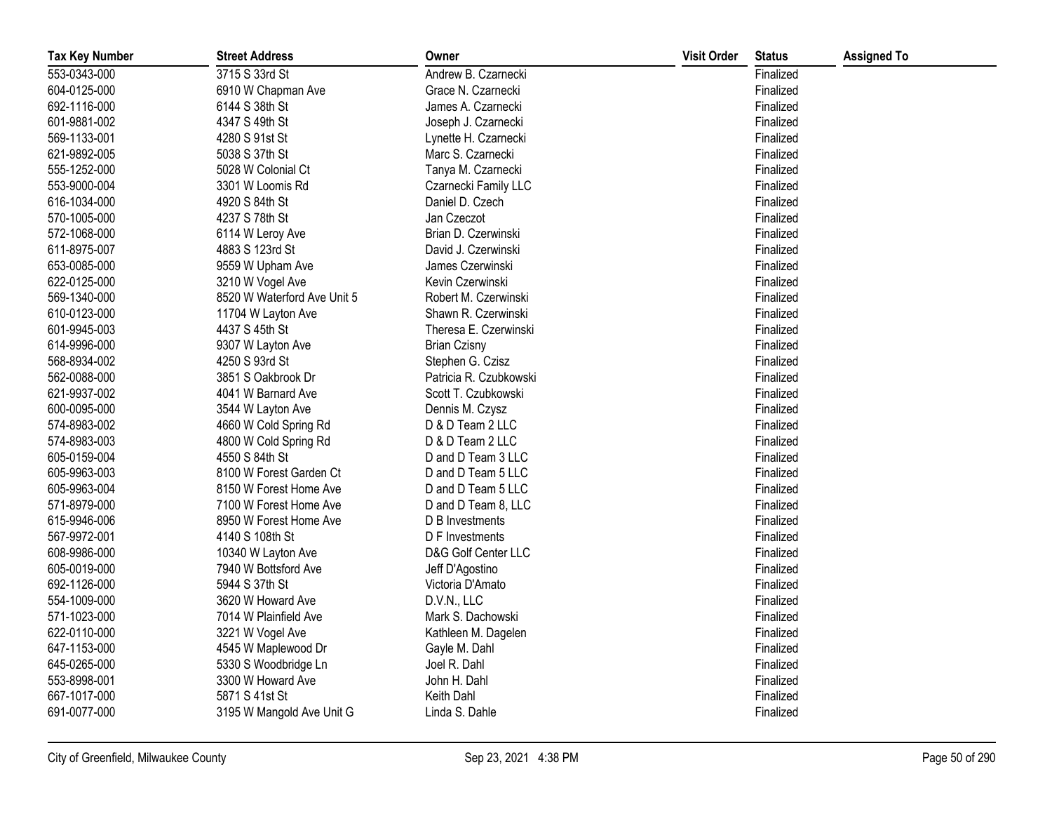| Tax Key Number | Street Address | Owner | Visit Order | Status | Assigned To |
|---|---|---|---|---|---|
| 553-0343-000 | 3715 S 33rd St | Andrew B. Czarnecki | | Finalized | |
| 604-0125-000 | 6910 W Chapman Ave | Grace N. Czarnecki | | Finalized | |
| 692-1116-000 | 6144 S 38th St | James A. Czarnecki | | Finalized | |
| 601-9881-002 | 4347 S 49th St | Joseph J. Czarnecki | | Finalized | |
| 569-1133-001 | 4280 S 91st St | Lynette H. Czarnecki | | Finalized | |
| 621-9892-005 | 5038 S 37th St | Marc S. Czarnecki | | Finalized | |
| 555-1252-000 | 5028 W Colonial Ct | Tanya M. Czarnecki | | Finalized | |
| 553-9000-004 | 3301 W Loomis Rd | Czarnecki Family LLC | | Finalized | |
| 616-1034-000 | 4920 S 84th St | Daniel D. Czech | | Finalized | |
| 570-1005-000 | 4237 S 78th St | Jan Czeczot | | Finalized | |
| 572-1068-000 | 6114 W Leroy Ave | Brian D. Czerwinski | | Finalized | |
| 611-8975-007 | 4883 S 123rd St | David J. Czerwinski | | Finalized | |
| 653-0085-000 | 9559 W Upham Ave | James Czerwinski | | Finalized | |
| 622-0125-000 | 3210 W Vogel Ave | Kevin Czerwinski | | Finalized | |
| 569-1340-000 | 8520 W Waterford Ave Unit 5 | Robert M. Czerwinski | | Finalized | |
| 610-0123-000 | 11704 W Layton Ave | Shawn R. Czerwinski | | Finalized | |
| 601-9945-003 | 4437 S 45th St | Theresa E. Czerwinski | | Finalized | |
| 614-9996-000 | 9307 W Layton Ave | Brian Czisny | | Finalized | |
| 568-8934-002 | 4250 S 93rd St | Stephen G. Czisz | | Finalized | |
| 562-0088-000 | 3851 S Oakbrook Dr | Patricia R. Czubkowski | | Finalized | |
| 621-9937-002 | 4041 W Barnard Ave | Scott T. Czubkowski | | Finalized | |
| 600-0095-000 | 3544 W Layton Ave | Dennis M. Czysz | | Finalized | |
| 574-8983-002 | 4660 W Cold Spring Rd | D & D Team 2 LLC | | Finalized | |
| 574-8983-003 | 4800 W Cold Spring Rd | D & D Team 2 LLC | | Finalized | |
| 605-0159-004 | 4550 S 84th St | D and D Team 3 LLC | | Finalized | |
| 605-9963-003 | 8100 W Forest Garden Ct | D and D Team 5 LLC | | Finalized | |
| 605-9963-004 | 8150 W Forest Home Ave | D and D Team 5 LLC | | Finalized | |
| 571-8979-000 | 7100 W Forest Home Ave | D and D Team 8, LLC | | Finalized | |
| 615-9946-006 | 8950 W Forest Home Ave | D B Investments | | Finalized | |
| 567-9972-001 | 4140 S 108th St | D F Investments | | Finalized | |
| 608-9986-000 | 10340 W Layton Ave | D&G Golf Center LLC | | Finalized | |
| 605-0019-000 | 7940 W Bottsford Ave | Jeff D'Agostino | | Finalized | |
| 692-1126-000 | 5944 S 37th St | Victoria D'Amato | | Finalized | |
| 554-1009-000 | 3620 W Howard Ave | D.V.N., LLC | | Finalized | |
| 571-1023-000 | 7014 W Plainfield Ave | Mark S. Dachowski | | Finalized | |
| 622-0110-000 | 3221 W Vogel Ave | Kathleen M. Dagelen | | Finalized | |
| 647-1153-000 | 4545 W Maplewood Dr | Gayle M. Dahl | | Finalized | |
| 645-0265-000 | 5330 S Woodbridge Ln | Joel R. Dahl | | Finalized | |
| 553-8998-001 | 3300 W Howard Ave | John H. Dahl | | Finalized | |
| 667-1017-000 | 5871 S 41st St | Keith Dahl | | Finalized | |
| 691-0077-000 | 3195 W Mangold Ave Unit G | Linda S. Dahle | | Finalized | |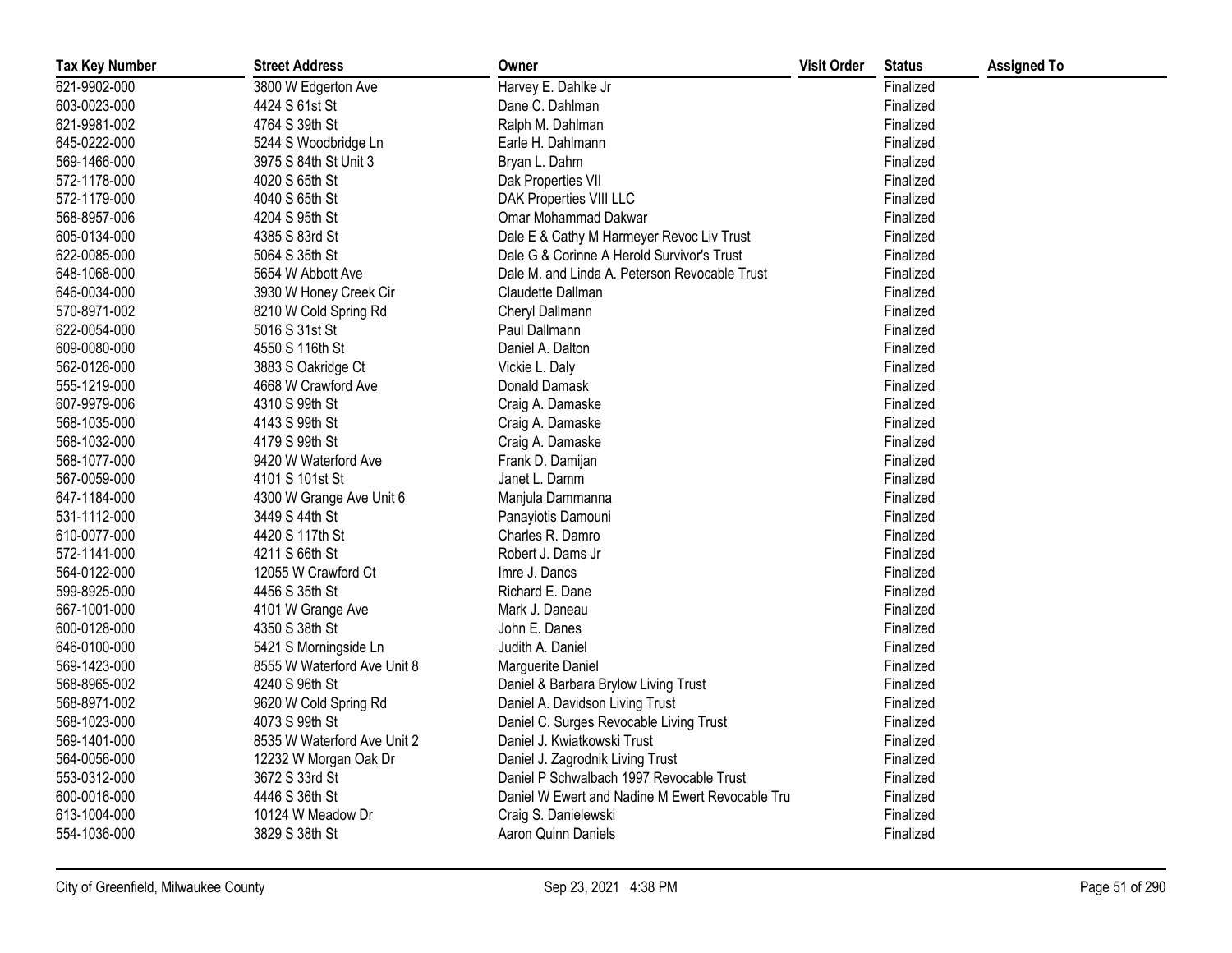| Tax Key Number | Street Address | Owner | Visit Order | Status | Assigned To |
|---|---|---|---|---|---|
| 621-9902-000 | 3800 W Edgerton Ave | Harvey E. Dahlke Jr | | Finalized | |
| 603-0023-000 | 4424 S 61st St | Dane C. Dahlman | | Finalized | |
| 621-9981-002 | 4764 S 39th St | Ralph M. Dahlman | | Finalized | |
| 645-0222-000 | 5244 S Woodbridge Ln | Earle H. Dahlmann | | Finalized | |
| 569-1466-000 | 3975 S 84th St Unit 3 | Bryan L. Dahm | | Finalized | |
| 572-1178-000 | 4020 S 65th St | Dak Properties VII | | Finalized | |
| 572-1179-000 | 4040 S 65th St | DAK Properties VIII LLC | | Finalized | |
| 568-8957-006 | 4204 S 95th St | Omar Mohammad Dakwar | | Finalized | |
| 605-0134-000 | 4385 S 83rd St | Dale E & Cathy M Harmeyer Revoc Liv Trust | | Finalized | |
| 622-0085-000 | 5064 S 35th St | Dale G & Corinne A Herold Survivor's Trust | | Finalized | |
| 648-1068-000 | 5654 W Abbott Ave | Dale M. and Linda A. Peterson Revocable Trust | | Finalized | |
| 646-0034-000 | 3930 W Honey Creek Cir | Claudette Dallman | | Finalized | |
| 570-8971-002 | 8210 W Cold Spring Rd | Cheryl Dallmann | | Finalized | |
| 622-0054-000 | 5016 S 31st St | Paul Dallmann | | Finalized | |
| 609-0080-000 | 4550 S 116th St | Daniel A. Dalton | | Finalized | |
| 562-0126-000 | 3883 S Oakridge Ct | Vickie L. Daly | | Finalized | |
| 555-1219-000 | 4668 W Crawford Ave | Donald Damask | | Finalized | |
| 607-9979-006 | 4310 S 99th St | Craig A. Damaske | | Finalized | |
| 568-1035-000 | 4143 S 99th St | Craig A. Damaske | | Finalized | |
| 568-1032-000 | 4179 S 99th St | Craig A. Damaske | | Finalized | |
| 568-1077-000 | 9420 W Waterford Ave | Frank D. Damijan | | Finalized | |
| 567-0059-000 | 4101 S 101st St | Janet L. Damm | | Finalized | |
| 647-1184-000 | 4300 W Grange Ave Unit 6 | Manjula Dammanna | | Finalized | |
| 531-1112-000 | 3449 S 44th St | Panayiotis Damouni | | Finalized | |
| 610-0077-000 | 4420 S 117th St | Charles R. Damro | | Finalized | |
| 572-1141-000 | 4211 S 66th St | Robert J. Dams Jr | | Finalized | |
| 564-0122-000 | 12055 W Crawford Ct | Imre J. Dancs | | Finalized | |
| 599-8925-000 | 4456 S 35th St | Richard E. Dane | | Finalized | |
| 667-1001-000 | 4101 W Grange Ave | Mark J. Daneau | | Finalized | |
| 600-0128-000 | 4350 S 38th St | John E. Danes | | Finalized | |
| 646-0100-000 | 5421 S Morningside Ln | Judith A. Daniel | | Finalized | |
| 569-1423-000 | 8555 W Waterford Ave Unit 8 | Marguerite Daniel | | Finalized | |
| 568-8965-002 | 4240 S 96th St | Daniel & Barbara Brylow Living Trust | | Finalized | |
| 568-8971-002 | 9620 W Cold Spring Rd | Daniel A. Davidson Living Trust | | Finalized | |
| 568-1023-000 | 4073 S 99th St | Daniel C. Surges Revocable Living Trust | | Finalized | |
| 569-1401-000 | 8535 W Waterford Ave Unit 2 | Daniel J. Kwiatkowski Trust | | Finalized | |
| 564-0056-000 | 12232 W Morgan Oak Dr | Daniel J. Zagrodnik Living Trust | | Finalized | |
| 553-0312-000 | 3672 S 33rd St | Daniel P Schwalbach 1997 Revocable Trust | | Finalized | |
| 600-0016-000 | 4446 S 36th St | Daniel W Ewert and Nadine M Ewert Revocable Tru | | Finalized | |
| 613-1004-000 | 10124 W Meadow Dr | Craig S. Danielewski | | Finalized | |
| 554-1036-000 | 3829 S 38th St | Aaron Quinn Daniels | | Finalized | |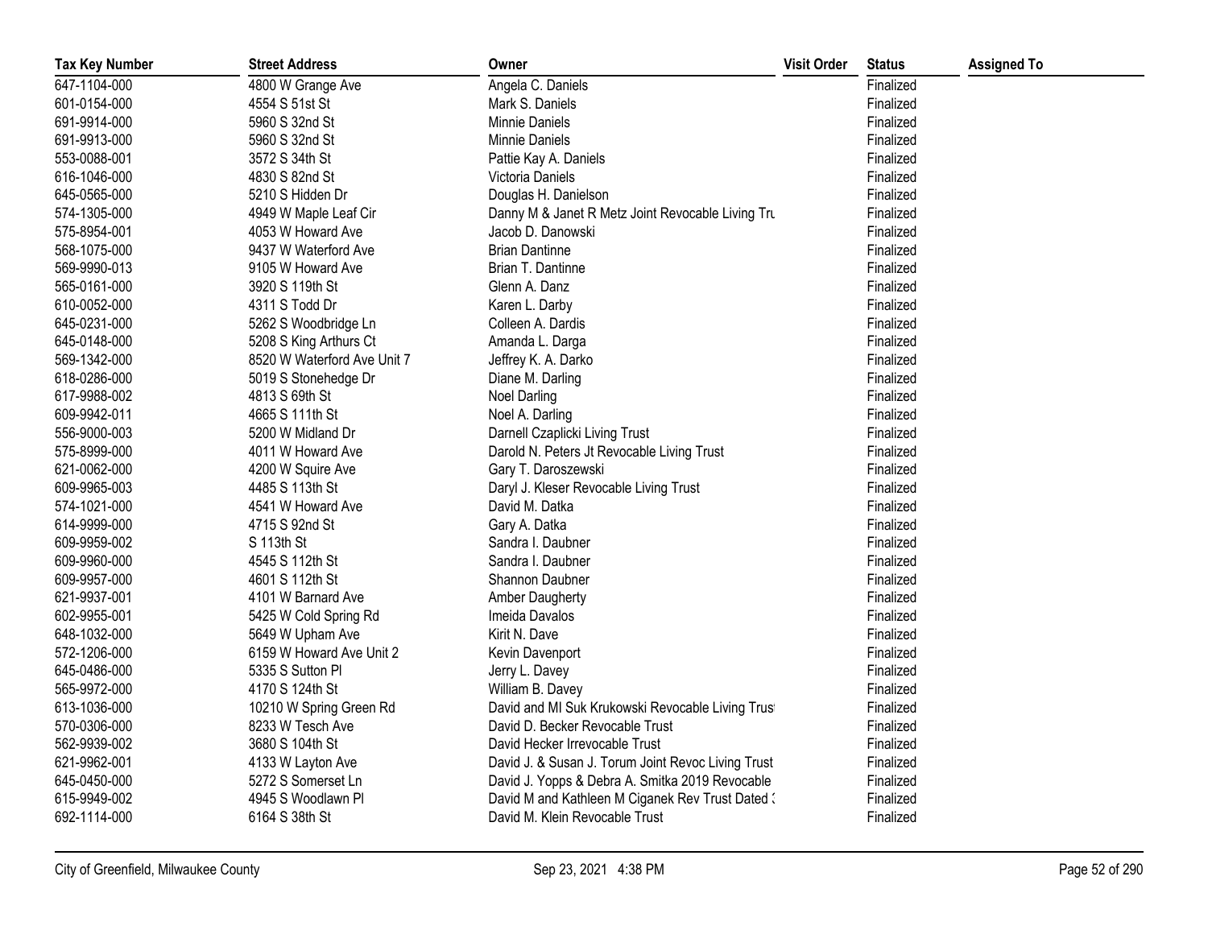| Tax Key Number | Street Address | Owner | Visit Order | Status | Assigned To |
|---|---|---|---|---|---|
| 647-1104-000 | 4800 W Grange Ave | Angela C. Daniels | | Finalized | |
| 601-0154-000 | 4554 S 51st St | Mark S. Daniels | | Finalized | |
| 691-9914-000 | 5960 S 32nd St | Minnie Daniels | | Finalized | |
| 691-9913-000 | 5960 S 32nd St | Minnie Daniels | | Finalized | |
| 553-0088-001 | 3572 S 34th St | Pattie Kay A. Daniels | | Finalized | |
| 616-1046-000 | 4830 S 82nd St | Victoria Daniels | | Finalized | |
| 645-0565-000 | 5210 S Hidden Dr | Douglas H. Danielson | | Finalized | |
| 574-1305-000 | 4949 W Maple Leaf Cir | Danny M & Janet R Metz Joint Revocable Living Tru | | Finalized | |
| 575-8954-001 | 4053 W Howard Ave | Jacob D. Danowski | | Finalized | |
| 568-1075-000 | 9437 W Waterford Ave | Brian Dantinne | | Finalized | |
| 569-9990-013 | 9105 W Howard Ave | Brian T. Dantinne | | Finalized | |
| 565-0161-000 | 3920 S 119th St | Glenn A. Danz | | Finalized | |
| 610-0052-000 | 4311 S Todd Dr | Karen L. Darby | | Finalized | |
| 645-0231-000 | 5262 S Woodbridge Ln | Colleen A. Dardis | | Finalized | |
| 645-0148-000 | 5208 S King Arthurs Ct | Amanda L. Darga | | Finalized | |
| 569-1342-000 | 8520 W Waterford Ave Unit 7 | Jeffrey K. A. Darko | | Finalized | |
| 618-0286-000 | 5019 S Stonehedge Dr | Diane M. Darling | | Finalized | |
| 617-9988-002 | 4813 S 69th St | Noel Darling | | Finalized | |
| 609-9942-011 | 4665 S 111th St | Noel A. Darling | | Finalized | |
| 556-9000-003 | 5200 W Midland Dr | Darnell Czaplicki Living Trust | | Finalized | |
| 575-8999-000 | 4011 W Howard Ave | Darold N. Peters Jt Revocable Living Trust | | Finalized | |
| 621-0062-000 | 4200 W Squire Ave | Gary T. Daroszewski | | Finalized | |
| 609-9965-003 | 4485 S 113th St | Daryl J. Kleser Revocable Living Trust | | Finalized | |
| 574-1021-000 | 4541 W Howard Ave | David M. Datka | | Finalized | |
| 614-9999-000 | 4715 S 92nd St | Gary A. Datka | | Finalized | |
| 609-9959-002 | S 113th St | Sandra I. Daubner | | Finalized | |
| 609-9960-000 | 4545 S 112th St | Sandra I. Daubner | | Finalized | |
| 609-9957-000 | 4601 S 112th St | Shannon Daubner | | Finalized | |
| 621-9937-001 | 4101 W Barnard Ave | Amber Daugherty | | Finalized | |
| 602-9955-001 | 5425 W Cold Spring Rd | Imeida Davalos | | Finalized | |
| 648-1032-000 | 5649 W Upham Ave | Kirit N. Dave | | Finalized | |
| 572-1206-000 | 6159 W Howard Ave Unit 2 | Kevin Davenport | | Finalized | |
| 645-0486-000 | 5335 S Sutton Pl | Jerry L. Davey | | Finalized | |
| 565-9972-000 | 4170 S 124th St | William B. Davey | | Finalized | |
| 613-1036-000 | 10210 W Spring Green Rd | David and MI Suk Krukowski Revocable Living Trust | | Finalized | |
| 570-0306-000 | 8233 W Tesch Ave | David D. Becker Revocable Trust | | Finalized | |
| 562-9939-002 | 3680 S 104th St | David Hecker Irrevocable Trust | | Finalized | |
| 621-9962-001 | 4133 W Layton Ave | David J. & Susan J. Torum Joint Revoc Living Trust | | Finalized | |
| 645-0450-000 | 5272 S Somerset Ln | David J. Yopps & Debra A. Smitka 2019 Revocable | | Finalized | |
| 615-9949-002 | 4945 S Woodlawn Pl | David M and Kathleen M Ciganek Rev Trust Dated 3 | | Finalized | |
| 692-1114-000 | 6164 S 38th St | David M. Klein Revocable Trust | | Finalized | |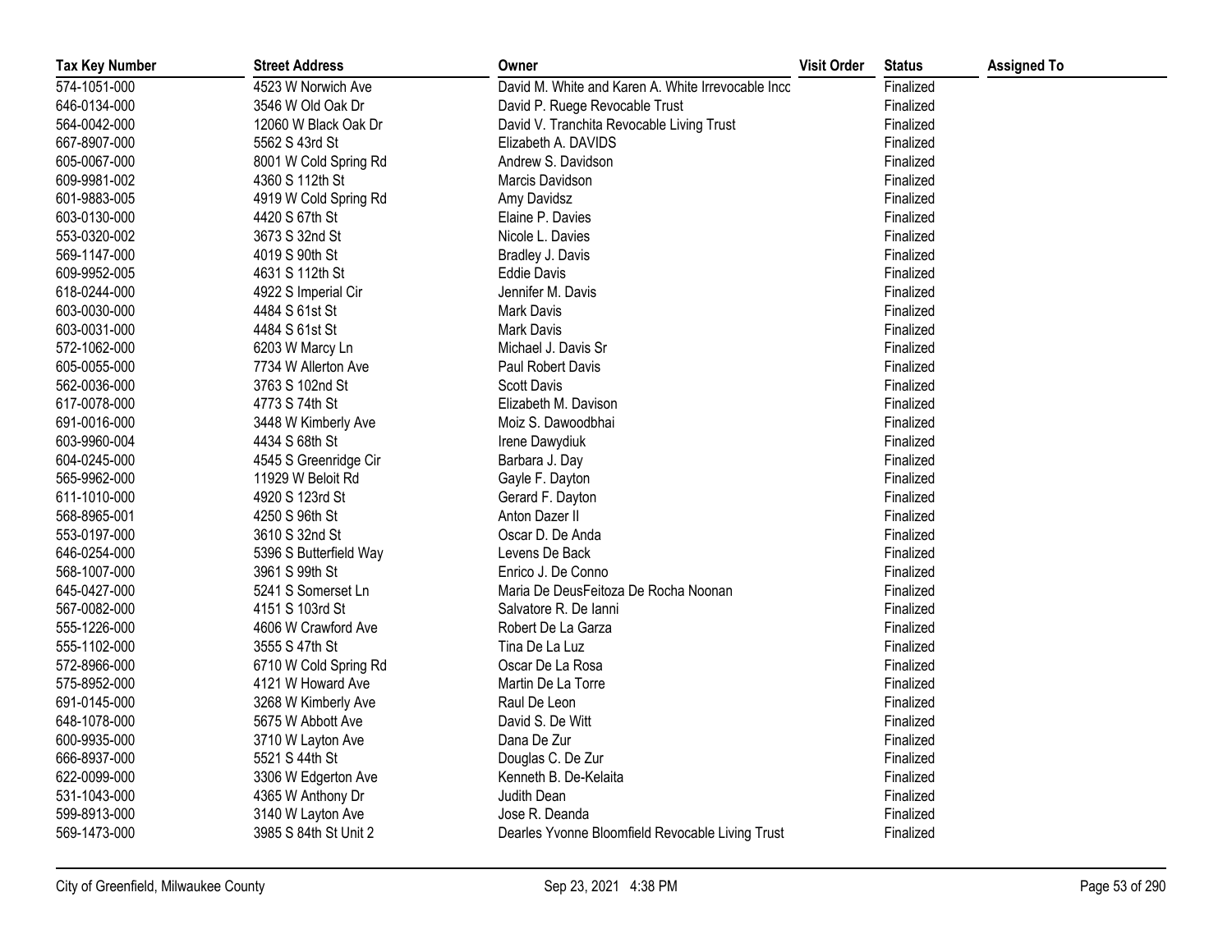| Tax Key Number | Street Address | Owner | Visit Order | Status | Assigned To |
|---|---|---|---|---|---|
| 574-1051-000 | 4523 W Norwich Ave | David M. White and Karen A. White Irrevocable Incc | | Finalized | |
| 646-0134-000 | 3546 W Old Oak Dr | David P. Ruege Revocable Trust | | Finalized | |
| 564-0042-000 | 12060 W Black Oak Dr | David V. Tranchita Revocable Living Trust | | Finalized | |
| 667-8907-000 | 5562 S 43rd St | Elizabeth A. DAVIDS | | Finalized | |
| 605-0067-000 | 8001 W Cold Spring Rd | Andrew S. Davidson | | Finalized | |
| 609-9981-002 | 4360 S 112th St | Marcis Davidson | | Finalized | |
| 601-9883-005 | 4919 W Cold Spring Rd | Amy Davidsz | | Finalized | |
| 603-0130-000 | 4420 S 67th St | Elaine P. Davies | | Finalized | |
| 553-0320-002 | 3673 S 32nd St | Nicole L. Davies | | Finalized | |
| 569-1147-000 | 4019 S 90th St | Bradley J. Davis | | Finalized | |
| 609-9952-005 | 4631 S 112th St | Eddie Davis | | Finalized | |
| 618-0244-000 | 4922 S Imperial Cir | Jennifer M. Davis | | Finalized | |
| 603-0030-000 | 4484 S 61st St | Mark Davis | | Finalized | |
| 603-0031-000 | 4484 S 61st St | Mark Davis | | Finalized | |
| 572-1062-000 | 6203 W Marcy Ln | Michael J. Davis Sr | | Finalized | |
| 605-0055-000 | 7734 W Allerton Ave | Paul Robert Davis | | Finalized | |
| 562-0036-000 | 3763 S 102nd St | Scott Davis | | Finalized | |
| 617-0078-000 | 4773 S 74th St | Elizabeth M. Davison | | Finalized | |
| 691-0016-000 | 3448 W Kimberly Ave | Moiz S. Dawoodbhai | | Finalized | |
| 603-9960-004 | 4434 S 68th St | Irene Dawydiuk | | Finalized | |
| 604-0245-000 | 4545 S Greenridge Cir | Barbara J. Day | | Finalized | |
| 565-9962-000 | 11929 W Beloit Rd | Gayle F. Dayton | | Finalized | |
| 611-1010-000 | 4920 S 123rd St | Gerard F. Dayton | | Finalized | |
| 568-8965-001 | 4250 S 96th St | Anton Dazer II | | Finalized | |
| 553-0197-000 | 3610 S 32nd St | Oscar D. De Anda | | Finalized | |
| 646-0254-000 | 5396 S Butterfield Way | Levens De Back | | Finalized | |
| 568-1007-000 | 3961 S 99th St | Enrico J. De Conno | | Finalized | |
| 645-0427-000 | 5241 S Somerset Ln | Maria De DeusFeitoza De Rocha Noonan | | Finalized | |
| 567-0082-000 | 4151 S 103rd St | Salvatore R. De Ianni | | Finalized | |
| 555-1226-000 | 4606 W Crawford Ave | Robert De La Garza | | Finalized | |
| 555-1102-000 | 3555 S 47th St | Tina De La Luz | | Finalized | |
| 572-8966-000 | 6710 W Cold Spring Rd | Oscar De La Rosa | | Finalized | |
| 575-8952-000 | 4121 W Howard Ave | Martin De La Torre | | Finalized | |
| 691-0145-000 | 3268 W Kimberly Ave | Raul De Leon | | Finalized | |
| 648-1078-000 | 5675 W Abbott Ave | David S. De Witt | | Finalized | |
| 600-9935-000 | 3710 W Layton Ave | Dana De Zur | | Finalized | |
| 666-8937-000 | 5521 S 44th St | Douglas C. De Zur | | Finalized | |
| 622-0099-000 | 3306 W Edgerton Ave | Kenneth B. De-Kelaita | | Finalized | |
| 531-1043-000 | 4365 W Anthony Dr | Judith Dean | | Finalized | |
| 599-8913-000 | 3140 W Layton Ave | Jose R. Deanda | | Finalized | |
| 569-1473-000 | 3985 S 84th St Unit 2 | Dearles Yvonne Bloomfield Revocable Living Trust | | Finalized | |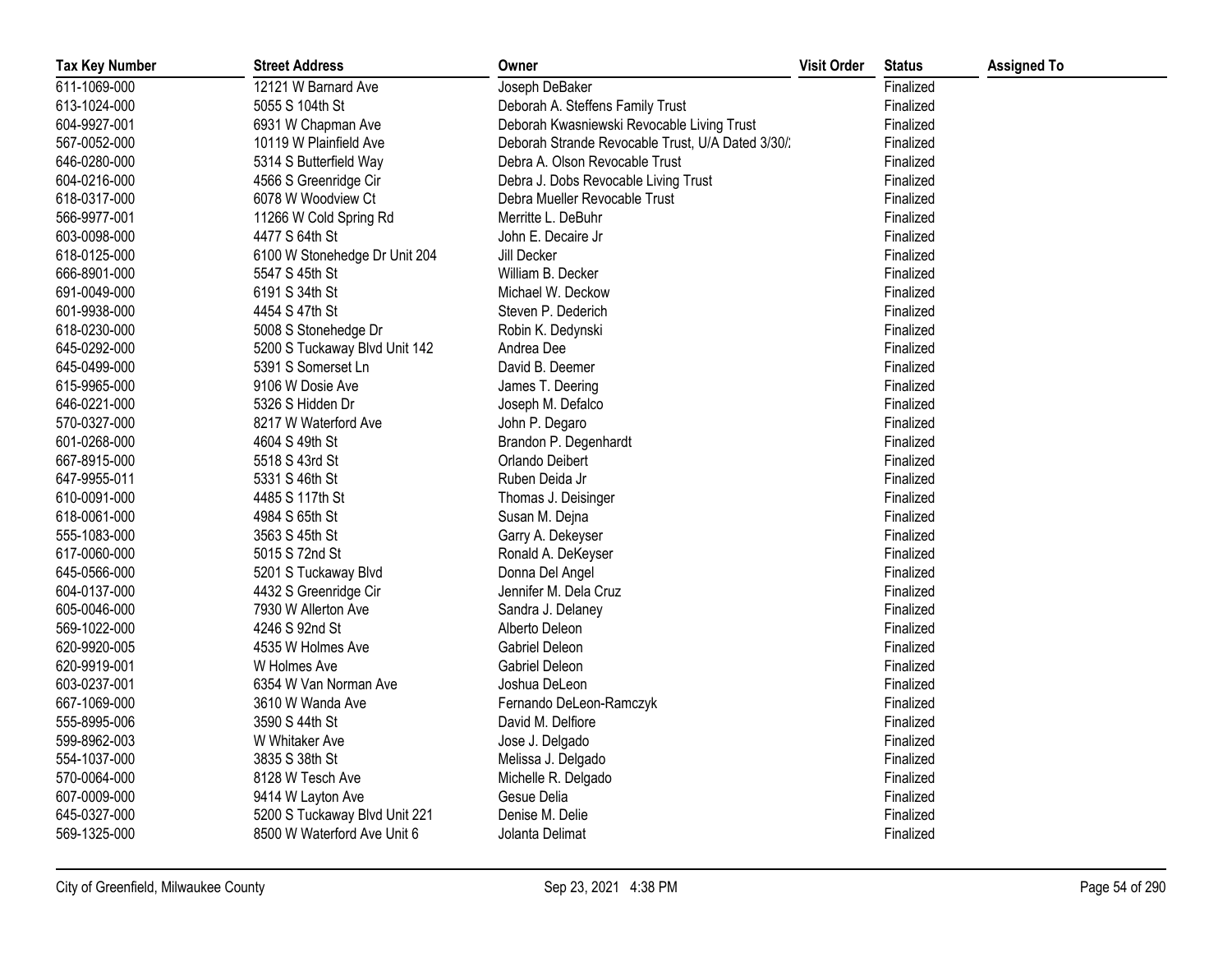| Tax Key Number | Street Address | Owner | Visit Order | Status | Assigned To |
|---|---|---|---|---|---|
| 611-1069-000 | 12121 W Barnard Ave | Joseph DeBaker | | Finalized | |
| 613-1024-000 | 5055 S 104th St | Deborah A. Steffens Family Trust | | Finalized | |
| 604-9927-001 | 6931 W Chapman Ave | Deborah Kwasniewski Revocable Living Trust | | Finalized | |
| 567-0052-000 | 10119 W Plainfield Ave | Deborah Strande Revocable Trust, U/A Dated 3/30/ | | Finalized | |
| 646-0280-000 | 5314 S Butterfield Way | Debra A. Olson Revocable Trust | | Finalized | |
| 604-0216-000 | 4566 S Greenridge Cir | Debra J. Dobs Revocable Living Trust | | Finalized | |
| 618-0317-000 | 6078 W Woodview Ct | Debra Mueller Revocable Trust | | Finalized | |
| 566-9977-001 | 11266 W Cold Spring Rd | Merritte L. DeBuhr | | Finalized | |
| 603-0098-000 | 4477 S 64th St | John E. Decaire Jr | | Finalized | |
| 618-0125-000 | 6100 W Stonehedge Dr Unit 204 | Jill Decker | | Finalized | |
| 666-8901-000 | 5547 S 45th St | William B. Decker | | Finalized | |
| 691-0049-000 | 6191 S 34th St | Michael W. Deckow | | Finalized | |
| 601-9938-000 | 4454 S 47th St | Steven P. Dederich | | Finalized | |
| 618-0230-000 | 5008 S Stonehedge Dr | Robin K. Dedynski | | Finalized | |
| 645-0292-000 | 5200 S Tuckaway Blvd Unit 142 | Andrea Dee | | Finalized | |
| 645-0499-000 | 5391 S Somerset Ln | David B. Deemer | | Finalized | |
| 615-9965-000 | 9106 W Dosie Ave | James T. Deering | | Finalized | |
| 646-0221-000 | 5326 S Hidden Dr | Joseph M. Defalco | | Finalized | |
| 570-0327-000 | 8217 W Waterford Ave | John P. Degaro | | Finalized | |
| 601-0268-000 | 4604 S 49th St | Brandon P. Degenhardt | | Finalized | |
| 667-8915-000 | 5518 S 43rd St | Orlando Deibert | | Finalized | |
| 647-9955-011 | 5331 S 46th St | Ruben Deida Jr | | Finalized | |
| 610-0091-000 | 4485 S 117th St | Thomas J. Deisinger | | Finalized | |
| 618-0061-000 | 4984 S 65th St | Susan M. Dejna | | Finalized | |
| 555-1083-000 | 3563 S 45th St | Garry A. Dekeyser | | Finalized | |
| 617-0060-000 | 5015 S 72nd St | Ronald A. DeKeyser | | Finalized | |
| 645-0566-000 | 5201 S Tuckaway Blvd | Donna Del Angel | | Finalized | |
| 604-0137-000 | 4432 S Greenridge Cir | Jennifer M. Dela Cruz | | Finalized | |
| 605-0046-000 | 7930 W Allerton Ave | Sandra J. Delaney | | Finalized | |
| 569-1022-000 | 4246 S 92nd St | Alberto Deleon | | Finalized | |
| 620-9920-005 | 4535 W Holmes Ave | Gabriel Deleon | | Finalized | |
| 620-9919-001 | W Holmes Ave | Gabriel Deleon | | Finalized | |
| 603-0237-001 | 6354 W Van Norman Ave | Joshua DeLeon | | Finalized | |
| 667-1069-000 | 3610 W Wanda Ave | Fernando DeLeon-Ramczyk | | Finalized | |
| 555-8995-006 | 3590 S 44th St | David M. Delfiore | | Finalized | |
| 599-8962-003 | W Whitaker Ave | Jose J. Delgado | | Finalized | |
| 554-1037-000 | 3835 S 38th St | Melissa J. Delgado | | Finalized | |
| 570-0064-000 | 8128 W Tesch Ave | Michelle R. Delgado | | Finalized | |
| 607-0009-000 | 9414 W Layton Ave | Gesue Delia | | Finalized | |
| 645-0327-000 | 5200 S Tuckaway Blvd Unit 221 | Denise M. Delie | | Finalized | |
| 569-1325-000 | 8500 W Waterford Ave Unit 6 | Jolanta Delimat | | Finalized | |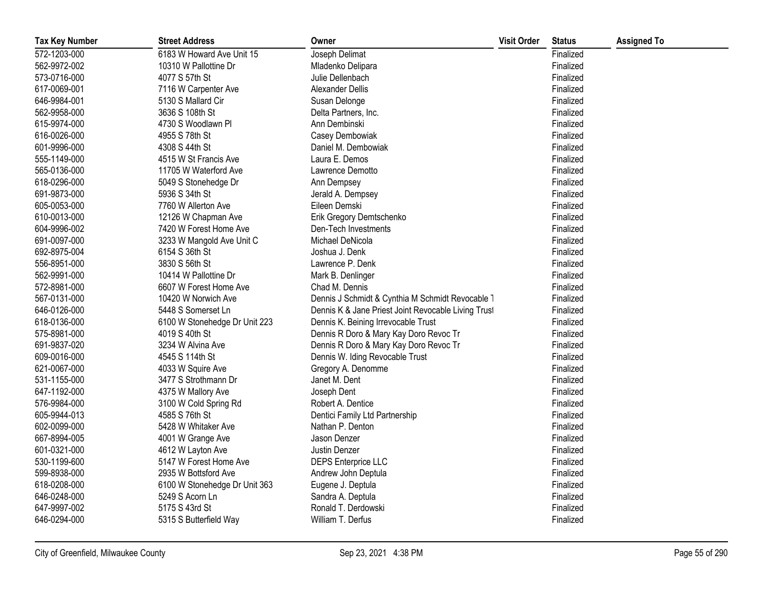| Tax Key Number | Street Address | Owner | Visit Order | Status | Assigned To |
|---|---|---|---|---|---|
| 572-1203-000 | 6183 W Howard Ave Unit 15 | Joseph Delimat | | Finalized | |
| 562-9972-002 | 10310 W Pallottine Dr | Mladenko Delipara | | Finalized | |
| 573-0716-000 | 4077 S 57th St | Julie Dellenbach | | Finalized | |
| 617-0069-001 | 7116 W Carpenter Ave | Alexander Dellis | | Finalized | |
| 646-9984-001 | 5130 S Mallard Cir | Susan Delonge | | Finalized | |
| 562-9958-000 | 3636 S 108th St | Delta Partners, Inc. | | Finalized | |
| 615-9974-000 | 4730 S Woodlawn Pl | Ann Dembinski | | Finalized | |
| 616-0026-000 | 4955 S 78th St | Casey Dembowiak | | Finalized | |
| 601-9996-000 | 4308 S 44th St | Daniel M. Dembowiak | | Finalized | |
| 555-1149-000 | 4515 W St Francis Ave | Laura E. Demos | | Finalized | |
| 565-0136-000 | 11705 W Waterford Ave | Lawrence Demotto | | Finalized | |
| 618-0296-000 | 5049 S Stonehedge Dr | Ann Dempsey | | Finalized | |
| 691-9873-000 | 5936 S 34th St | Jerald A. Dempsey | | Finalized | |
| 605-0053-000 | 7760 W Allerton Ave | Eileen Demski | | Finalized | |
| 610-0013-000 | 12126 W Chapman Ave | Erik Gregory Demtschenko | | Finalized | |
| 604-9996-002 | 7420 W Forest Home Ave | Den-Tech Investments | | Finalized | |
| 691-0097-000 | 3233 W Mangold Ave Unit C | Michael DeNicola | | Finalized | |
| 692-8975-004 | 6154 S 36th St | Joshua J. Denk | | Finalized | |
| 556-8951-000 | 3830 S 56th St | Lawrence P. Denk | | Finalized | |
| 562-9991-000 | 10414 W Pallottine Dr | Mark B. Denlinger | | Finalized | |
| 572-8981-000 | 6607 W Forest Home Ave | Chad M. Dennis | | Finalized | |
| 567-0131-000 | 10420 W Norwich Ave | Dennis J Schmidt & Cynthia M Schmidt Revocable T | | Finalized | |
| 646-0126-000 | 5448 S Somerset Ln | Dennis K & Jane Priest Joint Revocable Living Trust | | Finalized | |
| 618-0136-000 | 6100 W Stonehedge Dr Unit 223 | Dennis K. Beining Irrevocable Trust | | Finalized | |
| 575-8981-000 | 4019 S 40th St | Dennis R Doro & Mary Kay Doro Revoc Tr | | Finalized | |
| 691-9837-020 | 3234 W Alvina Ave | Dennis R Doro & Mary Kay Doro Revoc Tr | | Finalized | |
| 609-0016-000 | 4545 S 114th St | Dennis W. Iding Revocable Trust | | Finalized | |
| 621-0067-000 | 4033 W Squire Ave | Gregory A. Denomme | | Finalized | |
| 531-1155-000 | 3477 S Strothmann Dr | Janet M. Dent | | Finalized | |
| 647-1192-000 | 4375 W Mallory Ave | Joseph Dent | | Finalized | |
| 576-9984-000 | 3100 W Cold Spring Rd | Robert A. Dentice | | Finalized | |
| 605-9944-013 | 4585 S 76th St | Dentici Family Ltd Partnership | | Finalized | |
| 602-0099-000 | 5428 W Whitaker Ave | Nathan P. Denton | | Finalized | |
| 667-8994-005 | 4001 W Grange Ave | Jason Denzer | | Finalized | |
| 601-0321-000 | 4612 W Layton Ave | Justin Denzer | | Finalized | |
| 530-1199-600 | 5147 W Forest Home Ave | DEPS Enterprice LLC | | Finalized | |
| 599-8938-000 | 2935 W Bottsford Ave | Andrew John Deptula | | Finalized | |
| 618-0208-000 | 6100 W Stonehedge Dr Unit 363 | Eugene J. Deptula | | Finalized | |
| 646-0248-000 | 5249 S Acorn Ln | Sandra A. Deptula | | Finalized | |
| 647-9997-002 | 5175 S 43rd St | Ronald T. Derdowski | | Finalized | |
| 646-0294-000 | 5315 S Butterfield Way | William T. Derfus | | Finalized | |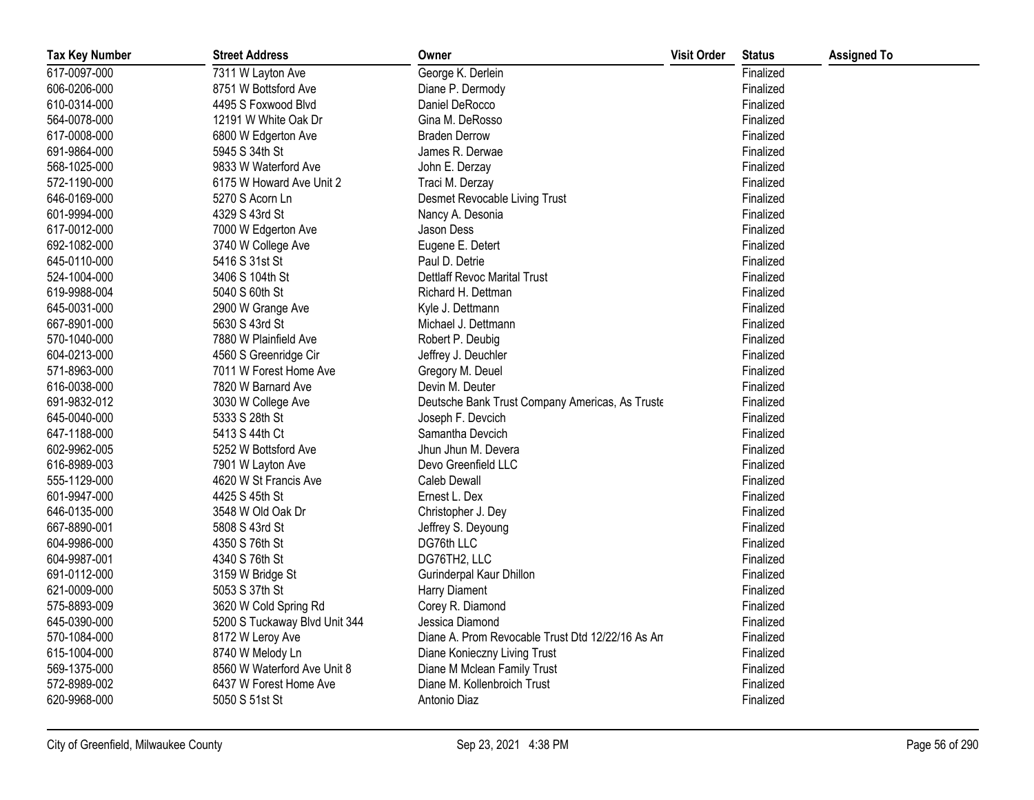| Tax Key Number | Street Address | Owner | Visit Order | Status | Assigned To |
|---|---|---|---|---|---|
| 617-0097-000 | 7311 W Layton Ave | George K. Derlein | | Finalized | |
| 606-0206-000 | 8751 W Bottsford Ave | Diane P. Dermody | | Finalized | |
| 610-0314-000 | 4495 S Foxwood Blvd | Daniel DeRocco | | Finalized | |
| 564-0078-000 | 12191 W White Oak Dr | Gina M. DeRosso | | Finalized | |
| 617-0008-000 | 6800 W Edgerton Ave | Braden Derrow | | Finalized | |
| 691-9864-000 | 5945 S 34th St | James R. Derwae | | Finalized | |
| 568-1025-000 | 9833 W Waterford Ave | John E. Derzay | | Finalized | |
| 572-1190-000 | 6175 W Howard Ave Unit 2 | Traci M. Derzay | | Finalized | |
| 646-0169-000 | 5270 S Acorn Ln | Desmet Revocable Living Trust | | Finalized | |
| 601-9994-000 | 4329 S 43rd St | Nancy A. Desonia | | Finalized | |
| 617-0012-000 | 7000 W Edgerton Ave | Jason Dess | | Finalized | |
| 692-1082-000 | 3740 W College Ave | Eugene E. Detert | | Finalized | |
| 645-0110-000 | 5416 S 31st St | Paul D. Detrie | | Finalized | |
| 524-1004-000 | 3406 S 104th St | Dettlaff Revoc Marital Trust | | Finalized | |
| 619-9988-004 | 5040 S 60th St | Richard H. Dettman | | Finalized | |
| 645-0031-000 | 2900 W Grange Ave | Kyle J. Dettmann | | Finalized | |
| 667-8901-000 | 5630 S 43rd St | Michael J. Dettmann | | Finalized | |
| 570-1040-000 | 7880 W Plainfield Ave | Robert P. Deubig | | Finalized | |
| 604-0213-000 | 4560 S Greenridge Cir | Jeffrey J. Deuchler | | Finalized | |
| 571-8963-000 | 7011 W Forest Home Ave | Gregory M. Deuel | | Finalized | |
| 616-0038-000 | 7820 W Barnard Ave | Devin M. Deuter | | Finalized | |
| 691-9832-012 | 3030 W College Ave | Deutsche Bank Trust Company Americas, As Truste | | Finalized | |
| 645-0040-000 | 5333 S 28th St | Joseph F. Devcich | | Finalized | |
| 647-1188-000 | 5413 S 44th Ct | Samantha Devcich | | Finalized | |
| 602-9962-005 | 5252 W Bottsford Ave | Jhun Jhun M. Devera | | Finalized | |
| 616-8989-003 | 7901 W Layton Ave | Devo Greenfield LLC | | Finalized | |
| 555-1129-000 | 4620 W St Francis Ave | Caleb Dewall | | Finalized | |
| 601-9947-000 | 4425 S 45th St | Ernest L. Dex | | Finalized | |
| 646-0135-000 | 3548 W Old Oak Dr | Christopher J. Dey | | Finalized | |
| 667-8890-001 | 5808 S 43rd St | Jeffrey S. Deyoung | | Finalized | |
| 604-9986-000 | 4350 S 76th St | DG76th LLC | | Finalized | |
| 604-9987-001 | 4340 S 76th St | DG76TH2, LLC | | Finalized | |
| 691-0112-000 | 3159 W Bridge St | Gurinderpal Kaur Dhillon | | Finalized | |
| 621-0009-000 | 5053 S 37th St | Harry Diament | | Finalized | |
| 575-8893-009 | 3620 W Cold Spring Rd | Corey R. Diamond | | Finalized | |
| 645-0390-000 | 5200 S Tuckaway Blvd Unit 344 | Jessica Diamond | | Finalized | |
| 570-1084-000 | 8172 W Leroy Ave | Diane A. Prom Revocable Trust Dtd 12/22/16 As An | | Finalized | |
| 615-1004-000 | 8740 W Melody Ln | Diane Konieczny Living Trust | | Finalized | |
| 569-1375-000 | 8560 W Waterford Ave Unit 8 | Diane M Mclean Family Trust | | Finalized | |
| 572-8989-002 | 6437 W Forest Home Ave | Diane M. Kollenbroich Trust | | Finalized | |
| 620-9968-000 | 5050 S 51st St | Antonio Diaz | | Finalized | |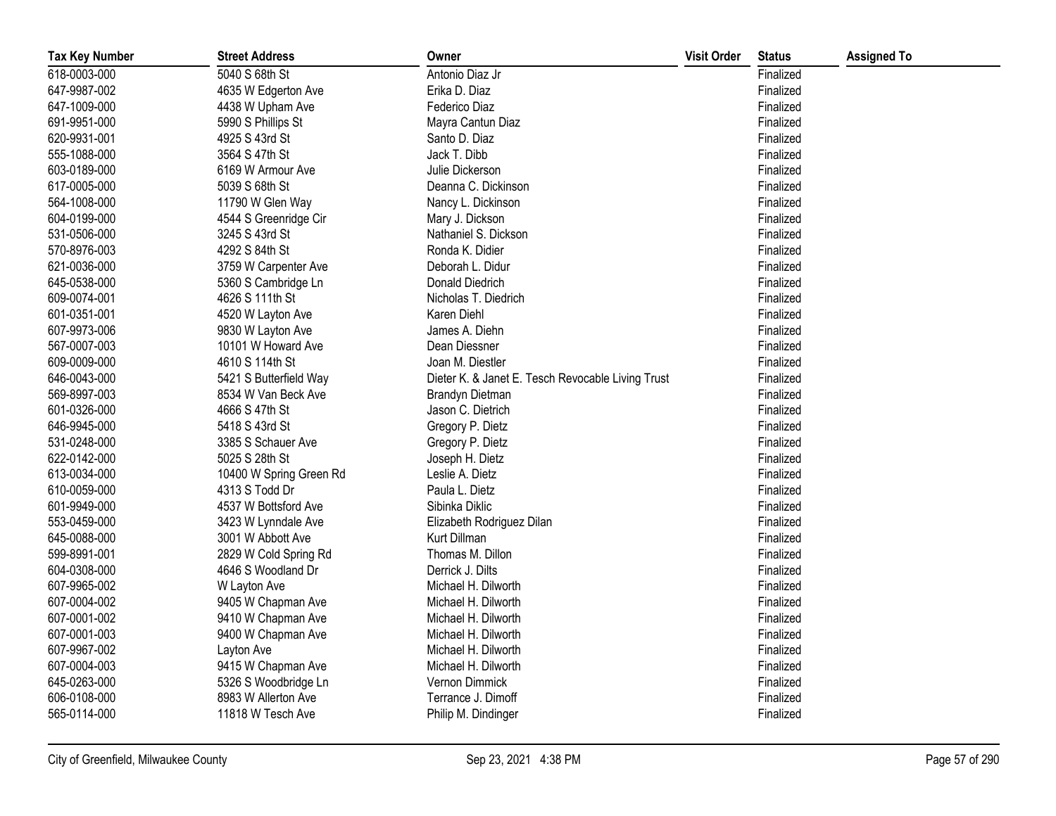| Tax Key Number | Street Address | Owner | Visit Order | Status | Assigned To |
|---|---|---|---|---|---|
| 618-0003-000 | 5040 S 68th St | Antonio Diaz Jr | | Finalized | |
| 647-9987-002 | 4635 W Edgerton Ave | Erika D. Diaz | | Finalized | |
| 647-1009-000 | 4438 W Upham Ave | Federico Diaz | | Finalized | |
| 691-9951-000 | 5990 S Phillips St | Mayra Cantun Diaz | | Finalized | |
| 620-9931-001 | 4925 S 43rd St | Santo D. Diaz | | Finalized | |
| 555-1088-000 | 3564 S 47th St | Jack T. Dibb | | Finalized | |
| 603-0189-000 | 6169 W Armour Ave | Julie Dickerson | | Finalized | |
| 617-0005-000 | 5039 S 68th St | Deanna C. Dickinson | | Finalized | |
| 564-1008-000 | 11790 W Glen Way | Nancy L. Dickinson | | Finalized | |
| 604-0199-000 | 4544 S Greenridge Cir | Mary J. Dickson | | Finalized | |
| 531-0506-000 | 3245 S 43rd St | Nathaniel S. Dickson | | Finalized | |
| 570-8976-003 | 4292 S 84th St | Ronda K. Didier | | Finalized | |
| 621-0036-000 | 3759 W Carpenter Ave | Deborah L. Didur | | Finalized | |
| 645-0538-000 | 5360 S Cambridge Ln | Donald Diedrich | | Finalized | |
| 609-0074-001 | 4626 S 111th St | Nicholas T. Diedrich | | Finalized | |
| 601-0351-001 | 4520 W Layton Ave | Karen Diehl | | Finalized | |
| 607-9973-006 | 9830 W Layton Ave | James A. Diehn | | Finalized | |
| 567-0007-003 | 10101 W Howard Ave | Dean Diessner | | Finalized | |
| 609-0009-000 | 4610 S 114th St | Joan M. Diestler | | Finalized | |
| 646-0043-000 | 5421 S Butterfield Way | Dieter K. & Janet E. Tesch Revocable Living Trust | | Finalized | |
| 569-8997-003 | 8534 W Van Beck Ave | Brandyn Dietman | | Finalized | |
| 601-0326-000 | 4666 S 47th St | Jason C. Dietrich | | Finalized | |
| 646-9945-000 | 5418 S 43rd St | Gregory P. Dietz | | Finalized | |
| 531-0248-000 | 3385 S Schauer Ave | Gregory P. Dietz | | Finalized | |
| 622-0142-000 | 5025 S 28th St | Joseph H. Dietz | | Finalized | |
| 613-0034-000 | 10400 W Spring Green Rd | Leslie A. Dietz | | Finalized | |
| 610-0059-000 | 4313 S Todd Dr | Paula L. Dietz | | Finalized | |
| 601-9949-000 | 4537 W Bottsford Ave | Sibinka Diklic | | Finalized | |
| 553-0459-000 | 3423 W Lynndale Ave | Elizabeth Rodriguez Dilan | | Finalized | |
| 645-0088-000 | 3001 W Abbott Ave | Kurt Dillman | | Finalized | |
| 599-8991-001 | 2829 W Cold Spring Rd | Thomas M. Dillon | | Finalized | |
| 604-0308-000 | 4646 S Woodland Dr | Derrick J. Dilts | | Finalized | |
| 607-9965-002 | W Layton Ave | Michael H. Dilworth | | Finalized | |
| 607-0004-002 | 9405 W Chapman Ave | Michael H. Dilworth | | Finalized | |
| 607-0001-002 | 9410 W Chapman Ave | Michael H. Dilworth | | Finalized | |
| 607-0001-003 | 9400 W Chapman Ave | Michael H. Dilworth | | Finalized | |
| 607-9967-002 | Layton Ave | Michael H. Dilworth | | Finalized | |
| 607-0004-003 | 9415 W Chapman Ave | Michael H. Dilworth | | Finalized | |
| 645-0263-000 | 5326 S Woodbridge Ln | Vernon Dimmick | | Finalized | |
| 606-0108-000 | 8983 W Allerton Ave | Terrance J. Dimoff | | Finalized | |
| 565-0114-000 | 11818 W Tesch Ave | Philip M. Dindinger | | Finalized | |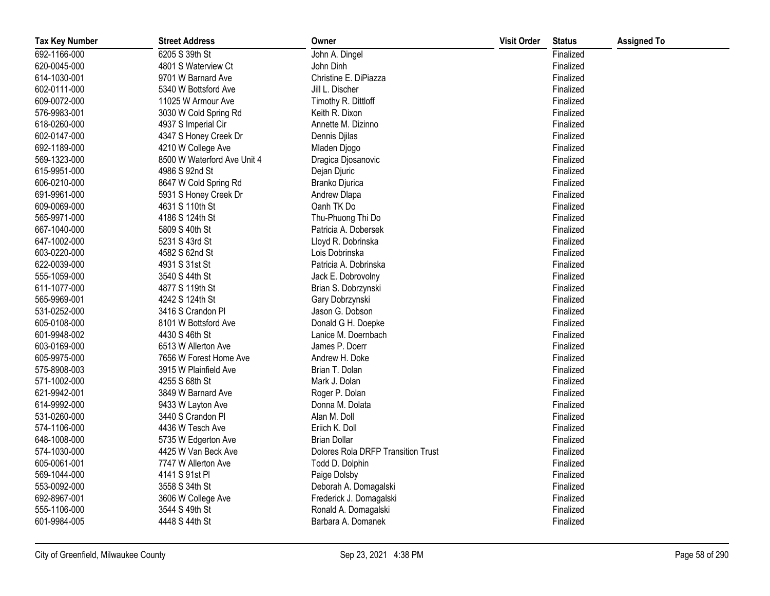| Tax Key Number | Street Address | Owner | Visit Order | Status | Assigned To |
|---|---|---|---|---|---|
| 692-1166-000 | 6205 S 39th St | John A. Dingel | | Finalized | |
| 620-0045-000 | 4801 S Waterview Ct | John Dinh | | Finalized | |
| 614-1030-001 | 9701 W Barnard Ave | Christine E. DiPiazza | | Finalized | |
| 602-0111-000 | 5340 W Bottsford Ave | Jill L. Discher | | Finalized | |
| 609-0072-000 | 11025 W Armour Ave | Timothy R. Dittloff | | Finalized | |
| 576-9983-001 | 3030 W Cold Spring Rd | Keith R. Dixon | | Finalized | |
| 618-0260-000 | 4937 S Imperial Cir | Annette M. Dizinno | | Finalized | |
| 602-0147-000 | 4347 S Honey Creek Dr | Dennis Djilas | | Finalized | |
| 692-1189-000 | 4210 W College Ave | Mladen Djogo | | Finalized | |
| 569-1323-000 | 8500 W Waterford Ave Unit 4 | Dragica Djosanovic | | Finalized | |
| 615-9951-000 | 4986 S 92nd St | Dejan Djuric | | Finalized | |
| 606-0210-000 | 8647 W Cold Spring Rd | Branko Djurica | | Finalized | |
| 691-9961-000 | 5931 S Honey Creek Dr | Andrew Dlapa | | Finalized | |
| 609-0069-000 | 4631 S 110th St | Oanh TK Do | | Finalized | |
| 565-9971-000 | 4186 S 124th St | Thu-Phuong Thi Do | | Finalized | |
| 667-1040-000 | 5809 S 40th St | Patricia A. Dobersek | | Finalized | |
| 647-1002-000 | 5231 S 43rd St | Lloyd R. Dobrinska | | Finalized | |
| 603-0220-000 | 4582 S 62nd St | Lois Dobrinska | | Finalized | |
| 622-0039-000 | 4931 S 31st St | Patricia A. Dobrinska | | Finalized | |
| 555-1059-000 | 3540 S 44th St | Jack E. Dobrovolny | | Finalized | |
| 611-1077-000 | 4877 S 119th St | Brian S. Dobrzynski | | Finalized | |
| 565-9969-001 | 4242 S 124th St | Gary Dobrzynski | | Finalized | |
| 531-0252-000 | 3416 S Crandon Pl | Jason G. Dobson | | Finalized | |
| 605-0108-000 | 8101 W Bottsford Ave | Donald G H. Doepke | | Finalized | |
| 601-9948-002 | 4430 S 46th St | Lanice M. Doernbach | | Finalized | |
| 603-0169-000 | 6513 W Allerton Ave | James P. Doerr | | Finalized | |
| 605-9975-000 | 7656 W Forest Home Ave | Andrew H. Doke | | Finalized | |
| 575-8908-003 | 3915 W Plainfield Ave | Brian T. Dolan | | Finalized | |
| 571-1002-000 | 4255 S 68th St | Mark J. Dolan | | Finalized | |
| 621-9942-001 | 3849 W Barnard Ave | Roger P. Dolan | | Finalized | |
| 614-9992-000 | 9433 W Layton Ave | Donna M. Dolata | | Finalized | |
| 531-0260-000 | 3440 S Crandon Pl | Alan M. Doll | | Finalized | |
| 574-1106-000 | 4436 W Tesch Ave | Eriich K. Doll | | Finalized | |
| 648-1008-000 | 5735 W Edgerton Ave | Brian Dollar | | Finalized | |
| 574-1030-000 | 4425 W Van Beck Ave | Dolores Rola DRFP Transition Trust | | Finalized | |
| 605-0061-001 | 7747 W Allerton Ave | Todd D. Dolphin | | Finalized | |
| 569-1044-000 | 4141 S 91st Pl | Paige Dolsby | | Finalized | |
| 553-0092-000 | 3558 S 34th St | Deborah A. Domagalski | | Finalized | |
| 692-8967-001 | 3606 W College Ave | Frederick J. Domagalski | | Finalized | |
| 555-1106-000 | 3544 S 49th St | Ronald A. Domagalski | | Finalized | |
| 601-9984-005 | 4448 S 44th St | Barbara A. Domanek | | Finalized | |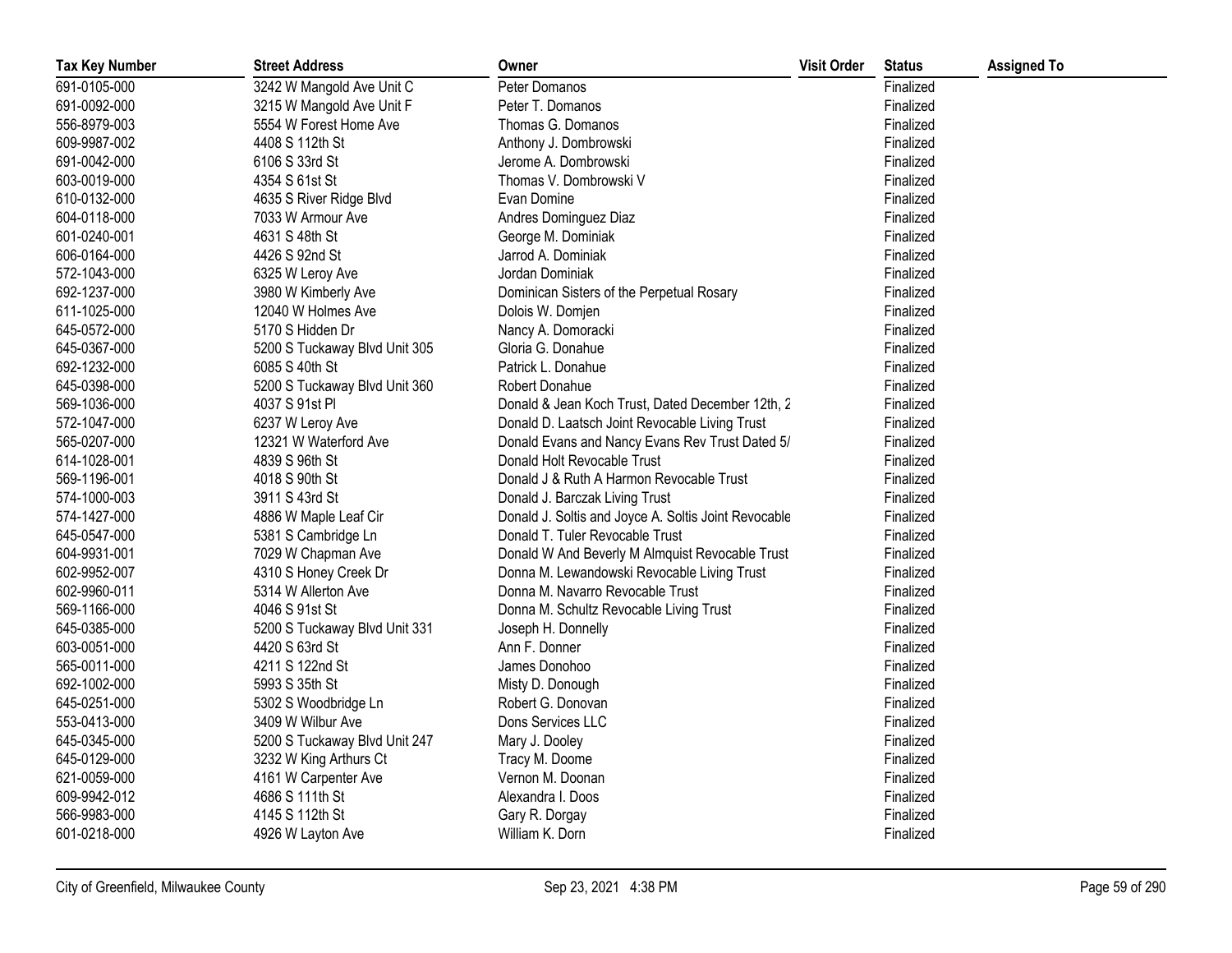| Tax Key Number | Street Address | Owner | Visit Order | Status | Assigned To |
|---|---|---|---|---|---|
| 691-0105-000 | 3242 W Mangold Ave Unit C | Peter Domanos | | Finalized | |
| 691-0092-000 | 3215 W Mangold Ave Unit F | Peter T. Domanos | | Finalized | |
| 556-8979-003 | 5554 W Forest Home Ave | Thomas G. Domanos | | Finalized | |
| 609-9987-002 | 4408 S 112th St | Anthony J. Dombrowski | | Finalized | |
| 691-0042-000 | 6106 S 33rd St | Jerome A. Dombrowski | | Finalized | |
| 603-0019-000 | 4354 S 61st St | Thomas V. Dombrowski V | | Finalized | |
| 610-0132-000 | 4635 S River Ridge Blvd | Evan Domine | | Finalized | |
| 604-0118-000 | 7033 W Armour Ave | Andres Dominguez Diaz | | Finalized | |
| 601-0240-001 | 4631 S 48th St | George M. Dominiak | | Finalized | |
| 606-0164-000 | 4426 S 92nd St | Jarrod A. Dominiak | | Finalized | |
| 572-1043-000 | 6325 W Leroy Ave | Jordan Dominiak | | Finalized | |
| 692-1237-000 | 3980 W Kimberly Ave | Dominican Sisters of the Perpetual Rosary | | Finalized | |
| 611-1025-000 | 12040 W Holmes Ave | Dolois W. Domjen | | Finalized | |
| 645-0572-000 | 5170 S Hidden Dr | Nancy A. Domoracki | | Finalized | |
| 645-0367-000 | 5200 S Tuckaway Blvd Unit 305 | Gloria G. Donahue | | Finalized | |
| 692-1232-000 | 6085 S 40th St | Patrick L. Donahue | | Finalized | |
| 645-0398-000 | 5200 S Tuckaway Blvd Unit 360 | Robert Donahue | | Finalized | |
| 569-1036-000 | 4037 S 91st Pl | Donald & Jean Koch Trust, Dated December 12th, 2 | | Finalized | |
| 572-1047-000 | 6237 W Leroy Ave | Donald D. Laatsch Joint Revocable Living Trust | | Finalized | |
| 565-0207-000 | 12321 W Waterford Ave | Donald Evans and Nancy Evans Rev Trust Dated 5/ | | Finalized | |
| 614-1028-001 | 4839 S 96th St | Donald Holt Revocable Trust | | Finalized | |
| 569-1196-001 | 4018 S 90th St | Donald J & Ruth A Harmon Revocable Trust | | Finalized | |
| 574-1000-003 | 3911 S 43rd St | Donald J. Barczak Living Trust | | Finalized | |
| 574-1427-000 | 4886 W Maple Leaf Cir | Donald J. Soltis and Joyce A. Soltis Joint Revocable | | Finalized | |
| 645-0547-000 | 5381 S Cambridge Ln | Donald T. Tuler Revocable Trust | | Finalized | |
| 604-9931-001 | 7029 W Chapman Ave | Donald W And Beverly M Almquist Revocable Trust | | Finalized | |
| 602-9952-007 | 4310 S Honey Creek Dr | Donna M. Lewandowski Revocable Living Trust | | Finalized | |
| 602-9960-011 | 5314 W Allerton Ave | Donna M. Navarro Revocable Trust | | Finalized | |
| 569-1166-000 | 4046 S 91st St | Donna M. Schultz Revocable Living Trust | | Finalized | |
| 645-0385-000 | 5200 S Tuckaway Blvd Unit 331 | Joseph H. Donnelly | | Finalized | |
| 603-0051-000 | 4420 S 63rd St | Ann F. Donner | | Finalized | |
| 565-0011-000 | 4211 S 122nd St | James Donohoo | | Finalized | |
| 692-1002-000 | 5993 S 35th St | Misty D. Donough | | Finalized | |
| 645-0251-000 | 5302 S Woodbridge Ln | Robert G. Donovan | | Finalized | |
| 553-0413-000 | 3409 W Wilbur Ave | Dons Services LLC | | Finalized | |
| 645-0345-000 | 5200 S Tuckaway Blvd Unit 247 | Mary J. Dooley | | Finalized | |
| 645-0129-000 | 3232 W King Arthurs Ct | Tracy M. Doome | | Finalized | |
| 621-0059-000 | 4161 W Carpenter Ave | Vernon M. Doonan | | Finalized | |
| 609-9942-012 | 4686 S 111th St | Alexandra I. Doos | | Finalized | |
| 566-9983-000 | 4145 S 112th St | Gary R. Dorgay | | Finalized | |
| 601-0218-000 | 4926 W Layton Ave | William K. Dorn | | Finalized | |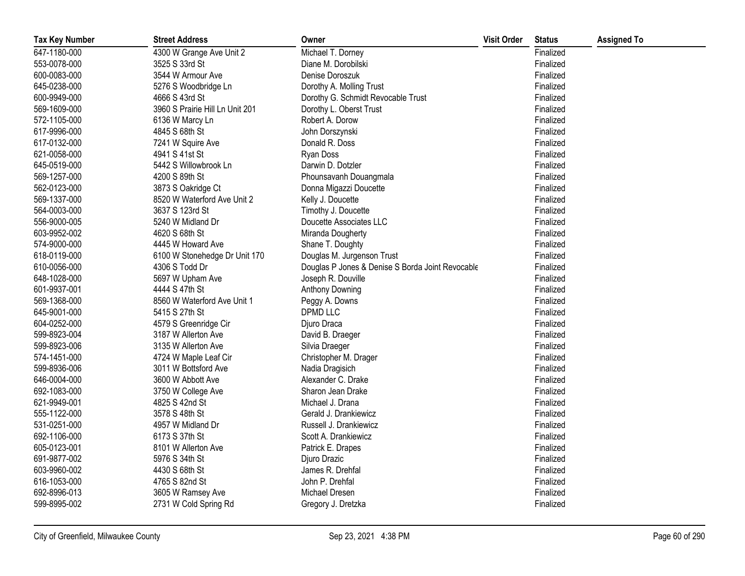| Tax Key Number | Street Address | Owner | Visit Order | Status | Assigned To |
|---|---|---|---|---|---|
| 647-1180-000 | 4300 W Grange Ave Unit 2 | Michael T. Dorney | | Finalized | |
| 553-0078-000 | 3525 S 33rd St | Diane M. Dorobilski | | Finalized | |
| 600-0083-000 | 3544 W Armour Ave | Denise Doroszuk | | Finalized | |
| 645-0238-000 | 5276 S Woodbridge Ln | Dorothy A. Molling Trust | | Finalized | |
| 600-9949-000 | 4666 S 43rd St | Dorothy G. Schmidt Revocable Trust | | Finalized | |
| 569-1609-000 | 3960 S Prairie Hill Ln Unit 201 | Dorothy L. Oberst Trust | | Finalized | |
| 572-1105-000 | 6136 W Marcy Ln | Robert A. Dorow | | Finalized | |
| 617-9996-000 | 4845 S 68th St | John Dorszynski | | Finalized | |
| 617-0132-000 | 7241 W Squire Ave | Donald R. Doss | | Finalized | |
| 621-0058-000 | 4941 S 41st St | Ryan Doss | | Finalized | |
| 645-0519-000 | 5442 S Willowbrook Ln | Darwin D. Dotzler | | Finalized | |
| 569-1257-000 | 4200 S 89th St | Phounsavanh Douangmala | | Finalized | |
| 562-0123-000 | 3873 S Oakridge Ct | Donna Migazzi Doucette | | Finalized | |
| 569-1337-000 | 8520 W Waterford Ave Unit 2 | Kelly J. Doucette | | Finalized | |
| 564-0003-000 | 3637 S 123rd St | Timothy J. Doucette | | Finalized | |
| 556-9000-005 | 5240 W Midland Dr | Doucette Associates LLC | | Finalized | |
| 603-9952-002 | 4620 S 68th St | Miranda Dougherty | | Finalized | |
| 574-9000-000 | 4445 W Howard Ave | Shane T. Doughty | | Finalized | |
| 618-0119-000 | 6100 W Stonehedge Dr Unit 170 | Douglas M. Jurgenson Trust | | Finalized | |
| 610-0056-000 | 4306 S Todd Dr | Douglas P Jones & Denise S Borda Joint Revocable | | Finalized | |
| 648-1028-000 | 5697 W Upham Ave | Joseph R. Douville | | Finalized | |
| 601-9937-001 | 4444 S 47th St | Anthony Downing | | Finalized | |
| 569-1368-000 | 8560 W Waterford Ave Unit 1 | Peggy A. Downs | | Finalized | |
| 645-9001-000 | 5415 S 27th St | DPMD LLC | | Finalized | |
| 604-0252-000 | 4579 S Greenridge Cir | Djuro Draca | | Finalized | |
| 599-8923-004 | 3187 W Allerton Ave | David B. Draeger | | Finalized | |
| 599-8923-006 | 3135 W Allerton Ave | Silvia Draeger | | Finalized | |
| 574-1451-000 | 4724 W Maple Leaf Cir | Christopher M. Drager | | Finalized | |
| 599-8936-006 | 3011 W Bottsford Ave | Nadia Dragisich | | Finalized | |
| 646-0004-000 | 3600 W Abbott Ave | Alexander C. Drake | | Finalized | |
| 692-1083-000 | 3750 W College Ave | Sharon Jean Drake | | Finalized | |
| 621-9949-001 | 4825 S 42nd St | Michael J. Drana | | Finalized | |
| 555-1122-000 | 3578 S 48th St | Gerald J. Drankiewicz | | Finalized | |
| 531-0251-000 | 4957 W Midland Dr | Russell J. Drankiewicz | | Finalized | |
| 692-1106-000 | 6173 S 37th St | Scott A. Drankiewicz | | Finalized | |
| 605-0123-001 | 8101 W Allerton Ave | Patrick E. Drapes | | Finalized | |
| 691-9877-002 | 5976 S 34th St | Djuro Drazic | | Finalized | |
| 603-9960-002 | 4430 S 68th St | James R. Drehfal | | Finalized | |
| 616-1053-000 | 4765 S 82nd St | John P. Drehfal | | Finalized | |
| 692-8996-013 | 3605 W Ramsey Ave | Michael Dresen | | Finalized | |
| 599-8995-002 | 2731 W Cold Spring Rd | Gregory J. Dretzka | | Finalized | |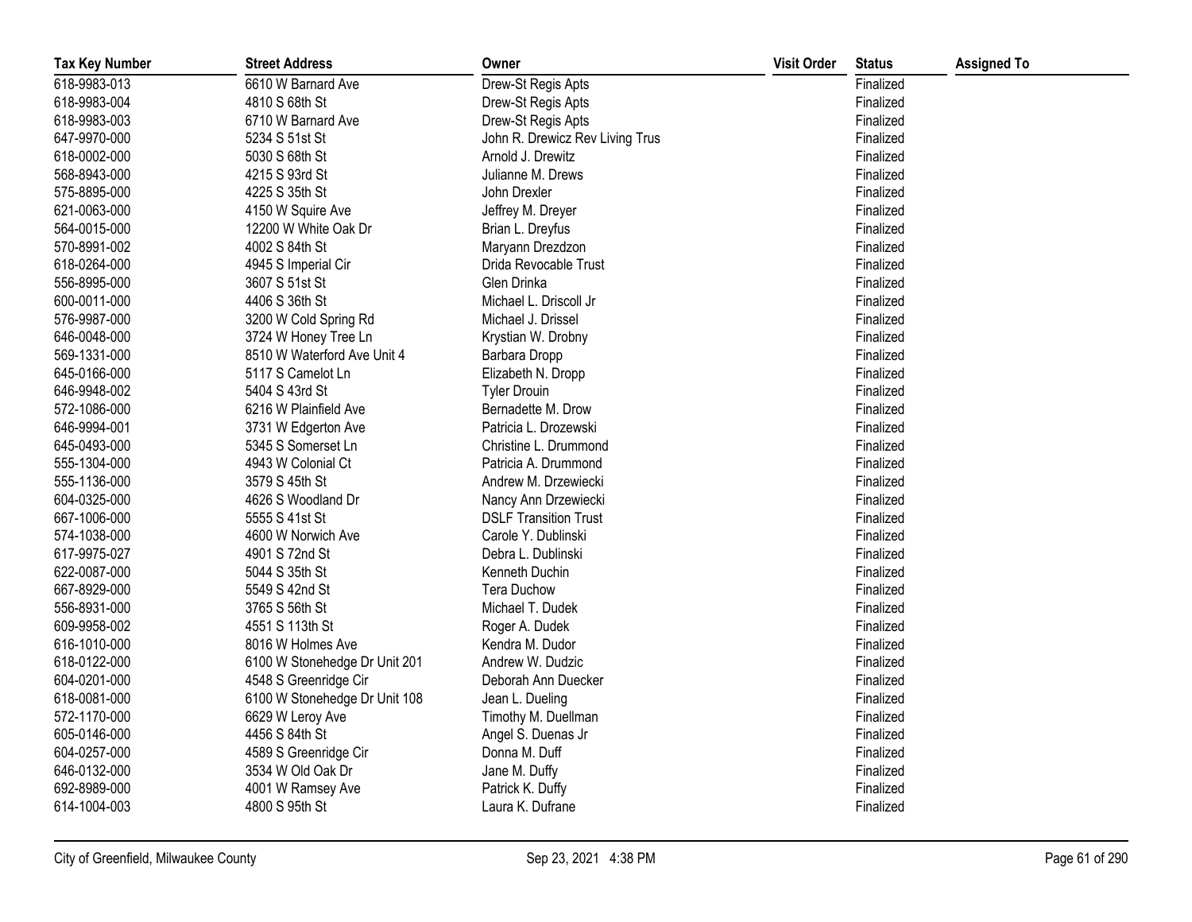| Tax Key Number | Street Address | Owner | Visit Order | Status | Assigned To |
|---|---|---|---|---|---|
| 618-9983-013 | 6610 W Barnard Ave | Drew-St Regis Apts | | Finalized | |
| 618-9983-004 | 4810 S 68th St | Drew-St Regis Apts | | Finalized | |
| 618-9983-003 | 6710 W Barnard Ave | Drew-St Regis Apts | | Finalized | |
| 647-9970-000 | 5234 S 51st St | John R. Drewicz Rev Living Trus | | Finalized | |
| 618-0002-000 | 5030 S 68th St | Arnold J. Drewitz | | Finalized | |
| 568-8943-000 | 4215 S 93rd St | Julianne M. Drews | | Finalized | |
| 575-8895-000 | 4225 S 35th St | John Drexler | | Finalized | |
| 621-0063-000 | 4150 W Squire Ave | Jeffrey M. Dreyer | | Finalized | |
| 564-0015-000 | 12200 W White Oak Dr | Brian L. Dreyfus | | Finalized | |
| 570-8991-002 | 4002 S 84th St | Maryann Drezdzon | | Finalized | |
| 618-0264-000 | 4945 S Imperial Cir | Drida Revocable Trust | | Finalized | |
| 556-8995-000 | 3607 S 51st St | Glen Drinka | | Finalized | |
| 600-0011-000 | 4406 S 36th St | Michael L. Driscoll Jr | | Finalized | |
| 576-9987-000 | 3200 W Cold Spring Rd | Michael J. Drissel | | Finalized | |
| 646-0048-000 | 3724 W Honey Tree Ln | Krystian W. Drobny | | Finalized | |
| 569-1331-000 | 8510 W Waterford Ave Unit 4 | Barbara Dropp | | Finalized | |
| 645-0166-000 | 5117 S Camelot Ln | Elizabeth N. Dropp | | Finalized | |
| 646-9948-002 | 5404 S 43rd St | Tyler Drouin | | Finalized | |
| 572-1086-000 | 6216 W Plainfield Ave | Bernadette M. Drow | | Finalized | |
| 646-9994-001 | 3731 W Edgerton Ave | Patricia L. Drozewski | | Finalized | |
| 645-0493-000 | 5345 S Somerset Ln | Christine L. Drummond | | Finalized | |
| 555-1304-000 | 4943 W Colonial Ct | Patricia A. Drummond | | Finalized | |
| 555-1136-000 | 3579 S 45th St | Andrew M. Drzewiecki | | Finalized | |
| 604-0325-000 | 4626 S Woodland Dr | Nancy Ann Drzewiecki | | Finalized | |
| 667-1006-000 | 5555 S 41st St | DSLF Transition Trust | | Finalized | |
| 574-1038-000 | 4600 W Norwich Ave | Carole Y. Dublinski | | Finalized | |
| 617-9975-027 | 4901 S 72nd St | Debra L. Dublinski | | Finalized | |
| 622-0087-000 | 5044 S 35th St | Kenneth Duchin | | Finalized | |
| 667-8929-000 | 5549 S 42nd St | Tera Duchow | | Finalized | |
| 556-8931-000 | 3765 S 56th St | Michael T. Dudek | | Finalized | |
| 609-9958-002 | 4551 S 113th St | Roger A. Dudek | | Finalized | |
| 616-1010-000 | 8016 W Holmes Ave | Kendra M. Dudor | | Finalized | |
| 618-0122-000 | 6100 W Stonehedge Dr Unit 201 | Andrew W. Dudzic | | Finalized | |
| 604-0201-000 | 4548 S Greenridge Cir | Deborah Ann Duecker | | Finalized | |
| 618-0081-000 | 6100 W Stonehedge Dr Unit 108 | Jean L. Dueling | | Finalized | |
| 572-1170-000 | 6629 W Leroy Ave | Timothy M. Duellman | | Finalized | |
| 605-0146-000 | 4456 S 84th St | Angel S. Duenas Jr | | Finalized | |
| 604-0257-000 | 4589 S Greenridge Cir | Donna M. Duff | | Finalized | |
| 646-0132-000 | 3534 W Old Oak Dr | Jane M. Duffy | | Finalized | |
| 692-8989-000 | 4001 W Ramsey Ave | Patrick K. Duffy | | Finalized | |
| 614-1004-003 | 4800 S 95th St | Laura K. Dufrane | | Finalized | |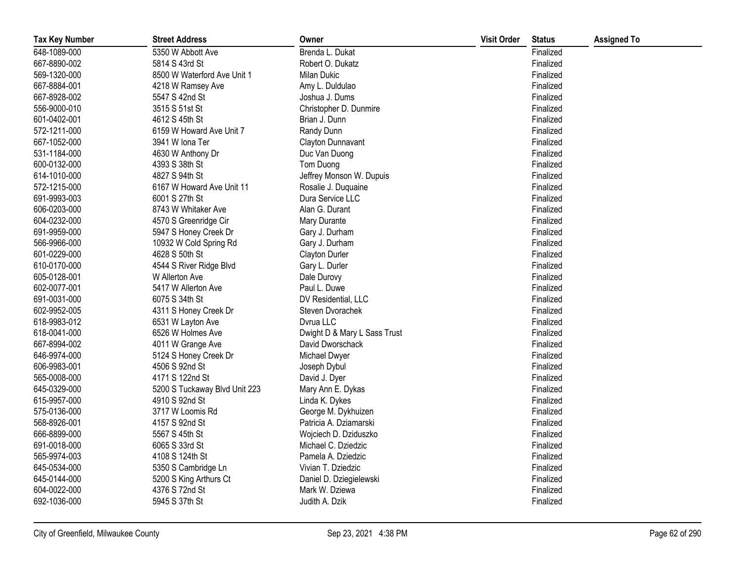| Tax Key Number | Street Address | Owner | Visit Order | Status | Assigned To |
|---|---|---|---|---|---|
| 648-1089-000 | 5350 W Abbott Ave | Brenda L. Dukat | | Finalized | |
| 667-8890-002 | 5814 S 43rd St | Robert O. Dukatz | | Finalized | |
| 569-1320-000 | 8500 W Waterford Ave Unit 1 | Milan Dukic | | Finalized | |
| 667-8884-001 | 4218 W Ramsey Ave | Amy L. Duldulao | | Finalized | |
| 667-8928-002 | 5547 S 42nd St | Joshua J. Dums | | Finalized | |
| 556-9000-010 | 3515 S 51st St | Christopher D. Dunmire | | Finalized | |
| 601-0402-001 | 4612 S 45th St | Brian J. Dunn | | Finalized | |
| 572-1211-000 | 6159 W Howard Ave Unit 7 | Randy Dunn | | Finalized | |
| 667-1052-000 | 3941 W Iona Ter | Clayton Dunnavant | | Finalized | |
| 531-1184-000 | 4630 W Anthony Dr | Duc Van Duong | | Finalized | |
| 600-0132-000 | 4393 S 38th St | Tom Duong | | Finalized | |
| 614-1010-000 | 4827 S 94th St | Jeffrey Monson W. Dupuis | | Finalized | |
| 572-1215-000 | 6167 W Howard Ave Unit 11 | Rosalie J. Duquaine | | Finalized | |
| 691-9993-003 | 6001 S 27th St | Dura Service LLC | | Finalized | |
| 606-0203-000 | 8743 W Whitaker Ave | Alan G. Durant | | Finalized | |
| 604-0232-000 | 4570 S Greenridge Cir | Mary Durante | | Finalized | |
| 691-9959-000 | 5947 S Honey Creek Dr | Gary J. Durham | | Finalized | |
| 566-9966-000 | 10932 W Cold Spring Rd | Gary J. Durham | | Finalized | |
| 601-0229-000 | 4628 S 50th St | Clayton Durler | | Finalized | |
| 610-0170-000 | 4544 S River Ridge Blvd | Gary L. Durler | | Finalized | |
| 605-0128-001 | W Allerton Ave | Dale Durovy | | Finalized | |
| 602-0077-001 | 5417 W Allerton Ave | Paul L. Duwe | | Finalized | |
| 691-0031-000 | 6075 S 34th St | DV Residential, LLC | | Finalized | |
| 602-9952-005 | 4311 S Honey Creek Dr | Steven Dvorachek | | Finalized | |
| 618-9983-012 | 6531 W Layton Ave | Dvrua LLC | | Finalized | |
| 618-0041-000 | 6526 W Holmes Ave | Dwight D & Mary L Sass Trust | | Finalized | |
| 667-8994-002 | 4011 W Grange Ave | David Dworschack | | Finalized | |
| 646-9974-000 | 5124 S Honey Creek Dr | Michael Dwyer | | Finalized | |
| 606-9983-001 | 4506 S 92nd St | Joseph Dybul | | Finalized | |
| 565-0008-000 | 4171 S 122nd St | David J. Dyer | | Finalized | |
| 645-0329-000 | 5200 S Tuckaway Blvd Unit 223 | Mary Ann E. Dykas | | Finalized | |
| 615-9957-000 | 4910 S 92nd St | Linda K. Dykes | | Finalized | |
| 575-0136-000 | 3717 W Loomis Rd | George M. Dykhuizen | | Finalized | |
| 568-8926-001 | 4157 S 92nd St | Patricia A. Dziamarski | | Finalized | |
| 666-8899-000 | 5567 S 45th St | Wojciech D. Dziduszko | | Finalized | |
| 691-0018-000 | 6065 S 33rd St | Michael C. Dziedzic | | Finalized | |
| 565-9974-003 | 4108 S 124th St | Pamela A. Dziedzic | | Finalized | |
| 645-0534-000 | 5350 S Cambridge Ln | Vivian T. Dziedzic | | Finalized | |
| 645-0144-000 | 5200 S King Arthurs Ct | Daniel D. Dziegielewski | | Finalized | |
| 604-0022-000 | 4376 S 72nd St | Mark W. Dziewa | | Finalized | |
| 692-1036-000 | 5945 S 37th St | Judith A. Dzik | | Finalized | |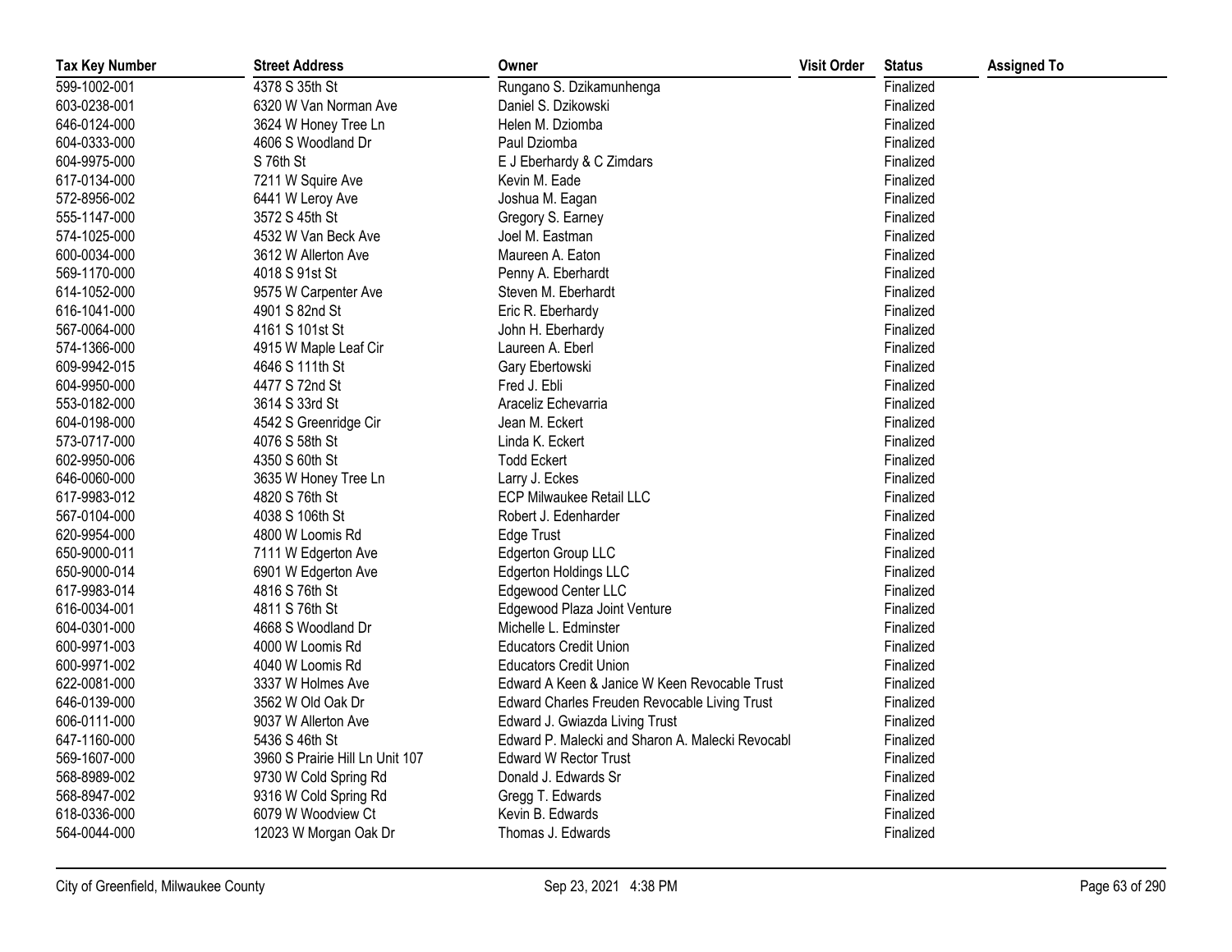| Tax Key Number | Street Address | Owner | Visit Order | Status | Assigned To |
|---|---|---|---|---|---|
| 599-1002-001 | 4378 S 35th St | Rungano S. Dzikamunhenga | | Finalized | |
| 603-0238-001 | 6320 W Van Norman Ave | Daniel S. Dzikowski | | Finalized | |
| 646-0124-000 | 3624 W Honey Tree Ln | Helen M. Dziomba | | Finalized | |
| 604-0333-000 | 4606 S Woodland Dr | Paul Dziomba | | Finalized | |
| 604-9975-000 | S 76th St | E J Eberhardy & C Zimdars | | Finalized | |
| 617-0134-000 | 7211 W Squire Ave | Kevin M. Eade | | Finalized | |
| 572-8956-002 | 6441 W Leroy Ave | Joshua M. Eagan | | Finalized | |
| 555-1147-000 | 3572 S 45th St | Gregory S. Earney | | Finalized | |
| 574-1025-000 | 4532 W Van Beck Ave | Joel M. Eastman | | Finalized | |
| 600-0034-000 | 3612 W Allerton Ave | Maureen A. Eaton | | Finalized | |
| 569-1170-000 | 4018 S 91st St | Penny A. Eberhardt | | Finalized | |
| 614-1052-000 | 9575 W Carpenter Ave | Steven M. Eberhardt | | Finalized | |
| 616-1041-000 | 4901 S 82nd St | Eric R. Eberhardy | | Finalized | |
| 567-0064-000 | 4161 S 101st St | John H. Eberhardy | | Finalized | |
| 574-1366-000 | 4915 W Maple Leaf Cir | Laureen A. Eberl | | Finalized | |
| 609-9942-015 | 4646 S 111th St | Gary Ebertowski | | Finalized | |
| 604-9950-000 | 4477 S 72nd St | Fred J. Ebli | | Finalized | |
| 553-0182-000 | 3614 S 33rd St | Araceliz Echevarria | | Finalized | |
| 604-0198-000 | 4542 S Greenridge Cir | Jean M. Eckert | | Finalized | |
| 573-0717-000 | 4076 S 58th St | Linda K. Eckert | | Finalized | |
| 602-9950-006 | 4350 S 60th St | Todd Eckert | | Finalized | |
| 646-0060-000 | 3635 W Honey Tree Ln | Larry J. Eckes | | Finalized | |
| 617-9983-012 | 4820 S 76th St | ECP Milwaukee Retail LLC | | Finalized | |
| 567-0104-000 | 4038 S 106th St | Robert J. Edenharder | | Finalized | |
| 620-9954-000 | 4800 W Loomis Rd | Edge Trust | | Finalized | |
| 650-9000-011 | 7111 W Edgerton Ave | Edgerton Group LLC | | Finalized | |
| 650-9000-014 | 6901 W Edgerton Ave | Edgerton Holdings LLC | | Finalized | |
| 617-9983-014 | 4816 S 76th St | Edgewood Center LLC | | Finalized | |
| 616-0034-001 | 4811 S 76th St | Edgewood Plaza Joint Venture | | Finalized | |
| 604-0301-000 | 4668 S Woodland Dr | Michelle L. Edminster | | Finalized | |
| 600-9971-003 | 4000 W Loomis Rd | Educators Credit Union | | Finalized | |
| 600-9971-002 | 4040 W Loomis Rd | Educators Credit Union | | Finalized | |
| 622-0081-000 | 3337 W Holmes Ave | Edward A Keen & Janice W Keen Revocable Trust | | Finalized | |
| 646-0139-000 | 3562 W Old Oak Dr | Edward Charles Freuden Revocable Living Trust | | Finalized | |
| 606-0111-000 | 9037 W Allerton Ave | Edward J. Gwiazda Living Trust | | Finalized | |
| 647-1160-000 | 5436 S 46th St | Edward P. Malecki and Sharon A. Malecki Revocabl | | Finalized | |
| 569-1607-000 | 3960 S Prairie Hill Ln Unit 107 | Edward W Rector Trust | | Finalized | |
| 568-8989-002 | 9730 W Cold Spring Rd | Donald J. Edwards Sr | | Finalized | |
| 568-8947-002 | 9316 W Cold Spring Rd | Gregg T. Edwards | | Finalized | |
| 618-0336-000 | 6079 W Woodview Ct | Kevin B. Edwards | | Finalized | |
| 564-0044-000 | 12023 W Morgan Oak Dr | Thomas J. Edwards | | Finalized | |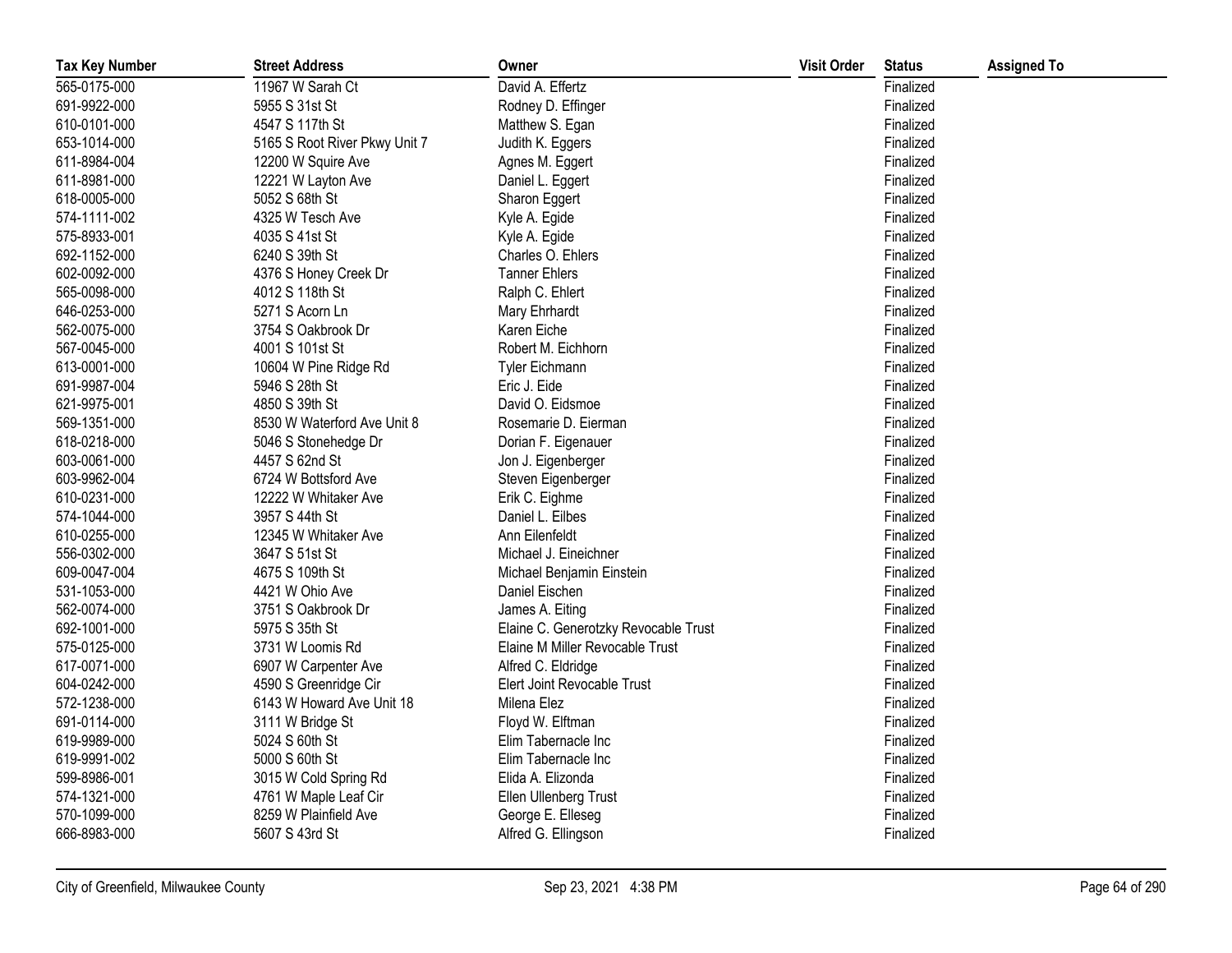| Tax Key Number | Street Address | Owner | Visit Order | Status | Assigned To |
|---|---|---|---|---|---|
| 565-0175-000 | 11967 W Sarah Ct | David A. Effertz | | Finalized | |
| 691-9922-000 | 5955 S 31st St | Rodney D. Effinger | | Finalized | |
| 610-0101-000 | 4547 S 117th St | Matthew S. Egan | | Finalized | |
| 653-1014-000 | 5165 S Root River Pkwy Unit 7 | Judith K. Eggers | | Finalized | |
| 611-8984-004 | 12200 W Squire Ave | Agnes M. Eggert | | Finalized | |
| 611-8981-000 | 12221 W Layton Ave | Daniel L. Eggert | | Finalized | |
| 618-0005-000 | 5052 S 68th St | Sharon Eggert | | Finalized | |
| 574-1111-002 | 4325 W Tesch Ave | Kyle A. Egide | | Finalized | |
| 575-8933-001 | 4035 S 41st St | Kyle A. Egide | | Finalized | |
| 692-1152-000 | 6240 S 39th St | Charles O. Ehlers | | Finalized | |
| 602-0092-000 | 4376 S Honey Creek Dr | Tanner Ehlers | | Finalized | |
| 565-0098-000 | 4012 S 118th St | Ralph C. Ehlert | | Finalized | |
| 646-0253-000 | 5271 S Acorn Ln | Mary Ehrhardt | | Finalized | |
| 562-0075-000 | 3754 S Oakbrook Dr | Karen Eiche | | Finalized | |
| 567-0045-000 | 4001 S 101st St | Robert M. Eichhorn | | Finalized | |
| 613-0001-000 | 10604 W Pine Ridge Rd | Tyler Eichmann | | Finalized | |
| 691-9987-004 | 5946 S 28th St | Eric J. Eide | | Finalized | |
| 621-9975-001 | 4850 S 39th St | David O. Eidsmoe | | Finalized | |
| 569-1351-000 | 8530 W Waterford Ave Unit 8 | Rosemarie D. Eierman | | Finalized | |
| 618-0218-000 | 5046 S Stonehedge Dr | Dorian F. Eigenauer | | Finalized | |
| 603-0061-000 | 4457 S 62nd St | Jon J. Eigenberger | | Finalized | |
| 603-9962-004 | 6724 W Bottsford Ave | Steven Eigenberger | | Finalized | |
| 610-0231-000 | 12222 W Whitaker Ave | Erik C. Eighme | | Finalized | |
| 574-1044-000 | 3957 S 44th St | Daniel L. Eilbes | | Finalized | |
| 610-0255-000 | 12345 W Whitaker Ave | Ann Eilenfeldt | | Finalized | |
| 556-0302-000 | 3647 S 51st St | Michael J. Eineichner | | Finalized | |
| 609-0047-004 | 4675 S 109th St | Michael Benjamin Einstein | | Finalized | |
| 531-1053-000 | 4421 W Ohio Ave | Daniel Eischen | | Finalized | |
| 562-0074-000 | 3751 S Oakbrook Dr | James A. Eiting | | Finalized | |
| 692-1001-000 | 5975 S 35th St | Elaine C. Generotzky Revocable Trust | | Finalized | |
| 575-0125-000 | 3731 W Loomis Rd | Elaine M Miller Revocable Trust | | Finalized | |
| 617-0071-000 | 6907 W Carpenter Ave | Alfred C. Eldridge | | Finalized | |
| 604-0242-000 | 4590 S Greenridge Cir | Elert Joint Revocable Trust | | Finalized | |
| 572-1238-000 | 6143 W Howard Ave Unit 18 | Milena Elez | | Finalized | |
| 691-0114-000 | 3111 W Bridge St | Floyd W. Elftman | | Finalized | |
| 619-9989-000 | 5024 S 60th St | Elim Tabernacle Inc | | Finalized | |
| 619-9991-002 | 5000 S 60th St | Elim Tabernacle Inc | | Finalized | |
| 599-8986-001 | 3015 W Cold Spring Rd | Elida A. Elizonda | | Finalized | |
| 574-1321-000 | 4761 W Maple Leaf Cir | Ellen Ullenberg Trust | | Finalized | |
| 570-1099-000 | 8259 W Plainfield Ave | George E. Elleseg | | Finalized | |
| 666-8983-000 | 5607 S 43rd St | Alfred G. Ellingson | | Finalized | |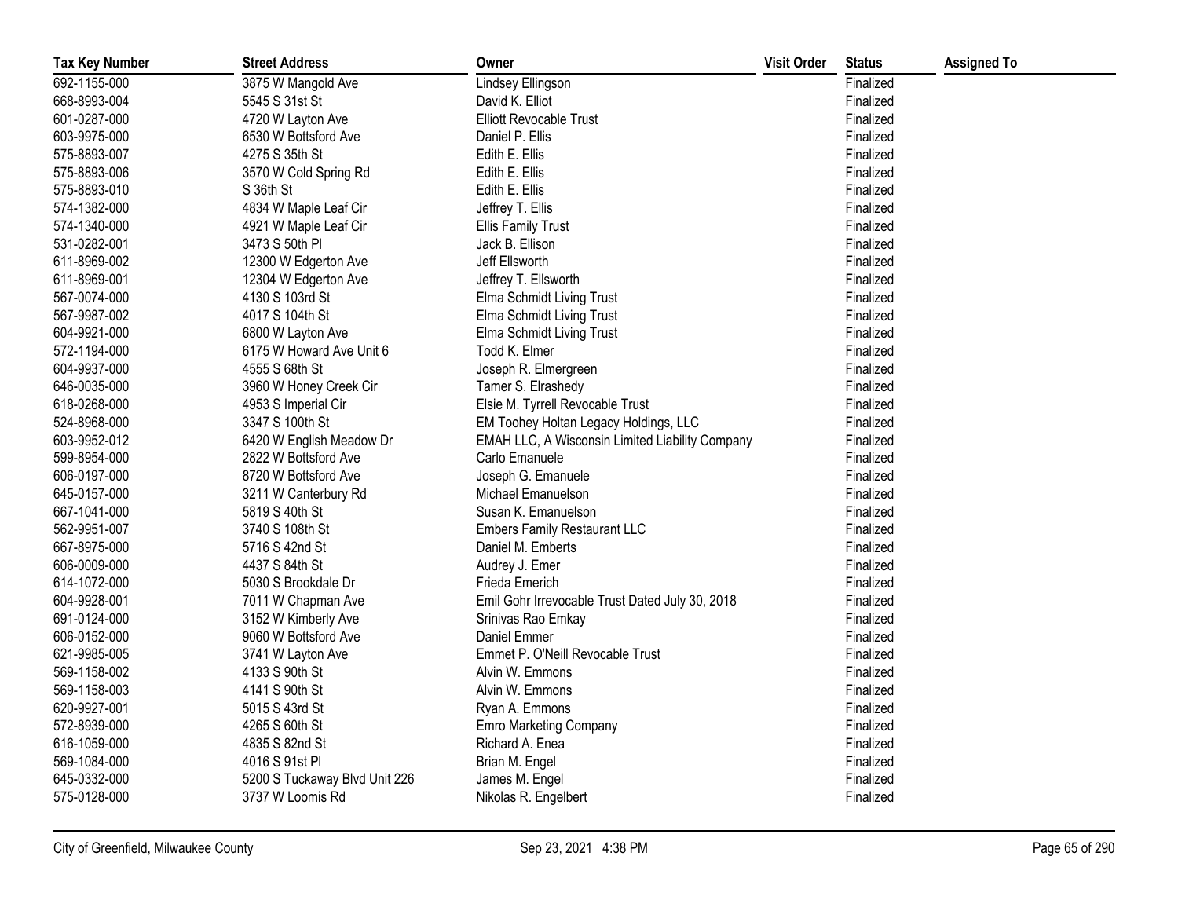| Tax Key Number | Street Address | Owner | Visit Order | Status | Assigned To |
|---|---|---|---|---|---|
| 692-1155-000 | 3875 W Mangold Ave | Lindsey Ellingson | | Finalized | |
| 668-8993-004 | 5545 S 31st St | David K. Elliot | | Finalized | |
| 601-0287-000 | 4720 W Layton Ave | Elliott Revocable Trust | | Finalized | |
| 603-9975-000 | 6530 W Bottsford Ave | Daniel P. Ellis | | Finalized | |
| 575-8893-007 | 4275 S 35th St | Edith E. Ellis | | Finalized | |
| 575-8893-006 | 3570 W Cold Spring Rd | Edith E. Ellis | | Finalized | |
| 575-8893-010 | S 36th St | Edith E. Ellis | | Finalized | |
| 574-1382-000 | 4834 W Maple Leaf Cir | Jeffrey T. Ellis | | Finalized | |
| 574-1340-000 | 4921 W Maple Leaf Cir | Ellis Family Trust | | Finalized | |
| 531-0282-001 | 3473 S 50th Pl | Jack B. Ellison | | Finalized | |
| 611-8969-002 | 12300 W Edgerton Ave | Jeff Ellsworth | | Finalized | |
| 611-8969-001 | 12304 W Edgerton Ave | Jeffrey T. Ellsworth | | Finalized | |
| 567-0074-000 | 4130 S 103rd St | Elma Schmidt Living Trust | | Finalized | |
| 567-9987-002 | 4017 S 104th St | Elma Schmidt Living Trust | | Finalized | |
| 604-9921-000 | 6800 W Layton Ave | Elma Schmidt Living Trust | | Finalized | |
| 572-1194-000 | 6175 W Howard Ave Unit 6 | Todd K. Elmer | | Finalized | |
| 604-9937-000 | 4555 S 68th St | Joseph R. Elmergreen | | Finalized | |
| 646-0035-000 | 3960 W Honey Creek Cir | Tamer S. Elrashedy | | Finalized | |
| 618-0268-000 | 4953 S Imperial Cir | Elsie M. Tyrrell Revocable Trust | | Finalized | |
| 524-8968-000 | 3347 S 100th St | EM Toohey Holtan Legacy Holdings, LLC | | Finalized | |
| 603-9952-012 | 6420 W English Meadow Dr | EMAH LLC, A Wisconsin Limited Liability Company | | Finalized | |
| 599-8954-000 | 2822 W Bottsford Ave | Carlo Emanuele | | Finalized | |
| 606-0197-000 | 8720 W Bottsford Ave | Joseph G. Emanuele | | Finalized | |
| 645-0157-000 | 3211 W Canterbury Rd | Michael Emanuelson | | Finalized | |
| 667-1041-000 | 5819 S 40th St | Susan K. Emanuelson | | Finalized | |
| 562-9951-007 | 3740 S 108th St | Embers Family Restaurant LLC | | Finalized | |
| 667-8975-000 | 5716 S 42nd St | Daniel M. Emberts | | Finalized | |
| 606-0009-000 | 4437 S 84th St | Audrey J. Emer | | Finalized | |
| 614-1072-000 | 5030 S Brookdale Dr | Frieda Emerich | | Finalized | |
| 604-9928-001 | 7011 W Chapman Ave | Emil Gohr Irrevocable Trust Dated July 30, 2018 | | Finalized | |
| 691-0124-000 | 3152 W Kimberly Ave | Srinivas Rao Emkay | | Finalized | |
| 606-0152-000 | 9060 W Bottsford Ave | Daniel Emmer | | Finalized | |
| 621-9985-005 | 3741 W Layton Ave | Emmet P. O'Neill Revocable Trust | | Finalized | |
| 569-1158-002 | 4133 S 90th St | Alvin W. Emmons | | Finalized | |
| 569-1158-003 | 4141 S 90th St | Alvin W. Emmons | | Finalized | |
| 620-9927-001 | 5015 S 43rd St | Ryan A. Emmons | | Finalized | |
| 572-8939-000 | 4265 S 60th St | Emro Marketing Company | | Finalized | |
| 616-1059-000 | 4835 S 82nd St | Richard A. Enea | | Finalized | |
| 569-1084-000 | 4016 S 91st Pl | Brian M. Engel | | Finalized | |
| 645-0332-000 | 5200 S Tuckaway Blvd Unit 226 | James M. Engel | | Finalized | |
| 575-0128-000 | 3737 W Loomis Rd | Nikolas R. Engelbert | | Finalized | |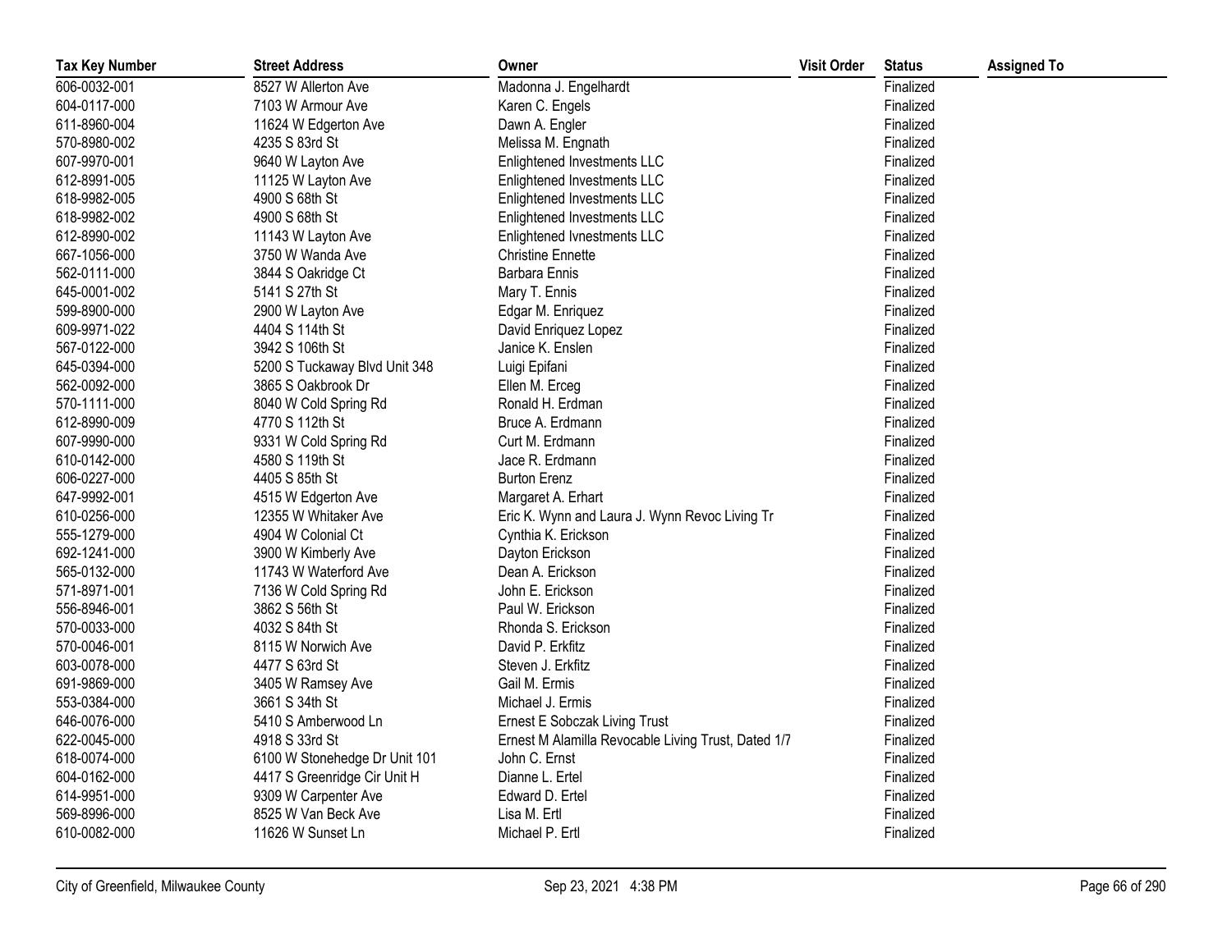| Tax Key Number | Street Address | Owner | Visit Order | Status | Assigned To |
|---|---|---|---|---|---|
| 606-0032-001 | 8527 W Allerton Ave | Madonna J. Engelhardt | | Finalized | |
| 604-0117-000 | 7103 W Armour Ave | Karen C. Engels | | Finalized | |
| 611-8960-004 | 11624 W Edgerton Ave | Dawn A. Engler | | Finalized | |
| 570-8980-002 | 4235 S 83rd St | Melissa M. Engnath | | Finalized | |
| 607-9970-001 | 9640 W Layton Ave | Enlightened Investments LLC | | Finalized | |
| 612-8991-005 | 11125 W Layton Ave | Enlightened Investments LLC | | Finalized | |
| 618-9982-005 | 4900 S 68th St | Enlightened Investments LLC | | Finalized | |
| 618-9982-002 | 4900 S 68th St | Enlightened Investments LLC | | Finalized | |
| 612-8990-002 | 11143 W Layton Ave | Enlightened Ivnestments LLC | | Finalized | |
| 667-1056-000 | 3750 W Wanda Ave | Christine Ennette | | Finalized | |
| 562-0111-000 | 3844 S Oakridge Ct | Barbara Ennis | | Finalized | |
| 645-0001-002 | 5141 S 27th St | Mary T. Ennis | | Finalized | |
| 599-8900-000 | 2900 W Layton Ave | Edgar M. Enriquez | | Finalized | |
| 609-9971-022 | 4404 S 114th St | David Enriquez Lopez | | Finalized | |
| 567-0122-000 | 3942 S 106th St | Janice K. Enslen | | Finalized | |
| 645-0394-000 | 5200 S Tuckaway Blvd Unit 348 | Luigi Epifani | | Finalized | |
| 562-0092-000 | 3865 S Oakbrook Dr | Ellen M. Erceg | | Finalized | |
| 570-1111-000 | 8040 W Cold Spring Rd | Ronald H. Erdman | | Finalized | |
| 612-8990-009 | 4770 S 112th St | Bruce A. Erdmann | | Finalized | |
| 607-9990-000 | 9331 W Cold Spring Rd | Curt M. Erdmann | | Finalized | |
| 610-0142-000 | 4580 S 119th St | Jace R. Erdmann | | Finalized | |
| 606-0227-000 | 4405 S 85th St | Burton Erenz | | Finalized | |
| 647-9992-001 | 4515 W Edgerton Ave | Margaret A. Erhart | | Finalized | |
| 610-0256-000 | 12355 W Whitaker Ave | Eric K. Wynn and Laura J. Wynn Revoc Living Tr | | Finalized | |
| 555-1279-000 | 4904 W Colonial Ct | Cynthia K. Erickson | | Finalized | |
| 692-1241-000 | 3900 W Kimberly Ave | Dayton Erickson | | Finalized | |
| 565-0132-000 | 11743 W Waterford Ave | Dean A. Erickson | | Finalized | |
| 571-8971-001 | 7136 W Cold Spring Rd | John E. Erickson | | Finalized | |
| 556-8946-001 | 3862 S 56th St | Paul W. Erickson | | Finalized | |
| 570-0033-000 | 4032 S 84th St | Rhonda S. Erickson | | Finalized | |
| 570-0046-001 | 8115 W Norwich Ave | David P. Erkfitz | | Finalized | |
| 603-0078-000 | 4477 S 63rd St | Steven J. Erkfitz | | Finalized | |
| 691-9869-000 | 3405 W Ramsey Ave | Gail M. Ermis | | Finalized | |
| 553-0384-000 | 3661 S 34th St | Michael J. Ermis | | Finalized | |
| 646-0076-000 | 5410 S Amberwood Ln | Ernest E Sobczak Living Trust | | Finalized | |
| 622-0045-000 | 4918 S 33rd St | Ernest M Alamilla Revocable Living Trust, Dated 1/7 | | Finalized | |
| 618-0074-000 | 6100 W Stonehedge Dr Unit 101 | John C. Ernst | | Finalized | |
| 604-0162-000 | 4417 S Greenridge Cir Unit H | Dianne L. Ertel | | Finalized | |
| 614-9951-000 | 9309 W Carpenter Ave | Edward D. Ertel | | Finalized | |
| 569-8996-000 | 8525 W Van Beck Ave | Lisa M. Ertl | | Finalized | |
| 610-0082-000 | 11626 W Sunset Ln | Michael P. Ertl | | Finalized | |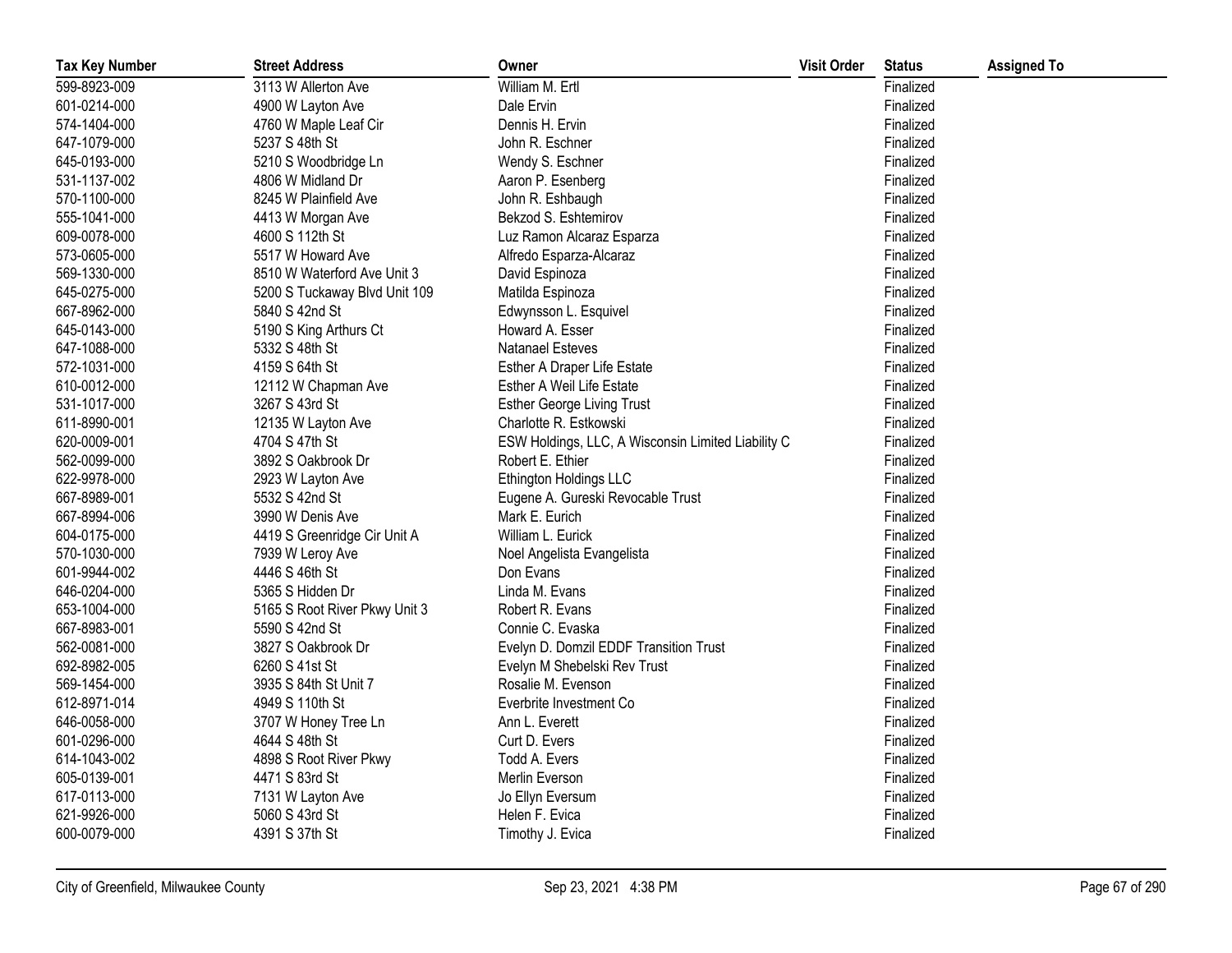| Tax Key Number | Street Address | Owner | Visit Order | Status | Assigned To |
|---|---|---|---|---|---|
| 599-8923-009 | 3113 W Allerton Ave | William M. Ertl | | Finalized | |
| 601-0214-000 | 4900 W Layton Ave | Dale Ervin | | Finalized | |
| 574-1404-000 | 4760 W Maple Leaf Cir | Dennis H. Ervin | | Finalized | |
| 647-1079-000 | 5237 S 48th St | John R. Eschner | | Finalized | |
| 645-0193-000 | 5210 S Woodbridge Ln | Wendy S. Eschner | | Finalized | |
| 531-1137-002 | 4806 W Midland Dr | Aaron P. Esenberg | | Finalized | |
| 570-1100-000 | 8245 W Plainfield Ave | John R. Eshbaugh | | Finalized | |
| 555-1041-000 | 4413 W Morgan Ave | Bekzod S. Eshtemirov | | Finalized | |
| 609-0078-000 | 4600 S 112th St | Luz Ramon Alcaraz Esparza | | Finalized | |
| 573-0605-000 | 5517 W Howard Ave | Alfredo Esparza-Alcaraz | | Finalized | |
| 569-1330-000 | 8510 W Waterford Ave Unit 3 | David Espinoza | | Finalized | |
| 645-0275-000 | 5200 S Tuckaway Blvd Unit 109 | Matilda Espinoza | | Finalized | |
| 667-8962-000 | 5840 S 42nd St | Edwynsson L. Esquivel | | Finalized | |
| 645-0143-000 | 5190 S King Arthurs Ct | Howard A. Esser | | Finalized | |
| 647-1088-000 | 5332 S 48th St | Natanael Esteves | | Finalized | |
| 572-1031-000 | 4159 S 64th St | Esther A Draper Life Estate | | Finalized | |
| 610-0012-000 | 12112 W Chapman Ave | Esther A Weil Life Estate | | Finalized | |
| 531-1017-000 | 3267 S 43rd St | Esther George Living Trust | | Finalized | |
| 611-8990-001 | 12135 W Layton Ave | Charlotte R. Estkowski | | Finalized | |
| 620-0009-001 | 4704 S 47th St | ESW Holdings, LLC, A Wisconsin Limited Liability C | | Finalized | |
| 562-0099-000 | 3892 S Oakbrook Dr | Robert E. Ethier | | Finalized | |
| 622-9978-000 | 2923 W Layton Ave | Ethington Holdings LLC | | Finalized | |
| 667-8989-001 | 5532 S 42nd St | Eugene A. Gureski Revocable Trust | | Finalized | |
| 667-8994-006 | 3990 W Denis Ave | Mark E. Eurich | | Finalized | |
| 604-0175-000 | 4419 S Greenridge Cir Unit A | William L. Eurick | | Finalized | |
| 570-1030-000 | 7939 W Leroy Ave | Noel Angelista Evangelista | | Finalized | |
| 601-9944-002 | 4446 S 46th St | Don Evans | | Finalized | |
| 646-0204-000 | 5365 S Hidden Dr | Linda M. Evans | | Finalized | |
| 653-1004-000 | 5165 S Root River Pkwy Unit 3 | Robert R. Evans | | Finalized | |
| 667-8983-001 | 5590 S 42nd St | Connie C. Evaska | | Finalized | |
| 562-0081-000 | 3827 S Oakbrook Dr | Evelyn D. Domzil EDDF Transition Trust | | Finalized | |
| 692-8982-005 | 6260 S 41st St | Evelyn M Shebelski Rev Trust | | Finalized | |
| 569-1454-000 | 3935 S 84th St Unit 7 | Rosalie M. Evenson | | Finalized | |
| 612-8971-014 | 4949 S 110th St | Everbrite Investment Co | | Finalized | |
| 646-0058-000 | 3707 W Honey Tree Ln | Ann L. Everett | | Finalized | |
| 601-0296-000 | 4644 S 48th St | Curt D. Evers | | Finalized | |
| 614-1043-002 | 4898 S Root River Pkwy | Todd A. Evers | | Finalized | |
| 605-0139-001 | 4471 S 83rd St | Merlin Everson | | Finalized | |
| 617-0113-000 | 7131 W Layton Ave | Jo Ellyn Eversum | | Finalized | |
| 621-9926-000 | 5060 S 43rd St | Helen F. Evica | | Finalized | |
| 600-0079-000 | 4391 S 37th St | Timothy J. Evica | | Finalized | |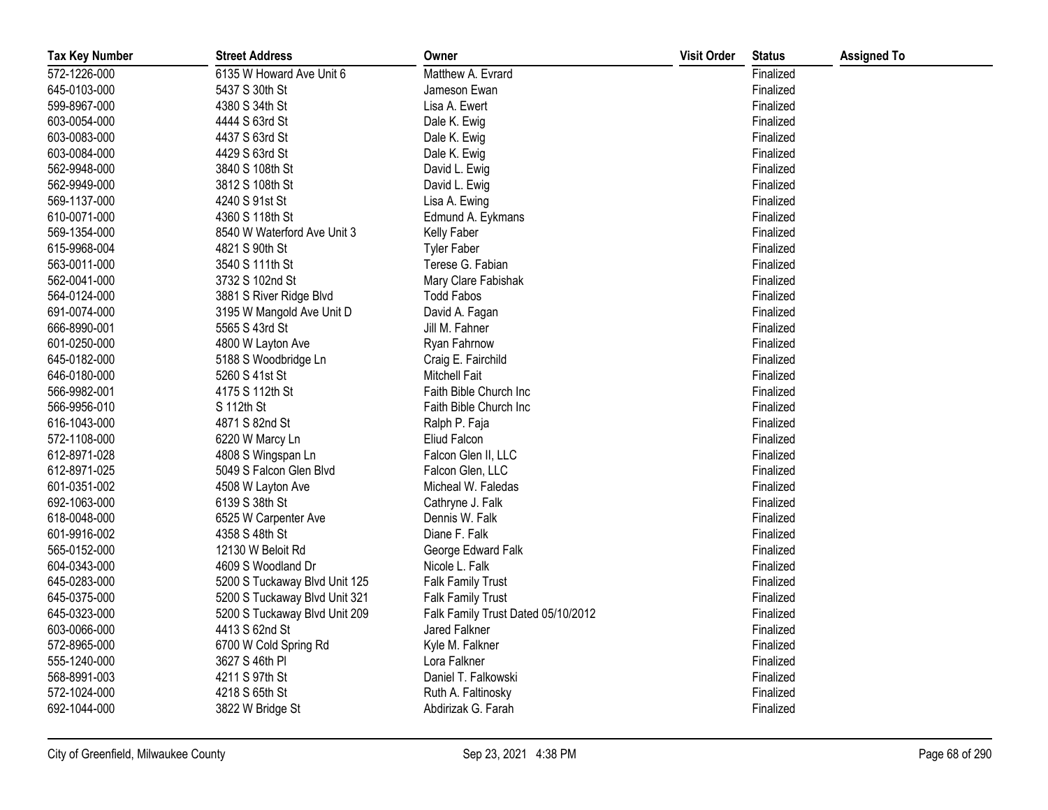| Tax Key Number | Street Address | Owner | Visit Order | Status | Assigned To |
|---|---|---|---|---|---|
| 572-1226-000 | 6135 W Howard Ave Unit 6 | Matthew A. Evrard | | Finalized | |
| 645-0103-000 | 5437 S 30th St | Jameson Ewan | | Finalized | |
| 599-8967-000 | 4380 S 34th St | Lisa A. Ewert | | Finalized | |
| 603-0054-000 | 4444 S 63rd St | Dale K. Ewig | | Finalized | |
| 603-0083-000 | 4437 S 63rd St | Dale K. Ewig | | Finalized | |
| 603-0084-000 | 4429 S 63rd St | Dale K. Ewig | | Finalized | |
| 562-9948-000 | 3840 S 108th St | David L. Ewig | | Finalized | |
| 562-9949-000 | 3812 S 108th St | David L. Ewig | | Finalized | |
| 569-1137-000 | 4240 S 91st St | Lisa A. Ewing | | Finalized | |
| 610-0071-000 | 4360 S 118th St | Edmund A. Eykmans | | Finalized | |
| 569-1354-000 | 8540 W Waterford Ave Unit 3 | Kelly Faber | | Finalized | |
| 615-9968-004 | 4821 S 90th St | Tyler Faber | | Finalized | |
| 563-0011-000 | 3540 S 111th St | Terese G. Fabian | | Finalized | |
| 562-0041-000 | 3732 S 102nd St | Mary Clare Fabishak | | Finalized | |
| 564-0124-000 | 3881 S River Ridge Blvd | Todd Fabos | | Finalized | |
| 691-0074-000 | 3195 W Mangold Ave Unit D | David A. Fagan | | Finalized | |
| 666-8990-001 | 5565 S 43rd St | Jill M. Fahner | | Finalized | |
| 601-0250-000 | 4800 W Layton Ave | Ryan Fahrnow | | Finalized | |
| 645-0182-000 | 5188 S Woodbridge Ln | Craig E. Fairchild | | Finalized | |
| 646-0180-000 | 5260 S 41st St | Mitchell Fait | | Finalized | |
| 566-9982-001 | 4175 S 112th St | Faith Bible Church Inc | | Finalized | |
| 566-9956-010 | S 112th St | Faith Bible Church Inc | | Finalized | |
| 616-1043-000 | 4871 S 82nd St | Ralph P. Faja | | Finalized | |
| 572-1108-000 | 6220 W Marcy Ln | Eliud Falcon | | Finalized | |
| 612-8971-028 | 4808 S Wingspan Ln | Falcon Glen II, LLC | | Finalized | |
| 612-8971-025 | 5049 S Falcon Glen Blvd | Falcon Glen, LLC | | Finalized | |
| 601-0351-002 | 4508 W Layton Ave | Micheal W. Faledas | | Finalized | |
| 692-1063-000 | 6139 S 38th St | Cathryne J. Falk | | Finalized | |
| 618-0048-000 | 6525 W Carpenter Ave | Dennis W. Falk | | Finalized | |
| 601-9916-002 | 4358 S 48th St | Diane F. Falk | | Finalized | |
| 565-0152-000 | 12130 W Beloit Rd | George Edward Falk | | Finalized | |
| 604-0343-000 | 4609 S Woodland Dr | Nicole L. Falk | | Finalized | |
| 645-0283-000 | 5200 S Tuckaway Blvd Unit 125 | Falk Family Trust | | Finalized | |
| 645-0375-000 | 5200 S Tuckaway Blvd Unit 321 | Falk Family Trust | | Finalized | |
| 645-0323-000 | 5200 S Tuckaway Blvd Unit 209 | Falk Family Trust Dated 05/10/2012 | | Finalized | |
| 603-0066-000 | 4413 S 62nd St | Jared Falkner | | Finalized | |
| 572-8965-000 | 6700 W Cold Spring Rd | Kyle M. Falkner | | Finalized | |
| 555-1240-000 | 3627 S 46th Pl | Lora Falkner | | Finalized | |
| 568-8991-003 | 4211 S 97th St | Daniel T. Falkowski | | Finalized | |
| 572-1024-000 | 4218 S 65th St | Ruth A. Faltinosky | | Finalized | |
| 692-1044-000 | 3822 W Bridge St | Abdirizak G. Farah | | Finalized | |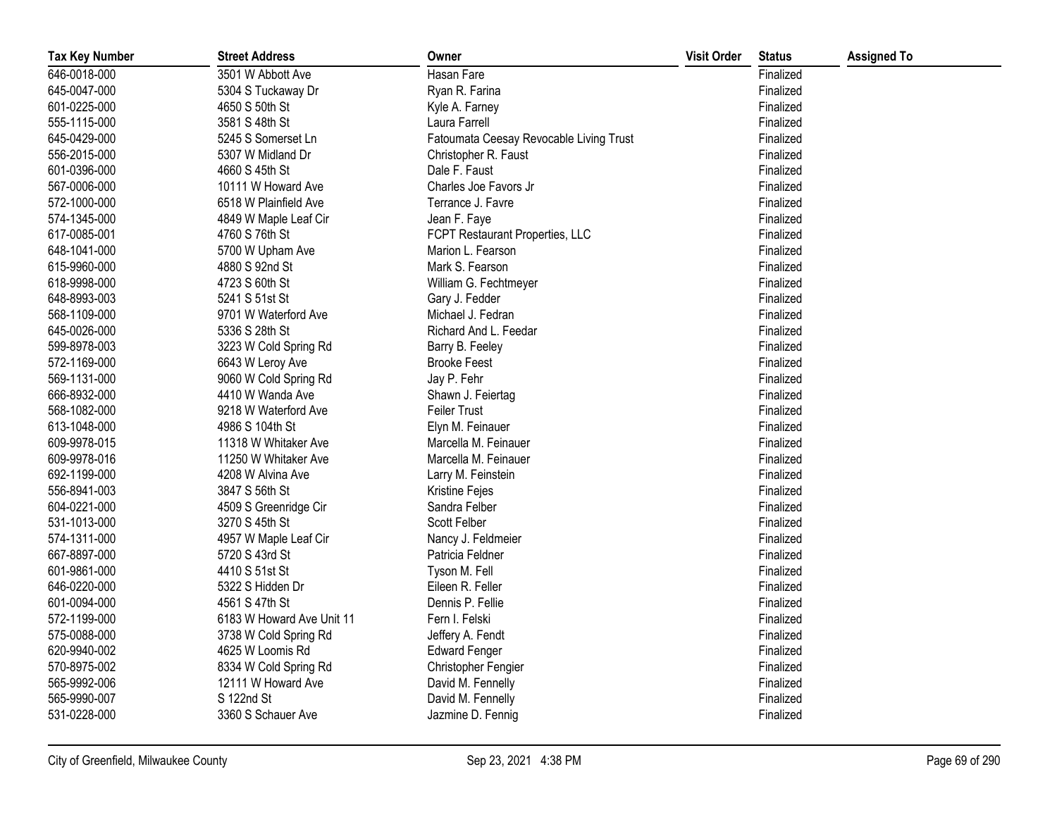| Tax Key Number | Street Address | Owner | Visit Order | Status | Assigned To |
|---|---|---|---|---|---|
| 646-0018-000 | 3501 W Abbott Ave | Hasan Fare | | Finalized | |
| 645-0047-000 | 5304 S Tuckaway Dr | Ryan R. Farina | | Finalized | |
| 601-0225-000 | 4650 S 50th St | Kyle A. Farney | | Finalized | |
| 555-1115-000 | 3581 S 48th St | Laura Farrell | | Finalized | |
| 645-0429-000 | 5245 S Somerset Ln | Fatoumata Ceesay Revocable Living Trust | | Finalized | |
| 556-2015-000 | 5307 W Midland Dr | Christopher R. Faust | | Finalized | |
| 601-0396-000 | 4660 S 45th St | Dale F. Faust | | Finalized | |
| 567-0006-000 | 10111 W Howard Ave | Charles Joe Favors Jr | | Finalized | |
| 572-1000-000 | 6518 W Plainfield Ave | Terrance J. Favre | | Finalized | |
| 574-1345-000 | 4849 W Maple Leaf Cir | Jean F. Faye | | Finalized | |
| 617-0085-001 | 4760 S 76th St | FCPT Restaurant Properties, LLC | | Finalized | |
| 648-1041-000 | 5700 W Upham Ave | Marion L. Fearson | | Finalized | |
| 615-9960-000 | 4880 S 92nd St | Mark S. Fearson | | Finalized | |
| 618-9998-000 | 4723 S 60th St | William G. Fechtmeyer | | Finalized | |
| 648-8993-003 | 5241 S 51st St | Gary J. Fedder | | Finalized | |
| 568-1109-000 | 9701 W Waterford Ave | Michael J. Fedran | | Finalized | |
| 645-0026-000 | 5336 S 28th St | Richard And L. Feedar | | Finalized | |
| 599-8978-003 | 3223 W Cold Spring Rd | Barry B. Feeley | | Finalized | |
| 572-1169-000 | 6643 W Leroy Ave | Brooke Feest | | Finalized | |
| 569-1131-000 | 9060 W Cold Spring Rd | Jay P. Fehr | | Finalized | |
| 666-8932-000 | 4410 W Wanda Ave | Shawn J. Feiertag | | Finalized | |
| 568-1082-000 | 9218 W Waterford Ave | Feiler Trust | | Finalized | |
| 613-1048-000 | 4986 S 104th St | Elyn M. Feinauer | | Finalized | |
| 609-9978-015 | 11318 W Whitaker Ave | Marcella M. Feinauer | | Finalized | |
| 609-9978-016 | 11250 W Whitaker Ave | Marcella M. Feinauer | | Finalized | |
| 692-1199-000 | 4208 W Alvina Ave | Larry M. Feinstein | | Finalized | |
| 556-8941-003 | 3847 S 56th St | Kristine Fejes | | Finalized | |
| 604-0221-000 | 4509 S Greenridge Cir | Sandra Felber | | Finalized | |
| 531-1013-000 | 3270 S 45th St | Scott Felber | | Finalized | |
| 574-1311-000 | 4957 W Maple Leaf Cir | Nancy J. Feldmeier | | Finalized | |
| 667-8897-000 | 5720 S 43rd St | Patricia Feldner | | Finalized | |
| 601-9861-000 | 4410 S 51st St | Tyson M. Fell | | Finalized | |
| 646-0220-000 | 5322 S Hidden Dr | Eileen R. Feller | | Finalized | |
| 601-0094-000 | 4561 S 47th St | Dennis P. Fellie | | Finalized | |
| 572-1199-000 | 6183 W Howard Ave Unit 11 | Fern I. Felski | | Finalized | |
| 575-0088-000 | 3738 W Cold Spring Rd | Jeffery A. Fendt | | Finalized | |
| 620-9940-002 | 4625 W Loomis Rd | Edward Fenger | | Finalized | |
| 570-8975-002 | 8334 W Cold Spring Rd | Christopher Fengier | | Finalized | |
| 565-9992-006 | 12111 W Howard Ave | David M. Fennelly | | Finalized | |
| 565-9990-007 | S 122nd St | David M. Fennelly | | Finalized | |
| 531-0228-000 | 3360 S Schauer Ave | Jazmine D. Fennig | | Finalized | |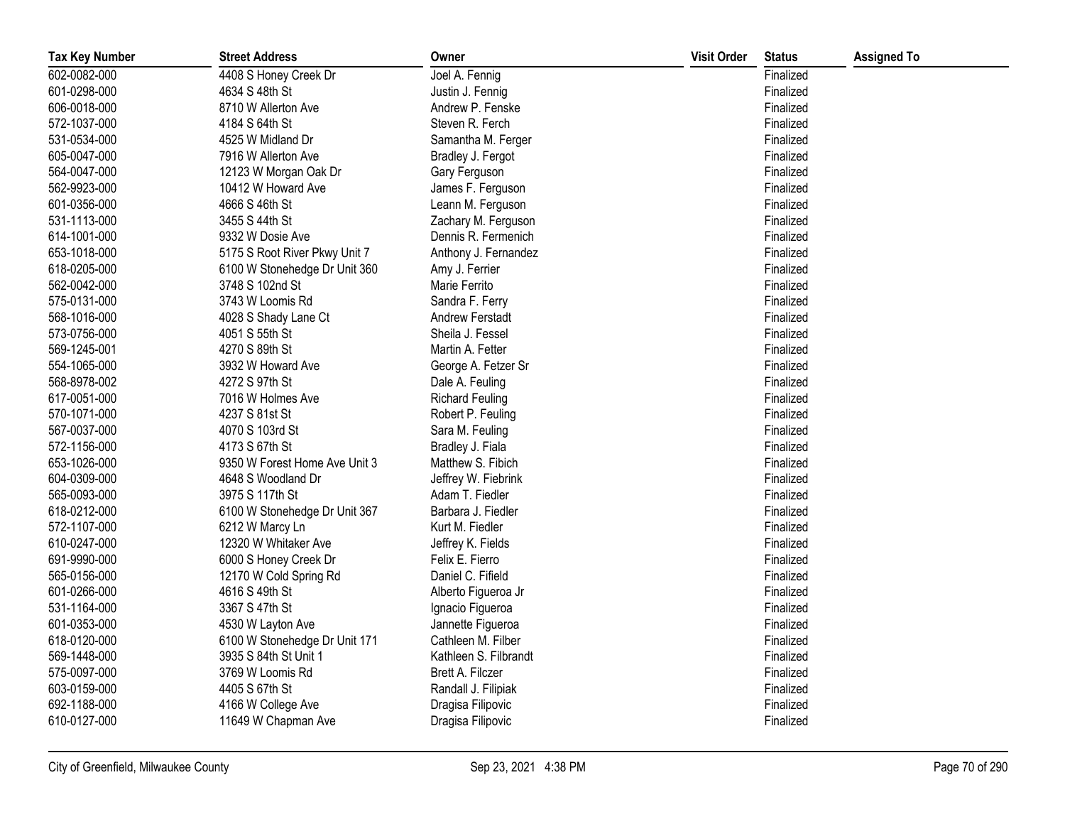| Tax Key Number | Street Address | Owner | Visit Order | Status | Assigned To |
|---|---|---|---|---|---|
| 602-0082-000 | 4408 S Honey Creek Dr | Joel A. Fennig | | Finalized | |
| 601-0298-000 | 4634 S 48th St | Justin J. Fennig | | Finalized | |
| 606-0018-000 | 8710 W Allerton Ave | Andrew P. Fenske | | Finalized | |
| 572-1037-000 | 4184 S 64th St | Steven R. Ferch | | Finalized | |
| 531-0534-000 | 4525 W Midland Dr | Samantha M. Ferger | | Finalized | |
| 605-0047-000 | 7916 W Allerton Ave | Bradley J. Fergot | | Finalized | |
| 564-0047-000 | 12123 W Morgan Oak Dr | Gary Ferguson | | Finalized | |
| 562-9923-000 | 10412 W Howard Ave | James F. Ferguson | | Finalized | |
| 601-0356-000 | 4666 S 46th St | Leann M. Ferguson | | Finalized | |
| 531-1113-000 | 3455 S 44th St | Zachary M. Ferguson | | Finalized | |
| 614-1001-000 | 9332 W Dosie Ave | Dennis R. Fermenich | | Finalized | |
| 653-1018-000 | 5175 S Root River Pkwy Unit 7 | Anthony J. Fernandez | | Finalized | |
| 618-0205-000 | 6100 W Stonehedge Dr Unit 360 | Amy J. Ferrier | | Finalized | |
| 562-0042-000 | 3748 S 102nd St | Marie Ferrito | | Finalized | |
| 575-0131-000 | 3743 W Loomis Rd | Sandra F. Ferry | | Finalized | |
| 568-1016-000 | 4028 S Shady Lane Ct | Andrew Ferstadt | | Finalized | |
| 573-0756-000 | 4051 S 55th St | Sheila J. Fessel | | Finalized | |
| 569-1245-001 | 4270 S 89th St | Martin A. Fetter | | Finalized | |
| 554-1065-000 | 3932 W Howard Ave | George A. Fetzer Sr | | Finalized | |
| 568-8978-002 | 4272 S 97th St | Dale A. Feuling | | Finalized | |
| 617-0051-000 | 7016 W Holmes Ave | Richard Feuling | | Finalized | |
| 570-1071-000 | 4237 S 81st St | Robert P. Feuling | | Finalized | |
| 567-0037-000 | 4070 S 103rd St | Sara M. Feuling | | Finalized | |
| 572-1156-000 | 4173 S 67th St | Bradley J. Fiala | | Finalized | |
| 653-1026-000 | 9350 W Forest Home Ave Unit 3 | Matthew S. Fibich | | Finalized | |
| 604-0309-000 | 4648 S Woodland Dr | Jeffrey W. Fiebrink | | Finalized | |
| 565-0093-000 | 3975 S 117th St | Adam T. Fiedler | | Finalized | |
| 618-0212-000 | 6100 W Stonehedge Dr Unit 367 | Barbara J. Fiedler | | Finalized | |
| 572-1107-000 | 6212 W Marcy Ln | Kurt M. Fiedler | | Finalized | |
| 610-0247-000 | 12320 W Whitaker Ave | Jeffrey K. Fields | | Finalized | |
| 691-9990-000 | 6000 S Honey Creek Dr | Felix E. Fierro | | Finalized | |
| 565-0156-000 | 12170 W Cold Spring Rd | Daniel C. Fifield | | Finalized | |
| 601-0266-000 | 4616 S 49th St | Alberto Figueroa Jr | | Finalized | |
| 531-1164-000 | 3367 S 47th St | Ignacio Figueroa | | Finalized | |
| 601-0353-000 | 4530 W Layton Ave | Jannette Figueroa | | Finalized | |
| 618-0120-000 | 6100 W Stonehedge Dr Unit 171 | Cathleen M. Filber | | Finalized | |
| 569-1448-000 | 3935 S 84th St Unit 1 | Kathleen S. Filbrandt | | Finalized | |
| 575-0097-000 | 3769 W Loomis Rd | Brett A. Filczer | | Finalized | |
| 603-0159-000 | 4405 S 67th St | Randall J. Filipiak | | Finalized | |
| 692-1188-000 | 4166 W College Ave | Dragisa Filipovic | | Finalized | |
| 610-0127-000 | 11649 W Chapman Ave | Dragisa Filipovic | | Finalized | |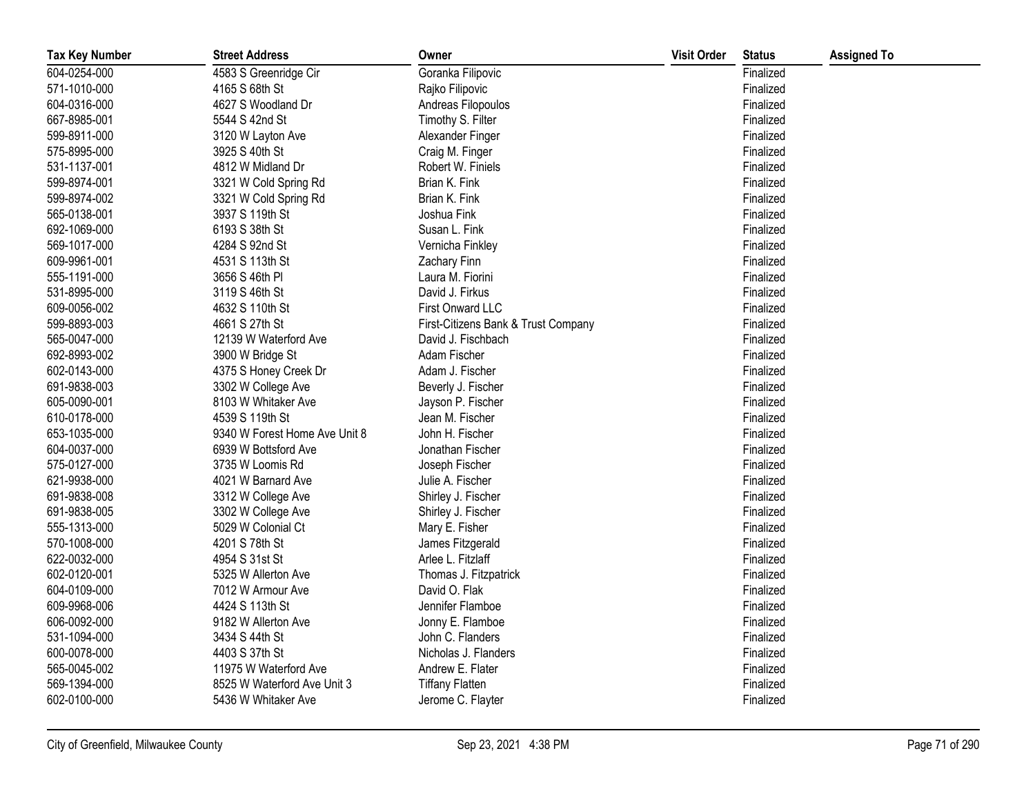| Tax Key Number | Street Address | Owner | Visit Order | Status | Assigned To |
| --- | --- | --- | --- | --- | --- |
| 604-0254-000 | 4583 S Greenridge Cir | Goranka Filipovic | | Finalized | |
| 571-1010-000 | 4165 S 68th St | Rajko Filipovic | | Finalized | |
| 604-0316-000 | 4627 S Woodland Dr | Andreas Filopoulos | | Finalized | |
| 667-8985-001 | 5544 S 42nd St | Timothy S. Filter | | Finalized | |
| 599-8911-000 | 3120 W Layton Ave | Alexander Finger | | Finalized | |
| 575-8995-000 | 3925 S 40th St | Craig M. Finger | | Finalized | |
| 531-1137-001 | 4812 W Midland Dr | Robert W. Finiels | | Finalized | |
| 599-8974-001 | 3321 W Cold Spring Rd | Brian K. Fink | | Finalized | |
| 599-8974-002 | 3321 W Cold Spring Rd | Brian K. Fink | | Finalized | |
| 565-0138-001 | 3937 S 119th St | Joshua Fink | | Finalized | |
| 692-1069-000 | 6193 S 38th St | Susan L. Fink | | Finalized | |
| 569-1017-000 | 4284 S 92nd St | Vernicha Finkley | | Finalized | |
| 609-9961-001 | 4531 S 113th St | Zachary Finn | | Finalized | |
| 555-1191-000 | 3656 S 46th Pl | Laura M. Fiorini | | Finalized | |
| 531-8995-000 | 3119 S 46th St | David J. Firkus | | Finalized | |
| 609-0056-002 | 4632 S 110th St | First Onward LLC | | Finalized | |
| 599-8893-003 | 4661 S 27th St | First-Citizens Bank & Trust Company | | Finalized | |
| 565-0047-000 | 12139 W Waterford Ave | David J. Fischbach | | Finalized | |
| 692-8993-002 | 3900 W Bridge St | Adam Fischer | | Finalized | |
| 602-0143-000 | 4375 S Honey Creek Dr | Adam J. Fischer | | Finalized | |
| 691-9838-003 | 3302 W College Ave | Beverly J. Fischer | | Finalized | |
| 605-0090-001 | 8103 W Whitaker Ave | Jayson P. Fischer | | Finalized | |
| 610-0178-000 | 4539 S 119th St | Jean M. Fischer | | Finalized | |
| 653-1035-000 | 9340 W Forest Home Ave Unit 8 | John H. Fischer | | Finalized | |
| 604-0037-000 | 6939 W Bottsford Ave | Jonathan Fischer | | Finalized | |
| 575-0127-000 | 3735 W Loomis Rd | Joseph Fischer | | Finalized | |
| 621-9938-000 | 4021 W Barnard Ave | Julie A. Fischer | | Finalized | |
| 691-9838-008 | 3312 W College Ave | Shirley J. Fischer | | Finalized | |
| 691-9838-005 | 3302 W College Ave | Shirley J. Fischer | | Finalized | |
| 555-1313-000 | 5029 W Colonial Ct | Mary E. Fisher | | Finalized | |
| 570-1008-000 | 4201 S 78th St | James Fitzgerald | | Finalized | |
| 622-0032-000 | 4954 S 31st St | Arlee L. Fitzlaff | | Finalized | |
| 602-0120-001 | 5325 W Allerton Ave | Thomas J. Fitzpatrick | | Finalized | |
| 604-0109-000 | 7012 W Armour Ave | David O. Flak | | Finalized | |
| 609-9968-006 | 4424 S 113th St | Jennifer Flamboe | | Finalized | |
| 606-0092-000 | 9182 W Allerton Ave | Jonny E. Flamboe | | Finalized | |
| 531-1094-000 | 3434 S 44th St | John C. Flanders | | Finalized | |
| 600-0078-000 | 4403 S 37th St | Nicholas J. Flanders | | Finalized | |
| 565-0045-002 | 11975 W Waterford Ave | Andrew E. Flater | | Finalized | |
| 569-1394-000 | 8525 W Waterford Ave Unit 3 | Tiffany Flatten | | Finalized | |
| 602-0100-000 | 5436 W Whitaker Ave | Jerome C. Flayter | | Finalized | |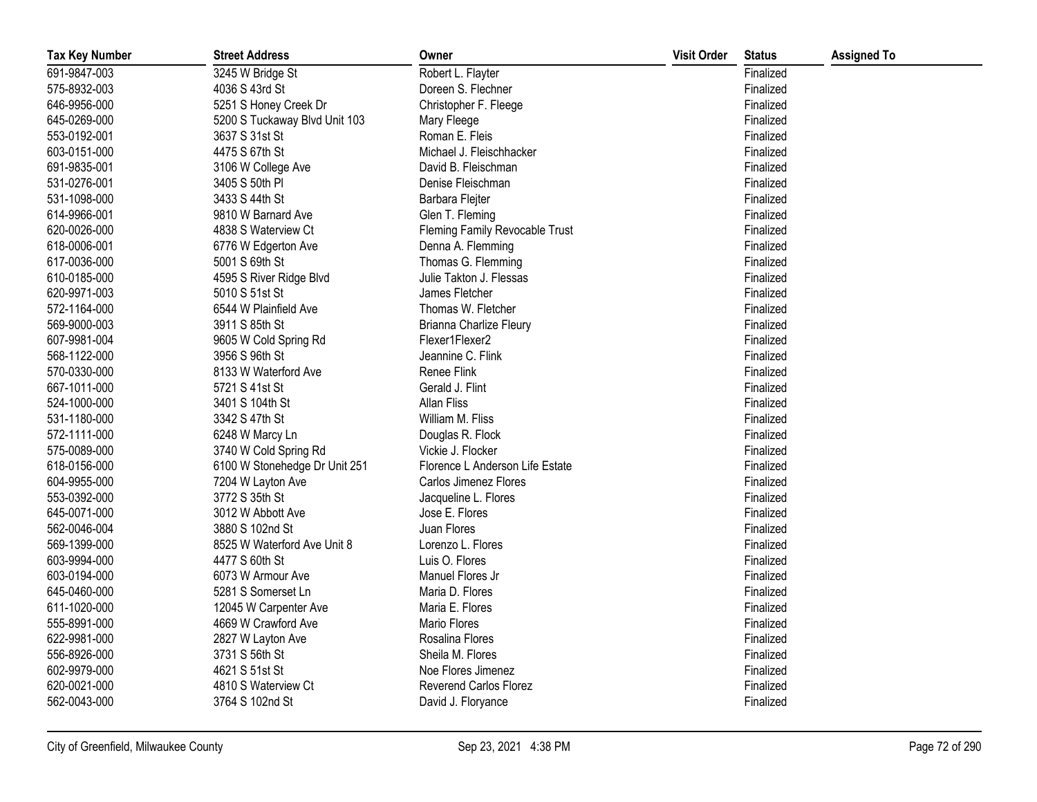| Tax Key Number | Street Address | Owner | Visit Order | Status | Assigned To |
|---|---|---|---|---|---|
| 691-9847-003 | 3245 W Bridge St | Robert L. Flayter | | Finalized | |
| 575-8932-003 | 4036 S 43rd St | Doreen S. Flechner | | Finalized | |
| 646-9956-000 | 5251 S Honey Creek Dr | Christopher F. Fleege | | Finalized | |
| 645-0269-000 | 5200 S Tuckaway Blvd Unit 103 | Mary Fleege | | Finalized | |
| 553-0192-001 | 3637 S 31st St | Roman E. Fleis | | Finalized | |
| 603-0151-000 | 4475 S 67th St | Michael J. Fleischhacker | | Finalized | |
| 691-9835-001 | 3106 W College Ave | David B. Fleischman | | Finalized | |
| 531-0276-001 | 3405 S 50th Pl | Denise Fleischman | | Finalized | |
| 531-1098-000 | 3433 S 44th St | Barbara Flejter | | Finalized | |
| 614-9966-001 | 9810 W Barnard Ave | Glen T. Fleming | | Finalized | |
| 620-0026-000 | 4838 S Waterview Ct | Fleming Family Revocable Trust | | Finalized | |
| 618-0006-001 | 6776 W Edgerton Ave | Denna A. Flemming | | Finalized | |
| 617-0036-000 | 5001 S 69th St | Thomas G. Flemming | | Finalized | |
| 610-0185-000 | 4595 S River Ridge Blvd | Julie Takton J. Flessas | | Finalized | |
| 620-9971-003 | 5010 S 51st St | James Fletcher | | Finalized | |
| 572-1164-000 | 6544 W Plainfield Ave | Thomas W. Fletcher | | Finalized | |
| 569-9000-003 | 3911 S 85th St | Brianna Charlize Fleury | | Finalized | |
| 607-9981-004 | 9605 W Cold Spring Rd | Flexer1Flexer2 | | Finalized | |
| 568-1122-000 | 3956 S 96th St | Jeannine C. Flink | | Finalized | |
| 570-0330-000 | 8133 W Waterford Ave | Renee Flink | | Finalized | |
| 667-1011-000 | 5721 S 41st St | Gerald J. Flint | | Finalized | |
| 524-1000-000 | 3401 S 104th St | Allan Fliss | | Finalized | |
| 531-1180-000 | 3342 S 47th St | William M. Fliss | | Finalized | |
| 572-1111-000 | 6248 W Marcy Ln | Douglas R. Flock | | Finalized | |
| 575-0089-000 | 3740 W Cold Spring Rd | Vickie J. Flocker | | Finalized | |
| 618-0156-000 | 6100 W Stonehedge Dr Unit 251 | Florence L Anderson Life Estate | | Finalized | |
| 604-9955-000 | 7204 W Layton Ave | Carlos Jimenez Flores | | Finalized | |
| 553-0392-000 | 3772 S 35th St | Jacqueline L. Flores | | Finalized | |
| 645-0071-000 | 3012 W Abbott Ave | Jose E. Flores | | Finalized | |
| 562-0046-004 | 3880 S 102nd St | Juan Flores | | Finalized | |
| 569-1399-000 | 8525 W Waterford Ave Unit 8 | Lorenzo L. Flores | | Finalized | |
| 603-9994-000 | 4477 S 60th St | Luis O. Flores | | Finalized | |
| 603-0194-000 | 6073 W Armour Ave | Manuel Flores Jr | | Finalized | |
| 645-0460-000 | 5281 S Somerset Ln | Maria D. Flores | | Finalized | |
| 611-1020-000 | 12045 W Carpenter Ave | Maria E. Flores | | Finalized | |
| 555-8991-000 | 4669 W Crawford Ave | Mario Flores | | Finalized | |
| 622-9981-000 | 2827 W Layton Ave | Rosalina Flores | | Finalized | |
| 556-8926-000 | 3731 S 56th St | Sheila M. Flores | | Finalized | |
| 602-9979-000 | 4621 S 51st St | Noe Flores Jimenez | | Finalized | |
| 620-0021-000 | 4810 S Waterview Ct | Reverend Carlos Florez | | Finalized | |
| 562-0043-000 | 3764 S 102nd St | David J. Floryance | | Finalized | |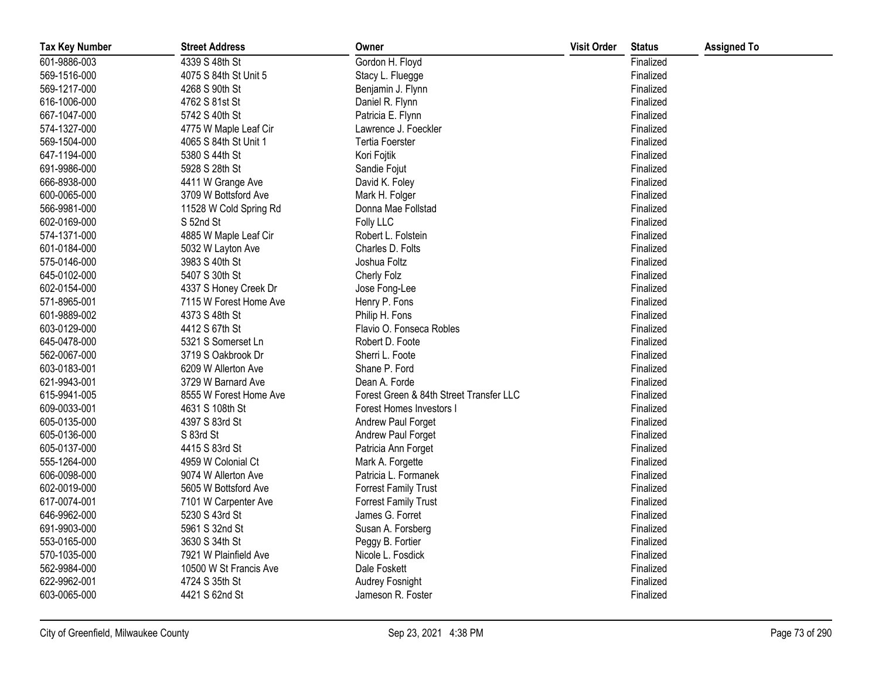| Tax Key Number | Street Address | Owner | Visit Order | Status | Assigned To |
|---|---|---|---|---|---|
| 601-9886-003 | 4339 S 48th St | Gordon H. Floyd | | Finalized | |
| 569-1516-000 | 4075 S 84th St Unit 5 | Stacy L. Fluegge | | Finalized | |
| 569-1217-000 | 4268 S 90th St | Benjamin J. Flynn | | Finalized | |
| 616-1006-000 | 4762 S 81st St | Daniel R. Flynn | | Finalized | |
| 667-1047-000 | 5742 S 40th St | Patricia E. Flynn | | Finalized | |
| 574-1327-000 | 4775 W Maple Leaf Cir | Lawrence J. Foeckler | | Finalized | |
| 569-1504-000 | 4065 S 84th St Unit 1 | Tertia Foerster | | Finalized | |
| 647-1194-000 | 5380 S 44th St | Kori Fojtik | | Finalized | |
| 691-9986-000 | 5928 S 28th St | Sandie Fojut | | Finalized | |
| 666-8938-000 | 4411 W Grange Ave | David K. Foley | | Finalized | |
| 600-0065-000 | 3709 W Bottsford Ave | Mark H. Folger | | Finalized | |
| 566-9981-000 | 11528 W Cold Spring Rd | Donna Mae Follstad | | Finalized | |
| 602-0169-000 | S 52nd St | Folly LLC | | Finalized | |
| 574-1371-000 | 4885 W Maple Leaf Cir | Robert L. Folstein | | Finalized | |
| 601-0184-000 | 5032 W Layton Ave | Charles D. Folts | | Finalized | |
| 575-0146-000 | 3983 S 40th St | Joshua Foltz | | Finalized | |
| 645-0102-000 | 5407 S 30th St | Cherly Folz | | Finalized | |
| 602-0154-000 | 4337 S Honey Creek Dr | Jose Fong-Lee | | Finalized | |
| 571-8965-001 | 7115 W Forest Home Ave | Henry P. Fons | | Finalized | |
| 601-9889-002 | 4373 S 48th St | Philip H. Fons | | Finalized | |
| 603-0129-000 | 4412 S 67th St | Flavio O. Fonseca Robles | | Finalized | |
| 645-0478-000 | 5321 S Somerset Ln | Robert D. Foote | | Finalized | |
| 562-0067-000 | 3719 S Oakbrook Dr | Sherri L. Foote | | Finalized | |
| 603-0183-001 | 6209 W Allerton Ave | Shane P. Ford | | Finalized | |
| 621-9943-001 | 3729 W Barnard Ave | Dean A. Forde | | Finalized | |
| 615-9941-005 | 8555 W Forest Home Ave | Forest Green & 84th Street Transfer LLC | | Finalized | |
| 609-0033-001 | 4631 S 108th St | Forest Homes Investors I | | Finalized | |
| 605-0135-000 | 4397 S 83rd St | Andrew Paul Forget | | Finalized | |
| 605-0136-000 | S 83rd St | Andrew Paul Forget | | Finalized | |
| 605-0137-000 | 4415 S 83rd St | Patricia Ann Forget | | Finalized | |
| 555-1264-000 | 4959 W Colonial Ct | Mark A. Forgette | | Finalized | |
| 606-0098-000 | 9074 W Allerton Ave | Patricia L. Formanek | | Finalized | |
| 602-0019-000 | 5605 W Bottsford Ave | Forrest Family Trust | | Finalized | |
| 617-0074-001 | 7101 W Carpenter Ave | Forrest Family Trust | | Finalized | |
| 646-9962-000 | 5230 S 43rd St | James G. Forret | | Finalized | |
| 691-9903-000 | 5961 S 32nd St | Susan A. Forsberg | | Finalized | |
| 553-0165-000 | 3630 S 34th St | Peggy B. Fortier | | Finalized | |
| 570-1035-000 | 7921 W Plainfield Ave | Nicole L. Fosdick | | Finalized | |
| 562-9984-000 | 10500 W St Francis Ave | Dale Foskett | | Finalized | |
| 622-9962-001 | 4724 S 35th St | Audrey Fosnight | | Finalized | |
| 603-0065-000 | 4421 S 62nd St | Jameson R. Foster | | Finalized | |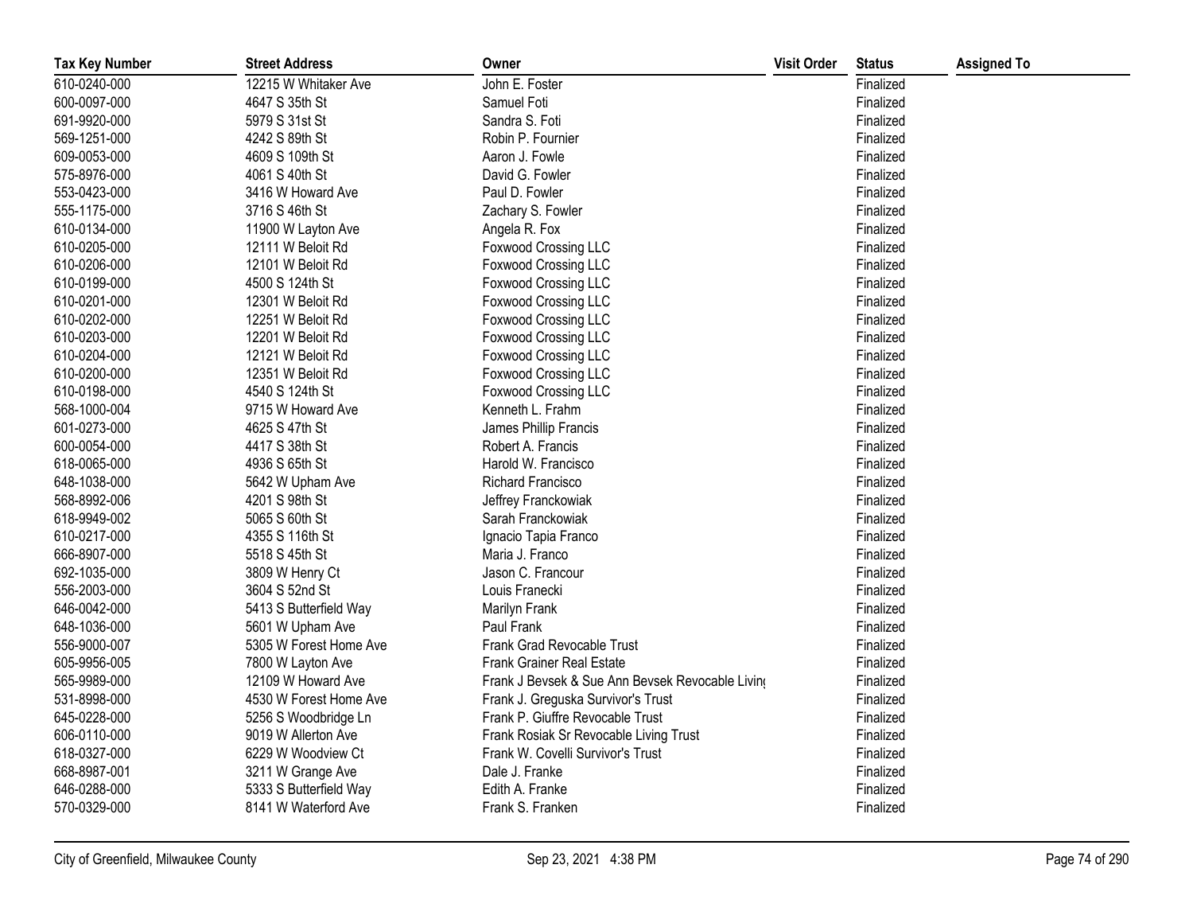| Tax Key Number | Street Address | Owner | Visit Order | Status | Assigned To |
|---|---|---|---|---|---|
| 610-0240-000 | 12215 W Whitaker Ave | John E. Foster | | Finalized | |
| 600-0097-000 | 4647 S 35th St | Samuel Foti | | Finalized | |
| 691-9920-000 | 5979 S 31st St | Sandra S. Foti | | Finalized | |
| 569-1251-000 | 4242 S 89th St | Robin P. Fournier | | Finalized | |
| 609-0053-000 | 4609 S 109th St | Aaron J. Fowle | | Finalized | |
| 575-8976-000 | 4061 S 40th St | David G. Fowler | | Finalized | |
| 553-0423-000 | 3416 W Howard Ave | Paul D. Fowler | | Finalized | |
| 555-1175-000 | 3716 S 46th St | Zachary S. Fowler | | Finalized | |
| 610-0134-000 | 11900 W Layton Ave | Angela R. Fox | | Finalized | |
| 610-0205-000 | 12111 W Beloit Rd | Foxwood Crossing LLC | | Finalized | |
| 610-0206-000 | 12101 W Beloit Rd | Foxwood Crossing LLC | | Finalized | |
| 610-0199-000 | 4500 S 124th St | Foxwood Crossing LLC | | Finalized | |
| 610-0201-000 | 12301 W Beloit Rd | Foxwood Crossing LLC | | Finalized | |
| 610-0202-000 | 12251 W Beloit Rd | Foxwood Crossing LLC | | Finalized | |
| 610-0203-000 | 12201 W Beloit Rd | Foxwood Crossing LLC | | Finalized | |
| 610-0204-000 | 12121 W Beloit Rd | Foxwood Crossing LLC | | Finalized | |
| 610-0200-000 | 12351 W Beloit Rd | Foxwood Crossing LLC | | Finalized | |
| 610-0198-000 | 4540 S 124th St | Foxwood Crossing LLC | | Finalized | |
| 568-1000-004 | 9715 W Howard Ave | Kenneth L. Frahm | | Finalized | |
| 601-0273-000 | 4625 S 47th St | James Phillip Francis | | Finalized | |
| 600-0054-000 | 4417 S 38th St | Robert A. Francis | | Finalized | |
| 618-0065-000 | 4936 S 65th St | Harold W. Francisco | | Finalized | |
| 648-1038-000 | 5642 W Upham Ave | Richard Francisco | | Finalized | |
| 568-8992-006 | 4201 S 98th St | Jeffrey Franckowiak | | Finalized | |
| 618-9949-002 | 5065 S 60th St | Sarah Franckowiak | | Finalized | |
| 610-0217-000 | 4355 S 116th St | Ignacio Tapia Franco | | Finalized | |
| 666-8907-000 | 5518 S 45th St | Maria J. Franco | | Finalized | |
| 692-1035-000 | 3809 W Henry Ct | Jason C. Francour | | Finalized | |
| 556-2003-000 | 3604 S 52nd St | Louis Franecki | | Finalized | |
| 646-0042-000 | 5413 S Butterfield Way | Marilyn Frank | | Finalized | |
| 648-1036-000 | 5601 W Upham Ave | Paul Frank | | Finalized | |
| 556-9000-007 | 5305 W Forest Home Ave | Frank Grad Revocable Trust | | Finalized | |
| 605-9956-005 | 7800 W Layton Ave | Frank Grainer Real Estate | | Finalized | |
| 565-9989-000 | 12109 W Howard Ave | Frank J Bevsek & Sue Ann Bevsek Revocable Living | | Finalized | |
| 531-8998-000 | 4530 W Forest Home Ave | Frank J. Greguska Survivor's Trust | | Finalized | |
| 645-0228-000 | 5256 S Woodbridge Ln | Frank P. Giuffre Revocable Trust | | Finalized | |
| 606-0110-000 | 9019 W Allerton Ave | Frank Rosiak Sr Revocable Living Trust | | Finalized | |
| 618-0327-000 | 6229 W Woodview Ct | Frank W. Covelli Survivor's Trust | | Finalized | |
| 668-8987-001 | 3211 W Grange Ave | Dale J. Franke | | Finalized | |
| 646-0288-000 | 5333 S Butterfield Way | Edith A. Franke | | Finalized | |
| 570-0329-000 | 8141 W Waterford Ave | Frank S. Franken | | Finalized | |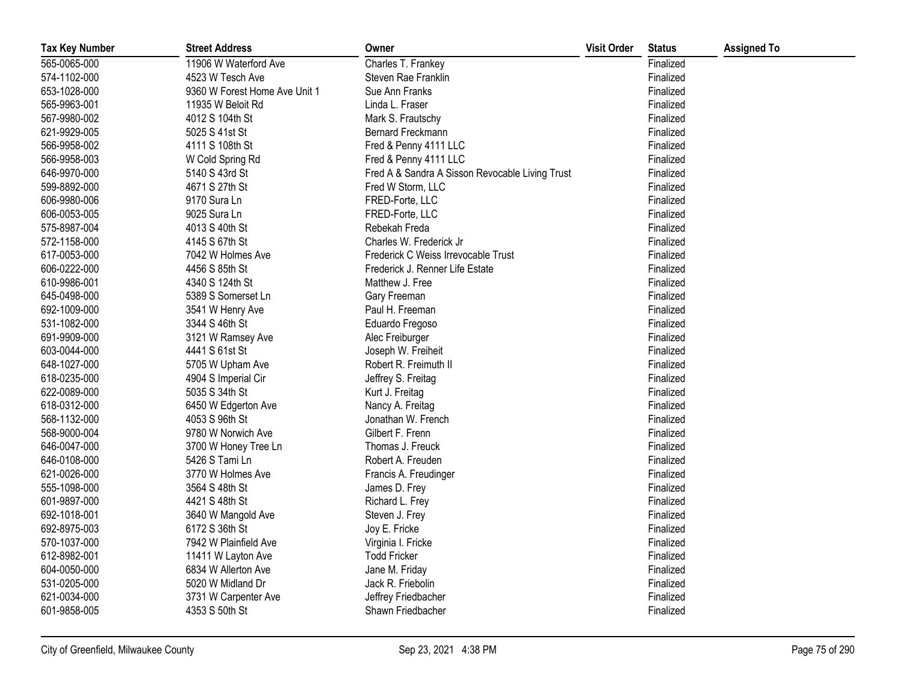| Tax Key Number | Street Address | Owner | Visit Order | Status | Assigned To |
|---|---|---|---|---|---|
| 565-0065-000 | 11906 W Waterford Ave | Charles T. Frankey | | Finalized | |
| 574-1102-000 | 4523 W Tesch Ave | Steven Rae Franklin | | Finalized | |
| 653-1028-000 | 9360 W Forest Home Ave Unit 1 | Sue Ann Franks | | Finalized | |
| 565-9963-001 | 11935 W Beloit Rd | Linda L. Fraser | | Finalized | |
| 567-9980-002 | 4012 S 104th St | Mark S. Frautschy | | Finalized | |
| 621-9929-005 | 5025 S 41st St | Bernard Freckmann | | Finalized | |
| 566-9958-002 | 4111 S 108th St | Fred & Penny 4111 LLC | | Finalized | |
| 566-9958-003 | W Cold Spring Rd | Fred & Penny 4111 LLC | | Finalized | |
| 646-9970-000 | 5140 S 43rd St | Fred A & Sandra A Sisson Revocable Living Trust | | Finalized | |
| 599-8892-000 | 4671 S 27th St | Fred W Storm, LLC | | Finalized | |
| 606-9980-006 | 9170 Sura Ln | FRED-Forte, LLC | | Finalized | |
| 606-0053-005 | 9025 Sura Ln | FRED-Forte, LLC | | Finalized | |
| 575-8987-004 | 4013 S 40th St | Rebekah Freda | | Finalized | |
| 572-1158-000 | 4145 S 67th St | Charles W. Frederick Jr | | Finalized | |
| 617-0053-000 | 7042 W Holmes Ave | Frederick C Weiss Irrevocable Trust | | Finalized | |
| 606-0222-000 | 4456 S 85th St | Frederick J. Renner Life Estate | | Finalized | |
| 610-9986-001 | 4340 S 124th St | Matthew J. Free | | Finalized | |
| 645-0498-000 | 5389 S Somerset Ln | Gary Freeman | | Finalized | |
| 692-1009-000 | 3541 W Henry Ave | Paul H. Freeman | | Finalized | |
| 531-1082-000 | 3344 S 46th St | Eduardo Fregoso | | Finalized | |
| 691-9909-000 | 3121 W Ramsey Ave | Alec Freiburger | | Finalized | |
| 603-0044-000 | 4441 S 61st St | Joseph W. Freiheit | | Finalized | |
| 648-1027-000 | 5705 W Upham Ave | Robert R. Freimuth II | | Finalized | |
| 618-0235-000 | 4904 S Imperial Cir | Jeffrey S. Freitag | | Finalized | |
| 622-0089-000 | 5035 S 34th St | Kurt J. Freitag | | Finalized | |
| 618-0312-000 | 6450 W Edgerton Ave | Nancy A. Freitag | | Finalized | |
| 568-1132-000 | 4053 S 96th St | Jonathan W. French | | Finalized | |
| 568-9000-004 | 9780 W Norwich Ave | Gilbert F. Frenn | | Finalized | |
| 646-0047-000 | 3700 W Honey Tree Ln | Thomas J. Freuck | | Finalized | |
| 646-0108-000 | 5426 S Tami Ln | Robert A. Freuden | | Finalized | |
| 621-0026-000 | 3770 W Holmes Ave | Francis A. Freudinger | | Finalized | |
| 555-1098-000 | 3564 S 48th St | James D. Frey | | Finalized | |
| 601-9897-000 | 4421 S 48th St | Richard L. Frey | | Finalized | |
| 692-1018-001 | 3640 W Mangold Ave | Steven J. Frey | | Finalized | |
| 692-8975-003 | 6172 S 36th St | Joy E. Fricke | | Finalized | |
| 570-1037-000 | 7942 W Plainfield Ave | Virginia I. Fricke | | Finalized | |
| 612-8982-001 | 11411 W Layton Ave | Todd Fricker | | Finalized | |
| 604-0050-000 | 6834 W Allerton Ave | Jane M. Friday | | Finalized | |
| 531-0205-000 | 5020 W Midland Dr | Jack R. Friebolin | | Finalized | |
| 621-0034-000 | 3731 W Carpenter Ave | Jeffrey Friedbacher | | Finalized | |
| 601-9858-005 | 4353 S 50th St | Shawn Friedbacher | | Finalized | |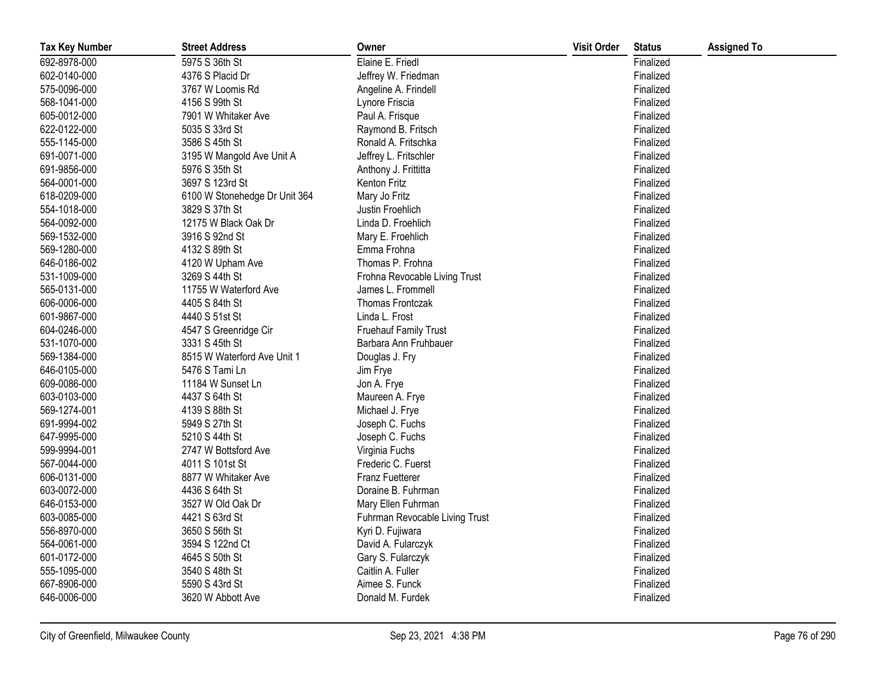| Tax Key Number | Street Address | Owner | Visit Order | Status | Assigned To |
|---|---|---|---|---|---|
| 692-8978-000 | 5975 S 36th St | Elaine E. Friedl | | Finalized | |
| 602-0140-000 | 4376 S Placid Dr | Jeffrey W. Friedman | | Finalized | |
| 575-0096-000 | 3767 W Loomis Rd | Angeline A. Frindell | | Finalized | |
| 568-1041-000 | 4156 S 99th St | Lynore Friscia | | Finalized | |
| 605-0012-000 | 7901 W Whitaker Ave | Paul A. Frisque | | Finalized | |
| 622-0122-000 | 5035 S 33rd St | Raymond B. Fritsch | | Finalized | |
| 555-1145-000 | 3586 S 45th St | Ronald A. Fritschka | | Finalized | |
| 691-0071-000 | 3195 W Mangold Ave Unit A | Jeffrey L. Fritschler | | Finalized | |
| 691-9856-000 | 5976 S 35th St | Anthony J. Frittitta | | Finalized | |
| 564-0001-000 | 3697 S 123rd St | Kenton Fritz | | Finalized | |
| 618-0209-000 | 6100 W Stonehedge Dr Unit 364 | Mary Jo Fritz | | Finalized | |
| 554-1018-000 | 3829 S 37th St | Justin Froehlich | | Finalized | |
| 564-0092-000 | 12175 W Black Oak Dr | Linda D. Froehlich | | Finalized | |
| 569-1532-000 | 3916 S 92nd St | Mary E. Froehlich | | Finalized | |
| 569-1280-000 | 4132 S 89th St | Emma Frohna | | Finalized | |
| 646-0186-002 | 4120 W Upham Ave | Thomas P. Frohna | | Finalized | |
| 531-1009-000 | 3269 S 44th St | Frohna Revocable Living Trust | | Finalized | |
| 565-0131-000 | 11755 W Waterford Ave | James L. Frommell | | Finalized | |
| 606-0006-000 | 4405 S 84th St | Thomas Frontczak | | Finalized | |
| 601-9867-000 | 4440 S 51st St | Linda L. Frost | | Finalized | |
| 604-0246-000 | 4547 S Greenridge Cir | Fruehauf Family Trust | | Finalized | |
| 531-1070-000 | 3331 S 45th St | Barbara Ann Fruhbauer | | Finalized | |
| 569-1384-000 | 8515 W Waterford Ave Unit 1 | Douglas J. Fry | | Finalized | |
| 646-0105-000 | 5476 S Tami Ln | Jim Frye | | Finalized | |
| 609-0086-000 | 11184 W Sunset Ln | Jon A. Frye | | Finalized | |
| 603-0103-000 | 4437 S 64th St | Maureen A. Frye | | Finalized | |
| 569-1274-001 | 4139 S 88th St | Michael J. Frye | | Finalized | |
| 691-9994-002 | 5949 S 27th St | Joseph C. Fuchs | | Finalized | |
| 647-9995-000 | 5210 S 44th St | Joseph C. Fuchs | | Finalized | |
| 599-9994-001 | 2747 W Bottsford Ave | Virginia Fuchs | | Finalized | |
| 567-0044-000 | 4011 S 101st St | Frederic C. Fuerst | | Finalized | |
| 606-0131-000 | 8877 W Whitaker Ave | Franz Fuetterer | | Finalized | |
| 603-0072-000 | 4436 S 64th St | Doraine B. Fuhrman | | Finalized | |
| 646-0153-000 | 3527 W Old Oak Dr | Mary Ellen Fuhrman | | Finalized | |
| 603-0085-000 | 4421 S 63rd St | Fuhrman Revocable Living Trust | | Finalized | |
| 556-8970-000 | 3650 S 56th St | Kyri D. Fujiwara | | Finalized | |
| 564-0061-000 | 3594 S 122nd Ct | David A. Fularczyk | | Finalized | |
| 601-0172-000 | 4645 S 50th St | Gary S. Fularczyk | | Finalized | |
| 555-1095-000 | 3540 S 48th St | Caitlin A. Fuller | | Finalized | |
| 667-8906-000 | 5590 S 43rd St | Aimee S. Funck | | Finalized | |
| 646-0006-000 | 3620 W Abbott Ave | Donald M. Furdek | | Finalized | |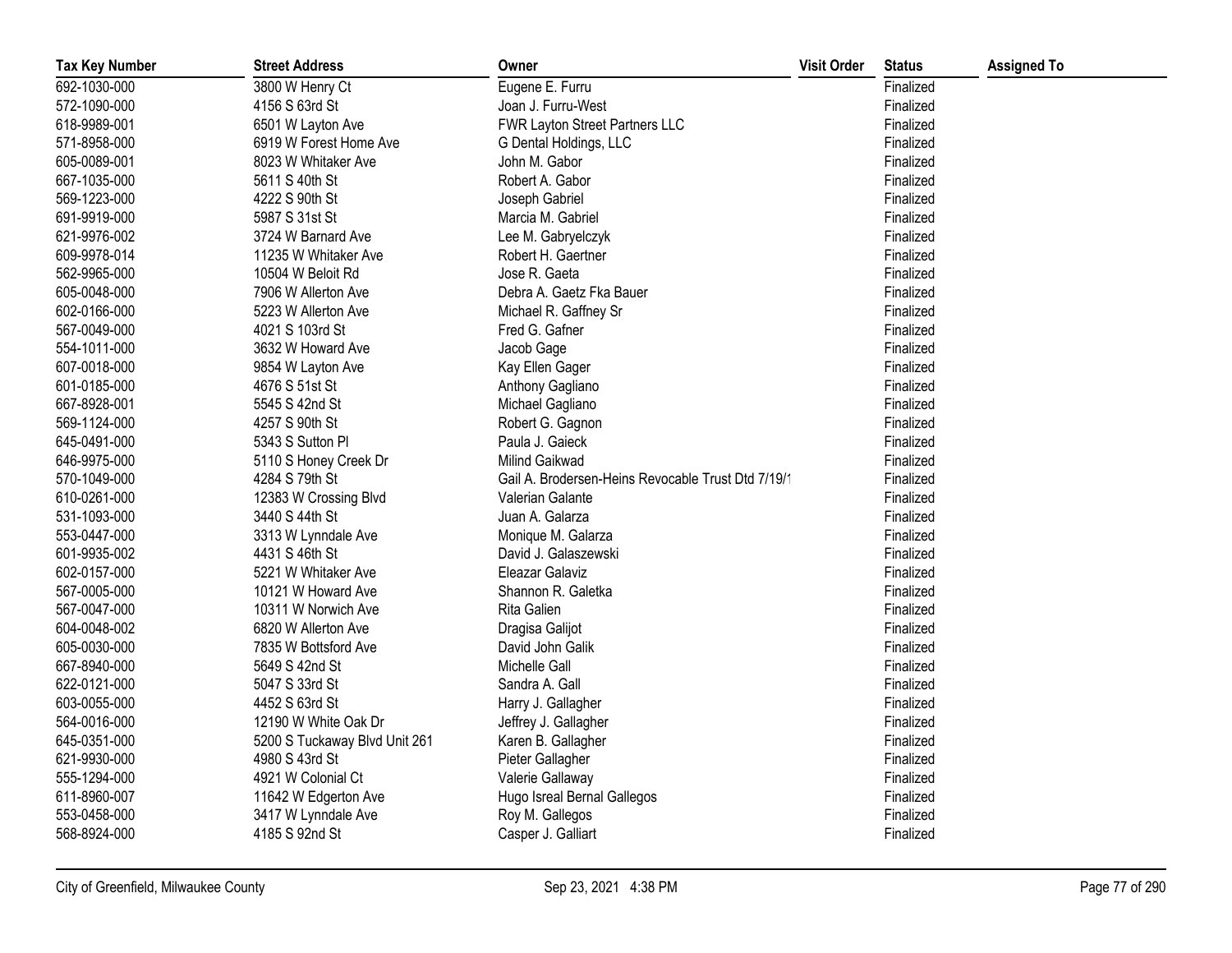| Tax Key Number | Street Address | Owner | Visit Order | Status | Assigned To |
|---|---|---|---|---|---|
| 692-1030-000 | 3800 W Henry Ct | Eugene E. Furru | | Finalized | |
| 572-1090-000 | 4156 S 63rd St | Joan J. Furru-West | | Finalized | |
| 618-9989-001 | 6501 W Layton Ave | FWR Layton Street Partners LLC | | Finalized | |
| 571-8958-000 | 6919 W Forest Home Ave | G Dental Holdings, LLC | | Finalized | |
| 605-0089-001 | 8023 W Whitaker Ave | John M. Gabor | | Finalized | |
| 667-1035-000 | 5611 S 40th St | Robert A. Gabor | | Finalized | |
| 569-1223-000 | 4222 S 90th St | Joseph Gabriel | | Finalized | |
| 691-9919-000 | 5987 S 31st St | Marcia M. Gabriel | | Finalized | |
| 621-9976-002 | 3724 W Barnard Ave | Lee M. Gabryelczyk | | Finalized | |
| 609-9978-014 | 11235 W Whitaker Ave | Robert H. Gaertner | | Finalized | |
| 562-9965-000 | 10504 W Beloit Rd | Jose R. Gaeta | | Finalized | |
| 605-0048-000 | 7906 W Allerton Ave | Debra A. Gaetz Fka Bauer | | Finalized | |
| 602-0166-000 | 5223 W Allerton Ave | Michael R. Gaffney Sr | | Finalized | |
| 567-0049-000 | 4021 S 103rd St | Fred G. Gafner | | Finalized | |
| 554-1011-000 | 3632 W Howard Ave | Jacob Gage | | Finalized | |
| 607-0018-000 | 9854 W Layton Ave | Kay Ellen Gager | | Finalized | |
| 601-0185-000 | 4676 S 51st St | Anthony Gagliano | | Finalized | |
| 667-8928-001 | 5545 S 42nd St | Michael Gagliano | | Finalized | |
| 569-1124-000 | 4257 S 90th St | Robert G. Gagnon | | Finalized | |
| 645-0491-000 | 5343 S Sutton Pl | Paula J. Gaieck | | Finalized | |
| 646-9975-000 | 5110 S Honey Creek Dr | Milind Gaikwad | | Finalized | |
| 570-1049-000 | 4284 S 79th St | Gail A. Brodersen-Heins Revocable Trust Dtd 7/19/1 | | Finalized | |
| 610-0261-000 | 12383 W Crossing Blvd | Valerian Galante | | Finalized | |
| 531-1093-000 | 3440 S 44th St | Juan A. Galarza | | Finalized | |
| 553-0447-000 | 3313 W Lynndale Ave | Monique M. Galarza | | Finalized | |
| 601-9935-002 | 4431 S 46th St | David J. Galaszewski | | Finalized | |
| 602-0157-000 | 5221 W Whitaker Ave | Eleazar Galaviz | | Finalized | |
| 567-0005-000 | 10121 W Howard Ave | Shannon R. Galetka | | Finalized | |
| 567-0047-000 | 10311 W Norwich Ave | Rita Galien | | Finalized | |
| 604-0048-002 | 6820 W Allerton Ave | Dragisa Galijot | | Finalized | |
| 605-0030-000 | 7835 W Bottsford Ave | David John Galik | | Finalized | |
| 667-8940-000 | 5649 S 42nd St | Michelle Gall | | Finalized | |
| 622-0121-000 | 5047 S 33rd St | Sandra A. Gall | | Finalized | |
| 603-0055-000 | 4452 S 63rd St | Harry J. Gallagher | | Finalized | |
| 564-0016-000 | 12190 W White Oak Dr | Jeffrey J. Gallagher | | Finalized | |
| 645-0351-000 | 5200 S Tuckaway Blvd Unit 261 | Karen B. Gallagher | | Finalized | |
| 621-9930-000 | 4980 S 43rd St | Pieter Gallagher | | Finalized | |
| 555-1294-000 | 4921 W Colonial Ct | Valerie Gallaway | | Finalized | |
| 611-8960-007 | 11642 W Edgerton Ave | Hugo Isreal Bernal Gallegos | | Finalized | |
| 553-0458-000 | 3417 W Lynndale Ave | Roy M. Gallegos | | Finalized | |
| 568-8924-000 | 4185 S 92nd St | Casper J. Galliart | | Finalized | |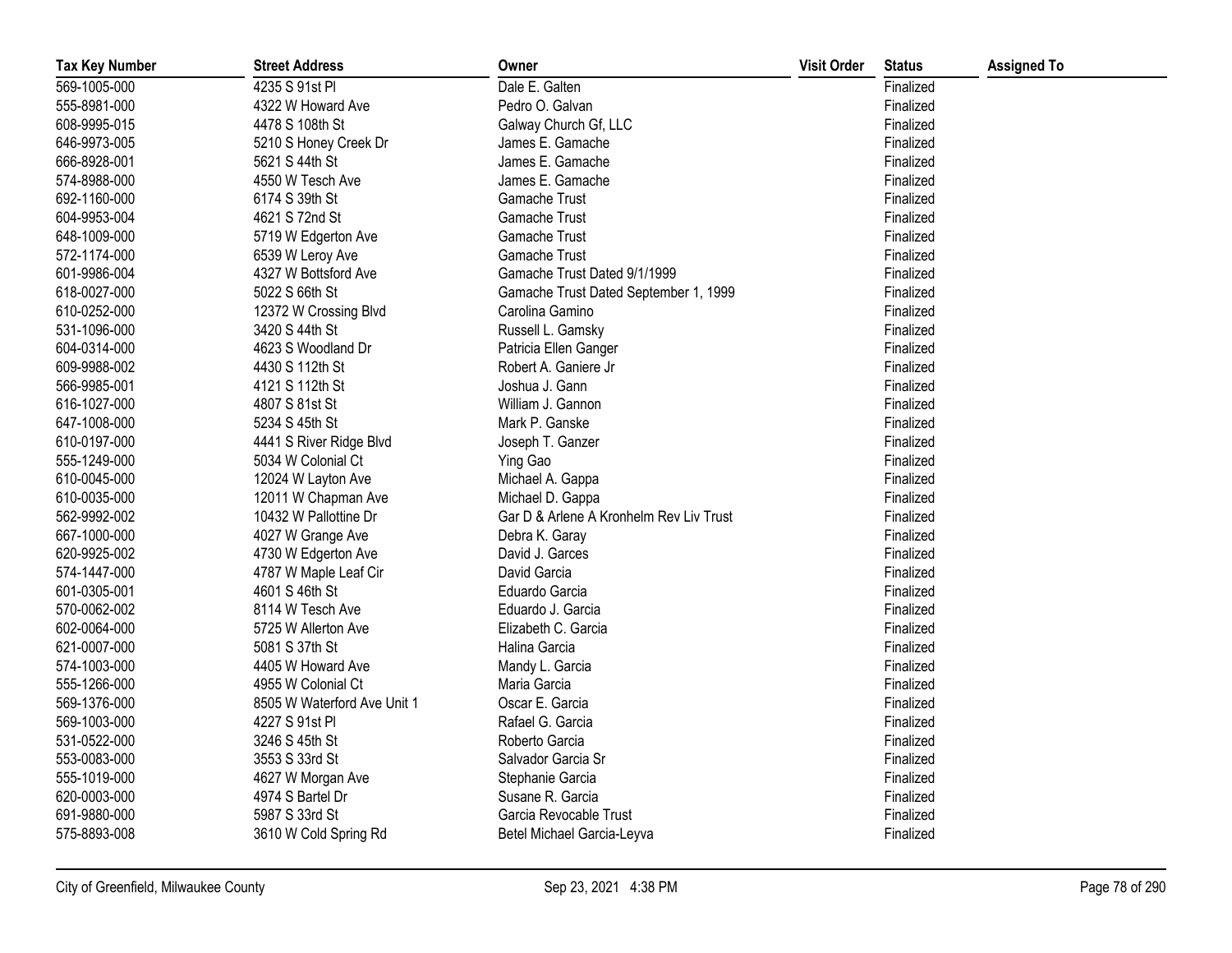| Tax Key Number | Street Address | Owner | Visit Order | Status | Assigned To |
| --- | --- | --- | --- | --- | --- |
| 569-1005-000 | 4235 S 91st Pl | Dale E. Galten | | Finalized | |
| 555-8981-000 | 4322 W Howard Ave | Pedro O. Galvan | | Finalized | |
| 608-9995-015 | 4478 S 108th St | Galway Church Gf, LLC | | Finalized | |
| 646-9973-005 | 5210 S Honey Creek Dr | James E. Gamache | | Finalized | |
| 666-8928-001 | 5621 S 44th St | James E. Gamache | | Finalized | |
| 574-8988-000 | 4550 W Tesch Ave | James E. Gamache | | Finalized | |
| 692-1160-000 | 6174 S 39th St | Gamache Trust | | Finalized | |
| 604-9953-004 | 4621 S 72nd St | Gamache Trust | | Finalized | |
| 648-1009-000 | 5719 W Edgerton Ave | Gamache Trust | | Finalized | |
| 572-1174-000 | 6539 W Leroy Ave | Gamache Trust | | Finalized | |
| 601-9986-004 | 4327 W Bottsford Ave | Gamache Trust Dated 9/1/1999 | | Finalized | |
| 618-0027-000 | 5022 S 66th St | Gamache Trust Dated September 1, 1999 | | Finalized | |
| 610-0252-000 | 12372 W Crossing Blvd | Carolina Gamino | | Finalized | |
| 531-1096-000 | 3420 S 44th St | Russell L. Gamsky | | Finalized | |
| 604-0314-000 | 4623 S Woodland Dr | Patricia Ellen Ganger | | Finalized | |
| 609-9988-002 | 4430 S 112th St | Robert A. Ganiere Jr | | Finalized | |
| 566-9985-001 | 4121 S 112th St | Joshua J. Gann | | Finalized | |
| 616-1027-000 | 4807 S 81st St | William J. Gannon | | Finalized | |
| 647-1008-000 | 5234 S 45th St | Mark P. Ganske | | Finalized | |
| 610-0197-000 | 4441 S River Ridge Blvd | Joseph T. Ganzer | | Finalized | |
| 555-1249-000 | 5034 W Colonial Ct | Ying Gao | | Finalized | |
| 610-0045-000 | 12024 W Layton Ave | Michael A. Gappa | | Finalized | |
| 610-0035-000 | 12011 W Chapman Ave | Michael D. Gappa | | Finalized | |
| 562-9992-002 | 10432 W Pallottine Dr | Gar D & Arlene A Kronhelm Rev Liv Trust | | Finalized | |
| 667-1000-000 | 4027 W Grange Ave | Debra K. Garay | | Finalized | |
| 620-9925-002 | 4730 W Edgerton Ave | David J. Garces | | Finalized | |
| 574-1447-000 | 4787 W Maple Leaf Cir | David Garcia | | Finalized | |
| 601-0305-001 | 4601 S 46th St | Eduardo Garcia | | Finalized | |
| 570-0062-002 | 8114 W Tesch Ave | Eduardo J. Garcia | | Finalized | |
| 602-0064-000 | 5725 W Allerton Ave | Elizabeth C. Garcia | | Finalized | |
| 621-0007-000 | 5081 S 37th St | Halina Garcia | | Finalized | |
| 574-1003-000 | 4405 W Howard Ave | Mandy L. Garcia | | Finalized | |
| 555-1266-000 | 4955 W Colonial Ct | Maria Garcia | | Finalized | |
| 569-1376-000 | 8505 W Waterford Ave Unit 1 | Oscar E. Garcia | | Finalized | |
| 569-1003-000 | 4227 S 91st Pl | Rafael G. Garcia | | Finalized | |
| 531-0522-000 | 3246 S 45th St | Roberto Garcia | | Finalized | |
| 553-0083-000 | 3553 S 33rd St | Salvador Garcia Sr | | Finalized | |
| 555-1019-000 | 4627 W Morgan Ave | Stephanie Garcia | | Finalized | |
| 620-0003-000 | 4974 S Bartel Dr | Susane R. Garcia | | Finalized | |
| 691-9880-000 | 5987 S 33rd St | Garcia Revocable Trust | | Finalized | |
| 575-8893-008 | 3610 W Cold Spring Rd | Betel Michael Garcia-Leyva | | Finalized | |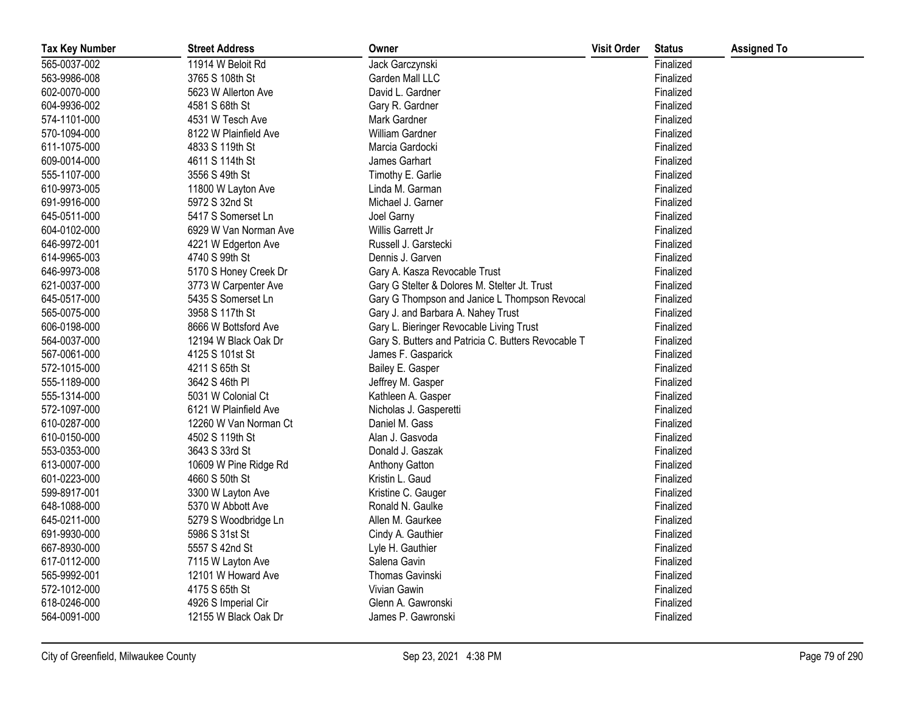| Tax Key Number | Street Address | Owner | Visit Order | Status | Assigned To |
|---|---|---|---|---|---|
| 565-0037-002 | 11914 W Beloit Rd | Jack Garczynski | | Finalized | |
| 563-9986-008 | 3765 S 108th St | Garden Mall LLC | | Finalized | |
| 602-0070-000 | 5623 W Allerton Ave | David L. Gardner | | Finalized | |
| 604-9936-002 | 4581 S 68th St | Gary R. Gardner | | Finalized | |
| 574-1101-000 | 4531 W Tesch Ave | Mark Gardner | | Finalized | |
| 570-1094-000 | 8122 W Plainfield Ave | William Gardner | | Finalized | |
| 611-1075-000 | 4833 S 119th St | Marcia Gardocki | | Finalized | |
| 609-0014-000 | 4611 S 114th St | James Garhart | | Finalized | |
| 555-1107-000 | 3556 S 49th St | Timothy E. Garlie | | Finalized | |
| 610-9973-005 | 11800 W Layton Ave | Linda M. Garman | | Finalized | |
| 691-9916-000 | 5972 S 32nd St | Michael J. Garner | | Finalized | |
| 645-0511-000 | 5417 S Somerset Ln | Joel Garny | | Finalized | |
| 604-0102-000 | 6929 W Van Norman Ave | Willis Garrett Jr | | Finalized | |
| 646-9972-001 | 4221 W Edgerton Ave | Russell J. Garstecki | | Finalized | |
| 614-9965-003 | 4740 S 99th St | Dennis J. Garven | | Finalized | |
| 646-9973-008 | 5170 S Honey Creek Dr | Gary A. Kasza Revocable Trust | | Finalized | |
| 621-0037-000 | 3773 W Carpenter Ave | Gary G Stelter & Dolores M. Stelter Jt. Trust | | Finalized | |
| 645-0517-000 | 5435 S Somerset Ln | Gary G Thompson and Janice L Thompson Revocal | | Finalized | |
| 565-0075-000 | 3958 S 117th St | Gary J. and Barbara A. Nahey Trust | | Finalized | |
| 606-0198-000 | 8666 W Bottsford Ave | Gary L. Bieringer Revocable Living Trust | | Finalized | |
| 564-0037-000 | 12194 W Black Oak Dr | Gary S. Butters and Patricia C. Butters Revocable T | | Finalized | |
| 567-0061-000 | 4125 S 101st St | James F. Gasparick | | Finalized | |
| 572-1015-000 | 4211 S 65th St | Bailey E. Gasper | | Finalized | |
| 555-1189-000 | 3642 S 46th Pl | Jeffrey M. Gasper | | Finalized | |
| 555-1314-000 | 5031 W Colonial Ct | Kathleen A. Gasper | | Finalized | |
| 572-1097-000 | 6121 W Plainfield Ave | Nicholas J. Gasperetti | | Finalized | |
| 610-0287-000 | 12260 W Van Norman Ct | Daniel M. Gass | | Finalized | |
| 610-0150-000 | 4502 S 119th St | Alan J. Gasvoda | | Finalized | |
| 553-0353-000 | 3643 S 33rd St | Donald J. Gaszak | | Finalized | |
| 613-0007-000 | 10609 W Pine Ridge Rd | Anthony Gatton | | Finalized | |
| 601-0223-000 | 4660 S 50th St | Kristin L. Gaud | | Finalized | |
| 599-8917-001 | 3300 W Layton Ave | Kristine C. Gauger | | Finalized | |
| 648-1088-000 | 5370 W Abbott Ave | Ronald N. Gaulke | | Finalized | |
| 645-0211-000 | 5279 S Woodbridge Ln | Allen M. Gaurkee | | Finalized | |
| 691-9930-000 | 5986 S 31st St | Cindy A. Gauthier | | Finalized | |
| 667-8930-000 | 5557 S 42nd St | Lyle H. Gauthier | | Finalized | |
| 617-0112-000 | 7115 W Layton Ave | Salena Gavin | | Finalized | |
| 565-9992-001 | 12101 W Howard Ave | Thomas Gavinski | | Finalized | |
| 572-1012-000 | 4175 S 65th St | Vivian Gawin | | Finalized | |
| 618-0246-000 | 4926 S Imperial Cir | Glenn A. Gawronski | | Finalized | |
| 564-0091-000 | 12155 W Black Oak Dr | James P. Gawronski | | Finalized | |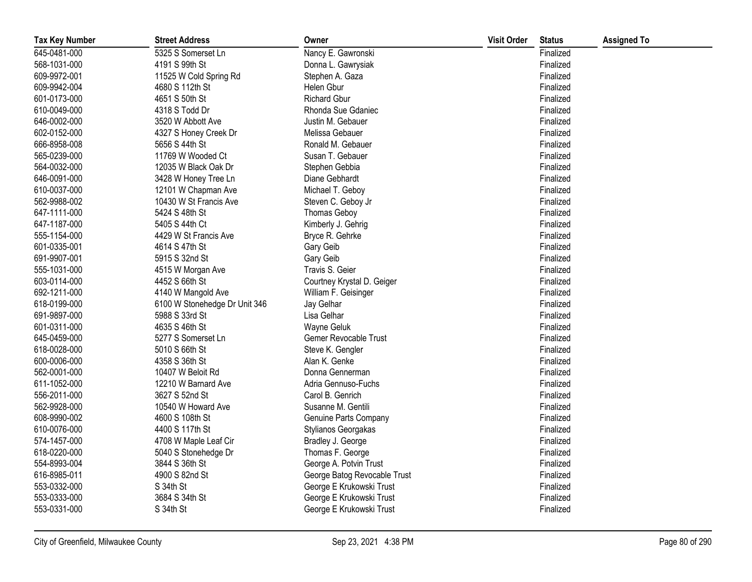| Tax Key Number | Street Address | Owner | Visit Order | Status | Assigned To |
|---|---|---|---|---|---|
| 645-0481-000 | 5325 S Somerset Ln | Nancy E. Gawronski | | Finalized | |
| 568-1031-000 | 4191 S 99th St | Donna L. Gawrysiak | | Finalized | |
| 609-9972-001 | 11525 W Cold Spring Rd | Stephen A. Gaza | | Finalized | |
| 609-9942-004 | 4680 S 112th St | Helen Gbur | | Finalized | |
| 601-0173-000 | 4651 S 50th St | Richard Gbur | | Finalized | |
| 610-0049-000 | 4318 S Todd Dr | Rhonda Sue Gdaniec | | Finalized | |
| 646-0002-000 | 3520 W Abbott Ave | Justin M. Gebauer | | Finalized | |
| 602-0152-000 | 4327 S Honey Creek Dr | Melissa Gebauer | | Finalized | |
| 666-8958-008 | 5656 S 44th St | Ronald M. Gebauer | | Finalized | |
| 565-0239-000 | 11769 W Wooded Ct | Susan T. Gebauer | | Finalized | |
| 564-0032-000 | 12035 W Black Oak Dr | Stephen Gebbia | | Finalized | |
| 646-0091-000 | 3428 W Honey Tree Ln | Diane Gebhardt | | Finalized | |
| 610-0037-000 | 12101 W Chapman Ave | Michael T. Geboy | | Finalized | |
| 562-9988-002 | 10430 W St Francis Ave | Steven C. Geboy Jr | | Finalized | |
| 647-1111-000 | 5424 S 48th St | Thomas Geboy | | Finalized | |
| 647-1187-000 | 5405 S 44th Ct | Kimberly J. Gehrig | | Finalized | |
| 555-1154-000 | 4429 W St Francis Ave | Bryce R. Gehrke | | Finalized | |
| 601-0335-001 | 4614 S 47th St | Gary Geib | | Finalized | |
| 691-9907-001 | 5915 S 32nd St | Gary Geib | | Finalized | |
| 555-1031-000 | 4515 W Morgan Ave | Travis S. Geier | | Finalized | |
| 603-0114-000 | 4452 S 66th St | Courtney Krystal D. Geiger | | Finalized | |
| 692-1211-000 | 4140 W Mangold Ave | William F. Geisinger | | Finalized | |
| 618-0199-000 | 6100 W Stonehedge Dr Unit 346 | Jay Gelhar | | Finalized | |
| 691-9897-000 | 5988 S 33rd St | Lisa Gelhar | | Finalized | |
| 601-0311-000 | 4635 S 46th St | Wayne Geluk | | Finalized | |
| 645-0459-000 | 5277 S Somerset Ln | Gemer Revocable Trust | | Finalized | |
| 618-0028-000 | 5010 S 66th St | Steve K. Gengler | | Finalized | |
| 600-0006-000 | 4358 S 36th St | Alan K. Genke | | Finalized | |
| 562-0001-000 | 10407 W Beloit Rd | Donna Gennerman | | Finalized | |
| 611-1052-000 | 12210 W Barnard Ave | Adria Gennuso-Fuchs | | Finalized | |
| 556-2011-000 | 3627 S 52nd St | Carol B. Genrich | | Finalized | |
| 562-9928-000 | 10540 W Howard Ave | Susanne M. Gentili | | Finalized | |
| 608-9990-002 | 4600 S 108th St | Genuine Parts Company | | Finalized | |
| 610-0076-000 | 4400 S 117th St | Stylianos Georgakas | | Finalized | |
| 574-1457-000 | 4708 W Maple Leaf Cir | Bradley J. George | | Finalized | |
| 618-0220-000 | 5040 S Stonehedge Dr | Thomas F. George | | Finalized | |
| 554-8993-004 | 3844 S 36th St | George A. Potvin Trust | | Finalized | |
| 616-8985-011 | 4900 S 82nd St | George Batog Revocable Trust | | Finalized | |
| 553-0332-000 | S 34th St | George E Krukowski Trust | | Finalized | |
| 553-0333-000 | 3684 S 34th St | George E Krukowski Trust | | Finalized | |
| 553-0331-000 | S 34th St | George E Krukowski Trust | | Finalized | |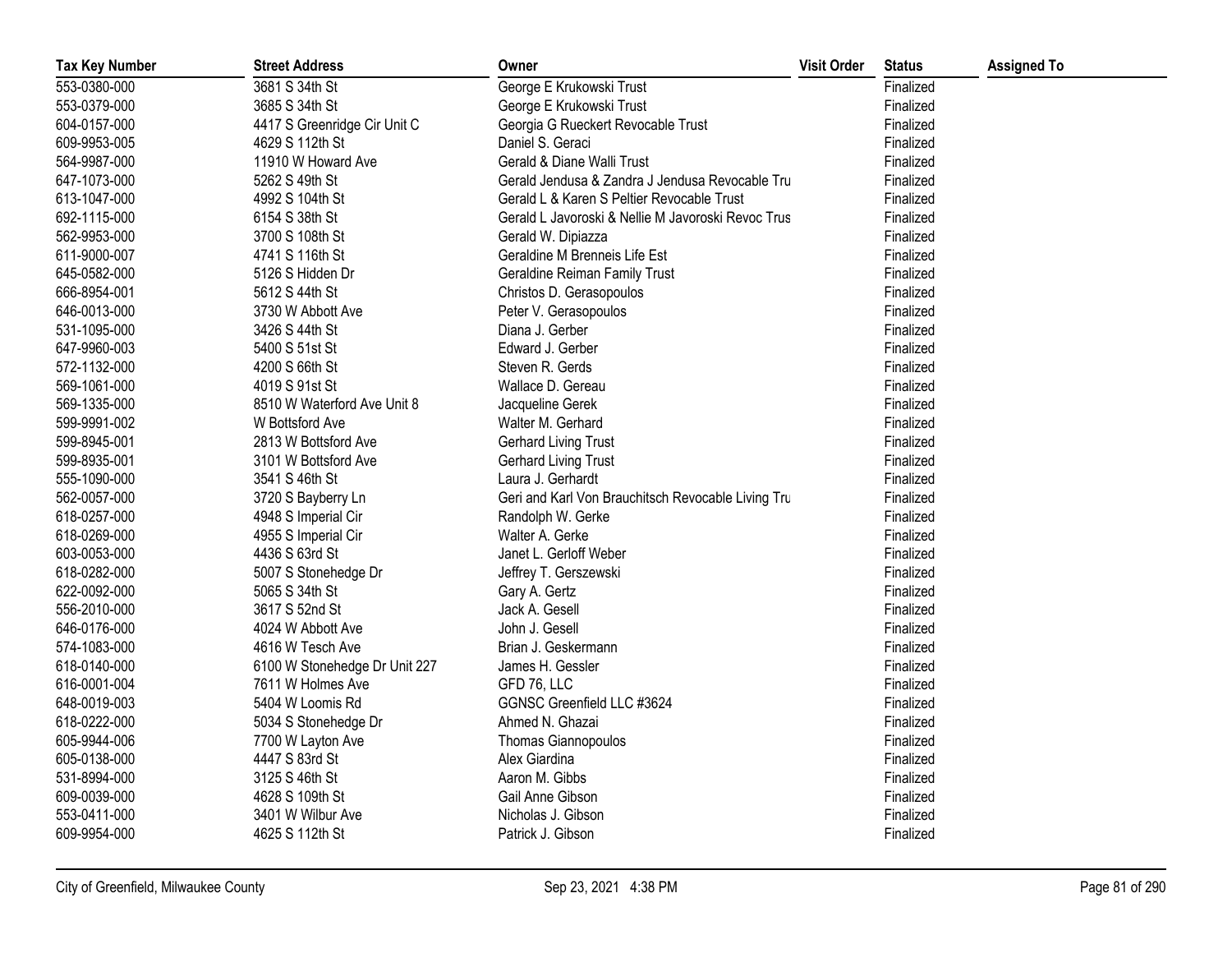| Tax Key Number | Street Address | Owner | Visit Order | Status | Assigned To |
|---|---|---|---|---|---|
| 553-0380-000 | 3681 S 34th St | George E Krukowski Trust | | Finalized | |
| 553-0379-000 | 3685 S 34th St | George E Krukowski Trust | | Finalized | |
| 604-0157-000 | 4417 S Greenridge Cir Unit C | Georgia G Rueckert Revocable Trust | | Finalized | |
| 609-9953-005 | 4629 S 112th St | Daniel S. Geraci | | Finalized | |
| 564-9987-000 | 11910 W Howard Ave | Gerald & Diane Walli Trust | | Finalized | |
| 647-1073-000 | 5262 S 49th St | Gerald Jendusa & Zandra J Jendusa Revocable Tru | | Finalized | |
| 613-1047-000 | 4992 S 104th St | Gerald L & Karen S Peltier Revocable Trust | | Finalized | |
| 692-1115-000 | 6154 S 38th St | Gerald L Javoroski & Nellie M Javoroski Revoc Trus | | Finalized | |
| 562-9953-000 | 3700 S 108th St | Gerald W. Dipiazza | | Finalized | |
| 611-9000-007 | 4741 S 116th St | Geraldine M Brenneis Life Est | | Finalized | |
| 645-0582-000 | 5126 S Hidden Dr | Geraldine Reiman Family Trust | | Finalized | |
| 666-8954-001 | 5612 S 44th St | Christos D. Gerasopoulos | | Finalized | |
| 646-0013-000 | 3730 W Abbott Ave | Peter V. Gerasopoulos | | Finalized | |
| 531-1095-000 | 3426 S 44th St | Diana J. Gerber | | Finalized | |
| 647-9960-003 | 5400 S 51st St | Edward J. Gerber | | Finalized | |
| 572-1132-000 | 4200 S 66th St | Steven R. Gerds | | Finalized | |
| 569-1061-000 | 4019 S 91st St | Wallace D. Gereau | | Finalized | |
| 569-1335-000 | 8510 W Waterford Ave Unit 8 | Jacqueline Gerek | | Finalized | |
| 599-9991-002 | W Bottsford Ave | Walter M. Gerhard | | Finalized | |
| 599-8945-001 | 2813 W Bottsford Ave | Gerhard Living Trust | | Finalized | |
| 599-8935-001 | 3101 W Bottsford Ave | Gerhard Living Trust | | Finalized | |
| 555-1090-000 | 3541 S 46th St | Laura J. Gerhardt | | Finalized | |
| 562-0057-000 | 3720 S Bayberry Ln | Geri and Karl Von Brauchitsch Revocable Living Tru | | Finalized | |
| 618-0257-000 | 4948 S Imperial Cir | Randolph W. Gerke | | Finalized | |
| 618-0269-000 | 4955 S Imperial Cir | Walter A. Gerke | | Finalized | |
| 603-0053-000 | 4436 S 63rd St | Janet L. Gerloff Weber | | Finalized | |
| 618-0282-000 | 5007 S Stonehedge Dr | Jeffrey T. Gerszewski | | Finalized | |
| 622-0092-000 | 5065 S 34th St | Gary A. Gertz | | Finalized | |
| 556-2010-000 | 3617 S 52nd St | Jack A. Gesell | | Finalized | |
| 646-0176-000 | 4024 W Abbott Ave | John J. Gesell | | Finalized | |
| 574-1083-000 | 4616 W Tesch Ave | Brian J. Geskermann | | Finalized | |
| 618-0140-000 | 6100 W Stonehedge Dr Unit 227 | James H. Gessler | | Finalized | |
| 616-0001-004 | 7611 W Holmes Ave | GFD 76, LLC | | Finalized | |
| 648-0019-003 | 5404 W Loomis Rd | GGNSC Greenfield LLC #3624 | | Finalized | |
| 618-0222-000 | 5034 S Stonehedge Dr | Ahmed N. Ghazai | | Finalized | |
| 605-9944-006 | 7700 W Layton Ave | Thomas Giannopoulos | | Finalized | |
| 605-0138-000 | 4447 S 83rd St | Alex Giardina | | Finalized | |
| 531-8994-000 | 3125 S 46th St | Aaron M. Gibbs | | Finalized | |
| 609-0039-000 | 4628 S 109th St | Gail Anne Gibson | | Finalized | |
| 553-0411-000 | 3401 W Wilbur Ave | Nicholas J. Gibson | | Finalized | |
| 609-9954-000 | 4625 S 112th St | Patrick J. Gibson | | Finalized | |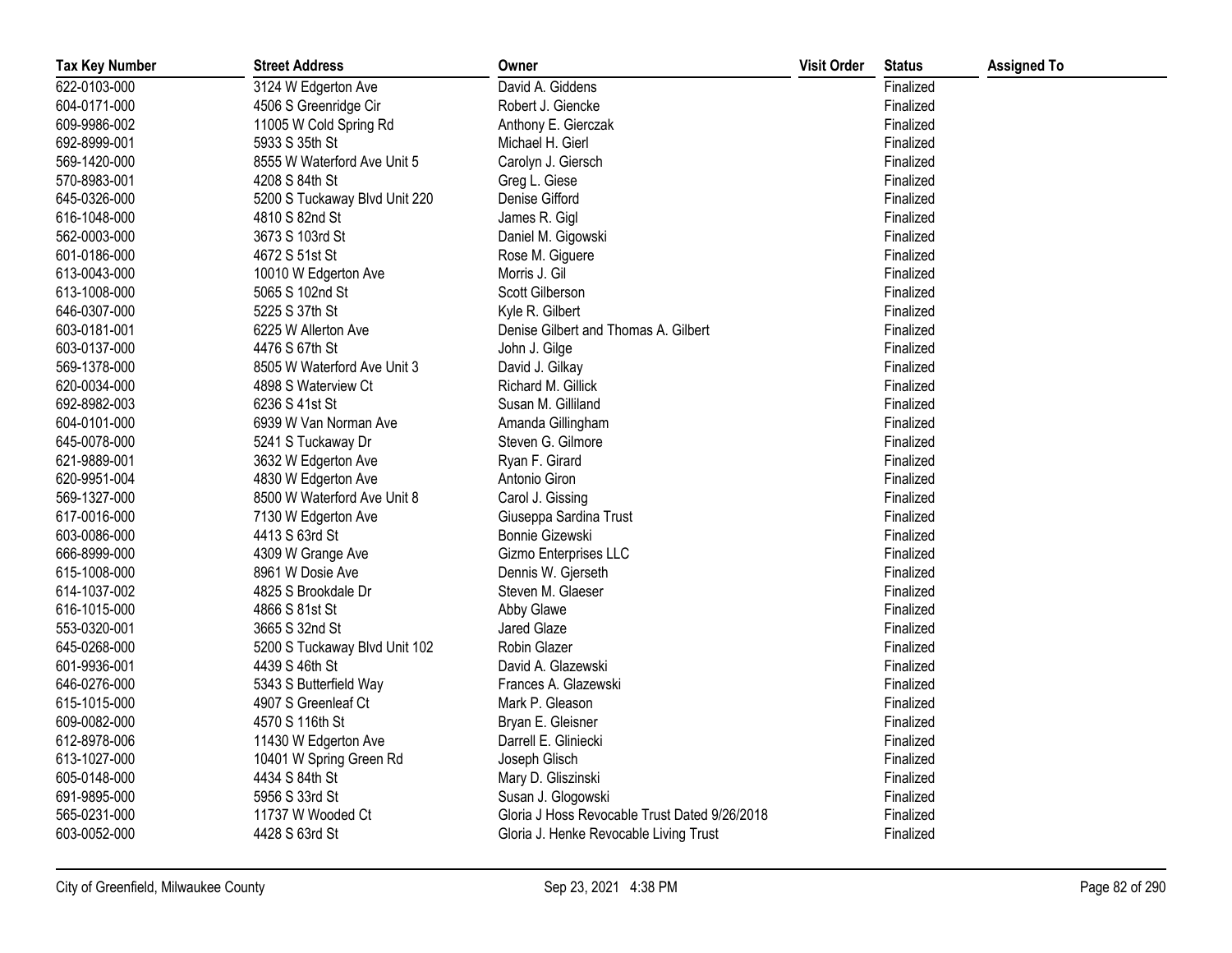| Tax Key Number | Street Address | Owner | Visit Order | Status | Assigned To |
|---|---|---|---|---|---|
| 622-0103-000 | 3124 W Edgerton Ave | David A. Giddens | | Finalized | |
| 604-0171-000 | 4506 S Greenridge Cir | Robert J. Giencke | | Finalized | |
| 609-9986-002 | 11005 W Cold Spring Rd | Anthony E. Gierczak | | Finalized | |
| 692-8999-001 | 5933 S 35th St | Michael H. Gierl | | Finalized | |
| 569-1420-000 | 8555 W Waterford Ave Unit 5 | Carolyn J. Giersch | | Finalized | |
| 570-8983-001 | 4208 S 84th St | Greg L. Giese | | Finalized | |
| 645-0326-000 | 5200 S Tuckaway Blvd Unit 220 | Denise Gifford | | Finalized | |
| 616-1048-000 | 4810 S 82nd St | James R. Gigl | | Finalized | |
| 562-0003-000 | 3673 S 103rd St | Daniel M. Gigowski | | Finalized | |
| 601-0186-000 | 4672 S 51st St | Rose M. Giguere | | Finalized | |
| 613-0043-000 | 10010 W Edgerton Ave | Morris J. Gil | | Finalized | |
| 613-1008-000 | 5065 S 102nd St | Scott Gilberson | | Finalized | |
| 646-0307-000 | 5225 S 37th St | Kyle R. Gilbert | | Finalized | |
| 603-0181-001 | 6225 W Allerton Ave | Denise Gilbert and Thomas A. Gilbert | | Finalized | |
| 603-0137-000 | 4476 S 67th St | John J. Gilge | | Finalized | |
| 569-1378-000 | 8505 W Waterford Ave Unit 3 | David J. Gilkay | | Finalized | |
| 620-0034-000 | 4898 S Waterview Ct | Richard M. Gillick | | Finalized | |
| 692-8982-003 | 6236 S 41st St | Susan M. Gilliland | | Finalized | |
| 604-0101-000 | 6939 W Van Norman Ave | Amanda Gillingham | | Finalized | |
| 645-0078-000 | 5241 S Tuckaway Dr | Steven G. Gilmore | | Finalized | |
| 621-9889-001 | 3632 W Edgerton Ave | Ryan F. Girard | | Finalized | |
| 620-9951-004 | 4830 W Edgerton Ave | Antonio Giron | | Finalized | |
| 569-1327-000 | 8500 W Waterford Ave Unit 8 | Carol J. Gissing | | Finalized | |
| 617-0016-000 | 7130 W Edgerton Ave | Giuseppa Sardina Trust | | Finalized | |
| 603-0086-000 | 4413 S 63rd St | Bonnie Gizewski | | Finalized | |
| 666-8999-000 | 4309 W Grange Ave | Gizmo Enterprises LLC | | Finalized | |
| 615-1008-000 | 8961 W Dosie Ave | Dennis W. Gjerseth | | Finalized | |
| 614-1037-002 | 4825 S Brookdale Dr | Steven M. Glaeser | | Finalized | |
| 616-1015-000 | 4866 S 81st St | Abby Glawe | | Finalized | |
| 553-0320-001 | 3665 S 32nd St | Jared Glaze | | Finalized | |
| 645-0268-000 | 5200 S Tuckaway Blvd Unit 102 | Robin Glazer | | Finalized | |
| 601-9936-001 | 4439 S 46th St | David A. Glazewski | | Finalized | |
| 646-0276-000 | 5343 S Butterfield Way | Frances A. Glazewski | | Finalized | |
| 615-1015-000 | 4907 S Greenleaf Ct | Mark P. Gleason | | Finalized | |
| 609-0082-000 | 4570 S 116th St | Bryan E. Gleisner | | Finalized | |
| 612-8978-006 | 11430 W Edgerton Ave | Darrell E. Gliniecki | | Finalized | |
| 613-1027-000 | 10401 W Spring Green Rd | Joseph Glisch | | Finalized | |
| 605-0148-000 | 4434 S 84th St | Mary D. Gliszinski | | Finalized | |
| 691-9895-000 | 5956 S 33rd St | Susan J. Glogowski | | Finalized | |
| 565-0231-000 | 11737 W Wooded Ct | Gloria J Hoss Revocable Trust Dated 9/26/2018 | | Finalized | |
| 603-0052-000 | 4428 S 63rd St | Gloria J. Henke Revocable Living Trust | | Finalized | |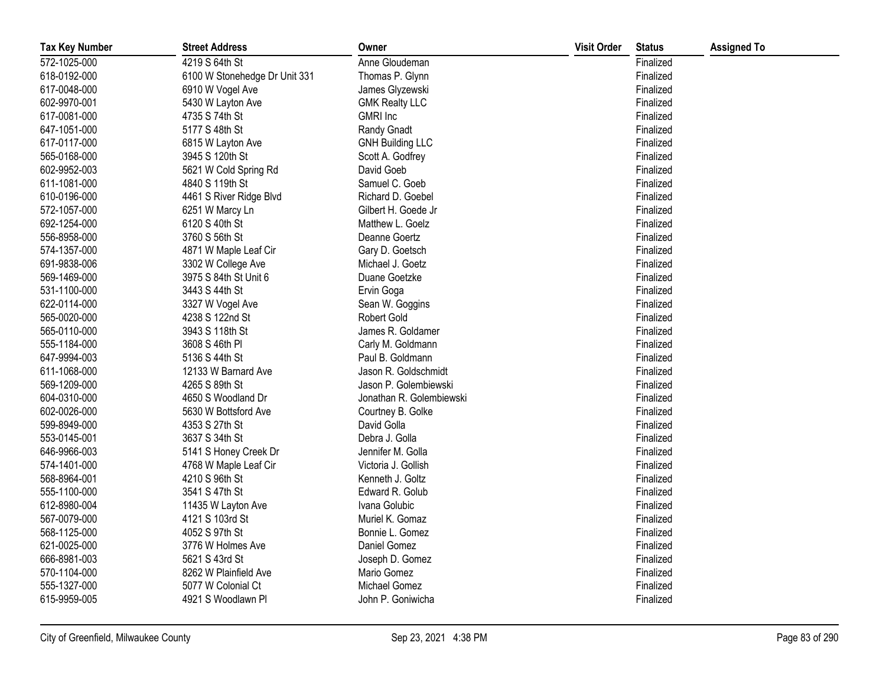| Tax Key Number | Street Address | Owner | Visit Order | Status | Assigned To |
|---|---|---|---|---|---|
| 572-1025-000 | 4219 S 64th St | Anne Gloudeman | | Finalized | |
| 618-0192-000 | 6100 W Stonehedge Dr Unit 331 | Thomas P. Glynn | | Finalized | |
| 617-0048-000 | 6910 W Vogel Ave | James Glyzewski | | Finalized | |
| 602-9970-001 | 5430 W Layton Ave | GMK Realty LLC | | Finalized | |
| 617-0081-000 | 4735 S 74th St | GMRI Inc | | Finalized | |
| 647-1051-000 | 5177 S 48th St | Randy Gnadt | | Finalized | |
| 617-0117-000 | 6815 W Layton Ave | GNH Building LLC | | Finalized | |
| 565-0168-000 | 3945 S 120th St | Scott A. Godfrey | | Finalized | |
| 602-9952-003 | 5621 W Cold Spring Rd | David Goeb | | Finalized | |
| 611-1081-000 | 4840 S 119th St | Samuel C. Goeb | | Finalized | |
| 610-0196-000 | 4461 S River Ridge Blvd | Richard D. Goebel | | Finalized | |
| 572-1057-000 | 6251 W Marcy Ln | Gilbert H. Goede Jr | | Finalized | |
| 692-1254-000 | 6120 S 40th St | Matthew L. Goelz | | Finalized | |
| 556-8958-000 | 3760 S 56th St | Deanne Goertz | | Finalized | |
| 574-1357-000 | 4871 W Maple Leaf Cir | Gary D. Goetsch | | Finalized | |
| 691-9838-006 | 3302 W College Ave | Michael J. Goetz | | Finalized | |
| 569-1469-000 | 3975 S 84th St Unit 6 | Duane Goetzke | | Finalized | |
| 531-1100-000 | 3443 S 44th St | Ervin Goga | | Finalized | |
| 622-0114-000 | 3327 W Vogel Ave | Sean W. Goggins | | Finalized | |
| 565-0020-000 | 4238 S 122nd St | Robert Gold | | Finalized | |
| 565-0110-000 | 3943 S 118th St | James R. Goldamer | | Finalized | |
| 555-1184-000 | 3608 S 46th Pl | Carly M. Goldmann | | Finalized | |
| 647-9994-003 | 5136 S 44th St | Paul B. Goldmann | | Finalized | |
| 611-1068-000 | 12133 W Barnard Ave | Jason R. Goldschmidt | | Finalized | |
| 569-1209-000 | 4265 S 89th St | Jason P. Golembiewski | | Finalized | |
| 604-0310-000 | 4650 S Woodland Dr | Jonathan R. Golembiewski | | Finalized | |
| 602-0026-000 | 5630 W Bottsford Ave | Courtney B. Golke | | Finalized | |
| 599-8949-000 | 4353 S 27th St | David Golla | | Finalized | |
| 553-0145-001 | 3637 S 34th St | Debra J. Golla | | Finalized | |
| 646-9966-003 | 5141 S Honey Creek Dr | Jennifer M. Golla | | Finalized | |
| 574-1401-000 | 4768 W Maple Leaf Cir | Victoria J. Gollish | | Finalized | |
| 568-8964-001 | 4210 S 96th St | Kenneth J. Goltz | | Finalized | |
| 555-1100-000 | 3541 S 47th St | Edward R. Golub | | Finalized | |
| 612-8980-004 | 11435 W Layton Ave | Ivana Golubic | | Finalized | |
| 567-0079-000 | 4121 S 103rd St | Muriel K. Gomaz | | Finalized | |
| 568-1125-000 | 4052 S 97th St | Bonnie L. Gomez | | Finalized | |
| 621-0025-000 | 3776 W Holmes Ave | Daniel Gomez | | Finalized | |
| 666-8981-003 | 5621 S 43rd St | Joseph D. Gomez | | Finalized | |
| 570-1104-000 | 8262 W Plainfield Ave | Mario Gomez | | Finalized | |
| 555-1327-000 | 5077 W Colonial Ct | Michael Gomez | | Finalized | |
| 615-9959-005 | 4921 S Woodlawn Pl | John P. Goniwicha | | Finalized | |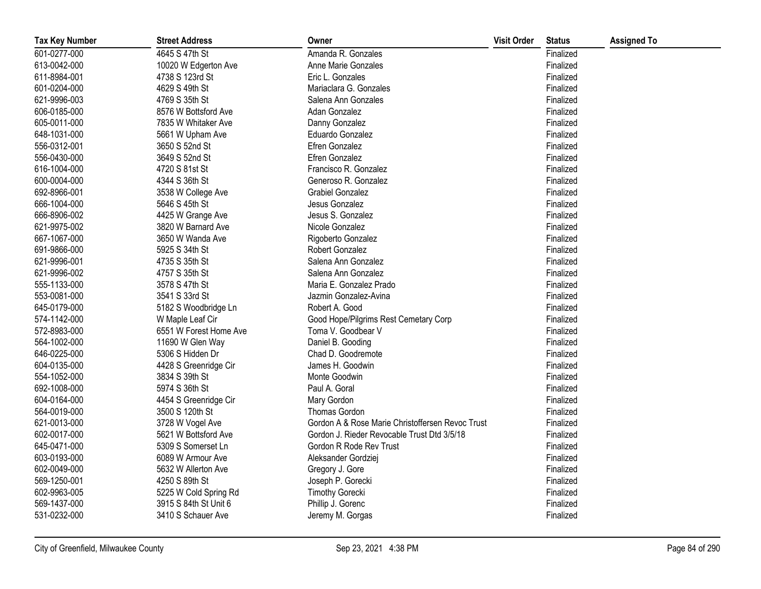| Tax Key Number | Street Address | Owner | Visit Order | Status | Assigned To |
|---|---|---|---|---|---|
| 601-0277-000 | 4645 S 47th St | Amanda R. Gonzales | | Finalized | |
| 613-0042-000 | 10020 W Edgerton Ave | Anne Marie Gonzales | | Finalized | |
| 611-8984-001 | 4738 S 123rd St | Eric L. Gonzales | | Finalized | |
| 601-0204-000 | 4629 S 49th St | Mariaclara G. Gonzales | | Finalized | |
| 621-9996-003 | 4769 S 35th St | Salena Ann Gonzales | | Finalized | |
| 606-0185-000 | 8576 W Bottsford Ave | Adan Gonzalez | | Finalized | |
| 605-0011-000 | 7835 W Whitaker Ave | Danny Gonzalez | | Finalized | |
| 648-1031-000 | 5661 W Upham Ave | Eduardo Gonzalez | | Finalized | |
| 556-0312-001 | 3650 S 52nd St | Efren Gonzalez | | Finalized | |
| 556-0430-000 | 3649 S 52nd St | Efren Gonzalez | | Finalized | |
| 616-1004-000 | 4720 S 81st St | Francisco R. Gonzalez | | Finalized | |
| 600-0004-000 | 4344 S 36th St | Generoso R. Gonzalez | | Finalized | |
| 692-8966-001 | 3538 W College Ave | Grabiel Gonzalez | | Finalized | |
| 666-1004-000 | 5646 S 45th St | Jesus Gonzalez | | Finalized | |
| 666-8906-002 | 4425 W Grange Ave | Jesus S. Gonzalez | | Finalized | |
| 621-9975-002 | 3820 W Barnard Ave | Nicole Gonzalez | | Finalized | |
| 667-1067-000 | 3650 W Wanda Ave | Rigoberto Gonzalez | | Finalized | |
| 691-9866-000 | 5925 S 34th St | Robert Gonzalez | | Finalized | |
| 621-9996-001 | 4735 S 35th St | Salena Ann Gonzalez | | Finalized | |
| 621-9996-002 | 4757 S 35th St | Salena Ann Gonzalez | | Finalized | |
| 555-1133-000 | 3578 S 47th St | Maria E. Gonzalez Prado | | Finalized | |
| 553-0081-000 | 3541 S 33rd St | Jazmin Gonzalez-Avina | | Finalized | |
| 645-0179-000 | 5182 S Woodbridge Ln | Robert A. Good | | Finalized | |
| 574-1142-000 | W Maple Leaf Cir | Good Hope/Pilgrims Rest Cemetary Corp | | Finalized | |
| 572-8983-000 | 6551 W Forest Home Ave | Toma V. Goodbear V | | Finalized | |
| 564-1002-000 | 11690 W Glen Way | Daniel B. Gooding | | Finalized | |
| 646-0225-000 | 5306 S Hidden Dr | Chad D. Goodremote | | Finalized | |
| 604-0135-000 | 4428 S Greenridge Cir | James H. Goodwin | | Finalized | |
| 554-1052-000 | 3834 S 39th St | Monte Goodwin | | Finalized | |
| 692-1008-000 | 5974 S 36th St | Paul A. Goral | | Finalized | |
| 604-0164-000 | 4454 S Greenridge Cir | Mary Gordon | | Finalized | |
| 564-0019-000 | 3500 S 120th St | Thomas Gordon | | Finalized | |
| 621-0013-000 | 3728 W Vogel Ave | Gordon A & Rose Marie Christoffersen Revoc Trust | | Finalized | |
| 602-0017-000 | 5621 W Bottsford Ave | Gordon J. Rieder Revocable Trust Dtd 3/5/18 | | Finalized | |
| 645-0471-000 | 5309 S Somerset Ln | Gordon R Rode Rev Trust | | Finalized | |
| 603-0193-000 | 6089 W Armour Ave | Aleksander Gordziej | | Finalized | |
| 602-0049-000 | 5632 W Allerton Ave | Gregory J. Gore | | Finalized | |
| 569-1250-001 | 4250 S 89th St | Joseph P. Gorecki | | Finalized | |
| 602-9963-005 | 5225 W Cold Spring Rd | Timothy Gorecki | | Finalized | |
| 569-1437-000 | 3915 S 84th St Unit 6 | Phillip J. Gorenc | | Finalized | |
| 531-0232-000 | 3410 S Schauer Ave | Jeremy M. Gorgas | | Finalized | |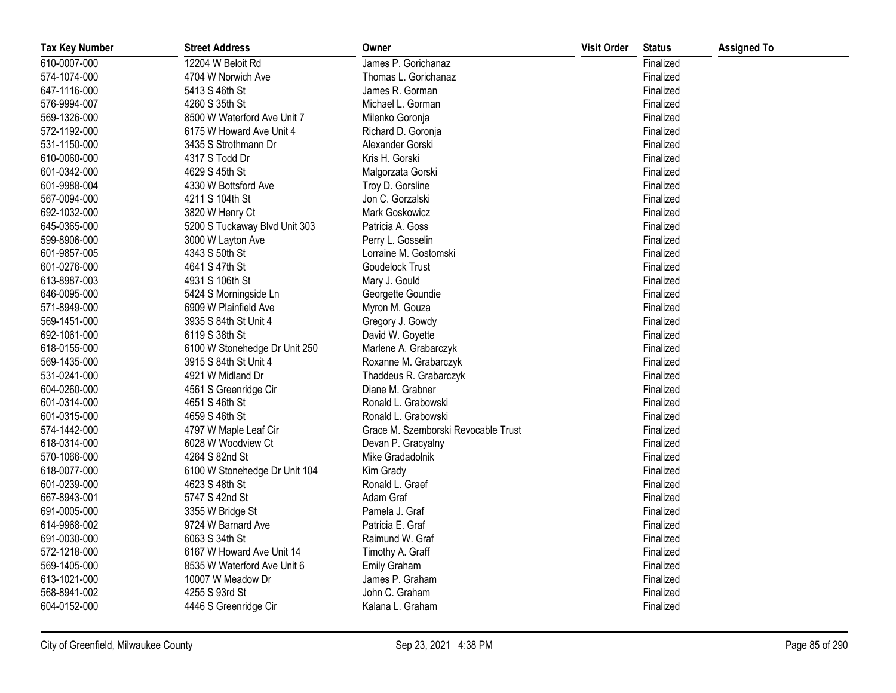| Tax Key Number | Street Address | Owner | Visit Order | Status | Assigned To |
| --- | --- | --- | --- | --- | --- |
| 610-0007-000 | 12204 W Beloit Rd | James P. Gorichanaz | | Finalized | |
| 574-1074-000 | 4704 W Norwich Ave | Thomas L. Gorichanaz | | Finalized | |
| 647-1116-000 | 5413 S 46th St | James R. Gorman | | Finalized | |
| 576-9994-007 | 4260 S 35th St | Michael L. Gorman | | Finalized | |
| 569-1326-000 | 8500 W Waterford Ave Unit 7 | Milenko Goronja | | Finalized | |
| 572-1192-000 | 6175 W Howard Ave Unit 4 | Richard D. Goronja | | Finalized | |
| 531-1150-000 | 3435 S Strothmann Dr | Alexander Gorski | | Finalized | |
| 610-0060-000 | 4317 S Todd Dr | Kris H. Gorski | | Finalized | |
| 601-0342-000 | 4629 S 45th St | Malgorzata Gorski | | Finalized | |
| 601-9988-004 | 4330 W Bottsford Ave | Troy D. Gorsline | | Finalized | |
| 567-0094-000 | 4211 S 104th St | Jon C. Gorzalski | | Finalized | |
| 692-1032-000 | 3820 W Henry Ct | Mark Goskowicz | | Finalized | |
| 645-0365-000 | 5200 S Tuckaway Blvd Unit 303 | Patricia A. Goss | | Finalized | |
| 599-8906-000 | 3000 W Layton Ave | Perry L. Gosselin | | Finalized | |
| 601-9857-005 | 4343 S 50th St | Lorraine M. Gostomski | | Finalized | |
| 601-0276-000 | 4641 S 47th St | Goudelock Trust | | Finalized | |
| 613-8987-003 | 4931 S 106th St | Mary J. Gould | | Finalized | |
| 646-0095-000 | 5424 S Morningside Ln | Georgette Goundie | | Finalized | |
| 571-8949-000 | 6909 W Plainfield Ave | Myron M. Gouza | | Finalized | |
| 569-1451-000 | 3935 S 84th St Unit 4 | Gregory J. Gowdy | | Finalized | |
| 692-1061-000 | 6119 S 38th St | David W. Goyette | | Finalized | |
| 618-0155-000 | 6100 W Stonehedge Dr Unit 250 | Marlene A. Grabarczyk | | Finalized | |
| 569-1435-000 | 3915 S 84th St Unit 4 | Roxanne M. Grabarczyk | | Finalized | |
| 531-0241-000 | 4921 W Midland Dr | Thaddeus R. Grabarczyk | | Finalized | |
| 604-0260-000 | 4561 S Greenridge Cir | Diane M. Grabner | | Finalized | |
| 601-0314-000 | 4651 S 46th St | Ronald L. Grabowski | | Finalized | |
| 601-0315-000 | 4659 S 46th St | Ronald L. Grabowski | | Finalized | |
| 574-1442-000 | 4797 W Maple Leaf Cir | Grace M. Szemborski Revocable Trust | | Finalized | |
| 618-0314-000 | 6028 W Woodview Ct | Devan P. Gracyalny | | Finalized | |
| 570-1066-000 | 4264 S 82nd St | Mike Gradadolnik | | Finalized | |
| 618-0077-000 | 6100 W Stonehedge Dr Unit 104 | Kim Grady | | Finalized | |
| 601-0239-000 | 4623 S 48th St | Ronald L. Graef | | Finalized | |
| 667-8943-001 | 5747 S 42nd St | Adam Graf | | Finalized | |
| 691-0005-000 | 3355 W Bridge St | Pamela J. Graf | | Finalized | |
| 614-9968-002 | 9724 W Barnard Ave | Patricia E. Graf | | Finalized | |
| 691-0030-000 | 6063 S 34th St | Raimund W. Graf | | Finalized | |
| 572-1218-000 | 6167 W Howard Ave Unit 14 | Timothy A. Graff | | Finalized | |
| 569-1405-000 | 8535 W Waterford Ave Unit 6 | Emily Graham | | Finalized | |
| 613-1021-000 | 10007 W Meadow Dr | James P. Graham | | Finalized | |
| 568-8941-002 | 4255 S 93rd St | John C. Graham | | Finalized | |
| 604-0152-000 | 4446 S Greenridge Cir | Kalana L. Graham | | Finalized | |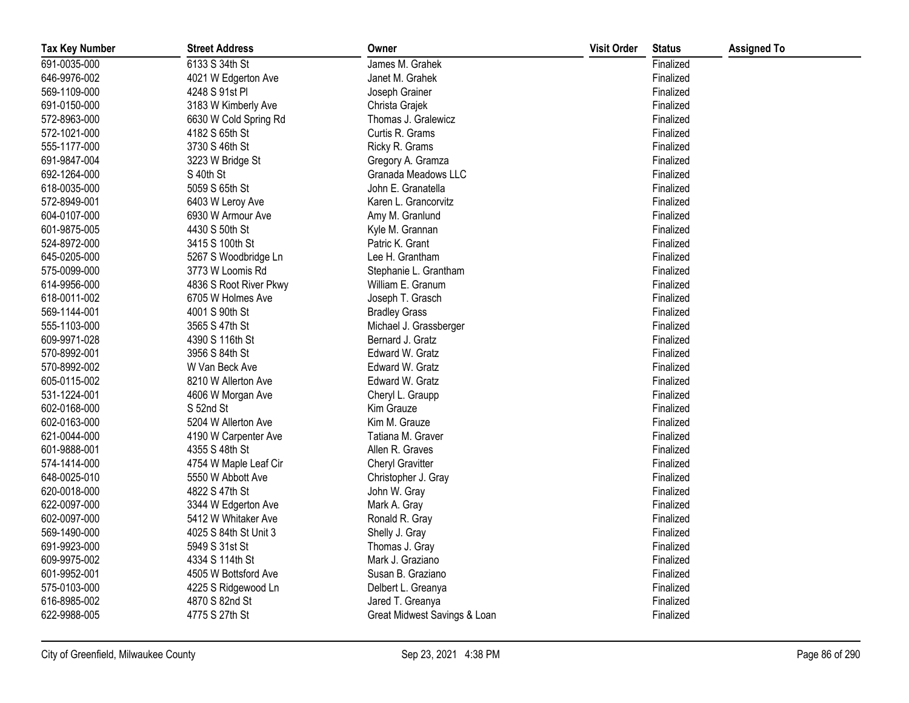| Tax Key Number | Street Address | Owner | Visit Order | Status | Assigned To |
|---|---|---|---|---|---|
| 691-0035-000 | 6133 S 34th St | James M. Grahek | | Finalized | |
| 646-9976-002 | 4021 W Edgerton Ave | Janet M. Grahek | | Finalized | |
| 569-1109-000 | 4248 S 91st Pl | Joseph Grainer | | Finalized | |
| 691-0150-000 | 3183 W Kimberly Ave | Christa Grajek | | Finalized | |
| 572-8963-000 | 6630 W Cold Spring Rd | Thomas J. Gralewicz | | Finalized | |
| 572-1021-000 | 4182 S 65th St | Curtis R. Grams | | Finalized | |
| 555-1177-000 | 3730 S 46th St | Ricky R. Grams | | Finalized | |
| 691-9847-004 | 3223 W Bridge St | Gregory A. Gramza | | Finalized | |
| 692-1264-000 | S 40th St | Granada Meadows LLC | | Finalized | |
| 618-0035-000 | 5059 S 65th St | John E. Granatella | | Finalized | |
| 572-8949-001 | 6403 W Leroy Ave | Karen L. Grancorvitz | | Finalized | |
| 604-0107-000 | 6930 W Armour Ave | Amy M. Granlund | | Finalized | |
| 601-9875-005 | 4430 S 50th St | Kyle M. Grannan | | Finalized | |
| 524-8972-000 | 3415 S 100th St | Patric K. Grant | | Finalized | |
| 645-0205-000 | 5267 S Woodbridge Ln | Lee H. Grantham | | Finalized | |
| 575-0099-000 | 3773 W Loomis Rd | Stephanie L. Grantham | | Finalized | |
| 614-9956-000 | 4836 S Root River Pkwy | William E. Granum | | Finalized | |
| 618-0011-002 | 6705 W Holmes Ave | Joseph T. Grasch | | Finalized | |
| 569-1144-001 | 4001 S 90th St | Bradley Grass | | Finalized | |
| 555-1103-000 | 3565 S 47th St | Michael J. Grassberger | | Finalized | |
| 609-9971-028 | 4390 S 116th St | Bernard J. Gratz | | Finalized | |
| 570-8992-001 | 3956 S 84th St | Edward W. Gratz | | Finalized | |
| 570-8992-002 | W Van Beck Ave | Edward W. Gratz | | Finalized | |
| 605-0115-002 | 8210 W Allerton Ave | Edward W. Gratz | | Finalized | |
| 531-1224-001 | 4606 W Morgan Ave | Cheryl L. Graupp | | Finalized | |
| 602-0168-000 | S 52nd St | Kim Grauze | | Finalized | |
| 602-0163-000 | 5204 W Allerton Ave | Kim M. Grauze | | Finalized | |
| 621-0044-000 | 4190 W Carpenter Ave | Tatiana M. Graver | | Finalized | |
| 601-9888-001 | 4355 S 48th St | Allen R. Graves | | Finalized | |
| 574-1414-000 | 4754 W Maple Leaf Cir | Cheryl Gravitter | | Finalized | |
| 648-0025-010 | 5550 W Abbott Ave | Christopher J. Gray | | Finalized | |
| 620-0018-000 | 4822 S 47th St | John W. Gray | | Finalized | |
| 622-0097-000 | 3344 W Edgerton Ave | Mark A. Gray | | Finalized | |
| 602-0097-000 | 5412 W Whitaker Ave | Ronald R. Gray | | Finalized | |
| 569-1490-000 | 4025 S 84th St Unit 3 | Shelly J. Gray | | Finalized | |
| 691-9923-000 | 5949 S 31st St | Thomas J. Gray | | Finalized | |
| 609-9975-002 | 4334 S 114th St | Mark J. Graziano | | Finalized | |
| 601-9952-001 | 4505 W Bottsford Ave | Susan B. Graziano | | Finalized | |
| 575-0103-000 | 4225 S Ridgewood Ln | Delbert L. Greanya | | Finalized | |
| 616-8985-002 | 4870 S 82nd St | Jared T. Greanya | | Finalized | |
| 622-9988-005 | 4775 S 27th St | Great Midwest Savings & Loan | | Finalized | |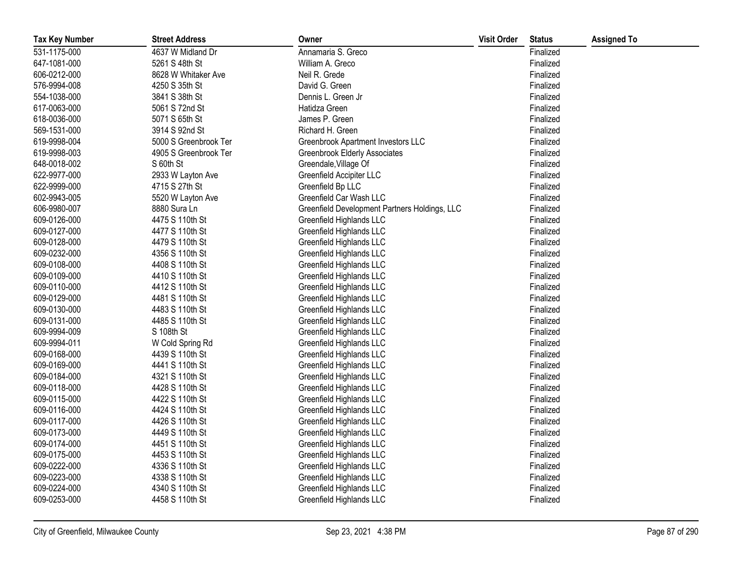| Tax Key Number | Street Address | Owner | Visit Order | Status | Assigned To |
|---|---|---|---|---|---|
| 531-1175-000 | 4637 W Midland Dr | Annamaria S. Greco | | Finalized | |
| 647-1081-000 | 5261 S 48th St | William A. Greco | | Finalized | |
| 606-0212-000 | 8628 W Whitaker Ave | Neil R. Grede | | Finalized | |
| 576-9994-008 | 4250 S 35th St | David G. Green | | Finalized | |
| 554-1038-000 | 3841 S 38th St | Dennis L. Green Jr | | Finalized | |
| 617-0063-000 | 5061 S 72nd St | Hatidza Green | | Finalized | |
| 618-0036-000 | 5071 S 65th St | James P. Green | | Finalized | |
| 569-1531-000 | 3914 S 92nd St | Richard H. Green | | Finalized | |
| 619-9998-004 | 5000 S Greenbrook Ter | Greenbrook Apartment Investors LLC | | Finalized | |
| 619-9998-003 | 4905 S Greenbrook Ter | Greenbrook Elderly Associates | | Finalized | |
| 648-0018-002 | S 60th St | Greendale,Village Of | | Finalized | |
| 622-9977-000 | 2933 W Layton Ave | Greenfield Accipiter LLC | | Finalized | |
| 622-9999-000 | 4715 S 27th St | Greenfield Bp LLC | | Finalized | |
| 602-9943-005 | 5520 W Layton Ave | Greenfield Car Wash LLC | | Finalized | |
| 606-9980-007 | 8880 Sura Ln | Greenfield Development Partners Holdings, LLC | | Finalized | |
| 609-0126-000 | 4475 S 110th St | Greenfield Highlands LLC | | Finalized | |
| 609-0127-000 | 4477 S 110th St | Greenfield Highlands LLC | | Finalized | |
| 609-0128-000 | 4479 S 110th St | Greenfield Highlands LLC | | Finalized | |
| 609-0232-000 | 4356 S 110th St | Greenfield Highlands LLC | | Finalized | |
| 609-0108-000 | 4408 S 110th St | Greenfield Highlands LLC | | Finalized | |
| 609-0109-000 | 4410 S 110th St | Greenfield Highlands LLC | | Finalized | |
| 609-0110-000 | 4412 S 110th St | Greenfield Highlands LLC | | Finalized | |
| 609-0129-000 | 4481 S 110th St | Greenfield Highlands LLC | | Finalized | |
| 609-0130-000 | 4483 S 110th St | Greenfield Highlands LLC | | Finalized | |
| 609-0131-000 | 4485 S 110th St | Greenfield Highlands LLC | | Finalized | |
| 609-9994-009 | S 108th St | Greenfield Highlands LLC | | Finalized | |
| 609-9994-011 | W Cold Spring Rd | Greenfield Highlands LLC | | Finalized | |
| 609-0168-000 | 4439 S 110th St | Greenfield Highlands LLC | | Finalized | |
| 609-0169-000 | 4441 S 110th St | Greenfield Highlands LLC | | Finalized | |
| 609-0184-000 | 4321 S 110th St | Greenfield Highlands LLC | | Finalized | |
| 609-0118-000 | 4428 S 110th St | Greenfield Highlands LLC | | Finalized | |
| 609-0115-000 | 4422 S 110th St | Greenfield Highlands LLC | | Finalized | |
| 609-0116-000 | 4424 S 110th St | Greenfield Highlands LLC | | Finalized | |
| 609-0117-000 | 4426 S 110th St | Greenfield Highlands LLC | | Finalized | |
| 609-0173-000 | 4449 S 110th St | Greenfield Highlands LLC | | Finalized | |
| 609-0174-000 | 4451 S 110th St | Greenfield Highlands LLC | | Finalized | |
| 609-0175-000 | 4453 S 110th St | Greenfield Highlands LLC | | Finalized | |
| 609-0222-000 | 4336 S 110th St | Greenfield Highlands LLC | | Finalized | |
| 609-0223-000 | 4338 S 110th St | Greenfield Highlands LLC | | Finalized | |
| 609-0224-000 | 4340 S 110th St | Greenfield Highlands LLC | | Finalized | |
| 609-0253-000 | 4458 S 110th St | Greenfield Highlands LLC | | Finalized | |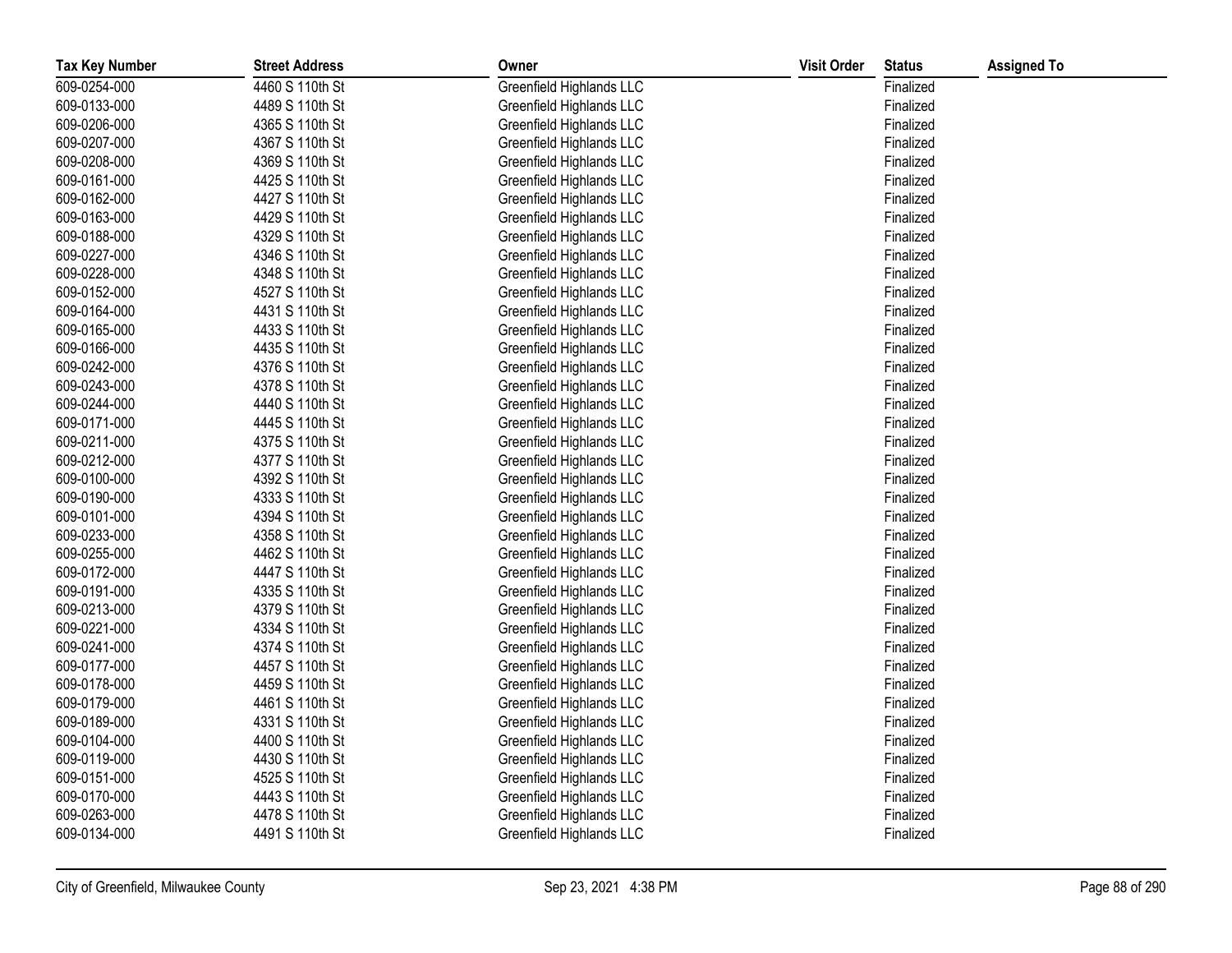| Tax Key Number | Street Address | Owner | Visit Order | Status | Assigned To |
|---|---|---|---|---|---|
| 609-0254-000 | 4460 S 110th St | Greenfield Highlands LLC | | Finalized | |
| 609-0133-000 | 4489 S 110th St | Greenfield Highlands LLC | | Finalized | |
| 609-0206-000 | 4365 S 110th St | Greenfield Highlands LLC | | Finalized | |
| 609-0207-000 | 4367 S 110th St | Greenfield Highlands LLC | | Finalized | |
| 609-0208-000 | 4369 S 110th St | Greenfield Highlands LLC | | Finalized | |
| 609-0161-000 | 4425 S 110th St | Greenfield Highlands LLC | | Finalized | |
| 609-0162-000 | 4427 S 110th St | Greenfield Highlands LLC | | Finalized | |
| 609-0163-000 | 4429 S 110th St | Greenfield Highlands LLC | | Finalized | |
| 609-0188-000 | 4329 S 110th St | Greenfield Highlands LLC | | Finalized | |
| 609-0227-000 | 4346 S 110th St | Greenfield Highlands LLC | | Finalized | |
| 609-0228-000 | 4348 S 110th St | Greenfield Highlands LLC | | Finalized | |
| 609-0152-000 | 4527 S 110th St | Greenfield Highlands LLC | | Finalized | |
| 609-0164-000 | 4431 S 110th St | Greenfield Highlands LLC | | Finalized | |
| 609-0165-000 | 4433 S 110th St | Greenfield Highlands LLC | | Finalized | |
| 609-0166-000 | 4435 S 110th St | Greenfield Highlands LLC | | Finalized | |
| 609-0242-000 | 4376 S 110th St | Greenfield Highlands LLC | | Finalized | |
| 609-0243-000 | 4378 S 110th St | Greenfield Highlands LLC | | Finalized | |
| 609-0244-000 | 4440 S 110th St | Greenfield Highlands LLC | | Finalized | |
| 609-0171-000 | 4445 S 110th St | Greenfield Highlands LLC | | Finalized | |
| 609-0211-000 | 4375 S 110th St | Greenfield Highlands LLC | | Finalized | |
| 609-0212-000 | 4377 S 110th St | Greenfield Highlands LLC | | Finalized | |
| 609-0100-000 | 4392 S 110th St | Greenfield Highlands LLC | | Finalized | |
| 609-0190-000 | 4333 S 110th St | Greenfield Highlands LLC | | Finalized | |
| 609-0101-000 | 4394 S 110th St | Greenfield Highlands LLC | | Finalized | |
| 609-0233-000 | 4358 S 110th St | Greenfield Highlands LLC | | Finalized | |
| 609-0255-000 | 4462 S 110th St | Greenfield Highlands LLC | | Finalized | |
| 609-0172-000 | 4447 S 110th St | Greenfield Highlands LLC | | Finalized | |
| 609-0191-000 | 4335 S 110th St | Greenfield Highlands LLC | | Finalized | |
| 609-0213-000 | 4379 S 110th St | Greenfield Highlands LLC | | Finalized | |
| 609-0221-000 | 4334 S 110th St | Greenfield Highlands LLC | | Finalized | |
| 609-0241-000 | 4374 S 110th St | Greenfield Highlands LLC | | Finalized | |
| 609-0177-000 | 4457 S 110th St | Greenfield Highlands LLC | | Finalized | |
| 609-0178-000 | 4459 S 110th St | Greenfield Highlands LLC | | Finalized | |
| 609-0179-000 | 4461 S 110th St | Greenfield Highlands LLC | | Finalized | |
| 609-0189-000 | 4331 S 110th St | Greenfield Highlands LLC | | Finalized | |
| 609-0104-000 | 4400 S 110th St | Greenfield Highlands LLC | | Finalized | |
| 609-0119-000 | 4430 S 110th St | Greenfield Highlands LLC | | Finalized | |
| 609-0151-000 | 4525 S 110th St | Greenfield Highlands LLC | | Finalized | |
| 609-0170-000 | 4443 S 110th St | Greenfield Highlands LLC | | Finalized | |
| 609-0263-000 | 4478 S 110th St | Greenfield Highlands LLC | | Finalized | |
| 609-0134-000 | 4491 S 110th St | Greenfield Highlands LLC | | Finalized | |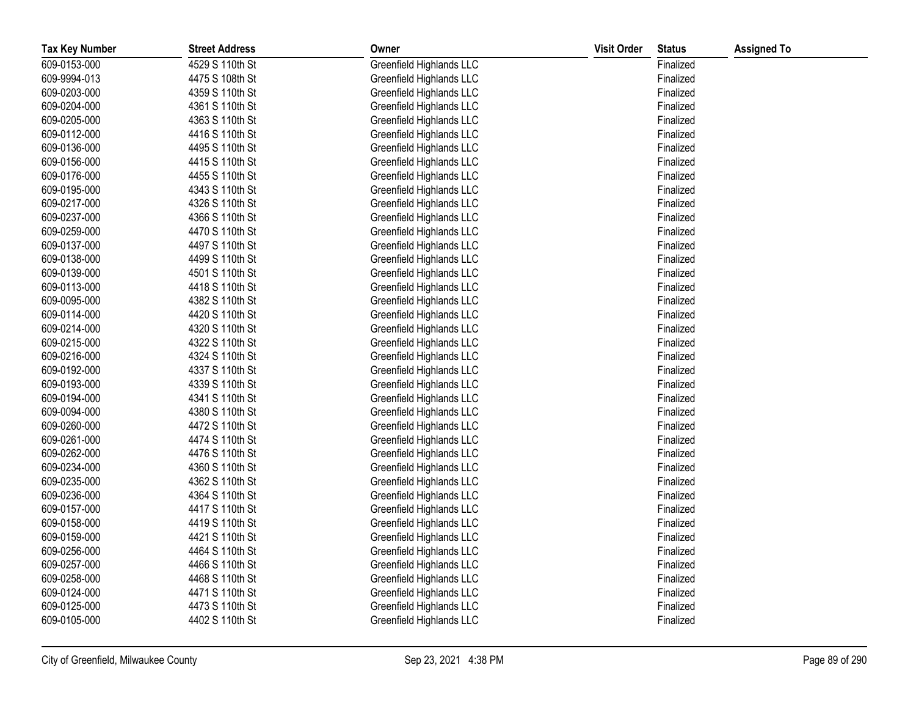| Tax Key Number | Street Address | Owner | Visit Order | Status | Assigned To |
|---|---|---|---|---|---|
| 609-0153-000 | 4529 S 110th St | Greenfield Highlands LLC | | Finalized | |
| 609-9994-013 | 4475 S 108th St | Greenfield Highlands LLC | | Finalized | |
| 609-0203-000 | 4359 S 110th St | Greenfield Highlands LLC | | Finalized | |
| 609-0204-000 | 4361 S 110th St | Greenfield Highlands LLC | | Finalized | |
| 609-0205-000 | 4363 S 110th St | Greenfield Highlands LLC | | Finalized | |
| 609-0112-000 | 4416 S 110th St | Greenfield Highlands LLC | | Finalized | |
| 609-0136-000 | 4495 S 110th St | Greenfield Highlands LLC | | Finalized | |
| 609-0156-000 | 4415 S 110th St | Greenfield Highlands LLC | | Finalized | |
| 609-0176-000 | 4455 S 110th St | Greenfield Highlands LLC | | Finalized | |
| 609-0195-000 | 4343 S 110th St | Greenfield Highlands LLC | | Finalized | |
| 609-0217-000 | 4326 S 110th St | Greenfield Highlands LLC | | Finalized | |
| 609-0237-000 | 4366 S 110th St | Greenfield Highlands LLC | | Finalized | |
| 609-0259-000 | 4470 S 110th St | Greenfield Highlands LLC | | Finalized | |
| 609-0137-000 | 4497 S 110th St | Greenfield Highlands LLC | | Finalized | |
| 609-0138-000 | 4499 S 110th St | Greenfield Highlands LLC | | Finalized | |
| 609-0139-000 | 4501 S 110th St | Greenfield Highlands LLC | | Finalized | |
| 609-0113-000 | 4418 S 110th St | Greenfield Highlands LLC | | Finalized | |
| 609-0095-000 | 4382 S 110th St | Greenfield Highlands LLC | | Finalized | |
| 609-0114-000 | 4420 S 110th St | Greenfield Highlands LLC | | Finalized | |
| 609-0214-000 | 4320 S 110th St | Greenfield Highlands LLC | | Finalized | |
| 609-0215-000 | 4322 S 110th St | Greenfield Highlands LLC | | Finalized | |
| 609-0216-000 | 4324 S 110th St | Greenfield Highlands LLC | | Finalized | |
| 609-0192-000 | 4337 S 110th St | Greenfield Highlands LLC | | Finalized | |
| 609-0193-000 | 4339 S 110th St | Greenfield Highlands LLC | | Finalized | |
| 609-0194-000 | 4341 S 110th St | Greenfield Highlands LLC | | Finalized | |
| 609-0094-000 | 4380 S 110th St | Greenfield Highlands LLC | | Finalized | |
| 609-0260-000 | 4472 S 110th St | Greenfield Highlands LLC | | Finalized | |
| 609-0261-000 | 4474 S 110th St | Greenfield Highlands LLC | | Finalized | |
| 609-0262-000 | 4476 S 110th St | Greenfield Highlands LLC | | Finalized | |
| 609-0234-000 | 4360 S 110th St | Greenfield Highlands LLC | | Finalized | |
| 609-0235-000 | 4362 S 110th St | Greenfield Highlands LLC | | Finalized | |
| 609-0236-000 | 4364 S 110th St | Greenfield Highlands LLC | | Finalized | |
| 609-0157-000 | 4417 S 110th St | Greenfield Highlands LLC | | Finalized | |
| 609-0158-000 | 4419 S 110th St | Greenfield Highlands LLC | | Finalized | |
| 609-0159-000 | 4421 S 110th St | Greenfield Highlands LLC | | Finalized | |
| 609-0256-000 | 4464 S 110th St | Greenfield Highlands LLC | | Finalized | |
| 609-0257-000 | 4466 S 110th St | Greenfield Highlands LLC | | Finalized | |
| 609-0258-000 | 4468 S 110th St | Greenfield Highlands LLC | | Finalized | |
| 609-0124-000 | 4471 S 110th St | Greenfield Highlands LLC | | Finalized | |
| 609-0125-000 | 4473 S 110th St | Greenfield Highlands LLC | | Finalized | |
| 609-0105-000 | 4402 S 110th St | Greenfield Highlands LLC | | Finalized | |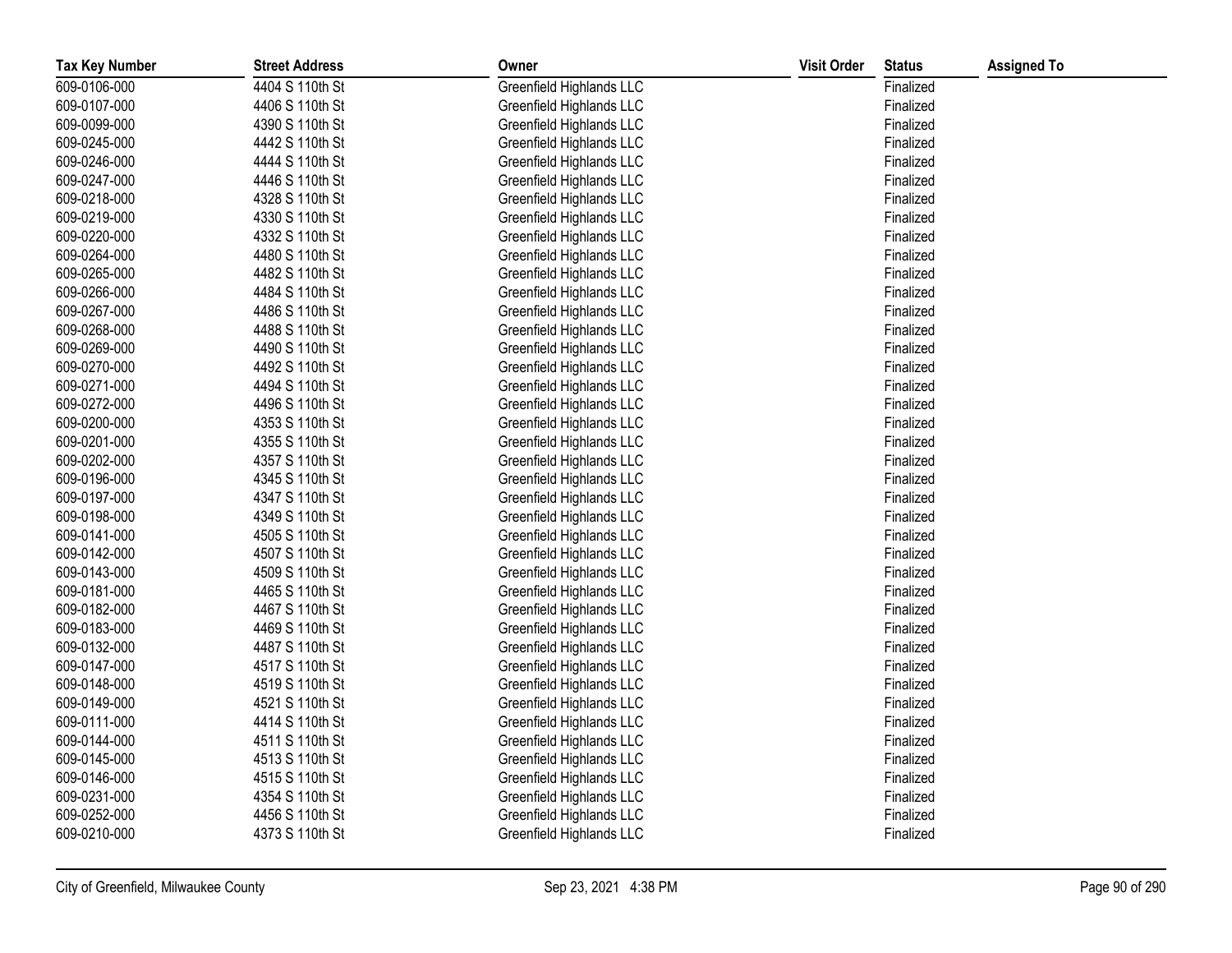| Tax Key Number | Street Address | Owner | Visit Order | Status | Assigned To |
|---|---|---|---|---|---|
| 609-0106-000 | 4404 S 110th St | Greenfield Highlands LLC | | Finalized | |
| 609-0107-000 | 4406 S 110th St | Greenfield Highlands LLC | | Finalized | |
| 609-0099-000 | 4390 S 110th St | Greenfield Highlands LLC | | Finalized | |
| 609-0245-000 | 4442 S 110th St | Greenfield Highlands LLC | | Finalized | |
| 609-0246-000 | 4444 S 110th St | Greenfield Highlands LLC | | Finalized | |
| 609-0247-000 | 4446 S 110th St | Greenfield Highlands LLC | | Finalized | |
| 609-0218-000 | 4328 S 110th St | Greenfield Highlands LLC | | Finalized | |
| 609-0219-000 | 4330 S 110th St | Greenfield Highlands LLC | | Finalized | |
| 609-0220-000 | 4332 S 110th St | Greenfield Highlands LLC | | Finalized | |
| 609-0264-000 | 4480 S 110th St | Greenfield Highlands LLC | | Finalized | |
| 609-0265-000 | 4482 S 110th St | Greenfield Highlands LLC | | Finalized | |
| 609-0266-000 | 4484 S 110th St | Greenfield Highlands LLC | | Finalized | |
| 609-0267-000 | 4486 S 110th St | Greenfield Highlands LLC | | Finalized | |
| 609-0268-000 | 4488 S 110th St | Greenfield Highlands LLC | | Finalized | |
| 609-0269-000 | 4490 S 110th St | Greenfield Highlands LLC | | Finalized | |
| 609-0270-000 | 4492 S 110th St | Greenfield Highlands LLC | | Finalized | |
| 609-0271-000 | 4494 S 110th St | Greenfield Highlands LLC | | Finalized | |
| 609-0272-000 | 4496 S 110th St | Greenfield Highlands LLC | | Finalized | |
| 609-0200-000 | 4353 S 110th St | Greenfield Highlands LLC | | Finalized | |
| 609-0201-000 | 4355 S 110th St | Greenfield Highlands LLC | | Finalized | |
| 609-0202-000 | 4357 S 110th St | Greenfield Highlands LLC | | Finalized | |
| 609-0196-000 | 4345 S 110th St | Greenfield Highlands LLC | | Finalized | |
| 609-0197-000 | 4347 S 110th St | Greenfield Highlands LLC | | Finalized | |
| 609-0198-000 | 4349 S 110th St | Greenfield Highlands LLC | | Finalized | |
| 609-0141-000 | 4505 S 110th St | Greenfield Highlands LLC | | Finalized | |
| 609-0142-000 | 4507 S 110th St | Greenfield Highlands LLC | | Finalized | |
| 609-0143-000 | 4509 S 110th St | Greenfield Highlands LLC | | Finalized | |
| 609-0181-000 | 4465 S 110th St | Greenfield Highlands LLC | | Finalized | |
| 609-0182-000 | 4467 S 110th St | Greenfield Highlands LLC | | Finalized | |
| 609-0183-000 | 4469 S 110th St | Greenfield Highlands LLC | | Finalized | |
| 609-0132-000 | 4487 S 110th St | Greenfield Highlands LLC | | Finalized | |
| 609-0147-000 | 4517 S 110th St | Greenfield Highlands LLC | | Finalized | |
| 609-0148-000 | 4519 S 110th St | Greenfield Highlands LLC | | Finalized | |
| 609-0149-000 | 4521 S 110th St | Greenfield Highlands LLC | | Finalized | |
| 609-0111-000 | 4414 S 110th St | Greenfield Highlands LLC | | Finalized | |
| 609-0144-000 | 4511 S 110th St | Greenfield Highlands LLC | | Finalized | |
| 609-0145-000 | 4513 S 110th St | Greenfield Highlands LLC | | Finalized | |
| 609-0146-000 | 4515 S 110th St | Greenfield Highlands LLC | | Finalized | |
| 609-0231-000 | 4354 S 110th St | Greenfield Highlands LLC | | Finalized | |
| 609-0252-000 | 4456 S 110th St | Greenfield Highlands LLC | | Finalized | |
| 609-0210-000 | 4373 S 110th St | Greenfield Highlands LLC | | Finalized | |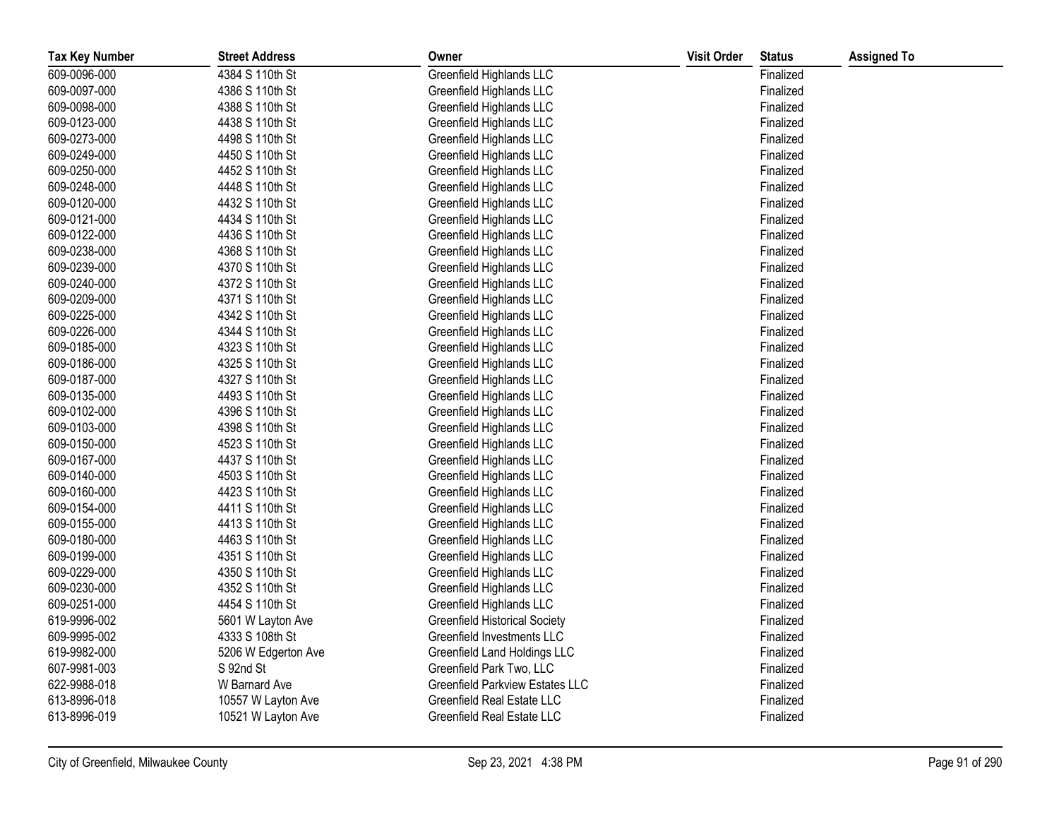| Tax Key Number | Street Address | Owner | Visit Order | Status | Assigned To |
|---|---|---|---|---|---|
| 609-0096-000 | 4384 S 110th St | Greenfield Highlands LLC | | Finalized | |
| 609-0097-000 | 4386 S 110th St | Greenfield Highlands LLC | | Finalized | |
| 609-0098-000 | 4388 S 110th St | Greenfield Highlands LLC | | Finalized | |
| 609-0123-000 | 4438 S 110th St | Greenfield Highlands LLC | | Finalized | |
| 609-0273-000 | 4498 S 110th St | Greenfield Highlands LLC | | Finalized | |
| 609-0249-000 | 4450 S 110th St | Greenfield Highlands LLC | | Finalized | |
| 609-0250-000 | 4452 S 110th St | Greenfield Highlands LLC | | Finalized | |
| 609-0248-000 | 4448 S 110th St | Greenfield Highlands LLC | | Finalized | |
| 609-0120-000 | 4432 S 110th St | Greenfield Highlands LLC | | Finalized | |
| 609-0121-000 | 4434 S 110th St | Greenfield Highlands LLC | | Finalized | |
| 609-0122-000 | 4436 S 110th St | Greenfield Highlands LLC | | Finalized | |
| 609-0238-000 | 4368 S 110th St | Greenfield Highlands LLC | | Finalized | |
| 609-0239-000 | 4370 S 110th St | Greenfield Highlands LLC | | Finalized | |
| 609-0240-000 | 4372 S 110th St | Greenfield Highlands LLC | | Finalized | |
| 609-0209-000 | 4371 S 110th St | Greenfield Highlands LLC | | Finalized | |
| 609-0225-000 | 4342 S 110th St | Greenfield Highlands LLC | | Finalized | |
| 609-0226-000 | 4344 S 110th St | Greenfield Highlands LLC | | Finalized | |
| 609-0185-000 | 4323 S 110th St | Greenfield Highlands LLC | | Finalized | |
| 609-0186-000 | 4325 S 110th St | Greenfield Highlands LLC | | Finalized | |
| 609-0187-000 | 4327 S 110th St | Greenfield Highlands LLC | | Finalized | |
| 609-0135-000 | 4493 S 110th St | Greenfield Highlands LLC | | Finalized | |
| 609-0102-000 | 4396 S 110th St | Greenfield Highlands LLC | | Finalized | |
| 609-0103-000 | 4398 S 110th St | Greenfield Highlands LLC | | Finalized | |
| 609-0150-000 | 4523 S 110th St | Greenfield Highlands LLC | | Finalized | |
| 609-0167-000 | 4437 S 110th St | Greenfield Highlands LLC | | Finalized | |
| 609-0140-000 | 4503 S 110th St | Greenfield Highlands LLC | | Finalized | |
| 609-0160-000 | 4423 S 110th St | Greenfield Highlands LLC | | Finalized | |
| 609-0154-000 | 4411 S 110th St | Greenfield Highlands LLC | | Finalized | |
| 609-0155-000 | 4413 S 110th St | Greenfield Highlands LLC | | Finalized | |
| 609-0180-000 | 4463 S 110th St | Greenfield Highlands LLC | | Finalized | |
| 609-0199-000 | 4351 S 110th St | Greenfield Highlands LLC | | Finalized | |
| 609-0229-000 | 4350 S 110th St | Greenfield Highlands LLC | | Finalized | |
| 609-0230-000 | 4352 S 110th St | Greenfield Highlands LLC | | Finalized | |
| 609-0251-000 | 4454 S 110th St | Greenfield Highlands LLC | | Finalized | |
| 619-9996-002 | 5601 W Layton Ave | Greenfield Historical Society | | Finalized | |
| 609-9995-002 | 4333 S 108th St | Greenfield Investments LLC | | Finalized | |
| 619-9982-000 | 5206 W Edgerton Ave | Greenfield Land Holdings LLC | | Finalized | |
| 607-9981-003 | S 92nd St | Greenfield Park Two, LLC | | Finalized | |
| 622-9988-018 | W Barnard Ave | Greenfield Parkview Estates LLC | | Finalized | |
| 613-8996-018 | 10557 W Layton Ave | Greenfield Real Estate LLC | | Finalized | |
| 613-8996-019 | 10521 W Layton Ave | Greenfield Real Estate LLC | | Finalized | |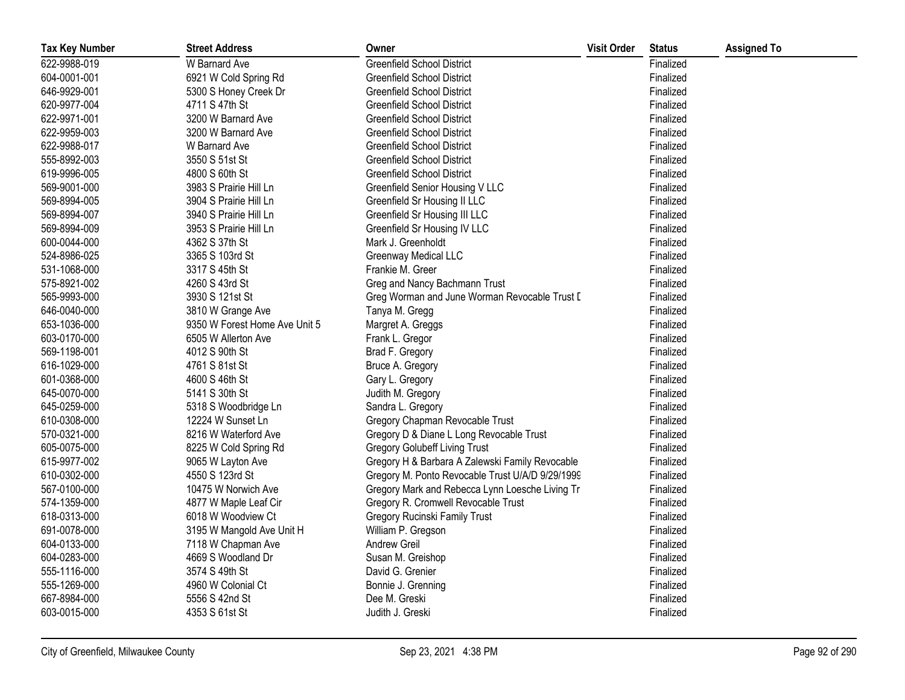| Tax Key Number | Street Address | Owner | Visit Order | Status | Assigned To |
| --- | --- | --- | --- | --- | --- |
| 622-9988-019 | W Barnard Ave | Greenfield School District | | Finalized | |
| 604-0001-001 | 6921 W Cold Spring Rd | Greenfield School District | | Finalized | |
| 646-9929-001 | 5300 S Honey Creek Dr | Greenfield School District | | Finalized | |
| 620-9977-004 | 4711 S 47th St | Greenfield School District | | Finalized | |
| 622-9971-001 | 3200 W Barnard Ave | Greenfield School District | | Finalized | |
| 622-9959-003 | 3200 W Barnard Ave | Greenfield School District | | Finalized | |
| 622-9988-017 | W Barnard Ave | Greenfield School District | | Finalized | |
| 555-8992-003 | 3550 S 51st St | Greenfield School District | | Finalized | |
| 619-9996-005 | 4800 S 60th St | Greenfield School District | | Finalized | |
| 569-9001-000 | 3983 S Prairie Hill Ln | Greenfield Senior Housing V LLC | | Finalized | |
| 569-8994-005 | 3904 S Prairie Hill Ln | Greenfield Sr Housing II LLC | | Finalized | |
| 569-8994-007 | 3940 S Prairie Hill Ln | Greenfield Sr Housing III LLC | | Finalized | |
| 569-8994-009 | 3953 S Prairie Hill Ln | Greenfield Sr Housing IV LLC | | Finalized | |
| 600-0044-000 | 4362 S 37th St | Mark J. Greenholdt | | Finalized | |
| 524-8986-025 | 3365 S 103rd St | Greenway Medical LLC | | Finalized | |
| 531-1068-000 | 3317 S 45th St | Frankie M. Greer | | Finalized | |
| 575-8921-002 | 4260 S 43rd St | Greg and Nancy Bachmann Trust | | Finalized | |
| 565-9993-000 | 3930 S 121st St | Greg Worman and June Worman Revocable Trust D | | Finalized | |
| 646-0040-000 | 3810 W Grange Ave | Tanya M. Gregg | | Finalized | |
| 653-1036-000 | 9350 W Forest Home Ave Unit 5 | Margret A. Greggs | | Finalized | |
| 603-0170-000 | 6505 W Allerton Ave | Frank L. Gregor | | Finalized | |
| 569-1198-001 | 4012 S 90th St | Brad F. Gregory | | Finalized | |
| 616-1029-000 | 4761 S 81st St | Bruce A. Gregory | | Finalized | |
| 601-0368-000 | 4600 S 46th St | Gary L. Gregory | | Finalized | |
| 645-0070-000 | 5141 S 30th St | Judith M. Gregory | | Finalized | |
| 645-0259-000 | 5318 S Woodbridge Ln | Sandra L. Gregory | | Finalized | |
| 610-0308-000 | 12224 W Sunset Ln | Gregory Chapman Revocable Trust | | Finalized | |
| 570-0321-000 | 8216 W Waterford Ave | Gregory D & Diane L Long Revocable Trust | | Finalized | |
| 605-0075-000 | 8225 W Cold Spring Rd | Gregory Golubeff Living Trust | | Finalized | |
| 615-9977-002 | 9065 W Layton Ave | Gregory H & Barbara A Zalewski Family Revocable | | Finalized | |
| 610-0302-000 | 4550 S 123rd St | Gregory M. Ponto Revocable Trust U/A/D 9/29/1999 | | Finalized | |
| 567-0100-000 | 10475 W Norwich Ave | Gregory Mark and Rebecca Lynn Loesche Living Tr | | Finalized | |
| 574-1359-000 | 4877 W Maple Leaf Cir | Gregory R. Cromwell Revocable Trust | | Finalized | |
| 618-0313-000 | 6018 W Woodview Ct | Gregory Rucinski Family Trust | | Finalized | |
| 691-0078-000 | 3195 W Mangold Ave Unit H | William P. Gregson | | Finalized | |
| 604-0133-000 | 7118 W Chapman Ave | Andrew Greil | | Finalized | |
| 604-0283-000 | 4669 S Woodland Dr | Susan M. Greishop | | Finalized | |
| 555-1116-000 | 3574 S 49th St | David G. Grenier | | Finalized | |
| 555-1269-000 | 4960 W Colonial Ct | Bonnie J. Grenning | | Finalized | |
| 667-8984-000 | 5556 S 42nd St | Dee M. Greski | | Finalized | |
| 603-0015-000 | 4353 S 61st St | Judith J. Greski | | Finalized | |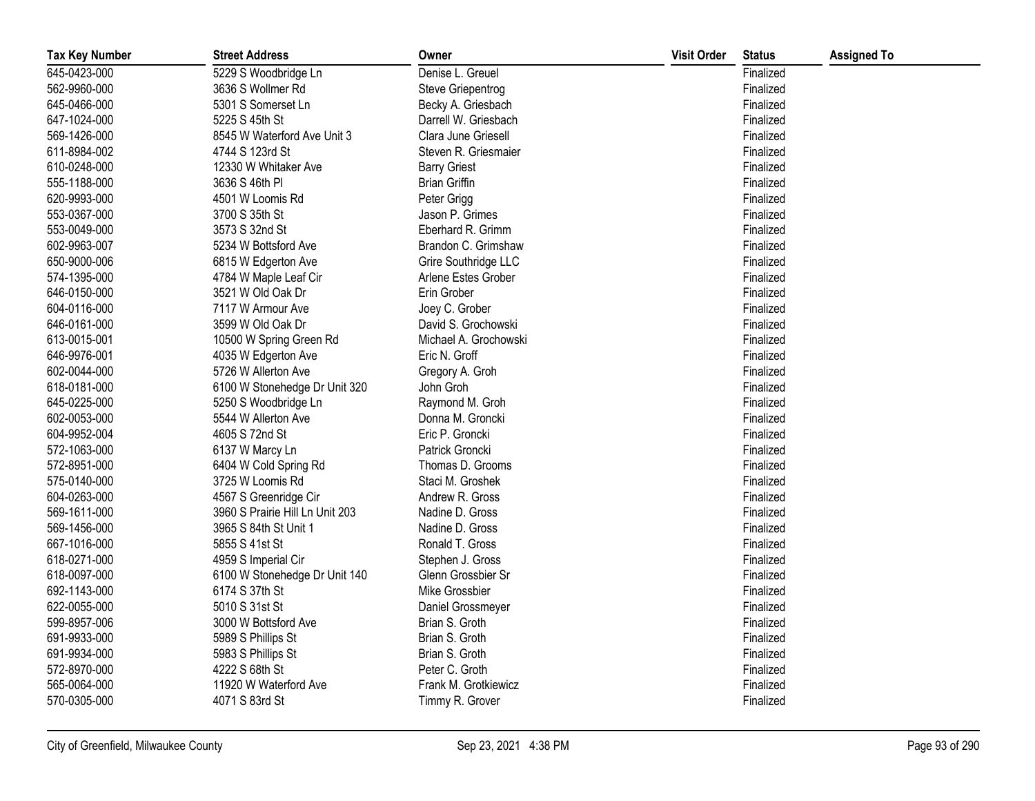| Tax Key Number | Street Address | Owner | Visit Order | Status | Assigned To |
|---|---|---|---|---|---|
| 645-0423-000 | 5229 S Woodbridge Ln | Denise L. Greuel | | Finalized | |
| 562-9960-000 | 3636 S Wollmer Rd | Steve Griepentrog | | Finalized | |
| 645-0466-000 | 5301 S Somerset Ln | Becky A. Griesbach | | Finalized | |
| 647-1024-000 | 5225 S 45th St | Darrell W. Griesbach | | Finalized | |
| 569-1426-000 | 8545 W Waterford Ave Unit 3 | Clara June Griesell | | Finalized | |
| 611-8984-002 | 4744 S 123rd St | Steven R. Griesmaier | | Finalized | |
| 610-0248-000 | 12330 W Whitaker Ave | Barry Griest | | Finalized | |
| 555-1188-000 | 3636 S 46th Pl | Brian Griffin | | Finalized | |
| 620-9993-000 | 4501 W Loomis Rd | Peter Grigg | | Finalized | |
| 553-0367-000 | 3700 S 35th St | Jason P. Grimes | | Finalized | |
| 553-0049-000 | 3573 S 32nd St | Eberhard R. Grimm | | Finalized | |
| 602-9963-007 | 5234 W Bottsford Ave | Brandon C. Grimshaw | | Finalized | |
| 650-9000-006 | 6815 W Edgerton Ave | Grire Southridge LLC | | Finalized | |
| 574-1395-000 | 4784 W Maple Leaf Cir | Arlene Estes Grober | | Finalized | |
| 646-0150-000 | 3521 W Old Oak Dr | Erin Grober | | Finalized | |
| 604-0116-000 | 7117 W Armour Ave | Joey C. Grober | | Finalized | |
| 646-0161-000 | 3599 W Old Oak Dr | David S. Grochowski | | Finalized | |
| 613-0015-001 | 10500 W Spring Green Rd | Michael A. Grochowski | | Finalized | |
| 646-9976-001 | 4035 W Edgerton Ave | Eric N. Groff | | Finalized | |
| 602-0044-000 | 5726 W Allerton Ave | Gregory A. Groh | | Finalized | |
| 618-0181-000 | 6100 W Stonehedge Dr Unit 320 | John Groh | | Finalized | |
| 645-0225-000 | 5250 S Woodbridge Ln | Raymond M. Groh | | Finalized | |
| 602-0053-000 | 5544 W Allerton Ave | Donna M. Groncki | | Finalized | |
| 604-9952-004 | 4605 S 72nd St | Eric P. Groncki | | Finalized | |
| 572-1063-000 | 6137 W Marcy Ln | Patrick Groncki | | Finalized | |
| 572-8951-000 | 6404 W Cold Spring Rd | Thomas D. Grooms | | Finalized | |
| 575-0140-000 | 3725 W Loomis Rd | Staci M. Groshek | | Finalized | |
| 604-0263-000 | 4567 S Greenridge Cir | Andrew R. Gross | | Finalized | |
| 569-1611-000 | 3960 S Prairie Hill Ln Unit 203 | Nadine D. Gross | | Finalized | |
| 569-1456-000 | 3965 S 84th St Unit 1 | Nadine D. Gross | | Finalized | |
| 667-1016-000 | 5855 S 41st St | Ronald T. Gross | | Finalized | |
| 618-0271-000 | 4959 S Imperial Cir | Stephen J. Gross | | Finalized | |
| 618-0097-000 | 6100 W Stonehedge Dr Unit 140 | Glenn Grossbier Sr | | Finalized | |
| 692-1143-000 | 6174 S 37th St | Mike Grossbier | | Finalized | |
| 622-0055-000 | 5010 S 31st St | Daniel Grossmeyer | | Finalized | |
| 599-8957-006 | 3000 W Bottsford Ave | Brian S. Groth | | Finalized | |
| 691-9933-000 | 5989 S Phillips St | Brian S. Groth | | Finalized | |
| 691-9934-000 | 5983 S Phillips St | Brian S. Groth | | Finalized | |
| 572-8970-000 | 4222 S 68th St | Peter C. Groth | | Finalized | |
| 565-0064-000 | 11920 W Waterford Ave | Frank M. Grotkiewicz | | Finalized | |
| 570-0305-000 | 4071 S 83rd St | Timmy R. Grover | | Finalized | |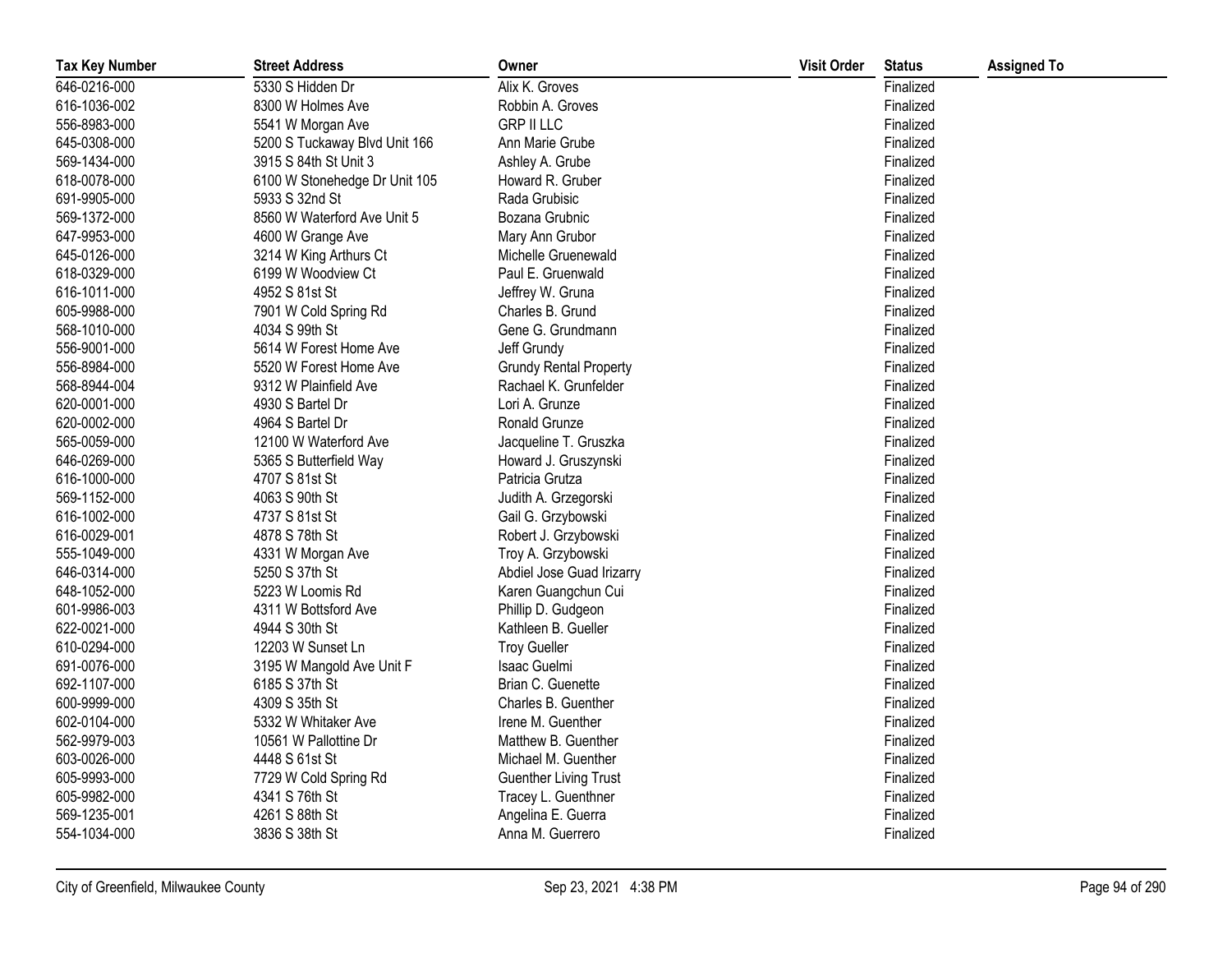| Tax Key Number | Street Address | Owner | Visit Order | Status | Assigned To |
|---|---|---|---|---|---|
| 646-0216-000 | 5330 S Hidden Dr | Alix K. Groves | | Finalized | |
| 616-1036-002 | 8300 W Holmes Ave | Robbin A. Groves | | Finalized | |
| 556-8983-000 | 5541 W Morgan Ave | GRP II LLC | | Finalized | |
| 645-0308-000 | 5200 S Tuckaway Blvd Unit 166 | Ann Marie Grube | | Finalized | |
| 569-1434-000 | 3915 S 84th St Unit 3 | Ashley A. Grube | | Finalized | |
| 618-0078-000 | 6100 W Stonehedge Dr Unit 105 | Howard R. Gruber | | Finalized | |
| 691-9905-000 | 5933 S 32nd St | Rada Grubisic | | Finalized | |
| 569-1372-000 | 8560 W Waterford Ave Unit 5 | Bozana Grubnic | | Finalized | |
| 647-9953-000 | 4600 W Grange Ave | Mary Ann Grubor | | Finalized | |
| 645-0126-000 | 3214 W King Arthurs Ct | Michelle Gruenewald | | Finalized | |
| 618-0329-000 | 6199 W Woodview Ct | Paul E. Gruenwald | | Finalized | |
| 616-1011-000 | 4952 S 81st St | Jeffrey W. Gruna | | Finalized | |
| 605-9988-000 | 7901 W Cold Spring Rd | Charles B. Grund | | Finalized | |
| 568-1010-000 | 4034 S 99th St | Gene G. Grundmann | | Finalized | |
| 556-9001-000 | 5614 W Forest Home Ave | Jeff Grundy | | Finalized | |
| 556-8984-000 | 5520 W Forest Home Ave | Grundy Rental Property | | Finalized | |
| 568-8944-004 | 9312 W Plainfield Ave | Rachael K. Grunfelder | | Finalized | |
| 620-0001-000 | 4930 S Bartel Dr | Lori A. Grunze | | Finalized | |
| 620-0002-000 | 4964 S Bartel Dr | Ronald Grunze | | Finalized | |
| 565-0059-000 | 12100 W Waterford Ave | Jacqueline T. Gruszka | | Finalized | |
| 646-0269-000 | 5365 S Butterfield Way | Howard J. Gruszynski | | Finalized | |
| 616-1000-000 | 4707 S 81st St | Patricia Grutza | | Finalized | |
| 569-1152-000 | 4063 S 90th St | Judith A. Grzegorski | | Finalized | |
| 616-1002-000 | 4737 S 81st St | Gail G. Grzybowski | | Finalized | |
| 616-0029-001 | 4878 S 78th St | Robert J. Grzybowski | | Finalized | |
| 555-1049-000 | 4331 W Morgan Ave | Troy A. Grzybowski | | Finalized | |
| 646-0314-000 | 5250 S 37th St | Abdiel Jose Guad Irizarry | | Finalized | |
| 648-1052-000 | 5223 W Loomis Rd | Karen Guangchun Cui | | Finalized | |
| 601-9986-003 | 4311 W Bottsford Ave | Phillip D. Gudgeon | | Finalized | |
| 622-0021-000 | 4944 S 30th St | Kathleen B. Gueller | | Finalized | |
| 610-0294-000 | 12203 W Sunset Ln | Troy Gueller | | Finalized | |
| 691-0076-000 | 3195 W Mangold Ave Unit F | Isaac Guelmi | | Finalized | |
| 692-1107-000 | 6185 S 37th St | Brian C. Guenette | | Finalized | |
| 600-9999-000 | 4309 S 35th St | Charles B. Guenther | | Finalized | |
| 602-0104-000 | 5332 W Whitaker Ave | Irene M. Guenther | | Finalized | |
| 562-9979-003 | 10561 W Pallottine Dr | Matthew B. Guenther | | Finalized | |
| 603-0026-000 | 4448 S 61st St | Michael M. Guenther | | Finalized | |
| 605-9993-000 | 7729 W Cold Spring Rd | Guenther Living Trust | | Finalized | |
| 605-9982-000 | 4341 S 76th St | Tracey L. Guenthner | | Finalized | |
| 569-1235-001 | 4261 S 88th St | Angelina E. Guerra | | Finalized | |
| 554-1034-000 | 3836 S 38th St | Anna M. Guerrero | | Finalized | |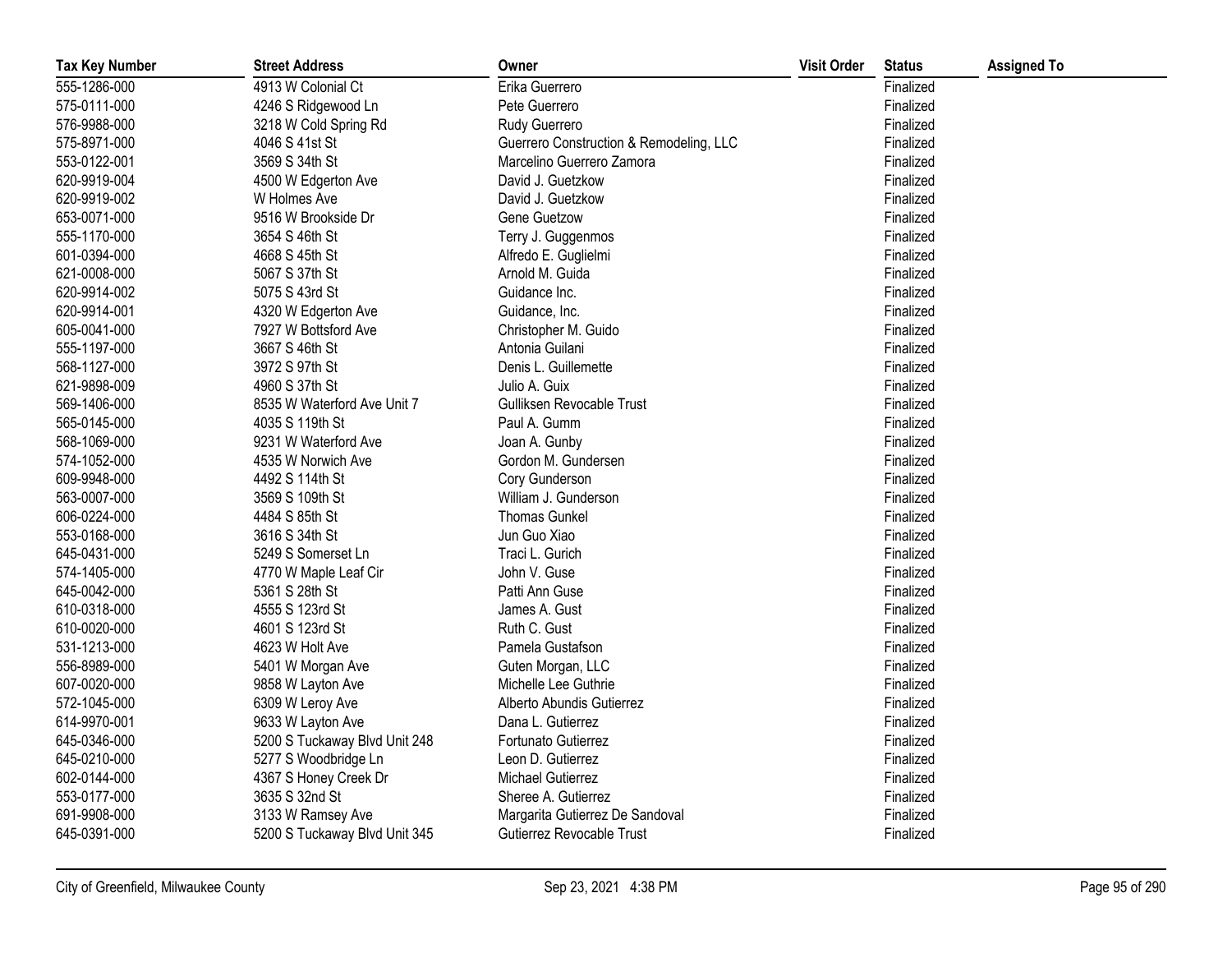| Tax Key Number | Street Address | Owner | Visit Order | Status | Assigned To |
|---|---|---|---|---|---|
| 555-1286-000 | 4913 W Colonial Ct | Erika Guerrero | | Finalized | |
| 575-0111-000 | 4246 S Ridgewood Ln | Pete Guerrero | | Finalized | |
| 576-9988-000 | 3218 W Cold Spring Rd | Rudy Guerrero | | Finalized | |
| 575-8971-000 | 4046 S 41st St | Guerrero Construction & Remodeling, LLC | | Finalized | |
| 553-0122-001 | 3569 S 34th St | Marcelino Guerrero Zamora | | Finalized | |
| 620-9919-004 | 4500 W Edgerton Ave | David J. Guetzkow | | Finalized | |
| 620-9919-002 | W Holmes Ave | David J. Guetzkow | | Finalized | |
| 653-0071-000 | 9516 W Brookside Dr | Gene Guetzow | | Finalized | |
| 555-1170-000 | 3654 S 46th St | Terry J. Guggenmos | | Finalized | |
| 601-0394-000 | 4668 S 45th St | Alfredo E. Guglielmi | | Finalized | |
| 621-0008-000 | 5067 S 37th St | Arnold M. Guida | | Finalized | |
| 620-9914-002 | 5075 S 43rd St | Guidance Inc. | | Finalized | |
| 620-9914-001 | 4320 W Edgerton Ave | Guidance, Inc. | | Finalized | |
| 605-0041-000 | 7927 W Bottsford Ave | Christopher M. Guido | | Finalized | |
| 555-1197-000 | 3667 S 46th St | Antonia Guilani | | Finalized | |
| 568-1127-000 | 3972 S 97th St | Denis L. Guillemette | | Finalized | |
| 621-9898-009 | 4960 S 37th St | Julio A. Guix | | Finalized | |
| 569-1406-000 | 8535 W Waterford Ave Unit 7 | Gulliksen Revocable Trust | | Finalized | |
| 565-0145-000 | 4035 S 119th St | Paul A. Gumm | | Finalized | |
| 568-1069-000 | 9231 W Waterford Ave | Joan A. Gunby | | Finalized | |
| 574-1052-000 | 4535 W Norwich Ave | Gordon M. Gundersen | | Finalized | |
| 609-9948-000 | 4492 S 114th St | Cory Gunderson | | Finalized | |
| 563-0007-000 | 3569 S 109th St | William J. Gunderson | | Finalized | |
| 606-0224-000 | 4484 S 85th St | Thomas Gunkel | | Finalized | |
| 553-0168-000 | 3616 S 34th St | Jun Guo Xiao | | Finalized | |
| 645-0431-000 | 5249 S Somerset Ln | Traci L. Gurich | | Finalized | |
| 574-1405-000 | 4770 W Maple Leaf Cir | John V. Guse | | Finalized | |
| 645-0042-000 | 5361 S 28th St | Patti Ann Guse | | Finalized | |
| 610-0318-000 | 4555 S 123rd St | James A. Gust | | Finalized | |
| 610-0020-000 | 4601 S 123rd St | Ruth C. Gust | | Finalized | |
| 531-1213-000 | 4623 W Holt Ave | Pamela Gustafson | | Finalized | |
| 556-8989-000 | 5401 W Morgan Ave | Guten Morgan, LLC | | Finalized | |
| 607-0020-000 | 9858 W Layton Ave | Michelle Lee Guthrie | | Finalized | |
| 572-1045-000 | 6309 W Leroy Ave | Alberto Abundis Gutierrez | | Finalized | |
| 614-9970-001 | 9633 W Layton Ave | Dana L. Gutierrez | | Finalized | |
| 645-0346-000 | 5200 S Tuckaway Blvd Unit 248 | Fortunato Gutierrez | | Finalized | |
| 645-0210-000 | 5277 S Woodbridge Ln | Leon D. Gutierrez | | Finalized | |
| 602-0144-000 | 4367 S Honey Creek Dr | Michael Gutierrez | | Finalized | |
| 553-0177-000 | 3635 S 32nd St | Sheree A. Gutierrez | | Finalized | |
| 691-9908-000 | 3133 W Ramsey Ave | Margarita Gutierrez De Sandoval | | Finalized | |
| 645-0391-000 | 5200 S Tuckaway Blvd Unit 345 | Gutierrez Revocable Trust | | Finalized | |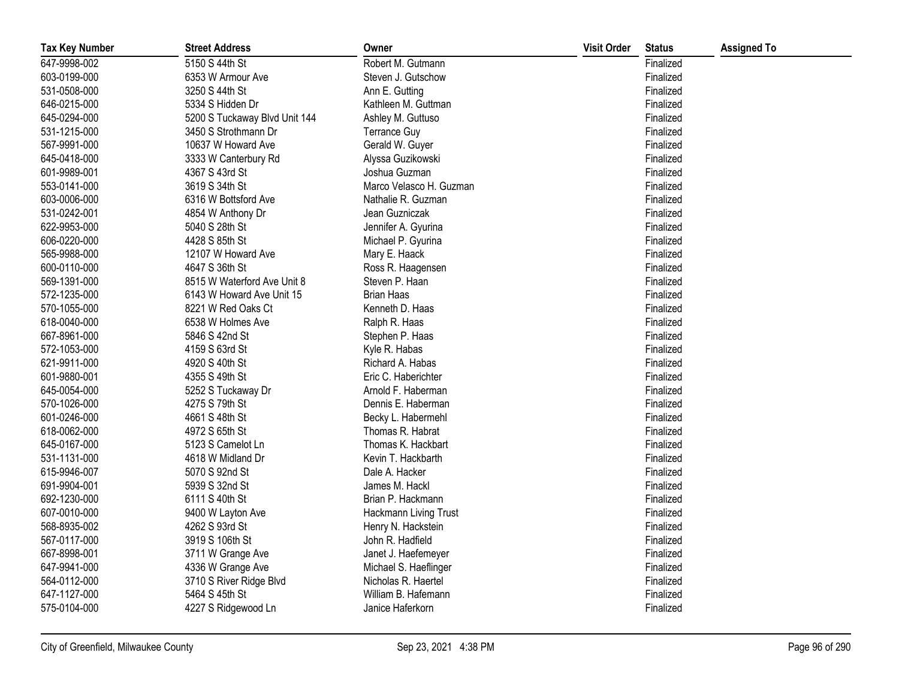| Tax Key Number | Street Address | Owner | Visit Order | Status | Assigned To |
|---|---|---|---|---|---|
| 647-9998-002 | 5150 S 44th St | Robert M. Gutmann | | Finalized | |
| 603-0199-000 | 6353 W Armour Ave | Steven J. Gutschow | | Finalized | |
| 531-0508-000 | 3250 S 44th St | Ann E. Gutting | | Finalized | |
| 646-0215-000 | 5334 S Hidden Dr | Kathleen M. Guttman | | Finalized | |
| 645-0294-000 | 5200 S Tuckaway Blvd Unit 144 | Ashley M. Guttuso | | Finalized | |
| 531-1215-000 | 3450 S Strothmann Dr | Terrance Guy | | Finalized | |
| 567-9991-000 | 10637 W Howard Ave | Gerald W. Guyer | | Finalized | |
| 645-0418-000 | 3333 W Canterbury Rd | Alyssa Guzikowski | | Finalized | |
| 601-9989-001 | 4367 S 43rd St | Joshua Guzman | | Finalized | |
| 553-0141-000 | 3619 S 34th St | Marco Velasco H. Guzman | | Finalized | |
| 603-0006-000 | 6316 W Bottsford Ave | Nathalie R. Guzman | | Finalized | |
| 531-0242-001 | 4854 W Anthony Dr | Jean Guzniczak | | Finalized | |
| 622-9953-000 | 5040 S 28th St | Jennifer A. Gyurina | | Finalized | |
| 606-0220-000 | 4428 S 85th St | Michael P. Gyurina | | Finalized | |
| 565-9988-000 | 12107 W Howard Ave | Mary E. Haack | | Finalized | |
| 600-0110-000 | 4647 S 36th St | Ross R. Haagensen | | Finalized | |
| 569-1391-000 | 8515 W Waterford Ave Unit 8 | Steven P. Haan | | Finalized | |
| 572-1235-000 | 6143 W Howard Ave Unit 15 | Brian Haas | | Finalized | |
| 570-1055-000 | 8221 W Red Oaks Ct | Kenneth D. Haas | | Finalized | |
| 618-0040-000 | 6538 W Holmes Ave | Ralph R. Haas | | Finalized | |
| 667-8961-000 | 5846 S 42nd St | Stephen P. Haas | | Finalized | |
| 572-1053-000 | 4159 S 63rd St | Kyle R. Habas | | Finalized | |
| 621-9911-000 | 4920 S 40th St | Richard A. Habas | | Finalized | |
| 601-9880-001 | 4355 S 49th St | Eric C. Haberichter | | Finalized | |
| 645-0054-000 | 5252 S Tuckaway Dr | Arnold F. Haberman | | Finalized | |
| 570-1026-000 | 4275 S 79th St | Dennis E. Haberman | | Finalized | |
| 601-0246-000 | 4661 S 48th St | Becky L. Habermehl | | Finalized | |
| 618-0062-000 | 4972 S 65th St | Thomas R. Habrat | | Finalized | |
| 645-0167-000 | 5123 S Camelot Ln | Thomas K. Hackbart | | Finalized | |
| 531-1131-000 | 4618 W Midland Dr | Kevin T. Hackbarth | | Finalized | |
| 615-9946-007 | 5070 S 92nd St | Dale A. Hacker | | Finalized | |
| 691-9904-001 | 5939 S 32nd St | James M. Hackl | | Finalized | |
| 692-1230-000 | 6111 S 40th St | Brian P. Hackmann | | Finalized | |
| 607-0010-000 | 9400 W Layton Ave | Hackmann Living Trust | | Finalized | |
| 568-8935-002 | 4262 S 93rd St | Henry N. Hackstein | | Finalized | |
| 567-0117-000 | 3919 S 106th St | John R. Hadfield | | Finalized | |
| 667-8998-001 | 3711 W Grange Ave | Janet J. Haefemeyer | | Finalized | |
| 647-9941-000 | 4336 W Grange Ave | Michael S. Haeflinger | | Finalized | |
| 564-0112-000 | 3710 S River Ridge Blvd | Nicholas R. Haertel | | Finalized | |
| 647-1127-000 | 5464 S 45th St | William B. Hafemann | | Finalized | |
| 575-0104-000 | 4227 S Ridgewood Ln | Janice Haferkorn | | Finalized | |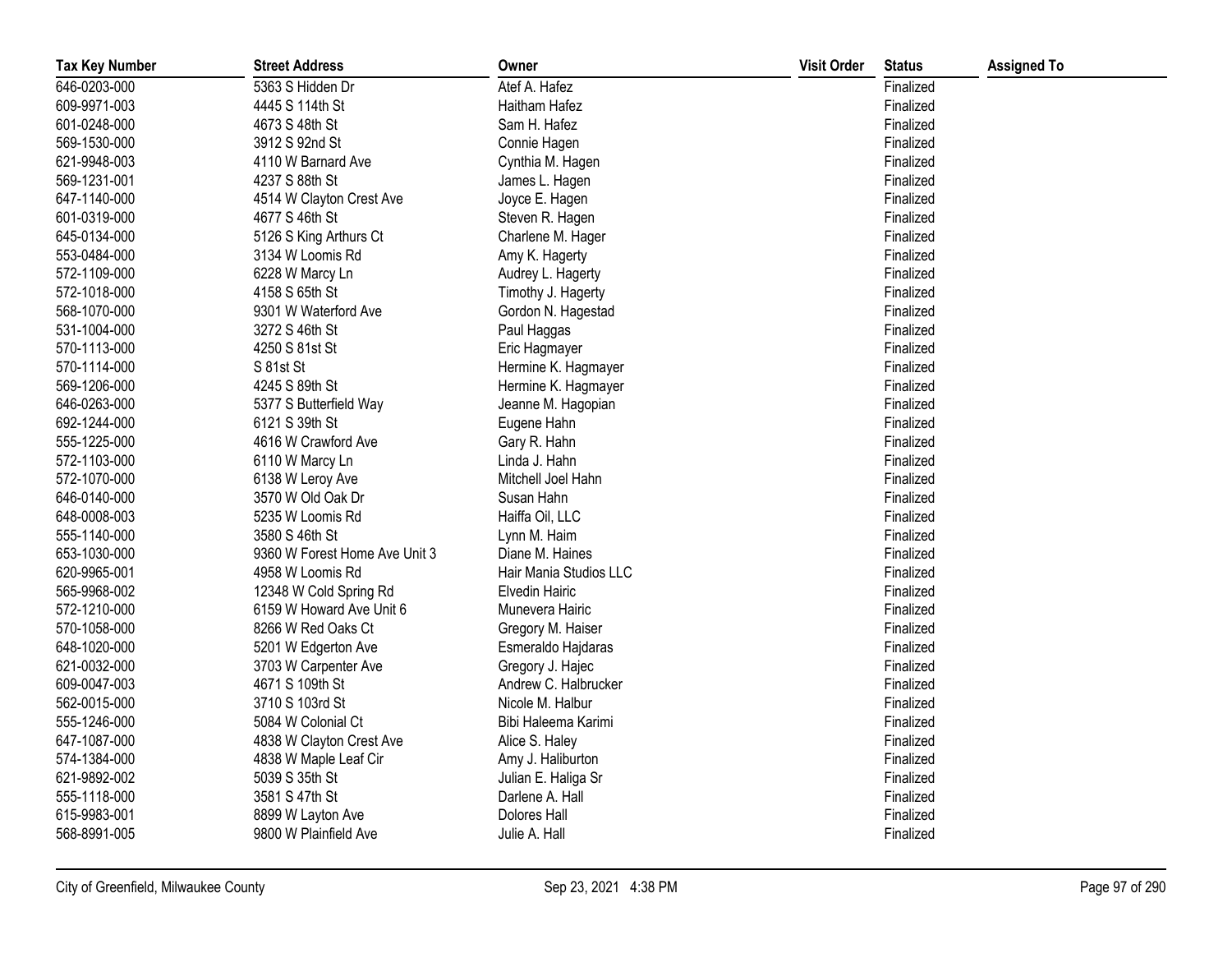| Tax Key Number | Street Address | Owner | Visit Order | Status | Assigned To |
|---|---|---|---|---|---|
| 646-0203-000 | 5363 S Hidden Dr | Atef A. Hafez | | Finalized | |
| 609-9971-003 | 4445 S 114th St | Haitham Hafez | | Finalized | |
| 601-0248-000 | 4673 S 48th St | Sam H. Hafez | | Finalized | |
| 569-1530-000 | 3912 S 92nd St | Connie Hagen | | Finalized | |
| 621-9948-003 | 4110 W Barnard Ave | Cynthia M. Hagen | | Finalized | |
| 569-1231-001 | 4237 S 88th St | James L. Hagen | | Finalized | |
| 647-1140-000 | 4514 W Clayton Crest Ave | Joyce E. Hagen | | Finalized | |
| 601-0319-000 | 4677 S 46th St | Steven R. Hagen | | Finalized | |
| 645-0134-000 | 5126 S King Arthurs Ct | Charlene M. Hager | | Finalized | |
| 553-0484-000 | 3134 W Loomis Rd | Amy K. Hagerty | | Finalized | |
| 572-1109-000 | 6228 W Marcy Ln | Audrey L. Hagerty | | Finalized | |
| 572-1018-000 | 4158 S 65th St | Timothy J. Hagerty | | Finalized | |
| 568-1070-000 | 9301 W Waterford Ave | Gordon N. Hagestad | | Finalized | |
| 531-1004-000 | 3272 S 46th St | Paul Haggas | | Finalized | |
| 570-1113-000 | 4250 S 81st St | Eric Hagmayer | | Finalized | |
| 570-1114-000 | S 81st St | Hermine K. Hagmayer | | Finalized | |
| 569-1206-000 | 4245 S 89th St | Hermine K. Hagmayer | | Finalized | |
| 646-0263-000 | 5377 S Butterfield Way | Jeanne M. Hagopian | | Finalized | |
| 692-1244-000 | 6121 S 39th St | Eugene Hahn | | Finalized | |
| 555-1225-000 | 4616 W Crawford Ave | Gary R. Hahn | | Finalized | |
| 572-1103-000 | 6110 W Marcy Ln | Linda J. Hahn | | Finalized | |
| 572-1070-000 | 6138 W Leroy Ave | Mitchell Joel Hahn | | Finalized | |
| 646-0140-000 | 3570 W Old Oak Dr | Susan Hahn | | Finalized | |
| 648-0008-003 | 5235 W Loomis Rd | Haiffa Oil, LLC | | Finalized | |
| 555-1140-000 | 3580 S 46th St | Lynn M. Haim | | Finalized | |
| 653-1030-000 | 9360 W Forest Home Ave Unit 3 | Diane M. Haines | | Finalized | |
| 620-9965-001 | 4958 W Loomis Rd | Hair Mania Studios LLC | | Finalized | |
| 565-9968-002 | 12348 W Cold Spring Rd | Elvedin Hairic | | Finalized | |
| 572-1210-000 | 6159 W Howard Ave Unit 6 | Munevera Hairic | | Finalized | |
| 570-1058-000 | 8266 W Red Oaks Ct | Gregory M. Haiser | | Finalized | |
| 648-1020-000 | 5201 W Edgerton Ave | Esmeraldo Hajdaras | | Finalized | |
| 621-0032-000 | 3703 W Carpenter Ave | Gregory J. Hajec | | Finalized | |
| 609-0047-003 | 4671 S 109th St | Andrew C. Halbrucker | | Finalized | |
| 562-0015-000 | 3710 S 103rd St | Nicole M. Halbur | | Finalized | |
| 555-1246-000 | 5084 W Colonial Ct | Bibi Haleema Karimi | | Finalized | |
| 647-1087-000 | 4838 W Clayton Crest Ave | Alice S. Haley | | Finalized | |
| 574-1384-000 | 4838 W Maple Leaf Cir | Amy J. Haliburton | | Finalized | |
| 621-9892-002 | 5039 S 35th St | Julian E. Haliga Sr | | Finalized | |
| 555-1118-000 | 3581 S 47th St | Darlene A. Hall | | Finalized | |
| 615-9983-001 | 8899 W Layton Ave | Dolores Hall | | Finalized | |
| 568-8991-005 | 9800 W Plainfield Ave | Julie A. Hall | | Finalized | |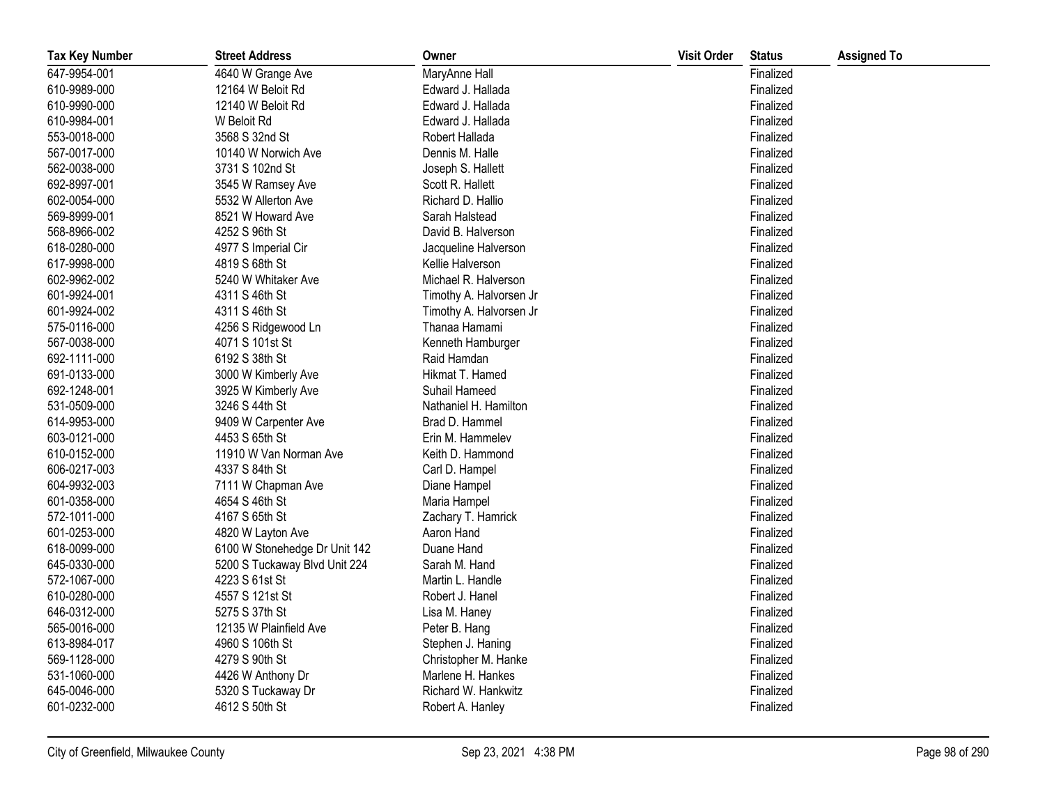| Tax Key Number | Street Address | Owner | Visit Order | Status | Assigned To |
| --- | --- | --- | --- | --- | --- |
| 647-9954-001 | 4640 W Grange Ave | MaryAnne Hall | | Finalized | |
| 610-9989-000 | 12164 W Beloit Rd | Edward J. Hallada | | Finalized | |
| 610-9990-000 | 12140 W Beloit Rd | Edward J. Hallada | | Finalized | |
| 610-9984-001 | W Beloit Rd | Edward J. Hallada | | Finalized | |
| 553-0018-000 | 3568 S 32nd St | Robert Hallada | | Finalized | |
| 567-0017-000 | 10140 W Norwich Ave | Dennis M. Halle | | Finalized | |
| 562-0038-000 | 3731 S 102nd St | Joseph S. Hallett | | Finalized | |
| 692-8997-001 | 3545 W Ramsey Ave | Scott R. Hallett | | Finalized | |
| 602-0054-000 | 5532 W Allerton Ave | Richard D. Hallio | | Finalized | |
| 569-8999-001 | 8521 W Howard Ave | Sarah Halstead | | Finalized | |
| 568-8966-002 | 4252 S 96th St | David B. Halverson | | Finalized | |
| 618-0280-000 | 4977 S Imperial Cir | Jacqueline Halverson | | Finalized | |
| 617-9998-000 | 4819 S 68th St | Kellie Halverson | | Finalized | |
| 602-9962-002 | 5240 W Whitaker Ave | Michael R. Halverson | | Finalized | |
| 601-9924-001 | 4311 S 46th St | Timothy A. Halvorsen Jr | | Finalized | |
| 601-9924-002 | 4311 S 46th St | Timothy A. Halvorsen Jr | | Finalized | |
| 575-0116-000 | 4256 S Ridgewood Ln | Thanaa Hamami | | Finalized | |
| 567-0038-000 | 4071 S 101st St | Kenneth Hamburger | | Finalized | |
| 692-1111-000 | 6192 S 38th St | Raid Hamdan | | Finalized | |
| 691-0133-000 | 3000 W Kimberly Ave | Hikmat T. Hamed | | Finalized | |
| 692-1248-001 | 3925 W Kimberly Ave | Suhail Hameed | | Finalized | |
| 531-0509-000 | 3246 S 44th St | Nathaniel H. Hamilton | | Finalized | |
| 614-9953-000 | 9409 W Carpenter Ave | Brad D. Hammel | | Finalized | |
| 603-0121-000 | 4453 S 65th St | Erin M. Hammelev | | Finalized | |
| 610-0152-000 | 11910 W Van Norman Ave | Keith D. Hammond | | Finalized | |
| 606-0217-003 | 4337 S 84th St | Carl D. Hampel | | Finalized | |
| 604-9932-003 | 7111 W Chapman Ave | Diane Hampel | | Finalized | |
| 601-0358-000 | 4654 S 46th St | Maria Hampel | | Finalized | |
| 572-1011-000 | 4167 S 65th St | Zachary T. Hamrick | | Finalized | |
| 601-0253-000 | 4820 W Layton Ave | Aaron Hand | | Finalized | |
| 618-0099-000 | 6100 W Stonehedge Dr Unit 142 | Duane Hand | | Finalized | |
| 645-0330-000 | 5200 S Tuckaway Blvd Unit 224 | Sarah M. Hand | | Finalized | |
| 572-1067-000 | 4223 S 61st St | Martin L. Handle | | Finalized | |
| 610-0280-000 | 4557 S 121st St | Robert J. Hanel | | Finalized | |
| 646-0312-000 | 5275 S 37th St | Lisa M. Haney | | Finalized | |
| 565-0016-000 | 12135 W Plainfield Ave | Peter B. Hang | | Finalized | |
| 613-8984-017 | 4960 S 106th St | Stephen J. Haning | | Finalized | |
| 569-1128-000 | 4279 S 90th St | Christopher M. Hanke | | Finalized | |
| 531-1060-000 | 4426 W Anthony Dr | Marlene H. Hankes | | Finalized | |
| 645-0046-000 | 5320 S Tuckaway Dr | Richard W. Hankwitz | | Finalized | |
| 601-0232-000 | 4612 S 50th St | Robert A. Hanley | | Finalized | |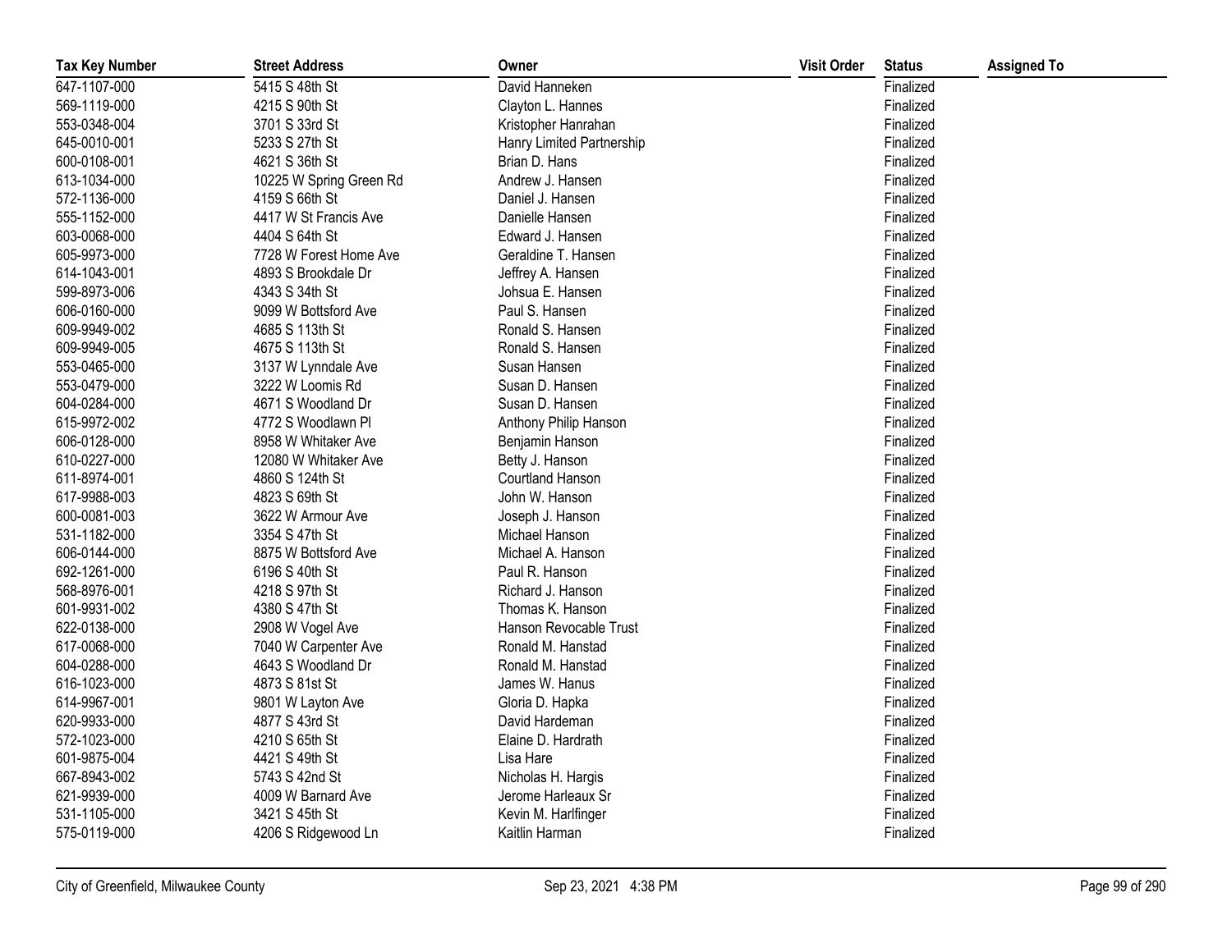| Tax Key Number | Street Address | Owner | Visit Order | Status | Assigned To |
|---|---|---|---|---|---|
| 647-1107-000 | 5415 S 48th St | David Hanneken | | Finalized | |
| 569-1119-000 | 4215 S 90th St | Clayton L. Hannes | | Finalized | |
| 553-0348-004 | 3701 S 33rd St | Kristopher Hanrahan | | Finalized | |
| 645-0010-001 | 5233 S 27th St | Hanry Limited Partnership | | Finalized | |
| 600-0108-001 | 4621 S 36th St | Brian D. Hans | | Finalized | |
| 613-1034-000 | 10225 W Spring Green Rd | Andrew J. Hansen | | Finalized | |
| 572-1136-000 | 4159 S 66th St | Daniel J. Hansen | | Finalized | |
| 555-1152-000 | 4417 W St Francis Ave | Danielle Hansen | | Finalized | |
| 603-0068-000 | 4404 S 64th St | Edward J. Hansen | | Finalized | |
| 605-9973-000 | 7728 W Forest Home Ave | Geraldine T. Hansen | | Finalized | |
| 614-1043-001 | 4893 S Brookdale Dr | Jeffrey A. Hansen | | Finalized | |
| 599-8973-006 | 4343 S 34th St | Johsua E. Hansen | | Finalized | |
| 606-0160-000 | 9099 W Bottsford Ave | Paul S. Hansen | | Finalized | |
| 609-9949-002 | 4685 S 113th St | Ronald S. Hansen | | Finalized | |
| 609-9949-005 | 4675 S 113th St | Ronald S. Hansen | | Finalized | |
| 553-0465-000 | 3137 W Lynndale Ave | Susan Hansen | | Finalized | |
| 553-0479-000 | 3222 W Loomis Rd | Susan D. Hansen | | Finalized | |
| 604-0284-000 | 4671 S Woodland Dr | Susan D. Hansen | | Finalized | |
| 615-9972-002 | 4772 S Woodlawn Pl | Anthony Philip Hanson | | Finalized | |
| 606-0128-000 | 8958 W Whitaker Ave | Benjamin Hanson | | Finalized | |
| 610-0227-000 | 12080 W Whitaker Ave | Betty J. Hanson | | Finalized | |
| 611-8974-001 | 4860 S 124th St | Courtland Hanson | | Finalized | |
| 617-9988-003 | 4823 S 69th St | John W. Hanson | | Finalized | |
| 600-0081-003 | 3622 W Armour Ave | Joseph J. Hanson | | Finalized | |
| 531-1182-000 | 3354 S 47th St | Michael Hanson | | Finalized | |
| 606-0144-000 | 8875 W Bottsford Ave | Michael A. Hanson | | Finalized | |
| 692-1261-000 | 6196 S 40th St | Paul R. Hanson | | Finalized | |
| 568-8976-001 | 4218 S 97th St | Richard J. Hanson | | Finalized | |
| 601-9931-002 | 4380 S 47th St | Thomas K. Hanson | | Finalized | |
| 622-0138-000 | 2908 W Vogel Ave | Hanson Revocable Trust | | Finalized | |
| 617-0068-000 | 7040 W Carpenter Ave | Ronald M. Hanstad | | Finalized | |
| 604-0288-000 | 4643 S Woodland Dr | Ronald M. Hanstad | | Finalized | |
| 616-1023-000 | 4873 S 81st St | James W. Hanus | | Finalized | |
| 614-9967-001 | 9801 W Layton Ave | Gloria D. Hapka | | Finalized | |
| 620-9933-000 | 4877 S 43rd St | David Hardeman | | Finalized | |
| 572-1023-000 | 4210 S 65th St | Elaine D. Hardrath | | Finalized | |
| 601-9875-004 | 4421 S 49th St | Lisa Hare | | Finalized | |
| 667-8943-002 | 5743 S 42nd St | Nicholas H. Hargis | | Finalized | |
| 621-9939-000 | 4009 W Barnard Ave | Jerome Harleaux Sr | | Finalized | |
| 531-1105-000 | 3421 S 45th St | Kevin M. Harlfinger | | Finalized | |
| 575-0119-000 | 4206 S Ridgewood Ln | Kaitlin Harman | | Finalized | |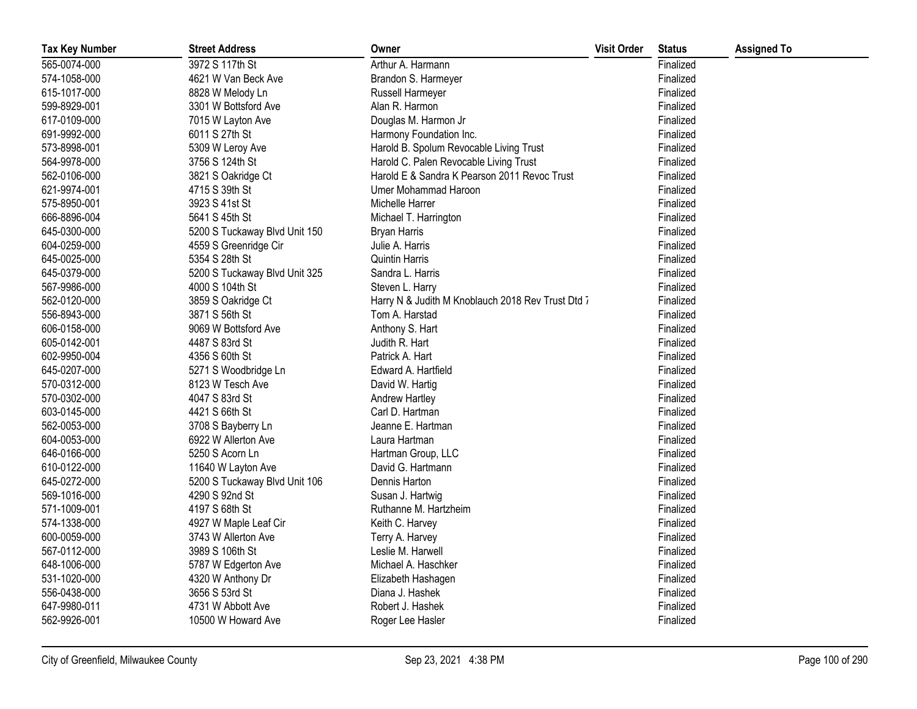| Tax Key Number | Street Address | Owner | Visit Order | Status | Assigned To |
|---|---|---|---|---|---|
| 565-0074-000 | 3972 S 117th St | Arthur A. Harmann | | Finalized | |
| 574-1058-000 | 4621 W Van Beck Ave | Brandon S. Harmeyer | | Finalized | |
| 615-1017-000 | 8828 W Melody Ln | Russell Harmeyer | | Finalized | |
| 599-8929-001 | 3301 W Bottsford Ave | Alan R. Harmon | | Finalized | |
| 617-0109-000 | 7015 W Layton Ave | Douglas M. Harmon Jr | | Finalized | |
| 691-9992-000 | 6011 S 27th St | Harmony Foundation Inc. | | Finalized | |
| 573-8998-001 | 5309 W Leroy Ave | Harold B. Spolum Revocable Living Trust | | Finalized | |
| 564-9978-000 | 3756 S 124th St | Harold C. Palen Revocable Living Trust | | Finalized | |
| 562-0106-000 | 3821 S Oakridge Ct | Harold E & Sandra K Pearson 2011 Revoc Trust | | Finalized | |
| 621-9974-001 | 4715 S 39th St | Umer Mohammad Haroon | | Finalized | |
| 575-8950-001 | 3923 S 41st St | Michelle Harrer | | Finalized | |
| 666-8896-004 | 5641 S 45th St | Michael T. Harrington | | Finalized | |
| 645-0300-000 | 5200 S Tuckaway Blvd Unit 150 | Bryan Harris | | Finalized | |
| 604-0259-000 | 4559 S Greenridge Cir | Julie A. Harris | | Finalized | |
| 645-0025-000 | 5354 S 28th St | Quintin Harris | | Finalized | |
| 645-0379-000 | 5200 S Tuckaway Blvd Unit 325 | Sandra L. Harris | | Finalized | |
| 567-9986-000 | 4000 S 104th St | Steven L. Harry | | Finalized | |
| 562-0120-000 | 3859 S Oakridge Ct | Harry N & Judith M Knoblauch 2018 Rev Trust Dtd 7 | | Finalized | |
| 556-8943-000 | 3871 S 56th St | Tom A. Harstad | | Finalized | |
| 606-0158-000 | 9069 W Bottsford Ave | Anthony S. Hart | | Finalized | |
| 605-0142-001 | 4487 S 83rd St | Judith R. Hart | | Finalized | |
| 602-9950-004 | 4356 S 60th St | Patrick A. Hart | | Finalized | |
| 645-0207-000 | 5271 S Woodbridge Ln | Edward A. Hartfield | | Finalized | |
| 570-0312-000 | 8123 W Tesch Ave | David W. Hartig | | Finalized | |
| 570-0302-000 | 4047 S 83rd St | Andrew Hartley | | Finalized | |
| 603-0145-000 | 4421 S 66th St | Carl D. Hartman | | Finalized | |
| 562-0053-000 | 3708 S Bayberry Ln | Jeanne E. Hartman | | Finalized | |
| 604-0053-000 | 6922 W Allerton Ave | Laura Hartman | | Finalized | |
| 646-0166-000 | 5250 S Acorn Ln | Hartman Group, LLC | | Finalized | |
| 610-0122-000 | 11640 W Layton Ave | David G. Hartmann | | Finalized | |
| 645-0272-000 | 5200 S Tuckaway Blvd Unit 106 | Dennis Harton | | Finalized | |
| 569-1016-000 | 4290 S 92nd St | Susan J. Hartwig | | Finalized | |
| 571-1009-001 | 4197 S 68th St | Ruthanne M. Hartzheim | | Finalized | |
| 574-1338-000 | 4927 W Maple Leaf Cir | Keith C. Harvey | | Finalized | |
| 600-0059-000 | 3743 W Allerton Ave | Terry A. Harvey | | Finalized | |
| 567-0112-000 | 3989 S 106th St | Leslie M. Harwell | | Finalized | |
| 648-1006-000 | 5787 W Edgerton Ave | Michael A. Haschker | | Finalized | |
| 531-1020-000 | 4320 W Anthony Dr | Elizabeth Hashagen | | Finalized | |
| 556-0438-000 | 3656 S 53rd St | Diana J. Hashek | | Finalized | |
| 647-9980-011 | 4731 W Abbott Ave | Robert J. Hashek | | Finalized | |
| 562-9926-001 | 10500 W Howard Ave | Roger Lee Hasler | | Finalized | |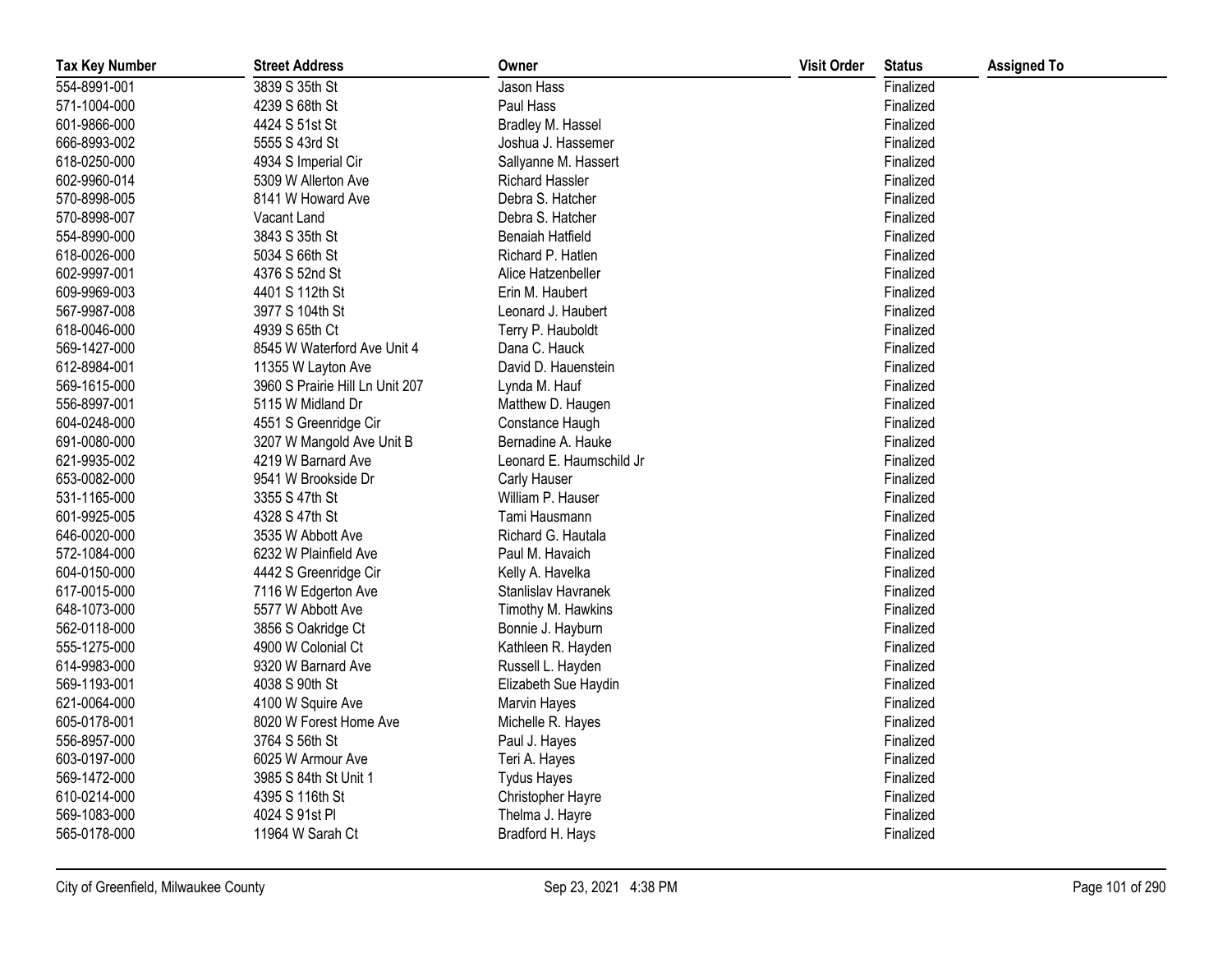| Tax Key Number | Street Address | Owner | Visit Order | Status | Assigned To |
|---|---|---|---|---|---|
| 554-8991-001 | 3839 S 35th St | Jason Hass | | Finalized | |
| 571-1004-000 | 4239 S 68th St | Paul Hass | | Finalized | |
| 601-9866-000 | 4424 S 51st St | Bradley M. Hassel | | Finalized | |
| 666-8993-002 | 5555 S 43rd St | Joshua J. Hassemer | | Finalized | |
| 618-0250-000 | 4934 S Imperial Cir | Sallyanne M. Hassert | | Finalized | |
| 602-9960-014 | 5309 W Allerton Ave | Richard Hassler | | Finalized | |
| 570-8998-005 | 8141 W Howard Ave | Debra S. Hatcher | | Finalized | |
| 570-8998-007 | Vacant Land | Debra S. Hatcher | | Finalized | |
| 554-8990-000 | 3843 S 35th St | Benaiah Hatfield | | Finalized | |
| 618-0026-000 | 5034 S 66th St | Richard P. Hatlen | | Finalized | |
| 602-9997-001 | 4376 S 52nd St | Alice Hatzenbeller | | Finalized | |
| 609-9969-003 | 4401 S 112th St | Erin M. Haubert | | Finalized | |
| 567-9987-008 | 3977 S 104th St | Leonard J. Haubert | | Finalized | |
| 618-0046-000 | 4939 S 65th Ct | Terry P. Hauboldt | | Finalized | |
| 569-1427-000 | 8545 W Waterford Ave Unit 4 | Dana C. Hauck | | Finalized | |
| 612-8984-001 | 11355 W Layton Ave | David D. Hauenstein | | Finalized | |
| 569-1615-000 | 3960 S Prairie Hill Ln Unit 207 | Lynda M. Hauf | | Finalized | |
| 556-8997-001 | 5115 W Midland Dr | Matthew D. Haugen | | Finalized | |
| 604-0248-000 | 4551 S Greenridge Cir | Constance Haugh | | Finalized | |
| 691-0080-000 | 3207 W Mangold Ave Unit B | Bernadine A. Hauke | | Finalized | |
| 621-9935-002 | 4219 W Barnard Ave | Leonard E. Haumschild Jr | | Finalized | |
| 653-0082-000 | 9541 W Brookside Dr | Carly Hauser | | Finalized | |
| 531-1165-000 | 3355 S 47th St | William P. Hauser | | Finalized | |
| 601-9925-005 | 4328 S 47th St | Tami Hausmann | | Finalized | |
| 646-0020-000 | 3535 W Abbott Ave | Richard G. Hautala | | Finalized | |
| 572-1084-000 | 6232 W Plainfield Ave | Paul M. Havaich | | Finalized | |
| 604-0150-000 | 4442 S Greenridge Cir | Kelly A. Havelka | | Finalized | |
| 617-0015-000 | 7116 W Edgerton Ave | Stanlislav Havranek | | Finalized | |
| 648-1073-000 | 5577 W Abbott Ave | Timothy M. Hawkins | | Finalized | |
| 562-0118-000 | 3856 S Oakridge Ct | Bonnie J. Hayburn | | Finalized | |
| 555-1275-000 | 4900 W Colonial Ct | Kathleen R. Hayden | | Finalized | |
| 614-9983-000 | 9320 W Barnard Ave | Russell L. Hayden | | Finalized | |
| 569-1193-001 | 4038 S 90th St | Elizabeth Sue Haydin | | Finalized | |
| 621-0064-000 | 4100 W Squire Ave | Marvin Hayes | | Finalized | |
| 605-0178-001 | 8020 W Forest Home Ave | Michelle R. Hayes | | Finalized | |
| 556-8957-000 | 3764 S 56th St | Paul J. Hayes | | Finalized | |
| 603-0197-000 | 6025 W Armour Ave | Teri A. Hayes | | Finalized | |
| 569-1472-000 | 3985 S 84th St Unit 1 | Tydus Hayes | | Finalized | |
| 610-0214-000 | 4395 S 116th St | Christopher Hayre | | Finalized | |
| 569-1083-000 | 4024 S 91st Pl | Thelma J. Hayre | | Finalized | |
| 565-0178-000 | 11964 W Sarah Ct | Bradford H. Hays | | Finalized | |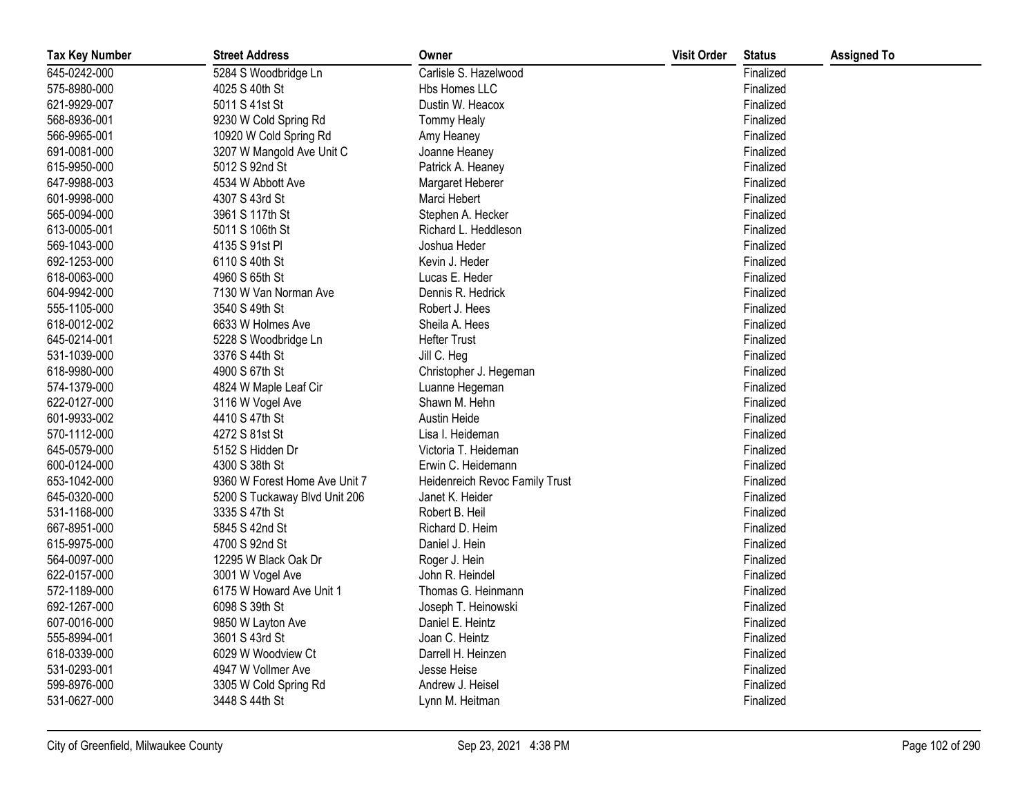| Tax Key Number | Street Address | Owner | Visit Order | Status | Assigned To |
|---|---|---|---|---|---|
| 645-0242-000 | 5284 S Woodbridge Ln | Carlisle S. Hazelwood | | Finalized | |
| 575-8980-000 | 4025 S 40th St | Hbs Homes LLC | | Finalized | |
| 621-9929-007 | 5011 S 41st St | Dustin W. Heacox | | Finalized | |
| 568-8936-001 | 9230 W Cold Spring Rd | Tommy Healy | | Finalized | |
| 566-9965-001 | 10920 W Cold Spring Rd | Amy Heaney | | Finalized | |
| 691-0081-000 | 3207 W Mangold Ave Unit C | Joanne Heaney | | Finalized | |
| 615-9950-000 | 5012 S 92nd St | Patrick A. Heaney | | Finalized | |
| 647-9988-003 | 4534 W Abbott Ave | Margaret Heberer | | Finalized | |
| 601-9998-000 | 4307 S 43rd St | Marci Hebert | | Finalized | |
| 565-0094-000 | 3961 S 117th St | Stephen A. Hecker | | Finalized | |
| 613-0005-001 | 5011 S 106th St | Richard L. Heddleson | | Finalized | |
| 569-1043-000 | 4135 S 91st Pl | Joshua Heder | | Finalized | |
| 692-1253-000 | 6110 S 40th St | Kevin J. Heder | | Finalized | |
| 618-0063-000 | 4960 S 65th St | Lucas E. Heder | | Finalized | |
| 604-9942-000 | 7130 W Van Norman Ave | Dennis R. Hedrick | | Finalized | |
| 555-1105-000 | 3540 S 49th St | Robert J. Hees | | Finalized | |
| 618-0012-002 | 6633 W Holmes Ave | Sheila A. Hees | | Finalized | |
| 645-0214-001 | 5228 S Woodbridge Ln | Hefter Trust | | Finalized | |
| 531-1039-000 | 3376 S 44th St | Jill C. Heg | | Finalized | |
| 618-9980-000 | 4900 S 67th St | Christopher J. Hegeman | | Finalized | |
| 574-1379-000 | 4824 W Maple Leaf Cir | Luanne Hegeman | | Finalized | |
| 622-0127-000 | 3116 W Vogel Ave | Shawn M. Hehn | | Finalized | |
| 601-9933-002 | 4410 S 47th St | Austin Heide | | Finalized | |
| 570-1112-000 | 4272 S 81st St | Lisa I. Heideman | | Finalized | |
| 645-0579-000 | 5152 S Hidden Dr | Victoria T. Heideman | | Finalized | |
| 600-0124-000 | 4300 S 38th St | Erwin C. Heidemann | | Finalized | |
| 653-1042-000 | 9360 W Forest Home Ave Unit 7 | Heidenreich Revoc Family Trust | | Finalized | |
| 645-0320-000 | 5200 S Tuckaway Blvd Unit 206 | Janet K. Heider | | Finalized | |
| 531-1168-000 | 3335 S 47th St | Robert B. Heil | | Finalized | |
| 667-8951-000 | 5845 S 42nd St | Richard D. Heim | | Finalized | |
| 615-9975-000 | 4700 S 92nd St | Daniel J. Hein | | Finalized | |
| 564-0097-000 | 12295 W Black Oak Dr | Roger J. Hein | | Finalized | |
| 622-0157-000 | 3001 W Vogel Ave | John R. Heindel | | Finalized | |
| 572-1189-000 | 6175 W Howard Ave Unit 1 | Thomas G. Heinmann | | Finalized | |
| 692-1267-000 | 6098 S 39th St | Joseph T. Heinowski | | Finalized | |
| 607-0016-000 | 9850 W Layton Ave | Daniel E. Heintz | | Finalized | |
| 555-8994-001 | 3601 S 43rd St | Joan C. Heintz | | Finalized | |
| 618-0339-000 | 6029 W Woodview Ct | Darrell H. Heinzen | | Finalized | |
| 531-0293-001 | 4947 W Vollmer Ave | Jesse Heise | | Finalized | |
| 599-8976-000 | 3305 W Cold Spring Rd | Andrew J. Heisel | | Finalized | |
| 531-0627-000 | 3448 S 44th St | Lynn M. Heitman | | Finalized | |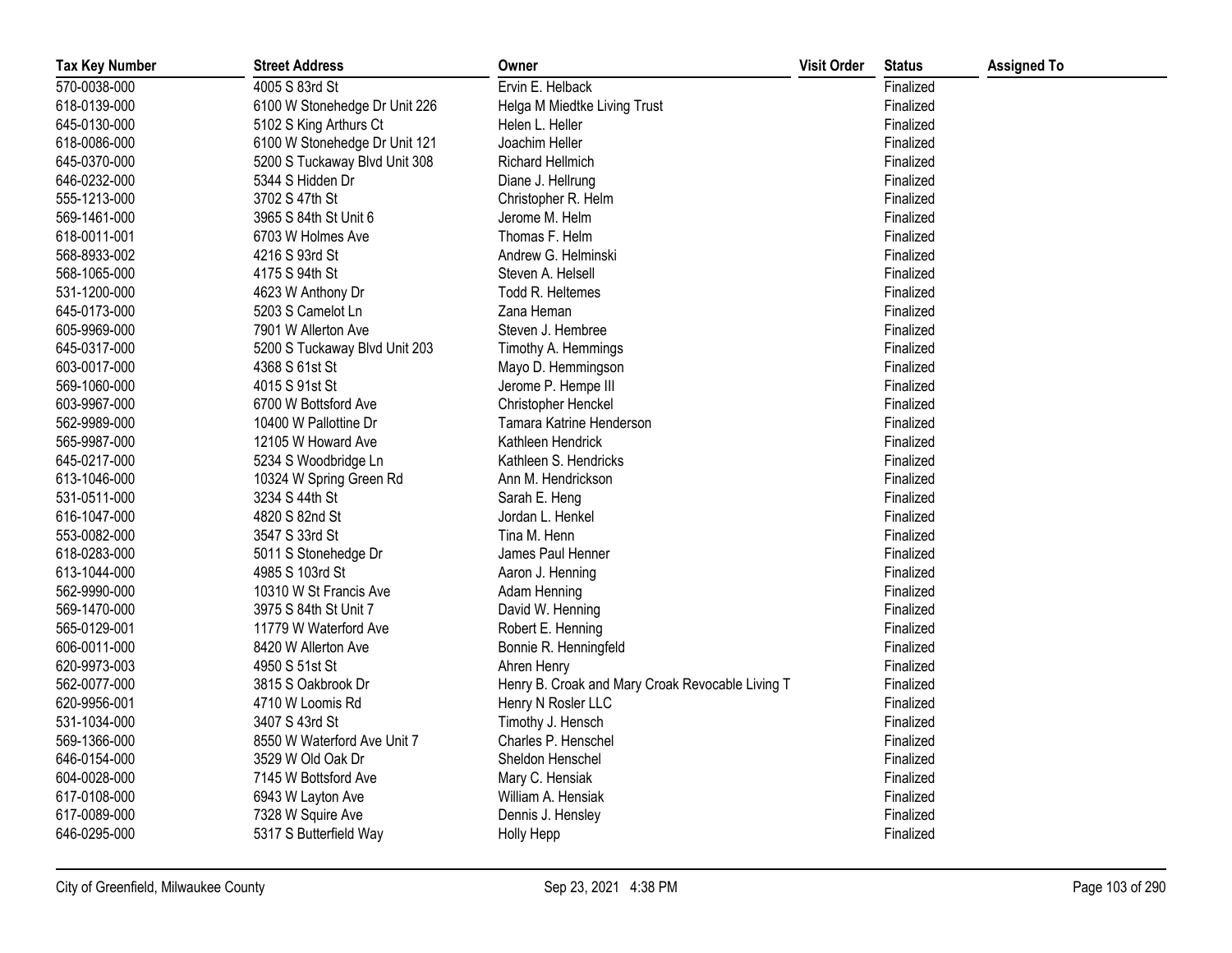| Tax Key Number | Street Address | Owner | Visit Order | Status | Assigned To |
|---|---|---|---|---|---|
| 570-0038-000 | 4005 S 83rd St | Ervin E. Helback | | Finalized | |
| 618-0139-000 | 6100 W Stonehedge Dr Unit 226 | Helga M Miedtke Living Trust | | Finalized | |
| 645-0130-000 | 5102 S King Arthurs Ct | Helen L. Heller | | Finalized | |
| 618-0086-000 | 6100 W Stonehedge Dr Unit 121 | Joachim Heller | | Finalized | |
| 645-0370-000 | 5200 S Tuckaway Blvd Unit 308 | Richard Hellmich | | Finalized | |
| 646-0232-000 | 5344 S Hidden Dr | Diane J. Hellrung | | Finalized | |
| 555-1213-000 | 3702 S 47th St | Christopher R. Helm | | Finalized | |
| 569-1461-000 | 3965 S 84th St Unit 6 | Jerome M. Helm | | Finalized | |
| 618-0011-001 | 6703 W Holmes Ave | Thomas F. Helm | | Finalized | |
| 568-8933-002 | 4216 S 93rd St | Andrew G. Helminski | | Finalized | |
| 568-1065-000 | 4175 S 94th St | Steven A. Helsell | | Finalized | |
| 531-1200-000 | 4623 W Anthony Dr | Todd R. Heltemes | | Finalized | |
| 645-0173-000 | 5203 S Camelot Ln | Zana Heman | | Finalized | |
| 605-9969-000 | 7901 W Allerton Ave | Steven J. Hembree | | Finalized | |
| 645-0317-000 | 5200 S Tuckaway Blvd Unit 203 | Timothy A. Hemmings | | Finalized | |
| 603-0017-000 | 4368 S 61st St | Mayo D. Hemmingson | | Finalized | |
| 569-1060-000 | 4015 S 91st St | Jerome P. Hempe III | | Finalized | |
| 603-9967-000 | 6700 W Bottsford Ave | Christopher Henckel | | Finalized | |
| 562-9989-000 | 10400 W Pallottine Dr | Tamara Katrine Henderson | | Finalized | |
| 565-9987-000 | 12105 W Howard Ave | Kathleen Hendrick | | Finalized | |
| 645-0217-000 | 5234 S Woodbridge Ln | Kathleen S. Hendricks | | Finalized | |
| 613-1046-000 | 10324 W Spring Green Rd | Ann M. Hendrickson | | Finalized | |
| 531-0511-000 | 3234 S 44th St | Sarah E. Heng | | Finalized | |
| 616-1047-000 | 4820 S 82nd St | Jordan L. Henkel | | Finalized | |
| 553-0082-000 | 3547 S 33rd St | Tina M. Henn | | Finalized | |
| 618-0283-000 | 5011 S Stonehedge Dr | James Paul Henner | | Finalized | |
| 613-1044-000 | 4985 S 103rd St | Aaron J. Henning | | Finalized | |
| 562-9990-000 | 10310 W St Francis Ave | Adam Henning | | Finalized | |
| 569-1470-000 | 3975 S 84th St Unit 7 | David W. Henning | | Finalized | |
| 565-0129-001 | 11779 W Waterford Ave | Robert E. Henning | | Finalized | |
| 606-0011-000 | 8420 W Allerton Ave | Bonnie R. Henningfeld | | Finalized | |
| 620-9973-003 | 4950 S 51st St | Ahren Henry | | Finalized | |
| 562-0077-000 | 3815 S Oakbrook Dr | Henry B. Croak and Mary Croak Revocable Living T | | Finalized | |
| 620-9956-001 | 4710 W Loomis Rd | Henry N Rosler LLC | | Finalized | |
| 531-1034-000 | 3407 S 43rd St | Timothy J. Hensch | | Finalized | |
| 569-1366-000 | 8550 W Waterford Ave Unit 7 | Charles P. Henschel | | Finalized | |
| 646-0154-000 | 3529 W Old Oak Dr | Sheldon Henschel | | Finalized | |
| 604-0028-000 | 7145 W Bottsford Ave | Mary C. Hensiak | | Finalized | |
| 617-0108-000 | 6943 W Layton Ave | William A. Hensiak | | Finalized | |
| 617-0089-000 | 7328 W Squire Ave | Dennis J. Hensley | | Finalized | |
| 646-0295-000 | 5317 S Butterfield Way | Holly Hepp | | Finalized | |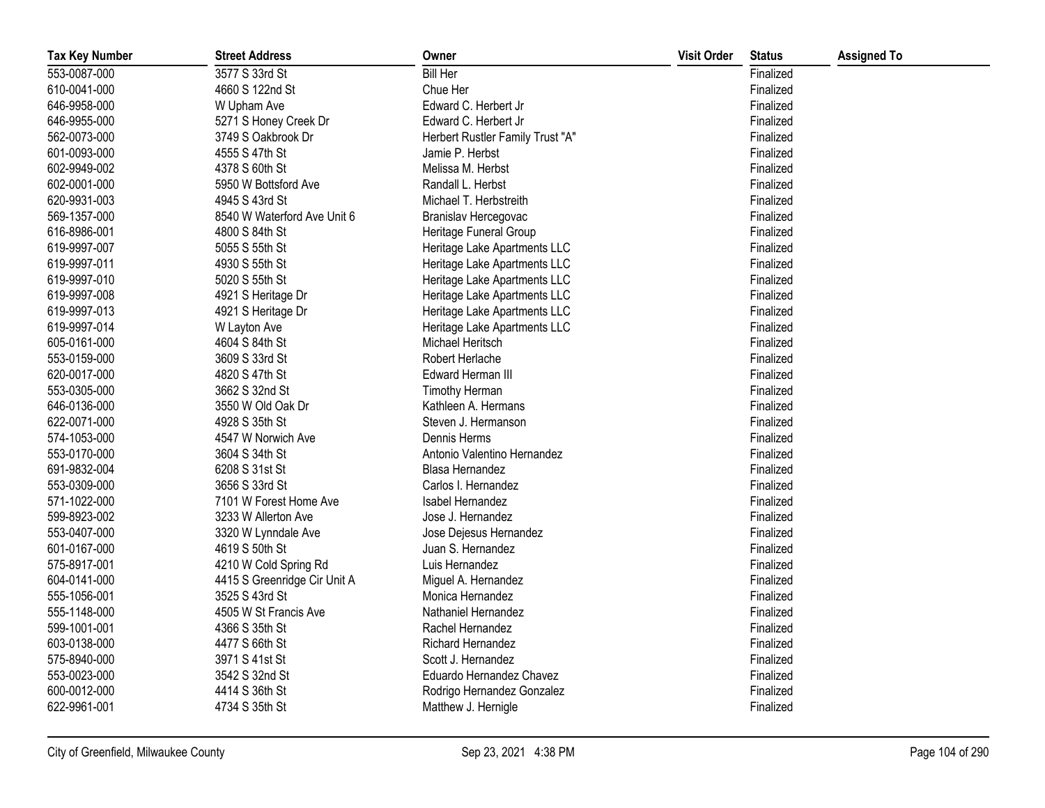| Tax Key Number | Street Address | Owner | Visit Order | Status | Assigned To |
| --- | --- | --- | --- | --- | --- |
| 553-0087-000 | 3577 S 33rd St | Bill Her | | Finalized | |
| 610-0041-000 | 4660 S 122nd St | Chue Her | | Finalized | |
| 646-9958-000 | W Upham Ave | Edward C. Herbert Jr | | Finalized | |
| 646-9955-000 | 5271 S Honey Creek Dr | Edward C. Herbert Jr | | Finalized | |
| 562-0073-000 | 3749 S Oakbrook Dr | Herbert Rustler Family Trust "A" | | Finalized | |
| 601-0093-000 | 4555 S 47th St | Jamie P. Herbst | | Finalized | |
| 602-9949-002 | 4378 S 60th St | Melissa M. Herbst | | Finalized | |
| 602-0001-000 | 5950 W Bottsford Ave | Randall L. Herbst | | Finalized | |
| 620-9931-003 | 4945 S 43rd St | Michael T. Herbstreith | | Finalized | |
| 569-1357-000 | 8540 W Waterford Ave Unit 6 | Branislav Hercegovac | | Finalized | |
| 616-8986-001 | 4800 S 84th St | Heritage Funeral Group | | Finalized | |
| 619-9997-007 | 5055 S 55th St | Heritage Lake Apartments LLC | | Finalized | |
| 619-9997-011 | 4930 S 55th St | Heritage Lake Apartments LLC | | Finalized | |
| 619-9997-010 | 5020 S 55th St | Heritage Lake Apartments LLC | | Finalized | |
| 619-9997-008 | 4921 S Heritage Dr | Heritage Lake Apartments LLC | | Finalized | |
| 619-9997-013 | 4921 S Heritage Dr | Heritage Lake Apartments LLC | | Finalized | |
| 619-9997-014 | W Layton Ave | Heritage Lake Apartments LLC | | Finalized | |
| 605-0161-000 | 4604 S 84th St | Michael Heritsch | | Finalized | |
| 553-0159-000 | 3609 S 33rd St | Robert Herlache | | Finalized | |
| 620-0017-000 | 4820 S 47th St | Edward Herman III | | Finalized | |
| 553-0305-000 | 3662 S 32nd St | Timothy Herman | | Finalized | |
| 646-0136-000 | 3550 W Old Oak Dr | Kathleen A. Hermans | | Finalized | |
| 622-0071-000 | 4928 S 35th St | Steven J. Hermanson | | Finalized | |
| 574-1053-000 | 4547 W Norwich Ave | Dennis Herms | | Finalized | |
| 553-0170-000 | 3604 S 34th St | Antonio Valentino Hernandez | | Finalized | |
| 691-9832-004 | 6208 S 31st St | Blasa Hernandez | | Finalized | |
| 553-0309-000 | 3656 S 33rd St | Carlos I. Hernandez | | Finalized | |
| 571-1022-000 | 7101 W Forest Home Ave | Isabel Hernandez | | Finalized | |
| 599-8923-002 | 3233 W Allerton Ave | Jose J. Hernandez | | Finalized | |
| 553-0407-000 | 3320 W Lynndale Ave | Jose Dejesus Hernandez | | Finalized | |
| 601-0167-000 | 4619 S 50th St | Juan S. Hernandez | | Finalized | |
| 575-8917-001 | 4210 W Cold Spring Rd | Luis Hernandez | | Finalized | |
| 604-0141-000 | 4415 S Greenridge Cir Unit A | Miguel A. Hernandez | | Finalized | |
| 555-1056-001 | 3525 S 43rd St | Monica Hernandez | | Finalized | |
| 555-1148-000 | 4505 W St Francis Ave | Nathaniel Hernandez | | Finalized | |
| 599-1001-001 | 4366 S 35th St | Rachel Hernandez | | Finalized | |
| 603-0138-000 | 4477 S 66th St | Richard Hernandez | | Finalized | |
| 575-8940-000 | 3971 S 41st St | Scott J. Hernandez | | Finalized | |
| 553-0023-000 | 3542 S 32nd St | Eduardo Hernandez Chavez | | Finalized | |
| 600-0012-000 | 4414 S 36th St | Rodrigo Hernandez Gonzalez | | Finalized | |
| 622-9961-001 | 4734 S 35th St | Matthew J. Hernigle | | Finalized | |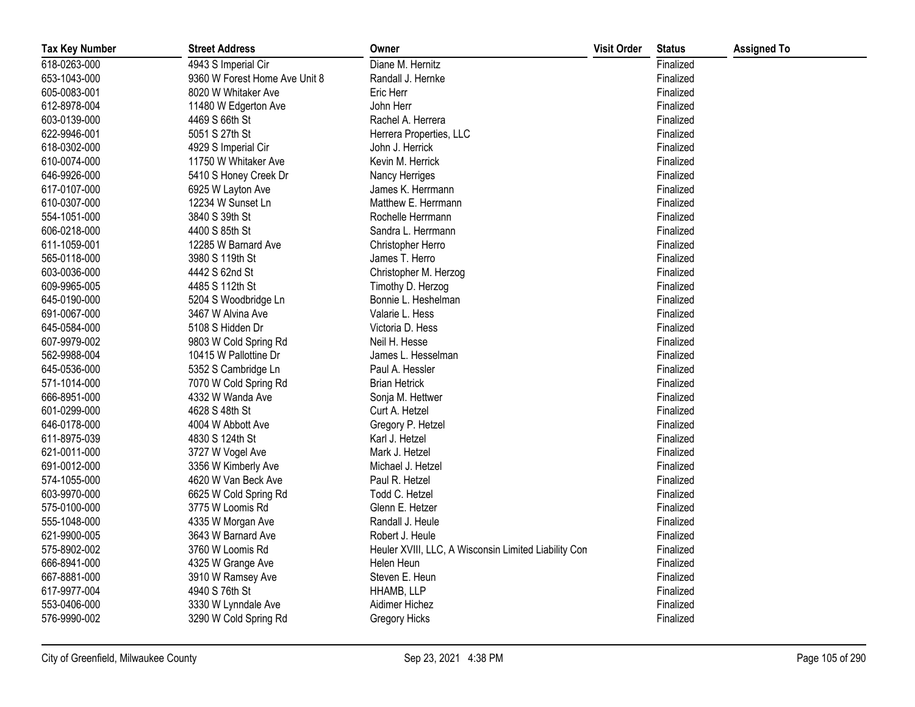| Tax Key Number | Street Address | Owner | Visit Order | Status | Assigned To |
|---|---|---|---|---|---|
| 618-0263-000 | 4943 S Imperial Cir | Diane M. Hernitz | | Finalized | |
| 653-1043-000 | 9360 W Forest Home Ave Unit 8 | Randall J. Hernke | | Finalized | |
| 605-0083-001 | 8020 W Whitaker Ave | Eric Herr | | Finalized | |
| 612-8978-004 | 11480 W Edgerton Ave | John Herr | | Finalized | |
| 603-0139-000 | 4469 S 66th St | Rachel A. Herrera | | Finalized | |
| 622-9946-001 | 5051 S 27th St | Herrera Properties, LLC | | Finalized | |
| 618-0302-000 | 4929 S Imperial Cir | John J. Herrick | | Finalized | |
| 610-0074-000 | 11750 W Whitaker Ave | Kevin M. Herrick | | Finalized | |
| 646-9926-000 | 5410 S Honey Creek Dr | Nancy Herriges | | Finalized | |
| 617-0107-000 | 6925 W Layton Ave | James K. Herrmann | | Finalized | |
| 610-0307-000 | 12234 W Sunset Ln | Matthew E. Herrmann | | Finalized | |
| 554-1051-000 | 3840 S 39th St | Rochelle Herrmann | | Finalized | |
| 606-0218-000 | 4400 S 85th St | Sandra L. Herrmann | | Finalized | |
| 611-1059-001 | 12285 W Barnard Ave | Christopher Herro | | Finalized | |
| 565-0118-000 | 3980 S 119th St | James T. Herro | | Finalized | |
| 603-0036-000 | 4442 S 62nd St | Christopher M. Herzog | | Finalized | |
| 609-9965-005 | 4485 S 112th St | Timothy D. Herzog | | Finalized | |
| 645-0190-000 | 5204 S Woodbridge Ln | Bonnie L. Heshelman | | Finalized | |
| 691-0067-000 | 3467 W Alvina Ave | Valarie L. Hess | | Finalized | |
| 645-0584-000 | 5108 S Hidden Dr | Victoria D. Hess | | Finalized | |
| 607-9979-002 | 9803 W Cold Spring Rd | Neil H. Hesse | | Finalized | |
| 562-9988-004 | 10415 W Pallottine Dr | James L. Hesselman | | Finalized | |
| 645-0536-000 | 5352 S Cambridge Ln | Paul A. Hessler | | Finalized | |
| 571-1014-000 | 7070 W Cold Spring Rd | Brian Hetrick | | Finalized | |
| 666-8951-000 | 4332 W Wanda Ave | Sonja M. Hettwer | | Finalized | |
| 601-0299-000 | 4628 S 48th St | Curt A. Hetzel | | Finalized | |
| 646-0178-000 | 4004 W Abbott Ave | Gregory P. Hetzel | | Finalized | |
| 611-8975-039 | 4830 S 124th St | Karl J. Hetzel | | Finalized | |
| 621-0011-000 | 3727 W Vogel Ave | Mark J. Hetzel | | Finalized | |
| 691-0012-000 | 3356 W Kimberly Ave | Michael J. Hetzel | | Finalized | |
| 574-1055-000 | 4620 W Van Beck Ave | Paul R. Hetzel | | Finalized | |
| 603-9970-000 | 6625 W Cold Spring Rd | Todd C. Hetzel | | Finalized | |
| 575-0100-000 | 3775 W Loomis Rd | Glenn E. Hetzer | | Finalized | |
| 555-1048-000 | 4335 W Morgan Ave | Randall J. Heule | | Finalized | |
| 621-9900-005 | 3643 W Barnard Ave | Robert J. Heule | | Finalized | |
| 575-8902-002 | 3760 W Loomis Rd | Heuler XVIII, LLC, A Wisconsin Limited Liability Con | | Finalized | |
| 666-8941-000 | 4325 W Grange Ave | Helen Heun | | Finalized | |
| 667-8881-000 | 3910 W Ramsey Ave | Steven E. Heun | | Finalized | |
| 617-9977-004 | 4940 S 76th St | HHAMB, LLP | | Finalized | |
| 553-0406-000 | 3330 W Lynndale Ave | Aidimer Hichez | | Finalized | |
| 576-9990-002 | 3290 W Cold Spring Rd | Gregory Hicks | | Finalized | |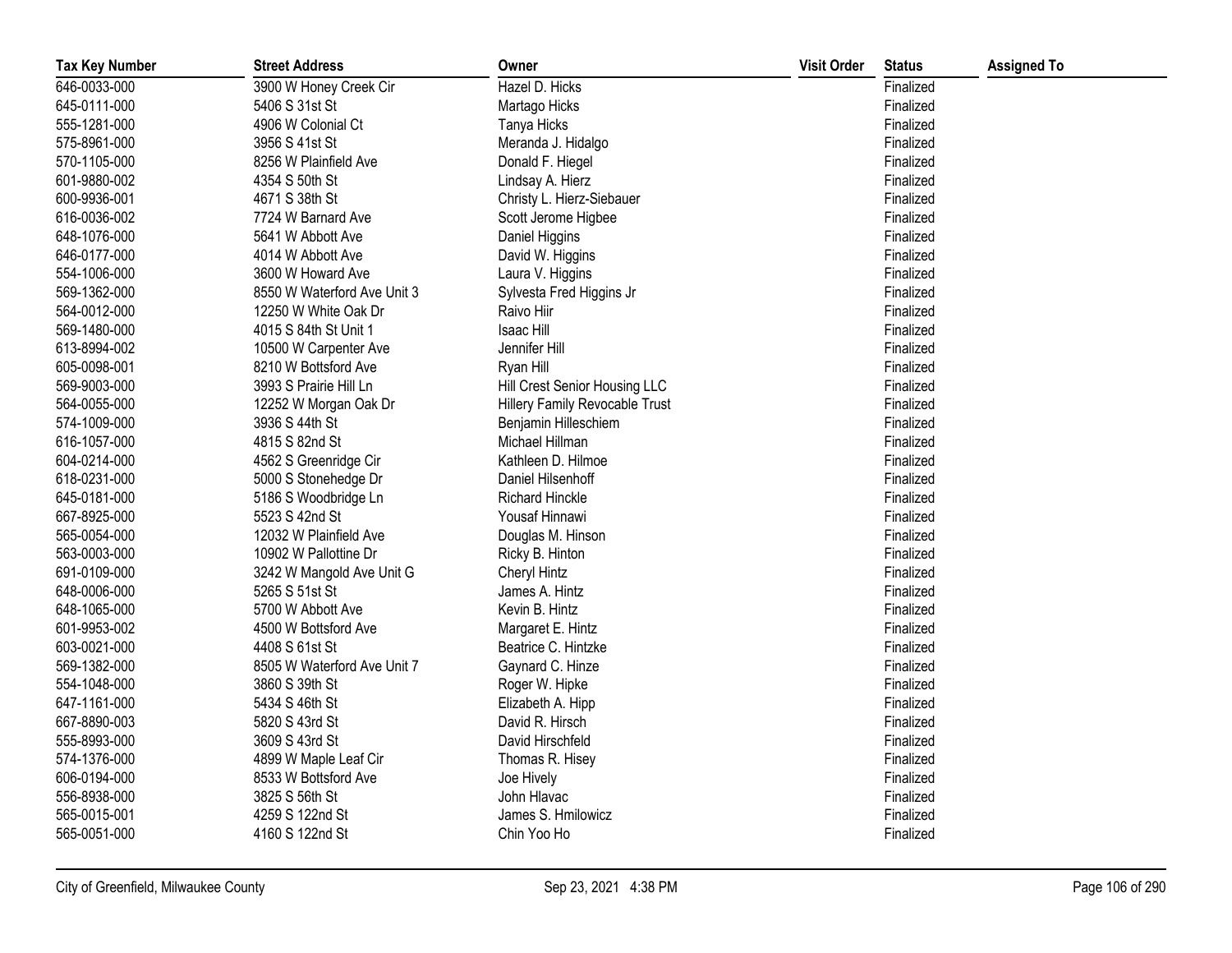| Tax Key Number | Street Address | Owner | Visit Order | Status | Assigned To |
|---|---|---|---|---|---|
| 646-0033-000 | 3900 W Honey Creek Cir | Hazel D. Hicks | | Finalized | |
| 645-0111-000 | 5406 S 31st St | Martago Hicks | | Finalized | |
| 555-1281-000 | 4906 W Colonial Ct | Tanya Hicks | | Finalized | |
| 575-8961-000 | 3956 S 41st St | Meranda J. Hidalgo | | Finalized | |
| 570-1105-000 | 8256 W Plainfield Ave | Donald F. Hiegel | | Finalized | |
| 601-9880-002 | 4354 S 50th St | Lindsay A. Hierz | | Finalized | |
| 600-9936-001 | 4671 S 38th St | Christy L. Hierz-Siebauer | | Finalized | |
| 616-0036-002 | 7724 W Barnard Ave | Scott Jerome Higbee | | Finalized | |
| 648-1076-000 | 5641 W Abbott Ave | Daniel Higgins | | Finalized | |
| 646-0177-000 | 4014 W Abbott Ave | David W. Higgins | | Finalized | |
| 554-1006-000 | 3600 W Howard Ave | Laura V. Higgins | | Finalized | |
| 569-1362-000 | 8550 W Waterford Ave Unit 3 | Sylvesta Fred Higgins Jr | | Finalized | |
| 564-0012-000 | 12250 W White Oak Dr | Raivo Hiir | | Finalized | |
| 569-1480-000 | 4015 S 84th St Unit 1 | Isaac Hill | | Finalized | |
| 613-8994-002 | 10500 W Carpenter Ave | Jennifer Hill | | Finalized | |
| 605-0098-001 | 8210 W Bottsford Ave | Ryan Hill | | Finalized | |
| 569-9003-000 | 3993 S Prairie Hill Ln | Hill Crest Senior Housing LLC | | Finalized | |
| 564-0055-000 | 12252 W Morgan Oak Dr | Hillery Family Revocable Trust | | Finalized | |
| 574-1009-000 | 3936 S 44th St | Benjamin Hilleschiem | | Finalized | |
| 616-1057-000 | 4815 S 82nd St | Michael Hillman | | Finalized | |
| 604-0214-000 | 4562 S Greenridge Cir | Kathleen D. Hilmoe | | Finalized | |
| 618-0231-000 | 5000 S Stonehedge Dr | Daniel Hilsenhoff | | Finalized | |
| 645-0181-000 | 5186 S Woodbridge Ln | Richard Hinckle | | Finalized | |
| 667-8925-000 | 5523 S 42nd St | Yousaf Hinnawi | | Finalized | |
| 565-0054-000 | 12032 W Plainfield Ave | Douglas M. Hinson | | Finalized | |
| 563-0003-000 | 10902 W Pallottine Dr | Ricky B. Hinton | | Finalized | |
| 691-0109-000 | 3242 W Mangold Ave Unit G | Cheryl Hintz | | Finalized | |
| 648-0006-000 | 5265 S 51st St | James A. Hintz | | Finalized | |
| 648-1065-000 | 5700 W Abbott Ave | Kevin B. Hintz | | Finalized | |
| 601-9953-002 | 4500 W Bottsford Ave | Margaret E. Hintz | | Finalized | |
| 603-0021-000 | 4408 S 61st St | Beatrice C. Hintzke | | Finalized | |
| 569-1382-000 | 8505 W Waterford Ave Unit 7 | Gaynard C. Hinze | | Finalized | |
| 554-1048-000 | 3860 S 39th St | Roger W. Hipke | | Finalized | |
| 647-1161-000 | 5434 S 46th St | Elizabeth A. Hipp | | Finalized | |
| 667-8890-003 | 5820 S 43rd St | David R. Hirsch | | Finalized | |
| 555-8993-000 | 3609 S 43rd St | David Hirschfeld | | Finalized | |
| 574-1376-000 | 4899 W Maple Leaf Cir | Thomas R. Hisey | | Finalized | |
| 606-0194-000 | 8533 W Bottsford Ave | Joe Hively | | Finalized | |
| 556-8938-000 | 3825 S 56th St | John Hlavac | | Finalized | |
| 565-0015-001 | 4259 S 122nd St | James S. Hmilowicz | | Finalized | |
| 565-0051-000 | 4160 S 122nd St | Chin Yoo Ho | | Finalized | |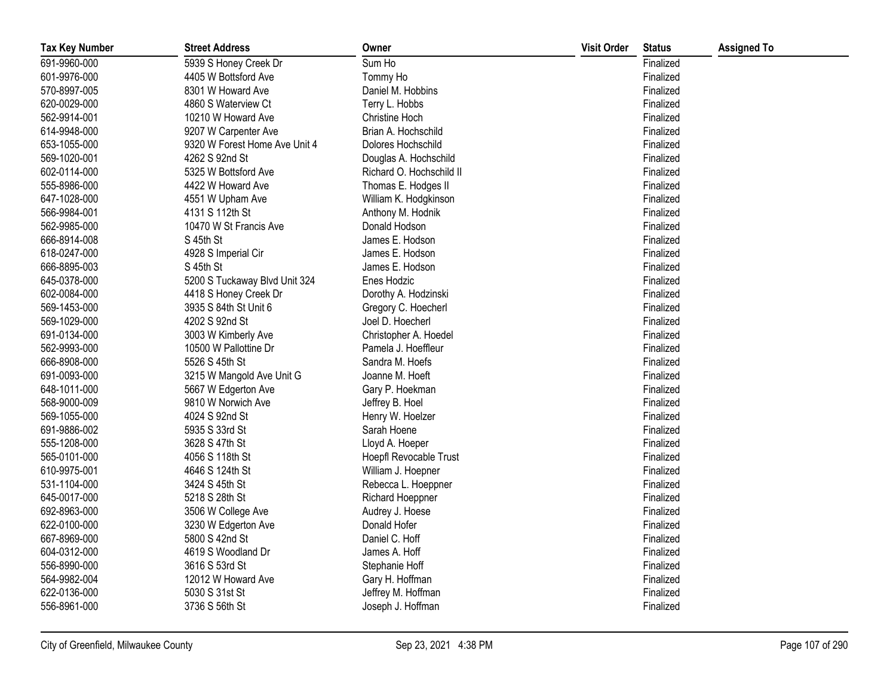| Tax Key Number | Street Address | Owner | Visit Order | Status | Assigned To |
|---|---|---|---|---|---|
| 691-9960-000 | 5939 S Honey Creek Dr | Sum Ho | | Finalized | |
| 601-9976-000 | 4405 W Bottsford Ave | Tommy Ho | | Finalized | |
| 570-8997-005 | 8301 W Howard Ave | Daniel M. Hobbins | | Finalized | |
| 620-0029-000 | 4860 S Waterview Ct | Terry L. Hobbs | | Finalized | |
| 562-9914-001 | 10210 W Howard Ave | Christine Hoch | | Finalized | |
| 614-9948-000 | 9207 W Carpenter Ave | Brian A. Hochschild | | Finalized | |
| 653-1055-000 | 9320 W Forest Home Ave Unit 4 | Dolores Hochschild | | Finalized | |
| 569-1020-001 | 4262 S 92nd St | Douglas A. Hochschild | | Finalized | |
| 602-0114-000 | 5325 W Bottsford Ave | Richard O. Hochschild II | | Finalized | |
| 555-8986-000 | 4422 W Howard Ave | Thomas E. Hodges II | | Finalized | |
| 647-1028-000 | 4551 W Upham Ave | William K. Hodgkinson | | Finalized | |
| 566-9984-001 | 4131 S 112th St | Anthony M. Hodnik | | Finalized | |
| 562-9985-000 | 10470 W St Francis Ave | Donald Hodson | | Finalized | |
| 666-8914-008 | S 45th St | James E. Hodson | | Finalized | |
| 618-0247-000 | 4928 S Imperial Cir | James E. Hodson | | Finalized | |
| 666-8895-003 | S 45th St | James E. Hodson | | Finalized | |
| 645-0378-000 | 5200 S Tuckaway Blvd Unit 324 | Enes Hodzic | | Finalized | |
| 602-0084-000 | 4418 S Honey Creek Dr | Dorothy A. Hodzinski | | Finalized | |
| 569-1453-000 | 3935 S 84th St Unit 6 | Gregory C. Hoecherl | | Finalized | |
| 569-1029-000 | 4202 S 92nd St | Joel D. Hoecherl | | Finalized | |
| 691-0134-000 | 3003 W Kimberly Ave | Christopher A. Hoedel | | Finalized | |
| 562-9993-000 | 10500 W Pallottine Dr | Pamela J. Hoeffleur | | Finalized | |
| 666-8908-000 | 5526 S 45th St | Sandra M. Hoefs | | Finalized | |
| 691-0093-000 | 3215 W Mangold Ave Unit G | Joanne M. Hoeft | | Finalized | |
| 648-1011-000 | 5667 W Edgerton Ave | Gary P. Hoekman | | Finalized | |
| 568-9000-009 | 9810 W Norwich Ave | Jeffrey B. Hoel | | Finalized | |
| 569-1055-000 | 4024 S 92nd St | Henry W. Hoelzer | | Finalized | |
| 691-9886-002 | 5935 S 33rd St | Sarah Hoene | | Finalized | |
| 555-1208-000 | 3628 S 47th St | Lloyd A. Hoeper | | Finalized | |
| 565-0101-000 | 4056 S 118th St | Hoepfl Revocable Trust | | Finalized | |
| 610-9975-001 | 4646 S 124th St | William J. Hoepner | | Finalized | |
| 531-1104-000 | 3424 S 45th St | Rebecca L. Hoeppner | | Finalized | |
| 645-0017-000 | 5218 S 28th St | Richard Hoeppner | | Finalized | |
| 692-8963-000 | 3506 W College Ave | Audrey J. Hoese | | Finalized | |
| 622-0100-000 | 3230 W Edgerton Ave | Donald Hofer | | Finalized | |
| 667-8969-000 | 5800 S 42nd St | Daniel C. Hoff | | Finalized | |
| 604-0312-000 | 4619 S Woodland Dr | James A. Hoff | | Finalized | |
| 556-8990-000 | 3616 S 53rd St | Stephanie Hoff | | Finalized | |
| 564-9982-004 | 12012 W Howard Ave | Gary H. Hoffman | | Finalized | |
| 622-0136-000 | 5030 S 31st St | Jeffrey M. Hoffman | | Finalized | |
| 556-8961-000 | 3736 S 56th St | Joseph J. Hoffman | | Finalized | |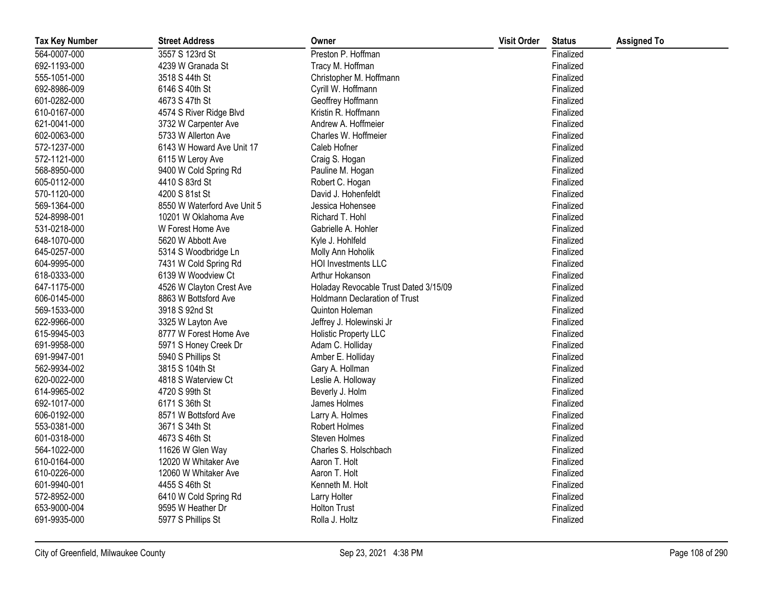| Tax Key Number | Street Address | Owner | Visit Order | Status | Assigned To |
|---|---|---|---|---|---|
| 564-0007-000 | 3557 S 123rd St | Preston P. Hoffman | | Finalized | |
| 692-1193-000 | 4239 W Granada St | Tracy M. Hoffman | | Finalized | |
| 555-1051-000 | 3518 S 44th St | Christopher M. Hoffmann | | Finalized | |
| 692-8986-009 | 6146 S 40th St | Cyrill W. Hoffmann | | Finalized | |
| 601-0282-000 | 4673 S 47th St | Geoffrey Hoffmann | | Finalized | |
| 610-0167-000 | 4574 S River Ridge Blvd | Kristin R. Hoffmann | | Finalized | |
| 621-0041-000 | 3732 W Carpenter Ave | Andrew A. Hoffmeier | | Finalized | |
| 602-0063-000 | 5733 W Allerton Ave | Charles W. Hoffmeier | | Finalized | |
| 572-1237-000 | 6143 W Howard Ave Unit 17 | Caleb Hofner | | Finalized | |
| 572-1121-000 | 6115 W Leroy Ave | Craig S. Hogan | | Finalized | |
| 568-8950-000 | 9400 W Cold Spring Rd | Pauline M. Hogan | | Finalized | |
| 605-0112-000 | 4410 S 83rd St | Robert C. Hogan | | Finalized | |
| 570-1120-000 | 4200 S 81st St | David J. Hohenfeldt | | Finalized | |
| 569-1364-000 | 8550 W Waterford Ave Unit 5 | Jessica Hohensee | | Finalized | |
| 524-8998-001 | 10201 W Oklahoma Ave | Richard T. Hohl | | Finalized | |
| 531-0218-000 | W Forest Home Ave | Gabrielle A. Hohler | | Finalized | |
| 648-1070-000 | 5620 W Abbott Ave | Kyle J. Hohlfeld | | Finalized | |
| 645-0257-000 | 5314 S Woodbridge Ln | Molly Ann Hoholik | | Finalized | |
| 604-9995-000 | 7431 W Cold Spring Rd | HOI Investments LLC | | Finalized | |
| 618-0333-000 | 6139 W Woodview Ct | Arthur Hokanson | | Finalized | |
| 647-1175-000 | 4526 W Clayton Crest Ave | Holaday Revocable Trust Dated 3/15/09 | | Finalized | |
| 606-0145-000 | 8863 W Bottsford Ave | Holdmann Declaration of Trust | | Finalized | |
| 569-1533-000 | 3918 S 92nd St | Quinton Holeman | | Finalized | |
| 622-9966-000 | 3325 W Layton Ave | Jeffrey J. Holewinski Jr | | Finalized | |
| 615-9945-003 | 8777 W Forest Home Ave | Holistic Property LLC | | Finalized | |
| 691-9958-000 | 5971 S Honey Creek Dr | Adam C. Holliday | | Finalized | |
| 691-9947-001 | 5940 S Phillips St | Amber E. Holliday | | Finalized | |
| 562-9934-002 | 3815 S 104th St | Gary A. Hollman | | Finalized | |
| 620-0022-000 | 4818 S Waterview Ct | Leslie A. Holloway | | Finalized | |
| 614-9965-002 | 4720 S 99th St | Beverly J. Holm | | Finalized | |
| 692-1017-000 | 6171 S 36th St | James Holmes | | Finalized | |
| 606-0192-000 | 8571 W Bottsford Ave | Larry A. Holmes | | Finalized | |
| 553-0381-000 | 3671 S 34th St | Robert Holmes | | Finalized | |
| 601-0318-000 | 4673 S 46th St | Steven Holmes | | Finalized | |
| 564-1022-000 | 11626 W Glen Way | Charles S. Holschbach | | Finalized | |
| 610-0164-000 | 12020 W Whitaker Ave | Aaron T. Holt | | Finalized | |
| 610-0226-000 | 12060 W Whitaker Ave | Aaron T. Holt | | Finalized | |
| 601-9940-001 | 4455 S 46th St | Kenneth M. Holt | | Finalized | |
| 572-8952-000 | 6410 W Cold Spring Rd | Larry Holter | | Finalized | |
| 653-9000-004 | 9595 W Heather Dr | Holton Trust | | Finalized | |
| 691-9935-000 | 5977 S Phillips St | Rolla J. Holtz | | Finalized | |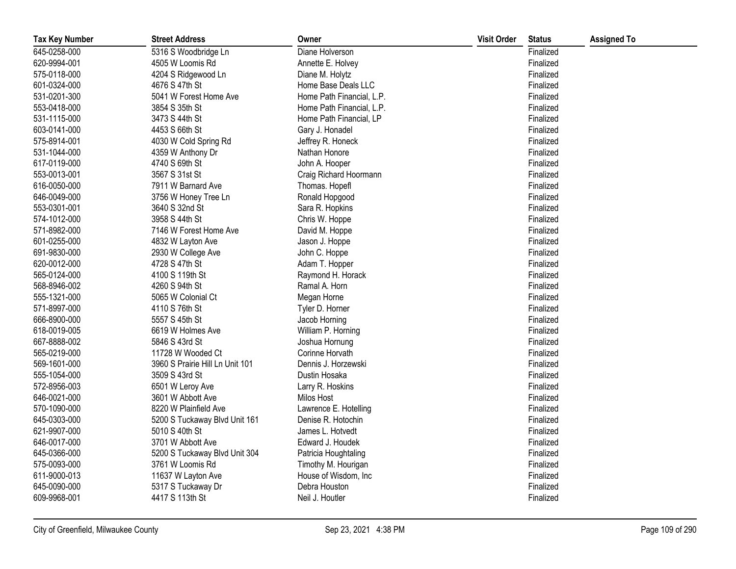| Tax Key Number | Street Address | Owner | Visit Order | Status | Assigned To |
|---|---|---|---|---|---|
| 645-0258-000 | 5316 S Woodbridge Ln | Diane Holverson | | Finalized | |
| 620-9994-001 | 4505 W Loomis Rd | Annette E. Holvey | | Finalized | |
| 575-0118-000 | 4204 S Ridgewood Ln | Diane M. Holytz | | Finalized | |
| 601-0324-000 | 4676 S 47th St | Home Base Deals LLC | | Finalized | |
| 531-0201-300 | 5041 W Forest Home Ave | Home Path Financial, L.P. | | Finalized | |
| 553-0418-000 | 3854 S 35th St | Home Path Financial, L.P. | | Finalized | |
| 531-1115-000 | 3473 S 44th St | Home Path Financial, LP | | Finalized | |
| 603-0141-000 | 4453 S 66th St | Gary J. Honadel | | Finalized | |
| 575-8914-001 | 4030 W Cold Spring Rd | Jeffrey R. Honeck | | Finalized | |
| 531-1044-000 | 4359 W Anthony Dr | Nathan Honore | | Finalized | |
| 617-0119-000 | 4740 S 69th St | John A. Hooper | | Finalized | |
| 553-0013-001 | 3567 S 31st St | Craig Richard Hoormann | | Finalized | |
| 616-0050-000 | 7911 W Barnard Ave | Thomas. Hopefl | | Finalized | |
| 646-0049-000 | 3756 W Honey Tree Ln | Ronald Hopgood | | Finalized | |
| 553-0301-001 | 3640 S 32nd St | Sara R. Hopkins | | Finalized | |
| 574-1012-000 | 3958 S 44th St | Chris W. Hoppe | | Finalized | |
| 571-8982-000 | 7146 W Forest Home Ave | David M. Hoppe | | Finalized | |
| 601-0255-000 | 4832 W Layton Ave | Jason J. Hoppe | | Finalized | |
| 691-9830-000 | 2930 W College Ave | John C. Hoppe | | Finalized | |
| 620-0012-000 | 4728 S 47th St | Adam T. Hopper | | Finalized | |
| 565-0124-000 | 4100 S 119th St | Raymond H. Horack | | Finalized | |
| 568-8946-002 | 4260 S 94th St | Ramal A. Horn | | Finalized | |
| 555-1321-000 | 5065 W Colonial Ct | Megan Horne | | Finalized | |
| 571-8997-000 | 4110 S 76th St | Tyler D. Horner | | Finalized | |
| 666-8900-000 | 5557 S 45th St | Jacob Horning | | Finalized | |
| 618-0019-005 | 6619 W Holmes Ave | William P. Horning | | Finalized | |
| 667-8888-002 | 5846 S 43rd St | Joshua Hornung | | Finalized | |
| 565-0219-000 | 11728 W Wooded Ct | Corinne Horvath | | Finalized | |
| 569-1601-000 | 3960 S Prairie Hill Ln Unit 101 | Dennis J. Horzewski | | Finalized | |
| 555-1054-000 | 3509 S 43rd St | Dustin Hosaka | | Finalized | |
| 572-8956-003 | 6501 W Leroy Ave | Larry R. Hoskins | | Finalized | |
| 646-0021-000 | 3601 W Abbott Ave | Milos Host | | Finalized | |
| 570-1090-000 | 8220 W Plainfield Ave | Lawrence E. Hotelling | | Finalized | |
| 645-0303-000 | 5200 S Tuckaway Blvd Unit 161 | Denise R. Hotochin | | Finalized | |
| 621-9907-000 | 5010 S 40th St | James L. Hotvedt | | Finalized | |
| 646-0017-000 | 3701 W Abbott Ave | Edward J. Houdek | | Finalized | |
| 645-0366-000 | 5200 S Tuckaway Blvd Unit 304 | Patricia Houghtaling | | Finalized | |
| 575-0093-000 | 3761 W Loomis Rd | Timothy M. Hourigan | | Finalized | |
| 611-9000-013 | 11637 W Layton Ave | House of Wisdom, Inc | | Finalized | |
| 645-0090-000 | 5317 S Tuckaway Dr | Debra Houston | | Finalized | |
| 609-9968-001 | 4417 S 113th St | Neil J. Houtler | | Finalized | |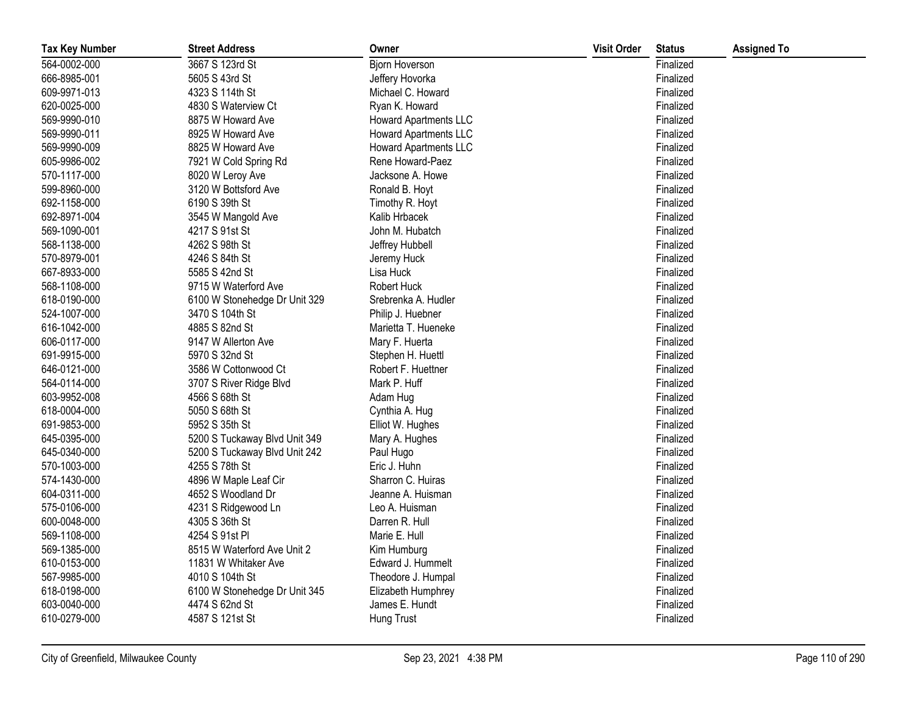| Tax Key Number | Street Address | Owner | Visit Order | Status | Assigned To |
|---|---|---|---|---|---|
| 564-0002-000 | 3667 S 123rd St | Bjorn Hoverson | | Finalized | |
| 666-8985-001 | 5605 S 43rd St | Jeffery Hovorka | | Finalized | |
| 609-9971-013 | 4323 S 114th St | Michael C. Howard | | Finalized | |
| 620-0025-000 | 4830 S Waterview Ct | Ryan K. Howard | | Finalized | |
| 569-9990-010 | 8875 W Howard Ave | Howard Apartments LLC | | Finalized | |
| 569-9990-011 | 8925 W Howard Ave | Howard Apartments LLC | | Finalized | |
| 569-9990-009 | 8825 W Howard Ave | Howard Apartments LLC | | Finalized | |
| 605-9986-002 | 7921 W Cold Spring Rd | Rene Howard-Paez | | Finalized | |
| 570-1117-000 | 8020 W Leroy Ave | Jacksone A. Howe | | Finalized | |
| 599-8960-000 | 3120 W Bottsford Ave | Ronald B. Hoyt | | Finalized | |
| 692-1158-000 | 6190 S 39th St | Timothy R. Hoyt | | Finalized | |
| 692-8971-004 | 3545 W Mangold Ave | Kalib Hrbacek | | Finalized | |
| 569-1090-001 | 4217 S 91st St | John M. Hubatch | | Finalized | |
| 568-1138-000 | 4262 S 98th St | Jeffrey Hubbell | | Finalized | |
| 570-8979-001 | 4246 S 84th St | Jeremy Huck | | Finalized | |
| 667-8933-000 | 5585 S 42nd St | Lisa Huck | | Finalized | |
| 568-1108-000 | 9715 W Waterford Ave | Robert Huck | | Finalized | |
| 618-0190-000 | 6100 W Stonehedge Dr Unit 329 | Srebrenka A. Hudler | | Finalized | |
| 524-1007-000 | 3470 S 104th St | Philip J. Huebner | | Finalized | |
| 616-1042-000 | 4885 S 82nd St | Marietta T. Hueneke | | Finalized | |
| 606-0117-000 | 9147 W Allerton Ave | Mary F. Huerta | | Finalized | |
| 691-9915-000 | 5970 S 32nd St | Stephen H. Huettl | | Finalized | |
| 646-0121-000 | 3586 W Cottonwood Ct | Robert F. Huettner | | Finalized | |
| 564-0114-000 | 3707 S River Ridge Blvd | Mark P. Huff | | Finalized | |
| 603-9952-008 | 4566 S 68th St | Adam Hug | | Finalized | |
| 618-0004-000 | 5050 S 68th St | Cynthia A. Hug | | Finalized | |
| 691-9853-000 | 5952 S 35th St | Elliot W. Hughes | | Finalized | |
| 645-0395-000 | 5200 S Tuckaway Blvd Unit 349 | Mary A. Hughes | | Finalized | |
| 645-0340-000 | 5200 S Tuckaway Blvd Unit 242 | Paul Hugo | | Finalized | |
| 570-1003-000 | 4255 S 78th St | Eric J. Huhn | | Finalized | |
| 574-1430-000 | 4896 W Maple Leaf Cir | Sharron C. Huiras | | Finalized | |
| 604-0311-000 | 4652 S Woodland Dr | Jeanne A. Huisman | | Finalized | |
| 575-0106-000 | 4231 S Ridgewood Ln | Leo A. Huisman | | Finalized | |
| 600-0048-000 | 4305 S 36th St | Darren R. Hull | | Finalized | |
| 569-1108-000 | 4254 S 91st Pl | Marie E. Hull | | Finalized | |
| 569-1385-000 | 8515 W Waterford Ave Unit 2 | Kim Humburg | | Finalized | |
| 610-0153-000 | 11831 W Whitaker Ave | Edward J. Hummelt | | Finalized | |
| 567-9985-000 | 4010 S 104th St | Theodore J. Humpal | | Finalized | |
| 618-0198-000 | 6100 W Stonehedge Dr Unit 345 | Elizabeth Humphrey | | Finalized | |
| 603-0040-000 | 4474 S 62nd St | James E. Hundt | | Finalized | |
| 610-0279-000 | 4587 S 121st St | Hung Trust | | Finalized | |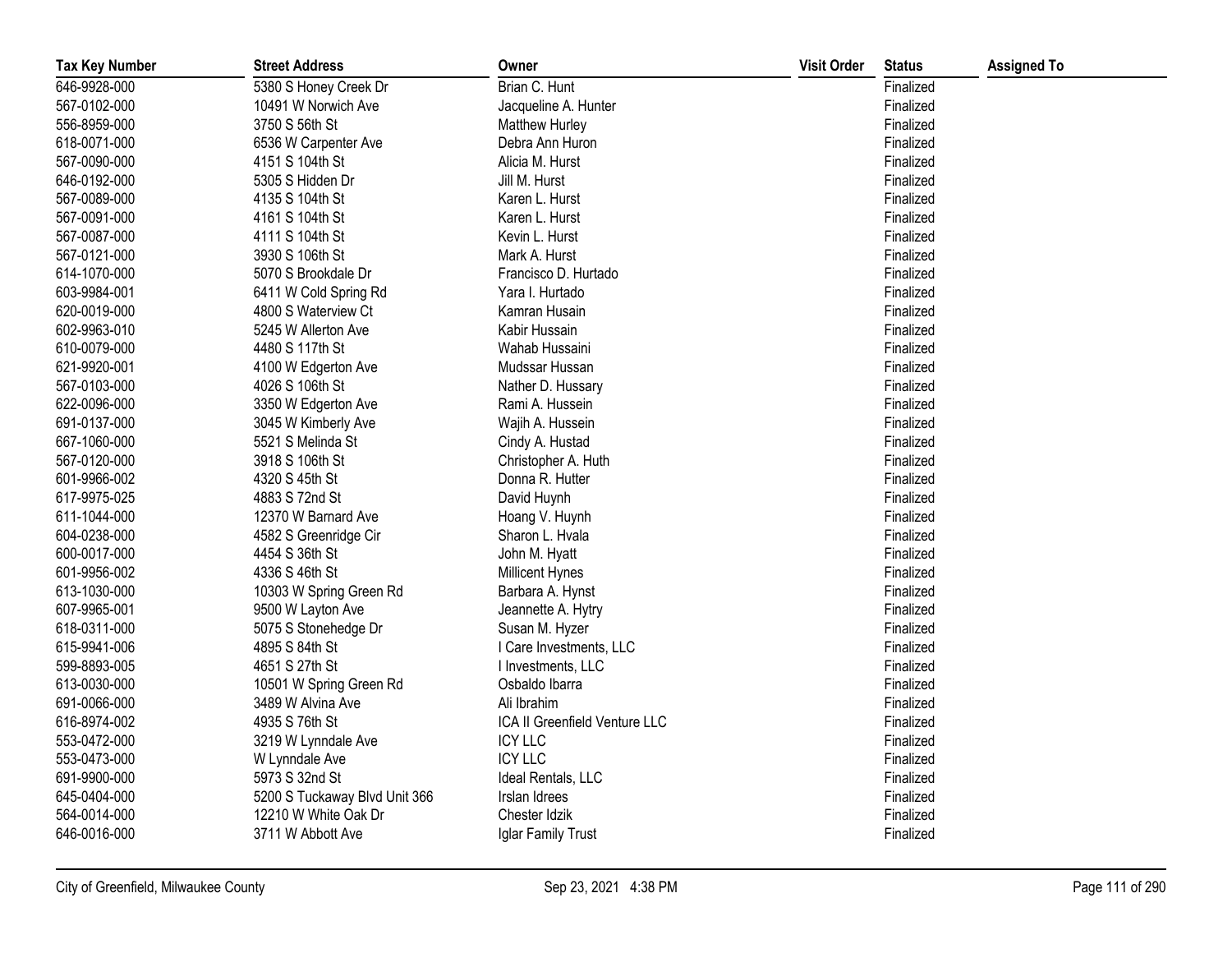| Tax Key Number | Street Address | Owner | Visit Order | Status | Assigned To |
|---|---|---|---|---|---|
| 646-9928-000 | 5380 S Honey Creek Dr | Brian C. Hunt | | Finalized | |
| 567-0102-000 | 10491 W Norwich Ave | Jacqueline A. Hunter | | Finalized | |
| 556-8959-000 | 3750 S 56th St | Matthew Hurley | | Finalized | |
| 618-0071-000 | 6536 W Carpenter Ave | Debra Ann Huron | | Finalized | |
| 567-0090-000 | 4151 S 104th St | Alicia M. Hurst | | Finalized | |
| 646-0192-000 | 5305 S Hidden Dr | Jill M. Hurst | | Finalized | |
| 567-0089-000 | 4135 S 104th St | Karen L. Hurst | | Finalized | |
| 567-0091-000 | 4161 S 104th St | Karen L. Hurst | | Finalized | |
| 567-0087-000 | 4111 S 104th St | Kevin L. Hurst | | Finalized | |
| 567-0121-000 | 3930 S 106th St | Mark A. Hurst | | Finalized | |
| 614-1070-000 | 5070 S Brookdale Dr | Francisco D. Hurtado | | Finalized | |
| 603-9984-001 | 6411 W Cold Spring Rd | Yara I. Hurtado | | Finalized | |
| 620-0019-000 | 4800 S Waterview Ct | Kamran Husain | | Finalized | |
| 602-9963-010 | 5245 W Allerton Ave | Kabir Hussain | | Finalized | |
| 610-0079-000 | 4480 S 117th St | Wahab Hussaini | | Finalized | |
| 621-9920-001 | 4100 W Edgerton Ave | Mudssar Hussan | | Finalized | |
| 567-0103-000 | 4026 S 106th St | Nather D. Hussary | | Finalized | |
| 622-0096-000 | 3350 W Edgerton Ave | Rami A. Hussein | | Finalized | |
| 691-0137-000 | 3045 W Kimberly Ave | Wajih A. Hussein | | Finalized | |
| 667-1060-000 | 5521 S Melinda St | Cindy A. Hustad | | Finalized | |
| 567-0120-000 | 3918 S 106th St | Christopher A. Huth | | Finalized | |
| 601-9966-002 | 4320 S 45th St | Donna R. Hutter | | Finalized | |
| 617-9975-025 | 4883 S 72nd St | David Huynh | | Finalized | |
| 611-1044-000 | 12370 W Barnard Ave | Hoang V. Huynh | | Finalized | |
| 604-0238-000 | 4582 S Greenridge Cir | Sharon L. Hvala | | Finalized | |
| 600-0017-000 | 4454 S 36th St | John M. Hyatt | | Finalized | |
| 601-9956-002 | 4336 S 46th St | Millicent Hynes | | Finalized | |
| 613-1030-000 | 10303 W Spring Green Rd | Barbara A. Hynst | | Finalized | |
| 607-9965-001 | 9500 W Layton Ave | Jeannette A. Hytry | | Finalized | |
| 618-0311-000 | 5075 S Stonehedge Dr | Susan M. Hyzer | | Finalized | |
| 615-9941-006 | 4895 S 84th St | I Care Investments, LLC | | Finalized | |
| 599-8893-005 | 4651 S 27th St | I Investments, LLC | | Finalized | |
| 613-0030-000 | 10501 W Spring Green Rd | Osbaldo Ibarra | | Finalized | |
| 691-0066-000 | 3489 W Alvina Ave | Ali Ibrahim | | Finalized | |
| 616-8974-002 | 4935 S 76th St | ICA II Greenfield Venture LLC | | Finalized | |
| 553-0472-000 | 3219 W Lynndale Ave | ICY LLC | | Finalized | |
| 553-0473-000 | W Lynndale Ave | ICY LLC | | Finalized | |
| 691-9900-000 | 5973 S 32nd St | Ideal Rentals, LLC | | Finalized | |
| 645-0404-000 | 5200 S Tuckaway Blvd Unit 366 | Irslan Idrees | | Finalized | |
| 564-0014-000 | 12210 W White Oak Dr | Chester Idzik | | Finalized | |
| 646-0016-000 | 3711 W Abbott Ave | Iglar Family Trust | | Finalized | |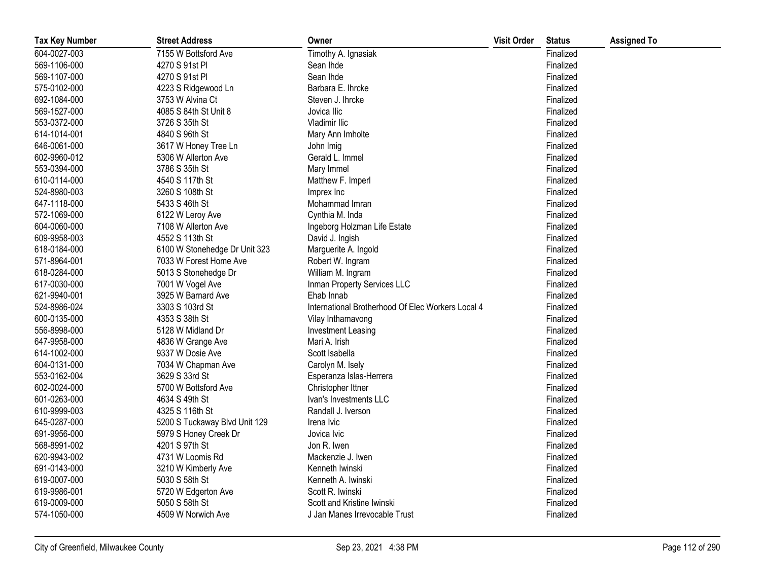| Tax Key Number | Street Address | Owner | Visit Order | Status | Assigned To |
|---|---|---|---|---|---|
| 604-0027-003 | 7155 W Bottsford Ave | Timothy A. Ignasiak | | Finalized | |
| 569-1106-000 | 4270 S 91st Pl | Sean Ihde | | Finalized | |
| 569-1107-000 | 4270 S 91st Pl | Sean Ihde | | Finalized | |
| 575-0102-000 | 4223 S Ridgewood Ln | Barbara E. Ihrcke | | Finalized | |
| 692-1084-000 | 3753 W Alvina Ct | Steven J. Ihrcke | | Finalized | |
| 569-1527-000 | 4085 S 84th St Unit 8 | Jovica Ilic | | Finalized | |
| 553-0372-000 | 3726 S 35th St | Vladimir Ilic | | Finalized | |
| 614-1014-001 | 4840 S 96th St | Mary Ann Imholte | | Finalized | |
| 646-0061-000 | 3617 W Honey Tree Ln | John Imig | | Finalized | |
| 602-9960-012 | 5306 W Allerton Ave | Gerald L. Immel | | Finalized | |
| 553-0394-000 | 3786 S 35th St | Mary Immel | | Finalized | |
| 610-0114-000 | 4540 S 117th St | Matthew F. Imperl | | Finalized | |
| 524-8980-003 | 3260 S 108th St | Imprex Inc | | Finalized | |
| 647-1118-000 | 5433 S 46th St | Mohammad Imran | | Finalized | |
| 572-1069-000 | 6122 W Leroy Ave | Cynthia M. Inda | | Finalized | |
| 604-0060-000 | 7108 W Allerton Ave | Ingeborg Holzman Life Estate | | Finalized | |
| 609-9958-003 | 4552 S 113th St | David J. Ingish | | Finalized | |
| 618-0184-000 | 6100 W Stonehedge Dr Unit 323 | Marguerite A. Ingold | | Finalized | |
| 571-8964-001 | 7033 W Forest Home Ave | Robert W. Ingram | | Finalized | |
| 618-0284-000 | 5013 S Stonehedge Dr | William M. Ingram | | Finalized | |
| 617-0030-000 | 7001 W Vogel Ave | Inman Property Services LLC | | Finalized | |
| 621-9940-001 | 3925 W Barnard Ave | Ehab Innab | | Finalized | |
| 524-8986-024 | 3303 S 103rd St | International Brotherhood Of Elec Workers Local 4 | | Finalized | |
| 600-0135-000 | 4353 S 38th St | Vilay Inthamavong | | Finalized | |
| 556-8998-000 | 5128 W Midland Dr | Investment Leasing | | Finalized | |
| 647-9958-000 | 4836 W Grange Ave | Mari A. Irish | | Finalized | |
| 614-1002-000 | 9337 W Dosie Ave | Scott Isabella | | Finalized | |
| 604-0131-000 | 7034 W Chapman Ave | Carolyn M. Isely | | Finalized | |
| 553-0162-004 | 3629 S 33rd St | Esperanza Islas-Herrera | | Finalized | |
| 602-0024-000 | 5700 W Bottsford Ave | Christopher Ittner | | Finalized | |
| 601-0263-000 | 4634 S 49th St | Ivan's Investments LLC | | Finalized | |
| 610-9999-003 | 4325 S 116th St | Randall J. Iverson | | Finalized | |
| 645-0287-000 | 5200 S Tuckaway Blvd Unit 129 | Irena Ivic | | Finalized | |
| 691-9956-000 | 5979 S Honey Creek Dr | Jovica Ivic | | Finalized | |
| 568-8991-002 | 4201 S 97th St | Jon R. Iwen | | Finalized | |
| 620-9943-002 | 4731 W Loomis Rd | Mackenzie J. Iwen | | Finalized | |
| 691-0143-000 | 3210 W Kimberly Ave | Kenneth Iwinski | | Finalized | |
| 619-0007-000 | 5030 S 58th St | Kenneth A. Iwinski | | Finalized | |
| 619-9986-001 | 5720 W Edgerton Ave | Scott R. Iwinski | | Finalized | |
| 619-0009-000 | 5050 S 58th St | Scott and Kristine Iwinski | | Finalized | |
| 574-1050-000 | 4509 W Norwich Ave | J Jan Manes Irrevocable Trust | | Finalized | |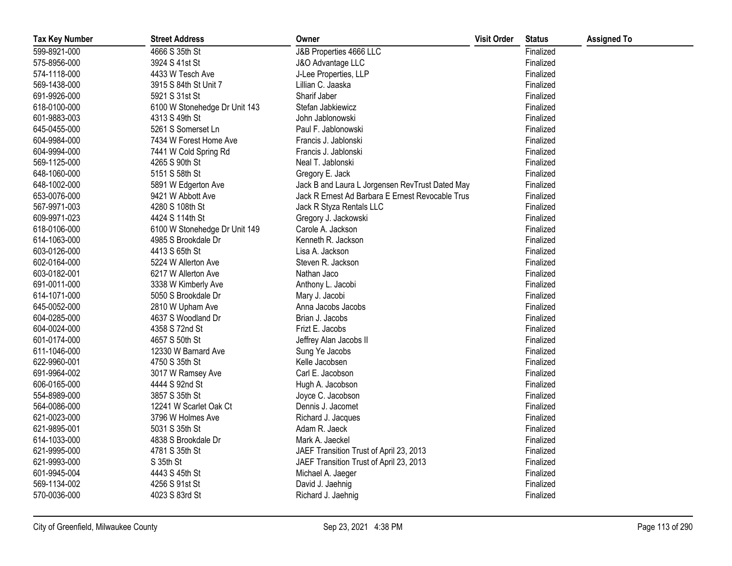| Tax Key Number | Street Address | Owner | Visit Order | Status | Assigned To |
|---|---|---|---|---|---|
| 599-8921-000 | 4666 S 35th St | J&B Properties 4666 LLC | | Finalized | |
| 575-8956-000 | 3924 S 41st St | J&O Advantage LLC | | Finalized | |
| 574-1118-000 | 4433 W Tesch Ave | J-Lee Properties, LLP | | Finalized | |
| 569-1438-000 | 3915 S 84th St Unit 7 | Lillian C. Jaaska | | Finalized | |
| 691-9926-000 | 5921 S 31st St | Sharif Jaber | | Finalized | |
| 618-0100-000 | 6100 W Stonehedge Dr Unit 143 | Stefan Jabkiewicz | | Finalized | |
| 601-9883-003 | 4313 S 49th St | John Jablonowski | | Finalized | |
| 645-0455-000 | 5261 S Somerset Ln | Paul F. Jablonowski | | Finalized | |
| 604-9984-000 | 7434 W Forest Home Ave | Francis J. Jablonski | | Finalized | |
| 604-9994-000 | 7441 W Cold Spring Rd | Francis J. Jablonski | | Finalized | |
| 569-1125-000 | 4265 S 90th St | Neal T. Jablonski | | Finalized | |
| 648-1060-000 | 5151 S 58th St | Gregory E. Jack | | Finalized | |
| 648-1002-000 | 5891 W Edgerton Ave | Jack B and Laura L Jorgensen RevTrust Dated May | | Finalized | |
| 653-0076-000 | 9421 W Abbott Ave | Jack R Ernest Ad Barbara E Ernest Revocable Trus | | Finalized | |
| 567-9971-003 | 4280 S 108th St | Jack R Styza Rentals LLC | | Finalized | |
| 609-9971-023 | 4424 S 114th St | Gregory J. Jackowski | | Finalized | |
| 618-0106-000 | 6100 W Stonehedge Dr Unit 149 | Carole A. Jackson | | Finalized | |
| 614-1063-000 | 4985 S Brookdale Dr | Kenneth R. Jackson | | Finalized | |
| 603-0126-000 | 4413 S 65th St | Lisa A. Jackson | | Finalized | |
| 602-0164-000 | 5224 W Allerton Ave | Steven R. Jackson | | Finalized | |
| 603-0182-001 | 6217 W Allerton Ave | Nathan Jaco | | Finalized | |
| 691-0011-000 | 3338 W Kimberly Ave | Anthony L. Jacobi | | Finalized | |
| 614-1071-000 | 5050 S Brookdale Dr | Mary J. Jacobi | | Finalized | |
| 645-0052-000 | 2810 W Upham Ave | Anna Jacobs Jacobs | | Finalized | |
| 604-0285-000 | 4637 S Woodland Dr | Brian J. Jacobs | | Finalized | |
| 604-0024-000 | 4358 S 72nd St | Fritz E. Jacobs | | Finalized | |
| 601-0174-000 | 4657 S 50th St | Jeffrey Alan Jacobs II | | Finalized | |
| 611-1046-000 | 12330 W Barnard Ave | Sung Ye Jacobs | | Finalized | |
| 622-9960-001 | 4750 S 35th St | Kelle Jacobsen | | Finalized | |
| 691-9964-002 | 3017 W Ramsey Ave | Carl E. Jacobson | | Finalized | |
| 606-0165-000 | 4444 S 92nd St | Hugh A. Jacobson | | Finalized | |
| 554-8989-000 | 3857 S 35th St | Joyce C. Jacobson | | Finalized | |
| 564-0086-000 | 12241 W Scarlet Oak Ct | Dennis J. Jacomet | | Finalized | |
| 621-0023-000 | 3796 W Holmes Ave | Richard J. Jacques | | Finalized | |
| 621-9895-001 | 5031 S 35th St | Adam R. Jaeck | | Finalized | |
| 614-1033-000 | 4838 S Brookdale Dr | Mark A. Jaeckel | | Finalized | |
| 621-9995-000 | 4781 S 35th St | JAEF Transition Trust of April 23, 2013 | | Finalized | |
| 621-9993-000 | S 35th St | JAEF Transition Trust of April 23, 2013 | | Finalized | |
| 601-9945-004 | 4443 S 45th St | Michael A. Jaeger | | Finalized | |
| 569-1134-002 | 4256 S 91st St | David J. Jaehnig | | Finalized | |
| 570-0036-000 | 4023 S 83rd St | Richard J. Jaehnig | | Finalized | |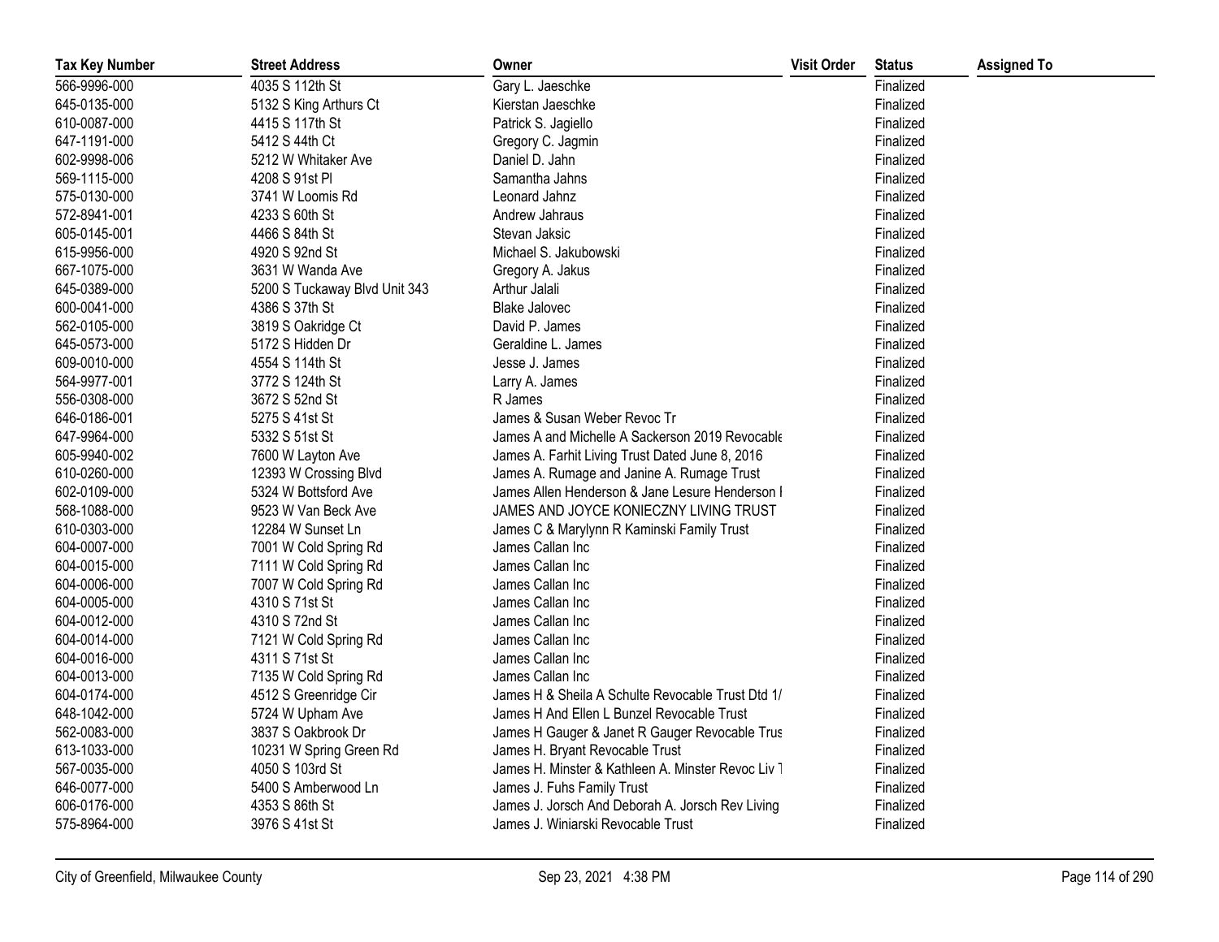| Tax Key Number | Street Address | Owner | Visit Order | Status | Assigned To |
| --- | --- | --- | --- | --- | --- |
| 566-9996-000 | 4035 S 112th St | Gary L. Jaeschke | | Finalized | |
| 645-0135-000 | 5132 S King Arthurs Ct | Kierstan Jaeschke | | Finalized | |
| 610-0087-000 | 4415 S 117th St | Patrick S. Jagiello | | Finalized | |
| 647-1191-000 | 5412 S 44th Ct | Gregory C. Jagmin | | Finalized | |
| 602-9998-006 | 5212 W Whitaker Ave | Daniel D. Jahn | | Finalized | |
| 569-1115-000 | 4208 S 91st Pl | Samantha Jahns | | Finalized | |
| 575-0130-000 | 3741 W Loomis Rd | Leonard Jahnz | | Finalized | |
| 572-8941-001 | 4233 S 60th St | Andrew Jahraus | | Finalized | |
| 605-0145-001 | 4466 S 84th St | Stevan Jaksic | | Finalized | |
| 615-9956-000 | 4920 S 92nd St | Michael S. Jakubowski | | Finalized | |
| 667-1075-000 | 3631 W Wanda Ave | Gregory A. Jakus | | Finalized | |
| 645-0389-000 | 5200 S Tuckaway Blvd Unit 343 | Arthur Jalali | | Finalized | |
| 600-0041-000 | 4386 S 37th St | Blake Jalovec | | Finalized | |
| 562-0105-000 | 3819 S Oakridge Ct | David P. James | | Finalized | |
| 645-0573-000 | 5172 S Hidden Dr | Geraldine L. James | | Finalized | |
| 609-0010-000 | 4554 S 114th St | Jesse J. James | | Finalized | |
| 564-9977-001 | 3772 S 124th St | Larry A. James | | Finalized | |
| 556-0308-000 | 3672 S 52nd St | R James | | Finalized | |
| 646-0186-001 | 5275 S 41st St | James & Susan Weber Revoc Tr | | Finalized | |
| 647-9964-000 | 5332 S 51st St | James A and Michelle A Sackerson 2019 Revocable | | Finalized | |
| 605-9940-002 | 7600 W Layton Ave | James A. Farhit Living Trust Dated June 8, 2016 | | Finalized | |
| 610-0260-000 | 12393 W Crossing Blvd | James A. Rumage and Janine A. Rumage Trust | | Finalized | |
| 602-0109-000 | 5324 W Bottsford Ave | James Allen Henderson & Jane Lesure Henderson I | | Finalized | |
| 568-1088-000 | 9523 W Van Beck Ave | JAMES AND JOYCE KONIECZNY LIVING TRUST | | Finalized | |
| 610-0303-000 | 12284 W Sunset Ln | James C & Marylynn R Kaminski Family Trust | | Finalized | |
| 604-0007-000 | 7001 W Cold Spring Rd | James Callan Inc | | Finalized | |
| 604-0015-000 | 7111 W Cold Spring Rd | James Callan Inc | | Finalized | |
| 604-0006-000 | 7007 W Cold Spring Rd | James Callan Inc | | Finalized | |
| 604-0005-000 | 4310 S 71st St | James Callan Inc | | Finalized | |
| 604-0012-000 | 4310 S 72nd St | James Callan Inc | | Finalized | |
| 604-0014-000 | 7121 W Cold Spring Rd | James Callan Inc | | Finalized | |
| 604-0016-000 | 4311 S 71st St | James Callan Inc | | Finalized | |
| 604-0013-000 | 7135 W Cold Spring Rd | James Callan Inc | | Finalized | |
| 604-0174-000 | 4512 S Greenridge Cir | James H & Sheila A Schulte Revocable Trust Dtd 1/ | | Finalized | |
| 648-1042-000 | 5724 W Upham Ave | James H And Ellen L Bunzel Revocable Trust | | Finalized | |
| 562-0083-000 | 3837 S Oakbrook Dr | James H Gauger & Janet R Gauger Revocable Trus | | Finalized | |
| 613-1033-000 | 10231 W Spring Green Rd | James H. Bryant Revocable Trust | | Finalized | |
| 567-0035-000 | 4050 S 103rd St | James H. Minster & Kathleen A. Minster Revoc Liv T | | Finalized | |
| 646-0077-000 | 5400 S Amberwood Ln | James J. Fuhs Family Trust | | Finalized | |
| 606-0176-000 | 4353 S 86th St | James J. Jorsch And Deborah A. Jorsch Rev Living | | Finalized | |
| 575-8964-000 | 3976 S 41st St | James J. Winiarski Revocable Trust | | Finalized | |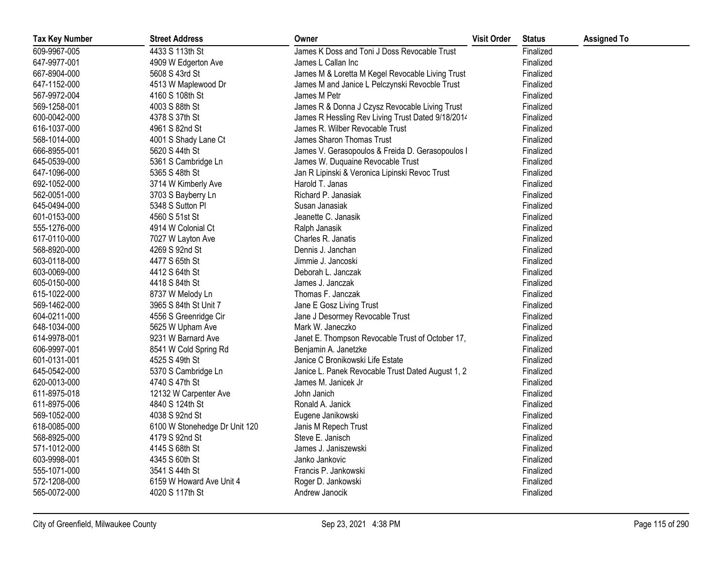| Tax Key Number | Street Address | Owner | Visit Order | Status | Assigned To |
|---|---|---|---|---|---|
| 609-9967-005 | 4433 S 113th St | James K Doss and Toni J Doss Revocable Trust | | Finalized | |
| 647-9977-001 | 4909 W Edgerton Ave | James L Callan Inc | | Finalized | |
| 667-8904-000 | 5608 S 43rd St | James M & Loretta M Kegel Revocable Living Trust | | Finalized | |
| 647-1152-000 | 4513 W Maplewood Dr | James M and Janice L Pelczynski Revocble Trust | | Finalized | |
| 567-9972-004 | 4160 S 108th St | James M Petr | | Finalized | |
| 569-1258-001 | 4003 S 88th St | James R & Donna J Czysz Revocable Living Trust | | Finalized | |
| 600-0042-000 | 4378 S 37th St | James R Hessling Rev Living Trust Dated 9/18/2014 | | Finalized | |
| 616-1037-000 | 4961 S 82nd St | James R. Wilber Revocable Trust | | Finalized | |
| 568-1014-000 | 4001 S Shady Lane Ct | James Sharon Thomas Trust | | Finalized | |
| 666-8955-001 | 5620 S 44th St | James V. Gerasopoulos & Freida D. Gerasopoulos I | | Finalized | |
| 645-0539-000 | 5361 S Cambridge Ln | James W. Duquaine Revocable Trust | | Finalized | |
| 647-1096-000 | 5365 S 48th St | Jan R Lipinski & Veronica Lipinski Revoc Trust | | Finalized | |
| 692-1052-000 | 3714 W Kimberly Ave | Harold T. Janas | | Finalized | |
| 562-0051-000 | 3703 S Bayberry Ln | Richard P. Janasiak | | Finalized | |
| 645-0494-000 | 5348 S Sutton Pl | Susan Janasiak | | Finalized | |
| 601-0153-000 | 4560 S 51st St | Jeanette C. Janasik | | Finalized | |
| 555-1276-000 | 4914 W Colonial Ct | Ralph Janasik | | Finalized | |
| 617-0110-000 | 7027 W Layton Ave | Charles R. Janatis | | Finalized | |
| 568-8920-000 | 4269 S 92nd St | Dennis J. Janchan | | Finalized | |
| 603-0118-000 | 4477 S 65th St | Jimmie J. Jancoski | | Finalized | |
| 603-0069-000 | 4412 S 64th St | Deborah L. Janczak | | Finalized | |
| 605-0150-000 | 4418 S 84th St | James J. Janczak | | Finalized | |
| 615-1022-000 | 8737 W Melody Ln | Thomas F. Janczak | | Finalized | |
| 569-1462-000 | 3965 S 84th St Unit 7 | Jane E Gosz Living Trust | | Finalized | |
| 604-0211-000 | 4556 S Greenridge Cir | Jane J Desormey Revocable Trust | | Finalized | |
| 648-1034-000 | 5625 W Upham Ave | Mark W. Janeczko | | Finalized | |
| 614-9978-001 | 9231 W Barnard Ave | Janet E. Thompson Revocable Trust of October 17, | | Finalized | |
| 606-9997-001 | 8541 W Cold Spring Rd | Benjamin A. Janetzke | | Finalized | |
| 601-0131-001 | 4525 S 49th St | Janice C Bronikowski Life Estate | | Finalized | |
| 645-0542-000 | 5370 S Cambridge Ln | Janice L. Panek Revocable Trust Dated August 1, 2 | | Finalized | |
| 620-0013-000 | 4740 S 47th St | James M. Janicek Jr | | Finalized | |
| 611-8975-018 | 12132 W Carpenter Ave | John Janich | | Finalized | |
| 611-8975-006 | 4840 S 124th St | Ronald A. Janick | | Finalized | |
| 569-1052-000 | 4038 S 92nd St | Eugene Janikowski | | Finalized | |
| 618-0085-000 | 6100 W Stonehedge Dr Unit 120 | Janis M Repech Trust | | Finalized | |
| 568-8925-000 | 4179 S 92nd St | Steve E. Janisch | | Finalized | |
| 571-1012-000 | 4145 S 68th St | James J. Janiszewski | | Finalized | |
| 603-9998-001 | 4345 S 60th St | Janko Jankovic | | Finalized | |
| 555-1071-000 | 3541 S 44th St | Francis P. Jankowski | | Finalized | |
| 572-1208-000 | 6159 W Howard Ave Unit 4 | Roger D. Jankowski | | Finalized | |
| 565-0072-000 | 4020 S 117th St | Andrew Janocik | | Finalized | |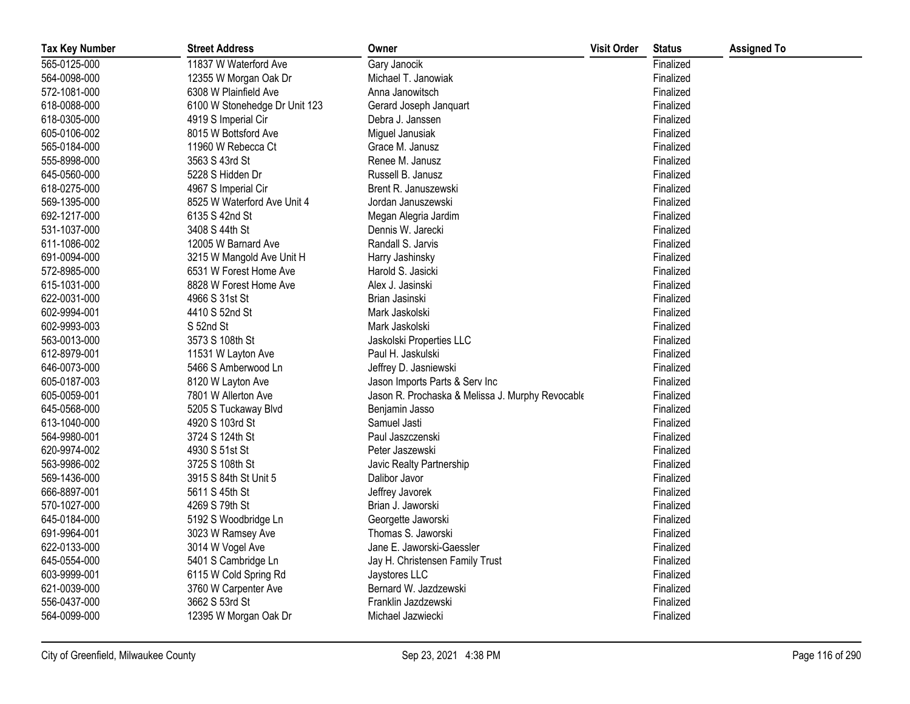| Tax Key Number | Street Address | Owner | Visit Order | Status | Assigned To |
|---|---|---|---|---|---|
| 565-0125-000 | 11837 W Waterford Ave | Gary Janocik | | Finalized | |
| 564-0098-000 | 12355 W Morgan Oak Dr | Michael T. Janowiak | | Finalized | |
| 572-1081-000 | 6308 W Plainfield Ave | Anna Janowitsch | | Finalized | |
| 618-0088-000 | 6100 W Stonehedge Dr Unit 123 | Gerard Joseph Janquart | | Finalized | |
| 618-0305-000 | 4919 S Imperial Cir | Debra J. Janssen | | Finalized | |
| 605-0106-002 | 8015 W Bottsford Ave | Miguel Janusiak | | Finalized | |
| 565-0184-000 | 11960 W Rebecca Ct | Grace M. Janusz | | Finalized | |
| 555-8998-000 | 3563 S 43rd St | Renee M. Janusz | | Finalized | |
| 645-0560-000 | 5228 S Hidden Dr | Russell B. Janusz | | Finalized | |
| 618-0275-000 | 4967 S Imperial Cir | Brent R. Januszewski | | Finalized | |
| 569-1395-000 | 8525 W Waterford Ave Unit 4 | Jordan Januszewski | | Finalized | |
| 692-1217-000 | 6135 S 42nd St | Megan Alegria Jardim | | Finalized | |
| 531-1037-000 | 3408 S 44th St | Dennis W. Jarecki | | Finalized | |
| 611-1086-002 | 12005 W Barnard Ave | Randall S. Jarvis | | Finalized | |
| 691-0094-000 | 3215 W Mangold Ave Unit H | Harry Jashinsky | | Finalized | |
| 572-8985-000 | 6531 W Forest Home Ave | Harold S. Jasicki | | Finalized | |
| 615-1031-000 | 8828 W Forest Home Ave | Alex J. Jasinski | | Finalized | |
| 622-0031-000 | 4966 S 31st St | Brian Jasinski | | Finalized | |
| 602-9994-001 | 4410 S 52nd St | Mark Jaskolski | | Finalized | |
| 602-9993-003 | S 52nd St | Mark Jaskolski | | Finalized | |
| 563-0013-000 | 3573 S 108th St | Jaskolski Properties LLC | | Finalized | |
| 612-8979-001 | 11531 W Layton Ave | Paul H. Jaskulski | | Finalized | |
| 646-0073-000 | 5466 S Amberwood Ln | Jeffrey D. Jasniewski | | Finalized | |
| 605-0187-003 | 8120 W Layton Ave | Jason Imports Parts & Serv Inc | | Finalized | |
| 605-0059-001 | 7801 W Allerton Ave | Jason R. Prochaska & Melissa J. Murphy Revocable | | Finalized | |
| 645-0568-000 | 5205 S Tuckaway Blvd | Benjamin Jasso | | Finalized | |
| 613-1040-000 | 4920 S 103rd St | Samuel Jasti | | Finalized | |
| 564-9980-001 | 3724 S 124th St | Paul Jaszczenski | | Finalized | |
| 620-9974-002 | 4930 S 51st St | Peter Jaszewski | | Finalized | |
| 563-9986-002 | 3725 S 108th St | Javic Realty Partnership | | Finalized | |
| 569-1436-000 | 3915 S 84th St Unit 5 | Dalibor Javor | | Finalized | |
| 666-8897-001 | 5611 S 45th St | Jeffrey Javorek | | Finalized | |
| 570-1027-000 | 4269 S 79th St | Brian J. Jaworski | | Finalized | |
| 645-0184-000 | 5192 S Woodbridge Ln | Georgette Jaworski | | Finalized | |
| 691-9964-001 | 3023 W Ramsey Ave | Thomas S. Jaworski | | Finalized | |
| 622-0133-000 | 3014 W Vogel Ave | Jane E. Jaworski-Gaessler | | Finalized | |
| 645-0554-000 | 5401 S Cambridge Ln | Jay H. Christensen Family Trust | | Finalized | |
| 603-9999-001 | 6115 W Cold Spring Rd | Jaystores LLC | | Finalized | |
| 621-0039-000 | 3760 W Carpenter Ave | Bernard W. Jazdzewski | | Finalized | |
| 556-0437-000 | 3662 S 53rd St | Franklin Jazdzewski | | Finalized | |
| 564-0099-000 | 12395 W Morgan Oak Dr | Michael Jazwiecki | | Finalized | |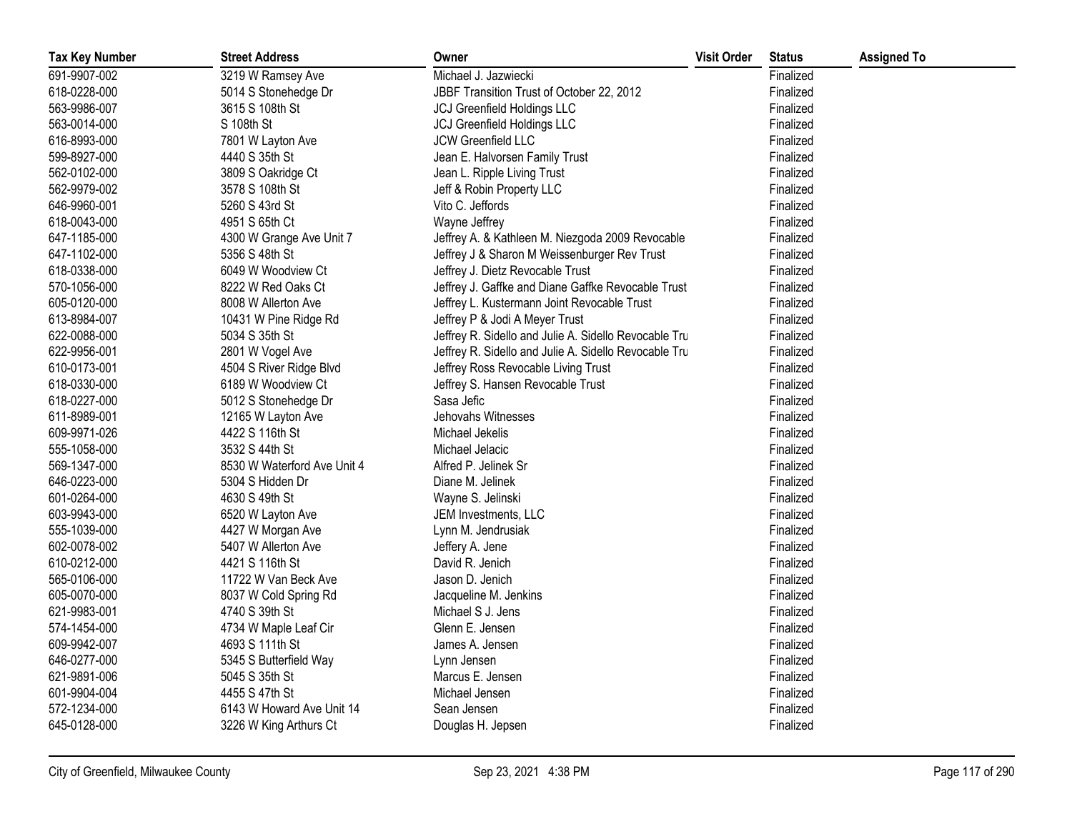| Tax Key Number | Street Address | Owner | Visit Order | Status | Assigned To |
|---|---|---|---|---|---|
| 691-9907-002 | 3219 W Ramsey Ave | Michael J. Jazwiecki | | Finalized | |
| 618-0228-000 | 5014 S Stonehedge Dr | JBBF Transition Trust of October 22, 2012 | | Finalized | |
| 563-9986-007 | 3615 S 108th St | JCJ Greenfield Holdings LLC | | Finalized | |
| 563-0014-000 | S 108th St | JCJ Greenfield Holdings LLC | | Finalized | |
| 616-8993-000 | 7801 W Layton Ave | JCW Greenfield LLC | | Finalized | |
| 599-8927-000 | 4440 S 35th St | Jean E. Halvorsen Family Trust | | Finalized | |
| 562-0102-000 | 3809 S Oakridge Ct | Jean L. Ripple Living Trust | | Finalized | |
| 562-9979-002 | 3578 S 108th St | Jeff & Robin Property LLC | | Finalized | |
| 646-9960-001 | 5260 S 43rd St | Vito C. Jeffords | | Finalized | |
| 618-0043-000 | 4951 S 65th Ct | Wayne Jeffrey | | Finalized | |
| 647-1185-000 | 4300 W Grange Ave Unit 7 | Jeffrey A. & Kathleen M. Niezgoda 2009 Revocable | | Finalized | |
| 647-1102-000 | 5356 S 48th St | Jeffrey J & Sharon M Weissenburger Rev Trust | | Finalized | |
| 618-0338-000 | 6049 W Woodview Ct | Jeffrey J. Dietz Revocable Trust | | Finalized | |
| 570-1056-000 | 8222 W Red Oaks Ct | Jeffrey J. Gaffke and Diane Gaffke Revocable Trust | | Finalized | |
| 605-0120-000 | 8008 W Allerton Ave | Jeffrey L. Kustermann Joint Revocable Trust | | Finalized | |
| 613-8984-007 | 10431 W Pine Ridge Rd | Jeffrey P & Jodi A Meyer Trust | | Finalized | |
| 622-0088-000 | 5034 S 35th St | Jeffrey R. Sidello and Julie A. Sidello Revocable Tru | | Finalized | |
| 622-9956-001 | 2801 W Vogel Ave | Jeffrey R. Sidello and Julie A. Sidello Revocable Tru | | Finalized | |
| 610-0173-001 | 4504 S River Ridge Blvd | Jeffrey Ross Revocable Living Trust | | Finalized | |
| 618-0330-000 | 6189 W Woodview Ct | Jeffrey S. Hansen Revocable Trust | | Finalized | |
| 618-0227-000 | 5012 S Stonehedge Dr | Sasa Jefic | | Finalized | |
| 611-8989-001 | 12165 W Layton Ave | Jehovahs Witnesses | | Finalized | |
| 609-9971-026 | 4422 S 116th St | Michael Jekelis | | Finalized | |
| 555-1058-000 | 3532 S 44th St | Michael Jelacic | | Finalized | |
| 569-1347-000 | 8530 W Waterford Ave Unit 4 | Alfred P. Jelinek Sr | | Finalized | |
| 646-0223-000 | 5304 S Hidden Dr | Diane M. Jelinek | | Finalized | |
| 601-0264-000 | 4630 S 49th St | Wayne S. Jelinski | | Finalized | |
| 603-9943-000 | 6520 W Layton Ave | JEM Investments, LLC | | Finalized | |
| 555-1039-000 | 4427 W Morgan Ave | Lynn M. Jendrusiak | | Finalized | |
| 602-0078-002 | 5407 W Allerton Ave | Jeffery A. Jene | | Finalized | |
| 610-0212-000 | 4421 S 116th St | David R. Jenich | | Finalized | |
| 565-0106-000 | 11722 W Van Beck Ave | Jason D. Jenich | | Finalized | |
| 605-0070-000 | 8037 W Cold Spring Rd | Jacqueline M. Jenkins | | Finalized | |
| 621-9983-001 | 4740 S 39th St | Michael S J. Jens | | Finalized | |
| 574-1454-000 | 4734 W Maple Leaf Cir | Glenn E. Jensen | | Finalized | |
| 609-9942-007 | 4693 S 111th St | James A. Jensen | | Finalized | |
| 646-0277-000 | 5345 S Butterfield Way | Lynn Jensen | | Finalized | |
| 621-9891-006 | 5045 S 35th St | Marcus E. Jensen | | Finalized | |
| 601-9904-004 | 4455 S 47th St | Michael Jensen | | Finalized | |
| 572-1234-000 | 6143 W Howard Ave Unit 14 | Sean Jensen | | Finalized | |
| 645-0128-000 | 3226 W King Arthurs Ct | Douglas H. Jepsen | | Finalized | |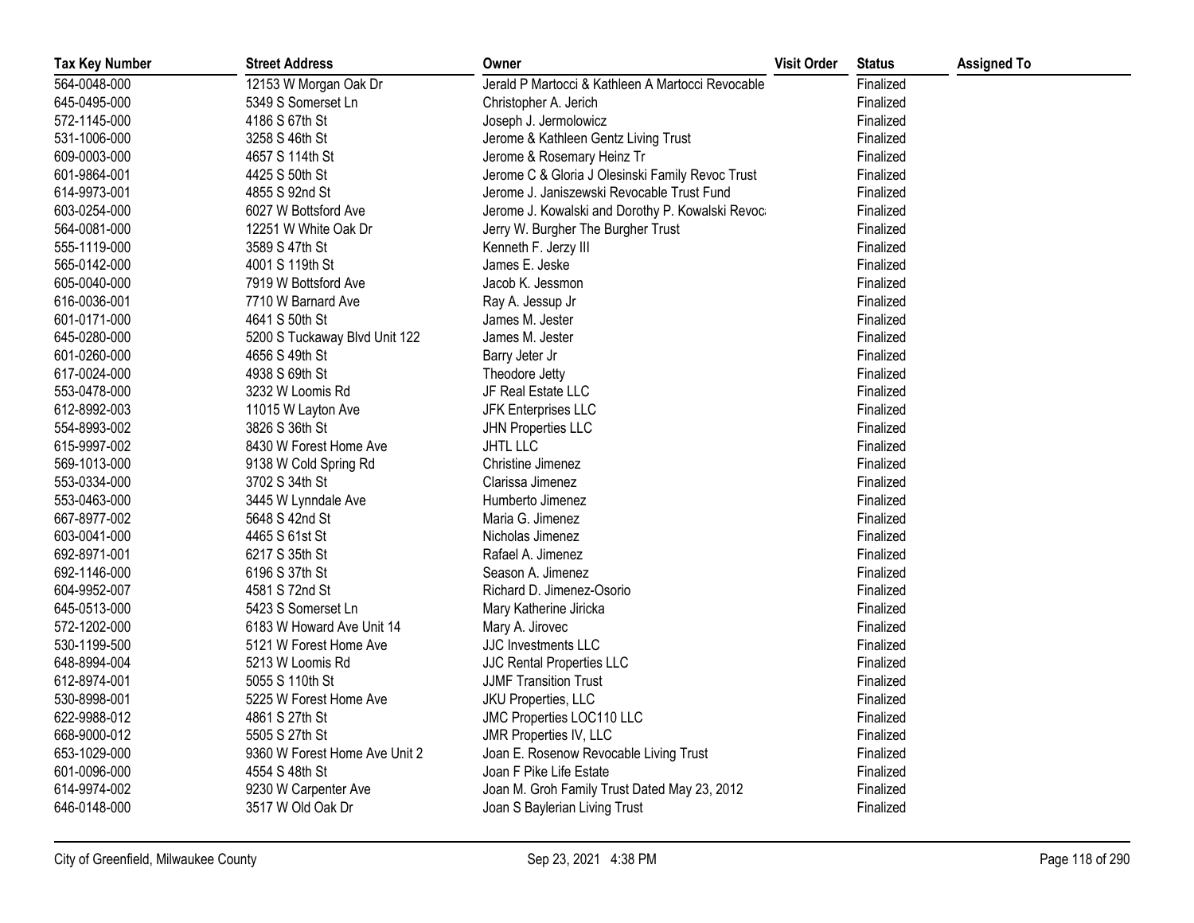| Tax Key Number | Street Address | Owner | Visit Order | Status | Assigned To |
|---|---|---|---|---|---|
| 564-0048-000 | 12153 W Morgan Oak Dr | Jerald P Martocci & Kathleen A Martocci Revocable | | Finalized | |
| 645-0495-000 | 5349 S Somerset Ln | Christopher A. Jerich | | Finalized | |
| 572-1145-000 | 4186 S 67th St | Joseph J. Jermolowicz | | Finalized | |
| 531-1006-000 | 3258 S 46th St | Jerome & Kathleen Gentz Living Trust | | Finalized | |
| 609-0003-000 | 4657 S 114th St | Jerome & Rosemary Heinz Tr | | Finalized | |
| 601-9864-001 | 4425 S 50th St | Jerome C & Gloria J Olesinski Family Revoc Trust | | Finalized | |
| 614-9973-001 | 4855 S 92nd St | Jerome J. Janiszewski Revocable Trust Fund | | Finalized | |
| 603-0254-000 | 6027 W Bottsford Ave | Jerome J. Kowalski and Dorothy P. Kowalski Revoca | | Finalized | |
| 564-0081-000 | 12251 W White Oak Dr | Jerry W. Burgher The Burgher Trust | | Finalized | |
| 555-1119-000 | 3589 S 47th St | Kenneth F. Jerzy III | | Finalized | |
| 565-0142-000 | 4001 S 119th St | James E. Jeske | | Finalized | |
| 605-0040-000 | 7919 W Bottsford Ave | Jacob K. Jessmon | | Finalized | |
| 616-0036-001 | 7710 W Barnard Ave | Ray A. Jessup Jr | | Finalized | |
| 601-0171-000 | 4641 S 50th St | James M. Jester | | Finalized | |
| 645-0280-000 | 5200 S Tuckaway Blvd Unit 122 | James M. Jester | | Finalized | |
| 601-0260-000 | 4656 S 49th St | Barry Jeter Jr | | Finalized | |
| 617-0024-000 | 4938 S 69th St | Theodore Jetty | | Finalized | |
| 553-0478-000 | 3232 W Loomis Rd | JF Real Estate LLC | | Finalized | |
| 612-8992-003 | 11015 W Layton Ave | JFK Enterprises LLC | | Finalized | |
| 554-8993-002 | 3826 S 36th St | JHN Properties LLC | | Finalized | |
| 615-9997-002 | 8430 W Forest Home Ave | JHTL LLC | | Finalized | |
| 569-1013-000 | 9138 W Cold Spring Rd | Christine Jimenez | | Finalized | |
| 553-0334-000 | 3702 S 34th St | Clarissa Jimenez | | Finalized | |
| 553-0463-000 | 3445 W Lynndale Ave | Humberto Jimenez | | Finalized | |
| 667-8977-002 | 5648 S 42nd St | Maria G. Jimenez | | Finalized | |
| 603-0041-000 | 4465 S 61st St | Nicholas Jimenez | | Finalized | |
| 692-8971-001 | 6217 S 35th St | Rafael A. Jimenez | | Finalized | |
| 692-1146-000 | 6196 S 37th St | Season A. Jimenez | | Finalized | |
| 604-9952-007 | 4581 S 72nd St | Richard D. Jimenez-Osorio | | Finalized | |
| 645-0513-000 | 5423 S Somerset Ln | Mary Katherine Jiricka | | Finalized | |
| 572-1202-000 | 6183 W Howard Ave Unit 14 | Mary A. Jirovec | | Finalized | |
| 530-1199-500 | 5121 W Forest Home Ave | JJC Investments LLC | | Finalized | |
| 648-8994-004 | 5213 W Loomis Rd | JJC Rental Properties LLC | | Finalized | |
| 612-8974-001 | 5055 S 110th St | JJMF Transition Trust | | Finalized | |
| 530-8998-001 | 5225 W Forest Home Ave | JKU Properties, LLC | | Finalized | |
| 622-9988-012 | 4861 S 27th St | JMC Properties LOC110 LLC | | Finalized | |
| 668-9000-012 | 5505 S 27th St | JMR Properties IV, LLC | | Finalized | |
| 653-1029-000 | 9360 W Forest Home Ave Unit 2 | Joan E. Rosenow Revocable Living Trust | | Finalized | |
| 601-0096-000 | 4554 S 48th St | Joan F Pike Life Estate | | Finalized | |
| 614-9974-002 | 9230 W Carpenter Ave | Joan M. Groh Family Trust Dated May 23, 2012 | | Finalized | |
| 646-0148-000 | 3517 W Old Oak Dr | Joan S Baylerian Living Trust | | Finalized | |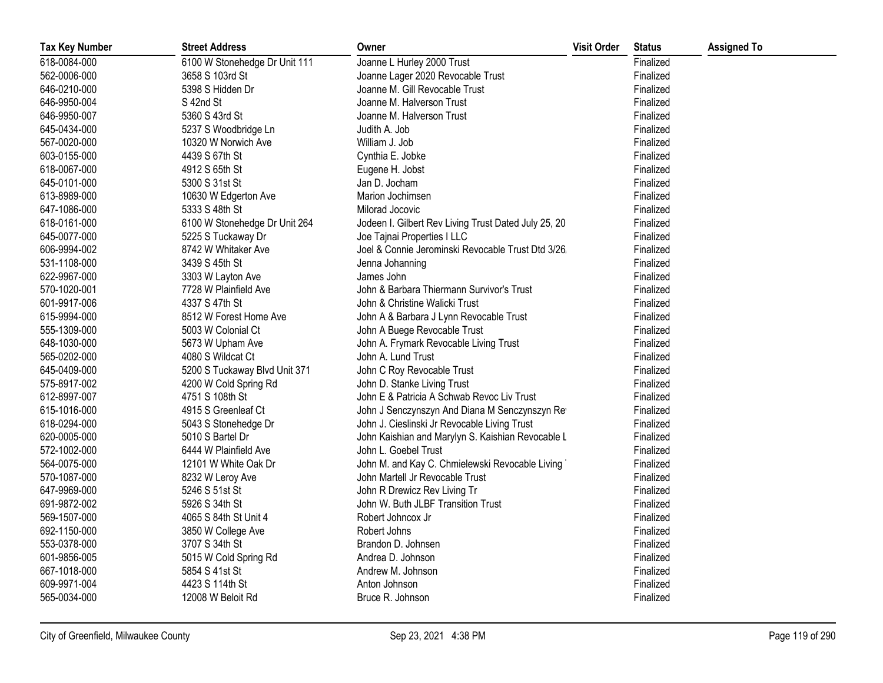| Tax Key Number | Street Address | Owner | Visit Order | Status | Assigned To |
|---|---|---|---|---|---|
| 618-0084-000 | 6100 W Stonehedge Dr Unit 111 | Joanne L Hurley 2000 Trust | | Finalized | |
| 562-0006-000 | 3658 S 103rd St | Joanne Lager 2020 Revocable Trust | | Finalized | |
| 646-0210-000 | 5398 S Hidden Dr | Joanne M. Gill Revocable Trust | | Finalized | |
| 646-9950-004 | S 42nd St | Joanne M. Halverson Trust | | Finalized | |
| 646-9950-007 | 5360 S 43rd St | Joanne M. Halverson Trust | | Finalized | |
| 645-0434-000 | 5237 S Woodbridge Ln | Judith A. Job | | Finalized | |
| 567-0020-000 | 10320 W Norwich Ave | William J. Job | | Finalized | |
| 603-0155-000 | 4439 S 67th St | Cynthia E. Jobke | | Finalized | |
| 618-0067-000 | 4912 S 65th St | Eugene H. Jobst | | Finalized | |
| 645-0101-000 | 5300 S 31st St | Jan D. Jocham | | Finalized | |
| 613-8989-000 | 10630 W Edgerton Ave | Marion Jochimsen | | Finalized | |
| 647-1086-000 | 5333 S 48th St | Milorad Jocovic | | Finalized | |
| 618-0161-000 | 6100 W Stonehedge Dr Unit 264 | Jodeen I. Gilbert Rev Living Trust Dated July 25, 20 | | Finalized | |
| 645-0077-000 | 5225 S Tuckaway Dr | Joe Tajnai Properties I LLC | | Finalized | |
| 606-9994-002 | 8742 W Whitaker Ave | Joel & Connie Jerominski Revocable Trust Dtd 3/26/ | | Finalized | |
| 531-1108-000 | 3439 S 45th St | Jenna Johanning | | Finalized | |
| 622-9967-000 | 3303 W Layton Ave | James John | | Finalized | |
| 570-1020-001 | 7728 W Plainfield Ave | John & Barbara Thiermann Survivor's Trust | | Finalized | |
| 601-9917-006 | 4337 S 47th St | John & Christine Walicki Trust | | Finalized | |
| 615-9994-000 | 8512 W Forest Home Ave | John A & Barbara J Lynn Revocable Trust | | Finalized | |
| 555-1309-000 | 5003 W Colonial Ct | John A Buege Revocable Trust | | Finalized | |
| 648-1030-000 | 5673 W Upham Ave | John A. Frymark Revocable Living Trust | | Finalized | |
| 565-0202-000 | 4080 S Wildcat Ct | John A. Lund Trust | | Finalized | |
| 645-0409-000 | 5200 S Tuckaway Blvd Unit 371 | John C Roy Revocable Trust | | Finalized | |
| 575-8917-002 | 4200 W Cold Spring Rd | John D. Stanke Living Trust | | Finalized | |
| 612-8997-007 | 4751 S 108th St | John E & Patricia A Schwab Revoc Liv Trust | | Finalized | |
| 615-1016-000 | 4915 S Greenleaf Ct | John J Senczynszyn And Diana M Senczynszyn Re | | Finalized | |
| 618-0294-000 | 5043 S Stonehedge Dr | John J. Cieslinski Jr Revocable Living Trust | | Finalized | |
| 620-0005-000 | 5010 S Bartel Dr | John Kaishian and Marylyn S. Kaishian Revocable L | | Finalized | |
| 572-1002-000 | 6444 W Plainfield Ave | John L. Goebel Trust | | Finalized | |
| 564-0075-000 | 12101 W White Oak Dr | John M. and Kay C. Chmielewski Revocable Living | | Finalized | |
| 570-1087-000 | 8232 W Leroy Ave | John Martell Jr Revocable Trust | | Finalized | |
| 647-9969-000 | 5246 S 51st St | John R Drewicz Rev Living Tr | | Finalized | |
| 691-9872-002 | 5926 S 34th St | John W. Buth JLBF Transition Trust | | Finalized | |
| 569-1507-000 | 4065 S 84th St Unit 4 | Robert Johncox Jr | | Finalized | |
| 692-1150-000 | 3850 W College Ave | Robert Johns | | Finalized | |
| 553-0378-000 | 3707 S 34th St | Brandon D. Johnsen | | Finalized | |
| 601-9856-005 | 5015 W Cold Spring Rd | Andrea D. Johnson | | Finalized | |
| 667-1018-000 | 5854 S 41st St | Andrew M. Johnson | | Finalized | |
| 609-9971-004 | 4423 S 114th St | Anton Johnson | | Finalized | |
| 565-0034-000 | 12008 W Beloit Rd | Bruce R. Johnson | | Finalized | |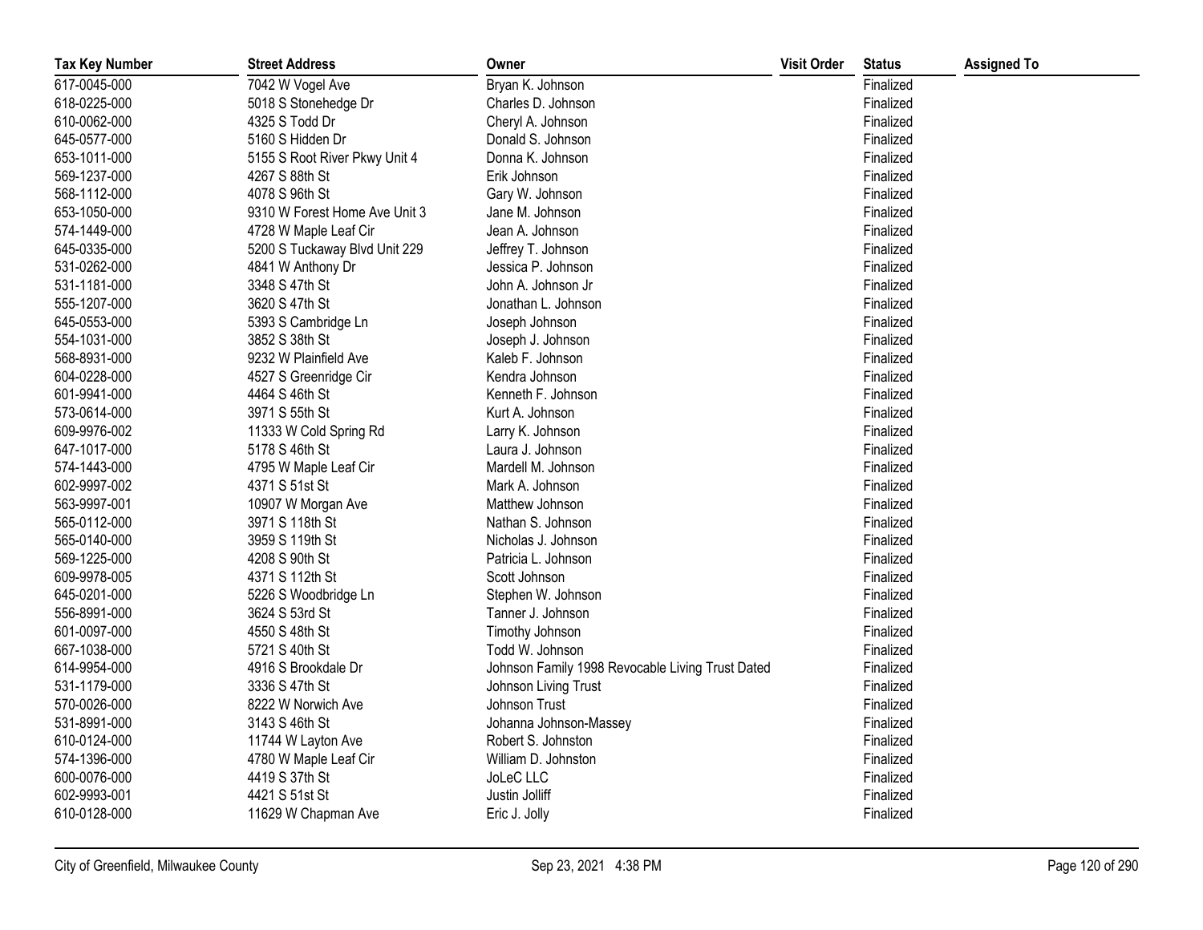| Tax Key Number | Street Address | Owner | Visit Order | Status | Assigned To |
|---|---|---|---|---|---|
| 617-0045-000 | 7042 W Vogel Ave | Bryan K. Johnson | | Finalized | |
| 618-0225-000 | 5018 S Stonehedge Dr | Charles D. Johnson | | Finalized | |
| 610-0062-000 | 4325 S Todd Dr | Cheryl A. Johnson | | Finalized | |
| 645-0577-000 | 5160 S Hidden Dr | Donald S. Johnson | | Finalized | |
| 653-1011-000 | 5155 S Root River Pkwy Unit 4 | Donna K. Johnson | | Finalized | |
| 569-1237-000 | 4267 S 88th St | Erik Johnson | | Finalized | |
| 568-1112-000 | 4078 S 96th St | Gary W. Johnson | | Finalized | |
| 653-1050-000 | 9310 W Forest Home Ave Unit 3 | Jane M. Johnson | | Finalized | |
| 574-1449-000 | 4728 W Maple Leaf Cir | Jean A. Johnson | | Finalized | |
| 645-0335-000 | 5200 S Tuckaway Blvd Unit 229 | Jeffrey T. Johnson | | Finalized | |
| 531-0262-000 | 4841 W Anthony Dr | Jessica P. Johnson | | Finalized | |
| 531-1181-000 | 3348 S 47th St | John A. Johnson Jr | | Finalized | |
| 555-1207-000 | 3620 S 47th St | Jonathan L. Johnson | | Finalized | |
| 645-0553-000 | 5393 S Cambridge Ln | Joseph Johnson | | Finalized | |
| 554-1031-000 | 3852 S 38th St | Joseph J. Johnson | | Finalized | |
| 568-8931-000 | 9232 W Plainfield Ave | Kaleb F. Johnson | | Finalized | |
| 604-0228-000 | 4527 S Greenridge Cir | Kendra Johnson | | Finalized | |
| 601-9941-000 | 4464 S 46th St | Kenneth F. Johnson | | Finalized | |
| 573-0614-000 | 3971 S 55th St | Kurt A. Johnson | | Finalized | |
| 609-9976-002 | 11333 W Cold Spring Rd | Larry K. Johnson | | Finalized | |
| 647-1017-000 | 5178 S 46th St | Laura J. Johnson | | Finalized | |
| 574-1443-000 | 4795 W Maple Leaf Cir | Mardell M. Johnson | | Finalized | |
| 602-9997-002 | 4371 S 51st St | Mark A. Johnson | | Finalized | |
| 563-9997-001 | 10907 W Morgan Ave | Matthew Johnson | | Finalized | |
| 565-0112-000 | 3971 S 118th St | Nathan S. Johnson | | Finalized | |
| 565-0140-000 | 3959 S 119th St | Nicholas J. Johnson | | Finalized | |
| 569-1225-000 | 4208 S 90th St | Patricia L. Johnson | | Finalized | |
| 609-9978-005 | 4371 S 112th St | Scott Johnson | | Finalized | |
| 645-0201-000 | 5226 S Woodbridge Ln | Stephen W. Johnson | | Finalized | |
| 556-8991-000 | 3624 S 53rd St | Tanner J. Johnson | | Finalized | |
| 601-0097-000 | 4550 S 48th St | Timothy Johnson | | Finalized | |
| 667-1038-000 | 5721 S 40th St | Todd W. Johnson | | Finalized | |
| 614-9954-000 | 4916 S Brookdale Dr | Johnson Family 1998 Revocable Living Trust Dated | | Finalized | |
| 531-1179-000 | 3336 S 47th St | Johnson Living Trust | | Finalized | |
| 570-0026-000 | 8222 W Norwich Ave | Johnson Trust | | Finalized | |
| 531-8991-000 | 3143 S 46th St | Johanna Johnson-Massey | | Finalized | |
| 610-0124-000 | 11744 W Layton Ave | Robert S. Johnston | | Finalized | |
| 574-1396-000 | 4780 W Maple Leaf Cir | William D. Johnston | | Finalized | |
| 600-0076-000 | 4419 S 37th St | JoLeC LLC | | Finalized | |
| 602-9993-001 | 4421 S 51st St | Justin Jolliff | | Finalized | |
| 610-0128-000 | 11629 W Chapman Ave | Eric J. Jolly | | Finalized | |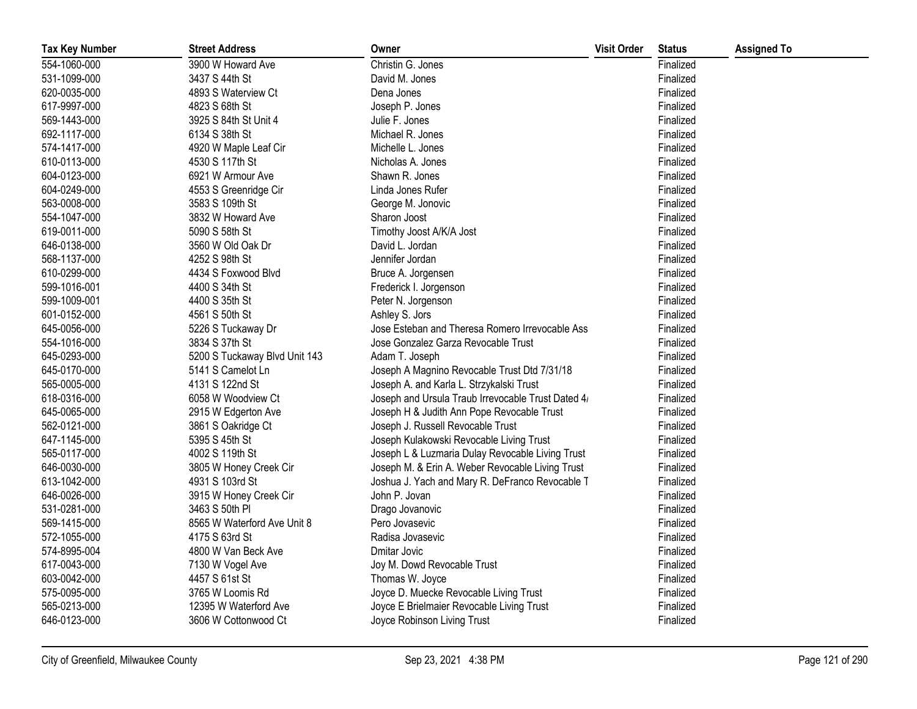| Tax Key Number | Street Address | Owner | Visit Order | Status | Assigned To |
|---|---|---|---|---|---|
| 554-1060-000 | 3900 W Howard Ave | Christin G. Jones | | Finalized | |
| 531-1099-000 | 3437 S 44th St | David M. Jones | | Finalized | |
| 620-0035-000 | 4893 S Waterview Ct | Dena Jones | | Finalized | |
| 617-9997-000 | 4823 S 68th St | Joseph P. Jones | | Finalized | |
| 569-1443-000 | 3925 S 84th St Unit 4 | Julie F. Jones | | Finalized | |
| 692-1117-000 | 6134 S 38th St | Michael R. Jones | | Finalized | |
| 574-1417-000 | 4920 W Maple Leaf Cir | Michelle L. Jones | | Finalized | |
| 610-0113-000 | 4530 S 117th St | Nicholas A. Jones | | Finalized | |
| 604-0123-000 | 6921 W Armour Ave | Shawn R. Jones | | Finalized | |
| 604-0249-000 | 4553 S Greenridge Cir | Linda Jones Rufer | | Finalized | |
| 563-0008-000 | 3583 S 109th St | George M. Jonovic | | Finalized | |
| 554-1047-000 | 3832 W Howard Ave | Sharon Joost | | Finalized | |
| 619-0011-000 | 5090 S 58th St | Timothy Joost A/K/A Jost | | Finalized | |
| 646-0138-000 | 3560 W Old Oak Dr | David L. Jordan | | Finalized | |
| 568-1137-000 | 4252 S 98th St | Jennifer Jordan | | Finalized | |
| 610-0299-000 | 4434 S Foxwood Blvd | Bruce A. Jorgensen | | Finalized | |
| 599-1016-001 | 4400 S 34th St | Frederick I. Jorgenson | | Finalized | |
| 599-1009-001 | 4400 S 35th St | Peter N. Jorgenson | | Finalized | |
| 601-0152-000 | 4561 S 50th St | Ashley S. Jors | | Finalized | |
| 645-0056-000 | 5226 S Tuckaway Dr | Jose Esteban and Theresa Romero Irrevocable Ass | | Finalized | |
| 554-1016-000 | 3834 S 37th St | Jose Gonzalez Garza Revocable Trust | | Finalized | |
| 645-0293-000 | 5200 S Tuckaway Blvd Unit 143 | Adam T. Joseph | | Finalized | |
| 645-0170-000 | 5141 S Camelot Ln | Joseph A Magnino Revocable Trust Dtd 7/31/18 | | Finalized | |
| 565-0005-000 | 4131 S 122nd St | Joseph A. and Karla L. Strzykalski Trust | | Finalized | |
| 618-0316-000 | 6058 W Woodview Ct | Joseph and Ursula Traub Irrevocable Trust Dated 4/ | | Finalized | |
| 645-0065-000 | 2915 W Edgerton Ave | Joseph H & Judith Ann Pope Revocable Trust | | Finalized | |
| 562-0121-000 | 3861 S Oakridge Ct | Joseph J. Russell Revocable Trust | | Finalized | |
| 647-1145-000 | 5395 S 45th St | Joseph Kulakowski Revocable Living Trust | | Finalized | |
| 565-0117-000 | 4002 S 119th St | Joseph L & Luzmaria Dulay Revocable Living Trust | | Finalized | |
| 646-0030-000 | 3805 W Honey Creek Cir | Joseph M. & Erin A. Weber Revocable Living Trust | | Finalized | |
| 613-1042-000 | 4931 S 103rd St | Joshua J. Yach and Mary R. DeFranco Revocable T | | Finalized | |
| 646-0026-000 | 3915 W Honey Creek Cir | John P. Jovan | | Finalized | |
| 531-0281-000 | 3463 S 50th Pl | Drago Jovanovic | | Finalized | |
| 569-1415-000 | 8565 W Waterford Ave Unit 8 | Pero Jovasevic | | Finalized | |
| 572-1055-000 | 4175 S 63rd St | Radisa Jovasevic | | Finalized | |
| 574-8995-004 | 4800 W Van Beck Ave | Dmitar Jovic | | Finalized | |
| 617-0043-000 | 7130 W Vogel Ave | Joy M. Dowd Revocable Trust | | Finalized | |
| 603-0042-000 | 4457 S 61st St | Thomas W. Joyce | | Finalized | |
| 575-0095-000 | 3765 W Loomis Rd | Joyce D. Muecke Revocable Living Trust | | Finalized | |
| 565-0213-000 | 12395 W Waterford Ave | Joyce E Brielmaier Revocable Living Trust | | Finalized | |
| 646-0123-000 | 3606 W Cottonwood Ct | Joyce Robinson Living Trust | | Finalized | |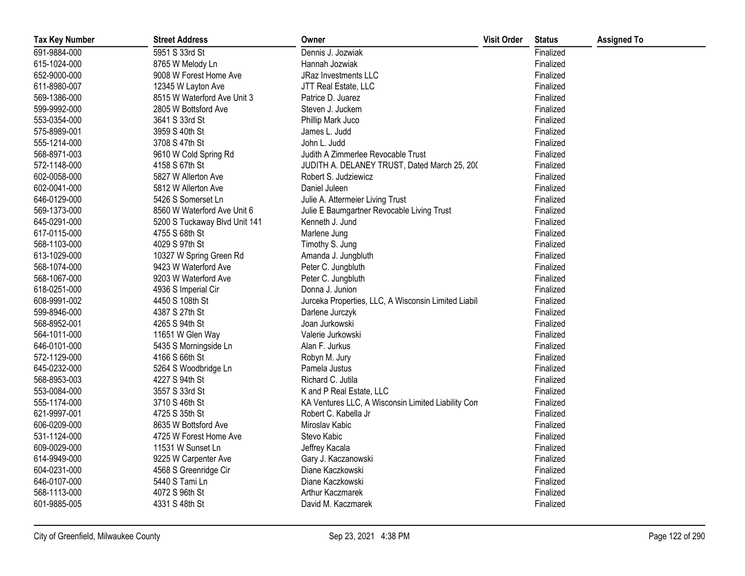| Tax Key Number | Street Address | Owner | Visit Order | Status | Assigned To |
|---|---|---|---|---|---|
| 691-9884-000 | 5951 S 33rd St | Dennis J. Jozwiak | | Finalized | |
| 615-1024-000 | 8765 W Melody Ln | Hannah Jozwiak | | Finalized | |
| 652-9000-000 | 9008 W Forest Home Ave | JRaz Investments LLC | | Finalized | |
| 611-8980-007 | 12345 W Layton Ave | JTT Real Estate, LLC | | Finalized | |
| 569-1386-000 | 8515 W Waterford Ave Unit 3 | Patrice D. Juarez | | Finalized | |
| 599-9992-000 | 2805 W Bottsford Ave | Steven J. Juckem | | Finalized | |
| 553-0354-000 | 3641 S 33rd St | Phillip Mark Juco | | Finalized | |
| 575-8989-001 | 3959 S 40th St | James L. Judd | | Finalized | |
| 555-1214-000 | 3708 S 47th St | John L. Judd | | Finalized | |
| 568-8971-003 | 9610 W Cold Spring Rd | Judith A Zimmerlee Revocable Trust | | Finalized | |
| 572-1148-000 | 4158 S 67th St | JUDITH A. DELANEY TRUST, Dated March 25, 200 | | Finalized | |
| 602-0058-000 | 5827 W Allerton Ave | Robert S. Judziewicz | | Finalized | |
| 602-0041-000 | 5812 W Allerton Ave | Daniel Juleen | | Finalized | |
| 646-0129-000 | 5426 S Somerset Ln | Julie A. Attermeier Living Trust | | Finalized | |
| 569-1373-000 | 8560 W Waterford Ave Unit 6 | Julie E Baumgartner Revocable Living Trust | | Finalized | |
| 645-0291-000 | 5200 S Tuckaway Blvd Unit 141 | Kenneth J. Jund | | Finalized | |
| 617-0115-000 | 4755 S 68th St | Marlene Jung | | Finalized | |
| 568-1103-000 | 4029 S 97th St | Timothy S. Jung | | Finalized | |
| 613-1029-000 | 10327 W Spring Green Rd | Amanda J. Jungbluth | | Finalized | |
| 568-1074-000 | 9423 W Waterford Ave | Peter C. Jungbluth | | Finalized | |
| 568-1067-000 | 9203 W Waterford Ave | Peter C. Jungbluth | | Finalized | |
| 618-0251-000 | 4936 S Imperial Cir | Donna J. Junion | | Finalized | |
| 608-9991-002 | 4450 S 108th St | Jurceka Properties, LLC, A Wisconsin Limited Liabil | | Finalized | |
| 599-8946-000 | 4387 S 27th St | Darlene Jurczyk | | Finalized | |
| 568-8952-001 | 4265 S 94th St | Joan Jurkowski | | Finalized | |
| 564-1011-000 | 11651 W Glen Way | Valerie Jurkowski | | Finalized | |
| 646-0101-000 | 5435 S Morningside Ln | Alan F. Jurkus | | Finalized | |
| 572-1129-000 | 4166 S 66th St | Robyn M. Jury | | Finalized | |
| 645-0232-000 | 5264 S Woodbridge Ln | Pamela Justus | | Finalized | |
| 568-8953-003 | 4227 S 94th St | Richard C. Jutila | | Finalized | |
| 553-0084-000 | 3557 S 33rd St | K and P Real Estate, LLC | | Finalized | |
| 555-1174-000 | 3710 S 46th St | KA Ventures LLC, A Wisconsin Limited Liability Con | | Finalized | |
| 621-9997-001 | 4725 S 35th St | Robert C. Kabella Jr | | Finalized | |
| 606-0209-000 | 8635 W Bottsford Ave | Miroslav Kabic | | Finalized | |
| 531-1124-000 | 4725 W Forest Home Ave | Stevo Kabic | | Finalized | |
| 609-0029-000 | 11531 W Sunset Ln | Jeffrey Kacala | | Finalized | |
| 614-9949-000 | 9225 W Carpenter Ave | Gary J. Kaczanowski | | Finalized | |
| 604-0231-000 | 4568 S Greenridge Cir | Diane Kaczkowski | | Finalized | |
| 646-0107-000 | 5440 S Tami Ln | Diane Kaczkowski | | Finalized | |
| 568-1113-000 | 4072 S 96th St | Arthur Kaczmarek | | Finalized | |
| 601-9885-005 | 4331 S 48th St | David M. Kaczmarek | | Finalized | |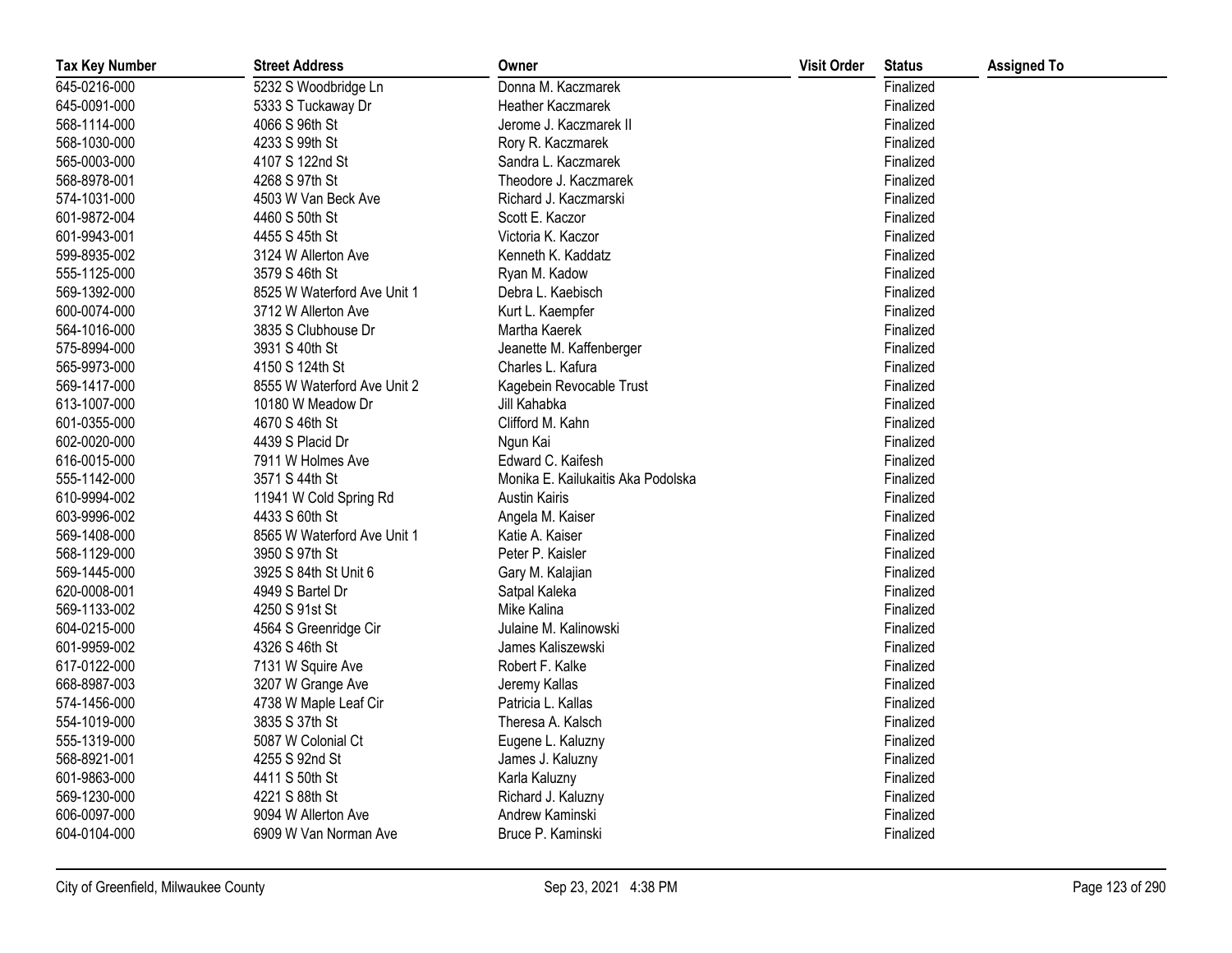| Tax Key Number | Street Address | Owner | Visit Order | Status | Assigned To |
|---|---|---|---|---|---|
| 645-0216-000 | 5232 S Woodbridge Ln | Donna M. Kaczmarek | | Finalized | |
| 645-0091-000 | 5333 S Tuckaway Dr | Heather Kaczmarek | | Finalized | |
| 568-1114-000 | 4066 S 96th St | Jerome J. Kaczmarek II | | Finalized | |
| 568-1030-000 | 4233 S 99th St | Rory R. Kaczmarek | | Finalized | |
| 565-0003-000 | 4107 S 122nd St | Sandra L. Kaczmarek | | Finalized | |
| 568-8978-001 | 4268 S 97th St | Theodore J. Kaczmarek | | Finalized | |
| 574-1031-000 | 4503 W Van Beck Ave | Richard J. Kaczmarski | | Finalized | |
| 601-9872-004 | 4460 S 50th St | Scott E. Kaczor | | Finalized | |
| 601-9943-001 | 4455 S 45th St | Victoria K. Kaczor | | Finalized | |
| 599-8935-002 | 3124 W Allerton Ave | Kenneth K. Kaddatz | | Finalized | |
| 555-1125-000 | 3579 S 46th St | Ryan M. Kadow | | Finalized | |
| 569-1392-000 | 8525 W Waterford Ave Unit 1 | Debra L. Kaebisch | | Finalized | |
| 600-0074-000 | 3712 W Allerton Ave | Kurt L. Kaempfer | | Finalized | |
| 564-1016-000 | 3835 S Clubhouse Dr | Martha Kaerek | | Finalized | |
| 575-8994-000 | 3931 S 40th St | Jeanette M. Kaffenberger | | Finalized | |
| 565-9973-000 | 4150 S 124th St | Charles L. Kafura | | Finalized | |
| 569-1417-000 | 8555 W Waterford Ave Unit 2 | Kagebein Revocable Trust | | Finalized | |
| 613-1007-000 | 10180 W Meadow Dr | Jill Kahabka | | Finalized | |
| 601-0355-000 | 4670 S 46th St | Clifford M. Kahn | | Finalized | |
| 602-0020-000 | 4439 S Placid Dr | Ngun Kai | | Finalized | |
| 616-0015-000 | 7911 W Holmes Ave | Edward C. Kaifesh | | Finalized | |
| 555-1142-000 | 3571 S 44th St | Monika E. Kailukaitis Aka Podolska | | Finalized | |
| 610-9994-002 | 11941 W Cold Spring Rd | Austin Kairis | | Finalized | |
| 603-9996-002 | 4433 S 60th St | Angela M. Kaiser | | Finalized | |
| 569-1408-000 | 8565 W Waterford Ave Unit 1 | Katie A. Kaiser | | Finalized | |
| 568-1129-000 | 3950 S 97th St | Peter P. Kaisler | | Finalized | |
| 569-1445-000 | 3925 S 84th St Unit 6 | Gary M. Kalajian | | Finalized | |
| 620-0008-001 | 4949 S Bartel Dr | Satpal Kaleka | | Finalized | |
| 569-1133-002 | 4250 S 91st St | Mike Kalina | | Finalized | |
| 604-0215-000 | 4564 S Greenridge Cir | Julaine M. Kalinowski | | Finalized | |
| 601-9959-002 | 4326 S 46th St | James Kaliszewski | | Finalized | |
| 617-0122-000 | 7131 W Squire Ave | Robert F. Kalke | | Finalized | |
| 668-8987-003 | 3207 W Grange Ave | Jeremy Kallas | | Finalized | |
| 574-1456-000 | 4738 W Maple Leaf Cir | Patricia L. Kallas | | Finalized | |
| 554-1019-000 | 3835 S 37th St | Theresa A. Kalsch | | Finalized | |
| 555-1319-000 | 5087 W Colonial Ct | Eugene L. Kaluzny | | Finalized | |
| 568-8921-001 | 4255 S 92nd St | James J. Kaluzny | | Finalized | |
| 601-9863-000 | 4411 S 50th St | Karla Kaluzny | | Finalized | |
| 569-1230-000 | 4221 S 88th St | Richard J. Kaluzny | | Finalized | |
| 606-0097-000 | 9094 W Allerton Ave | Andrew Kaminski | | Finalized | |
| 604-0104-000 | 6909 W Van Norman Ave | Bruce P. Kaminski | | Finalized | |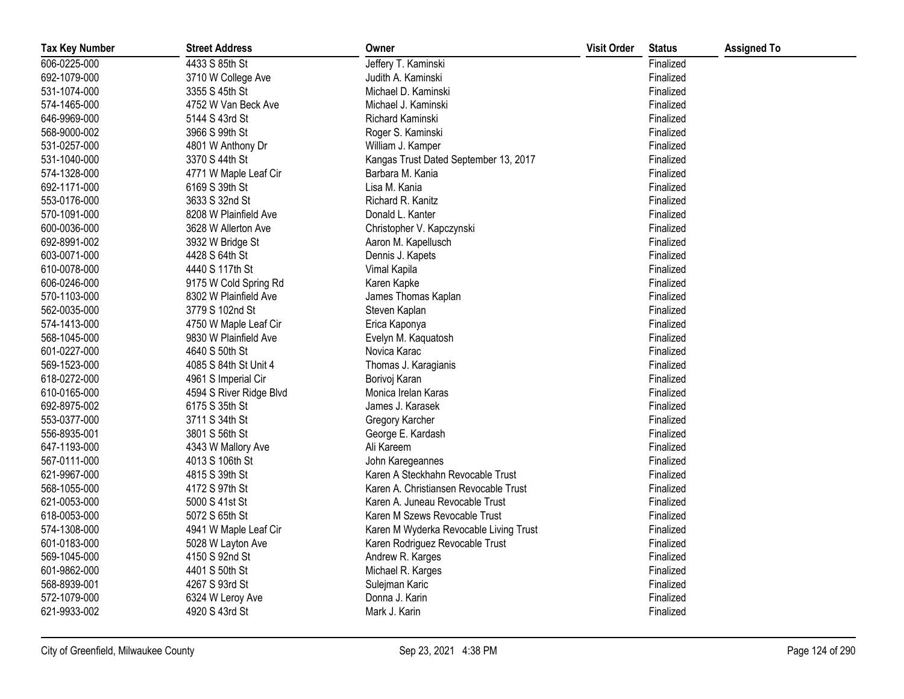| Tax Key Number | Street Address | Owner | Visit Order | Status | Assigned To |
|---|---|---|---|---|---|
| 606-0225-000 | 4433 S 85th St | Jeffery T. Kaminski | | Finalized | |
| 692-1079-000 | 3710 W College Ave | Judith A. Kaminski | | Finalized | |
| 531-1074-000 | 3355 S 45th St | Michael D. Kaminski | | Finalized | |
| 574-1465-000 | 4752 W Van Beck Ave | Michael J. Kaminski | | Finalized | |
| 646-9969-000 | 5144 S 43rd St | Richard Kaminski | | Finalized | |
| 568-9000-002 | 3966 S 99th St | Roger S. Kaminski | | Finalized | |
| 531-0257-000 | 4801 W Anthony Dr | William J. Kamper | | Finalized | |
| 531-1040-000 | 3370 S 44th St | Kangas Trust Dated September 13, 2017 | | Finalized | |
| 574-1328-000 | 4771 W Maple Leaf Cir | Barbara M. Kania | | Finalized | |
| 692-1171-000 | 6169 S 39th St | Lisa M. Kania | | Finalized | |
| 553-0176-000 | 3633 S 32nd St | Richard R. Kanitz | | Finalized | |
| 570-1091-000 | 8208 W Plainfield Ave | Donald L. Kanter | | Finalized | |
| 600-0036-000 | 3628 W Allerton Ave | Christopher V. Kapczynski | | Finalized | |
| 692-8991-002 | 3932 W Bridge St | Aaron M. Kapellusch | | Finalized | |
| 603-0071-000 | 4428 S 64th St | Dennis J. Kapets | | Finalized | |
| 610-0078-000 | 4440 S 117th St | Vimal Kapila | | Finalized | |
| 606-0246-000 | 9175 W Cold Spring Rd | Karen Kapke | | Finalized | |
| 570-1103-000 | 8302 W Plainfield Ave | James Thomas Kaplan | | Finalized | |
| 562-0035-000 | 3779 S 102nd St | Steven Kaplan | | Finalized | |
| 574-1413-000 | 4750 W Maple Leaf Cir | Erica Kaponya | | Finalized | |
| 568-1045-000 | 9830 W Plainfield Ave | Evelyn M. Kaquatosh | | Finalized | |
| 601-0227-000 | 4640 S 50th St | Novica Karac | | Finalized | |
| 569-1523-000 | 4085 S 84th St Unit 4 | Thomas J. Karagianis | | Finalized | |
| 618-0272-000 | 4961 S Imperial Cir | Borivoj Karan | | Finalized | |
| 610-0165-000 | 4594 S River Ridge Blvd | Monica Irelan Karas | | Finalized | |
| 692-8975-002 | 6175 S 35th St | James J. Karasek | | Finalized | |
| 553-0377-000 | 3711 S 34th St | Gregory Karcher | | Finalized | |
| 556-8935-001 | 3801 S 56th St | George E. Kardash | | Finalized | |
| 647-1193-000 | 4343 W Mallory Ave | Ali Kareem | | Finalized | |
| 567-0111-000 | 4013 S 106th St | John Karegeannes | | Finalized | |
| 621-9967-000 | 4815 S 39th St | Karen A Steckhahn Revocable Trust | | Finalized | |
| 568-1055-000 | 4172 S 97th St | Karen A. Christiansen Revocable Trust | | Finalized | |
| 621-0053-000 | 5000 S 41st St | Karen A. Juneau Revocable Trust | | Finalized | |
| 618-0053-000 | 5072 S 65th St | Karen M Szews Revocable Trust | | Finalized | |
| 574-1308-000 | 4941 W Maple Leaf Cir | Karen M Wyderka Revocable Living Trust | | Finalized | |
| 601-0183-000 | 5028 W Layton Ave | Karen Rodriguez Revocable Trust | | Finalized | |
| 569-1045-000 | 4150 S 92nd St | Andrew R. Karges | | Finalized | |
| 601-9862-000 | 4401 S 50th St | Michael R. Karges | | Finalized | |
| 568-8939-001 | 4267 S 93rd St | Sulejman Karic | | Finalized | |
| 572-1079-000 | 6324 W Leroy Ave | Donna J. Karin | | Finalized | |
| 621-9933-002 | 4920 S 43rd St | Mark J. Karin | | Finalized | |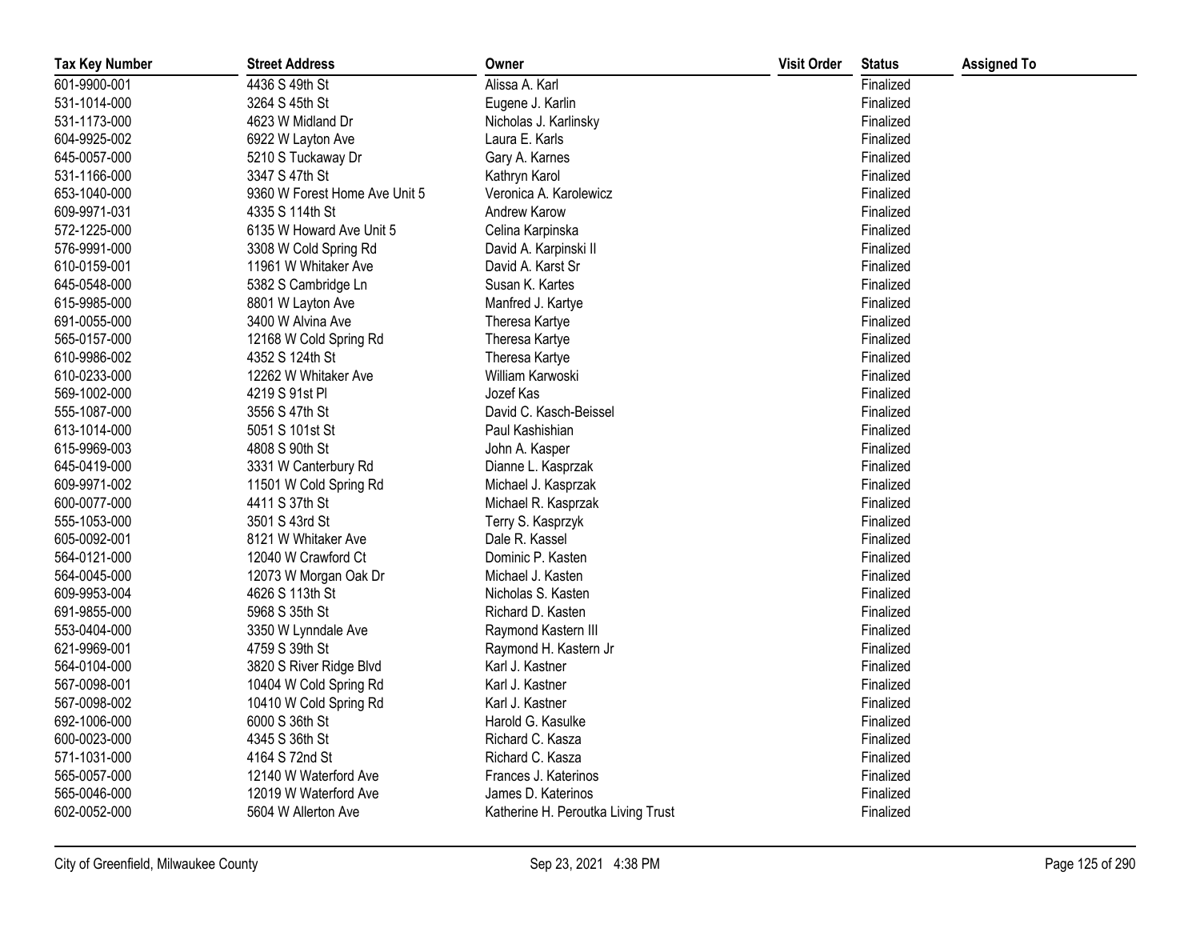| Tax Key Number | Street Address | Owner | Visit Order | Status | Assigned To |
|---|---|---|---|---|---|
| 601-9900-001 | 4436 S 49th St | Alissa A. Karl | | Finalized | |
| 531-1014-000 | 3264 S 45th St | Eugene J. Karlin | | Finalized | |
| 531-1173-000 | 4623 W Midland Dr | Nicholas J. Karlinsky | | Finalized | |
| 604-9925-002 | 6922 W Layton Ave | Laura E. Karls | | Finalized | |
| 645-0057-000 | 5210 S Tuckaway Dr | Gary A. Karnes | | Finalized | |
| 531-1166-000 | 3347 S 47th St | Kathryn Karol | | Finalized | |
| 653-1040-000 | 9360 W Forest Home Ave Unit 5 | Veronica A. Karolewicz | | Finalized | |
| 609-9971-031 | 4335 S 114th St | Andrew Karow | | Finalized | |
| 572-1225-000 | 6135 W Howard Ave Unit 5 | Celina Karpinska | | Finalized | |
| 576-9991-000 | 3308 W Cold Spring Rd | David A. Karpinski II | | Finalized | |
| 610-0159-001 | 11961 W Whitaker Ave | David A. Karst Sr | | Finalized | |
| 645-0548-000 | 5382 S Cambridge Ln | Susan K. Kartes | | Finalized | |
| 615-9985-000 | 8801 W Layton Ave | Manfred J. Kartye | | Finalized | |
| 691-0055-000 | 3400 W Alvina Ave | Theresa Kartye | | Finalized | |
| 565-0157-000 | 12168 W Cold Spring Rd | Theresa Kartye | | Finalized | |
| 610-9986-002 | 4352 S 124th St | Theresa Kartye | | Finalized | |
| 610-0233-000 | 12262 W Whitaker Ave | William Karwoski | | Finalized | |
| 569-1002-000 | 4219 S 91st Pl | Jozef Kas | | Finalized | |
| 555-1087-000 | 3556 S 47th St | David C. Kasch-Beissel | | Finalized | |
| 613-1014-000 | 5051 S 101st St | Paul Kashishian | | Finalized | |
| 615-9969-003 | 4808 S 90th St | John A. Kasper | | Finalized | |
| 645-0419-000 | 3331 W Canterbury Rd | Dianne L. Kasprzak | | Finalized | |
| 609-9971-002 | 11501 W Cold Spring Rd | Michael J. Kasprzak | | Finalized | |
| 600-0077-000 | 4411 S 37th St | Michael R. Kasprzak | | Finalized | |
| 555-1053-000 | 3501 S 43rd St | Terry S. Kasprzyk | | Finalized | |
| 605-0092-001 | 8121 W Whitaker Ave | Dale R. Kassel | | Finalized | |
| 564-0121-000 | 12040 W Crawford Ct | Dominic P. Kasten | | Finalized | |
| 564-0045-000 | 12073 W Morgan Oak Dr | Michael J. Kasten | | Finalized | |
| 609-9953-004 | 4626 S 113th St | Nicholas S. Kasten | | Finalized | |
| 691-9855-000 | 5968 S 35th St | Richard D. Kasten | | Finalized | |
| 553-0404-000 | 3350 W Lynndale Ave | Raymond Kastern III | | Finalized | |
| 621-9969-001 | 4759 S 39th St | Raymond H. Kastern Jr | | Finalized | |
| 564-0104-000 | 3820 S River Ridge Blvd | Karl J. Kastner | | Finalized | |
| 567-0098-001 | 10404 W Cold Spring Rd | Karl J. Kastner | | Finalized | |
| 567-0098-002 | 10410 W Cold Spring Rd | Karl J. Kastner | | Finalized | |
| 692-1006-000 | 6000 S 36th St | Harold G. Kasulke | | Finalized | |
| 600-0023-000 | 4345 S 36th St | Richard C. Kasza | | Finalized | |
| 571-1031-000 | 4164 S 72nd St | Richard C. Kasza | | Finalized | |
| 565-0057-000 | 12140 W Waterford Ave | Frances J. Katerinos | | Finalized | |
| 565-0046-000 | 12019 W Waterford Ave | James D. Katerinos | | Finalized | |
| 602-0052-000 | 5604 W Allerton Ave | Katherine H. Peroutka Living Trust | | Finalized | |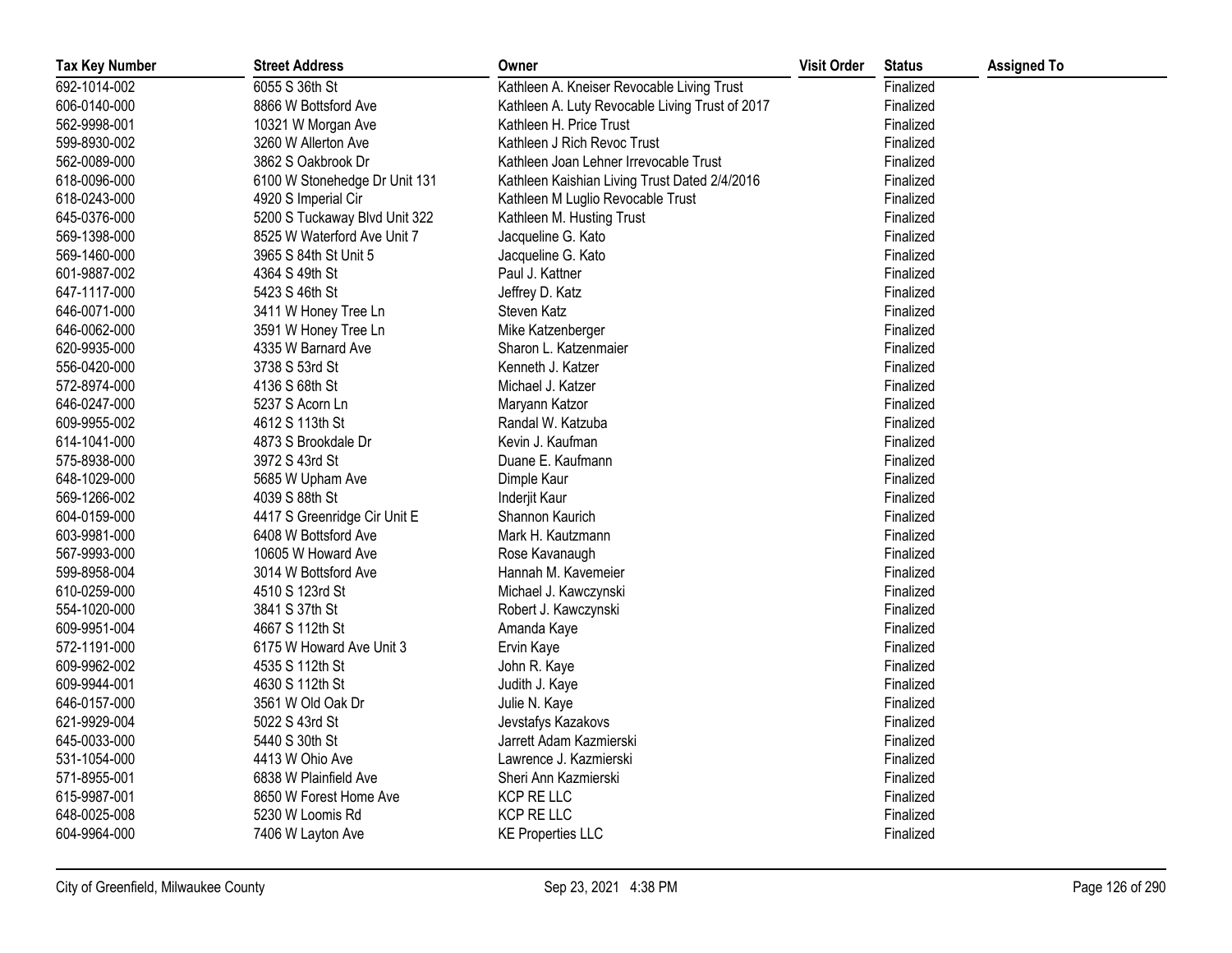| Tax Key Number | Street Address | Owner | Visit Order | Status | Assigned To |
|---|---|---|---|---|---|
| 692-1014-002 | 6055 S 36th St | Kathleen A. Kneiser Revocable Living Trust | | Finalized | |
| 606-0140-000 | 8866 W Bottsford Ave | Kathleen A. Luty Revocable Living Trust of 2017 | | Finalized | |
| 562-9998-001 | 10321 W Morgan Ave | Kathleen H. Price Trust | | Finalized | |
| 599-8930-002 | 3260 W Allerton Ave | Kathleen J Rich Revoc Trust | | Finalized | |
| 562-0089-000 | 3862 S Oakbrook Dr | Kathleen Joan Lehner Irrevocable Trust | | Finalized | |
| 618-0096-000 | 6100 W Stonehedge Dr Unit 131 | Kathleen Kaishian Living Trust Dated 2/4/2016 | | Finalized | |
| 618-0243-000 | 4920 S Imperial Cir | Kathleen M Luglio Revocable Trust | | Finalized | |
| 645-0376-000 | 5200 S Tuckaway Blvd Unit 322 | Kathleen M. Husting Trust | | Finalized | |
| 569-1398-000 | 8525 W Waterford Ave Unit 7 | Jacqueline G. Kato | | Finalized | |
| 569-1460-000 | 3965 S 84th St Unit 5 | Jacqueline G. Kato | | Finalized | |
| 601-9887-002 | 4364 S 49th St | Paul J. Kattner | | Finalized | |
| 647-1117-000 | 5423 S 46th St | Jeffrey D. Katz | | Finalized | |
| 646-0071-000 | 3411 W Honey Tree Ln | Steven Katz | | Finalized | |
| 646-0062-000 | 3591 W Honey Tree Ln | Mike Katzenberger | | Finalized | |
| 620-9935-000 | 4335 W Barnard Ave | Sharon L. Katzenmaier | | Finalized | |
| 556-0420-000 | 3738 S 53rd St | Kenneth J. Katzer | | Finalized | |
| 572-8974-000 | 4136 S 68th St | Michael J. Katzer | | Finalized | |
| 646-0247-000 | 5237 S Acorn Ln | Maryann Katzor | | Finalized | |
| 609-9955-002 | 4612 S 113th St | Randal W. Katzuba | | Finalized | |
| 614-1041-000 | 4873 S Brookdale Dr | Kevin J. Kaufman | | Finalized | |
| 575-8938-000 | 3972 S 43rd St | Duane E. Kaufmann | | Finalized | |
| 648-1029-000 | 5685 W Upham Ave | Dimple Kaur | | Finalized | |
| 569-1266-002 | 4039 S 88th St | Inderjit Kaur | | Finalized | |
| 604-0159-000 | 4417 S Greenridge Cir Unit E | Shannon Kaurich | | Finalized | |
| 603-9981-000 | 6408 W Bottsford Ave | Mark H. Kautzmann | | Finalized | |
| 567-9993-000 | 10605 W Howard Ave | Rose Kavanaugh | | Finalized | |
| 599-8958-004 | 3014 W Bottsford Ave | Hannah M. Kavemeier | | Finalized | |
| 610-0259-000 | 4510 S 123rd St | Michael J. Kawczynski | | Finalized | |
| 554-1020-000 | 3841 S 37th St | Robert J. Kawczynski | | Finalized | |
| 609-9951-004 | 4667 S 112th St | Amanda Kaye | | Finalized | |
| 572-1191-000 | 6175 W Howard Ave Unit 3 | Ervin Kaye | | Finalized | |
| 609-9962-002 | 4535 S 112th St | John R. Kaye | | Finalized | |
| 609-9944-001 | 4630 S 112th St | Judith J. Kaye | | Finalized | |
| 646-0157-000 | 3561 W Old Oak Dr | Julie N. Kaye | | Finalized | |
| 621-9929-004 | 5022 S 43rd St | Jevstafys Kazakovs | | Finalized | |
| 645-0033-000 | 5440 S 30th St | Jarrett Adam Kazmierski | | Finalized | |
| 531-1054-000 | 4413 W Ohio Ave | Lawrence J. Kazmierski | | Finalized | |
| 571-8955-001 | 6838 W Plainfield Ave | Sheri Ann Kazmierski | | Finalized | |
| 615-9987-001 | 8650 W Forest Home Ave | KCP RE LLC | | Finalized | |
| 648-0025-008 | 5230 W Loomis Rd | KCP RE LLC | | Finalized | |
| 604-9964-000 | 7406 W Layton Ave | KE Properties LLC | | Finalized | |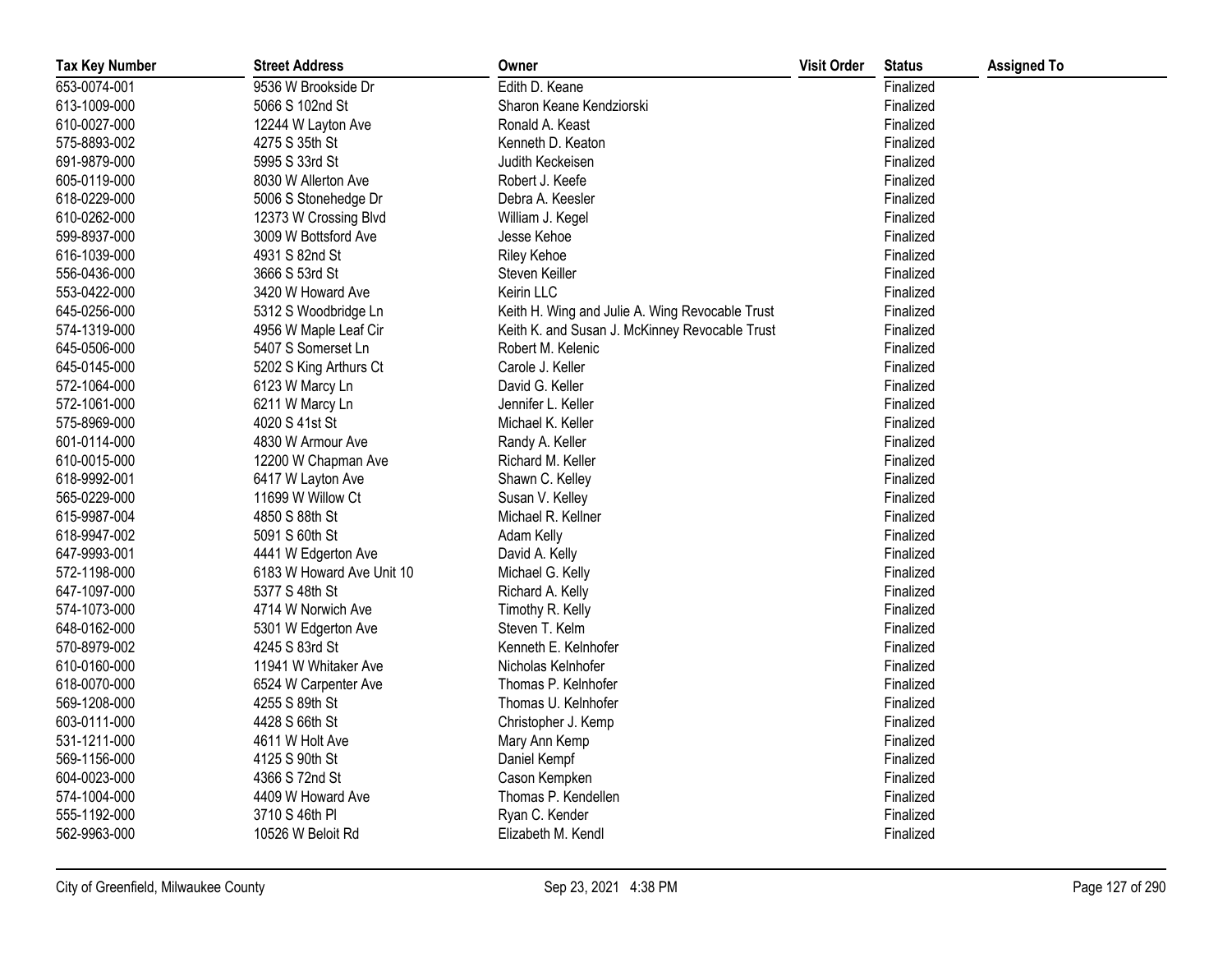| Tax Key Number | Street Address | Owner | Visit Order | Status | Assigned To |
|---|---|---|---|---|---|
| 653-0074-001 | 9536 W Brookside Dr | Edith D. Keane | | Finalized | |
| 613-1009-000 | 5066 S 102nd St | Sharon Keane Kendziorski | | Finalized | |
| 610-0027-000 | 12244 W Layton Ave | Ronald A. Keast | | Finalized | |
| 575-8893-002 | 4275 S 35th St | Kenneth D. Keaton | | Finalized | |
| 691-9879-000 | 5995 S 33rd St | Judith Keckeisen | | Finalized | |
| 605-0119-000 | 8030 W Allerton Ave | Robert J. Keefe | | Finalized | |
| 618-0229-000 | 5006 S Stonehedge Dr | Debra A. Keesler | | Finalized | |
| 610-0262-000 | 12373 W Crossing Blvd | William J. Kegel | | Finalized | |
| 599-8937-000 | 3009 W Bottsford Ave | Jesse Kehoe | | Finalized | |
| 616-1039-000 | 4931 S 82nd St | Riley Kehoe | | Finalized | |
| 556-0436-000 | 3666 S 53rd St | Steven Keiller | | Finalized | |
| 553-0422-000 | 3420 W Howard Ave | Keirin LLC | | Finalized | |
| 645-0256-000 | 5312 S Woodbridge Ln | Keith H. Wing and Julie A. Wing Revocable Trust | | Finalized | |
| 574-1319-000 | 4956 W Maple Leaf Cir | Keith K. and Susan J. McKinney Revocable Trust | | Finalized | |
| 645-0506-000 | 5407 S Somerset Ln | Robert M. Kelenic | | Finalized | |
| 645-0145-000 | 5202 S King Arthurs Ct | Carole J. Keller | | Finalized | |
| 572-1064-000 | 6123 W Marcy Ln | David G. Keller | | Finalized | |
| 572-1061-000 | 6211 W Marcy Ln | Jennifer L. Keller | | Finalized | |
| 575-8969-000 | 4020 S 41st St | Michael K. Keller | | Finalized | |
| 601-0114-000 | 4830 W Armour Ave | Randy A. Keller | | Finalized | |
| 610-0015-000 | 12200 W Chapman Ave | Richard M. Keller | | Finalized | |
| 618-9992-001 | 6417 W Layton Ave | Shawn C. Kelley | | Finalized | |
| 565-0229-000 | 11699 W Willow Ct | Susan V. Kelley | | Finalized | |
| 615-9987-004 | 4850 S 88th St | Michael R. Kellner | | Finalized | |
| 618-9947-002 | 5091 S 60th St | Adam Kelly | | Finalized | |
| 647-9993-001 | 4441 W Edgerton Ave | David A. Kelly | | Finalized | |
| 572-1198-000 | 6183 W Howard Ave Unit 10 | Michael G. Kelly | | Finalized | |
| 647-1097-000 | 5377 S 48th St | Richard A. Kelly | | Finalized | |
| 574-1073-000 | 4714 W Norwich Ave | Timothy R. Kelly | | Finalized | |
| 648-0162-000 | 5301 W Edgerton Ave | Steven T. Kelm | | Finalized | |
| 570-8979-002 | 4245 S 83rd St | Kenneth E. Kelnhofer | | Finalized | |
| 610-0160-000 | 11941 W Whitaker Ave | Nicholas Kelnhofer | | Finalized | |
| 618-0070-000 | 6524 W Carpenter Ave | Thomas P. Kelnhofer | | Finalized | |
| 569-1208-000 | 4255 S 89th St | Thomas U. Kelnhofer | | Finalized | |
| 603-0111-000 | 4428 S 66th St | Christopher J. Kemp | | Finalized | |
| 531-1211-000 | 4611 W Holt Ave | Mary Ann Kemp | | Finalized | |
| 569-1156-000 | 4125 S 90th St | Daniel Kempf | | Finalized | |
| 604-0023-000 | 4366 S 72nd St | Cason Kempken | | Finalized | |
| 574-1004-000 | 4409 W Howard Ave | Thomas P. Kendellen | | Finalized | |
| 555-1192-000 | 3710 S 46th Pl | Ryan C. Kender | | Finalized | |
| 562-9963-000 | 10526 W Beloit Rd | Elizabeth M. Kendl | | Finalized | |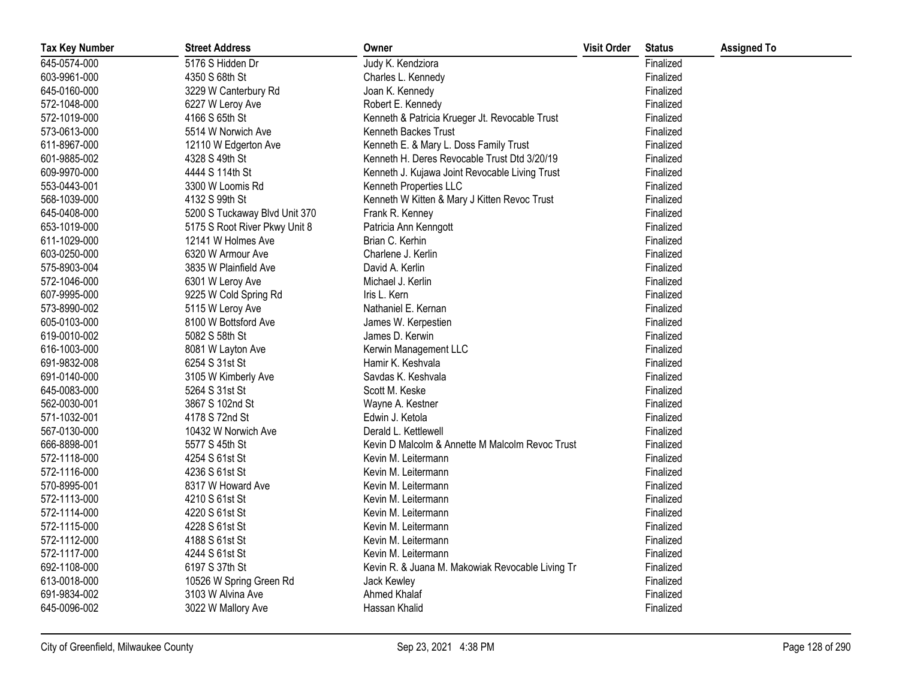| Tax Key Number | Street Address | Owner | Visit Order | Status | Assigned To |
|---|---|---|---|---|---|
| 645-0574-000 | 5176 S Hidden Dr | Judy K. Kendziora | | Finalized | |
| 603-9961-000 | 4350 S 68th St | Charles L. Kennedy | | Finalized | |
| 645-0160-000 | 3229 W Canterbury Rd | Joan K. Kennedy | | Finalized | |
| 572-1048-000 | 6227 W Leroy Ave | Robert E. Kennedy | | Finalized | |
| 572-1019-000 | 4166 S 65th St | Kenneth & Patricia Krueger Jt. Revocable Trust | | Finalized | |
| 573-0613-000 | 5514 W Norwich Ave | Kenneth Backes Trust | | Finalized | |
| 611-8967-000 | 12110 W Edgerton Ave | Kenneth E. & Mary L. Doss Family Trust | | Finalized | |
| 601-9885-002 | 4328 S 49th St | Kenneth H. Deres Revocable Trust Dtd 3/20/19 | | Finalized | |
| 609-9970-000 | 4444 S 114th St | Kenneth J. Kujawa Joint Revocable Living Trust | | Finalized | |
| 553-0443-001 | 3300 W Loomis Rd | Kenneth Properties LLC | | Finalized | |
| 568-1039-000 | 4132 S 99th St | Kenneth W Kitten & Mary J Kitten Revoc Trust | | Finalized | |
| 645-0408-000 | 5200 S Tuckaway Blvd Unit 370 | Frank R. Kenney | | Finalized | |
| 653-1019-000 | 5175 S Root River Pkwy Unit 8 | Patricia Ann Kenngott | | Finalized | |
| 611-1029-000 | 12141 W Holmes Ave | Brian C. Kerhin | | Finalized | |
| 603-0250-000 | 6320 W Armour Ave | Charlene J. Kerlin | | Finalized | |
| 575-8903-004 | 3835 W Plainfield Ave | David A. Kerlin | | Finalized | |
| 572-1046-000 | 6301 W Leroy Ave | Michael J. Kerlin | | Finalized | |
| 607-9995-000 | 9225 W Cold Spring Rd | Iris L. Kern | | Finalized | |
| 573-8990-002 | 5115 W Leroy Ave | Nathaniel E. Kernan | | Finalized | |
| 605-0103-000 | 8100 W Bottsford Ave | James W. Kerpestien | | Finalized | |
| 619-0010-002 | 5082 S 58th St | James D. Kerwin | | Finalized | |
| 616-1003-000 | 8081 W Layton Ave | Kerwin Management LLC | | Finalized | |
| 691-9832-008 | 6254 S 31st St | Hamir K. Keshvala | | Finalized | |
| 691-0140-000 | 3105 W Kimberly Ave | Savdas K. Keshvala | | Finalized | |
| 645-0083-000 | 5264 S 31st St | Scott M. Keske | | Finalized | |
| 562-0030-001 | 3867 S 102nd St | Wayne A. Kestner | | Finalized | |
| 571-1032-001 | 4178 S 72nd St | Edwin J. Ketola | | Finalized | |
| 567-0130-000 | 10432 W Norwich Ave | Derald L. Kettlewell | | Finalized | |
| 666-8898-001 | 5577 S 45th St | Kevin D Malcolm & Annette M Malcolm Revoc Trust | | Finalized | |
| 572-1118-000 | 4254 S 61st St | Kevin M. Leitermann | | Finalized | |
| 572-1116-000 | 4236 S 61st St | Kevin M. Leitermann | | Finalized | |
| 570-8995-001 | 8317 W Howard Ave | Kevin M. Leitermann | | Finalized | |
| 572-1113-000 | 4210 S 61st St | Kevin M. Leitermann | | Finalized | |
| 572-1114-000 | 4220 S 61st St | Kevin M. Leitermann | | Finalized | |
| 572-1115-000 | 4228 S 61st St | Kevin M. Leitermann | | Finalized | |
| 572-1112-000 | 4188 S 61st St | Kevin M. Leitermann | | Finalized | |
| 572-1117-000 | 4244 S 61st St | Kevin M. Leitermann | | Finalized | |
| 692-1108-000 | 6197 S 37th St | Kevin R. & Juana M. Makowiak Revocable Living Tr | | Finalized | |
| 613-0018-000 | 10526 W Spring Green Rd | Jack Kewley | | Finalized | |
| 691-9834-002 | 3103 W Alvina Ave | Ahmed Khalaf | | Finalized | |
| 645-0096-002 | 3022 W Mallory Ave | Hassan Khalid | | Finalized | |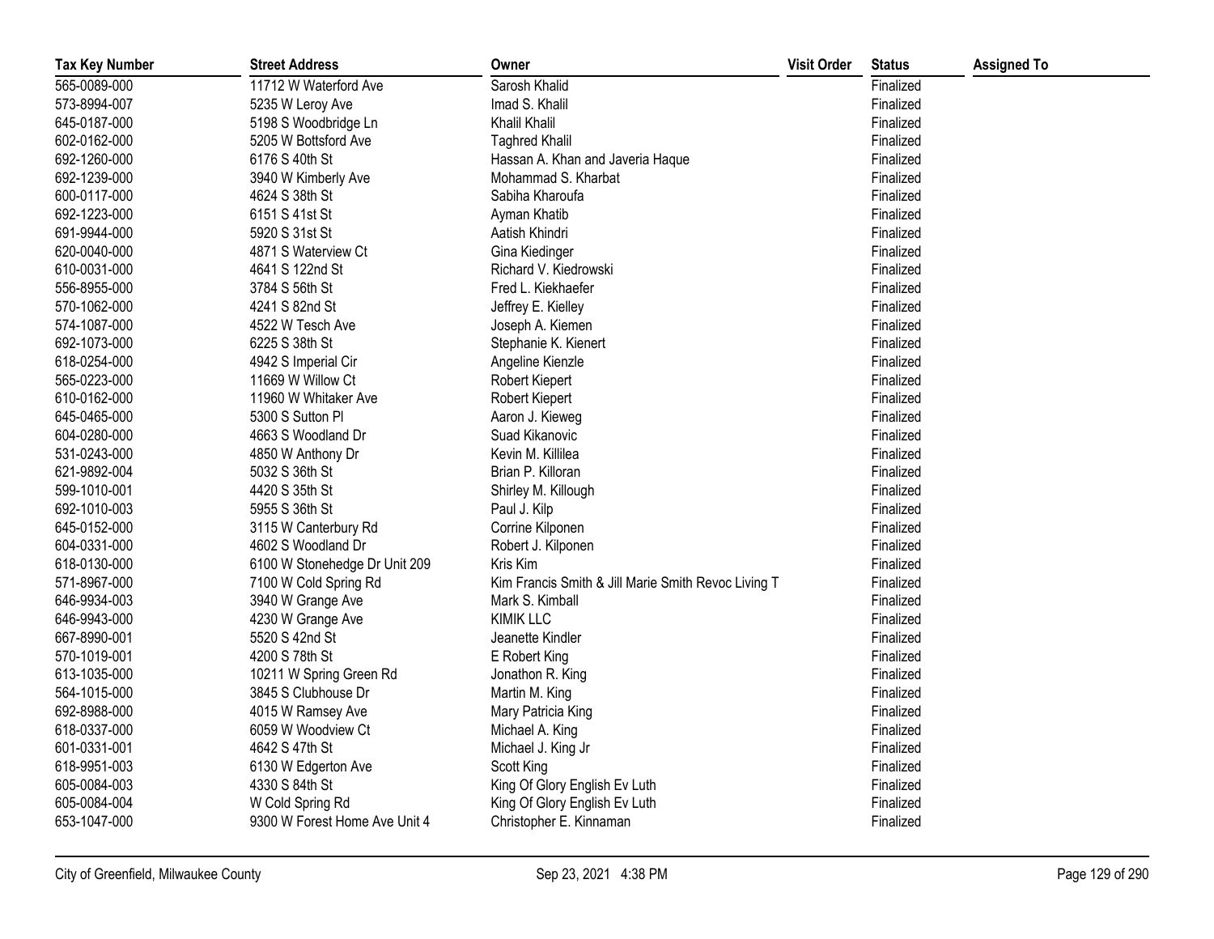| Tax Key Number | Street Address | Owner | Visit Order | Status | Assigned To |
|---|---|---|---|---|---|
| 565-0089-000 | 11712 W Waterford Ave | Sarosh Khalid | | Finalized | |
| 573-8994-007 | 5235 W Leroy Ave | Imad S. Khalil | | Finalized | |
| 645-0187-000 | 5198 S Woodbridge Ln | Khalil Khalil | | Finalized | |
| 602-0162-000 | 5205 W Bottsford Ave | Taghred Khalil | | Finalized | |
| 692-1260-000 | 6176 S 40th St | Hassan A. Khan and Javeria Haque | | Finalized | |
| 692-1239-000 | 3940 W Kimberly Ave | Mohammad S. Kharbat | | Finalized | |
| 600-0117-000 | 4624 S 38th St | Sabiha Kharoufa | | Finalized | |
| 692-1223-000 | 6151 S 41st St | Ayman Khatib | | Finalized | |
| 691-9944-000 | 5920 S 31st St | Aatish Khindri | | Finalized | |
| 620-0040-000 | 4871 S Waterview Ct | Gina Kiedinger | | Finalized | |
| 610-0031-000 | 4641 S 122nd St | Richard V. Kiedrowski | | Finalized | |
| 556-8955-000 | 3784 S 56th St | Fred L. Kiekhaefer | | Finalized | |
| 570-1062-000 | 4241 S 82nd St | Jeffrey E. Kielley | | Finalized | |
| 574-1087-000 | 4522 W Tesch Ave | Joseph A. Kiemen | | Finalized | |
| 692-1073-000 | 6225 S 38th St | Stephanie K. Kienert | | Finalized | |
| 618-0254-000 | 4942 S Imperial Cir | Angeline Kienzle | | Finalized | |
| 565-0223-000 | 11669 W Willow Ct | Robert Kiepert | | Finalized | |
| 610-0162-000 | 11960 W Whitaker Ave | Robert Kiepert | | Finalized | |
| 645-0465-000 | 5300 S Sutton Pl | Aaron J. Kieweg | | Finalized | |
| 604-0280-000 | 4663 S Woodland Dr | Suad Kikanovic | | Finalized | |
| 531-0243-000 | 4850 W Anthony Dr | Kevin M. Killilea | | Finalized | |
| 621-9892-004 | 5032 S 36th St | Brian P. Killoran | | Finalized | |
| 599-1010-001 | 4420 S 35th St | Shirley M. Killough | | Finalized | |
| 692-1010-003 | 5955 S 36th St | Paul J. Kilp | | Finalized | |
| 645-0152-000 | 3115 W Canterbury Rd | Corrine Kilponen | | Finalized | |
| 604-0331-000 | 4602 S Woodland Dr | Robert J. Kilponen | | Finalized | |
| 618-0130-000 | 6100 W Stonehedge Dr Unit 209 | Kris Kim | | Finalized | |
| 571-8967-000 | 7100 W Cold Spring Rd | Kim Francis Smith & Jill Marie Smith Revoc Living T | | Finalized | |
| 646-9934-003 | 3940 W Grange Ave | Mark S. Kimball | | Finalized | |
| 646-9943-000 | 4230 W Grange Ave | KIMIK LLC | | Finalized | |
| 667-8990-001 | 5520 S 42nd St | Jeanette Kindler | | Finalized | |
| 570-1019-001 | 4200 S 78th St | E Robert King | | Finalized | |
| 613-1035-000 | 10211 W Spring Green Rd | Jonathon R. King | | Finalized | |
| 564-1015-000 | 3845 S Clubhouse Dr | Martin M. King | | Finalized | |
| 692-8988-000 | 4015 W Ramsey Ave | Mary Patricia King | | Finalized | |
| 618-0337-000 | 6059 W Woodview Ct | Michael A. King | | Finalized | |
| 601-0331-001 | 4642 S 47th St | Michael J. King Jr | | Finalized | |
| 618-9951-003 | 6130 W Edgerton Ave | Scott King | | Finalized | |
| 605-0084-003 | 4330 S 84th St | King Of Glory English Ev Luth | | Finalized | |
| 605-0084-004 | W Cold Spring Rd | King Of Glory English Ev Luth | | Finalized | |
| 653-1047-000 | 9300 W Forest Home Ave Unit 4 | Christopher E. Kinnaman | | Finalized | |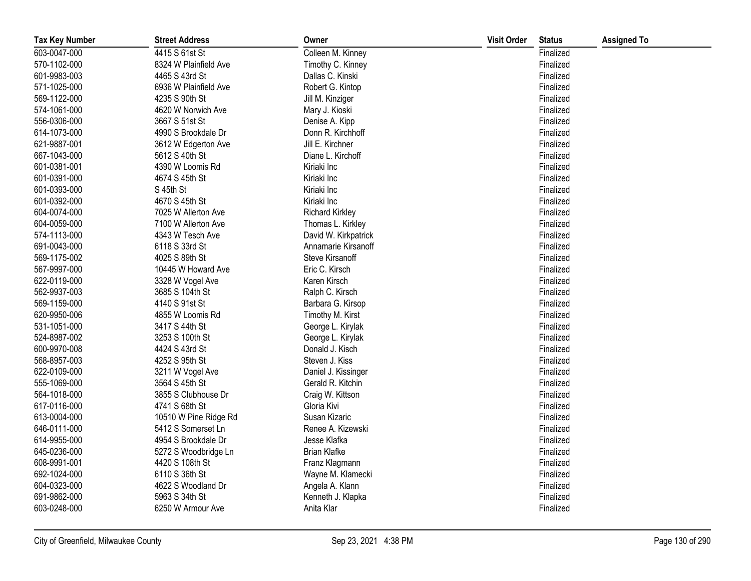| Tax Key Number | Street Address | Owner | Visit Order | Status | Assigned To |
|---|---|---|---|---|---|
| 603-0047-000 | 4415 S 61st St | Colleen M. Kinney | | Finalized | |
| 570-1102-000 | 8324 W Plainfield Ave | Timothy C. Kinney | | Finalized | |
| 601-9983-003 | 4465 S 43rd St | Dallas C. Kinski | | Finalized | |
| 571-1025-000 | 6936 W Plainfield Ave | Robert G. Kintop | | Finalized | |
| 569-1122-000 | 4235 S 90th St | Jill M. Kinziger | | Finalized | |
| 574-1061-000 | 4620 W Norwich Ave | Mary J. Kioski | | Finalized | |
| 556-0306-000 | 3667 S 51st St | Denise A. Kipp | | Finalized | |
| 614-1073-000 | 4990 S Brookdale Dr | Donn R. Kirchhoff | | Finalized | |
| 621-9887-001 | 3612 W Edgerton Ave | Jill E. Kirchner | | Finalized | |
| 667-1043-000 | 5612 S 40th St | Diane L. Kirchoff | | Finalized | |
| 601-0381-001 | 4390 W Loomis Rd | Kiriaki Inc | | Finalized | |
| 601-0391-000 | 4674 S 45th St | Kiriaki Inc | | Finalized | |
| 601-0393-000 | S 45th St | Kiriaki Inc | | Finalized | |
| 601-0392-000 | 4670 S 45th St | Kiriaki Inc | | Finalized | |
| 604-0074-000 | 7025 W Allerton Ave | Richard Kirkley | | Finalized | |
| 604-0059-000 | 7100 W Allerton Ave | Thomas L. Kirkley | | Finalized | |
| 574-1113-000 | 4343 W Tesch Ave | David W. Kirkpatrick | | Finalized | |
| 691-0043-000 | 6118 S 33rd St | Annamarie Kirsanoff | | Finalized | |
| 569-1175-002 | 4025 S 89th St | Steve Kirsanoff | | Finalized | |
| 567-9997-000 | 10445 W Howard Ave | Eric C. Kirsch | | Finalized | |
| 622-0119-000 | 3328 W Vogel Ave | Karen Kirsch | | Finalized | |
| 562-9937-003 | 3685 S 104th St | Ralph C. Kirsch | | Finalized | |
| 569-1159-000 | 4140 S 91st St | Barbara G. Kirsop | | Finalized | |
| 620-9950-006 | 4855 W Loomis Rd | Timothy M. Kirst | | Finalized | |
| 531-1051-000 | 3417 S 44th St | George L. Kirylak | | Finalized | |
| 524-8987-002 | 3253 S 100th St | George L. Kirylak | | Finalized | |
| 600-9970-008 | 4424 S 43rd St | Donald J. Kisch | | Finalized | |
| 568-8957-003 | 4252 S 95th St | Steven J. Kiss | | Finalized | |
| 622-0109-000 | 3211 W Vogel Ave | Daniel J. Kissinger | | Finalized | |
| 555-1069-000 | 3564 S 45th St | Gerald R. Kitchin | | Finalized | |
| 564-1018-000 | 3855 S Clubhouse Dr | Craig W. Kittson | | Finalized | |
| 617-0116-000 | 4741 S 68th St | Gloria Kivi | | Finalized | |
| 613-0004-000 | 10510 W Pine Ridge Rd | Susan Kizaric | | Finalized | |
| 646-0111-000 | 5412 S Somerset Ln | Renee A. Kizewski | | Finalized | |
| 614-9955-000 | 4954 S Brookdale Dr | Jesse Klafka | | Finalized | |
| 645-0236-000 | 5272 S Woodbridge Ln | Brian Klafke | | Finalized | |
| 608-9991-001 | 4420 S 108th St | Franz Klagmann | | Finalized | |
| 692-1024-000 | 6110 S 36th St | Wayne M. Klamecki | | Finalized | |
| 604-0323-000 | 4622 S Woodland Dr | Angela A. Klann | | Finalized | |
| 691-9862-000 | 5963 S 34th St | Kenneth J. Klapka | | Finalized | |
| 603-0248-000 | 6250 W Armour Ave | Anita Klar | | Finalized | |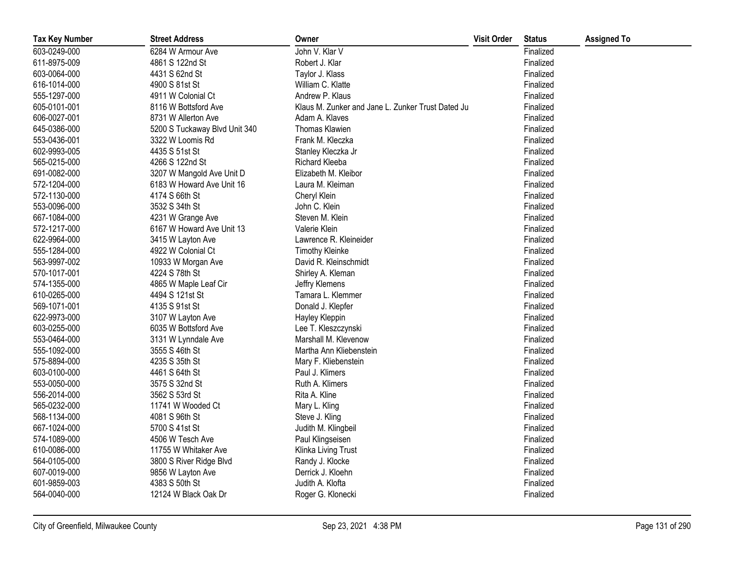| Tax Key Number | Street Address | Owner | Visit Order | Status | Assigned To |
|---|---|---|---|---|---|
| 603-0249-000 | 6284 W Armour Ave | John V. Klar V | | Finalized | |
| 611-8975-009 | 4861 S 122nd St | Robert J. Klar | | Finalized | |
| 603-0064-000 | 4431 S 62nd St | Taylor J. Klass | | Finalized | |
| 616-1014-000 | 4900 S 81st St | William C. Klatte | | Finalized | |
| 555-1297-000 | 4911 W Colonial Ct | Andrew P. Klaus | | Finalized | |
| 605-0101-001 | 8116 W Bottsford Ave | Klaus M. Zunker and Jane L. Zunker Trust Dated Ju | | Finalized | |
| 606-0027-001 | 8731 W Allerton Ave | Adam A. Klaves | | Finalized | |
| 645-0386-000 | 5200 S Tuckaway Blvd Unit 340 | Thomas Klawien | | Finalized | |
| 553-0436-001 | 3322 W Loomis Rd | Frank M. Kleczka | | Finalized | |
| 602-9993-005 | 4435 S 51st St | Stanley Kleczka Jr | | Finalized | |
| 565-0215-000 | 4266 S 122nd St | Richard Kleeba | | Finalized | |
| 691-0082-000 | 3207 W Mangold Ave Unit D | Elizabeth M. Kleibor | | Finalized | |
| 572-1204-000 | 6183 W Howard Ave Unit 16 | Laura M. Kleiman | | Finalized | |
| 572-1130-000 | 4174 S 66th St | Cheryl Klein | | Finalized | |
| 553-0096-000 | 3532 S 34th St | John C. Klein | | Finalized | |
| 667-1084-000 | 4231 W Grange Ave | Steven M. Klein | | Finalized | |
| 572-1217-000 | 6167 W Howard Ave Unit 13 | Valerie Klein | | Finalized | |
| 622-9964-000 | 3415 W Layton Ave | Lawrence R. Kleineider | | Finalized | |
| 555-1284-000 | 4922 W Colonial Ct | Timothy Kleinke | | Finalized | |
| 563-9997-002 | 10933 W Morgan Ave | David R. Kleinschmidt | | Finalized | |
| 570-1017-001 | 4224 S 78th St | Shirley A. Kleman | | Finalized | |
| 574-1355-000 | 4865 W Maple Leaf Cir | Jeffry Klemens | | Finalized | |
| 610-0265-000 | 4494 S 121st St | Tamara L. Klemmer | | Finalized | |
| 569-1071-001 | 4135 S 91st St | Donald J. Klepfer | | Finalized | |
| 622-9973-000 | 3107 W Layton Ave | Hayley Kleppin | | Finalized | |
| 603-0255-000 | 6035 W Bottsford Ave | Lee T. Kleszczynski | | Finalized | |
| 553-0464-000 | 3131 W Lynndale Ave | Marshall M. Klevenow | | Finalized | |
| 555-1092-000 | 3555 S 46th St | Martha Ann Kliebenstein | | Finalized | |
| 575-8894-000 | 4235 S 35th St | Mary F. Kliebenstein | | Finalized | |
| 603-0100-000 | 4461 S 64th St | Paul J. Klimers | | Finalized | |
| 553-0050-000 | 3575 S 32nd St | Ruth A. Klimers | | Finalized | |
| 556-2014-000 | 3562 S 53rd St | Rita A. Kline | | Finalized | |
| 565-0232-000 | 11741 W Wooded Ct | Mary L. Kling | | Finalized | |
| 568-1134-000 | 4081 S 96th St | Steve J. Kling | | Finalized | |
| 667-1024-000 | 5700 S 41st St | Judith M. Klingbeil | | Finalized | |
| 574-1089-000 | 4506 W Tesch Ave | Paul Klingseisen | | Finalized | |
| 610-0086-000 | 11755 W Whitaker Ave | Klinka Living Trust | | Finalized | |
| 564-0105-000 | 3800 S River Ridge Blvd | Randy J. Klocke | | Finalized | |
| 607-0019-000 | 9856 W Layton Ave | Derrick J. Kloehn | | Finalized | |
| 601-9859-003 | 4383 S 50th St | Judith A. Klofta | | Finalized | |
| 564-0040-000 | 12124 W Black Oak Dr | Roger G. Klonecki | | Finalized | |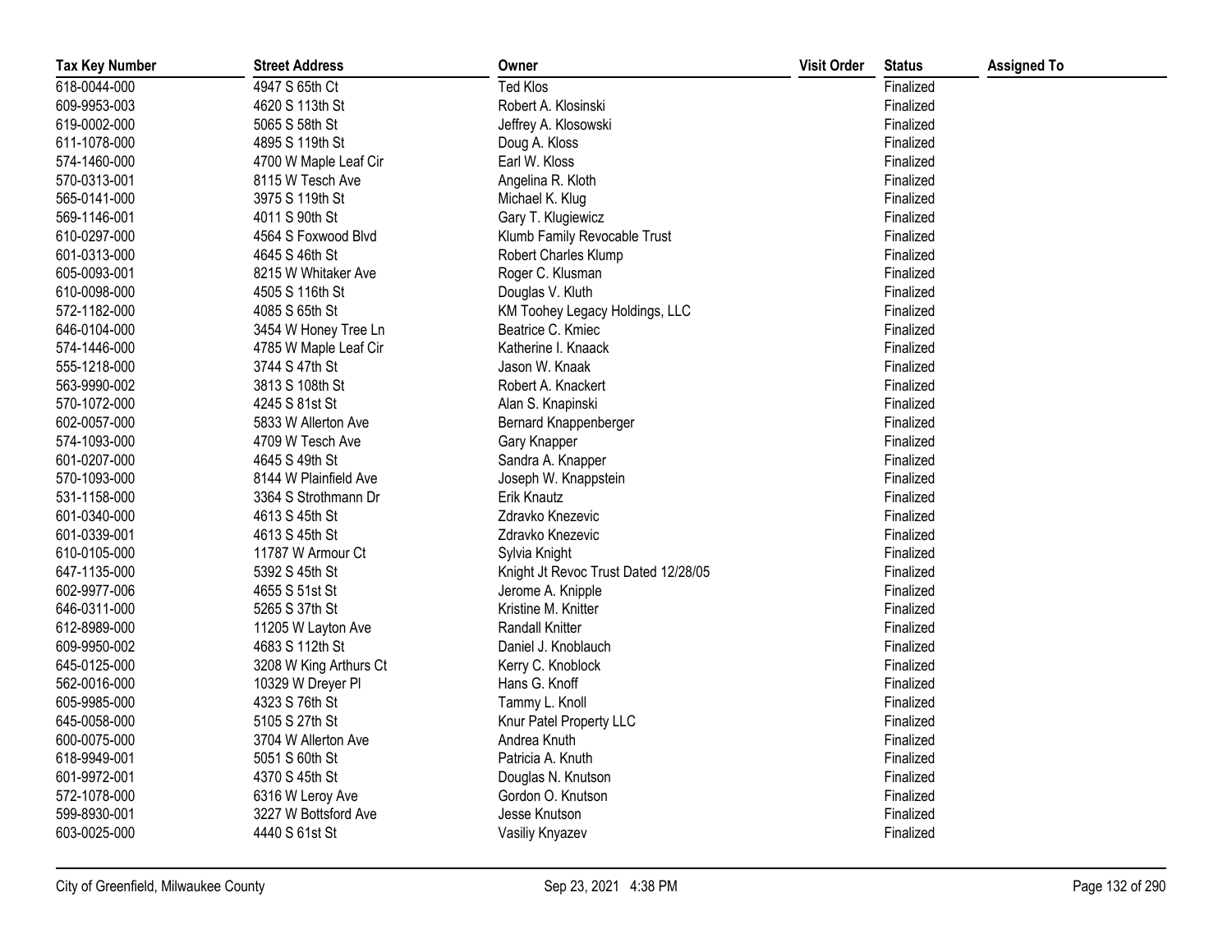| Tax Key Number | Street Address | Owner | Visit Order | Status | Assigned To |
|---|---|---|---|---|---|
| 618-0044-000 | 4947 S 65th Ct | Ted Klos | | Finalized | |
| 609-9953-003 | 4620 S 113th St | Robert A. Klosinski | | Finalized | |
| 619-0002-000 | 5065 S 58th St | Jeffrey A. Klosowski | | Finalized | |
| 611-1078-000 | 4895 S 119th St | Doug A. Kloss | | Finalized | |
| 574-1460-000 | 4700 W Maple Leaf Cir | Earl W. Kloss | | Finalized | |
| 570-0313-001 | 8115 W Tesch Ave | Angelina R. Kloth | | Finalized | |
| 565-0141-000 | 3975 S 119th St | Michael K. Klug | | Finalized | |
| 569-1146-001 | 4011 S 90th St | Gary T. Klugiewicz | | Finalized | |
| 610-0297-000 | 4564 S Foxwood Blvd | Klumb Family Revocable Trust | | Finalized | |
| 601-0313-000 | 4645 S 46th St | Robert Charles Klump | | Finalized | |
| 605-0093-001 | 8215 W Whitaker Ave | Roger C. Klusman | | Finalized | |
| 610-0098-000 | 4505 S 116th St | Douglas V. Kluth | | Finalized | |
| 572-1182-000 | 4085 S 65th St | KM Toohey Legacy Holdings, LLC | | Finalized | |
| 646-0104-000 | 3454 W Honey Tree Ln | Beatrice C. Kmiec | | Finalized | |
| 574-1446-000 | 4785 W Maple Leaf Cir | Katherine I. Knaack | | Finalized | |
| 555-1218-000 | 3744 S 47th St | Jason W. Knaak | | Finalized | |
| 563-9990-002 | 3813 S 108th St | Robert A. Knackert | | Finalized | |
| 570-1072-000 | 4245 S 81st St | Alan S. Knapinski | | Finalized | |
| 602-0057-000 | 5833 W Allerton Ave | Bernard Knappenberger | | Finalized | |
| 574-1093-000 | 4709 W Tesch Ave | Gary Knapper | | Finalized | |
| 601-0207-000 | 4645 S 49th St | Sandra A. Knapper | | Finalized | |
| 570-1093-000 | 8144 W Plainfield Ave | Joseph W. Knappstein | | Finalized | |
| 531-1158-000 | 3364 S Strothmann Dr | Erik Knautz | | Finalized | |
| 601-0340-000 | 4613 S 45th St | Zdravko Knezevic | | Finalized | |
| 601-0339-001 | 4613 S 45th St | Zdravko Knezevic | | Finalized | |
| 610-0105-000 | 11787 W Armour Ct | Sylvia Knight | | Finalized | |
| 647-1135-000 | 5392 S 45th St | Knight Jt Revoc Trust Dated 12/28/05 | | Finalized | |
| 602-9977-006 | 4655 S 51st St | Jerome A. Knipple | | Finalized | |
| 646-0311-000 | 5265 S 37th St | Kristine M. Knitter | | Finalized | |
| 612-8989-000 | 11205 W Layton Ave | Randall Knitter | | Finalized | |
| 609-9950-002 | 4683 S 112th St | Daniel J. Knoblauch | | Finalized | |
| 645-0125-000 | 3208 W King Arthurs Ct | Kerry C. Knoblock | | Finalized | |
| 562-0016-000 | 10329 W Dreyer Pl | Hans G. Knoff | | Finalized | |
| 605-9985-000 | 4323 S 76th St | Tammy L. Knoll | | Finalized | |
| 645-0058-000 | 5105 S 27th St | Knur Patel Property LLC | | Finalized | |
| 600-0075-000 | 3704 W Allerton Ave | Andrea Knuth | | Finalized | |
| 618-9949-001 | 5051 S 60th St | Patricia A. Knuth | | Finalized | |
| 601-9972-001 | 4370 S 45th St | Douglas N. Knutson | | Finalized | |
| 572-1078-000 | 6316 W Leroy Ave | Gordon O. Knutson | | Finalized | |
| 599-8930-001 | 3227 W Bottsford Ave | Jesse Knutson | | Finalized | |
| 603-0025-000 | 4440 S 61st St | Vasiliy Knyazev | | Finalized | |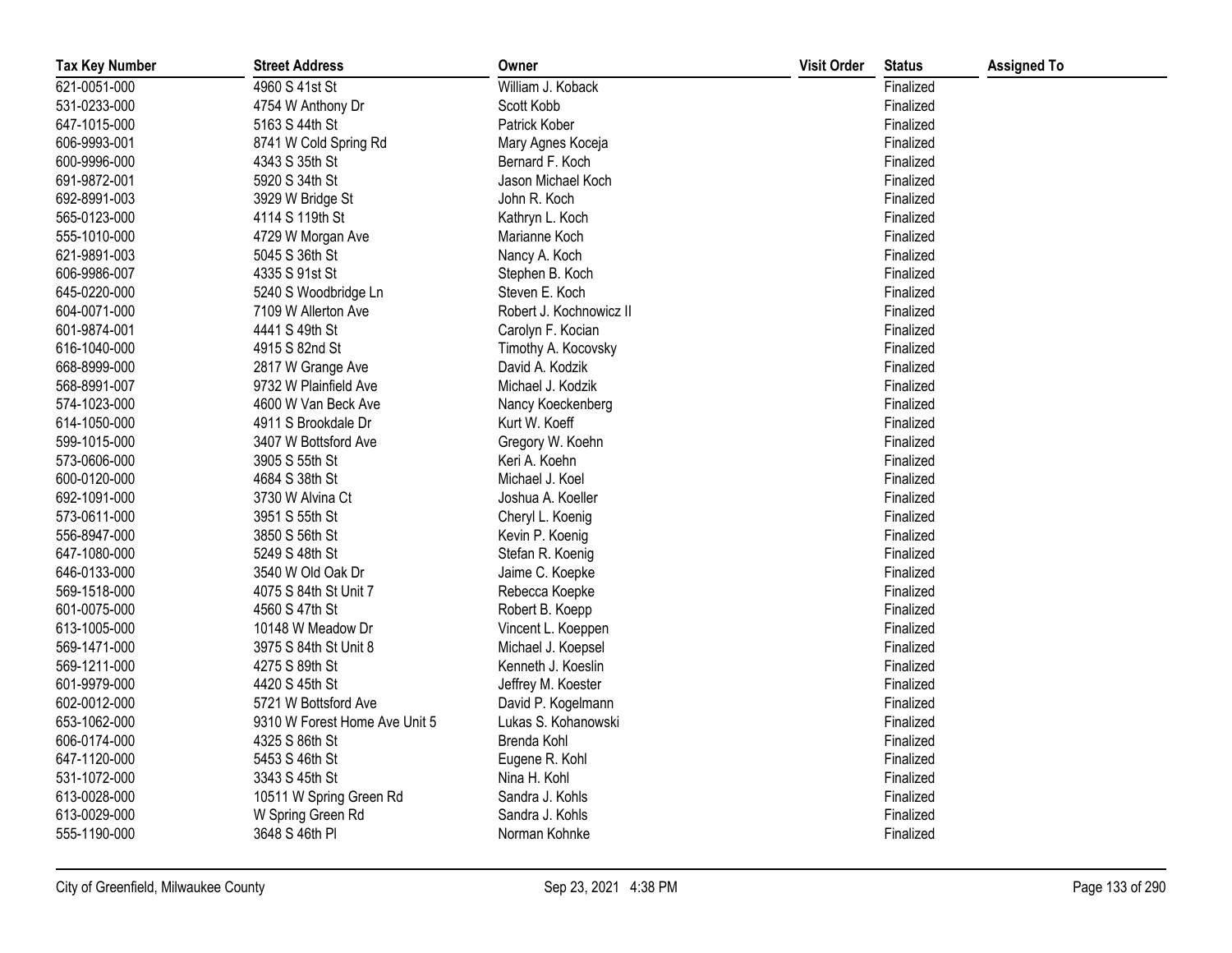| Tax Key Number | Street Address | Owner | Visit Order | Status | Assigned To |
|---|---|---|---|---|---|
| 621-0051-000 | 4960 S 41st St | William J. Koback | | Finalized | |
| 531-0233-000 | 4754 W Anthony Dr | Scott Kobb | | Finalized | |
| 647-1015-000 | 5163 S 44th St | Patrick Kober | | Finalized | |
| 606-9993-001 | 8741 W Cold Spring Rd | Mary Agnes Koceja | | Finalized | |
| 600-9996-000 | 4343 S 35th St | Bernard F. Koch | | Finalized | |
| 691-9872-001 | 5920 S 34th St | Jason Michael Koch | | Finalized | |
| 692-8991-003 | 3929 W Bridge St | John R. Koch | | Finalized | |
| 565-0123-000 | 4114 S 119th St | Kathryn L. Koch | | Finalized | |
| 555-1010-000 | 4729 W Morgan Ave | Marianne Koch | | Finalized | |
| 621-9891-003 | 5045 S 36th St | Nancy A. Koch | | Finalized | |
| 606-9986-007 | 4335 S 91st St | Stephen B. Koch | | Finalized | |
| 645-0220-000 | 5240 S Woodbridge Ln | Steven E. Koch | | Finalized | |
| 604-0071-000 | 7109 W Allerton Ave | Robert J. Kochnowicz II | | Finalized | |
| 601-9874-001 | 4441 S 49th St | Carolyn F. Kocian | | Finalized | |
| 616-1040-000 | 4915 S 82nd St | Timothy A. Kocovsky | | Finalized | |
| 668-8999-000 | 2817 W Grange Ave | David A. Kodzik | | Finalized | |
| 568-8991-007 | 9732 W Plainfield Ave | Michael J. Kodzik | | Finalized | |
| 574-1023-000 | 4600 W Van Beck Ave | Nancy Koeckenberg | | Finalized | |
| 614-1050-000 | 4911 S Brookdale Dr | Kurt W. Koeff | | Finalized | |
| 599-1015-000 | 3407 W Bottsford Ave | Gregory W. Koehn | | Finalized | |
| 573-0606-000 | 3905 S 55th St | Keri A. Koehn | | Finalized | |
| 600-0120-000 | 4684 S 38th St | Michael J. Koel | | Finalized | |
| 692-1091-000 | 3730 W Alvina Ct | Joshua A. Koeller | | Finalized | |
| 573-0611-000 | 3951 S 55th St | Cheryl L. Koenig | | Finalized | |
| 556-8947-000 | 3850 S 56th St | Kevin P. Koenig | | Finalized | |
| 647-1080-000 | 5249 S 48th St | Stefan R. Koenig | | Finalized | |
| 646-0133-000 | 3540 W Old Oak Dr | Jaime C. Koepke | | Finalized | |
| 569-1518-000 | 4075 S 84th St Unit 7 | Rebecca Koepke | | Finalized | |
| 601-0075-000 | 4560 S 47th St | Robert B. Koepp | | Finalized | |
| 613-1005-000 | 10148 W Meadow Dr | Vincent L. Koeppen | | Finalized | |
| 569-1471-000 | 3975 S 84th St Unit 8 | Michael J. Koepsel | | Finalized | |
| 569-1211-000 | 4275 S 89th St | Kenneth J. Koeslin | | Finalized | |
| 601-9979-000 | 4420 S 45th St | Jeffrey M. Koester | | Finalized | |
| 602-0012-000 | 5721 W Bottsford Ave | David P. Kogelmann | | Finalized | |
| 653-1062-000 | 9310 W Forest Home Ave Unit 5 | Lukas S. Kohanowski | | Finalized | |
| 606-0174-000 | 4325 S 86th St | Brenda Kohl | | Finalized | |
| 647-1120-000 | 5453 S 46th St | Eugene R. Kohl | | Finalized | |
| 531-1072-000 | 3343 S 45th St | Nina H. Kohl | | Finalized | |
| 613-0028-000 | 10511 W Spring Green Rd | Sandra J. Kohls | | Finalized | |
| 613-0029-000 | W Spring Green Rd | Sandra J. Kohls | | Finalized | |
| 555-1190-000 | 3648 S 46th Pl | Norman Kohnke | | Finalized | |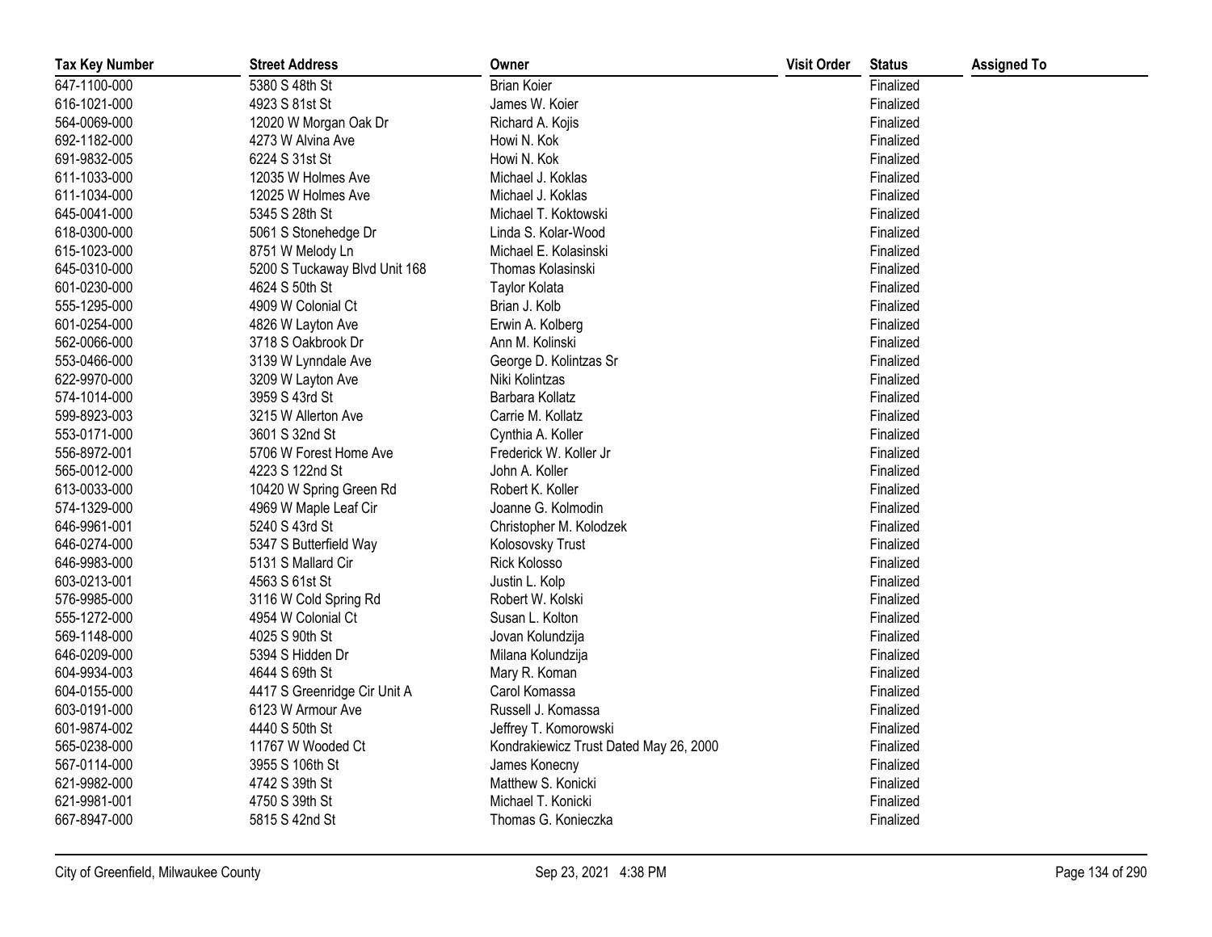| Tax Key Number | Street Address | Owner | Visit Order | Status | Assigned To |
|---|---|---|---|---|---|
| 647-1100-000 | 5380 S 48th St | Brian Koier | | Finalized | |
| 616-1021-000 | 4923 S 81st St | James W. Koier | | Finalized | |
| 564-0069-000 | 12020 W Morgan Oak Dr | Richard A. Kojis | | Finalized | |
| 692-1182-000 | 4273 W Alvina Ave | Howi N. Kok | | Finalized | |
| 691-9832-005 | 6224 S 31st St | Howi N. Kok | | Finalized | |
| 611-1033-000 | 12035 W Holmes Ave | Michael J. Koklas | | Finalized | |
| 611-1034-000 | 12025 W Holmes Ave | Michael J. Koklas | | Finalized | |
| 645-0041-000 | 5345 S 28th St | Michael T. Koktowski | | Finalized | |
| 618-0300-000 | 5061 S Stonehedge Dr | Linda S. Kolar-Wood | | Finalized | |
| 615-1023-000 | 8751 W Melody Ln | Michael E. Kolasinski | | Finalized | |
| 645-0310-000 | 5200 S Tuckaway Blvd Unit 168 | Thomas Kolasinski | | Finalized | |
| 601-0230-000 | 4624 S 50th St | Taylor Kolata | | Finalized | |
| 555-1295-000 | 4909 W Colonial Ct | Brian J. Kolb | | Finalized | |
| 601-0254-000 | 4826 W Layton Ave | Erwin A. Kolberg | | Finalized | |
| 562-0066-000 | 3718 S Oakbrook Dr | Ann M. Kolinski | | Finalized | |
| 553-0466-000 | 3139 W Lynndale Ave | George D. Kolintzas Sr | | Finalized | |
| 622-9970-000 | 3209 W Layton Ave | Niki Kolintzas | | Finalized | |
| 574-1014-000 | 3959 S 43rd St | Barbara Kollatz | | Finalized | |
| 599-8923-003 | 3215 W Allerton Ave | Carrie M. Kollatz | | Finalized | |
| 553-0171-000 | 3601 S 32nd St | Cynthia A. Koller | | Finalized | |
| 556-8972-001 | 5706 W Forest Home Ave | Frederick W. Koller Jr | | Finalized | |
| 565-0012-000 | 4223 S 122nd St | John A. Koller | | Finalized | |
| 613-0033-000 | 10420 W Spring Green Rd | Robert K. Koller | | Finalized | |
| 574-1329-000 | 4969 W Maple Leaf Cir | Joanne G. Kolmodin | | Finalized | |
| 646-9961-001 | 5240 S 43rd St | Christopher M. Kolodzek | | Finalized | |
| 646-0274-000 | 5347 S Butterfield Way | Kolosovsky Trust | | Finalized | |
| 646-9983-000 | 5131 S Mallard Cir | Rick Kolosso | | Finalized | |
| 603-0213-001 | 4563 S 61st St | Justin L. Kolp | | Finalized | |
| 576-9985-000 | 3116 W Cold Spring Rd | Robert W. Kolski | | Finalized | |
| 555-1272-000 | 4954 W Colonial Ct | Susan L. Kolton | | Finalized | |
| 569-1148-000 | 4025 S 90th St | Jovan Kolundzija | | Finalized | |
| 646-0209-000 | 5394 S Hidden Dr | Milana Kolundzija | | Finalized | |
| 604-9934-003 | 4644 S 69th St | Mary R. Koman | | Finalized | |
| 604-0155-000 | 4417 S Greenridge Cir Unit A | Carol Komassa | | Finalized | |
| 603-0191-000 | 6123 W Armour Ave | Russell J. Komassa | | Finalized | |
| 601-9874-002 | 4440 S 50th St | Jeffrey T. Komorowski | | Finalized | |
| 565-0238-000 | 11767 W Wooded Ct | Kondrakiewicz Trust Dated May 26, 2000 | | Finalized | |
| 567-0114-000 | 3955 S 106th St | James Konecny | | Finalized | |
| 621-9982-000 | 4742 S 39th St | Matthew S. Konicki | | Finalized | |
| 621-9981-001 | 4750 S 39th St | Michael T. Konicki | | Finalized | |
| 667-8947-000 | 5815 S 42nd St | Thomas G. Konieczka | | Finalized | |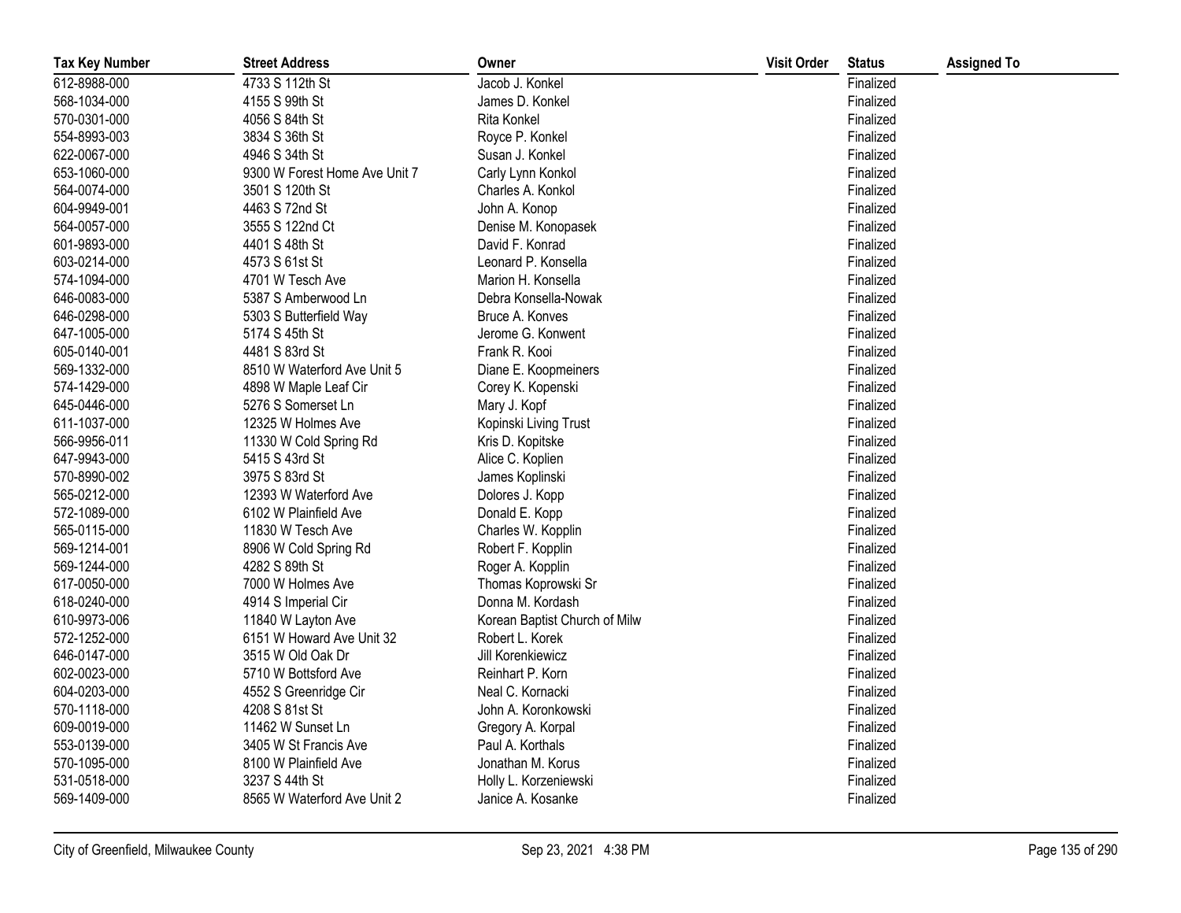| Tax Key Number | Street Address | Owner | Visit Order | Status | Assigned To |
|---|---|---|---|---|---|
| 612-8988-000 | 4733 S 112th St | Jacob J. Konkel | | Finalized | |
| 568-1034-000 | 4155 S 99th St | James D. Konkel | | Finalized | |
| 570-0301-000 | 4056 S 84th St | Rita Konkel | | Finalized | |
| 554-8993-003 | 3834 S 36th St | Royce P. Konkel | | Finalized | |
| 622-0067-000 | 4946 S 34th St | Susan J. Konkel | | Finalized | |
| 653-1060-000 | 9300 W Forest Home Ave Unit 7 | Carly Lynn Konkol | | Finalized | |
| 564-0074-000 | 3501 S 120th St | Charles A. Konkol | | Finalized | |
| 604-9949-001 | 4463 S 72nd St | John A. Konop | | Finalized | |
| 564-0057-000 | 3555 S 122nd Ct | Denise M. Konopasek | | Finalized | |
| 601-9893-000 | 4401 S 48th St | David F. Konrad | | Finalized | |
| 603-0214-000 | 4573 S 61st St | Leonard P. Konsella | | Finalized | |
| 574-1094-000 | 4701 W Tesch Ave | Marion H. Konsella | | Finalized | |
| 646-0083-000 | 5387 S Amberwood Ln | Debra Konsella-Nowak | | Finalized | |
| 646-0298-000 | 5303 S Butterfield Way | Bruce A. Konves | | Finalized | |
| 647-1005-000 | 5174 S 45th St | Jerome G. Konwent | | Finalized | |
| 605-0140-001 | 4481 S 83rd St | Frank R. Kooi | | Finalized | |
| 569-1332-000 | 8510 W Waterford Ave Unit 5 | Diane E. Koopmeiners | | Finalized | |
| 574-1429-000 | 4898 W Maple Leaf Cir | Corey K. Kopenski | | Finalized | |
| 645-0446-000 | 5276 S Somerset Ln | Mary J. Kopf | | Finalized | |
| 611-1037-000 | 12325 W Holmes Ave | Kopinski Living Trust | | Finalized | |
| 566-9956-011 | 11330 W Cold Spring Rd | Kris D. Kopitske | | Finalized | |
| 647-9943-000 | 5415 S 43rd St | Alice C. Koplien | | Finalized | |
| 570-8990-002 | 3975 S 83rd St | James Koplinski | | Finalized | |
| 565-0212-000 | 12393 W Waterford Ave | Dolores J. Kopp | | Finalized | |
| 572-1089-000 | 6102 W Plainfield Ave | Donald E. Kopp | | Finalized | |
| 565-0115-000 | 11830 W Tesch Ave | Charles W. Kopplin | | Finalized | |
| 569-1214-001 | 8906 W Cold Spring Rd | Robert F. Kopplin | | Finalized | |
| 569-1244-000 | 4282 S 89th St | Roger A. Kopplin | | Finalized | |
| 617-0050-000 | 7000 W Holmes Ave | Thomas Koprowski Sr | | Finalized | |
| 618-0240-000 | 4914 S Imperial Cir | Donna M. Kordash | | Finalized | |
| 610-9973-006 | 11840 W Layton Ave | Korean Baptist Church of Milw | | Finalized | |
| 572-1252-000 | 6151 W Howard Ave Unit 32 | Robert L. Korek | | Finalized | |
| 646-0147-000 | 3515 W Old Oak Dr | Jill Korenkiewicz | | Finalized | |
| 602-0023-000 | 5710 W Bottsford Ave | Reinhart P. Korn | | Finalized | |
| 604-0203-000 | 4552 S Greenridge Cir | Neal C. Kornacki | | Finalized | |
| 570-1118-000 | 4208 S 81st St | John A. Koronkowski | | Finalized | |
| 609-0019-000 | 11462 W Sunset Ln | Gregory A. Korpal | | Finalized | |
| 553-0139-000 | 3405 W St Francis Ave | Paul A. Korthals | | Finalized | |
| 570-1095-000 | 8100 W Plainfield Ave | Jonathan M. Korus | | Finalized | |
| 531-0518-000 | 3237 S 44th St | Holly L. Korzeniewski | | Finalized | |
| 569-1409-000 | 8565 W Waterford Ave Unit 2 | Janice A. Kosanke | | Finalized | |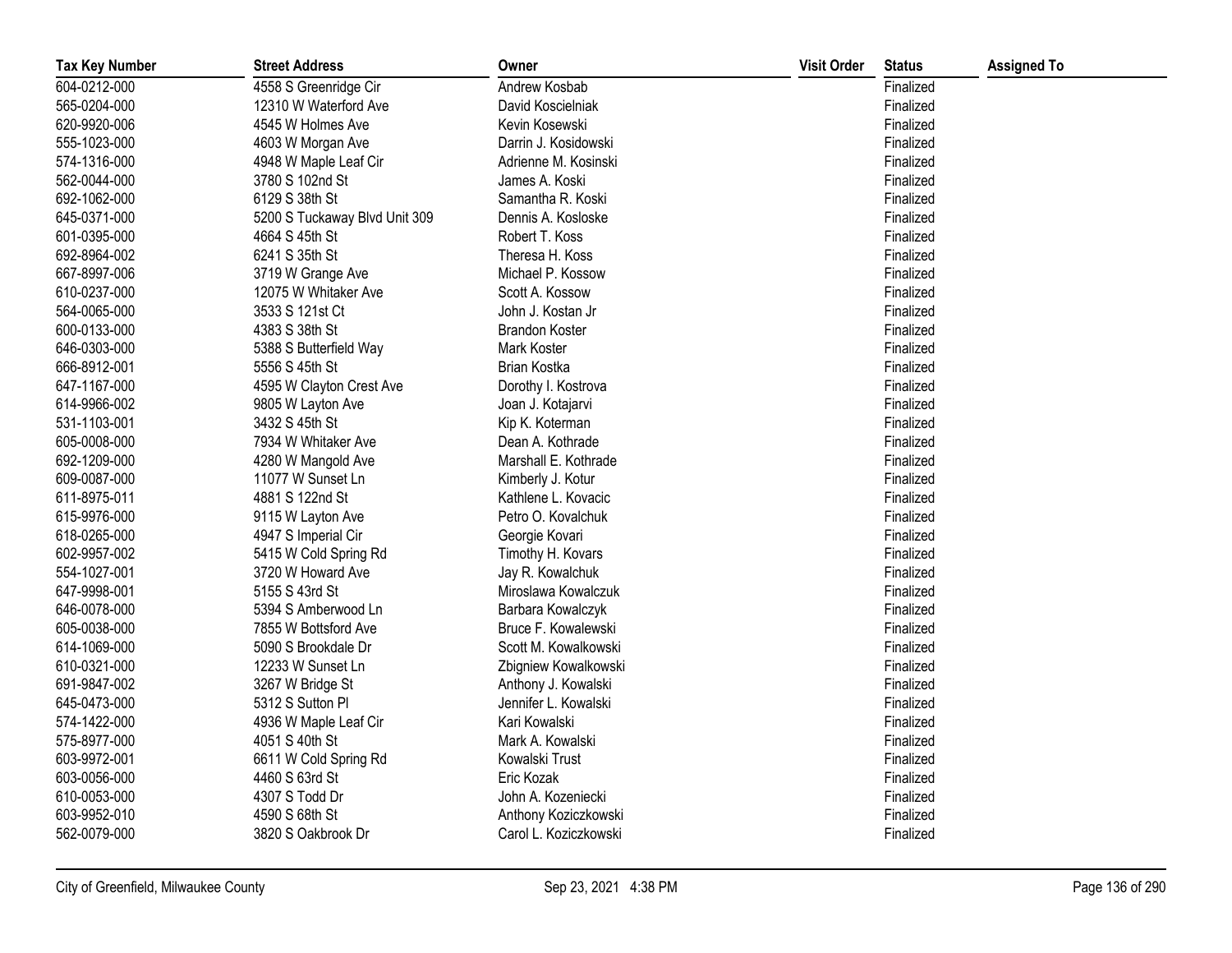| Tax Key Number | Street Address | Owner | Visit Order | Status | Assigned To |
|---|---|---|---|---|---|
| 604-0212-000 | 4558 S Greenridge Cir | Andrew Kosbab | | Finalized | |
| 565-0204-000 | 12310 W Waterford Ave | David Koscielniak | | Finalized | |
| 620-9920-006 | 4545 W Holmes Ave | Kevin Kosewski | | Finalized | |
| 555-1023-000 | 4603 W Morgan Ave | Darrin J. Kosidowski | | Finalized | |
| 574-1316-000 | 4948 W Maple Leaf Cir | Adrienne M. Kosinski | | Finalized | |
| 562-0044-000 | 3780 S 102nd St | James A. Koski | | Finalized | |
| 692-1062-000 | 6129 S 38th St | Samantha R. Koski | | Finalized | |
| 645-0371-000 | 5200 S Tuckaway Blvd Unit 309 | Dennis A. Kosloske | | Finalized | |
| 601-0395-000 | 4664 S 45th St | Robert T. Koss | | Finalized | |
| 692-8964-002 | 6241 S 35th St | Theresa H. Koss | | Finalized | |
| 667-8997-006 | 3719 W Grange Ave | Michael P. Kossow | | Finalized | |
| 610-0237-000 | 12075 W Whitaker Ave | Scott A. Kossow | | Finalized | |
| 564-0065-000 | 3533 S 121st Ct | John J. Kostan Jr | | Finalized | |
| 600-0133-000 | 4383 S 38th St | Brandon Koster | | Finalized | |
| 646-0303-000 | 5388 S Butterfield Way | Mark Koster | | Finalized | |
| 666-8912-001 | 5556 S 45th St | Brian Kostka | | Finalized | |
| 647-1167-000 | 4595 W Clayton Crest Ave | Dorothy I. Kostrova | | Finalized | |
| 614-9966-002 | 9805 W Layton Ave | Joan J. Kotajarvi | | Finalized | |
| 531-1103-001 | 3432 S 45th St | Kip K. Koterman | | Finalized | |
| 605-0008-000 | 7934 W Whitaker Ave | Dean A. Kothrade | | Finalized | |
| 692-1209-000 | 4280 W Mangold Ave | Marshall E. Kothrade | | Finalized | |
| 609-0087-000 | 11077 W Sunset Ln | Kimberly J. Kotur | | Finalized | |
| 611-8975-011 | 4881 S 122nd St | Kathlene L. Kovacic | | Finalized | |
| 615-9976-000 | 9115 W Layton Ave | Petro O. Kovalchuk | | Finalized | |
| 618-0265-000 | 4947 S Imperial Cir | Georgie Kovari | | Finalized | |
| 602-9957-002 | 5415 W Cold Spring Rd | Timothy H. Kovars | | Finalized | |
| 554-1027-001 | 3720 W Howard Ave | Jay R. Kowalchuk | | Finalized | |
| 647-9998-001 | 5155 S 43rd St | Miroslawa Kowalczuk | | Finalized | |
| 646-0078-000 | 5394 S Amberwood Ln | Barbara Kowalczyk | | Finalized | |
| 605-0038-000 | 7855 W Bottsford Ave | Bruce F. Kowalewski | | Finalized | |
| 614-1069-000 | 5090 S Brookdale Dr | Scott M. Kowalkowski | | Finalized | |
| 610-0321-000 | 12233 W Sunset Ln | Zbigniew Kowalkowski | | Finalized | |
| 691-9847-002 | 3267 W Bridge St | Anthony J. Kowalski | | Finalized | |
| 645-0473-000 | 5312 S Sutton Pl | Jennifer L. Kowalski | | Finalized | |
| 574-1422-000 | 4936 W Maple Leaf Cir | Kari Kowalski | | Finalized | |
| 575-8977-000 | 4051 S 40th St | Mark A. Kowalski | | Finalized | |
| 603-9972-001 | 6611 W Cold Spring Rd | Kowalski Trust | | Finalized | |
| 603-0056-000 | 4460 S 63rd St | Eric Kozak | | Finalized | |
| 610-0053-000 | 4307 S Todd Dr | John A. Kozeniecki | | Finalized | |
| 603-9952-010 | 4590 S 68th St | Anthony Koziczkowski | | Finalized | |
| 562-0079-000 | 3820 S Oakbrook Dr | Carol L. Koziczkowski | | Finalized | |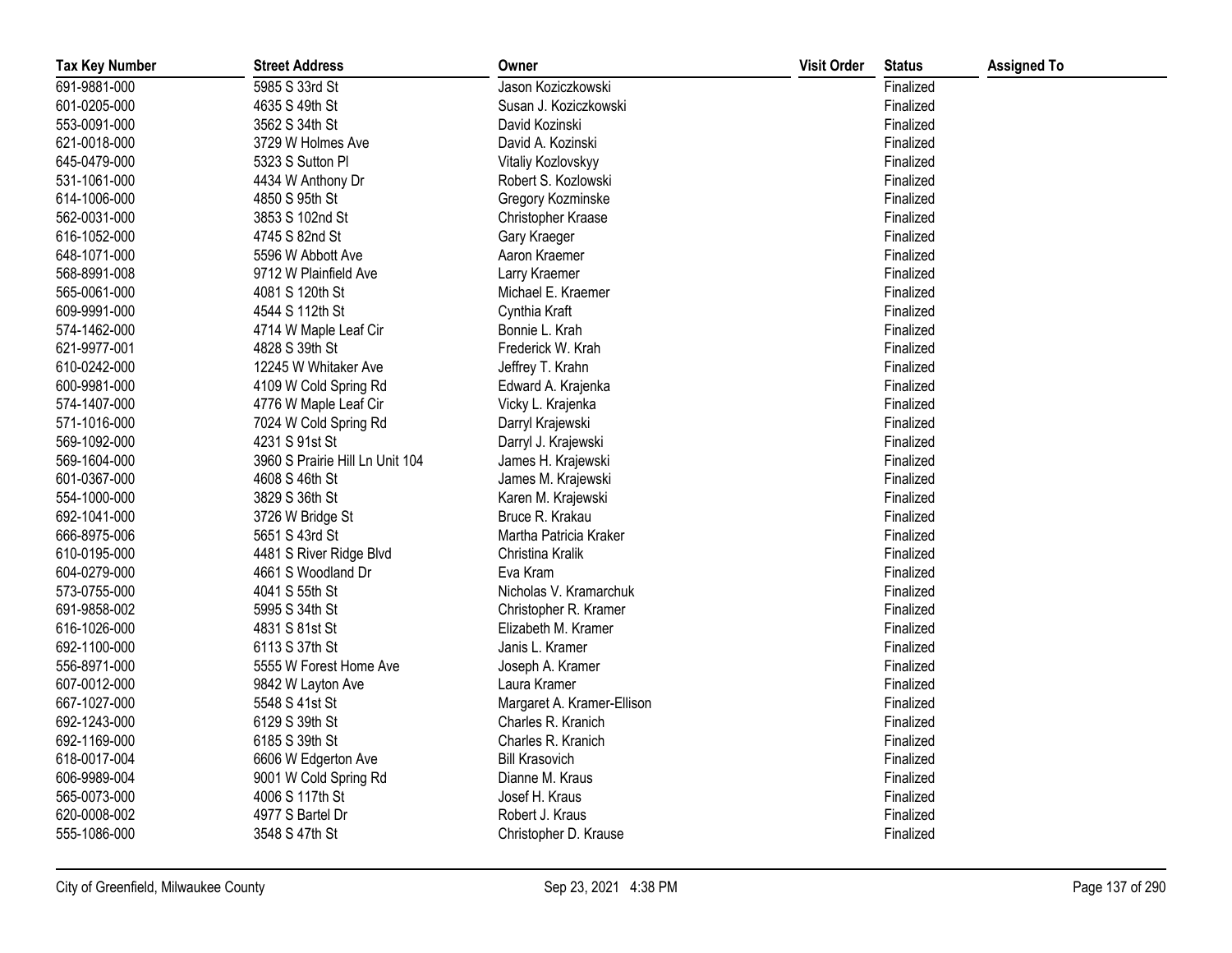| Tax Key Number | Street Address | Owner | Visit Order | Status | Assigned To |
|---|---|---|---|---|---|
| 691-9881-000 | 5985 S 33rd St | Jason Koziczkowski | | Finalized | |
| 601-0205-000 | 4635 S 49th St | Susan J. Koziczkowski | | Finalized | |
| 553-0091-000 | 3562 S 34th St | David Kozinski | | Finalized | |
| 621-0018-000 | 3729 W Holmes Ave | David A. Kozinski | | Finalized | |
| 645-0479-000 | 5323 S Sutton Pl | Vitaliy Kozlovskyy | | Finalized | |
| 531-1061-000 | 4434 W Anthony Dr | Robert S. Kozlowski | | Finalized | |
| 614-1006-000 | 4850 S 95th St | Gregory Kozminske | | Finalized | |
| 562-0031-000 | 3853 S 102nd St | Christopher Kraase | | Finalized | |
| 616-1052-000 | 4745 S 82nd St | Gary Kraeger | | Finalized | |
| 648-1071-000 | 5596 W Abbott Ave | Aaron Kraemer | | Finalized | |
| 568-8991-008 | 9712 W Plainfield Ave | Larry Kraemer | | Finalized | |
| 565-0061-000 | 4081 S 120th St | Michael E. Kraemer | | Finalized | |
| 609-9991-000 | 4544 S 112th St | Cynthia Kraft | | Finalized | |
| 574-1462-000 | 4714 W Maple Leaf Cir | Bonnie L. Krah | | Finalized | |
| 621-9977-001 | 4828 S 39th St | Frederick W. Krah | | Finalized | |
| 610-0242-000 | 12245 W Whitaker Ave | Jeffrey T. Krahn | | Finalized | |
| 600-9981-000 | 4109 W Cold Spring Rd | Edward A. Krajenka | | Finalized | |
| 574-1407-000 | 4776 W Maple Leaf Cir | Vicky L. Krajenka | | Finalized | |
| 571-1016-000 | 7024 W Cold Spring Rd | Darryl Krajewski | | Finalized | |
| 569-1092-000 | 4231 S 91st St | Darryl J. Krajewski | | Finalized | |
| 569-1604-000 | 3960 S Prairie Hill Ln Unit 104 | James H. Krajewski | | Finalized | |
| 601-0367-000 | 4608 S 46th St | James M. Krajewski | | Finalized | |
| 554-1000-000 | 3829 S 36th St | Karen M. Krajewski | | Finalized | |
| 692-1041-000 | 3726 W Bridge St | Bruce R. Krakau | | Finalized | |
| 666-8975-006 | 5651 S 43rd St | Martha Patricia Kraker | | Finalized | |
| 610-0195-000 | 4481 S River Ridge Blvd | Christina Kralik | | Finalized | |
| 604-0279-000 | 4661 S Woodland Dr | Eva Kram | | Finalized | |
| 573-0755-000 | 4041 S 55th St | Nicholas V. Kramarchuk | | Finalized | |
| 691-9858-002 | 5995 S 34th St | Christopher R. Kramer | | Finalized | |
| 616-1026-000 | 4831 S 81st St | Elizabeth M. Kramer | | Finalized | |
| 692-1100-000 | 6113 S 37th St | Janis L. Kramer | | Finalized | |
| 556-8971-000 | 5555 W Forest Home Ave | Joseph A. Kramer | | Finalized | |
| 607-0012-000 | 9842 W Layton Ave | Laura Kramer | | Finalized | |
| 667-1027-000 | 5548 S 41st St | Margaret A. Kramer-Ellison | | Finalized | |
| 692-1243-000 | 6129 S 39th St | Charles R. Kranich | | Finalized | |
| 692-1169-000 | 6185 S 39th St | Charles R. Kranich | | Finalized | |
| 618-0017-004 | 6606 W Edgerton Ave | Bill Krasovich | | Finalized | |
| 606-9989-004 | 9001 W Cold Spring Rd | Dianne M. Kraus | | Finalized | |
| 565-0073-000 | 4006 S 117th St | Josef H. Kraus | | Finalized | |
| 620-0008-002 | 4977 S Bartel Dr | Robert J. Kraus | | Finalized | |
| 555-1086-000 | 3548 S 47th St | Christopher D. Krause | | Finalized | |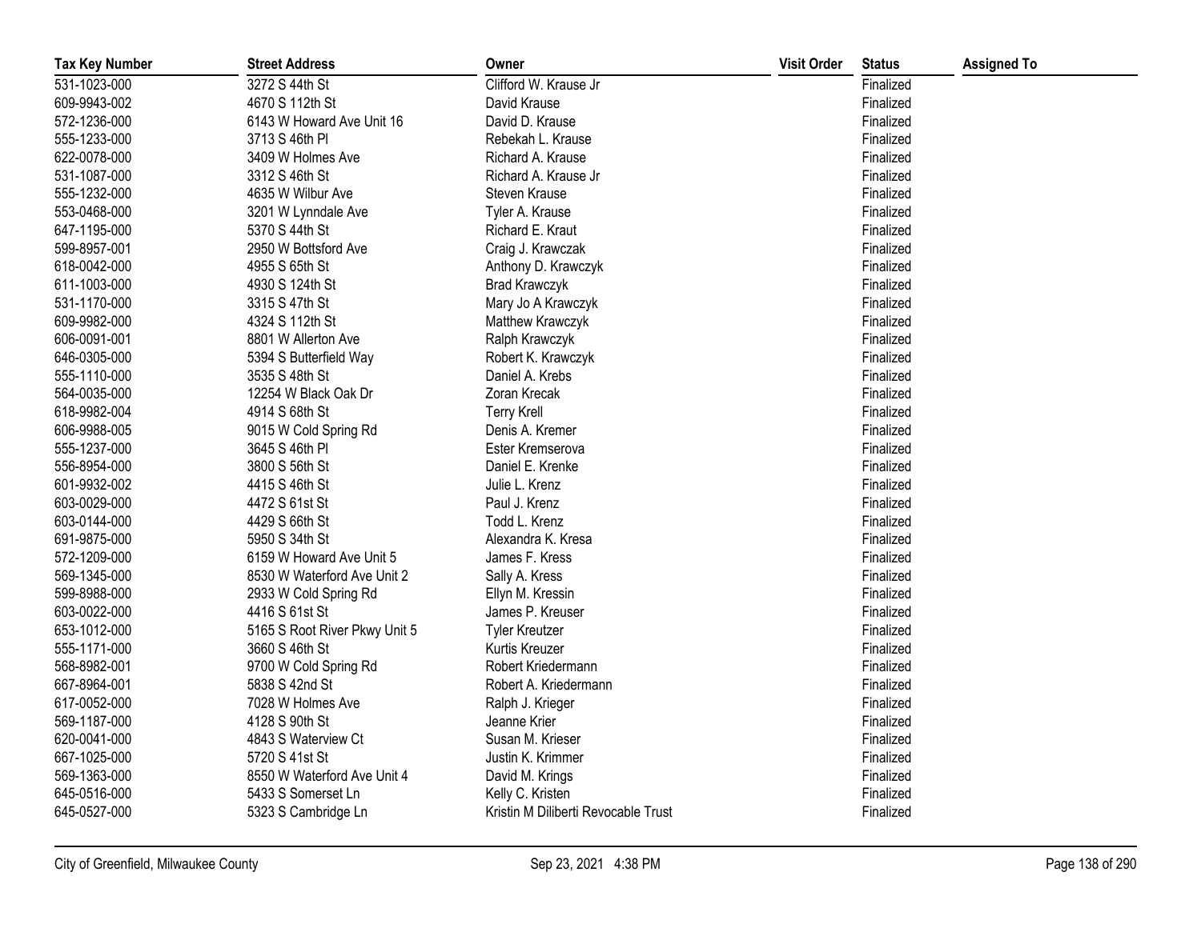| Tax Key Number | Street Address | Owner | Visit Order | Status | Assigned To |
|---|---|---|---|---|---|
| 531-1023-000 | 3272 S 44th St | Clifford W. Krause Jr | | Finalized | |
| 609-9943-002 | 4670 S 112th St | David Krause | | Finalized | |
| 572-1236-000 | 6143 W Howard Ave Unit 16 | David D. Krause | | Finalized | |
| 555-1233-000 | 3713 S 46th Pl | Rebekah L. Krause | | Finalized | |
| 622-0078-000 | 3409 W Holmes Ave | Richard A. Krause | | Finalized | |
| 531-1087-000 | 3312 S 46th St | Richard A. Krause Jr | | Finalized | |
| 555-1232-000 | 4635 W Wilbur Ave | Steven Krause | | Finalized | |
| 553-0468-000 | 3201 W Lynndale Ave | Tyler A. Krause | | Finalized | |
| 647-1195-000 | 5370 S 44th St | Richard E. Kraut | | Finalized | |
| 599-8957-001 | 2950 W Bottsford Ave | Craig J. Krawczak | | Finalized | |
| 618-0042-000 | 4955 S 65th St | Anthony D. Krawczyk | | Finalized | |
| 611-1003-000 | 4930 S 124th St | Brad Krawczyk | | Finalized | |
| 531-1170-000 | 3315 S 47th St | Mary Jo A Krawczyk | | Finalized | |
| 609-9982-000 | 4324 S 112th St | Matthew Krawczyk | | Finalized | |
| 606-0091-001 | 8801 W Allerton Ave | Ralph Krawczyk | | Finalized | |
| 646-0305-000 | 5394 S Butterfield Way | Robert K. Krawczyk | | Finalized | |
| 555-1110-000 | 3535 S 48th St | Daniel A. Krebs | | Finalized | |
| 564-0035-000 | 12254 W Black Oak Dr | Zoran Krecak | | Finalized | |
| 618-9982-004 | 4914 S 68th St | Terry Krell | | Finalized | |
| 606-9988-005 | 9015 W Cold Spring Rd | Denis A. Kremer | | Finalized | |
| 555-1237-000 | 3645 S 46th Pl | Ester Kremserova | | Finalized | |
| 556-8954-000 | 3800 S 56th St | Daniel E. Krenke | | Finalized | |
| 601-9932-002 | 4415 S 46th St | Julie L. Krenz | | Finalized | |
| 603-0029-000 | 4472 S 61st St | Paul J. Krenz | | Finalized | |
| 603-0144-000 | 4429 S 66th St | Todd L. Krenz | | Finalized | |
| 691-9875-000 | 5950 S 34th St | Alexandra K. Kresa | | Finalized | |
| 572-1209-000 | 6159 W Howard Ave Unit 5 | James F. Kress | | Finalized | |
| 569-1345-000 | 8530 W Waterford Ave Unit 2 | Sally A. Kress | | Finalized | |
| 599-8988-000 | 2933 W Cold Spring Rd | Ellyn M. Kressin | | Finalized | |
| 603-0022-000 | 4416 S 61st St | James P. Kreuser | | Finalized | |
| 653-1012-000 | 5165 S Root River Pkwy Unit 5 | Tyler Kreutzer | | Finalized | |
| 555-1171-000 | 3660 S 46th St | Kurtis Kreuzer | | Finalized | |
| 568-8982-001 | 9700 W Cold Spring Rd | Robert Kriedermann | | Finalized | |
| 667-8964-001 | 5838 S 42nd St | Robert A. Kriedermann | | Finalized | |
| 617-0052-000 | 7028 W Holmes Ave | Ralph J. Krieger | | Finalized | |
| 569-1187-000 | 4128 S 90th St | Jeanne Krier | | Finalized | |
| 620-0041-000 | 4843 S Waterview Ct | Susan M. Krieser | | Finalized | |
| 667-1025-000 | 5720 S 41st St | Justin K. Krimmer | | Finalized | |
| 569-1363-000 | 8550 W Waterford Ave Unit 4 | David M. Krings | | Finalized | |
| 645-0516-000 | 5433 S Somerset Ln | Kelly C. Kristen | | Finalized | |
| 645-0527-000 | 5323 S Cambridge Ln | Kristin M Diliberti Revocable Trust | | Finalized | |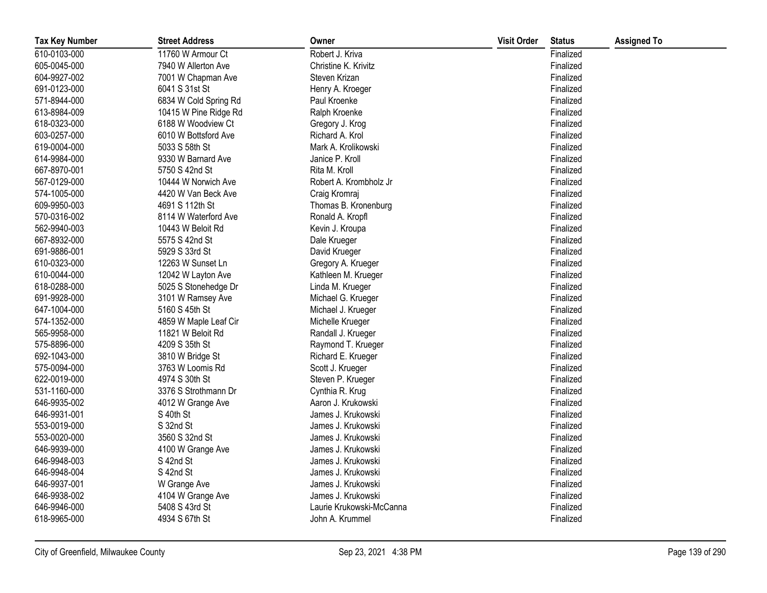| Tax Key Number | Street Address | Owner | Visit Order | Status | Assigned To |
|---|---|---|---|---|---|
| 610-0103-000 | 11760 W Armour Ct | Robert J. Kriva | | Finalized | |
| 605-0045-000 | 7940 W Allerton Ave | Christine K. Krivitz | | Finalized | |
| 604-9927-002 | 7001 W Chapman Ave | Steven Krizan | | Finalized | |
| 691-0123-000 | 6041 S 31st St | Henry A. Kroeger | | Finalized | |
| 571-8944-000 | 6834 W Cold Spring Rd | Paul Kroenke | | Finalized | |
| 613-8984-009 | 10415 W Pine Ridge Rd | Ralph Kroenke | | Finalized | |
| 618-0323-000 | 6188 W Woodview Ct | Gregory J. Krog | | Finalized | |
| 603-0257-000 | 6010 W Bottsford Ave | Richard A. Krol | | Finalized | |
| 619-0004-000 | 5033 S 58th St | Mark A. Krolikowski | | Finalized | |
| 614-9984-000 | 9330 W Barnard Ave | Janice P. Kroll | | Finalized | |
| 667-8970-001 | 5750 S 42nd St | Rita M. Kroll | | Finalized | |
| 567-0129-000 | 10444 W Norwich Ave | Robert A. Krombholz Jr | | Finalized | |
| 574-1005-000 | 4420 W Van Beck Ave | Craig Kromraj | | Finalized | |
| 609-9950-003 | 4691 S 112th St | Thomas B. Kronenburg | | Finalized | |
| 570-0316-002 | 8114 W Waterford Ave | Ronald A. Kropfl | | Finalized | |
| 562-9940-003 | 10443 W Beloit Rd | Kevin J. Kroupa | | Finalized | |
| 667-8932-000 | 5575 S 42nd St | Dale Krueger | | Finalized | |
| 691-9886-001 | 5929 S 33rd St | David Krueger | | Finalized | |
| 610-0323-000 | 12263 W Sunset Ln | Gregory A. Krueger | | Finalized | |
| 610-0044-000 | 12042 W Layton Ave | Kathleen M. Krueger | | Finalized | |
| 618-0288-000 | 5025 S Stonehedge Dr | Linda M. Krueger | | Finalized | |
| 691-9928-000 | 3101 W Ramsey Ave | Michael G. Krueger | | Finalized | |
| 647-1004-000 | 5160 S 45th St | Michael J. Krueger | | Finalized | |
| 574-1352-000 | 4859 W Maple Leaf Cir | Michelle Krueger | | Finalized | |
| 565-9958-000 | 11821 W Beloit Rd | Randall J. Krueger | | Finalized | |
| 575-8896-000 | 4209 S 35th St | Raymond T. Krueger | | Finalized | |
| 692-1043-000 | 3810 W Bridge St | Richard E. Krueger | | Finalized | |
| 575-0094-000 | 3763 W Loomis Rd | Scott J. Krueger | | Finalized | |
| 622-0019-000 | 4974 S 30th St | Steven P. Krueger | | Finalized | |
| 531-1160-000 | 3376 S Strothmann Dr | Cynthia R. Krug | | Finalized | |
| 646-9935-002 | 4012 W Grange Ave | Aaron J. Krukowski | | Finalized | |
| 646-9931-001 | S 40th St | James J. Krukowski | | Finalized | |
| 553-0019-000 | S 32nd St | James J. Krukowski | | Finalized | |
| 553-0020-000 | 3560 S 32nd St | James J. Krukowski | | Finalized | |
| 646-9939-000 | 4100 W Grange Ave | James J. Krukowski | | Finalized | |
| 646-9948-003 | S 42nd St | James J. Krukowski | | Finalized | |
| 646-9948-004 | S 42nd St | James J. Krukowski | | Finalized | |
| 646-9937-001 | W Grange Ave | James J. Krukowski | | Finalized | |
| 646-9938-002 | 4104 W Grange Ave | James J. Krukowski | | Finalized | |
| 646-9946-000 | 5408 S 43rd St | Laurie Krukowski-McCanna | | Finalized | |
| 618-9965-000 | 4934 S 67th St | John A. Krummel | | Finalized | |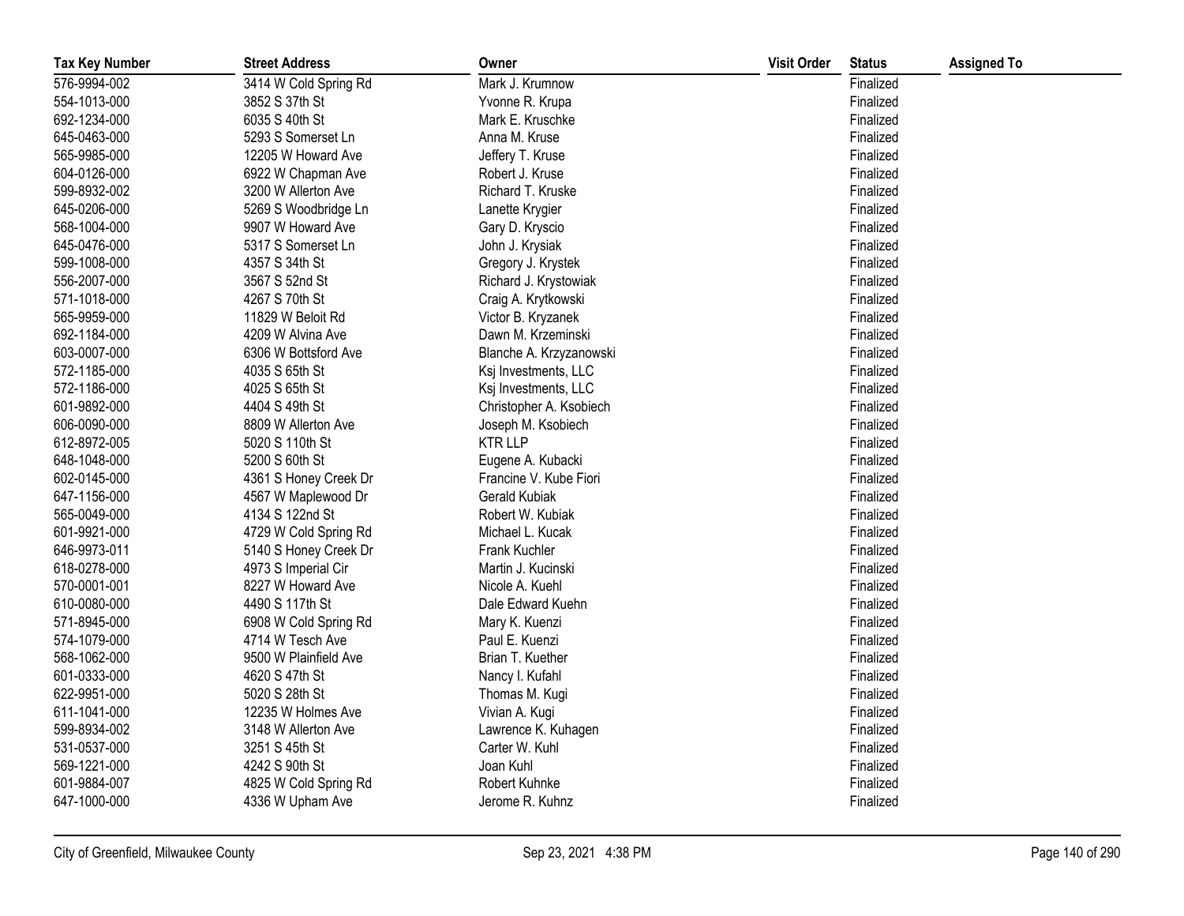| Tax Key Number | Street Address | Owner | Visit Order | Status | Assigned To |
| --- | --- | --- | --- | --- | --- |
| 576-9994-002 | 3414 W Cold Spring Rd | Mark J. Krumnow | | Finalized | |
| 554-1013-000 | 3852 S 37th St | Yvonne R. Krupa | | Finalized | |
| 692-1234-000 | 6035 S 40th St | Mark E. Kruschke | | Finalized | |
| 645-0463-000 | 5293 S Somerset Ln | Anna M. Kruse | | Finalized | |
| 565-9985-000 | 12205 W Howard Ave | Jeffery T. Kruse | | Finalized | |
| 604-0126-000 | 6922 W Chapman Ave | Robert J. Kruse | | Finalized | |
| 599-8932-002 | 3200 W Allerton Ave | Richard T. Kruske | | Finalized | |
| 645-0206-000 | 5269 S Woodbridge Ln | Lanette Krygier | | Finalized | |
| 568-1004-000 | 9907 W Howard Ave | Gary D. Kryscio | | Finalized | |
| 645-0476-000 | 5317 S Somerset Ln | John J. Krysiak | | Finalized | |
| 599-1008-000 | 4357 S 34th St | Gregory J. Krystek | | Finalized | |
| 556-2007-000 | 3567 S 52nd St | Richard J. Krystowiak | | Finalized | |
| 571-1018-000 | 4267 S 70th St | Craig A. Krytkowski | | Finalized | |
| 565-9959-000 | 11829 W Beloit Rd | Victor B. Kryzanek | | Finalized | |
| 692-1184-000 | 4209 W Alvina Ave | Dawn M. Krzeminski | | Finalized | |
| 603-0007-000 | 6306 W Bottsford Ave | Blanche A. Krzyzanowski | | Finalized | |
| 572-1185-000 | 4035 S 65th St | Ksj Investments, LLC | | Finalized | |
| 572-1186-000 | 4025 S 65th St | Ksj Investments, LLC | | Finalized | |
| 601-9892-000 | 4404 S 49th St | Christopher A. Ksobiech | | Finalized | |
| 606-0090-000 | 8809 W Allerton Ave | Joseph M. Ksobiech | | Finalized | |
| 612-8972-005 | 5020 S 110th St | KTR LLP | | Finalized | |
| 648-1048-000 | 5200 S 60th St | Eugene A. Kubacki | | Finalized | |
| 602-0145-000 | 4361 S Honey Creek Dr | Francine V. Kube Fiori | | Finalized | |
| 647-1156-000 | 4567 W Maplewood Dr | Gerald Kubiak | | Finalized | |
| 565-0049-000 | 4134 S 122nd St | Robert W. Kubiak | | Finalized | |
| 601-9921-000 | 4729 W Cold Spring Rd | Michael L. Kucak | | Finalized | |
| 646-9973-011 | 5140 S Honey Creek Dr | Frank Kuchler | | Finalized | |
| 618-0278-000 | 4973 S Imperial Cir | Martin J. Kucinski | | Finalized | |
| 570-0001-001 | 8227 W Howard Ave | Nicole A. Kuehl | | Finalized | |
| 610-0080-000 | 4490 S 117th St | Dale Edward Kuehn | | Finalized | |
| 571-8945-000 | 6908 W Cold Spring Rd | Mary K. Kuenzi | | Finalized | |
| 574-1079-000 | 4714 W Tesch Ave | Paul E. Kuenzi | | Finalized | |
| 568-1062-000 | 9500 W Plainfield Ave | Brian T. Kuether | | Finalized | |
| 601-0333-000 | 4620 S 47th St | Nancy I. Kufahl | | Finalized | |
| 622-9951-000 | 5020 S 28th St | Thomas M. Kugi | | Finalized | |
| 611-1041-000 | 12235 W Holmes Ave | Vivian A. Kugi | | Finalized | |
| 599-8934-002 | 3148 W Allerton Ave | Lawrence K. Kuhagen | | Finalized | |
| 531-0537-000 | 3251 S 45th St | Carter W. Kuhl | | Finalized | |
| 569-1221-000 | 4242 S 90th St | Joan Kuhl | | Finalized | |
| 601-9884-007 | 4825 W Cold Spring Rd | Robert Kuhnke | | Finalized | |
| 647-1000-000 | 4336 W Upham Ave | Jerome R. Kuhnz | | Finalized | |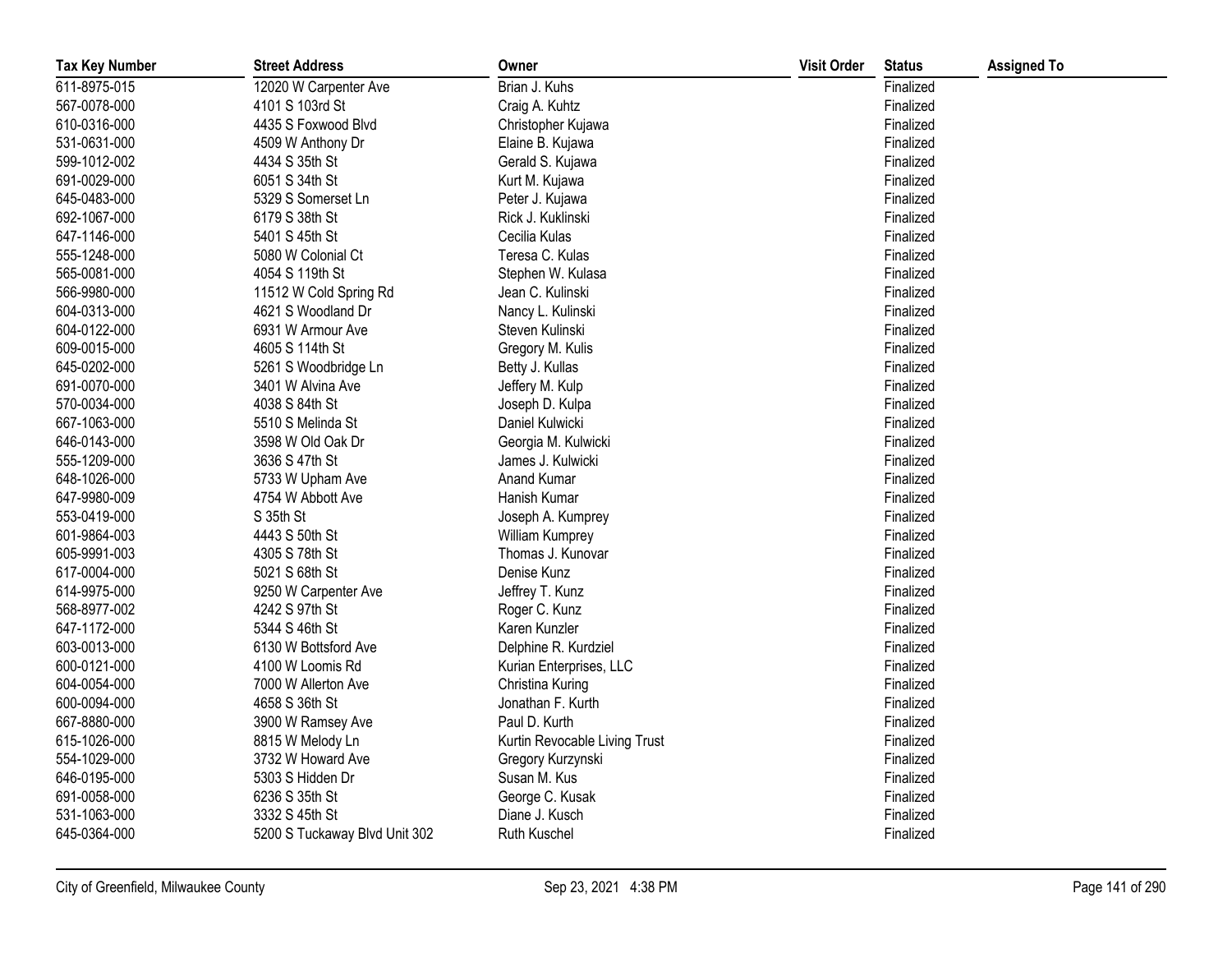| Tax Key Number | Street Address | Owner | Visit Order | Status | Assigned To |
|---|---|---|---|---|---|
| 611-8975-015 | 12020 W Carpenter Ave | Brian J. Kuhs | | Finalized | |
| 567-0078-000 | 4101 S 103rd St | Craig A. Kuhtz | | Finalized | |
| 610-0316-000 | 4435 S Foxwood Blvd | Christopher Kujawa | | Finalized | |
| 531-0631-000 | 4509 W Anthony Dr | Elaine B. Kujawa | | Finalized | |
| 599-1012-002 | 4434 S 35th St | Gerald S. Kujawa | | Finalized | |
| 691-0029-000 | 6051 S 34th St | Kurt M. Kujawa | | Finalized | |
| 645-0483-000 | 5329 S Somerset Ln | Peter J. Kujawa | | Finalized | |
| 692-1067-000 | 6179 S 38th St | Rick J. Kuklinski | | Finalized | |
| 647-1146-000 | 5401 S 45th St | Cecilia Kulas | | Finalized | |
| 555-1248-000 | 5080 W Colonial Ct | Teresa C. Kulas | | Finalized | |
| 565-0081-000 | 4054 S 119th St | Stephen W. Kulasa | | Finalized | |
| 566-9980-000 | 11512 W Cold Spring Rd | Jean C. Kulinski | | Finalized | |
| 604-0313-000 | 4621 S Woodland Dr | Nancy L. Kulinski | | Finalized | |
| 604-0122-000 | 6931 W Armour Ave | Steven Kulinski | | Finalized | |
| 609-0015-000 | 4605 S 114th St | Gregory M. Kulis | | Finalized | |
| 645-0202-000 | 5261 S Woodbridge Ln | Betty J. Kullas | | Finalized | |
| 691-0070-000 | 3401 W Alvina Ave | Jeffery M. Kulp | | Finalized | |
| 570-0034-000 | 4038 S 84th St | Joseph D. Kulpa | | Finalized | |
| 667-1063-000 | 5510 S Melinda St | Daniel Kulwicki | | Finalized | |
| 646-0143-000 | 3598 W Old Oak Dr | Georgia M. Kulwicki | | Finalized | |
| 555-1209-000 | 3636 S 47th St | James J. Kulwicki | | Finalized | |
| 648-1026-000 | 5733 W Upham Ave | Anand Kumar | | Finalized | |
| 647-9980-009 | 4754 W Abbott Ave | Hanish Kumar | | Finalized | |
| 553-0419-000 | S 35th St | Joseph A. Kumprey | | Finalized | |
| 601-9864-003 | 4443 S 50th St | William Kumprey | | Finalized | |
| 605-9991-003 | 4305 S 78th St | Thomas J. Kunovar | | Finalized | |
| 617-0004-000 | 5021 S 68th St | Denise Kunz | | Finalized | |
| 614-9975-000 | 9250 W Carpenter Ave | Jeffrey T. Kunz | | Finalized | |
| 568-8977-002 | 4242 S 97th St | Roger C. Kunz | | Finalized | |
| 647-1172-000 | 5344 S 46th St | Karen Kunzler | | Finalized | |
| 603-0013-000 | 6130 W Bottsford Ave | Delphine R. Kurdziel | | Finalized | |
| 600-0121-000 | 4100 W Loomis Rd | Kurian Enterprises, LLC | | Finalized | |
| 604-0054-000 | 7000 W Allerton Ave | Christina Kuring | | Finalized | |
| 600-0094-000 | 4658 S 36th St | Jonathan F. Kurth | | Finalized | |
| 667-8880-000 | 3900 W Ramsey Ave | Paul D. Kurth | | Finalized | |
| 615-1026-000 | 8815 W Melody Ln | Kurtin Revocable Living Trust | | Finalized | |
| 554-1029-000 | 3732 W Howard Ave | Gregory Kurzynski | | Finalized | |
| 646-0195-000 | 5303 S Hidden Dr | Susan M. Kus | | Finalized | |
| 691-0058-000 | 6236 S 35th St | George C. Kusak | | Finalized | |
| 531-1063-000 | 3332 S 45th St | Diane J. Kusch | | Finalized | |
| 645-0364-000 | 5200 S Tuckaway Blvd Unit 302 | Ruth Kuschel | | Finalized | |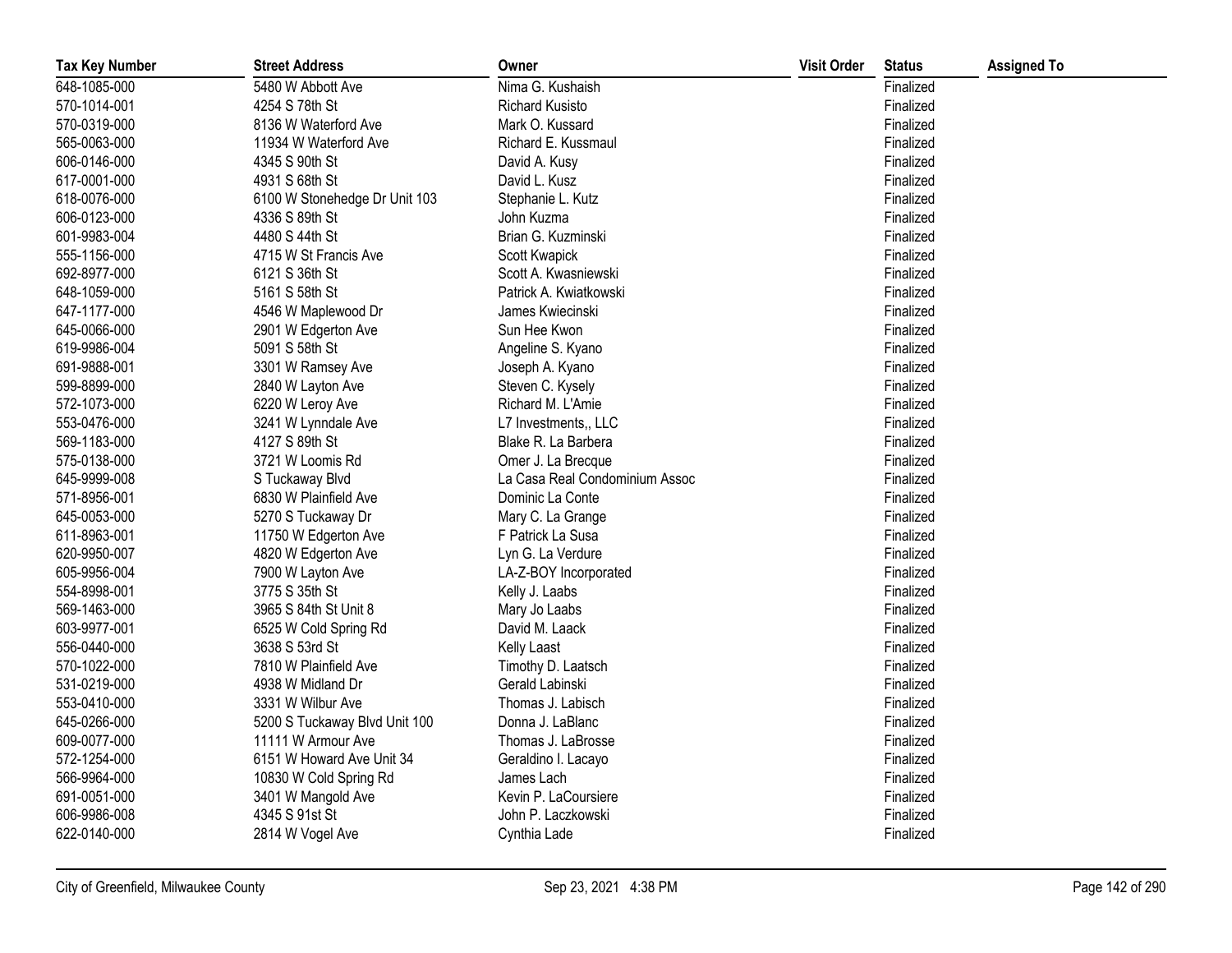| Tax Key Number | Street Address | Owner | Visit Order | Status | Assigned To |
|---|---|---|---|---|---|
| 648-1085-000 | 5480 W Abbott Ave | Nima G. Kushaish | | Finalized | |
| 570-1014-001 | 4254 S 78th St | Richard Kusisto | | Finalized | |
| 570-0319-000 | 8136 W Waterford Ave | Mark O. Kussard | | Finalized | |
| 565-0063-000 | 11934 W Waterford Ave | Richard E. Kussmaul | | Finalized | |
| 606-0146-000 | 4345 S 90th St | David A. Kusy | | Finalized | |
| 617-0001-000 | 4931 S 68th St | David L. Kusz | | Finalized | |
| 618-0076-000 | 6100 W Stonehedge Dr Unit 103 | Stephanie L. Kutz | | Finalized | |
| 606-0123-000 | 4336 S 89th St | John Kuzma | | Finalized | |
| 601-9983-004 | 4480 S 44th St | Brian G. Kuzminski | | Finalized | |
| 555-1156-000 | 4715 W St Francis Ave | Scott Kwapick | | Finalized | |
| 692-8977-000 | 6121 S 36th St | Scott A. Kwasniewski | | Finalized | |
| 648-1059-000 | 5161 S 58th St | Patrick A. Kwiatkowski | | Finalized | |
| 647-1177-000 | 4546 W Maplewood Dr | James Kwiecinski | | Finalized | |
| 645-0066-000 | 2901 W Edgerton Ave | Sun Hee Kwon | | Finalized | |
| 619-9986-004 | 5091 S 58th St | Angeline S. Kyano | | Finalized | |
| 691-9888-001 | 3301 W Ramsey Ave | Joseph A. Kyano | | Finalized | |
| 599-8899-000 | 2840 W Layton Ave | Steven C. Kysely | | Finalized | |
| 572-1073-000 | 6220 W Leroy Ave | Richard M. L'Amie | | Finalized | |
| 553-0476-000 | 3241 W Lynndale Ave | L7 Investments,, LLC | | Finalized | |
| 569-1183-000 | 4127 S 89th St | Blake R. La Barbera | | Finalized | |
| 575-0138-000 | 3721 W Loomis Rd | Omer J. La Brecque | | Finalized | |
| 645-9999-008 | S Tuckaway Blvd | La Casa Real Condominium Assoc | | Finalized | |
| 571-8956-001 | 6830 W Plainfield Ave | Dominic La Conte | | Finalized | |
| 645-0053-000 | 5270 S Tuckaway Dr | Mary C. La Grange | | Finalized | |
| 611-8963-001 | 11750 W Edgerton Ave | F Patrick La Susa | | Finalized | |
| 620-9950-007 | 4820 W Edgerton Ave | Lyn G. La Verdure | | Finalized | |
| 605-9956-004 | 7900 W Layton Ave | LA-Z-BOY Incorporated | | Finalized | |
| 554-8998-001 | 3775 S 35th St | Kelly J. Laabs | | Finalized | |
| 569-1463-000 | 3965 S 84th St Unit 8 | Mary Jo Laabs | | Finalized | |
| 603-9977-001 | 6525 W Cold Spring Rd | David M. Laack | | Finalized | |
| 556-0440-000 | 3638 S 53rd St | Kelly Laast | | Finalized | |
| 570-1022-000 | 7810 W Plainfield Ave | Timothy D. Laatsch | | Finalized | |
| 531-0219-000 | 4938 W Midland Dr | Gerald Labinski | | Finalized | |
| 553-0410-000 | 3331 W Wilbur Ave | Thomas J. Labisch | | Finalized | |
| 645-0266-000 | 5200 S Tuckaway Blvd Unit 100 | Donna J. LaBlanc | | Finalized | |
| 609-0077-000 | 11111 W Armour Ave | Thomas J. LaBrosse | | Finalized | |
| 572-1254-000 | 6151 W Howard Ave Unit 34 | Geraldino I. Lacayo | | Finalized | |
| 566-9964-000 | 10830 W Cold Spring Rd | James Lach | | Finalized | |
| 691-0051-000 | 3401 W Mangold Ave | Kevin P. LaCoursiere | | Finalized | |
| 606-9986-008 | 4345 S 91st St | John P. Laczkowski | | Finalized | |
| 622-0140-000 | 2814 W Vogel Ave | Cynthia Lade | | Finalized | |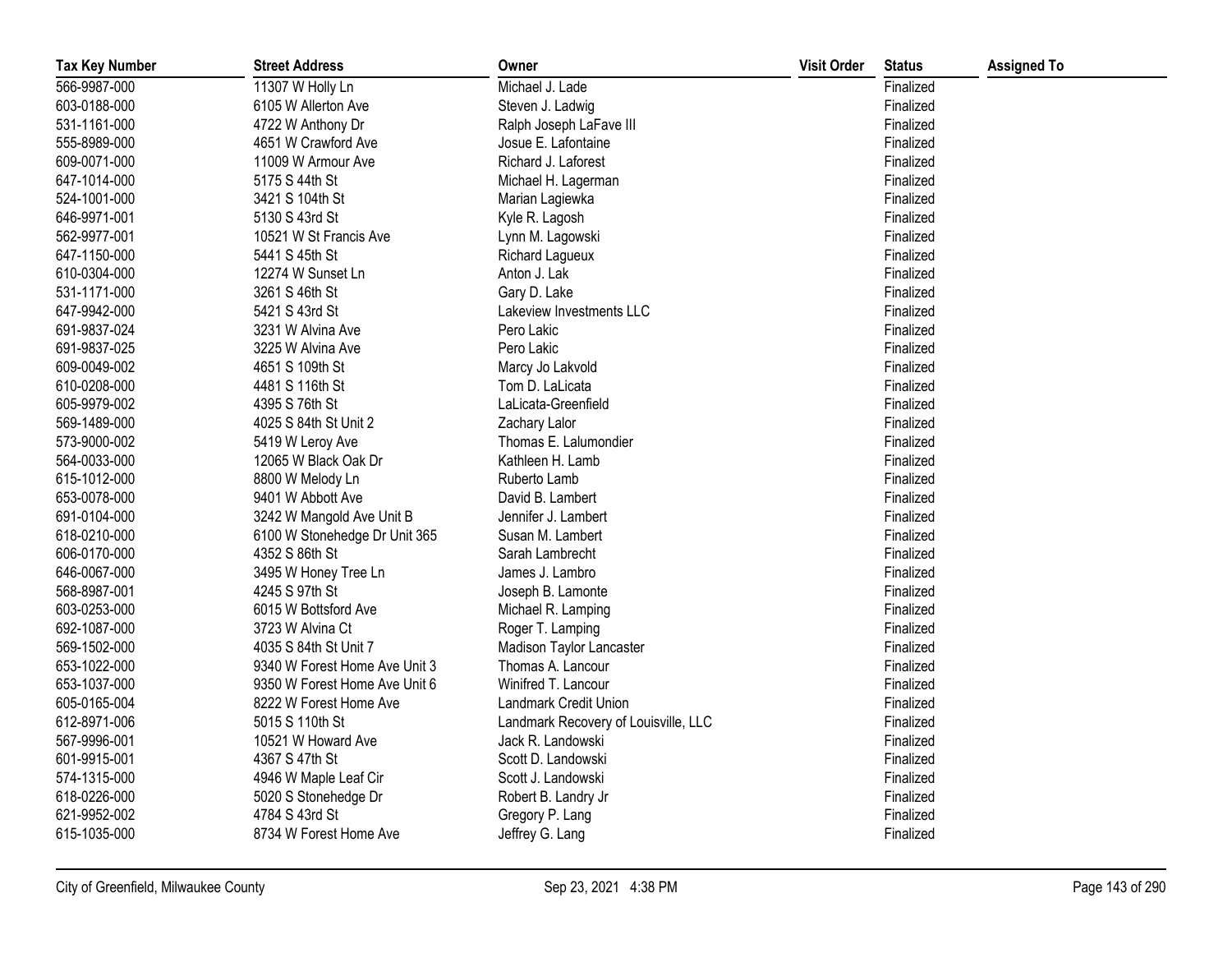| Tax Key Number | Street Address | Owner | Visit Order | Status | Assigned To |
|---|---|---|---|---|---|
| 566-9987-000 | 11307 W Holly Ln | Michael J. Lade | | Finalized | |
| 603-0188-000 | 6105 W Allerton Ave | Steven J. Ladwig | | Finalized | |
| 531-1161-000 | 4722 W Anthony Dr | Ralph Joseph LaFave III | | Finalized | |
| 555-8989-000 | 4651 W Crawford Ave | Josue E. Lafontaine | | Finalized | |
| 609-0071-000 | 11009 W Armour Ave | Richard J. Laforest | | Finalized | |
| 647-1014-000 | 5175 S 44th St | Michael H. Lagerman | | Finalized | |
| 524-1001-000 | 3421 S 104th St | Marian Lagiewka | | Finalized | |
| 646-9971-001 | 5130 S 43rd St | Kyle R. Lagosh | | Finalized | |
| 562-9977-001 | 10521 W St Francis Ave | Lynn M. Lagowski | | Finalized | |
| 647-1150-000 | 5441 S 45th St | Richard Lagueux | | Finalized | |
| 610-0304-000 | 12274 W Sunset Ln | Anton J. Lak | | Finalized | |
| 531-1171-000 | 3261 S 46th St | Gary D. Lake | | Finalized | |
| 647-9942-000 | 5421 S 43rd St | Lakeview Investments LLC | | Finalized | |
| 691-9837-024 | 3231 W Alvina Ave | Pero Lakic | | Finalized | |
| 691-9837-025 | 3225 W Alvina Ave | Pero Lakic | | Finalized | |
| 609-0049-002 | 4651 S 109th St | Marcy Jo Lakvold | | Finalized | |
| 610-0208-000 | 4481 S 116th St | Tom D. LaLicata | | Finalized | |
| 605-9979-002 | 4395 S 76th St | LaLicata-Greenfield | | Finalized | |
| 569-1489-000 | 4025 S 84th St Unit 2 | Zachary Lalor | | Finalized | |
| 573-9000-002 | 5419 W Leroy Ave | Thomas E. Lalumondier | | Finalized | |
| 564-0033-000 | 12065 W Black Oak Dr | Kathleen H. Lamb | | Finalized | |
| 615-1012-000 | 8800 W Melody Ln | Ruberto Lamb | | Finalized | |
| 653-0078-000 | 9401 W Abbott Ave | David B. Lambert | | Finalized | |
| 691-0104-000 | 3242 W Mangold Ave Unit B | Jennifer J. Lambert | | Finalized | |
| 618-0210-000 | 6100 W Stonehedge Dr Unit 365 | Susan M. Lambert | | Finalized | |
| 606-0170-000 | 4352 S 86th St | Sarah Lambrecht | | Finalized | |
| 646-0067-000 | 3495 W Honey Tree Ln | James J. Lambro | | Finalized | |
| 568-8987-001 | 4245 S 97th St | Joseph B. Lamonte | | Finalized | |
| 603-0253-000 | 6015 W Bottsford Ave | Michael R. Lamping | | Finalized | |
| 692-1087-000 | 3723 W Alvina Ct | Roger T. Lamping | | Finalized | |
| 569-1502-000 | 4035 S 84th St Unit 7 | Madison Taylor Lancaster | | Finalized | |
| 653-1022-000 | 9340 W Forest Home Ave Unit 3 | Thomas A. Lancour | | Finalized | |
| 653-1037-000 | 9350 W Forest Home Ave Unit 6 | Winifred T. Lancour | | Finalized | |
| 605-0165-004 | 8222 W Forest Home Ave | Landmark Credit Union | | Finalized | |
| 612-8971-006 | 5015 S 110th St | Landmark Recovery of Louisville, LLC | | Finalized | |
| 567-9996-001 | 10521 W Howard Ave | Jack R. Landowski | | Finalized | |
| 601-9915-001 | 4367 S 47th St | Scott D. Landowski | | Finalized | |
| 574-1315-000 | 4946 W Maple Leaf Cir | Scott J. Landowski | | Finalized | |
| 618-0226-000 | 5020 S Stonehedge Dr | Robert B. Landry Jr | | Finalized | |
| 621-9952-002 | 4784 S 43rd St | Gregory P. Lang | | Finalized | |
| 615-1035-000 | 8734 W Forest Home Ave | Jeffrey G. Lang | | Finalized | |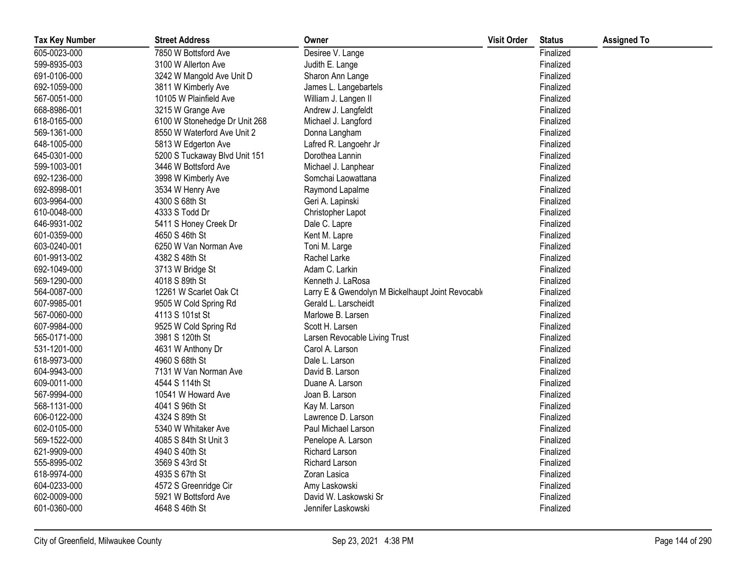| Tax Key Number | Street Address | Owner | Visit Order | Status | Assigned To |
|---|---|---|---|---|---|
| 605-0023-000 | 7850 W Bottsford Ave | Desiree V. Lange | | Finalized | |
| 599-8935-003 | 3100 W Allerton Ave | Judith E. Lange | | Finalized | |
| 691-0106-000 | 3242 W Mangold Ave Unit D | Sharon Ann Lange | | Finalized | |
| 692-1059-000 | 3811 W Kimberly Ave | James L. Langebartels | | Finalized | |
| 567-0051-000 | 10105 W Plainfield Ave | William J. Langen II | | Finalized | |
| 668-8986-001 | 3215 W Grange Ave | Andrew J. Langfeldt | | Finalized | |
| 618-0165-000 | 6100 W Stonehedge Dr Unit 268 | Michael J. Langford | | Finalized | |
| 569-1361-000 | 8550 W Waterford Ave Unit 2 | Donna Langham | | Finalized | |
| 648-1005-000 | 5813 W Edgerton Ave | Lafred R. Langoehr Jr | | Finalized | |
| 645-0301-000 | 5200 S Tuckaway Blvd Unit 151 | Dorothea Lannin | | Finalized | |
| 599-1003-001 | 3446 W Bottsford Ave | Michael J. Lanphear | | Finalized | |
| 692-1236-000 | 3998 W Kimberly Ave | Somchai Laowattana | | Finalized | |
| 692-8998-001 | 3534 W Henry Ave | Raymond Lapalme | | Finalized | |
| 603-9964-000 | 4300 S 68th St | Geri A. Lapinski | | Finalized | |
| 610-0048-000 | 4333 S Todd Dr | Christopher Lapot | | Finalized | |
| 646-9931-002 | 5411 S Honey Creek Dr | Dale C. Lapre | | Finalized | |
| 601-0359-000 | 4650 S 46th St | Kent M. Lapre | | Finalized | |
| 603-0240-001 | 6250 W Van Norman Ave | Toni M. Large | | Finalized | |
| 601-9913-002 | 4382 S 48th St | Rachel Larke | | Finalized | |
| 692-1049-000 | 3713 W Bridge St | Adam C. Larkin | | Finalized | |
| 569-1290-000 | 4018 S 89th St | Kenneth J. LaRosa | | Finalized | |
| 564-0087-000 | 12261 W Scarlet Oak Ct | Larry E & Gwendolyn M Bickelhaupt Joint Revocabl | | Finalized | |
| 607-9985-001 | 9505 W Cold Spring Rd | Gerald L. Larscheidt | | Finalized | |
| 567-0060-000 | 4113 S 101st St | Marlowe B. Larsen | | Finalized | |
| 607-9984-000 | 9525 W Cold Spring Rd | Scott H. Larsen | | Finalized | |
| 565-0171-000 | 3981 S 120th St | Larsen Revocable Living Trust | | Finalized | |
| 531-1201-000 | 4631 W Anthony Dr | Carol A. Larson | | Finalized | |
| 618-9973-000 | 4960 S 68th St | Dale L. Larson | | Finalized | |
| 604-9943-000 | 7131 W Van Norman Ave | David B. Larson | | Finalized | |
| 609-0011-000 | 4544 S 114th St | Duane A. Larson | | Finalized | |
| 567-9994-000 | 10541 W Howard Ave | Joan B. Larson | | Finalized | |
| 568-1131-000 | 4041 S 96th St | Kay M. Larson | | Finalized | |
| 606-0122-000 | 4324 S 89th St | Lawrence D. Larson | | Finalized | |
| 602-0105-000 | 5340 W Whitaker Ave | Paul Michael Larson | | Finalized | |
| 569-1522-000 | 4085 S 84th St Unit 3 | Penelope A. Larson | | Finalized | |
| 621-9909-000 | 4940 S 40th St | Richard Larson | | Finalized | |
| 555-8995-002 | 3569 S 43rd St | Richard Larson | | Finalized | |
| 618-9974-000 | 4935 S 67th St | Zoran Lasica | | Finalized | |
| 604-0233-000 | 4572 S Greenridge Cir | Amy Laskowski | | Finalized | |
| 602-0009-000 | 5921 W Bottsford Ave | David W. Laskowski Sr | | Finalized | |
| 601-0360-000 | 4648 S 46th St | Jennifer Laskowski | | Finalized | |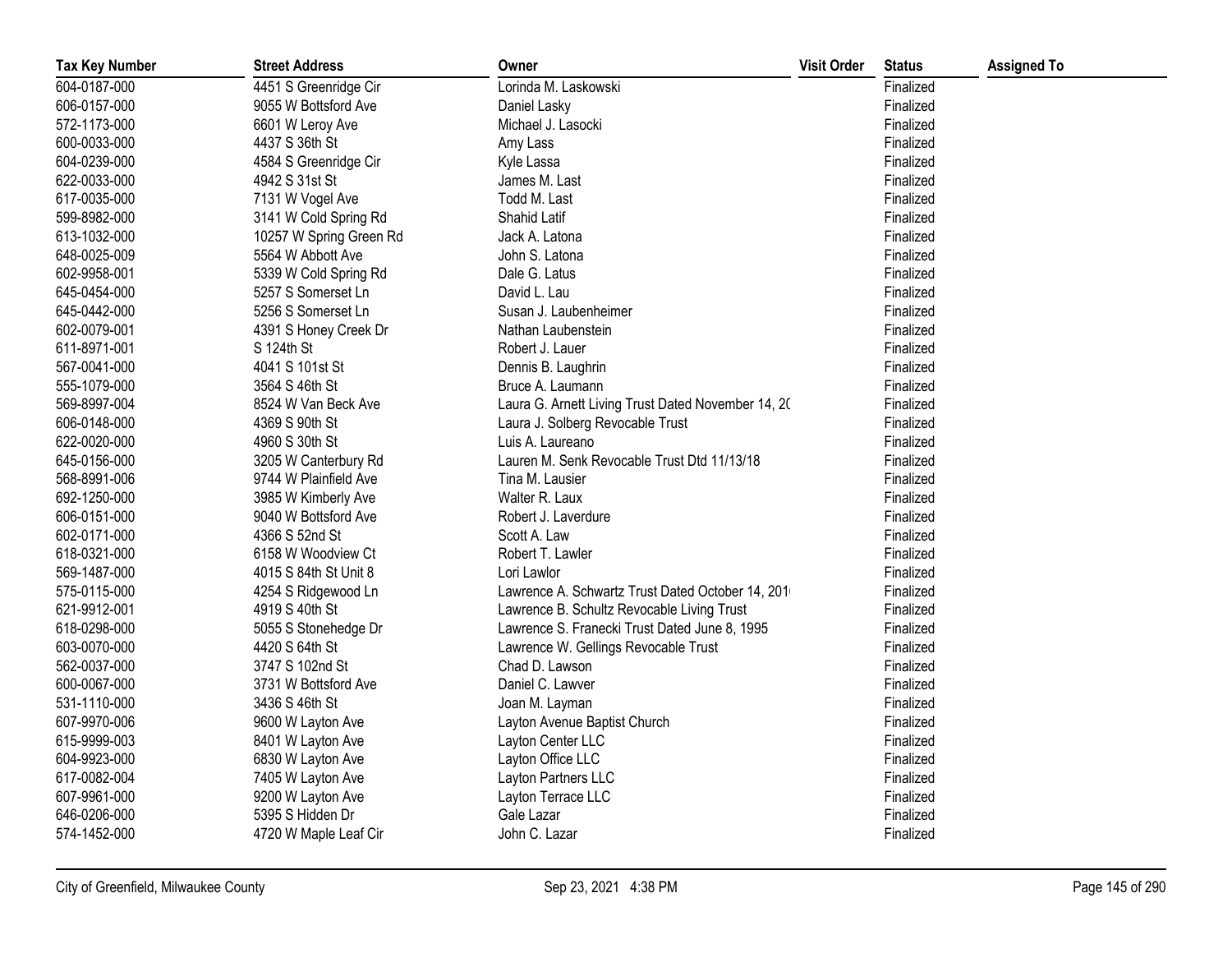| Tax Key Number | Street Address | Owner | Visit Order | Status | Assigned To |
|---|---|---|---|---|---|
| 604-0187-000 | 4451 S Greenridge Cir | Lorinda M. Laskowski | | Finalized | |
| 606-0157-000 | 9055 W Bottsford Ave | Daniel Lasky | | Finalized | |
| 572-1173-000 | 6601 W Leroy Ave | Michael J. Lasocki | | Finalized | |
| 600-0033-000 | 4437 S 36th St | Amy Lass | | Finalized | |
| 604-0239-000 | 4584 S Greenridge Cir | Kyle Lassa | | Finalized | |
| 622-0033-000 | 4942 S 31st St | James M. Last | | Finalized | |
| 617-0035-000 | 7131 W Vogel Ave | Todd M. Last | | Finalized | |
| 599-8982-000 | 3141 W Cold Spring Rd | Shahid Latif | | Finalized | |
| 613-1032-000 | 10257 W Spring Green Rd | Jack A. Latona | | Finalized | |
| 648-0025-009 | 5564 W Abbott Ave | John S. Latona | | Finalized | |
| 602-9958-001 | 5339 W Cold Spring Rd | Dale G. Latus | | Finalized | |
| 645-0454-000 | 5257 S Somerset Ln | David L. Lau | | Finalized | |
| 645-0442-000 | 5256 S Somerset Ln | Susan J. Laubenheimer | | Finalized | |
| 602-0079-001 | 4391 S Honey Creek Dr | Nathan Laubenstein | | Finalized | |
| 611-8971-001 | S 124th St | Robert J. Lauer | | Finalized | |
| 567-0041-000 | 4041 S 101st St | Dennis B. Laughrin | | Finalized | |
| 555-1079-000 | 3564 S 46th St | Bruce A. Laumann | | Finalized | |
| 569-8997-004 | 8524 W Van Beck Ave | Laura G. Arnett Living Trust Dated November 14, 20 | | Finalized | |
| 606-0148-000 | 4369 S 90th St | Laura J. Solberg Revocable Trust | | Finalized | |
| 622-0020-000 | 4960 S 30th St | Luis A. Laureano | | Finalized | |
| 645-0156-000 | 3205 W Canterbury Rd | Lauren M. Senk Revocable Trust Dtd 11/13/18 | | Finalized | |
| 568-8991-006 | 9744 W Plainfield Ave | Tina M. Lausier | | Finalized | |
| 692-1250-000 | 3985 W Kimberly Ave | Walter R. Laux | | Finalized | |
| 606-0151-000 | 9040 W Bottsford Ave | Robert J. Laverdure | | Finalized | |
| 602-0171-000 | 4366 S 52nd St | Scott A. Law | | Finalized | |
| 618-0321-000 | 6158 W Woodview Ct | Robert T. Lawler | | Finalized | |
| 569-1487-000 | 4015 S 84th St Unit 8 | Lori Lawlor | | Finalized | |
| 575-0115-000 | 4254 S Ridgewood Ln | Lawrence A. Schwartz Trust Dated October 14, 201 | | Finalized | |
| 621-9912-001 | 4919 S 40th St | Lawrence B. Schultz Revocable Living Trust | | Finalized | |
| 618-0298-000 | 5055 S Stonehedge Dr | Lawrence S. Franecki Trust Dated June 8, 1995 | | Finalized | |
| 603-0070-000 | 4420 S 64th St | Lawrence W. Gellings Revocable Trust | | Finalized | |
| 562-0037-000 | 3747 S 102nd St | Chad D. Lawson | | Finalized | |
| 600-0067-000 | 3731 W Bottsford Ave | Daniel C. Lawver | | Finalized | |
| 531-1110-000 | 3436 S 46th St | Joan M. Layman | | Finalized | |
| 607-9970-006 | 9600 W Layton Ave | Layton Avenue Baptist Church | | Finalized | |
| 615-9999-003 | 8401 W Layton Ave | Layton Center LLC | | Finalized | |
| 604-9923-000 | 6830 W Layton Ave | Layton Office LLC | | Finalized | |
| 617-0082-004 | 7405 W Layton Ave | Layton Partners LLC | | Finalized | |
| 607-9961-000 | 9200 W Layton Ave | Layton Terrace LLC | | Finalized | |
| 646-0206-000 | 5395 S Hidden Dr | Gale Lazar | | Finalized | |
| 574-1452-000 | 4720 W Maple Leaf Cir | John C. Lazar | | Finalized | |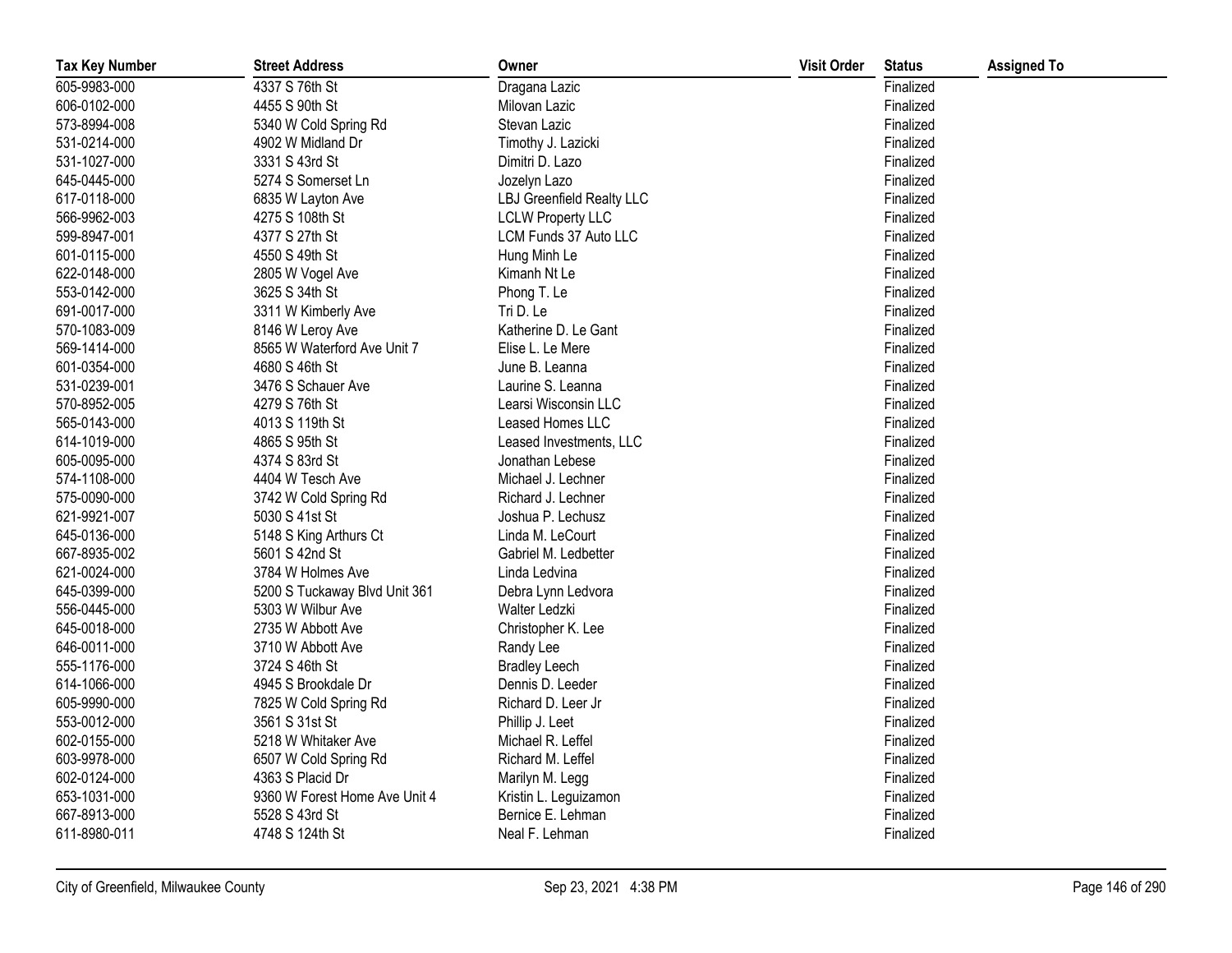| Tax Key Number | Street Address | Owner | Visit Order | Status | Assigned To |
|---|---|---|---|---|---|
| 605-9983-000 | 4337 S 76th St | Dragana Lazic | | Finalized | |
| 606-0102-000 | 4455 S 90th St | Milovan Lazic | | Finalized | |
| 573-8994-008 | 5340 W Cold Spring Rd | Stevan Lazic | | Finalized | |
| 531-0214-000 | 4902 W Midland Dr | Timothy J. Lazicki | | Finalized | |
| 531-1027-000 | 3331 S 43rd St | Dimitri D. Lazo | | Finalized | |
| 645-0445-000 | 5274 S Somerset Ln | Jozelyn Lazo | | Finalized | |
| 617-0118-000 | 6835 W Layton Ave | LBJ Greenfield Realty LLC | | Finalized | |
| 566-9962-003 | 4275 S 108th St | LCLW Property LLC | | Finalized | |
| 599-8947-001 | 4377 S 27th St | LCM Funds 37 Auto LLC | | Finalized | |
| 601-0115-000 | 4550 S 49th St | Hung Minh Le | | Finalized | |
| 622-0148-000 | 2805 W Vogel Ave | Kimanh Nt Le | | Finalized | |
| 553-0142-000 | 3625 S 34th St | Phong T. Le | | Finalized | |
| 691-0017-000 | 3311 W Kimberly Ave | Tri D. Le | | Finalized | |
| 570-1083-009 | 8146 W Leroy Ave | Katherine D. Le Gant | | Finalized | |
| 569-1414-000 | 8565 W Waterford Ave Unit 7 | Elise L. Le Mere | | Finalized | |
| 601-0354-000 | 4680 S 46th St | June B. Leanna | | Finalized | |
| 531-0239-001 | 3476 S Schauer Ave | Laurine S. Leanna | | Finalized | |
| 570-8952-005 | 4279 S 76th St | Learsi Wisconsin LLC | | Finalized | |
| 565-0143-000 | 4013 S 119th St | Leased Homes LLC | | Finalized | |
| 614-1019-000 | 4865 S 95th St | Leased Investments, LLC | | Finalized | |
| 605-0095-000 | 4374 S 83rd St | Jonathan Lebese | | Finalized | |
| 574-1108-000 | 4404 W Tesch Ave | Michael J. Lechner | | Finalized | |
| 575-0090-000 | 3742 W Cold Spring Rd | Richard J. Lechner | | Finalized | |
| 621-9921-007 | 5030 S 41st St | Joshua P. Lechusz | | Finalized | |
| 645-0136-000 | 5148 S King Arthurs Ct | Linda M. LeCourt | | Finalized | |
| 667-8935-002 | 5601 S 42nd St | Gabriel M. Ledbetter | | Finalized | |
| 621-0024-000 | 3784 W Holmes Ave | Linda Ledvina | | Finalized | |
| 645-0399-000 | 5200 S Tuckaway Blvd Unit 361 | Debra Lynn Ledvora | | Finalized | |
| 556-0445-000 | 5303 W Wilbur Ave | Walter Ledzki | | Finalized | |
| 645-0018-000 | 2735 W Abbott Ave | Christopher K. Lee | | Finalized | |
| 646-0011-000 | 3710 W Abbott Ave | Randy Lee | | Finalized | |
| 555-1176-000 | 3724 S 46th St | Bradley Leech | | Finalized | |
| 614-1066-000 | 4945 S Brookdale Dr | Dennis D. Leeder | | Finalized | |
| 605-9990-000 | 7825 W Cold Spring Rd | Richard D. Leer Jr | | Finalized | |
| 553-0012-000 | 3561 S 31st St | Phillip J. Leet | | Finalized | |
| 602-0155-000 | 5218 W Whitaker Ave | Michael R. Leffel | | Finalized | |
| 603-9978-000 | 6507 W Cold Spring Rd | Richard M. Leffel | | Finalized | |
| 602-0124-000 | 4363 S Placid Dr | Marilyn M. Legg | | Finalized | |
| 653-1031-000 | 9360 W Forest Home Ave Unit 4 | Kristin L. Leguizamon | | Finalized | |
| 667-8913-000 | 5528 S 43rd St | Bernice E. Lehman | | Finalized | |
| 611-8980-011 | 4748 S 124th St | Neal F. Lehman | | Finalized | |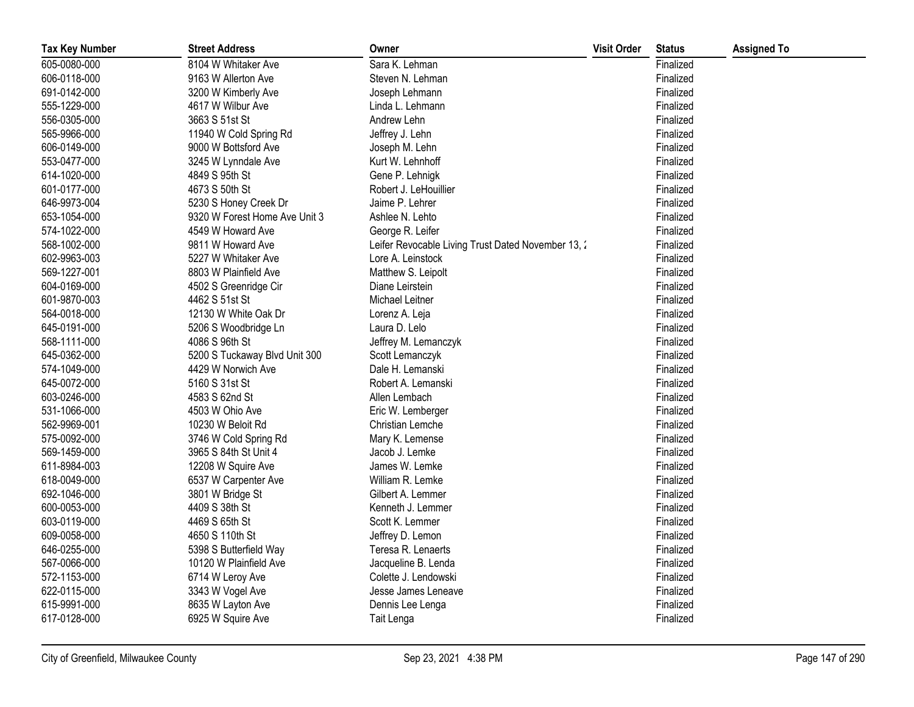| Tax Key Number | Street Address | Owner | Visit Order | Status | Assigned To |
|---|---|---|---|---|---|
| 605-0080-000 | 8104 W Whitaker Ave | Sara K. Lehman | | Finalized | |
| 606-0118-000 | 9163 W Allerton Ave | Steven N. Lehman | | Finalized | |
| 691-0142-000 | 3200 W Kimberly Ave | Joseph Lehmann | | Finalized | |
| 555-1229-000 | 4617 W Wilbur Ave | Linda L. Lehmann | | Finalized | |
| 556-0305-000 | 3663 S 51st St | Andrew Lehn | | Finalized | |
| 565-9966-000 | 11940 W Cold Spring Rd | Jeffrey J. Lehn | | Finalized | |
| 606-0149-000 | 9000 W Bottsford Ave | Joseph M. Lehn | | Finalized | |
| 553-0477-000 | 3245 W Lynndale Ave | Kurt W. Lehnhoff | | Finalized | |
| 614-1020-000 | 4849 S 95th St | Gene P. Lehnigk | | Finalized | |
| 601-0177-000 | 4673 S 50th St | Robert J. LeHouillier | | Finalized | |
| 646-9973-004 | 5230 S Honey Creek Dr | Jaime P. Lehrer | | Finalized | |
| 653-1054-000 | 9320 W Forest Home Ave Unit 3 | Ashlee N. Lehto | | Finalized | |
| 574-1022-000 | 4549 W Howard Ave | George R. Leifer | | Finalized | |
| 568-1002-000 | 9811 W Howard Ave | Leifer Revocable Living Trust Dated November 13, 2 | | Finalized | |
| 602-9963-003 | 5227 W Whitaker Ave | Lore A. Leinstock | | Finalized | |
| 569-1227-001 | 8803 W Plainfield Ave | Matthew S. Leipolt | | Finalized | |
| 604-0169-000 | 4502 S Greenridge Cir | Diane Leirstein | | Finalized | |
| 601-9870-003 | 4462 S 51st St | Michael Leitner | | Finalized | |
| 564-0018-000 | 12130 W White Oak Dr | Lorenz A. Leja | | Finalized | |
| 645-0191-000 | 5206 S Woodbridge Ln | Laura D. Lelo | | Finalized | |
| 568-1111-000 | 4086 S 96th St | Jeffrey M. Lemanczyk | | Finalized | |
| 645-0362-000 | 5200 S Tuckaway Blvd Unit 300 | Scott Lemanczyk | | Finalized | |
| 574-1049-000 | 4429 W Norwich Ave | Dale H. Lemanski | | Finalized | |
| 645-0072-000 | 5160 S 31st St | Robert A. Lemanski | | Finalized | |
| 603-0246-000 | 4583 S 62nd St | Allen Lembach | | Finalized | |
| 531-1066-000 | 4503 W Ohio Ave | Eric W. Lemberger | | Finalized | |
| 562-9969-001 | 10230 W Beloit Rd | Christian Lemche | | Finalized | |
| 575-0092-000 | 3746 W Cold Spring Rd | Mary K. Lemense | | Finalized | |
| 569-1459-000 | 3965 S 84th St Unit 4 | Jacob J. Lemke | | Finalized | |
| 611-8984-003 | 12208 W Squire Ave | James W. Lemke | | Finalized | |
| 618-0049-000 | 6537 W Carpenter Ave | William R. Lemke | | Finalized | |
| 692-1046-000 | 3801 W Bridge St | Gilbert A. Lemmer | | Finalized | |
| 600-0053-000 | 4409 S 38th St | Kenneth J. Lemmer | | Finalized | |
| 603-0119-000 | 4469 S 65th St | Scott K. Lemmer | | Finalized | |
| 609-0058-000 | 4650 S 110th St | Jeffrey D. Lemon | | Finalized | |
| 646-0255-000 | 5398 S Butterfield Way | Teresa R. Lenaerts | | Finalized | |
| 567-0066-000 | 10120 W Plainfield Ave | Jacqueline B. Lenda | | Finalized | |
| 572-1153-000 | 6714 W Leroy Ave | Colette J. Lendowski | | Finalized | |
| 622-0115-000 | 3343 W Vogel Ave | Jesse James Leneave | | Finalized | |
| 615-9991-000 | 8635 W Layton Ave | Dennis Lee Lenga | | Finalized | |
| 617-0128-000 | 6925 W Squire Ave | Tait Lenga | | Finalized | |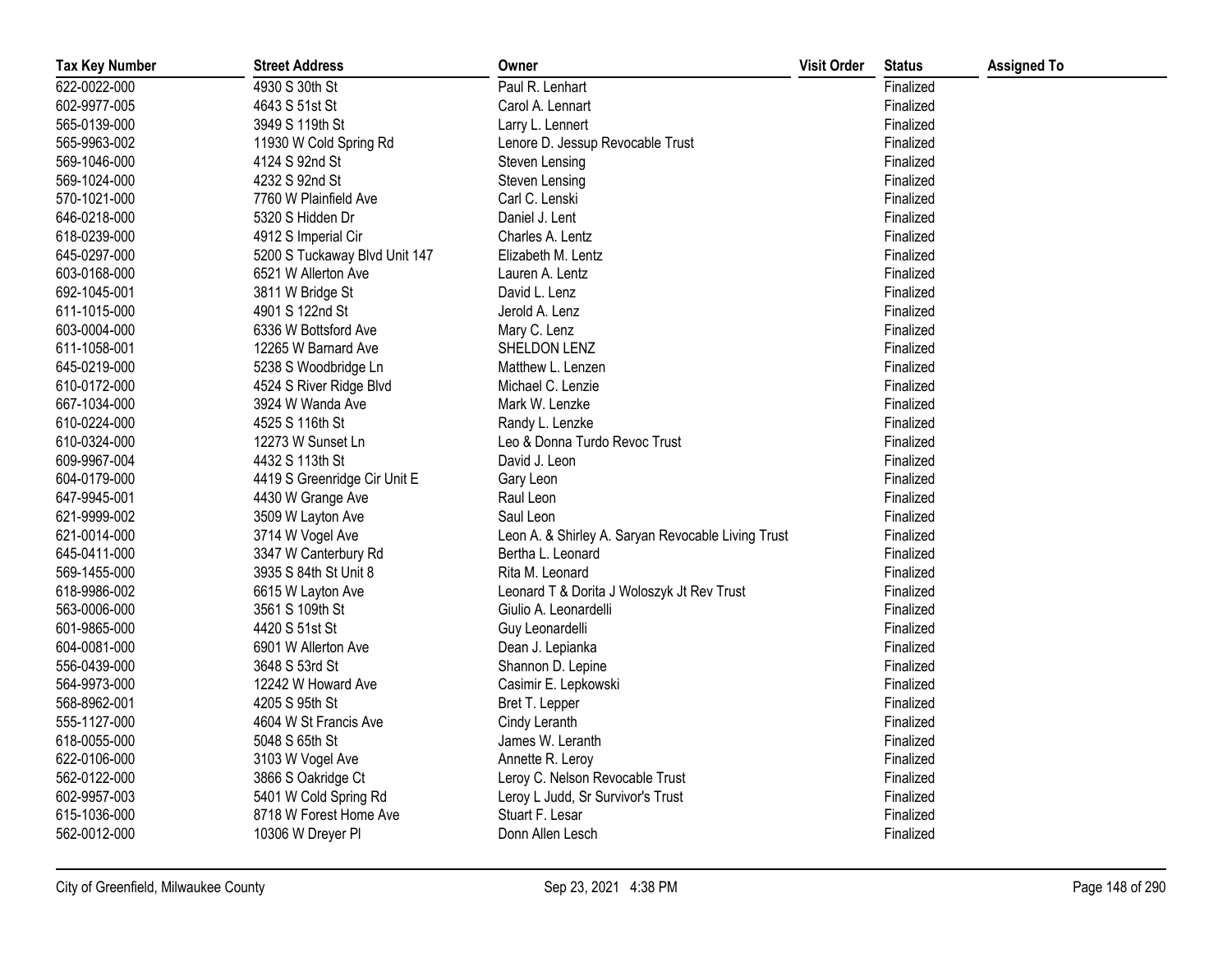| Tax Key Number | Street Address | Owner | Visit Order | Status | Assigned To |
|---|---|---|---|---|---|
| 622-0022-000 | 4930 S 30th St | Paul R. Lenhart | | Finalized | |
| 602-9977-005 | 4643 S 51st St | Carol A. Lennart | | Finalized | |
| 565-0139-000 | 3949 S 119th St | Larry L. Lennert | | Finalized | |
| 565-9963-002 | 11930 W Cold Spring Rd | Lenore D. Jessup Revocable Trust | | Finalized | |
| 569-1046-000 | 4124 S 92nd St | Steven Lensing | | Finalized | |
| 569-1024-000 | 4232 S 92nd St | Steven Lensing | | Finalized | |
| 570-1021-000 | 7760 W Plainfield Ave | Carl C. Lenski | | Finalized | |
| 646-0218-000 | 5320 S Hidden Dr | Daniel J. Lent | | Finalized | |
| 618-0239-000 | 4912 S Imperial Cir | Charles A. Lentz | | Finalized | |
| 645-0297-000 | 5200 S Tuckaway Blvd Unit 147 | Elizabeth M. Lentz | | Finalized | |
| 603-0168-000 | 6521 W Allerton Ave | Lauren A. Lentz | | Finalized | |
| 692-1045-001 | 3811 W Bridge St | David L. Lenz | | Finalized | |
| 611-1015-000 | 4901 S 122nd St | Jerold A. Lenz | | Finalized | |
| 603-0004-000 | 6336 W Bottsford Ave | Mary C. Lenz | | Finalized | |
| 611-1058-001 | 12265 W Barnard Ave | SHELDON LENZ | | Finalized | |
| 645-0219-000 | 5238 S Woodbridge Ln | Matthew L. Lenzen | | Finalized | |
| 610-0172-000 | 4524 S River Ridge Blvd | Michael C. Lenzie | | Finalized | |
| 667-1034-000 | 3924 W Wanda Ave | Mark W. Lenzke | | Finalized | |
| 610-0224-000 | 4525 S 116th St | Randy L. Lenzke | | Finalized | |
| 610-0324-000 | 12273 W Sunset Ln | Leo & Donna Turdo Revoc Trust | | Finalized | |
| 609-9967-004 | 4432 S 113th St | David J. Leon | | Finalized | |
| 604-0179-000 | 4419 S Greenridge Cir Unit E | Gary Leon | | Finalized | |
| 647-9945-001 | 4430 W Grange Ave | Raul Leon | | Finalized | |
| 621-9999-002 | 3509 W Layton Ave | Saul Leon | | Finalized | |
| 621-0014-000 | 3714 W Vogel Ave | Leon A. & Shirley A. Saryan Revocable Living Trust | | Finalized | |
| 645-0411-000 | 3347 W Canterbury Rd | Bertha L. Leonard | | Finalized | |
| 569-1455-000 | 3935 S 84th St Unit 8 | Rita M. Leonard | | Finalized | |
| 618-9986-002 | 6615 W Layton Ave | Leonard T & Dorita J Woloszyk Jt Rev Trust | | Finalized | |
| 563-0006-000 | 3561 S 109th St | Giulio A. Leonardelli | | Finalized | |
| 601-9865-000 | 4420 S 51st St | Guy Leonardelli | | Finalized | |
| 604-0081-000 | 6901 W Allerton Ave | Dean J. Lepianka | | Finalized | |
| 556-0439-000 | 3648 S 53rd St | Shannon D. Lepine | | Finalized | |
| 564-9973-000 | 12242 W Howard Ave | Casimir E. Lepkowski | | Finalized | |
| 568-8962-001 | 4205 S 95th St | Bret T. Lepper | | Finalized | |
| 555-1127-000 | 4604 W St Francis Ave | Cindy Leranth | | Finalized | |
| 618-0055-000 | 5048 S 65th St | James W. Leranth | | Finalized | |
| 622-0106-000 | 3103 W Vogel Ave | Annette R. Leroy | | Finalized | |
| 562-0122-000 | 3866 S Oakridge Ct | Leroy C. Nelson Revocable Trust | | Finalized | |
| 602-9957-003 | 5401 W Cold Spring Rd | Leroy L Judd, Sr Survivor's Trust | | Finalized | |
| 615-1036-000 | 8718 W Forest Home Ave | Stuart F. Lesar | | Finalized | |
| 562-0012-000 | 10306 W Dreyer Pl | Donn Allen Lesch | | Finalized | |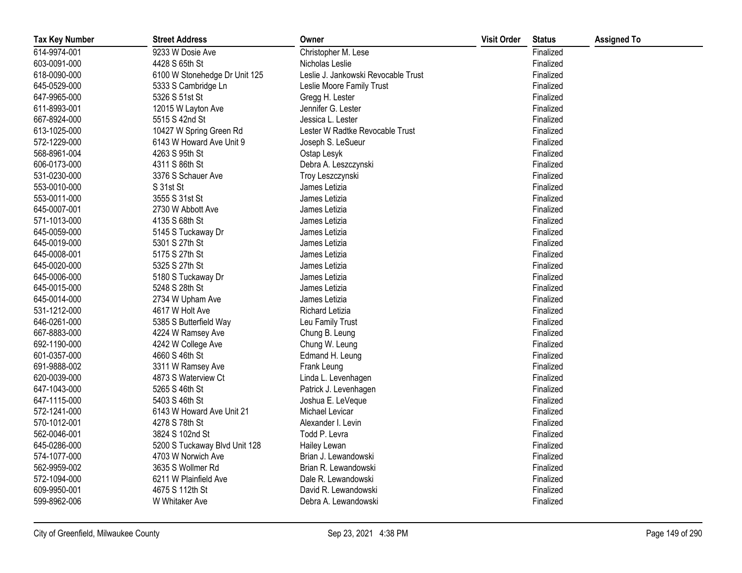| Tax Key Number | Street Address | Owner | Visit Order | Status | Assigned To |
|---|---|---|---|---|---|
| 614-9974-001 | 9233 W Dosie Ave | Christopher M. Lese | | Finalized | |
| 603-0091-000 | 4428 S 65th St | Nicholas Leslie | | Finalized | |
| 618-0090-000 | 6100 W Stonehedge Dr Unit 125 | Leslie J. Jankowski Revocable Trust | | Finalized | |
| 645-0529-000 | 5333 S Cambridge Ln | Leslie Moore Family Trust | | Finalized | |
| 647-9965-000 | 5326 S 51st St | Gregg H. Lester | | Finalized | |
| 611-8993-001 | 12015 W Layton Ave | Jennifer G. Lester | | Finalized | |
| 667-8924-000 | 5515 S 42nd St | Jessica L. Lester | | Finalized | |
| 613-1025-000 | 10427 W Spring Green Rd | Lester W Radtke Revocable Trust | | Finalized | |
| 572-1229-000 | 6143 W Howard Ave Unit 9 | Joseph S. LeSueur | | Finalized | |
| 568-8961-004 | 4263 S 95th St | Ostap Lesyk | | Finalized | |
| 606-0173-000 | 4311 S 86th St | Debra A. Leszczynski | | Finalized | |
| 531-0230-000 | 3376 S Schauer Ave | Troy Leszczynski | | Finalized | |
| 553-0010-000 | S 31st St | James Letizia | | Finalized | |
| 553-0011-000 | 3555 S 31st St | James Letizia | | Finalized | |
| 645-0007-001 | 2730 W Abbott Ave | James Letizia | | Finalized | |
| 571-1013-000 | 4135 S 68th St | James Letizia | | Finalized | |
| 645-0059-000 | 5145 S Tuckaway Dr | James Letizia | | Finalized | |
| 645-0019-000 | 5301 S 27th St | James Letizia | | Finalized | |
| 645-0008-001 | 5175 S 27th St | James Letizia | | Finalized | |
| 645-0020-000 | 5325 S 27th St | James Letizia | | Finalized | |
| 645-0006-000 | 5180 S Tuckaway Dr | James Letizia | | Finalized | |
| 645-0015-000 | 5248 S 28th St | James Letizia | | Finalized | |
| 645-0014-000 | 2734 W Upham Ave | James Letizia | | Finalized | |
| 531-1212-000 | 4617 W Holt Ave | Richard Letizia | | Finalized | |
| 646-0261-000 | 5385 S Butterfield Way | Leu Family Trust | | Finalized | |
| 667-8883-000 | 4224 W Ramsey Ave | Chung B. Leung | | Finalized | |
| 692-1190-000 | 4242 W College Ave | Chung W. Leung | | Finalized | |
| 601-0357-000 | 4660 S 46th St | Edmand H. Leung | | Finalized | |
| 691-9888-002 | 3311 W Ramsey Ave | Frank Leung | | Finalized | |
| 620-0039-000 | 4873 S Waterview Ct | Linda L. Levenhagen | | Finalized | |
| 647-1043-000 | 5265 S 46th St | Patrick J. Levenhagen | | Finalized | |
| 647-1115-000 | 5403 S 46th St | Joshua E. LeVeque | | Finalized | |
| 572-1241-000 | 6143 W Howard Ave Unit 21 | Michael Levicar | | Finalized | |
| 570-1012-001 | 4278 S 78th St | Alexander I. Levin | | Finalized | |
| 562-0046-001 | 3824 S 102nd St | Todd P. Levra | | Finalized | |
| 645-0286-000 | 5200 S Tuckaway Blvd Unit 128 | Hailey Lewan | | Finalized | |
| 574-1077-000 | 4703 W Norwich Ave | Brian J. Lewandowski | | Finalized | |
| 562-9959-002 | 3635 S Wollmer Rd | Brian R. Lewandowski | | Finalized | |
| 572-1094-000 | 6211 W Plainfield Ave | Dale R. Lewandowski | | Finalized | |
| 609-9950-001 | 4675 S 112th St | David R. Lewandowski | | Finalized | |
| 599-8962-006 | W Whitaker Ave | Debra A. Lewandowski | | Finalized | |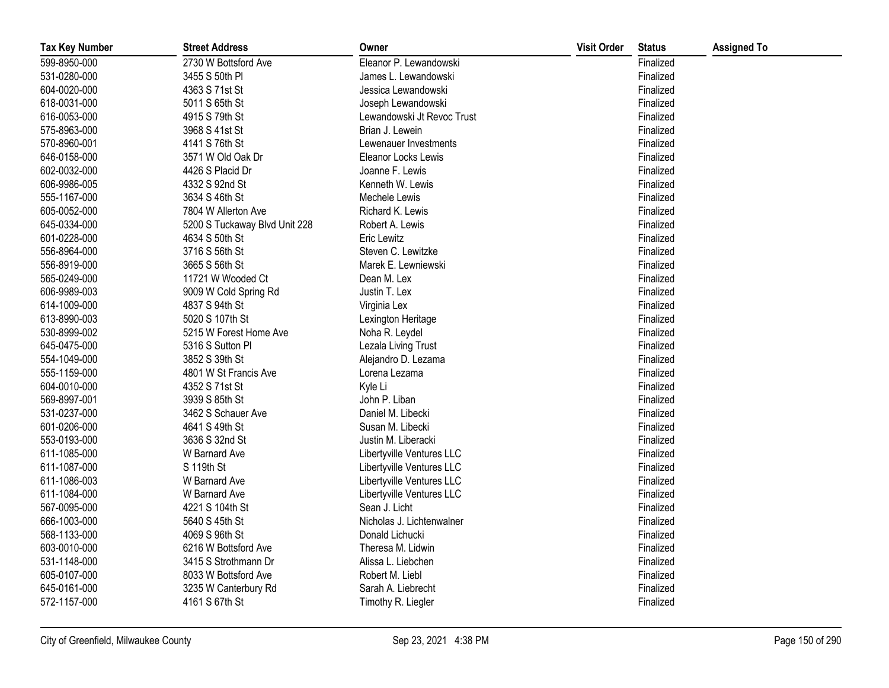| Tax Key Number | Street Address | Owner | Visit Order | Status | Assigned To |
|---|---|---|---|---|---|
| 599-8950-000 | 2730 W Bottsford Ave | Eleanor P. Lewandowski | | Finalized | |
| 531-0280-000 | 3455 S 50th Pl | James L. Lewandowski | | Finalized | |
| 604-0020-000 | 4363 S 71st St | Jessica Lewandowski | | Finalized | |
| 618-0031-000 | 5011 S 65th St | Joseph Lewandowski | | Finalized | |
| 616-0053-000 | 4915 S 79th St | Lewandowski Jt Revoc Trust | | Finalized | |
| 575-8963-000 | 3968 S 41st St | Brian J. Lewein | | Finalized | |
| 570-8960-001 | 4141 S 76th St | Lewenauer Investments | | Finalized | |
| 646-0158-000 | 3571 W Old Oak Dr | Eleanor Locks Lewis | | Finalized | |
| 602-0032-000 | 4426 S Placid Dr | Joanne F. Lewis | | Finalized | |
| 606-9986-005 | 4332 S 92nd St | Kenneth W. Lewis | | Finalized | |
| 555-1167-000 | 3634 S 46th St | Mechele Lewis | | Finalized | |
| 605-0052-000 | 7804 W Allerton Ave | Richard K. Lewis | | Finalized | |
| 645-0334-000 | 5200 S Tuckaway Blvd Unit 228 | Robert A. Lewis | | Finalized | |
| 601-0228-000 | 4634 S 50th St | Eric Lewitz | | Finalized | |
| 556-8964-000 | 3716 S 56th St | Steven C. Lewitzke | | Finalized | |
| 556-8919-000 | 3665 S 56th St | Marek E. Lewniewski | | Finalized | |
| 565-0249-000 | 11721 W Wooded Ct | Dean M. Lex | | Finalized | |
| 606-9989-003 | 9009 W Cold Spring Rd | Justin T. Lex | | Finalized | |
| 614-1009-000 | 4837 S 94th St | Virginia Lex | | Finalized | |
| 613-8990-003 | 5020 S 107th St | Lexington Heritage | | Finalized | |
| 530-8999-002 | 5215 W Forest Home Ave | Noha R. Leydel | | Finalized | |
| 645-0475-000 | 5316 S Sutton Pl | Lezala Living Trust | | Finalized | |
| 554-1049-000 | 3852 S 39th St | Alejandro D. Lezama | | Finalized | |
| 555-1159-000 | 4801 W St Francis Ave | Lorena Lezama | | Finalized | |
| 604-0010-000 | 4352 S 71st St | Kyle Li | | Finalized | |
| 569-8997-001 | 3939 S 85th St | John P. Liban | | Finalized | |
| 531-0237-000 | 3462 S Schauer Ave | Daniel M. Libecki | | Finalized | |
| 601-0206-000 | 4641 S 49th St | Susan M. Libecki | | Finalized | |
| 553-0193-000 | 3636 S 32nd St | Justin M. Liberacki | | Finalized | |
| 611-1085-000 | W Barnard Ave | Libertyville Ventures LLC | | Finalized | |
| 611-1087-000 | S 119th St | Libertyville Ventures LLC | | Finalized | |
| 611-1086-003 | W Barnard Ave | Libertyville Ventures LLC | | Finalized | |
| 611-1084-000 | W Barnard Ave | Libertyville Ventures LLC | | Finalized | |
| 567-0095-000 | 4221 S 104th St | Sean J. Licht | | Finalized | |
| 666-1003-000 | 5640 S 45th St | Nicholas J. Lichtenwalner | | Finalized | |
| 568-1133-000 | 4069 S 96th St | Donald Lichucki | | Finalized | |
| 603-0010-000 | 6216 W Bottsford Ave | Theresa M. Lidwin | | Finalized | |
| 531-1148-000 | 3415 S Strothmann Dr | Alissa L. Liebchen | | Finalized | |
| 605-0107-000 | 8033 W Bottsford Ave | Robert M. Liebl | | Finalized | |
| 645-0161-000 | 3235 W Canterbury Rd | Sarah A. Liebrecht | | Finalized | |
| 572-1157-000 | 4161 S 67th St | Timothy R. Liegler | | Finalized | |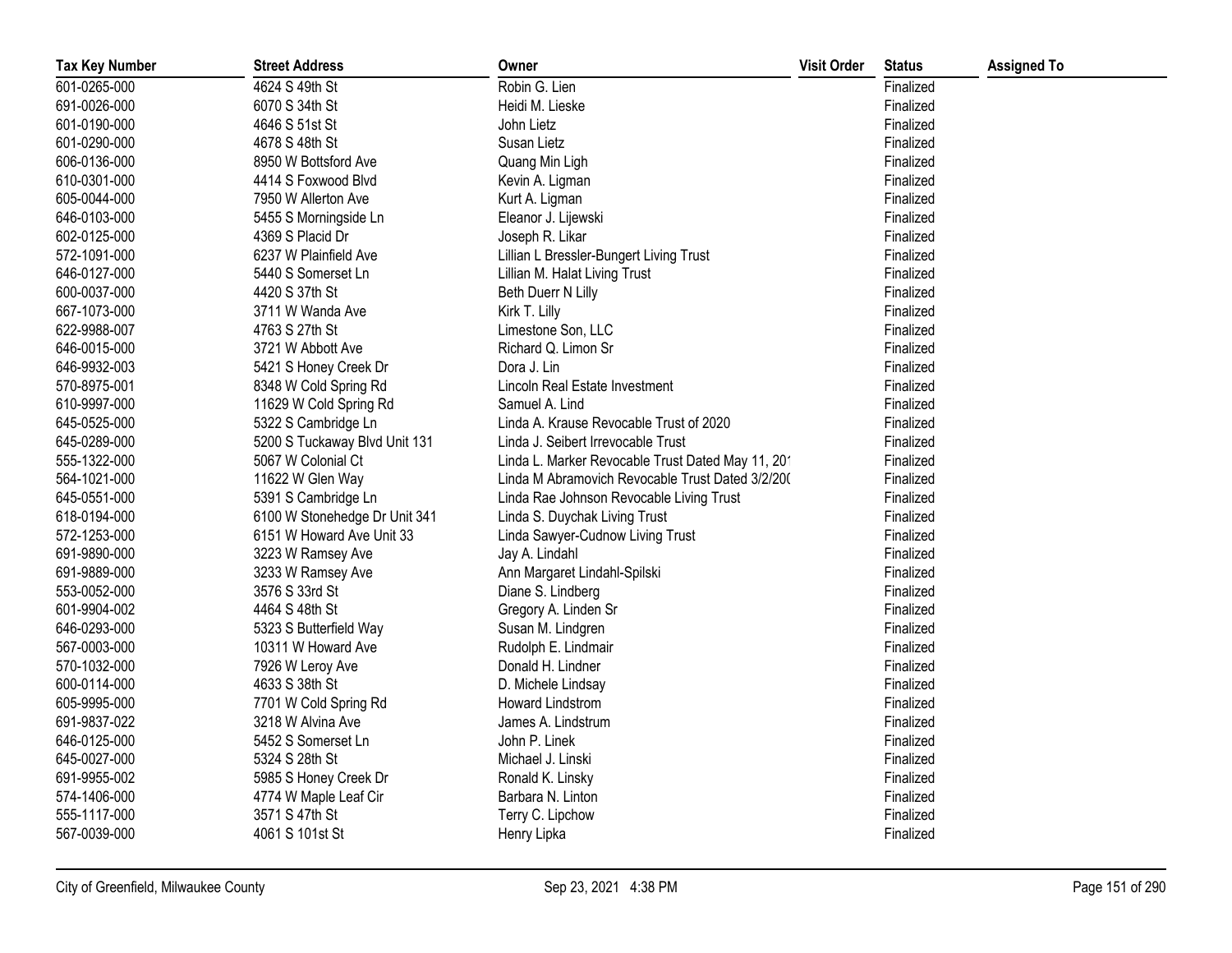| Tax Key Number | Street Address | Owner | Visit Order | Status | Assigned To |
|---|---|---|---|---|---|
| 601-0265-000 | 4624 S 49th St | Robin G. Lien | | Finalized | |
| 691-0026-000 | 6070 S 34th St | Heidi M. Lieske | | Finalized | |
| 601-0190-000 | 4646 S 51st St | John Lietz | | Finalized | |
| 601-0290-000 | 4678 S 48th St | Susan Lietz | | Finalized | |
| 606-0136-000 | 8950 W Bottsford Ave | Quang Min Ligh | | Finalized | |
| 610-0301-000 | 4414 S Foxwood Blvd | Kevin A. Ligman | | Finalized | |
| 605-0044-000 | 7950 W Allerton Ave | Kurt A. Ligman | | Finalized | |
| 646-0103-000 | 5455 S Morningside Ln | Eleanor J. Lijewski | | Finalized | |
| 602-0125-000 | 4369 S Placid Dr | Joseph R. Likar | | Finalized | |
| 572-1091-000 | 6237 W Plainfield Ave | Lillian L Bressler-Bungert Living Trust | | Finalized | |
| 646-0127-000 | 5440 S Somerset Ln | Lillian M. Halat Living Trust | | Finalized | |
| 600-0037-000 | 4420 S 37th St | Beth Duerr N Lilly | | Finalized | |
| 667-1073-000 | 3711 W Wanda Ave | Kirk T. Lilly | | Finalized | |
| 622-9988-007 | 4763 S 27th St | Limestone Son, LLC | | Finalized | |
| 646-0015-000 | 3721 W Abbott Ave | Richard Q. Limon Sr | | Finalized | |
| 646-9932-003 | 5421 S Honey Creek Dr | Dora J. Lin | | Finalized | |
| 570-8975-001 | 8348 W Cold Spring Rd | Lincoln Real Estate Investment | | Finalized | |
| 610-9997-000 | 11629 W Cold Spring Rd | Samuel A. Lind | | Finalized | |
| 645-0525-000 | 5322 S Cambridge Ln | Linda A. Krause Revocable Trust of 2020 | | Finalized | |
| 645-0289-000 | 5200 S Tuckaway Blvd Unit 131 | Linda J. Seibert Irrevocable Trust | | Finalized | |
| 555-1322-000 | 5067 W Colonial Ct | Linda L. Marker Revocable Trust Dated May 11, 20 | | Finalized | |
| 564-1021-000 | 11622 W Glen Way | Linda M Abramovich Revocable Trust Dated 3/2/20( | | Finalized | |
| 645-0551-000 | 5391 S Cambridge Ln | Linda Rae Johnson Revocable Living Trust | | Finalized | |
| 618-0194-000 | 6100 W Stonehedge Dr Unit 341 | Linda S. Duychak Living Trust | | Finalized | |
| 572-1253-000 | 6151 W Howard Ave Unit 33 | Linda Sawyer-Cudnow Living Trust | | Finalized | |
| 691-9890-000 | 3223 W Ramsey Ave | Jay A. Lindahl | | Finalized | |
| 691-9889-000 | 3233 W Ramsey Ave | Ann Margaret Lindahl-Spilski | | Finalized | |
| 553-0052-000 | 3576 S 33rd St | Diane S. Lindberg | | Finalized | |
| 601-9904-002 | 4464 S 48th St | Gregory A. Linden Sr | | Finalized | |
| 646-0293-000 | 5323 S Butterfield Way | Susan M. Lindgren | | Finalized | |
| 567-0003-000 | 10311 W Howard Ave | Rudolph E. Lindmair | | Finalized | |
| 570-1032-000 | 7926 W Leroy Ave | Donald H. Lindner | | Finalized | |
| 600-0114-000 | 4633 S 38th St | D. Michele Lindsay | | Finalized | |
| 605-9995-000 | 7701 W Cold Spring Rd | Howard Lindstrom | | Finalized | |
| 691-9837-022 | 3218 W Alvina Ave | James A. Lindstrum | | Finalized | |
| 646-0125-000 | 5452 S Somerset Ln | John P. Linek | | Finalized | |
| 645-0027-000 | 5324 S 28th St | Michael J. Linski | | Finalized | |
| 691-9955-002 | 5985 S Honey Creek Dr | Ronald K. Linsky | | Finalized | |
| 574-1406-000 | 4774 W Maple Leaf Cir | Barbara N. Linton | | Finalized | |
| 555-1117-000 | 3571 S 47th St | Terry C. Lipchow | | Finalized | |
| 567-0039-000 | 4061 S 101st St | Henry Lipka | | Finalized | |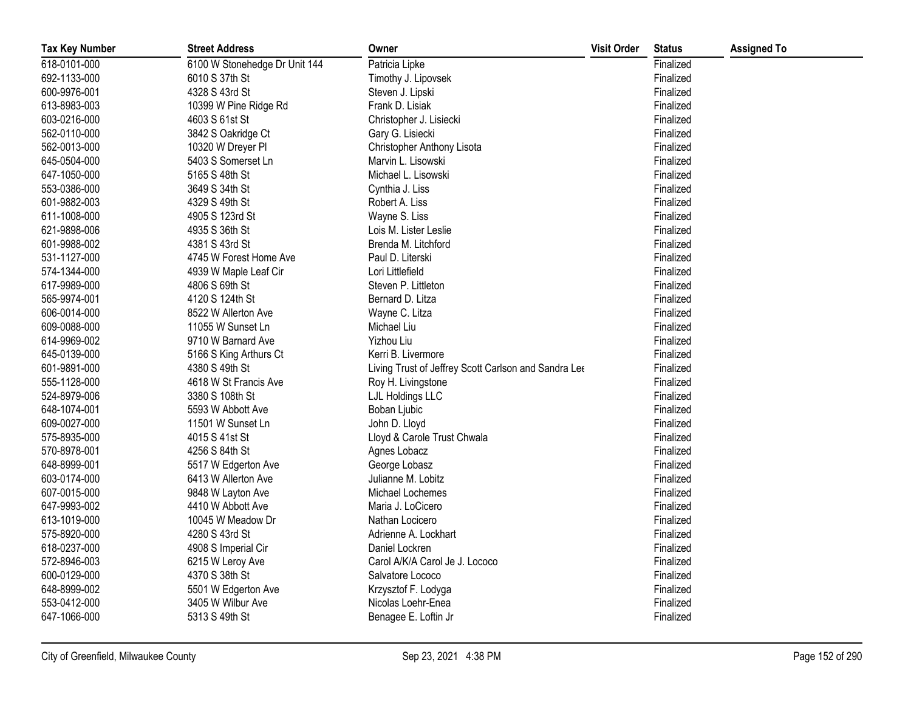| Tax Key Number | Street Address | Owner | Visit Order | Status | Assigned To |
|---|---|---|---|---|---|
| 618-0101-000 | 6100 W Stonehedge Dr Unit 144 | Patricia Lipke | | Finalized | |
| 692-1133-000 | 6010 S 37th St | Timothy J. Lipovsek | | Finalized | |
| 600-9976-001 | 4328 S 43rd St | Steven J. Lipski | | Finalized | |
| 613-8983-003 | 10399 W Pine Ridge Rd | Frank D. Lisiak | | Finalized | |
| 603-0216-000 | 4603 S 61st St | Christopher J. Lisiecki | | Finalized | |
| 562-0110-000 | 3842 S Oakridge Ct | Gary G. Lisiecki | | Finalized | |
| 562-0013-000 | 10320 W Dreyer Pl | Christopher Anthony Lisota | | Finalized | |
| 645-0504-000 | 5403 S Somerset Ln | Marvin L. Lisowski | | Finalized | |
| 647-1050-000 | 5165 S 48th St | Michael L. Lisowski | | Finalized | |
| 553-0386-000 | 3649 S 34th St | Cynthia J. Liss | | Finalized | |
| 601-9882-003 | 4329 S 49th St | Robert A. Liss | | Finalized | |
| 611-1008-000 | 4905 S 123rd St | Wayne S. Liss | | Finalized | |
| 621-9898-006 | 4935 S 36th St | Lois M. Lister Leslie | | Finalized | |
| 601-9988-002 | 4381 S 43rd St | Brenda M. Litchford | | Finalized | |
| 531-1127-000 | 4745 W Forest Home Ave | Paul D. Literski | | Finalized | |
| 574-1344-000 | 4939 W Maple Leaf Cir | Lori Littlefield | | Finalized | |
| 617-9989-000 | 4806 S 69th St | Steven P. Littleton | | Finalized | |
| 565-9974-001 | 4120 S 124th St | Bernard D. Litza | | Finalized | |
| 606-0014-000 | 8522 W Allerton Ave | Wayne C. Litza | | Finalized | |
| 609-0088-000 | 11055 W Sunset Ln | Michael Liu | | Finalized | |
| 614-9969-002 | 9710 W Barnard Ave | Yizhou Liu | | Finalized | |
| 645-0139-000 | 5166 S King Arthurs Ct | Kerri B. Livermore | | Finalized | |
| 601-9891-000 | 4380 S 49th St | Living Trust of Jeffrey Scott Carlson and Sandra Lee | | Finalized | |
| 555-1128-000 | 4618 W St Francis Ave | Roy H. Livingstone | | Finalized | |
| 524-8979-006 | 3380 S 108th St | LJL Holdings LLC | | Finalized | |
| 648-1074-001 | 5593 W Abbott Ave | Boban Ljubic | | Finalized | |
| 609-0027-000 | 11501 W Sunset Ln | John D. Lloyd | | Finalized | |
| 575-8935-000 | 4015 S 41st St | Lloyd & Carole Trust Chwala | | Finalized | |
| 570-8978-001 | 4256 S 84th St | Agnes Lobacz | | Finalized | |
| 648-8999-001 | 5517 W Edgerton Ave | George Lobasz | | Finalized | |
| 603-0174-000 | 6413 W Allerton Ave | Julianne M. Lobitz | | Finalized | |
| 607-0015-000 | 9848 W Layton Ave | Michael Lochemes | | Finalized | |
| 647-9993-002 | 4410 W Abbott Ave | Maria J. LoCicero | | Finalized | |
| 613-1019-000 | 10045 W Meadow Dr | Nathan Locicero | | Finalized | |
| 575-8920-000 | 4280 S 43rd St | Adrienne A. Lockhart | | Finalized | |
| 618-0237-000 | 4908 S Imperial Cir | Daniel Lockren | | Finalized | |
| 572-8946-003 | 6215 W Leroy Ave | Carol A/K/A Carol Je J. Lococo | | Finalized | |
| 600-0129-000 | 4370 S 38th St | Salvatore Lococo | | Finalized | |
| 648-8999-002 | 5501 W Edgerton Ave | Krzysztof F. Lodyga | | Finalized | |
| 553-0412-000 | 3405 W Wilbur Ave | Nicolas Loehr-Enea | | Finalized | |
| 647-1066-000 | 5313 S 49th St | Benagee E. Loftin Jr | | Finalized | |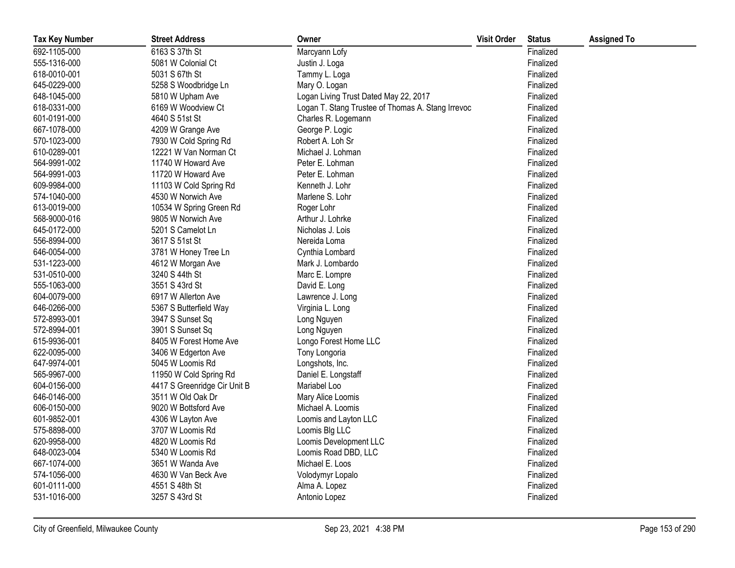| Tax Key Number | Street Address | Owner | Visit Order | Status | Assigned To |
|---|---|---|---|---|---|
| 692-1105-000 | 6163 S 37th St | Marcyann Lofy | | Finalized | |
| 555-1316-000 | 5081 W Colonial Ct | Justin J. Loga | | Finalized | |
| 618-0010-001 | 5031 S 67th St | Tammy L. Loga | | Finalized | |
| 645-0229-000 | 5258 S Woodbridge Ln | Mary O. Logan | | Finalized | |
| 648-1045-000 | 5810 W Upham Ave | Logan Living Trust Dated May 22, 2017 | | Finalized | |
| 618-0331-000 | 6169 W Woodview Ct | Logan T. Stang Trustee of Thomas A. Stang Irrevoc | | Finalized | |
| 601-0191-000 | 4640 S 51st St | Charles R. Logemann | | Finalized | |
| 667-1078-000 | 4209 W Grange Ave | George P. Logic | | Finalized | |
| 570-1023-000 | 7930 W Cold Spring Rd | Robert A. Loh Sr | | Finalized | |
| 610-0289-001 | 12221 W Van Norman Ct | Michael J. Lohman | | Finalized | |
| 564-9991-002 | 11740 W Howard Ave | Peter E. Lohman | | Finalized | |
| 564-9991-003 | 11720 W Howard Ave | Peter E. Lohman | | Finalized | |
| 609-9984-000 | 11103 W Cold Spring Rd | Kenneth J. Lohr | | Finalized | |
| 574-1040-000 | 4530 W Norwich Ave | Marlene S. Lohr | | Finalized | |
| 613-0019-000 | 10534 W Spring Green Rd | Roger Lohr | | Finalized | |
| 568-9000-016 | 9805 W Norwich Ave | Arthur J. Lohrke | | Finalized | |
| 645-0172-000 | 5201 S Camelot Ln | Nicholas J. Lois | | Finalized | |
| 556-8994-000 | 3617 S 51st St | Nereida Loma | | Finalized | |
| 646-0054-000 | 3781 W Honey Tree Ln | Cynthia Lombard | | Finalized | |
| 531-1223-000 | 4612 W Morgan Ave | Mark J. Lombardo | | Finalized | |
| 531-0510-000 | 3240 S 44th St | Marc E. Lompre | | Finalized | |
| 555-1063-000 | 3551 S 43rd St | David E. Long | | Finalized | |
| 604-0079-000 | 6917 W Allerton Ave | Lawrence J. Long | | Finalized | |
| 646-0266-000 | 5367 S Butterfield Way | Virginia L. Long | | Finalized | |
| 572-8993-001 | 3947 S Sunset Sq | Long Nguyen | | Finalized | |
| 572-8994-001 | 3901 S Sunset Sq | Long Nguyen | | Finalized | |
| 615-9936-001 | 8405 W Forest Home Ave | Longo Forest Home LLC | | Finalized | |
| 622-0095-000 | 3406 W Edgerton Ave | Tony Longoria | | Finalized | |
| 647-9974-001 | 5045 W Loomis Rd | Longshots, Inc. | | Finalized | |
| 565-9967-000 | 11950 W Cold Spring Rd | Daniel E. Longstaff | | Finalized | |
| 604-0156-000 | 4417 S Greenridge Cir Unit B | Mariabel Loo | | Finalized | |
| 646-0146-000 | 3511 W Old Oak Dr | Mary Alice Loomis | | Finalized | |
| 606-0150-000 | 9020 W Bottsford Ave | Michael A. Loomis | | Finalized | |
| 601-9852-001 | 4306 W Layton Ave | Loomis and Layton LLC | | Finalized | |
| 575-8898-000 | 3707 W Loomis Rd | Loomis Blg LLC | | Finalized | |
| 620-9958-000 | 4820 W Loomis Rd | Loomis Development LLC | | Finalized | |
| 648-0023-004 | 5340 W Loomis Rd | Loomis Road DBD, LLC | | Finalized | |
| 667-1074-000 | 3651 W Wanda Ave | Michael E. Loos | | Finalized | |
| 574-1056-000 | 4630 W Van Beck Ave | Volodymyr Lopalo | | Finalized | |
| 601-0111-000 | 4551 S 48th St | Alma A. Lopez | | Finalized | |
| 531-1016-000 | 3257 S 43rd St | Antonio Lopez | | Finalized | |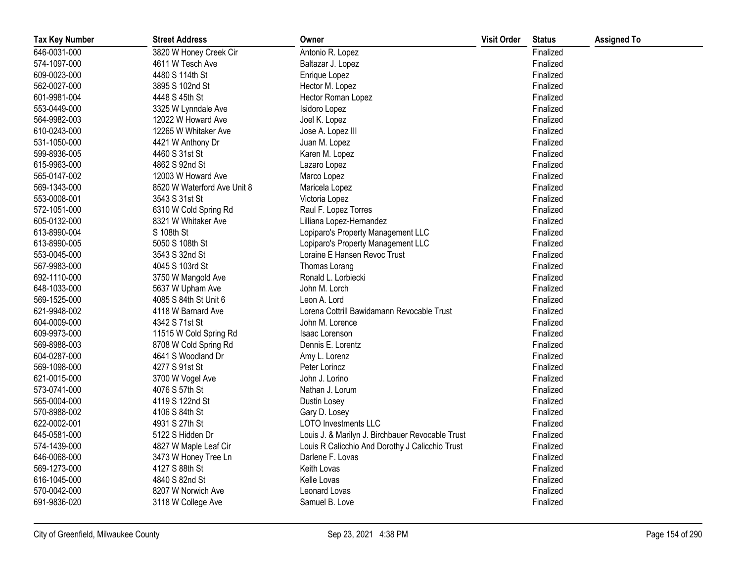| Tax Key Number | Street Address | Owner | Visit Order | Status | Assigned To |
|---|---|---|---|---|---|
| 646-0031-000 | 3820 W Honey Creek Cir | Antonio R. Lopez | | Finalized | |
| 574-1097-000 | 4611 W Tesch Ave | Baltazar J. Lopez | | Finalized | |
| 609-0023-000 | 4480 S 114th St | Enrique Lopez | | Finalized | |
| 562-0027-000 | 3895 S 102nd St | Hector M. Lopez | | Finalized | |
| 601-9981-004 | 4448 S 45th St | Hector Roman Lopez | | Finalized | |
| 553-0449-000 | 3325 W Lynndale Ave | Isidoro Lopez | | Finalized | |
| 564-9982-003 | 12022 W Howard Ave | Joel K. Lopez | | Finalized | |
| 610-0243-000 | 12265 W Whitaker Ave | Jose A. Lopez III | | Finalized | |
| 531-1050-000 | 4421 W Anthony Dr | Juan M. Lopez | | Finalized | |
| 599-8936-005 | 4460 S 31st St | Karen M. Lopez | | Finalized | |
| 615-9963-000 | 4862 S 92nd St | Lazaro Lopez | | Finalized | |
| 565-0147-002 | 12003 W Howard Ave | Marco Lopez | | Finalized | |
| 569-1343-000 | 8520 W Waterford Ave Unit 8 | Maricela Lopez | | Finalized | |
| 553-0008-001 | 3543 S 31st St | Victoria Lopez | | Finalized | |
| 572-1051-000 | 6310 W Cold Spring Rd | Raul F. Lopez Torres | | Finalized | |
| 605-0132-000 | 8321 W Whitaker Ave | Lilliana Lopez-Hernandez | | Finalized | |
| 613-8990-004 | S 108th St | Lopiparo's Property Management LLC | | Finalized | |
| 613-8990-005 | 5050 S 108th St | Lopiparo's Property Management LLC | | Finalized | |
| 553-0045-000 | 3543 S 32nd St | Loraine E Hansen Revoc Trust | | Finalized | |
| 567-9983-000 | 4045 S 103rd St | Thomas Lorang | | Finalized | |
| 692-1110-000 | 3750 W Mangold Ave | Ronald L. Lorbiecki | | Finalized | |
| 648-1033-000 | 5637 W Upham Ave | John M. Lorch | | Finalized | |
| 569-1525-000 | 4085 S 84th St Unit 6 | Leon A. Lord | | Finalized | |
| 621-9948-002 | 4118 W Barnard Ave | Lorena Cottrill Bawidamann Revocable Trust | | Finalized | |
| 604-0009-000 | 4342 S 71st St | John M. Lorence | | Finalized | |
| 609-9973-000 | 11515 W Cold Spring Rd | Isaac Lorenson | | Finalized | |
| 569-8988-003 | 8708 W Cold Spring Rd | Dennis E. Lorentz | | Finalized | |
| 604-0287-000 | 4641 S Woodland Dr | Amy L. Lorenz | | Finalized | |
| 569-1098-000 | 4277 S 91st St | Peter Lorincz | | Finalized | |
| 621-0015-000 | 3700 W Vogel Ave | John J. Lorino | | Finalized | |
| 573-0741-000 | 4076 S 57th St | Nathan J. Lorum | | Finalized | |
| 565-0004-000 | 4119 S 122nd St | Dustin Losey | | Finalized | |
| 570-8988-002 | 4106 S 84th St | Gary D. Losey | | Finalized | |
| 622-0002-001 | 4931 S 27th St | LOTO Investments LLC | | Finalized | |
| 645-0581-000 | 5122 S Hidden Dr | Louis J. & Marilyn J. Birchbauer Revocable Trust | | Finalized | |
| 574-1439-000 | 4827 W Maple Leaf Cir | Louis R Calicchio And Dorothy J Calicchio Trust | | Finalized | |
| 646-0068-000 | 3473 W Honey Tree Ln | Darlene F. Lovas | | Finalized | |
| 569-1273-000 | 4127 S 88th St | Keith Lovas | | Finalized | |
| 616-1045-000 | 4840 S 82nd St | Kelle Lovas | | Finalized | |
| 570-0042-000 | 8207 W Norwich Ave | Leonard Lovas | | Finalized | |
| 691-9836-020 | 3118 W College Ave | Samuel B. Love | | Finalized | |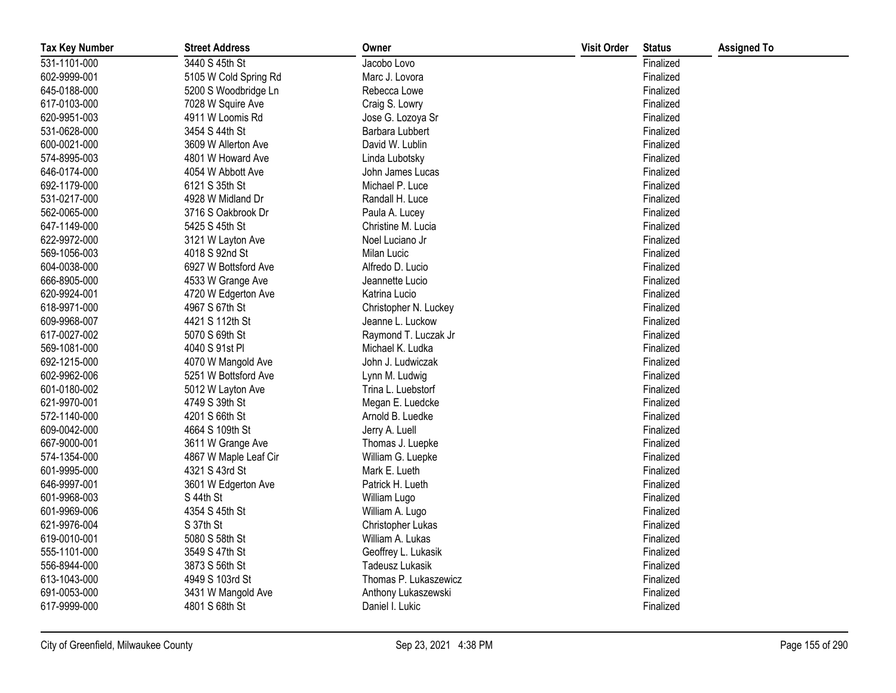| Tax Key Number | Street Address | Owner | Visit Order | Status | Assigned To |
|---|---|---|---|---|---|
| 531-1101-000 | 3440 S 45th St | Jacobo Lovo | | Finalized | |
| 602-9999-001 | 5105 W Cold Spring Rd | Marc J. Lovora | | Finalized | |
| 645-0188-000 | 5200 S Woodbridge Ln | Rebecca Lowe | | Finalized | |
| 617-0103-000 | 7028 W Squire Ave | Craig S. Lowry | | Finalized | |
| 620-9951-003 | 4911 W Loomis Rd | Jose G. Lozoya Sr | | Finalized | |
| 531-0628-000 | 3454 S 44th St | Barbara Lubbert | | Finalized | |
| 600-0021-000 | 3609 W Allerton Ave | David W. Lublin | | Finalized | |
| 574-8995-003 | 4801 W Howard Ave | Linda Lubotsky | | Finalized | |
| 646-0174-000 | 4054 W Abbott Ave | John James Lucas | | Finalized | |
| 692-1179-000 | 6121 S 35th St | Michael P. Luce | | Finalized | |
| 531-0217-000 | 4928 W Midland Dr | Randall H. Luce | | Finalized | |
| 562-0065-000 | 3716 S Oakbrook Dr | Paula A. Lucey | | Finalized | |
| 647-1149-000 | 5425 S 45th St | Christine M. Lucia | | Finalized | |
| 622-9972-000 | 3121 W Layton Ave | Noel Luciano Jr | | Finalized | |
| 569-1056-003 | 4018 S 92nd St | Milan Lucic | | Finalized | |
| 604-0038-000 | 6927 W Bottsford Ave | Alfredo D. Lucio | | Finalized | |
| 666-8905-000 | 4533 W Grange Ave | Jeannette Lucio | | Finalized | |
| 620-9924-001 | 4720 W Edgerton Ave | Katrina Lucio | | Finalized | |
| 618-9971-000 | 4967 S 67th St | Christopher N. Luckey | | Finalized | |
| 609-9968-007 | 4421 S 112th St | Jeanne L. Luckow | | Finalized | |
| 617-0027-002 | 5070 S 69th St | Raymond T. Luczak Jr | | Finalized | |
| 569-1081-000 | 4040 S 91st Pl | Michael K. Ludka | | Finalized | |
| 692-1215-000 | 4070 W Mangold Ave | John J. Ludwiczak | | Finalized | |
| 602-9962-006 | 5251 W Bottsford Ave | Lynn M. Ludwig | | Finalized | |
| 601-0180-002 | 5012 W Layton Ave | Trina L. Luebstorf | | Finalized | |
| 621-9970-001 | 4749 S 39th St | Megan E. Luedcke | | Finalized | |
| 572-1140-000 | 4201 S 66th St | Arnold B. Luedke | | Finalized | |
| 609-0042-000 | 4664 S 109th St | Jerry A. Luell | | Finalized | |
| 667-9000-001 | 3611 W Grange Ave | Thomas J. Luepke | | Finalized | |
| 574-1354-000 | 4867 W Maple Leaf Cir | William G. Luepke | | Finalized | |
| 601-9995-000 | 4321 S 43rd St | Mark E. Lueth | | Finalized | |
| 646-9997-001 | 3601 W Edgerton Ave | Patrick H. Lueth | | Finalized | |
| 601-9968-003 | S 44th St | William Lugo | | Finalized | |
| 601-9969-006 | 4354 S 45th St | William A. Lugo | | Finalized | |
| 621-9976-004 | S 37th St | Christopher Lukas | | Finalized | |
| 619-0010-001 | 5080 S 58th St | William A. Lukas | | Finalized | |
| 555-1101-000 | 3549 S 47th St | Geoffrey L. Lukasik | | Finalized | |
| 556-8944-000 | 3873 S 56th St | Tadeusz Lukasik | | Finalized | |
| 613-1043-000 | 4949 S 103rd St | Thomas P. Lukaszewicz | | Finalized | |
| 691-0053-000 | 3431 W Mangold Ave | Anthony Lukaszewski | | Finalized | |
| 617-9999-000 | 4801 S 68th St | Daniel I. Lukic | | Finalized | |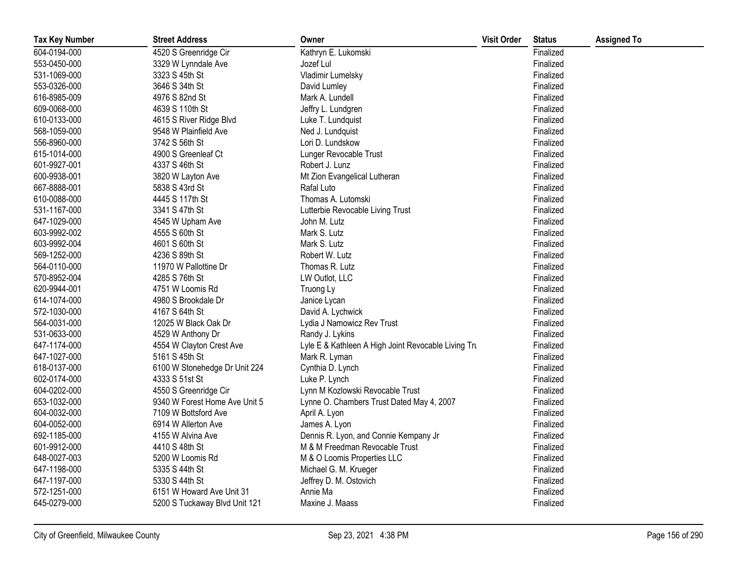| Tax Key Number | Street Address | Owner | Visit Order | Status | Assigned To |
|---|---|---|---|---|---|
| 604-0194-000 | 4520 S Greenridge Cir | Kathryn E. Lukomski | | Finalized | |
| 553-0450-000 | 3329 W Lynndale Ave | Jozef Lul | | Finalized | |
| 531-1069-000 | 3323 S 45th St | Vladimir Lumelsky | | Finalized | |
| 553-0326-000 | 3646 S 34th St | David Lumley | | Finalized | |
| 616-8985-009 | 4976 S 82nd St | Mark A. Lundell | | Finalized | |
| 609-0068-000 | 4639 S 110th St | Jeffry L. Lundgren | | Finalized | |
| 610-0133-000 | 4615 S River Ridge Blvd | Luke T. Lundquist | | Finalized | |
| 568-1059-000 | 9548 W Plainfield Ave | Ned J. Lundquist | | Finalized | |
| 556-8960-000 | 3742 S 56th St | Lori D. Lundskow | | Finalized | |
| 615-1014-000 | 4900 S Greenleaf Ct | Lunger Revocable Trust | | Finalized | |
| 601-9927-001 | 4337 S 46th St | Robert J. Lunz | | Finalized | |
| 600-9938-001 | 3820 W Layton Ave | Mt Zion Evangelical Lutheran | | Finalized | |
| 667-8888-001 | 5838 S 43rd St | Rafal Luto | | Finalized | |
| 610-0088-000 | 4445 S 117th St | Thomas A. Lutomski | | Finalized | |
| 531-1167-000 | 3341 S 47th St | Lutterbie Revocable Living Trust | | Finalized | |
| 647-1029-000 | 4545 W Upham Ave | John M. Lutz | | Finalized | |
| 603-9992-002 | 4555 S 60th St | Mark S. Lutz | | Finalized | |
| 603-9992-004 | 4601 S 60th St | Mark S. Lutz | | Finalized | |
| 569-1252-000 | 4236 S 89th St | Robert W. Lutz | | Finalized | |
| 564-0110-000 | 11970 W Pallottine Dr | Thomas R. Lutz | | Finalized | |
| 570-8952-004 | 4285 S 76th St | LW Outlot, LLC | | Finalized | |
| 620-9944-001 | 4751 W Loomis Rd | Truong Ly | | Finalized | |
| 614-1074-000 | 4980 S Brookdale Dr | Janice Lycan | | Finalized | |
| 572-1030-000 | 4167 S 64th St | David A. Lychwick | | Finalized | |
| 564-0031-000 | 12025 W Black Oak Dr | Lydia J Namowicz Rev Trust | | Finalized | |
| 531-0633-000 | 4529 W Anthony Dr | Randy J. Lykins | | Finalized | |
| 647-1174-000 | 4554 W Clayton Crest Ave | Lyle E & Kathleen A High Joint Revocable Living Tru | | Finalized | |
| 647-1027-000 | 5161 S 45th St | Mark R. Lyman | | Finalized | |
| 618-0137-000 | 6100 W Stonehedge Dr Unit 224 | Cynthia D. Lynch | | Finalized | |
| 602-0174-000 | 4333 S 51st St | Luke P. Lynch | | Finalized | |
| 604-0202-000 | 4550 S Greenridge Cir | Lynn M Kozlowski Revocable Trust | | Finalized | |
| 653-1032-000 | 9340 W Forest Home Ave Unit 5 | Lynne O. Chambers Trust Dated May 4, 2007 | | Finalized | |
| 604-0032-000 | 7109 W Bottsford Ave | April A. Lyon | | Finalized | |
| 604-0052-000 | 6914 W Allerton Ave | James A. Lyon | | Finalized | |
| 692-1185-000 | 4155 W Alvina Ave | Dennis R. Lyon, and Connie Kempany Jr | | Finalized | |
| 601-9912-000 | 4410 S 48th St | M & M Freedman Revocable Trust | | Finalized | |
| 648-0027-003 | 5200 W Loomis Rd | M & O Loomis Properties LLC | | Finalized | |
| 647-1198-000 | 5335 S 44th St | Michael G. M. Krueger | | Finalized | |
| 647-1197-000 | 5330 S 44th St | Jeffrey D. M. Ostovich | | Finalized | |
| 572-1251-000 | 6151 W Howard Ave Unit 31 | Annie Ma | | Finalized | |
| 645-0279-000 | 5200 S Tuckaway Blvd Unit 121 | Maxine J. Maass | | Finalized | |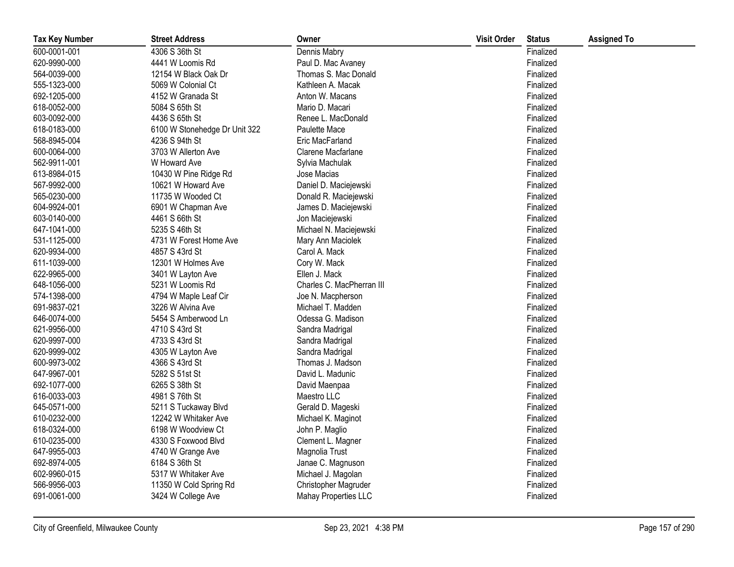| Tax Key Number | Street Address | Owner | Visit Order | Status | Assigned To |
|---|---|---|---|---|---|
| 600-0001-001 | 4306 S 36th St | Dennis Mabry | | Finalized | |
| 620-9990-000 | 4441 W Loomis Rd | Paul D. Mac Avaney | | Finalized | |
| 564-0039-000 | 12154 W Black Oak Dr | Thomas S. Mac Donald | | Finalized | |
| 555-1323-000 | 5069 W Colonial Ct | Kathleen A. Macak | | Finalized | |
| 692-1205-000 | 4152 W Granada St | Anton W. Macans | | Finalized | |
| 618-0052-000 | 5084 S 65th St | Mario D. Macari | | Finalized | |
| 603-0092-000 | 4436 S 65th St | Renee L. MacDonald | | Finalized | |
| 618-0183-000 | 6100 W Stonehedge Dr Unit 322 | Paulette Mace | | Finalized | |
| 568-8945-004 | 4236 S 94th St | Eric MacFarland | | Finalized | |
| 600-0064-000 | 3703 W Allerton Ave | Clarene Macfarlane | | Finalized | |
| 562-9911-001 | W Howard Ave | Sylvia Machulak | | Finalized | |
| 613-8984-015 | 10430 W Pine Ridge Rd | Jose Macias | | Finalized | |
| 567-9992-000 | 10621 W Howard Ave | Daniel D. Maciejewski | | Finalized | |
| 565-0230-000 | 11735 W Wooded Ct | Donald R. Maciejewski | | Finalized | |
| 604-9924-001 | 6901 W Chapman Ave | James D. Maciejewski | | Finalized | |
| 603-0140-000 | 4461 S 66th St | Jon Maciejewski | | Finalized | |
| 647-1041-000 | 5235 S 46th St | Michael N. Maciejewski | | Finalized | |
| 531-1125-000 | 4731 W Forest Home Ave | Mary Ann Maciolek | | Finalized | |
| 620-9934-000 | 4857 S 43rd St | Carol A. Mack | | Finalized | |
| 611-1039-000 | 12301 W Holmes Ave | Cory W. Mack | | Finalized | |
| 622-9965-000 | 3401 W Layton Ave | Ellen J. Mack | | Finalized | |
| 648-1056-000 | 5231 W Loomis Rd | Charles C. MacPherran III | | Finalized | |
| 574-1398-000 | 4794 W Maple Leaf Cir | Joe N. Macpherson | | Finalized | |
| 691-9837-021 | 3226 W Alvina Ave | Michael T. Madden | | Finalized | |
| 646-0074-000 | 5454 S Amberwood Ln | Odessa G. Madison | | Finalized | |
| 621-9956-000 | 4710 S 43rd St | Sandra Madrigal | | Finalized | |
| 620-9997-000 | 4733 S 43rd St | Sandra Madrigal | | Finalized | |
| 620-9999-002 | 4305 W Layton Ave | Sandra Madrigal | | Finalized | |
| 600-9973-002 | 4366 S 43rd St | Thomas J. Madson | | Finalized | |
| 647-9967-001 | 5282 S 51st St | David L. Madunic | | Finalized | |
| 692-1077-000 | 6265 S 38th St | David Maenpaa | | Finalized | |
| 616-0033-003 | 4981 S 76th St | Maestro LLC | | Finalized | |
| 645-0571-000 | 5211 S Tuckaway Blvd | Gerald D. Mageski | | Finalized | |
| 610-0232-000 | 12242 W Whitaker Ave | Michael K. Maginot | | Finalized | |
| 618-0324-000 | 6198 W Woodview Ct | John P. Maglio | | Finalized | |
| 610-0235-000 | 4330 S Foxwood Blvd | Clement L. Magner | | Finalized | |
| 647-9955-003 | 4740 W Grange Ave | Magnolia Trust | | Finalized | |
| 692-8974-005 | 6184 S 36th St | Janae C. Magnuson | | Finalized | |
| 602-9960-015 | 5317 W Whitaker Ave | Michael J. Magolan | | Finalized | |
| 566-9956-003 | 11350 W Cold Spring Rd | Christopher Magruder | | Finalized | |
| 691-0061-000 | 3424 W College Ave | Mahay Properties LLC | | Finalized | |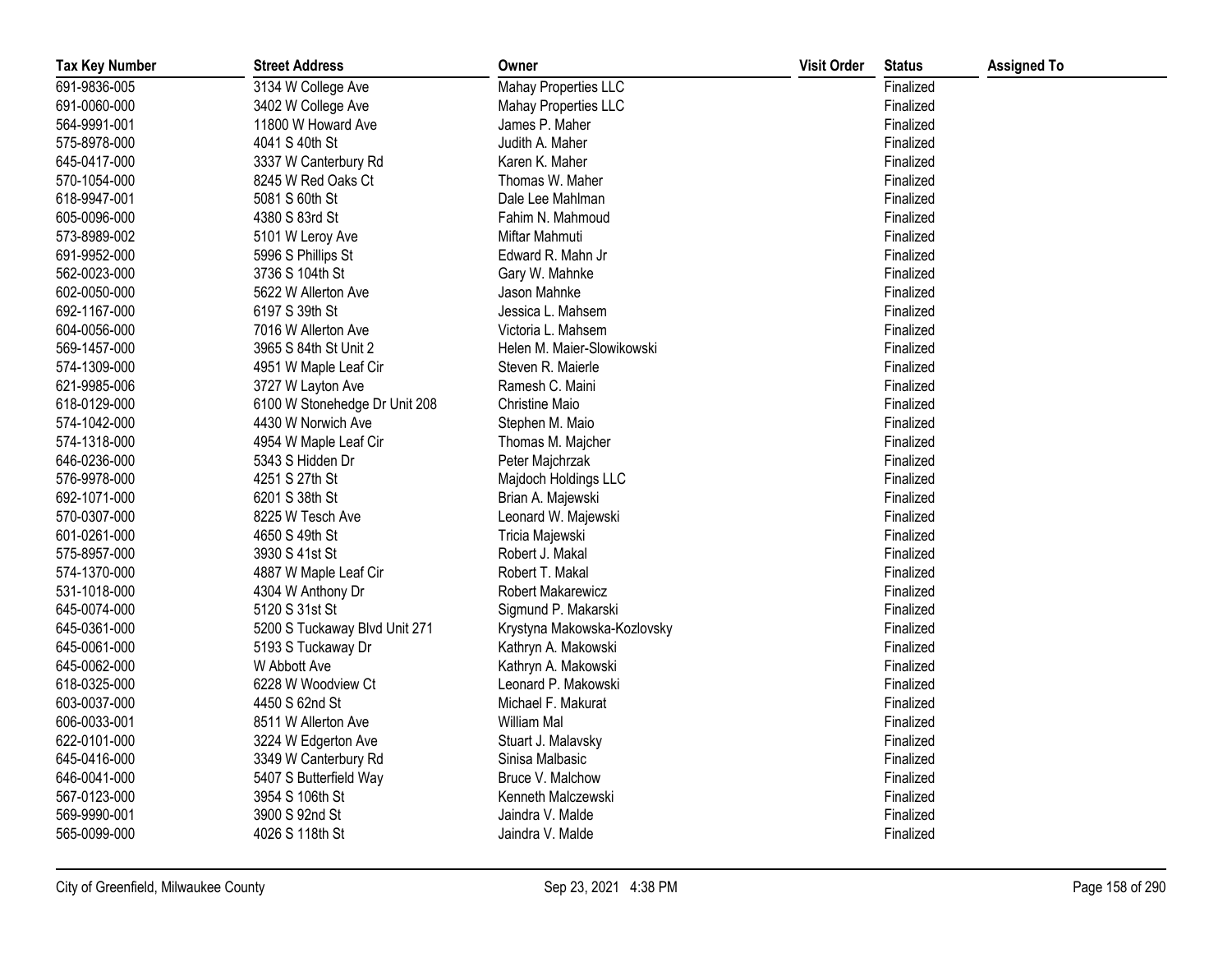| Tax Key Number | Street Address | Owner | Visit Order | Status | Assigned To |
|---|---|---|---|---|---|
| 691-9836-005 | 3134 W College Ave | Mahay Properties LLC | | Finalized | |
| 691-0060-000 | 3402 W College Ave | Mahay Properties LLC | | Finalized | |
| 564-9991-001 | 11800 W Howard Ave | James P. Maher | | Finalized | |
| 575-8978-000 | 4041 S 40th St | Judith A. Maher | | Finalized | |
| 645-0417-000 | 3337 W Canterbury Rd | Karen K. Maher | | Finalized | |
| 570-1054-000 | 8245 W Red Oaks Ct | Thomas W. Maher | | Finalized | |
| 618-9947-001 | 5081 S 60th St | Dale Lee Mahlman | | Finalized | |
| 605-0096-000 | 4380 S 83rd St | Fahim N. Mahmoud | | Finalized | |
| 573-8989-002 | 5101 W Leroy Ave | Miftar Mahmuti | | Finalized | |
| 691-9952-000 | 5996 S Phillips St | Edward R. Mahn Jr | | Finalized | |
| 562-0023-000 | 3736 S 104th St | Gary W. Mahnke | | Finalized | |
| 602-0050-000 | 5622 W Allerton Ave | Jason Mahnke | | Finalized | |
| 692-1167-000 | 6197 S 39th St | Jessica L. Mahsem | | Finalized | |
| 604-0056-000 | 7016 W Allerton Ave | Victoria L. Mahsem | | Finalized | |
| 569-1457-000 | 3965 S 84th St Unit 2 | Helen M. Maier-Slowikowski | | Finalized | |
| 574-1309-000 | 4951 W Maple Leaf Cir | Steven R. Maierle | | Finalized | |
| 621-9985-006 | 3727 W Layton Ave | Ramesh C. Maini | | Finalized | |
| 618-0129-000 | 6100 W Stonehedge Dr Unit 208 | Christine Maio | | Finalized | |
| 574-1042-000 | 4430 W Norwich Ave | Stephen M. Maio | | Finalized | |
| 574-1318-000 | 4954 W Maple Leaf Cir | Thomas M. Majcher | | Finalized | |
| 646-0236-000 | 5343 S Hidden Dr | Peter Majchrzak | | Finalized | |
| 576-9978-000 | 4251 S 27th St | Majdoch Holdings LLC | | Finalized | |
| 692-1071-000 | 6201 S 38th St | Brian A. Majewski | | Finalized | |
| 570-0307-000 | 8225 W Tesch Ave | Leonard W. Majewski | | Finalized | |
| 601-0261-000 | 4650 S 49th St | Tricia Majewski | | Finalized | |
| 575-8957-000 | 3930 S 41st St | Robert J. Makal | | Finalized | |
| 574-1370-000 | 4887 W Maple Leaf Cir | Robert T. Makal | | Finalized | |
| 531-1018-000 | 4304 W Anthony Dr | Robert Makarewicz | | Finalized | |
| 645-0074-000 | 5120 S 31st St | Sigmund P. Makarski | | Finalized | |
| 645-0361-000 | 5200 S Tuckaway Blvd Unit 271 | Krystyna Makowska-Kozlovsky | | Finalized | |
| 645-0061-000 | 5193 S Tuckaway Dr | Kathryn A. Makowski | | Finalized | |
| 645-0062-000 | W Abbott Ave | Kathryn A. Makowski | | Finalized | |
| 618-0325-000 | 6228 W Woodview Ct | Leonard P. Makowski | | Finalized | |
| 603-0037-000 | 4450 S 62nd St | Michael F. Makurat | | Finalized | |
| 606-0033-001 | 8511 W Allerton Ave | William Mal | | Finalized | |
| 622-0101-000 | 3224 W Edgerton Ave | Stuart J. Malavsky | | Finalized | |
| 645-0416-000 | 3349 W Canterbury Rd | Sinisa Malbasic | | Finalized | |
| 646-0041-000 | 5407 S Butterfield Way | Bruce V. Malchow | | Finalized | |
| 567-0123-000 | 3954 S 106th St | Kenneth Malczewski | | Finalized | |
| 569-9990-001 | 3900 S 92nd St | Jaindra V. Malde | | Finalized | |
| 565-0099-000 | 4026 S 118th St | Jaindra V. Malde | | Finalized | |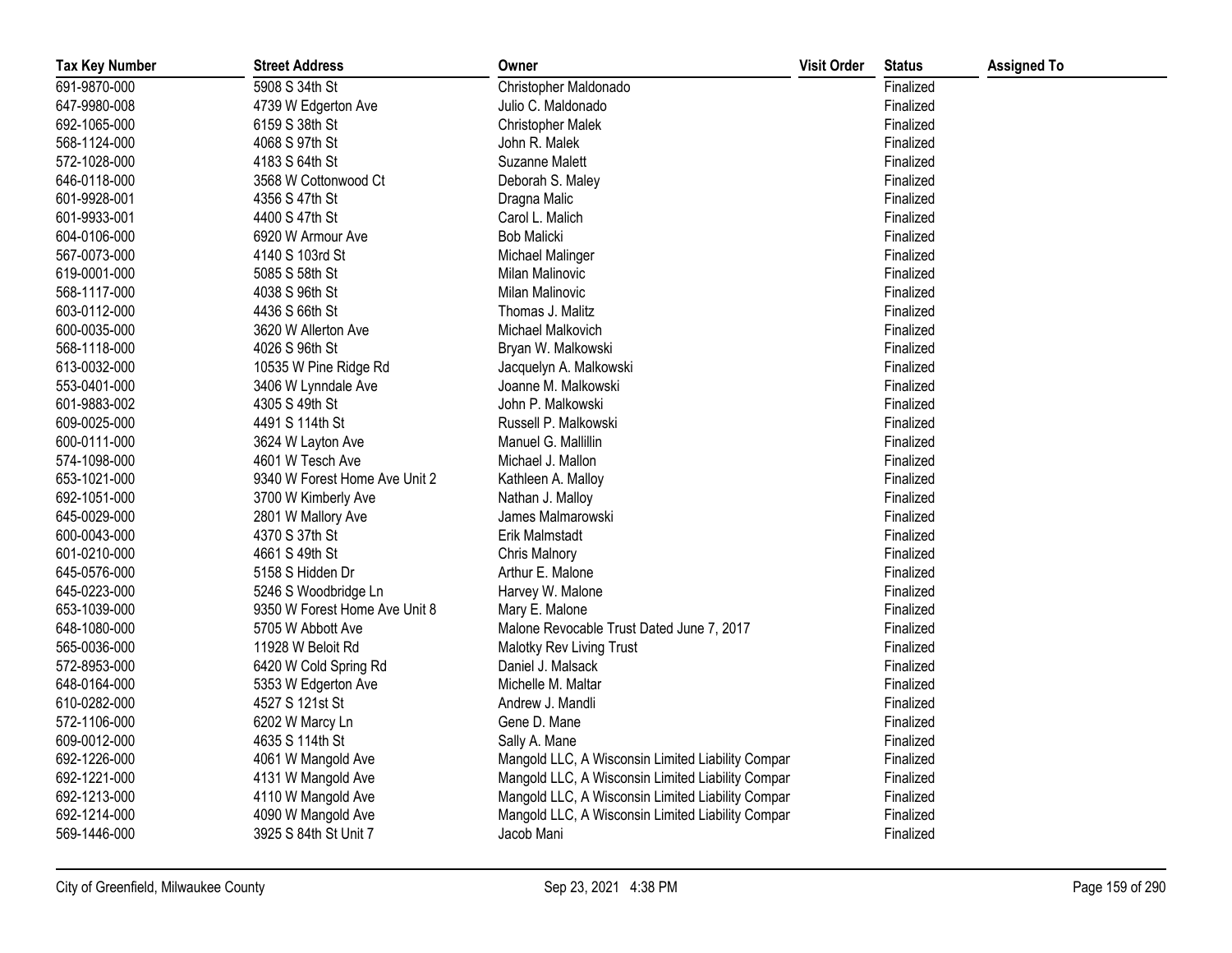| Tax Key Number | Street Address | Owner | Visit Order | Status | Assigned To |
|---|---|---|---|---|---|
| 691-9870-000 | 5908 S 34th St | Christopher Maldonado | | Finalized | |
| 647-9980-008 | 4739 W Edgerton Ave | Julio C. Maldonado | | Finalized | |
| 692-1065-000 | 6159 S 38th St | Christopher Malek | | Finalized | |
| 568-1124-000 | 4068 S 97th St | John R. Malek | | Finalized | |
| 572-1028-000 | 4183 S 64th St | Suzanne Malett | | Finalized | |
| 646-0118-000 | 3568 W Cottonwood Ct | Deborah S. Maley | | Finalized | |
| 601-9928-001 | 4356 S 47th St | Dragna Malic | | Finalized | |
| 601-9933-001 | 4400 S 47th St | Carol L. Malich | | Finalized | |
| 604-0106-000 | 6920 W Armour Ave | Bob Malicki | | Finalized | |
| 567-0073-000 | 4140 S 103rd St | Michael Malinger | | Finalized | |
| 619-0001-000 | 5085 S 58th St | Milan Malinovic | | Finalized | |
| 568-1117-000 | 4038 S 96th St | Milan Malinovic | | Finalized | |
| 603-0112-000 | 4436 S 66th St | Thomas J. Malitz | | Finalized | |
| 600-0035-000 | 3620 W Allerton Ave | Michael Malkovich | | Finalized | |
| 568-1118-000 | 4026 S 96th St | Bryan W. Malkowski | | Finalized | |
| 613-0032-000 | 10535 W Pine Ridge Rd | Jacquelyn A. Malkowski | | Finalized | |
| 553-0401-000 | 3406 W Lynndale Ave | Joanne M. Malkowski | | Finalized | |
| 601-9883-002 | 4305 S 49th St | John P. Malkowski | | Finalized | |
| 609-0025-000 | 4491 S 114th St | Russell P. Malkowski | | Finalized | |
| 600-0111-000 | 3624 W Layton Ave | Manuel G. Mallillin | | Finalized | |
| 574-1098-000 | 4601 W Tesch Ave | Michael J. Mallon | | Finalized | |
| 653-1021-000 | 9340 W Forest Home Ave Unit 2 | Kathleen A. Malloy | | Finalized | |
| 692-1051-000 | 3700 W Kimberly Ave | Nathan J. Malloy | | Finalized | |
| 645-0029-000 | 2801 W Mallory Ave | James Malmarowski | | Finalized | |
| 600-0043-000 | 4370 S 37th St | Erik Malmstadt | | Finalized | |
| 601-0210-000 | 4661 S 49th St | Chris Malnory | | Finalized | |
| 645-0576-000 | 5158 S Hidden Dr | Arthur E. Malone | | Finalized | |
| 645-0223-000 | 5246 S Woodbridge Ln | Harvey W. Malone | | Finalized | |
| 653-1039-000 | 9350 W Forest Home Ave Unit 8 | Mary E. Malone | | Finalized | |
| 648-1080-000 | 5705 W Abbott Ave | Malone Revocable Trust Dated June 7, 2017 | | Finalized | |
| 565-0036-000 | 11928 W Beloit Rd | Malotky Rev Living Trust | | Finalized | |
| 572-8953-000 | 6420 W Cold Spring Rd | Daniel J. Malsack | | Finalized | |
| 648-0164-000 | 5353 W Edgerton Ave | Michelle M. Maltar | | Finalized | |
| 610-0282-000 | 4527 S 121st St | Andrew J. Mandli | | Finalized | |
| 572-1106-000 | 6202 W Marcy Ln | Gene D. Mane | | Finalized | |
| 609-0012-000 | 4635 S 114th St | Sally A. Mane | | Finalized | |
| 692-1226-000 | 4061 W Mangold Ave | Mangold LLC, A Wisconsin Limited Liability Compar | | Finalized | |
| 692-1221-000 | 4131 W Mangold Ave | Mangold LLC, A Wisconsin Limited Liability Compar | | Finalized | |
| 692-1213-000 | 4110 W Mangold Ave | Mangold LLC, A Wisconsin Limited Liability Compar | | Finalized | |
| 692-1214-000 | 4090 W Mangold Ave | Mangold LLC, A Wisconsin Limited Liability Compar | | Finalized | |
| 569-1446-000 | 3925 S 84th St Unit 7 | Jacob Mani | | Finalized | |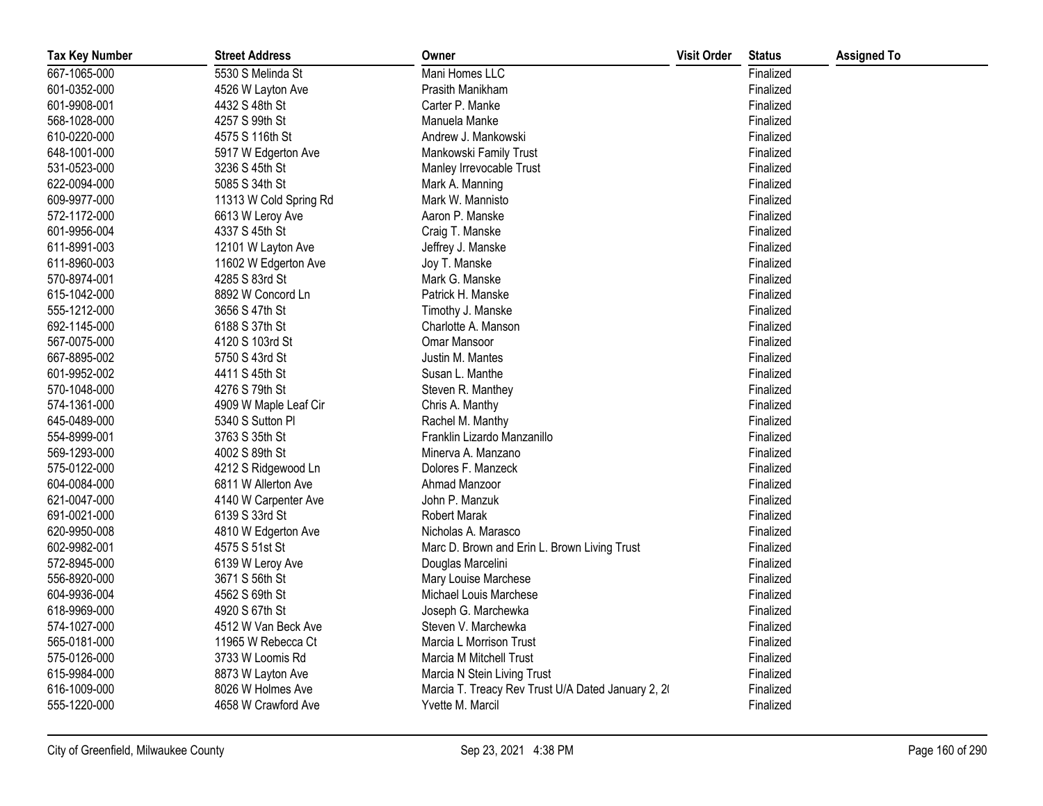| Tax Key Number | Street Address | Owner | Visit Order | Status | Assigned To |
|---|---|---|---|---|---|
| 667-1065-000 | 5530 S Melinda St | Mani Homes LLC | | Finalized | |
| 601-0352-000 | 4526 W Layton Ave | Prasith Manikham | | Finalized | |
| 601-9908-001 | 4432 S 48th St | Carter P. Manke | | Finalized | |
| 568-1028-000 | 4257 S 99th St | Manuela Manke | | Finalized | |
| 610-0220-000 | 4575 S 116th St | Andrew J. Mankowski | | Finalized | |
| 648-1001-000 | 5917 W Edgerton Ave | Mankowski Family Trust | | Finalized | |
| 531-0523-000 | 3236 S 45th St | Manley Irrevocable Trust | | Finalized | |
| 622-0094-000 | 5085 S 34th St | Mark A. Manning | | Finalized | |
| 609-9977-000 | 11313 W Cold Spring Rd | Mark W. Mannisto | | Finalized | |
| 572-1172-000 | 6613 W Leroy Ave | Aaron P. Manske | | Finalized | |
| 601-9956-004 | 4337 S 45th St | Craig T. Manske | | Finalized | |
| 611-8991-003 | 12101 W Layton Ave | Jeffrey J. Manske | | Finalized | |
| 611-8960-003 | 11602 W Edgerton Ave | Joy T. Manske | | Finalized | |
| 570-8974-001 | 4285 S 83rd St | Mark G. Manske | | Finalized | |
| 615-1042-000 | 8892 W Concord Ln | Patrick H. Manske | | Finalized | |
| 555-1212-000 | 3656 S 47th St | Timothy J. Manske | | Finalized | |
| 692-1145-000 | 6188 S 37th St | Charlotte A. Manson | | Finalized | |
| 567-0075-000 | 4120 S 103rd St | Omar Mansoor | | Finalized | |
| 667-8895-002 | 5750 S 43rd St | Justin M. Mantes | | Finalized | |
| 601-9952-002 | 4411 S 45th St | Susan L. Manthe | | Finalized | |
| 570-1048-000 | 4276 S 79th St | Steven R. Manthey | | Finalized | |
| 574-1361-000 | 4909 W Maple Leaf Cir | Chris A. Manthy | | Finalized | |
| 645-0489-000 | 5340 S Sutton Pl | Rachel M. Manthy | | Finalized | |
| 554-8999-001 | 3763 S 35th St | Franklin Lizardo Manzanillo | | Finalized | |
| 569-1293-000 | 4002 S 89th St | Minerva A. Manzano | | Finalized | |
| 575-0122-000 | 4212 S Ridgewood Ln | Dolores F. Manzeck | | Finalized | |
| 604-0084-000 | 6811 W Allerton Ave | Ahmad Manzoor | | Finalized | |
| 621-0047-000 | 4140 W Carpenter Ave | John P. Manzuk | | Finalized | |
| 691-0021-000 | 6139 S 33rd St | Robert Marak | | Finalized | |
| 620-9950-008 | 4810 W Edgerton Ave | Nicholas A. Marasco | | Finalized | |
| 602-9982-001 | 4575 S 51st St | Marc D. Brown and Erin L. Brown Living Trust | | Finalized | |
| 572-8945-000 | 6139 W Leroy Ave | Douglas Marcelini | | Finalized | |
| 556-8920-000 | 3671 S 56th St | Mary Louise Marchese | | Finalized | |
| 604-9936-004 | 4562 S 69th St | Michael Louis Marchese | | Finalized | |
| 618-9969-000 | 4920 S 67th St | Joseph G. Marchewka | | Finalized | |
| 574-1027-000 | 4512 W Van Beck Ave | Steven V. Marchewka | | Finalized | |
| 565-0181-000 | 11965 W Rebecca Ct | Marcia L Morrison Trust | | Finalized | |
| 575-0126-000 | 3733 W Loomis Rd | Marcia M Mitchell Trust | | Finalized | |
| 615-9984-000 | 8873 W Layton Ave | Marcia N Stein Living Trust | | Finalized | |
| 616-1009-000 | 8026 W Holmes Ave | Marcia T. Treacy Rev Trust U/A Dated January 2, 2( | | Finalized | |
| 555-1220-000 | 4658 W Crawford Ave | Yvette M. Marcil | | Finalized | |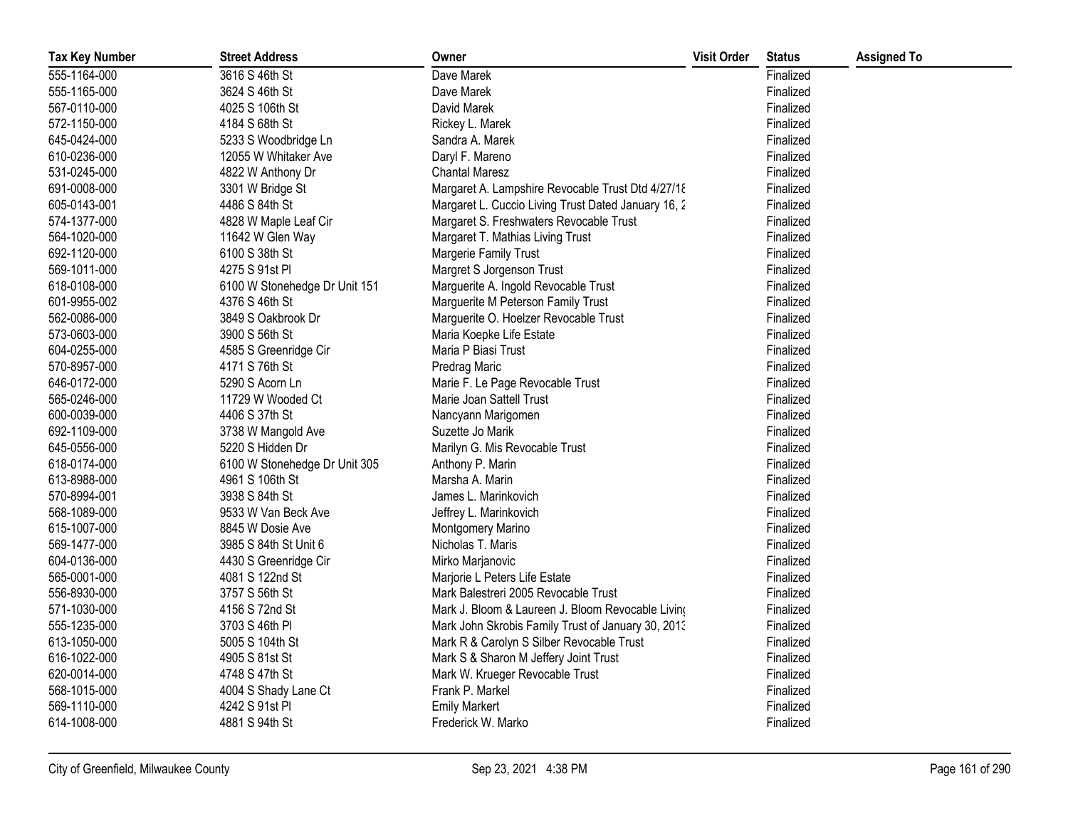| Tax Key Number | Street Address | Owner | Visit Order | Status | Assigned To |
|---|---|---|---|---|---|
| 555-1164-000 | 3616 S 46th St | Dave Marek | | Finalized | |
| 555-1165-000 | 3624 S 46th St | Dave Marek | | Finalized | |
| 567-0110-000 | 4025 S 106th St | David Marek | | Finalized | |
| 572-1150-000 | 4184 S 68th St | Rickey L. Marek | | Finalized | |
| 645-0424-000 | 5233 S Woodbridge Ln | Sandra A. Marek | | Finalized | |
| 610-0236-000 | 12055 W Whitaker Ave | Daryl F. Mareno | | Finalized | |
| 531-0245-000 | 4822 W Anthony Dr | Chantal Maresz | | Finalized | |
| 691-0008-000 | 3301 W Bridge St | Margaret A. Lampshire Revocable Trust Dtd 4/27/18 | | Finalized | |
| 605-0143-001 | 4486 S 84th St | Margaret L. Cuccio Living Trust Dated January 16, 2 | | Finalized | |
| 574-1377-000 | 4828 W Maple Leaf Cir | Margaret S. Freshwaters Revocable Trust | | Finalized | |
| 564-1020-000 | 11642 W Glen Way | Margaret T. Mathias Living Trust | | Finalized | |
| 692-1120-000 | 6100 S 38th St | Margerie Family Trust | | Finalized | |
| 569-1011-000 | 4275 S 91st Pl | Margret S Jorgenson Trust | | Finalized | |
| 618-0108-000 | 6100 W Stonehedge Dr Unit 151 | Marguerite A. Ingold Revocable Trust | | Finalized | |
| 601-9955-002 | 4376 S 46th St | Marguerite M Peterson Family Trust | | Finalized | |
| 562-0086-000 | 3849 S Oakbrook Dr | Marguerite O. Hoelzer Revocable Trust | | Finalized | |
| 573-0603-000 | 3900 S 56th St | Maria Koepke Life Estate | | Finalized | |
| 604-0255-000 | 4585 S Greenridge Cir | Maria P Biasi Trust | | Finalized | |
| 570-8957-000 | 4171 S 76th St | Predrag Maric | | Finalized | |
| 646-0172-000 | 5290 S Acorn Ln | Marie F. Le Page Revocable Trust | | Finalized | |
| 565-0246-000 | 11729 W Wooded Ct | Marie Joan Sattell Trust | | Finalized | |
| 600-0039-000 | 4406 S 37th St | Nancyann Marigomen | | Finalized | |
| 692-1109-000 | 3738 W Mangold Ave | Suzette Jo Marik | | Finalized | |
| 645-0556-000 | 5220 S Hidden Dr | Marilyn G. Mis Revocable Trust | | Finalized | |
| 618-0174-000 | 6100 W Stonehedge Dr Unit 305 | Anthony P. Marin | | Finalized | |
| 613-8988-000 | 4961 S 106th St | Marsha A. Marin | | Finalized | |
| 570-8994-001 | 3938 S 84th St | James L. Marinkovich | | Finalized | |
| 568-1089-000 | 9533 W Van Beck Ave | Jeffrey L. Marinkovich | | Finalized | |
| 615-1007-000 | 8845 W Dosie Ave | Montgomery Marino | | Finalized | |
| 569-1477-000 | 3985 S 84th St Unit 6 | Nicholas T. Maris | | Finalized | |
| 604-0136-000 | 4430 S Greenridge Cir | Mirko Marjanovic | | Finalized | |
| 565-0001-000 | 4081 S 122nd St | Marjorie L Peters Life Estate | | Finalized | |
| 556-8930-000 | 3757 S 56th St | Mark Balestreri 2005 Revocable Trust | | Finalized | |
| 571-1030-000 | 4156 S 72nd St | Mark J. Bloom & Laureen J. Bloom Revocable Living | | Finalized | |
| 555-1235-000 | 3703 S 46th Pl | Mark John Skrobis Family Trust of January 30, 2013 | | Finalized | |
| 613-1050-000 | 5005 S 104th St | Mark R & Carolyn S Silber Revocable Trust | | Finalized | |
| 616-1022-000 | 4905 S 81st St | Mark S & Sharon M Jeffery Joint Trust | | Finalized | |
| 620-0014-000 | 4748 S 47th St | Mark W. Krueger Revocable Trust | | Finalized | |
| 568-1015-000 | 4004 S Shady Lane Ct | Frank P. Markel | | Finalized | |
| 569-1110-000 | 4242 S 91st Pl | Emily Markert | | Finalized | |
| 614-1008-000 | 4881 S 94th St | Frederick W. Marko | | Finalized | |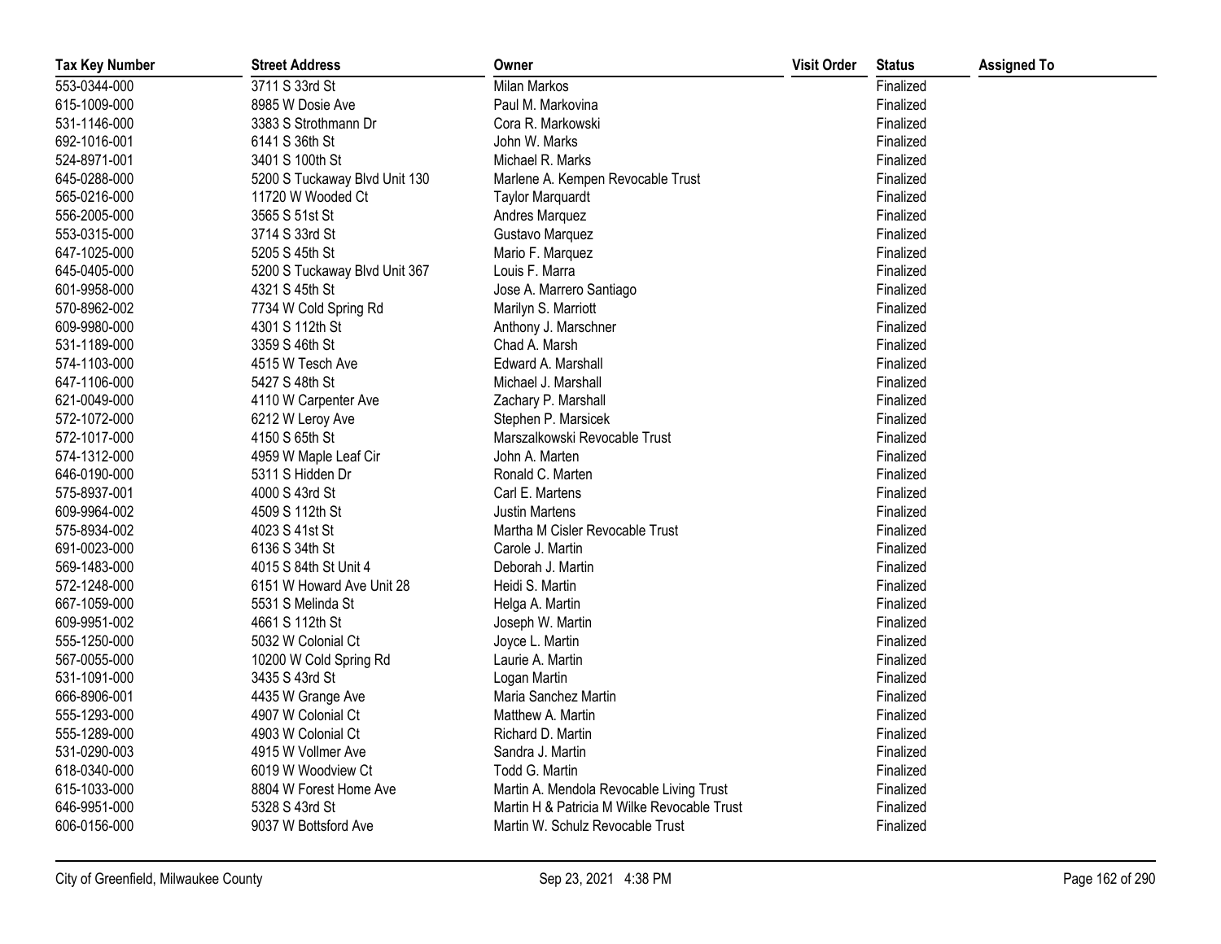| Tax Key Number | Street Address | Owner | Visit Order | Status | Assigned To |
|---|---|---|---|---|---|
| 553-0344-000 | 3711 S 33rd St | Milan Markos | | Finalized | |
| 615-1009-000 | 8985 W Dosie Ave | Paul M. Markovina | | Finalized | |
| 531-1146-000 | 3383 S Strothmann Dr | Cora R. Markowski | | Finalized | |
| 692-1016-001 | 6141 S 36th St | John W. Marks | | Finalized | |
| 524-8971-001 | 3401 S 100th St | Michael R. Marks | | Finalized | |
| 645-0288-000 | 5200 S Tuckaway Blvd Unit 130 | Marlene A. Kempen Revocable Trust | | Finalized | |
| 565-0216-000 | 11720 W Wooded Ct | Taylor Marquardt | | Finalized | |
| 556-2005-000 | 3565 S 51st St | Andres Marquez | | Finalized | |
| 553-0315-000 | 3714 S 33rd St | Gustavo Marquez | | Finalized | |
| 647-1025-000 | 5205 S 45th St | Mario F. Marquez | | Finalized | |
| 645-0405-000 | 5200 S Tuckaway Blvd Unit 367 | Louis F. Marra | | Finalized | |
| 601-9958-000 | 4321 S 45th St | Jose A. Marrero Santiago | | Finalized | |
| 570-8962-002 | 7734 W Cold Spring Rd | Marilyn S. Marriott | | Finalized | |
| 609-9980-000 | 4301 S 112th St | Anthony J. Marschner | | Finalized | |
| 531-1189-000 | 3359 S 46th St | Chad A. Marsh | | Finalized | |
| 574-1103-000 | 4515 W Tesch Ave | Edward A. Marshall | | Finalized | |
| 647-1106-000 | 5427 S 48th St | Michael J. Marshall | | Finalized | |
| 621-0049-000 | 4110 W Carpenter Ave | Zachary P. Marshall | | Finalized | |
| 572-1072-000 | 6212 W Leroy Ave | Stephen P. Marsicek | | Finalized | |
| 572-1017-000 | 4150 S 65th St | Marszalkowski Revocable Trust | | Finalized | |
| 574-1312-000 | 4959 W Maple Leaf Cir | John A. Marten | | Finalized | |
| 646-0190-000 | 5311 S Hidden Dr | Ronald C. Marten | | Finalized | |
| 575-8937-001 | 4000 S 43rd St | Carl E. Martens | | Finalized | |
| 609-9964-002 | 4509 S 112th St | Justin Martens | | Finalized | |
| 575-8934-002 | 4023 S 41st St | Martha M Cisler Revocable Trust | | Finalized | |
| 691-0023-000 | 6136 S 34th St | Carole J. Martin | | Finalized | |
| 569-1483-000 | 4015 S 84th St Unit 4 | Deborah J. Martin | | Finalized | |
| 572-1248-000 | 6151 W Howard Ave Unit 28 | Heidi S. Martin | | Finalized | |
| 667-1059-000 | 5531 S Melinda St | Helga A. Martin | | Finalized | |
| 609-9951-002 | 4661 S 112th St | Joseph W. Martin | | Finalized | |
| 555-1250-000 | 5032 W Colonial Ct | Joyce L. Martin | | Finalized | |
| 567-0055-000 | 10200 W Cold Spring Rd | Laurie A. Martin | | Finalized | |
| 531-1091-000 | 3435 S 43rd St | Logan Martin | | Finalized | |
| 666-8906-001 | 4435 W Grange Ave | Maria Sanchez Martin | | Finalized | |
| 555-1293-000 | 4907 W Colonial Ct | Matthew A. Martin | | Finalized | |
| 555-1289-000 | 4903 W Colonial Ct | Richard D. Martin | | Finalized | |
| 531-0290-003 | 4915 W Vollmer Ave | Sandra J. Martin | | Finalized | |
| 618-0340-000 | 6019 W Woodview Ct | Todd G. Martin | | Finalized | |
| 615-1033-000 | 8804 W Forest Home Ave | Martin A. Mendola Revocable Living Trust | | Finalized | |
| 646-9951-000 | 5328 S 43rd St | Martin H & Patricia M Wilke Revocable Trust | | Finalized | |
| 606-0156-000 | 9037 W Bottsford Ave | Martin W. Schulz Revocable Trust | | Finalized | |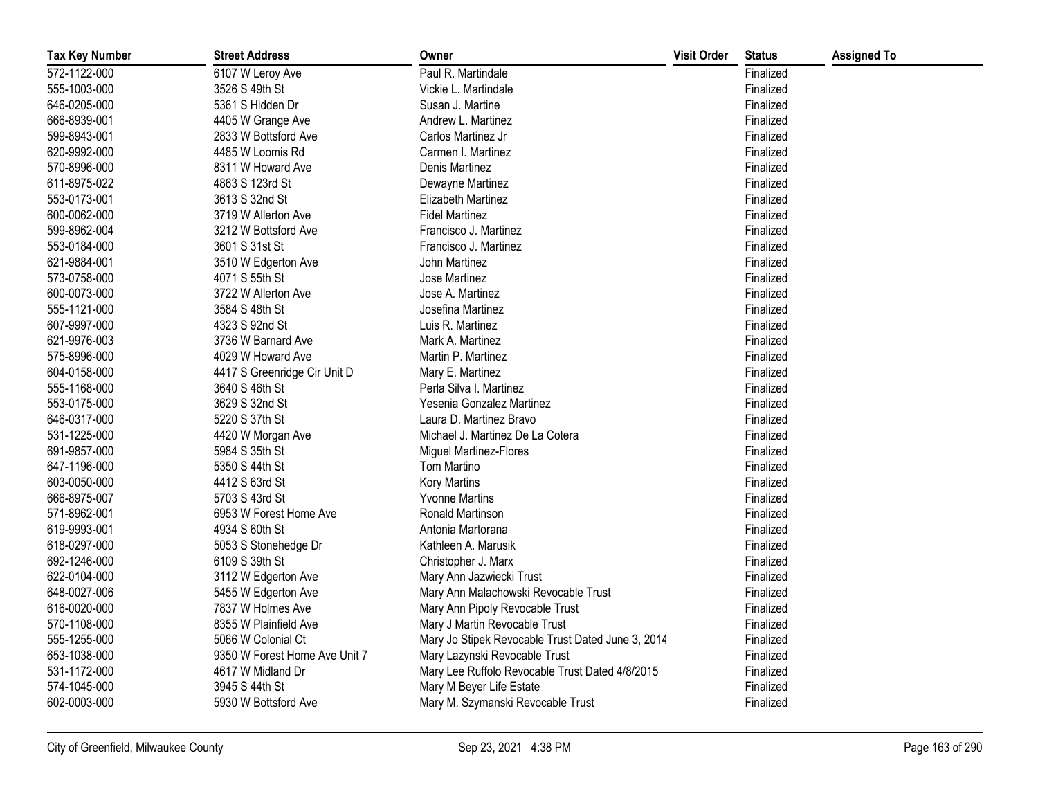| Tax Key Number | Street Address | Owner | Visit Order | Status | Assigned To |
| --- | --- | --- | --- | --- | --- |
| 572-1122-000 | 6107 W Leroy Ave | Paul R. Martindale | | Finalized | |
| 555-1003-000 | 3526 S 49th St | Vickie L. Martindale | | Finalized | |
| 646-0205-000 | 5361 S Hidden Dr | Susan J. Martine | | Finalized | |
| 666-8939-001 | 4405 W Grange Ave | Andrew L. Martinez | | Finalized | |
| 599-8943-001 | 2833 W Bottsford Ave | Carlos Martinez Jr | | Finalized | |
| 620-9992-000 | 4485 W Loomis Rd | Carmen I. Martinez | | Finalized | |
| 570-8996-000 | 8311 W Howard Ave | Denis Martinez | | Finalized | |
| 611-8975-022 | 4863 S 123rd St | Dewayne Martinez | | Finalized | |
| 553-0173-001 | 3613 S 32nd St | Elizabeth Martinez | | Finalized | |
| 600-0062-000 | 3719 W Allerton Ave | Fidel Martinez | | Finalized | |
| 599-8962-004 | 3212 W Bottsford Ave | Francisco J. Martinez | | Finalized | |
| 553-0184-000 | 3601 S 31st St | Francisco J. Martinez | | Finalized | |
| 621-9884-001 | 3510 W Edgerton Ave | John Martinez | | Finalized | |
| 573-0758-000 | 4071 S 55th St | Jose Martinez | | Finalized | |
| 600-0073-000 | 3722 W Allerton Ave | Jose A. Martinez | | Finalized | |
| 555-1121-000 | 3584 S 48th St | Josefina Martinez | | Finalized | |
| 607-9997-000 | 4323 S 92nd St | Luis R. Martinez | | Finalized | |
| 621-9976-003 | 3736 W Barnard Ave | Mark A. Martinez | | Finalized | |
| 575-8996-000 | 4029 W Howard Ave | Martin P. Martinez | | Finalized | |
| 604-0158-000 | 4417 S Greenridge Cir Unit D | Mary E. Martinez | | Finalized | |
| 555-1168-000 | 3640 S 46th St | Perla Silva I. Martinez | | Finalized | |
| 553-0175-000 | 3629 S 32nd St | Yesenia Gonzalez Martinez | | Finalized | |
| 646-0317-000 | 5220 S 37th St | Laura D. Martinez Bravo | | Finalized | |
| 531-1225-000 | 4420 W Morgan Ave | Michael J. Martinez De La Cotera | | Finalized | |
| 691-9857-000 | 5984 S 35th St | Miguel Martinez-Flores | | Finalized | |
| 647-1196-000 | 5350 S 44th St | Tom Martino | | Finalized | |
| 603-0050-000 | 4412 S 63rd St | Kory Martins | | Finalized | |
| 666-8975-007 | 5703 S 43rd St | Yvonne Martins | | Finalized | |
| 571-8962-001 | 6953 W Forest Home Ave | Ronald Martinson | | Finalized | |
| 619-9993-001 | 4934 S 60th St | Antonia Martorana | | Finalized | |
| 618-0297-000 | 5053 S Stonehedge Dr | Kathleen A. Marusik | | Finalized | |
| 692-1246-000 | 6109 S 39th St | Christopher J. Marx | | Finalized | |
| 622-0104-000 | 3112 W Edgerton Ave | Mary Ann Jazwiecki Trust | | Finalized | |
| 648-0027-006 | 5455 W Edgerton Ave | Mary Ann Malachowski Revocable Trust | | Finalized | |
| 616-0020-000 | 7837 W Holmes Ave | Mary Ann Pipoly Revocable Trust | | Finalized | |
| 570-1108-000 | 8355 W Plainfield Ave | Mary J Martin Revocable Trust | | Finalized | |
| 555-1255-000 | 5066 W Colonial Ct | Mary Jo Stipek Revocable Trust Dated June 3, 2014 | | Finalized | |
| 653-1038-000 | 9350 W Forest Home Ave Unit 7 | Mary Lazynski Revocable Trust | | Finalized | |
| 531-1172-000 | 4617 W Midland Dr | Mary Lee Ruffolo Revocable Trust Dated 4/8/2015 | | Finalized | |
| 574-1045-000 | 3945 S 44th St | Mary M Beyer Life Estate | | Finalized | |
| 602-0003-000 | 5930 W Bottsford Ave | Mary M. Szymanski Revocable Trust | | Finalized | |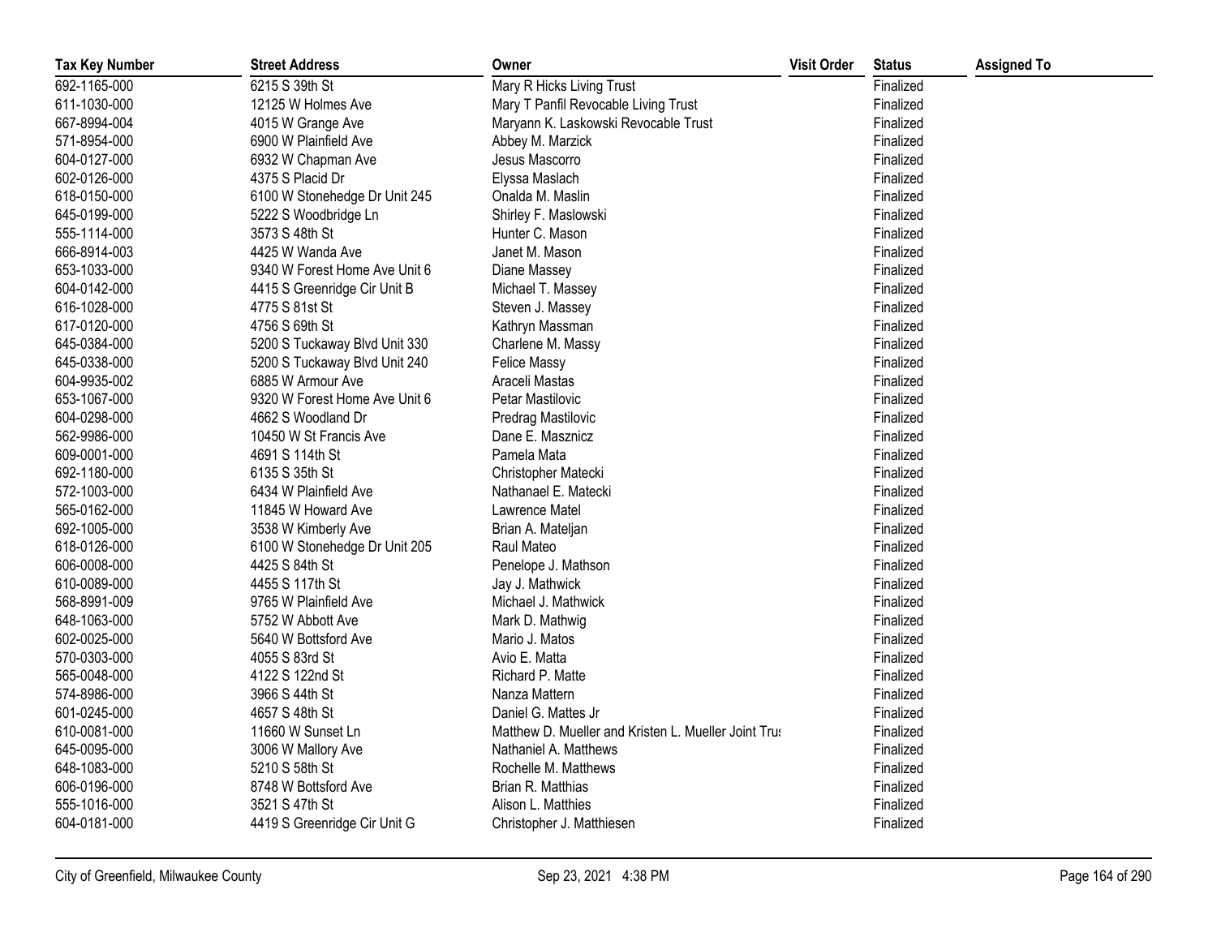| Tax Key Number | Street Address | Owner | Visit Order | Status | Assigned To |
| --- | --- | --- | --- | --- | --- |
| 692-1165-000 | 6215 S 39th St | Mary R Hicks Living Trust | | Finalized | |
| 611-1030-000 | 12125 W Holmes Ave | Mary T Panfil Revocable Living Trust | | Finalized | |
| 667-8994-004 | 4015 W Grange Ave | Maryann K. Laskowski Revocable Trust | | Finalized | |
| 571-8954-000 | 6900 W Plainfield Ave | Abbey M. Marzick | | Finalized | |
| 604-0127-000 | 6932 W Chapman Ave | Jesus Mascorro | | Finalized | |
| 602-0126-000 | 4375 S Placid Dr | Elyssa Maslach | | Finalized | |
| 618-0150-000 | 6100 W Stonehedge Dr Unit 245 | Onalda M. Maslin | | Finalized | |
| 645-0199-000 | 5222 S Woodbridge Ln | Shirley F. Maslowski | | Finalized | |
| 555-1114-000 | 3573 S 48th St | Hunter C. Mason | | Finalized | |
| 666-8914-003 | 4425 W Wanda Ave | Janet M. Mason | | Finalized | |
| 653-1033-000 | 9340 W Forest Home Ave Unit 6 | Diane Massey | | Finalized | |
| 604-0142-000 | 4415 S Greenridge Cir Unit B | Michael T. Massey | | Finalized | |
| 616-1028-000 | 4775 S 81st St | Steven J. Massey | | Finalized | |
| 617-0120-000 | 4756 S 69th St | Kathryn Massman | | Finalized | |
| 645-0384-000 | 5200 S Tuckaway Blvd Unit 330 | Charlene M. Massy | | Finalized | |
| 645-0338-000 | 5200 S Tuckaway Blvd Unit 240 | Felice Massy | | Finalized | |
| 604-9935-002 | 6885 W Armour Ave | Araceli Mastas | | Finalized | |
| 653-1067-000 | 9320 W Forest Home Ave Unit 6 | Petar Mastilovic | | Finalized | |
| 604-0298-000 | 4662 S Woodland Dr | Predrag Mastilovic | | Finalized | |
| 562-9986-000 | 10450 W St Francis Ave | Dane E. Masznicz | | Finalized | |
| 609-0001-000 | 4691 S 114th St | Pamela Mata | | Finalized | |
| 692-1180-000 | 6135 S 35th St | Christopher Matecki | | Finalized | |
| 572-1003-000 | 6434 W Plainfield Ave | Nathanael E. Matecki | | Finalized | |
| 565-0162-000 | 11845 W Howard Ave | Lawrence Matel | | Finalized | |
| 692-1005-000 | 3538 W Kimberly Ave | Brian A. Mateljan | | Finalized | |
| 618-0126-000 | 6100 W Stonehedge Dr Unit 205 | Raul Mateo | | Finalized | |
| 606-0008-000 | 4425 S 84th St | Penelope J. Mathson | | Finalized | |
| 610-0089-000 | 4455 S 117th St | Jay J. Mathwick | | Finalized | |
| 568-8991-009 | 9765 W Plainfield Ave | Michael J. Mathwick | | Finalized | |
| 648-1063-000 | 5752 W Abbott Ave | Mark D. Mathwig | | Finalized | |
| 602-0025-000 | 5640 W Bottsford Ave | Mario J. Matos | | Finalized | |
| 570-0303-000 | 4055 S 83rd St | Avio E. Matta | | Finalized | |
| 565-0048-000 | 4122 S 122nd St | Richard P. Matte | | Finalized | |
| 574-8986-000 | 3966 S 44th St | Nanza Mattern | | Finalized | |
| 601-0245-000 | 4657 S 48th St | Daniel G. Mattes Jr | | Finalized | |
| 610-0081-000 | 11660 W Sunset Ln | Matthew D. Mueller and Kristen L. Mueller Joint Trus | | Finalized | |
| 645-0095-000 | 3006 W Mallory Ave | Nathaniel A. Matthews | | Finalized | |
| 648-1083-000 | 5210 S 58th St | Rochelle M. Matthews | | Finalized | |
| 606-0196-000 | 8748 W Bottsford Ave | Brian R. Matthias | | Finalized | |
| 555-1016-000 | 3521 S 47th St | Alison L. Matthies | | Finalized | |
| 604-0181-000 | 4419 S Greenridge Cir Unit G | Christopher J. Matthiesen | | Finalized | |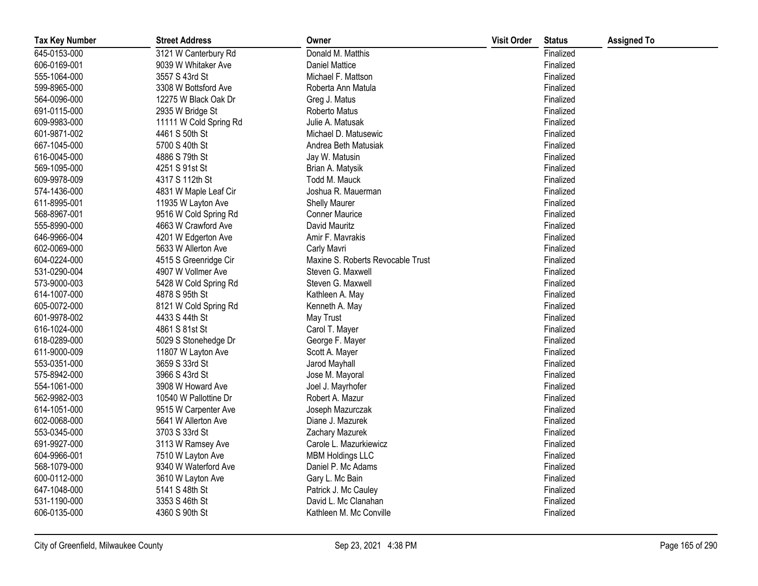| Tax Key Number | Street Address | Owner | Visit Order | Status | Assigned To |
|---|---|---|---|---|---|
| 645-0153-000 | 3121 W Canterbury Rd | Donald M. Matthis | | Finalized | |
| 606-0169-001 | 9039 W Whitaker Ave | Daniel Mattice | | Finalized | |
| 555-1064-000 | 3557 S 43rd St | Michael F. Mattson | | Finalized | |
| 599-8965-000 | 3308 W Bottsford Ave | Roberta Ann Matula | | Finalized | |
| 564-0096-000 | 12275 W Black Oak Dr | Greg J. Matus | | Finalized | |
| 691-0115-000 | 2935 W Bridge St | Roberto Matus | | Finalized | |
| 609-9983-000 | 11111 W Cold Spring Rd | Julie A. Matusak | | Finalized | |
| 601-9871-002 | 4461 S 50th St | Michael D. Matusewic | | Finalized | |
| 667-1045-000 | 5700 S 40th St | Andrea Beth Matusiak | | Finalized | |
| 616-0045-000 | 4886 S 79th St | Jay W. Matusin | | Finalized | |
| 569-1095-000 | 4251 S 91st St | Brian A. Matysik | | Finalized | |
| 609-9978-009 | 4317 S 112th St | Todd M. Mauck | | Finalized | |
| 574-1436-000 | 4831 W Maple Leaf Cir | Joshua R. Mauerman | | Finalized | |
| 611-8995-001 | 11935 W Layton Ave | Shelly Maurer | | Finalized | |
| 568-8967-001 | 9516 W Cold Spring Rd | Conner Maurice | | Finalized | |
| 555-8990-000 | 4663 W Crawford Ave | David Mauritz | | Finalized | |
| 646-9966-004 | 4201 W Edgerton Ave | Amir F. Mavrakis | | Finalized | |
| 602-0069-000 | 5633 W Allerton Ave | Carly Mavri | | Finalized | |
| 604-0224-000 | 4515 S Greenridge Cir | Maxine S. Roberts Revocable Trust | | Finalized | |
| 531-0290-004 | 4907 W Vollmer Ave | Steven G. Maxwell | | Finalized | |
| 573-9000-003 | 5428 W Cold Spring Rd | Steven G. Maxwell | | Finalized | |
| 614-1007-000 | 4878 S 95th St | Kathleen A. May | | Finalized | |
| 605-0072-000 | 8121 W Cold Spring Rd | Kenneth A. May | | Finalized | |
| 601-9978-002 | 4433 S 44th St | May Trust | | Finalized | |
| 616-1024-000 | 4861 S 81st St | Carol T. Mayer | | Finalized | |
| 618-0289-000 | 5029 S Stonehedge Dr | George F. Mayer | | Finalized | |
| 611-9000-009 | 11807 W Layton Ave | Scott A. Mayer | | Finalized | |
| 553-0351-000 | 3659 S 33rd St | Jarod Mayhall | | Finalized | |
| 575-8942-000 | 3966 S 43rd St | Jose M. Mayoral | | Finalized | |
| 554-1061-000 | 3908 W Howard Ave | Joel J. Mayrhofer | | Finalized | |
| 562-9982-003 | 10540 W Pallottine Dr | Robert A. Mazur | | Finalized | |
| 614-1051-000 | 9515 W Carpenter Ave | Joseph Mazurczak | | Finalized | |
| 602-0068-000 | 5641 W Allerton Ave | Diane J. Mazurek | | Finalized | |
| 553-0345-000 | 3703 S 33rd St | Zachary Mazurek | | Finalized | |
| 691-9927-000 | 3113 W Ramsey Ave | Carole L. Mazurkiewicz | | Finalized | |
| 604-9966-001 | 7510 W Layton Ave | MBM Holdings LLC | | Finalized | |
| 568-1079-000 | 9340 W Waterford Ave | Daniel P. Mc Adams | | Finalized | |
| 600-0112-000 | 3610 W Layton Ave | Gary L. Mc Bain | | Finalized | |
| 647-1048-000 | 5141 S 48th St | Patrick J. Mc Cauley | | Finalized | |
| 531-1190-000 | 3353 S 46th St | David L. Mc Clanahan | | Finalized | |
| 606-0135-000 | 4360 S 90th St | Kathleen M. Mc Conville | | Finalized | |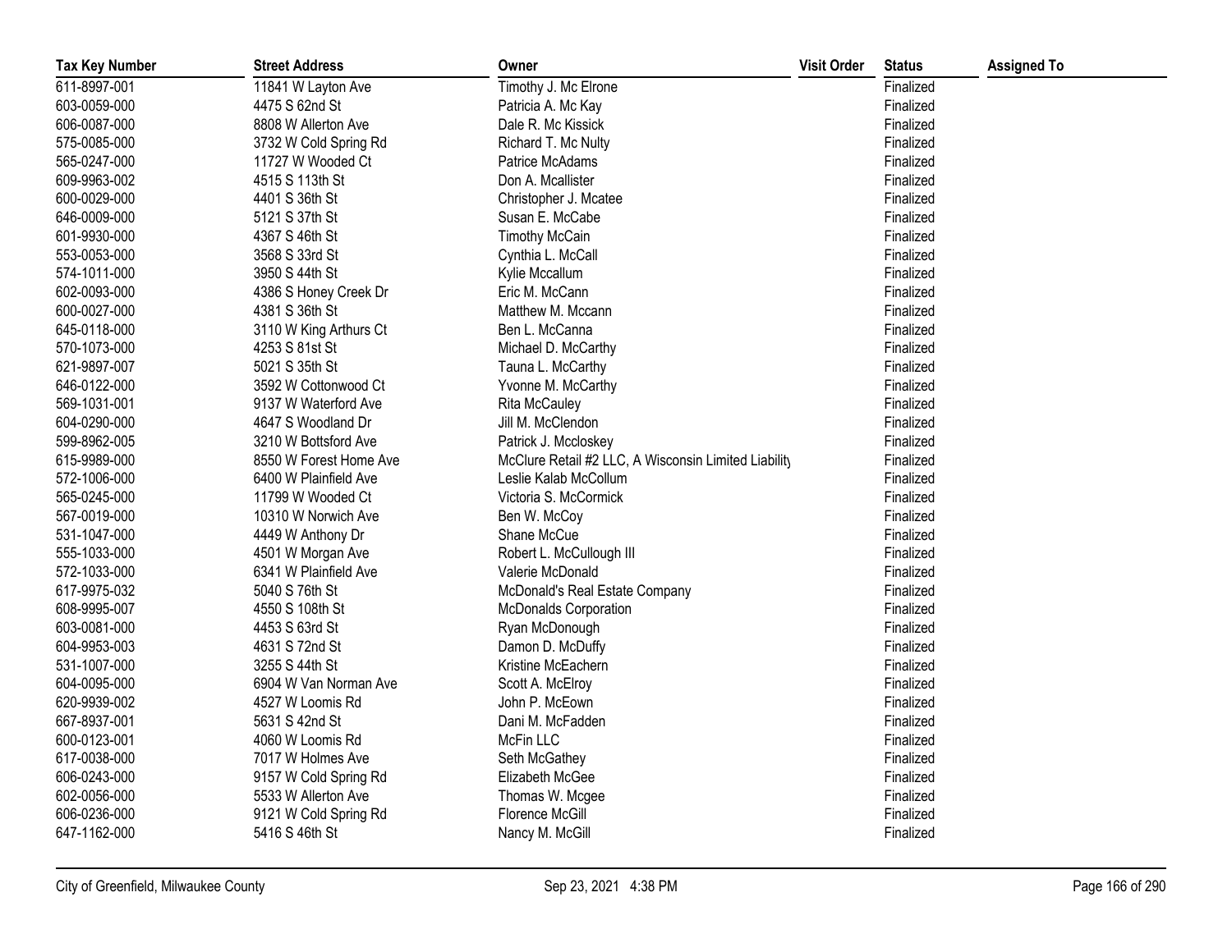| Tax Key Number | Street Address | Owner | Visit Order | Status | Assigned To |
|---|---|---|---|---|---|
| 611-8997-001 | 11841 W Layton Ave | Timothy J. Mc Elrone | | Finalized | |
| 603-0059-000 | 4475 S 62nd St | Patricia A. Mc Kay | | Finalized | |
| 606-0087-000 | 8808 W Allerton Ave | Dale R. Mc Kissick | | Finalized | |
| 575-0085-000 | 3732 W Cold Spring Rd | Richard T. Mc Nulty | | Finalized | |
| 565-0247-000 | 11727 W Wooded Ct | Patrice McAdams | | Finalized | |
| 609-9963-002 | 4515 S 113th St | Don A. Mcallister | | Finalized | |
| 600-0029-000 | 4401 S 36th St | Christopher J. Mcatee | | Finalized | |
| 646-0009-000 | 5121 S 37th St | Susan E. McCabe | | Finalized | |
| 601-9930-000 | 4367 S 46th St | Timothy McCain | | Finalized | |
| 553-0053-000 | 3568 S 33rd St | Cynthia L. McCall | | Finalized | |
| 574-1011-000 | 3950 S 44th St | Kylie Mccallum | | Finalized | |
| 602-0093-000 | 4386 S Honey Creek Dr | Eric M. McCann | | Finalized | |
| 600-0027-000 | 4381 S 36th St | Matthew M. Mccann | | Finalized | |
| 645-0118-000 | 3110 W King Arthurs Ct | Ben L. McCanna | | Finalized | |
| 570-1073-000 | 4253 S 81st St | Michael D. McCarthy | | Finalized | |
| 621-9897-007 | 5021 S 35th St | Tauna L. McCarthy | | Finalized | |
| 646-0122-000 | 3592 W Cottonwood Ct | Yvonne M. McCarthy | | Finalized | |
| 569-1031-001 | 9137 W Waterford Ave | Rita McCauley | | Finalized | |
| 604-0290-000 | 4647 S Woodland Dr | Jill M. McClendon | | Finalized | |
| 599-8962-005 | 3210 W Bottsford Ave | Patrick J. Mccloskey | | Finalized | |
| 615-9989-000 | 8550 W Forest Home Ave | McClure Retail #2 LLC, A Wisconsin Limited Liability | | Finalized | |
| 572-1006-000 | 6400 W Plainfield Ave | Leslie Kalab McCollum | | Finalized | |
| 565-0245-000 | 11799 W Wooded Ct | Victoria S. McCormick | | Finalized | |
| 567-0019-000 | 10310 W Norwich Ave | Ben W. McCoy | | Finalized | |
| 531-1047-000 | 4449 W Anthony Dr | Shane McCue | | Finalized | |
| 555-1033-000 | 4501 W Morgan Ave | Robert L. McCullough III | | Finalized | |
| 572-1033-000 | 6341 W Plainfield Ave | Valerie McDonald | | Finalized | |
| 617-9975-032 | 5040 S 76th St | McDonald's Real Estate Company | | Finalized | |
| 608-9995-007 | 4550 S 108th St | McDonalds Corporation | | Finalized | |
| 603-0081-000 | 4453 S 63rd St | Ryan McDonough | | Finalized | |
| 604-9953-003 | 4631 S 72nd St | Damon D. McDuffy | | Finalized | |
| 531-1007-000 | 3255 S 44th St | Kristine McEachern | | Finalized | |
| 604-0095-000 | 6904 W Van Norman Ave | Scott A. McElroy | | Finalized | |
| 620-9939-002 | 4527 W Loomis Rd | John P. McEown | | Finalized | |
| 667-8937-001 | 5631 S 42nd St | Dani M. McFadden | | Finalized | |
| 600-0123-001 | 4060 W Loomis Rd | McFin LLC | | Finalized | |
| 617-0038-000 | 7017 W Holmes Ave | Seth McGathey | | Finalized | |
| 606-0243-000 | 9157 W Cold Spring Rd | Elizabeth McGee | | Finalized | |
| 602-0056-000 | 5533 W Allerton Ave | Thomas W. Mcgee | | Finalized | |
| 606-0236-000 | 9121 W Cold Spring Rd | Florence McGill | | Finalized | |
| 647-1162-000 | 5416 S 46th St | Nancy M. McGill | | Finalized | |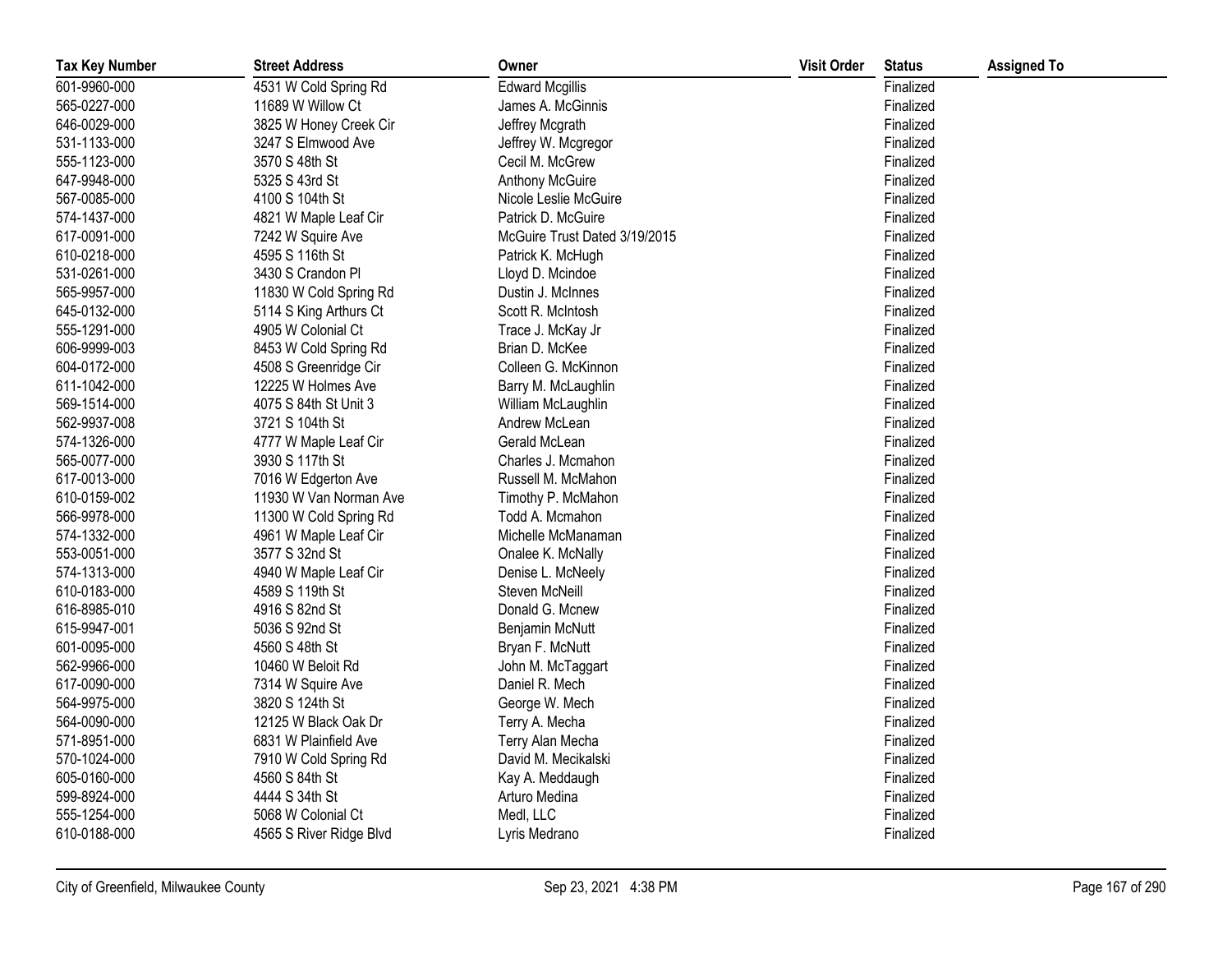| Tax Key Number | Street Address | Owner | Visit Order | Status | Assigned To |
| --- | --- | --- | --- | --- | --- |
| 601-9960-000 | 4531 W Cold Spring Rd | Edward Mcgillis | | Finalized | |
| 565-0227-000 | 11689 W Willow Ct | James A. McGinnis | | Finalized | |
| 646-0029-000 | 3825 W Honey Creek Cir | Jeffrey Mcgrath | | Finalized | |
| 531-1133-000 | 3247 S Elmwood Ave | Jeffrey W. Mcgregor | | Finalized | |
| 555-1123-000 | 3570 S 48th St | Cecil M. McGrew | | Finalized | |
| 647-9948-000 | 5325 S 43rd St | Anthony McGuire | | Finalized | |
| 567-0085-000 | 4100 S 104th St | Nicole Leslie McGuire | | Finalized | |
| 574-1437-000 | 4821 W Maple Leaf Cir | Patrick D. McGuire | | Finalized | |
| 617-0091-000 | 7242 W Squire Ave | McGuire Trust Dated 3/19/2015 | | Finalized | |
| 610-0218-000 | 4595 S 116th St | Patrick K. McHugh | | Finalized | |
| 531-0261-000 | 3430 S Crandon Pl | Lloyd D. Mcindoe | | Finalized | |
| 565-9957-000 | 11830 W Cold Spring Rd | Dustin J. McInnes | | Finalized | |
| 645-0132-000 | 5114 S King Arthurs Ct | Scott R. McIntosh | | Finalized | |
| 555-1291-000 | 4905 W Colonial Ct | Trace J. McKay Jr | | Finalized | |
| 606-9999-003 | 8453 W Cold Spring Rd | Brian D. McKee | | Finalized | |
| 604-0172-000 | 4508 S Greenridge Cir | Colleen G. McKinnon | | Finalized | |
| 611-1042-000 | 12225 W Holmes Ave | Barry M. McLaughlin | | Finalized | |
| 569-1514-000 | 4075 S 84th St Unit 3 | William McLaughlin | | Finalized | |
| 562-9937-008 | 3721 S 104th St | Andrew McLean | | Finalized | |
| 574-1326-000 | 4777 W Maple Leaf Cir | Gerald McLean | | Finalized | |
| 565-0077-000 | 3930 S 117th St | Charles J. Mcmahon | | Finalized | |
| 617-0013-000 | 7016 W Edgerton Ave | Russell M. McMahon | | Finalized | |
| 610-0159-002 | 11930 W Van Norman Ave | Timothy P. McMahon | | Finalized | |
| 566-9978-000 | 11300 W Cold Spring Rd | Todd A. Mcmahon | | Finalized | |
| 574-1332-000 | 4961 W Maple Leaf Cir | Michelle McManaman | | Finalized | |
| 553-0051-000 | 3577 S 32nd St | Onalee K. McNally | | Finalized | |
| 574-1313-000 | 4940 W Maple Leaf Cir | Denise L. McNeely | | Finalized | |
| 610-0183-000 | 4589 S 119th St | Steven McNeill | | Finalized | |
| 616-8985-010 | 4916 S 82nd St | Donald G. Mcnew | | Finalized | |
| 615-9947-001 | 5036 S 92nd St | Benjamin McNutt | | Finalized | |
| 601-0095-000 | 4560 S 48th St | Bryan F. McNutt | | Finalized | |
| 562-9966-000 | 10460 W Beloit Rd | John M. McTaggart | | Finalized | |
| 617-0090-000 | 7314 W Squire Ave | Daniel R. Mech | | Finalized | |
| 564-9975-000 | 3820 S 124th St | George W. Mech | | Finalized | |
| 564-0090-000 | 12125 W Black Oak Dr | Terry A. Mecha | | Finalized | |
| 571-8951-000 | 6831 W Plainfield Ave | Terry Alan Mecha | | Finalized | |
| 570-1024-000 | 7910 W Cold Spring Rd | David M. Mecikalski | | Finalized | |
| 605-0160-000 | 4560 S 84th St | Kay A. Meddaugh | | Finalized | |
| 599-8924-000 | 4444 S 34th St | Arturo Medina | | Finalized | |
| 555-1254-000 | 5068 W Colonial Ct | Medl, LLC | | Finalized | |
| 610-0188-000 | 4565 S River Ridge Blvd | Lyris Medrano | | Finalized | |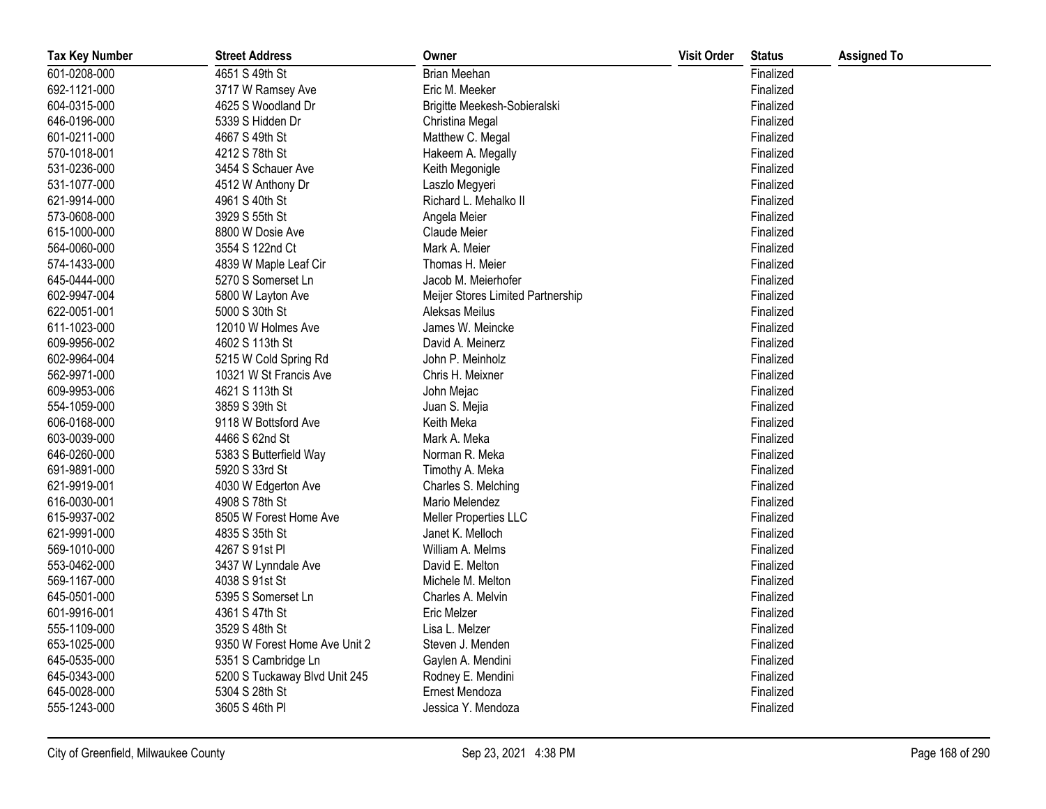| Tax Key Number | Street Address | Owner | Visit Order | Status | Assigned To |
|---|---|---|---|---|---|
| 601-0208-000 | 4651 S 49th St | Brian Meehan | | Finalized | |
| 692-1121-000 | 3717 W Ramsey Ave | Eric M. Meeker | | Finalized | |
| 604-0315-000 | 4625 S Woodland Dr | Brigitte Meekesh-Sobieralski | | Finalized | |
| 646-0196-000 | 5339 S Hidden Dr | Christina Megal | | Finalized | |
| 601-0211-000 | 4667 S 49th St | Matthew C. Megal | | Finalized | |
| 570-1018-001 | 4212 S 78th St | Hakeem A. Megally | | Finalized | |
| 531-0236-000 | 3454 S Schauer Ave | Keith Megonigle | | Finalized | |
| 531-1077-000 | 4512 W Anthony Dr | Laszlo Megyeri | | Finalized | |
| 621-9914-000 | 4961 S 40th St | Richard L. Mehalko II | | Finalized | |
| 573-0608-000 | 3929 S 55th St | Angela Meier | | Finalized | |
| 615-1000-000 | 8800 W Dosie Ave | Claude Meier | | Finalized | |
| 564-0060-000 | 3554 S 122nd Ct | Mark A. Meier | | Finalized | |
| 574-1433-000 | 4839 W Maple Leaf Cir | Thomas H. Meier | | Finalized | |
| 645-0444-000 | 5270 S Somerset Ln | Jacob M. Meierhofer | | Finalized | |
| 602-9947-004 | 5800 W Layton Ave | Meijer Stores Limited Partnership | | Finalized | |
| 622-0051-001 | 5000 S 30th St | Aleksas Meilus | | Finalized | |
| 611-1023-000 | 12010 W Holmes Ave | James W. Meincke | | Finalized | |
| 609-9956-002 | 4602 S 113th St | David A. Meinerz | | Finalized | |
| 602-9964-004 | 5215 W Cold Spring Rd | John P. Meinholz | | Finalized | |
| 562-9971-000 | 10321 W St Francis Ave | Chris H. Meixner | | Finalized | |
| 609-9953-006 | 4621 S 113th St | John Mejac | | Finalized | |
| 554-1059-000 | 3859 S 39th St | Juan S. Mejia | | Finalized | |
| 606-0168-000 | 9118 W Bottsford Ave | Keith Meka | | Finalized | |
| 603-0039-000 | 4466 S 62nd St | Mark A. Meka | | Finalized | |
| 646-0260-000 | 5383 S Butterfield Way | Norman R. Meka | | Finalized | |
| 691-9891-000 | 5920 S 33rd St | Timothy A. Meka | | Finalized | |
| 621-9919-001 | 4030 W Edgerton Ave | Charles S. Melching | | Finalized | |
| 616-0030-001 | 4908 S 78th St | Mario Melendez | | Finalized | |
| 615-9937-002 | 8505 W Forest Home Ave | Meller Properties LLC | | Finalized | |
| 621-9991-000 | 4835 S 35th St | Janet K. Melloch | | Finalized | |
| 569-1010-000 | 4267 S 91st Pl | William A. Melms | | Finalized | |
| 553-0462-000 | 3437 W Lynndale Ave | David E. Melton | | Finalized | |
| 569-1167-000 | 4038 S 91st St | Michele M. Melton | | Finalized | |
| 645-0501-000 | 5395 S Somerset Ln | Charles A. Melvin | | Finalized | |
| 601-9916-001 | 4361 S 47th St | Eric Melzer | | Finalized | |
| 555-1109-000 | 3529 S 48th St | Lisa L. Melzer | | Finalized | |
| 653-1025-000 | 9350 W Forest Home Ave Unit 2 | Steven J. Menden | | Finalized | |
| 645-0535-000 | 5351 S Cambridge Ln | Gaylen A. Mendini | | Finalized | |
| 645-0343-000 | 5200 S Tuckaway Blvd Unit 245 | Rodney E. Mendini | | Finalized | |
| 645-0028-000 | 5304 S 28th St | Ernest Mendoza | | Finalized | |
| 555-1243-000 | 3605 S 46th Pl | Jessica Y. Mendoza | | Finalized | |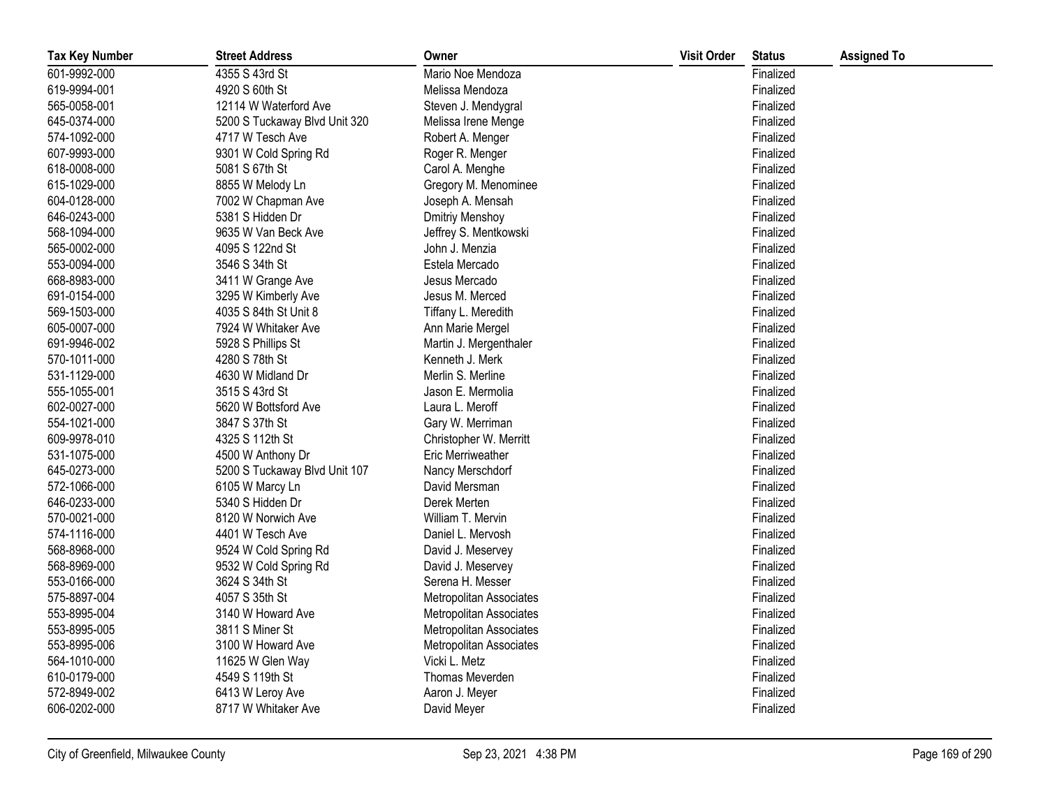| Tax Key Number | Street Address | Owner | Visit Order | Status | Assigned To |
|---|---|---|---|---|---|
| 601-9992-000 | 4355 S 43rd St | Mario Noe Mendoza | | Finalized | |
| 619-9994-001 | 4920 S 60th St | Melissa Mendoza | | Finalized | |
| 565-0058-001 | 12114 W Waterford Ave | Steven J. Mendygral | | Finalized | |
| 645-0374-000 | 5200 S Tuckaway Blvd Unit 320 | Melissa Irene Menge | | Finalized | |
| 574-1092-000 | 4717 W Tesch Ave | Robert A. Menger | | Finalized | |
| 607-9993-000 | 9301 W Cold Spring Rd | Roger R. Menger | | Finalized | |
| 618-0008-000 | 5081 S 67th St | Carol A. Menghe | | Finalized | |
| 615-1029-000 | 8855 W Melody Ln | Gregory M. Menominee | | Finalized | |
| 604-0128-000 | 7002 W Chapman Ave | Joseph A. Mensah | | Finalized | |
| 646-0243-000 | 5381 S Hidden Dr | Dmitriy Menshoy | | Finalized | |
| 568-1094-000 | 9635 W Van Beck Ave | Jeffrey S. Mentkowski | | Finalized | |
| 565-0002-000 | 4095 S 122nd St | John J. Menzia | | Finalized | |
| 553-0094-000 | 3546 S 34th St | Estela Mercado | | Finalized | |
| 668-8983-000 | 3411 W Grange Ave | Jesus Mercado | | Finalized | |
| 691-0154-000 | 3295 W Kimberly Ave | Jesus M. Merced | | Finalized | |
| 569-1503-000 | 4035 S 84th St Unit 8 | Tiffany L. Meredith | | Finalized | |
| 605-0007-000 | 7924 W Whitaker Ave | Ann Marie Mergel | | Finalized | |
| 691-9946-002 | 5928 S Phillips St | Martin J. Mergenthaler | | Finalized | |
| 570-1011-000 | 4280 S 78th St | Kenneth J. Merk | | Finalized | |
| 531-1129-000 | 4630 W Midland Dr | Merlin S. Merline | | Finalized | |
| 555-1055-001 | 3515 S 43rd St | Jason E. Mermolia | | Finalized | |
| 602-0027-000 | 5620 W Bottsford Ave | Laura L. Meroff | | Finalized | |
| 554-1021-000 | 3847 S 37th St | Gary W. Merriman | | Finalized | |
| 609-9978-010 | 4325 S 112th St | Christopher W. Merritt | | Finalized | |
| 531-1075-000 | 4500 W Anthony Dr | Eric Merriweather | | Finalized | |
| 645-0273-000 | 5200 S Tuckaway Blvd Unit 107 | Nancy Merschdorf | | Finalized | |
| 572-1066-000 | 6105 W Marcy Ln | David Mersman | | Finalized | |
| 646-0233-000 | 5340 S Hidden Dr | Derek Merten | | Finalized | |
| 570-0021-000 | 8120 W Norwich Ave | William T. Mervin | | Finalized | |
| 574-1116-000 | 4401 W Tesch Ave | Daniel L. Mervosh | | Finalized | |
| 568-8968-000 | 9524 W Cold Spring Rd | David J. Meservey | | Finalized | |
| 568-8969-000 | 9532 W Cold Spring Rd | David J. Meservey | | Finalized | |
| 553-0166-000 | 3624 S 34th St | Serena H. Messer | | Finalized | |
| 575-8897-004 | 4057 S 35th St | Metropolitan Associates | | Finalized | |
| 553-8995-004 | 3140 W Howard Ave | Metropolitan Associates | | Finalized | |
| 553-8995-005 | 3811 S Miner St | Metropolitan Associates | | Finalized | |
| 553-8995-006 | 3100 W Howard Ave | Metropolitan Associates | | Finalized | |
| 564-1010-000 | 11625 W Glen Way | Vicki L. Metz | | Finalized | |
| 610-0179-000 | 4549 S 119th St | Thomas Meverden | | Finalized | |
| 572-8949-002 | 6413 W Leroy Ave | Aaron J. Meyer | | Finalized | |
| 606-0202-000 | 8717 W Whitaker Ave | David Meyer | | Finalized | |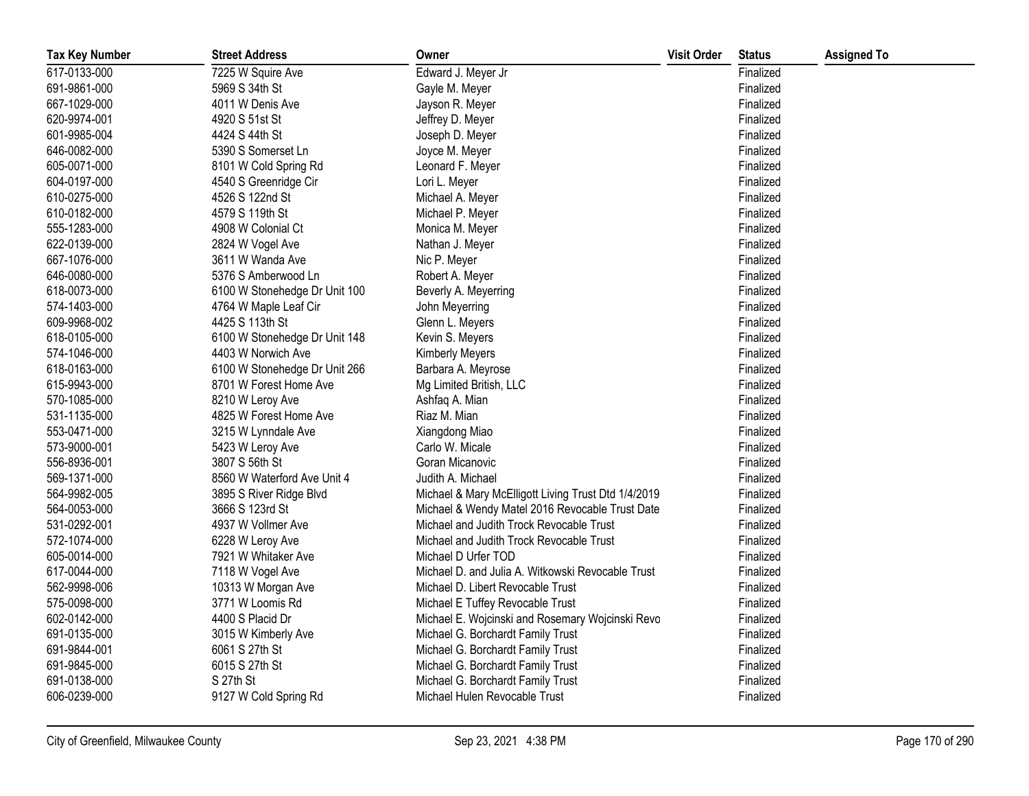| Tax Key Number | Street Address | Owner | Visit Order | Status | Assigned To |
|---|---|---|---|---|---|
| 617-0133-000 | 7225 W Squire Ave | Edward J. Meyer Jr | | Finalized | |
| 691-9861-000 | 5969 S 34th St | Gayle M. Meyer | | Finalized | |
| 667-1029-000 | 4011 W Denis Ave | Jayson R. Meyer | | Finalized | |
| 620-9974-001 | 4920 S 51st St | Jeffrey D. Meyer | | Finalized | |
| 601-9985-004 | 4424 S 44th St | Joseph D. Meyer | | Finalized | |
| 646-0082-000 | 5390 S Somerset Ln | Joyce M. Meyer | | Finalized | |
| 605-0071-000 | 8101 W Cold Spring Rd | Leonard F. Meyer | | Finalized | |
| 604-0197-000 | 4540 S Greenridge Cir | Lori L. Meyer | | Finalized | |
| 610-0275-000 | 4526 S 122nd St | Michael A. Meyer | | Finalized | |
| 610-0182-000 | 4579 S 119th St | Michael P. Meyer | | Finalized | |
| 555-1283-000 | 4908 W Colonial Ct | Monica M. Meyer | | Finalized | |
| 622-0139-000 | 2824 W Vogel Ave | Nathan J. Meyer | | Finalized | |
| 667-1076-000 | 3611 W Wanda Ave | Nic P. Meyer | | Finalized | |
| 646-0080-000 | 5376 S Amberwood Ln | Robert A. Meyer | | Finalized | |
| 618-0073-000 | 6100 W Stonehedge Dr Unit 100 | Beverly A. Meyerring | | Finalized | |
| 574-1403-000 | 4764 W Maple Leaf Cir | John Meyerring | | Finalized | |
| 609-9968-002 | 4425 S 113th St | Glenn L. Meyers | | Finalized | |
| 618-0105-000 | 6100 W Stonehedge Dr Unit 148 | Kevin S. Meyers | | Finalized | |
| 574-1046-000 | 4403 W Norwich Ave | Kimberly Meyers | | Finalized | |
| 618-0163-000 | 6100 W Stonehedge Dr Unit 266 | Barbara A. Meyrose | | Finalized | |
| 615-9943-000 | 8701 W Forest Home Ave | Mg Limited British, LLC | | Finalized | |
| 570-1085-000 | 8210 W Leroy Ave | Ashfaq A. Mian | | Finalized | |
| 531-1135-000 | 4825 W Forest Home Ave | Riaz M. Mian | | Finalized | |
| 553-0471-000 | 3215 W Lynndale Ave | Xiangdong Miao | | Finalized | |
| 573-9000-001 | 5423 W Leroy Ave | Carlo W. Micale | | Finalized | |
| 556-8936-001 | 3807 S 56th St | Goran Micanovic | | Finalized | |
| 569-1371-000 | 8560 W Waterford Ave Unit 4 | Judith A. Michael | | Finalized | |
| 564-9982-005 | 3895 S River Ridge Blvd | Michael & Mary McElligott Living Trust Dtd 1/4/2019 | | Finalized | |
| 564-0053-000 | 3666 S 123rd St | Michael & Wendy Matel 2016 Revocable Trust Date | | Finalized | |
| 531-0292-001 | 4937 W Vollmer Ave | Michael and Judith Trock Revocable Trust | | Finalized | |
| 572-1074-000 | 6228 W Leroy Ave | Michael and Judith Trock Revocable Trust | | Finalized | |
| 605-0014-000 | 7921 W Whitaker Ave | Michael D Urfer TOD | | Finalized | |
| 617-0044-000 | 7118 W Vogel Ave | Michael D. and Julia A. Witkowski Revocable Trust | | Finalized | |
| 562-9998-006 | 10313 W Morgan Ave | Michael D. Libert Revocable Trust | | Finalized | |
| 575-0098-000 | 3771 W Loomis Rd | Michael E Tuffey Revocable Trust | | Finalized | |
| 602-0142-000 | 4400 S Placid Dr | Michael E. Wojcinski and Rosemary Wojcinski Revo | | Finalized | |
| 691-0135-000 | 3015 W Kimberly Ave | Michael G. Borchardt Family Trust | | Finalized | |
| 691-9844-001 | 6061 S 27th St | Michael G. Borchardt Family Trust | | Finalized | |
| 691-9845-000 | 6015 S 27th St | Michael G. Borchardt Family Trust | | Finalized | |
| 691-0138-000 | S 27th St | Michael G. Borchardt Family Trust | | Finalized | |
| 606-0239-000 | 9127 W Cold Spring Rd | Michael Hulen Revocable Trust | | Finalized | |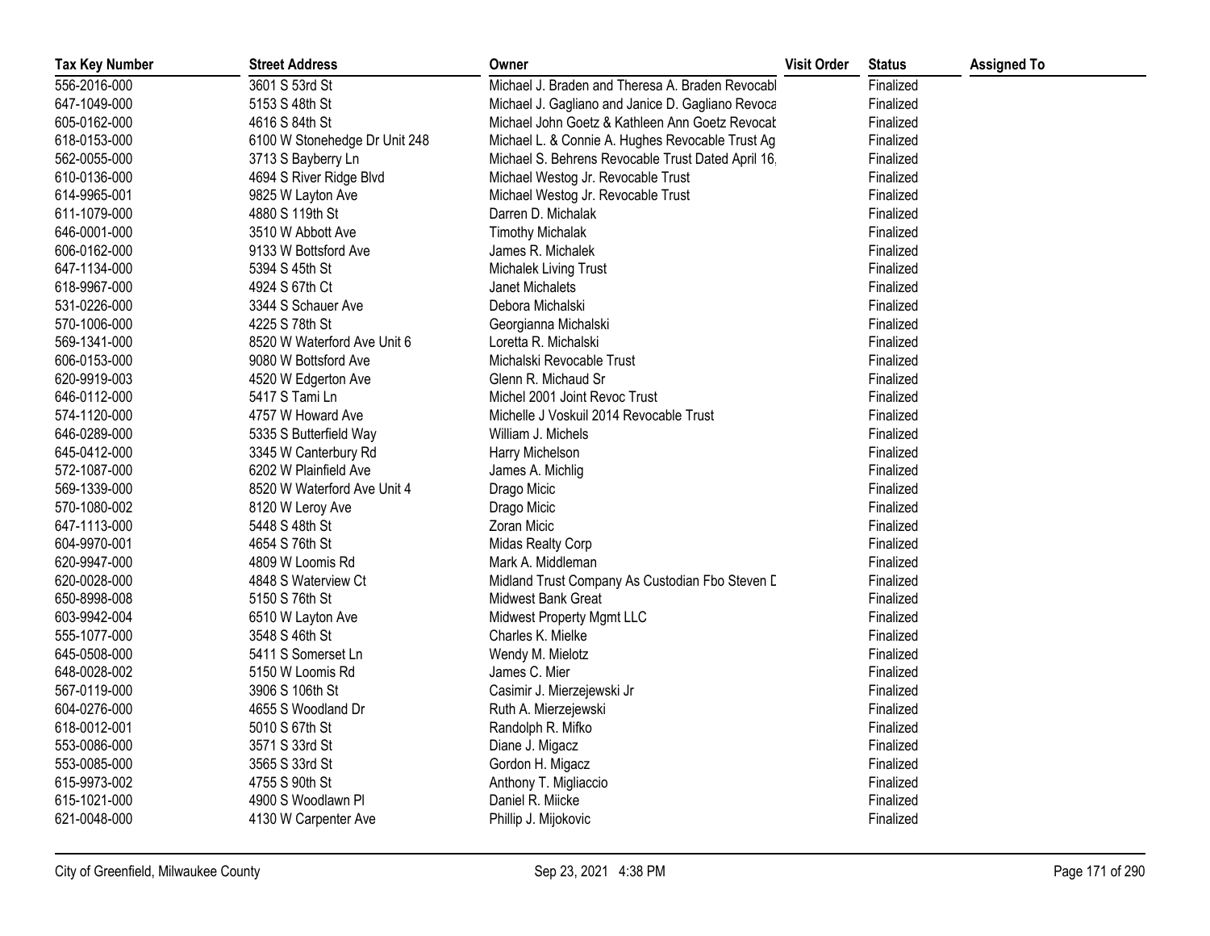| Tax Key Number | Street Address | Owner | Visit Order | Status | Assigned To |
|---|---|---|---|---|---|
| 556-2016-000 | 3601 S 53rd St | Michael J. Braden and Theresa A. Braden Revocabl | | Finalized | |
| 647-1049-000 | 5153 S 48th St | Michael J. Gagliano and Janice D. Gagliano Revoca | | Finalized | |
| 605-0162-000 | 4616 S 84th St | Michael John Goetz & Kathleen Ann Goetz Revocab | | Finalized | |
| 618-0153-000 | 6100 W Stonehedge Dr Unit 248 | Michael L. & Connie A. Hughes Revocable Trust Ag | | Finalized | |
| 562-0055-000 | 3713 S Bayberry Ln | Michael S. Behrens Revocable Trust Dated April 16, | | Finalized | |
| 610-0136-000 | 4694 S River Ridge Blvd | Michael Westog Jr. Revocable Trust | | Finalized | |
| 614-9965-001 | 9825 W Layton Ave | Michael Westog Jr. Revocable Trust | | Finalized | |
| 611-1079-000 | 4880 S 119th St | Darren D. Michalak | | Finalized | |
| 646-0001-000 | 3510 W Abbott Ave | Timothy Michalak | | Finalized | |
| 606-0162-000 | 9133 W Bottsford Ave | James R. Michalek | | Finalized | |
| 647-1134-000 | 5394 S 45th St | Michalek Living Trust | | Finalized | |
| 618-9967-000 | 4924 S 67th Ct | Janet Michalets | | Finalized | |
| 531-0226-000 | 3344 S Schauer Ave | Debora Michalski | | Finalized | |
| 570-1006-000 | 4225 S 78th St | Georgianna Michalski | | Finalized | |
| 569-1341-000 | 8520 W Waterford Ave Unit 6 | Loretta R. Michalski | | Finalized | |
| 606-0153-000 | 9080 W Bottsford Ave | Michalski Revocable Trust | | Finalized | |
| 620-9919-003 | 4520 W Edgerton Ave | Glenn R. Michaud Sr | | Finalized | |
| 646-0112-000 | 5417 S Tami Ln | Michel 2001 Joint Revoc Trust | | Finalized | |
| 574-1120-000 | 4757 W Howard Ave | Michelle J Voskuil 2014 Revocable Trust | | Finalized | |
| 646-0289-000 | 5335 S Butterfield Way | William J. Michels | | Finalized | |
| 645-0412-000 | 3345 W Canterbury Rd | Harry Michelson | | Finalized | |
| 572-1087-000 | 6202 W Plainfield Ave | James A. Michlig | | Finalized | |
| 569-1339-000 | 8520 W Waterford Ave Unit 4 | Drago Micic | | Finalized | |
| 570-1080-002 | 8120 W Leroy Ave | Drago Micic | | Finalized | |
| 647-1113-000 | 5448 S 48th St | Zoran Micic | | Finalized | |
| 604-9970-001 | 4654 S 76th St | Midas Realty Corp | | Finalized | |
| 620-9947-000 | 4809 W Loomis Rd | Mark A. Middleman | | Finalized | |
| 620-0028-000 | 4848 S Waterview Ct | Midland Trust Company As Custodian Fbo Steven D | | Finalized | |
| 650-8998-008 | 5150 S 76th St | Midwest Bank Great | | Finalized | |
| 603-9942-004 | 6510 W Layton Ave | Midwest Property Mgmt LLC | | Finalized | |
| 555-1077-000 | 3548 S 46th St | Charles K. Mielke | | Finalized | |
| 645-0508-000 | 5411 S Somerset Ln | Wendy M. Mielotz | | Finalized | |
| 648-0028-002 | 5150 W Loomis Rd | James C. Mier | | Finalized | |
| 567-0119-000 | 3906 S 106th St | Casimir J. Mierzejewski Jr | | Finalized | |
| 604-0276-000 | 4655 S Woodland Dr | Ruth A. Mierzejewski | | Finalized | |
| 618-0012-001 | 5010 S 67th St | Randolph R. Mifko | | Finalized | |
| 553-0086-000 | 3571 S 33rd St | Diane J. Migacz | | Finalized | |
| 553-0085-000 | 3565 S 33rd St | Gordon H. Migacz | | Finalized | |
| 615-9973-002 | 4755 S 90th St | Anthony T. Migliaccio | | Finalized | |
| 615-1021-000 | 4900 S Woodlawn Pl | Daniel R. Miicke | | Finalized | |
| 621-0048-000 | 4130 W Carpenter Ave | Phillip J. Mijokovic | | Finalized | |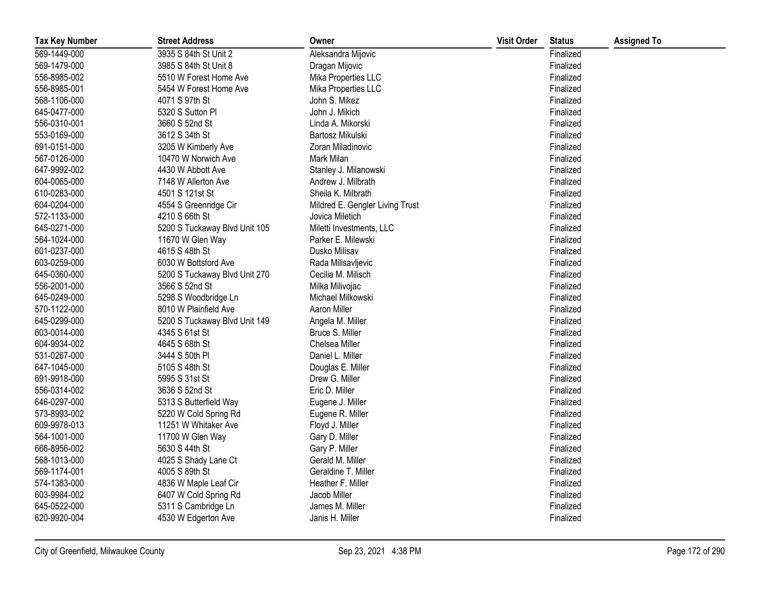| Tax Key Number | Street Address | Owner | Visit Order | Status | Assigned To |
|---|---|---|---|---|---|
| 569-1449-000 | 3935 S 84th St Unit 2 | Aleksandra Mijovic | | Finalized | |
| 569-1479-000 | 3985 S 84th St Unit 8 | Dragan Mijovic | | Finalized | |
| 556-8985-002 | 5510 W Forest Home Ave | Mika Properties LLC | | Finalized | |
| 556-8985-001 | 5454 W Forest Home Ave | Mika Properties LLC | | Finalized | |
| 568-1106-000 | 4071 S 97th St | John S. Mikez | | Finalized | |
| 645-0477-000 | 5320 S Sutton Pl | John J. Mikich | | Finalized | |
| 556-0310-001 | 3660 S 52nd St | Linda A. Mikorski | | Finalized | |
| 553-0169-000 | 3612 S 34th St | Bartosz Mikulski | | Finalized | |
| 691-0151-000 | 3205 W Kimberly Ave | Zoran Miladinovic | | Finalized | |
| 567-0126-000 | 10470 W Norwich Ave | Mark Milan | | Finalized | |
| 647-9992-002 | 4430 W Abbott Ave | Stanley J. Milanowski | | Finalized | |
| 604-0065-000 | 7148 W Allerton Ave | Andrew J. Milbrath | | Finalized | |
| 610-0283-000 | 4501 S 121st St | Sheila K. Milbrath | | Finalized | |
| 604-0204-000 | 4554 S Greenridge Cir | Mildred E. Gengler Living Trust | | Finalized | |
| 572-1133-000 | 4210 S 66th St | Jovica Miletich | | Finalized | |
| 645-0271-000 | 5200 S Tuckaway Blvd Unit 105 | Miletti Investments, LLC | | Finalized | |
| 564-1024-000 | 11670 W Glen Way | Parker E. Milewski | | Finalized | |
| 601-0237-000 | 4615 S 48th St | Dusko Milisav | | Finalized | |
| 603-0259-000 | 6030 W Bottsford Ave | Rada Milisavljevic | | Finalized | |
| 645-0360-000 | 5200 S Tuckaway Blvd Unit 270 | Cecilia M. Milisch | | Finalized | |
| 556-2001-000 | 3566 S 52nd St | Milka Milivojac | | Finalized | |
| 645-0249-000 | 5298 S Woodbridge Ln | Michael Milkowski | | Finalized | |
| 570-1122-000 | 8010 W Plainfield Ave | Aaron Miller | | Finalized | |
| 645-0299-000 | 5200 S Tuckaway Blvd Unit 149 | Angela M. Miller | | Finalized | |
| 603-0014-000 | 4345 S 61st St | Bruce S. Miller | | Finalized | |
| 604-9934-002 | 4645 S 68th St | Chelsea Miller | | Finalized | |
| 531-0267-000 | 3444 S 50th Pl | Daniel L. Miller | | Finalized | |
| 647-1045-000 | 5105 S 48th St | Douglas E. Miller | | Finalized | |
| 691-9918-000 | 5995 S 31st St | Drew G. Miller | | Finalized | |
| 556-0314-002 | 3636 S 52nd St | Eric D. Miller | | Finalized | |
| 646-0297-000 | 5313 S Butterfield Way | Eugene J. Miller | | Finalized | |
| 573-8993-002 | 5220 W Cold Spring Rd | Eugene R. Miller | | Finalized | |
| 609-9978-013 | 11251 W Whitaker Ave | Floyd J. Miller | | Finalized | |
| 564-1001-000 | 11700 W Glen Way | Gary D. Miller | | Finalized | |
| 666-8956-002 | 5630 S 44th St | Gary P. Miller | | Finalized | |
| 568-1013-000 | 4025 S Shady Lane Ct | Gerald M. Miller | | Finalized | |
| 569-1174-001 | 4005 S 89th St | Geraldine T. Miller | | Finalized | |
| 574-1383-000 | 4836 W Maple Leaf Cir | Heather F. Miller | | Finalized | |
| 603-9984-002 | 6407 W Cold Spring Rd | Jacob Miller | | Finalized | |
| 645-0522-000 | 5311 S Cambridge Ln | James M. Miller | | Finalized | |
| 620-9920-004 | 4530 W Edgerton Ave | Janis H. Miller | | Finalized | |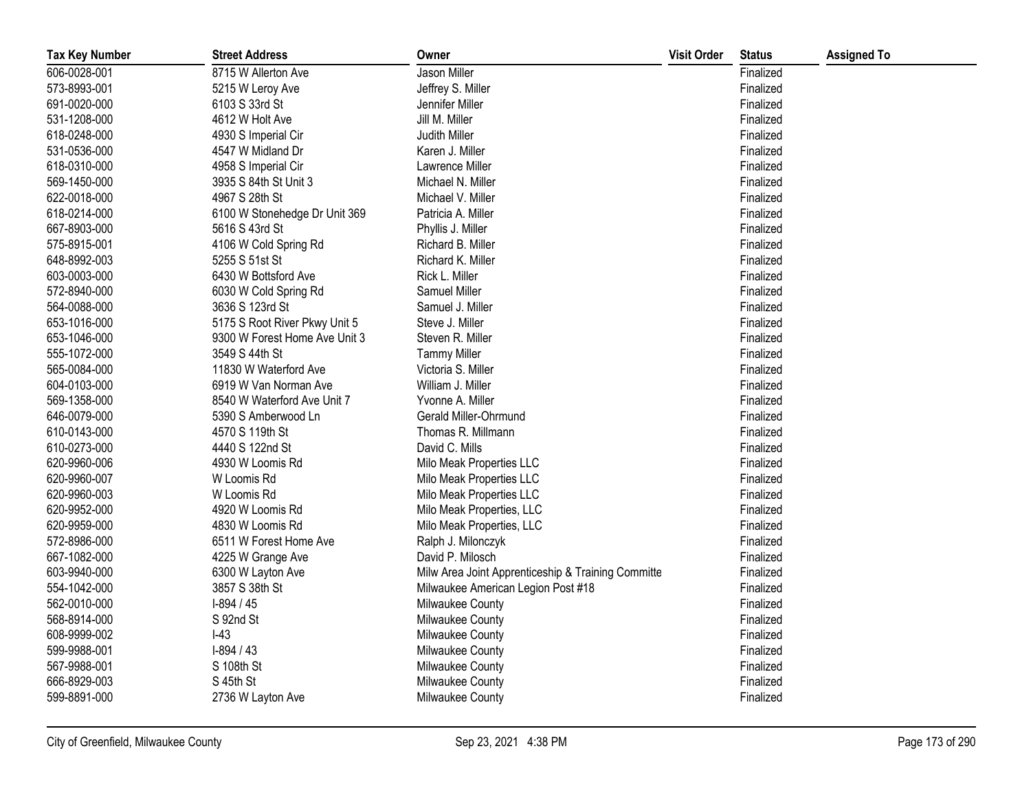| Tax Key Number | Street Address | Owner | Visit Order | Status | Assigned To |
|---|---|---|---|---|---|
| 606-0028-001 | 8715 W Allerton Ave | Jason Miller | | Finalized | |
| 573-8993-001 | 5215 W Leroy Ave | Jeffrey S. Miller | | Finalized | |
| 691-0020-000 | 6103 S 33rd St | Jennifer Miller | | Finalized | |
| 531-1208-000 | 4612 W Holt Ave | Jill M. Miller | | Finalized | |
| 618-0248-000 | 4930 S Imperial Cir | Judith Miller | | Finalized | |
| 531-0536-000 | 4547 W Midland Dr | Karen J. Miller | | Finalized | |
| 618-0310-000 | 4958 S Imperial Cir | Lawrence Miller | | Finalized | |
| 569-1450-000 | 3935 S 84th St Unit 3 | Michael N. Miller | | Finalized | |
| 622-0018-000 | 4967 S 28th St | Michael V. Miller | | Finalized | |
| 618-0214-000 | 6100 W Stonehedge Dr Unit 369 | Patricia A. Miller | | Finalized | |
| 667-8903-000 | 5616 S 43rd St | Phyllis J. Miller | | Finalized | |
| 575-8915-001 | 4106 W Cold Spring Rd | Richard B. Miller | | Finalized | |
| 648-8992-003 | 5255 S 51st St | Richard K. Miller | | Finalized | |
| 603-0003-000 | 6430 W Bottsford Ave | Rick L. Miller | | Finalized | |
| 572-8940-000 | 6030 W Cold Spring Rd | Samuel Miller | | Finalized | |
| 564-0088-000 | 3636 S 123rd St | Samuel J. Miller | | Finalized | |
| 653-1016-000 | 5175 S Root River Pkwy Unit 5 | Steve J. Miller | | Finalized | |
| 653-1046-000 | 9300 W Forest Home Ave Unit 3 | Steven R. Miller | | Finalized | |
| 555-1072-000 | 3549 S 44th St | Tammy Miller | | Finalized | |
| 565-0084-000 | 11830 W Waterford Ave | Victoria S. Miller | | Finalized | |
| 604-0103-000 | 6919 W Van Norman Ave | William J. Miller | | Finalized | |
| 569-1358-000 | 8540 W Waterford Ave Unit 7 | Yvonne A. Miller | | Finalized | |
| 646-0079-000 | 5390 S Amberwood Ln | Gerald Miller-Ohrmund | | Finalized | |
| 610-0143-000 | 4570 S 119th St | Thomas R. Millmann | | Finalized | |
| 610-0273-000 | 4440 S 122nd St | David C. Mills | | Finalized | |
| 620-9960-006 | 4930 W Loomis Rd | Milo Meak Properties LLC | | Finalized | |
| 620-9960-007 | W Loomis Rd | Milo Meak Properties LLC | | Finalized | |
| 620-9960-003 | W Loomis Rd | Milo Meak Properties LLC | | Finalized | |
| 620-9952-000 | 4920 W Loomis Rd | Milo Meak Properties, LLC | | Finalized | |
| 620-9959-000 | 4830 W Loomis Rd | Milo Meak Properties, LLC | | Finalized | |
| 572-8986-000 | 6511 W Forest Home Ave | Ralph J. Milonczyk | | Finalized | |
| 667-1082-000 | 4225 W Grange Ave | David P. Milosch | | Finalized | |
| 603-9940-000 | 6300 W Layton Ave | Milw Area Joint Apprenticeship & Training Committe | | Finalized | |
| 554-1042-000 | 3857 S 38th St | Milwaukee American Legion Post #18 | | Finalized | |
| 562-0010-000 | I-894 / 45 | Milwaukee County | | Finalized | |
| 568-8914-000 | S 92nd St | Milwaukee County | | Finalized | |
| 608-9999-002 | I-43 | Milwaukee County | | Finalized | |
| 599-9988-001 | I-894 / 43 | Milwaukee County | | Finalized | |
| 567-9988-001 | S 108th St | Milwaukee County | | Finalized | |
| 666-8929-003 | S 45th St | Milwaukee County | | Finalized | |
| 599-8891-000 | 2736 W Layton Ave | Milwaukee County | | Finalized | |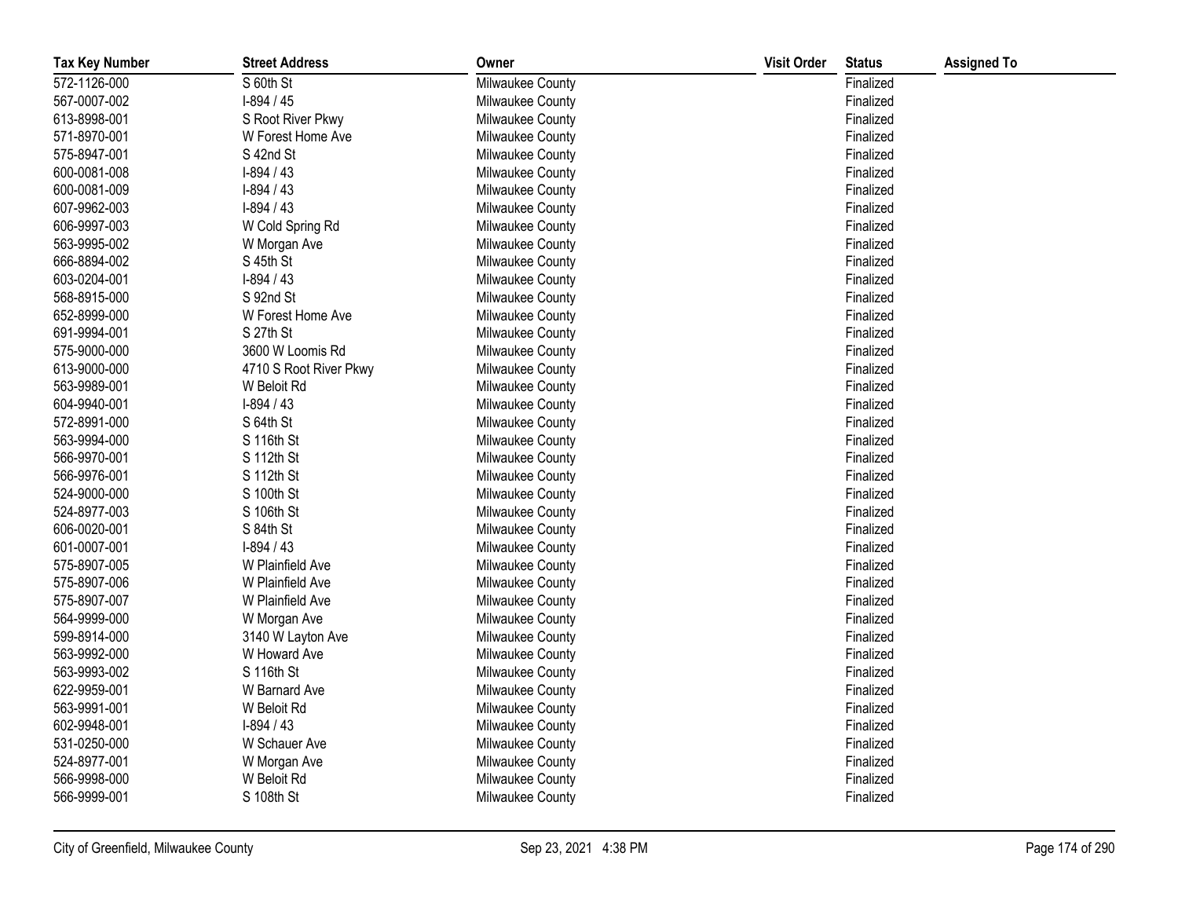| Tax Key Number | Street Address | Owner | Visit Order | Status | Assigned To |
| --- | --- | --- | --- | --- | --- |
| 572-1126-000 | S 60th St | Milwaukee County | | Finalized | |
| 567-0007-002 | I-894 / 45 | Milwaukee County | | Finalized | |
| 613-8998-001 | S Root River Pkwy | Milwaukee County | | Finalized | |
| 571-8970-001 | W Forest Home Ave | Milwaukee County | | Finalized | |
| 575-8947-001 | S 42nd St | Milwaukee County | | Finalized | |
| 600-0081-008 | I-894 / 43 | Milwaukee County | | Finalized | |
| 600-0081-009 | I-894 / 43 | Milwaukee County | | Finalized | |
| 607-9962-003 | I-894 / 43 | Milwaukee County | | Finalized | |
| 606-9997-003 | W Cold Spring Rd | Milwaukee County | | Finalized | |
| 563-9995-002 | W Morgan Ave | Milwaukee County | | Finalized | |
| 666-8894-002 | S 45th St | Milwaukee County | | Finalized | |
| 603-0204-001 | I-894 / 43 | Milwaukee County | | Finalized | |
| 568-8915-000 | S 92nd St | Milwaukee County | | Finalized | |
| 652-8999-000 | W Forest Home Ave | Milwaukee County | | Finalized | |
| 691-9994-001 | S 27th St | Milwaukee County | | Finalized | |
| 575-9000-000 | 3600 W Loomis Rd | Milwaukee County | | Finalized | |
| 613-9000-000 | 4710 S Root River Pkwy | Milwaukee County | | Finalized | |
| 563-9989-001 | W Beloit Rd | Milwaukee County | | Finalized | |
| 604-9940-001 | I-894 / 43 | Milwaukee County | | Finalized | |
| 572-8991-000 | S 64th St | Milwaukee County | | Finalized | |
| 563-9994-000 | S 116th St | Milwaukee County | | Finalized | |
| 566-9970-001 | S 112th St | Milwaukee County | | Finalized | |
| 566-9976-001 | S 112th St | Milwaukee County | | Finalized | |
| 524-9000-000 | S 100th St | Milwaukee County | | Finalized | |
| 524-8977-003 | S 106th St | Milwaukee County | | Finalized | |
| 606-0020-001 | S 84th St | Milwaukee County | | Finalized | |
| 601-0007-001 | I-894 / 43 | Milwaukee County | | Finalized | |
| 575-8907-005 | W Plainfield Ave | Milwaukee County | | Finalized | |
| 575-8907-006 | W Plainfield Ave | Milwaukee County | | Finalized | |
| 575-8907-007 | W Plainfield Ave | Milwaukee County | | Finalized | |
| 564-9999-000 | W Morgan Ave | Milwaukee County | | Finalized | |
| 599-8914-000 | 3140 W Layton Ave | Milwaukee County | | Finalized | |
| 563-9992-000 | W Howard Ave | Milwaukee County | | Finalized | |
| 563-9993-002 | S 116th St | Milwaukee County | | Finalized | |
| 622-9959-001 | W Barnard Ave | Milwaukee County | | Finalized | |
| 563-9991-001 | W Beloit Rd | Milwaukee County | | Finalized | |
| 602-9948-001 | I-894 / 43 | Milwaukee County | | Finalized | |
| 531-0250-000 | W Schauer Ave | Milwaukee County | | Finalized | |
| 524-8977-001 | W Morgan Ave | Milwaukee County | | Finalized | |
| 566-9998-000 | W Beloit Rd | Milwaukee County | | Finalized | |
| 566-9999-001 | S 108th St | Milwaukee County | | Finalized | |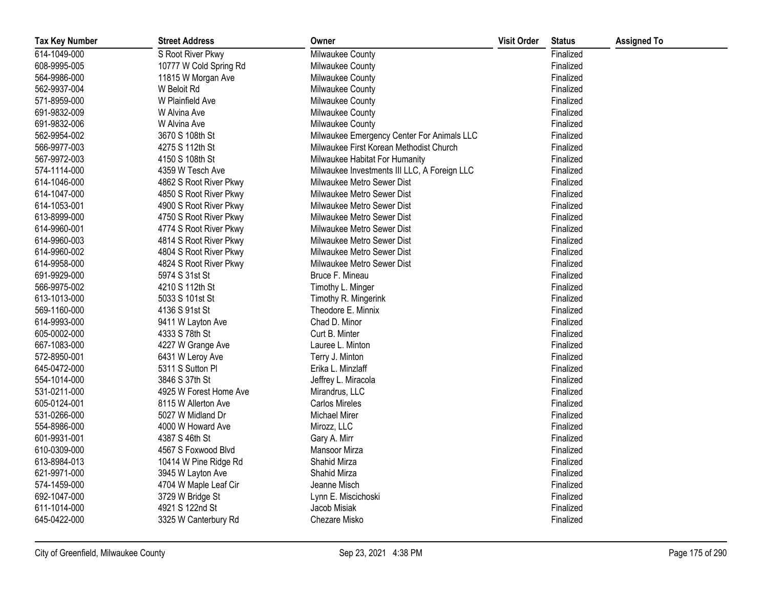| Tax Key Number | Street Address | Owner | Visit Order | Status | Assigned To |
|---|---|---|---|---|---|
| 614-1049-000 | S Root River Pkwy | Milwaukee County | | Finalized | |
| 608-9995-005 | 10777 W Cold Spring Rd | Milwaukee County | | Finalized | |
| 564-9986-000 | 11815 W Morgan Ave | Milwaukee County | | Finalized | |
| 562-9937-004 | W Beloit Rd | Milwaukee County | | Finalized | |
| 571-8959-000 | W Plainfield Ave | Milwaukee County | | Finalized | |
| 691-9832-009 | W Alvina Ave | Milwaukee County | | Finalized | |
| 691-9832-006 | W Alvina Ave | Milwaukee County | | Finalized | |
| 562-9954-002 | 3670 S 108th St | Milwaukee Emergency Center For Animals LLC | | Finalized | |
| 566-9977-003 | 4275 S 112th St | Milwaukee First Korean Methodist Church | | Finalized | |
| 567-9972-003 | 4150 S 108th St | Milwaukee Habitat For Humanity | | Finalized | |
| 574-1114-000 | 4359 W Tesch Ave | Milwaukee Investments III LLC, A Foreign LLC | | Finalized | |
| 614-1046-000 | 4862 S Root River Pkwy | Milwaukee Metro Sewer Dist | | Finalized | |
| 614-1047-000 | 4850 S Root River Pkwy | Milwaukee Metro Sewer Dist | | Finalized | |
| 614-1053-001 | 4900 S Root River Pkwy | Milwaukee Metro Sewer Dist | | Finalized | |
| 613-8999-000 | 4750 S Root River Pkwy | Milwaukee Metro Sewer Dist | | Finalized | |
| 614-9960-001 | 4774 S Root River Pkwy | Milwaukee Metro Sewer Dist | | Finalized | |
| 614-9960-003 | 4814 S Root River Pkwy | Milwaukee Metro Sewer Dist | | Finalized | |
| 614-9960-002 | 4804 S Root River Pkwy | Milwaukee Metro Sewer Dist | | Finalized | |
| 614-9958-000 | 4824 S Root River Pkwy | Milwaukee Metro Sewer Dist | | Finalized | |
| 691-9929-000 | 5974 S 31st St | Bruce F. Mineau | | Finalized | |
| 566-9975-002 | 4210 S 112th St | Timothy L. Minger | | Finalized | |
| 613-1013-000 | 5033 S 101st St | Timothy R. Mingerink | | Finalized | |
| 569-1160-000 | 4136 S 91st St | Theodore E. Minnix | | Finalized | |
| 614-9993-000 | 9411 W Layton Ave | Chad D. Minor | | Finalized | |
| 605-0002-000 | 4333 S 78th St | Curt B. Minter | | Finalized | |
| 667-1083-000 | 4227 W Grange Ave | Lauree L. Minton | | Finalized | |
| 572-8950-001 | 6431 W Leroy Ave | Terry J. Minton | | Finalized | |
| 645-0472-000 | 5311 S Sutton Pl | Erika L. Minzlaff | | Finalized | |
| 554-1014-000 | 3846 S 37th St | Jeffrey L. Miracola | | Finalized | |
| 531-0211-000 | 4925 W Forest Home Ave | Mirandrus, LLC | | Finalized | |
| 605-0124-001 | 8115 W Allerton Ave | Carlos Mireles | | Finalized | |
| 531-0266-000 | 5027 W Midland Dr | Michael Mirer | | Finalized | |
| 554-8986-000 | 4000 W Howard Ave | Mirozz, LLC | | Finalized | |
| 601-9931-001 | 4387 S 46th St | Gary A. Mirr | | Finalized | |
| 610-0309-000 | 4567 S Foxwood Blvd | Mansoor Mirza | | Finalized | |
| 613-8984-013 | 10414 W Pine Ridge Rd | Shahid Mirza | | Finalized | |
| 621-9971-000 | 3945 W Layton Ave | Shahid Mirza | | Finalized | |
| 574-1459-000 | 4704 W Maple Leaf Cir | Jeanne Misch | | Finalized | |
| 692-1047-000 | 3729 W Bridge St | Lynn E. Miscichoski | | Finalized | |
| 611-1014-000 | 4921 S 122nd St | Jacob Misiak | | Finalized | |
| 645-0422-000 | 3325 W Canterbury Rd | Chezare Misko | | Finalized | |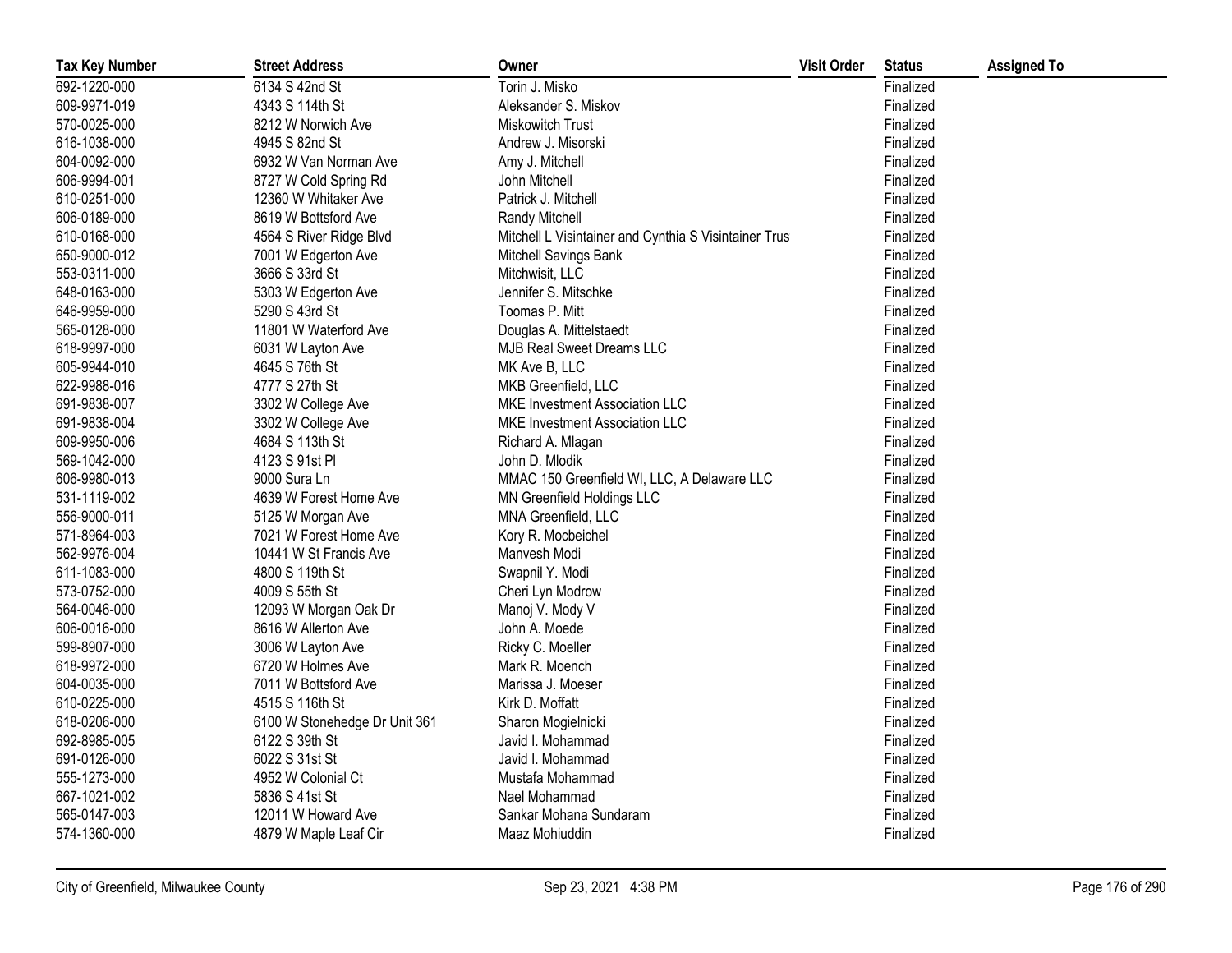| Tax Key Number | Street Address | Owner | Visit Order | Status | Assigned To |
|---|---|---|---|---|---|
| 692-1220-000 | 6134 S 42nd St | Torin J. Misko | | Finalized | |
| 609-9971-019 | 4343 S 114th St | Aleksander S. Miskov | | Finalized | |
| 570-0025-000 | 8212 W Norwich Ave | Miskowitch Trust | | Finalized | |
| 616-1038-000 | 4945 S 82nd St | Andrew J. Misorski | | Finalized | |
| 604-0092-000 | 6932 W Van Norman Ave | Amy J. Mitchell | | Finalized | |
| 606-9994-001 | 8727 W Cold Spring Rd | John Mitchell | | Finalized | |
| 610-0251-000 | 12360 W Whitaker Ave | Patrick J. Mitchell | | Finalized | |
| 606-0189-000 | 8619 W Bottsford Ave | Randy Mitchell | | Finalized | |
| 610-0168-000 | 4564 S River Ridge Blvd | Mitchell L Visintainer and Cynthia S Visintainer Trus | | Finalized | |
| 650-9000-012 | 7001 W Edgerton Ave | Mitchell Savings Bank | | Finalized | |
| 553-0311-000 | 3666 S 33rd St | Mitchwisit, LLC | | Finalized | |
| 648-0163-000 | 5303 W Edgerton Ave | Jennifer S. Mitschke | | Finalized | |
| 646-9959-000 | 5290 S 43rd St | Toomas P. Mitt | | Finalized | |
| 565-0128-000 | 11801 W Waterford Ave | Douglas A. Mittelstaedt | | Finalized | |
| 618-9997-000 | 6031 W Layton Ave | MJB Real Sweet Dreams LLC | | Finalized | |
| 605-9944-010 | 4645 S 76th St | MK Ave B, LLC | | Finalized | |
| 622-9988-016 | 4777 S 27th St | MKB Greenfield, LLC | | Finalized | |
| 691-9838-007 | 3302 W College Ave | MKE Investment Association LLC | | Finalized | |
| 691-9838-004 | 3302 W College Ave | MKE Investment Association LLC | | Finalized | |
| 609-9950-006 | 4684 S 113th St | Richard A. Mlagan | | Finalized | |
| 569-1042-000 | 4123 S 91st Pl | John D. Mlodik | | Finalized | |
| 606-9980-013 | 9000 Sura Ln | MMAC 150 Greenfield WI, LLC, A Delaware LLC | | Finalized | |
| 531-1119-002 | 4639 W Forest Home Ave | MN Greenfield Holdings LLC | | Finalized | |
| 556-9000-011 | 5125 W Morgan Ave | MNA Greenfield, LLC | | Finalized | |
| 571-8964-003 | 7021 W Forest Home Ave | Kory R. Mocbeichel | | Finalized | |
| 562-9976-004 | 10441 W St Francis Ave | Manvesh Modi | | Finalized | |
| 611-1083-000 | 4800 S 119th St | Swapnil Y. Modi | | Finalized | |
| 573-0752-000 | 4009 S 55th St | Cheri Lyn Modrow | | Finalized | |
| 564-0046-000 | 12093 W Morgan Oak Dr | Manoj V. Mody V | | Finalized | |
| 606-0016-000 | 8616 W Allerton Ave | John A. Moede | | Finalized | |
| 599-8907-000 | 3006 W Layton Ave | Ricky C. Moeller | | Finalized | |
| 618-9972-000 | 6720 W Holmes Ave | Mark R. Moench | | Finalized | |
| 604-0035-000 | 7011 W Bottsford Ave | Marissa J. Moeser | | Finalized | |
| 610-0225-000 | 4515 S 116th St | Kirk D. Moffatt | | Finalized | |
| 618-0206-000 | 6100 W Stonehedge Dr Unit 361 | Sharon Mogielnicki | | Finalized | |
| 692-8985-005 | 6122 S 39th St | Javid I. Mohammad | | Finalized | |
| 691-0126-000 | 6022 S 31st St | Javid I. Mohammad | | Finalized | |
| 555-1273-000 | 4952 W Colonial Ct | Mustafa Mohammad | | Finalized | |
| 667-1021-002 | 5836 S 41st St | Nael Mohammad | | Finalized | |
| 565-0147-003 | 12011 W Howard Ave | Sankar Mohana Sundaram | | Finalized | |
| 574-1360-000 | 4879 W Maple Leaf Cir | Maaz Mohiuddin | | Finalized | |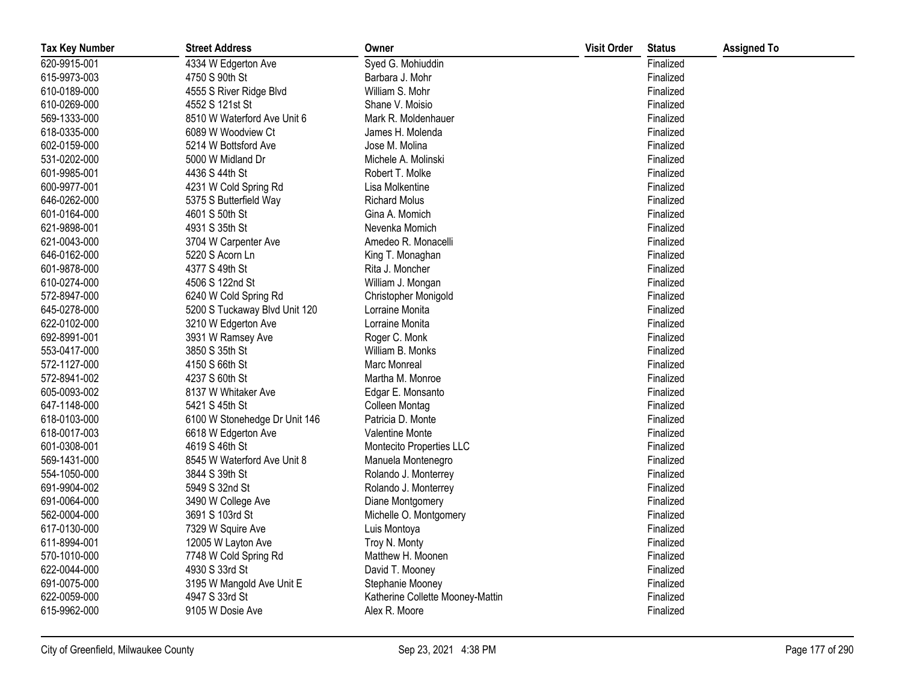| Tax Key Number | Street Address | Owner | Visit Order | Status | Assigned To |
|---|---|---|---|---|---|
| 620-9915-001 | 4334 W Edgerton Ave | Syed G. Mohiuddin | | Finalized | |
| 615-9973-003 | 4750 S 90th St | Barbara J. Mohr | | Finalized | |
| 610-0189-000 | 4555 S River Ridge Blvd | William S. Mohr | | Finalized | |
| 610-0269-000 | 4552 S 121st St | Shane V. Moisio | | Finalized | |
| 569-1333-000 | 8510 W Waterford Ave Unit 6 | Mark R. Moldenhauer | | Finalized | |
| 618-0335-000 | 6089 W Woodview Ct | James H. Molenda | | Finalized | |
| 602-0159-000 | 5214 W Bottsford Ave | Jose M. Molina | | Finalized | |
| 531-0202-000 | 5000 W Midland Dr | Michele A. Molinski | | Finalized | |
| 601-9985-001 | 4436 S 44th St | Robert T. Molke | | Finalized | |
| 600-9977-001 | 4231 W Cold Spring Rd | Lisa Molkentine | | Finalized | |
| 646-0262-000 | 5375 S Butterfield Way | Richard Molus | | Finalized | |
| 601-0164-000 | 4601 S 50th St | Gina A. Momich | | Finalized | |
| 621-9898-001 | 4931 S 35th St | Nevenka Momich | | Finalized | |
| 621-0043-000 | 3704 W Carpenter Ave | Amedeo R. Monacelli | | Finalized | |
| 646-0162-000 | 5220 S Acorn Ln | King T. Monaghan | | Finalized | |
| 601-9878-000 | 4377 S 49th St | Rita J. Moncher | | Finalized | |
| 610-0274-000 | 4506 S 122nd St | William J. Mongan | | Finalized | |
| 572-8947-000 | 6240 W Cold Spring Rd | Christopher Monigold | | Finalized | |
| 645-0278-000 | 5200 S Tuckaway Blvd Unit 120 | Lorraine Monita | | Finalized | |
| 622-0102-000 | 3210 W Edgerton Ave | Lorraine Monita | | Finalized | |
| 692-8991-001 | 3931 W Ramsey Ave | Roger C. Monk | | Finalized | |
| 553-0417-000 | 3850 S 35th St | William B. Monks | | Finalized | |
| 572-1127-000 | 4150 S 66th St | Marc Monreal | | Finalized | |
| 572-8941-002 | 4237 S 60th St | Martha M. Monroe | | Finalized | |
| 605-0093-002 | 8137 W Whitaker Ave | Edgar E. Monsanto | | Finalized | |
| 647-1148-000 | 5421 S 45th St | Colleen Montag | | Finalized | |
| 618-0103-000 | 6100 W Stonehedge Dr Unit 146 | Patricia D. Monte | | Finalized | |
| 618-0017-003 | 6618 W Edgerton Ave | Valentine Monte | | Finalized | |
| 601-0308-001 | 4619 S 46th St | Montecito Properties LLC | | Finalized | |
| 569-1431-000 | 8545 W Waterford Ave Unit 8 | Manuela Montenegro | | Finalized | |
| 554-1050-000 | 3844 S 39th St | Rolando J. Monterrey | | Finalized | |
| 691-9904-002 | 5949 S 32nd St | Rolando J. Monterrey | | Finalized | |
| 691-0064-000 | 3490 W College Ave | Diane Montgomery | | Finalized | |
| 562-0004-000 | 3691 S 103rd St | Michelle O. Montgomery | | Finalized | |
| 617-0130-000 | 7329 W Squire Ave | Luis Montoya | | Finalized | |
| 611-8994-001 | 12005 W Layton Ave | Troy N. Monty | | Finalized | |
| 570-1010-000 | 7748 W Cold Spring Rd | Matthew H. Moonen | | Finalized | |
| 622-0044-000 | 4930 S 33rd St | David T. Mooney | | Finalized | |
| 691-0075-000 | 3195 W Mangold Ave Unit E | Stephanie Mooney | | Finalized | |
| 622-0059-000 | 4947 S 33rd St | Katherine Collette Mooney-Mattin | | Finalized | |
| 615-9962-000 | 9105 W Dosie Ave | Alex R. Moore | | Finalized | |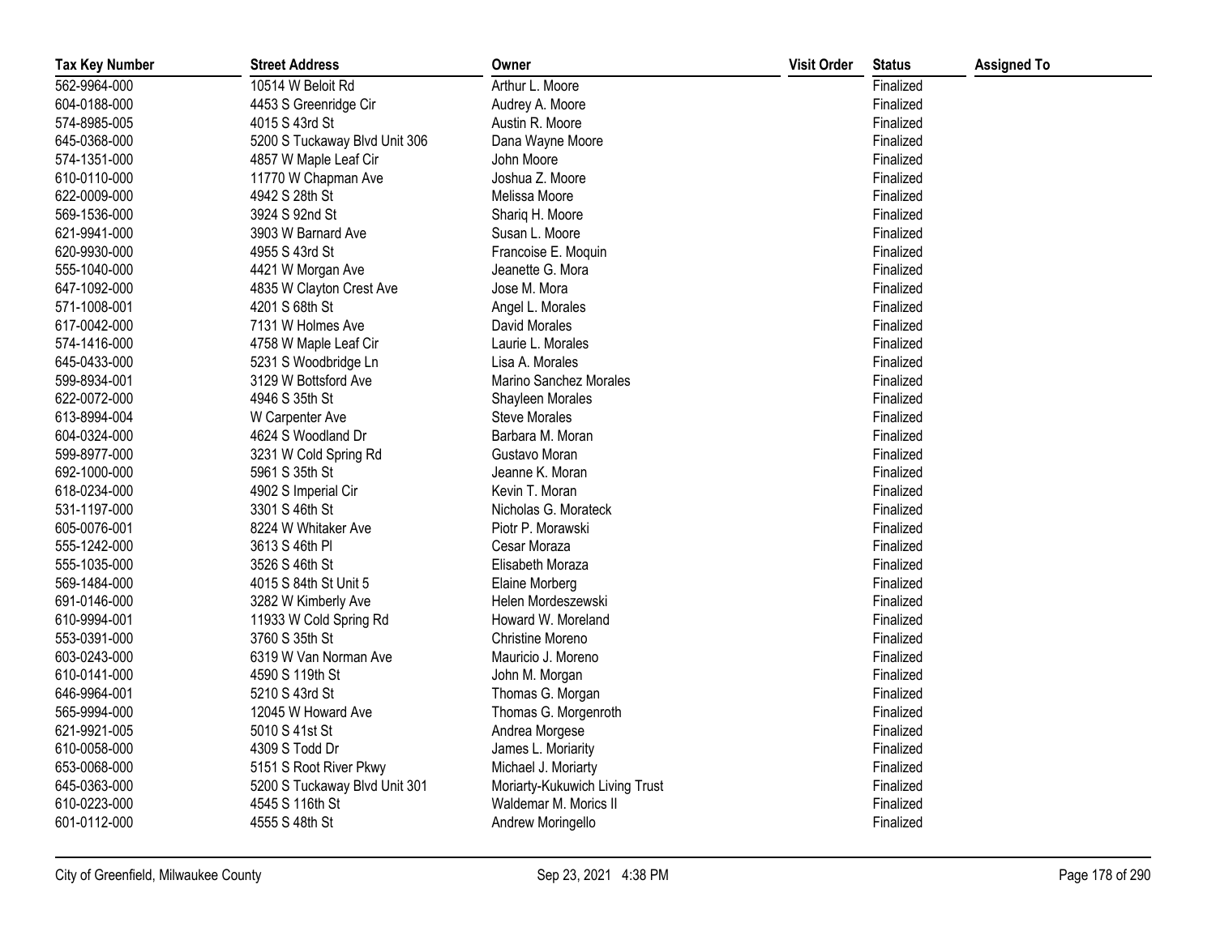| Tax Key Number | Street Address | Owner | Visit Order | Status | Assigned To |
|---|---|---|---|---|---|
| 562-9964-000 | 10514 W Beloit Rd | Arthur L. Moore | | Finalized | |
| 604-0188-000 | 4453 S Greenridge Cir | Audrey A. Moore | | Finalized | |
| 574-8985-005 | 4015 S 43rd St | Austin R. Moore | | Finalized | |
| 645-0368-000 | 5200 S Tuckaway Blvd Unit 306 | Dana Wayne Moore | | Finalized | |
| 574-1351-000 | 4857 W Maple Leaf Cir | John Moore | | Finalized | |
| 610-0110-000 | 11770 W Chapman Ave | Joshua Z. Moore | | Finalized | |
| 622-0009-000 | 4942 S 28th St | Melissa Moore | | Finalized | |
| 569-1536-000 | 3924 S 92nd St | Shariq H. Moore | | Finalized | |
| 621-9941-000 | 3903 W Barnard Ave | Susan L. Moore | | Finalized | |
| 620-9930-000 | 4955 S 43rd St | Francoise E. Moquin | | Finalized | |
| 555-1040-000 | 4421 W Morgan Ave | Jeanette G. Mora | | Finalized | |
| 647-1092-000 | 4835 W Clayton Crest Ave | Jose M. Mora | | Finalized | |
| 571-1008-001 | 4201 S 68th St | Angel L. Morales | | Finalized | |
| 617-0042-000 | 7131 W Holmes Ave | David Morales | | Finalized | |
| 574-1416-000 | 4758 W Maple Leaf Cir | Laurie L. Morales | | Finalized | |
| 645-0433-000 | 5231 S Woodbridge Ln | Lisa A. Morales | | Finalized | |
| 599-8934-001 | 3129 W Bottsford Ave | Marino Sanchez Morales | | Finalized | |
| 622-0072-000 | 4946 S 35th St | Shayleen Morales | | Finalized | |
| 613-8994-004 | W Carpenter Ave | Steve Morales | | Finalized | |
| 604-0324-000 | 4624 S Woodland Dr | Barbara M. Moran | | Finalized | |
| 599-8977-000 | 3231 W Cold Spring Rd | Gustavo Moran | | Finalized | |
| 692-1000-000 | 5961 S 35th St | Jeanne K. Moran | | Finalized | |
| 618-0234-000 | 4902 S Imperial Cir | Kevin T. Moran | | Finalized | |
| 531-1197-000 | 3301 S 46th St | Nicholas G. Morateck | | Finalized | |
| 605-0076-001 | 8224 W Whitaker Ave | Piotr P. Morawski | | Finalized | |
| 555-1242-000 | 3613 S 46th Pl | Cesar Moraza | | Finalized | |
| 555-1035-000 | 3526 S 46th St | Elisabeth Moraza | | Finalized | |
| 569-1484-000 | 4015 S 84th St Unit 5 | Elaine Morberg | | Finalized | |
| 691-0146-000 | 3282 W Kimberly Ave | Helen Mordeszewski | | Finalized | |
| 610-9994-001 | 11933 W Cold Spring Rd | Howard W. Moreland | | Finalized | |
| 553-0391-000 | 3760 S 35th St | Christine Moreno | | Finalized | |
| 603-0243-000 | 6319 W Van Norman Ave | Mauricio J. Moreno | | Finalized | |
| 610-0141-000 | 4590 S 119th St | John M. Morgan | | Finalized | |
| 646-9964-001 | 5210 S 43rd St | Thomas G. Morgan | | Finalized | |
| 565-9994-000 | 12045 W Howard Ave | Thomas G. Morgenroth | | Finalized | |
| 621-9921-005 | 5010 S 41st St | Andrea Morgese | | Finalized | |
| 610-0058-000 | 4309 S Todd Dr | James L. Moriarity | | Finalized | |
| 653-0068-000 | 5151 S Root River Pkwy | Michael J. Moriarty | | Finalized | |
| 645-0363-000 | 5200 S Tuckaway Blvd Unit 301 | Moriarty-Kukuwich Living Trust | | Finalized | |
| 610-0223-000 | 4545 S 116th St | Waldemar M. Morics II | | Finalized | |
| 601-0112-000 | 4555 S 48th St | Andrew Moringello | | Finalized | |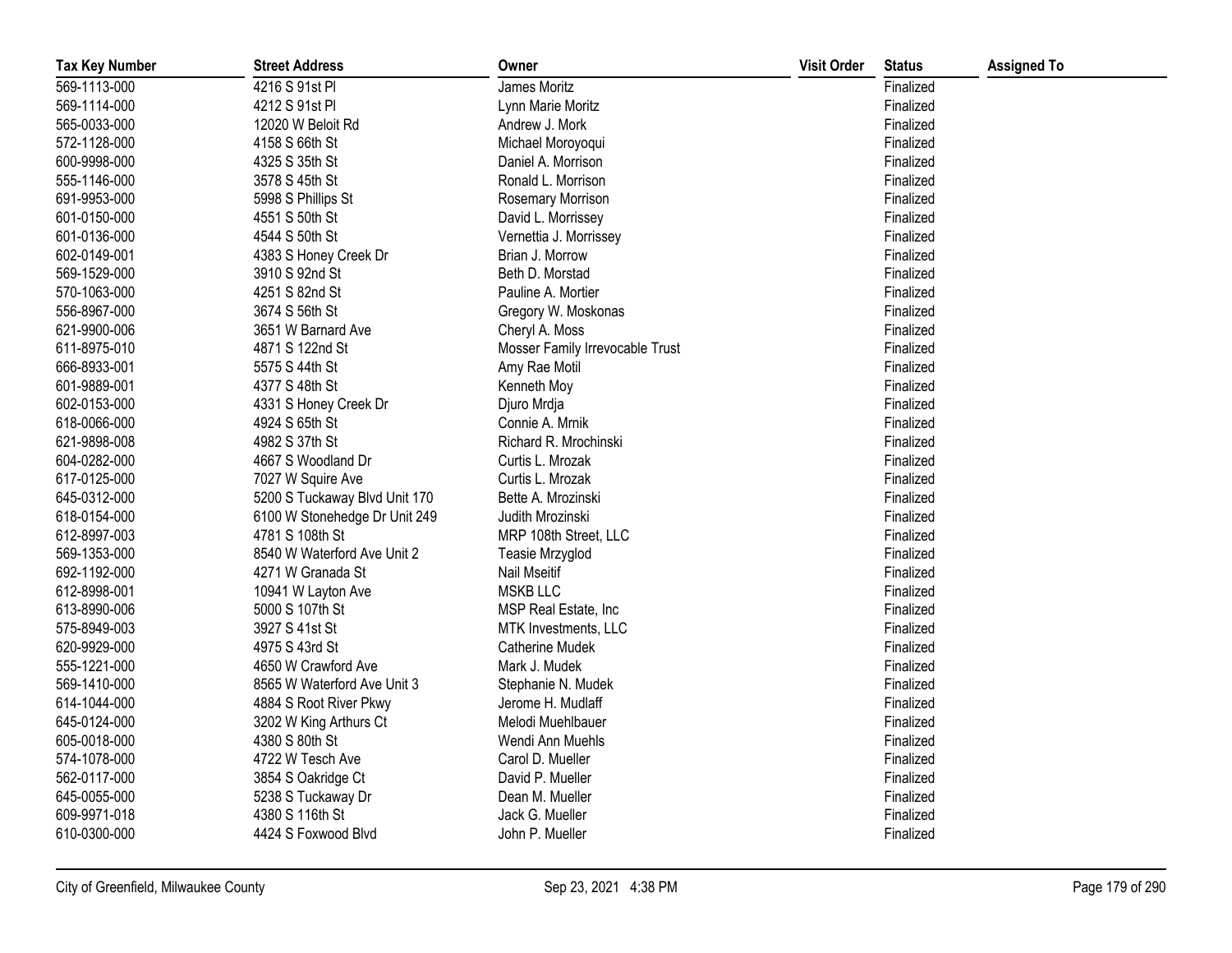| Tax Key Number | Street Address | Owner | Visit Order | Status | Assigned To |
|---|---|---|---|---|---|
| 569-1113-000 | 4216 S 91st Pl | James Moritz | | Finalized | |
| 569-1114-000 | 4212 S 91st Pl | Lynn Marie Moritz | | Finalized | |
| 565-0033-000 | 12020 W Beloit Rd | Andrew J. Mork | | Finalized | |
| 572-1128-000 | 4158 S 66th St | Michael Moroyoqui | | Finalized | |
| 600-9998-000 | 4325 S 35th St | Daniel A. Morrison | | Finalized | |
| 555-1146-000 | 3578 S 45th St | Ronald L. Morrison | | Finalized | |
| 691-9953-000 | 5998 S Phillips St | Rosemary Morrison | | Finalized | |
| 601-0150-000 | 4551 S 50th St | David L. Morrissey | | Finalized | |
| 601-0136-000 | 4544 S 50th St | Vernettia J. Morrissey | | Finalized | |
| 602-0149-001 | 4383 S Honey Creek Dr | Brian J. Morrow | | Finalized | |
| 569-1529-000 | 3910 S 92nd St | Beth D. Morstad | | Finalized | |
| 570-1063-000 | 4251 S 82nd St | Pauline A. Mortier | | Finalized | |
| 556-8967-000 | 3674 S 56th St | Gregory W. Moskonas | | Finalized | |
| 621-9900-006 | 3651 W Barnard Ave | Cheryl A. Moss | | Finalized | |
| 611-8975-010 | 4871 S 122nd St | Mosser Family Irrevocable Trust | | Finalized | |
| 666-8933-001 | 5575 S 44th St | Amy Rae Motil | | Finalized | |
| 601-9889-001 | 4377 S 48th St | Kenneth Moy | | Finalized | |
| 602-0153-000 | 4331 S Honey Creek Dr | Djuro Mrdja | | Finalized | |
| 618-0066-000 | 4924 S 65th St | Connie A. Mrnik | | Finalized | |
| 621-9898-008 | 4982 S 37th St | Richard R. Mrochinski | | Finalized | |
| 604-0282-000 | 4667 S Woodland Dr | Curtis L. Mrozak | | Finalized | |
| 617-0125-000 | 7027 W Squire Ave | Curtis L. Mrozak | | Finalized | |
| 645-0312-000 | 5200 S Tuckaway Blvd Unit 170 | Bette A. Mrozinski | | Finalized | |
| 618-0154-000 | 6100 W Stonehedge Dr Unit 249 | Judith Mrozinski | | Finalized | |
| 612-8997-003 | 4781 S 108th St | MRP 108th Street, LLC | | Finalized | |
| 569-1353-000 | 8540 W Waterford Ave Unit 2 | Teasie Mrzyglod | | Finalized | |
| 692-1192-000 | 4271 W Granada St | Nail Mseitif | | Finalized | |
| 612-8998-001 | 10941 W Layton Ave | MSKB LLC | | Finalized | |
| 613-8990-006 | 5000 S 107th St | MSP Real Estate, Inc | | Finalized | |
| 575-8949-003 | 3927 S 41st St | MTK Investments, LLC | | Finalized | |
| 620-9929-000 | 4975 S 43rd St | Catherine Mudek | | Finalized | |
| 555-1221-000 | 4650 W Crawford Ave | Mark J. Mudek | | Finalized | |
| 569-1410-000 | 8565 W Waterford Ave Unit 3 | Stephanie N. Mudek | | Finalized | |
| 614-1044-000 | 4884 S Root River Pkwy | Jerome H. Mudlaff | | Finalized | |
| 645-0124-000 | 3202 W King Arthurs Ct | Melodi Muehlbauer | | Finalized | |
| 605-0018-000 | 4380 S 80th St | Wendi Ann Muehls | | Finalized | |
| 574-1078-000 | 4722 W Tesch Ave | Carol D. Mueller | | Finalized | |
| 562-0117-000 | 3854 S Oakridge Ct | David P. Mueller | | Finalized | |
| 645-0055-000 | 5238 S Tuckaway Dr | Dean M. Mueller | | Finalized | |
| 609-9971-018 | 4380 S 116th St | Jack G. Mueller | | Finalized | |
| 610-0300-000 | 4424 S Foxwood Blvd | John P. Mueller | | Finalized | |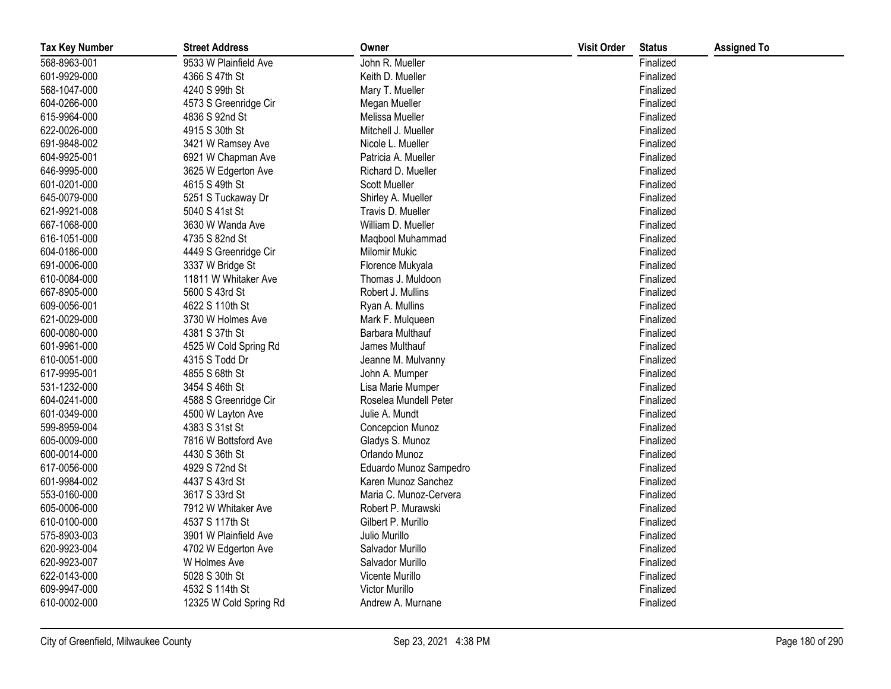| Tax Key Number | Street Address | Owner | Visit Order | Status | Assigned To |
|---|---|---|---|---|---|
| 568-8963-001 | 9533 W Plainfield Ave | John R. Mueller | | Finalized | |
| 601-9929-000 | 4366 S 47th St | Keith D. Mueller | | Finalized | |
| 568-1047-000 | 4240 S 99th St | Mary T. Mueller | | Finalized | |
| 604-0266-000 | 4573 S Greenridge Cir | Megan Mueller | | Finalized | |
| 615-9964-000 | 4836 S 92nd St | Melissa Mueller | | Finalized | |
| 622-0026-000 | 4915 S 30th St | Mitchell J. Mueller | | Finalized | |
| 691-9848-002 | 3421 W Ramsey Ave | Nicole L. Mueller | | Finalized | |
| 604-9925-001 | 6921 W Chapman Ave | Patricia A. Mueller | | Finalized | |
| 646-9995-000 | 3625 W Edgerton Ave | Richard D. Mueller | | Finalized | |
| 601-0201-000 | 4615 S 49th St | Scott Mueller | | Finalized | |
| 645-0079-000 | 5251 S Tuckaway Dr | Shirley A. Mueller | | Finalized | |
| 621-9921-008 | 5040 S 41st St | Travis D. Mueller | | Finalized | |
| 667-1068-000 | 3630 W Wanda Ave | William D. Mueller | | Finalized | |
| 616-1051-000 | 4735 S 82nd St | Maqbool Muhammad | | Finalized | |
| 604-0186-000 | 4449 S Greenridge Cir | Milomir Mukic | | Finalized | |
| 691-0006-000 | 3337 W Bridge St | Florence Mukyala | | Finalized | |
| 610-0084-000 | 11811 W Whitaker Ave | Thomas J. Muldoon | | Finalized | |
| 667-8905-000 | 5600 S 43rd St | Robert J. Mullins | | Finalized | |
| 609-0056-001 | 4622 S 110th St | Ryan A. Mullins | | Finalized | |
| 621-0029-000 | 3730 W Holmes Ave | Mark F. Mulqueen | | Finalized | |
| 600-0080-000 | 4381 S 37th St | Barbara Multhauf | | Finalized | |
| 601-9961-000 | 4525 W Cold Spring Rd | James Multhauf | | Finalized | |
| 610-0051-000 | 4315 S Todd Dr | Jeanne M. Mulvanny | | Finalized | |
| 617-9995-001 | 4855 S 68th St | John A. Mumper | | Finalized | |
| 531-1232-000 | 3454 S 46th St | Lisa Marie Mumper | | Finalized | |
| 604-0241-000 | 4588 S Greenridge Cir | Roselea Mundell Peter | | Finalized | |
| 601-0349-000 | 4500 W Layton Ave | Julie A. Mundt | | Finalized | |
| 599-8959-004 | 4383 S 31st St | Concepcion Munoz | | Finalized | |
| 605-0009-000 | 7816 W Bottsford Ave | Gladys S. Munoz | | Finalized | |
| 600-0014-000 | 4430 S 36th St | Orlando Munoz | | Finalized | |
| 617-0056-000 | 4929 S 72nd St | Eduardo Munoz Sampedro | | Finalized | |
| 601-9984-002 | 4437 S 43rd St | Karen Munoz Sanchez | | Finalized | |
| 553-0160-000 | 3617 S 33rd St | Maria C. Munoz-Cervera | | Finalized | |
| 605-0006-000 | 7912 W Whitaker Ave | Robert P. Murawski | | Finalized | |
| 610-0100-000 | 4537 S 117th St | Gilbert P. Murillo | | Finalized | |
| 575-8903-003 | 3901 W Plainfield Ave | Julio Murillo | | Finalized | |
| 620-9923-004 | 4702 W Edgerton Ave | Salvador Murillo | | Finalized | |
| 620-9923-007 | W Holmes Ave | Salvador Murillo | | Finalized | |
| 622-0143-000 | 5028 S 30th St | Vicente Murillo | | Finalized | |
| 609-9947-000 | 4532 S 114th St | Victor Murillo | | Finalized | |
| 610-0002-000 | 12325 W Cold Spring Rd | Andrew A. Murnane | | Finalized | |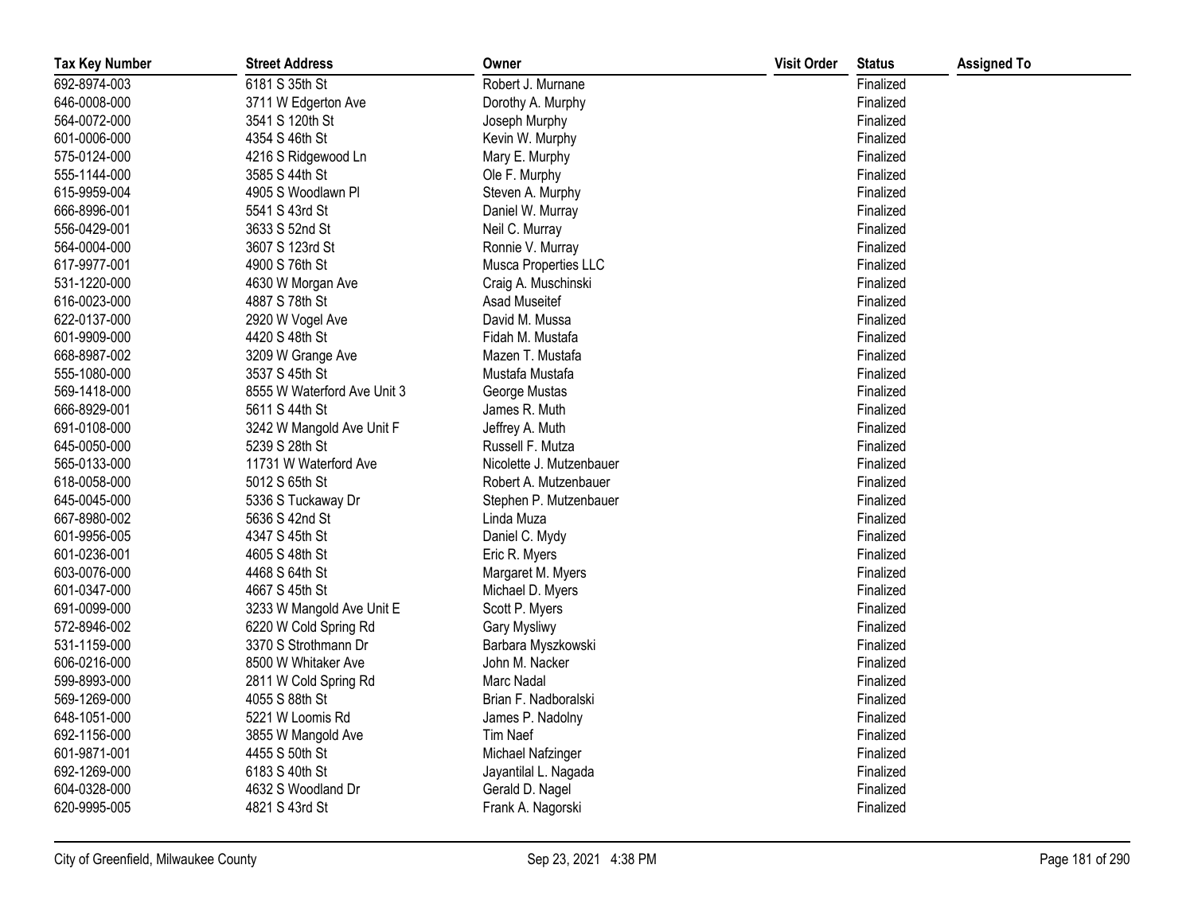| Tax Key Number | Street Address | Owner | Visit Order | Status | Assigned To |
|---|---|---|---|---|---|
| 692-8974-003 | 6181 S 35th St | Robert J. Murnane | | Finalized | |
| 646-0008-000 | 3711 W Edgerton Ave | Dorothy A. Murphy | | Finalized | |
| 564-0072-000 | 3541 S 120th St | Joseph Murphy | | Finalized | |
| 601-0006-000 | 4354 S 46th St | Kevin W. Murphy | | Finalized | |
| 575-0124-000 | 4216 S Ridgewood Ln | Mary E. Murphy | | Finalized | |
| 555-1144-000 | 3585 S 44th St | Ole F. Murphy | | Finalized | |
| 615-9959-004 | 4905 S Woodlawn Pl | Steven A. Murphy | | Finalized | |
| 666-8996-001 | 5541 S 43rd St | Daniel W. Murray | | Finalized | |
| 556-0429-001 | 3633 S 52nd St | Neil C. Murray | | Finalized | |
| 564-0004-000 | 3607 S 123rd St | Ronnie V. Murray | | Finalized | |
| 617-9977-001 | 4900 S 76th St | Musca Properties LLC | | Finalized | |
| 531-1220-000 | 4630 W Morgan Ave | Craig A. Muschinski | | Finalized | |
| 616-0023-000 | 4887 S 78th St | Asad Museitef | | Finalized | |
| 622-0137-000 | 2920 W Vogel Ave | David M. Mussa | | Finalized | |
| 601-9909-000 | 4420 S 48th St | Fidah M. Mustafa | | Finalized | |
| 668-8987-002 | 3209 W Grange Ave | Mazen T. Mustafa | | Finalized | |
| 555-1080-000 | 3537 S 45th St | Mustafa Mustafa | | Finalized | |
| 569-1418-000 | 8555 W Waterford Ave Unit 3 | George Mustas | | Finalized | |
| 666-8929-001 | 5611 S 44th St | James R. Muth | | Finalized | |
| 691-0108-000 | 3242 W Mangold Ave Unit F | Jeffrey A. Muth | | Finalized | |
| 645-0050-000 | 5239 S 28th St | Russell F. Mutza | | Finalized | |
| 565-0133-000 | 11731 W Waterford Ave | Nicolette J. Mutzenbauer | | Finalized | |
| 618-0058-000 | 5012 S 65th St | Robert A. Mutzenbauer | | Finalized | |
| 645-0045-000 | 5336 S Tuckaway Dr | Stephen P. Mutzenbauer | | Finalized | |
| 667-8980-002 | 5636 S 42nd St | Linda Muza | | Finalized | |
| 601-9956-005 | 4347 S 45th St | Daniel C. Mydy | | Finalized | |
| 601-0236-001 | 4605 S 48th St | Eric R. Myers | | Finalized | |
| 603-0076-000 | 4468 S 64th St | Margaret M. Myers | | Finalized | |
| 601-0347-000 | 4667 S 45th St | Michael D. Myers | | Finalized | |
| 691-0099-000 | 3233 W Mangold Ave Unit E | Scott P. Myers | | Finalized | |
| 572-8946-002 | 6220 W Cold Spring Rd | Gary Mysliwy | | Finalized | |
| 531-1159-000 | 3370 S Strothmann Dr | Barbara Myszkowski | | Finalized | |
| 606-0216-000 | 8500 W Whitaker Ave | John M. Nacker | | Finalized | |
| 599-8993-000 | 2811 W Cold Spring Rd | Marc Nadal | | Finalized | |
| 569-1269-000 | 4055 S 88th St | Brian F. Nadboralski | | Finalized | |
| 648-1051-000 | 5221 W Loomis Rd | James P. Nadolny | | Finalized | |
| 692-1156-000 | 3855 W Mangold Ave | Tim Naef | | Finalized | |
| 601-9871-001 | 4455 S 50th St | Michael Nafzinger | | Finalized | |
| 692-1269-000 | 6183 S 40th St | Jayantilal L. Nagada | | Finalized | |
| 604-0328-000 | 4632 S Woodland Dr | Gerald D. Nagel | | Finalized | |
| 620-9995-005 | 4821 S 43rd St | Frank A. Nagorski | | Finalized | |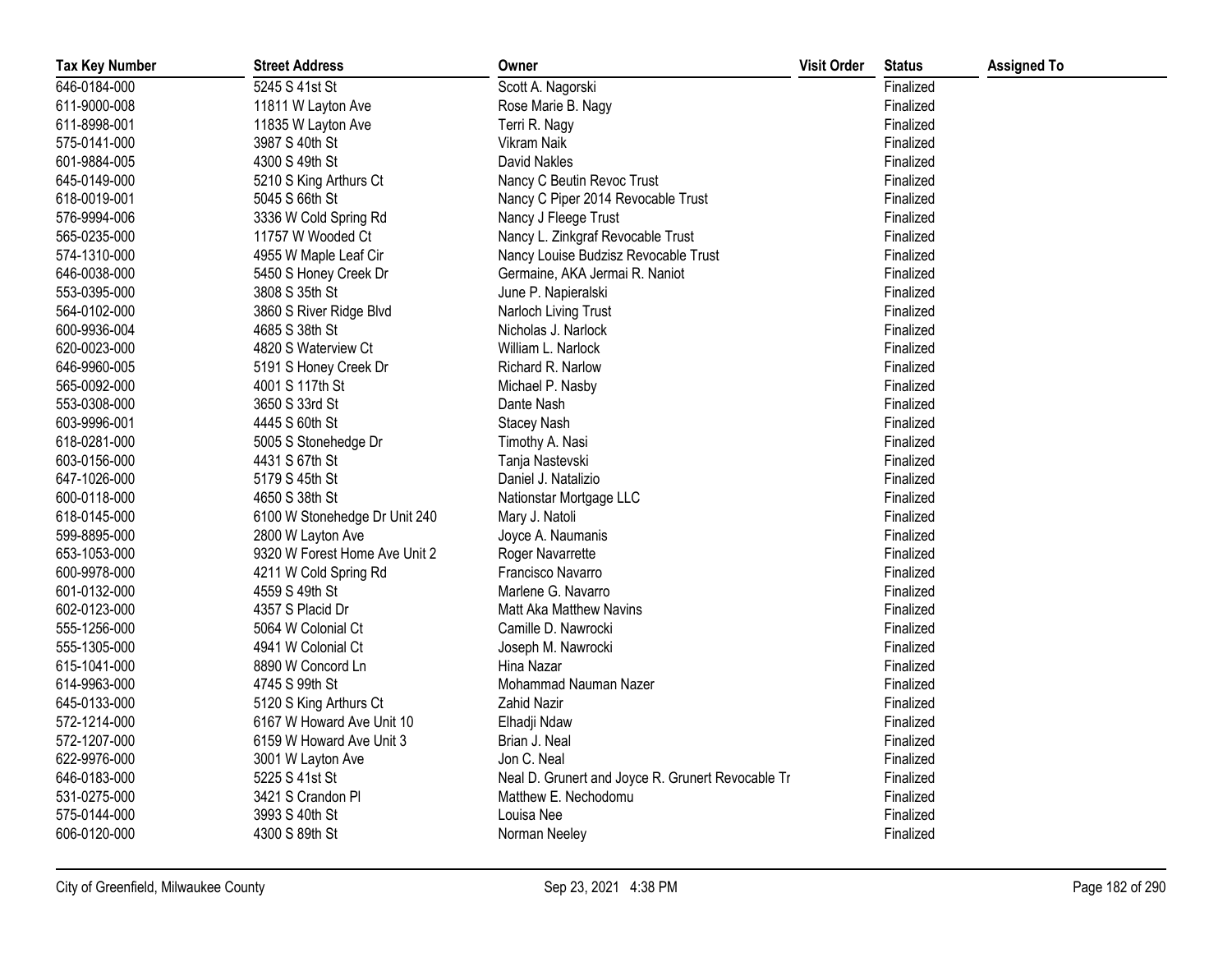| Tax Key Number | Street Address | Owner | Visit Order | Status | Assigned To |
| --- | --- | --- | --- | --- | --- |
| 646-0184-000 | 5245 S 41st St | Scott A. Nagorski | | Finalized | |
| 611-9000-008 | 11811 W Layton Ave | Rose Marie B. Nagy | | Finalized | |
| 611-8998-001 | 11835 W Layton Ave | Terri R. Nagy | | Finalized | |
| 575-0141-000 | 3987 S 40th St | Vikram Naik | | Finalized | |
| 601-9884-005 | 4300 S 49th St | David Nakles | | Finalized | |
| 645-0149-000 | 5210 S King Arthurs Ct | Nancy C Beutin Revoc Trust | | Finalized | |
| 618-0019-001 | 5045 S 66th St | Nancy C Piper 2014 Revocable Trust | | Finalized | |
| 576-9994-006 | 3336 W Cold Spring Rd | Nancy J Fleege Trust | | Finalized | |
| 565-0235-000 | 11757 W Wooded Ct | Nancy L. Zinkgraf Revocable Trust | | Finalized | |
| 574-1310-000 | 4955 W Maple Leaf Cir | Nancy Louise Budzisz Revocable Trust | | Finalized | |
| 646-0038-000 | 5450 S Honey Creek Dr | Germaine, AKA Jermai R. Naniot | | Finalized | |
| 553-0395-000 | 3808 S 35th St | June P. Napieralski | | Finalized | |
| 564-0102-000 | 3860 S River Ridge Blvd | Narloch Living Trust | | Finalized | |
| 600-9936-004 | 4685 S 38th St | Nicholas J. Narlock | | Finalized | |
| 620-0023-000 | 4820 S Waterview Ct | William L. Narlock | | Finalized | |
| 646-9960-005 | 5191 S Honey Creek Dr | Richard R. Narlow | | Finalized | |
| 565-0092-000 | 4001 S 117th St | Michael P. Nasby | | Finalized | |
| 553-0308-000 | 3650 S 33rd St | Dante Nash | | Finalized | |
| 603-9996-001 | 4445 S 60th St | Stacey Nash | | Finalized | |
| 618-0281-000 | 5005 S Stonehedge Dr | Timothy A. Nasi | | Finalized | |
| 603-0156-000 | 4431 S 67th St | Tanja Nastevski | | Finalized | |
| 647-1026-000 | 5179 S 45th St | Daniel J. Natalizio | | Finalized | |
| 600-0118-000 | 4650 S 38th St | Nationstar Mortgage LLC | | Finalized | |
| 618-0145-000 | 6100 W Stonehedge Dr Unit 240 | Mary J. Natoli | | Finalized | |
| 599-8895-000 | 2800 W Layton Ave | Joyce A. Naumanis | | Finalized | |
| 653-1053-000 | 9320 W Forest Home Ave Unit 2 | Roger Navarrette | | Finalized | |
| 600-9978-000 | 4211 W Cold Spring Rd | Francisco Navarro | | Finalized | |
| 601-0132-000 | 4559 S 49th St | Marlene G. Navarro | | Finalized | |
| 602-0123-000 | 4357 S Placid Dr | Matt Aka Matthew Navins | | Finalized | |
| 555-1256-000 | 5064 W Colonial Ct | Camille D. Nawrocki | | Finalized | |
| 555-1305-000 | 4941 W Colonial Ct | Joseph M. Nawrocki | | Finalized | |
| 615-1041-000 | 8890 W Concord Ln | Hina Nazar | | Finalized | |
| 614-9963-000 | 4745 S 99th St | Mohammad Nauman Nazer | | Finalized | |
| 645-0133-000 | 5120 S King Arthurs Ct | Zahid Nazir | | Finalized | |
| 572-1214-000 | 6167 W Howard Ave Unit 10 | Elhadji Ndaw | | Finalized | |
| 572-1207-000 | 6159 W Howard Ave Unit 3 | Brian J. Neal | | Finalized | |
| 622-9976-000 | 3001 W Layton Ave | Jon C. Neal | | Finalized | |
| 646-0183-000 | 5225 S 41st St | Neal D. Grunert and Joyce R. Grunert Revocable Tr | | Finalized | |
| 531-0275-000 | 3421 S Crandon Pl | Matthew E. Nechodomu | | Finalized | |
| 575-0144-000 | 3993 S 40th St | Louisa Nee | | Finalized | |
| 606-0120-000 | 4300 S 89th St | Norman Neeley | | Finalized | |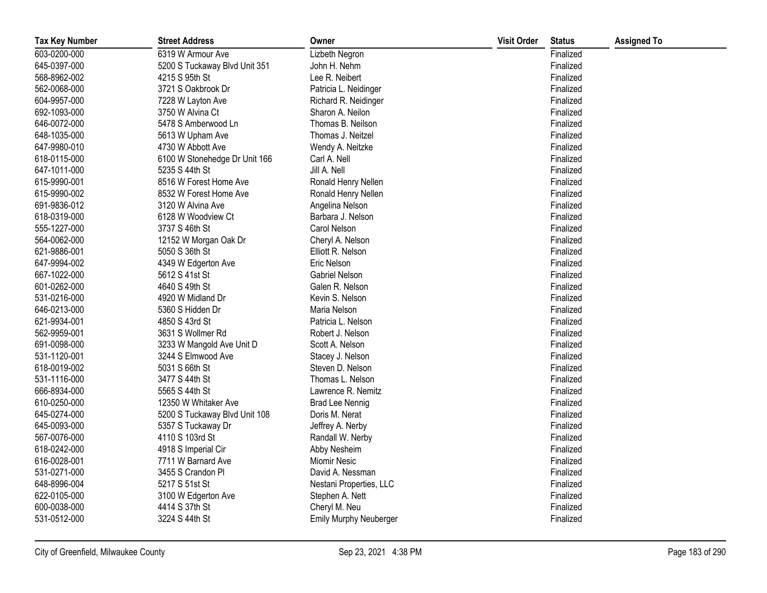| Tax Key Number | Street Address | Owner | Visit Order | Status | Assigned To |
| --- | --- | --- | --- | --- | --- |
| 603-0200-000 | 6319 W Armour Ave | Lizbeth Negron | | Finalized | |
| 645-0397-000 | 5200 S Tuckaway Blvd Unit 351 | John H. Nehm | | Finalized | |
| 568-8962-002 | 4215 S 95th St | Lee R. Neibert | | Finalized | |
| 562-0068-000 | 3721 S Oakbrook Dr | Patricia L. Neidinger | | Finalized | |
| 604-9957-000 | 7228 W Layton Ave | Richard R. Neidinger | | Finalized | |
| 692-1093-000 | 3750 W Alvina Ct | Sharon A. Neilon | | Finalized | |
| 646-0072-000 | 5478 S Amberwood Ln | Thomas B. Neilson | | Finalized | |
| 648-1035-000 | 5613 W Upham Ave | Thomas J. Neitzel | | Finalized | |
| 647-9980-010 | 4730 W Abbott Ave | Wendy A. Neitzke | | Finalized | |
| 618-0115-000 | 6100 W Stonehedge Dr Unit 166 | Carl A. Nell | | Finalized | |
| 647-1011-000 | 5235 S 44th St | Jill A. Nell | | Finalized | |
| 615-9990-001 | 8516 W Forest Home Ave | Ronald Henry Nellen | | Finalized | |
| 615-9990-002 | 8532 W Forest Home Ave | Ronald Henry Nellen | | Finalized | |
| 691-9836-012 | 3120 W Alvina Ave | Angelina Nelson | | Finalized | |
| 618-0319-000 | 6128 W Woodview Ct | Barbara J. Nelson | | Finalized | |
| 555-1227-000 | 3737 S 46th St | Carol Nelson | | Finalized | |
| 564-0062-000 | 12152 W Morgan Oak Dr | Cheryl A. Nelson | | Finalized | |
| 621-9886-001 | 5050 S 36th St | Elliott R. Nelson | | Finalized | |
| 647-9994-002 | 4349 W Edgerton Ave | Eric Nelson | | Finalized | |
| 667-1022-000 | 5612 S 41st St | Gabriel Nelson | | Finalized | |
| 601-0262-000 | 4640 S 49th St | Galen R. Nelson | | Finalized | |
| 531-0216-000 | 4920 W Midland Dr | Kevin S. Nelson | | Finalized | |
| 646-0213-000 | 5360 S Hidden Dr | Maria Nelson | | Finalized | |
| 621-9934-001 | 4850 S 43rd St | Patricia L. Nelson | | Finalized | |
| 562-9959-001 | 3631 S Wollmer Rd | Robert J. Nelson | | Finalized | |
| 691-0098-000 | 3233 W Mangold Ave Unit D | Scott A. Nelson | | Finalized | |
| 531-1120-001 | 3244 S Elmwood Ave | Stacey J. Nelson | | Finalized | |
| 618-0019-002 | 5031 S 66th St | Steven D. Nelson | | Finalized | |
| 531-1116-000 | 3477 S 44th St | Thomas L. Nelson | | Finalized | |
| 666-8934-000 | 5565 S 44th St | Lawrence R. Nemitz | | Finalized | |
| 610-0250-000 | 12350 W Whitaker Ave | Brad Lee Nennig | | Finalized | |
| 645-0274-000 | 5200 S Tuckaway Blvd Unit 108 | Doris M. Nerat | | Finalized | |
| 645-0093-000 | 5357 S Tuckaway Dr | Jeffrey A. Nerby | | Finalized | |
| 567-0076-000 | 4110 S 103rd St | Randall W. Nerby | | Finalized | |
| 618-0242-000 | 4918 S Imperial Cir | Abby Nesheim | | Finalized | |
| 616-0028-001 | 7711 W Barnard Ave | Miomir Nesic | | Finalized | |
| 531-0271-000 | 3455 S Crandon Pl | David A. Nessman | | Finalized | |
| 648-8996-004 | 5217 S 51st St | Nestani Properties, LLC | | Finalized | |
| 622-0105-000 | 3100 W Edgerton Ave | Stephen A. Nett | | Finalized | |
| 600-0038-000 | 4414 S 37th St | Cheryl M. Neu | | Finalized | |
| 531-0512-000 | 3224 S 44th St | Emily Murphy Neuberger | | Finalized | |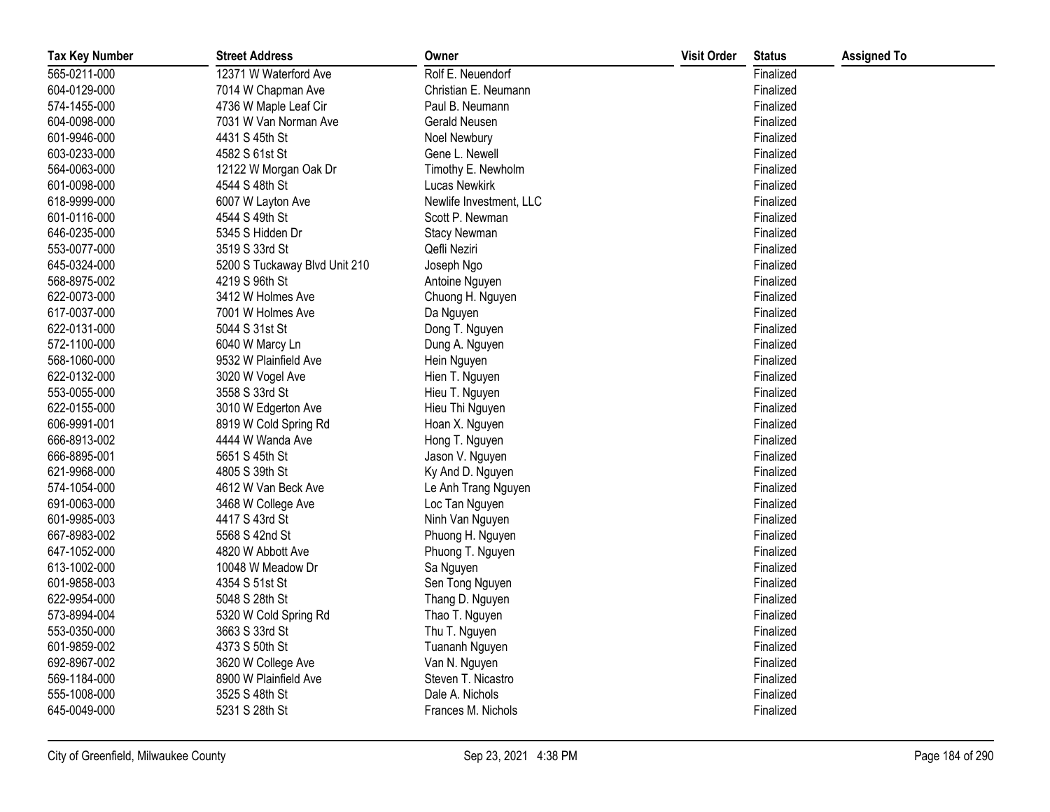| Tax Key Number | Street Address | Owner | Visit Order | Status | Assigned To |
|---|---|---|---|---|---|
| 565-0211-000 | 12371 W Waterford Ave | Rolf E. Neuendorf | | Finalized | |
| 604-0129-000 | 7014 W Chapman Ave | Christian E. Neumann | | Finalized | |
| 574-1455-000 | 4736 W Maple Leaf Cir | Paul B. Neumann | | Finalized | |
| 604-0098-000 | 7031 W Van Norman Ave | Gerald Neusen | | Finalized | |
| 601-9946-000 | 4431 S 45th St | Noel Newbury | | Finalized | |
| 603-0233-000 | 4582 S 61st St | Gene L. Newell | | Finalized | |
| 564-0063-000 | 12122 W Morgan Oak Dr | Timothy E. Newholm | | Finalized | |
| 601-0098-000 | 4544 S 48th St | Lucas Newkirk | | Finalized | |
| 618-9999-000 | 6007 W Layton Ave | Newlife Investment, LLC | | Finalized | |
| 601-0116-000 | 4544 S 49th St | Scott P. Newman | | Finalized | |
| 646-0235-000 | 5345 S Hidden Dr | Stacy Newman | | Finalized | |
| 553-0077-000 | 3519 S 33rd St | Qefli Neziri | | Finalized | |
| 645-0324-000 | 5200 S Tuckaway Blvd Unit 210 | Joseph Ngo | | Finalized | |
| 568-8975-002 | 4219 S 96th St | Antoine Nguyen | | Finalized | |
| 622-0073-000 | 3412 W Holmes Ave | Chuong H. Nguyen | | Finalized | |
| 617-0037-000 | 7001 W Holmes Ave | Da Nguyen | | Finalized | |
| 622-0131-000 | 5044 S 31st St | Dong T. Nguyen | | Finalized | |
| 572-1100-000 | 6040 W Marcy Ln | Dung A. Nguyen | | Finalized | |
| 568-1060-000 | 9532 W Plainfield Ave | Hein Nguyen | | Finalized | |
| 622-0132-000 | 3020 W Vogel Ave | Hien T. Nguyen | | Finalized | |
| 553-0055-000 | 3558 S 33rd St | Hieu T. Nguyen | | Finalized | |
| 622-0155-000 | 3010 W Edgerton Ave | Hieu Thi Nguyen | | Finalized | |
| 606-9991-001 | 8919 W Cold Spring Rd | Hoan X. Nguyen | | Finalized | |
| 666-8913-002 | 4444 W Wanda Ave | Hong T. Nguyen | | Finalized | |
| 666-8895-001 | 5651 S 45th St | Jason V. Nguyen | | Finalized | |
| 621-9968-000 | 4805 S 39th St | Ky And D. Nguyen | | Finalized | |
| 574-1054-000 | 4612 W Van Beck Ave | Le Anh Trang Nguyen | | Finalized | |
| 691-0063-000 | 3468 W College Ave | Loc Tan Nguyen | | Finalized | |
| 601-9985-003 | 4417 S 43rd St | Ninh Van Nguyen | | Finalized | |
| 667-8983-002 | 5568 S 42nd St | Phuong H. Nguyen | | Finalized | |
| 647-1052-000 | 4820 W Abbott Ave | Phuong T. Nguyen | | Finalized | |
| 613-1002-000 | 10048 W Meadow Dr | Sa Nguyen | | Finalized | |
| 601-9858-003 | 4354 S 51st St | Sen Tong Nguyen | | Finalized | |
| 622-9954-000 | 5048 S 28th St | Thang D. Nguyen | | Finalized | |
| 573-8994-004 | 5320 W Cold Spring Rd | Thao T. Nguyen | | Finalized | |
| 553-0350-000 | 3663 S 33rd St | Thu T. Nguyen | | Finalized | |
| 601-9859-002 | 4373 S 50th St | Tuananh Nguyen | | Finalized | |
| 692-8967-002 | 3620 W College Ave | Van N. Nguyen | | Finalized | |
| 569-1184-000 | 8900 W Plainfield Ave | Steven T. Nicastro | | Finalized | |
| 555-1008-000 | 3525 S 48th St | Dale A. Nichols | | Finalized | |
| 645-0049-000 | 5231 S 28th St | Frances M. Nichols | | Finalized | |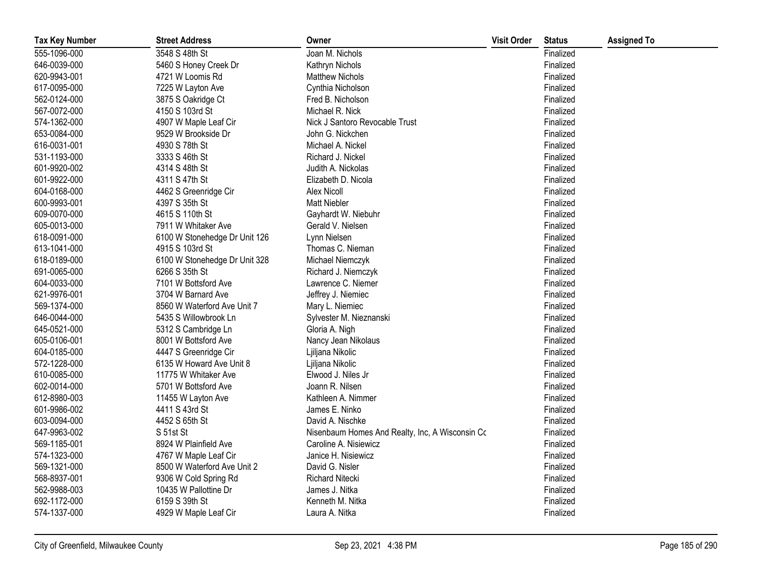| Tax Key Number | Street Address | Owner | Visit Order | Status | Assigned To |
|---|---|---|---|---|---|
| 555-1096-000 | 3548 S 48th St | Joan M. Nichols | | Finalized | |
| 646-0039-000 | 5460 S Honey Creek Dr | Kathryn Nichols | | Finalized | |
| 620-9943-001 | 4721 W Loomis Rd | Matthew Nichols | | Finalized | |
| 617-0095-000 | 7225 W Layton Ave | Cynthia Nicholson | | Finalized | |
| 562-0124-000 | 3875 S Oakridge Ct | Fred B. Nicholson | | Finalized | |
| 567-0072-000 | 4150 S 103rd St | Michael R. Nick | | Finalized | |
| 574-1362-000 | 4907 W Maple Leaf Cir | Nick J Santoro Revocable Trust | | Finalized | |
| 653-0084-000 | 9529 W Brookside Dr | John G. Nickchen | | Finalized | |
| 616-0031-001 | 4930 S 78th St | Michael A. Nickel | | Finalized | |
| 531-1193-000 | 3333 S 46th St | Richard J. Nickel | | Finalized | |
| 601-9920-002 | 4314 S 48th St | Judith A. Nickolas | | Finalized | |
| 601-9922-000 | 4311 S 47th St | Elizabeth D. Nicola | | Finalized | |
| 604-0168-000 | 4462 S Greenridge Cir | Alex Nicoll | | Finalized | |
| 600-9993-001 | 4397 S 35th St | Matt Niebler | | Finalized | |
| 609-0070-000 | 4615 S 110th St | Gayhardt W. Niebuhr | | Finalized | |
| 605-0013-000 | 7911 W Whitaker Ave | Gerald V. Nielsen | | Finalized | |
| 618-0091-000 | 6100 W Stonehedge Dr Unit 126 | Lynn Nielsen | | Finalized | |
| 613-1041-000 | 4915 S 103rd St | Thomas C. Nieman | | Finalized | |
| 618-0189-000 | 6100 W Stonehedge Dr Unit 328 | Michael Niemczyk | | Finalized | |
| 691-0065-000 | 6266 S 35th St | Richard J. Niemczyk | | Finalized | |
| 604-0033-000 | 7101 W Bottsford Ave | Lawrence C. Niemer | | Finalized | |
| 621-9976-001 | 3704 W Barnard Ave | Jeffrey J. Niemiec | | Finalized | |
| 569-1374-000 | 8560 W Waterford Ave Unit 7 | Mary L. Niemiec | | Finalized | |
| 646-0044-000 | 5435 S Willowbrook Ln | Sylvester M. Nieznanski | | Finalized | |
| 645-0521-000 | 5312 S Cambridge Ln | Gloria A. Nigh | | Finalized | |
| 605-0106-001 | 8001 W Bottsford Ave | Nancy Jean Nikolaus | | Finalized | |
| 604-0185-000 | 4447 S Greenridge Cir | Ljiljana Nikolic | | Finalized | |
| 572-1228-000 | 6135 W Howard Ave Unit 8 | Ljiljana Nikolic | | Finalized | |
| 610-0085-000 | 11775 W Whitaker Ave | Elwood J. Niles Jr | | Finalized | |
| 602-0014-000 | 5701 W Bottsford Ave | Joann R. Nilsen | | Finalized | |
| 612-8980-003 | 11455 W Layton Ave | Kathleen A. Nimmer | | Finalized | |
| 601-9986-002 | 4411 S 43rd St | James E. Ninko | | Finalized | |
| 603-0094-000 | 4452 S 65th St | David A. Nischke | | Finalized | |
| 647-9963-002 | S 51st St | Nisenbaum Homes And Realty, Inc, A Wisconsin Cc | | Finalized | |
| 569-1185-001 | 8924 W Plainfield Ave | Caroline A. Nisiewicz | | Finalized | |
| 574-1323-000 | 4767 W Maple Leaf Cir | Janice H. Nisiewicz | | Finalized | |
| 569-1321-000 | 8500 W Waterford Ave Unit 2 | David G. Nisler | | Finalized | |
| 568-8937-001 | 9306 W Cold Spring Rd | Richard Nitecki | | Finalized | |
| 562-9988-003 | 10435 W Pallottine Dr | James J. Nitka | | Finalized | |
| 692-1172-000 | 6159 S 39th St | Kenneth M. Nitka | | Finalized | |
| 574-1337-000 | 4929 W Maple Leaf Cir | Laura A. Nitka | | Finalized | |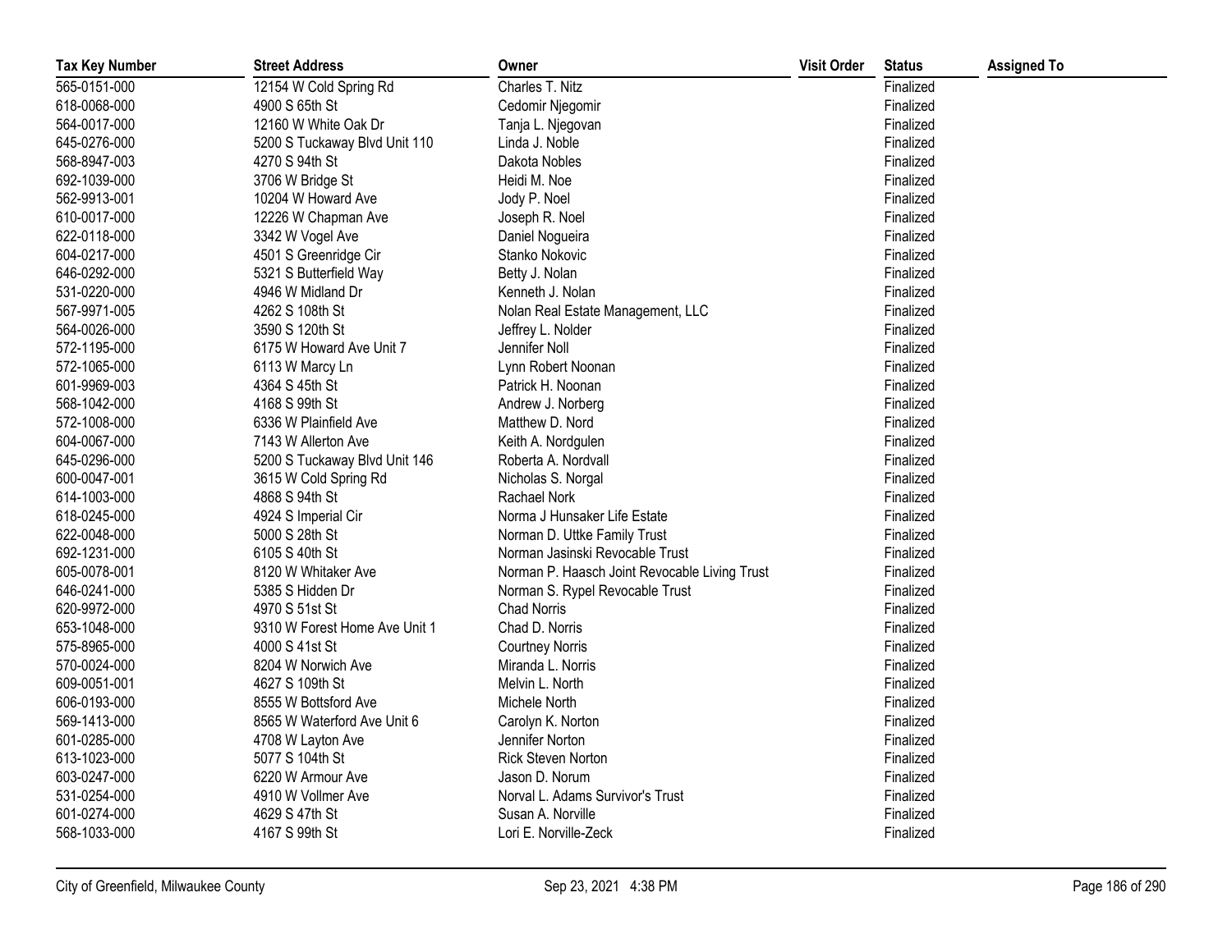| Tax Key Number | Street Address | Owner | Visit Order | Status | Assigned To |
|---|---|---|---|---|---|
| 565-0151-000 | 12154 W Cold Spring Rd | Charles T. Nitz | | Finalized | |
| 618-0068-000 | 4900 S 65th St | Cedomir Njegomir | | Finalized | |
| 564-0017-000 | 12160 W White Oak Dr | Tanja L. Njegovan | | Finalized | |
| 645-0276-000 | 5200 S Tuckaway Blvd Unit 110 | Linda J. Noble | | Finalized | |
| 568-8947-003 | 4270 S 94th St | Dakota Nobles | | Finalized | |
| 692-1039-000 | 3706 W Bridge St | Heidi M. Noe | | Finalized | |
| 562-9913-001 | 10204 W Howard Ave | Jody P. Noel | | Finalized | |
| 610-0017-000 | 12226 W Chapman Ave | Joseph R. Noel | | Finalized | |
| 622-0118-000 | 3342 W Vogel Ave | Daniel Nogueira | | Finalized | |
| 604-0217-000 | 4501 S Greenridge Cir | Stanko Nokovic | | Finalized | |
| 646-0292-000 | 5321 S Butterfield Way | Betty J. Nolan | | Finalized | |
| 531-0220-000 | 4946 W Midland Dr | Kenneth J. Nolan | | Finalized | |
| 567-9971-005 | 4262 S 108th St | Nolan Real Estate Management, LLC | | Finalized | |
| 564-0026-000 | 3590 S 120th St | Jeffrey L. Nolder | | Finalized | |
| 572-1195-000 | 6175 W Howard Ave Unit 7 | Jennifer Noll | | Finalized | |
| 572-1065-000 | 6113 W Marcy Ln | Lynn Robert Noonan | | Finalized | |
| 601-9969-003 | 4364 S 45th St | Patrick H. Noonan | | Finalized | |
| 568-1042-000 | 4168 S 99th St | Andrew J. Norberg | | Finalized | |
| 572-1008-000 | 6336 W Plainfield Ave | Matthew D. Nord | | Finalized | |
| 604-0067-000 | 7143 W Allerton Ave | Keith A. Nordgulen | | Finalized | |
| 645-0296-000 | 5200 S Tuckaway Blvd Unit 146 | Roberta A. Nordvall | | Finalized | |
| 600-0047-001 | 3615 W Cold Spring Rd | Nicholas S. Norgal | | Finalized | |
| 614-1003-000 | 4868 S 94th St | Rachael Nork | | Finalized | |
| 618-0245-000 | 4924 S Imperial Cir | Norma J Hunsaker Life Estate | | Finalized | |
| 622-0048-000 | 5000 S 28th St | Norman D. Uttke Family Trust | | Finalized | |
| 692-1231-000 | 6105 S 40th St | Norman Jasinski Revocable Trust | | Finalized | |
| 605-0078-001 | 8120 W Whitaker Ave | Norman P. Haasch Joint Revocable Living Trust | | Finalized | |
| 646-0241-000 | 5385 S Hidden Dr | Norman S. Rypel Revocable Trust | | Finalized | |
| 620-9972-000 | 4970 S 51st St | Chad Norris | | Finalized | |
| 653-1048-000 | 9310 W Forest Home Ave Unit 1 | Chad D. Norris | | Finalized | |
| 575-8965-000 | 4000 S 41st St | Courtney Norris | | Finalized | |
| 570-0024-000 | 8204 W Norwich Ave | Miranda L. Norris | | Finalized | |
| 609-0051-001 | 4627 S 109th St | Melvin L. North | | Finalized | |
| 606-0193-000 | 8555 W Bottsford Ave | Michele North | | Finalized | |
| 569-1413-000 | 8565 W Waterford Ave Unit 6 | Carolyn K. Norton | | Finalized | |
| 601-0285-000 | 4708 W Layton Ave | Jennifer Norton | | Finalized | |
| 613-1023-000 | 5077 S 104th St | Rick Steven Norton | | Finalized | |
| 603-0247-000 | 6220 W Armour Ave | Jason D. Norum | | Finalized | |
| 531-0254-000 | 4910 W Vollmer Ave | Norval L. Adams Survivor's Trust | | Finalized | |
| 601-0274-000 | 4629 S 47th St | Susan A. Norville | | Finalized | |
| 568-1033-000 | 4167 S 99th St | Lori E. Norville-Zeck | | Finalized | |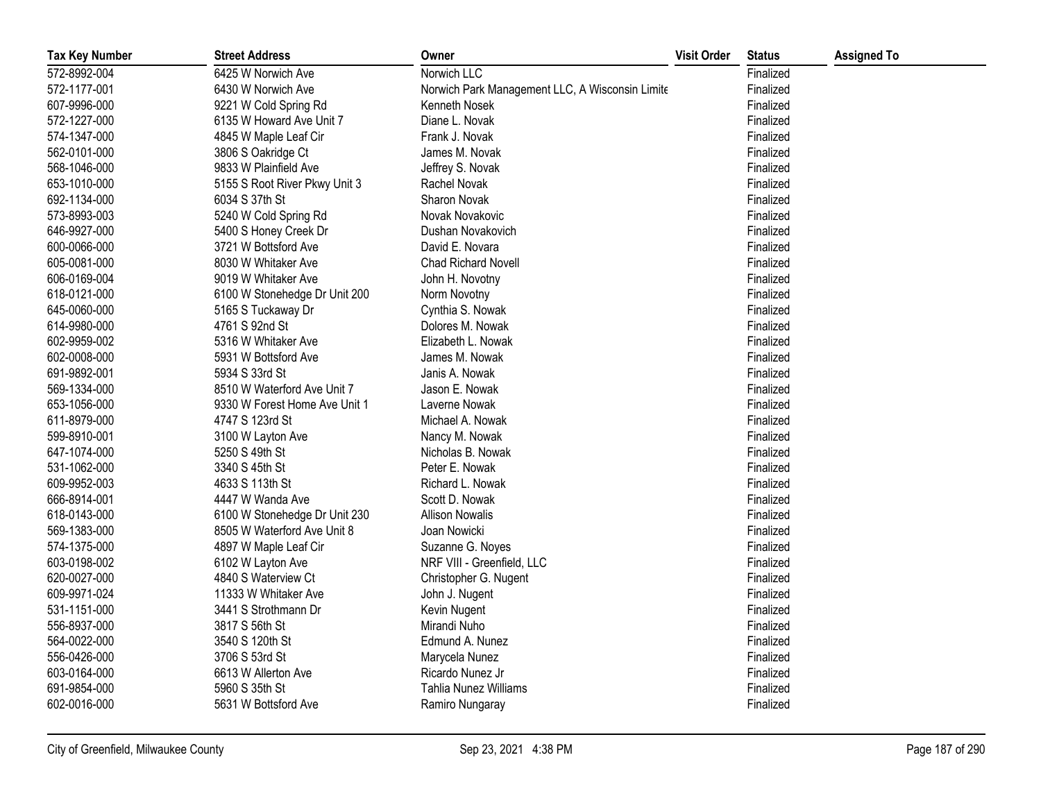| Tax Key Number | Street Address | Owner | Visit Order | Status | Assigned To |
|---|---|---|---|---|---|
| 572-8992-004 | 6425 W Norwich Ave | Norwich LLC | | Finalized | |
| 572-1177-001 | 6430 W Norwich Ave | Norwich Park Management LLC, A Wisconsin Limite | | Finalized | |
| 607-9996-000 | 9221 W Cold Spring Rd | Kenneth Nosek | | Finalized | |
| 572-1227-000 | 6135 W Howard Ave Unit 7 | Diane L. Novak | | Finalized | |
| 574-1347-000 | 4845 W Maple Leaf Cir | Frank J. Novak | | Finalized | |
| 562-0101-000 | 3806 S Oakridge Ct | James M. Novak | | Finalized | |
| 568-1046-000 | 9833 W Plainfield Ave | Jeffrey S. Novak | | Finalized | |
| 653-1010-000 | 5155 S Root River Pkwy Unit 3 | Rachel Novak | | Finalized | |
| 692-1134-000 | 6034 S 37th St | Sharon Novak | | Finalized | |
| 573-8993-003 | 5240 W Cold Spring Rd | Novak Novakovic | | Finalized | |
| 646-9927-000 | 5400 S Honey Creek Dr | Dushan Novakovich | | Finalized | |
| 600-0066-000 | 3721 W Bottsford Ave | David E. Novara | | Finalized | |
| 605-0081-000 | 8030 W Whitaker Ave | Chad Richard Novell | | Finalized | |
| 606-0169-004 | 9019 W Whitaker Ave | John H. Novotny | | Finalized | |
| 618-0121-000 | 6100 W Stonehedge Dr Unit 200 | Norm Novotny | | Finalized | |
| 645-0060-000 | 5165 S Tuckaway Dr | Cynthia S. Nowak | | Finalized | |
| 614-9980-000 | 4761 S 92nd St | Dolores M. Nowak | | Finalized | |
| 602-9959-002 | 5316 W Whitaker Ave | Elizabeth L. Nowak | | Finalized | |
| 602-0008-000 | 5931 W Bottsford Ave | James M. Nowak | | Finalized | |
| 691-9892-001 | 5934 S 33rd St | Janis A. Nowak | | Finalized | |
| 569-1334-000 | 8510 W Waterford Ave Unit 7 | Jason E. Nowak | | Finalized | |
| 653-1056-000 | 9330 W Forest Home Ave Unit 1 | Laverne Nowak | | Finalized | |
| 611-8979-000 | 4747 S 123rd St | Michael A. Nowak | | Finalized | |
| 599-8910-001 | 3100 W Layton Ave | Nancy M. Nowak | | Finalized | |
| 647-1074-000 | 5250 S 49th St | Nicholas B. Nowak | | Finalized | |
| 531-1062-000 | 3340 S 45th St | Peter E. Nowak | | Finalized | |
| 609-9952-003 | 4633 S 113th St | Richard L. Nowak | | Finalized | |
| 666-8914-001 | 4447 W Wanda Ave | Scott D. Nowak | | Finalized | |
| 618-0143-000 | 6100 W Stonehedge Dr Unit 230 | Allison Nowalis | | Finalized | |
| 569-1383-000 | 8505 W Waterford Ave Unit 8 | Joan Nowicki | | Finalized | |
| 574-1375-000 | 4897 W Maple Leaf Cir | Suzanne G. Noyes | | Finalized | |
| 603-0198-002 | 6102 W Layton Ave | NRF VIII - Greenfield, LLC | | Finalized | |
| 620-0027-000 | 4840 S Waterview Ct | Christopher G. Nugent | | Finalized | |
| 609-9971-024 | 11333 W Whitaker Ave | John J. Nugent | | Finalized | |
| 531-1151-000 | 3441 S Strothmann Dr | Kevin Nugent | | Finalized | |
| 556-8937-000 | 3817 S 56th St | Mirandi Nuho | | Finalized | |
| 564-0022-000 | 3540 S 120th St | Edmund A. Nunez | | Finalized | |
| 556-0426-000 | 3706 S 53rd St | Marycela Nunez | | Finalized | |
| 603-0164-000 | 6613 W Allerton Ave | Ricardo Nunez Jr | | Finalized | |
| 691-9854-000 | 5960 S 35th St | Tahlia Nunez Williams | | Finalized | |
| 602-0016-000 | 5631 W Bottsford Ave | Ramiro Nungaray | | Finalized | |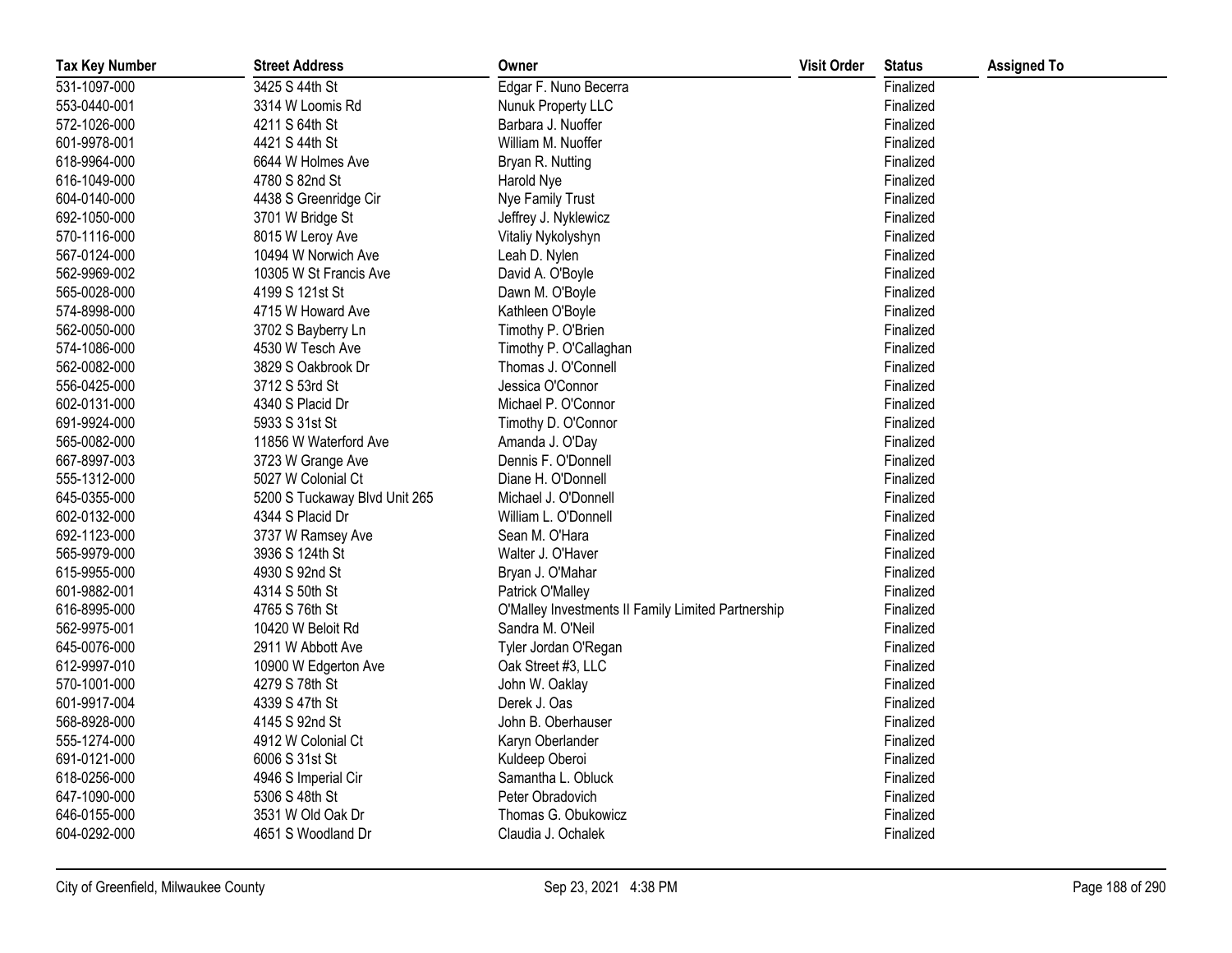| Tax Key Number | Street Address | Owner | Visit Order | Status | Assigned To |
|---|---|---|---|---|---|
| 531-1097-000 | 3425 S 44th St | Edgar F. Nuno Becerra | | Finalized | |
| 553-0440-001 | 3314 W Loomis Rd | Nunuk Property LLC | | Finalized | |
| 572-1026-000 | 4211 S 64th St | Barbara J. Nuoffer | | Finalized | |
| 601-9978-001 | 4421 S 44th St | William M. Nuoffer | | Finalized | |
| 618-9964-000 | 6644 W Holmes Ave | Bryan R. Nutting | | Finalized | |
| 616-1049-000 | 4780 S 82nd St | Harold Nye | | Finalized | |
| 604-0140-000 | 4438 S Greenridge Cir | Nye Family Trust | | Finalized | |
| 692-1050-000 | 3701 W Bridge St | Jeffrey J. Nyklewicz | | Finalized | |
| 570-1116-000 | 8015 W Leroy Ave | Vitaliy Nykolyshyn | | Finalized | |
| 567-0124-000 | 10494 W Norwich Ave | Leah D. Nylen | | Finalized | |
| 562-9969-002 | 10305 W St Francis Ave | David A. O'Boyle | | Finalized | |
| 565-0028-000 | 4199 S 121st St | Dawn M. O'Boyle | | Finalized | |
| 574-8998-000 | 4715 W Howard Ave | Kathleen O'Boyle | | Finalized | |
| 562-0050-000 | 3702 S Bayberry Ln | Timothy P. O'Brien | | Finalized | |
| 574-1086-000 | 4530 W Tesch Ave | Timothy P. O'Callaghan | | Finalized | |
| 562-0082-000 | 3829 S Oakbrook Dr | Thomas J. O'Connell | | Finalized | |
| 556-0425-000 | 3712 S 53rd St | Jessica O'Connor | | Finalized | |
| 602-0131-000 | 4340 S Placid Dr | Michael P. O'Connor | | Finalized | |
| 691-9924-000 | 5933 S 31st St | Timothy D. O'Connor | | Finalized | |
| 565-0082-000 | 11856 W Waterford Ave | Amanda J. O'Day | | Finalized | |
| 667-8997-003 | 3723 W Grange Ave | Dennis F. O'Donnell | | Finalized | |
| 555-1312-000 | 5027 W Colonial Ct | Diane H. O'Donnell | | Finalized | |
| 645-0355-000 | 5200 S Tuckaway Blvd Unit 265 | Michael J. O'Donnell | | Finalized | |
| 602-0132-000 | 4344 S Placid Dr | William L. O'Donnell | | Finalized | |
| 692-1123-000 | 3737 W Ramsey Ave | Sean M. O'Hara | | Finalized | |
| 565-9979-000 | 3936 S 124th St | Walter J. O'Haver | | Finalized | |
| 615-9955-000 | 4930 S 92nd St | Bryan J. O'Mahar | | Finalized | |
| 601-9882-001 | 4314 S 50th St | Patrick O'Malley | | Finalized | |
| 616-8995-000 | 4765 S 76th St | O'Malley Investments II Family Limited Partnership | | Finalized | |
| 562-9975-001 | 10420 W Beloit Rd | Sandra M. O'Neil | | Finalized | |
| 645-0076-000 | 2911 W Abbott Ave | Tyler Jordan O'Regan | | Finalized | |
| 612-9997-010 | 10900 W Edgerton Ave | Oak Street #3, LLC | | Finalized | |
| 570-1001-000 | 4279 S 78th St | John W. Oaklay | | Finalized | |
| 601-9917-004 | 4339 S 47th St | Derek J. Oas | | Finalized | |
| 568-8928-000 | 4145 S 92nd St | John B. Oberhauser | | Finalized | |
| 555-1274-000 | 4912 W Colonial Ct | Karyn Oberlander | | Finalized | |
| 691-0121-000 | 6006 S 31st St | Kuldeep Oberoi | | Finalized | |
| 618-0256-000 | 4946 S Imperial Cir | Samantha L. Obluck | | Finalized | |
| 647-1090-000 | 5306 S 48th St | Peter Obradovich | | Finalized | |
| 646-0155-000 | 3531 W Old Oak Dr | Thomas G. Obukowicz | | Finalized | |
| 604-0292-000 | 4651 S Woodland Dr | Claudia J. Ochalek | | Finalized | |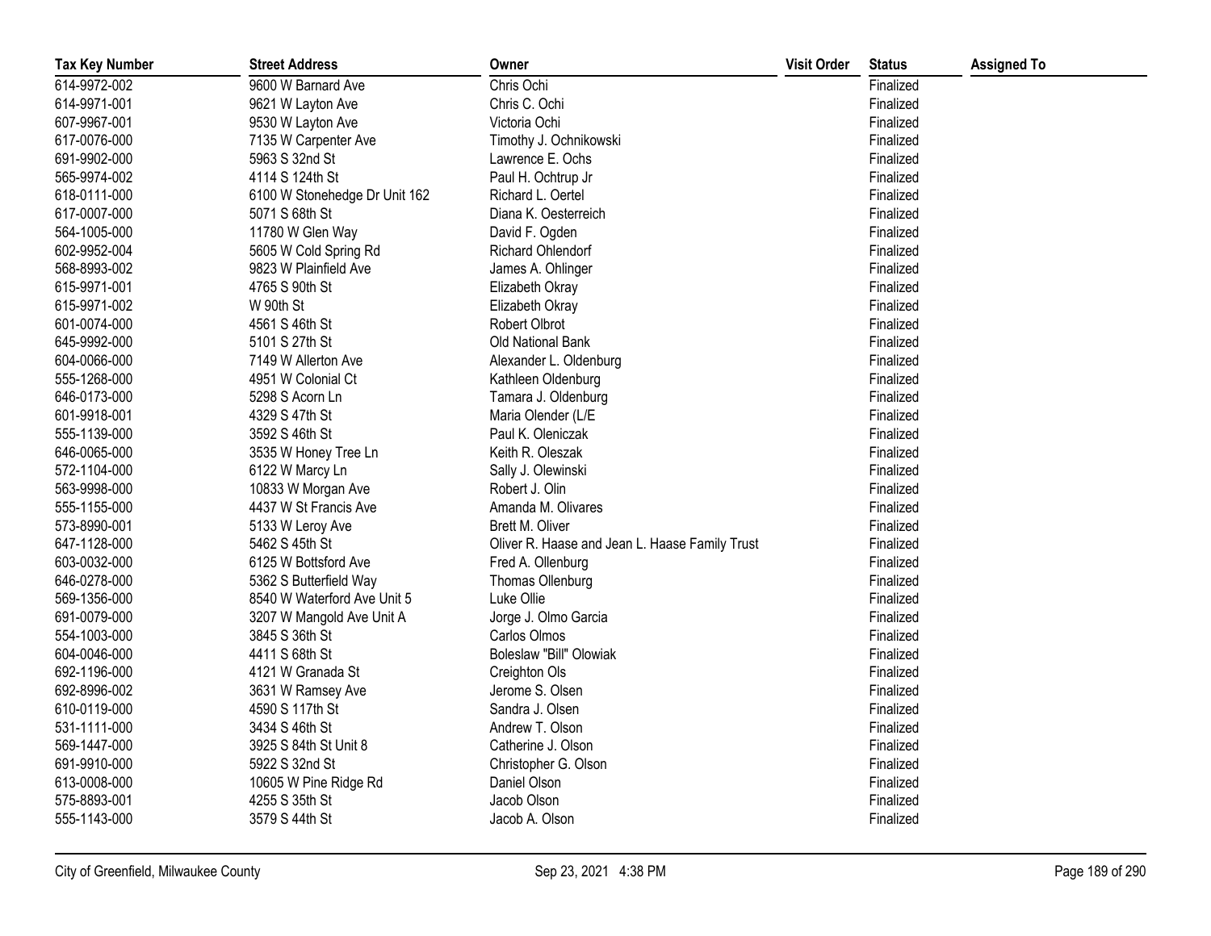| Tax Key Number | Street Address | Owner | Visit Order | Status | Assigned To |
| --- | --- | --- | --- | --- | --- |
| 614-9972-002 | 9600 W Barnard Ave | Chris Ochi | | Finalized | |
| 614-9971-001 | 9621 W Layton Ave | Chris C. Ochi | | Finalized | |
| 607-9967-001 | 9530 W Layton Ave | Victoria Ochi | | Finalized | |
| 617-0076-000 | 7135 W Carpenter Ave | Timothy J. Ochnikowski | | Finalized | |
| 691-9902-000 | 5963 S 32nd St | Lawrence E. Ochs | | Finalized | |
| 565-9974-002 | 4114 S 124th St | Paul H. Ochtrup Jr | | Finalized | |
| 618-0111-000 | 6100 W Stonehedge Dr Unit 162 | Richard L. Oertel | | Finalized | |
| 617-0007-000 | 5071 S 68th St | Diana K. Oesterreich | | Finalized | |
| 564-1005-000 | 11780 W Glen Way | David F. Ogden | | Finalized | |
| 602-9952-004 | 5605 W Cold Spring Rd | Richard Ohlendorf | | Finalized | |
| 568-8993-002 | 9823 W Plainfield Ave | James A. Ohlinger | | Finalized | |
| 615-9971-001 | 4765 S 90th St | Elizabeth Okray | | Finalized | |
| 615-9971-002 | W 90th St | Elizabeth Okray | | Finalized | |
| 601-0074-000 | 4561 S 46th St | Robert Olbrot | | Finalized | |
| 645-9992-000 | 5101 S 27th St | Old National Bank | | Finalized | |
| 604-0066-000 | 7149 W Allerton Ave | Alexander L. Oldenburg | | Finalized | |
| 555-1268-000 | 4951 W Colonial Ct | Kathleen Oldenburg | | Finalized | |
| 646-0173-000 | 5298 S Acorn Ln | Tamara J. Oldenburg | | Finalized | |
| 601-9918-001 | 4329 S 47th St | Maria Olender (L/E | | Finalized | |
| 555-1139-000 | 3592 S 46th St | Paul K. Oleniczak | | Finalized | |
| 646-0065-000 | 3535 W Honey Tree Ln | Keith R. Oleszak | | Finalized | |
| 572-1104-000 | 6122 W Marcy Ln | Sally J. Olewinski | | Finalized | |
| 563-9998-000 | 10833 W Morgan Ave | Robert J. Olin | | Finalized | |
| 555-1155-000 | 4437 W St Francis Ave | Amanda M. Olivares | | Finalized | |
| 573-8990-001 | 5133 W Leroy Ave | Brett M. Oliver | | Finalized | |
| 647-1128-000 | 5462 S 45th St | Oliver R. Haase and Jean L. Haase Family Trust | | Finalized | |
| 603-0032-000 | 6125 W Bottsford Ave | Fred A. Ollenburg | | Finalized | |
| 646-0278-000 | 5362 S Butterfield Way | Thomas Ollenburg | | Finalized | |
| 569-1356-000 | 8540 W Waterford Ave Unit 5 | Luke Ollie | | Finalized | |
| 691-0079-000 | 3207 W Mangold Ave Unit A | Jorge J. Olmo Garcia | | Finalized | |
| 554-1003-000 | 3845 S 36th St | Carlos Olmos | | Finalized | |
| 604-0046-000 | 4411 S 68th St | Boleslaw "Bill" Olowiak | | Finalized | |
| 692-1196-000 | 4121 W Granada St | Creighton Ols | | Finalized | |
| 692-8996-002 | 3631 W Ramsey Ave | Jerome S. Olsen | | Finalized | |
| 610-0119-000 | 4590 S 117th St | Sandra J. Olsen | | Finalized | |
| 531-1111-000 | 3434 S 46th St | Andrew T. Olson | | Finalized | |
| 569-1447-000 | 3925 S 84th St Unit 8 | Catherine J. Olson | | Finalized | |
| 691-9910-000 | 5922 S 32nd St | Christopher G. Olson | | Finalized | |
| 613-0008-000 | 10605 W Pine Ridge Rd | Daniel Olson | | Finalized | |
| 575-8893-001 | 4255 S 35th St | Jacob Olson | | Finalized | |
| 555-1143-000 | 3579 S 44th St | Jacob A. Olson | | Finalized | |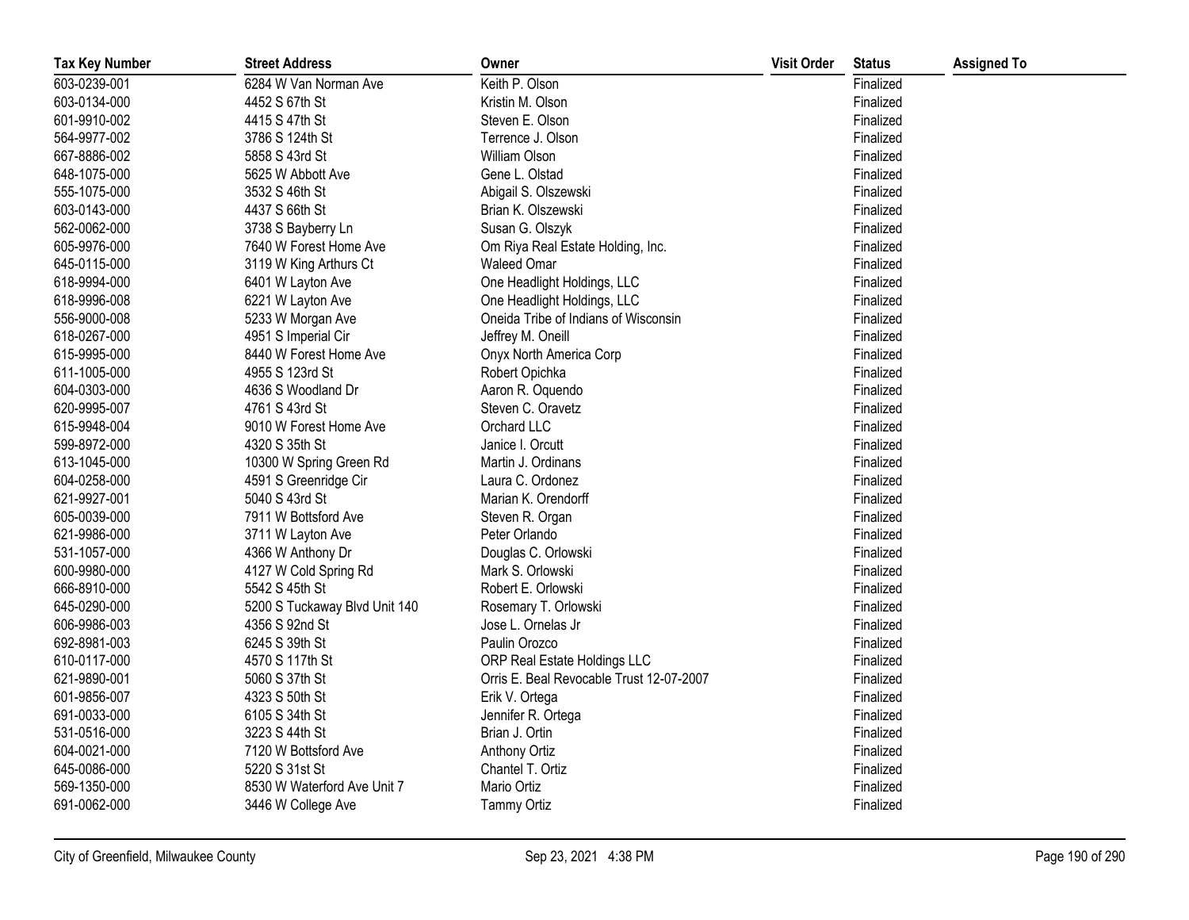| Tax Key Number | Street Address | Owner | Visit Order | Status | Assigned To |
|---|---|---|---|---|---|
| 603-0239-001 | 6284 W Van Norman Ave | Keith P. Olson | | Finalized | |
| 603-0134-000 | 4452 S 67th St | Kristin M. Olson | | Finalized | |
| 601-9910-002 | 4415 S 47th St | Steven E. Olson | | Finalized | |
| 564-9977-002 | 3786 S 124th St | Terrence J. Olson | | Finalized | |
| 667-8886-002 | 5858 S 43rd St | William Olson | | Finalized | |
| 648-1075-000 | 5625 W Abbott Ave | Gene L. Olstad | | Finalized | |
| 555-1075-000 | 3532 S 46th St | Abigail S. Olszewski | | Finalized | |
| 603-0143-000 | 4437 S 66th St | Brian K. Olszewski | | Finalized | |
| 562-0062-000 | 3738 S Bayberry Ln | Susan G. Olszyk | | Finalized | |
| 605-9976-000 | 7640 W Forest Home Ave | Om Riya Real Estate Holding, Inc. | | Finalized | |
| 645-0115-000 | 3119 W King Arthurs Ct | Waleed Omar | | Finalized | |
| 618-9994-000 | 6401 W Layton Ave | One Headlight Holdings, LLC | | Finalized | |
| 618-9996-008 | 6221 W Layton Ave | One Headlight Holdings, LLC | | Finalized | |
| 556-9000-008 | 5233 W Morgan Ave | Oneida Tribe of Indians of Wisconsin | | Finalized | |
| 618-0267-000 | 4951 S Imperial Cir | Jeffrey M. Oneill | | Finalized | |
| 615-9995-000 | 8440 W Forest Home Ave | Onyx North America Corp | | Finalized | |
| 611-1005-000 | 4955 S 123rd St | Robert Opichka | | Finalized | |
| 604-0303-000 | 4636 S Woodland Dr | Aaron R. Oquendo | | Finalized | |
| 620-9995-007 | 4761 S 43rd St | Steven C. Oravetz | | Finalized | |
| 615-9948-004 | 9010 W Forest Home Ave | Orchard LLC | | Finalized | |
| 599-8972-000 | 4320 S 35th St | Janice I. Orcutt | | Finalized | |
| 613-1045-000 | 10300 W Spring Green Rd | Martin J. Ordinans | | Finalized | |
| 604-0258-000 | 4591 S Greenridge Cir | Laura C. Ordonez | | Finalized | |
| 621-9927-001 | 5040 S 43rd St | Marian K. Orendorff | | Finalized | |
| 605-0039-000 | 7911 W Bottsford Ave | Steven R. Organ | | Finalized | |
| 621-9986-000 | 3711 W Layton Ave | Peter Orlando | | Finalized | |
| 531-1057-000 | 4366 W Anthony Dr | Douglas C. Orlowski | | Finalized | |
| 600-9980-000 | 4127 W Cold Spring Rd | Mark S. Orlowski | | Finalized | |
| 666-8910-000 | 5542 S 45th St | Robert E. Orlowski | | Finalized | |
| 645-0290-000 | 5200 S Tuckaway Blvd Unit 140 | Rosemary T. Orlowski | | Finalized | |
| 606-9986-003 | 4356 S 92nd St | Jose L. Ornelas Jr | | Finalized | |
| 692-8981-003 | 6245 S 39th St | Paulin Orozco | | Finalized | |
| 610-0117-000 | 4570 S 117th St | ORP Real Estate Holdings LLC | | Finalized | |
| 621-9890-001 | 5060 S 37th St | Orris E. Beal Revocable Trust 12-07-2007 | | Finalized | |
| 601-9856-007 | 4323 S 50th St | Erik V. Ortega | | Finalized | |
| 691-0033-000 | 6105 S 34th St | Jennifer R. Ortega | | Finalized | |
| 531-0516-000 | 3223 S 44th St | Brian J. Ortin | | Finalized | |
| 604-0021-000 | 7120 W Bottsford Ave | Anthony Ortiz | | Finalized | |
| 645-0086-000 | 5220 S 31st St | Chantel T. Ortiz | | Finalized | |
| 569-1350-000 | 8530 W Waterford Ave Unit 7 | Mario Ortiz | | Finalized | |
| 691-0062-000 | 3446 W College Ave | Tammy Ortiz | | Finalized | |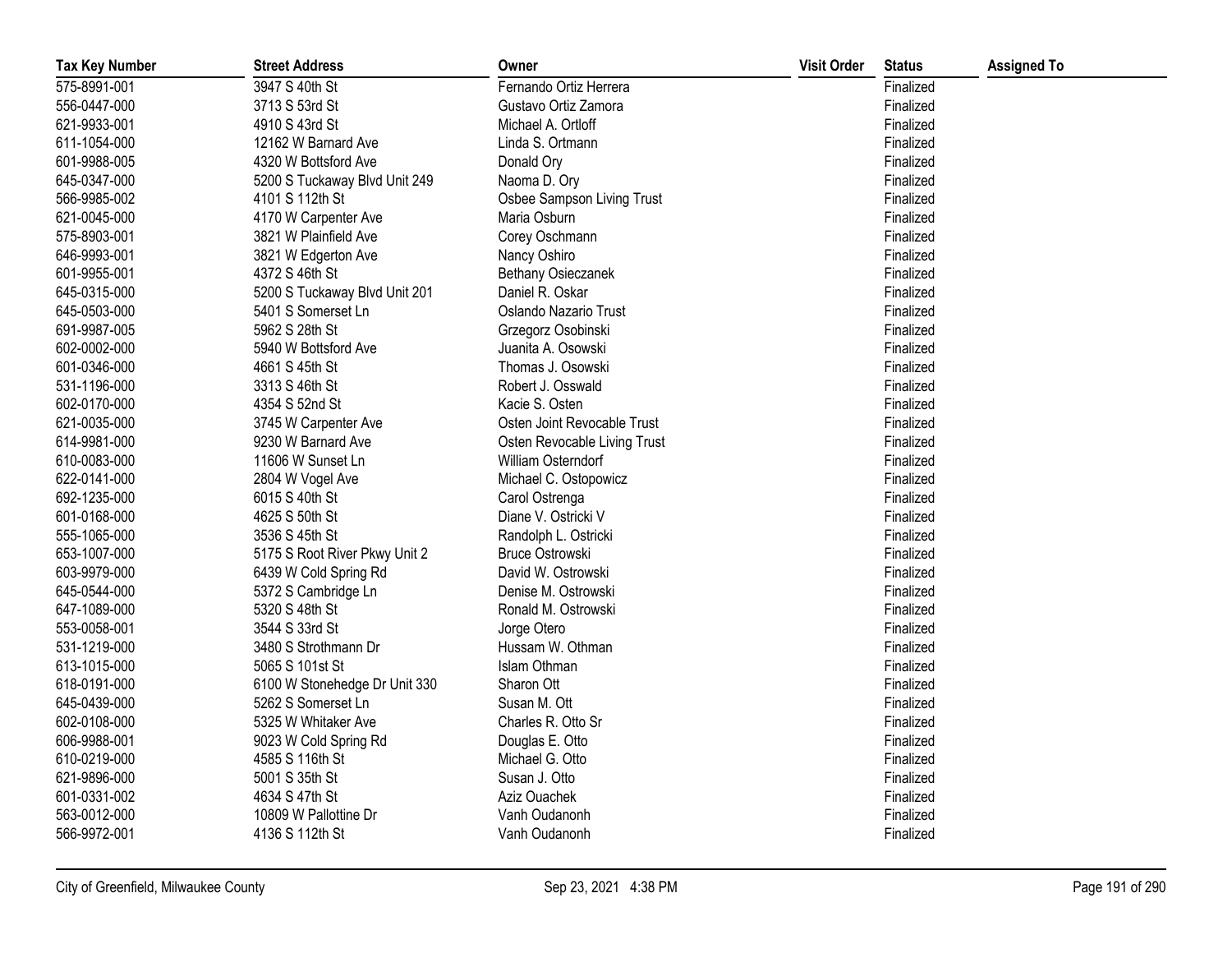| Tax Key Number | Street Address | Owner | Visit Order | Status | Assigned To |
|---|---|---|---|---|---|
| 575-8991-001 | 3947 S 40th St | Fernando Ortiz Herrera | | Finalized | |
| 556-0447-000 | 3713 S 53rd St | Gustavo Ortiz Zamora | | Finalized | |
| 621-9933-001 | 4910 S 43rd St | Michael A. Ortloff | | Finalized | |
| 611-1054-000 | 12162 W Barnard Ave | Linda S. Ortmann | | Finalized | |
| 601-9988-005 | 4320 W Bottsford Ave | Donald Ory | | Finalized | |
| 645-0347-000 | 5200 S Tuckaway Blvd Unit 249 | Naoma D. Ory | | Finalized | |
| 566-9985-002 | 4101 S 112th St | Osbee Sampson Living Trust | | Finalized | |
| 621-0045-000 | 4170 W Carpenter Ave | Maria Osburn | | Finalized | |
| 575-8903-001 | 3821 W Plainfield Ave | Corey Oschmann | | Finalized | |
| 646-9993-001 | 3821 W Edgerton Ave | Nancy Oshiro | | Finalized | |
| 601-9955-001 | 4372 S 46th St | Bethany Osieczanek | | Finalized | |
| 645-0315-000 | 5200 S Tuckaway Blvd Unit 201 | Daniel R. Oskar | | Finalized | |
| 645-0503-000 | 5401 S Somerset Ln | Oslando Nazario Trust | | Finalized | |
| 691-9987-005 | 5962 S 28th St | Grzegorz Osobinski | | Finalized | |
| 602-0002-000 | 5940 W Bottsford Ave | Juanita A. Osowski | | Finalized | |
| 601-0346-000 | 4661 S 45th St | Thomas J. Osowski | | Finalized | |
| 531-1196-000 | 3313 S 46th St | Robert J. Osswald | | Finalized | |
| 602-0170-000 | 4354 S 52nd St | Kacie S. Osten | | Finalized | |
| 621-0035-000 | 3745 W Carpenter Ave | Osten Joint Revocable Trust | | Finalized | |
| 614-9981-000 | 9230 W Barnard Ave | Osten Revocable Living Trust | | Finalized | |
| 610-0083-000 | 11606 W Sunset Ln | William Osterndorf | | Finalized | |
| 622-0141-000 | 2804 W Vogel Ave | Michael C. Ostopowicz | | Finalized | |
| 692-1235-000 | 6015 S 40th St | Carol Ostrenga | | Finalized | |
| 601-0168-000 | 4625 S 50th St | Diane V. Ostricki V | | Finalized | |
| 555-1065-000 | 3536 S 45th St | Randolph L. Ostricki | | Finalized | |
| 653-1007-000 | 5175 S Root River Pkwy Unit 2 | Bruce Ostrowski | | Finalized | |
| 603-9979-000 | 6439 W Cold Spring Rd | David W. Ostrowski | | Finalized | |
| 645-0544-000 | 5372 S Cambridge Ln | Denise M. Ostrowski | | Finalized | |
| 647-1089-000 | 5320 S 48th St | Ronald M. Ostrowski | | Finalized | |
| 553-0058-001 | 3544 S 33rd St | Jorge Otero | | Finalized | |
| 531-1219-000 | 3480 S Strothmann Dr | Hussam W. Othman | | Finalized | |
| 613-1015-000 | 5065 S 101st St | Islam Othman | | Finalized | |
| 618-0191-000 | 6100 W Stonehedge Dr Unit 330 | Sharon Ott | | Finalized | |
| 645-0439-000 | 5262 S Somerset Ln | Susan M. Ott | | Finalized | |
| 602-0108-000 | 5325 W Whitaker Ave | Charles R. Otto Sr | | Finalized | |
| 606-9988-001 | 9023 W Cold Spring Rd | Douglas E. Otto | | Finalized | |
| 610-0219-000 | 4585 S 116th St | Michael G. Otto | | Finalized | |
| 621-9896-000 | 5001 S 35th St | Susan J. Otto | | Finalized | |
| 601-0331-002 | 4634 S 47th St | Aziz Ouachek | | Finalized | |
| 563-0012-000 | 10809 W Pallottine Dr | Vanh Oudanonh | | Finalized | |
| 566-9972-001 | 4136 S 112th St | Vanh Oudanonh | | Finalized | |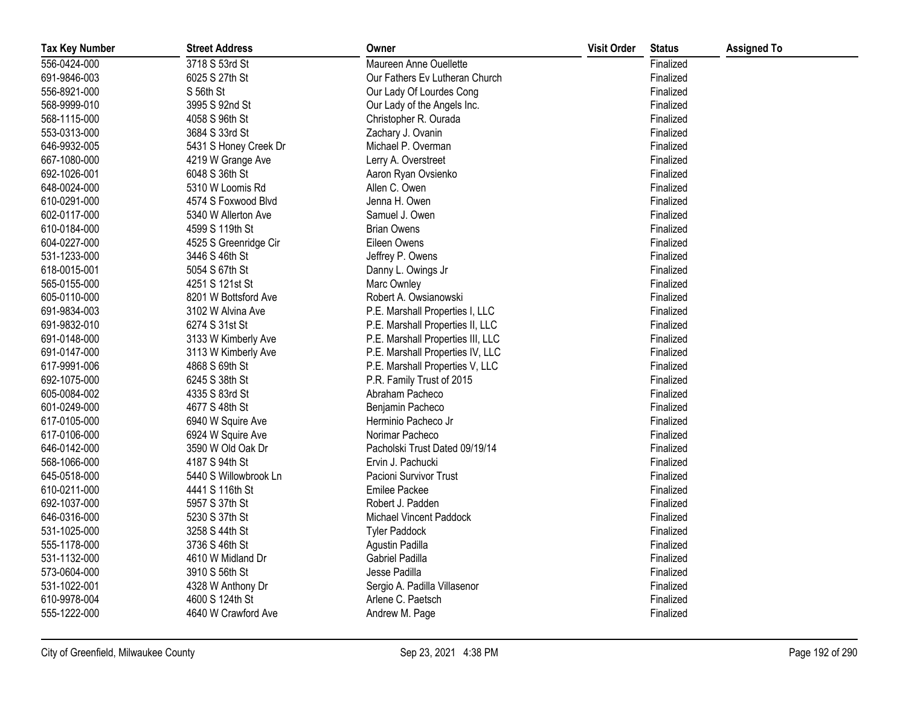| Tax Key Number | Street Address | Owner | Visit Order | Status | Assigned To |
|---|---|---|---|---|---|
| 556-0424-000 | 3718 S 53rd St | Maureen Anne Ouellette | | Finalized | |
| 691-9846-003 | 6025 S 27th St | Our Fathers Ev Lutheran Church | | Finalized | |
| 556-8921-000 | S 56th St | Our Lady Of Lourdes Cong | | Finalized | |
| 568-9999-010 | 3995 S 92nd St | Our Lady of the Angels Inc. | | Finalized | |
| 568-1115-000 | 4058 S 96th St | Christopher R. Ourada | | Finalized | |
| 553-0313-000 | 3684 S 33rd St | Zachary J. Ovanin | | Finalized | |
| 646-9932-005 | 5431 S Honey Creek Dr | Michael P. Overman | | Finalized | |
| 667-1080-000 | 4219 W Grange Ave | Lerry A. Overstreet | | Finalized | |
| 692-1026-001 | 6048 S 36th St | Aaron Ryan Ovsienko | | Finalized | |
| 648-0024-000 | 5310 W Loomis Rd | Allen C. Owen | | Finalized | |
| 610-0291-000 | 4574 S Foxwood Blvd | Jenna H. Owen | | Finalized | |
| 602-0117-000 | 5340 W Allerton Ave | Samuel J. Owen | | Finalized | |
| 610-0184-000 | 4599 S 119th St | Brian Owens | | Finalized | |
| 604-0227-000 | 4525 S Greenridge Cir | Eileen Owens | | Finalized | |
| 531-1233-000 | 3446 S 46th St | Jeffrey P. Owens | | Finalized | |
| 618-0015-001 | 5054 S 67th St | Danny L. Owings Jr | | Finalized | |
| 565-0155-000 | 4251 S 121st St | Marc Ownley | | Finalized | |
| 605-0110-000 | 8201 W Bottsford Ave | Robert A. Owsianowski | | Finalized | |
| 691-9834-003 | 3102 W Alvina Ave | P.E. Marshall Properties I, LLC | | Finalized | |
| 691-9832-010 | 6274 S 31st St | P.E. Marshall Properties II, LLC | | Finalized | |
| 691-0148-000 | 3133 W Kimberly Ave | P.E. Marshall Properties III, LLC | | Finalized | |
| 691-0147-000 | 3113 W Kimberly Ave | P.E. Marshall Properties IV, LLC | | Finalized | |
| 617-9991-006 | 4868 S 69th St | P.E. Marshall Properties V, LLC | | Finalized | |
| 692-1075-000 | 6245 S 38th St | P.R. Family Trust of 2015 | | Finalized | |
| 605-0084-002 | 4335 S 83rd St | Abraham Pacheco | | Finalized | |
| 601-0249-000 | 4677 S 48th St | Benjamin Pacheco | | Finalized | |
| 617-0105-000 | 6940 W Squire Ave | Herminio Pacheco Jr | | Finalized | |
| 617-0106-000 | 6924 W Squire Ave | Norimar Pacheco | | Finalized | |
| 646-0142-000 | 3590 W Old Oak Dr | Pacholski Trust Dated 09/19/14 | | Finalized | |
| 568-1066-000 | 4187 S 94th St | Ervin J. Pachucki | | Finalized | |
| 645-0518-000 | 5440 S Willowbrook Ln | Pacioni Survivor Trust | | Finalized | |
| 610-0211-000 | 4441 S 116th St | Emilee Packee | | Finalized | |
| 692-1037-000 | 5957 S 37th St | Robert J. Padden | | Finalized | |
| 646-0316-000 | 5230 S 37th St | Michael Vincent Paddock | | Finalized | |
| 531-1025-000 | 3258 S 44th St | Tyler Paddock | | Finalized | |
| 555-1178-000 | 3736 S 46th St | Agustin Padilla | | Finalized | |
| 531-1132-000 | 4610 W Midland Dr | Gabriel Padilla | | Finalized | |
| 573-0604-000 | 3910 S 56th St | Jesse Padilla | | Finalized | |
| 531-1022-001 | 4328 W Anthony Dr | Sergio A. Padilla Villasenor | | Finalized | |
| 610-9978-004 | 4600 S 124th St | Arlene C. Paetsch | | Finalized | |
| 555-1222-000 | 4640 W Crawford Ave | Andrew M. Page | | Finalized | |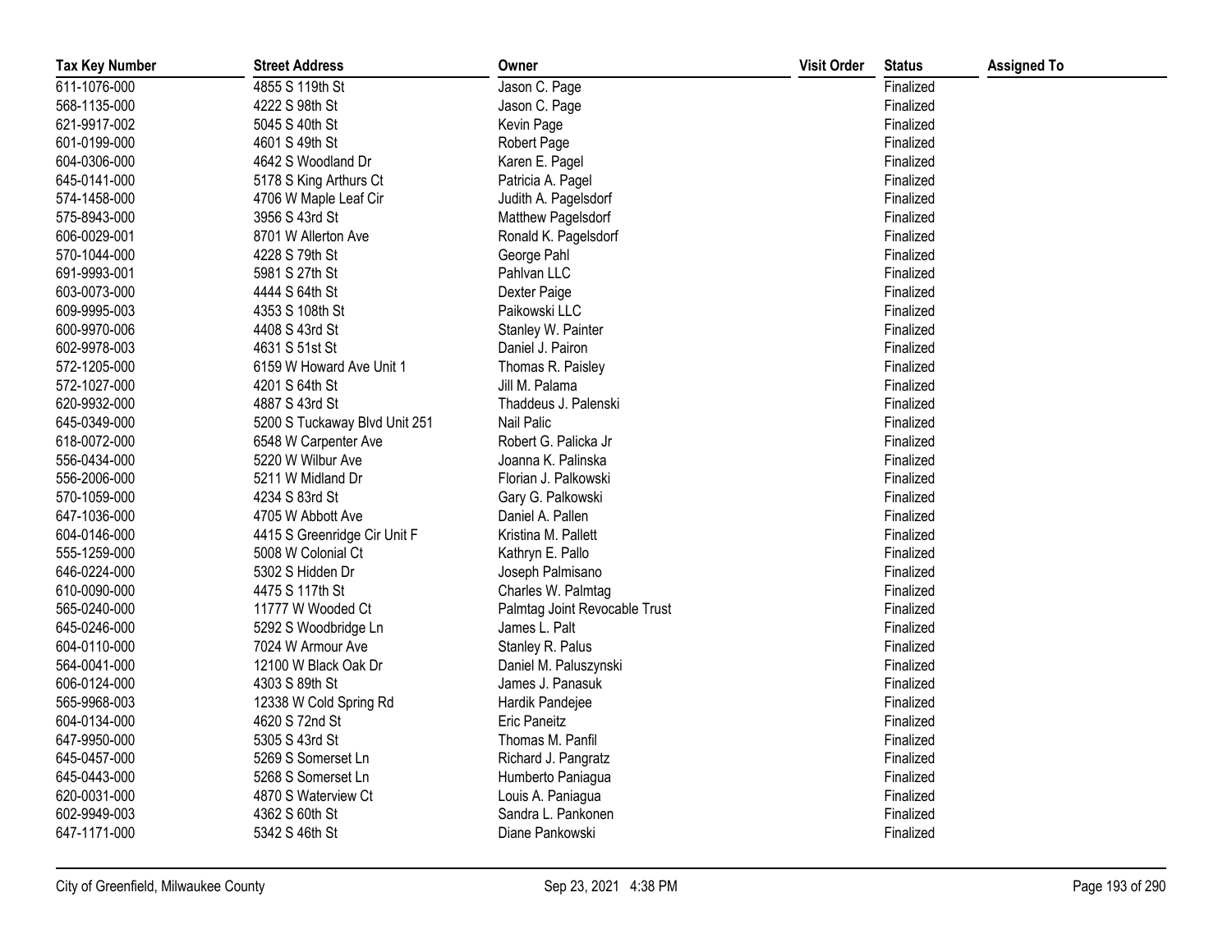| Tax Key Number | Street Address | Owner | Visit Order | Status | Assigned To |
|---|---|---|---|---|---|
| 611-1076-000 | 4855 S 119th St | Jason C. Page | | Finalized | |
| 568-1135-000 | 4222 S 98th St | Jason C. Page | | Finalized | |
| 621-9917-002 | 5045 S 40th St | Kevin Page | | Finalized | |
| 601-0199-000 | 4601 S 49th St | Robert Page | | Finalized | |
| 604-0306-000 | 4642 S Woodland Dr | Karen E. Pagel | | Finalized | |
| 645-0141-000 | 5178 S King Arthurs Ct | Patricia A. Pagel | | Finalized | |
| 574-1458-000 | 4706 W Maple Leaf Cir | Judith A. Pagelsdorf | | Finalized | |
| 575-8943-000 | 3956 S 43rd St | Matthew Pagelsdorf | | Finalized | |
| 606-0029-001 | 8701 W Allerton Ave | Ronald K. Pagelsdorf | | Finalized | |
| 570-1044-000 | 4228 S 79th St | George Pahl | | Finalized | |
| 691-9993-001 | 5981 S 27th St | Pahlvan LLC | | Finalized | |
| 603-0073-000 | 4444 S 64th St | Dexter Paige | | Finalized | |
| 609-9995-003 | 4353 S 108th St | Paikowski LLC | | Finalized | |
| 600-9970-006 | 4408 S 43rd St | Stanley W. Painter | | Finalized | |
| 602-9978-003 | 4631 S 51st St | Daniel J. Pairon | | Finalized | |
| 572-1205-000 | 6159 W Howard Ave Unit 1 | Thomas R. Paisley | | Finalized | |
| 572-1027-000 | 4201 S 64th St | Jill M. Palama | | Finalized | |
| 620-9932-000 | 4887 S 43rd St | Thaddeus J. Palenski | | Finalized | |
| 645-0349-000 | 5200 S Tuckaway Blvd Unit 251 | Nail Palic | | Finalized | |
| 618-0072-000 | 6548 W Carpenter Ave | Robert G. Palicka Jr | | Finalized | |
| 556-0434-000 | 5220 W Wilbur Ave | Joanna K. Palinska | | Finalized | |
| 556-2006-000 | 5211 W Midland Dr | Florian J. Palkowski | | Finalized | |
| 570-1059-000 | 4234 S 83rd St | Gary G. Palkowski | | Finalized | |
| 647-1036-000 | 4705 W Abbott Ave | Daniel A. Pallen | | Finalized | |
| 604-0146-000 | 4415 S Greenridge Cir Unit F | Kristina M. Pallett | | Finalized | |
| 555-1259-000 | 5008 W Colonial Ct | Kathryn E. Pallo | | Finalized | |
| 646-0224-000 | 5302 S Hidden Dr | Joseph Palmisano | | Finalized | |
| 610-0090-000 | 4475 S 117th St | Charles W. Palmtag | | Finalized | |
| 565-0240-000 | 11777 W Wooded Ct | Palmtag Joint Revocable Trust | | Finalized | |
| 645-0246-000 | 5292 S Woodbridge Ln | James L. Palt | | Finalized | |
| 604-0110-000 | 7024 W Armour Ave | Stanley R. Palus | | Finalized | |
| 564-0041-000 | 12100 W Black Oak Dr | Daniel M. Paluszynski | | Finalized | |
| 606-0124-000 | 4303 S 89th St | James J. Panasuk | | Finalized | |
| 565-9968-003 | 12338 W Cold Spring Rd | Hardik Pandejee | | Finalized | |
| 604-0134-000 | 4620 S 72nd St | Eric Paneitz | | Finalized | |
| 647-9950-000 | 5305 S 43rd St | Thomas M. Panfil | | Finalized | |
| 645-0457-000 | 5269 S Somerset Ln | Richard J. Pangratz | | Finalized | |
| 645-0443-000 | 5268 S Somerset Ln | Humberto Paniagua | | Finalized | |
| 620-0031-000 | 4870 S Waterview Ct | Louis A. Paniagua | | Finalized | |
| 602-9949-003 | 4362 S 60th St | Sandra L. Pankonen | | Finalized | |
| 647-1171-000 | 5342 S 46th St | Diane Pankowski | | Finalized | |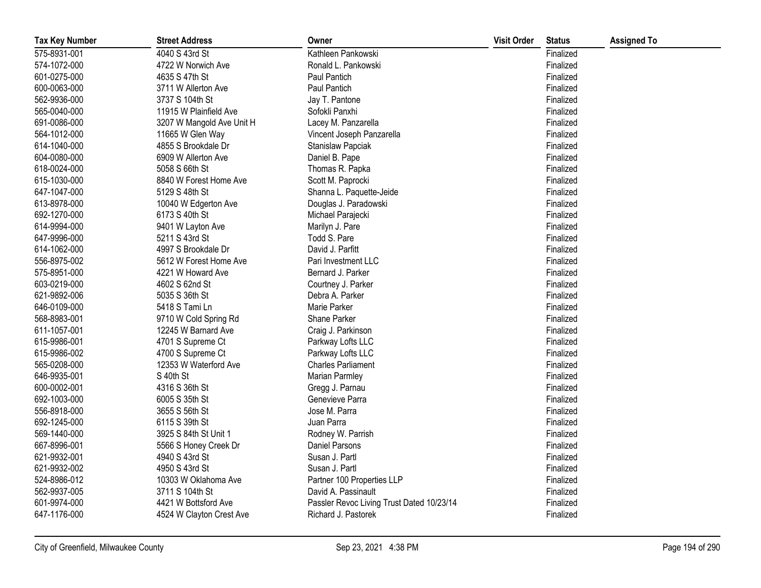| Tax Key Number | Street Address | Owner | Visit Order | Status | Assigned To |
|---|---|---|---|---|---|
| 575-8931-001 | 4040 S 43rd St | Kathleen Pankowski | | Finalized | |
| 574-1072-000 | 4722 W Norwich Ave | Ronald L. Pankowski | | Finalized | |
| 601-0275-000 | 4635 S 47th St | Paul Pantich | | Finalized | |
| 600-0063-000 | 3711 W Allerton Ave | Paul Pantich | | Finalized | |
| 562-9936-000 | 3737 S 104th St | Jay T. Pantone | | Finalized | |
| 565-0040-000 | 11915 W Plainfield Ave | Sofokli Panxhi | | Finalized | |
| 691-0086-000 | 3207 W Mangold Ave Unit H | Lacey M. Panzarella | | Finalized | |
| 564-1012-000 | 11665 W Glen Way | Vincent Joseph Panzarella | | Finalized | |
| 614-1040-000 | 4855 S Brookdale Dr | Stanislaw Papciak | | Finalized | |
| 604-0080-000 | 6909 W Allerton Ave | Daniel B. Pape | | Finalized | |
| 618-0024-000 | 5058 S 66th St | Thomas R. Papka | | Finalized | |
| 615-1030-000 | 8840 W Forest Home Ave | Scott M. Paprocki | | Finalized | |
| 647-1047-000 | 5129 S 48th St | Shanna L. Paquette-Jeide | | Finalized | |
| 613-8978-000 | 10040 W Edgerton Ave | Douglas J. Paradowski | | Finalized | |
| 692-1270-000 | 6173 S 40th St | Michael Parajecki | | Finalized | |
| 614-9994-000 | 9401 W Layton Ave | Marilyn J. Pare | | Finalized | |
| 647-9996-000 | 5211 S 43rd St | Todd S. Pare | | Finalized | |
| 614-1062-000 | 4997 S Brookdale Dr | David J. Parfitt | | Finalized | |
| 556-8975-002 | 5612 W Forest Home Ave | Pari Investment LLC | | Finalized | |
| 575-8951-000 | 4221 W Howard Ave | Bernard J. Parker | | Finalized | |
| 603-0219-000 | 4602 S 62nd St | Courtney J. Parker | | Finalized | |
| 621-9892-006 | 5035 S 36th St | Debra A. Parker | | Finalized | |
| 646-0109-000 | 5418 S Tami Ln | Marie Parker | | Finalized | |
| 568-8983-001 | 9710 W Cold Spring Rd | Shane Parker | | Finalized | |
| 611-1057-001 | 12245 W Barnard Ave | Craig J. Parkinson | | Finalized | |
| 615-9986-001 | 4701 S Supreme Ct | Parkway Lofts LLC | | Finalized | |
| 615-9986-002 | 4700 S Supreme Ct | Parkway Lofts LLC | | Finalized | |
| 565-0208-000 | 12353 W Waterford Ave | Charles Parliament | | Finalized | |
| 646-9935-001 | S 40th St | Marian Parmley | | Finalized | |
| 600-0002-001 | 4316 S 36th St | Gregg J. Parnau | | Finalized | |
| 692-1003-000 | 6005 S 35th St | Genevieve Parra | | Finalized | |
| 556-8918-000 | 3655 S 56th St | Jose M. Parra | | Finalized | |
| 692-1245-000 | 6115 S 39th St | Juan Parra | | Finalized | |
| 569-1440-000 | 3925 S 84th St Unit 1 | Rodney W. Parrish | | Finalized | |
| 667-8996-001 | 5566 S Honey Creek Dr | Daniel Parsons | | Finalized | |
| 621-9932-001 | 4940 S 43rd St | Susan J. Partl | | Finalized | |
| 621-9932-002 | 4950 S 43rd St | Susan J. Partl | | Finalized | |
| 524-8986-012 | 10303 W Oklahoma Ave | Partner 100 Properties LLP | | Finalized | |
| 562-9937-005 | 3711 S 104th St | David A. Passinault | | Finalized | |
| 601-9974-000 | 4421 W Bottsford Ave | Passler Revoc Living Trust Dated 10/23/14 | | Finalized | |
| 647-1176-000 | 4524 W Clayton Crest Ave | Richard J. Pastorek | | Finalized | |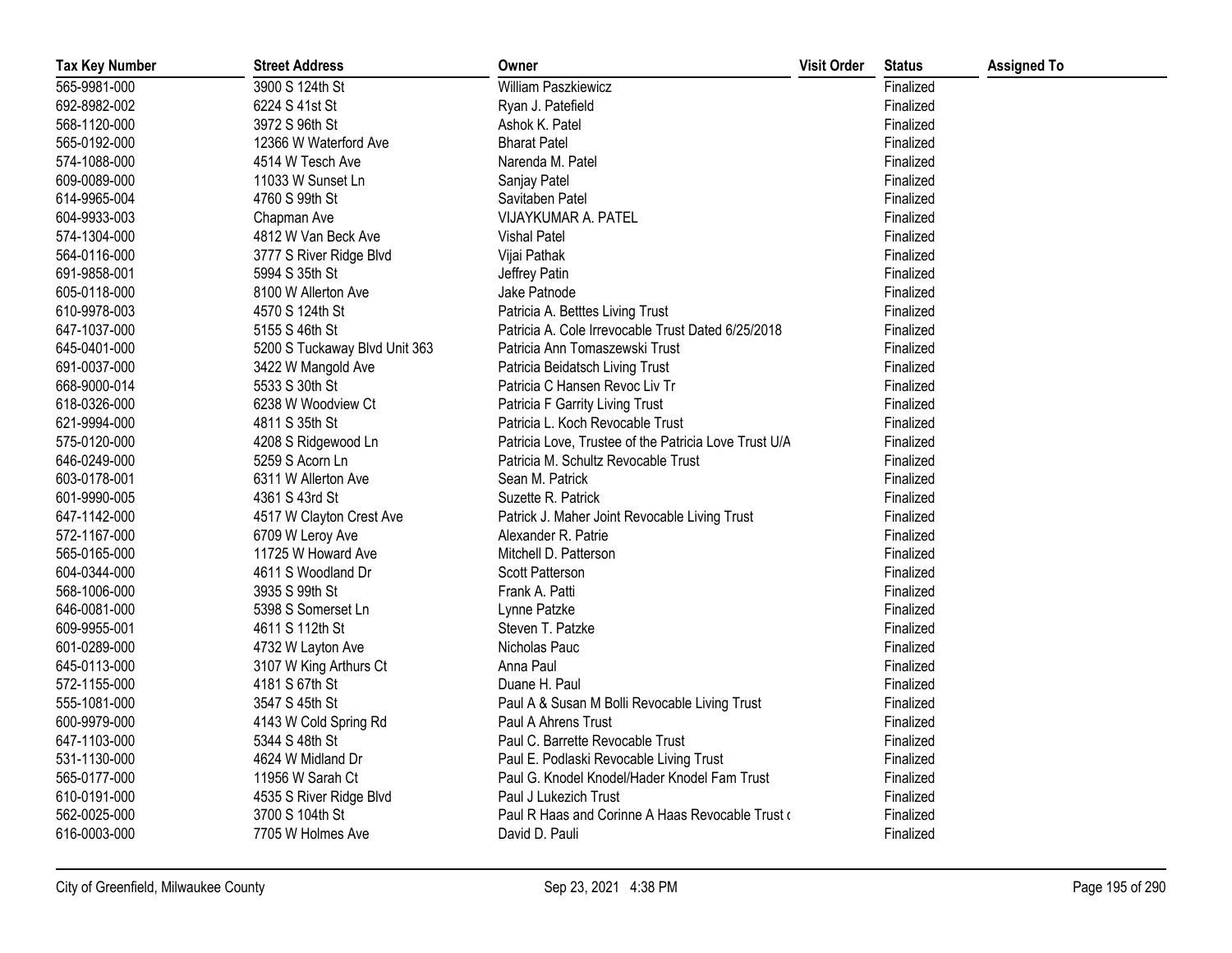| Tax Key Number | Street Address | Owner | Visit Order | Status | Assigned To |
|---|---|---|---|---|---|
| 565-9981-000 | 3900 S 124th St | William Paszkiewicz | | Finalized | |
| 692-8982-002 | 6224 S 41st St | Ryan J. Patefield | | Finalized | |
| 568-1120-000 | 3972 S 96th St | Ashok K. Patel | | Finalized | |
| 565-0192-000 | 12366 W Waterford Ave | Bharat Patel | | Finalized | |
| 574-1088-000 | 4514 W Tesch Ave | Narenda M. Patel | | Finalized | |
| 609-0089-000 | 11033 W Sunset Ln | Sanjay Patel | | Finalized | |
| 614-9965-004 | 4760 S 99th St | Savitaben Patel | | Finalized | |
| 604-9933-003 | Chapman Ave | VIJAYKUMAR A. PATEL | | Finalized | |
| 574-1304-000 | 4812 W Van Beck Ave | Vishal Patel | | Finalized | |
| 564-0116-000 | 3777 S River Ridge Blvd | Vijai Pathak | | Finalized | |
| 691-9858-001 | 5994 S 35th St | Jeffrey Patin | | Finalized | |
| 605-0118-000 | 8100 W Allerton Ave | Jake Patnode | | Finalized | |
| 610-9978-003 | 4570 S 124th St | Patricia A. Betttes Living Trust | | Finalized | |
| 647-1037-000 | 5155 S 46th St | Patricia A. Cole Irrevocable Trust Dated 6/25/2018 | | Finalized | |
| 645-0401-000 | 5200 S Tuckaway Blvd Unit 363 | Patricia Ann Tomaszewski Trust | | Finalized | |
| 691-0037-000 | 3422 W Mangold Ave | Patricia Beidatsch Living Trust | | Finalized | |
| 668-9000-014 | 5533 S 30th St | Patricia C Hansen Revoc Liv Tr | | Finalized | |
| 618-0326-000 | 6238 W Woodview Ct | Patricia F Garrity Living Trust | | Finalized | |
| 621-9994-000 | 4811 S 35th St | Patricia L. Koch Revocable Trust | | Finalized | |
| 575-0120-000 | 4208 S Ridgewood Ln | Patricia Love, Trustee of the Patricia Love Trust U/A | | Finalized | |
| 646-0249-000 | 5259 S Acorn Ln | Patricia M. Schultz Revocable Trust | | Finalized | |
| 603-0178-001 | 6311 W Allerton Ave | Sean M. Patrick | | Finalized | |
| 601-9990-005 | 4361 S 43rd St | Suzette R. Patrick | | Finalized | |
| 647-1142-000 | 4517 W Clayton Crest Ave | Patrick J. Maher Joint Revocable Living Trust | | Finalized | |
| 572-1167-000 | 6709 W Leroy Ave | Alexander R. Patrie | | Finalized | |
| 565-0165-000 | 11725 W Howard Ave | Mitchell D. Patterson | | Finalized | |
| 604-0344-000 | 4611 S Woodland Dr | Scott Patterson | | Finalized | |
| 568-1006-000 | 3935 S 99th St | Frank A. Patti | | Finalized | |
| 646-0081-000 | 5398 S Somerset Ln | Lynne Patzke | | Finalized | |
| 609-9955-001 | 4611 S 112th St | Steven T. Patzke | | Finalized | |
| 601-0289-000 | 4732 W Layton Ave | Nicholas Pauc | | Finalized | |
| 645-0113-000 | 3107 W King Arthurs Ct | Anna Paul | | Finalized | |
| 572-1155-000 | 4181 S 67th St | Duane H. Paul | | Finalized | |
| 555-1081-000 | 3547 S 45th St | Paul A & Susan M Bolli Revocable Living Trust | | Finalized | |
| 600-9979-000 | 4143 W Cold Spring Rd | Paul A Ahrens Trust | | Finalized | |
| 647-1103-000 | 5344 S 48th St | Paul C. Barrette Revocable Trust | | Finalized | |
| 531-1130-000 | 4624 W Midland Dr | Paul E. Podlaski Revocable Living Trust | | Finalized | |
| 565-0177-000 | 11956 W Sarah Ct | Paul G. Knodel Knodel/Hader Knodel Fam Trust | | Finalized | |
| 610-0191-000 | 4535 S River Ridge Blvd | Paul J Lukezich Trust | | Finalized | |
| 562-0025-000 | 3700 S 104th St | Paul R Haas and Corinne A Haas Revocable Trust ( | | Finalized | |
| 616-0003-000 | 7705 W Holmes Ave | David D. Pauli | | Finalized | |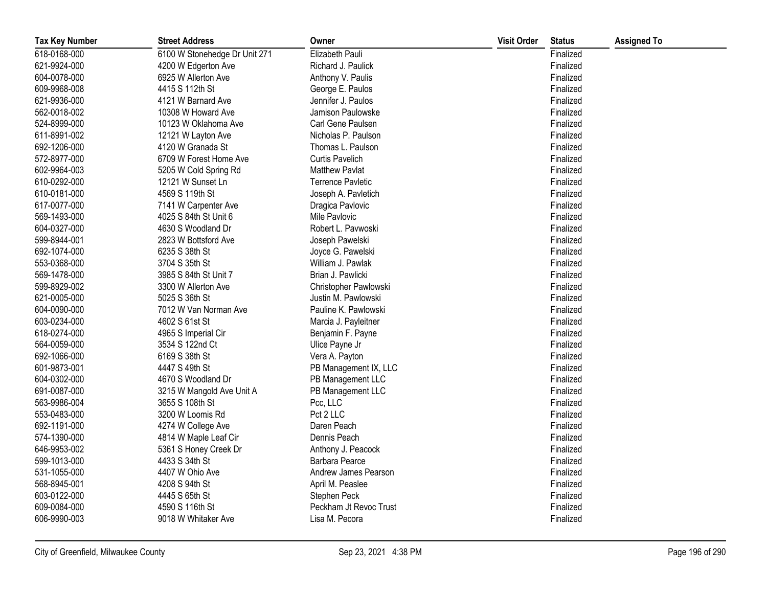| Tax Key Number | Street Address | Owner | Visit Order | Status | Assigned To |
|---|---|---|---|---|---|
| 618-0168-000 | 6100 W Stonehedge Dr Unit 271 | Elizabeth Pauli | | Finalized | |
| 621-9924-000 | 4200 W Edgerton Ave | Richard J. Paulick | | Finalized | |
| 604-0078-000 | 6925 W Allerton Ave | Anthony V. Paulis | | Finalized | |
| 609-9968-008 | 4415 S 112th St | George E. Paulos | | Finalized | |
| 621-9936-000 | 4121 W Barnard Ave | Jennifer J. Paulos | | Finalized | |
| 562-0018-002 | 10308 W Howard Ave | Jamison Paulowske | | Finalized | |
| 524-8999-000 | 10123 W Oklahoma Ave | Carl Gene Paulsen | | Finalized | |
| 611-8991-002 | 12121 W Layton Ave | Nicholas P. Paulson | | Finalized | |
| 692-1206-000 | 4120 W Granada St | Thomas L. Paulson | | Finalized | |
| 572-8977-000 | 6709 W Forest Home Ave | Curtis Pavelich | | Finalized | |
| 602-9964-003 | 5205 W Cold Spring Rd | Matthew Pavlat | | Finalized | |
| 610-0292-000 | 12121 W Sunset Ln | Terrence Pavletic | | Finalized | |
| 610-0181-000 | 4569 S 119th St | Joseph A. Pavletich | | Finalized | |
| 617-0077-000 | 7141 W Carpenter Ave | Dragica Pavlovic | | Finalized | |
| 569-1493-000 | 4025 S 84th St Unit 6 | Mile Pavlovic | | Finalized | |
| 604-0327-000 | 4630 S Woodland Dr | Robert L. Pavwoski | | Finalized | |
| 599-8944-001 | 2823 W Bottsford Ave | Joseph Pawelski | | Finalized | |
| 692-1074-000 | 6235 S 38th St | Joyce G. Pawelski | | Finalized | |
| 553-0368-000 | 3704 S 35th St | William J. Pawlak | | Finalized | |
| 569-1478-000 | 3985 S 84th St Unit 7 | Brian J. Pawlicki | | Finalized | |
| 599-8929-002 | 3300 W Allerton Ave | Christopher Pawlowski | | Finalized | |
| 621-0005-000 | 5025 S 36th St | Justin M. Pawlowski | | Finalized | |
| 604-0090-000 | 7012 W Van Norman Ave | Pauline K. Pawlowski | | Finalized | |
| 603-0234-000 | 4602 S 61st St | Marcia J. Payleitner | | Finalized | |
| 618-0274-000 | 4965 S Imperial Cir | Benjamin F. Payne | | Finalized | |
| 564-0059-000 | 3534 S 122nd Ct | Ulice Payne Jr | | Finalized | |
| 692-1066-000 | 6169 S 38th St | Vera A. Payton | | Finalized | |
| 601-9873-001 | 4447 S 49th St | PB Management IX, LLC | | Finalized | |
| 604-0302-000 | 4670 S Woodland Dr | PB Management LLC | | Finalized | |
| 691-0087-000 | 3215 W Mangold Ave Unit A | PB Management LLC | | Finalized | |
| 563-9986-004 | 3655 S 108th St | Pcc, LLC | | Finalized | |
| 553-0483-000 | 3200 W Loomis Rd | Pct 2 LLC | | Finalized | |
| 692-1191-000 | 4274 W College Ave | Daren Peach | | Finalized | |
| 574-1390-000 | 4814 W Maple Leaf Cir | Dennis Peach | | Finalized | |
| 646-9953-002 | 5361 S Honey Creek Dr | Anthony J. Peacock | | Finalized | |
| 599-1013-000 | 4433 S 34th St | Barbara Pearce | | Finalized | |
| 531-1055-000 | 4407 W Ohio Ave | Andrew James Pearson | | Finalized | |
| 568-8945-001 | 4208 S 94th St | April M. Peaslee | | Finalized | |
| 603-0122-000 | 4445 S 65th St | Stephen Peck | | Finalized | |
| 609-0084-000 | 4590 S 116th St | Peckham Jt Revoc Trust | | Finalized | |
| 606-9990-003 | 9018 W Whitaker Ave | Lisa M. Pecora | | Finalized | |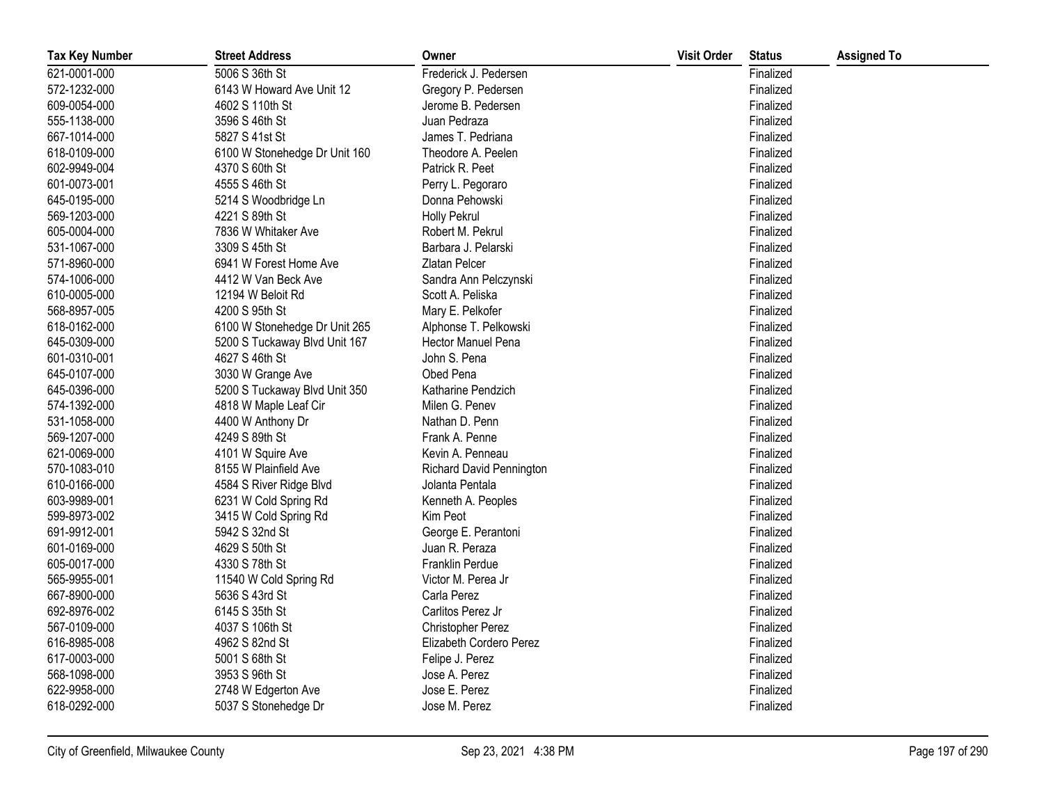| Tax Key Number | Street Address | Owner | Visit Order | Status | Assigned To |
|---|---|---|---|---|---|
| 621-0001-000 | 5006 S 36th St | Frederick J. Pedersen | | Finalized | |
| 572-1232-000 | 6143 W Howard Ave Unit 12 | Gregory P. Pedersen | | Finalized | |
| 609-0054-000 | 4602 S 110th St | Jerome B. Pedersen | | Finalized | |
| 555-1138-000 | 3596 S 46th St | Juan Pedraza | | Finalized | |
| 667-1014-000 | 5827 S 41st St | James T. Pedriana | | Finalized | |
| 618-0109-000 | 6100 W Stonehedge Dr Unit 160 | Theodore A. Peelen | | Finalized | |
| 602-9949-004 | 4370 S 60th St | Patrick R. Peet | | Finalized | |
| 601-0073-001 | 4555 S 46th St | Perry L. Pegoraro | | Finalized | |
| 645-0195-000 | 5214 S Woodbridge Ln | Donna Pehowski | | Finalized | |
| 569-1203-000 | 4221 S 89th St | Holly Pekrul | | Finalized | |
| 605-0004-000 | 7836 W Whitaker Ave | Robert M. Pekrul | | Finalized | |
| 531-1067-000 | 3309 S 45th St | Barbara J. Pelarski | | Finalized | |
| 571-8960-000 | 6941 W Forest Home Ave | Zlatan Pelcer | | Finalized | |
| 574-1006-000 | 4412 W Van Beck Ave | Sandra Ann Pelczynski | | Finalized | |
| 610-0005-000 | 12194 W Beloit Rd | Scott A. Peliska | | Finalized | |
| 568-8957-005 | 4200 S 95th St | Mary E. Pelkofer | | Finalized | |
| 618-0162-000 | 6100 W Stonehedge Dr Unit 265 | Alphonse T. Pelkowski | | Finalized | |
| 645-0309-000 | 5200 S Tuckaway Blvd Unit 167 | Hector Manuel Pena | | Finalized | |
| 601-0310-001 | 4627 S 46th St | John S. Pena | | Finalized | |
| 645-0107-000 | 3030 W Grange Ave | Obed Pena | | Finalized | |
| 645-0396-000 | 5200 S Tuckaway Blvd Unit 350 | Katharine Pendzich | | Finalized | |
| 574-1392-000 | 4818 W Maple Leaf Cir | Milen G. Penev | | Finalized | |
| 531-1058-000 | 4400 W Anthony Dr | Nathan D. Penn | | Finalized | |
| 569-1207-000 | 4249 S 89th St | Frank A. Penne | | Finalized | |
| 621-0069-000 | 4101 W Squire Ave | Kevin A. Penneau | | Finalized | |
| 570-1083-010 | 8155 W Plainfield Ave | Richard David Pennington | | Finalized | |
| 610-0166-000 | 4584 S River Ridge Blvd | Jolanta Pentala | | Finalized | |
| 603-9989-001 | 6231 W Cold Spring Rd | Kenneth A. Peoples | | Finalized | |
| 599-8973-002 | 3415 W Cold Spring Rd | Kim Peot | | Finalized | |
| 691-9912-001 | 5942 S 32nd St | George E. Perantoni | | Finalized | |
| 601-0169-000 | 4629 S 50th St | Juan R. Peraza | | Finalized | |
| 605-0017-000 | 4330 S 78th St | Franklin Perdue | | Finalized | |
| 565-9955-001 | 11540 W Cold Spring Rd | Victor M. Perea Jr | | Finalized | |
| 667-8900-000 | 5636 S 43rd St | Carla Perez | | Finalized | |
| 692-8976-002 | 6145 S 35th St | Carlitos Perez Jr | | Finalized | |
| 567-0109-000 | 4037 S 106th St | Christopher Perez | | Finalized | |
| 616-8985-008 | 4962 S 82nd St | Elizabeth Cordero Perez | | Finalized | |
| 617-0003-000 | 5001 S 68th St | Felipe J. Perez | | Finalized | |
| 568-1098-000 | 3953 S 96th St | Jose A. Perez | | Finalized | |
| 622-9958-000 | 2748 W Edgerton Ave | Jose E. Perez | | Finalized | |
| 618-0292-000 | 5037 S Stonehedge Dr | Jose M. Perez | | Finalized | |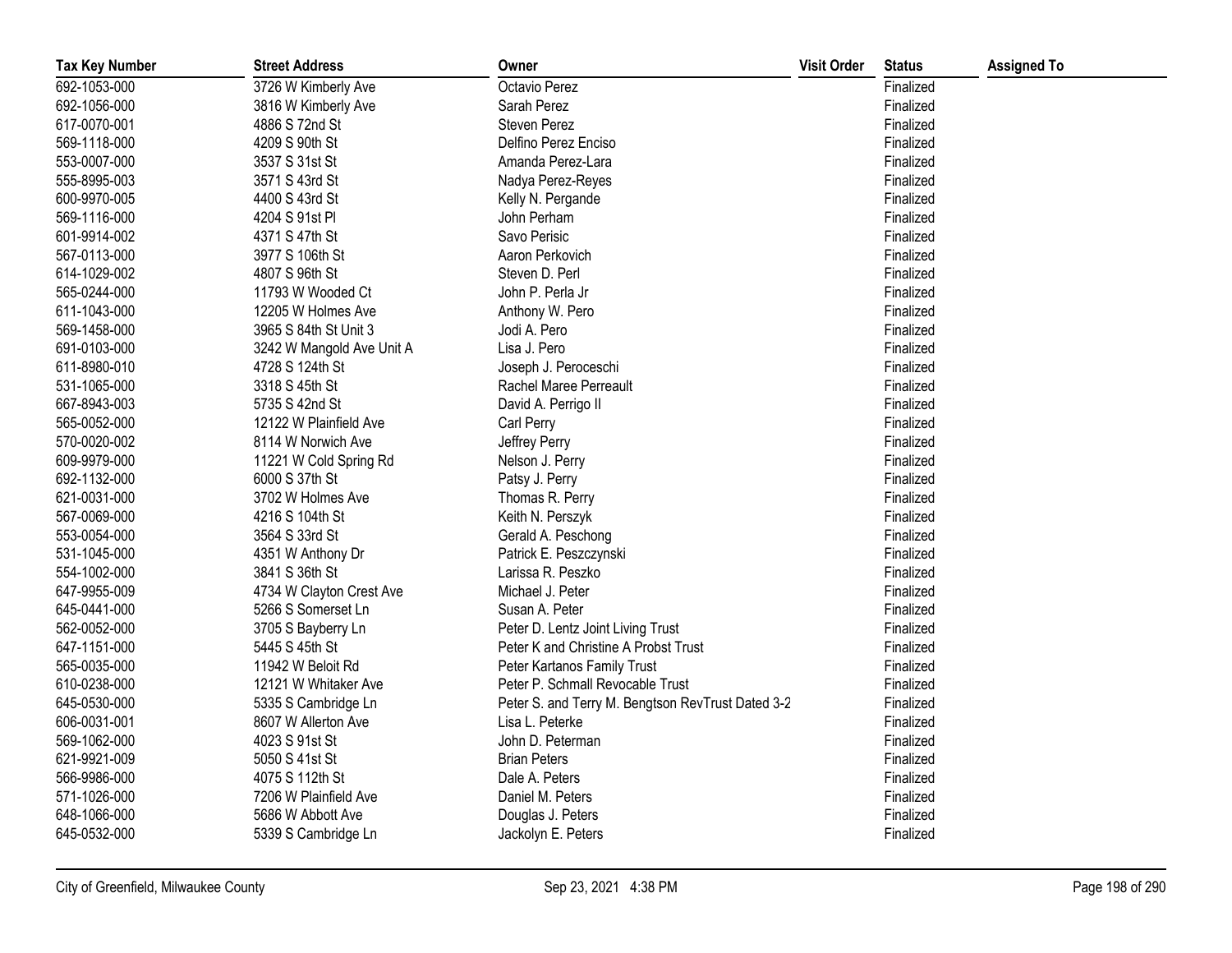| Tax Key Number | Street Address | Owner | Visit Order | Status | Assigned To |
|---|---|---|---|---|---|
| 692-1053-000 | 3726 W Kimberly Ave | Octavio Perez | | Finalized | |
| 692-1056-000 | 3816 W Kimberly Ave | Sarah Perez | | Finalized | |
| 617-0070-001 | 4886 S 72nd St | Steven Perez | | Finalized | |
| 569-1118-000 | 4209 S 90th St | Delfino Perez Enciso | | Finalized | |
| 553-0007-000 | 3537 S 31st St | Amanda Perez-Lara | | Finalized | |
| 555-8995-003 | 3571 S 43rd St | Nadya Perez-Reyes | | Finalized | |
| 600-9970-005 | 4400 S 43rd St | Kelly N. Pergande | | Finalized | |
| 569-1116-000 | 4204 S 91st Pl | John Perham | | Finalized | |
| 601-9914-002 | 4371 S 47th St | Savo Perisic | | Finalized | |
| 567-0113-000 | 3977 S 106th St | Aaron Perkovich | | Finalized | |
| 614-1029-002 | 4807 S 96th St | Steven D. Perl | | Finalized | |
| 565-0244-000 | 11793 W Wooded Ct | John P. Perla Jr | | Finalized | |
| 611-1043-000 | 12205 W Holmes Ave | Anthony W. Pero | | Finalized | |
| 569-1458-000 | 3965 S 84th St Unit 3 | Jodi A. Pero | | Finalized | |
| 691-0103-000 | 3242 W Mangold Ave Unit A | Lisa J. Pero | | Finalized | |
| 611-8980-010 | 4728 S 124th St | Joseph J. Peroceschi | | Finalized | |
| 531-1065-000 | 3318 S 45th St | Rachel Maree Perreault | | Finalized | |
| 667-8943-003 | 5735 S 42nd St | David A. Perrigo II | | Finalized | |
| 565-0052-000 | 12122 W Plainfield Ave | Carl Perry | | Finalized | |
| 570-0020-002 | 8114 W Norwich Ave | Jeffrey Perry | | Finalized | |
| 609-9979-000 | 11221 W Cold Spring Rd | Nelson J. Perry | | Finalized | |
| 692-1132-000 | 6000 S 37th St | Patsy J. Perry | | Finalized | |
| 621-0031-000 | 3702 W Holmes Ave | Thomas R. Perry | | Finalized | |
| 567-0069-000 | 4216 S 104th St | Keith N. Perszyk | | Finalized | |
| 553-0054-000 | 3564 S 33rd St | Gerald A. Peschong | | Finalized | |
| 531-1045-000 | 4351 W Anthony Dr | Patrick E. Peszczynski | | Finalized | |
| 554-1002-000 | 3841 S 36th St | Larissa R. Peszko | | Finalized | |
| 647-9955-009 | 4734 W Clayton Crest Ave | Michael J. Peter | | Finalized | |
| 645-0441-000 | 5266 S Somerset Ln | Susan A. Peter | | Finalized | |
| 562-0052-000 | 3705 S Bayberry Ln | Peter D. Lentz Joint Living Trust | | Finalized | |
| 647-1151-000 | 5445 S 45th St | Peter K and Christine A Probst Trust | | Finalized | |
| 565-0035-000 | 11942 W Beloit Rd | Peter Kartanos Family Trust | | Finalized | |
| 610-0238-000 | 12121 W Whitaker Ave | Peter P. Schmall Revocable Trust | | Finalized | |
| 645-0530-000 | 5335 S Cambridge Ln | Peter S. and Terry M. Bengtson RevTrust Dated 3-2 | | Finalized | |
| 606-0031-001 | 8607 W Allerton Ave | Lisa L. Peterke | | Finalized | |
| 569-1062-000 | 4023 S 91st St | John D. Peterman | | Finalized | |
| 621-9921-009 | 5050 S 41st St | Brian Peters | | Finalized | |
| 566-9986-000 | 4075 S 112th St | Dale A. Peters | | Finalized | |
| 571-1026-000 | 7206 W Plainfield Ave | Daniel M. Peters | | Finalized | |
| 648-1066-000 | 5686 W Abbott Ave | Douglas J. Peters | | Finalized | |
| 645-0532-000 | 5339 S Cambridge Ln | Jackolyn E. Peters | | Finalized | |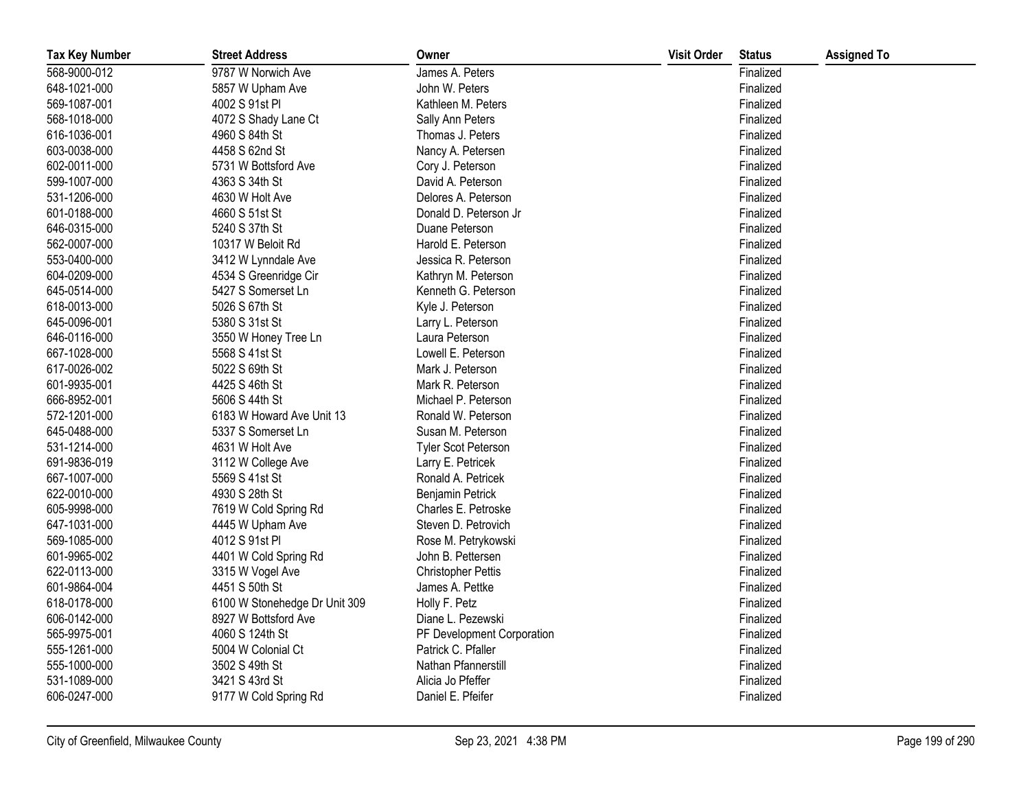| Tax Key Number | Street Address | Owner | Visit Order | Status | Assigned To |
|---|---|---|---|---|---|
| 568-9000-012 | 9787 W Norwich Ave | James A. Peters | | Finalized | |
| 648-1021-000 | 5857 W Upham Ave | John W. Peters | | Finalized | |
| 569-1087-001 | 4002 S 91st Pl | Kathleen M. Peters | | Finalized | |
| 568-1018-000 | 4072 S Shady Lane Ct | Sally Ann Peters | | Finalized | |
| 616-1036-001 | 4960 S 84th St | Thomas J. Peters | | Finalized | |
| 603-0038-000 | 4458 S 62nd St | Nancy A. Petersen | | Finalized | |
| 602-0011-000 | 5731 W Bottsford Ave | Cory J. Peterson | | Finalized | |
| 599-1007-000 | 4363 S 34th St | David A. Peterson | | Finalized | |
| 531-1206-000 | 4630 W Holt Ave | Delores A. Peterson | | Finalized | |
| 601-0188-000 | 4660 S 51st St | Donald D. Peterson Jr | | Finalized | |
| 646-0315-000 | 5240 S 37th St | Duane Peterson | | Finalized | |
| 562-0007-000 | 10317 W Beloit Rd | Harold E. Peterson | | Finalized | |
| 553-0400-000 | 3412 W Lynndale Ave | Jessica R. Peterson | | Finalized | |
| 604-0209-000 | 4534 S Greenridge Cir | Kathryn M. Peterson | | Finalized | |
| 645-0514-000 | 5427 S Somerset Ln | Kenneth G. Peterson | | Finalized | |
| 618-0013-000 | 5026 S 67th St | Kyle J. Peterson | | Finalized | |
| 645-0096-001 | 5380 S 31st St | Larry L. Peterson | | Finalized | |
| 646-0116-000 | 3550 W Honey Tree Ln | Laura Peterson | | Finalized | |
| 667-1028-000 | 5568 S 41st St | Lowell E. Peterson | | Finalized | |
| 617-0026-002 | 5022 S 69th St | Mark J. Peterson | | Finalized | |
| 601-9935-001 | 4425 S 46th St | Mark R. Peterson | | Finalized | |
| 666-8952-001 | 5606 S 44th St | Michael P. Peterson | | Finalized | |
| 572-1201-000 | 6183 W Howard Ave Unit 13 | Ronald W. Peterson | | Finalized | |
| 645-0488-000 | 5337 S Somerset Ln | Susan M. Peterson | | Finalized | |
| 531-1214-000 | 4631 W Holt Ave | Tyler Scot Peterson | | Finalized | |
| 691-9836-019 | 3112 W College Ave | Larry E. Petricek | | Finalized | |
| 667-1007-000 | 5569 S 41st St | Ronald A. Petricek | | Finalized | |
| 622-0010-000 | 4930 S 28th St | Benjamin Petrick | | Finalized | |
| 605-9998-000 | 7619 W Cold Spring Rd | Charles E. Petroske | | Finalized | |
| 647-1031-000 | 4445 W Upham Ave | Steven D. Petrovich | | Finalized | |
| 569-1085-000 | 4012 S 91st Pl | Rose M. Petrykowski | | Finalized | |
| 601-9965-002 | 4401 W Cold Spring Rd | John B. Pettersen | | Finalized | |
| 622-0113-000 | 3315 W Vogel Ave | Christopher Pettis | | Finalized | |
| 601-9864-004 | 4451 S 50th St | James A. Pettke | | Finalized | |
| 618-0178-000 | 6100 W Stonehedge Dr Unit 309 | Holly F. Petz | | Finalized | |
| 606-0142-000 | 8927 W Bottsford Ave | Diane L. Pezewski | | Finalized | |
| 565-9975-001 | 4060 S 124th St | PF Development Corporation | | Finalized | |
| 555-1261-000 | 5004 W Colonial Ct | Patrick C. Pfaller | | Finalized | |
| 555-1000-000 | 3502 S 49th St | Nathan Pfannerstill | | Finalized | |
| 531-1089-000 | 3421 S 43rd St | Alicia Jo Pfeffer | | Finalized | |
| 606-0247-000 | 9177 W Cold Spring Rd | Daniel E. Pfeifer | | Finalized | |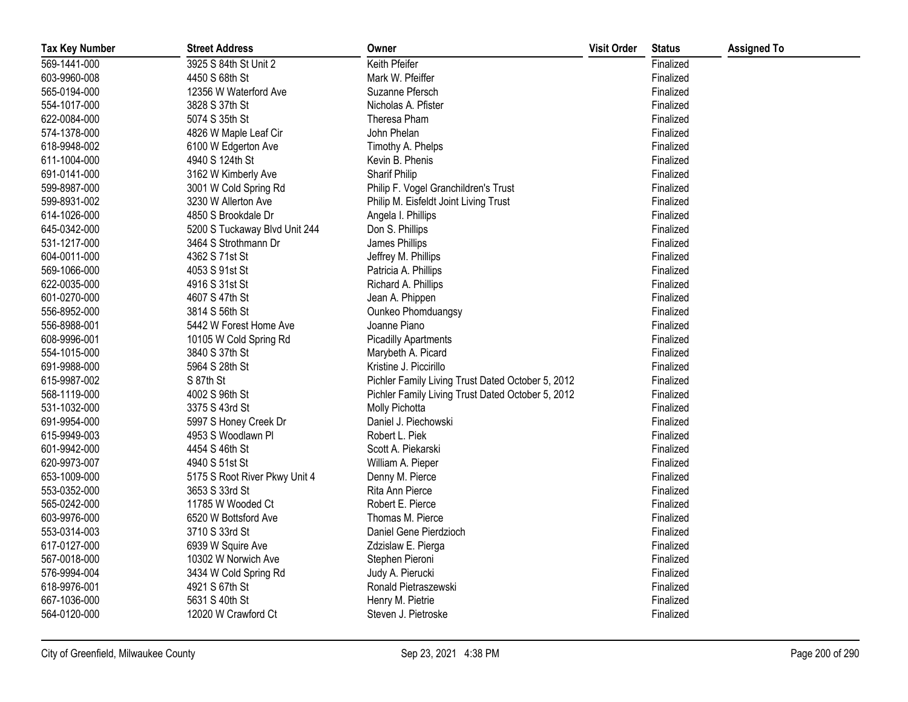| Tax Key Number | Street Address | Owner | Visit Order | Status | Assigned To |
|---|---|---|---|---|---|
| 569-1441-000 | 3925 S 84th St Unit 2 | Keith Pfeifer | | Finalized | |
| 603-9960-008 | 4450 S 68th St | Mark W. Pfeiffer | | Finalized | |
| 565-0194-000 | 12356 W Waterford Ave | Suzanne Pfersch | | Finalized | |
| 554-1017-000 | 3828 S 37th St | Nicholas A. Pfister | | Finalized | |
| 622-0084-000 | 5074 S 35th St | Theresa Pham | | Finalized | |
| 574-1378-000 | 4826 W Maple Leaf Cir | John Phelan | | Finalized | |
| 618-9948-002 | 6100 W Edgerton Ave | Timothy A. Phelps | | Finalized | |
| 611-1004-000 | 4940 S 124th St | Kevin B. Phenis | | Finalized | |
| 691-0141-000 | 3162 W Kimberly Ave | Sharif Philip | | Finalized | |
| 599-8987-000 | 3001 W Cold Spring Rd | Philip F. Vogel Granchildren's Trust | | Finalized | |
| 599-8931-002 | 3230 W Allerton Ave | Philip M. Eisfeldt Joint Living Trust | | Finalized | |
| 614-1026-000 | 4850 S Brookdale Dr | Angela I. Phillips | | Finalized | |
| 645-0342-000 | 5200 S Tuckaway Blvd Unit 244 | Don S. Phillips | | Finalized | |
| 531-1217-000 | 3464 S Strothmann Dr | James Phillips | | Finalized | |
| 604-0011-000 | 4362 S 71st St | Jeffrey M. Phillips | | Finalized | |
| 569-1066-000 | 4053 S 91st St | Patricia A. Phillips | | Finalized | |
| 622-0035-000 | 4916 S 31st St | Richard A. Phillips | | Finalized | |
| 601-0270-000 | 4607 S 47th St | Jean A. Phippen | | Finalized | |
| 556-8952-000 | 3814 S 56th St | Ounkeo Phomduangsy | | Finalized | |
| 556-8988-001 | 5442 W Forest Home Ave | Joanne Piano | | Finalized | |
| 608-9996-001 | 10105 W Cold Spring Rd | Picadilly Apartments | | Finalized | |
| 554-1015-000 | 3840 S 37th St | Marybeth A. Picard | | Finalized | |
| 691-9988-000 | 5964 S 28th St | Kristine J. Piccirillo | | Finalized | |
| 615-9987-002 | S 87th St | Pichler Family Living Trust Dated October 5, 2012 | | Finalized | |
| 568-1119-000 | 4002 S 96th St | Pichler Family Living Trust Dated October 5, 2012 | | Finalized | |
| 531-1032-000 | 3375 S 43rd St | Molly Pichotta | | Finalized | |
| 691-9954-000 | 5997 S Honey Creek Dr | Daniel J. Piechowski | | Finalized | |
| 615-9949-003 | 4953 S Woodlawn Pl | Robert L. Piek | | Finalized | |
| 601-9942-000 | 4454 S 46th St | Scott A. Piekarski | | Finalized | |
| 620-9973-007 | 4940 S 51st St | William A. Pieper | | Finalized | |
| 653-1009-000 | 5175 S Root River Pkwy Unit 4 | Denny M. Pierce | | Finalized | |
| 553-0352-000 | 3653 S 33rd St | Rita Ann Pierce | | Finalized | |
| 565-0242-000 | 11785 W Wooded Ct | Robert E. Pierce | | Finalized | |
| 603-9976-000 | 6520 W Bottsford Ave | Thomas M. Pierce | | Finalized | |
| 553-0314-003 | 3710 S 33rd St | Daniel Gene Pierdzioch | | Finalized | |
| 617-0127-000 | 6939 W Squire Ave | Zdzislaw E. Pierga | | Finalized | |
| 567-0018-000 | 10302 W Norwich Ave | Stephen Pieroni | | Finalized | |
| 576-9994-004 | 3434 W Cold Spring Rd | Judy A. Pierucki | | Finalized | |
| 618-9976-001 | 4921 S 67th St | Ronald Pietraszewski | | Finalized | |
| 667-1036-000 | 5631 S 40th St | Henry M. Pietrie | | Finalized | |
| 564-0120-000 | 12020 W Crawford Ct | Steven J. Pietroske | | Finalized | |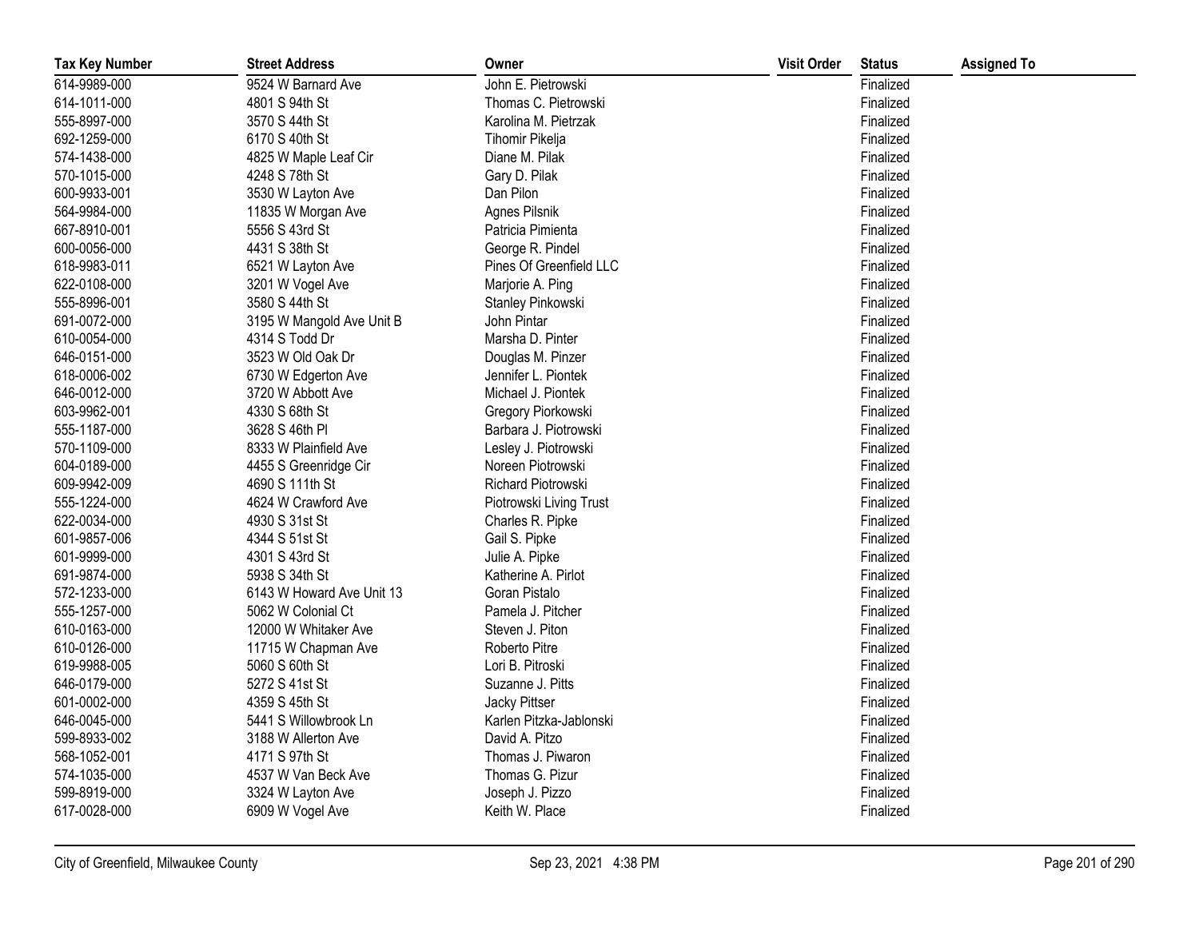| Tax Key Number | Street Address | Owner | Visit Order | Status | Assigned To |
|---|---|---|---|---|---|
| 614-9989-000 | 9524 W Barnard Ave | John E. Pietrowski | | Finalized | |
| 614-1011-000 | 4801 S 94th St | Thomas C. Pietrowski | | Finalized | |
| 555-8997-000 | 3570 S 44th St | Karolina M. Pietrzak | | Finalized | |
| 692-1259-000 | 6170 S 40th St | Tihomir Pikelja | | Finalized | |
| 574-1438-000 | 4825 W Maple Leaf Cir | Diane M. Pilak | | Finalized | |
| 570-1015-000 | 4248 S 78th St | Gary D. Pilak | | Finalized | |
| 600-9933-001 | 3530 W Layton Ave | Dan Pilon | | Finalized | |
| 564-9984-000 | 11835 W Morgan Ave | Agnes Pilsnik | | Finalized | |
| 667-8910-001 | 5556 S 43rd St | Patricia Pimienta | | Finalized | |
| 600-0056-000 | 4431 S 38th St | George R. Pindel | | Finalized | |
| 618-9983-011 | 6521 W Layton Ave | Pines Of Greenfield LLC | | Finalized | |
| 622-0108-000 | 3201 W Vogel Ave | Marjorie A. Ping | | Finalized | |
| 555-8996-001 | 3580 S 44th St | Stanley Pinkowski | | Finalized | |
| 691-0072-000 | 3195 W Mangold Ave Unit B | John Pintar | | Finalized | |
| 610-0054-000 | 4314 S Todd Dr | Marsha D. Pinter | | Finalized | |
| 646-0151-000 | 3523 W Old Oak Dr | Douglas M. Pinzer | | Finalized | |
| 618-0006-002 | 6730 W Edgerton Ave | Jennifer L. Piontek | | Finalized | |
| 646-0012-000 | 3720 W Abbott Ave | Michael J. Piontek | | Finalized | |
| 603-9962-001 | 4330 S 68th St | Gregory Piorkowski | | Finalized | |
| 555-1187-000 | 3628 S 46th Pl | Barbara J. Piotrowski | | Finalized | |
| 570-1109-000 | 8333 W Plainfield Ave | Lesley J. Piotrowski | | Finalized | |
| 604-0189-000 | 4455 S Greenridge Cir | Noreen Piotrowski | | Finalized | |
| 609-9942-009 | 4690 S 111th St | Richard Piotrowski | | Finalized | |
| 555-1224-000 | 4624 W Crawford Ave | Piotrowski Living Trust | | Finalized | |
| 622-0034-000 | 4930 S 31st St | Charles R. Pipke | | Finalized | |
| 601-9857-006 | 4344 S 51st St | Gail S. Pipke | | Finalized | |
| 601-9999-000 | 4301 S 43rd St | Julie A. Pipke | | Finalized | |
| 691-9874-000 | 5938 S 34th St | Katherine A. Pirlot | | Finalized | |
| 572-1233-000 | 6143 W Howard Ave Unit 13 | Goran Pistalo | | Finalized | |
| 555-1257-000 | 5062 W Colonial Ct | Pamela J. Pitcher | | Finalized | |
| 610-0163-000 | 12000 W Whitaker Ave | Steven J. Piton | | Finalized | |
| 610-0126-000 | 11715 W Chapman Ave | Roberto Pitre | | Finalized | |
| 619-9988-005 | 5060 S 60th St | Lori B. Pitroski | | Finalized | |
| 646-0179-000 | 5272 S 41st St | Suzanne J. Pitts | | Finalized | |
| 601-0002-000 | 4359 S 45th St | Jacky Pittser | | Finalized | |
| 646-0045-000 | 5441 S Willowbrook Ln | Karlen Pitzka-Jablonski | | Finalized | |
| 599-8933-002 | 3188 W Allerton Ave | David A. Pitzo | | Finalized | |
| 568-1052-001 | 4171 S 97th St | Thomas J. Piwaron | | Finalized | |
| 574-1035-000 | 4537 W Van Beck Ave | Thomas G. Pizur | | Finalized | |
| 599-8919-000 | 3324 W Layton Ave | Joseph J. Pizzo | | Finalized | |
| 617-0028-000 | 6909 W Vogel Ave | Keith W. Place | | Finalized | |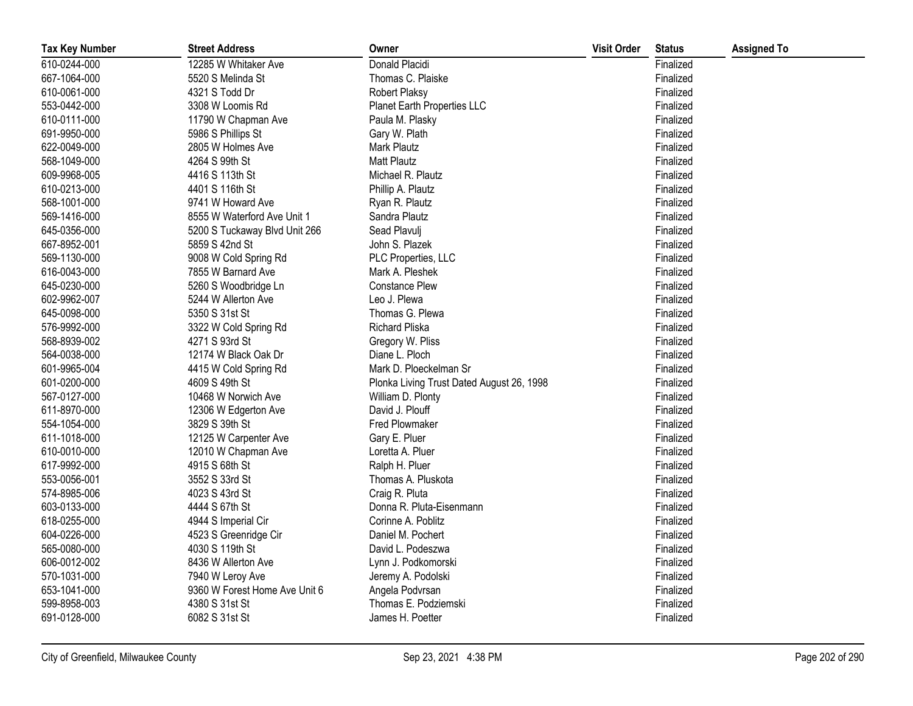| Tax Key Number | Street Address | Owner | Visit Order | Status | Assigned To |
|---|---|---|---|---|---|
| 610-0244-000 | 12285 W Whitaker Ave | Donald Placidi | | Finalized | |
| 667-1064-000 | 5520 S Melinda St | Thomas C. Plaiske | | Finalized | |
| 610-0061-000 | 4321 S Todd Dr | Robert Plaksy | | Finalized | |
| 553-0442-000 | 3308 W Loomis Rd | Planet Earth Properties LLC | | Finalized | |
| 610-0111-000 | 11790 W Chapman Ave | Paula M. Plasky | | Finalized | |
| 691-9950-000 | 5986 S Phillips St | Gary W. Plath | | Finalized | |
| 622-0049-000 | 2805 W Holmes Ave | Mark Plautz | | Finalized | |
| 568-1049-000 | 4264 S 99th St | Matt Plautz | | Finalized | |
| 609-9968-005 | 4416 S 113th St | Michael R. Plautz | | Finalized | |
| 610-0213-000 | 4401 S 116th St | Phillip A. Plautz | | Finalized | |
| 568-1001-000 | 9741 W Howard Ave | Ryan R. Plautz | | Finalized | |
| 569-1416-000 | 8555 W Waterford Ave Unit 1 | Sandra Plautz | | Finalized | |
| 645-0356-000 | 5200 S Tuckaway Blvd Unit 266 | Sead Plavulj | | Finalized | |
| 667-8952-001 | 5859 S 42nd St | John S. Plazek | | Finalized | |
| 569-1130-000 | 9008 W Cold Spring Rd | PLC Properties, LLC | | Finalized | |
| 616-0043-000 | 7855 W Barnard Ave | Mark A. Pleshek | | Finalized | |
| 645-0230-000 | 5260 S Woodbridge Ln | Constance Plew | | Finalized | |
| 602-9962-007 | 5244 W Allerton Ave | Leo J. Plewa | | Finalized | |
| 645-0098-000 | 5350 S 31st St | Thomas G. Plewa | | Finalized | |
| 576-9992-000 | 3322 W Cold Spring Rd | Richard Pliska | | Finalized | |
| 568-8939-002 | 4271 S 93rd St | Gregory W. Pliss | | Finalized | |
| 564-0038-000 | 12174 W Black Oak Dr | Diane L. Ploch | | Finalized | |
| 601-9965-004 | 4415 W Cold Spring Rd | Mark D. Ploeckelman Sr | | Finalized | |
| 601-0200-000 | 4609 S 49th St | Plonka Living Trust Dated August 26, 1998 | | Finalized | |
| 567-0127-000 | 10468 W Norwich Ave | William D. Plonty | | Finalized | |
| 611-8970-000 | 12306 W Edgerton Ave | David J. Plouff | | Finalized | |
| 554-1054-000 | 3829 S 39th St | Fred Plowmaker | | Finalized | |
| 611-1018-000 | 12125 W Carpenter Ave | Gary E. Pluer | | Finalized | |
| 610-0010-000 | 12010 W Chapman Ave | Loretta A. Pluer | | Finalized | |
| 617-9992-000 | 4915 S 68th St | Ralph H. Pluer | | Finalized | |
| 553-0056-001 | 3552 S 33rd St | Thomas A. Pluskota | | Finalized | |
| 574-8985-006 | 4023 S 43rd St | Craig R. Pluta | | Finalized | |
| 603-0133-000 | 4444 S 67th St | Donna R. Pluta-Eisenmann | | Finalized | |
| 618-0255-000 | 4944 S Imperial Cir | Corinne A. Poblitz | | Finalized | |
| 604-0226-000 | 4523 S Greenridge Cir | Daniel M. Pochert | | Finalized | |
| 565-0080-000 | 4030 S 119th St | David L. Podeszwa | | Finalized | |
| 606-0012-002 | 8436 W Allerton Ave | Lynn J. Podkomorski | | Finalized | |
| 570-1031-000 | 7940 W Leroy Ave | Jeremy A. Podolski | | Finalized | |
| 653-1041-000 | 9360 W Forest Home Ave Unit 6 | Angela Podvrsan | | Finalized | |
| 599-8958-003 | 4380 S 31st St | Thomas E. Podziemski | | Finalized | |
| 691-0128-000 | 6082 S 31st St | James H. Poetter | | Finalized | |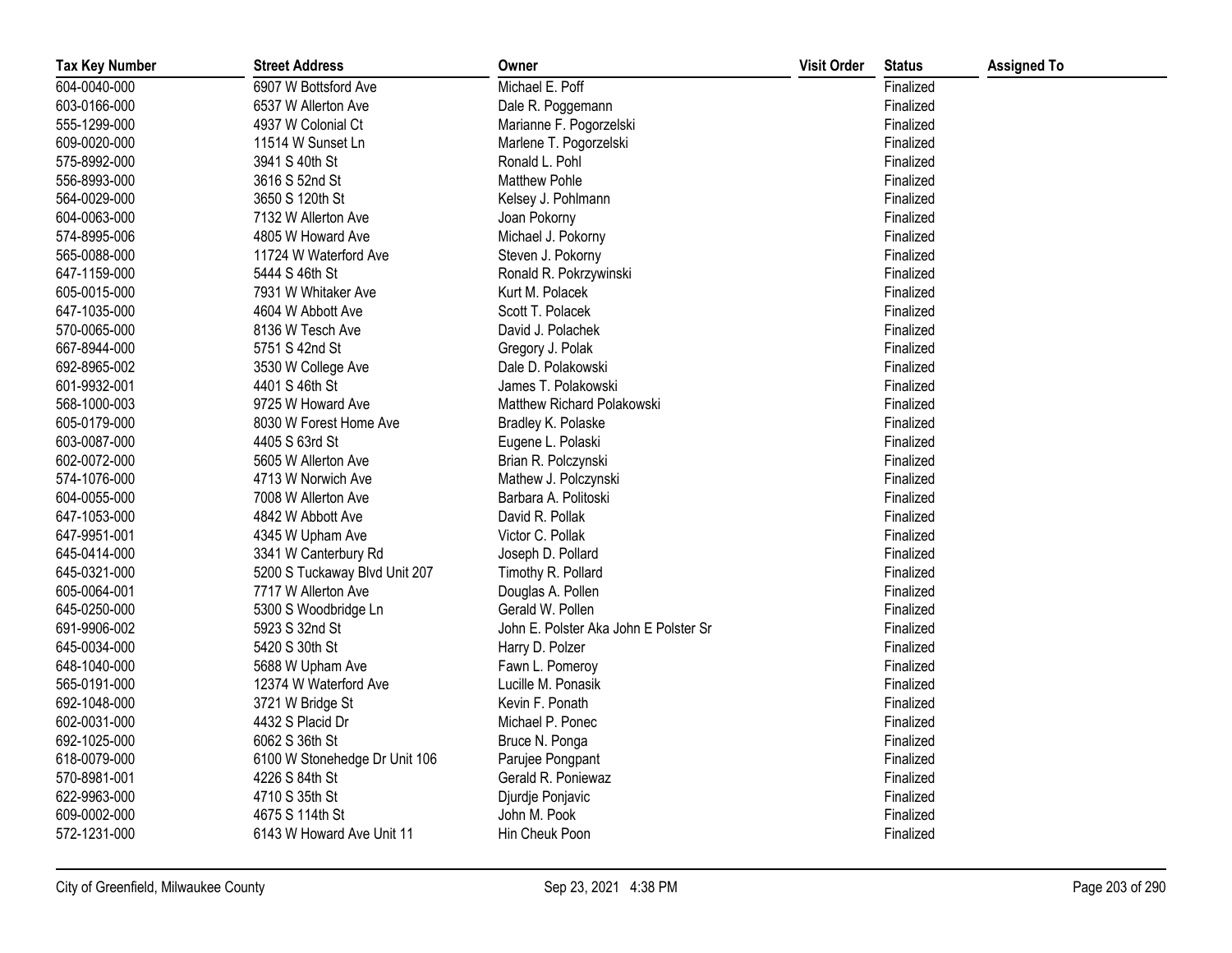| Tax Key Number | Street Address | Owner | Visit Order | Status | Assigned To |
|---|---|---|---|---|---|
| 604-0040-000 | 6907 W Bottsford Ave | Michael E. Poff | | Finalized | |
| 603-0166-000 | 6537 W Allerton Ave | Dale R. Poggemann | | Finalized | |
| 555-1299-000 | 4937 W Colonial Ct | Marianne F. Pogorzelski | | Finalized | |
| 609-0020-000 | 11514 W Sunset Ln | Marlene T. Pogorzelski | | Finalized | |
| 575-8992-000 | 3941 S 40th St | Ronald L. Pohl | | Finalized | |
| 556-8993-000 | 3616 S 52nd St | Matthew Pohle | | Finalized | |
| 564-0029-000 | 3650 S 120th St | Kelsey J. Pohlmann | | Finalized | |
| 604-0063-000 | 7132 W Allerton Ave | Joan Pokorny | | Finalized | |
| 574-8995-006 | 4805 W Howard Ave | Michael J. Pokorny | | Finalized | |
| 565-0088-000 | 11724 W Waterford Ave | Steven J. Pokorny | | Finalized | |
| 647-1159-000 | 5444 S 46th St | Ronald R. Pokrzywinski | | Finalized | |
| 605-0015-000 | 7931 W Whitaker Ave | Kurt M. Polacek | | Finalized | |
| 647-1035-000 | 4604 W Abbott Ave | Scott T. Polacek | | Finalized | |
| 570-0065-000 | 8136 W Tesch Ave | David J. Polachek | | Finalized | |
| 667-8944-000 | 5751 S 42nd St | Gregory J. Polak | | Finalized | |
| 692-8965-002 | 3530 W College Ave | Dale D. Polakowski | | Finalized | |
| 601-9932-001 | 4401 S 46th St | James T. Polakowski | | Finalized | |
| 568-1000-003 | 9725 W Howard Ave | Matthew Richard Polakowski | | Finalized | |
| 605-0179-000 | 8030 W Forest Home Ave | Bradley K. Polaske | | Finalized | |
| 603-0087-000 | 4405 S 63rd St | Eugene L. Polaski | | Finalized | |
| 602-0072-000 | 5605 W Allerton Ave | Brian R. Polczynski | | Finalized | |
| 574-1076-000 | 4713 W Norwich Ave | Mathew J. Polczynski | | Finalized | |
| 604-0055-000 | 7008 W Allerton Ave | Barbara A. Politoski | | Finalized | |
| 647-1053-000 | 4842 W Abbott Ave | David R. Pollak | | Finalized | |
| 647-9951-001 | 4345 W Upham Ave | Victor C. Pollak | | Finalized | |
| 645-0414-000 | 3341 W Canterbury Rd | Joseph D. Pollard | | Finalized | |
| 645-0321-000 | 5200 S Tuckaway Blvd Unit 207 | Timothy R. Pollard | | Finalized | |
| 605-0064-001 | 7717 W Allerton Ave | Douglas A. Pollen | | Finalized | |
| 645-0250-000 | 5300 S Woodbridge Ln | Gerald W. Pollen | | Finalized | |
| 691-9906-002 | 5923 S 32nd St | John E. Polster Aka John E Polster Sr | | Finalized | |
| 645-0034-000 | 5420 S 30th St | Harry D. Polzer | | Finalized | |
| 648-1040-000 | 5688 W Upham Ave | Fawn L. Pomeroy | | Finalized | |
| 565-0191-000 | 12374 W Waterford Ave | Lucille M. Ponasik | | Finalized | |
| 692-1048-000 | 3721 W Bridge St | Kevin F. Ponath | | Finalized | |
| 602-0031-000 | 4432 S Placid Dr | Michael P. Ponec | | Finalized | |
| 692-1025-000 | 6062 S 36th St | Bruce N. Ponga | | Finalized | |
| 618-0079-000 | 6100 W Stonehedge Dr Unit 106 | Parujee Pongpant | | Finalized | |
| 570-8981-001 | 4226 S 84th St | Gerald R. Poniewaz | | Finalized | |
| 622-9963-000 | 4710 S 35th St | Djurdje Ponjavic | | Finalized | |
| 609-0002-000 | 4675 S 114th St | John M. Pook | | Finalized | |
| 572-1231-000 | 6143 W Howard Ave Unit 11 | Hin Cheuk Poon | | Finalized | |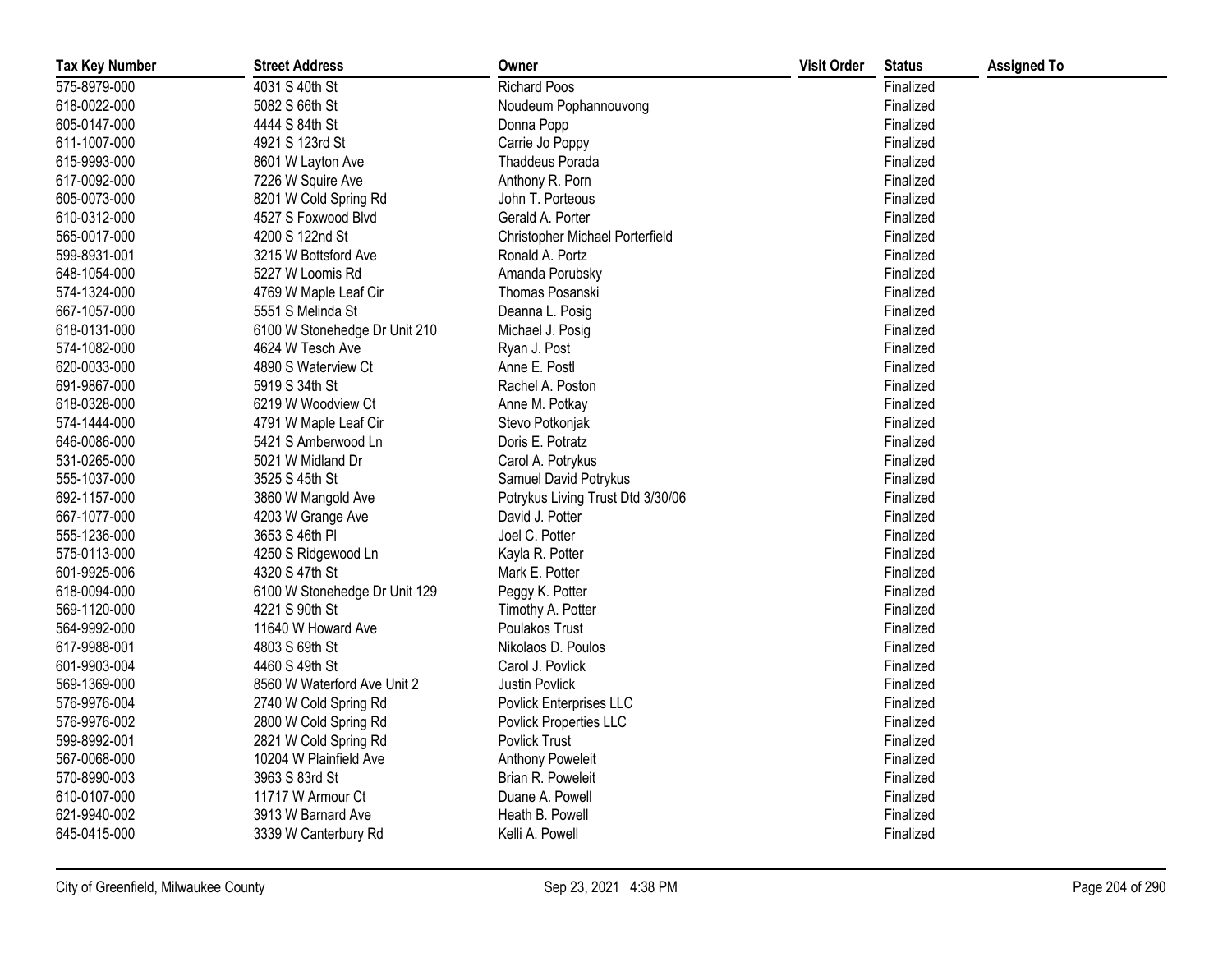| Tax Key Number | Street Address | Owner | Visit Order | Status | Assigned To |
|---|---|---|---|---|---|
| 575-8979-000 | 4031 S 40th St | Richard Poos | | Finalized | |
| 618-0022-000 | 5082 S 66th St | Noudeum Pophannouvong | | Finalized | |
| 605-0147-000 | 4444 S 84th St | Donna Popp | | Finalized | |
| 611-1007-000 | 4921 S 123rd St | Carrie Jo Poppy | | Finalized | |
| 615-9993-000 | 8601 W Layton Ave | Thaddeus Porada | | Finalized | |
| 617-0092-000 | 7226 W Squire Ave | Anthony R. Porn | | Finalized | |
| 605-0073-000 | 8201 W Cold Spring Rd | John T. Porteous | | Finalized | |
| 610-0312-000 | 4527 S Foxwood Blvd | Gerald A. Porter | | Finalized | |
| 565-0017-000 | 4200 S 122nd St | Christopher Michael Porterfield | | Finalized | |
| 599-8931-001 | 3215 W Bottsford Ave | Ronald A. Portz | | Finalized | |
| 648-1054-000 | 5227 W Loomis Rd | Amanda Porubsky | | Finalized | |
| 574-1324-000 | 4769 W Maple Leaf Cir | Thomas Posanski | | Finalized | |
| 667-1057-000 | 5551 S Melinda St | Deanna L. Posig | | Finalized | |
| 618-0131-000 | 6100 W Stonehedge Dr Unit 210 | Michael J. Posig | | Finalized | |
| 574-1082-000 | 4624 W Tesch Ave | Ryan J. Post | | Finalized | |
| 620-0033-000 | 4890 S Waterview Ct | Anne E. Postl | | Finalized | |
| 691-9867-000 | 5919 S 34th St | Rachel A. Poston | | Finalized | |
| 618-0328-000 | 6219 W Woodview Ct | Anne M. Potkay | | Finalized | |
| 574-1444-000 | 4791 W Maple Leaf Cir | Stevo Potkonjak | | Finalized | |
| 646-0086-000 | 5421 S Amberwood Ln | Doris E. Potratz | | Finalized | |
| 531-0265-000 | 5021 W Midland Dr | Carol A. Potrykus | | Finalized | |
| 555-1037-000 | 3525 S 45th St | Samuel David Potrykus | | Finalized | |
| 692-1157-000 | 3860 W Mangold Ave | Potrykus Living Trust Dtd 3/30/06 | | Finalized | |
| 667-1077-000 | 4203 W Grange Ave | David J. Potter | | Finalized | |
| 555-1236-000 | 3653 S 46th Pl | Joel C. Potter | | Finalized | |
| 575-0113-000 | 4250 S Ridgewood Ln | Kayla R. Potter | | Finalized | |
| 601-9925-006 | 4320 S 47th St | Mark E. Potter | | Finalized | |
| 618-0094-000 | 6100 W Stonehedge Dr Unit 129 | Peggy K. Potter | | Finalized | |
| 569-1120-000 | 4221 S 90th St | Timothy A. Potter | | Finalized | |
| 564-9992-000 | 11640 W Howard Ave | Poulakos Trust | | Finalized | |
| 617-9988-001 | 4803 S 69th St | Nikolaos D. Poulos | | Finalized | |
| 601-9903-004 | 4460 S 49th St | Carol J. Povlick | | Finalized | |
| 569-1369-000 | 8560 W Waterford Ave Unit 2 | Justin Povlick | | Finalized | |
| 576-9976-004 | 2740 W Cold Spring Rd | Povlick Enterprises LLC | | Finalized | |
| 576-9976-002 | 2800 W Cold Spring Rd | Povlick Properties LLC | | Finalized | |
| 599-8992-001 | 2821 W Cold Spring Rd | Povlick Trust | | Finalized | |
| 567-0068-000 | 10204 W Plainfield Ave | Anthony Poweleit | | Finalized | |
| 570-8990-003 | 3963 S 83rd St | Brian R. Poweleit | | Finalized | |
| 610-0107-000 | 11717 W Armour Ct | Duane A. Powell | | Finalized | |
| 621-9940-002 | 3913 W Barnard Ave | Heath B. Powell | | Finalized | |
| 645-0415-000 | 3339 W Canterbury Rd | Kelli A. Powell | | Finalized | |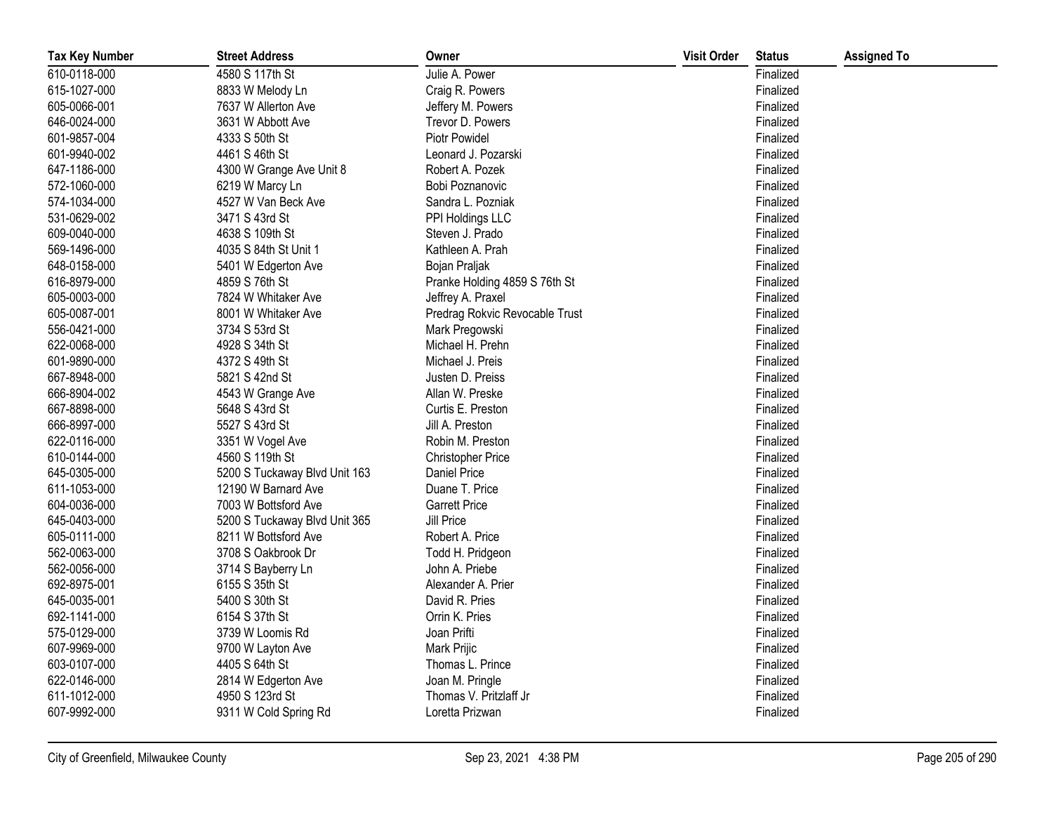| Tax Key Number | Street Address | Owner | Visit Order | Status | Assigned To |
|---|---|---|---|---|---|
| 610-0118-000 | 4580 S 117th St | Julie A. Power | | Finalized | |
| 615-1027-000 | 8833 W Melody Ln | Craig R. Powers | | Finalized | |
| 605-0066-001 | 7637 W Allerton Ave | Jeffery M. Powers | | Finalized | |
| 646-0024-000 | 3631 W Abbott Ave | Trevor D. Powers | | Finalized | |
| 601-9857-004 | 4333 S 50th St | Piotr Powidel | | Finalized | |
| 601-9940-002 | 4461 S 46th St | Leonard J. Pozarski | | Finalized | |
| 647-1186-000 | 4300 W Grange Ave Unit 8 | Robert A. Pozek | | Finalized | |
| 572-1060-000 | 6219 W Marcy Ln | Bobi Poznanovic | | Finalized | |
| 574-1034-000 | 4527 W Van Beck Ave | Sandra L. Pozniak | | Finalized | |
| 531-0629-002 | 3471 S 43rd St | PPI Holdings LLC | | Finalized | |
| 609-0040-000 | 4638 S 109th St | Steven J. Prado | | Finalized | |
| 569-1496-000 | 4035 S 84th St Unit 1 | Kathleen A. Prah | | Finalized | |
| 648-0158-000 | 5401 W Edgerton Ave | Bojan Praljak | | Finalized | |
| 616-8979-000 | 4859 S 76th St | Pranke Holding 4859 S 76th St | | Finalized | |
| 605-0003-000 | 7824 W Whitaker Ave | Jeffrey A. Praxel | | Finalized | |
| 605-0087-001 | 8001 W Whitaker Ave | Predrag Rokvic Revocable Trust | | Finalized | |
| 556-0421-000 | 3734 S 53rd St | Mark Pregowski | | Finalized | |
| 622-0068-000 | 4928 S 34th St | Michael H. Prehn | | Finalized | |
| 601-9890-000 | 4372 S 49th St | Michael J. Preis | | Finalized | |
| 667-8948-000 | 5821 S 42nd St | Justen D. Preiss | | Finalized | |
| 666-8904-002 | 4543 W Grange Ave | Allan W. Preske | | Finalized | |
| 667-8898-000 | 5648 S 43rd St | Curtis E. Preston | | Finalized | |
| 666-8997-000 | 5527 S 43rd St | Jill A. Preston | | Finalized | |
| 622-0116-000 | 3351 W Vogel Ave | Robin M. Preston | | Finalized | |
| 610-0144-000 | 4560 S 119th St | Christopher Price | | Finalized | |
| 645-0305-000 | 5200 S Tuckaway Blvd Unit 163 | Daniel Price | | Finalized | |
| 611-1053-000 | 12190 W Barnard Ave | Duane T. Price | | Finalized | |
| 604-0036-000 | 7003 W Bottsford Ave | Garrett Price | | Finalized | |
| 645-0403-000 | 5200 S Tuckaway Blvd Unit 365 | Jill Price | | Finalized | |
| 605-0111-000 | 8211 W Bottsford Ave | Robert A. Price | | Finalized | |
| 562-0063-000 | 3708 S Oakbrook Dr | Todd H. Pridgeon | | Finalized | |
| 562-0056-000 | 3714 S Bayberry Ln | John A. Priebe | | Finalized | |
| 692-8975-001 | 6155 S 35th St | Alexander A. Prier | | Finalized | |
| 645-0035-001 | 5400 S 30th St | David R. Pries | | Finalized | |
| 692-1141-000 | 6154 S 37th St | Orrin K. Pries | | Finalized | |
| 575-0129-000 | 3739 W Loomis Rd | Joan Prifti | | Finalized | |
| 607-9969-000 | 9700 W Layton Ave | Mark Prijic | | Finalized | |
| 603-0107-000 | 4405 S 64th St | Thomas L. Prince | | Finalized | |
| 622-0146-000 | 2814 W Edgerton Ave | Joan M. Pringle | | Finalized | |
| 611-1012-000 | 4950 S 123rd St | Thomas V. Pritzlaff Jr | | Finalized | |
| 607-9992-000 | 9311 W Cold Spring Rd | Loretta Prizwan | | Finalized | |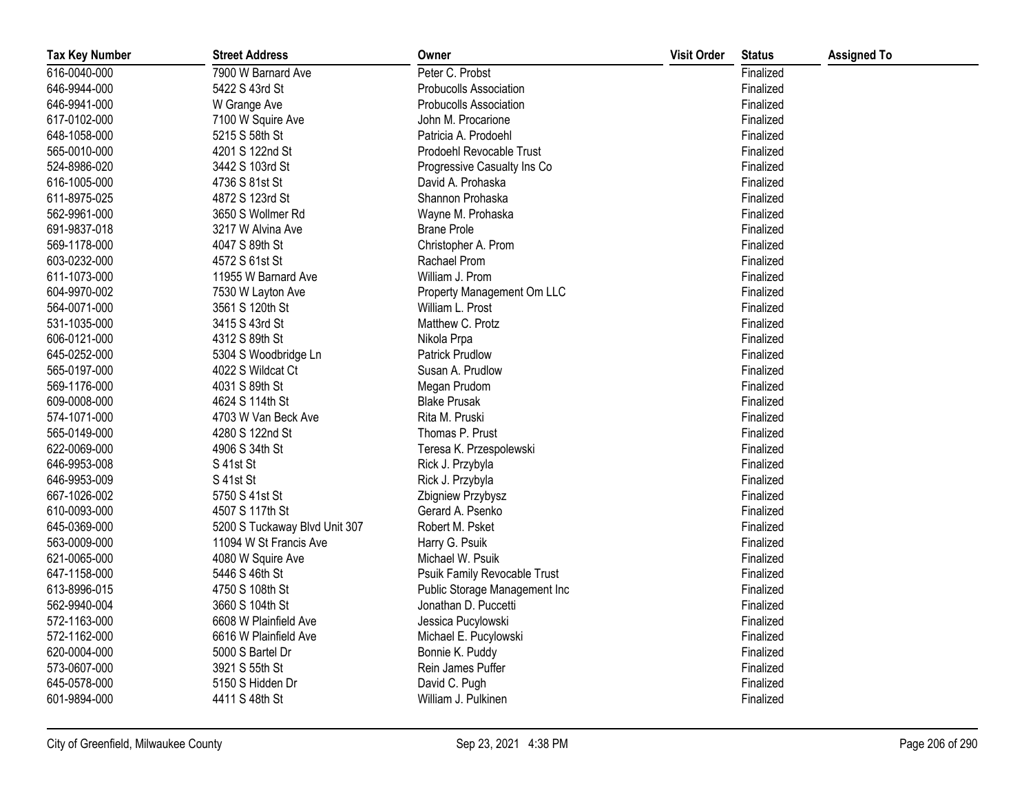| Tax Key Number | Street Address | Owner | Visit Order | Status | Assigned To |
|---|---|---|---|---|---|
| 616-0040-000 | 7900 W Barnard Ave | Peter C. Probst | | Finalized | |
| 646-9944-000 | 5422 S 43rd St | Probucolls Association | | Finalized | |
| 646-9941-000 | W Grange Ave | Probucolls Association | | Finalized | |
| 617-0102-000 | 7100 W Squire Ave | John M. Procarione | | Finalized | |
| 648-1058-000 | 5215 S 58th St | Patricia A. Prodoehl | | Finalized | |
| 565-0010-000 | 4201 S 122nd St | Prodoehl Revocable Trust | | Finalized | |
| 524-8986-020 | 3442 S 103rd St | Progressive Casualty Ins Co | | Finalized | |
| 616-1005-000 | 4736 S 81st St | David A. Prohaska | | Finalized | |
| 611-8975-025 | 4872 S 123rd St | Shannon Prohaska | | Finalized | |
| 562-9961-000 | 3650 S Wollmer Rd | Wayne M. Prohaska | | Finalized | |
| 691-9837-018 | 3217 W Alvina Ave | Brane Prole | | Finalized | |
| 569-1178-000 | 4047 S 89th St | Christopher A. Prom | | Finalized | |
| 603-0232-000 | 4572 S 61st St | Rachael Prom | | Finalized | |
| 611-1073-000 | 11955 W Barnard Ave | William J. Prom | | Finalized | |
| 604-9970-002 | 7530 W Layton Ave | Property Management Om LLC | | Finalized | |
| 564-0071-000 | 3561 S 120th St | William L. Prost | | Finalized | |
| 531-1035-000 | 3415 S 43rd St | Matthew C. Protz | | Finalized | |
| 606-0121-000 | 4312 S 89th St | Nikola Prpa | | Finalized | |
| 645-0252-000 | 5304 S Woodbridge Ln | Patrick Prudlow | | Finalized | |
| 565-0197-000 | 4022 S Wildcat Ct | Susan A. Prudlow | | Finalized | |
| 569-1176-000 | 4031 S 89th St | Megan Prudom | | Finalized | |
| 609-0008-000 | 4624 S 114th St | Blake Prusak | | Finalized | |
| 574-1071-000 | 4703 W Van Beck Ave | Rita M. Pruski | | Finalized | |
| 565-0149-000 | 4280 S 122nd St | Thomas P. Prust | | Finalized | |
| 622-0069-000 | 4906 S 34th St | Teresa K. Przespolewski | | Finalized | |
| 646-9953-008 | S 41st St | Rick J. Przybyla | | Finalized | |
| 646-9953-009 | S 41st St | Rick J. Przybyla | | Finalized | |
| 667-1026-002 | 5750 S 41st St | Zbigniew Przybysz | | Finalized | |
| 610-0093-000 | 4507 S 117th St | Gerard A. Psenko | | Finalized | |
| 645-0369-000 | 5200 S Tuckaway Blvd Unit 307 | Robert M. Psket | | Finalized | |
| 563-0009-000 | 11094 W St Francis Ave | Harry G. Psuik | | Finalized | |
| 621-0065-000 | 4080 W Squire Ave | Michael W. Psuik | | Finalized | |
| 647-1158-000 | 5446 S 46th St | Psuik Family Revocable Trust | | Finalized | |
| 613-8996-015 | 4750 S 108th St | Public Storage Management Inc | | Finalized | |
| 562-9940-004 | 3660 S 104th St | Jonathan D. Puccetti | | Finalized | |
| 572-1163-000 | 6608 W Plainfield Ave | Jessica Pucylowski | | Finalized | |
| 572-1162-000 | 6616 W Plainfield Ave | Michael E. Pucylowski | | Finalized | |
| 620-0004-000 | 5000 S Bartel Dr | Bonnie K. Puddy | | Finalized | |
| 573-0607-000 | 3921 S 55th St | Rein James Puffer | | Finalized | |
| 645-0578-000 | 5150 S Hidden Dr | David C. Pugh | | Finalized | |
| 601-9894-000 | 4411 S 48th St | William J. Pulkinen | | Finalized | |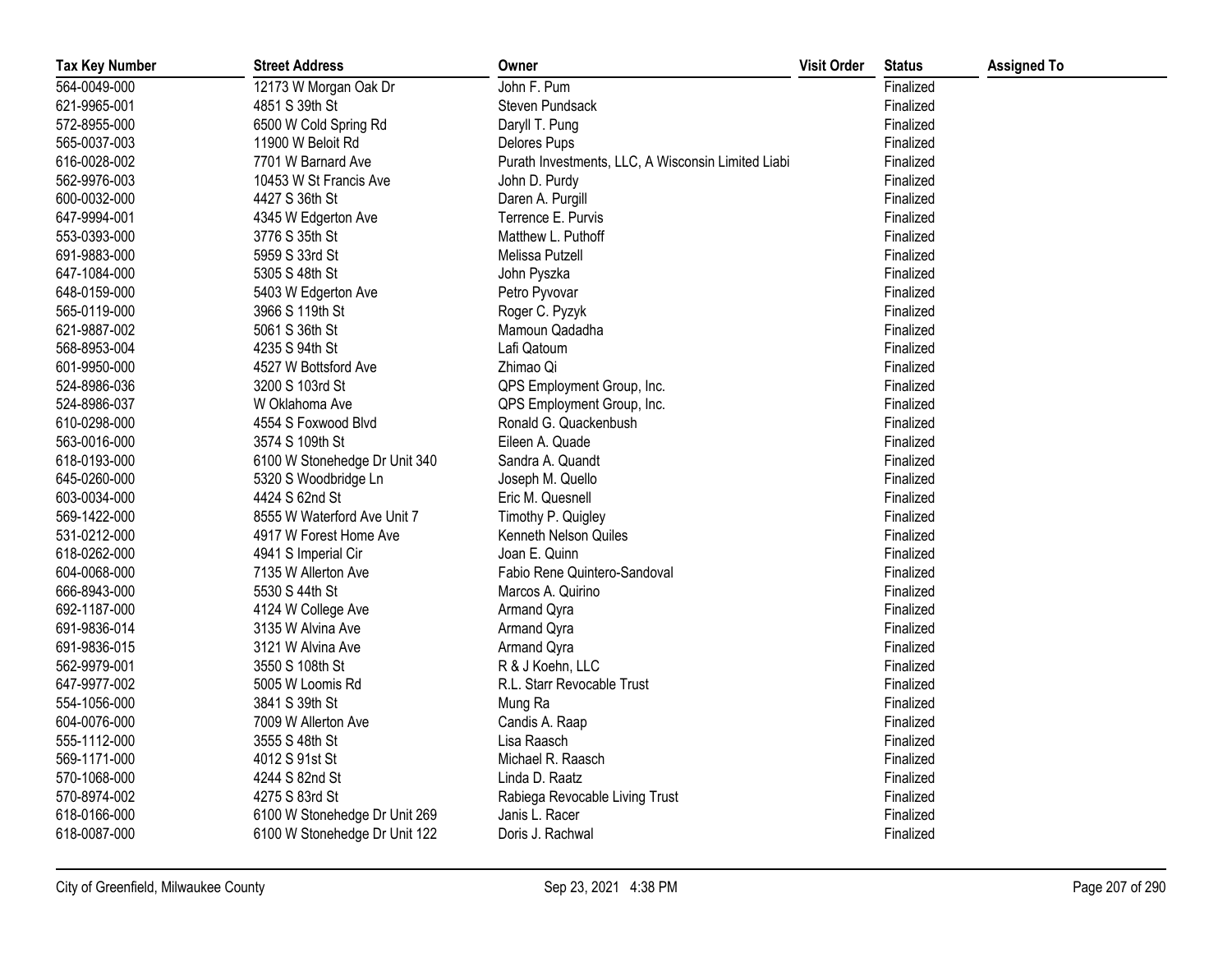| Tax Key Number | Street Address | Owner | Visit Order | Status | Assigned To |
|---|---|---|---|---|---|
| 564-0049-000 | 12173 W Morgan Oak Dr | John F. Pum | | Finalized | |
| 621-9965-001 | 4851 S 39th St | Steven Pundsack | | Finalized | |
| 572-8955-000 | 6500 W Cold Spring Rd | Daryll T. Pung | | Finalized | |
| 565-0037-003 | 11900 W Beloit Rd | Delores Pups | | Finalized | |
| 616-0028-002 | 7701 W Barnard Ave | Purath Investments, LLC, A Wisconsin Limited Liabi | | Finalized | |
| 562-9976-003 | 10453 W St Francis Ave | John D. Purdy | | Finalized | |
| 600-0032-000 | 4427 S 36th St | Daren A. Purgill | | Finalized | |
| 647-9994-001 | 4345 W Edgerton Ave | Terrence E. Purvis | | Finalized | |
| 553-0393-000 | 3776 S 35th St | Matthew L. Puthoff | | Finalized | |
| 691-9883-000 | 5959 S 33rd St | Melissa Putzell | | Finalized | |
| 647-1084-000 | 5305 S 48th St | John Pyszka | | Finalized | |
| 648-0159-000 | 5403 W Edgerton Ave | Petro Pyvovar | | Finalized | |
| 565-0119-000 | 3966 S 119th St | Roger C. Pyzyk | | Finalized | |
| 621-9887-002 | 5061 S 36th St | Mamoun Qadadha | | Finalized | |
| 568-8953-004 | 4235 S 94th St | Lafi Qatoum | | Finalized | |
| 601-9950-000 | 4527 W Bottsford Ave | Zhimao Qi | | Finalized | |
| 524-8986-036 | 3200 S 103rd St | QPS Employment Group, Inc. | | Finalized | |
| 524-8986-037 | W Oklahoma Ave | QPS Employment Group, Inc. | | Finalized | |
| 610-0298-000 | 4554 S Foxwood Blvd | Ronald G. Quackenbush | | Finalized | |
| 563-0016-000 | 3574 S 109th St | Eileen A. Quade | | Finalized | |
| 618-0193-000 | 6100 W Stonehedge Dr Unit 340 | Sandra A. Quandt | | Finalized | |
| 645-0260-000 | 5320 S Woodbridge Ln | Joseph M. Quello | | Finalized | |
| 603-0034-000 | 4424 S 62nd St | Eric M. Quesnell | | Finalized | |
| 569-1422-000 | 8555 W Waterford Ave Unit 7 | Timothy P. Quigley | | Finalized | |
| 531-0212-000 | 4917 W Forest Home Ave | Kenneth Nelson Quiles | | Finalized | |
| 618-0262-000 | 4941 S Imperial Cir | Joan E. Quinn | | Finalized | |
| 604-0068-000 | 7135 W Allerton Ave | Fabio Rene Quintero-Sandoval | | Finalized | |
| 666-8943-000 | 5530 S 44th St | Marcos A. Quirino | | Finalized | |
| 692-1187-000 | 4124 W College Ave | Armand Qyra | | Finalized | |
| 691-9836-014 | 3135 W Alvina Ave | Armand Qyra | | Finalized | |
| 691-9836-015 | 3121 W Alvina Ave | Armand Qyra | | Finalized | |
| 562-9979-001 | 3550 S 108th St | R & J Koehn, LLC | | Finalized | |
| 647-9977-002 | 5005 W Loomis Rd | R.L. Starr Revocable Trust | | Finalized | |
| 554-1056-000 | 3841 S 39th St | Mung Ra | | Finalized | |
| 604-0076-000 | 7009 W Allerton Ave | Candis A. Raap | | Finalized | |
| 555-1112-000 | 3555 S 48th St | Lisa Raasch | | Finalized | |
| 569-1171-000 | 4012 S 91st St | Michael R. Raasch | | Finalized | |
| 570-1068-000 | 4244 S 82nd St | Linda D. Raatz | | Finalized | |
| 570-8974-002 | 4275 S 83rd St | Rabiega Revocable Living Trust | | Finalized | |
| 618-0166-000 | 6100 W Stonehedge Dr Unit 269 | Janis L. Racer | | Finalized | |
| 618-0087-000 | 6100 W Stonehedge Dr Unit 122 | Doris J. Rachwal | | Finalized | |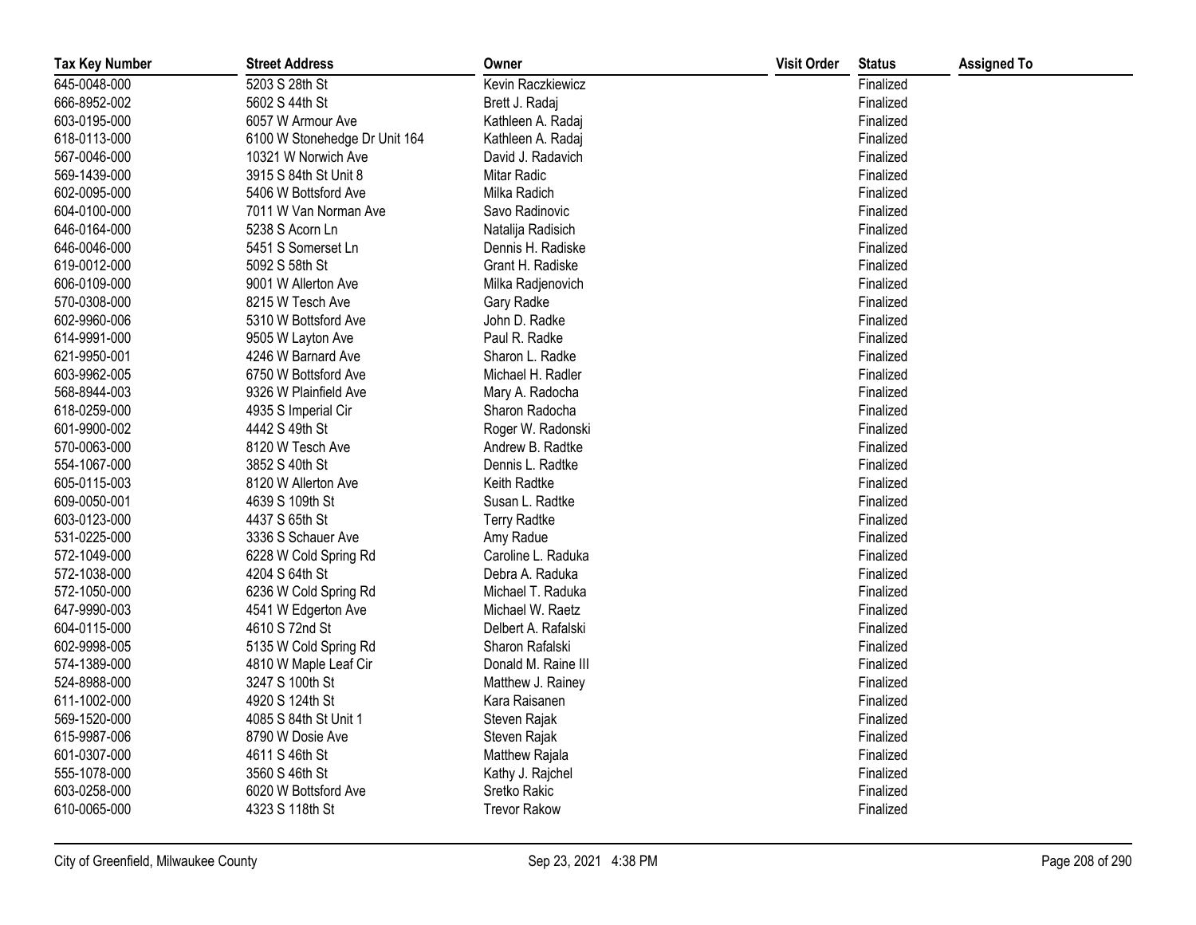| Tax Key Number | Street Address | Owner | Visit Order | Status | Assigned To |
|---|---|---|---|---|---|
| 645-0048-000 | 5203 S 28th St | Kevin Raczkiewicz | | Finalized | |
| 666-8952-002 | 5602 S 44th St | Brett J. Radaj | | Finalized | |
| 603-0195-000 | 6057 W Armour Ave | Kathleen A. Radaj | | Finalized | |
| 618-0113-000 | 6100 W Stonehedge Dr Unit 164 | Kathleen A. Radaj | | Finalized | |
| 567-0046-000 | 10321 W Norwich Ave | David J. Radavich | | Finalized | |
| 569-1439-000 | 3915 S 84th St Unit 8 | Mitar Radic | | Finalized | |
| 602-0095-000 | 5406 W Bottsford Ave | Milka Radich | | Finalized | |
| 604-0100-000 | 7011 W Van Norman Ave | Savo Radinovic | | Finalized | |
| 646-0164-000 | 5238 S Acorn Ln | Natalija Radisich | | Finalized | |
| 646-0046-000 | 5451 S Somerset Ln | Dennis H. Radiske | | Finalized | |
| 619-0012-000 | 5092 S 58th St | Grant H. Radiske | | Finalized | |
| 606-0109-000 | 9001 W Allerton Ave | Milka Radjenovich | | Finalized | |
| 570-0308-000 | 8215 W Tesch Ave | Gary Radke | | Finalized | |
| 602-9960-006 | 5310 W Bottsford Ave | John D. Radke | | Finalized | |
| 614-9991-000 | 9505 W Layton Ave | Paul R. Radke | | Finalized | |
| 621-9950-001 | 4246 W Barnard Ave | Sharon L. Radke | | Finalized | |
| 603-9962-005 | 6750 W Bottsford Ave | Michael H. Radler | | Finalized | |
| 568-8944-003 | 9326 W Plainfield Ave | Mary A. Radocha | | Finalized | |
| 618-0259-000 | 4935 S Imperial Cir | Sharon Radocha | | Finalized | |
| 601-9900-002 | 4442 S 49th St | Roger W. Radonski | | Finalized | |
| 570-0063-000 | 8120 W Tesch Ave | Andrew B. Radtke | | Finalized | |
| 554-1067-000 | 3852 S 40th St | Dennis L. Radtke | | Finalized | |
| 605-0115-003 | 8120 W Allerton Ave | Keith Radtke | | Finalized | |
| 609-0050-001 | 4639 S 109th St | Susan L. Radtke | | Finalized | |
| 603-0123-000 | 4437 S 65th St | Terry Radtke | | Finalized | |
| 531-0225-000 | 3336 S Schauer Ave | Amy Radue | | Finalized | |
| 572-1049-000 | 6228 W Cold Spring Rd | Caroline L. Raduka | | Finalized | |
| 572-1038-000 | 4204 S 64th St | Debra A. Raduka | | Finalized | |
| 572-1050-000 | 6236 W Cold Spring Rd | Michael T. Raduka | | Finalized | |
| 647-9990-003 | 4541 W Edgerton Ave | Michael W. Raetz | | Finalized | |
| 604-0115-000 | 4610 S 72nd St | Delbert A. Rafalski | | Finalized | |
| 602-9998-005 | 5135 W Cold Spring Rd | Sharon Rafalski | | Finalized | |
| 574-1389-000 | 4810 W Maple Leaf Cir | Donald M. Raine III | | Finalized | |
| 524-8988-000 | 3247 S 100th St | Matthew J. Rainey | | Finalized | |
| 611-1002-000 | 4920 S 124th St | Kara Raisanen | | Finalized | |
| 569-1520-000 | 4085 S 84th St Unit 1 | Steven Rajak | | Finalized | |
| 615-9987-006 | 8790 W Dosie Ave | Steven Rajak | | Finalized | |
| 601-0307-000 | 4611 S 46th St | Matthew Rajala | | Finalized | |
| 555-1078-000 | 3560 S 46th St | Kathy J. Rajchel | | Finalized | |
| 603-0258-000 | 6020 W Bottsford Ave | Sretko Rakic | | Finalized | |
| 610-0065-000 | 4323 S 118th St | Trevor Rakow | | Finalized | |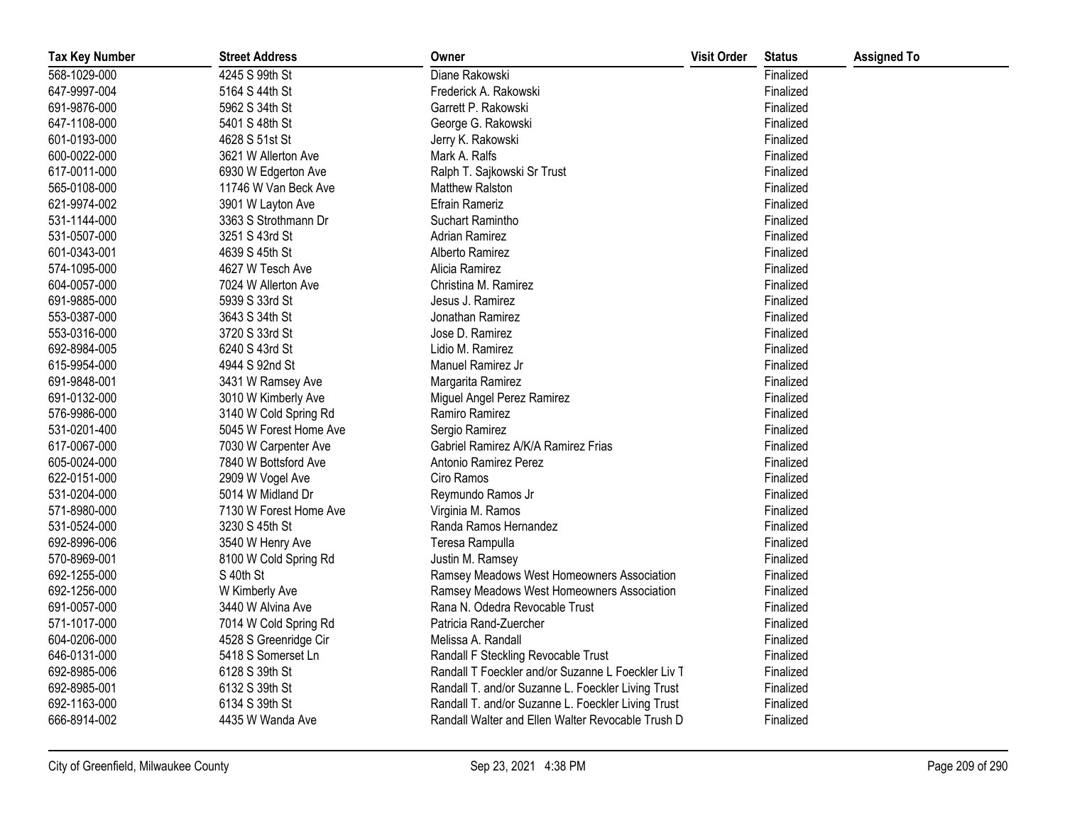| Tax Key Number | Street Address | Owner | Visit Order | Status | Assigned To |
|---|---|---|---|---|---|
| 568-1029-000 | 4245 S 99th St | Diane Rakowski | | Finalized | |
| 647-9997-004 | 5164 S 44th St | Frederick A. Rakowski | | Finalized | |
| 691-9876-000 | 5962 S 34th St | Garrett P. Rakowski | | Finalized | |
| 647-1108-000 | 5401 S 48th St | George G. Rakowski | | Finalized | |
| 601-0193-000 | 4628 S 51st St | Jerry K. Rakowski | | Finalized | |
| 600-0022-000 | 3621 W Allerton Ave | Mark A. Ralfs | | Finalized | |
| 617-0011-000 | 6930 W Edgerton Ave | Ralph T. Sajkowski Sr Trust | | Finalized | |
| 565-0108-000 | 11746 W Van Beck Ave | Matthew Ralston | | Finalized | |
| 621-9974-002 | 3901 W Layton Ave | Efrain Rameriz | | Finalized | |
| 531-1144-000 | 3363 S Strothmann Dr | Suchart Ramintho | | Finalized | |
| 531-0507-000 | 3251 S 43rd St | Adrian Ramirez | | Finalized | |
| 601-0343-001 | 4639 S 45th St | Alberto Ramirez | | Finalized | |
| 574-1095-000 | 4627 W Tesch Ave | Alicia Ramirez | | Finalized | |
| 604-0057-000 | 7024 W Allerton Ave | Christina M. Ramirez | | Finalized | |
| 691-9885-000 | 5939 S 33rd St | Jesus J. Ramirez | | Finalized | |
| 553-0387-000 | 3643 S 34th St | Jonathan Ramirez | | Finalized | |
| 553-0316-000 | 3720 S 33rd St | Jose D. Ramirez | | Finalized | |
| 692-8984-005 | 6240 S 43rd St | Lidio M. Ramirez | | Finalized | |
| 615-9954-000 | 4944 S 92nd St | Manuel Ramirez Jr | | Finalized | |
| 691-9848-001 | 3431 W Ramsey Ave | Margarita Ramirez | | Finalized | |
| 691-0132-000 | 3010 W Kimberly Ave | Miguel Angel Perez Ramirez | | Finalized | |
| 576-9986-000 | 3140 W Cold Spring Rd | Ramiro Ramirez | | Finalized | |
| 531-0201-400 | 5045 W Forest Home Ave | Sergio Ramirez | | Finalized | |
| 617-0067-000 | 7030 W Carpenter Ave | Gabriel Ramirez A/K/A Ramirez Frias | | Finalized | |
| 605-0024-000 | 7840 W Bottsford Ave | Antonio Ramirez Perez | | Finalized | |
| 622-0151-000 | 2909 W Vogel Ave | Ciro Ramos | | Finalized | |
| 531-0204-000 | 5014 W Midland Dr | Reymundo Ramos Jr | | Finalized | |
| 571-8980-000 | 7130 W Forest Home Ave | Virginia M. Ramos | | Finalized | |
| 531-0524-000 | 3230 S 45th St | Randa Ramos Hernandez | | Finalized | |
| 692-8996-006 | 3540 W Henry Ave | Teresa Rampulla | | Finalized | |
| 570-8969-001 | 8100 W Cold Spring Rd | Justin M. Ramsey | | Finalized | |
| 692-1255-000 | S 40th St | Ramsey Meadows West Homeowners Association | | Finalized | |
| 692-1256-000 | W Kimberly Ave | Ramsey Meadows West Homeowners Association | | Finalized | |
| 691-0057-000 | 3440 W Alvina Ave | Rana N. Odedra Revocable Trust | | Finalized | |
| 571-1017-000 | 7014 W Cold Spring Rd | Patricia Rand-Zuercher | | Finalized | |
| 604-0206-000 | 4528 S Greenridge Cir | Melissa A. Randall | | Finalized | |
| 646-0131-000 | 5418 S Somerset Ln | Randall F Steckling Revocable Trust | | Finalized | |
| 692-8985-006 | 6128 S 39th St | Randall T Foeckler and/or Suzanne L Foeckler Liv T | | Finalized | |
| 692-8985-001 | 6132 S 39th St | Randall T. and/or Suzanne L. Foeckler Living Trust | | Finalized | |
| 692-1163-000 | 6134 S 39th St | Randall T. and/or Suzanne L. Foeckler Living Trust | | Finalized | |
| 666-8914-002 | 4435 W Wanda Ave | Randall Walter and Ellen Walter Revocable Trush D | | Finalized | |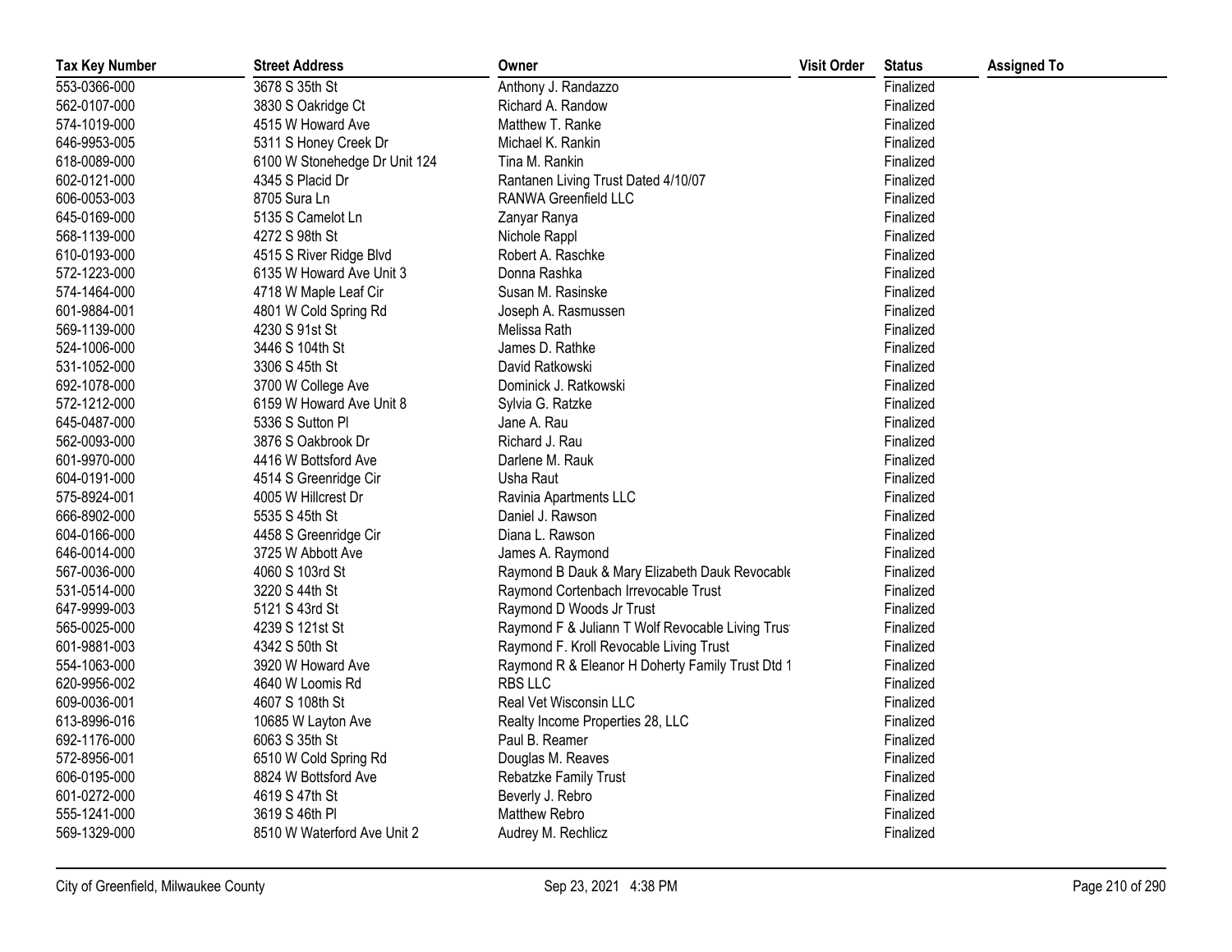| Tax Key Number | Street Address | Owner | Visit Order | Status | Assigned To |
|---|---|---|---|---|---|
| 553-0366-000 | 3678 S 35th St | Anthony J. Randazzo | | Finalized | |
| 562-0107-000 | 3830 S Oakridge Ct | Richard A. Randow | | Finalized | |
| 574-1019-000 | 4515 W Howard Ave | Matthew T. Ranke | | Finalized | |
| 646-9953-005 | 5311 S Honey Creek Dr | Michael K. Rankin | | Finalized | |
| 618-0089-000 | 6100 W Stonehedge Dr Unit 124 | Tina M. Rankin | | Finalized | |
| 602-0121-000 | 4345 S Placid Dr | Rantanen Living Trust Dated 4/10/07 | | Finalized | |
| 606-0053-003 | 8705 Sura Ln | RANWA Greenfield LLC | | Finalized | |
| 645-0169-000 | 5135 S Camelot Ln | Zanyar Ranya | | Finalized | |
| 568-1139-000 | 4272 S 98th St | Nichole Rappl | | Finalized | |
| 610-0193-000 | 4515 S River Ridge Blvd | Robert A. Raschke | | Finalized | |
| 572-1223-000 | 6135 W Howard Ave Unit 3 | Donna Rashka | | Finalized | |
| 574-1464-000 | 4718 W Maple Leaf Cir | Susan M. Rasinske | | Finalized | |
| 601-9884-001 | 4801 W Cold Spring Rd | Joseph A. Rasmussen | | Finalized | |
| 569-1139-000 | 4230 S 91st St | Melissa Rath | | Finalized | |
| 524-1006-000 | 3446 S 104th St | James D. Rathke | | Finalized | |
| 531-1052-000 | 3306 S 45th St | David Ratkowski | | Finalized | |
| 692-1078-000 | 3700 W College Ave | Dominick J. Ratkowski | | Finalized | |
| 572-1212-000 | 6159 W Howard Ave Unit 8 | Sylvia G. Ratzke | | Finalized | |
| 645-0487-000 | 5336 S Sutton Pl | Jane A. Rau | | Finalized | |
| 562-0093-000 | 3876 S Oakbrook Dr | Richard J. Rau | | Finalized | |
| 601-9970-000 | 4416 W Bottsford Ave | Darlene M. Rauk | | Finalized | |
| 604-0191-000 | 4514 S Greenridge Cir | Usha Raut | | Finalized | |
| 575-8924-001 | 4005 W Hillcrest Dr | Ravinia Apartments LLC | | Finalized | |
| 666-8902-000 | 5535 S 45th St | Daniel J. Rawson | | Finalized | |
| 604-0166-000 | 4458 S Greenridge Cir | Diana L. Rawson | | Finalized | |
| 646-0014-000 | 3725 W Abbott Ave | James A. Raymond | | Finalized | |
| 567-0036-000 | 4060 S 103rd St | Raymond B Dauk & Mary Elizabeth Dauk Revocable | | Finalized | |
| 531-0514-000 | 3220 S 44th St | Raymond Cortenbach Irrevocable Trust | | Finalized | |
| 647-9999-003 | 5121 S 43rd St | Raymond D Woods Jr Trust | | Finalized | |
| 565-0025-000 | 4239 S 121st St | Raymond F & Juliann T Wolf Revocable Living Trust | | Finalized | |
| 601-9881-003 | 4342 S 50th St | Raymond F. Kroll Revocable Living Trust | | Finalized | |
| 554-1063-000 | 3920 W Howard Ave | Raymond R & Eleanor H Doherty Family Trust Dtd 1 | | Finalized | |
| 620-9956-002 | 4640 W Loomis Rd | RBS LLC | | Finalized | |
| 609-0036-001 | 4607 S 108th St | Real Vet Wisconsin LLC | | Finalized | |
| 613-8996-016 | 10685 W Layton Ave | Realty Income Properties 28, LLC | | Finalized | |
| 692-1176-000 | 6063 S 35th St | Paul B. Reamer | | Finalized | |
| 572-8956-001 | 6510 W Cold Spring Rd | Douglas M. Reaves | | Finalized | |
| 606-0195-000 | 8824 W Bottsford Ave | Rebatzke Family Trust | | Finalized | |
| 601-0272-000 | 4619 S 47th St | Beverly J. Rebro | | Finalized | |
| 555-1241-000 | 3619 S 46th Pl | Matthew Rebro | | Finalized | |
| 569-1329-000 | 8510 W Waterford Ave Unit 2 | Audrey M. Rechlicz | | Finalized | |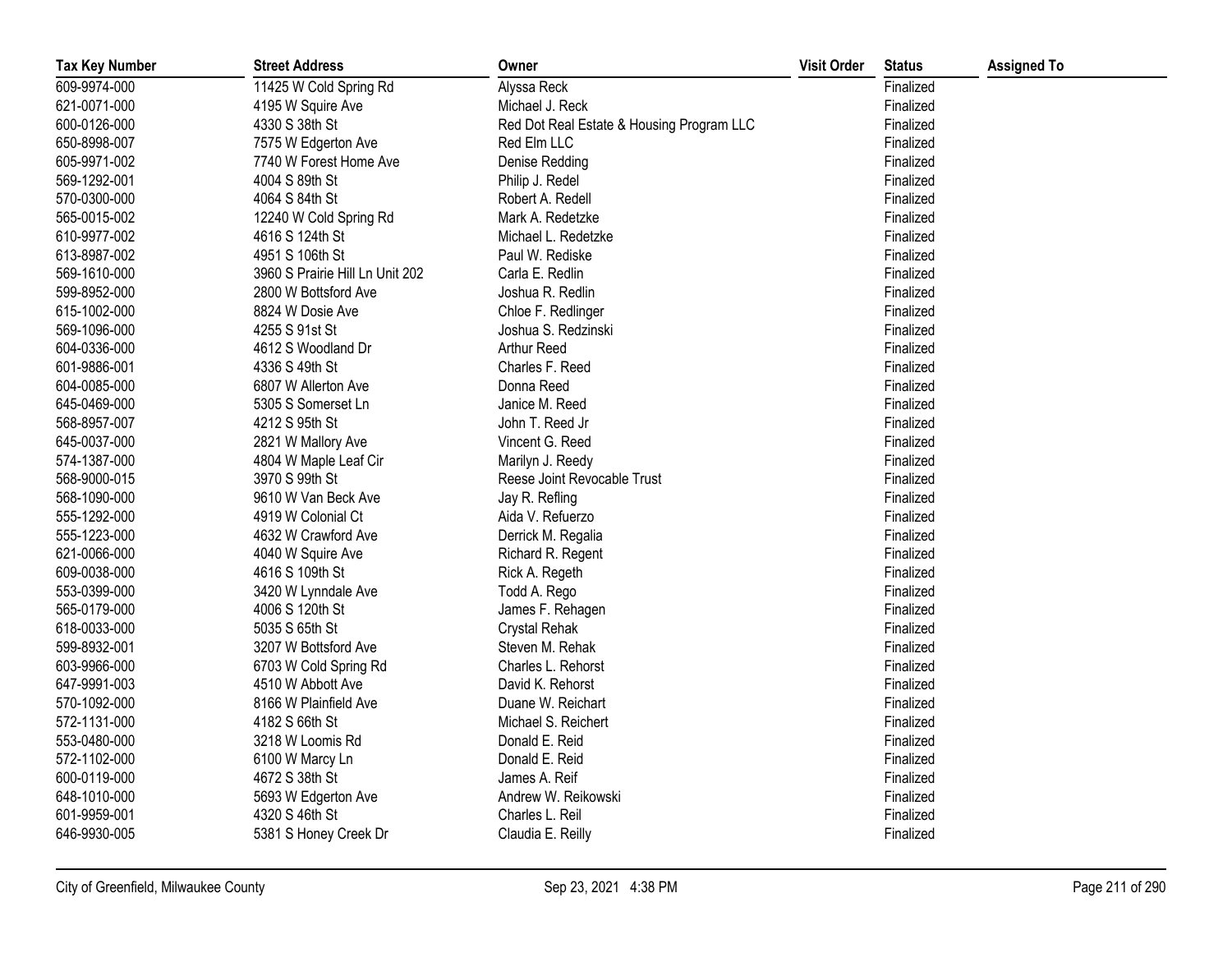| Tax Key Number | Street Address | Owner | Visit Order | Status | Assigned To |
|---|---|---|---|---|---|
| 609-9974-000 | 11425 W Cold Spring Rd | Alyssa Reck | | Finalized | |
| 621-0071-000 | 4195 W Squire Ave | Michael J. Reck | | Finalized | |
| 600-0126-000 | 4330 S 38th St | Red Dot Real Estate & Housing Program LLC | | Finalized | |
| 650-8998-007 | 7575 W Edgerton Ave | Red Elm LLC | | Finalized | |
| 605-9971-002 | 7740 W Forest Home Ave | Denise Redding | | Finalized | |
| 569-1292-001 | 4004 S 89th St | Philip J. Redel | | Finalized | |
| 570-0300-000 | 4064 S 84th St | Robert A. Redell | | Finalized | |
| 565-0015-002 | 12240 W Cold Spring Rd | Mark A. Redetzke | | Finalized | |
| 610-9977-002 | 4616 S 124th St | Michael L. Redetzke | | Finalized | |
| 613-8987-002 | 4951 S 106th St | Paul W. Rediske | | Finalized | |
| 569-1610-000 | 3960 S Prairie Hill Ln Unit 202 | Carla E. Redlin | | Finalized | |
| 599-8952-000 | 2800 W Bottsford Ave | Joshua R. Redlin | | Finalized | |
| 615-1002-000 | 8824 W Dosie Ave | Chloe F. Redlinger | | Finalized | |
| 569-1096-000 | 4255 S 91st St | Joshua S. Redzinski | | Finalized | |
| 604-0336-000 | 4612 S Woodland Dr | Arthur Reed | | Finalized | |
| 601-9886-001 | 4336 S 49th St | Charles F. Reed | | Finalized | |
| 604-0085-000 | 6807 W Allerton Ave | Donna Reed | | Finalized | |
| 645-0469-000 | 5305 S Somerset Ln | Janice M. Reed | | Finalized | |
| 568-8957-007 | 4212 S 95th St | John T. Reed Jr | | Finalized | |
| 645-0037-000 | 2821 W Mallory Ave | Vincent G. Reed | | Finalized | |
| 574-1387-000 | 4804 W Maple Leaf Cir | Marilyn J. Reedy | | Finalized | |
| 568-9000-015 | 3970 S 99th St | Reese Joint Revocable Trust | | Finalized | |
| 568-1090-000 | 9610 W Van Beck Ave | Jay R. Refling | | Finalized | |
| 555-1292-000 | 4919 W Colonial Ct | Aida V. Refuerzo | | Finalized | |
| 555-1223-000 | 4632 W Crawford Ave | Derrick M. Regalia | | Finalized | |
| 621-0066-000 | 4040 W Squire Ave | Richard R. Regent | | Finalized | |
| 609-0038-000 | 4616 S 109th St | Rick A. Regeth | | Finalized | |
| 553-0399-000 | 3420 W Lynndale Ave | Todd A. Rego | | Finalized | |
| 565-0179-000 | 4006 S 120th St | James F. Rehagen | | Finalized | |
| 618-0033-000 | 5035 S 65th St | Crystal Rehak | | Finalized | |
| 599-8932-001 | 3207 W Bottsford Ave | Steven M. Rehak | | Finalized | |
| 603-9966-000 | 6703 W Cold Spring Rd | Charles L. Rehorst | | Finalized | |
| 647-9991-003 | 4510 W Abbott Ave | David K. Rehorst | | Finalized | |
| 570-1092-000 | 8166 W Plainfield Ave | Duane W. Reichart | | Finalized | |
| 572-1131-000 | 4182 S 66th St | Michael S. Reichert | | Finalized | |
| 553-0480-000 | 3218 W Loomis Rd | Donald E. Reid | | Finalized | |
| 572-1102-000 | 6100 W Marcy Ln | Donald E. Reid | | Finalized | |
| 600-0119-000 | 4672 S 38th St | James A. Reif | | Finalized | |
| 648-1010-000 | 5693 W Edgerton Ave | Andrew W. Reikowski | | Finalized | |
| 601-9959-001 | 4320 S 46th St | Charles L. Reil | | Finalized | |
| 646-9930-005 | 5381 S Honey Creek Dr | Claudia E. Reilly | | Finalized | |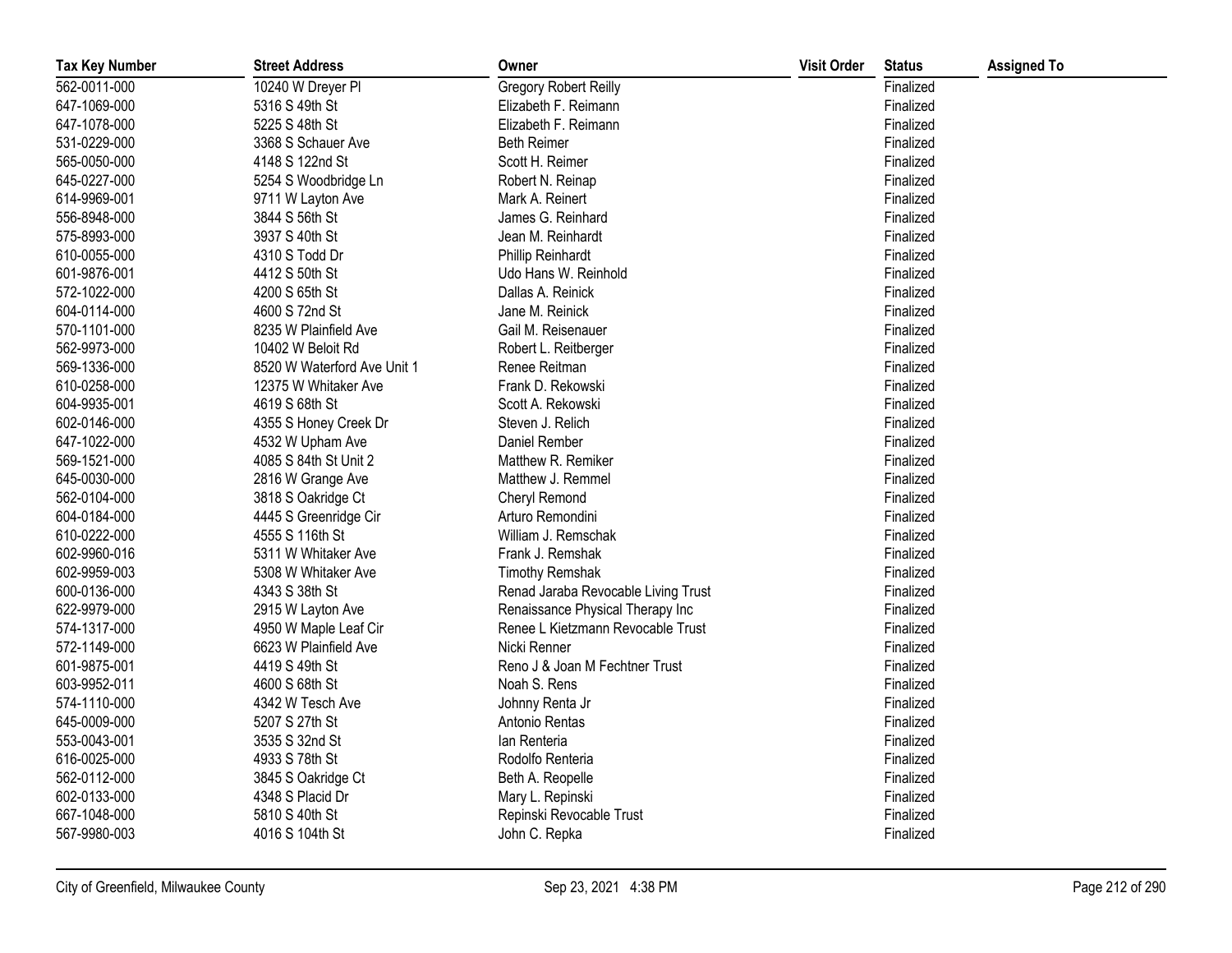| Tax Key Number | Street Address | Owner | Visit Order | Status | Assigned To |
|---|---|---|---|---|---|
| 562-0011-000 | 10240 W Dreyer Pl | Gregory Robert Reilly | | Finalized | |
| 647-1069-000 | 5316 S 49th St | Elizabeth F. Reimann | | Finalized | |
| 647-1078-000 | 5225 S 48th St | Elizabeth F. Reimann | | Finalized | |
| 531-0229-000 | 3368 S Schauer Ave | Beth Reimer | | Finalized | |
| 565-0050-000 | 4148 S 122nd St | Scott H. Reimer | | Finalized | |
| 645-0227-000 | 5254 S Woodbridge Ln | Robert N. Reinap | | Finalized | |
| 614-9969-001 | 9711 W Layton Ave | Mark A. Reinert | | Finalized | |
| 556-8948-000 | 3844 S 56th St | James G. Reinhard | | Finalized | |
| 575-8993-000 | 3937 S 40th St | Jean M. Reinhardt | | Finalized | |
| 610-0055-000 | 4310 S Todd Dr | Phillip Reinhardt | | Finalized | |
| 601-9876-001 | 4412 S 50th St | Udo Hans W. Reinhold | | Finalized | |
| 572-1022-000 | 4200 S 65th St | Dallas A. Reinick | | Finalized | |
| 604-0114-000 | 4600 S 72nd St | Jane M. Reinick | | Finalized | |
| 570-1101-000 | 8235 W Plainfield Ave | Gail M. Reisenauer | | Finalized | |
| 562-9973-000 | 10402 W Beloit Rd | Robert L. Reitberger | | Finalized | |
| 569-1336-000 | 8520 W Waterford Ave Unit 1 | Renee Reitman | | Finalized | |
| 610-0258-000 | 12375 W Whitaker Ave | Frank D. Rekowski | | Finalized | |
| 604-9935-001 | 4619 S 68th St | Scott A. Rekowski | | Finalized | |
| 602-0146-000 | 4355 S Honey Creek Dr | Steven J. Relich | | Finalized | |
| 647-1022-000 | 4532 W Upham Ave | Daniel Rember | | Finalized | |
| 569-1521-000 | 4085 S 84th St Unit 2 | Matthew R. Remiker | | Finalized | |
| 645-0030-000 | 2816 W Grange Ave | Matthew J. Remmel | | Finalized | |
| 562-0104-000 | 3818 S Oakridge Ct | Cheryl Remond | | Finalized | |
| 604-0184-000 | 4445 S Greenridge Cir | Arturo Remondini | | Finalized | |
| 610-0222-000 | 4555 S 116th St | William J. Remschak | | Finalized | |
| 602-9960-016 | 5311 W Whitaker Ave | Frank J. Remshak | | Finalized | |
| 602-9959-003 | 5308 W Whitaker Ave | Timothy Remshak | | Finalized | |
| 600-0136-000 | 4343 S 38th St | Renad Jaraba Revocable Living Trust | | Finalized | |
| 622-9979-000 | 2915 W Layton Ave | Renaissance Physical Therapy Inc | | Finalized | |
| 574-1317-000 | 4950 W Maple Leaf Cir | Renee L Kietzmann Revocable Trust | | Finalized | |
| 572-1149-000 | 6623 W Plainfield Ave | Nicki Renner | | Finalized | |
| 601-9875-001 | 4419 S 49th St | Reno J & Joan M Fechtner Trust | | Finalized | |
| 603-9952-011 | 4600 S 68th St | Noah S. Rens | | Finalized | |
| 574-1110-000 | 4342 W Tesch Ave | Johnny Renta Jr | | Finalized | |
| 645-0009-000 | 5207 S 27th St | Antonio Rentas | | Finalized | |
| 553-0043-001 | 3535 S 32nd St | Ian Renteria | | Finalized | |
| 616-0025-000 | 4933 S 78th St | Rodolfo Renteria | | Finalized | |
| 562-0112-000 | 3845 S Oakridge Ct | Beth A. Reopelle | | Finalized | |
| 602-0133-000 | 4348 S Placid Dr | Mary L. Repinski | | Finalized | |
| 667-1048-000 | 5810 S 40th St | Repinski Revocable Trust | | Finalized | |
| 567-9980-003 | 4016 S 104th St | John C. Repka | | Finalized | |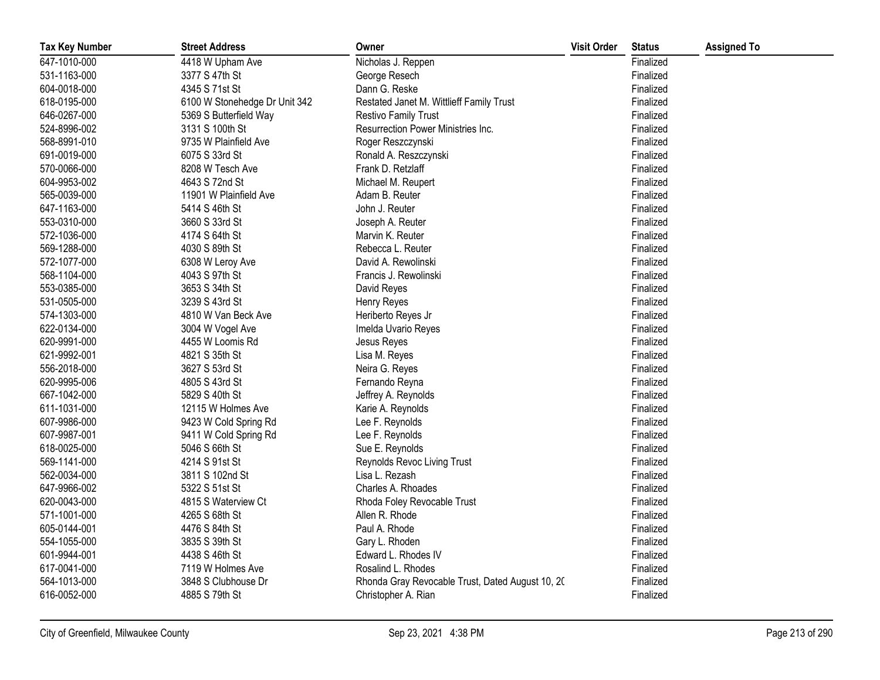| Tax Key Number | Street Address | Owner | Visit Order | Status | Assigned To |
|---|---|---|---|---|---|
| 647-1010-000 | 4418 W Upham Ave | Nicholas J. Reppen | | Finalized | |
| 531-1163-000 | 3377 S 47th St | George Resech | | Finalized | |
| 604-0018-000 | 4345 S 71st St | Dann G. Reske | | Finalized | |
| 618-0195-000 | 6100 W Stonehedge Dr Unit 342 | Restated Janet M. Wittlieff Family Trust | | Finalized | |
| 646-0267-000 | 5369 S Butterfield Way | Restivo Family Trust | | Finalized | |
| 524-8996-002 | 3131 S 100th St | Resurrection Power Ministries Inc. | | Finalized | |
| 568-8991-010 | 9735 W Plainfield Ave | Roger Reszczynski | | Finalized | |
| 691-0019-000 | 6075 S 33rd St | Ronald A. Reszczynski | | Finalized | |
| 570-0066-000 | 8208 W Tesch Ave | Frank D. Retzlaff | | Finalized | |
| 604-9953-002 | 4643 S 72nd St | Michael M. Reupert | | Finalized | |
| 565-0039-000 | 11901 W Plainfield Ave | Adam B. Reuter | | Finalized | |
| 647-1163-000 | 5414 S 46th St | John J. Reuter | | Finalized | |
| 553-0310-000 | 3660 S 33rd St | Joseph A. Reuter | | Finalized | |
| 572-1036-000 | 4174 S 64th St | Marvin K. Reuter | | Finalized | |
| 569-1288-000 | 4030 S 89th St | Rebecca L. Reuter | | Finalized | |
| 572-1077-000 | 6308 W Leroy Ave | David A. Rewolinski | | Finalized | |
| 568-1104-000 | 4043 S 97th St | Francis J. Rewolinski | | Finalized | |
| 553-0385-000 | 3653 S 34th St | David Reyes | | Finalized | |
| 531-0505-000 | 3239 S 43rd St | Henry Reyes | | Finalized | |
| 574-1303-000 | 4810 W Van Beck Ave | Heriberto Reyes Jr | | Finalized | |
| 622-0134-000 | 3004 W Vogel Ave | Imelda Uvario Reyes | | Finalized | |
| 620-9991-000 | 4455 W Loomis Rd | Jesus Reyes | | Finalized | |
| 621-9992-001 | 4821 S 35th St | Lisa M. Reyes | | Finalized | |
| 556-2018-000 | 3627 S 53rd St | Neira G. Reyes | | Finalized | |
| 620-9995-006 | 4805 S 43rd St | Fernando Reyna | | Finalized | |
| 667-1042-000 | 5829 S 40th St | Jeffrey A. Reynolds | | Finalized | |
| 611-1031-000 | 12115 W Holmes Ave | Karie A. Reynolds | | Finalized | |
| 607-9986-000 | 9423 W Cold Spring Rd | Lee F. Reynolds | | Finalized | |
| 607-9987-001 | 9411 W Cold Spring Rd | Lee F. Reynolds | | Finalized | |
| 618-0025-000 | 5046 S 66th St | Sue E. Reynolds | | Finalized | |
| 569-1141-000 | 4214 S 91st St | Reynolds Revoc Living Trust | | Finalized | |
| 562-0034-000 | 3811 S 102nd St | Lisa L. Rezash | | Finalized | |
| 647-9966-002 | 5322 S 51st St | Charles A. Rhoades | | Finalized | |
| 620-0043-000 | 4815 S Waterview Ct | Rhoda Foley Revocable Trust | | Finalized | |
| 571-1001-000 | 4265 S 68th St | Allen R. Rhode | | Finalized | |
| 605-0144-001 | 4476 S 84th St | Paul A. Rhode | | Finalized | |
| 554-1055-000 | 3835 S 39th St | Gary L. Rhoden | | Finalized | |
| 601-9944-001 | 4438 S 46th St | Edward L. Rhodes IV | | Finalized | |
| 617-0041-000 | 7119 W Holmes Ave | Rosalind L. Rhodes | | Finalized | |
| 564-1013-000 | 3848 S Clubhouse Dr | Rhonda Gray Revocable Trust, Dated August 10, 2( | | Finalized | |
| 616-0052-000 | 4885 S 79th St | Christopher A. Rian | | Finalized | |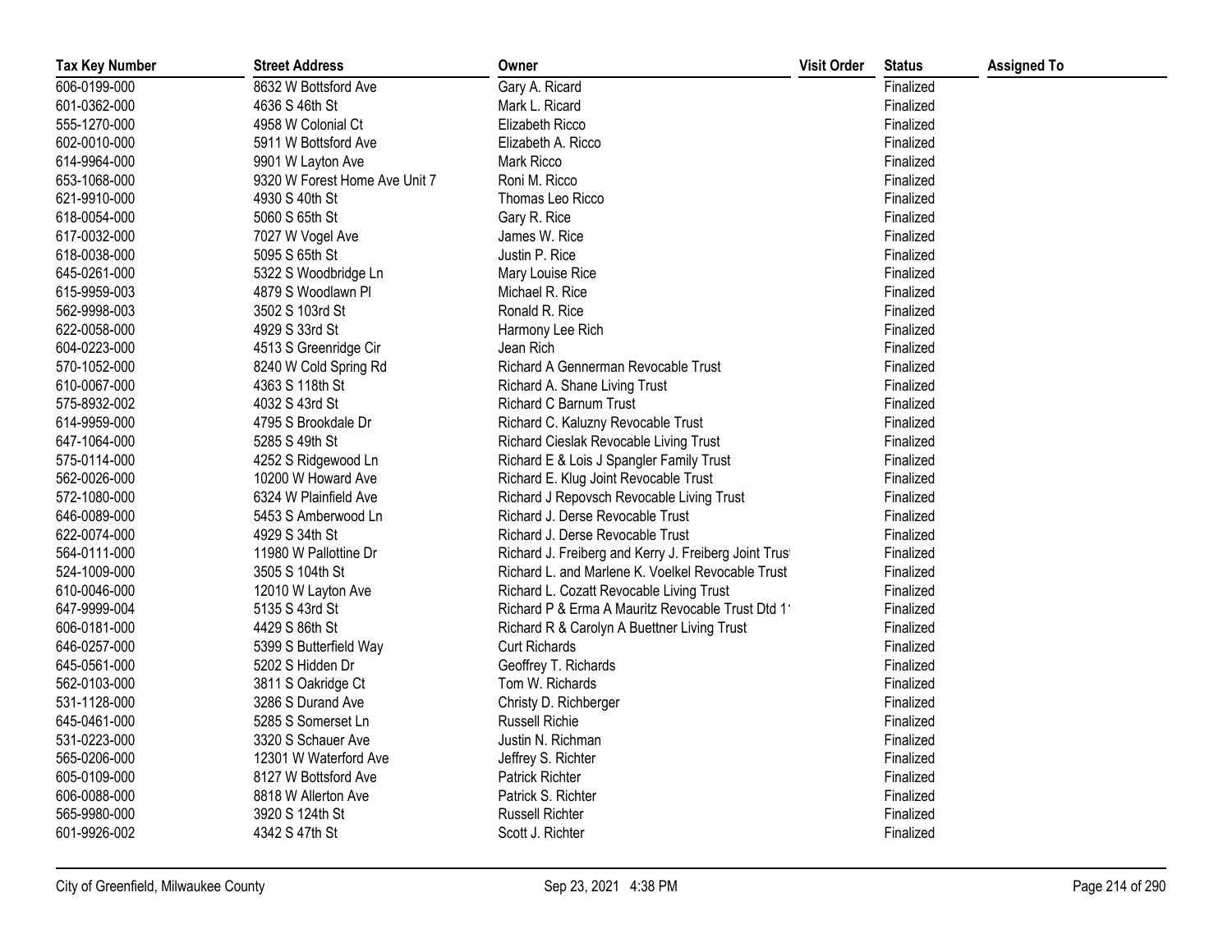| Tax Key Number | Street Address | Owner | Visit Order | Status | Assigned To |
|---|---|---|---|---|---|
| 606-0199-000 | 8632 W Bottsford Ave | Gary A. Ricard | | Finalized | |
| 601-0362-000 | 4636 S 46th St | Mark L. Ricard | | Finalized | |
| 555-1270-000 | 4958 W Colonial Ct | Elizabeth Ricco | | Finalized | |
| 602-0010-000 | 5911 W Bottsford Ave | Elizabeth A. Ricco | | Finalized | |
| 614-9964-000 | 9901 W Layton Ave | Mark Ricco | | Finalized | |
| 653-1068-000 | 9320 W Forest Home Ave Unit 7 | Roni M. Ricco | | Finalized | |
| 621-9910-000 | 4930 S 40th St | Thomas Leo Ricco | | Finalized | |
| 618-0054-000 | 5060 S 65th St | Gary R. Rice | | Finalized | |
| 617-0032-000 | 7027 W Vogel Ave | James W. Rice | | Finalized | |
| 618-0038-000 | 5095 S 65th St | Justin P. Rice | | Finalized | |
| 645-0261-000 | 5322 S Woodbridge Ln | Mary Louise Rice | | Finalized | |
| 615-9959-003 | 4879 S Woodlawn Pl | Michael R. Rice | | Finalized | |
| 562-9998-003 | 3502 S 103rd St | Ronald R. Rice | | Finalized | |
| 622-0058-000 | 4929 S 33rd St | Harmony Lee Rich | | Finalized | |
| 604-0223-000 | 4513 S Greenridge Cir | Jean Rich | | Finalized | |
| 570-1052-000 | 8240 W Cold Spring Rd | Richard A Gennerman Revocable Trust | | Finalized | |
| 610-0067-000 | 4363 S 118th St | Richard A. Shane Living Trust | | Finalized | |
| 575-8932-002 | 4032 S 43rd St | Richard C Barnum Trust | | Finalized | |
| 614-9959-000 | 4795 S Brookdale Dr | Richard C. Kaluzny Revocable Trust | | Finalized | |
| 647-1064-000 | 5285 S 49th St | Richard Cieslak Revocable Living Trust | | Finalized | |
| 575-0114-000 | 4252 S Ridgewood Ln | Richard E & Lois J Spangler Family Trust | | Finalized | |
| 562-0026-000 | 10200 W Howard Ave | Richard E. Klug Joint Revocable Trust | | Finalized | |
| 572-1080-000 | 6324 W Plainfield Ave | Richard J Repovsch Revocable Living Trust | | Finalized | |
| 646-0089-000 | 5453 S Amberwood Ln | Richard J. Derse Revocable Trust | | Finalized | |
| 622-0074-000 | 4929 S 34th St | Richard J. Derse Revocable Trust | | Finalized | |
| 564-0111-000 | 11980 W Pallottine Dr | Richard J. Freiberg and Kerry J. Freiberg Joint Trust | | Finalized | |
| 524-1009-000 | 3505 S 104th St | Richard L. and Marlene K. Voelkel Revocable Trust | | Finalized | |
| 610-0046-000 | 12010 W Layton Ave | Richard L. Cozatt Revocable Living Trust | | Finalized | |
| 647-9999-004 | 5135 S 43rd St | Richard P & Erma A Mauritz Revocable Trust Dtd 1 | | Finalized | |
| 606-0181-000 | 4429 S 86th St | Richard R & Carolyn A Buettner Living Trust | | Finalized | |
| 646-0257-000 | 5399 S Butterfield Way | Curt Richards | | Finalized | |
| 645-0561-000 | 5202 S Hidden Dr | Geoffrey T. Richards | | Finalized | |
| 562-0103-000 | 3811 S Oakridge Ct | Tom W. Richards | | Finalized | |
| 531-1128-000 | 3286 S Durand Ave | Christy D. Richberger | | Finalized | |
| 645-0461-000 | 5285 S Somerset Ln | Russell Richie | | Finalized | |
| 531-0223-000 | 3320 S Schauer Ave | Justin N. Richman | | Finalized | |
| 565-0206-000 | 12301 W Waterford Ave | Jeffrey S. Richter | | Finalized | |
| 605-0109-000 | 8127 W Bottsford Ave | Patrick Richter | | Finalized | |
| 606-0088-000 | 8818 W Allerton Ave | Patrick S. Richter | | Finalized | |
| 565-9980-000 | 3920 S 124th St | Russell Richter | | Finalized | |
| 601-9926-002 | 4342 S 47th St | Scott J. Richter | | Finalized | |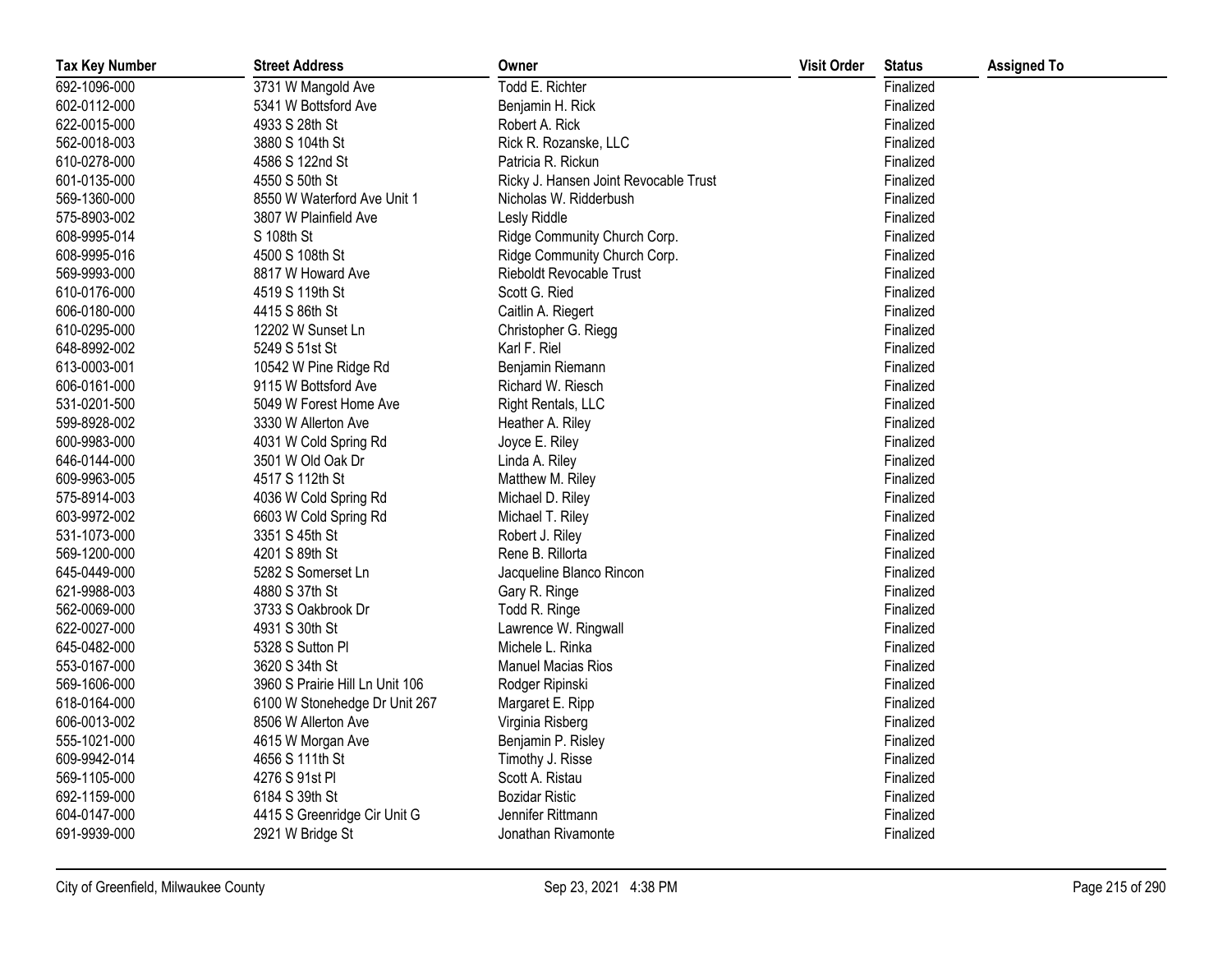| Tax Key Number | Street Address | Owner | Visit Order | Status | Assigned To |
| --- | --- | --- | --- | --- | --- |
| 692-1096-000 | 3731 W Mangold Ave | Todd E. Richter | | Finalized | |
| 602-0112-000 | 5341 W Bottsford Ave | Benjamin H. Rick | | Finalized | |
| 622-0015-000 | 4933 S 28th St | Robert A. Rick | | Finalized | |
| 562-0018-003 | 3880 S 104th St | Rick R. Rozanske, LLC | | Finalized | |
| 610-0278-000 | 4586 S 122nd St | Patricia R. Rickun | | Finalized | |
| 601-0135-000 | 4550 S 50th St | Ricky J. Hansen Joint Revocable Trust | | Finalized | |
| 569-1360-000 | 8550 W Waterford Ave Unit 1 | Nicholas W. Ridderbush | | Finalized | |
| 575-8903-002 | 3807 W Plainfield Ave | Lesly Riddle | | Finalized | |
| 608-9995-014 | S 108th St | Ridge Community Church Corp. | | Finalized | |
| 608-9995-016 | 4500 S 108th St | Ridge Community Church Corp. | | Finalized | |
| 569-9993-000 | 8817 W Howard Ave | Rieboldt Revocable Trust | | Finalized | |
| 610-0176-000 | 4519 S 119th St | Scott G. Ried | | Finalized | |
| 606-0180-000 | 4415 S 86th St | Caitlin A. Riegert | | Finalized | |
| 610-0295-000 | 12202 W Sunset Ln | Christopher G. Riegg | | Finalized | |
| 648-8992-002 | 5249 S 51st St | Karl F. Riel | | Finalized | |
| 613-0003-001 | 10542 W Pine Ridge Rd | Benjamin Riemann | | Finalized | |
| 606-0161-000 | 9115 W Bottsford Ave | Richard W. Riesch | | Finalized | |
| 531-0201-500 | 5049 W Forest Home Ave | Right Rentals, LLC | | Finalized | |
| 599-8928-002 | 3330 W Allerton Ave | Heather A. Riley | | Finalized | |
| 600-9983-000 | 4031 W Cold Spring Rd | Joyce E. Riley | | Finalized | |
| 646-0144-000 | 3501 W Old Oak Dr | Linda A. Riley | | Finalized | |
| 609-9963-005 | 4517 S 112th St | Matthew M. Riley | | Finalized | |
| 575-8914-003 | 4036 W Cold Spring Rd | Michael D. Riley | | Finalized | |
| 603-9972-002 | 6603 W Cold Spring Rd | Michael T. Riley | | Finalized | |
| 531-1073-000 | 3351 S 45th St | Robert J. Riley | | Finalized | |
| 569-1200-000 | 4201 S 89th St | Rene B. Rillorta | | Finalized | |
| 645-0449-000 | 5282 S Somerset Ln | Jacqueline Blanco Rincon | | Finalized | |
| 621-9988-003 | 4880 S 37th St | Gary R. Ringe | | Finalized | |
| 562-0069-000 | 3733 S Oakbrook Dr | Todd R. Ringe | | Finalized | |
| 622-0027-000 | 4931 S 30th St | Lawrence W. Ringwall | | Finalized | |
| 645-0482-000 | 5328 S Sutton Pl | Michele L. Rinka | | Finalized | |
| 553-0167-000 | 3620 S 34th St | Manuel Macias Rios | | Finalized | |
| 569-1606-000 | 3960 S Prairie Hill Ln Unit 106 | Rodger Ripinski | | Finalized | |
| 618-0164-000 | 6100 W Stonehedge Dr Unit 267 | Margaret E. Ripp | | Finalized | |
| 606-0013-002 | 8506 W Allerton Ave | Virginia Risberg | | Finalized | |
| 555-1021-000 | 4615 W Morgan Ave | Benjamin P. Risley | | Finalized | |
| 609-9942-014 | 4656 S 111th St | Timothy J. Risse | | Finalized | |
| 569-1105-000 | 4276 S 91st Pl | Scott A. Ristau | | Finalized | |
| 692-1159-000 | 6184 S 39th St | Bozidar Ristic | | Finalized | |
| 604-0147-000 | 4415 S Greenridge Cir Unit G | Jennifer Rittmann | | Finalized | |
| 691-9939-000 | 2921 W Bridge St | Jonathan Rivamonte | | Finalized | |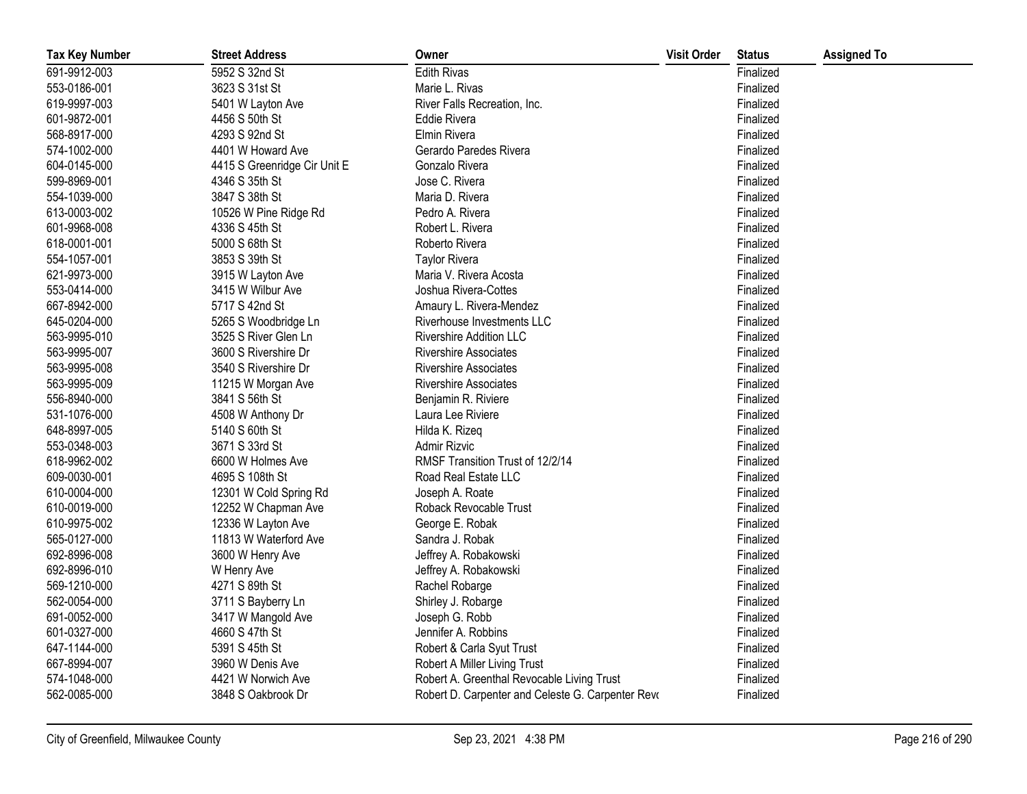| Tax Key Number | Street Address | Owner | Visit Order | Status | Assigned To |
|---|---|---|---|---|---|
| 691-9912-003 | 5952 S 32nd St | Edith Rivas | | Finalized | |
| 553-0186-001 | 3623 S 31st St | Marie L. Rivas | | Finalized | |
| 619-9997-003 | 5401 W Layton Ave | River Falls Recreation, Inc. | | Finalized | |
| 601-9872-001 | 4456 S 50th St | Eddie Rivera | | Finalized | |
| 568-8917-000 | 4293 S 92nd St | Elmin Rivera | | Finalized | |
| 574-1002-000 | 4401 W Howard Ave | Gerardo Paredes Rivera | | Finalized | |
| 604-0145-000 | 4415 S Greenridge Cir Unit E | Gonzalo Rivera | | Finalized | |
| 599-8969-001 | 4346 S 35th St | Jose C. Rivera | | Finalized | |
| 554-1039-000 | 3847 S 38th St | Maria D. Rivera | | Finalized | |
| 613-0003-002 | 10526 W Pine Ridge Rd | Pedro A. Rivera | | Finalized | |
| 601-9968-008 | 4336 S 45th St | Robert L. Rivera | | Finalized | |
| 618-0001-001 | 5000 S 68th St | Roberto Rivera | | Finalized | |
| 554-1057-001 | 3853 S 39th St | Taylor Rivera | | Finalized | |
| 621-9973-000 | 3915 W Layton Ave | Maria V. Rivera Acosta | | Finalized | |
| 553-0414-000 | 3415 W Wilbur Ave | Joshua Rivera-Cottes | | Finalized | |
| 667-8942-000 | 5717 S 42nd St | Amaury L. Rivera-Mendez | | Finalized | |
| 645-0204-000 | 5265 S Woodbridge Ln | Riverhouse Investments LLC | | Finalized | |
| 563-9995-010 | 3525 S River Glen Ln | Rivershire Addition LLC | | Finalized | |
| 563-9995-007 | 3600 S Rivershire Dr | Rivershire Associates | | Finalized | |
| 563-9995-008 | 3540 S Rivershire Dr | Rivershire Associates | | Finalized | |
| 563-9995-009 | 11215 W Morgan Ave | Rivershire Associates | | Finalized | |
| 556-8940-000 | 3841 S 56th St | Benjamin R. Riviere | | Finalized | |
| 531-1076-000 | 4508 W Anthony Dr | Laura Lee Riviere | | Finalized | |
| 648-8997-005 | 5140 S 60th St | Hilda K. Rizeq | | Finalized | |
| 553-0348-003 | 3671 S 33rd St | Admir Rizvic | | Finalized | |
| 618-9962-002 | 6600 W Holmes Ave | RMSF Transition Trust of 12/2/14 | | Finalized | |
| 609-0030-001 | 4695 S 108th St | Road Real Estate LLC | | Finalized | |
| 610-0004-000 | 12301 W Cold Spring Rd | Joseph A. Roate | | Finalized | |
| 610-0019-000 | 12252 W Chapman Ave | Roback Revocable Trust | | Finalized | |
| 610-9975-002 | 12336 W Layton Ave | George E. Robak | | Finalized | |
| 565-0127-000 | 11813 W Waterford Ave | Sandra J. Robak | | Finalized | |
| 692-8996-008 | 3600 W Henry Ave | Jeffrey A. Robakowski | | Finalized | |
| 692-8996-010 | W Henry Ave | Jeffrey A. Robakowski | | Finalized | |
| 569-1210-000 | 4271 S 89th St | Rachel Robarge | | Finalized | |
| 562-0054-000 | 3711 S Bayberry Ln | Shirley J. Robarge | | Finalized | |
| 691-0052-000 | 3417 W Mangold Ave | Joseph G. Robb | | Finalized | |
| 601-0327-000 | 4660 S 47th St | Jennifer A. Robbins | | Finalized | |
| 647-1144-000 | 5391 S 45th St | Robert & Carla Syut Trust | | Finalized | |
| 667-8994-007 | 3960 W Denis Ave | Robert A Miller Living Trust | | Finalized | |
| 574-1048-000 | 4421 W Norwich Ave | Robert A. Greenthal Revocable Living Trust | | Finalized | |
| 562-0085-000 | 3848 S Oakbrook Dr | Robert D. Carpenter and Celeste G. Carpenter Revo | | Finalized | |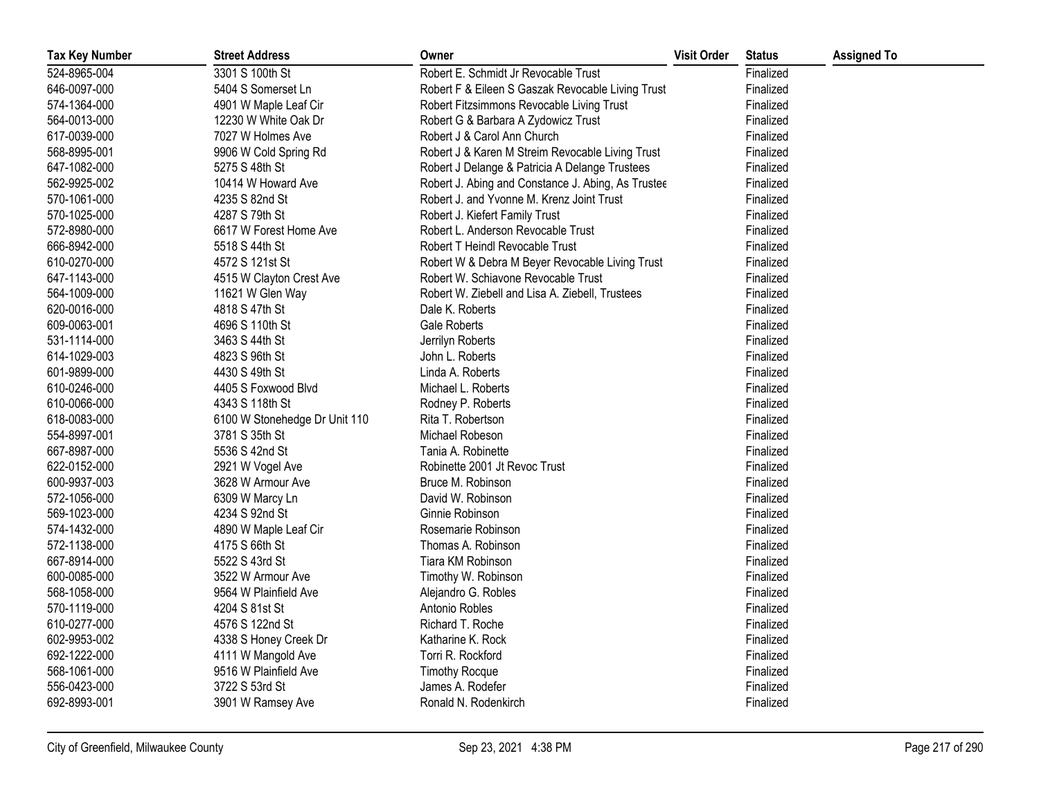| Tax Key Number | Street Address | Owner | Visit Order | Status | Assigned To |
| --- | --- | --- | --- | --- | --- |
| 524-8965-004 | 3301 S 100th St | Robert E. Schmidt Jr Revocable Trust | | Finalized | |
| 646-0097-000 | 5404 S Somerset Ln | Robert F & Eileen S Gaszak Revocable Living Trust | | Finalized | |
| 574-1364-000 | 4901 W Maple Leaf Cir | Robert Fitzsimmons Revocable Living Trust | | Finalized | |
| 564-0013-000 | 12230 W White Oak Dr | Robert G & Barbara A Zydowicz Trust | | Finalized | |
| 617-0039-000 | 7027 W Holmes Ave | Robert J & Carol Ann Church | | Finalized | |
| 568-8995-001 | 9906 W Cold Spring Rd | Robert J & Karen M Streim Revocable Living Trust | | Finalized | |
| 647-1082-000 | 5275 S 48th St | Robert J Delange & Patricia A Delange Trustees | | Finalized | |
| 562-9925-002 | 10414 W Howard Ave | Robert J. Abing and Constance J. Abing, As Trustee | | Finalized | |
| 570-1061-000 | 4235 S 82nd St | Robert J. and Yvonne M. Krenz Joint Trust | | Finalized | |
| 570-1025-000 | 4287 S 79th St | Robert J. Kiefert Family Trust | | Finalized | |
| 572-8980-000 | 6617 W Forest Home Ave | Robert L. Anderson Revocable Trust | | Finalized | |
| 666-8942-000 | 5518 S 44th St | Robert T Heindl Revocable Trust | | Finalized | |
| 610-0270-000 | 4572 S 121st St | Robert W & Debra M Beyer Revocable Living Trust | | Finalized | |
| 647-1143-000 | 4515 W Clayton Crest Ave | Robert W. Schiavone Revocable Trust | | Finalized | |
| 564-1009-000 | 11621 W Glen Way | Robert W. Ziebell and Lisa A. Ziebell, Trustees | | Finalized | |
| 620-0016-000 | 4818 S 47th St | Dale K. Roberts | | Finalized | |
| 609-0063-001 | 4696 S 110th St | Gale Roberts | | Finalized | |
| 531-1114-000 | 3463 S 44th St | Jerrilyn Roberts | | Finalized | |
| 614-1029-003 | 4823 S 96th St | John L. Roberts | | Finalized | |
| 601-9899-000 | 4430 S 49th St | Linda A. Roberts | | Finalized | |
| 610-0246-000 | 4405 S Foxwood Blvd | Michael L. Roberts | | Finalized | |
| 610-0066-000 | 4343 S 118th St | Rodney P. Roberts | | Finalized | |
| 618-0083-000 | 6100 W Stonehedge Dr Unit 110 | Rita T. Robertson | | Finalized | |
| 554-8997-001 | 3781 S 35th St | Michael Robeson | | Finalized | |
| 667-8987-000 | 5536 S 42nd St | Tania A. Robinette | | Finalized | |
| 622-0152-000 | 2921 W Vogel Ave | Robinette 2001 Jt Revoc Trust | | Finalized | |
| 600-9937-003 | 3628 W Armour Ave | Bruce M. Robinson | | Finalized | |
| 572-1056-000 | 6309 W Marcy Ln | David W. Robinson | | Finalized | |
| 569-1023-000 | 4234 S 92nd St | Ginnie Robinson | | Finalized | |
| 574-1432-000 | 4890 W Maple Leaf Cir | Rosemarie Robinson | | Finalized | |
| 572-1138-000 | 4175 S 66th St | Thomas A. Robinson | | Finalized | |
| 667-8914-000 | 5522 S 43rd St | Tiara KM Robinson | | Finalized | |
| 600-0085-000 | 3522 W Armour Ave | Timothy W. Robinson | | Finalized | |
| 568-1058-000 | 9564 W Plainfield Ave | Alejandro G. Robles | | Finalized | |
| 570-1119-000 | 4204 S 81st St | Antonio Robles | | Finalized | |
| 610-0277-000 | 4576 S 122nd St | Richard T. Roche | | Finalized | |
| 602-9953-002 | 4338 S Honey Creek Dr | Katharine K. Rock | | Finalized | |
| 692-1222-000 | 4111 W Mangold Ave | Torri R. Rockford | | Finalized | |
| 568-1061-000 | 9516 W Plainfield Ave | Timothy Rocque | | Finalized | |
| 556-0423-000 | 3722 S 53rd St | James A. Rodefer | | Finalized | |
| 692-8993-001 | 3901 W Ramsey Ave | Ronald N. Rodenkirch | | Finalized | |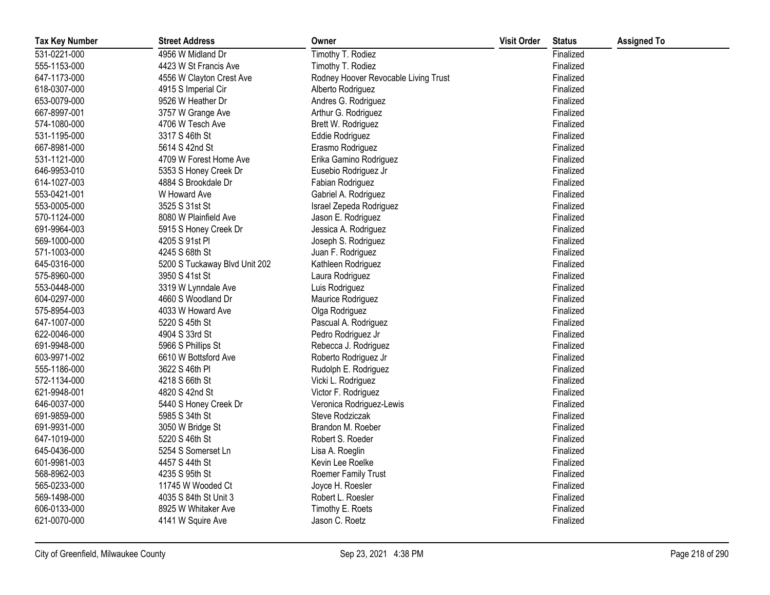| Tax Key Number | Street Address | Owner | Visit Order | Status | Assigned To |
|---|---|---|---|---|---|
| 531-0221-000 | 4956 W Midland Dr | Timothy T. Rodiez | | Finalized | |
| 555-1153-000 | 4423 W St Francis Ave | Timothy T. Rodiez | | Finalized | |
| 647-1173-000 | 4556 W Clayton Crest Ave | Rodney Hoover Revocable Living Trust | | Finalized | |
| 618-0307-000 | 4915 S Imperial Cir | Alberto Rodriguez | | Finalized | |
| 653-0079-000 | 9526 W Heather Dr | Andres G. Rodriguez | | Finalized | |
| 667-8997-001 | 3757 W Grange Ave | Arthur G. Rodriguez | | Finalized | |
| 574-1080-000 | 4706 W Tesch Ave | Brett W. Rodriguez | | Finalized | |
| 531-1195-000 | 3317 S 46th St | Eddie Rodriguez | | Finalized | |
| 667-8981-000 | 5614 S 42nd St | Erasmo Rodriguez | | Finalized | |
| 531-1121-000 | 4709 W Forest Home Ave | Erika Gamino Rodriguez | | Finalized | |
| 646-9953-010 | 5353 S Honey Creek Dr | Eusebio Rodriguez Jr | | Finalized | |
| 614-1027-003 | 4884 S Brookdale Dr | Fabian Rodriguez | | Finalized | |
| 553-0421-001 | W Howard Ave | Gabriel A. Rodriguez | | Finalized | |
| 553-0005-000 | 3525 S 31st St | Israel Zepeda Rodriguez | | Finalized | |
| 570-1124-000 | 8080 W Plainfield Ave | Jason E. Rodriguez | | Finalized | |
| 691-9964-003 | 5915 S Honey Creek Dr | Jessica A. Rodriguez | | Finalized | |
| 569-1000-000 | 4205 S 91st Pl | Joseph S. Rodriguez | | Finalized | |
| 571-1003-000 | 4245 S 68th St | Juan F. Rodriguez | | Finalized | |
| 645-0316-000 | 5200 S Tuckaway Blvd Unit 202 | Kathleen Rodriguez | | Finalized | |
| 575-8960-000 | 3950 S 41st St | Laura Rodriguez | | Finalized | |
| 553-0448-000 | 3319 W Lynndale Ave | Luis Rodriguez | | Finalized | |
| 604-0297-000 | 4660 S Woodland Dr | Maurice Rodriguez | | Finalized | |
| 575-8954-003 | 4033 W Howard Ave | Olga Rodriguez | | Finalized | |
| 647-1007-000 | 5220 S 45th St | Pascual A. Rodriguez | | Finalized | |
| 622-0046-000 | 4904 S 33rd St | Pedro Rodriguez Jr | | Finalized | |
| 691-9948-000 | 5966 S Phillips St | Rebecca J. Rodriguez | | Finalized | |
| 603-9971-002 | 6610 W Bottsford Ave | Roberto Rodriguez Jr | | Finalized | |
| 555-1186-000 | 3622 S 46th Pl | Rudolph E. Rodriguez | | Finalized | |
| 572-1134-000 | 4218 S 66th St | Vicki L. Rodriguez | | Finalized | |
| 621-9948-001 | 4820 S 42nd St | Victor F. Rodriguez | | Finalized | |
| 646-0037-000 | 5440 S Honey Creek Dr | Veronica Rodriguez-Lewis | | Finalized | |
| 691-9859-000 | 5985 S 34th St | Steve Rodziczak | | Finalized | |
| 691-9931-000 | 3050 W Bridge St | Brandon M. Roeber | | Finalized | |
| 647-1019-000 | 5220 S 46th St | Robert S. Roeder | | Finalized | |
| 645-0436-000 | 5254 S Somerset Ln | Lisa A. Roeglin | | Finalized | |
| 601-9981-003 | 4457 S 44th St | Kevin Lee Roelke | | Finalized | |
| 568-8962-003 | 4235 S 95th St | Roemer Family Trust | | Finalized | |
| 565-0233-000 | 11745 W Wooded Ct | Joyce H. Roesler | | Finalized | |
| 569-1498-000 | 4035 S 84th St Unit 3 | Robert L. Roesler | | Finalized | |
| 606-0133-000 | 8925 W Whitaker Ave | Timothy E. Roets | | Finalized | |
| 621-0070-000 | 4141 W Squire Ave | Jason C. Roetz | | Finalized | |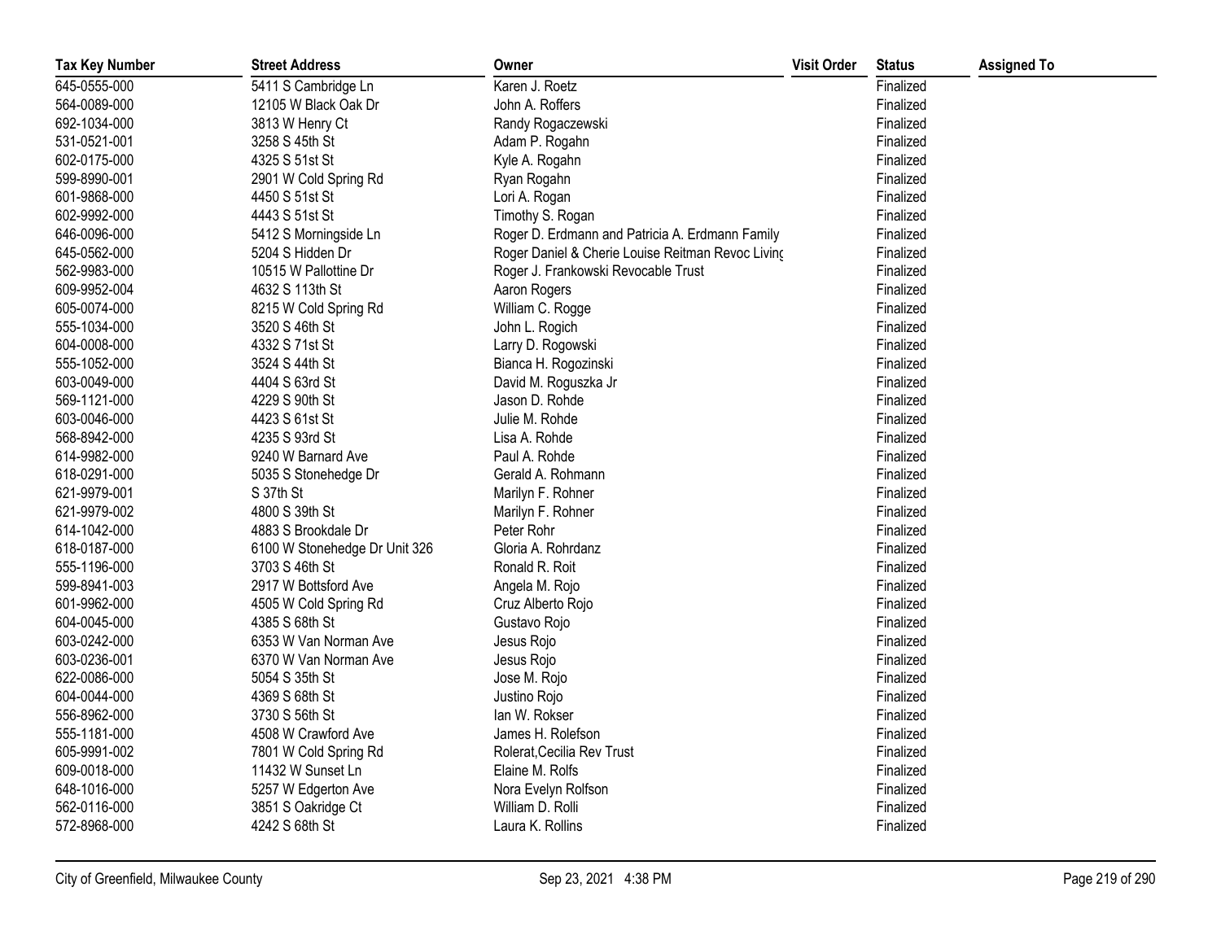| Tax Key Number | Street Address | Owner | Visit Order | Status | Assigned To |
| --- | --- | --- | --- | --- | --- |
| 645-0555-000 | 5411 S Cambridge Ln | Karen J. Roetz | | Finalized | |
| 564-0089-000 | 12105 W Black Oak Dr | John A. Roffers | | Finalized | |
| 692-1034-000 | 3813 W Henry Ct | Randy Rogaczewski | | Finalized | |
| 531-0521-001 | 3258 S 45th St | Adam P. Rogahn | | Finalized | |
| 602-0175-000 | 4325 S 51st St | Kyle A. Rogahn | | Finalized | |
| 599-8990-001 | 2901 W Cold Spring Rd | Ryan Rogahn | | Finalized | |
| 601-9868-000 | 4450 S 51st St | Lori A. Rogan | | Finalized | |
| 602-9992-000 | 4443 S 51st St | Timothy S. Rogan | | Finalized | |
| 646-0096-000 | 5412 S Morningside Ln | Roger D. Erdmann and Patricia A. Erdmann Family | | Finalized | |
| 645-0562-000 | 5204 S Hidden Dr | Roger Daniel & Cherie Louise Reitman Revoc Living | | Finalized | |
| 562-9983-000 | 10515 W Pallottine Dr | Roger J. Frankowski Revocable Trust | | Finalized | |
| 609-9952-004 | 4632 S 113th St | Aaron Rogers | | Finalized | |
| 605-0074-000 | 8215 W Cold Spring Rd | William C. Rogge | | Finalized | |
| 555-1034-000 | 3520 S 46th St | John L. Rogich | | Finalized | |
| 604-0008-000 | 4332 S 71st St | Larry D. Rogowski | | Finalized | |
| 555-1052-000 | 3524 S 44th St | Bianca H. Rogozinski | | Finalized | |
| 603-0049-000 | 4404 S 63rd St | David M. Roguszka Jr | | Finalized | |
| 569-1121-000 | 4229 S 90th St | Jason D. Rohde | | Finalized | |
| 603-0046-000 | 4423 S 61st St | Julie M. Rohde | | Finalized | |
| 568-8942-000 | 4235 S 93rd St | Lisa A. Rohde | | Finalized | |
| 614-9982-000 | 9240 W Barnard Ave | Paul A. Rohde | | Finalized | |
| 618-0291-000 | 5035 S Stonehedge Dr | Gerald A. Rohmann | | Finalized | |
| 621-9979-001 | S 37th St | Marilyn F. Rohner | | Finalized | |
| 621-9979-002 | 4800 S 39th St | Marilyn F. Rohner | | Finalized | |
| 614-1042-000 | 4883 S Brookdale Dr | Peter Rohr | | Finalized | |
| 618-0187-000 | 6100 W Stonehedge Dr Unit 326 | Gloria A. Rohrdanz | | Finalized | |
| 555-1196-000 | 3703 S 46th St | Ronald R. Roit | | Finalized | |
| 599-8941-003 | 2917 W Bottsford Ave | Angela M. Rojo | | Finalized | |
| 601-9962-000 | 4505 W Cold Spring Rd | Cruz Alberto Rojo | | Finalized | |
| 604-0045-000 | 4385 S 68th St | Gustavo Rojo | | Finalized | |
| 603-0242-000 | 6353 W Van Norman Ave | Jesus Rojo | | Finalized | |
| 603-0236-001 | 6370 W Van Norman Ave | Jesus Rojo | | Finalized | |
| 622-0086-000 | 5054 S 35th St | Jose M. Rojo | | Finalized | |
| 604-0044-000 | 4369 S 68th St | Justino Rojo | | Finalized | |
| 556-8962-000 | 3730 S 56th St | Ian W. Rokser | | Finalized | |
| 555-1181-000 | 4508 W Crawford Ave | James H. Rolefson | | Finalized | |
| 605-9991-002 | 7801 W Cold Spring Rd | Rolerat,Cecilia Rev Trust | | Finalized | |
| 609-0018-000 | 11432 W Sunset Ln | Elaine M. Rolfs | | Finalized | |
| 648-1016-000 | 5257 W Edgerton Ave | Nora Evelyn Rolfson | | Finalized | |
| 562-0116-000 | 3851 S Oakridge Ct | William D. Rolli | | Finalized | |
| 572-8968-000 | 4242 S 68th St | Laura K. Rollins | | Finalized | |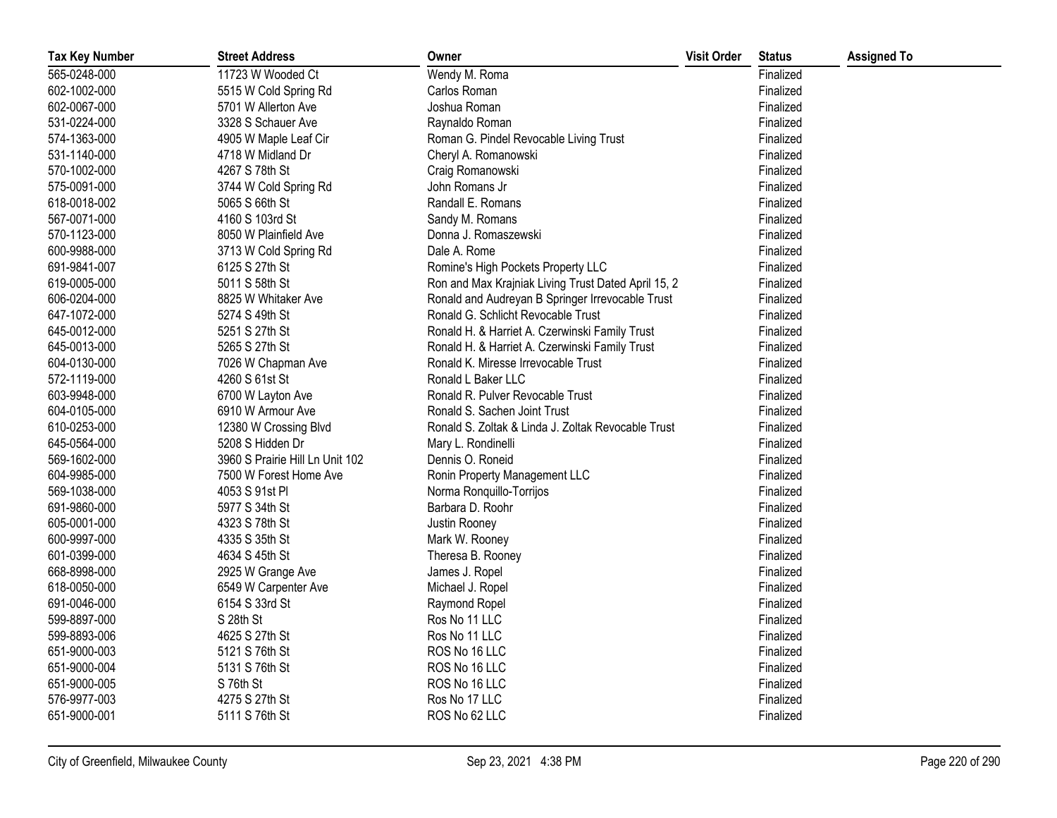| Tax Key Number | Street Address | Owner | Visit Order | Status | Assigned To |
|---|---|---|---|---|---|
| 565-0248-000 | 11723 W Wooded Ct | Wendy M. Roma | | Finalized | |
| 602-1002-000 | 5515 W Cold Spring Rd | Carlos Roman | | Finalized | |
| 602-0067-000 | 5701 W Allerton Ave | Joshua Roman | | Finalized | |
| 531-0224-000 | 3328 S Schauer Ave | Raynaldo Roman | | Finalized | |
| 574-1363-000 | 4905 W Maple Leaf Cir | Roman G. Pindel Revocable Living Trust | | Finalized | |
| 531-1140-000 | 4718 W Midland Dr | Cheryl A. Romanowski | | Finalized | |
| 570-1002-000 | 4267 S 78th St | Craig Romanowski | | Finalized | |
| 575-0091-000 | 3744 W Cold Spring Rd | John Romans Jr | | Finalized | |
| 618-0018-002 | 5065 S 66th St | Randall E. Romans | | Finalized | |
| 567-0071-000 | 4160 S 103rd St | Sandy M. Romans | | Finalized | |
| 570-1123-000 | 8050 W Plainfield Ave | Donna J. Romaszewski | | Finalized | |
| 600-9988-000 | 3713 W Cold Spring Rd | Dale A. Rome | | Finalized | |
| 691-9841-007 | 6125 S 27th St | Romine's High Pockets Property LLC | | Finalized | |
| 619-0005-000 | 5011 S 58th St | Ron and Max Krajniak Living Trust Dated April 15, 2 | | Finalized | |
| 606-0204-000 | 8825 W Whitaker Ave | Ronald and Audreyan B Springer Irrevocable Trust | | Finalized | |
| 647-1072-000 | 5274 S 49th St | Ronald G. Schlicht Revocable Trust | | Finalized | |
| 645-0012-000 | 5251 S 27th St | Ronald H. & Harriet A. Czerwinski Family Trust | | Finalized | |
| 645-0013-000 | 5265 S 27th St | Ronald H. & Harriet A. Czerwinski Family Trust | | Finalized | |
| 604-0130-000 | 7026 W Chapman Ave | Ronald K. Miresse Irrevocable Trust | | Finalized | |
| 572-1119-000 | 4260 S 61st St | Ronald L Baker LLC | | Finalized | |
| 603-9948-000 | 6700 W Layton Ave | Ronald R. Pulver Revocable Trust | | Finalized | |
| 604-0105-000 | 6910 W Armour Ave | Ronald S. Sachen Joint Trust | | Finalized | |
| 610-0253-000 | 12380 W Crossing Blvd | Ronald S. Zoltak & Linda J. Zoltak Revocable Trust | | Finalized | |
| 645-0564-000 | 5208 S Hidden Dr | Mary L. Rondinelli | | Finalized | |
| 569-1602-000 | 3960 S Prairie Hill Ln Unit 102 | Dennis O. Roneid | | Finalized | |
| 604-9985-000 | 7500 W Forest Home Ave | Ronin Property Management LLC | | Finalized | |
| 569-1038-000 | 4053 S 91st Pl | Norma Ronquillo-Torrijos | | Finalized | |
| 691-9860-000 | 5977 S 34th St | Barbara D. Roohr | | Finalized | |
| 605-0001-000 | 4323 S 78th St | Justin Rooney | | Finalized | |
| 600-9997-000 | 4335 S 35th St | Mark W. Rooney | | Finalized | |
| 601-0399-000 | 4634 S 45th St | Theresa B. Rooney | | Finalized | |
| 668-8998-000 | 2925 W Grange Ave | James J. Ropel | | Finalized | |
| 618-0050-000 | 6549 W Carpenter Ave | Michael J. Ropel | | Finalized | |
| 691-0046-000 | 6154 S 33rd St | Raymond Ropel | | Finalized | |
| 599-8897-000 | S 28th St | Ros No 11 LLC | | Finalized | |
| 599-8893-006 | 4625 S 27th St | Ros No 11 LLC | | Finalized | |
| 651-9000-003 | 5121 S 76th St | ROS No 16 LLC | | Finalized | |
| 651-9000-004 | 5131 S 76th St | ROS No 16 LLC | | Finalized | |
| 651-9000-005 | S 76th St | ROS No 16 LLC | | Finalized | |
| 576-9977-003 | 4275 S 27th St | Ros No 17 LLC | | Finalized | |
| 651-9000-001 | 5111 S 76th St | ROS No 62 LLC | | Finalized | |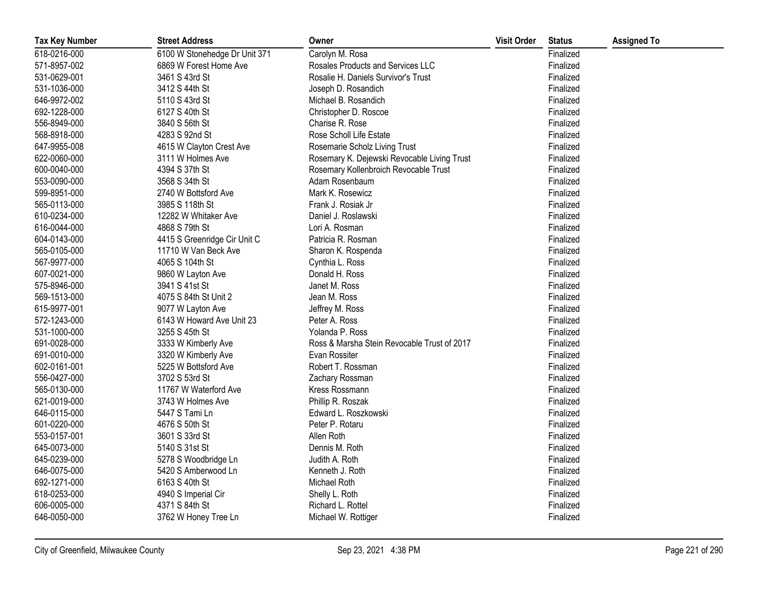| Tax Key Number | Street Address | Owner | Visit Order | Status | Assigned To |
|---|---|---|---|---|---|
| 618-0216-000 | 6100 W Stonehedge Dr Unit 371 | Carolyn M. Rosa | | Finalized | |
| 571-8957-002 | 6869 W Forest Home Ave | Rosales Products and Services LLC | | Finalized | |
| 531-0629-001 | 3461 S 43rd St | Rosalie H. Daniels Survivor's Trust | | Finalized | |
| 531-1036-000 | 3412 S 44th St | Joseph D. Rosandich | | Finalized | |
| 646-9972-002 | 5110 S 43rd St | Michael B. Rosandich | | Finalized | |
| 692-1228-000 | 6127 S 40th St | Christopher D. Roscoe | | Finalized | |
| 556-8949-000 | 3840 S 56th St | Charise R. Rose | | Finalized | |
| 568-8918-000 | 4283 S 92nd St | Rose Scholl Life Estate | | Finalized | |
| 647-9955-008 | 4615 W Clayton Crest Ave | Rosemarie Scholz Living Trust | | Finalized | |
| 622-0060-000 | 3111 W Holmes Ave | Rosemary K. Dejewski Revocable Living Trust | | Finalized | |
| 600-0040-000 | 4394 S 37th St | Rosemary Kollenbroich Revocable Trust | | Finalized | |
| 553-0090-000 | 3568 S 34th St | Adam Rosenbaum | | Finalized | |
| 599-8951-000 | 2740 W Bottsford Ave | Mark K. Rosewicz | | Finalized | |
| 565-0113-000 | 3985 S 118th St | Frank J. Rosiak Jr | | Finalized | |
| 610-0234-000 | 12282 W Whitaker Ave | Daniel J. Roslawski | | Finalized | |
| 616-0044-000 | 4868 S 79th St | Lori A. Rosman | | Finalized | |
| 604-0143-000 | 4415 S Greenridge Cir Unit C | Patricia R. Rosman | | Finalized | |
| 565-0105-000 | 11710 W Van Beck Ave | Sharon K. Rospenda | | Finalized | |
| 567-9977-000 | 4065 S 104th St | Cynthia L. Ross | | Finalized | |
| 607-0021-000 | 9860 W Layton Ave | Donald H. Ross | | Finalized | |
| 575-8946-000 | 3941 S 41st St | Janet M. Ross | | Finalized | |
| 569-1513-000 | 4075 S 84th St Unit 2 | Jean M. Ross | | Finalized | |
| 615-9977-001 | 9077 W Layton Ave | Jeffrey M. Ross | | Finalized | |
| 572-1243-000 | 6143 W Howard Ave Unit 23 | Peter A. Ross | | Finalized | |
| 531-1000-000 | 3255 S 45th St | Yolanda P. Ross | | Finalized | |
| 691-0028-000 | 3333 W Kimberly Ave | Ross & Marsha Stein Revocable Trust of 2017 | | Finalized | |
| 691-0010-000 | 3320 W Kimberly Ave | Evan Rossiter | | Finalized | |
| 602-0161-001 | 5225 W Bottsford Ave | Robert T. Rossman | | Finalized | |
| 556-0427-000 | 3702 S 53rd St | Zachary Rossman | | Finalized | |
| 565-0130-000 | 11767 W Waterford Ave | Kress Rossmann | | Finalized | |
| 621-0019-000 | 3743 W Holmes Ave | Phillip R. Roszak | | Finalized | |
| 646-0115-000 | 5447 S Tami Ln | Edward L. Roszkowski | | Finalized | |
| 601-0220-000 | 4676 S 50th St | Peter P. Rotaru | | Finalized | |
| 553-0157-001 | 3601 S 33rd St | Allen Roth | | Finalized | |
| 645-0073-000 | 5140 S 31st St | Dennis M. Roth | | Finalized | |
| 645-0239-000 | 5278 S Woodbridge Ln | Judith A. Roth | | Finalized | |
| 646-0075-000 | 5420 S Amberwood Ln | Kenneth J. Roth | | Finalized | |
| 692-1271-000 | 6163 S 40th St | Michael Roth | | Finalized | |
| 618-0253-000 | 4940 S Imperial Cir | Shelly L. Roth | | Finalized | |
| 606-0005-000 | 4371 S 84th St | Richard L. Rottel | | Finalized | |
| 646-0050-000 | 3762 W Honey Tree Ln | Michael W. Rottiger | | Finalized | |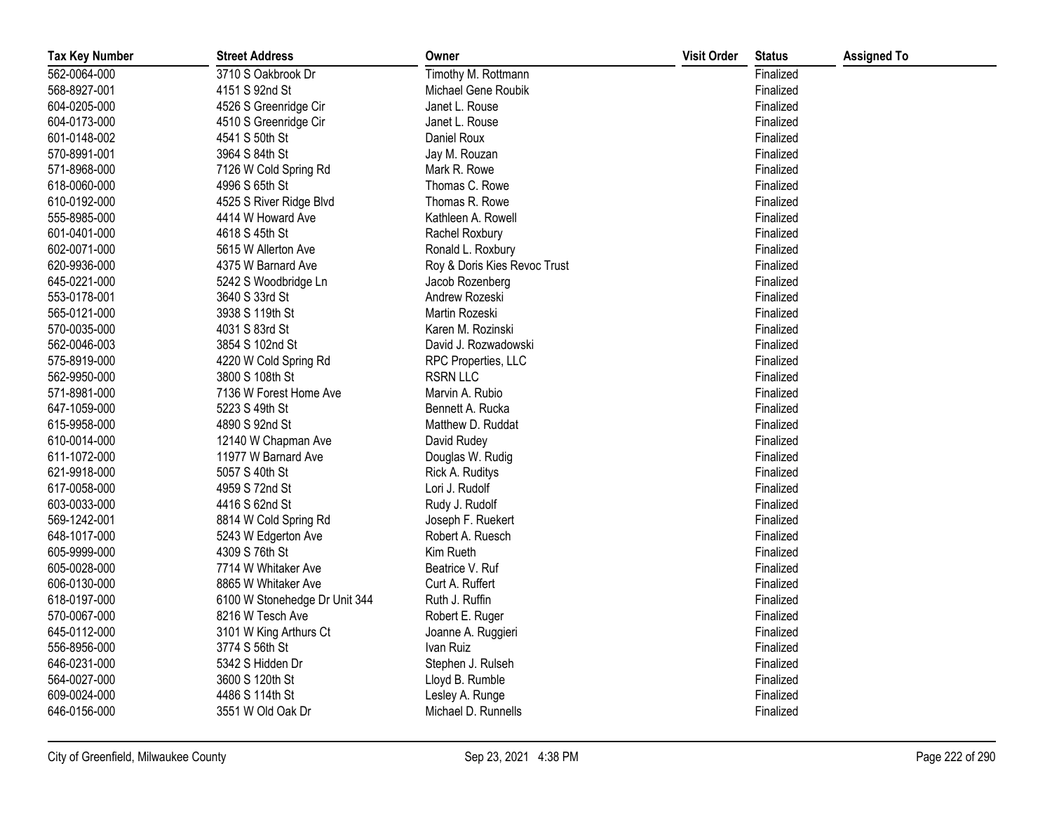| Tax Key Number | Street Address | Owner | Visit Order | Status | Assigned To |
|---|---|---|---|---|---|
| 562-0064-000 | 3710 S Oakbrook Dr | Timothy M. Rottmann | | Finalized | |
| 568-8927-001 | 4151 S 92nd St | Michael Gene Roubik | | Finalized | |
| 604-0205-000 | 4526 S Greenridge Cir | Janet L. Rouse | | Finalized | |
| 604-0173-000 | 4510 S Greenridge Cir | Janet L. Rouse | | Finalized | |
| 601-0148-002 | 4541 S 50th St | Daniel Roux | | Finalized | |
| 570-8991-001 | 3964 S 84th St | Jay M. Rouzan | | Finalized | |
| 571-8968-000 | 7126 W Cold Spring Rd | Mark R. Rowe | | Finalized | |
| 618-0060-000 | 4996 S 65th St | Thomas C. Rowe | | Finalized | |
| 610-0192-000 | 4525 S River Ridge Blvd | Thomas R. Rowe | | Finalized | |
| 555-8985-000 | 4414 W Howard Ave | Kathleen A. Rowell | | Finalized | |
| 601-0401-000 | 4618 S 45th St | Rachel Roxbury | | Finalized | |
| 602-0071-000 | 5615 W Allerton Ave | Ronald L. Roxbury | | Finalized | |
| 620-9936-000 | 4375 W Barnard Ave | Roy & Doris Kies Revoc Trust | | Finalized | |
| 645-0221-000 | 5242 S Woodbridge Ln | Jacob Rozenberg | | Finalized | |
| 553-0178-001 | 3640 S 33rd St | Andrew Rozeski | | Finalized | |
| 565-0121-000 | 3938 S 119th St | Martin Rozeski | | Finalized | |
| 570-0035-000 | 4031 S 83rd St | Karen M. Rozinski | | Finalized | |
| 562-0046-003 | 3854 S 102nd St | David J. Rozwadowski | | Finalized | |
| 575-8919-000 | 4220 W Cold Spring Rd | RPC Properties, LLC | | Finalized | |
| 562-9950-000 | 3800 S 108th St | RSRN LLC | | Finalized | |
| 571-8981-000 | 7136 W Forest Home Ave | Marvin A. Rubio | | Finalized | |
| 647-1059-000 | 5223 S 49th St | Bennett A. Rucka | | Finalized | |
| 615-9958-000 | 4890 S 92nd St | Matthew D. Ruddat | | Finalized | |
| 610-0014-000 | 12140 W Chapman Ave | David Rudey | | Finalized | |
| 611-1072-000 | 11977 W Barnard Ave | Douglas W. Rudig | | Finalized | |
| 621-9918-000 | 5057 S 40th St | Rick A. Ruditys | | Finalized | |
| 617-0058-000 | 4959 S 72nd St | Lori J. Rudolf | | Finalized | |
| 603-0033-000 | 4416 S 62nd St | Rudy J. Rudolf | | Finalized | |
| 569-1242-001 | 8814 W Cold Spring Rd | Joseph F. Ruekert | | Finalized | |
| 648-1017-000 | 5243 W Edgerton Ave | Robert A. Ruesch | | Finalized | |
| 605-9999-000 | 4309 S 76th St | Kim Rueth | | Finalized | |
| 605-0028-000 | 7714 W Whitaker Ave | Beatrice V. Ruf | | Finalized | |
| 606-0130-000 | 8865 W Whitaker Ave | Curt A. Ruffert | | Finalized | |
| 618-0197-000 | 6100 W Stonehedge Dr Unit 344 | Ruth J. Ruffin | | Finalized | |
| 570-0067-000 | 8216 W Tesch Ave | Robert E. Ruger | | Finalized | |
| 645-0112-000 | 3101 W King Arthurs Ct | Joanne A. Ruggieri | | Finalized | |
| 556-8956-000 | 3774 S 56th St | Ivan Ruiz | | Finalized | |
| 646-0231-000 | 5342 S Hidden Dr | Stephen J. Rulseh | | Finalized | |
| 564-0027-000 | 3600 S 120th St | Lloyd B. Rumble | | Finalized | |
| 609-0024-000 | 4486 S 114th St | Lesley A. Runge | | Finalized | |
| 646-0156-000 | 3551 W Old Oak Dr | Michael D. Runnells | | Finalized | |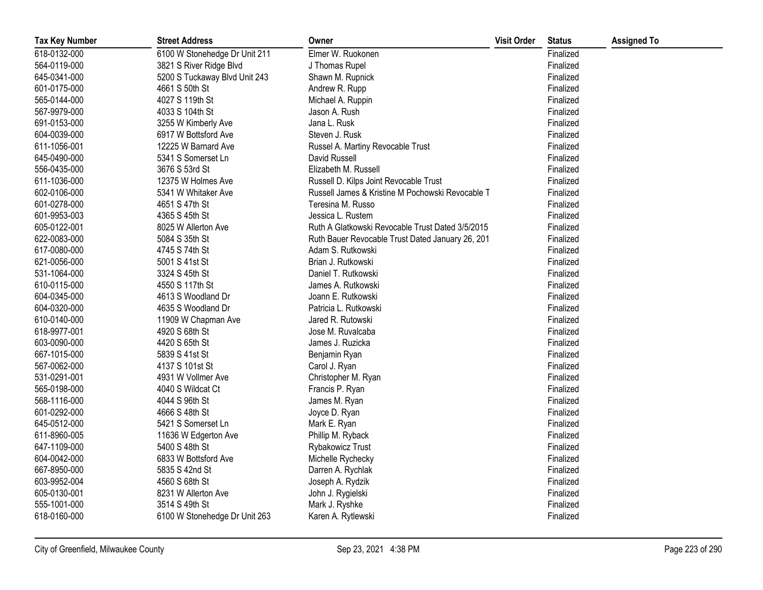| Tax Key Number | Street Address | Owner | Visit Order | Status | Assigned To |
|---|---|---|---|---|---|
| 618-0132-000 | 6100 W Stonehedge Dr Unit 211 | Elmer W. Ruokonen | | Finalized | |
| 564-0119-000 | 3821 S River Ridge Blvd | J Thomas Rupel | | Finalized | |
| 645-0341-000 | 5200 S Tuckaway Blvd Unit 243 | Shawn M. Rupnick | | Finalized | |
| 601-0175-000 | 4661 S 50th St | Andrew R. Rupp | | Finalized | |
| 565-0144-000 | 4027 S 119th St | Michael A. Ruppin | | Finalized | |
| 567-9979-000 | 4033 S 104th St | Jason A. Rush | | Finalized | |
| 691-0153-000 | 3255 W Kimberly Ave | Jana L. Rusk | | Finalized | |
| 604-0039-000 | 6917 W Bottsford Ave | Steven J. Rusk | | Finalized | |
| 611-1056-001 | 12225 W Barnard Ave | Russel A. Martiny Revocable Trust | | Finalized | |
| 645-0490-000 | 5341 S Somerset Ln | David Russell | | Finalized | |
| 556-0435-000 | 3676 S 53rd St | Elizabeth M. Russell | | Finalized | |
| 611-1036-000 | 12375 W Holmes Ave | Russell D. Kilps Joint Revocable Trust | | Finalized | |
| 602-0106-000 | 5341 W Whitaker Ave | Russell James & Kristine M Pochowski Revocable T | | Finalized | |
| 601-0278-000 | 4651 S 47th St | Teresina M. Russo | | Finalized | |
| 601-9953-003 | 4365 S 45th St | Jessica L. Rustem | | Finalized | |
| 605-0122-001 | 8025 W Allerton Ave | Ruth A Glatkowski Revocable Trust Dated 3/5/2015 | | Finalized | |
| 622-0083-000 | 5084 S 35th St | Ruth Bauer Revocable Trust Dated January 26, 201 | | Finalized | |
| 617-0080-000 | 4745 S 74th St | Adam S. Rutkowski | | Finalized | |
| 621-0056-000 | 5001 S 41st St | Brian J. Rutkowski | | Finalized | |
| 531-1064-000 | 3324 S 45th St | Daniel T. Rutkowski | | Finalized | |
| 610-0115-000 | 4550 S 117th St | James A. Rutkowski | | Finalized | |
| 604-0345-000 | 4613 S Woodland Dr | Joann E. Rutkowski | | Finalized | |
| 604-0320-000 | 4635 S Woodland Dr | Patricia L. Rutkowski | | Finalized | |
| 610-0140-000 | 11909 W Chapman Ave | Jared R. Rutowski | | Finalized | |
| 618-9977-001 | 4920 S 68th St | Jose M. Ruvalcaba | | Finalized | |
| 603-0090-000 | 4420 S 65th St | James J. Ruzicka | | Finalized | |
| 667-1015-000 | 5839 S 41st St | Benjamin Ryan | | Finalized | |
| 567-0062-000 | 4137 S 101st St | Carol J. Ryan | | Finalized | |
| 531-0291-001 | 4931 W Vollmer Ave | Christopher M. Ryan | | Finalized | |
| 565-0198-000 | 4040 S Wildcat Ct | Francis P. Ryan | | Finalized | |
| 568-1116-000 | 4044 S 96th St | James M. Ryan | | Finalized | |
| 601-0292-000 | 4666 S 48th St | Joyce D. Ryan | | Finalized | |
| 645-0512-000 | 5421 S Somerset Ln | Mark E. Ryan | | Finalized | |
| 611-8960-005 | 11636 W Edgerton Ave | Phillip M. Ryback | | Finalized | |
| 647-1109-000 | 5400 S 48th St | Rybakowicz Trust | | Finalized | |
| 604-0042-000 | 6833 W Bottsford Ave | Michelle Rychecky | | Finalized | |
| 667-8950-000 | 5835 S 42nd St | Darren A. Rychlak | | Finalized | |
| 603-9952-004 | 4560 S 68th St | Joseph A. Rydzik | | Finalized | |
| 605-0130-001 | 8231 W Allerton Ave | John J. Rygielski | | Finalized | |
| 555-1001-000 | 3514 S 49th St | Mark J. Ryshke | | Finalized | |
| 618-0160-000 | 6100 W Stonehedge Dr Unit 263 | Karen A. Rytlewski | | Finalized | |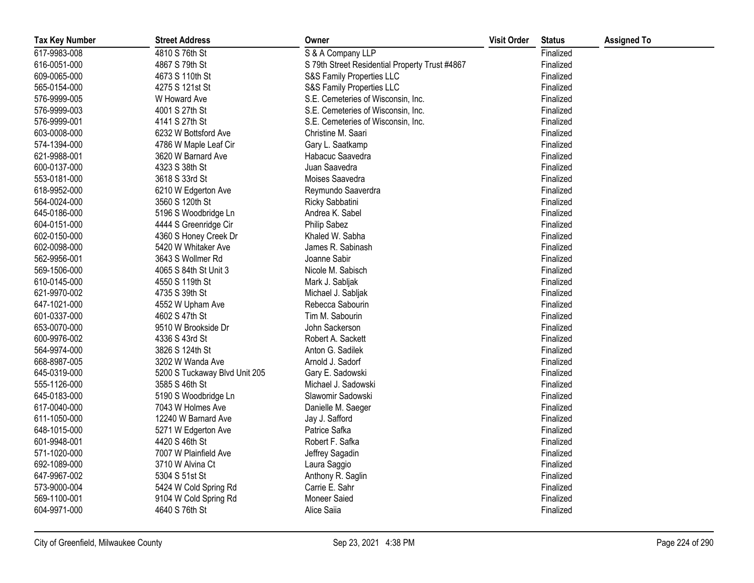| Tax Key Number | Street Address | Owner | Visit Order | Status | Assigned To |
|---|---|---|---|---|---|
| 617-9983-008 | 4810 S 76th St | S & A Company LLP | | Finalized | |
| 616-0051-000 | 4867 S 79th St | S 79th Street Residential Property Trust #4867 | | Finalized | |
| 609-0065-000 | 4673 S 110th St | S&S Family Properties LLC | | Finalized | |
| 565-0154-000 | 4275 S 121st St | S&S Family Properties LLC | | Finalized | |
| 576-9999-005 | W Howard Ave | S.E. Cemeteries of Wisconsin, Inc. | | Finalized | |
| 576-9999-003 | 4001 S 27th St | S.E. Cemeteries of Wisconsin, Inc. | | Finalized | |
| 576-9999-001 | 4141 S 27th St | S.E. Cemeteries of Wisconsin, Inc. | | Finalized | |
| 603-0008-000 | 6232 W Bottsford Ave | Christine M. Saari | | Finalized | |
| 574-1394-000 | 4786 W Maple Leaf Cir | Gary L. Saatkamp | | Finalized | |
| 621-9988-001 | 3620 W Barnard Ave | Habacuc Saavedra | | Finalized | |
| 600-0137-000 | 4323 S 38th St | Juan Saavedra | | Finalized | |
| 553-0181-000 | 3618 S 33rd St | Moises Saavedra | | Finalized | |
| 618-9952-000 | 6210 W Edgerton Ave | Reymundo Saaverdra | | Finalized | |
| 564-0024-000 | 3560 S 120th St | Ricky Sabbatini | | Finalized | |
| 645-0186-000 | 5196 S Woodbridge Ln | Andrea K. Sabel | | Finalized | |
| 604-0151-000 | 4444 S Greenridge Cir | Philip Sabez | | Finalized | |
| 602-0150-000 | 4360 S Honey Creek Dr | Khaled W. Sabha | | Finalized | |
| 602-0098-000 | 5420 W Whitaker Ave | James R. Sabinash | | Finalized | |
| 562-9956-001 | 3643 S Wollmer Rd | Joanne Sabir | | Finalized | |
| 569-1506-000 | 4065 S 84th St Unit 3 | Nicole M. Sabisch | | Finalized | |
| 610-0145-000 | 4550 S 119th St | Mark J. Sabljak | | Finalized | |
| 621-9970-002 | 4735 S 39th St | Michael J. Sabljak | | Finalized | |
| 647-1021-000 | 4552 W Upham Ave | Rebecca Sabourin | | Finalized | |
| 601-0337-000 | 4602 S 47th St | Tim M. Sabourin | | Finalized | |
| 653-0070-000 | 9510 W Brookside Dr | John Sackerson | | Finalized | |
| 600-9976-002 | 4336 S 43rd St | Robert A. Sackett | | Finalized | |
| 564-9974-000 | 3826 S 124th St | Anton G. Sadilek | | Finalized | |
| 668-8987-005 | 3202 W Wanda Ave | Arnold J. Sadorf | | Finalized | |
| 645-0319-000 | 5200 S Tuckaway Blvd Unit 205 | Gary E. Sadowski | | Finalized | |
| 555-1126-000 | 3585 S 46th St | Michael J. Sadowski | | Finalized | |
| 645-0183-000 | 5190 S Woodbridge Ln | Slawomir Sadowski | | Finalized | |
| 617-0040-000 | 7043 W Holmes Ave | Danielle M. Saeger | | Finalized | |
| 611-1050-000 | 12240 W Barnard Ave | Jay J. Safford | | Finalized | |
| 648-1015-000 | 5271 W Edgerton Ave | Patrice Safka | | Finalized | |
| 601-9948-001 | 4420 S 46th St | Robert F. Safka | | Finalized | |
| 571-1020-000 | 7007 W Plainfield Ave | Jeffrey Sagadin | | Finalized | |
| 692-1089-000 | 3710 W Alvina Ct | Laura Saggio | | Finalized | |
| 647-9967-002 | 5304 S 51st St | Anthony R. Saglin | | Finalized | |
| 573-9000-004 | 5424 W Cold Spring Rd | Carrie E. Sahr | | Finalized | |
| 569-1100-001 | 9104 W Cold Spring Rd | Moneer Saied | | Finalized | |
| 604-9971-000 | 4640 S 76th St | Alice Saiia | | Finalized | |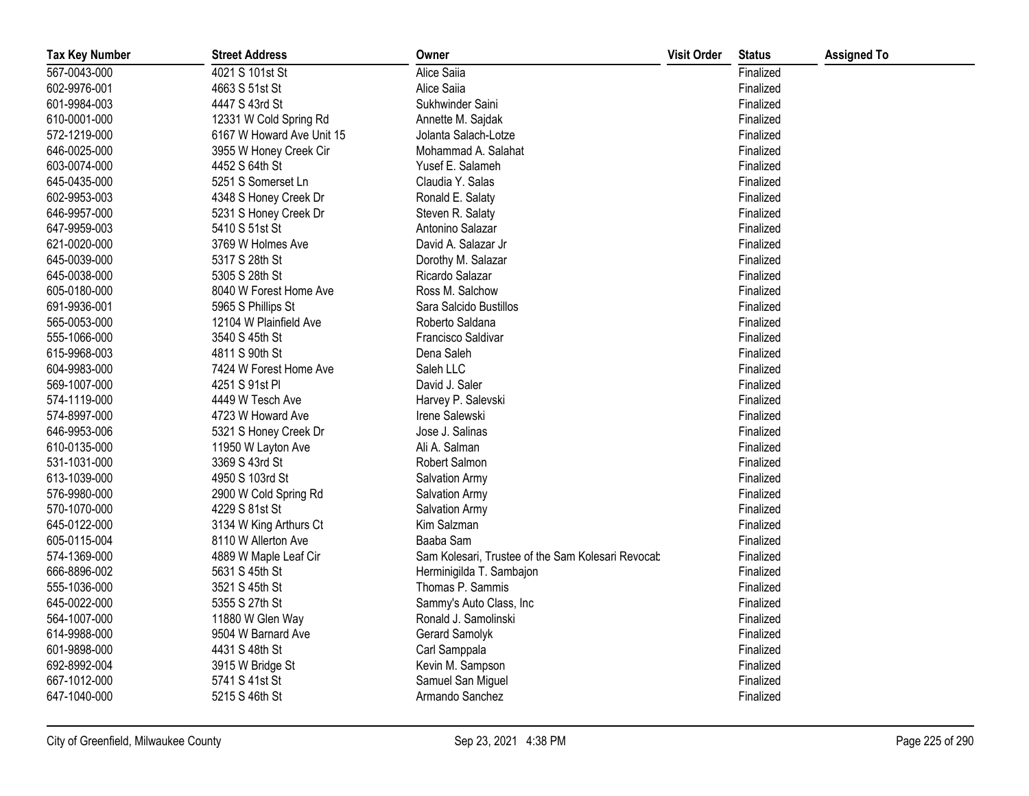| Tax Key Number | Street Address | Owner | Visit Order | Status | Assigned To |
|---|---|---|---|---|---|
| 567-0043-000 | 4021 S 101st St | Alice Saiia | | Finalized | |
| 602-9976-001 | 4663 S 51st St | Alice Saiia | | Finalized | |
| 601-9984-003 | 4447 S 43rd St | Sukhwinder Saini | | Finalized | |
| 610-0001-000 | 12331 W Cold Spring Rd | Annette M. Sajdak | | Finalized | |
| 572-1219-000 | 6167 W Howard Ave Unit 15 | Jolanta Salach-Lotze | | Finalized | |
| 646-0025-000 | 3955 W Honey Creek Cir | Mohammad A. Salahat | | Finalized | |
| 603-0074-000 | 4452 S 64th St | Yusef E. Salameh | | Finalized | |
| 645-0435-000 | 5251 S Somerset Ln | Claudia Y. Salas | | Finalized | |
| 602-9953-003 | 4348 S Honey Creek Dr | Ronald E. Salaty | | Finalized | |
| 646-9957-000 | 5231 S Honey Creek Dr | Steven R. Salaty | | Finalized | |
| 647-9959-003 | 5410 S 51st St | Antonino Salazar | | Finalized | |
| 621-0020-000 | 3769 W Holmes Ave | David A. Salazar Jr | | Finalized | |
| 645-0039-000 | 5317 S 28th St | Dorothy M. Salazar | | Finalized | |
| 645-0038-000 | 5305 S 28th St | Ricardo Salazar | | Finalized | |
| 605-0180-000 | 8040 W Forest Home Ave | Ross M. Salchow | | Finalized | |
| 691-9936-001 | 5965 S Phillips St | Sara Salcido Bustillos | | Finalized | |
| 565-0053-000 | 12104 W Plainfield Ave | Roberto Saldana | | Finalized | |
| 555-1066-000 | 3540 S 45th St | Francisco Saldivar | | Finalized | |
| 615-9968-003 | 4811 S 90th St | Dena Saleh | | Finalized | |
| 604-9983-000 | 7424 W Forest Home Ave | Saleh LLC | | Finalized | |
| 569-1007-000 | 4251 S 91st Pl | David J. Saler | | Finalized | |
| 574-1119-000 | 4449 W Tesch Ave | Harvey P. Salevski | | Finalized | |
| 574-8997-000 | 4723 W Howard Ave | Irene Salewski | | Finalized | |
| 646-9953-006 | 5321 S Honey Creek Dr | Jose J. Salinas | | Finalized | |
| 610-0135-000 | 11950 W Layton Ave | Ali A. Salman | | Finalized | |
| 531-1031-000 | 3369 S 43rd St | Robert Salmon | | Finalized | |
| 613-1039-000 | 4950 S 103rd St | Salvation Army | | Finalized | |
| 576-9980-000 | 2900 W Cold Spring Rd | Salvation Army | | Finalized | |
| 570-1070-000 | 4229 S 81st St | Salvation Army | | Finalized | |
| 645-0122-000 | 3134 W King Arthurs Ct | Kim Salzman | | Finalized | |
| 605-0115-004 | 8110 W Allerton Ave | Baaba Sam | | Finalized | |
| 574-1369-000 | 4889 W Maple Leaf Cir | Sam Kolesari, Trustee of the Sam Kolesari Revocab | | Finalized | |
| 666-8896-002 | 5631 S 45th St | Herminigilda T. Sambajon | | Finalized | |
| 555-1036-000 | 3521 S 45th St | Thomas P. Sammis | | Finalized | |
| 645-0022-000 | 5355 S 27th St | Sammy's Auto Class, Inc | | Finalized | |
| 564-1007-000 | 11880 W Glen Way | Ronald J. Samolinski | | Finalized | |
| 614-9988-000 | 9504 W Barnard Ave | Gerard Samolyk | | Finalized | |
| 601-9898-000 | 4431 S 48th St | Carl Samppala | | Finalized | |
| 692-8992-004 | 3915 W Bridge St | Kevin M. Sampson | | Finalized | |
| 667-1012-000 | 5741 S 41st St | Samuel San Miguel | | Finalized | |
| 647-1040-000 | 5215 S 46th St | Armando Sanchez | | Finalized | |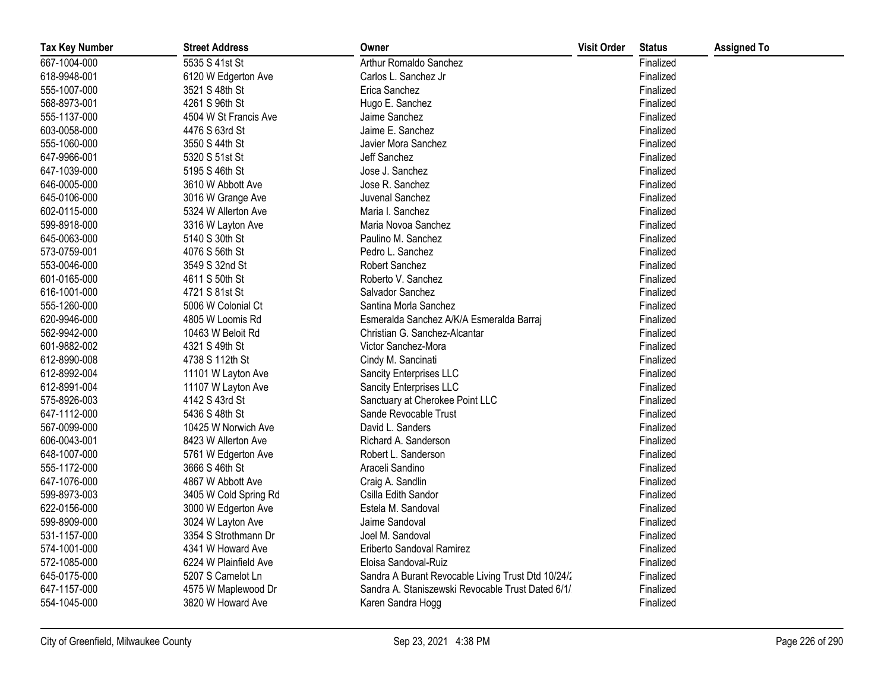| Tax Key Number | Street Address | Owner | Visit Order | Status | Assigned To |
|---|---|---|---|---|---|
| 667-1004-000 | 5535 S 41st St | Arthur Romaldo Sanchez | | Finalized | |
| 618-9948-001 | 6120 W Edgerton Ave | Carlos L. Sanchez Jr | | Finalized | |
| 555-1007-000 | 3521 S 48th St | Erica Sanchez | | Finalized | |
| 568-8973-001 | 4261 S 96th St | Hugo E. Sanchez | | Finalized | |
| 555-1137-000 | 4504 W St Francis Ave | Jaime Sanchez | | Finalized | |
| 603-0058-000 | 4476 S 63rd St | Jaime E. Sanchez | | Finalized | |
| 555-1060-000 | 3550 S 44th St | Javier Mora Sanchez | | Finalized | |
| 647-9966-001 | 5320 S 51st St | Jeff Sanchez | | Finalized | |
| 647-1039-000 | 5195 S 46th St | Jose J. Sanchez | | Finalized | |
| 646-0005-000 | 3610 W Abbott Ave | Jose R. Sanchez | | Finalized | |
| 645-0106-000 | 3016 W Grange Ave | Juvenal Sanchez | | Finalized | |
| 602-0115-000 | 5324 W Allerton Ave | Maria I. Sanchez | | Finalized | |
| 599-8918-000 | 3316 W Layton Ave | Maria Novoa Sanchez | | Finalized | |
| 645-0063-000 | 5140 S 30th St | Paulino M. Sanchez | | Finalized | |
| 573-0759-001 | 4076 S 56th St | Pedro L. Sanchez | | Finalized | |
| 553-0046-000 | 3549 S 32nd St | Robert Sanchez | | Finalized | |
| 601-0165-000 | 4611 S 50th St | Roberto V. Sanchez | | Finalized | |
| 616-1001-000 | 4721 S 81st St | Salvador Sanchez | | Finalized | |
| 555-1260-000 | 5006 W Colonial Ct | Santina Morla Sanchez | | Finalized | |
| 620-9946-000 | 4805 W Loomis Rd | Esmeralda Sanchez A/K/A Esmeralda Barraj | | Finalized | |
| 562-9942-000 | 10463 W Beloit Rd | Christian G. Sanchez-Alcantar | | Finalized | |
| 601-9882-002 | 4321 S 49th St | Victor Sanchez-Mora | | Finalized | |
| 612-8990-008 | 4738 S 112th St | Cindy M. Sancinati | | Finalized | |
| 612-8992-004 | 11101 W Layton Ave | Sancity Enterprises LLC | | Finalized | |
| 612-8991-004 | 11107 W Layton Ave | Sancity Enterprises LLC | | Finalized | |
| 575-8926-003 | 4142 S 43rd St | Sanctuary at Cherokee Point LLC | | Finalized | |
| 647-1112-000 | 5436 S 48th St | Sande Revocable Trust | | Finalized | |
| 567-0099-000 | 10425 W Norwich Ave | David L. Sanders | | Finalized | |
| 606-0043-001 | 8423 W Allerton Ave | Richard A. Sanderson | | Finalized | |
| 648-1007-000 | 5761 W Edgerton Ave | Robert L. Sanderson | | Finalized | |
| 555-1172-000 | 3666 S 46th St | Araceli Sandino | | Finalized | |
| 647-1076-000 | 4867 W Abbott Ave | Craig A. Sandlin | | Finalized | |
| 599-8973-003 | 3405 W Cold Spring Rd | Csilla Edith Sandor | | Finalized | |
| 622-0156-000 | 3000 W Edgerton Ave | Estela M. Sandoval | | Finalized | |
| 599-8909-000 | 3024 W Layton Ave | Jaime Sandoval | | Finalized | |
| 531-1157-000 | 3354 S Strothmann Dr | Joel M. Sandoval | | Finalized | |
| 574-1001-000 | 4341 W Howard Ave | Eriberto Sandoval Ramirez | | Finalized | |
| 572-1085-000 | 6224 W Plainfield Ave | Eloisa Sandoval-Ruiz | | Finalized | |
| 645-0175-000 | 5207 S Camelot Ln | Sandra A Burant Revocable Living Trust Dtd 10/24/2 | | Finalized | |
| 647-1157-000 | 4575 W Maplewood Dr | Sandra A. Staniszewski Revocable Trust Dated 6/1/ | | Finalized | |
| 554-1045-000 | 3820 W Howard Ave | Karen Sandra Hogg | | Finalized | |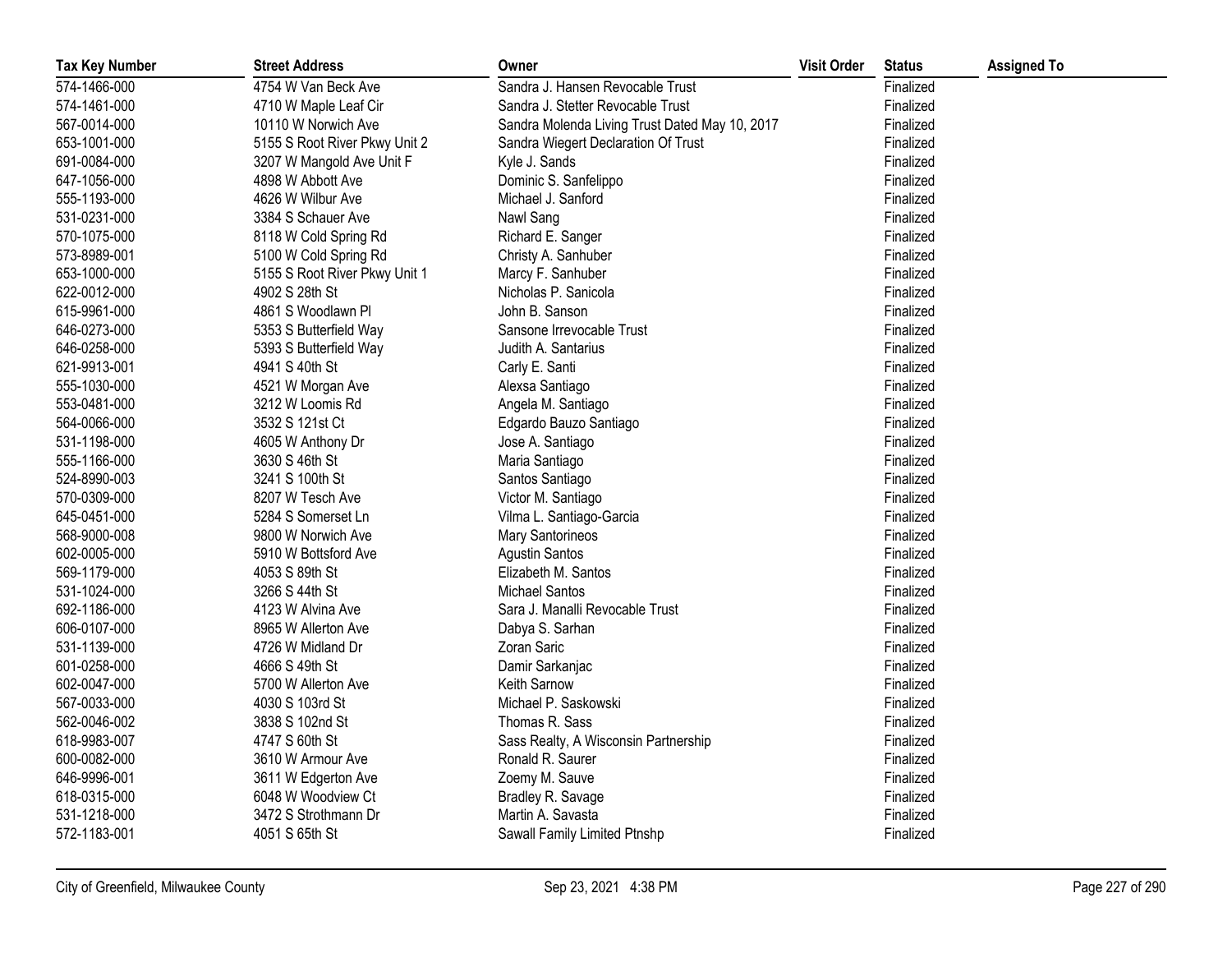| Tax Key Number | Street Address | Owner | Visit Order | Status | Assigned To |
|---|---|---|---|---|---|
| 574-1466-000 | 4754 W Van Beck Ave | Sandra J. Hansen Revocable Trust | | Finalized | |
| 574-1461-000 | 4710 W Maple Leaf Cir | Sandra J. Stetter Revocable Trust | | Finalized | |
| 567-0014-000 | 10110 W Norwich Ave | Sandra Molenda Living Trust Dated May 10, 2017 | | Finalized | |
| 653-1001-000 | 5155 S Root River Pkwy Unit 2 | Sandra Wiegert Declaration Of Trust | | Finalized | |
| 691-0084-000 | 3207 W Mangold Ave Unit F | Kyle J. Sands | | Finalized | |
| 647-1056-000 | 4898 W Abbott Ave | Dominic S. Sanfelippo | | Finalized | |
| 555-1193-000 | 4626 W Wilbur Ave | Michael J. Sanford | | Finalized | |
| 531-0231-000 | 3384 S Schauer Ave | Nawl Sang | | Finalized | |
| 570-1075-000 | 8118 W Cold Spring Rd | Richard E. Sanger | | Finalized | |
| 573-8989-001 | 5100 W Cold Spring Rd | Christy A. Sanhuber | | Finalized | |
| 653-1000-000 | 5155 S Root River Pkwy Unit 1 | Marcy F. Sanhuber | | Finalized | |
| 622-0012-000 | 4902 S 28th St | Nicholas P. Sanicola | | Finalized | |
| 615-9961-000 | 4861 S Woodlawn Pl | John B. Sanson | | Finalized | |
| 646-0273-000 | 5353 S Butterfield Way | Sansone Irrevocable Trust | | Finalized | |
| 646-0258-000 | 5393 S Butterfield Way | Judith A. Santarius | | Finalized | |
| 621-9913-001 | 4941 S 40th St | Carly E. Santi | | Finalized | |
| 555-1030-000 | 4521 W Morgan Ave | Alexsa Santiago | | Finalized | |
| 553-0481-000 | 3212 W Loomis Rd | Angela M. Santiago | | Finalized | |
| 564-0066-000 | 3532 S 121st Ct | Edgardo Bauzo Santiago | | Finalized | |
| 531-1198-000 | 4605 W Anthony Dr | Jose A. Santiago | | Finalized | |
| 555-1166-000 | 3630 S 46th St | Maria Santiago | | Finalized | |
| 524-8990-003 | 3241 S 100th St | Santos Santiago | | Finalized | |
| 570-0309-000 | 8207 W Tesch Ave | Victor M. Santiago | | Finalized | |
| 645-0451-000 | 5284 S Somerset Ln | Vilma L. Santiago-Garcia | | Finalized | |
| 568-9000-008 | 9800 W Norwich Ave | Mary Santorineos | | Finalized | |
| 602-0005-000 | 5910 W Bottsford Ave | Agustin Santos | | Finalized | |
| 569-1179-000 | 4053 S 89th St | Elizabeth M. Santos | | Finalized | |
| 531-1024-000 | 3266 S 44th St | Michael Santos | | Finalized | |
| 692-1186-000 | 4123 W Alvina Ave | Sara J. Manalli Revocable Trust | | Finalized | |
| 606-0107-000 | 8965 W Allerton Ave | Dabya S. Sarhan | | Finalized | |
| 531-1139-000 | 4726 W Midland Dr | Zoran Saric | | Finalized | |
| 601-0258-000 | 4666 S 49th St | Damir Sarkanjac | | Finalized | |
| 602-0047-000 | 5700 W Allerton Ave | Keith Sarnow | | Finalized | |
| 567-0033-000 | 4030 S 103rd St | Michael P. Saskowski | | Finalized | |
| 562-0046-002 | 3838 S 102nd St | Thomas R. Sass | | Finalized | |
| 618-9983-007 | 4747 S 60th St | Sass Realty, A Wisconsin Partnership | | Finalized | |
| 600-0082-000 | 3610 W Armour Ave | Ronald R. Saurer | | Finalized | |
| 646-9996-001 | 3611 W Edgerton Ave | Zoemy M. Sauve | | Finalized | |
| 618-0315-000 | 6048 W Woodview Ct | Bradley R. Savage | | Finalized | |
| 531-1218-000 | 3472 S Strothmann Dr | Martin A. Savasta | | Finalized | |
| 572-1183-001 | 4051 S 65th St | Sawall Family Limited Ptnshp | | Finalized | |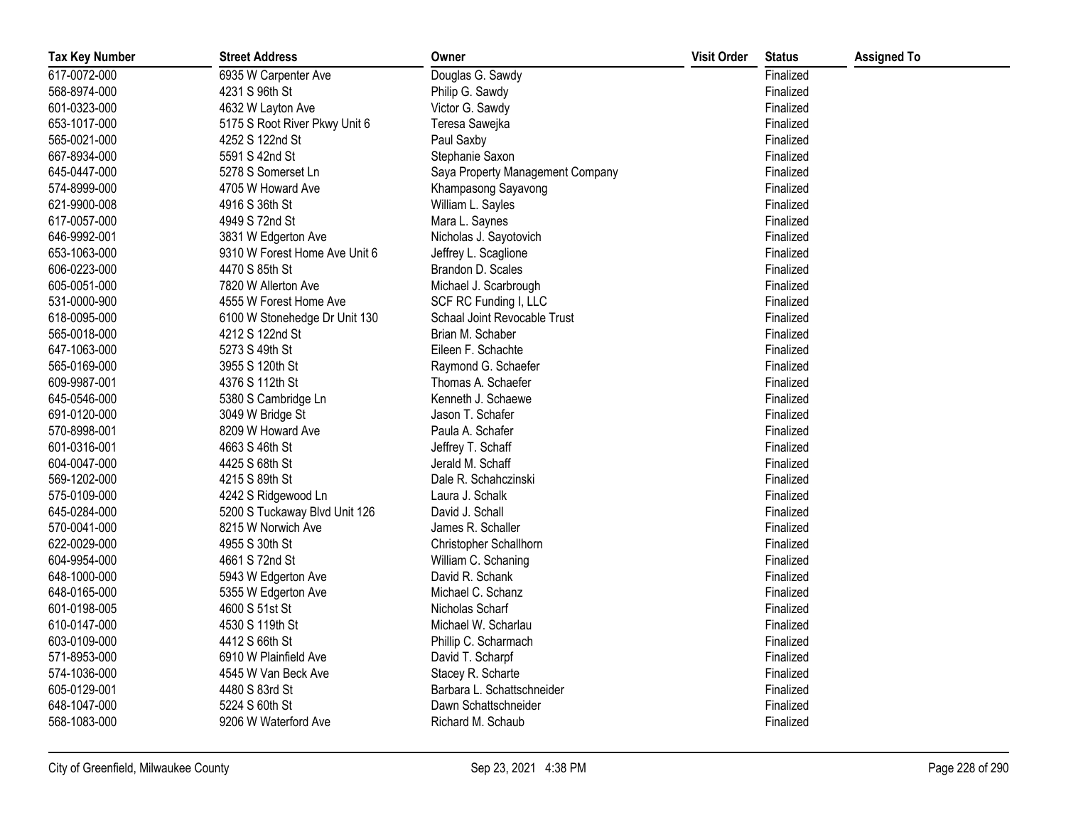| Tax Key Number | Street Address | Owner | Visit Order | Status | Assigned To |
|---|---|---|---|---|---|
| 617-0072-000 | 6935 W Carpenter Ave | Douglas G. Sawdy | | Finalized | |
| 568-8974-000 | 4231 S 96th St | Philip G. Sawdy | | Finalized | |
| 601-0323-000 | 4632 W Layton Ave | Victor G. Sawdy | | Finalized | |
| 653-1017-000 | 5175 S Root River Pkwy Unit 6 | Teresa Sawejka | | Finalized | |
| 565-0021-000 | 4252 S 122nd St | Paul Saxby | | Finalized | |
| 667-8934-000 | 5591 S 42nd St | Stephanie Saxon | | Finalized | |
| 645-0447-000 | 5278 S Somerset Ln | Saya Property Management Company | | Finalized | |
| 574-8999-000 | 4705 W Howard Ave | Khampasong Sayavong | | Finalized | |
| 621-9900-008 | 4916 S 36th St | William L. Sayles | | Finalized | |
| 617-0057-000 | 4949 S 72nd St | Mara L. Saynes | | Finalized | |
| 646-9992-001 | 3831 W Edgerton Ave | Nicholas J. Sayotovich | | Finalized | |
| 653-1063-000 | 9310 W Forest Home Ave Unit 6 | Jeffrey L. Scaglione | | Finalized | |
| 606-0223-000 | 4470 S 85th St | Brandon D. Scales | | Finalized | |
| 605-0051-000 | 7820 W Allerton Ave | Michael J. Scarbrough | | Finalized | |
| 531-0000-900 | 4555 W Forest Home Ave | SCF RC Funding I, LLC | | Finalized | |
| 618-0095-000 | 6100 W Stonehedge Dr Unit 130 | Schaal Joint Revocable Trust | | Finalized | |
| 565-0018-000 | 4212 S 122nd St | Brian M. Schaber | | Finalized | |
| 647-1063-000 | 5273 S 49th St | Eileen F. Schachte | | Finalized | |
| 565-0169-000 | 3955 S 120th St | Raymond G. Schaefer | | Finalized | |
| 609-9987-001 | 4376 S 112th St | Thomas A. Schaefer | | Finalized | |
| 645-0546-000 | 5380 S Cambridge Ln | Kenneth J. Schaewe | | Finalized | |
| 691-0120-000 | 3049 W Bridge St | Jason T. Schafer | | Finalized | |
| 570-8998-001 | 8209 W Howard Ave | Paula A. Schafer | | Finalized | |
| 601-0316-001 | 4663 S 46th St | Jeffrey T. Schaff | | Finalized | |
| 604-0047-000 | 4425 S 68th St | Jerald M. Schaff | | Finalized | |
| 569-1202-000 | 4215 S 89th St | Dale R. Schahczinski | | Finalized | |
| 575-0109-000 | 4242 S Ridgewood Ln | Laura J. Schalk | | Finalized | |
| 645-0284-000 | 5200 S Tuckaway Blvd Unit 126 | David J. Schall | | Finalized | |
| 570-0041-000 | 8215 W Norwich Ave | James R. Schaller | | Finalized | |
| 622-0029-000 | 4955 S 30th St | Christopher Schallhorn | | Finalized | |
| 604-9954-000 | 4661 S 72nd St | William C. Schaning | | Finalized | |
| 648-1000-000 | 5943 W Edgerton Ave | David R. Schank | | Finalized | |
| 648-0165-000 | 5355 W Edgerton Ave | Michael C. Schanz | | Finalized | |
| 601-0198-005 | 4600 S 51st St | Nicholas Scharf | | Finalized | |
| 610-0147-000 | 4530 S 119th St | Michael W. Scharlau | | Finalized | |
| 603-0109-000 | 4412 S 66th St | Phillip C. Scharmach | | Finalized | |
| 571-8953-000 | 6910 W Plainfield Ave | David T. Scharpf | | Finalized | |
| 574-1036-000 | 4545 W Van Beck Ave | Stacey R. Scharte | | Finalized | |
| 605-0129-001 | 4480 S 83rd St | Barbara L. Schattschneider | | Finalized | |
| 648-1047-000 | 5224 S 60th St | Dawn Schattschneider | | Finalized | |
| 568-1083-000 | 9206 W Waterford Ave | Richard M. Schaub | | Finalized | |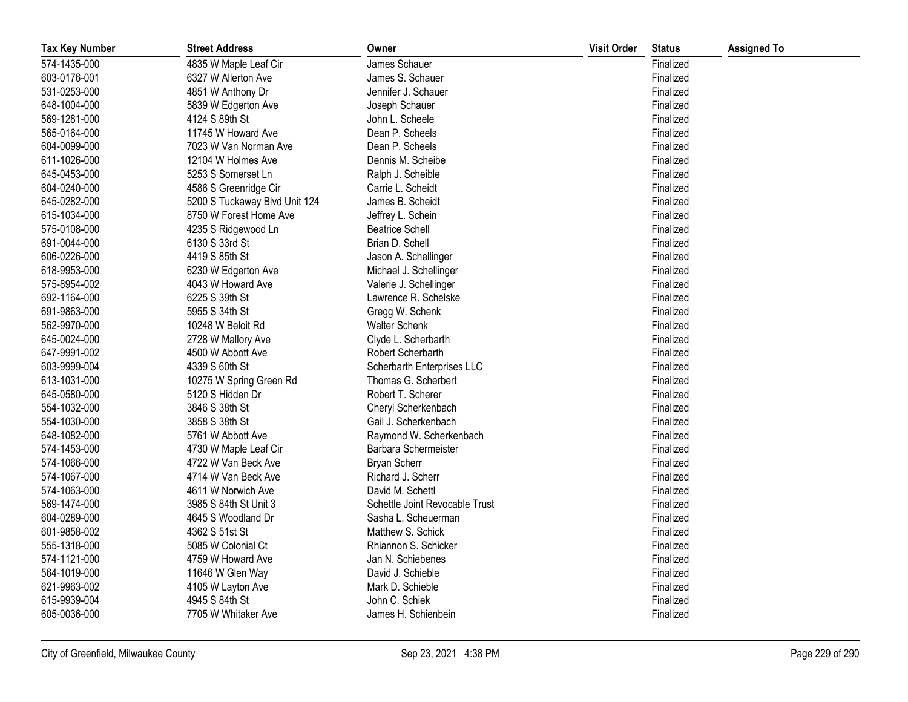| Tax Key Number | Street Address | Owner | Visit Order | Status | Assigned To |
|---|---|---|---|---|---|
| 574-1435-000 | 4835 W Maple Leaf Cir | James Schauer | | Finalized | |
| 603-0176-001 | 6327 W Allerton Ave | James S. Schauer | | Finalized | |
| 531-0253-000 | 4851 W Anthony Dr | Jennifer J. Schauer | | Finalized | |
| 648-1004-000 | 5839 W Edgerton Ave | Joseph Schauer | | Finalized | |
| 569-1281-000 | 4124 S 89th St | John L. Scheele | | Finalized | |
| 565-0164-000 | 11745 W Howard Ave | Dean P. Scheels | | Finalized | |
| 604-0099-000 | 7023 W Van Norman Ave | Dean P. Scheels | | Finalized | |
| 611-1026-000 | 12104 W Holmes Ave | Dennis M. Scheibe | | Finalized | |
| 645-0453-000 | 5253 S Somerset Ln | Ralph J. Scheible | | Finalized | |
| 604-0240-000 | 4586 S Greenridge Cir | Carrie L. Scheidt | | Finalized | |
| 645-0282-000 | 5200 S Tuckaway Blvd Unit 124 | James B. Scheidt | | Finalized | |
| 615-1034-000 | 8750 W Forest Home Ave | Jeffrey L. Schein | | Finalized | |
| 575-0108-000 | 4235 S Ridgewood Ln | Beatrice Schell | | Finalized | |
| 691-0044-000 | 6130 S 33rd St | Brian D. Schell | | Finalized | |
| 606-0226-000 | 4419 S 85th St | Jason A. Schellinger | | Finalized | |
| 618-9953-000 | 6230 W Edgerton Ave | Michael J. Schellinger | | Finalized | |
| 575-8954-002 | 4043 W Howard Ave | Valerie J. Schellinger | | Finalized | |
| 692-1164-000 | 6225 S 39th St | Lawrence R. Schelske | | Finalized | |
| 691-9863-000 | 5955 S 34th St | Gregg W. Schenk | | Finalized | |
| 562-9970-000 | 10248 W Beloit Rd | Walter Schenk | | Finalized | |
| 645-0024-000 | 2728 W Mallory Ave | Clyde L. Scherbarth | | Finalized | |
| 647-9991-002 | 4500 W Abbott Ave | Robert Scherbarth | | Finalized | |
| 603-9999-004 | 4339 S 60th St | Scherbarth Enterprises LLC | | Finalized | |
| 613-1031-000 | 10275 W Spring Green Rd | Thomas G. Scherbert | | Finalized | |
| 645-0580-000 | 5120 S Hidden Dr | Robert T. Scherer | | Finalized | |
| 554-1032-000 | 3846 S 38th St | Cheryl Scherkenbach | | Finalized | |
| 554-1030-000 | 3858 S 38th St | Gail J. Scherkenbach | | Finalized | |
| 648-1082-000 | 5761 W Abbott Ave | Raymond W. Scherkenbach | | Finalized | |
| 574-1453-000 | 4730 W Maple Leaf Cir | Barbara Schermeister | | Finalized | |
| 574-1066-000 | 4722 W Van Beck Ave | Bryan Scherr | | Finalized | |
| 574-1067-000 | 4714 W Van Beck Ave | Richard J. Scherr | | Finalized | |
| 574-1063-000 | 4611 W Norwich Ave | David M. Schettl | | Finalized | |
| 569-1474-000 | 3985 S 84th St Unit 3 | Schettle Joint Revocable Trust | | Finalized | |
| 604-0289-000 | 4645 S Woodland Dr | Sasha L. Scheuerman | | Finalized | |
| 601-9858-002 | 4362 S 51st St | Matthew S. Schick | | Finalized | |
| 555-1318-000 | 5085 W Colonial Ct | Rhiannon S. Schicker | | Finalized | |
| 574-1121-000 | 4759 W Howard Ave | Jan N. Schiebenes | | Finalized | |
| 564-1019-000 | 11646 W Glen Way | David J. Schieble | | Finalized | |
| 621-9963-002 | 4105 W Layton Ave | Mark D. Schieble | | Finalized | |
| 615-9939-004 | 4945 S 84th St | John C. Schiek | | Finalized | |
| 605-0036-000 | 7705 W Whitaker Ave | James H. Schienbein | | Finalized | |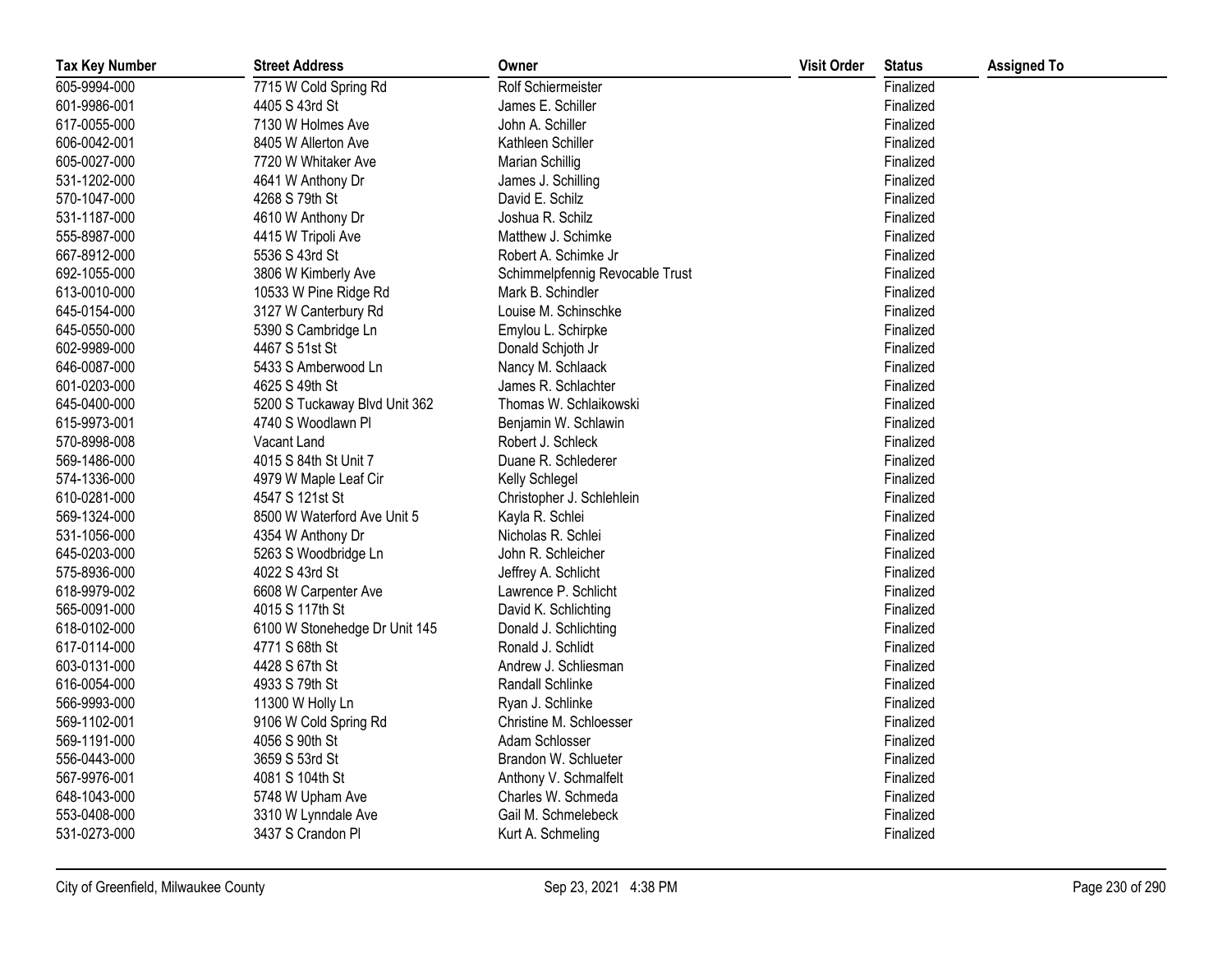| Tax Key Number | Street Address | Owner | Visit Order | Status | Assigned To |
|---|---|---|---|---|---|
| 605-9994-000 | 7715 W Cold Spring Rd | Rolf Schiermeister | | Finalized | |
| 601-9986-001 | 4405 S 43rd St | James E. Schiller | | Finalized | |
| 617-0055-000 | 7130 W Holmes Ave | John A. Schiller | | Finalized | |
| 606-0042-001 | 8405 W Allerton Ave | Kathleen Schiller | | Finalized | |
| 605-0027-000 | 7720 W Whitaker Ave | Marian Schillig | | Finalized | |
| 531-1202-000 | 4641 W Anthony Dr | James J. Schilling | | Finalized | |
| 570-1047-000 | 4268 S 79th St | David E. Schilz | | Finalized | |
| 531-1187-000 | 4610 W Anthony Dr | Joshua R. Schilz | | Finalized | |
| 555-8987-000 | 4415 W Tripoli Ave | Matthew J. Schimke | | Finalized | |
| 667-8912-000 | 5536 S 43rd St | Robert A. Schimke Jr | | Finalized | |
| 692-1055-000 | 3806 W Kimberly Ave | Schimmelpfennig Revocable Trust | | Finalized | |
| 613-0010-000 | 10533 W Pine Ridge Rd | Mark B. Schindler | | Finalized | |
| 645-0154-000 | 3127 W Canterbury Rd | Louise M. Schinschke | | Finalized | |
| 645-0550-000 | 5390 S Cambridge Ln | Emylou L. Schirpke | | Finalized | |
| 602-9989-000 | 4467 S 51st St | Donald Schjoth Jr | | Finalized | |
| 646-0087-000 | 5433 S Amberwood Ln | Nancy M. Schlaack | | Finalized | |
| 601-0203-000 | 4625 S 49th St | James R. Schlachter | | Finalized | |
| 645-0400-000 | 5200 S Tuckaway Blvd Unit 362 | Thomas W. Schlaikowski | | Finalized | |
| 615-9973-001 | 4740 S Woodlawn Pl | Benjamin W. Schlawin | | Finalized | |
| 570-8998-008 | Vacant Land | Robert J. Schleck | | Finalized | |
| 569-1486-000 | 4015 S 84th St Unit 7 | Duane R. Schlederer | | Finalized | |
| 574-1336-000 | 4979 W Maple Leaf Cir | Kelly Schlegel | | Finalized | |
| 610-0281-000 | 4547 S 121st St | Christopher J. Schlehlein | | Finalized | |
| 569-1324-000 | 8500 W Waterford Ave Unit 5 | Kayla R. Schlei | | Finalized | |
| 531-1056-000 | 4354 W Anthony Dr | Nicholas R. Schlei | | Finalized | |
| 645-0203-000 | 5263 S Woodbridge Ln | John R. Schleicher | | Finalized | |
| 575-8936-000 | 4022 S 43rd St | Jeffrey A. Schlicht | | Finalized | |
| 618-9979-002 | 6608 W Carpenter Ave | Lawrence P. Schlicht | | Finalized | |
| 565-0091-000 | 4015 S 117th St | David K. Schlichting | | Finalized | |
| 618-0102-000 | 6100 W Stonehedge Dr Unit 145 | Donald J. Schlichting | | Finalized | |
| 617-0114-000 | 4771 S 68th St | Ronald J. Schlidt | | Finalized | |
| 603-0131-000 | 4428 S 67th St | Andrew J. Schliesman | | Finalized | |
| 616-0054-000 | 4933 S 79th St | Randall Schlinke | | Finalized | |
| 566-9993-000 | 11300 W Holly Ln | Ryan J. Schlinke | | Finalized | |
| 569-1102-001 | 9106 W Cold Spring Rd | Christine M. Schloesser | | Finalized | |
| 569-1191-000 | 4056 S 90th St | Adam Schlosser | | Finalized | |
| 556-0443-000 | 3659 S 53rd St | Brandon W. Schlueter | | Finalized | |
| 567-9976-001 | 4081 S 104th St | Anthony V. Schmalfelt | | Finalized | |
| 648-1043-000 | 5748 W Upham Ave | Charles W. Schmeda | | Finalized | |
| 553-0408-000 | 3310 W Lynndale Ave | Gail M. Schmelebeck | | Finalized | |
| 531-0273-000 | 3437 S Crandon Pl | Kurt A. Schmeling | | Finalized | |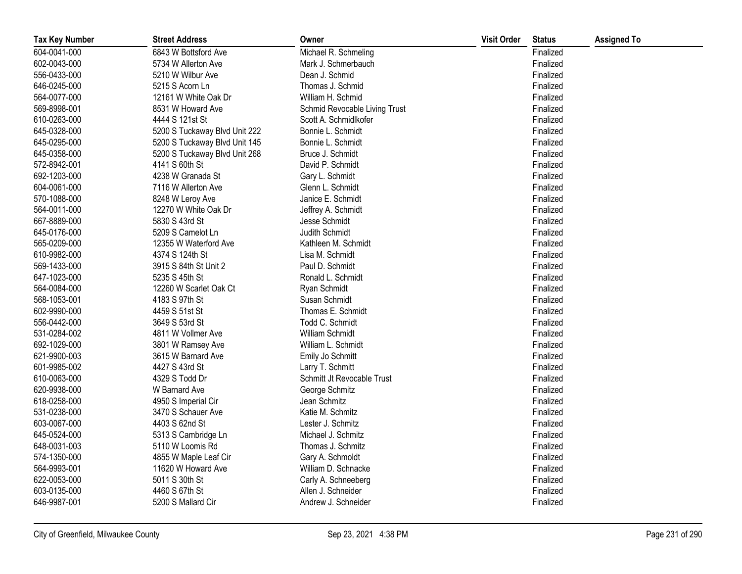| Tax Key Number | Street Address | Owner | Visit Order | Status | Assigned To |
|---|---|---|---|---|---|
| 604-0041-000 | 6843 W Bottsford Ave | Michael R. Schmeling | | Finalized | |
| 602-0043-000 | 5734 W Allerton Ave | Mark J. Schmerbauch | | Finalized | |
| 556-0433-000 | 5210 W Wilbur Ave | Dean J. Schmid | | Finalized | |
| 646-0245-000 | 5215 S Acorn Ln | Thomas J. Schmid | | Finalized | |
| 564-0077-000 | 12161 W White Oak Dr | William H. Schmid | | Finalized | |
| 569-8998-001 | 8531 W Howard Ave | Schmid Revocable Living Trust | | Finalized | |
| 610-0263-000 | 4444 S 121st St | Scott A. Schmidlkofer | | Finalized | |
| 645-0328-000 | 5200 S Tuckaway Blvd Unit 222 | Bonnie L. Schmidt | | Finalized | |
| 645-0295-000 | 5200 S Tuckaway Blvd Unit 145 | Bonnie L. Schmidt | | Finalized | |
| 645-0358-000 | 5200 S Tuckaway Blvd Unit 268 | Bruce J. Schmidt | | Finalized | |
| 572-8942-001 | 4141 S 60th St | David P. Schmidt | | Finalized | |
| 692-1203-000 | 4238 W Granada St | Gary L. Schmidt | | Finalized | |
| 604-0061-000 | 7116 W Allerton Ave | Glenn L. Schmidt | | Finalized | |
| 570-1088-000 | 8248 W Leroy Ave | Janice E. Schmidt | | Finalized | |
| 564-0011-000 | 12270 W White Oak Dr | Jeffrey A. Schmidt | | Finalized | |
| 667-8889-000 | 5830 S 43rd St | Jesse Schmidt | | Finalized | |
| 645-0176-000 | 5209 S Camelot Ln | Judith Schmidt | | Finalized | |
| 565-0209-000 | 12355 W Waterford Ave | Kathleen M. Schmidt | | Finalized | |
| 610-9982-000 | 4374 S 124th St | Lisa M. Schmidt | | Finalized | |
| 569-1433-000 | 3915 S 84th St Unit 2 | Paul D. Schmidt | | Finalized | |
| 647-1023-000 | 5235 S 45th St | Ronald L. Schmidt | | Finalized | |
| 564-0084-000 | 12260 W Scarlet Oak Ct | Ryan Schmidt | | Finalized | |
| 568-1053-001 | 4183 S 97th St | Susan Schmidt | | Finalized | |
| 602-9990-000 | 4459 S 51st St | Thomas E. Schmidt | | Finalized | |
| 556-0442-000 | 3649 S 53rd St | Todd C. Schmidt | | Finalized | |
| 531-0284-002 | 4811 W Vollmer Ave | William Schmidt | | Finalized | |
| 692-1029-000 | 3801 W Ramsey Ave | William L. Schmidt | | Finalized | |
| 621-9900-003 | 3615 W Barnard Ave | Emily Jo Schmitt | | Finalized | |
| 601-9985-002 | 4427 S 43rd St | Larry T. Schmitt | | Finalized | |
| 610-0063-000 | 4329 S Todd Dr | Schmitt Jt Revocable Trust | | Finalized | |
| 620-9938-000 | W Barnard Ave | George Schmitz | | Finalized | |
| 618-0258-000 | 4950 S Imperial Cir | Jean Schmitz | | Finalized | |
| 531-0238-000 | 3470 S Schauer Ave | Katie M. Schmitz | | Finalized | |
| 603-0067-000 | 4403 S 62nd St | Lester J. Schmitz | | Finalized | |
| 645-0524-000 | 5313 S Cambridge Ln | Michael J. Schmitz | | Finalized | |
| 648-0031-003 | 5110 W Loomis Rd | Thomas J. Schmitz | | Finalized | |
| 574-1350-000 | 4855 W Maple Leaf Cir | Gary A. Schmoldt | | Finalized | |
| 564-9993-001 | 11620 W Howard Ave | William D. Schnacke | | Finalized | |
| 622-0053-000 | 5011 S 30th St | Carly A. Schneeberg | | Finalized | |
| 603-0135-000 | 4460 S 67th St | Allen J. Schneider | | Finalized | |
| 646-9987-001 | 5200 S Mallard Cir | Andrew J. Schneider | | Finalized | |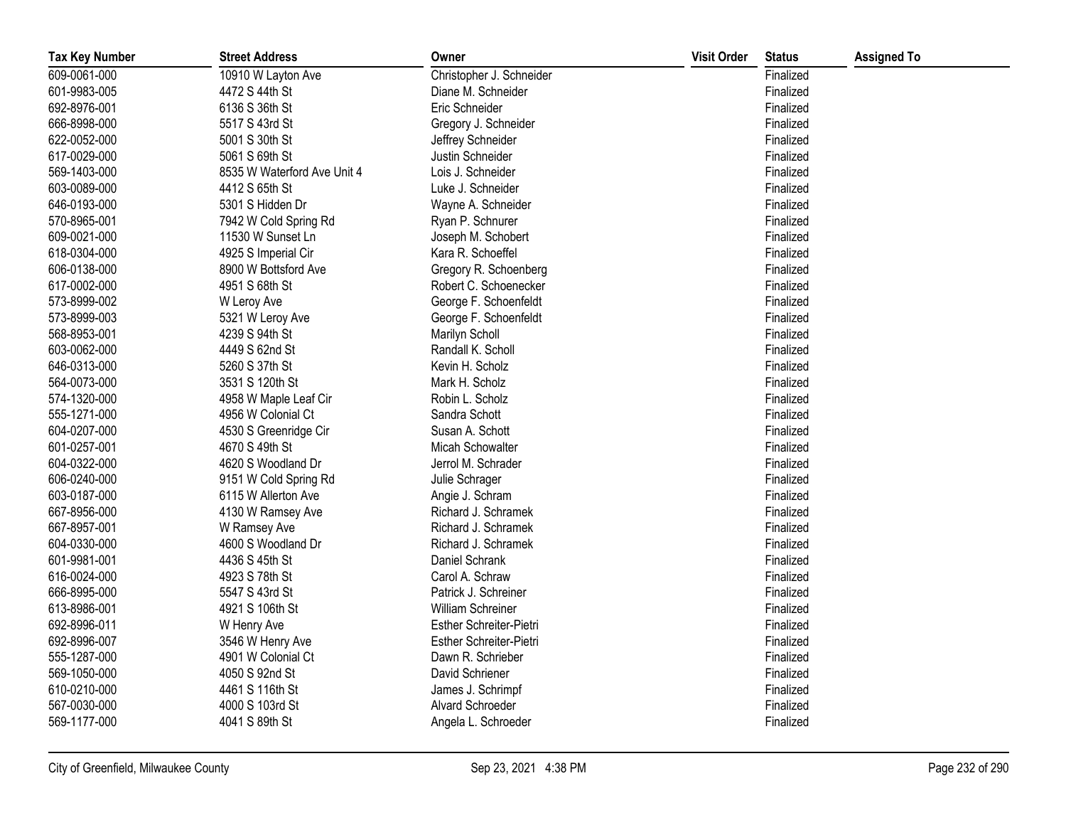| Tax Key Number | Street Address | Owner | Visit Order | Status | Assigned To |
|---|---|---|---|---|---|
| 609-0061-000 | 10910 W Layton Ave | Christopher J. Schneider | | Finalized | |
| 601-9983-005 | 4472 S 44th St | Diane M. Schneider | | Finalized | |
| 692-8976-001 | 6136 S 36th St | Eric Schneider | | Finalized | |
| 666-8998-000 | 5517 S 43rd St | Gregory J. Schneider | | Finalized | |
| 622-0052-000 | 5001 S 30th St | Jeffrey Schneider | | Finalized | |
| 617-0029-000 | 5061 S 69th St | Justin Schneider | | Finalized | |
| 569-1403-000 | 8535 W Waterford Ave Unit 4 | Lois J. Schneider | | Finalized | |
| 603-0089-000 | 4412 S 65th St | Luke J. Schneider | | Finalized | |
| 646-0193-000 | 5301 S Hidden Dr | Wayne A. Schneider | | Finalized | |
| 570-8965-001 | 7942 W Cold Spring Rd | Ryan P. Schnurer | | Finalized | |
| 609-0021-000 | 11530 W Sunset Ln | Joseph M. Schobert | | Finalized | |
| 618-0304-000 | 4925 S Imperial Cir | Kara R. Schoeffel | | Finalized | |
| 606-0138-000 | 8900 W Bottsford Ave | Gregory R. Schoenberg | | Finalized | |
| 617-0002-000 | 4951 S 68th St | Robert C. Schoenecker | | Finalized | |
| 573-8999-002 | W Leroy Ave | George F. Schoenfeldt | | Finalized | |
| 573-8999-003 | 5321 W Leroy Ave | George F. Schoenfeldt | | Finalized | |
| 568-8953-001 | 4239 S 94th St | Marilyn Scholl | | Finalized | |
| 603-0062-000 | 4449 S 62nd St | Randall K. Scholl | | Finalized | |
| 646-0313-000 | 5260 S 37th St | Kevin H. Scholz | | Finalized | |
| 564-0073-000 | 3531 S 120th St | Mark H. Scholz | | Finalized | |
| 574-1320-000 | 4958 W Maple Leaf Cir | Robin L. Scholz | | Finalized | |
| 555-1271-000 | 4956 W Colonial Ct | Sandra Schott | | Finalized | |
| 604-0207-000 | 4530 S Greenridge Cir | Susan A. Schott | | Finalized | |
| 601-0257-001 | 4670 S 49th St | Micah Schowalter | | Finalized | |
| 604-0322-000 | 4620 S Woodland Dr | Jerrol M. Schrader | | Finalized | |
| 606-0240-000 | 9151 W Cold Spring Rd | Julie Schrager | | Finalized | |
| 603-0187-000 | 6115 W Allerton Ave | Angie J. Schram | | Finalized | |
| 667-8956-000 | 4130 W Ramsey Ave | Richard J. Schramek | | Finalized | |
| 667-8957-001 | W Ramsey Ave | Richard J. Schramek | | Finalized | |
| 604-0330-000 | 4600 S Woodland Dr | Richard J. Schramek | | Finalized | |
| 601-9981-001 | 4436 S 45th St | Daniel Schrank | | Finalized | |
| 616-0024-000 | 4923 S 78th St | Carol A. Schraw | | Finalized | |
| 666-8995-000 | 5547 S 43rd St | Patrick J. Schreiner | | Finalized | |
| 613-8986-001 | 4921 S 106th St | William Schreiner | | Finalized | |
| 692-8996-011 | W Henry Ave | Esther Schreiter-Pietri | | Finalized | |
| 692-8996-007 | 3546 W Henry Ave | Esther Schreiter-Pietri | | Finalized | |
| 555-1287-000 | 4901 W Colonial Ct | Dawn R. Schrieber | | Finalized | |
| 569-1050-000 | 4050 S 92nd St | David Schriener | | Finalized | |
| 610-0210-000 | 4461 S 116th St | James J. Schrimpf | | Finalized | |
| 567-0030-000 | 4000 S 103rd St | Alvard Schroeder | | Finalized | |
| 569-1177-000 | 4041 S 89th St | Angela L. Schroeder | | Finalized | |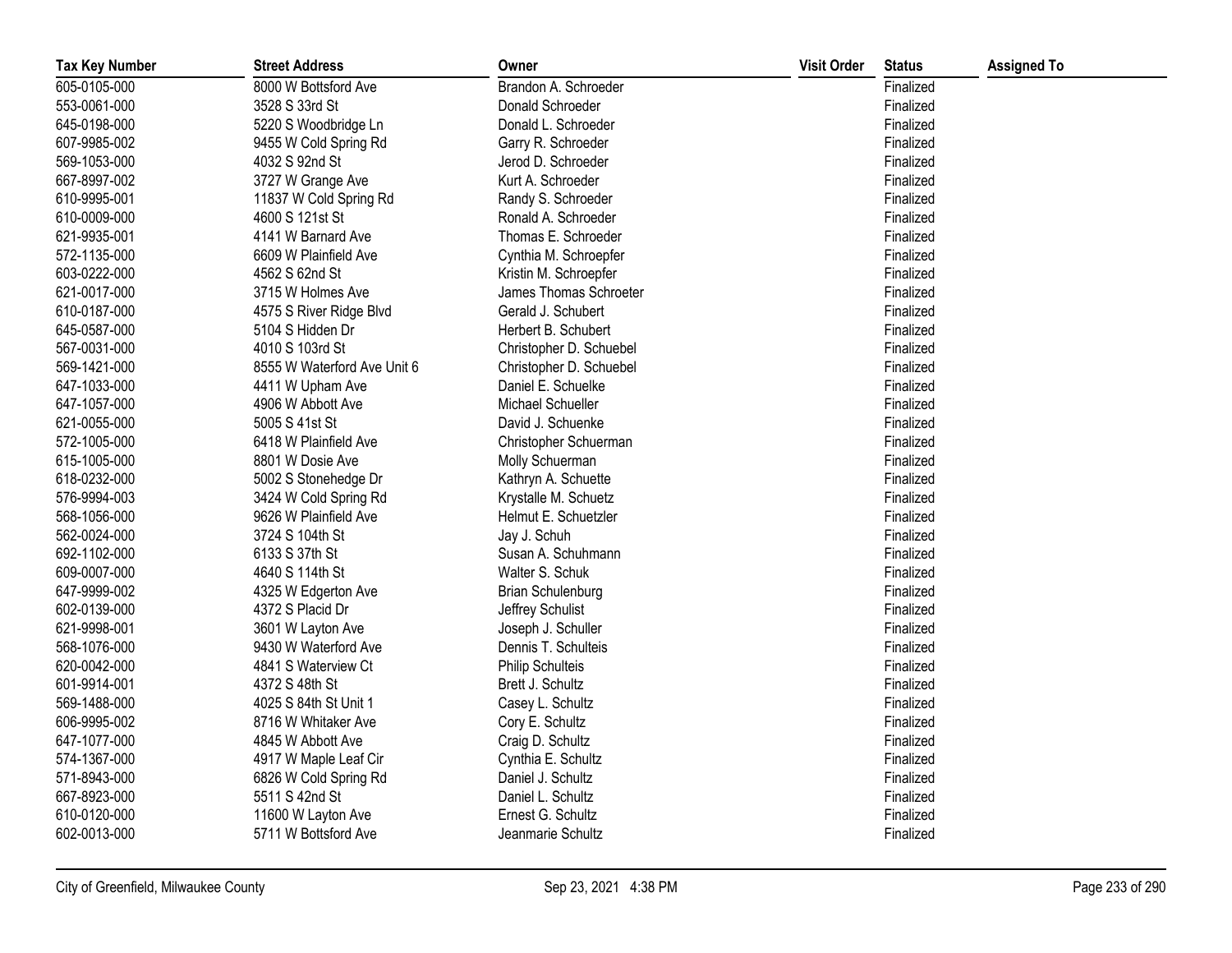| Tax Key Number | Street Address | Owner | Visit Order | Status | Assigned To |
|---|---|---|---|---|---|
| 605-0105-000 | 8000 W Bottsford Ave | Brandon A. Schroeder | | Finalized | |
| 553-0061-000 | 3528 S 33rd St | Donald Schroeder | | Finalized | |
| 645-0198-000 | 5220 S Woodbridge Ln | Donald L. Schroeder | | Finalized | |
| 607-9985-002 | 9455 W Cold Spring Rd | Garry R. Schroeder | | Finalized | |
| 569-1053-000 | 4032 S 92nd St | Jerod D. Schroeder | | Finalized | |
| 667-8997-002 | 3727 W Grange Ave | Kurt A. Schroeder | | Finalized | |
| 610-9995-001 | 11837 W Cold Spring Rd | Randy S. Schroeder | | Finalized | |
| 610-0009-000 | 4600 S 121st St | Ronald A. Schroeder | | Finalized | |
| 621-9935-001 | 4141 W Barnard Ave | Thomas E. Schroeder | | Finalized | |
| 572-1135-000 | 6609 W Plainfield Ave | Cynthia M. Schroepfer | | Finalized | |
| 603-0222-000 | 4562 S 62nd St | Kristin M. Schroepfer | | Finalized | |
| 621-0017-000 | 3715 W Holmes Ave | James Thomas Schroeter | | Finalized | |
| 610-0187-000 | 4575 S River Ridge Blvd | Gerald J. Schubert | | Finalized | |
| 645-0587-000 | 5104 S Hidden Dr | Herbert B. Schubert | | Finalized | |
| 567-0031-000 | 4010 S 103rd St | Christopher D. Schuebel | | Finalized | |
| 569-1421-000 | 8555 W Waterford Ave Unit 6 | Christopher D. Schuebel | | Finalized | |
| 647-1033-000 | 4411 W Upham Ave | Daniel E. Schuelke | | Finalized | |
| 647-1057-000 | 4906 W Abbott Ave | Michael Schueller | | Finalized | |
| 621-0055-000 | 5005 S 41st St | David J. Schuenke | | Finalized | |
| 572-1005-000 | 6418 W Plainfield Ave | Christopher Schuerman | | Finalized | |
| 615-1005-000 | 8801 W Dosie Ave | Molly Schuerman | | Finalized | |
| 618-0232-000 | 5002 S Stonehedge Dr | Kathryn A. Schuette | | Finalized | |
| 576-9994-003 | 3424 W Cold Spring Rd | Krystalle M. Schuetz | | Finalized | |
| 568-1056-000 | 9626 W Plainfield Ave | Helmut E. Schuetzler | | Finalized | |
| 562-0024-000 | 3724 S 104th St | Jay J. Schuh | | Finalized | |
| 692-1102-000 | 6133 S 37th St | Susan A. Schuhmann | | Finalized | |
| 609-0007-000 | 4640 S 114th St | Walter S. Schuk | | Finalized | |
| 647-9999-002 | 4325 W Edgerton Ave | Brian Schulenburg | | Finalized | |
| 602-0139-000 | 4372 S Placid Dr | Jeffrey Schulist | | Finalized | |
| 621-9998-001 | 3601 W Layton Ave | Joseph J. Schuller | | Finalized | |
| 568-1076-000 | 9430 W Waterford Ave | Dennis T. Schulteis | | Finalized | |
| 620-0042-000 | 4841 S Waterview Ct | Philip Schulteis | | Finalized | |
| 601-9914-001 | 4372 S 48th St | Brett J. Schultz | | Finalized | |
| 569-1488-000 | 4025 S 84th St Unit 1 | Casey L. Schultz | | Finalized | |
| 606-9995-002 | 8716 W Whitaker Ave | Cory E. Schultz | | Finalized | |
| 647-1077-000 | 4845 W Abbott Ave | Craig D. Schultz | | Finalized | |
| 574-1367-000 | 4917 W Maple Leaf Cir | Cynthia E. Schultz | | Finalized | |
| 571-8943-000 | 6826 W Cold Spring Rd | Daniel J. Schultz | | Finalized | |
| 667-8923-000 | 5511 S 42nd St | Daniel L. Schultz | | Finalized | |
| 610-0120-000 | 11600 W Layton Ave | Ernest G. Schultz | | Finalized | |
| 602-0013-000 | 5711 W Bottsford Ave | Jeanmarie Schultz | | Finalized | |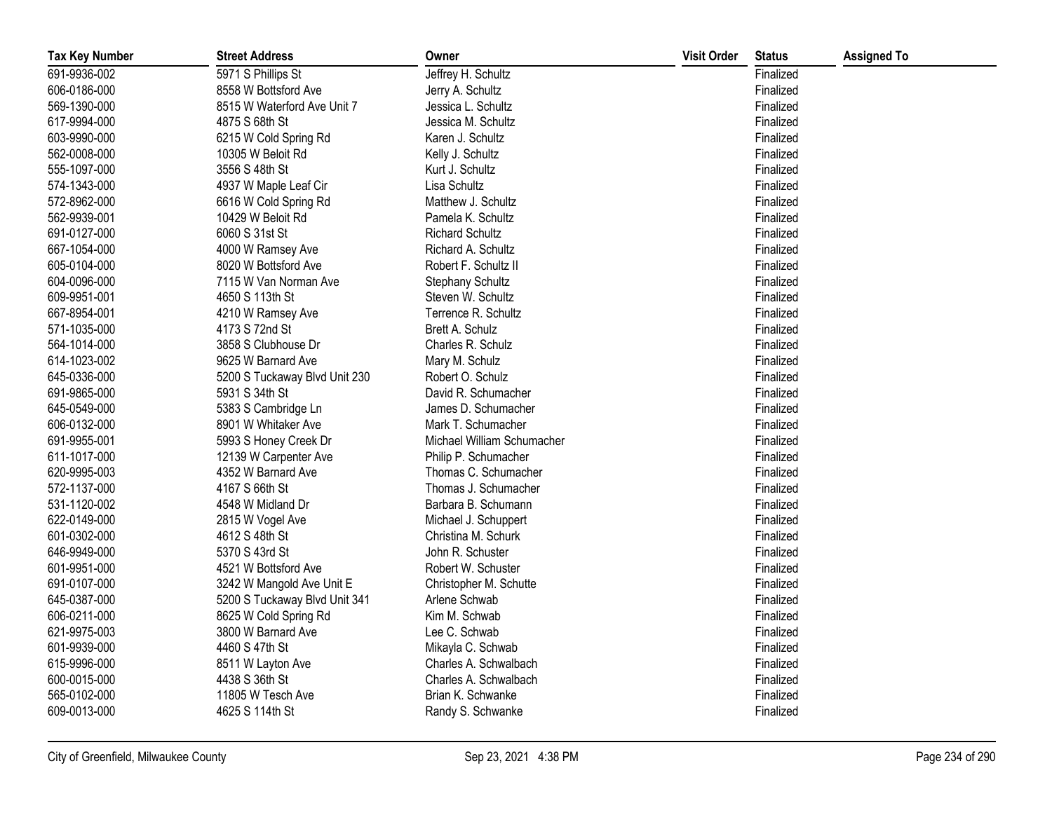| Tax Key Number | Street Address | Owner | Visit Order | Status | Assigned To |
|---|---|---|---|---|---|
| 691-9936-002 | 5971 S Phillips St | Jeffrey H. Schultz | | Finalized | |
| 606-0186-000 | 8558 W Bottsford Ave | Jerry A. Schultz | | Finalized | |
| 569-1390-000 | 8515 W Waterford Ave Unit 7 | Jessica L. Schultz | | Finalized | |
| 617-9994-000 | 4875 S 68th St | Jessica M. Schultz | | Finalized | |
| 603-9990-000 | 6215 W Cold Spring Rd | Karen J. Schultz | | Finalized | |
| 562-0008-000 | 10305 W Beloit Rd | Kelly J. Schultz | | Finalized | |
| 555-1097-000 | 3556 S 48th St | Kurt J. Schultz | | Finalized | |
| 574-1343-000 | 4937 W Maple Leaf Cir | Lisa Schultz | | Finalized | |
| 572-8962-000 | 6616 W Cold Spring Rd | Matthew J. Schultz | | Finalized | |
| 562-9939-001 | 10429 W Beloit Rd | Pamela K. Schultz | | Finalized | |
| 691-0127-000 | 6060 S 31st St | Richard Schultz | | Finalized | |
| 667-1054-000 | 4000 W Ramsey Ave | Richard A. Schultz | | Finalized | |
| 605-0104-000 | 8020 W Bottsford Ave | Robert F. Schultz II | | Finalized | |
| 604-0096-000 | 7115 W Van Norman Ave | Stephany Schultz | | Finalized | |
| 609-9951-001 | 4650 S 113th St | Steven W. Schultz | | Finalized | |
| 667-8954-001 | 4210 W Ramsey Ave | Terrence R. Schultz | | Finalized | |
| 571-1035-000 | 4173 S 72nd St | Brett A. Schulz | | Finalized | |
| 564-1014-000 | 3858 S Clubhouse Dr | Charles R. Schulz | | Finalized | |
| 614-1023-002 | 9625 W Barnard Ave | Mary M. Schulz | | Finalized | |
| 645-0336-000 | 5200 S Tuckaway Blvd Unit 230 | Robert O. Schulz | | Finalized | |
| 691-9865-000 | 5931 S 34th St | David R. Schumacher | | Finalized | |
| 645-0549-000 | 5383 S Cambridge Ln | James D. Schumacher | | Finalized | |
| 606-0132-000 | 8901 W Whitaker Ave | Mark T. Schumacher | | Finalized | |
| 691-9955-001 | 5993 S Honey Creek Dr | Michael William Schumacher | | Finalized | |
| 611-1017-000 | 12139 W Carpenter Ave | Philip P. Schumacher | | Finalized | |
| 620-9995-003 | 4352 W Barnard Ave | Thomas C. Schumacher | | Finalized | |
| 572-1137-000 | 4167 S 66th St | Thomas J. Schumacher | | Finalized | |
| 531-1120-002 | 4548 W Midland Dr | Barbara B. Schumann | | Finalized | |
| 622-0149-000 | 2815 W Vogel Ave | Michael J. Schuppert | | Finalized | |
| 601-0302-000 | 4612 S 48th St | Christina M. Schurk | | Finalized | |
| 646-9949-000 | 5370 S 43rd St | John R. Schuster | | Finalized | |
| 601-9951-000 | 4521 W Bottsford Ave | Robert W. Schuster | | Finalized | |
| 691-0107-000 | 3242 W Mangold Ave Unit E | Christopher M. Schutte | | Finalized | |
| 645-0387-000 | 5200 S Tuckaway Blvd Unit 341 | Arlene Schwab | | Finalized | |
| 606-0211-000 | 8625 W Cold Spring Rd | Kim M. Schwab | | Finalized | |
| 621-9975-003 | 3800 W Barnard Ave | Lee C. Schwab | | Finalized | |
| 601-9939-000 | 4460 S 47th St | Mikayla C. Schwab | | Finalized | |
| 615-9996-000 | 8511 W Layton Ave | Charles A. Schwalbach | | Finalized | |
| 600-0015-000 | 4438 S 36th St | Charles A. Schwalbach | | Finalized | |
| 565-0102-000 | 11805 W Tesch Ave | Brian K. Schwanke | | Finalized | |
| 609-0013-000 | 4625 S 114th St | Randy S. Schwanke | | Finalized | |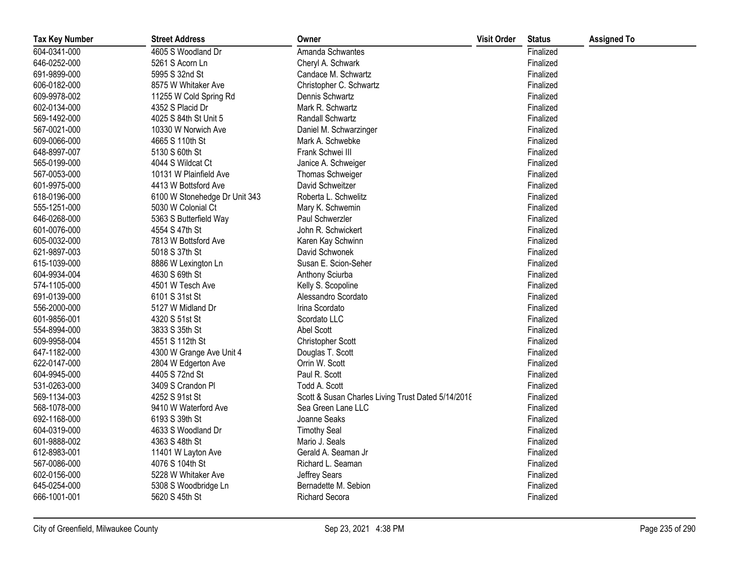| Tax Key Number | Street Address | Owner | Visit Order | Status | Assigned To |
| --- | --- | --- | --- | --- | --- |
| 604-0341-000 | 4605 S Woodland Dr | Amanda Schwantes | | Finalized | |
| 646-0252-000 | 5261 S Acorn Ln | Cheryl A. Schwark | | Finalized | |
| 691-9899-000 | 5995 S 32nd St | Candace M. Schwartz | | Finalized | |
| 606-0182-000 | 8575 W Whitaker Ave | Christopher C. Schwartz | | Finalized | |
| 609-9978-002 | 11255 W Cold Spring Rd | Dennis Schwartz | | Finalized | |
| 602-0134-000 | 4352 S Placid Dr | Mark R. Schwartz | | Finalized | |
| 569-1492-000 | 4025 S 84th St Unit 5 | Randall Schwartz | | Finalized | |
| 567-0021-000 | 10330 W Norwich Ave | Daniel M. Schwarzinger | | Finalized | |
| 609-0066-000 | 4665 S 110th St | Mark A. Schwebke | | Finalized | |
| 648-8997-007 | 5130 S 60th St | Frank Schwei III | | Finalized | |
| 565-0199-000 | 4044 S Wildcat Ct | Janice A. Schweiger | | Finalized | |
| 567-0053-000 | 10131 W Plainfield Ave | Thomas Schweiger | | Finalized | |
| 601-9975-000 | 4413 W Bottsford Ave | David Schweitzer | | Finalized | |
| 618-0196-000 | 6100 W Stonehedge Dr Unit 343 | Roberta L. Schwelitz | | Finalized | |
| 555-1251-000 | 5030 W Colonial Ct | Mary K. Schwemin | | Finalized | |
| 646-0268-000 | 5363 S Butterfield Way | Paul Schwerzler | | Finalized | |
| 601-0076-000 | 4554 S 47th St | John R. Schwickert | | Finalized | |
| 605-0032-000 | 7813 W Bottsford Ave | Karen Kay Schwinn | | Finalized | |
| 621-9897-003 | 5018 S 37th St | David Schwonek | | Finalized | |
| 615-1039-000 | 8886 W Lexington Ln | Susan E. Scion-Seher | | Finalized | |
| 604-9934-004 | 4630 S 69th St | Anthony Sciurba | | Finalized | |
| 574-1105-000 | 4501 W Tesch Ave | Kelly S. Scopoline | | Finalized | |
| 691-0139-000 | 6101 S 31st St | Alessandro Scordato | | Finalized | |
| 556-2000-000 | 5127 W Midland Dr | Irina Scordato | | Finalized | |
| 601-9856-001 | 4320 S 51st St | Scordato LLC | | Finalized | |
| 554-8994-000 | 3833 S 35th St | Abel Scott | | Finalized | |
| 609-9958-004 | 4551 S 112th St | Christopher Scott | | Finalized | |
| 647-1182-000 | 4300 W Grange Ave Unit 4 | Douglas T. Scott | | Finalized | |
| 622-0147-000 | 2804 W Edgerton Ave | Orrin W. Scott | | Finalized | |
| 604-9945-000 | 4405 S 72nd St | Paul R. Scott | | Finalized | |
| 531-0263-000 | 3409 S Crandon Pl | Todd A. Scott | | Finalized | |
| 569-1134-003 | 4252 S 91st St | Scott & Susan Charles Living Trust Dated 5/14/2018 | | Finalized | |
| 568-1078-000 | 9410 W Waterford Ave | Sea Green Lane LLC | | Finalized | |
| 692-1168-000 | 6193 S 39th St | Joanne Seaks | | Finalized | |
| 604-0319-000 | 4633 S Woodland Dr | Timothy Seal | | Finalized | |
| 601-9888-002 | 4363 S 48th St | Mario J. Seals | | Finalized | |
| 612-8983-001 | 11401 W Layton Ave | Gerald A. Seaman Jr | | Finalized | |
| 567-0086-000 | 4076 S 104th St | Richard L. Seaman | | Finalized | |
| 602-0156-000 | 5228 W Whitaker Ave | Jeffrey Sears | | Finalized | |
| 645-0254-000 | 5308 S Woodbridge Ln | Bernadette M. Sebion | | Finalized | |
| 666-1001-001 | 5620 S 45th St | Richard Secora | | Finalized | |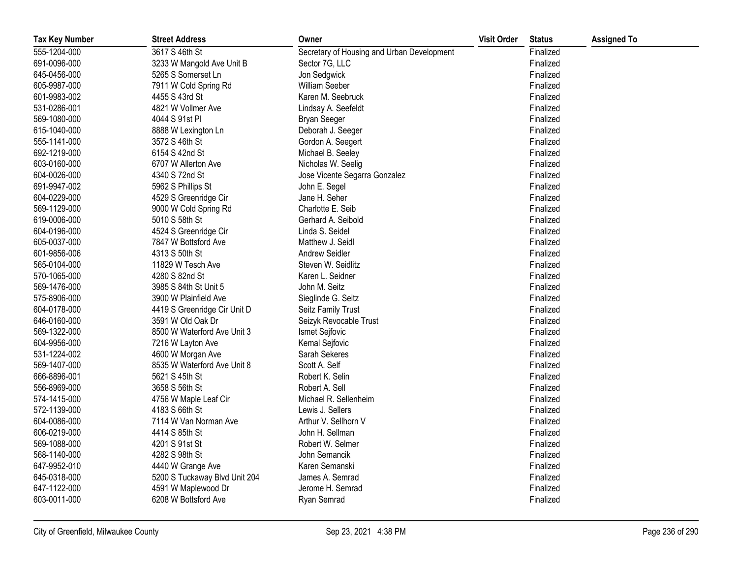| Tax Key Number | Street Address | Owner | Visit Order | Status | Assigned To |
| --- | --- | --- | --- | --- | --- |
| 555-1204-000 | 3617 S 46th St | Secretary of Housing and Urban Development | | Finalized | |
| 691-0096-000 | 3233 W Mangold Ave Unit B | Sector 7G, LLC | | Finalized | |
| 645-0456-000 | 5265 S Somerset Ln | Jon Sedgwick | | Finalized | |
| 605-9987-000 | 7911 W Cold Spring Rd | William Seeber | | Finalized | |
| 601-9983-002 | 4455 S 43rd St | Karen M. Seebruck | | Finalized | |
| 531-0286-001 | 4821 W Vollmer Ave | Lindsay A. Seefeldt | | Finalized | |
| 569-1080-000 | 4044 S 91st Pl | Bryan Seeger | | Finalized | |
| 615-1040-000 | 8888 W Lexington Ln | Deborah J. Seeger | | Finalized | |
| 555-1141-000 | 3572 S 46th St | Gordon A. Seegert | | Finalized | |
| 692-1219-000 | 6154 S 42nd St | Michael B. Seeley | | Finalized | |
| 603-0160-000 | 6707 W Allerton Ave | Nicholas W. Seelig | | Finalized | |
| 604-0026-000 | 4340 S 72nd St | Jose Vicente Segarra Gonzalez | | Finalized | |
| 691-9947-002 | 5962 S Phillips St | John E. Segel | | Finalized | |
| 604-0229-000 | 4529 S Greenridge Cir | Jane H. Seher | | Finalized | |
| 569-1129-000 | 9000 W Cold Spring Rd | Charlotte E. Seib | | Finalized | |
| 619-0006-000 | 5010 S 58th St | Gerhard A. Seibold | | Finalized | |
| 604-0196-000 | 4524 S Greenridge Cir | Linda S. Seidel | | Finalized | |
| 605-0037-000 | 7847 W Bottsford Ave | Matthew J. Seidl | | Finalized | |
| 601-9856-006 | 4313 S 50th St | Andrew Seidler | | Finalized | |
| 565-0104-000 | 11829 W Tesch Ave | Steven W. Seidlitz | | Finalized | |
| 570-1065-000 | 4280 S 82nd St | Karen L. Seidner | | Finalized | |
| 569-1476-000 | 3985 S 84th St Unit 5 | John M. Seitz | | Finalized | |
| 575-8906-000 | 3900 W Plainfield Ave | Sieglinde G. Seitz | | Finalized | |
| 604-0178-000 | 4419 S Greenridge Cir Unit D | Seitz Family Trust | | Finalized | |
| 646-0160-000 | 3591 W Old Oak Dr | Seizyk Revocable Trust | | Finalized | |
| 569-1322-000 | 8500 W Waterford Ave Unit 3 | Ismet Sejfovic | | Finalized | |
| 604-9956-000 | 7216 W Layton Ave | Kemal Sejfovic | | Finalized | |
| 531-1224-002 | 4600 W Morgan Ave | Sarah Sekeres | | Finalized | |
| 569-1407-000 | 8535 W Waterford Ave Unit 8 | Scott A. Self | | Finalized | |
| 666-8896-001 | 5621 S 45th St | Robert K. Selin | | Finalized | |
| 556-8969-000 | 3658 S 56th St | Robert A. Sell | | Finalized | |
| 574-1415-000 | 4756 W Maple Leaf Cir | Michael R. Sellenheim | | Finalized | |
| 572-1139-000 | 4183 S 66th St | Lewis J. Sellers | | Finalized | |
| 604-0086-000 | 7114 W Van Norman Ave | Arthur V. Sellhorn V | | Finalized | |
| 606-0219-000 | 4414 S 85th St | John H. Sellman | | Finalized | |
| 569-1088-000 | 4201 S 91st St | Robert W. Selmer | | Finalized | |
| 568-1140-000 | 4282 S 98th St | John Semancik | | Finalized | |
| 647-9952-010 | 4440 W Grange Ave | Karen Semanski | | Finalized | |
| 645-0318-000 | 5200 S Tuckaway Blvd Unit 204 | James A. Semrad | | Finalized | |
| 647-1122-000 | 4591 W Maplewood Dr | Jerome H. Semrad | | Finalized | |
| 603-0011-000 | 6208 W Bottsford Ave | Ryan Semrad | | Finalized | |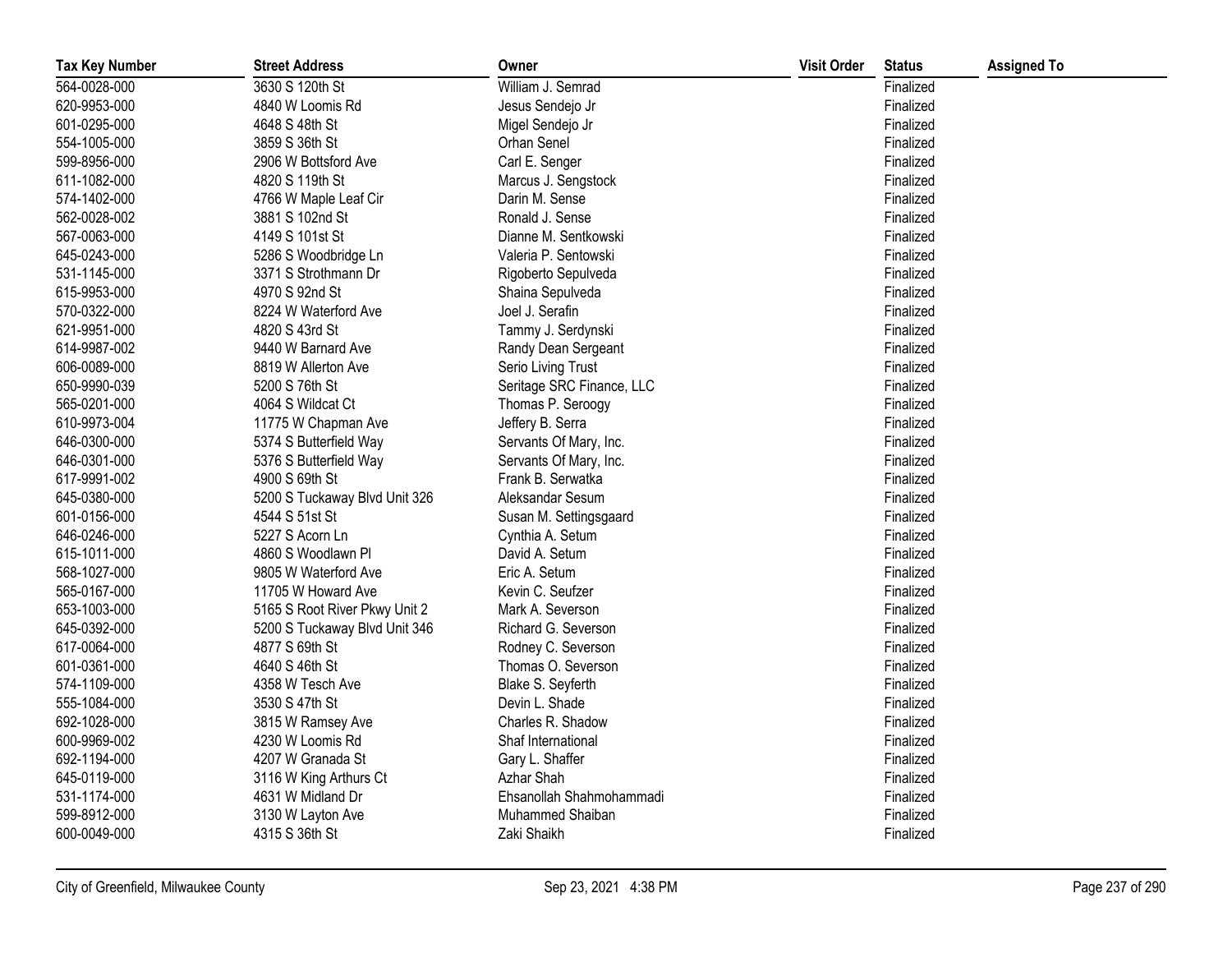| Tax Key Number | Street Address | Owner | Visit Order | Status | Assigned To |
|---|---|---|---|---|---|
| 564-0028-000 | 3630 S 120th St | William J. Semrad | | Finalized | |
| 620-9953-000 | 4840 W Loomis Rd | Jesus Sendejo Jr | | Finalized | |
| 601-0295-000 | 4648 S 48th St | Migel Sendejo Jr | | Finalized | |
| 554-1005-000 | 3859 S 36th St | Orhan Senel | | Finalized | |
| 599-8956-000 | 2906 W Bottsford Ave | Carl E. Senger | | Finalized | |
| 611-1082-000 | 4820 S 119th St | Marcus J. Sengstock | | Finalized | |
| 574-1402-000 | 4766 W Maple Leaf Cir | Darin M. Sense | | Finalized | |
| 562-0028-002 | 3881 S 102nd St | Ronald J. Sense | | Finalized | |
| 567-0063-000 | 4149 S 101st St | Dianne M. Sentkowski | | Finalized | |
| 645-0243-000 | 5286 S Woodbridge Ln | Valeria P. Sentowski | | Finalized | |
| 531-1145-000 | 3371 S Strothmann Dr | Rigoberto Sepulveda | | Finalized | |
| 615-9953-000 | 4970 S 92nd St | Shaina Sepulveda | | Finalized | |
| 570-0322-000 | 8224 W Waterford Ave | Joel J. Serafin | | Finalized | |
| 621-9951-000 | 4820 S 43rd St | Tammy J. Serdynski | | Finalized | |
| 614-9987-002 | 9440 W Barnard Ave | Randy Dean Sergeant | | Finalized | |
| 606-0089-000 | 8819 W Allerton Ave | Serio Living Trust | | Finalized | |
| 650-9990-039 | 5200 S 76th St | Seritage SRC Finance, LLC | | Finalized | |
| 565-0201-000 | 4064 S Wildcat Ct | Thomas P. Seroogy | | Finalized | |
| 610-9973-004 | 11775 W Chapman Ave | Jeffery B. Serra | | Finalized | |
| 646-0300-000 | 5374 S Butterfield Way | Servants Of Mary, Inc. | | Finalized | |
| 646-0301-000 | 5376 S Butterfield Way | Servants Of Mary, Inc. | | Finalized | |
| 617-9991-002 | 4900 S 69th St | Frank B. Serwatka | | Finalized | |
| 645-0380-000 | 5200 S Tuckaway Blvd Unit 326 | Aleksandar Sesum | | Finalized | |
| 601-0156-000 | 4544 S 51st St | Susan M. Settingsgaard | | Finalized | |
| 646-0246-000 | 5227 S Acorn Ln | Cynthia A. Setum | | Finalized | |
| 615-1011-000 | 4860 S Woodlawn Pl | David A. Setum | | Finalized | |
| 568-1027-000 | 9805 W Waterford Ave | Eric A. Setum | | Finalized | |
| 565-0167-000 | 11705 W Howard Ave | Kevin C. Seufzer | | Finalized | |
| 653-1003-000 | 5165 S Root River Pkwy Unit 2 | Mark A. Severson | | Finalized | |
| 645-0392-000 | 5200 S Tuckaway Blvd Unit 346 | Richard G. Severson | | Finalized | |
| 617-0064-000 | 4877 S 69th St | Rodney C. Severson | | Finalized | |
| 601-0361-000 | 4640 S 46th St | Thomas O. Severson | | Finalized | |
| 574-1109-000 | 4358 W Tesch Ave | Blake S. Seyferth | | Finalized | |
| 555-1084-000 | 3530 S 47th St | Devin L. Shade | | Finalized | |
| 692-1028-000 | 3815 W Ramsey Ave | Charles R. Shadow | | Finalized | |
| 600-9969-002 | 4230 W Loomis Rd | Shaf International | | Finalized | |
| 692-1194-000 | 4207 W Granada St | Gary L. Shaffer | | Finalized | |
| 645-0119-000 | 3116 W King Arthurs Ct | Azhar Shah | | Finalized | |
| 531-1174-000 | 4631 W Midland Dr | Ehsanollah Shahmohammadi | | Finalized | |
| 599-8912-000 | 3130 W Layton Ave | Muhammed Shaiban | | Finalized | |
| 600-0049-000 | 4315 S 36th St | Zaki Shaikh | | Finalized | |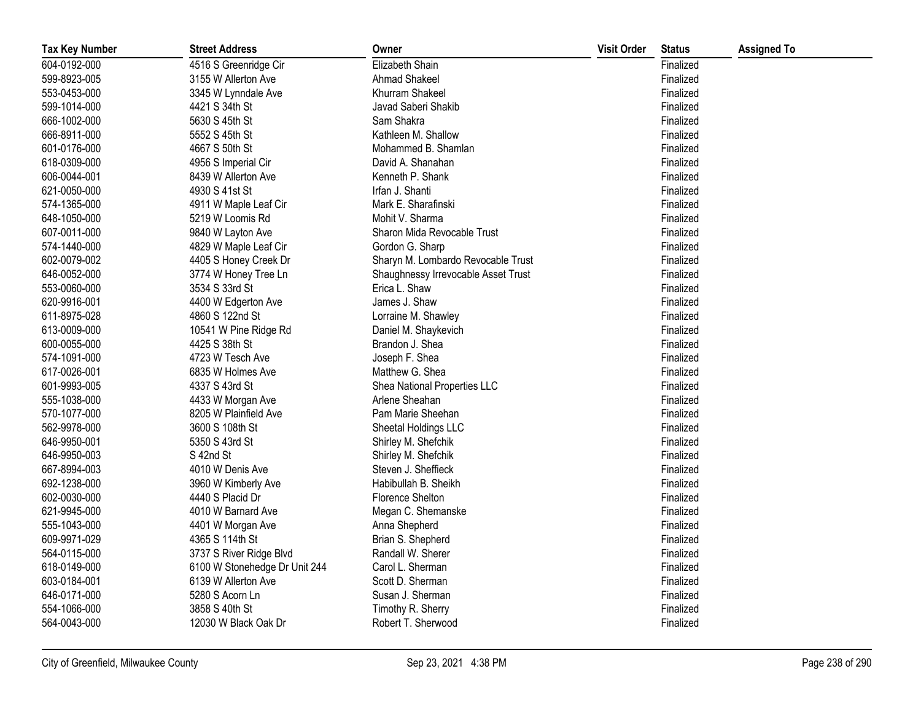| Tax Key Number | Street Address | Owner | Visit Order | Status | Assigned To |
|---|---|---|---|---|---|
| 604-0192-000 | 4516 S Greenridge Cir | Elizabeth Shain | | Finalized | |
| 599-8923-005 | 3155 W Allerton Ave | Ahmad Shakeel | | Finalized | |
| 553-0453-000 | 3345 W Lynndale Ave | Khurram Shakeel | | Finalized | |
| 599-1014-000 | 4421 S 34th St | Javad Saberi Shakib | | Finalized | |
| 666-1002-000 | 5630 S 45th St | Sam Shakra | | Finalized | |
| 666-8911-000 | 5552 S 45th St | Kathleen M. Shallow | | Finalized | |
| 601-0176-000 | 4667 S 50th St | Mohammed B. Shamlan | | Finalized | |
| 618-0309-000 | 4956 S Imperial Cir | David A. Shanahan | | Finalized | |
| 606-0044-001 | 8439 W Allerton Ave | Kenneth P. Shank | | Finalized | |
| 621-0050-000 | 4930 S 41st St | Irfan J. Shanti | | Finalized | |
| 574-1365-000 | 4911 W Maple Leaf Cir | Mark E. Sharafinski | | Finalized | |
| 648-1050-000 | 5219 W Loomis Rd | Mohit V. Sharma | | Finalized | |
| 607-0011-000 | 9840 W Layton Ave | Sharon Mida Revocable Trust | | Finalized | |
| 574-1440-000 | 4829 W Maple Leaf Cir | Gordon G. Sharp | | Finalized | |
| 602-0079-002 | 4405 S Honey Creek Dr | Sharyn M. Lombardo Revocable Trust | | Finalized | |
| 646-0052-000 | 3774 W Honey Tree Ln | Shaughnessy Irrevocable Asset Trust | | Finalized | |
| 553-0060-000 | 3534 S 33rd St | Erica L. Shaw | | Finalized | |
| 620-9916-001 | 4400 W Edgerton Ave | James J. Shaw | | Finalized | |
| 611-8975-028 | 4860 S 122nd St | Lorraine M. Shawley | | Finalized | |
| 613-0009-000 | 10541 W Pine Ridge Rd | Daniel M. Shaykevich | | Finalized | |
| 600-0055-000 | 4425 S 38th St | Brandon J. Shea | | Finalized | |
| 574-1091-000 | 4723 W Tesch Ave | Joseph F. Shea | | Finalized | |
| 617-0026-001 | 6835 W Holmes Ave | Matthew G. Shea | | Finalized | |
| 601-9993-005 | 4337 S 43rd St | Shea National Properties LLC | | Finalized | |
| 555-1038-000 | 4433 W Morgan Ave | Arlene Sheahan | | Finalized | |
| 570-1077-000 | 8205 W Plainfield Ave | Pam Marie Sheehan | | Finalized | |
| 562-9978-000 | 3600 S 108th St | Sheetal Holdings LLC | | Finalized | |
| 646-9950-001 | 5350 S 43rd St | Shirley M. Shefchik | | Finalized | |
| 646-9950-003 | S 42nd St | Shirley M. Shefchik | | Finalized | |
| 667-8994-003 | 4010 W Denis Ave | Steven J. Sheffieck | | Finalized | |
| 692-1238-000 | 3960 W Kimberly Ave | Habibullah B. Sheikh | | Finalized | |
| 602-0030-000 | 4440 S Placid Dr | Florence Shelton | | Finalized | |
| 621-9945-000 | 4010 W Barnard Ave | Megan C. Shemanske | | Finalized | |
| 555-1043-000 | 4401 W Morgan Ave | Anna Shepherd | | Finalized | |
| 609-9971-029 | 4365 S 114th St | Brian S. Shepherd | | Finalized | |
| 564-0115-000 | 3737 S River Ridge Blvd | Randall W. Sherer | | Finalized | |
| 618-0149-000 | 6100 W Stonehedge Dr Unit 244 | Carol L. Sherman | | Finalized | |
| 603-0184-001 | 6139 W Allerton Ave | Scott D. Sherman | | Finalized | |
| 646-0171-000 | 5280 S Acorn Ln | Susan J. Sherman | | Finalized | |
| 554-1066-000 | 3858 S 40th St | Timothy R. Sherry | | Finalized | |
| 564-0043-000 | 12030 W Black Oak Dr | Robert T. Sherwood | | Finalized | |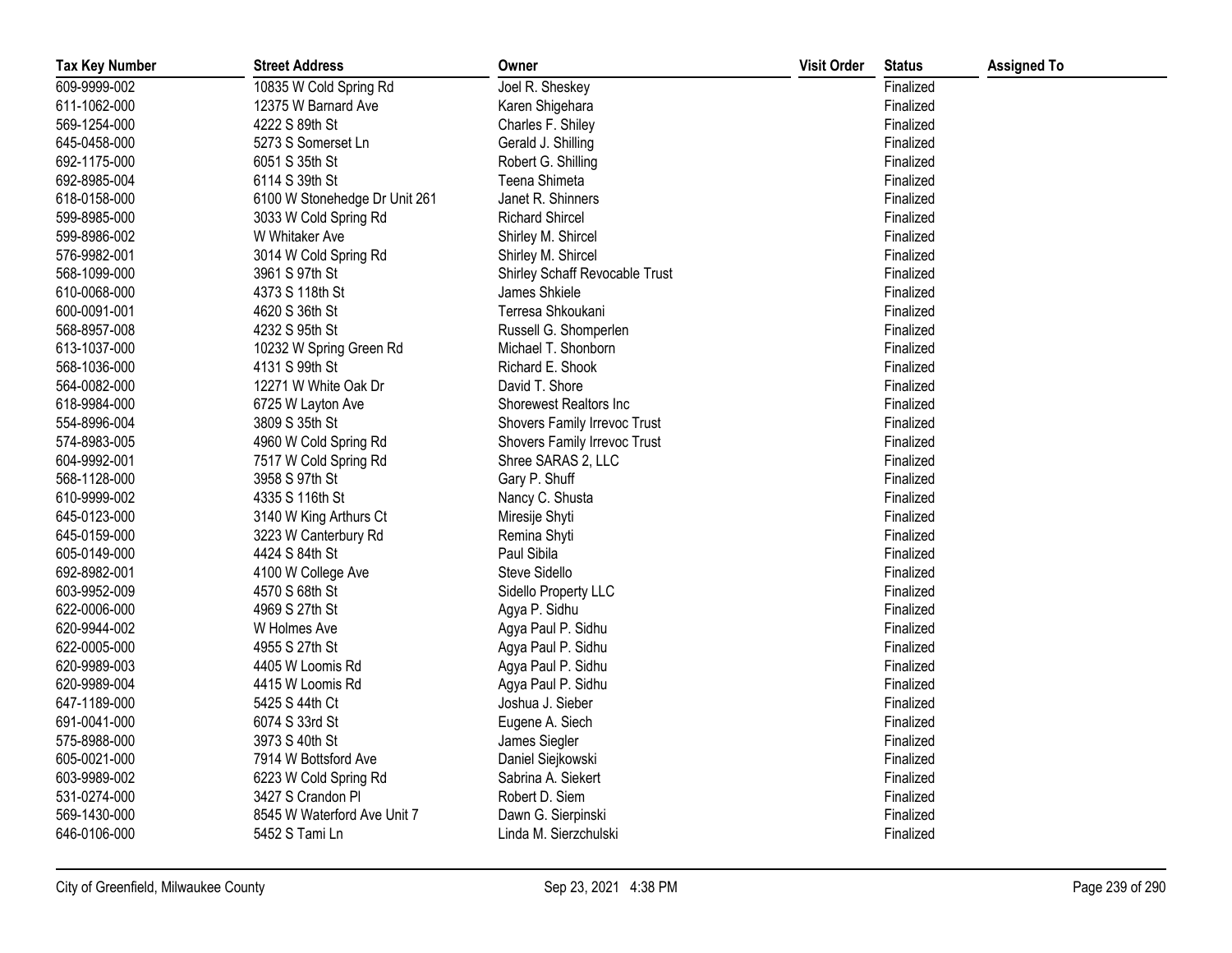| Tax Key Number | Street Address | Owner | Visit Order | Status | Assigned To |
|---|---|---|---|---|---|
| 609-9999-002 | 10835 W Cold Spring Rd | Joel R. Sheskey | | Finalized | |
| 611-1062-000 | 12375 W Barnard Ave | Karen Shigehara | | Finalized | |
| 569-1254-000 | 4222 S 89th St | Charles F. Shiley | | Finalized | |
| 645-0458-000 | 5273 S Somerset Ln | Gerald J. Shilling | | Finalized | |
| 692-1175-000 | 6051 S 35th St | Robert G. Shilling | | Finalized | |
| 692-8985-004 | 6114 S 39th St | Teena Shimeta | | Finalized | |
| 618-0158-000 | 6100 W Stonehedge Dr Unit 261 | Janet R. Shinners | | Finalized | |
| 599-8985-000 | 3033 W Cold Spring Rd | Richard Shircel | | Finalized | |
| 599-8986-002 | W Whitaker Ave | Shirley M. Shircel | | Finalized | |
| 576-9982-001 | 3014 W Cold Spring Rd | Shirley M. Shircel | | Finalized | |
| 568-1099-000 | 3961 S 97th St | Shirley Schaff Revocable Trust | | Finalized | |
| 610-0068-000 | 4373 S 118th St | James Shkiele | | Finalized | |
| 600-0091-001 | 4620 S 36th St | Terresa Shkoukani | | Finalized | |
| 568-8957-008 | 4232 S 95th St | Russell G. Shomperlen | | Finalized | |
| 613-1037-000 | 10232 W Spring Green Rd | Michael T. Shonborn | | Finalized | |
| 568-1036-000 | 4131 S 99th St | Richard E. Shook | | Finalized | |
| 564-0082-000 | 12271 W White Oak Dr | David T. Shore | | Finalized | |
| 618-9984-000 | 6725 W Layton Ave | Shorewest Realtors Inc | | Finalized | |
| 554-8996-004 | 3809 S 35th St | Shovers Family Irrevoc Trust | | Finalized | |
| 574-8983-005 | 4960 W Cold Spring Rd | Shovers Family Irrevoc Trust | | Finalized | |
| 604-9992-001 | 7517 W Cold Spring Rd | Shree SARAS 2, LLC | | Finalized | |
| 568-1128-000 | 3958 S 97th St | Gary P. Shuff | | Finalized | |
| 610-9999-002 | 4335 S 116th St | Nancy C. Shusta | | Finalized | |
| 645-0123-000 | 3140 W King Arthurs Ct | Miresije Shyti | | Finalized | |
| 645-0159-000 | 3223 W Canterbury Rd | Remina Shyti | | Finalized | |
| 605-0149-000 | 4424 S 84th St | Paul Sibila | | Finalized | |
| 692-8982-001 | 4100 W College Ave | Steve Sidello | | Finalized | |
| 603-9952-009 | 4570 S 68th St | Sidello Property LLC | | Finalized | |
| 622-0006-000 | 4969 S 27th St | Agya P. Sidhu | | Finalized | |
| 620-9944-002 | W Holmes Ave | Agya Paul P. Sidhu | | Finalized | |
| 622-0005-000 | 4955 S 27th St | Agya Paul P. Sidhu | | Finalized | |
| 620-9989-003 | 4405 W Loomis Rd | Agya Paul P. Sidhu | | Finalized | |
| 620-9989-004 | 4415 W Loomis Rd | Agya Paul P. Sidhu | | Finalized | |
| 647-1189-000 | 5425 S 44th Ct | Joshua J. Sieber | | Finalized | |
| 691-0041-000 | 6074 S 33rd St | Eugene A. Siech | | Finalized | |
| 575-8988-000 | 3973 S 40th St | James Siegler | | Finalized | |
| 605-0021-000 | 7914 W Bottsford Ave | Daniel Siejkowski | | Finalized | |
| 603-9989-002 | 6223 W Cold Spring Rd | Sabrina A. Siekert | | Finalized | |
| 531-0274-000 | 3427 S Crandon Pl | Robert D. Siem | | Finalized | |
| 569-1430-000 | 8545 W Waterford Ave Unit 7 | Dawn G. Sierpinski | | Finalized | |
| 646-0106-000 | 5452 S Tami Ln | Linda M. Sierzchulski | | Finalized | |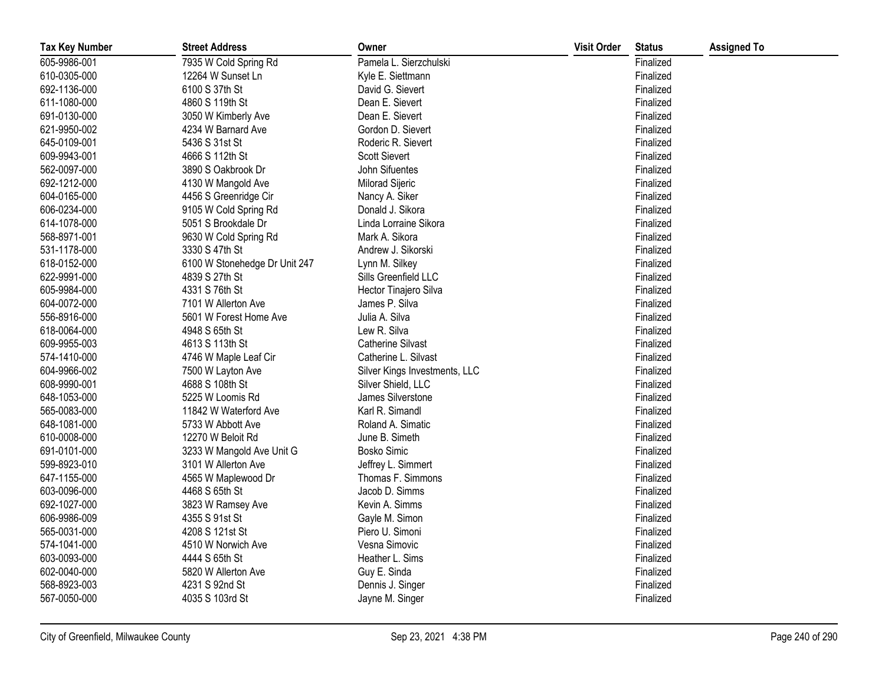| Tax Key Number | Street Address | Owner | Visit Order | Status | Assigned To |
|---|---|---|---|---|---|
| 605-9986-001 | 7935 W Cold Spring Rd | Pamela L. Sierzchulski | | Finalized | |
| 610-0305-000 | 12264 W Sunset Ln | Kyle E. Siettmann | | Finalized | |
| 692-1136-000 | 6100 S 37th St | David G. Sievert | | Finalized | |
| 611-1080-000 | 4860 S 119th St | Dean E. Sievert | | Finalized | |
| 691-0130-000 | 3050 W Kimberly Ave | Dean E. Sievert | | Finalized | |
| 621-9950-002 | 4234 W Barnard Ave | Gordon D. Sievert | | Finalized | |
| 645-0109-001 | 5436 S 31st St | Roderic R. Sievert | | Finalized | |
| 609-9943-001 | 4666 S 112th St | Scott Sievert | | Finalized | |
| 562-0097-000 | 3890 S Oakbrook Dr | John Sifuentes | | Finalized | |
| 692-1212-000 | 4130 W Mangold Ave | Milorad Sijeric | | Finalized | |
| 604-0165-000 | 4456 S Greenridge Cir | Nancy A. Siker | | Finalized | |
| 606-0234-000 | 9105 W Cold Spring Rd | Donald J. Sikora | | Finalized | |
| 614-1078-000 | 5051 S Brookdale Dr | Linda Lorraine Sikora | | Finalized | |
| 568-8971-001 | 9630 W Cold Spring Rd | Mark A. Sikora | | Finalized | |
| 531-1178-000 | 3330 S 47th St | Andrew J. Sikorski | | Finalized | |
| 618-0152-000 | 6100 W Stonehedge Dr Unit 247 | Lynn M. Silkey | | Finalized | |
| 622-9991-000 | 4839 S 27th St | Sills Greenfield LLC | | Finalized | |
| 605-9984-000 | 4331 S 76th St | Hector Tinajero Silva | | Finalized | |
| 604-0072-000 | 7101 W Allerton Ave | James P. Silva | | Finalized | |
| 556-8916-000 | 5601 W Forest Home Ave | Julia A. Silva | | Finalized | |
| 618-0064-000 | 4948 S 65th St | Lew R. Silva | | Finalized | |
| 609-9955-003 | 4613 S 113th St | Catherine Silvast | | Finalized | |
| 574-1410-000 | 4746 W Maple Leaf Cir | Catherine L. Silvast | | Finalized | |
| 604-9966-002 | 7500 W Layton Ave | Silver Kings Investments, LLC | | Finalized | |
| 608-9990-001 | 4688 S 108th St | Silver Shield, LLC | | Finalized | |
| 648-1053-000 | 5225 W Loomis Rd | James Silverstone | | Finalized | |
| 565-0083-000 | 11842 W Waterford Ave | Karl R. Simandl | | Finalized | |
| 648-1081-000 | 5733 W Abbott Ave | Roland A. Simatic | | Finalized | |
| 610-0008-000 | 12270 W Beloit Rd | June B. Simeth | | Finalized | |
| 691-0101-000 | 3233 W Mangold Ave Unit G | Bosko Simic | | Finalized | |
| 599-8923-010 | 3101 W Allerton Ave | Jeffrey L. Simmert | | Finalized | |
| 647-1155-000 | 4565 W Maplewood Dr | Thomas F. Simmons | | Finalized | |
| 603-0096-000 | 4468 S 65th St | Jacob D. Simms | | Finalized | |
| 692-1027-000 | 3823 W Ramsey Ave | Kevin A. Simms | | Finalized | |
| 606-9986-009 | 4355 S 91st St | Gayle M. Simon | | Finalized | |
| 565-0031-000 | 4208 S 121st St | Piero U. Simoni | | Finalized | |
| 574-1041-000 | 4510 W Norwich Ave | Vesna Simovic | | Finalized | |
| 603-0093-000 | 4444 S 65th St | Heather L. Sims | | Finalized | |
| 602-0040-000 | 5820 W Allerton Ave | Guy E. Sinda | | Finalized | |
| 568-8923-003 | 4231 S 92nd St | Dennis J. Singer | | Finalized | |
| 567-0050-000 | 4035 S 103rd St | Jayne M. Singer | | Finalized | |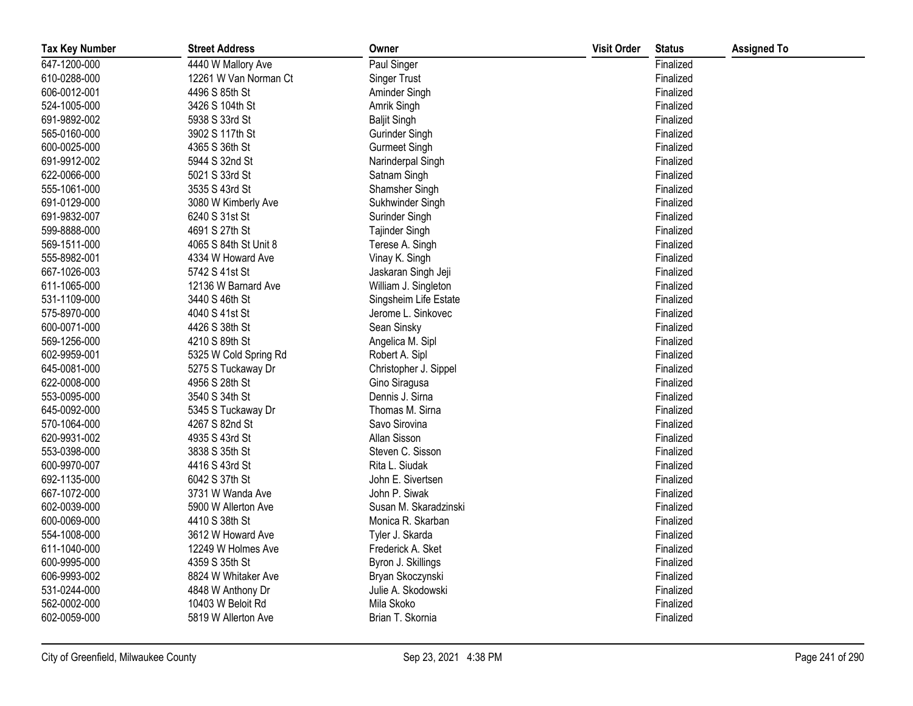| Tax Key Number | Street Address | Owner | Visit Order | Status | Assigned To |
|---|---|---|---|---|---|
| 647-1200-000 | 4440 W Mallory Ave | Paul Singer | | Finalized | |
| 610-0288-000 | 12261 W Van Norman Ct | Singer Trust | | Finalized | |
| 606-0012-001 | 4496 S 85th St | Aminder Singh | | Finalized | |
| 524-1005-000 | 3426 S 104th St | Amrik Singh | | Finalized | |
| 691-9892-002 | 5938 S 33rd St | Baljit Singh | | Finalized | |
| 565-0160-000 | 3902 S 117th St | Gurinder Singh | | Finalized | |
| 600-0025-000 | 4365 S 36th St | Gurmeet Singh | | Finalized | |
| 691-9912-002 | 5944 S 32nd St | Narinderpal Singh | | Finalized | |
| 622-0066-000 | 5021 S 33rd St | Satnam Singh | | Finalized | |
| 555-1061-000 | 3535 S 43rd St | Shamsher Singh | | Finalized | |
| 691-0129-000 | 3080 W Kimberly Ave | Sukhwinder Singh | | Finalized | |
| 691-9832-007 | 6240 S 31st St | Surinder Singh | | Finalized | |
| 599-8888-000 | 4691 S 27th St | Tajinder Singh | | Finalized | |
| 569-1511-000 | 4065 S 84th St Unit 8 | Terese A. Singh | | Finalized | |
| 555-8982-001 | 4334 W Howard Ave | Vinay K. Singh | | Finalized | |
| 667-1026-003 | 5742 S 41st St | Jaskaran Singh Jeji | | Finalized | |
| 611-1065-000 | 12136 W Barnard Ave | William J. Singleton | | Finalized | |
| 531-1109-000 | 3440 S 46th St | Singsheim Life Estate | | Finalized | |
| 575-8970-000 | 4040 S 41st St | Jerome L. Sinkovec | | Finalized | |
| 600-0071-000 | 4426 S 38th St | Sean Sinsky | | Finalized | |
| 569-1256-000 | 4210 S 89th St | Angelica M. Sipl | | Finalized | |
| 602-9959-001 | 5325 W Cold Spring Rd | Robert A. Sipl | | Finalized | |
| 645-0081-000 | 5275 S Tuckaway Dr | Christopher J. Sippel | | Finalized | |
| 622-0008-000 | 4956 S 28th St | Gino Siragusa | | Finalized | |
| 553-0095-000 | 3540 S 34th St | Dennis J. Sirna | | Finalized | |
| 645-0092-000 | 5345 S Tuckaway Dr | Thomas M. Sirna | | Finalized | |
| 570-1064-000 | 4267 S 82nd St | Savo Sirovina | | Finalized | |
| 620-9931-002 | 4935 S 43rd St | Allan Sisson | | Finalized | |
| 553-0398-000 | 3838 S 35th St | Steven C. Sisson | | Finalized | |
| 600-9970-007 | 4416 S 43rd St | Rita L. Siudak | | Finalized | |
| 692-1135-000 | 6042 S 37th St | John E. Sivertsen | | Finalized | |
| 667-1072-000 | 3731 W Wanda Ave | John P. Siwak | | Finalized | |
| 602-0039-000 | 5900 W Allerton Ave | Susan M. Skaradzinski | | Finalized | |
| 600-0069-000 | 4410 S 38th St | Monica R. Skarban | | Finalized | |
| 554-1008-000 | 3612 W Howard Ave | Tyler J. Skarda | | Finalized | |
| 611-1040-000 | 12249 W Holmes Ave | Frederick A. Sket | | Finalized | |
| 600-9995-000 | 4359 S 35th St | Byron J. Skillings | | Finalized | |
| 606-9993-002 | 8824 W Whitaker Ave | Bryan Skoczynski | | Finalized | |
| 531-0244-000 | 4848 W Anthony Dr | Julie A. Skodowski | | Finalized | |
| 562-0002-000 | 10403 W Beloit Rd | Mila Skoko | | Finalized | |
| 602-0059-000 | 5819 W Allerton Ave | Brian T. Skornia | | Finalized | |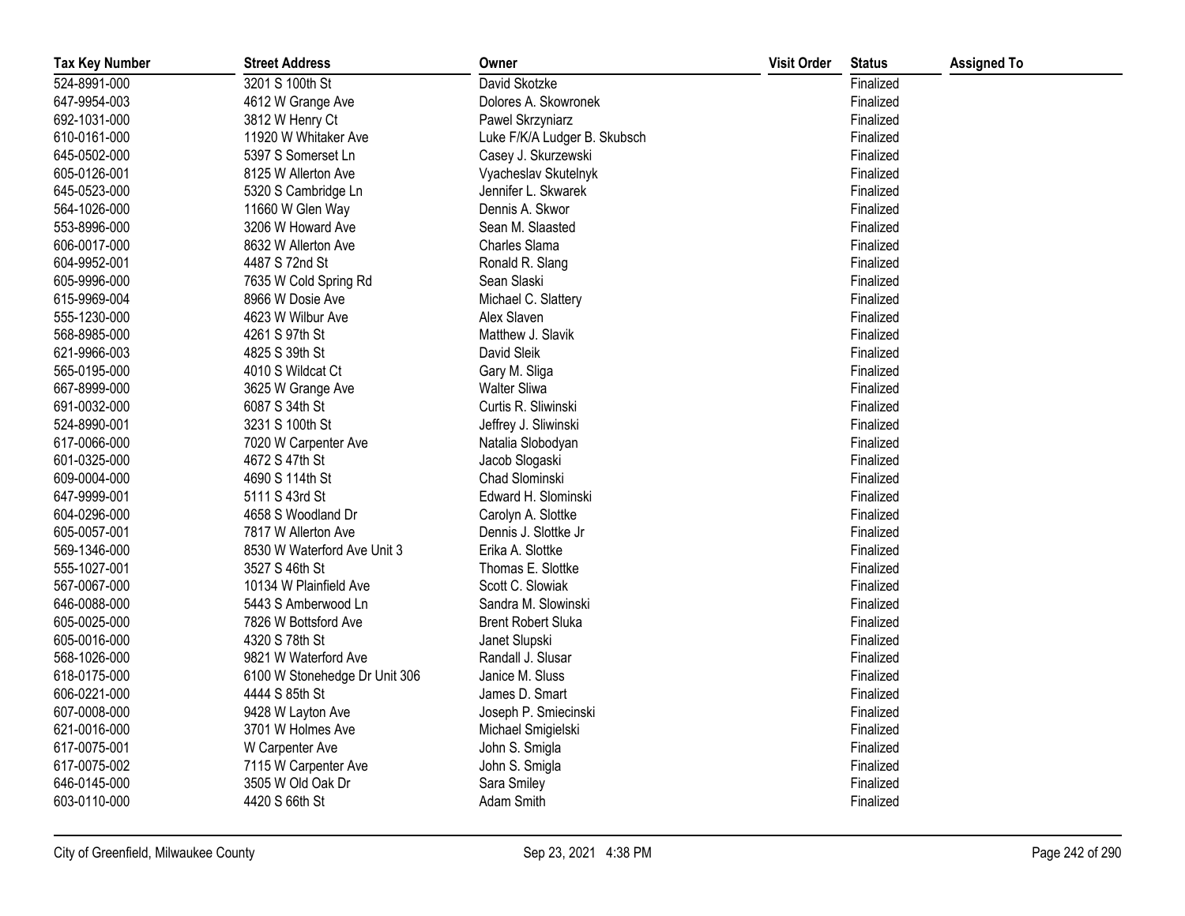| Tax Key Number | Street Address | Owner | Visit Order | Status | Assigned To |
|---|---|---|---|---|---|
| 524-8991-000 | 3201 S 100th St | David Skotzke | | Finalized | |
| 647-9954-003 | 4612 W Grange Ave | Dolores A. Skowronek | | Finalized | |
| 692-1031-000 | 3812 W Henry Ct | Pawel Skrzyniarz | | Finalized | |
| 610-0161-000 | 11920 W Whitaker Ave | Luke F/K/A Ludger B. Skubsch | | Finalized | |
| 645-0502-000 | 5397 S Somerset Ln | Casey J. Skurzewski | | Finalized | |
| 605-0126-001 | 8125 W Allerton Ave | Vyacheslav Skutelnyk | | Finalized | |
| 645-0523-000 | 5320 S Cambridge Ln | Jennifer L. Skwarek | | Finalized | |
| 564-1026-000 | 11660 W Glen Way | Dennis A. Skwor | | Finalized | |
| 553-8996-000 | 3206 W Howard Ave | Sean M. Slaasted | | Finalized | |
| 606-0017-000 | 8632 W Allerton Ave | Charles Slama | | Finalized | |
| 604-9952-001 | 4487 S 72nd St | Ronald R. Slang | | Finalized | |
| 605-9996-000 | 7635 W Cold Spring Rd | Sean Slaski | | Finalized | |
| 615-9969-004 | 8966 W Dosie Ave | Michael C. Slattery | | Finalized | |
| 555-1230-000 | 4623 W Wilbur Ave | Alex Slaven | | Finalized | |
| 568-8985-000 | 4261 S 97th St | Matthew J. Slavik | | Finalized | |
| 621-9966-003 | 4825 S 39th St | David Sleik | | Finalized | |
| 565-0195-000 | 4010 S Wildcat Ct | Gary M. Sliga | | Finalized | |
| 667-8999-000 | 3625 W Grange Ave | Walter Sliwa | | Finalized | |
| 691-0032-000 | 6087 S 34th St | Curtis R. Sliwinski | | Finalized | |
| 524-8990-001 | 3231 S 100th St | Jeffrey J. Sliwinski | | Finalized | |
| 617-0066-000 | 7020 W Carpenter Ave | Natalia Slobodyan | | Finalized | |
| 601-0325-000 | 4672 S 47th St | Jacob Slogaski | | Finalized | |
| 609-0004-000 | 4690 S 114th St | Chad Slominski | | Finalized | |
| 647-9999-001 | 5111 S 43rd St | Edward H. Slominski | | Finalized | |
| 604-0296-000 | 4658 S Woodland Dr | Carolyn A. Slottke | | Finalized | |
| 605-0057-001 | 7817 W Allerton Ave | Dennis J. Slottke Jr | | Finalized | |
| 569-1346-000 | 8530 W Waterford Ave Unit 3 | Erika A. Slottke | | Finalized | |
| 555-1027-001 | 3527 S 46th St | Thomas E. Slottke | | Finalized | |
| 567-0067-000 | 10134 W Plainfield Ave | Scott C. Slowiak | | Finalized | |
| 646-0088-000 | 5443 S Amberwood Ln | Sandra M. Slowinski | | Finalized | |
| 605-0025-000 | 7826 W Bottsford Ave | Brent Robert Sluka | | Finalized | |
| 605-0016-000 | 4320 S 78th St | Janet Slupski | | Finalized | |
| 568-1026-000 | 9821 W Waterford Ave | Randall J. Slusar | | Finalized | |
| 618-0175-000 | 6100 W Stonehedge Dr Unit 306 | Janice M. Sluss | | Finalized | |
| 606-0221-000 | 4444 S 85th St | James D. Smart | | Finalized | |
| 607-0008-000 | 9428 W Layton Ave | Joseph P. Smiecinski | | Finalized | |
| 621-0016-000 | 3701 W Holmes Ave | Michael Smigielski | | Finalized | |
| 617-0075-001 | W Carpenter Ave | John S. Smigla | | Finalized | |
| 617-0075-002 | 7115 W Carpenter Ave | John S. Smigla | | Finalized | |
| 646-0145-000 | 3505 W Old Oak Dr | Sara Smiley | | Finalized | |
| 603-0110-000 | 4420 S 66th St | Adam Smith | | Finalized | |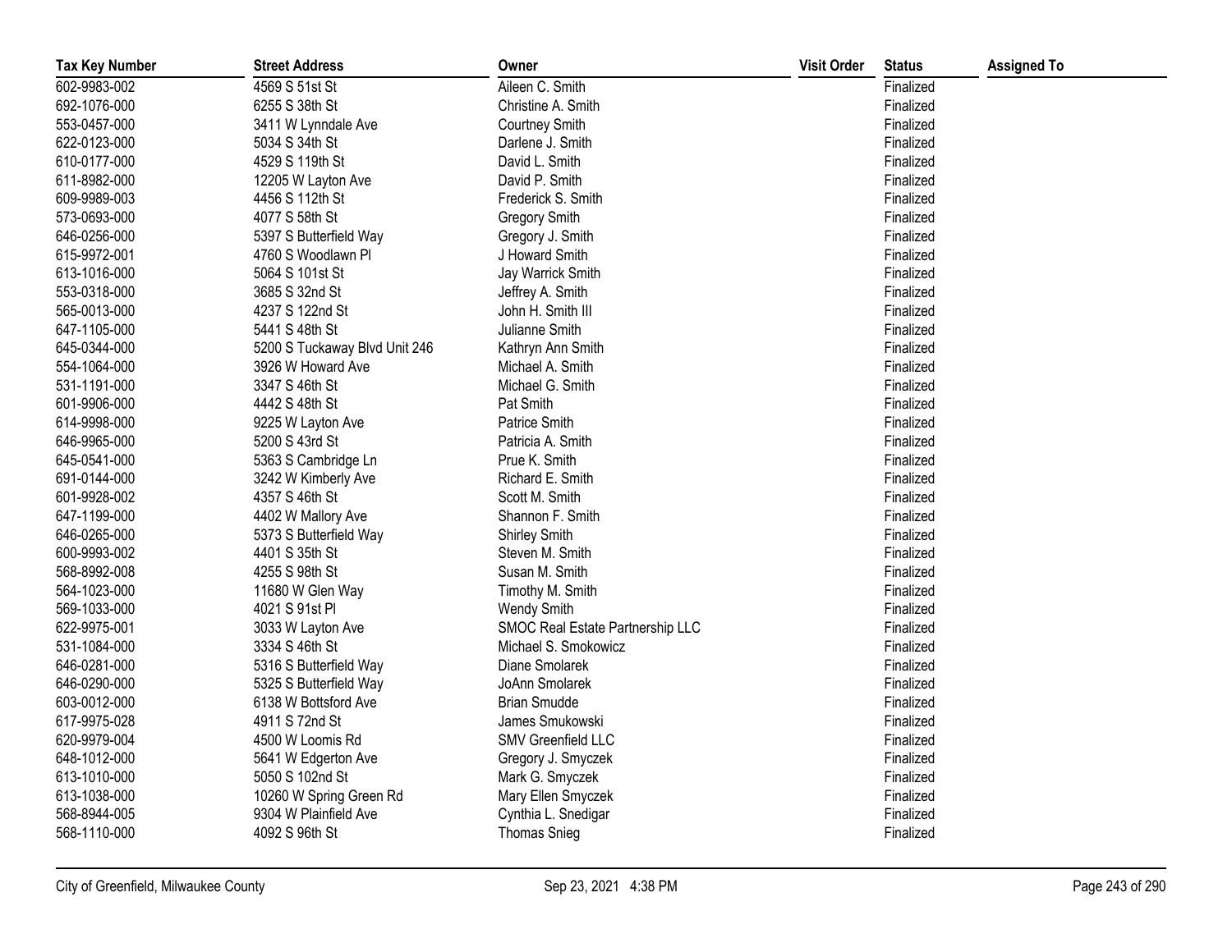| Tax Key Number | Street Address | Owner | Visit Order | Status | Assigned To |
|---|---|---|---|---|---|
| 602-9983-002 | 4569 S 51st St | Aileen C. Smith | | Finalized | |
| 692-1076-000 | 6255 S 38th St | Christine A. Smith | | Finalized | |
| 553-0457-000 | 3411 W Lynndale Ave | Courtney Smith | | Finalized | |
| 622-0123-000 | 5034 S 34th St | Darlene J. Smith | | Finalized | |
| 610-0177-000 | 4529 S 119th St | David L. Smith | | Finalized | |
| 611-8982-000 | 12205 W Layton Ave | David P. Smith | | Finalized | |
| 609-9989-003 | 4456 S 112th St | Frederick S. Smith | | Finalized | |
| 573-0693-000 | 4077 S 58th St | Gregory Smith | | Finalized | |
| 646-0256-000 | 5397 S Butterfield Way | Gregory J. Smith | | Finalized | |
| 615-9972-001 | 4760 S Woodlawn Pl | J Howard Smith | | Finalized | |
| 613-1016-000 | 5064 S 101st St | Jay Warrick Smith | | Finalized | |
| 553-0318-000 | 3685 S 32nd St | Jeffrey A. Smith | | Finalized | |
| 565-0013-000 | 4237 S 122nd St | John H. Smith III | | Finalized | |
| 647-1105-000 | 5441 S 48th St | Julianne Smith | | Finalized | |
| 645-0344-000 | 5200 S Tuckaway Blvd Unit 246 | Kathryn Ann Smith | | Finalized | |
| 554-1064-000 | 3926 W Howard Ave | Michael A. Smith | | Finalized | |
| 531-1191-000 | 3347 S 46th St | Michael G. Smith | | Finalized | |
| 601-9906-000 | 4442 S 48th St | Pat Smith | | Finalized | |
| 614-9998-000 | 9225 W Layton Ave | Patrice Smith | | Finalized | |
| 646-9965-000 | 5200 S 43rd St | Patricia A. Smith | | Finalized | |
| 645-0541-000 | 5363 S Cambridge Ln | Prue K. Smith | | Finalized | |
| 691-0144-000 | 3242 W Kimberly Ave | Richard E. Smith | | Finalized | |
| 601-9928-002 | 4357 S 46th St | Scott M. Smith | | Finalized | |
| 647-1199-000 | 4402 W Mallory Ave | Shannon F. Smith | | Finalized | |
| 646-0265-000 | 5373 S Butterfield Way | Shirley Smith | | Finalized | |
| 600-9993-002 | 4401 S 35th St | Steven M. Smith | | Finalized | |
| 568-8992-008 | 4255 S 98th St | Susan M. Smith | | Finalized | |
| 564-1023-000 | 11680 W Glen Way | Timothy M. Smith | | Finalized | |
| 569-1033-000 | 4021 S 91st Pl | Wendy Smith | | Finalized | |
| 622-9975-001 | 3033 W Layton Ave | SMOC Real Estate Partnership LLC | | Finalized | |
| 531-1084-000 | 3334 S 46th St | Michael S. Smokowicz | | Finalized | |
| 646-0281-000 | 5316 S Butterfield Way | Diane Smolarek | | Finalized | |
| 646-0290-000 | 5325 S Butterfield Way | JoAnn Smolarek | | Finalized | |
| 603-0012-000 | 6138 W Bottsford Ave | Brian Smudde | | Finalized | |
| 617-9975-028 | 4911 S 72nd St | James Smukowski | | Finalized | |
| 620-9979-004 | 4500 W Loomis Rd | SMV Greenfield LLC | | Finalized | |
| 648-1012-000 | 5641 W Edgerton Ave | Gregory J. Smyczek | | Finalized | |
| 613-1010-000 | 5050 S 102nd St | Mark G. Smyczek | | Finalized | |
| 613-1038-000 | 10260 W Spring Green Rd | Mary Ellen Smyczek | | Finalized | |
| 568-8944-005 | 9304 W Plainfield Ave | Cynthia L. Snedigar | | Finalized | |
| 568-1110-000 | 4092 S 96th St | Thomas Snieg | | Finalized | |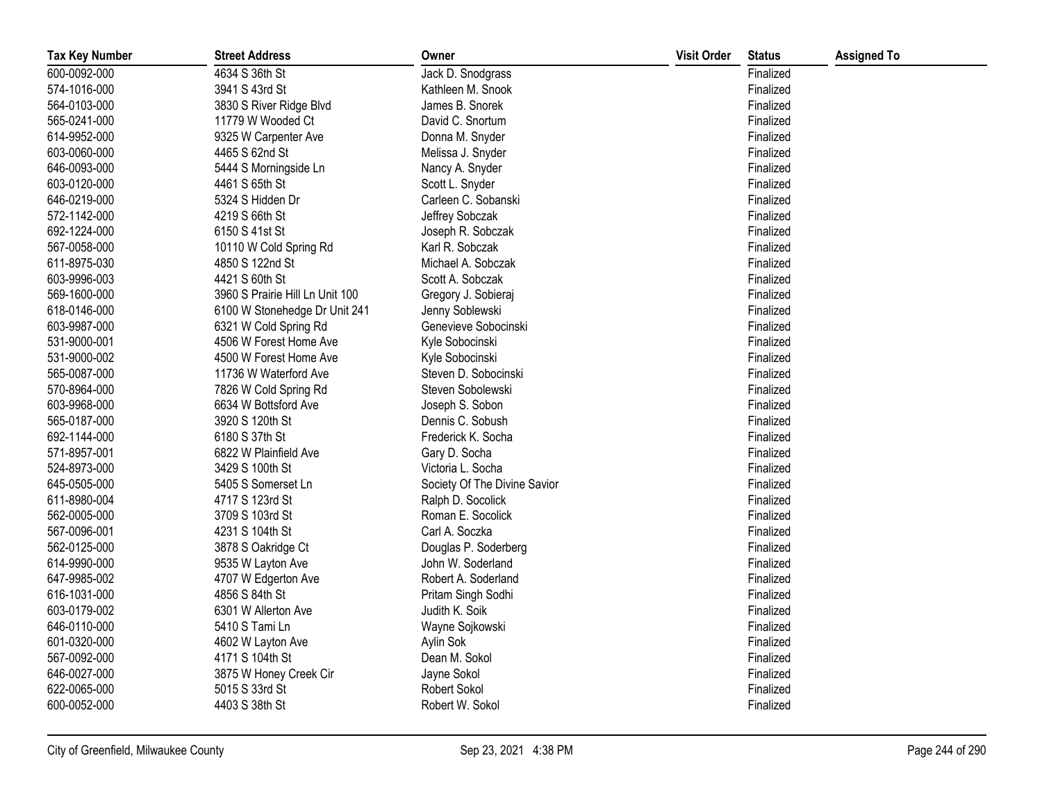| Tax Key Number | Street Address | Owner | Visit Order | Status | Assigned To |
|---|---|---|---|---|---|
| 600-0092-000 | 4634 S 36th St | Jack D. Snodgrass | | Finalized | |
| 574-1016-000 | 3941 S 43rd St | Kathleen M. Snook | | Finalized | |
| 564-0103-000 | 3830 S River Ridge Blvd | James B. Snorek | | Finalized | |
| 565-0241-000 | 11779 W Wooded Ct | David C. Snortum | | Finalized | |
| 614-9952-000 | 9325 W Carpenter Ave | Donna M. Snyder | | Finalized | |
| 603-0060-000 | 4465 S 62nd St | Melissa J. Snyder | | Finalized | |
| 646-0093-000 | 5444 S Morningside Ln | Nancy A. Snyder | | Finalized | |
| 603-0120-000 | 4461 S 65th St | Scott L. Snyder | | Finalized | |
| 646-0219-000 | 5324 S Hidden Dr | Carleen C. Sobanski | | Finalized | |
| 572-1142-000 | 4219 S 66th St | Jeffrey Sobczak | | Finalized | |
| 692-1224-000 | 6150 S 41st St | Joseph R. Sobczak | | Finalized | |
| 567-0058-000 | 10110 W Cold Spring Rd | Karl R. Sobczak | | Finalized | |
| 611-8975-030 | 4850 S 122nd St | Michael A. Sobczak | | Finalized | |
| 603-9996-003 | 4421 S 60th St | Scott A. Sobczak | | Finalized | |
| 569-1600-000 | 3960 S Prairie Hill Ln Unit 100 | Gregory J. Sobieraj | | Finalized | |
| 618-0146-000 | 6100 W Stonehedge Dr Unit 241 | Jenny Soblewski | | Finalized | |
| 603-9987-000 | 6321 W Cold Spring Rd | Genevieve Sobocinski | | Finalized | |
| 531-9000-001 | 4506 W Forest Home Ave | Kyle Sobocinski | | Finalized | |
| 531-9000-002 | 4500 W Forest Home Ave | Kyle Sobocinski | | Finalized | |
| 565-0087-000 | 11736 W Waterford Ave | Steven D. Sobocinski | | Finalized | |
| 570-8964-000 | 7826 W Cold Spring Rd | Steven Sobolewski | | Finalized | |
| 603-9968-000 | 6634 W Bottsford Ave | Joseph S. Sobon | | Finalized | |
| 565-0187-000 | 3920 S 120th St | Dennis C. Sobush | | Finalized | |
| 692-1144-000 | 6180 S 37th St | Frederick K. Socha | | Finalized | |
| 571-8957-001 | 6822 W Plainfield Ave | Gary D. Socha | | Finalized | |
| 524-8973-000 | 3429 S 100th St | Victoria L. Socha | | Finalized | |
| 645-0505-000 | 5405 S Somerset Ln | Society Of The Divine Savior | | Finalized | |
| 611-8980-004 | 4717 S 123rd St | Ralph D. Socolick | | Finalized | |
| 562-0005-000 | 3709 S 103rd St | Roman E. Socolick | | Finalized | |
| 567-0096-001 | 4231 S 104th St | Carl A. Soczka | | Finalized | |
| 562-0125-000 | 3878 S Oakridge Ct | Douglas P. Soderberg | | Finalized | |
| 614-9990-000 | 9535 W Layton Ave | John W. Soderland | | Finalized | |
| 647-9985-002 | 4707 W Edgerton Ave | Robert A. Soderland | | Finalized | |
| 616-1031-000 | 4856 S 84th St | Pritam Singh Sodhi | | Finalized | |
| 603-0179-002 | 6301 W Allerton Ave | Judith K. Soik | | Finalized | |
| 646-0110-000 | 5410 S Tami Ln | Wayne Sojkowski | | Finalized | |
| 601-0320-000 | 4602 W Layton Ave | Aylin Sok | | Finalized | |
| 567-0092-000 | 4171 S 104th St | Dean M. Sokol | | Finalized | |
| 646-0027-000 | 3875 W Honey Creek Cir | Jayne Sokol | | Finalized | |
| 622-0065-000 | 5015 S 33rd St | Robert Sokol | | Finalized | |
| 600-0052-000 | 4403 S 38th St | Robert W. Sokol | | Finalized | |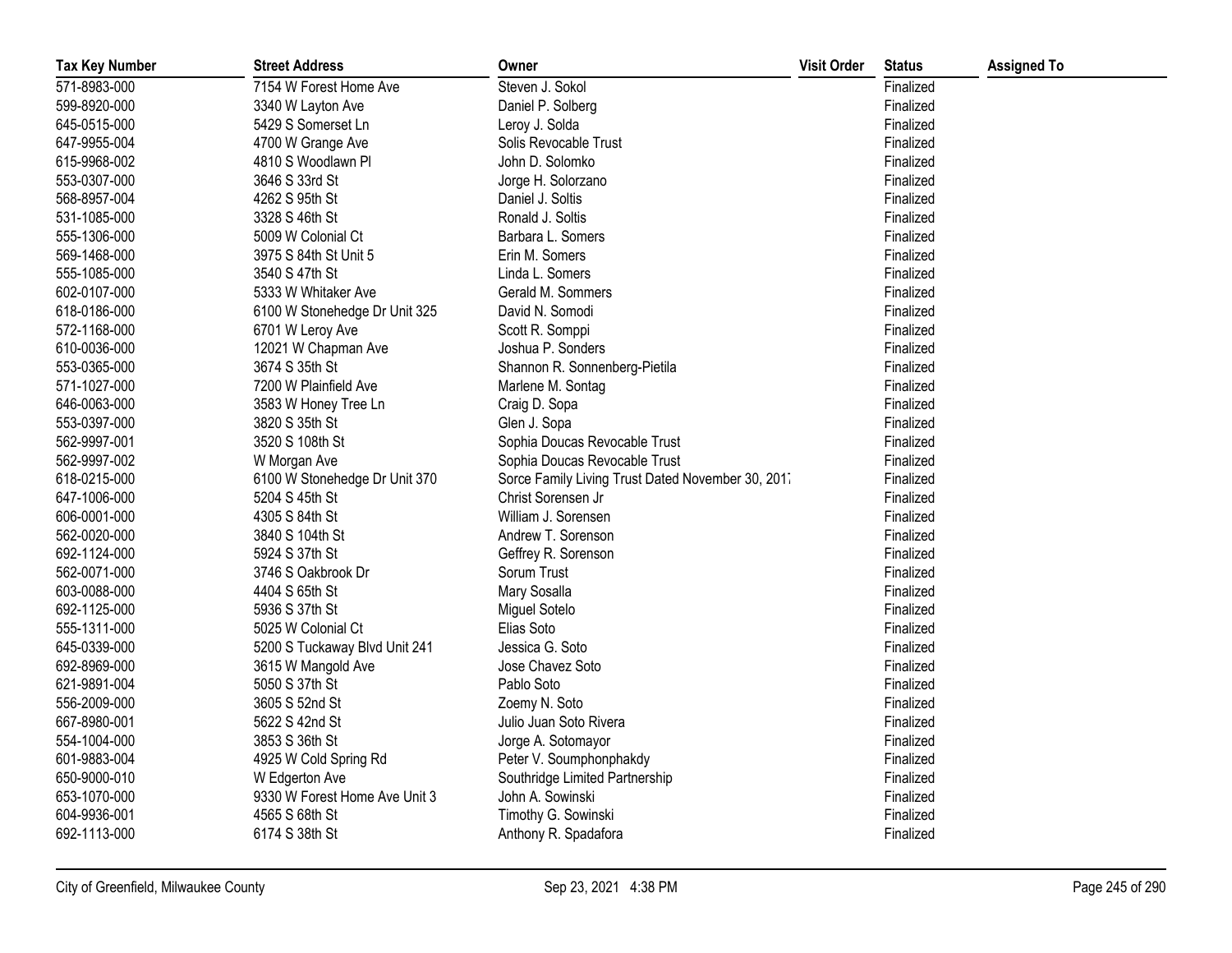| Tax Key Number | Street Address | Owner | Visit Order | Status | Assigned To |
| --- | --- | --- | --- | --- | --- |
| 571-8983-000 | 7154 W Forest Home Ave | Steven J. Sokol | | Finalized | |
| 599-8920-000 | 3340 W Layton Ave | Daniel P. Solberg | | Finalized | |
| 645-0515-000 | 5429 S Somerset Ln | Leroy J. Solda | | Finalized | |
| 647-9955-004 | 4700 W Grange Ave | Solis Revocable Trust | | Finalized | |
| 615-9968-002 | 4810 S Woodlawn Pl | John D. Solomko | | Finalized | |
| 553-0307-000 | 3646 S 33rd St | Jorge H. Solorzano | | Finalized | |
| 568-8957-004 | 4262 S 95th St | Daniel J. Soltis | | Finalized | |
| 531-1085-000 | 3328 S 46th St | Ronald J. Soltis | | Finalized | |
| 555-1306-000 | 5009 W Colonial Ct | Barbara L. Somers | | Finalized | |
| 569-1468-000 | 3975 S 84th St Unit 5 | Erin M. Somers | | Finalized | |
| 555-1085-000 | 3540 S 47th St | Linda L. Somers | | Finalized | |
| 602-0107-000 | 5333 W Whitaker Ave | Gerald M. Sommers | | Finalized | |
| 618-0186-000 | 6100 W Stonehedge Dr Unit 325 | David N. Somodi | | Finalized | |
| 572-1168-000 | 6701 W Leroy Ave | Scott R. Somppi | | Finalized | |
| 610-0036-000 | 12021 W Chapman Ave | Joshua P. Sonders | | Finalized | |
| 553-0365-000 | 3674 S 35th St | Shannon R. Sonnenberg-Pietila | | Finalized | |
| 571-1027-000 | 7200 W Plainfield Ave | Marlene M. Sontag | | Finalized | |
| 646-0063-000 | 3583 W Honey Tree Ln | Craig D. Sopa | | Finalized | |
| 553-0397-000 | 3820 S 35th St | Glen J. Sopa | | Finalized | |
| 562-9997-001 | 3520 S 108th St | Sophia Doucas Revocable Trust | | Finalized | |
| 562-9997-002 | W Morgan Ave | Sophia Doucas Revocable Trust | | Finalized | |
| 618-0215-000 | 6100 W Stonehedge Dr Unit 370 | Sorce Family Living Trust Dated November 30, 2017 | | Finalized | |
| 647-1006-000 | 5204 S 45th St | Christ Sorensen Jr | | Finalized | |
| 606-0001-000 | 4305 S 84th St | William J. Sorensen | | Finalized | |
| 562-0020-000 | 3840 S 104th St | Andrew T. Sorenson | | Finalized | |
| 692-1124-000 | 5924 S 37th St | Geffrey R. Sorenson | | Finalized | |
| 562-0071-000 | 3746 S Oakbrook Dr | Sorum Trust | | Finalized | |
| 603-0088-000 | 4404 S 65th St | Mary Sosalla | | Finalized | |
| 692-1125-000 | 5936 S 37th St | Miguel Sotelo | | Finalized | |
| 555-1311-000 | 5025 W Colonial Ct | Elias Soto | | Finalized | |
| 645-0339-000 | 5200 S Tuckaway Blvd Unit 241 | Jessica G. Soto | | Finalized | |
| 692-8969-000 | 3615 W Mangold Ave | Jose Chavez Soto | | Finalized | |
| 621-9891-004 | 5050 S 37th St | Pablo Soto | | Finalized | |
| 556-2009-000 | 3605 S 52nd St | Zoemy N. Soto | | Finalized | |
| 667-8980-001 | 5622 S 42nd St | Julio Juan Soto Rivera | | Finalized | |
| 554-1004-000 | 3853 S 36th St | Jorge A. Sotomayor | | Finalized | |
| 601-9883-004 | 4925 W Cold Spring Rd | Peter V. Soumphonphakdy | | Finalized | |
| 650-9000-010 | W Edgerton Ave | Southridge Limited Partnership | | Finalized | |
| 653-1070-000 | 9330 W Forest Home Ave Unit 3 | John A. Sowinski | | Finalized | |
| 604-9936-001 | 4565 S 68th St | Timothy G. Sowinski | | Finalized | |
| 692-1113-000 | 6174 S 38th St | Anthony R. Spadafora | | Finalized | |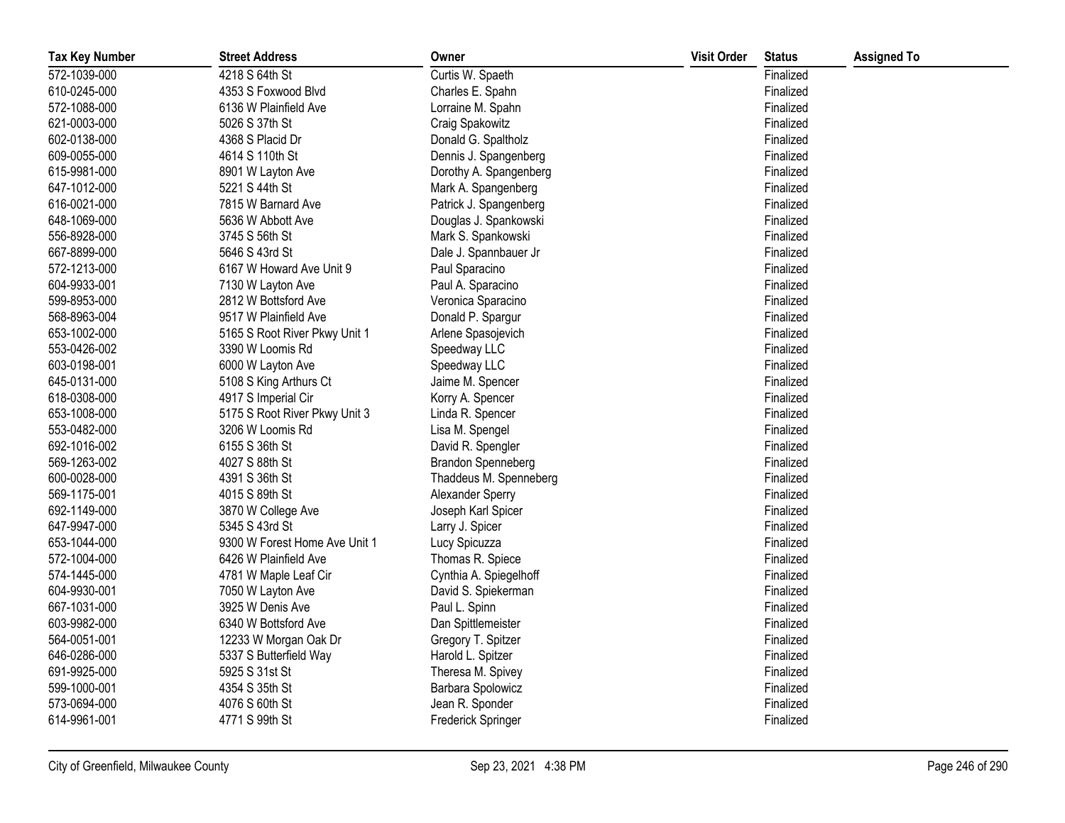| Tax Key Number | Street Address | Owner | Visit Order | Status | Assigned To |
| --- | --- | --- | --- | --- | --- |
| 572-1039-000 | 4218 S 64th St | Curtis W. Spaeth | | Finalized | |
| 610-0245-000 | 4353 S Foxwood Blvd | Charles E. Spahn | | Finalized | |
| 572-1088-000 | 6136 W Plainfield Ave | Lorraine M. Spahn | | Finalized | |
| 621-0003-000 | 5026 S 37th St | Craig Spakowitz | | Finalized | |
| 602-0138-000 | 4368 S Placid Dr | Donald G. Spaltholz | | Finalized | |
| 609-0055-000 | 4614 S 110th St | Dennis J. Spangenberg | | Finalized | |
| 615-9981-000 | 8901 W Layton Ave | Dorothy A. Spangenberg | | Finalized | |
| 647-1012-000 | 5221 S 44th St | Mark A. Spangenberg | | Finalized | |
| 616-0021-000 | 7815 W Barnard Ave | Patrick J. Spangenberg | | Finalized | |
| 648-1069-000 | 5636 W Abbott Ave | Douglas J. Spankowski | | Finalized | |
| 556-8928-000 | 3745 S 56th St | Mark S. Spankowski | | Finalized | |
| 667-8899-000 | 5646 S 43rd St | Dale J. Spannbauer Jr | | Finalized | |
| 572-1213-000 | 6167 W Howard Ave Unit 9 | Paul Sparacino | | Finalized | |
| 604-9933-001 | 7130 W Layton Ave | Paul A. Sparacino | | Finalized | |
| 599-8953-000 | 2812 W Bottsford Ave | Veronica Sparacino | | Finalized | |
| 568-8963-004 | 9517 W Plainfield Ave | Donald P. Spargur | | Finalized | |
| 653-1002-000 | 5165 S Root River Pkwy Unit 1 | Arlene Spasojevich | | Finalized | |
| 553-0426-002 | 3390 W Loomis Rd | Speedway LLC | | Finalized | |
| 603-0198-001 | 6000 W Layton Ave | Speedway LLC | | Finalized | |
| 645-0131-000 | 5108 S King Arthurs Ct | Jaime M. Spencer | | Finalized | |
| 618-0308-000 | 4917 S Imperial Cir | Korry A. Spencer | | Finalized | |
| 653-1008-000 | 5175 S Root River Pkwy Unit 3 | Linda R. Spencer | | Finalized | |
| 553-0482-000 | 3206 W Loomis Rd | Lisa M. Spengel | | Finalized | |
| 692-1016-002 | 6155 S 36th St | David R. Spengler | | Finalized | |
| 569-1263-002 | 4027 S 88th St | Brandon Spenneberg | | Finalized | |
| 600-0028-000 | 4391 S 36th St | Thaddeus M. Spenneberg | | Finalized | |
| 569-1175-001 | 4015 S 89th St | Alexander Sperry | | Finalized | |
| 692-1149-000 | 3870 W College Ave | Joseph Karl Spicer | | Finalized | |
| 647-9947-000 | 5345 S 43rd St | Larry J. Spicer | | Finalized | |
| 653-1044-000 | 9300 W Forest Home Ave Unit 1 | Lucy Spicuzza | | Finalized | |
| 572-1004-000 | 6426 W Plainfield Ave | Thomas R. Spiece | | Finalized | |
| 574-1445-000 | 4781 W Maple Leaf Cir | Cynthia A. Spiegelhoff | | Finalized | |
| 604-9930-001 | 7050 W Layton Ave | David S. Spiekerman | | Finalized | |
| 667-1031-000 | 3925 W Denis Ave | Paul L. Spinn | | Finalized | |
| 603-9982-000 | 6340 W Bottsford Ave | Dan Spittlemeister | | Finalized | |
| 564-0051-001 | 12233 W Morgan Oak Dr | Gregory T. Spitzer | | Finalized | |
| 646-0286-000 | 5337 S Butterfield Way | Harold L. Spitzer | | Finalized | |
| 691-9925-000 | 5925 S 31st St | Theresa M. Spivey | | Finalized | |
| 599-1000-001 | 4354 S 35th St | Barbara Spolowicz | | Finalized | |
| 573-0694-000 | 4076 S 60th St | Jean R. Sponder | | Finalized | |
| 614-9961-001 | 4771 S 99th St | Frederick Springer | | Finalized | |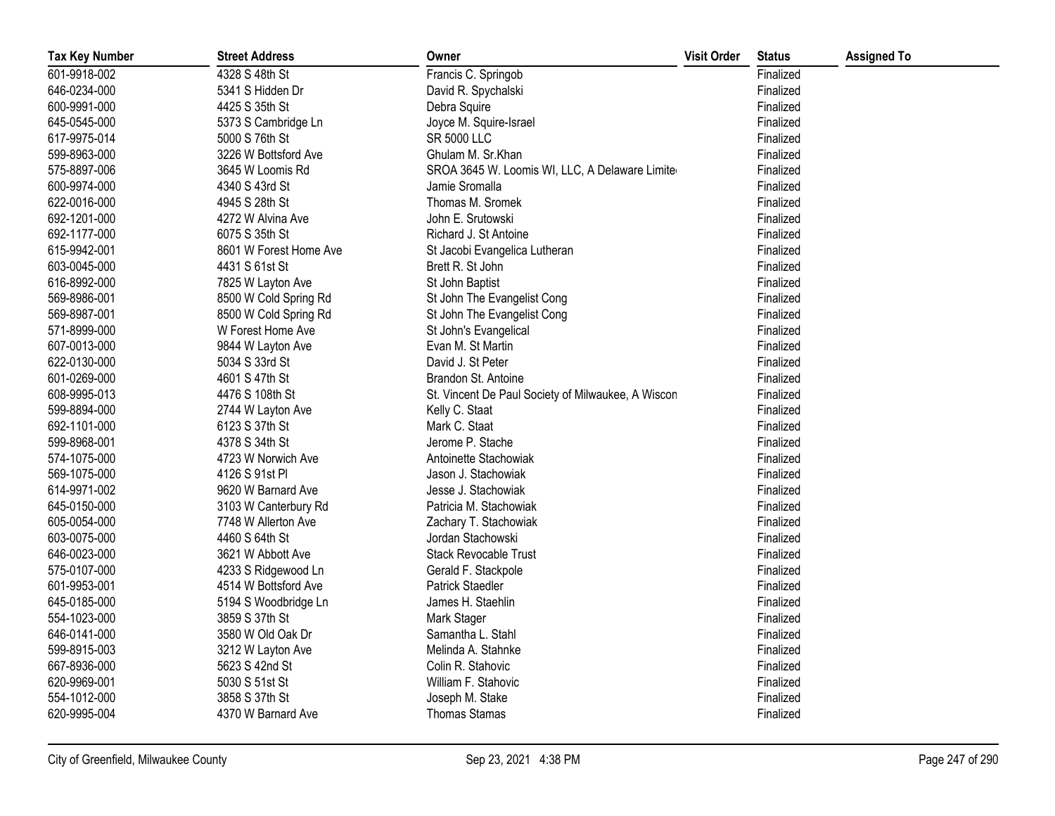| Tax Key Number | Street Address | Owner | Visit Order | Status | Assigned To |
|---|---|---|---|---|---|
| 601-9918-002 | 4328 S 48th St | Francis C. Springob | | Finalized | |
| 646-0234-000 | 5341 S Hidden Dr | David R. Spychalski | | Finalized | |
| 600-9991-000 | 4425 S 35th St | Debra Squire | | Finalized | |
| 645-0545-000 | 5373 S Cambridge Ln | Joyce M. Squire-Israel | | Finalized | |
| 617-9975-014 | 5000 S 76th St | SR 5000 LLC | | Finalized | |
| 599-8963-000 | 3226 W Bottsford Ave | Ghulam M. Sr.Khan | | Finalized | |
| 575-8897-006 | 3645 W Loomis Rd | SROA 3645 W. Loomis WI, LLC, A Delaware Limite | | Finalized | |
| 600-9974-000 | 4340 S 43rd St | Jamie Sromalla | | Finalized | |
| 622-0016-000 | 4945 S 28th St | Thomas M. Sromek | | Finalized | |
| 692-1201-000 | 4272 W Alvina Ave | John E. Srutowski | | Finalized | |
| 692-1177-000 | 6075 S 35th St | Richard J. St Antoine | | Finalized | |
| 615-9942-001 | 8601 W Forest Home Ave | St Jacobi Evangelica Lutheran | | Finalized | |
| 603-0045-000 | 4431 S 61st St | Brett R. St John | | Finalized | |
| 616-8992-000 | 7825 W Layton Ave | St John Baptist | | Finalized | |
| 569-8986-001 | 8500 W Cold Spring Rd | St John The Evangelist Cong | | Finalized | |
| 569-8987-001 | 8500 W Cold Spring Rd | St John The Evangelist Cong | | Finalized | |
| 571-8999-000 | W Forest Home Ave | St John's Evangelical | | Finalized | |
| 607-0013-000 | 9844 W Layton Ave | Evan M. St Martin | | Finalized | |
| 622-0130-000 | 5034 S 33rd St | David J. St Peter | | Finalized | |
| 601-0269-000 | 4601 S 47th St | Brandon St. Antoine | | Finalized | |
| 608-9995-013 | 4476 S 108th St | St. Vincent De Paul Society of Milwaukee, A Wiscon | | Finalized | |
| 599-8894-000 | 2744 W Layton Ave | Kelly C. Staat | | Finalized | |
| 692-1101-000 | 6123 S 37th St | Mark C. Staat | | Finalized | |
| 599-8968-001 | 4378 S 34th St | Jerome P. Stache | | Finalized | |
| 574-1075-000 | 4723 W Norwich Ave | Antoinette Stachowiak | | Finalized | |
| 569-1075-000 | 4126 S 91st Pl | Jason J. Stachowiak | | Finalized | |
| 614-9971-002 | 9620 W Barnard Ave | Jesse J. Stachowiak | | Finalized | |
| 645-0150-000 | 3103 W Canterbury Rd | Patricia M. Stachowiak | | Finalized | |
| 605-0054-000 | 7748 W Allerton Ave | Zachary T. Stachowiak | | Finalized | |
| 603-0075-000 | 4460 S 64th St | Jordan Stachowski | | Finalized | |
| 646-0023-000 | 3621 W Abbott Ave | Stack Revocable Trust | | Finalized | |
| 575-0107-000 | 4233 S Ridgewood Ln | Gerald F. Stackpole | | Finalized | |
| 601-9953-001 | 4514 W Bottsford Ave | Patrick Staedler | | Finalized | |
| 645-0185-000 | 5194 S Woodbridge Ln | James H. Staehlin | | Finalized | |
| 554-1023-000 | 3859 S 37th St | Mark Stager | | Finalized | |
| 646-0141-000 | 3580 W Old Oak Dr | Samantha L. Stahl | | Finalized | |
| 599-8915-003 | 3212 W Layton Ave | Melinda A. Stahnke | | Finalized | |
| 667-8936-000 | 5623 S 42nd St | Colin R. Stahovic | | Finalized | |
| 620-9969-001 | 5030 S 51st St | William F. Stahovic | | Finalized | |
| 554-1012-000 | 3858 S 37th St | Joseph M. Stake | | Finalized | |
| 620-9995-004 | 4370 W Barnard Ave | Thomas Stamas | | Finalized | |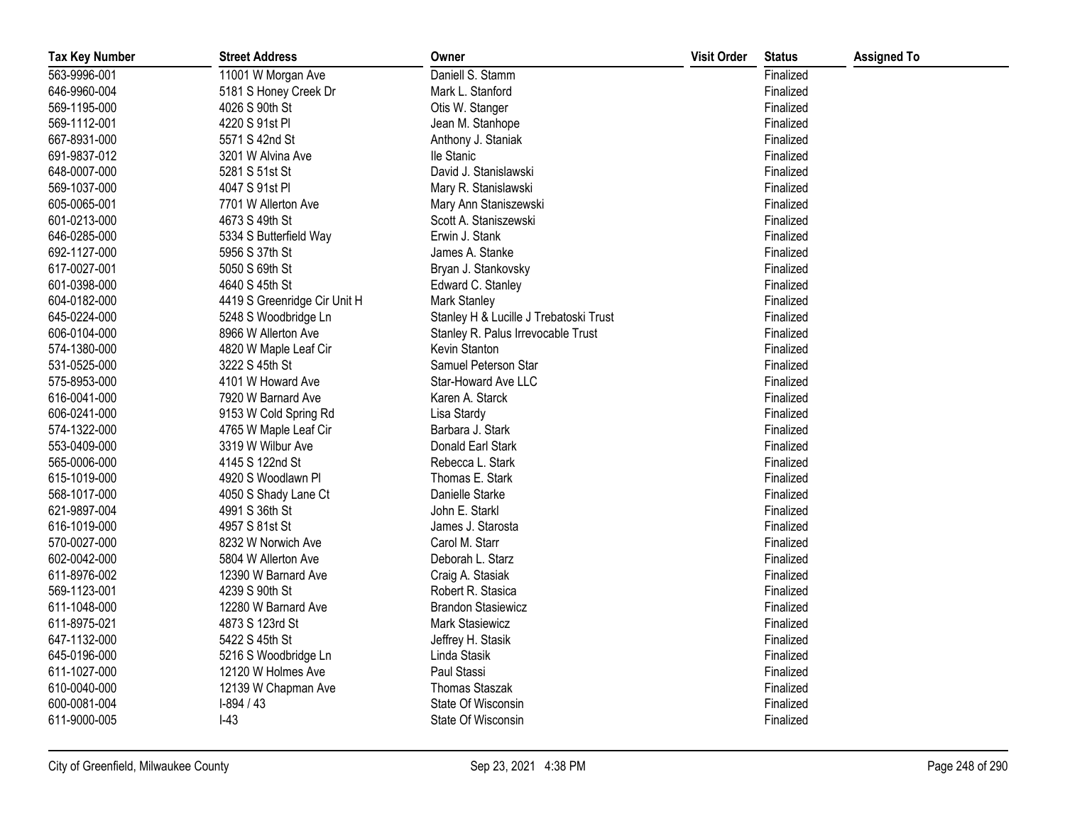| Tax Key Number | Street Address | Owner | Visit Order | Status | Assigned To |
|---|---|---|---|---|---|
| 563-9996-001 | 11001 W Morgan Ave | Daniell S. Stamm | | Finalized | |
| 646-9960-004 | 5181 S Honey Creek Dr | Mark L. Stanford | | Finalized | |
| 569-1195-000 | 4026 S 90th St | Otis W. Stanger | | Finalized | |
| 569-1112-001 | 4220 S 91st Pl | Jean M. Stanhope | | Finalized | |
| 667-8931-000 | 5571 S 42nd St | Anthony J. Staniak | | Finalized | |
| 691-9837-012 | 3201 W Alvina Ave | Ile Stanic | | Finalized | |
| 648-0007-000 | 5281 S 51st St | David J. Stanislawski | | Finalized | |
| 569-1037-000 | 4047 S 91st Pl | Mary R. Stanislawski | | Finalized | |
| 605-0065-001 | 7701 W Allerton Ave | Mary Ann Staniszewski | | Finalized | |
| 601-0213-000 | 4673 S 49th St | Scott A. Staniszewski | | Finalized | |
| 646-0285-000 | 5334 S Butterfield Way | Erwin J. Stank | | Finalized | |
| 692-1127-000 | 5956 S 37th St | James A. Stanke | | Finalized | |
| 617-0027-001 | 5050 S 69th St | Bryan J. Stankovsky | | Finalized | |
| 601-0398-000 | 4640 S 45th St | Edward C. Stanley | | Finalized | |
| 604-0182-000 | 4419 S Greenridge Cir Unit H | Mark Stanley | | Finalized | |
| 645-0224-000 | 5248 S Woodbridge Ln | Stanley H & Lucille J Trebatoski Trust | | Finalized | |
| 606-0104-000 | 8966 W Allerton Ave | Stanley R. Palus Irrevocable Trust | | Finalized | |
| 574-1380-000 | 4820 W Maple Leaf Cir | Kevin Stanton | | Finalized | |
| 531-0525-000 | 3222 S 45th St | Samuel Peterson Star | | Finalized | |
| 575-8953-000 | 4101 W Howard Ave | Star-Howard Ave LLC | | Finalized | |
| 616-0041-000 | 7920 W Barnard Ave | Karen A. Starck | | Finalized | |
| 606-0241-000 | 9153 W Cold Spring Rd | Lisa Stardy | | Finalized | |
| 574-1322-000 | 4765 W Maple Leaf Cir | Barbara J. Stark | | Finalized | |
| 553-0409-000 | 3319 W Wilbur Ave | Donald Earl Stark | | Finalized | |
| 565-0006-000 | 4145 S 122nd St | Rebecca L. Stark | | Finalized | |
| 615-1019-000 | 4920 S Woodlawn Pl | Thomas E. Stark | | Finalized | |
| 568-1017-000 | 4050 S Shady Lane Ct | Danielle Starke | | Finalized | |
| 621-9897-004 | 4991 S 36th St | John E. Starkl | | Finalized | |
| 616-1019-000 | 4957 S 81st St | James J. Starosta | | Finalized | |
| 570-0027-000 | 8232 W Norwich Ave | Carol M. Starr | | Finalized | |
| 602-0042-000 | 5804 W Allerton Ave | Deborah L. Starz | | Finalized | |
| 611-8976-002 | 12390 W Barnard Ave | Craig A. Stasiak | | Finalized | |
| 569-1123-001 | 4239 S 90th St | Robert R. Stasica | | Finalized | |
| 611-1048-000 | 12280 W Barnard Ave | Brandon Stasiewicz | | Finalized | |
| 611-8975-021 | 4873 S 123rd St | Mark Stasiewicz | | Finalized | |
| 647-1132-000 | 5422 S 45th St | Jeffrey H. Stasik | | Finalized | |
| 645-0196-000 | 5216 S Woodbridge Ln | Linda Stasik | | Finalized | |
| 611-1027-000 | 12120 W Holmes Ave | Paul Stassi | | Finalized | |
| 610-0040-000 | 12139 W Chapman Ave | Thomas Staszak | | Finalized | |
| 600-0081-004 | I-894 / 43 | State Of Wisconsin | | Finalized | |
| 611-9000-005 | I-43 | State Of Wisconsin | | Finalized | |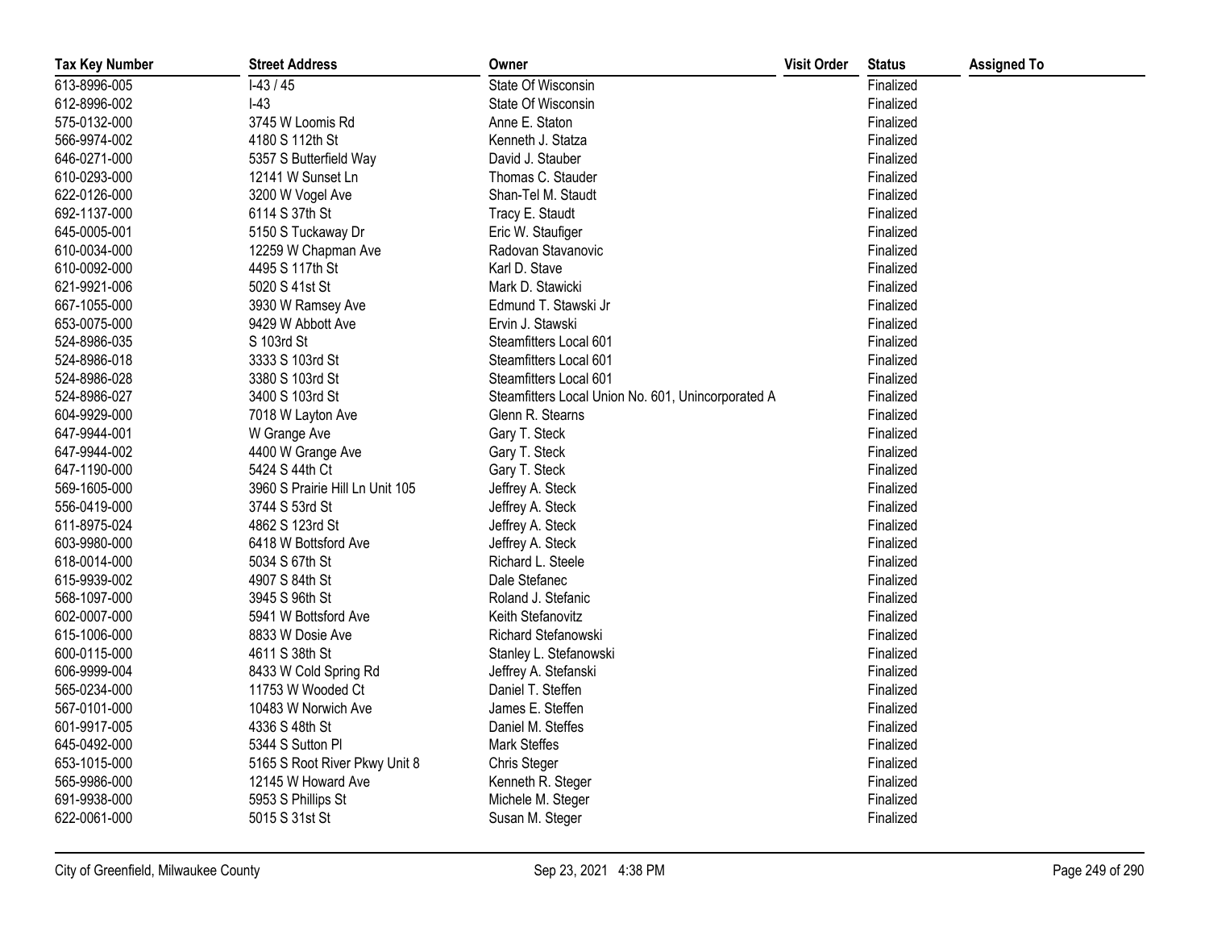| Tax Key Number | Street Address | Owner | Visit Order | Status | Assigned To |
|---|---|---|---|---|---|
| 613-8996-005 | I-43 / 45 | State Of Wisconsin | | Finalized | |
| 612-8996-002 | I-43 | State Of Wisconsin | | Finalized | |
| 575-0132-000 | 3745 W Loomis Rd | Anne E. Staton | | Finalized | |
| 566-9974-002 | 4180 S 112th St | Kenneth J. Statza | | Finalized | |
| 646-0271-000 | 5357 S Butterfield Way | David J. Stauber | | Finalized | |
| 610-0293-000 | 12141 W Sunset Ln | Thomas C. Stauder | | Finalized | |
| 622-0126-000 | 3200 W Vogel Ave | Shan-Tel M. Staudt | | Finalized | |
| 692-1137-000 | 6114 S 37th St | Tracy E. Staudt | | Finalized | |
| 645-0005-001 | 5150 S Tuckaway Dr | Eric W. Staufiger | | Finalized | |
| 610-0034-000 | 12259 W Chapman Ave | Radovan Stavanovic | | Finalized | |
| 610-0092-000 | 4495 S 117th St | Karl D. Stave | | Finalized | |
| 621-9921-006 | 5020 S 41st St | Mark D. Stawicki | | Finalized | |
| 667-1055-000 | 3930 W Ramsey Ave | Edmund T. Stawski Jr | | Finalized | |
| 653-0075-000 | 9429 W Abbott Ave | Ervin J. Stawski | | Finalized | |
| 524-8986-035 | S 103rd St | Steamfitters Local 601 | | Finalized | |
| 524-8986-018 | 3333 S 103rd St | Steamfitters Local 601 | | Finalized | |
| 524-8986-028 | 3380 S 103rd St | Steamfitters Local 601 | | Finalized | |
| 524-8986-027 | 3400 S 103rd St | Steamfitters Local Union No. 601, Unincorporated A | | Finalized | |
| 604-9929-000 | 7018 W Layton Ave | Glenn R. Stearns | | Finalized | |
| 647-9944-001 | W Grange Ave | Gary T. Steck | | Finalized | |
| 647-9944-002 | 4400 W Grange Ave | Gary T. Steck | | Finalized | |
| 647-1190-000 | 5424 S 44th Ct | Gary T. Steck | | Finalized | |
| 569-1605-000 | 3960 S Prairie Hill Ln Unit 105 | Jeffrey A. Steck | | Finalized | |
| 556-0419-000 | 3744 S 53rd St | Jeffrey A. Steck | | Finalized | |
| 611-8975-024 | 4862 S 123rd St | Jeffrey A. Steck | | Finalized | |
| 603-9980-000 | 6418 W Bottsford Ave | Jeffrey A. Steck | | Finalized | |
| 618-0014-000 | 5034 S 67th St | Richard L. Steele | | Finalized | |
| 615-9939-002 | 4907 S 84th St | Dale Stefanec | | Finalized | |
| 568-1097-000 | 3945 S 96th St | Roland J. Stefanic | | Finalized | |
| 602-0007-000 | 5941 W Bottsford Ave | Keith Stefanovitz | | Finalized | |
| 615-1006-000 | 8833 W Dosie Ave | Richard Stefanowski | | Finalized | |
| 600-0115-000 | 4611 S 38th St | Stanley L. Stefanowski | | Finalized | |
| 606-9999-004 | 8433 W Cold Spring Rd | Jeffrey A. Stefanski | | Finalized | |
| 565-0234-000 | 11753 W Wooded Ct | Daniel T. Steffen | | Finalized | |
| 567-0101-000 | 10483 W Norwich Ave | James E. Steffen | | Finalized | |
| 601-9917-005 | 4336 S 48th St | Daniel M. Steffes | | Finalized | |
| 645-0492-000 | 5344 S Sutton Pl | Mark Steffes | | Finalized | |
| 653-1015-000 | 5165 S Root River Pkwy Unit 8 | Chris Steger | | Finalized | |
| 565-9986-000 | 12145 W Howard Ave | Kenneth R. Steger | | Finalized | |
| 691-9938-000 | 5953 S Phillips St | Michele M. Steger | | Finalized | |
| 622-0061-000 | 5015 S 31st St | Susan M. Steger | | Finalized | |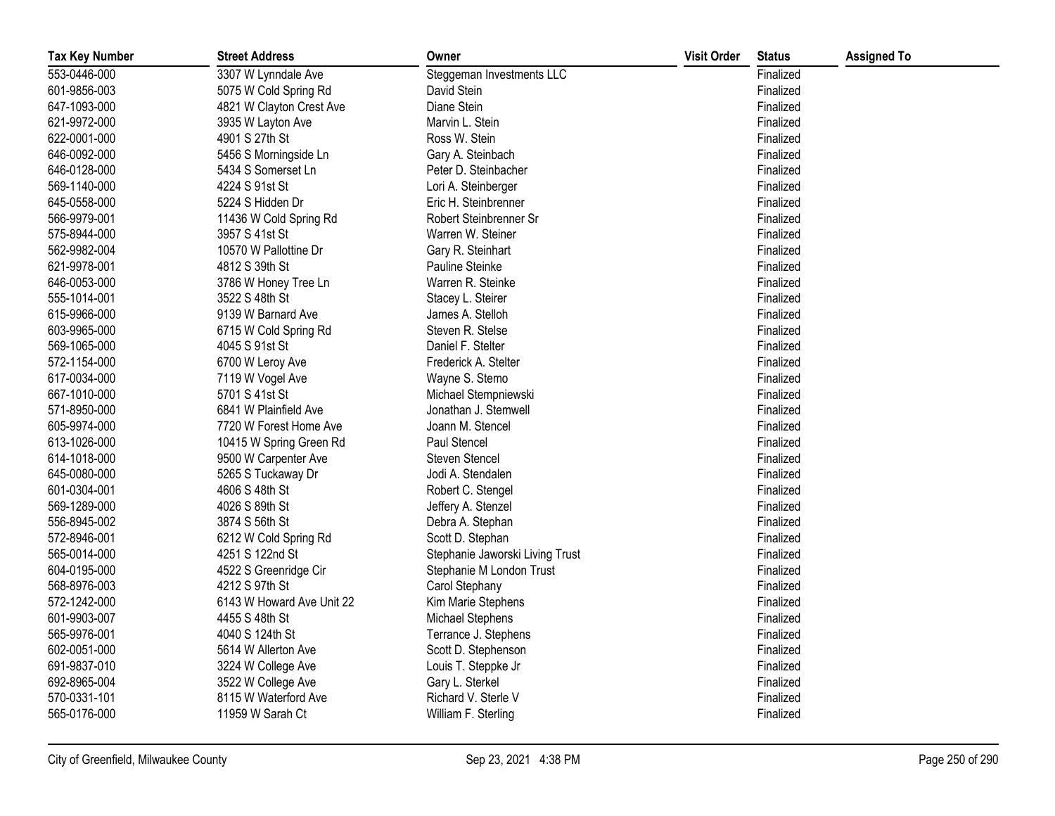| Tax Key Number | Street Address | Owner | Visit Order | Status | Assigned To |
|---|---|---|---|---|---|
| 553-0446-000 | 3307 W Lynndale Ave | Steggeman Investments LLC | | Finalized | |
| 601-9856-003 | 5075 W Cold Spring Rd | David Stein | | Finalized | |
| 647-1093-000 | 4821 W Clayton Crest Ave | Diane Stein | | Finalized | |
| 621-9972-000 | 3935 W Layton Ave | Marvin L. Stein | | Finalized | |
| 622-0001-000 | 4901 S 27th St | Ross W. Stein | | Finalized | |
| 646-0092-000 | 5456 S Morningside Ln | Gary A. Steinbach | | Finalized | |
| 646-0128-000 | 5434 S Somerset Ln | Peter D. Steinbacher | | Finalized | |
| 569-1140-000 | 4224 S 91st St | Lori A. Steinberger | | Finalized | |
| 645-0558-000 | 5224 S Hidden Dr | Eric H. Steinbrenner | | Finalized | |
| 566-9979-001 | 11436 W Cold Spring Rd | Robert Steinbrenner Sr | | Finalized | |
| 575-8944-000 | 3957 S 41st St | Warren W. Steiner | | Finalized | |
| 562-9982-004 | 10570 W Pallottine Dr | Gary R. Steinhart | | Finalized | |
| 621-9978-001 | 4812 S 39th St | Pauline Steinke | | Finalized | |
| 646-0053-000 | 3786 W Honey Tree Ln | Warren R. Steinke | | Finalized | |
| 555-1014-001 | 3522 S 48th St | Stacey L. Steirer | | Finalized | |
| 615-9966-000 | 9139 W Barnard Ave | James A. Stelloh | | Finalized | |
| 603-9965-000 | 6715 W Cold Spring Rd | Steven R. Stelse | | Finalized | |
| 569-1065-000 | 4045 S 91st St | Daniel F. Stelter | | Finalized | |
| 572-1154-000 | 6700 W Leroy Ave | Frederick A. Stelter | | Finalized | |
| 617-0034-000 | 7119 W Vogel Ave | Wayne S. Stemo | | Finalized | |
| 667-1010-000 | 5701 S 41st St | Michael Stempniewski | | Finalized | |
| 571-8950-000 | 6841 W Plainfield Ave | Jonathan J. Stemwell | | Finalized | |
| 605-9974-000 | 7720 W Forest Home Ave | Joann M. Stencel | | Finalized | |
| 613-1026-000 | 10415 W Spring Green Rd | Paul Stencel | | Finalized | |
| 614-1018-000 | 9500 W Carpenter Ave | Steven Stencel | | Finalized | |
| 645-0080-000 | 5265 S Tuckaway Dr | Jodi A. Stendalen | | Finalized | |
| 601-0304-001 | 4606 S 48th St | Robert C. Stengel | | Finalized | |
| 569-1289-000 | 4026 S 89th St | Jeffery A. Stenzel | | Finalized | |
| 556-8945-002 | 3874 S 56th St | Debra A. Stephan | | Finalized | |
| 572-8946-001 | 6212 W Cold Spring Rd | Scott D. Stephan | | Finalized | |
| 565-0014-000 | 4251 S 122nd St | Stephanie Jaworski Living Trust | | Finalized | |
| 604-0195-000 | 4522 S Greenridge Cir | Stephanie M London Trust | | Finalized | |
| 568-8976-003 | 4212 S 97th St | Carol Stephany | | Finalized | |
| 572-1242-000 | 6143 W Howard Ave Unit 22 | Kim Marie Stephens | | Finalized | |
| 601-9903-007 | 4455 S 48th St | Michael Stephens | | Finalized | |
| 565-9976-001 | 4040 S 124th St | Terrance J. Stephens | | Finalized | |
| 602-0051-000 | 5614 W Allerton Ave | Scott D. Stephenson | | Finalized | |
| 691-9837-010 | 3224 W College Ave | Louis T. Steppke Jr | | Finalized | |
| 692-8965-004 | 3522 W College Ave | Gary L. Sterkel | | Finalized | |
| 570-0331-101 | 8115 W Waterford Ave | Richard V. Sterle V | | Finalized | |
| 565-0176-000 | 11959 W Sarah Ct | William F. Sterling | | Finalized | |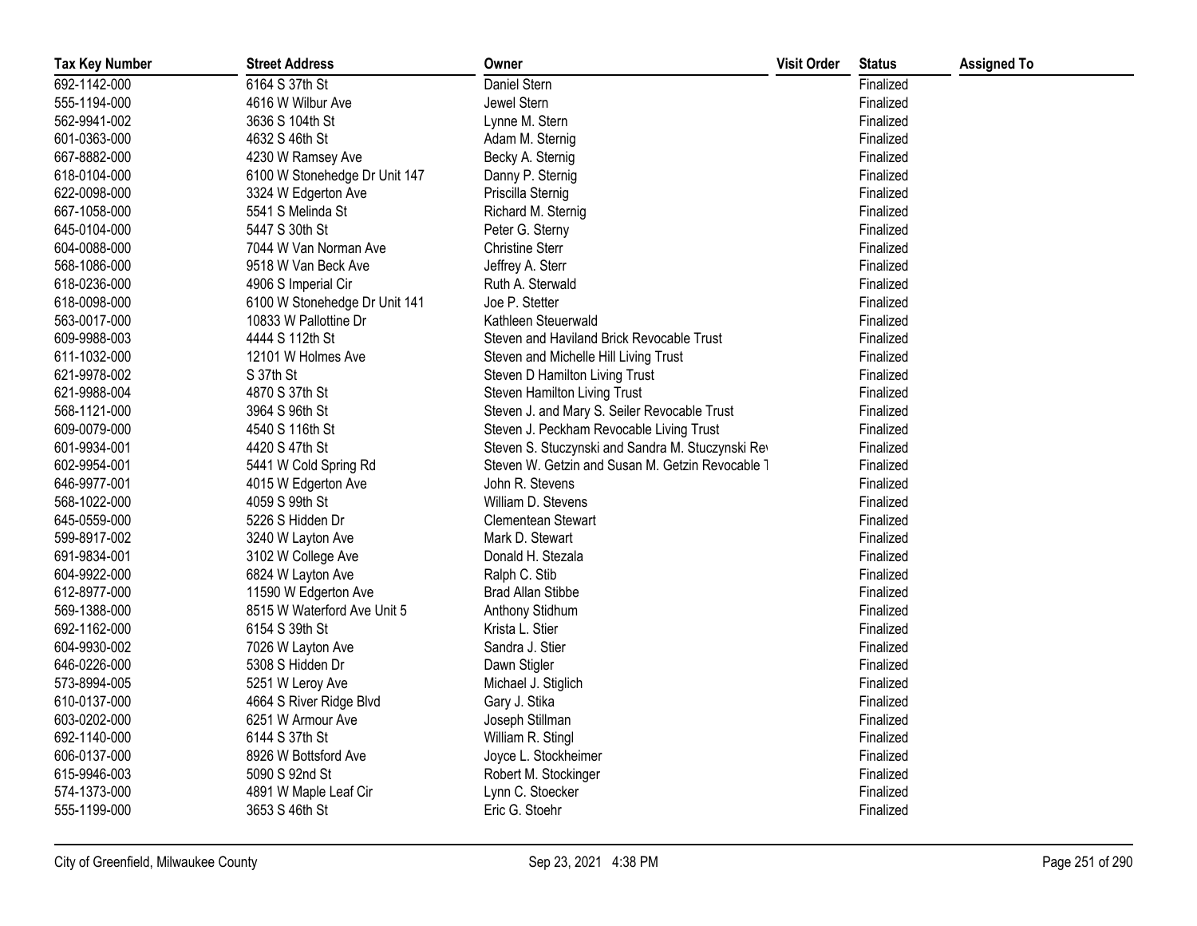| Tax Key Number | Street Address | Owner | Visit Order | Status | Assigned To |
|---|---|---|---|---|---|
| 692-1142-000 | 6164 S 37th St | Daniel Stern | | Finalized | |
| 555-1194-000 | 4616 W Wilbur Ave | Jewel Stern | | Finalized | |
| 562-9941-002 | 3636 S 104th St | Lynne M. Stern | | Finalized | |
| 601-0363-000 | 4632 S 46th St | Adam M. Sternig | | Finalized | |
| 667-8882-000 | 4230 W Ramsey Ave | Becky A. Sternig | | Finalized | |
| 618-0104-000 | 6100 W Stonehedge Dr Unit 147 | Danny P. Sternig | | Finalized | |
| 622-0098-000 | 3324 W Edgerton Ave | Priscilla Sternig | | Finalized | |
| 667-1058-000 | 5541 S Melinda St | Richard M. Sternig | | Finalized | |
| 645-0104-000 | 5447 S 30th St | Peter G. Sterny | | Finalized | |
| 604-0088-000 | 7044 W Van Norman Ave | Christine Sterr | | Finalized | |
| 568-1086-000 | 9518 W Van Beck Ave | Jeffrey A. Sterr | | Finalized | |
| 618-0236-000 | 4906 S Imperial Cir | Ruth A. Sterwald | | Finalized | |
| 618-0098-000 | 6100 W Stonehedge Dr Unit 141 | Joe P. Stetter | | Finalized | |
| 563-0017-000 | 10833 W Pallottine Dr | Kathleen Steuerwald | | Finalized | |
| 609-9988-003 | 4444 S 112th St | Steven and Haviland Brick Revocable Trust | | Finalized | |
| 611-1032-000 | 12101 W Holmes Ave | Steven and Michelle Hill Living Trust | | Finalized | |
| 621-9978-002 | S 37th St | Steven D Hamilton Living Trust | | Finalized | |
| 621-9988-004 | 4870 S 37th St | Steven Hamilton Living Trust | | Finalized | |
| 568-1121-000 | 3964 S 96th St | Steven J. and Mary S. Seiler Revocable Trust | | Finalized | |
| 609-0079-000 | 4540 S 116th St | Steven J. Peckham Revocable Living Trust | | Finalized | |
| 601-9934-001 | 4420 S 47th St | Steven S. Stuczynski and Sandra M. Stuczynski Re | | Finalized | |
| 602-9954-001 | 5441 W Cold Spring Rd | Steven W. Getzin and Susan M. Getzin Revocable T | | Finalized | |
| 646-9977-001 | 4015 W Edgerton Ave | John R. Stevens | | Finalized | |
| 568-1022-000 | 4059 S 99th St | William D. Stevens | | Finalized | |
| 645-0559-000 | 5226 S Hidden Dr | Clementean Stewart | | Finalized | |
| 599-8917-002 | 3240 W Layton Ave | Mark D. Stewart | | Finalized | |
| 691-9834-001 | 3102 W College Ave | Donald H. Stezala | | Finalized | |
| 604-9922-000 | 6824 W Layton Ave | Ralph C. Stib | | Finalized | |
| 612-8977-000 | 11590 W Edgerton Ave | Brad Allan Stibbe | | Finalized | |
| 569-1388-000 | 8515 W Waterford Ave Unit 5 | Anthony Stidhum | | Finalized | |
| 692-1162-000 | 6154 S 39th St | Krista L. Stier | | Finalized | |
| 604-9930-002 | 7026 W Layton Ave | Sandra J. Stier | | Finalized | |
| 646-0226-000 | 5308 S Hidden Dr | Dawn Stigler | | Finalized | |
| 573-8994-005 | 5251 W Leroy Ave | Michael J. Stiglich | | Finalized | |
| 610-0137-000 | 4664 S River Ridge Blvd | Gary J. Stika | | Finalized | |
| 603-0202-000 | 6251 W Armour Ave | Joseph Stillman | | Finalized | |
| 692-1140-000 | 6144 S 37th St | William R. Stingl | | Finalized | |
| 606-0137-000 | 8926 W Bottsford Ave | Joyce L. Stockheimer | | Finalized | |
| 615-9946-003 | 5090 S 92nd St | Robert M. Stockinger | | Finalized | |
| 574-1373-000 | 4891 W Maple Leaf Cir | Lynn C. Stoecker | | Finalized | |
| 555-1199-000 | 3653 S 46th St | Eric G. Stoehr | | Finalized | |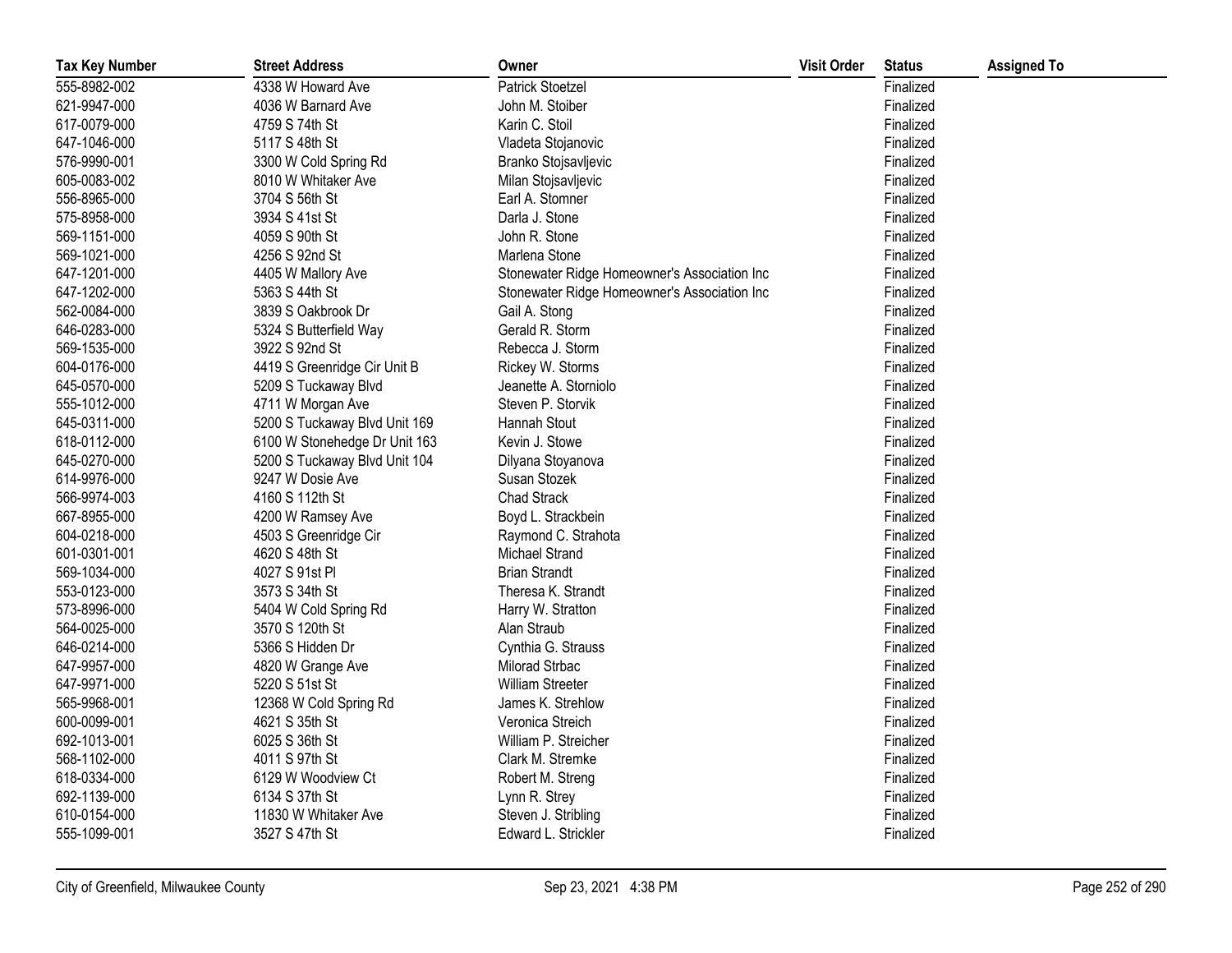| Tax Key Number | Street Address | Owner | Visit Order | Status | Assigned To |
|---|---|---|---|---|---|
| 555-8982-002 | 4338 W Howard Ave | Patrick Stoetzel | | Finalized | |
| 621-9947-000 | 4036 W Barnard Ave | John M. Stoiber | | Finalized | |
| 617-0079-000 | 4759 S 74th St | Karin C. Stoil | | Finalized | |
| 647-1046-000 | 5117 S 48th St | Vladeta Stojanovic | | Finalized | |
| 576-9990-001 | 3300 W Cold Spring Rd | Branko Stojsavljevic | | Finalized | |
| 605-0083-002 | 8010 W Whitaker Ave | Milan Stojsavljevic | | Finalized | |
| 556-8965-000 | 3704 S 56th St | Earl A. Stomner | | Finalized | |
| 575-8958-000 | 3934 S 41st St | Darla J. Stone | | Finalized | |
| 569-1151-000 | 4059 S 90th St | John R. Stone | | Finalized | |
| 569-1021-000 | 4256 S 92nd St | Marlena Stone | | Finalized | |
| 647-1201-000 | 4405 W Mallory Ave | Stonewater Ridge Homeowner's Association Inc | | Finalized | |
| 647-1202-000 | 5363 S 44th St | Stonewater Ridge Homeowner's Association Inc | | Finalized | |
| 562-0084-000 | 3839 S Oakbrook Dr | Gail A. Stong | | Finalized | |
| 646-0283-000 | 5324 S Butterfield Way | Gerald R. Storm | | Finalized | |
| 569-1535-000 | 3922 S 92nd St | Rebecca J. Storm | | Finalized | |
| 604-0176-000 | 4419 S Greenridge Cir Unit B | Rickey W. Storms | | Finalized | |
| 645-0570-000 | 5209 S Tuckaway Blvd | Jeanette A. Storniolo | | Finalized | |
| 555-1012-000 | 4711 W Morgan Ave | Steven P. Storvik | | Finalized | |
| 645-0311-000 | 5200 S Tuckaway Blvd Unit 169 | Hannah Stout | | Finalized | |
| 618-0112-000 | 6100 W Stonehedge Dr Unit 163 | Kevin J. Stowe | | Finalized | |
| 645-0270-000 | 5200 S Tuckaway Blvd Unit 104 | Dilyana Stoyanova | | Finalized | |
| 614-9976-000 | 9247 W Dosie Ave | Susan Stozek | | Finalized | |
| 566-9974-003 | 4160 S 112th St | Chad Strack | | Finalized | |
| 667-8955-000 | 4200 W Ramsey Ave | Boyd L. Strackbein | | Finalized | |
| 604-0218-000 | 4503 S Greenridge Cir | Raymond C. Strahota | | Finalized | |
| 601-0301-001 | 4620 S 48th St | Michael Strand | | Finalized | |
| 569-1034-000 | 4027 S 91st Pl | Brian Strandt | | Finalized | |
| 553-0123-000 | 3573 S 34th St | Theresa K. Strandt | | Finalized | |
| 573-8996-000 | 5404 W Cold Spring Rd | Harry W. Stratton | | Finalized | |
| 564-0025-000 | 3570 S 120th St | Alan Straub | | Finalized | |
| 646-0214-000 | 5366 S Hidden Dr | Cynthia G. Strauss | | Finalized | |
| 647-9957-000 | 4820 W Grange Ave | Milorad Strbac | | Finalized | |
| 647-9971-000 | 5220 S 51st St | William Streeter | | Finalized | |
| 565-9968-001 | 12368 W Cold Spring Rd | James K. Strehlow | | Finalized | |
| 600-0099-001 | 4621 S 35th St | Veronica Streich | | Finalized | |
| 692-1013-001 | 6025 S 36th St | William P. Streicher | | Finalized | |
| 568-1102-000 | 4011 S 97th St | Clark M. Stremke | | Finalized | |
| 618-0334-000 | 6129 W Woodview Ct | Robert M. Streng | | Finalized | |
| 692-1139-000 | 6134 S 37th St | Lynn R. Strey | | Finalized | |
| 610-0154-000 | 11830 W Whitaker Ave | Steven J. Stribling | | Finalized | |
| 555-1099-001 | 3527 S 47th St | Edward L. Strickler | | Finalized | |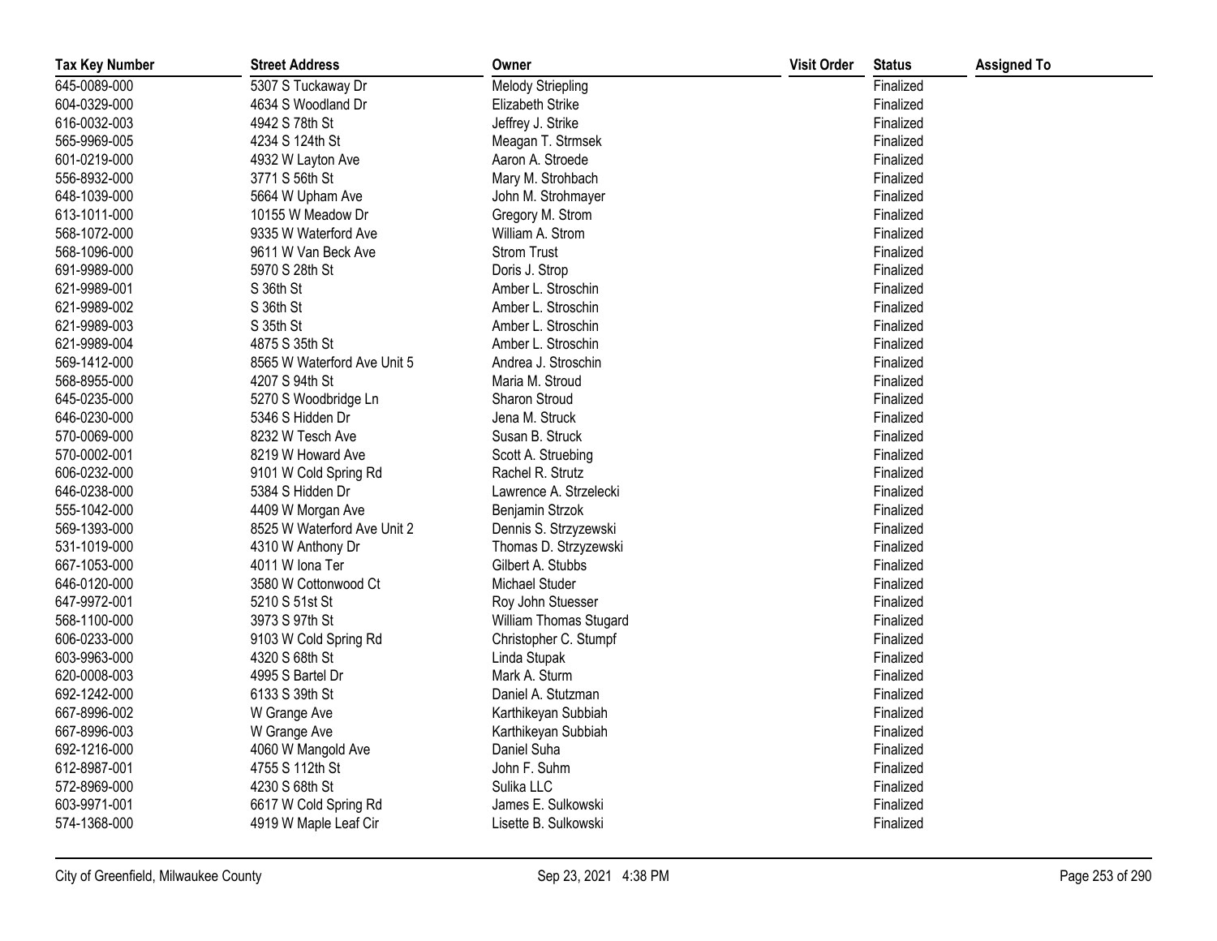| Tax Key Number | Street Address | Owner | Visit Order | Status | Assigned To |
|---|---|---|---|---|---|
| 645-0089-000 | 5307 S Tuckaway Dr | Melody Striepling | | Finalized | |
| 604-0329-000 | 4634 S Woodland Dr | Elizabeth Strike | | Finalized | |
| 616-0032-003 | 4942 S 78th St | Jeffrey J. Strike | | Finalized | |
| 565-9969-005 | 4234 S 124th St | Meagan T. Strmsek | | Finalized | |
| 601-0219-000 | 4932 W Layton Ave | Aaron A. Stroede | | Finalized | |
| 556-8932-000 | 3771 S 56th St | Mary M. Strohbach | | Finalized | |
| 648-1039-000 | 5664 W Upham Ave | John M. Strohmayer | | Finalized | |
| 613-1011-000 | 10155 W Meadow Dr | Gregory M. Strom | | Finalized | |
| 568-1072-000 | 9335 W Waterford Ave | William A. Strom | | Finalized | |
| 568-1096-000 | 9611 W Van Beck Ave | Strom Trust | | Finalized | |
| 691-9989-000 | 5970 S 28th St | Doris J. Strop | | Finalized | |
| 621-9989-001 | S 36th St | Amber L. Stroschin | | Finalized | |
| 621-9989-002 | S 36th St | Amber L. Stroschin | | Finalized | |
| 621-9989-003 | S 35th St | Amber L. Stroschin | | Finalized | |
| 621-9989-004 | 4875 S 35th St | Amber L. Stroschin | | Finalized | |
| 569-1412-000 | 8565 W Waterford Ave Unit 5 | Andrea J. Stroschin | | Finalized | |
| 568-8955-000 | 4207 S 94th St | Maria M. Stroud | | Finalized | |
| 645-0235-000 | 5270 S Woodbridge Ln | Sharon Stroud | | Finalized | |
| 646-0230-000 | 5346 S Hidden Dr | Jena M. Struck | | Finalized | |
| 570-0069-000 | 8232 W Tesch Ave | Susan B. Struck | | Finalized | |
| 570-0002-001 | 8219 W Howard Ave | Scott A. Struebing | | Finalized | |
| 606-0232-000 | 9101 W Cold Spring Rd | Rachel R. Strutz | | Finalized | |
| 646-0238-000 | 5384 S Hidden Dr | Lawrence A. Strzelecki | | Finalized | |
| 555-1042-000 | 4409 W Morgan Ave | Benjamin Strzok | | Finalized | |
| 569-1393-000 | 8525 W Waterford Ave Unit 2 | Dennis S. Strzyzewski | | Finalized | |
| 531-1019-000 | 4310 W Anthony Dr | Thomas D. Strzyzewski | | Finalized | |
| 667-1053-000 | 4011 W Iona Ter | Gilbert A. Stubbs | | Finalized | |
| 646-0120-000 | 3580 W Cottonwood Ct | Michael Studer | | Finalized | |
| 647-9972-001 | 5210 S 51st St | Roy John Stuesser | | Finalized | |
| 568-1100-000 | 3973 S 97th St | William Thomas Stugard | | Finalized | |
| 606-0233-000 | 9103 W Cold Spring Rd | Christopher C. Stumpf | | Finalized | |
| 603-9963-000 | 4320 S 68th St | Linda Stupak | | Finalized | |
| 620-0008-003 | 4995 S Bartel Dr | Mark A. Sturm | | Finalized | |
| 692-1242-000 | 6133 S 39th St | Daniel A. Stutzman | | Finalized | |
| 667-8996-002 | W Grange Ave | Karthikeyan Subbiah | | Finalized | |
| 667-8996-003 | W Grange Ave | Karthikeyan Subbiah | | Finalized | |
| 692-1216-000 | 4060 W Mangold Ave | Daniel Suha | | Finalized | |
| 612-8987-001 | 4755 S 112th St | John F. Suhm | | Finalized | |
| 572-8969-000 | 4230 S 68th St | Sulika LLC | | Finalized | |
| 603-9971-001 | 6617 W Cold Spring Rd | James E. Sulkowski | | Finalized | |
| 574-1368-000 | 4919 W Maple Leaf Cir | Lisette B. Sulkowski | | Finalized | |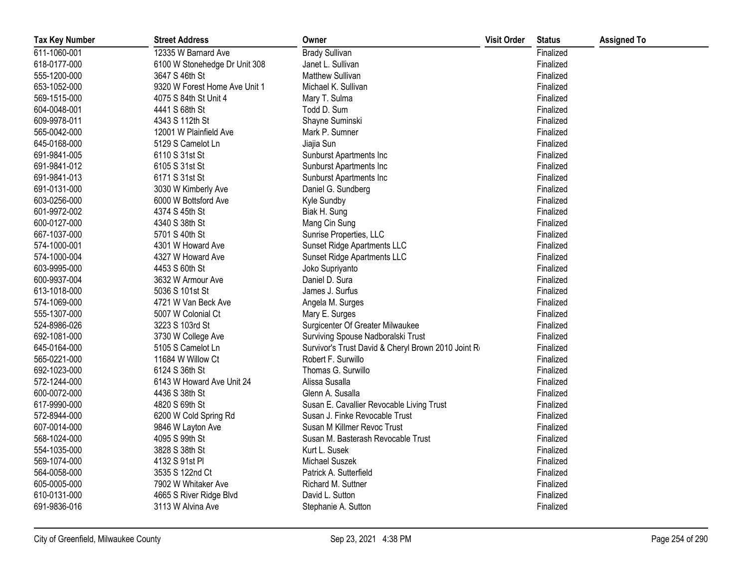| Tax Key Number | Street Address | Owner | Visit Order | Status | Assigned To |
|---|---|---|---|---|---|
| 611-1060-001 | 12335 W Barnard Ave | Brady Sullivan | | Finalized | |
| 618-0177-000 | 6100 W Stonehedge Dr Unit 308 | Janet L. Sullivan | | Finalized | |
| 555-1200-000 | 3647 S 46th St | Matthew Sullivan | | Finalized | |
| 653-1052-000 | 9320 W Forest Home Ave Unit 1 | Michael K. Sullivan | | Finalized | |
| 569-1515-000 | 4075 S 84th St Unit 4 | Mary T. Sulma | | Finalized | |
| 604-0048-001 | 4441 S 68th St | Todd D. Sum | | Finalized | |
| 609-9978-011 | 4343 S 112th St | Shayne Suminski | | Finalized | |
| 565-0042-000 | 12001 W Plainfield Ave | Mark P. Sumner | | Finalized | |
| 645-0168-000 | 5129 S Camelot Ln | Jiajia Sun | | Finalized | |
| 691-9841-005 | 6110 S 31st St | Sunburst Apartments Inc | | Finalized | |
| 691-9841-012 | 6105 S 31st St | Sunburst Apartments Inc | | Finalized | |
| 691-9841-013 | 6171 S 31st St | Sunburst Apartments Inc | | Finalized | |
| 691-0131-000 | 3030 W Kimberly Ave | Daniel G. Sundberg | | Finalized | |
| 603-0256-000 | 6000 W Bottsford Ave | Kyle Sundby | | Finalized | |
| 601-9972-002 | 4374 S 45th St | Biak H. Sung | | Finalized | |
| 600-0127-000 | 4340 S 38th St | Mang Cin Sung | | Finalized | |
| 667-1037-000 | 5701 S 40th St | Sunrise Properties, LLC | | Finalized | |
| 574-1000-001 | 4301 W Howard Ave | Sunset Ridge Apartments LLC | | Finalized | |
| 574-1000-004 | 4327 W Howard Ave | Sunset Ridge Apartments LLC | | Finalized | |
| 603-9995-000 | 4453 S 60th St | Joko Supriyanto | | Finalized | |
| 600-9937-004 | 3632 W Armour Ave | Daniel D. Sura | | Finalized | |
| 613-1018-000 | 5036 S 101st St | James J. Surfus | | Finalized | |
| 574-1069-000 | 4721 W Van Beck Ave | Angela M. Surges | | Finalized | |
| 555-1307-000 | 5007 W Colonial Ct | Mary E. Surges | | Finalized | |
| 524-8986-026 | 3223 S 103rd St | Surgicenter Of Greater Milwaukee | | Finalized | |
| 692-1081-000 | 3730 W College Ave | Surviving Spouse Nadboralski Trust | | Finalized | |
| 645-0164-000 | 5105 S Camelot Ln | Survivor's Trust David & Cheryl Brown 2010 Joint R | | Finalized | |
| 565-0221-000 | 11684 W Willow Ct | Robert F. Surwillo | | Finalized | |
| 692-1023-000 | 6124 S 36th St | Thomas G. Surwillo | | Finalized | |
| 572-1244-000 | 6143 W Howard Ave Unit 24 | Alissa Susalla | | Finalized | |
| 600-0072-000 | 4436 S 38th St | Glenn A. Susalla | | Finalized | |
| 617-9990-000 | 4820 S 69th St | Susan E. Cavallier Revocable Living Trust | | Finalized | |
| 572-8944-000 | 6200 W Cold Spring Rd | Susan J. Finke Revocable Trust | | Finalized | |
| 607-0014-000 | 9846 W Layton Ave | Susan M Killmer Revoc Trust | | Finalized | |
| 568-1024-000 | 4095 S 99th St | Susan M. Basterash Revocable Trust | | Finalized | |
| 554-1035-000 | 3828 S 38th St | Kurt L. Susek | | Finalized | |
| 569-1074-000 | 4132 S 91st Pl | Michael Suszek | | Finalized | |
| 564-0058-000 | 3535 S 122nd Ct | Patrick A. Sutterfield | | Finalized | |
| 605-0005-000 | 7902 W Whitaker Ave | Richard M. Suttner | | Finalized | |
| 610-0131-000 | 4665 S River Ridge Blvd | David L. Sutton | | Finalized | |
| 691-9836-016 | 3113 W Alvina Ave | Stephanie A. Sutton | | Finalized | |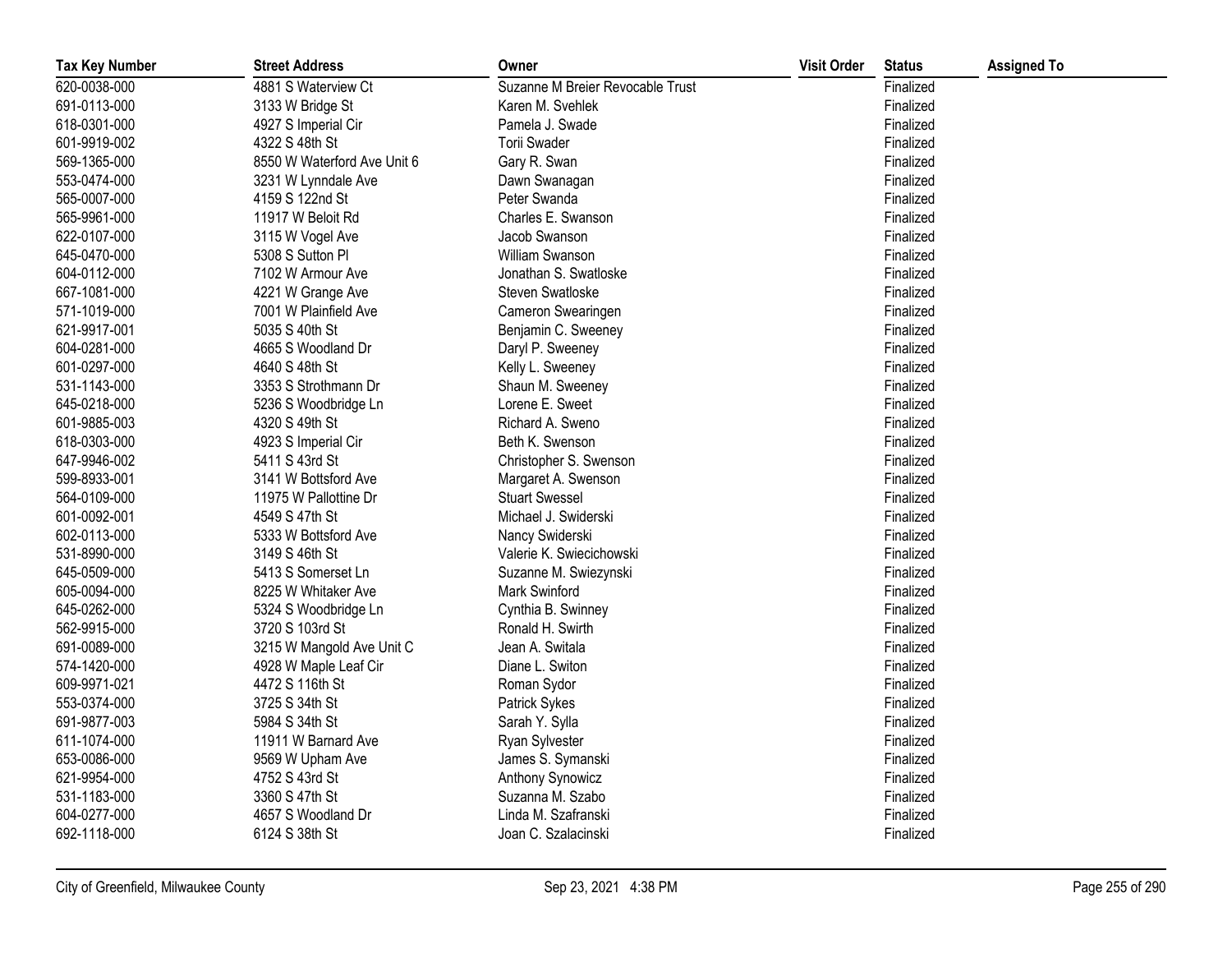| Tax Key Number | Street Address | Owner | Visit Order | Status | Assigned To |
|---|---|---|---|---|---|
| 620-0038-000 | 4881 S Waterview Ct | Suzanne M Breier Revocable Trust | | Finalized | |
| 691-0113-000 | 3133 W Bridge St | Karen M. Svehlek | | Finalized | |
| 618-0301-000 | 4927 S Imperial Cir | Pamela J. Swade | | Finalized | |
| 601-9919-002 | 4322 S 48th St | Torii Swader | | Finalized | |
| 569-1365-000 | 8550 W Waterford Ave Unit 6 | Gary R. Swan | | Finalized | |
| 553-0474-000 | 3231 W Lynndale Ave | Dawn Swanagan | | Finalized | |
| 565-0007-000 | 4159 S 122nd St | Peter Swanda | | Finalized | |
| 565-9961-000 | 11917 W Beloit Rd | Charles E. Swanson | | Finalized | |
| 622-0107-000 | 3115 W Vogel Ave | Jacob Swanson | | Finalized | |
| 645-0470-000 | 5308 S Sutton Pl | William Swanson | | Finalized | |
| 604-0112-000 | 7102 W Armour Ave | Jonathan S. Swatloske | | Finalized | |
| 667-1081-000 | 4221 W Grange Ave | Steven Swatloske | | Finalized | |
| 571-1019-000 | 7001 W Plainfield Ave | Cameron Swearingen | | Finalized | |
| 621-9917-001 | 5035 S 40th St | Benjamin C. Sweeney | | Finalized | |
| 604-0281-000 | 4665 S Woodland Dr | Daryl P. Sweeney | | Finalized | |
| 601-0297-000 | 4640 S 48th St | Kelly L. Sweeney | | Finalized | |
| 531-1143-000 | 3353 S Strothmann Dr | Shaun M. Sweeney | | Finalized | |
| 645-0218-000 | 5236 S Woodbridge Ln | Lorene E. Sweet | | Finalized | |
| 601-9885-003 | 4320 S 49th St | Richard A. Sweno | | Finalized | |
| 618-0303-000 | 4923 S Imperial Cir | Beth K. Swenson | | Finalized | |
| 647-9946-002 | 5411 S 43rd St | Christopher S. Swenson | | Finalized | |
| 599-8933-001 | 3141 W Bottsford Ave | Margaret A. Swenson | | Finalized | |
| 564-0109-000 | 11975 W Pallottine Dr | Stuart Swessel | | Finalized | |
| 601-0092-001 | 4549 S 47th St | Michael J. Swiderski | | Finalized | |
| 602-0113-000 | 5333 W Bottsford Ave | Nancy Swiderski | | Finalized | |
| 531-8990-000 | 3149 S 46th St | Valerie K. Swiecichowski | | Finalized | |
| 645-0509-000 | 5413 S Somerset Ln | Suzanne M. Swiezynski | | Finalized | |
| 605-0094-000 | 8225 W Whitaker Ave | Mark Swinford | | Finalized | |
| 645-0262-000 | 5324 S Woodbridge Ln | Cynthia B. Swinney | | Finalized | |
| 562-9915-000 | 3720 S 103rd St | Ronald H. Swirth | | Finalized | |
| 691-0089-000 | 3215 W Mangold Ave Unit C | Jean A. Switala | | Finalized | |
| 574-1420-000 | 4928 W Maple Leaf Cir | Diane L. Switon | | Finalized | |
| 609-9971-021 | 4472 S 116th St | Roman Sydor | | Finalized | |
| 553-0374-000 | 3725 S 34th St | Patrick Sykes | | Finalized | |
| 691-9877-003 | 5984 S 34th St | Sarah Y. Sylla | | Finalized | |
| 611-1074-000 | 11911 W Barnard Ave | Ryan Sylvester | | Finalized | |
| 653-0086-000 | 9569 W Upham Ave | James S. Symanski | | Finalized | |
| 621-9954-000 | 4752 S 43rd St | Anthony Synowicz | | Finalized | |
| 531-1183-000 | 3360 S 47th St | Suzanna M. Szabo | | Finalized | |
| 604-0277-000 | 4657 S Woodland Dr | Linda M. Szafranski | | Finalized | |
| 692-1118-000 | 6124 S 38th St | Joan C. Szalacinski | | Finalized | |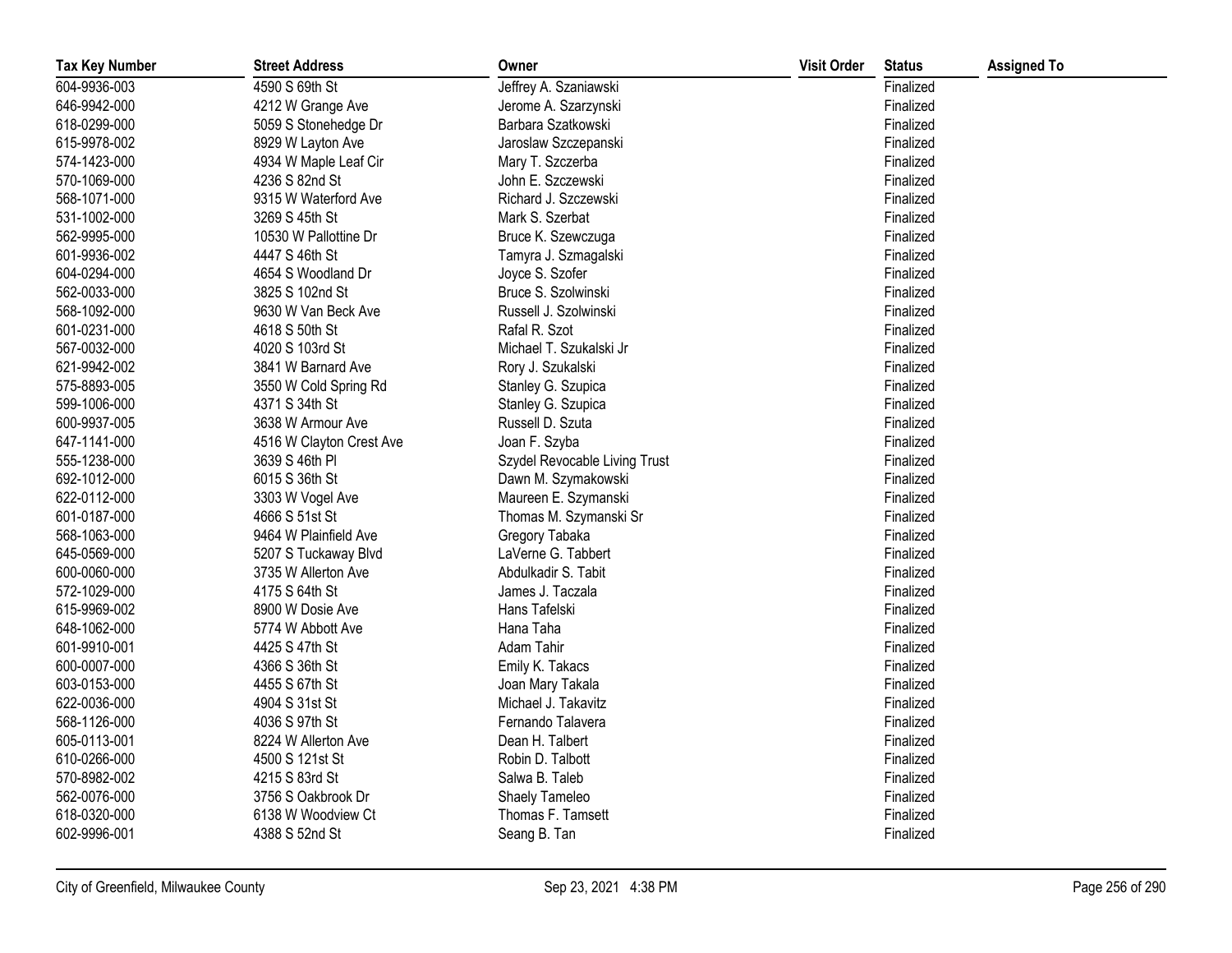| Tax Key Number | Street Address | Owner | Visit Order | Status | Assigned To |
|---|---|---|---|---|---|
| 604-9936-003 | 4590 S 69th St | Jeffrey A. Szaniawski | | Finalized | |
| 646-9942-000 | 4212 W Grange Ave | Jerome A. Szarzynski | | Finalized | |
| 618-0299-000 | 5059 S Stonehedge Dr | Barbara Szatkowski | | Finalized | |
| 615-9978-002 | 8929 W Layton Ave | Jaroslaw Szczepanski | | Finalized | |
| 574-1423-000 | 4934 W Maple Leaf Cir | Mary T. Szczerba | | Finalized | |
| 570-1069-000 | 4236 S 82nd St | John E. Szczewski | | Finalized | |
| 568-1071-000 | 9315 W Waterford Ave | Richard J. Szczewski | | Finalized | |
| 531-1002-000 | 3269 S 45th St | Mark S. Szerbat | | Finalized | |
| 562-9995-000 | 10530 W Pallottine Dr | Bruce K. Szewczuga | | Finalized | |
| 601-9936-002 | 4447 S 46th St | Tamyra J. Szmagalski | | Finalized | |
| 604-0294-000 | 4654 S Woodland Dr | Joyce S. Szofer | | Finalized | |
| 562-0033-000 | 3825 S 102nd St | Bruce S. Szolwinski | | Finalized | |
| 568-1092-000 | 9630 W Van Beck Ave | Russell J. Szolwinski | | Finalized | |
| 601-0231-000 | 4618 S 50th St | Rafal R. Szot | | Finalized | |
| 567-0032-000 | 4020 S 103rd St | Michael T. Szukalski Jr | | Finalized | |
| 621-9942-002 | 3841 W Barnard Ave | Rory J. Szukalski | | Finalized | |
| 575-8893-005 | 3550 W Cold Spring Rd | Stanley G. Szupica | | Finalized | |
| 599-1006-000 | 4371 S 34th St | Stanley G. Szupica | | Finalized | |
| 600-9937-005 | 3638 W Armour Ave | Russell D. Szuta | | Finalized | |
| 647-1141-000 | 4516 W Clayton Crest Ave | Joan F. Szyba | | Finalized | |
| 555-1238-000 | 3639 S 46th Pl | Szydel Revocable Living Trust | | Finalized | |
| 692-1012-000 | 6015 S 36th St | Dawn M. Szymakowski | | Finalized | |
| 622-0112-000 | 3303 W Vogel Ave | Maureen E. Szymanski | | Finalized | |
| 601-0187-000 | 4666 S 51st St | Thomas M. Szymanski Sr | | Finalized | |
| 568-1063-000 | 9464 W Plainfield Ave | Gregory Tabaka | | Finalized | |
| 645-0569-000 | 5207 S Tuckaway Blvd | LaVerne G. Tabbert | | Finalized | |
| 600-0060-000 | 3735 W Allerton Ave | Abdulkadir S. Tabit | | Finalized | |
| 572-1029-000 | 4175 S 64th St | James J. Taczala | | Finalized | |
| 615-9969-002 | 8900 W Dosie Ave | Hans Tafelski | | Finalized | |
| 648-1062-000 | 5774 W Abbott Ave | Hana Taha | | Finalized | |
| 601-9910-001 | 4425 S 47th St | Adam Tahir | | Finalized | |
| 600-0007-000 | 4366 S 36th St | Emily K. Takacs | | Finalized | |
| 603-0153-000 | 4455 S 67th St | Joan Mary Takala | | Finalized | |
| 622-0036-000 | 4904 S 31st St | Michael J. Takavitz | | Finalized | |
| 568-1126-000 | 4036 S 97th St | Fernando Talavera | | Finalized | |
| 605-0113-001 | 8224 W Allerton Ave | Dean H. Talbert | | Finalized | |
| 610-0266-000 | 4500 S 121st St | Robin D. Talbott | | Finalized | |
| 570-8982-002 | 4215 S 83rd St | Salwa B. Taleb | | Finalized | |
| 562-0076-000 | 3756 S Oakbrook Dr | Shaely Tameleo | | Finalized | |
| 618-0320-000 | 6138 W Woodview Ct | Thomas F. Tamsett | | Finalized | |
| 602-9996-001 | 4388 S 52nd St | Seang B. Tan | | Finalized | |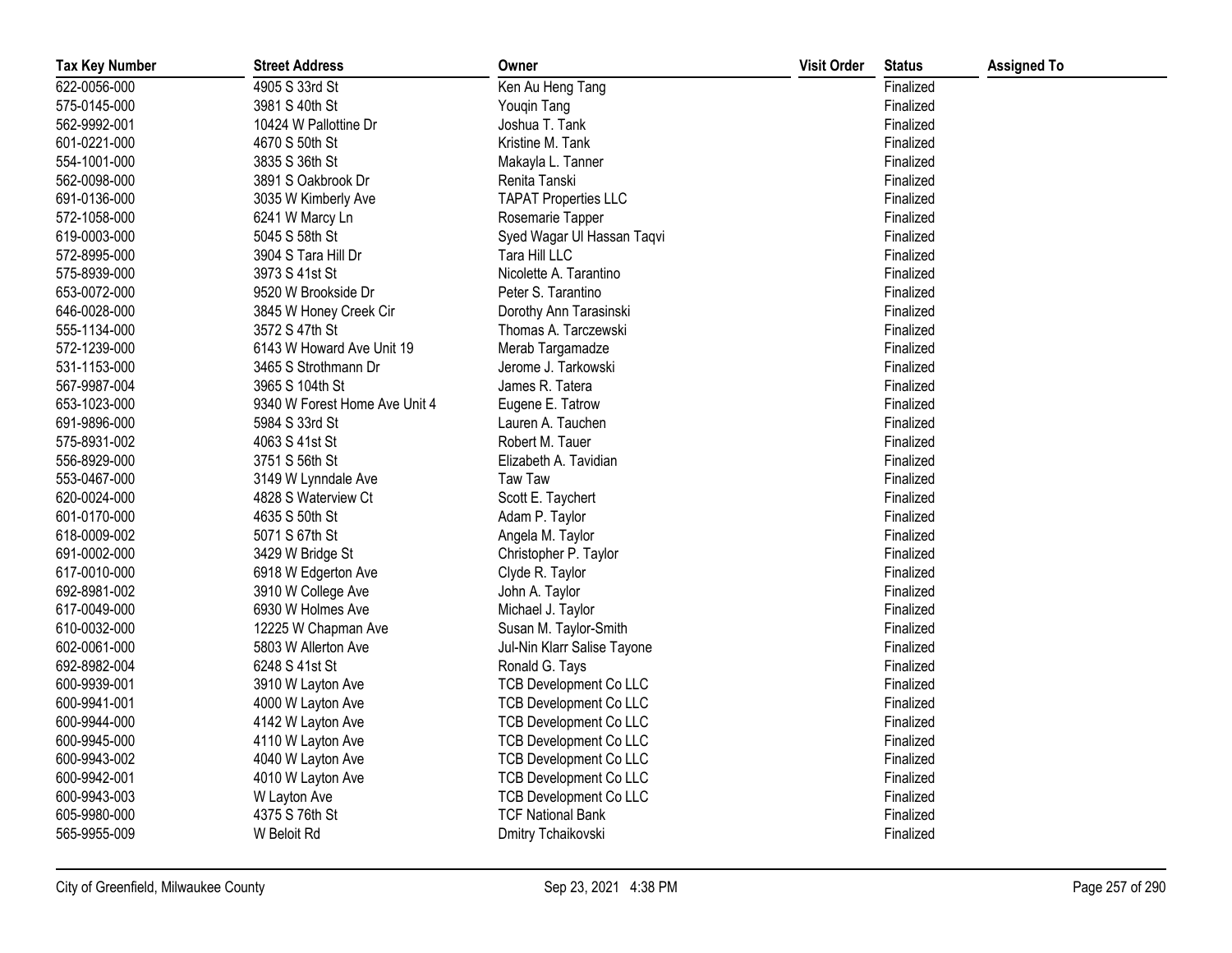| Tax Key Number | Street Address | Owner | Visit Order | Status | Assigned To |
|---|---|---|---|---|---|
| 622-0056-000 | 4905 S 33rd St | Ken Au Heng Tang | | Finalized | |
| 575-0145-000 | 3981 S 40th St | Youqin Tang | | Finalized | |
| 562-9992-001 | 10424 W Pallottine Dr | Joshua T. Tank | | Finalized | |
| 601-0221-000 | 4670 S 50th St | Kristine M. Tank | | Finalized | |
| 554-1001-000 | 3835 S 36th St | Makayla L. Tanner | | Finalized | |
| 562-0098-000 | 3891 S Oakbrook Dr | Renita Tanski | | Finalized | |
| 691-0136-000 | 3035 W Kimberly Ave | TAPAT Properties LLC | | Finalized | |
| 572-1058-000 | 6241 W Marcy Ln | Rosemarie Tapper | | Finalized | |
| 619-0003-000 | 5045 S 58th St | Syed Wagar Ul Hassan Taqvi | | Finalized | |
| 572-8995-000 | 3904 S Tara Hill Dr | Tara Hill LLC | | Finalized | |
| 575-8939-000 | 3973 S 41st St | Nicolette A. Tarantino | | Finalized | |
| 653-0072-000 | 9520 W Brookside Dr | Peter S. Tarantino | | Finalized | |
| 646-0028-000 | 3845 W Honey Creek Cir | Dorothy Ann Tarasinski | | Finalized | |
| 555-1134-000 | 3572 S 47th St | Thomas A. Tarczewski | | Finalized | |
| 572-1239-000 | 6143 W Howard Ave Unit 19 | Merab Targamadze | | Finalized | |
| 531-1153-000 | 3465 S Strothmann Dr | Jerome J. Tarkowski | | Finalized | |
| 567-9987-004 | 3965 S 104th St | James R. Tatera | | Finalized | |
| 653-1023-000 | 9340 W Forest Home Ave Unit 4 | Eugene E. Tatrow | | Finalized | |
| 691-9896-000 | 5984 S 33rd St | Lauren A. Tauchen | | Finalized | |
| 575-8931-002 | 4063 S 41st St | Robert M. Tauer | | Finalized | |
| 556-8929-000 | 3751 S 56th St | Elizabeth A. Tavidian | | Finalized | |
| 553-0467-000 | 3149 W Lynndale Ave | Taw Taw | | Finalized | |
| 620-0024-000 | 4828 S Waterview Ct | Scott E. Taychert | | Finalized | |
| 601-0170-000 | 4635 S 50th St | Adam P. Taylor | | Finalized | |
| 618-0009-002 | 5071 S 67th St | Angela M. Taylor | | Finalized | |
| 691-0002-000 | 3429 W Bridge St | Christopher P. Taylor | | Finalized | |
| 617-0010-000 | 6918 W Edgerton Ave | Clyde R. Taylor | | Finalized | |
| 692-8981-002 | 3910 W College Ave | John A. Taylor | | Finalized | |
| 617-0049-000 | 6930 W Holmes Ave | Michael J. Taylor | | Finalized | |
| 610-0032-000 | 12225 W Chapman Ave | Susan M. Taylor-Smith | | Finalized | |
| 602-0061-000 | 5803 W Allerton Ave | Jul-Nin Klarr Salise Tayone | | Finalized | |
| 692-8982-004 | 6248 S 41st St | Ronald G. Tays | | Finalized | |
| 600-9939-001 | 3910 W Layton Ave | TCB Development Co LLC | | Finalized | |
| 600-9941-001 | 4000 W Layton Ave | TCB Development Co LLC | | Finalized | |
| 600-9944-000 | 4142 W Layton Ave | TCB Development Co LLC | | Finalized | |
| 600-9945-000 | 4110 W Layton Ave | TCB Development Co LLC | | Finalized | |
| 600-9943-002 | 4040 W Layton Ave | TCB Development Co LLC | | Finalized | |
| 600-9942-001 | 4010 W Layton Ave | TCB Development Co LLC | | Finalized | |
| 600-9943-003 | W Layton Ave | TCB Development Co LLC | | Finalized | |
| 605-9980-000 | 4375 S 76th St | TCF National Bank | | Finalized | |
| 565-9955-009 | W Beloit Rd | Dmitry Tchaikovski | | Finalized | |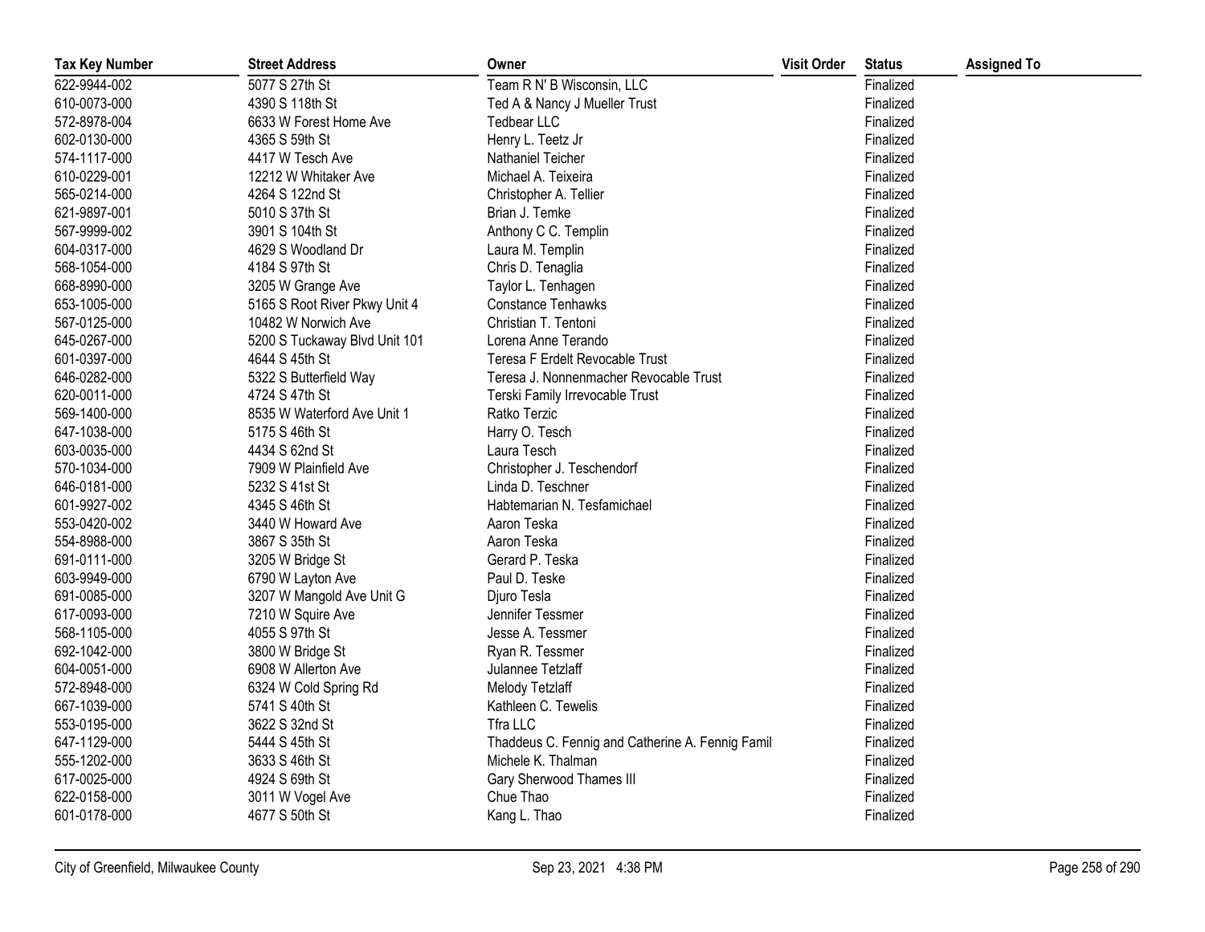| Tax Key Number | Street Address | Owner | Visit Order | Status | Assigned To |
|---|---|---|---|---|---|
| 622-9944-002 | 5077 S 27th St | Team R N' B Wisconsin, LLC | | Finalized | |
| 610-0073-000 | 4390 S 118th St | Ted A & Nancy J Mueller Trust | | Finalized | |
| 572-8978-004 | 6633 W Forest Home Ave | Tedbear LLC | | Finalized | |
| 602-0130-000 | 4365 S 59th St | Henry L. Teetz Jr | | Finalized | |
| 574-1117-000 | 4417 W Tesch Ave | Nathaniel Teicher | | Finalized | |
| 610-0229-001 | 12212 W Whitaker Ave | Michael A. Teixeira | | Finalized | |
| 565-0214-000 | 4264 S 122nd St | Christopher A. Tellier | | Finalized | |
| 621-9897-001 | 5010 S 37th St | Brian J. Temke | | Finalized | |
| 567-9999-002 | 3901 S 104th St | Anthony C C. Templin | | Finalized | |
| 604-0317-000 | 4629 S Woodland Dr | Laura M. Templin | | Finalized | |
| 568-1054-000 | 4184 S 97th St | Chris D. Tenaglia | | Finalized | |
| 668-8990-000 | 3205 W Grange Ave | Taylor L. Tenhagen | | Finalized | |
| 653-1005-000 | 5165 S Root River Pkwy Unit 4 | Constance Tenhawks | | Finalized | |
| 567-0125-000 | 10482 W Norwich Ave | Christian T. Tentoni | | Finalized | |
| 645-0267-000 | 5200 S Tuckaway Blvd Unit 101 | Lorena Anne Terando | | Finalized | |
| 601-0397-000 | 4644 S 45th St | Teresa F Erdelt Revocable Trust | | Finalized | |
| 646-0282-000 | 5322 S Butterfield Way | Teresa J. Nonnenmacher Revocable Trust | | Finalized | |
| 620-0011-000 | 4724 S 47th St | Terski Family Irrevocable Trust | | Finalized | |
| 569-1400-000 | 8535 W Waterford Ave Unit 1 | Ratko Terzic | | Finalized | |
| 647-1038-000 | 5175 S 46th St | Harry O. Tesch | | Finalized | |
| 603-0035-000 | 4434 S 62nd St | Laura Tesch | | Finalized | |
| 570-1034-000 | 7909 W Plainfield Ave | Christopher J. Teschendorf | | Finalized | |
| 646-0181-000 | 5232 S 41st St | Linda D. Teschner | | Finalized | |
| 601-9927-002 | 4345 S 46th St | Habtemarian N. Tesfamichael | | Finalized | |
| 553-0420-002 | 3440 W Howard Ave | Aaron Teska | | Finalized | |
| 554-8988-000 | 3867 S 35th St | Aaron Teska | | Finalized | |
| 691-0111-000 | 3205 W Bridge St | Gerard P. Teska | | Finalized | |
| 603-9949-000 | 6790 W Layton Ave | Paul D. Teske | | Finalized | |
| 691-0085-000 | 3207 W Mangold Ave Unit G | Djuro Tesla | | Finalized | |
| 617-0093-000 | 7210 W Squire Ave | Jennifer Tessmer | | Finalized | |
| 568-1105-000 | 4055 S 97th St | Jesse A. Tessmer | | Finalized | |
| 692-1042-000 | 3800 W Bridge St | Ryan R. Tessmer | | Finalized | |
| 604-0051-000 | 6908 W Allerton Ave | Julannee Tetzlaff | | Finalized | |
| 572-8948-000 | 6324 W Cold Spring Rd | Melody Tetzlaff | | Finalized | |
| 667-1039-000 | 5741 S 40th St | Kathleen C. Tewelis | | Finalized | |
| 553-0195-000 | 3622 S 32nd St | Tfra LLC | | Finalized | |
| 647-1129-000 | 5444 S 45th St | Thaddeus C. Fennig and Catherine A. Fennig Famil | | Finalized | |
| 555-1202-000 | 3633 S 46th St | Michele K. Thalman | | Finalized | |
| 617-0025-000 | 4924 S 69th St | Gary Sherwood Thames III | | Finalized | |
| 622-0158-000 | 3011 W Vogel Ave | Chue Thao | | Finalized | |
| 601-0178-000 | 4677 S 50th St | Kang L. Thao | | Finalized | |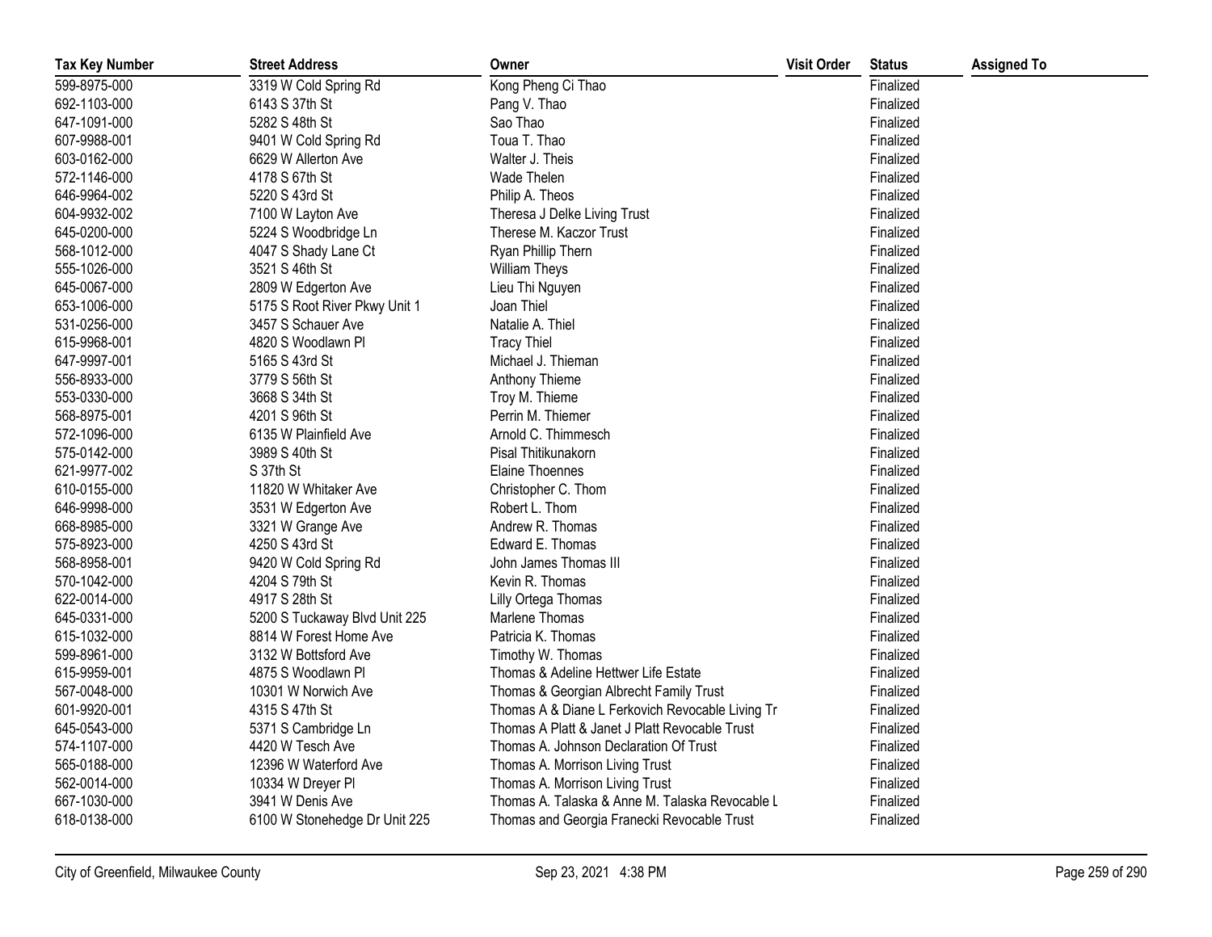| Tax Key Number | Street Address | Owner | Visit Order | Status | Assigned To |
|---|---|---|---|---|---|
| 599-8975-000 | 3319 W Cold Spring Rd | Kong Pheng Ci Thao | | Finalized | |
| 692-1103-000 | 6143 S 37th St | Pang V. Thao | | Finalized | |
| 647-1091-000 | 5282 S 48th St | Sao Thao | | Finalized | |
| 607-9988-001 | 9401 W Cold Spring Rd | Toua T. Thao | | Finalized | |
| 603-0162-000 | 6629 W Allerton Ave | Walter J. Theis | | Finalized | |
| 572-1146-000 | 4178 S 67th St | Wade Thelen | | Finalized | |
| 646-9964-002 | 5220 S 43rd St | Philip A. Theos | | Finalized | |
| 604-9932-002 | 7100 W Layton Ave | Theresa J Delke Living Trust | | Finalized | |
| 645-0200-000 | 5224 S Woodbridge Ln | Therese M. Kaczor Trust | | Finalized | |
| 568-1012-000 | 4047 S Shady Lane Ct | Ryan Phillip Thern | | Finalized | |
| 555-1026-000 | 3521 S 46th St | William Theys | | Finalized | |
| 645-0067-000 | 2809 W Edgerton Ave | Lieu Thi Nguyen | | Finalized | |
| 653-1006-000 | 5175 S Root River Pkwy Unit 1 | Joan Thiel | | Finalized | |
| 531-0256-000 | 3457 S Schauer Ave | Natalie A. Thiel | | Finalized | |
| 615-9968-001 | 4820 S Woodlawn Pl | Tracy Thiel | | Finalized | |
| 647-9997-001 | 5165 S 43rd St | Michael J. Thieman | | Finalized | |
| 556-8933-000 | 3779 S 56th St | Anthony Thieme | | Finalized | |
| 553-0330-000 | 3668 S 34th St | Troy M. Thieme | | Finalized | |
| 568-8975-001 | 4201 S 96th St | Perrin M. Thiemer | | Finalized | |
| 572-1096-000 | 6135 W Plainfield Ave | Arnold C. Thimmesch | | Finalized | |
| 575-0142-000 | 3989 S 40th St | Pisal Thitikunakorn | | Finalized | |
| 621-9977-002 | S 37th St | Elaine Thoennes | | Finalized | |
| 610-0155-000 | 11820 W Whitaker Ave | Christopher C. Thom | | Finalized | |
| 646-9998-000 | 3531 W Edgerton Ave | Robert L. Thom | | Finalized | |
| 668-8985-000 | 3321 W Grange Ave | Andrew R. Thomas | | Finalized | |
| 575-8923-000 | 4250 S 43rd St | Edward E. Thomas | | Finalized | |
| 568-8958-001 | 9420 W Cold Spring Rd | John James Thomas III | | Finalized | |
| 570-1042-000 | 4204 S 79th St | Kevin R. Thomas | | Finalized | |
| 622-0014-000 | 4917 S 28th St | Lilly Ortega Thomas | | Finalized | |
| 645-0331-000 | 5200 S Tuckaway Blvd Unit 225 | Marlene Thomas | | Finalized | |
| 615-1032-000 | 8814 W Forest Home Ave | Patricia K. Thomas | | Finalized | |
| 599-8961-000 | 3132 W Bottsford Ave | Timothy W. Thomas | | Finalized | |
| 615-9959-001 | 4875 S Woodlawn Pl | Thomas & Adeline Hettwer Life Estate | | Finalized | |
| 567-0048-000 | 10301 W Norwich Ave | Thomas & Georgian Albrecht Family Trust | | Finalized | |
| 601-9920-001 | 4315 S 47th St | Thomas A & Diane L Ferkovich Revocable Living Tr | | Finalized | |
| 645-0543-000 | 5371 S Cambridge Ln | Thomas A Platt & Janet J Platt Revocable Trust | | Finalized | |
| 574-1107-000 | 4420 W Tesch Ave | Thomas A. Johnson Declaration Of Trust | | Finalized | |
| 565-0188-000 | 12396 W Waterford Ave | Thomas A. Morrison Living Trust | | Finalized | |
| 562-0014-000 | 10334 W Dreyer Pl | Thomas A. Morrison Living Trust | | Finalized | |
| 667-1030-000 | 3941 W Denis Ave | Thomas A. Talaska & Anne M. Talaska Revocable L | | Finalized | |
| 618-0138-000 | 6100 W Stonehedge Dr Unit 225 | Thomas and Georgia Franecki Revocable Trust | | Finalized | |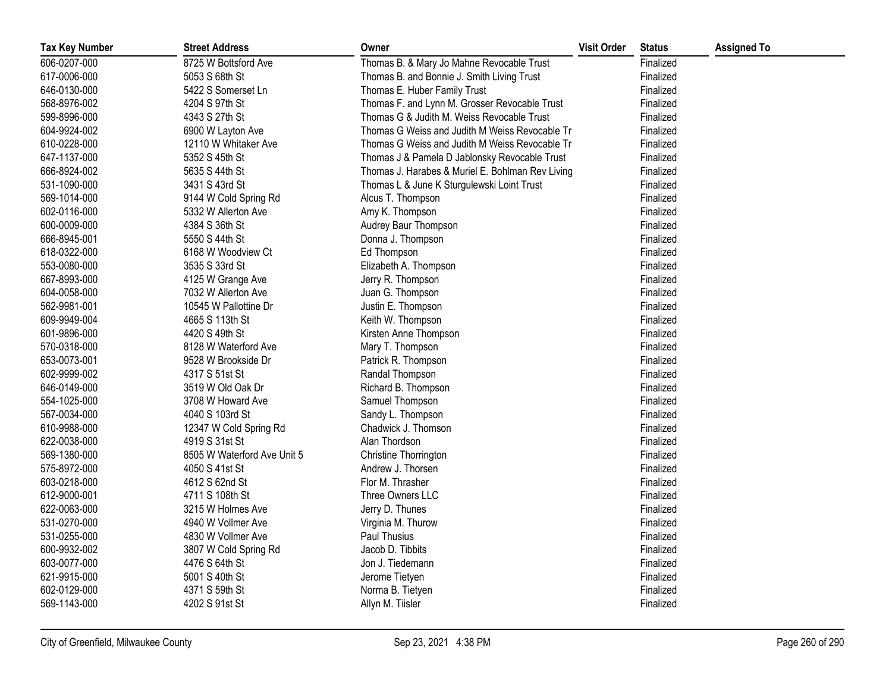| Tax Key Number | Street Address | Owner | Visit Order | Status | Assigned To |
| --- | --- | --- | --- | --- | --- |
| 606-0207-000 | 8725 W Bottsford Ave | Thomas B. & Mary Jo Mahne Revocable Trust | | Finalized | |
| 617-0006-000 | 5053 S 68th St | Thomas B. and Bonnie J. Smith Living Trust | | Finalized | |
| 646-0130-000 | 5422 S Somerset Ln | Thomas E. Huber Family Trust | | Finalized | |
| 568-8976-002 | 4204 S 97th St | Thomas F. and Lynn M. Grosser Revocable Trust | | Finalized | |
| 599-8996-000 | 4343 S 27th St | Thomas G & Judith M. Weiss Revocable Trust | | Finalized | |
| 604-9924-002 | 6900 W Layton Ave | Thomas G Weiss and Judith M Weiss Revocable Tr | | Finalized | |
| 610-0228-000 | 12110 W Whitaker Ave | Thomas G Weiss and Judith M Weiss Revocable Tr | | Finalized | |
| 647-1137-000 | 5352 S 45th St | Thomas J & Pamela D Jablonsky Revocable Trust | | Finalized | |
| 666-8924-002 | 5635 S 44th St | Thomas J. Harabes & Muriel E. Bohlman Rev Living | | Finalized | |
| 531-1090-000 | 3431 S 43rd St | Thomas L & June K Sturgulewski Loint Trust | | Finalized | |
| 569-1014-000 | 9144 W Cold Spring Rd | Alcus T. Thompson | | Finalized | |
| 602-0116-000 | 5332 W Allerton Ave | Amy K. Thompson | | Finalized | |
| 600-0009-000 | 4384 S 36th St | Audrey Baur Thompson | | Finalized | |
| 666-8945-001 | 5550 S 44th St | Donna J. Thompson | | Finalized | |
| 618-0322-000 | 6168 W Woodview Ct | Ed Thompson | | Finalized | |
| 553-0080-000 | 3535 S 33rd St | Elizabeth A. Thompson | | Finalized | |
| 667-8993-000 | 4125 W Grange Ave | Jerry R. Thompson | | Finalized | |
| 604-0058-000 | 7032 W Allerton Ave | Juan G. Thompson | | Finalized | |
| 562-9981-001 | 10545 W Pallottine Dr | Justin E. Thompson | | Finalized | |
| 609-9949-004 | 4665 S 113th St | Keith W. Thompson | | Finalized | |
| 601-9896-000 | 4420 S 49th St | Kirsten Anne Thompson | | Finalized | |
| 570-0318-000 | 8128 W Waterford Ave | Mary T. Thompson | | Finalized | |
| 653-0073-001 | 9528 W Brookside Dr | Patrick R. Thompson | | Finalized | |
| 602-9999-002 | 4317 S 51st St | Randal Thompson | | Finalized | |
| 646-0149-000 | 3519 W Old Oak Dr | Richard B. Thompson | | Finalized | |
| 554-1025-000 | 3708 W Howard Ave | Samuel Thompson | | Finalized | |
| 567-0034-000 | 4040 S 103rd St | Sandy L. Thompson | | Finalized | |
| 610-9988-000 | 12347 W Cold Spring Rd | Chadwick J. Thomson | | Finalized | |
| 622-0038-000 | 4919 S 31st St | Alan Thordson | | Finalized | |
| 569-1380-000 | 8505 W Waterford Ave Unit 5 | Christine Thorrington | | Finalized | |
| 575-8972-000 | 4050 S 41st St | Andrew J. Thorsen | | Finalized | |
| 603-0218-000 | 4612 S 62nd St | Flor M. Thrasher | | Finalized | |
| 612-9000-001 | 4711 S 108th St | Three Owners LLC | | Finalized | |
| 622-0063-000 | 3215 W Holmes Ave | Jerry D. Thunes | | Finalized | |
| 531-0270-000 | 4940 W Vollmer Ave | Virginia M. Thurow | | Finalized | |
| 531-0255-000 | 4830 W Vollmer Ave | Paul Thusius | | Finalized | |
| 600-9932-002 | 3807 W Cold Spring Rd | Jacob D. Tibbits | | Finalized | |
| 603-0077-000 | 4476 S 64th St | Jon J. Tiedemann | | Finalized | |
| 621-9915-000 | 5001 S 40th St | Jerome Tietyen | | Finalized | |
| 602-0129-000 | 4371 S 59th St | Norma B. Tietyen | | Finalized | |
| 569-1143-000 | 4202 S 91st St | Allyn M. Tiisler | | Finalized | |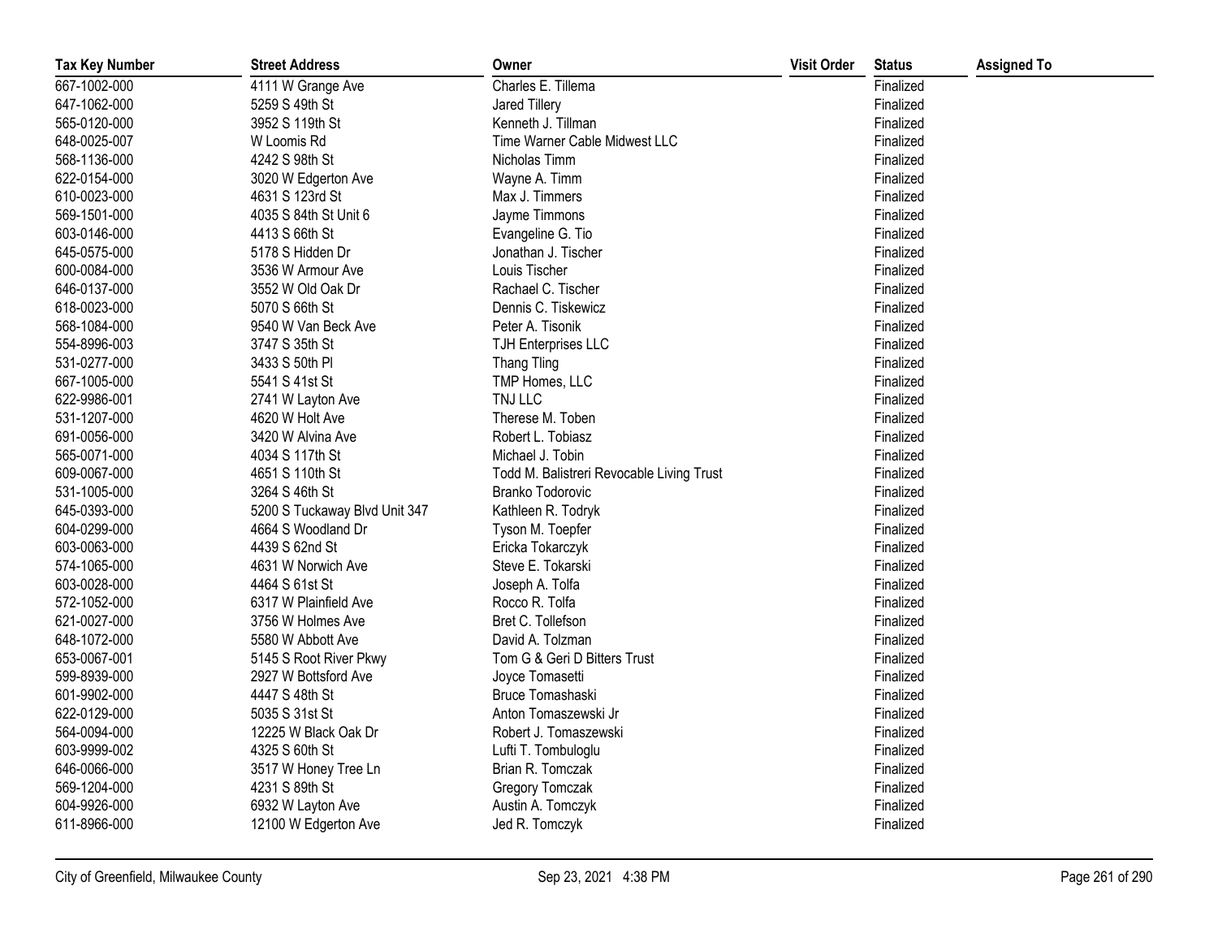| Tax Key Number | Street Address | Owner | Visit Order | Status | Assigned To |
|---|---|---|---|---|---|
| 667-1002-000 | 4111 W Grange Ave | Charles E. Tillema | | Finalized | |
| 647-1062-000 | 5259 S 49th St | Jared Tillery | | Finalized | |
| 565-0120-000 | 3952 S 119th St | Kenneth J. Tillman | | Finalized | |
| 648-0025-007 | W Loomis Rd | Time Warner Cable Midwest LLC | | Finalized | |
| 568-1136-000 | 4242 S 98th St | Nicholas Timm | | Finalized | |
| 622-0154-000 | 3020 W Edgerton Ave | Wayne A. Timm | | Finalized | |
| 610-0023-000 | 4631 S 123rd St | Max J. Timmers | | Finalized | |
| 569-1501-000 | 4035 S 84th St Unit 6 | Jayme Timmons | | Finalized | |
| 603-0146-000 | 4413 S 66th St | Evangeline G. Tio | | Finalized | |
| 645-0575-000 | 5178 S Hidden Dr | Jonathan J. Tischer | | Finalized | |
| 600-0084-000 | 3536 W Armour Ave | Louis Tischer | | Finalized | |
| 646-0137-000 | 3552 W Old Oak Dr | Rachael C. Tischer | | Finalized | |
| 618-0023-000 | 5070 S 66th St | Dennis C. Tiskewicz | | Finalized | |
| 568-1084-000 | 9540 W Van Beck Ave | Peter A. Tisonik | | Finalized | |
| 554-8996-003 | 3747 S 35th St | TJH Enterprises LLC | | Finalized | |
| 531-0277-000 | 3433 S 50th Pl | Thang Tling | | Finalized | |
| 667-1005-000 | 5541 S 41st St | TMP Homes, LLC | | Finalized | |
| 622-9986-001 | 2741 W Layton Ave | TNJ LLC | | Finalized | |
| 531-1207-000 | 4620 W Holt Ave | Therese M. Toben | | Finalized | |
| 691-0056-000 | 3420 W Alvina Ave | Robert L. Tobiasz | | Finalized | |
| 565-0071-000 | 4034 S 117th St | Michael J. Tobin | | Finalized | |
| 609-0067-000 | 4651 S 110th St | Todd M. Balistreri Revocable Living Trust | | Finalized | |
| 531-1005-000 | 3264 S 46th St | Branko Todorovic | | Finalized | |
| 645-0393-000 | 5200 S Tuckaway Blvd Unit 347 | Kathleen R. Todryk | | Finalized | |
| 604-0299-000 | 4664 S Woodland Dr | Tyson M. Toepfer | | Finalized | |
| 603-0063-000 | 4439 S 62nd St | Ericka Tokarczyk | | Finalized | |
| 574-1065-000 | 4631 W Norwich Ave | Steve E. Tokarski | | Finalized | |
| 603-0028-000 | 4464 S 61st St | Joseph A. Tolfa | | Finalized | |
| 572-1052-000 | 6317 W Plainfield Ave | Rocco R. Tolfa | | Finalized | |
| 621-0027-000 | 3756 W Holmes Ave | Bret C. Tollefson | | Finalized | |
| 648-1072-000 | 5580 W Abbott Ave | David A. Tolzman | | Finalized | |
| 653-0067-001 | 5145 S Root River Pkwy | Tom G & Geri D Bitters Trust | | Finalized | |
| 599-8939-000 | 2927 W Bottsford Ave | Joyce Tomasetti | | Finalized | |
| 601-9902-000 | 4447 S 48th St | Bruce Tomashaski | | Finalized | |
| 622-0129-000 | 5035 S 31st St | Anton Tomaszewski Jr | | Finalized | |
| 564-0094-000 | 12225 W Black Oak Dr | Robert J. Tomaszewski | | Finalized | |
| 603-9999-002 | 4325 S 60th St | Lufti T. Tombuloglu | | Finalized | |
| 646-0066-000 | 3517 W Honey Tree Ln | Brian R. Tomczak | | Finalized | |
| 569-1204-000 | 4231 S 89th St | Gregory Tomczak | | Finalized | |
| 604-9926-000 | 6932 W Layton Ave | Austin A. Tomczyk | | Finalized | |
| 611-8966-000 | 12100 W Edgerton Ave | Jed R. Tomczyk | | Finalized | |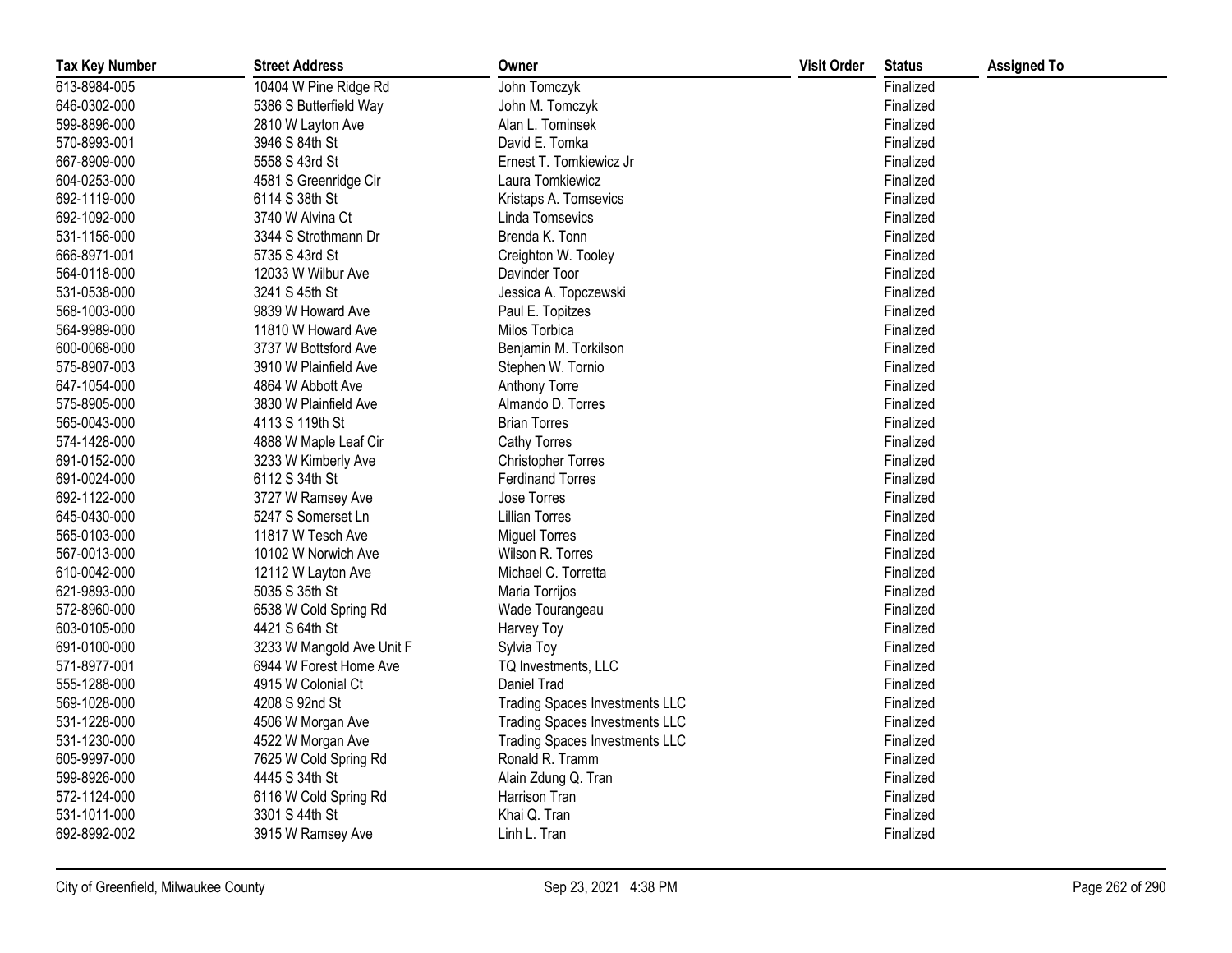| Tax Key Number | Street Address | Owner | Visit Order | Status | Assigned To |
|---|---|---|---|---|---|
| 613-8984-005 | 10404 W Pine Ridge Rd | John Tomczyk | | Finalized | |
| 646-0302-000 | 5386 S Butterfield Way | John M. Tomczyk | | Finalized | |
| 599-8896-000 | 2810 W Layton Ave | Alan L. Tominsek | | Finalized | |
| 570-8993-001 | 3946 S 84th St | David E. Tomka | | Finalized | |
| 667-8909-000 | 5558 S 43rd St | Ernest T. Tomkiewicz Jr | | Finalized | |
| 604-0253-000 | 4581 S Greenridge Cir | Laura Tomkiewicz | | Finalized | |
| 692-1119-000 | 6114 S 38th St | Kristaps A. Tomsevics | | Finalized | |
| 692-1092-000 | 3740 W Alvina Ct | Linda Tomsevics | | Finalized | |
| 531-1156-000 | 3344 S Strothmann Dr | Brenda K. Tonn | | Finalized | |
| 666-8971-001 | 5735 S 43rd St | Creighton W. Tooley | | Finalized | |
| 564-0118-000 | 12033 W Wilbur Ave | Davinder Toor | | Finalized | |
| 531-0538-000 | 3241 S 45th St | Jessica A. Topczewski | | Finalized | |
| 568-1003-000 | 9839 W Howard Ave | Paul E. Topitzes | | Finalized | |
| 564-9989-000 | 11810 W Howard Ave | Milos Torbica | | Finalized | |
| 600-0068-000 | 3737 W Bottsford Ave | Benjamin M. Torkilson | | Finalized | |
| 575-8907-003 | 3910 W Plainfield Ave | Stephen W. Tornio | | Finalized | |
| 647-1054-000 | 4864 W Abbott Ave | Anthony Torre | | Finalized | |
| 575-8905-000 | 3830 W Plainfield Ave | Almando D. Torres | | Finalized | |
| 565-0043-000 | 4113 S 119th St | Brian Torres | | Finalized | |
| 574-1428-000 | 4888 W Maple Leaf Cir | Cathy Torres | | Finalized | |
| 691-0152-000 | 3233 W Kimberly Ave | Christopher Torres | | Finalized | |
| 691-0024-000 | 6112 S 34th St | Ferdinand Torres | | Finalized | |
| 692-1122-000 | 3727 W Ramsey Ave | Jose Torres | | Finalized | |
| 645-0430-000 | 5247 S Somerset Ln | Lillian Torres | | Finalized | |
| 565-0103-000 | 11817 W Tesch Ave | Miguel Torres | | Finalized | |
| 567-0013-000 | 10102 W Norwich Ave | Wilson R. Torres | | Finalized | |
| 610-0042-000 | 12112 W Layton Ave | Michael C. Torretta | | Finalized | |
| 621-9893-000 | 5035 S 35th St | Maria Torrijos | | Finalized | |
| 572-8960-000 | 6538 W Cold Spring Rd | Wade Tourangeau | | Finalized | |
| 603-0105-000 | 4421 S 64th St | Harvey Toy | | Finalized | |
| 691-0100-000 | 3233 W Mangold Ave Unit F | Sylvia Toy | | Finalized | |
| 571-8977-001 | 6944 W Forest Home Ave | TQ Investments, LLC | | Finalized | |
| 555-1288-000 | 4915 W Colonial Ct | Daniel Trad | | Finalized | |
| 569-1028-000 | 4208 S 92nd St | Trading Spaces Investments LLC | | Finalized | |
| 531-1228-000 | 4506 W Morgan Ave | Trading Spaces Investments LLC | | Finalized | |
| 531-1230-000 | 4522 W Morgan Ave | Trading Spaces Investments LLC | | Finalized | |
| 605-9997-000 | 7625 W Cold Spring Rd | Ronald R. Tramm | | Finalized | |
| 599-8926-000 | 4445 S 34th St | Alain Zdung Q. Tran | | Finalized | |
| 572-1124-000 | 6116 W Cold Spring Rd | Harrison Tran | | Finalized | |
| 531-1011-000 | 3301 S 44th St | Khai Q. Tran | | Finalized | |
| 692-8992-002 | 3915 W Ramsey Ave | Linh L. Tran | | Finalized | |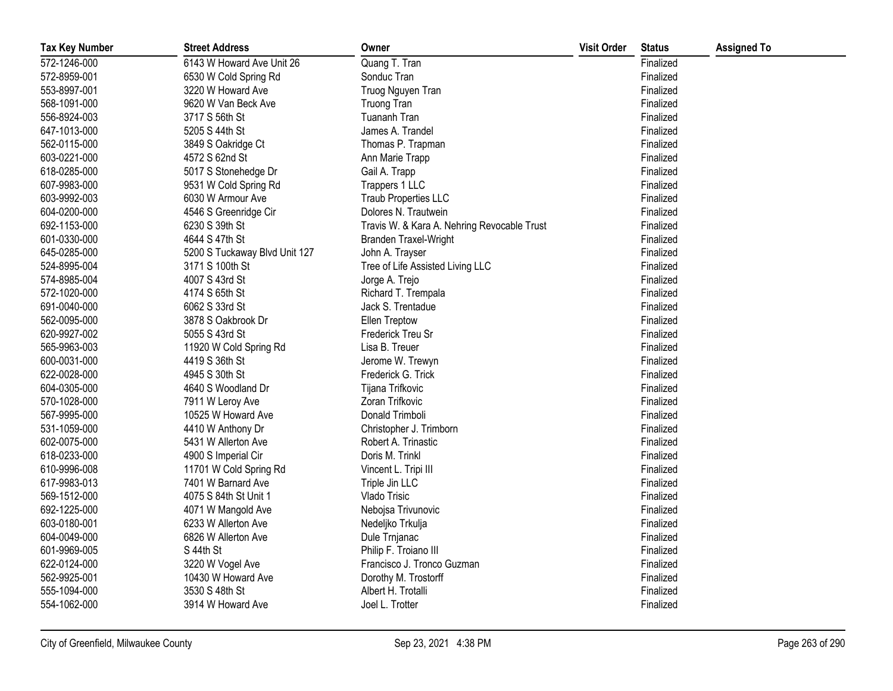| Tax Key Number | Street Address | Owner | Visit Order | Status | Assigned To |
|---|---|---|---|---|---|
| 572-1246-000 | 6143 W Howard Ave Unit 26 | Quang T. Tran | | Finalized | |
| 572-8959-001 | 6530 W Cold Spring Rd | Sonduc Tran | | Finalized | |
| 553-8997-001 | 3220 W Howard Ave | Truog Nguyen Tran | | Finalized | |
| 568-1091-000 | 9620 W Van Beck Ave | Truong Tran | | Finalized | |
| 556-8924-003 | 3717 S 56th St | Tuananh Tran | | Finalized | |
| 647-1013-000 | 5205 S 44th St | James A. Trandel | | Finalized | |
| 562-0115-000 | 3849 S Oakridge Ct | Thomas P. Trapman | | Finalized | |
| 603-0221-000 | 4572 S 62nd St | Ann Marie Trapp | | Finalized | |
| 618-0285-000 | 5017 S Stonehedge Dr | Gail A. Trapp | | Finalized | |
| 607-9983-000 | 9531 W Cold Spring Rd | Trappers 1 LLC | | Finalized | |
| 603-9992-003 | 6030 W Armour Ave | Traub Properties LLC | | Finalized | |
| 604-0200-000 | 4546 S Greenridge Cir | Dolores N. Trautwein | | Finalized | |
| 692-1153-000 | 6230 S 39th St | Travis W. & Kara A. Nehring Revocable Trust | | Finalized | |
| 601-0330-000 | 4644 S 47th St | Branden Traxel-Wright | | Finalized | |
| 645-0285-000 | 5200 S Tuckaway Blvd Unit 127 | John A. Trayser | | Finalized | |
| 524-8995-004 | 3171 S 100th St | Tree of Life Assisted Living LLC | | Finalized | |
| 574-8985-004 | 4007 S 43rd St | Jorge A. Trejo | | Finalized | |
| 572-1020-000 | 4174 S 65th St | Richard T. Trempala | | Finalized | |
| 691-0040-000 | 6062 S 33rd St | Jack S. Trentadue | | Finalized | |
| 562-0095-000 | 3878 S Oakbrook Dr | Ellen Treptow | | Finalized | |
| 620-9927-002 | 5055 S 43rd St | Frederick Treu Sr | | Finalized | |
| 565-9963-003 | 11920 W Cold Spring Rd | Lisa B. Treuer | | Finalized | |
| 600-0031-000 | 4419 S 36th St | Jerome W. Trewyn | | Finalized | |
| 622-0028-000 | 4945 S 30th St | Frederick G. Trick | | Finalized | |
| 604-0305-000 | 4640 S Woodland Dr | Tijana Trifkovic | | Finalized | |
| 570-1028-000 | 7911 W Leroy Ave | Zoran Trifkovic | | Finalized | |
| 567-9995-000 | 10525 W Howard Ave | Donald Trimboli | | Finalized | |
| 531-1059-000 | 4410 W Anthony Dr | Christopher J. Trimborn | | Finalized | |
| 602-0075-000 | 5431 W Allerton Ave | Robert A. Trinastic | | Finalized | |
| 618-0233-000 | 4900 S Imperial Cir | Doris M. Trinkl | | Finalized | |
| 610-9996-008 | 11701 W Cold Spring Rd | Vincent L. Tripi III | | Finalized | |
| 617-9983-013 | 7401 W Barnard Ave | Triple Jin LLC | | Finalized | |
| 569-1512-000 | 4075 S 84th St Unit 1 | Vlado Trisic | | Finalized | |
| 692-1225-000 | 4071 W Mangold Ave | Nebojsa Trivunovic | | Finalized | |
| 603-0180-001 | 6233 W Allerton Ave | Nedeljko Trkulja | | Finalized | |
| 604-0049-000 | 6826 W Allerton Ave | Dule Trnjanac | | Finalized | |
| 601-9969-005 | S 44th St | Philip F. Troiano III | | Finalized | |
| 622-0124-000 | 3220 W Vogel Ave | Francisco J. Tronco Guzman | | Finalized | |
| 562-9925-001 | 10430 W Howard Ave | Dorothy M. Trostorff | | Finalized | |
| 555-1094-000 | 3530 S 48th St | Albert H. Trotalli | | Finalized | |
| 554-1062-000 | 3914 W Howard Ave | Joel L. Trotter | | Finalized | |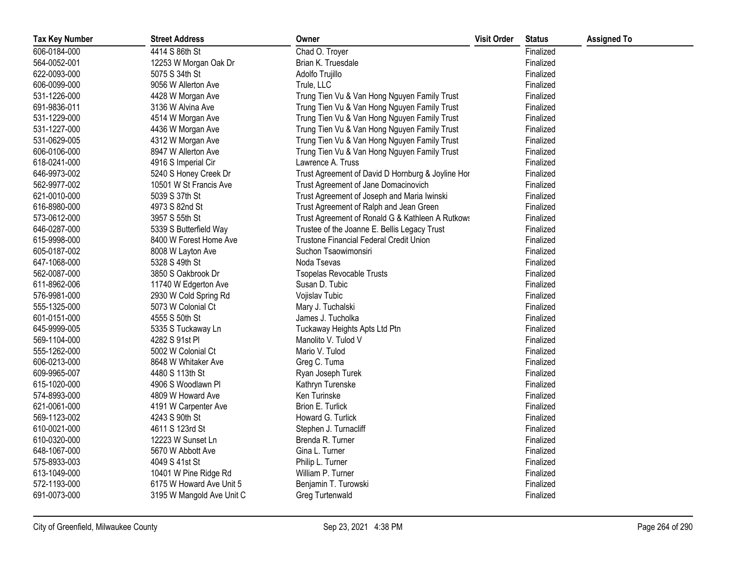| Tax Key Number | Street Address | Owner | Visit Order | Status | Assigned To |
|---|---|---|---|---|---|
| 606-0184-000 | 4414 S 86th St | Chad O. Troyer | | Finalized | |
| 564-0052-001 | 12253 W Morgan Oak Dr | Brian K. Truesdale | | Finalized | |
| 622-0093-000 | 5075 S 34th St | Adolfo Trujillo | | Finalized | |
| 606-0099-000 | 9056 W Allerton Ave | Trule, LLC | | Finalized | |
| 531-1226-000 | 4428 W Morgan Ave | Trung Tien Vu & Van Hong Nguyen Family Trust | | Finalized | |
| 691-9836-011 | 3136 W Alvina Ave | Trung Tien Vu & Van Hong Nguyen Family Trust | | Finalized | |
| 531-1229-000 | 4514 W Morgan Ave | Trung Tien Vu & Van Hong Nguyen Family Trust | | Finalized | |
| 531-1227-000 | 4436 W Morgan Ave | Trung Tien Vu & Van Hong Nguyen Family Trust | | Finalized | |
| 531-0629-005 | 4312 W Morgan Ave | Trung Tien Vu & Van Hong Nguyen Family Trust | | Finalized | |
| 606-0106-000 | 8947 W Allerton Ave | Trung Tien Vu & Van Hong Nguyen Family Trust | | Finalized | |
| 618-0241-000 | 4916 S Imperial Cir | Lawrence A. Truss | | Finalized | |
| 646-9973-002 | 5240 S Honey Creek Dr | Trust Agreement of David D Hornburg & Joyline Hor | | Finalized | |
| 562-9977-002 | 10501 W St Francis Ave | Trust Agreement of Jane Domacinovich | | Finalized | |
| 621-0010-000 | 5039 S 37th St | Trust Agreement of Joseph and Maria Iwinski | | Finalized | |
| 616-8980-000 | 4973 S 82nd St | Trust Agreement of Ralph and Jean Green | | Finalized | |
| 573-0612-000 | 3957 S 55th St | Trust Agreement of Ronald G & Kathleen A Rutkows | | Finalized | |
| 646-0287-000 | 5339 S Butterfield Way | Trustee of the Joanne E. Bellis Legacy Trust | | Finalized | |
| 615-9998-000 | 8400 W Forest Home Ave | Trustone Financial Federal Credit Union | | Finalized | |
| 605-0187-002 | 8008 W Layton Ave | Suchon Tsaowimonsiri | | Finalized | |
| 647-1068-000 | 5328 S 49th St | Noda Tsevas | | Finalized | |
| 562-0087-000 | 3850 S Oakbrook Dr | Tsopelas Revocable Trusts | | Finalized | |
| 611-8962-006 | 11740 W Edgerton Ave | Susan D. Tubic | | Finalized | |
| 576-9981-000 | 2930 W Cold Spring Rd | Vojislav Tubic | | Finalized | |
| 555-1325-000 | 5073 W Colonial Ct | Mary J. Tuchalski | | Finalized | |
| 601-0151-000 | 4555 S 50th St | James J. Tucholka | | Finalized | |
| 645-9999-005 | 5335 S Tuckaway Ln | Tuckaway Heights Apts Ltd Ptn | | Finalized | |
| 569-1104-000 | 4282 S 91st Pl | Manolito V. Tulod V | | Finalized | |
| 555-1262-000 | 5002 W Colonial Ct | Mario V. Tulod | | Finalized | |
| 606-0213-000 | 8648 W Whitaker Ave | Greg C. Tuma | | Finalized | |
| 609-9965-007 | 4480 S 113th St | Ryan Joseph Turek | | Finalized | |
| 615-1020-000 | 4906 S Woodlawn Pl | Kathryn Turenske | | Finalized | |
| 574-8993-000 | 4809 W Howard Ave | Ken Turinske | | Finalized | |
| 621-0061-000 | 4191 W Carpenter Ave | Brion E. Turlick | | Finalized | |
| 569-1123-002 | 4243 S 90th St | Howard G. Turlick | | Finalized | |
| 610-0021-000 | 4611 S 123rd St | Stephen J. Turnacliff | | Finalized | |
| 610-0320-000 | 12223 W Sunset Ln | Brenda R. Turner | | Finalized | |
| 648-1067-000 | 5670 W Abbott Ave | Gina L. Turner | | Finalized | |
| 575-8933-003 | 4049 S 41st St | Philip L. Turner | | Finalized | |
| 613-1049-000 | 10401 W Pine Ridge Rd | William P. Turner | | Finalized | |
| 572-1193-000 | 6175 W Howard Ave Unit 5 | Benjamin T. Turowski | | Finalized | |
| 691-0073-000 | 3195 W Mangold Ave Unit C | Greg Turtenwald | | Finalized | |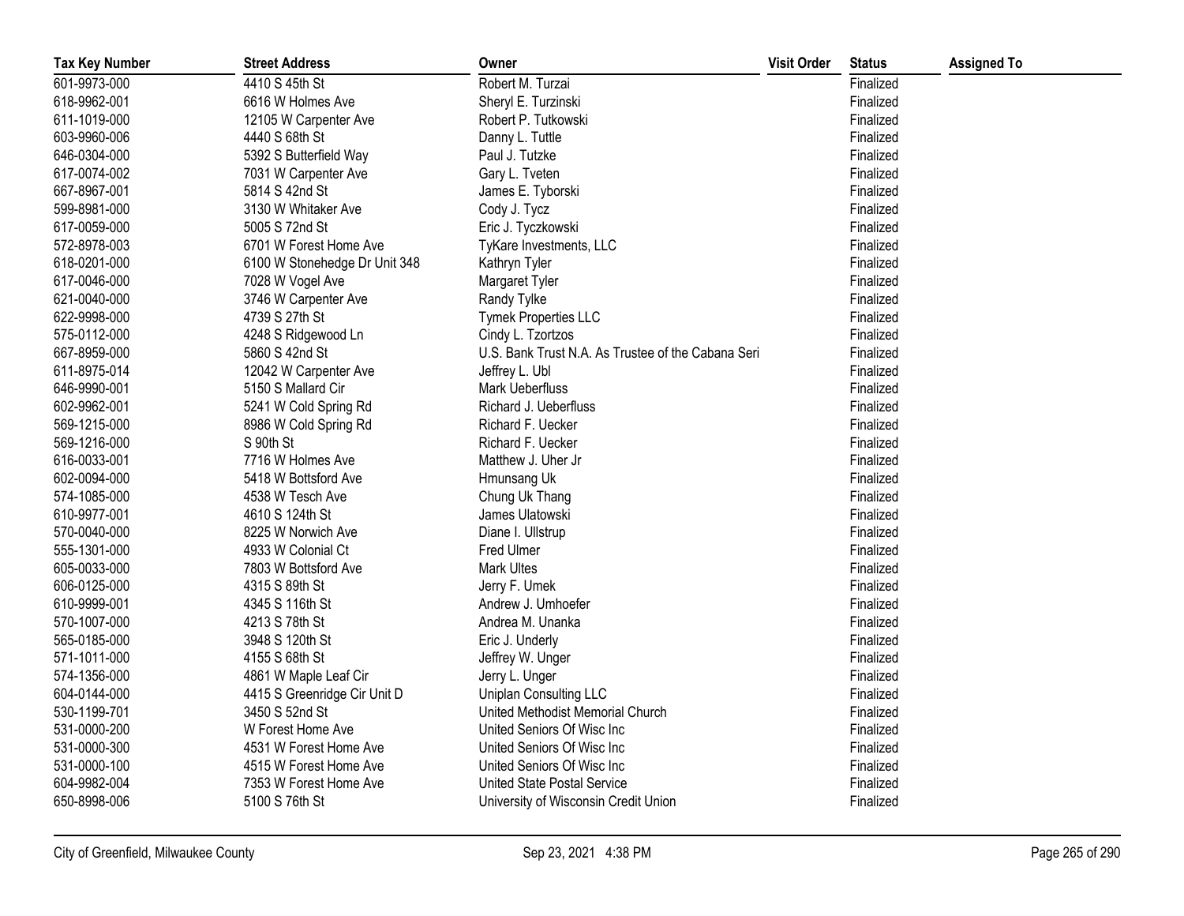| Tax Key Number | Street Address | Owner | Visit Order | Status | Assigned To |
|---|---|---|---|---|---|
| 601-9973-000 | 4410 S 45th St | Robert M. Turzai | | Finalized | |
| 618-9962-001 | 6616 W Holmes Ave | Sheryl E. Turzinski | | Finalized | |
| 611-1019-000 | 12105 W Carpenter Ave | Robert P. Tutkowski | | Finalized | |
| 603-9960-006 | 4440 S 68th St | Danny L. Tuttle | | Finalized | |
| 646-0304-000 | 5392 S Butterfield Way | Paul J. Tutzke | | Finalized | |
| 617-0074-002 | 7031 W Carpenter Ave | Gary L. Tveten | | Finalized | |
| 667-8967-001 | 5814 S 42nd St | James E. Tyborski | | Finalized | |
| 599-8981-000 | 3130 W Whitaker Ave | Cody J. Tycz | | Finalized | |
| 617-0059-000 | 5005 S 72nd St | Eric J. Tyczkowski | | Finalized | |
| 572-8978-003 | 6701 W Forest Home Ave | TyKare Investments, LLC | | Finalized | |
| 618-0201-000 | 6100 W Stonehedge Dr Unit 348 | Kathryn Tyler | | Finalized | |
| 617-0046-000 | 7028 W Vogel Ave | Margaret Tyler | | Finalized | |
| 621-0040-000 | 3746 W Carpenter Ave | Randy Tylke | | Finalized | |
| 622-9998-000 | 4739 S 27th St | Tymek Properties LLC | | Finalized | |
| 575-0112-000 | 4248 S Ridgewood Ln | Cindy L. Tzortzos | | Finalized | |
| 667-8959-000 | 5860 S 42nd St | U.S. Bank Trust N.A. As Trustee of the Cabana Seri | | Finalized | |
| 611-8975-014 | 12042 W Carpenter Ave | Jeffrey L. Ubl | | Finalized | |
| 646-9990-001 | 5150 S Mallard Cir | Mark Ueberfluss | | Finalized | |
| 602-9962-001 | 5241 W Cold Spring Rd | Richard J. Ueberfluss | | Finalized | |
| 569-1215-000 | 8986 W Cold Spring Rd | Richard F. Uecker | | Finalized | |
| 569-1216-000 | S 90th St | Richard F. Uecker | | Finalized | |
| 616-0033-001 | 7716 W Holmes Ave | Matthew J. Uher Jr | | Finalized | |
| 602-0094-000 | 5418 W Bottsford Ave | Hmunsang Uk | | Finalized | |
| 574-1085-000 | 4538 W Tesch Ave | Chung Uk Thang | | Finalized | |
| 610-9977-001 | 4610 S 124th St | James Ulatowski | | Finalized | |
| 570-0040-000 | 8225 W Norwich Ave | Diane I. Ullstrup | | Finalized | |
| 555-1301-000 | 4933 W Colonial Ct | Fred Ulmer | | Finalized | |
| 605-0033-000 | 7803 W Bottsford Ave | Mark Ultes | | Finalized | |
| 606-0125-000 | 4315 S 89th St | Jerry F. Umek | | Finalized | |
| 610-9999-001 | 4345 S 116th St | Andrew J. Umhoefer | | Finalized | |
| 570-1007-000 | 4213 S 78th St | Andrea M. Unanka | | Finalized | |
| 565-0185-000 | 3948 S 120th St | Eric J. Underly | | Finalized | |
| 571-1011-000 | 4155 S 68th St | Jeffrey W. Unger | | Finalized | |
| 574-1356-000 | 4861 W Maple Leaf Cir | Jerry L. Unger | | Finalized | |
| 604-0144-000 | 4415 S Greenridge Cir Unit D | Uniplan Consulting LLC | | Finalized | |
| 530-1199-701 | 3450 S 52nd St | United Methodist Memorial Church | | Finalized | |
| 531-0000-200 | W Forest Home Ave | United Seniors Of Wisc Inc | | Finalized | |
| 531-0000-300 | 4531 W Forest Home Ave | United Seniors Of Wisc Inc | | Finalized | |
| 531-0000-100 | 4515 W Forest Home Ave | United Seniors Of Wisc Inc | | Finalized | |
| 604-9982-004 | 7353 W Forest Home Ave | United State Postal Service | | Finalized | |
| 650-8998-006 | 5100 S 76th St | University of Wisconsin Credit Union | | Finalized | |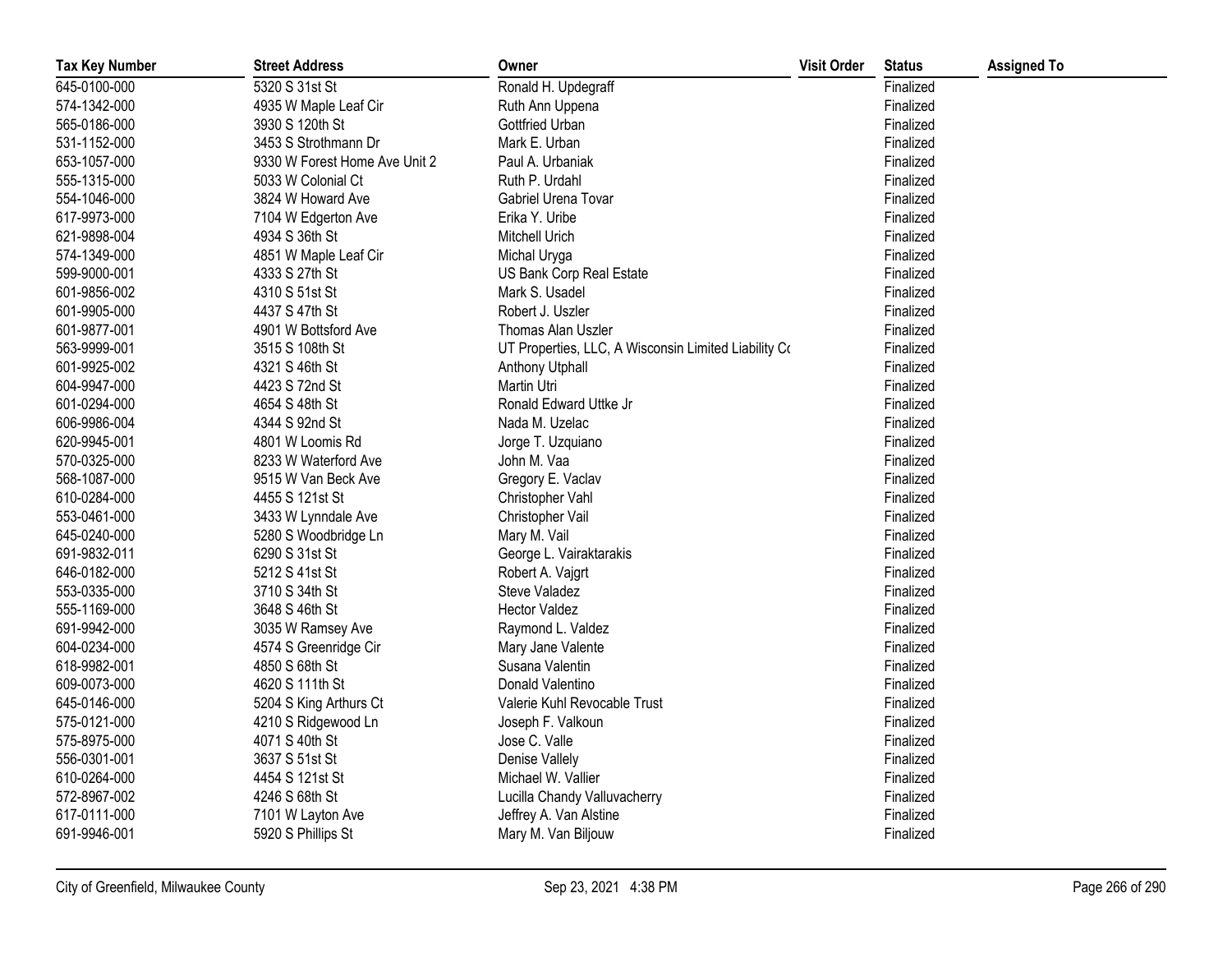| Tax Key Number | Street Address | Owner | Visit Order | Status | Assigned To |
|---|---|---|---|---|---|
| 645-0100-000 | 5320 S 31st St | Ronald H. Updegraff | | Finalized | |
| 574-1342-000 | 4935 W Maple Leaf Cir | Ruth Ann Uppena | | Finalized | |
| 565-0186-000 | 3930 S 120th St | Gottfried Urban | | Finalized | |
| 531-1152-000 | 3453 S Strothmann Dr | Mark E. Urban | | Finalized | |
| 653-1057-000 | 9330 W Forest Home Ave Unit 2 | Paul A. Urbaniak | | Finalized | |
| 555-1315-000 | 5033 W Colonial Ct | Ruth P. Urdahl | | Finalized | |
| 554-1046-000 | 3824 W Howard Ave | Gabriel Urena Tovar | | Finalized | |
| 617-9973-000 | 7104 W Edgerton Ave | Erika Y. Uribe | | Finalized | |
| 621-9898-004 | 4934 S 36th St | Mitchell Urich | | Finalized | |
| 574-1349-000 | 4851 W Maple Leaf Cir | Michal Uryga | | Finalized | |
| 599-9000-001 | 4333 S 27th St | US Bank Corp Real Estate | | Finalized | |
| 601-9856-002 | 4310 S 51st St | Mark S. Usadel | | Finalized | |
| 601-9905-000 | 4437 S 47th St | Robert J. Uszler | | Finalized | |
| 601-9877-001 | 4901 W Bottsford Ave | Thomas Alan Uszler | | Finalized | |
| 563-9999-001 | 3515 S 108th St | UT Properties, LLC, A Wisconsin Limited Liability Co | | Finalized | |
| 601-9925-002 | 4321 S 46th St | Anthony Utphall | | Finalized | |
| 604-9947-000 | 4423 S 72nd St | Martin Utri | | Finalized | |
| 601-0294-000 | 4654 S 48th St | Ronald Edward Uttke Jr | | Finalized | |
| 606-9986-004 | 4344 S 92nd St | Nada M. Uzelac | | Finalized | |
| 620-9945-001 | 4801 W Loomis Rd | Jorge T. Uzquiano | | Finalized | |
| 570-0325-000 | 8233 W Waterford Ave | John M. Vaa | | Finalized | |
| 568-1087-000 | 9515 W Van Beck Ave | Gregory E. Vaclav | | Finalized | |
| 610-0284-000 | 4455 S 121st St | Christopher Vahl | | Finalized | |
| 553-0461-000 | 3433 W Lynndale Ave | Christopher Vail | | Finalized | |
| 645-0240-000 | 5280 S Woodbridge Ln | Mary M. Vail | | Finalized | |
| 691-9832-011 | 6290 S 31st St | George L. Vairaktarakis | | Finalized | |
| 646-0182-000 | 5212 S 41st St | Robert A. Vajgrt | | Finalized | |
| 553-0335-000 | 3710 S 34th St | Steve Valadez | | Finalized | |
| 555-1169-000 | 3648 S 46th St | Hector Valdez | | Finalized | |
| 691-9942-000 | 3035 W Ramsey Ave | Raymond L. Valdez | | Finalized | |
| 604-0234-000 | 4574 S Greenridge Cir | Mary Jane Valente | | Finalized | |
| 618-9982-001 | 4850 S 68th St | Susana Valentin | | Finalized | |
| 609-0073-000 | 4620 S 111th St | Donald Valentino | | Finalized | |
| 645-0146-000 | 5204 S King Arthurs Ct | Valerie Kuhl Revocable Trust | | Finalized | |
| 575-0121-000 | 4210 S Ridgewood Ln | Joseph F. Valkoun | | Finalized | |
| 575-8975-000 | 4071 S 40th St | Jose C. Valle | | Finalized | |
| 556-0301-001 | 3637 S 51st St | Denise Vallely | | Finalized | |
| 610-0264-000 | 4454 S 121st St | Michael W. Vallier | | Finalized | |
| 572-8967-002 | 4246 S 68th St | Lucilla Chandy Valluvacherry | | Finalized | |
| 617-0111-000 | 7101 W Layton Ave | Jeffrey A. Van Alstine | | Finalized | |
| 691-9946-001 | 5920 S Phillips St | Mary M. Van Biljouw | | Finalized | |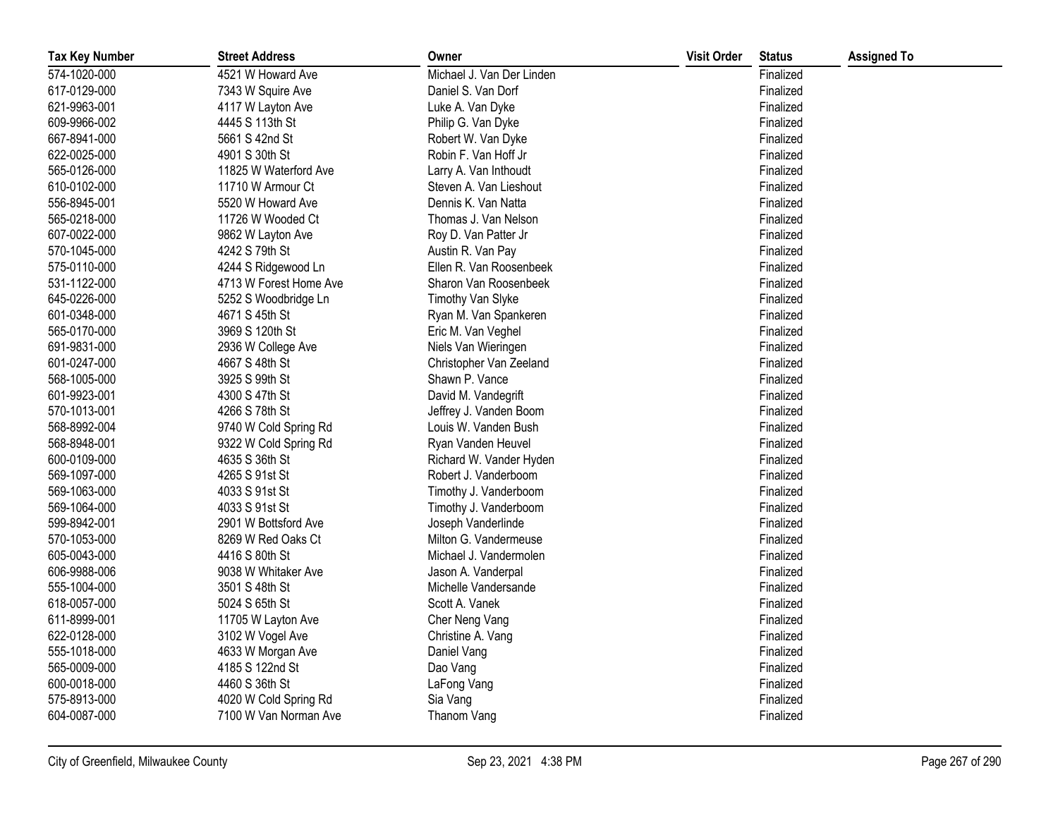| Tax Key Number | Street Address | Owner | Visit Order | Status | Assigned To |
|---|---|---|---|---|---|
| 574-1020-000 | 4521 W Howard Ave | Michael J. Van Der Linden | | Finalized | |
| 617-0129-000 | 7343 W Squire Ave | Daniel S. Van Dorf | | Finalized | |
| 621-9963-001 | 4117 W Layton Ave | Luke A. Van Dyke | | Finalized | |
| 609-9966-002 | 4445 S 113th St | Philip G. Van Dyke | | Finalized | |
| 667-8941-000 | 5661 S 42nd St | Robert W. Van Dyke | | Finalized | |
| 622-0025-000 | 4901 S 30th St | Robin F. Van Hoff Jr | | Finalized | |
| 565-0126-000 | 11825 W Waterford Ave | Larry A. Van Inthoudt | | Finalized | |
| 610-0102-000 | 11710 W Armour Ct | Steven A. Van Lieshout | | Finalized | |
| 556-8945-001 | 5520 W Howard Ave | Dennis K. Van Natta | | Finalized | |
| 565-0218-000 | 11726 W Wooded Ct | Thomas J. Van Nelson | | Finalized | |
| 607-0022-000 | 9862 W Layton Ave | Roy D. Van Patter Jr | | Finalized | |
| 570-1045-000 | 4242 S 79th St | Austin R. Van Pay | | Finalized | |
| 575-0110-000 | 4244 S Ridgewood Ln | Ellen R. Van Roosenbeek | | Finalized | |
| 531-1122-000 | 4713 W Forest Home Ave | Sharon Van Roosenbeek | | Finalized | |
| 645-0226-000 | 5252 S Woodbridge Ln | Timothy Van Slyke | | Finalized | |
| 601-0348-000 | 4671 S 45th St | Ryan M. Van Spankeren | | Finalized | |
| 565-0170-000 | 3969 S 120th St | Eric M. Van Veghel | | Finalized | |
| 691-9831-000 | 2936 W College Ave | Niels Van Wieringen | | Finalized | |
| 601-0247-000 | 4667 S 48th St | Christopher Van Zeeland | | Finalized | |
| 568-1005-000 | 3925 S 99th St | Shawn P. Vance | | Finalized | |
| 601-9923-001 | 4300 S 47th St | David M. Vandegrift | | Finalized | |
| 570-1013-001 | 4266 S 78th St | Jeffrey J. Vanden Boom | | Finalized | |
| 568-8992-004 | 9740 W Cold Spring Rd | Louis W. Vanden Bush | | Finalized | |
| 568-8948-001 | 9322 W Cold Spring Rd | Ryan Vanden Heuvel | | Finalized | |
| 600-0109-000 | 4635 S 36th St | Richard W. Vander Hyden | | Finalized | |
| 569-1097-000 | 4265 S 91st St | Robert J. Vanderboom | | Finalized | |
| 569-1063-000 | 4033 S 91st St | Timothy J. Vanderboom | | Finalized | |
| 569-1064-000 | 4033 S 91st St | Timothy J. Vanderboom | | Finalized | |
| 599-8942-001 | 2901 W Bottsford Ave | Joseph Vanderlinde | | Finalized | |
| 570-1053-000 | 8269 W Red Oaks Ct | Milton G. Vandermeuse | | Finalized | |
| 605-0043-000 | 4416 S 80th St | Michael J. Vandermolen | | Finalized | |
| 606-9988-006 | 9038 W Whitaker Ave | Jason A. Vanderpal | | Finalized | |
| 555-1004-000 | 3501 S 48th St | Michelle Vandersande | | Finalized | |
| 618-0057-000 | 5024 S 65th St | Scott A. Vanek | | Finalized | |
| 611-8999-001 | 11705 W Layton Ave | Cher Neng Vang | | Finalized | |
| 622-0128-000 | 3102 W Vogel Ave | Christine A. Vang | | Finalized | |
| 555-1018-000 | 4633 W Morgan Ave | Daniel Vang | | Finalized | |
| 565-0009-000 | 4185 S 122nd St | Dao Vang | | Finalized | |
| 600-0018-000 | 4460 S 36th St | LaFong Vang | | Finalized | |
| 575-8913-000 | 4020 W Cold Spring Rd | Sia Vang | | Finalized | |
| 604-0087-000 | 7100 W Van Norman Ave | Thanom Vang | | Finalized | |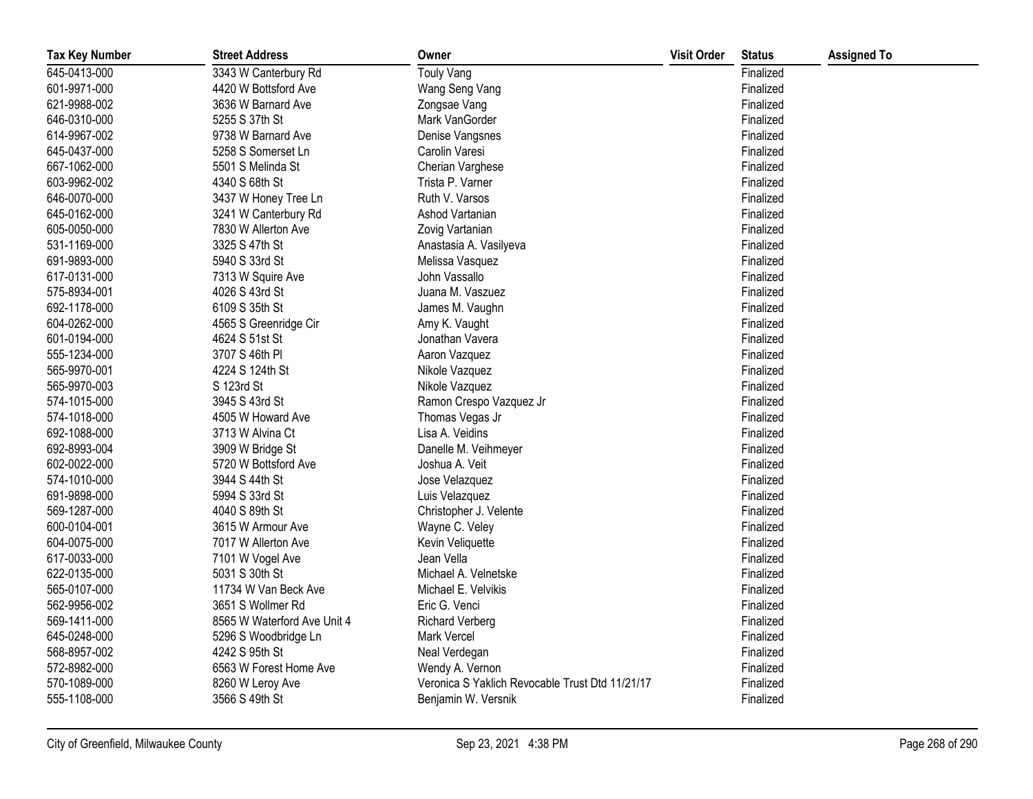| Tax Key Number | Street Address | Owner | Visit Order | Status | Assigned To |
|---|---|---|---|---|---|
| 645-0413-000 | 3343 W Canterbury Rd | Touly Vang | | Finalized | |
| 601-9971-000 | 4420 W Bottsford Ave | Wang Seng Vang | | Finalized | |
| 621-9988-002 | 3636 W Barnard Ave | Zongsae Vang | | Finalized | |
| 646-0310-000 | 5255 S 37th St | Mark VanGorder | | Finalized | |
| 614-9967-002 | 9738 W Barnard Ave | Denise Vangsnes | | Finalized | |
| 645-0437-000 | 5258 S Somerset Ln | Carolin Varesi | | Finalized | |
| 667-1062-000 | 5501 S Melinda St | Cherian Varghese | | Finalized | |
| 603-9962-002 | 4340 S 68th St | Trista P. Varner | | Finalized | |
| 646-0070-000 | 3437 W Honey Tree Ln | Ruth V. Varsos | | Finalized | |
| 645-0162-000 | 3241 W Canterbury Rd | Ashod Vartanian | | Finalized | |
| 605-0050-000 | 7830 W Allerton Ave | Zovig Vartanian | | Finalized | |
| 531-1169-000 | 3325 S 47th St | Anastasia A. Vasilyeva | | Finalized | |
| 691-9893-000 | 5940 S 33rd St | Melissa Vasquez | | Finalized | |
| 617-0131-000 | 7313 W Squire Ave | John Vassallo | | Finalized | |
| 575-8934-001 | 4026 S 43rd St | Juana M. Vaszuez | | Finalized | |
| 692-1178-000 | 6109 S 35th St | James M. Vaughn | | Finalized | |
| 604-0262-000 | 4565 S Greenridge Cir | Amy K. Vaught | | Finalized | |
| 601-0194-000 | 4624 S 51st St | Jonathan Vavera | | Finalized | |
| 555-1234-000 | 3707 S 46th Pl | Aaron Vazquez | | Finalized | |
| 565-9970-001 | 4224 S 124th St | Nikole Vazquez | | Finalized | |
| 565-9970-003 | S 123rd St | Nikole Vazquez | | Finalized | |
| 574-1015-000 | 3945 S 43rd St | Ramon Crespo Vazquez Jr | | Finalized | |
| 574-1018-000 | 4505 W Howard Ave | Thomas Vegas Jr | | Finalized | |
| 692-1088-000 | 3713 W Alvina Ct | Lisa A. Veidins | | Finalized | |
| 692-8993-004 | 3909 W Bridge St | Danelle M. Veihmeyer | | Finalized | |
| 602-0022-000 | 5720 W Bottsford Ave | Joshua A. Veit | | Finalized | |
| 574-1010-000 | 3944 S 44th St | Jose Velazquez | | Finalized | |
| 691-9898-000 | 5994 S 33rd St | Luis Velazquez | | Finalized | |
| 569-1287-000 | 4040 S 89th St | Christopher J. Velente | | Finalized | |
| 600-0104-001 | 3615 W Armour Ave | Wayne C. Veley | | Finalized | |
| 604-0075-000 | 7017 W Allerton Ave | Kevin Veliquette | | Finalized | |
| 617-0033-000 | 7101 W Vogel Ave | Jean Vella | | Finalized | |
| 622-0135-000 | 5031 S 30th St | Michael A. Velnetske | | Finalized | |
| 565-0107-000 | 11734 W Van Beck Ave | Michael E. Velvikis | | Finalized | |
| 562-9956-002 | 3651 S Wollmer Rd | Eric G. Venci | | Finalized | |
| 569-1411-000 | 8565 W Waterford Ave Unit 4 | Richard Verberg | | Finalized | |
| 645-0248-000 | 5296 S Woodbridge Ln | Mark Vercel | | Finalized | |
| 568-8957-002 | 4242 S 95th St | Neal Verdegan | | Finalized | |
| 572-8982-000 | 6563 W Forest Home Ave | Wendy A. Vernon | | Finalized | |
| 570-1089-000 | 8260 W Leroy Ave | Veronica S Yaklich Revocable Trust Dtd 11/21/17 | | Finalized | |
| 555-1108-000 | 3566 S 49th St | Benjamin W. Versnik | | Finalized | |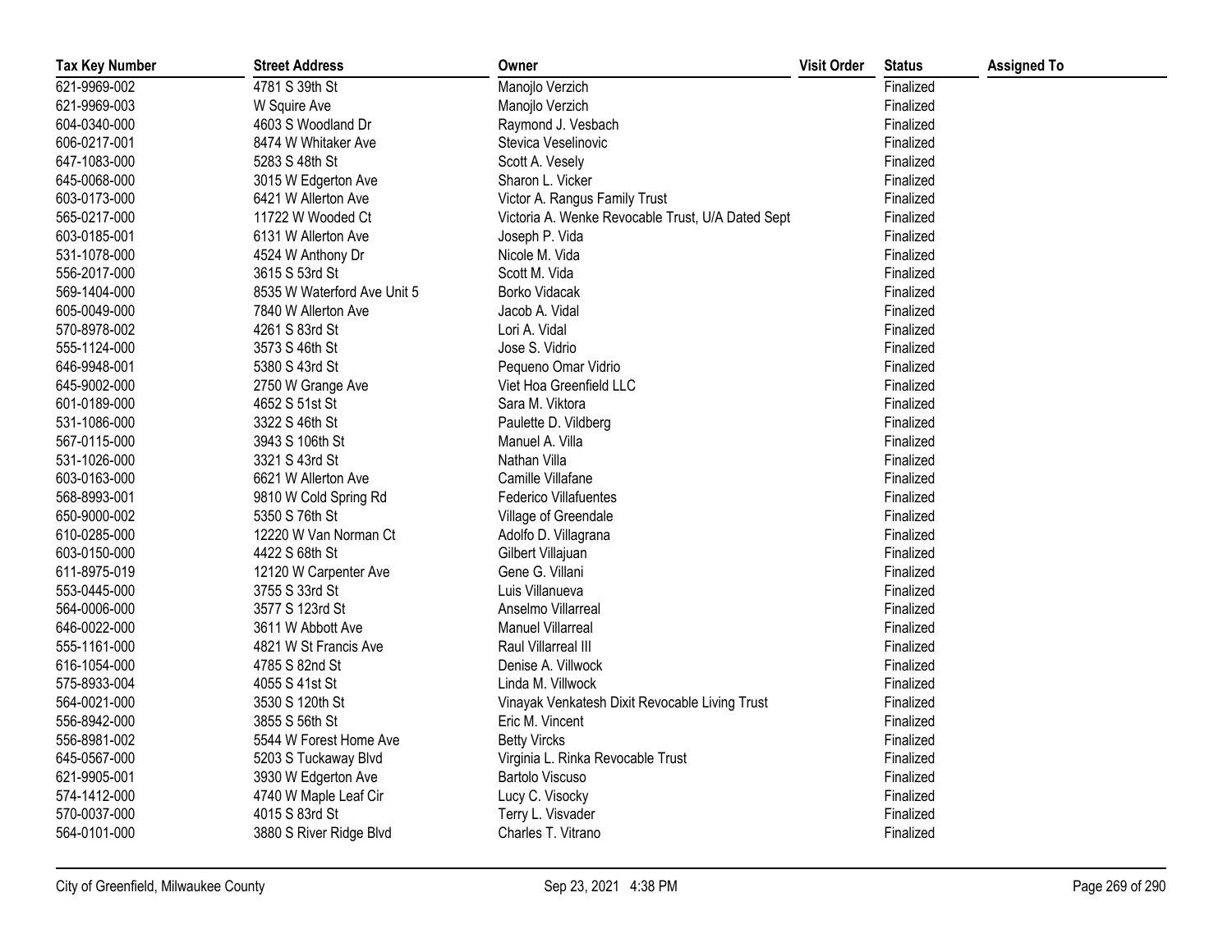| Tax Key Number | Street Address | Owner | Visit Order | Status | Assigned To |
| --- | --- | --- | --- | --- | --- |
| 621-9969-002 | 4781 S 39th St | Manojlo Verzich | | Finalized | |
| 621-9969-003 | W Squire Ave | Manojlo Verzich | | Finalized | |
| 604-0340-000 | 4603 S Woodland Dr | Raymond J. Vesbach | | Finalized | |
| 606-0217-001 | 8474 W Whitaker Ave | Stevica Veselinovic | | Finalized | |
| 647-1083-000 | 5283 S 48th St | Scott A. Vesely | | Finalized | |
| 645-0068-000 | 3015 W Edgerton Ave | Sharon L. Vicker | | Finalized | |
| 603-0173-000 | 6421 W Allerton Ave | Victor A. Rangus Family Trust | | Finalized | |
| 565-0217-000 | 11722 W Wooded Ct | Victoria A. Wenke Revocable Trust, U/A Dated Sept | | Finalized | |
| 603-0185-001 | 6131 W Allerton Ave | Joseph P. Vida | | Finalized | |
| 531-1078-000 | 4524 W Anthony Dr | Nicole M. Vida | | Finalized | |
| 556-2017-000 | 3615 S 53rd St | Scott M. Vida | | Finalized | |
| 569-1404-000 | 8535 W Waterford Ave Unit 5 | Borko Vidacak | | Finalized | |
| 605-0049-000 | 7840 W Allerton Ave | Jacob A. Vidal | | Finalized | |
| 570-8978-002 | 4261 S 83rd St | Lori A. Vidal | | Finalized | |
| 555-1124-000 | 3573 S 46th St | Jose S. Vidrio | | Finalized | |
| 646-9948-001 | 5380 S 43rd St | Pequeno Omar Vidrio | | Finalized | |
| 645-9002-000 | 2750 W Grange Ave | Viet Hoa Greenfield LLC | | Finalized | |
| 601-0189-000 | 4652 S 51st St | Sara M. Viktora | | Finalized | |
| 531-1086-000 | 3322 S 46th St | Paulette D. Vildberg | | Finalized | |
| 567-0115-000 | 3943 S 106th St | Manuel A. Villa | | Finalized | |
| 531-1026-000 | 3321 S 43rd St | Nathan Villa | | Finalized | |
| 603-0163-000 | 6621 W Allerton Ave | Camille Villafane | | Finalized | |
| 568-8993-001 | 9810 W Cold Spring Rd | Federico Villafuentes | | Finalized | |
| 650-9000-002 | 5350 S 76th St | Village of Greendale | | Finalized | |
| 610-0285-000 | 12220 W Van Norman Ct | Adolfo D. Villagrana | | Finalized | |
| 603-0150-000 | 4422 S 68th St | Gilbert Villajuan | | Finalized | |
| 611-8975-019 | 12120 W Carpenter Ave | Gene G. Villani | | Finalized | |
| 553-0445-000 | 3755 S 33rd St | Luis Villanueva | | Finalized | |
| 564-0006-000 | 3577 S 123rd St | Anselmo Villarreal | | Finalized | |
| 646-0022-000 | 3611 W Abbott Ave | Manuel Villarreal | | Finalized | |
| 555-1161-000 | 4821 W St Francis Ave | Raul Villarreal III | | Finalized | |
| 616-1054-000 | 4785 S 82nd St | Denise A. Villwock | | Finalized | |
| 575-8933-004 | 4055 S 41st St | Linda M. Villwock | | Finalized | |
| 564-0021-000 | 3530 S 120th St | Vinayak Venkatesh Dixit Revocable Living Trust | | Finalized | |
| 556-8942-000 | 3855 S 56th St | Eric M. Vincent | | Finalized | |
| 556-8981-002 | 5544 W Forest Home Ave | Betty Vircks | | Finalized | |
| 645-0567-000 | 5203 S Tuckaway Blvd | Virginia L. Rinka Revocable Trust | | Finalized | |
| 621-9905-001 | 3930 W Edgerton Ave | Bartolo Viscuso | | Finalized | |
| 574-1412-000 | 4740 W Maple Leaf Cir | Lucy C. Visocky | | Finalized | |
| 570-0037-000 | 4015 S 83rd St | Terry L. Visvader | | Finalized | |
| 564-0101-000 | 3880 S River Ridge Blvd | Charles T. Vitrano | | Finalized | |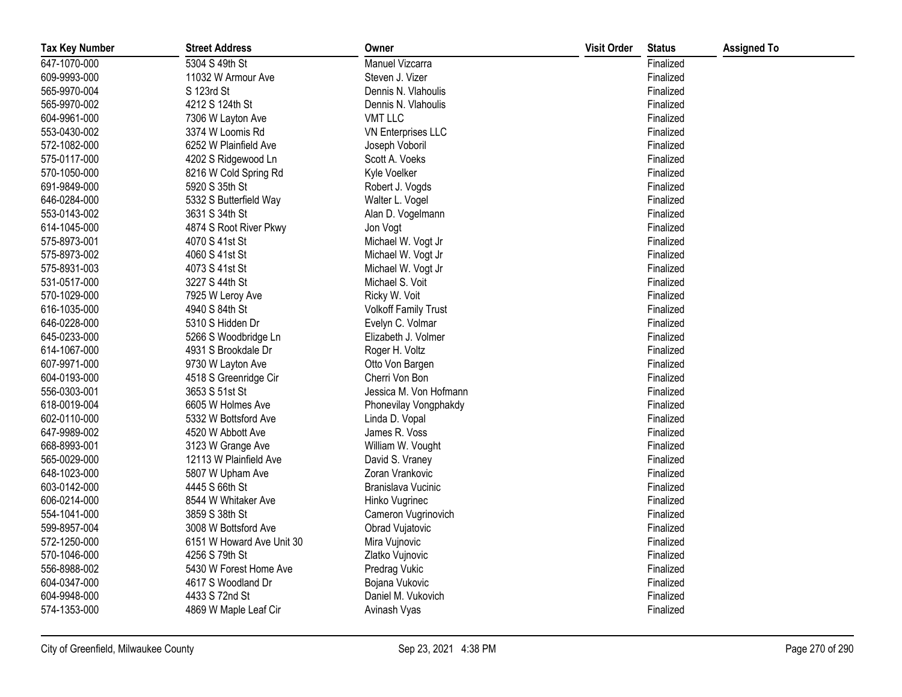| Tax Key Number | Street Address | Owner | Visit Order | Status | Assigned To |
|---|---|---|---|---|---|
| 647-1070-000 | 5304 S 49th St | Manuel Vizcarra | | Finalized | |
| 609-9993-000 | 11032 W Armour Ave | Steven J. Vizer | | Finalized | |
| 565-9970-004 | S 123rd St | Dennis N. Vlahoulis | | Finalized | |
| 565-9970-002 | 4212 S 124th St | Dennis N. Vlahoulis | | Finalized | |
| 604-9961-000 | 7306 W Layton Ave | VMT LLC | | Finalized | |
| 553-0430-002 | 3374 W Loomis Rd | VN Enterprises LLC | | Finalized | |
| 572-1082-000 | 6252 W Plainfield Ave | Joseph Voboril | | Finalized | |
| 575-0117-000 | 4202 S Ridgewood Ln | Scott A. Voeks | | Finalized | |
| 570-1050-000 | 8216 W Cold Spring Rd | Kyle Voelker | | Finalized | |
| 691-9849-000 | 5920 S 35th St | Robert J. Vogds | | Finalized | |
| 646-0284-000 | 5332 S Butterfield Way | Walter L. Vogel | | Finalized | |
| 553-0143-002 | 3631 S 34th St | Alan D. Vogelmann | | Finalized | |
| 614-1045-000 | 4874 S Root River Pkwy | Jon Vogt | | Finalized | |
| 575-8973-001 | 4070 S 41st St | Michael W. Vogt Jr | | Finalized | |
| 575-8973-002 | 4060 S 41st St | Michael W. Vogt Jr | | Finalized | |
| 575-8931-003 | 4073 S 41st St | Michael W. Vogt Jr | | Finalized | |
| 531-0517-000 | 3227 S 44th St | Michael S. Voit | | Finalized | |
| 570-1029-000 | 7925 W Leroy Ave | Ricky W. Voit | | Finalized | |
| 616-1035-000 | 4940 S 84th St | Volkoff Family Trust | | Finalized | |
| 646-0228-000 | 5310 S Hidden Dr | Evelyn C. Volmar | | Finalized | |
| 645-0233-000 | 5266 S Woodbridge Ln | Elizabeth J. Volmer | | Finalized | |
| 614-1067-000 | 4931 S Brookdale Dr | Roger H. Voltz | | Finalized | |
| 607-9971-000 | 9730 W Layton Ave | Otto Von Bargen | | Finalized | |
| 604-0193-000 | 4518 S Greenridge Cir | Cherri Von Bon | | Finalized | |
| 556-0303-001 | 3653 S 51st St | Jessica M. Von Hofmann | | Finalized | |
| 618-0019-004 | 6605 W Holmes Ave | Phonevilay Vongphakdy | | Finalized | |
| 602-0110-000 | 5332 W Bottsford Ave | Linda D. Vopal | | Finalized | |
| 647-9989-002 | 4520 W Abbott Ave | James R. Voss | | Finalized | |
| 668-8993-001 | 3123 W Grange Ave | William W. Vought | | Finalized | |
| 565-0029-000 | 12113 W Plainfield Ave | David S. Vraney | | Finalized | |
| 648-1023-000 | 5807 W Upham Ave | Zoran Vrankovic | | Finalized | |
| 603-0142-000 | 4445 S 66th St | Branislava Vucinic | | Finalized | |
| 606-0214-000 | 8544 W Whitaker Ave | Hinko Vugrinec | | Finalized | |
| 554-1041-000 | 3859 S 38th St | Cameron Vugrinovich | | Finalized | |
| 599-8957-004 | 3008 W Bottsford Ave | Obrad Vujatovic | | Finalized | |
| 572-1250-000 | 6151 W Howard Ave Unit 30 | Mira Vujnovic | | Finalized | |
| 570-1046-000 | 4256 S 79th St | Zlatko Vujnovic | | Finalized | |
| 556-8988-002 | 5430 W Forest Home Ave | Predrag Vukic | | Finalized | |
| 604-0347-000 | 4617 S Woodland Dr | Bojana Vukovic | | Finalized | |
| 604-9948-000 | 4433 S 72nd St | Daniel M. Vukovich | | Finalized | |
| 574-1353-000 | 4869 W Maple Leaf Cir | Avinash Vyas | | Finalized | |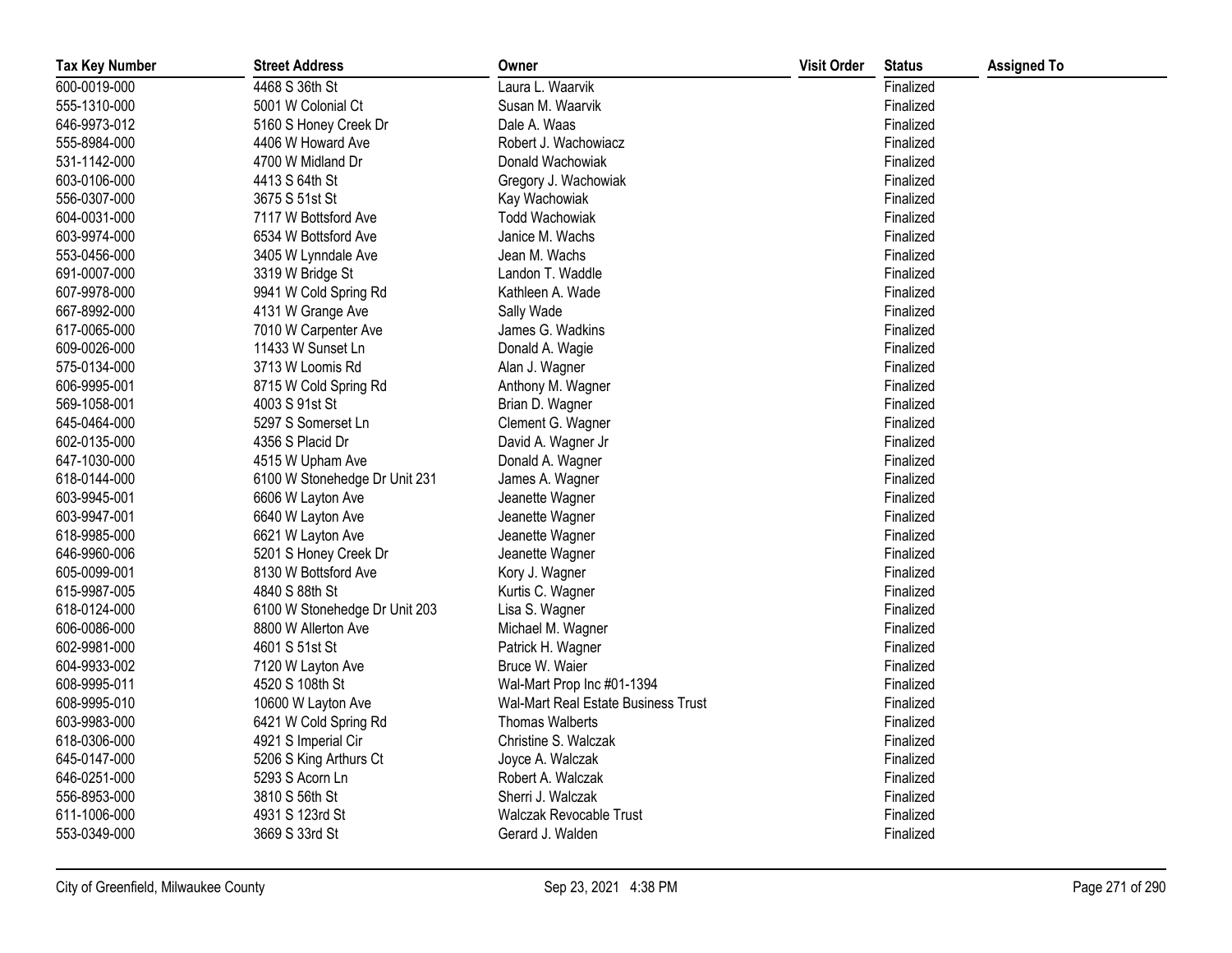| Tax Key Number | Street Address | Owner | Visit Order | Status | Assigned To |
|---|---|---|---|---|---|
| 600-0019-000 | 4468 S 36th St | Laura L. Waarvik | | Finalized | |
| 555-1310-000 | 5001 W Colonial Ct | Susan M. Waarvik | | Finalized | |
| 646-9973-012 | 5160 S Honey Creek Dr | Dale A. Waas | | Finalized | |
| 555-8984-000 | 4406 W Howard Ave | Robert J. Wachowiacz | | Finalized | |
| 531-1142-000 | 4700 W Midland Dr | Donald Wachowiak | | Finalized | |
| 603-0106-000 | 4413 S 64th St | Gregory J. Wachowiak | | Finalized | |
| 556-0307-000 | 3675 S 51st St | Kay Wachowiak | | Finalized | |
| 604-0031-000 | 7117 W Bottsford Ave | Todd Wachowiak | | Finalized | |
| 603-9974-000 | 6534 W Bottsford Ave | Janice M. Wachs | | Finalized | |
| 553-0456-000 | 3405 W Lynndale Ave | Jean M. Wachs | | Finalized | |
| 691-0007-000 | 3319 W Bridge St | Landon T. Waddle | | Finalized | |
| 607-9978-000 | 9941 W Cold Spring Rd | Kathleen A. Wade | | Finalized | |
| 667-8992-000 | 4131 W Grange Ave | Sally Wade | | Finalized | |
| 617-0065-000 | 7010 W Carpenter Ave | James G. Wadkins | | Finalized | |
| 609-0026-000 | 11433 W Sunset Ln | Donald A. Wagie | | Finalized | |
| 575-0134-000 | 3713 W Loomis Rd | Alan J. Wagner | | Finalized | |
| 606-9995-001 | 8715 W Cold Spring Rd | Anthony M. Wagner | | Finalized | |
| 569-1058-001 | 4003 S 91st St | Brian D. Wagner | | Finalized | |
| 645-0464-000 | 5297 S Somerset Ln | Clement G. Wagner | | Finalized | |
| 602-0135-000 | 4356 S Placid Dr | David A. Wagner Jr | | Finalized | |
| 647-1030-000 | 4515 W Upham Ave | Donald A. Wagner | | Finalized | |
| 618-0144-000 | 6100 W Stonehedge Dr Unit 231 | James A. Wagner | | Finalized | |
| 603-9945-001 | 6606 W Layton Ave | Jeanette Wagner | | Finalized | |
| 603-9947-001 | 6640 W Layton Ave | Jeanette Wagner | | Finalized | |
| 618-9985-000 | 6621 W Layton Ave | Jeanette Wagner | | Finalized | |
| 646-9960-006 | 5201 S Honey Creek Dr | Jeanette Wagner | | Finalized | |
| 605-0099-001 | 8130 W Bottsford Ave | Kory J. Wagner | | Finalized | |
| 615-9987-005 | 4840 S 88th St | Kurtis C. Wagner | | Finalized | |
| 618-0124-000 | 6100 W Stonehedge Dr Unit 203 | Lisa S. Wagner | | Finalized | |
| 606-0086-000 | 8800 W Allerton Ave | Michael M. Wagner | | Finalized | |
| 602-9981-000 | 4601 S 51st St | Patrick H. Wagner | | Finalized | |
| 604-9933-002 | 7120 W Layton Ave | Bruce W. Waier | | Finalized | |
| 608-9995-011 | 4520 S 108th St | Wal-Mart Prop Inc #01-1394 | | Finalized | |
| 608-9995-010 | 10600 W Layton Ave | Wal-Mart Real Estate Business Trust | | Finalized | |
| 603-9983-000 | 6421 W Cold Spring Rd | Thomas Walberts | | Finalized | |
| 618-0306-000 | 4921 S Imperial Cir | Christine S. Walczak | | Finalized | |
| 645-0147-000 | 5206 S King Arthurs Ct | Joyce A. Walczak | | Finalized | |
| 646-0251-000 | 5293 S Acorn Ln | Robert A. Walczak | | Finalized | |
| 556-8953-000 | 3810 S 56th St | Sherri J. Walczak | | Finalized | |
| 611-1006-000 | 4931 S 123rd St | Walczak Revocable Trust | | Finalized | |
| 553-0349-000 | 3669 S 33rd St | Gerard J. Walden | | Finalized | |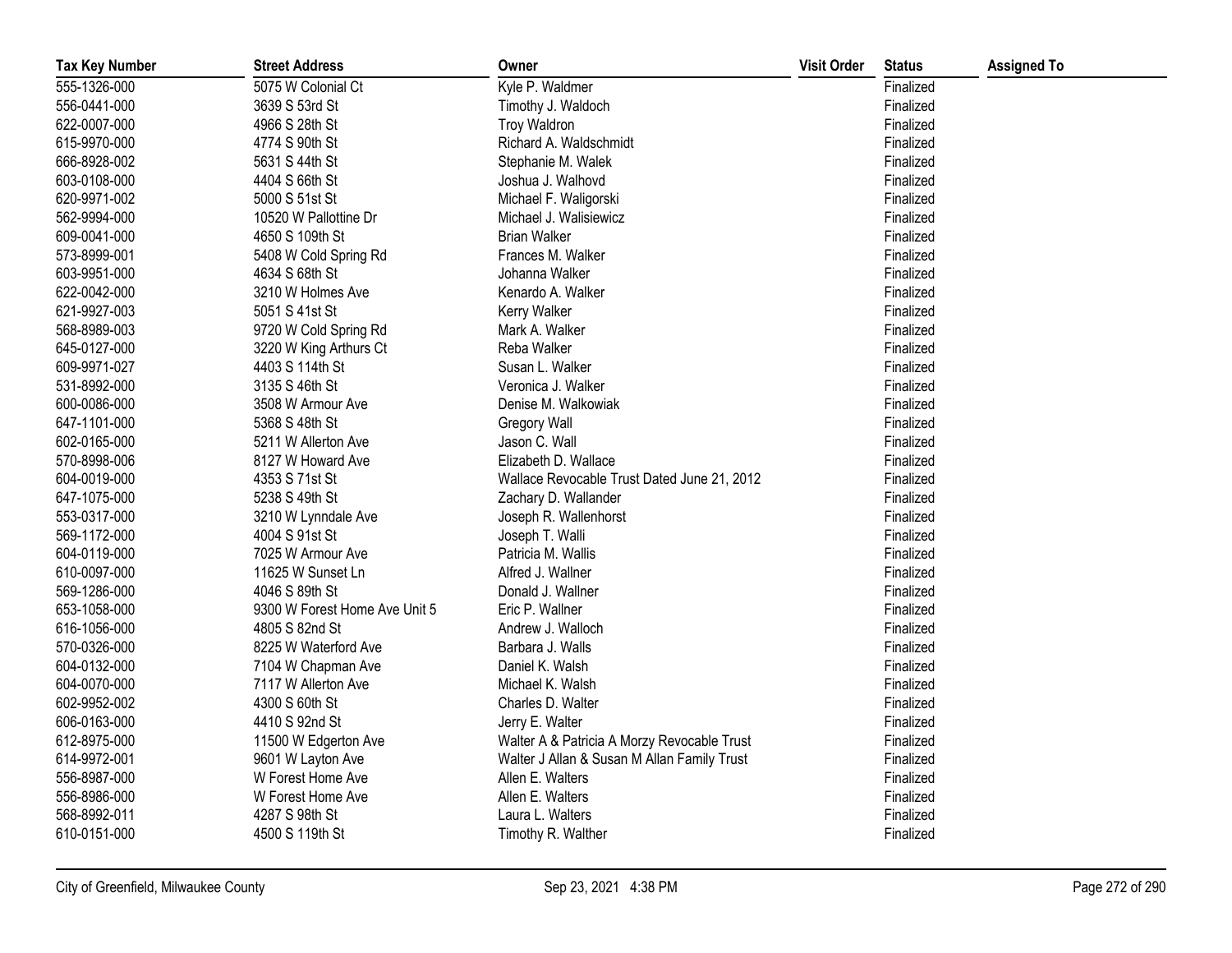| Tax Key Number | Street Address | Owner | Visit Order | Status | Assigned To |
|---|---|---|---|---|---|
| 555-1326-000 | 5075 W Colonial Ct | Kyle P. Waldmer | | Finalized | |
| 556-0441-000 | 3639 S 53rd St | Timothy J. Waldoch | | Finalized | |
| 622-0007-000 | 4966 S 28th St | Troy Waldron | | Finalized | |
| 615-9970-000 | 4774 S 90th St | Richard A. Waldschmidt | | Finalized | |
| 666-8928-002 | 5631 S 44th St | Stephanie M. Walek | | Finalized | |
| 603-0108-000 | 4404 S 66th St | Joshua J. Walhovd | | Finalized | |
| 620-9971-002 | 5000 S 51st St | Michael F. Waligorski | | Finalized | |
| 562-9994-000 | 10520 W Pallottine Dr | Michael J. Walisiewicz | | Finalized | |
| 609-0041-000 | 4650 S 109th St | Brian Walker | | Finalized | |
| 573-8999-001 | 5408 W Cold Spring Rd | Frances M. Walker | | Finalized | |
| 603-9951-000 | 4634 S 68th St | Johanna Walker | | Finalized | |
| 622-0042-000 | 3210 W Holmes Ave | Kenardo A. Walker | | Finalized | |
| 621-9927-003 | 5051 S 41st St | Kerry Walker | | Finalized | |
| 568-8989-003 | 9720 W Cold Spring Rd | Mark A. Walker | | Finalized | |
| 645-0127-000 | 3220 W King Arthurs Ct | Reba Walker | | Finalized | |
| 609-9971-027 | 4403 S 114th St | Susan L. Walker | | Finalized | |
| 531-8992-000 | 3135 S 46th St | Veronica J. Walker | | Finalized | |
| 600-0086-000 | 3508 W Armour Ave | Denise M. Walkowiak | | Finalized | |
| 647-1101-000 | 5368 S 48th St | Gregory Wall | | Finalized | |
| 602-0165-000 | 5211 W Allerton Ave | Jason C. Wall | | Finalized | |
| 570-8998-006 | 8127 W Howard Ave | Elizabeth D. Wallace | | Finalized | |
| 604-0019-000 | 4353 S 71st St | Wallace Revocable Trust Dated June 21, 2012 | | Finalized | |
| 647-1075-000 | 5238 S 49th St | Zachary D. Wallander | | Finalized | |
| 553-0317-000 | 3210 W Lynndale Ave | Joseph R. Wallenhorst | | Finalized | |
| 569-1172-000 | 4004 S 91st St | Joseph T. Walli | | Finalized | |
| 604-0119-000 | 7025 W Armour Ave | Patricia M. Wallis | | Finalized | |
| 610-0097-000 | 11625 W Sunset Ln | Alfred J. Wallner | | Finalized | |
| 569-1286-000 | 4046 S 89th St | Donald J. Wallner | | Finalized | |
| 653-1058-000 | 9300 W Forest Home Ave Unit 5 | Eric P. Wallner | | Finalized | |
| 616-1056-000 | 4805 S 82nd St | Andrew J. Walloch | | Finalized | |
| 570-0326-000 | 8225 W Waterford Ave | Barbara J. Walls | | Finalized | |
| 604-0132-000 | 7104 W Chapman Ave | Daniel K. Walsh | | Finalized | |
| 604-0070-000 | 7117 W Allerton Ave | Michael K. Walsh | | Finalized | |
| 602-9952-002 | 4300 S 60th St | Charles D. Walter | | Finalized | |
| 606-0163-000 | 4410 S 92nd St | Jerry E. Walter | | Finalized | |
| 612-8975-000 | 11500 W Edgerton Ave | Walter A & Patricia A Morzy Revocable Trust | | Finalized | |
| 614-9972-001 | 9601 W Layton Ave | Walter J Allan & Susan M Allan Family Trust | | Finalized | |
| 556-8987-000 | W Forest Home Ave | Allen E. Walters | | Finalized | |
| 556-8986-000 | W Forest Home Ave | Allen E. Walters | | Finalized | |
| 568-8992-011 | 4287 S 98th St | Laura L. Walters | | Finalized | |
| 610-0151-000 | 4500 S 119th St | Timothy R. Walther | | Finalized | |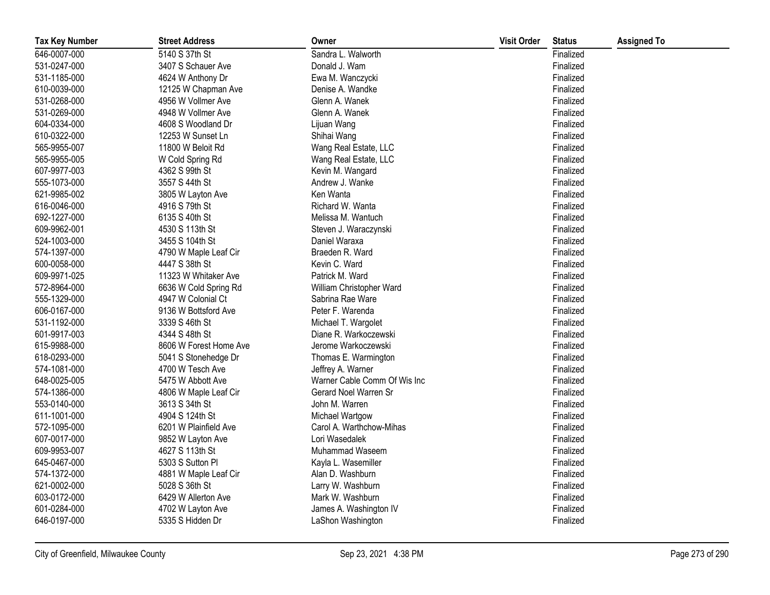| Tax Key Number | Street Address | Owner | Visit Order | Status | Assigned To |
|---|---|---|---|---|---|
| 646-0007-000 | 5140 S 37th St | Sandra L. Walworth | | Finalized | |
| 531-0247-000 | 3407 S Schauer Ave | Donald J. Wam | | Finalized | |
| 531-1185-000 | 4624 W Anthony Dr | Ewa M. Wanczycki | | Finalized | |
| 610-0039-000 | 12125 W Chapman Ave | Denise A. Wandke | | Finalized | |
| 531-0268-000 | 4956 W Vollmer Ave | Glenn A. Wanek | | Finalized | |
| 531-0269-000 | 4948 W Vollmer Ave | Glenn A. Wanek | | Finalized | |
| 604-0334-000 | 4608 S Woodland Dr | Lijuan Wang | | Finalized | |
| 610-0322-000 | 12253 W Sunset Ln | Shihai Wang | | Finalized | |
| 565-9955-007 | 11800 W Beloit Rd | Wang Real Estate, LLC | | Finalized | |
| 565-9955-005 | W Cold Spring Rd | Wang Real Estate, LLC | | Finalized | |
| 607-9977-003 | 4362 S 99th St | Kevin M. Wangard | | Finalized | |
| 555-1073-000 | 3557 S 44th St | Andrew J. Wanke | | Finalized | |
| 621-9985-002 | 3805 W Layton Ave | Ken Wanta | | Finalized | |
| 616-0046-000 | 4916 S 79th St | Richard W. Wanta | | Finalized | |
| 692-1227-000 | 6135 S 40th St | Melissa M. Wantuch | | Finalized | |
| 609-9962-001 | 4530 S 113th St | Steven J. Waraczynski | | Finalized | |
| 524-1003-000 | 3455 S 104th St | Daniel Waraxa | | Finalized | |
| 574-1397-000 | 4790 W Maple Leaf Cir | Braeden R. Ward | | Finalized | |
| 600-0058-000 | 4447 S 38th St | Kevin C. Ward | | Finalized | |
| 609-9971-025 | 11323 W Whitaker Ave | Patrick M. Ward | | Finalized | |
| 572-8964-000 | 6636 W Cold Spring Rd | William Christopher Ward | | Finalized | |
| 555-1329-000 | 4947 W Colonial Ct | Sabrina Rae Ware | | Finalized | |
| 606-0167-000 | 9136 W Bottsford Ave | Peter F. Warenda | | Finalized | |
| 531-1192-000 | 3339 S 46th St | Michael T. Wargolet | | Finalized | |
| 601-9917-003 | 4344 S 48th St | Diane R. Warkoczewski | | Finalized | |
| 615-9988-000 | 8606 W Forest Home Ave | Jerome Warkoczewski | | Finalized | |
| 618-0293-000 | 5041 S Stonehedge Dr | Thomas E. Warmington | | Finalized | |
| 574-1081-000 | 4700 W Tesch Ave | Jeffrey A. Warner | | Finalized | |
| 648-0025-005 | 5475 W Abbott Ave | Warner Cable Comm Of Wis Inc | | Finalized | |
| 574-1386-000 | 4806 W Maple Leaf Cir | Gerard Noel Warren Sr | | Finalized | |
| 553-0140-000 | 3613 S 34th St | John M. Warren | | Finalized | |
| 611-1001-000 | 4904 S 124th St | Michael Wartgow | | Finalized | |
| 572-1095-000 | 6201 W Plainfield Ave | Carol A. Warthchow-Mihas | | Finalized | |
| 607-0017-000 | 9852 W Layton Ave | Lori Wasedalek | | Finalized | |
| 609-9953-007 | 4627 S 113th St | Muhammad Waseem | | Finalized | |
| 645-0467-000 | 5303 S Sutton Pl | Kayla L. Wasemiller | | Finalized | |
| 574-1372-000 | 4881 W Maple Leaf Cir | Alan D. Washburn | | Finalized | |
| 621-0002-000 | 5028 S 36th St | Larry W. Washburn | | Finalized | |
| 603-0172-000 | 6429 W Allerton Ave | Mark W. Washburn | | Finalized | |
| 601-0284-000 | 4702 W Layton Ave | James A. Washington IV | | Finalized | |
| 646-0197-000 | 5335 S Hidden Dr | LaShon Washington | | Finalized | |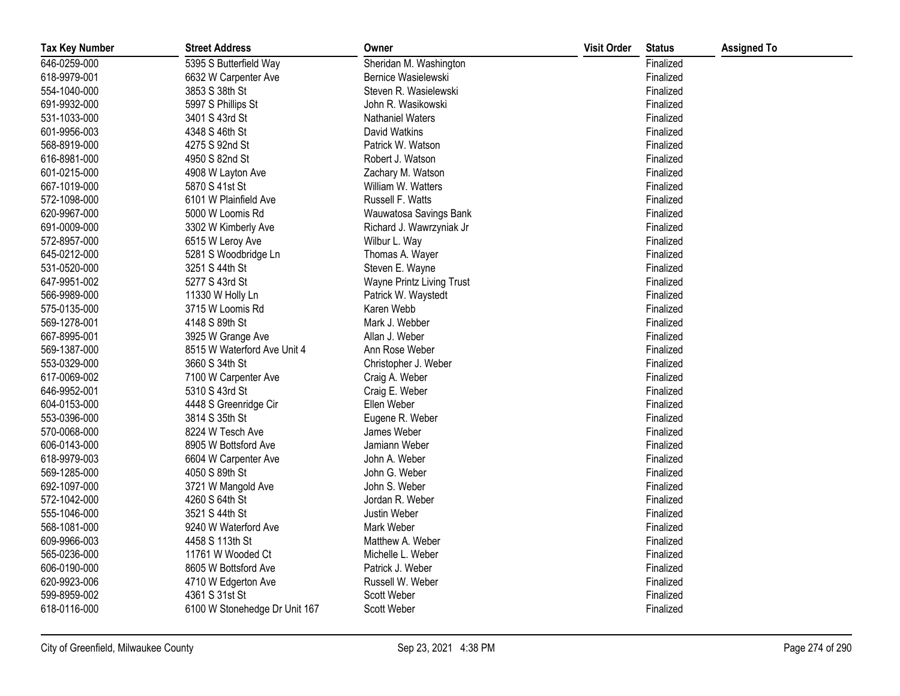| Tax Key Number | Street Address | Owner | Visit Order | Status | Assigned To |
|---|---|---|---|---|---|
| 646-0259-000 | 5395 S Butterfield Way | Sheridan M. Washington | | Finalized | |
| 618-9979-001 | 6632 W Carpenter Ave | Bernice Wasielewski | | Finalized | |
| 554-1040-000 | 3853 S 38th St | Steven R. Wasielewski | | Finalized | |
| 691-9932-000 | 5997 S Phillips St | John R. Wasikowski | | Finalized | |
| 531-1033-000 | 3401 S 43rd St | Nathaniel Waters | | Finalized | |
| 601-9956-003 | 4348 S 46th St | David Watkins | | Finalized | |
| 568-8919-000 | 4275 S 92nd St | Patrick W. Watson | | Finalized | |
| 616-8981-000 | 4950 S 82nd St | Robert J. Watson | | Finalized | |
| 601-0215-000 | 4908 W Layton Ave | Zachary M. Watson | | Finalized | |
| 667-1019-000 | 5870 S 41st St | William W. Watters | | Finalized | |
| 572-1098-000 | 6101 W Plainfield Ave | Russell F. Watts | | Finalized | |
| 620-9967-000 | 5000 W Loomis Rd | Wauwatosa Savings Bank | | Finalized | |
| 691-0009-000 | 3302 W Kimberly Ave | Richard J. Wawrzyniak Jr | | Finalized | |
| 572-8957-000 | 6515 W Leroy Ave | Wilbur L. Way | | Finalized | |
| 645-0212-000 | 5281 S Woodbridge Ln | Thomas A. Wayer | | Finalized | |
| 531-0520-000 | 3251 S 44th St | Steven E. Wayne | | Finalized | |
| 647-9951-002 | 5277 S 43rd St | Wayne Printz Living Trust | | Finalized | |
| 566-9989-000 | 11330 W Holly Ln | Patrick W. Waystedt | | Finalized | |
| 575-0135-000 | 3715 W Loomis Rd | Karen Webb | | Finalized | |
| 569-1278-001 | 4148 S 89th St | Mark J. Webber | | Finalized | |
| 667-8995-001 | 3925 W Grange Ave | Allan J. Weber | | Finalized | |
| 569-1387-000 | 8515 W Waterford Ave Unit 4 | Ann Rose Weber | | Finalized | |
| 553-0329-000 | 3660 S 34th St | Christopher J. Weber | | Finalized | |
| 617-0069-002 | 7100 W Carpenter Ave | Craig A. Weber | | Finalized | |
| 646-9952-001 | 5310 S 43rd St | Craig E. Weber | | Finalized | |
| 604-0153-000 | 4448 S Greenridge Cir | Ellen Weber | | Finalized | |
| 553-0396-000 | 3814 S 35th St | Eugene R. Weber | | Finalized | |
| 570-0068-000 | 8224 W Tesch Ave | James Weber | | Finalized | |
| 606-0143-000 | 8905 W Bottsford Ave | Jamiann Weber | | Finalized | |
| 618-9979-003 | 6604 W Carpenter Ave | John A. Weber | | Finalized | |
| 569-1285-000 | 4050 S 89th St | John G. Weber | | Finalized | |
| 692-1097-000 | 3721 W Mangold Ave | John S. Weber | | Finalized | |
| 572-1042-000 | 4260 S 64th St | Jordan R. Weber | | Finalized | |
| 555-1046-000 | 3521 S 44th St | Justin Weber | | Finalized | |
| 568-1081-000 | 9240 W Waterford Ave | Mark Weber | | Finalized | |
| 609-9966-003 | 4458 S 113th St | Matthew A. Weber | | Finalized | |
| 565-0236-000 | 11761 W Wooded Ct | Michelle L. Weber | | Finalized | |
| 606-0190-000 | 8605 W Bottsford Ave | Patrick J. Weber | | Finalized | |
| 620-9923-006 | 4710 W Edgerton Ave | Russell W. Weber | | Finalized | |
| 599-8959-002 | 4361 S 31st St | Scott Weber | | Finalized | |
| 618-0116-000 | 6100 W Stonehedge Dr Unit 167 | Scott Weber | | Finalized | |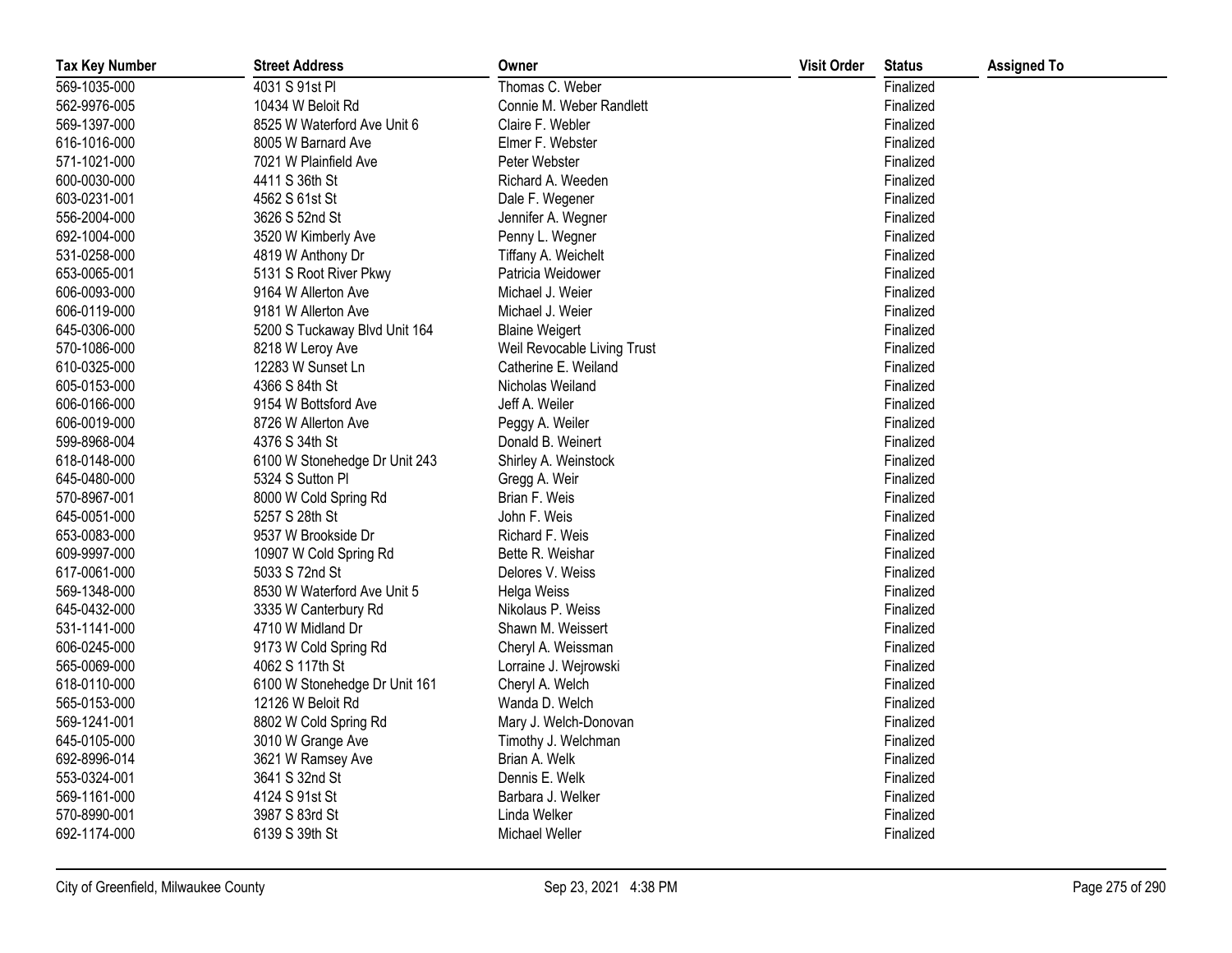| Tax Key Number | Street Address | Owner | Visit Order | Status | Assigned To |
|---|---|---|---|---|---|
| 569-1035-000 | 4031 S 91st Pl | Thomas C. Weber | | Finalized | |
| 562-9976-005 | 10434 W Beloit Rd | Connie M. Weber Randlett | | Finalized | |
| 569-1397-000 | 8525 W Waterford Ave Unit 6 | Claire F. Webler | | Finalized | |
| 616-1016-000 | 8005 W Barnard Ave | Elmer F. Webster | | Finalized | |
| 571-1021-000 | 7021 W Plainfield Ave | Peter Webster | | Finalized | |
| 600-0030-000 | 4411 S 36th St | Richard A. Weeden | | Finalized | |
| 603-0231-001 | 4562 S 61st St | Dale F. Wegener | | Finalized | |
| 556-2004-000 | 3626 S 52nd St | Jennifer A. Wegner | | Finalized | |
| 692-1004-000 | 3520 W Kimberly Ave | Penny L. Wegner | | Finalized | |
| 531-0258-000 | 4819 W Anthony Dr | Tiffany A. Weichelt | | Finalized | |
| 653-0065-001 | 5131 S Root River Pkwy | Patricia Weidower | | Finalized | |
| 606-0093-000 | 9164 W Allerton Ave | Michael J. Weier | | Finalized | |
| 606-0119-000 | 9181 W Allerton Ave | Michael J. Weier | | Finalized | |
| 645-0306-000 | 5200 S Tuckaway Blvd Unit 164 | Blaine Weigert | | Finalized | |
| 570-1086-000 | 8218 W Leroy Ave | Weil Revocable Living Trust | | Finalized | |
| 610-0325-000 | 12283 W Sunset Ln | Catherine E. Weiland | | Finalized | |
| 605-0153-000 | 4366 S 84th St | Nicholas Weiland | | Finalized | |
| 606-0166-000 | 9154 W Bottsford Ave | Jeff A. Weiler | | Finalized | |
| 606-0019-000 | 8726 W Allerton Ave | Peggy A. Weiler | | Finalized | |
| 599-8968-004 | 4376 S 34th St | Donald B. Weinert | | Finalized | |
| 618-0148-000 | 6100 W Stonehedge Dr Unit 243 | Shirley A. Weinstock | | Finalized | |
| 645-0480-000 | 5324 S Sutton Pl | Gregg A. Weir | | Finalized | |
| 570-8967-001 | 8000 W Cold Spring Rd | Brian F. Weis | | Finalized | |
| 645-0051-000 | 5257 S 28th St | John F. Weis | | Finalized | |
| 653-0083-000 | 9537 W Brookside Dr | Richard F. Weis | | Finalized | |
| 609-9997-000 | 10907 W Cold Spring Rd | Bette R. Weishar | | Finalized | |
| 617-0061-000 | 5033 S 72nd St | Delores V. Weiss | | Finalized | |
| 569-1348-000 | 8530 W Waterford Ave Unit 5 | Helga Weiss | | Finalized | |
| 645-0432-000 | 3335 W Canterbury Rd | Nikolaus P. Weiss | | Finalized | |
| 531-1141-000 | 4710 W Midland Dr | Shawn M. Weissert | | Finalized | |
| 606-0245-000 | 9173 W Cold Spring Rd | Cheryl A. Weissman | | Finalized | |
| 565-0069-000 | 4062 S 117th St | Lorraine J. Wejrowski | | Finalized | |
| 618-0110-000 | 6100 W Stonehedge Dr Unit 161 | Cheryl A. Welch | | Finalized | |
| 565-0153-000 | 12126 W Beloit Rd | Wanda D. Welch | | Finalized | |
| 569-1241-001 | 8802 W Cold Spring Rd | Mary J. Welch-Donovan | | Finalized | |
| 645-0105-000 | 3010 W Grange Ave | Timothy J. Welchman | | Finalized | |
| 692-8996-014 | 3621 W Ramsey Ave | Brian A. Welk | | Finalized | |
| 553-0324-001 | 3641 S 32nd St | Dennis E. Welk | | Finalized | |
| 569-1161-000 | 4124 S 91st St | Barbara J. Welker | | Finalized | |
| 570-8990-001 | 3987 S 83rd St | Linda Welker | | Finalized | |
| 692-1174-000 | 6139 S 39th St | Michael Weller | | Finalized | |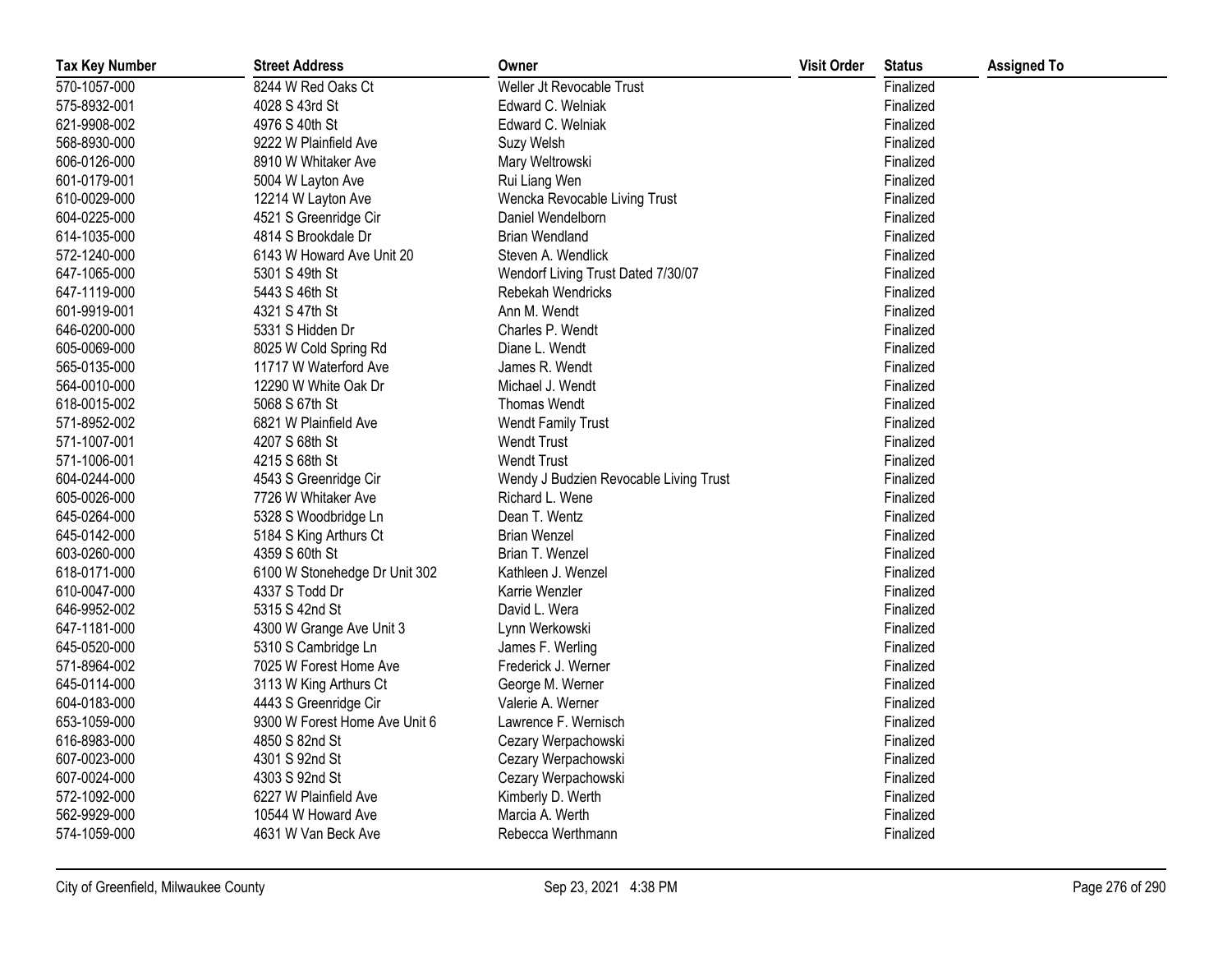| Tax Key Number | Street Address | Owner | Visit Order | Status | Assigned To |
|---|---|---|---|---|---|
| 570-1057-000 | 8244 W Red Oaks Ct | Weller Jt Revocable Trust | | Finalized | |
| 575-8932-001 | 4028 S 43rd St | Edward C. Welniak | | Finalized | |
| 621-9908-002 | 4976 S 40th St | Edward C. Welniak | | Finalized | |
| 568-8930-000 | 9222 W Plainfield Ave | Suzy Welsh | | Finalized | |
| 606-0126-000 | 8910 W Whitaker Ave | Mary Weltrowski | | Finalized | |
| 601-0179-001 | 5004 W Layton Ave | Rui Liang Wen | | Finalized | |
| 610-0029-000 | 12214 W Layton Ave | Wencka Revocable Living Trust | | Finalized | |
| 604-0225-000 | 4521 S Greenridge Cir | Daniel Wendelborn | | Finalized | |
| 614-1035-000 | 4814 S Brookdale Dr | Brian Wendland | | Finalized | |
| 572-1240-000 | 6143 W Howard Ave Unit 20 | Steven A. Wendlick | | Finalized | |
| 647-1065-000 | 5301 S 49th St | Wendorf Living Trust Dated 7/30/07 | | Finalized | |
| 647-1119-000 | 5443 S 46th St | Rebekah Wendricks | | Finalized | |
| 601-9919-001 | 4321 S 47th St | Ann M. Wendt | | Finalized | |
| 646-0200-000 | 5331 S Hidden Dr | Charles P. Wendt | | Finalized | |
| 605-0069-000 | 8025 W Cold Spring Rd | Diane L. Wendt | | Finalized | |
| 565-0135-000 | 11717 W Waterford Ave | James R. Wendt | | Finalized | |
| 564-0010-000 | 12290 W White Oak Dr | Michael J. Wendt | | Finalized | |
| 618-0015-002 | 5068 S 67th St | Thomas Wendt | | Finalized | |
| 571-8952-002 | 6821 W Plainfield Ave | Wendt Family Trust | | Finalized | |
| 571-1007-001 | 4207 S 68th St | Wendt Trust | | Finalized | |
| 571-1006-001 | 4215 S 68th St | Wendt Trust | | Finalized | |
| 604-0244-000 | 4543 S Greenridge Cir | Wendy J Budzien Revocable Living Trust | | Finalized | |
| 605-0026-000 | 7726 W Whitaker Ave | Richard L. Wene | | Finalized | |
| 645-0264-000 | 5328 S Woodbridge Ln | Dean T. Wentz | | Finalized | |
| 645-0142-000 | 5184 S King Arthurs Ct | Brian Wenzel | | Finalized | |
| 603-0260-000 | 4359 S 60th St | Brian T. Wenzel | | Finalized | |
| 618-0171-000 | 6100 W Stonehedge Dr Unit 302 | Kathleen J. Wenzel | | Finalized | |
| 610-0047-000 | 4337 S Todd Dr | Karrie Wenzler | | Finalized | |
| 646-9952-002 | 5315 S 42nd St | David L. Wera | | Finalized | |
| 647-1181-000 | 4300 W Grange Ave Unit 3 | Lynn Werkowski | | Finalized | |
| 645-0520-000 | 5310 S Cambridge Ln | James F. Werling | | Finalized | |
| 571-8964-002 | 7025 W Forest Home Ave | Frederick J. Werner | | Finalized | |
| 645-0114-000 | 3113 W King Arthurs Ct | George M. Werner | | Finalized | |
| 604-0183-000 | 4443 S Greenridge Cir | Valerie A. Werner | | Finalized | |
| 653-1059-000 | 9300 W Forest Home Ave Unit 6 | Lawrence F. Wernisch | | Finalized | |
| 616-8983-000 | 4850 S 82nd St | Cezary Werpachowski | | Finalized | |
| 607-0023-000 | 4301 S 92nd St | Cezary Werpachowski | | Finalized | |
| 607-0024-000 | 4303 S 92nd St | Cezary Werpachowski | | Finalized | |
| 572-1092-000 | 6227 W Plainfield Ave | Kimberly D. Werth | | Finalized | |
| 562-9929-000 | 10544 W Howard Ave | Marcia A. Werth | | Finalized | |
| 574-1059-000 | 4631 W Van Beck Ave | Rebecca Werthmann | | Finalized | |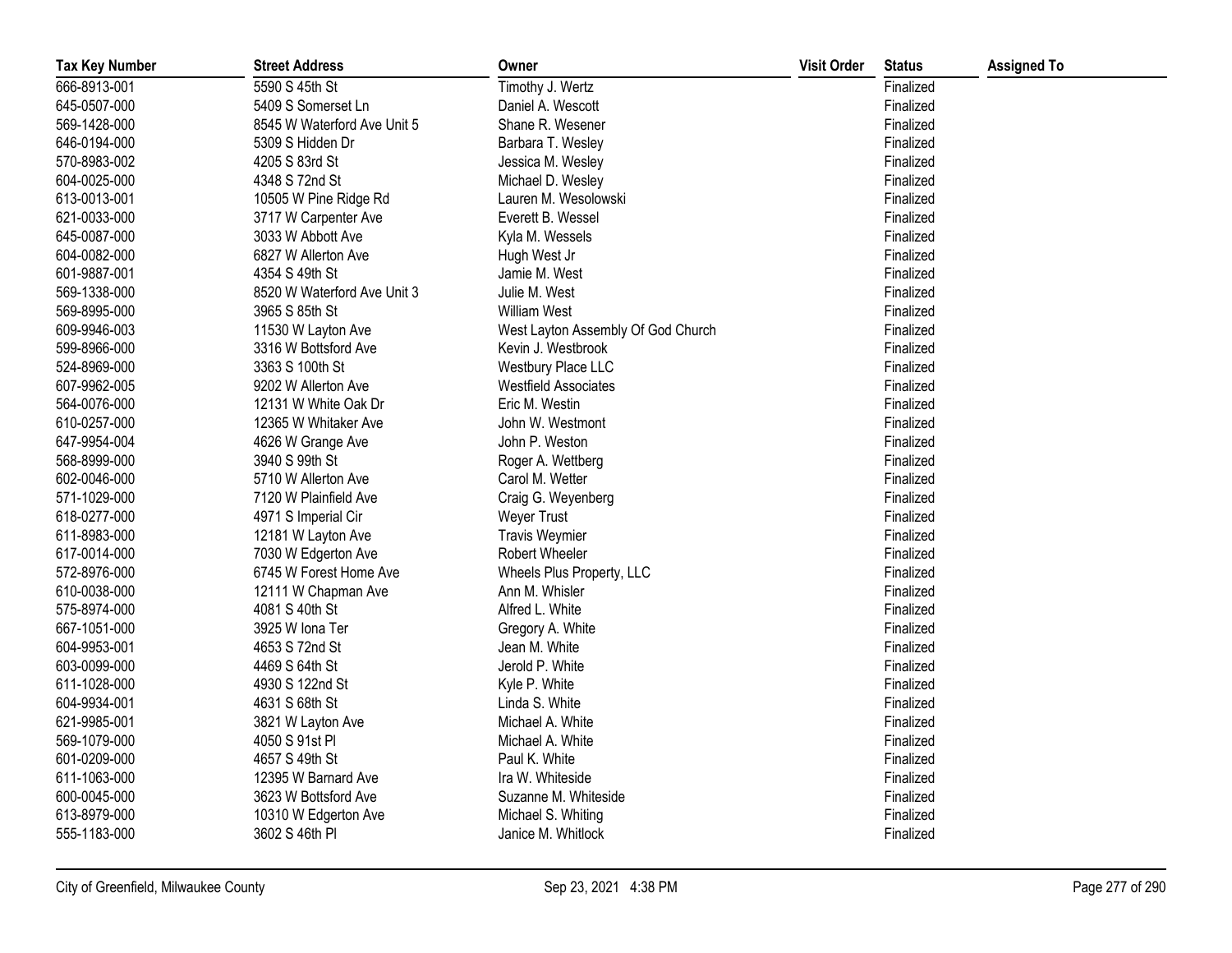| Tax Key Number | Street Address | Owner | Visit Order | Status | Assigned To |
|---|---|---|---|---|---|
| 666-8913-001 | 5590 S 45th St | Timothy J. Wertz | | Finalized | |
| 645-0507-000 | 5409 S Somerset Ln | Daniel A. Wescott | | Finalized | |
| 569-1428-000 | 8545 W Waterford Ave Unit 5 | Shane R. Wesener | | Finalized | |
| 646-0194-000 | 5309 S Hidden Dr | Barbara T. Wesley | | Finalized | |
| 570-8983-002 | 4205 S 83rd St | Jessica M. Wesley | | Finalized | |
| 604-0025-000 | 4348 S 72nd St | Michael D. Wesley | | Finalized | |
| 613-0013-001 | 10505 W Pine Ridge Rd | Lauren M. Wesolowski | | Finalized | |
| 621-0033-000 | 3717 W Carpenter Ave | Everett B. Wessel | | Finalized | |
| 645-0087-000 | 3033 W Abbott Ave | Kyla M. Wessels | | Finalized | |
| 604-0082-000 | 6827 W Allerton Ave | Hugh West Jr | | Finalized | |
| 601-9887-001 | 4354 S 49th St | Jamie M. West | | Finalized | |
| 569-1338-000 | 8520 W Waterford Ave Unit 3 | Julie M. West | | Finalized | |
| 569-8995-000 | 3965 S 85th St | William West | | Finalized | |
| 609-9946-003 | 11530 W Layton Ave | West Layton Assembly Of God Church | | Finalized | |
| 599-8966-000 | 3316 W Bottsford Ave | Kevin J. Westbrook | | Finalized | |
| 524-8969-000 | 3363 S 100th St | Westbury Place LLC | | Finalized | |
| 607-9962-005 | 9202 W Allerton Ave | Westfield Associates | | Finalized | |
| 564-0076-000 | 12131 W White Oak Dr | Eric M. Westin | | Finalized | |
| 610-0257-000 | 12365 W Whitaker Ave | John W. Westmont | | Finalized | |
| 647-9954-004 | 4626 W Grange Ave | John P. Weston | | Finalized | |
| 568-8999-000 | 3940 S 99th St | Roger A. Wettberg | | Finalized | |
| 602-0046-000 | 5710 W Allerton Ave | Carol M. Wetter | | Finalized | |
| 571-1029-000 | 7120 W Plainfield Ave | Craig G. Weyenberg | | Finalized | |
| 618-0277-000 | 4971 S Imperial Cir | Weyer Trust | | Finalized | |
| 611-8983-000 | 12181 W Layton Ave | Travis Weymier | | Finalized | |
| 617-0014-000 | 7030 W Edgerton Ave | Robert Wheeler | | Finalized | |
| 572-8976-000 | 6745 W Forest Home Ave | Wheels Plus Property, LLC | | Finalized | |
| 610-0038-000 | 12111 W Chapman Ave | Ann M. Whisler | | Finalized | |
| 575-8974-000 | 4081 S 40th St | Alfred L. White | | Finalized | |
| 667-1051-000 | 3925 W Iona Ter | Gregory A. White | | Finalized | |
| 604-9953-001 | 4653 S 72nd St | Jean M. White | | Finalized | |
| 603-0099-000 | 4469 S 64th St | Jerold P. White | | Finalized | |
| 611-1028-000 | 4930 S 122nd St | Kyle P. White | | Finalized | |
| 604-9934-001 | 4631 S 68th St | Linda S. White | | Finalized | |
| 621-9985-001 | 3821 W Layton Ave | Michael A. White | | Finalized | |
| 569-1079-000 | 4050 S 91st Pl | Michael A. White | | Finalized | |
| 601-0209-000 | 4657 S 49th St | Paul K. White | | Finalized | |
| 611-1063-000 | 12395 W Barnard Ave | Ira W. Whiteside | | Finalized | |
| 600-0045-000 | 3623 W Bottsford Ave | Suzanne M. Whiteside | | Finalized | |
| 613-8979-000 | 10310 W Edgerton Ave | Michael S. Whiting | | Finalized | |
| 555-1183-000 | 3602 S 46th Pl | Janice M. Whitlock | | Finalized | |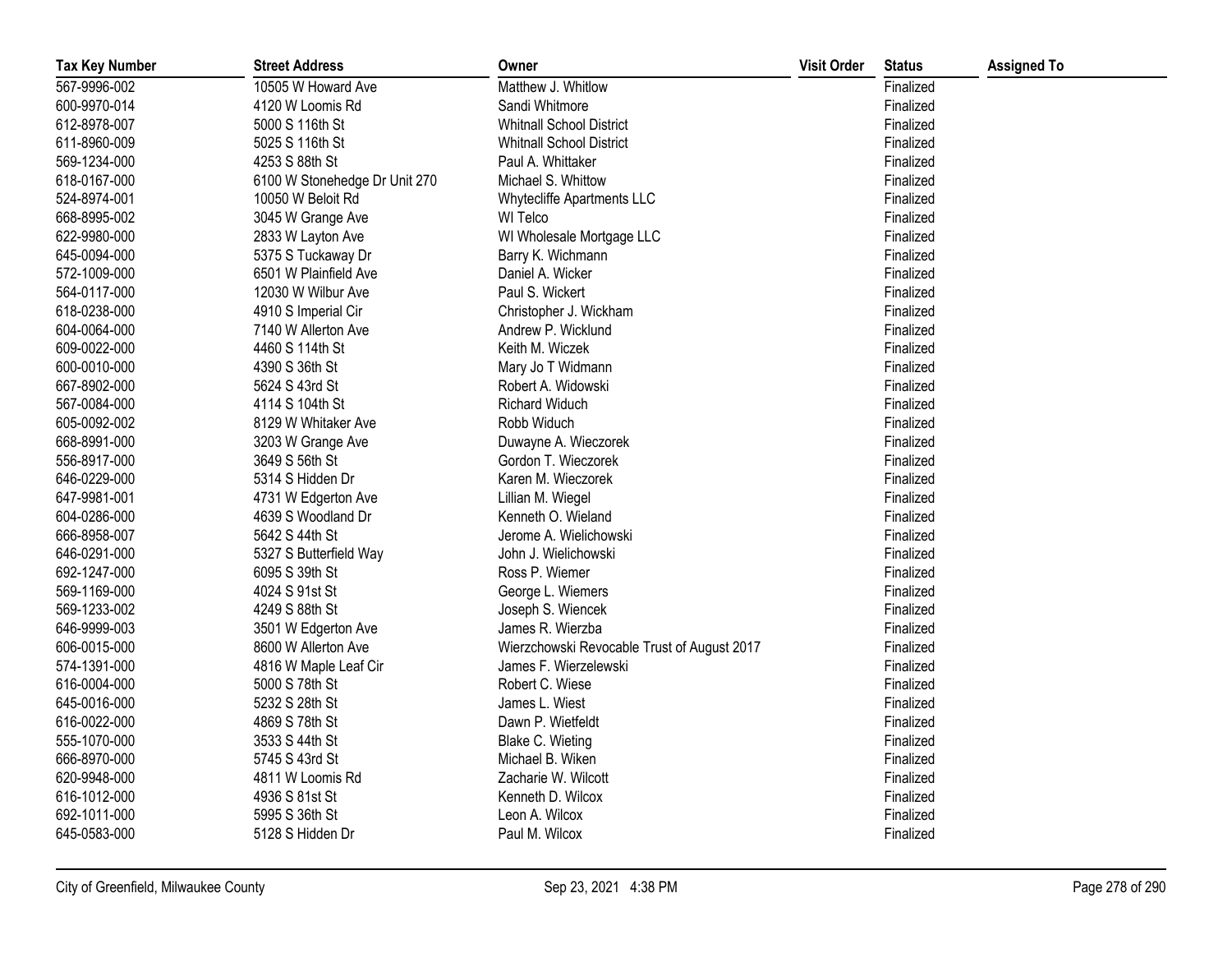| Tax Key Number | Street Address | Owner | Visit Order | Status | Assigned To |
|---|---|---|---|---|---|
| 567-9996-002 | 10505 W Howard Ave | Matthew J. Whitlow | | Finalized | |
| 600-9970-014 | 4120 W Loomis Rd | Sandi Whitmore | | Finalized | |
| 612-8978-007 | 5000 S 116th St | Whitnall School District | | Finalized | |
| 611-8960-009 | 5025 S 116th St | Whitnall School District | | Finalized | |
| 569-1234-000 | 4253 S 88th St | Paul A. Whittaker | | Finalized | |
| 618-0167-000 | 6100 W Stonehedge Dr Unit 270 | Michael S. Whittow | | Finalized | |
| 524-8974-001 | 10050 W Beloit Rd | Whytecliffe Apartments LLC | | Finalized | |
| 668-8995-002 | 3045 W Grange Ave | WI Telco | | Finalized | |
| 622-9980-000 | 2833 W Layton Ave | WI Wholesale Mortgage LLC | | Finalized | |
| 645-0094-000 | 5375 S Tuckaway Dr | Barry K. Wichmann | | Finalized | |
| 572-1009-000 | 6501 W Plainfield Ave | Daniel A. Wicker | | Finalized | |
| 564-0117-000 | 12030 W Wilbur Ave | Paul S. Wickert | | Finalized | |
| 618-0238-000 | 4910 S Imperial Cir | Christopher J. Wickham | | Finalized | |
| 604-0064-000 | 7140 W Allerton Ave | Andrew P. Wicklund | | Finalized | |
| 609-0022-000 | 4460 S 114th St | Keith M. Wiczek | | Finalized | |
| 600-0010-000 | 4390 S 36th St | Mary Jo T Widmann | | Finalized | |
| 667-8902-000 | 5624 S 43rd St | Robert A. Widowski | | Finalized | |
| 567-0084-000 | 4114 S 104th St | Richard Widuch | | Finalized | |
| 605-0092-002 | 8129 W Whitaker Ave | Robb Widuch | | Finalized | |
| 668-8991-000 | 3203 W Grange Ave | Duwayne A. Wieczorek | | Finalized | |
| 556-8917-000 | 3649 S 56th St | Gordon T. Wieczorek | | Finalized | |
| 646-0229-000 | 5314 S Hidden Dr | Karen M. Wieczorek | | Finalized | |
| 647-9981-001 | 4731 W Edgerton Ave | Lillian M. Wiegel | | Finalized | |
| 604-0286-000 | 4639 S Woodland Dr | Kenneth O. Wieland | | Finalized | |
| 666-8958-007 | 5642 S 44th St | Jerome A. Wielichowski | | Finalized | |
| 646-0291-000 | 5327 S Butterfield Way | John J. Wielichowski | | Finalized | |
| 692-1247-000 | 6095 S 39th St | Ross P. Wiemer | | Finalized | |
| 569-1169-000 | 4024 S 91st St | George L. Wiemers | | Finalized | |
| 569-1233-002 | 4249 S 88th St | Joseph S. Wiencek | | Finalized | |
| 646-9999-003 | 3501 W Edgerton Ave | James R. Wierzba | | Finalized | |
| 606-0015-000 | 8600 W Allerton Ave | Wierzchowski Revocable Trust of August 2017 | | Finalized | |
| 574-1391-000 | 4816 W Maple Leaf Cir | James F. Wierzelewski | | Finalized | |
| 616-0004-000 | 5000 S 78th St | Robert C. Wiese | | Finalized | |
| 645-0016-000 | 5232 S 28th St | James L. Wiest | | Finalized | |
| 616-0022-000 | 4869 S 78th St | Dawn P. Wietfeldt | | Finalized | |
| 555-1070-000 | 3533 S 44th St | Blake C. Wieting | | Finalized | |
| 666-8970-000 | 5745 S 43rd St | Michael B. Wiken | | Finalized | |
| 620-9948-000 | 4811 W Loomis Rd | Zacharie W. Wilcott | | Finalized | |
| 616-1012-000 | 4936 S 81st St | Kenneth D. Wilcox | | Finalized | |
| 692-1011-000 | 5995 S 36th St | Leon A. Wilcox | | Finalized | |
| 645-0583-000 | 5128 S Hidden Dr | Paul M. Wilcox | | Finalized | |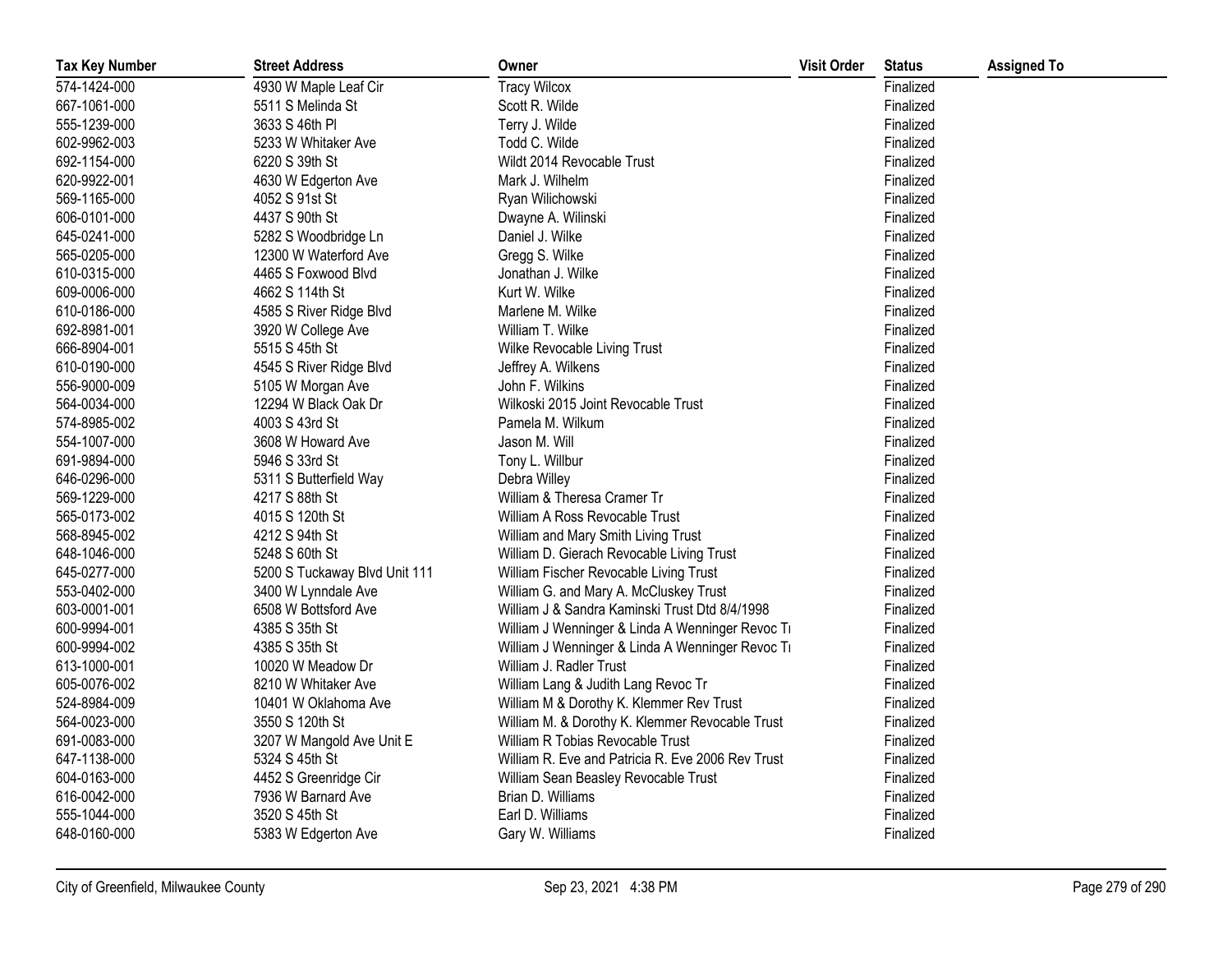| Tax Key Number | Street Address | Owner | Visit Order | Status | Assigned To |
| --- | --- | --- | --- | --- | --- |
| 574-1424-000 | 4930 W Maple Leaf Cir | Tracy Wilcox | | Finalized | |
| 667-1061-000 | 5511 S Melinda St | Scott R. Wilde | | Finalized | |
| 555-1239-000 | 3633 S 46th Pl | Terry J. Wilde | | Finalized | |
| 602-9962-003 | 5233 W Whitaker Ave | Todd C. Wilde | | Finalized | |
| 692-1154-000 | 6220 S 39th St | Wildt 2014 Revocable Trust | | Finalized | |
| 620-9922-001 | 4630 W Edgerton Ave | Mark J. Wilhelm | | Finalized | |
| 569-1165-000 | 4052 S 91st St | Ryan Wilichowski | | Finalized | |
| 606-0101-000 | 4437 S 90th St | Dwayne A. Wilinski | | Finalized | |
| 645-0241-000 | 5282 S Woodbridge Ln | Daniel J. Wilke | | Finalized | |
| 565-0205-000 | 12300 W Waterford Ave | Gregg S. Wilke | | Finalized | |
| 610-0315-000 | 4465 S Foxwood Blvd | Jonathan J. Wilke | | Finalized | |
| 609-0006-000 | 4662 S 114th St | Kurt W. Wilke | | Finalized | |
| 610-0186-000 | 4585 S River Ridge Blvd | Marlene M. Wilke | | Finalized | |
| 692-8981-001 | 3920 W College Ave | William T. Wilke | | Finalized | |
| 666-8904-001 | 5515 S 45th St | Wilke Revocable Living Trust | | Finalized | |
| 610-0190-000 | 4545 S River Ridge Blvd | Jeffrey A. Wilkens | | Finalized | |
| 556-9000-009 | 5105 W Morgan Ave | John F. Wilkins | | Finalized | |
| 564-0034-000 | 12294 W Black Oak Dr | Wilkoski 2015 Joint Revocable Trust | | Finalized | |
| 574-8985-002 | 4003 S 43rd St | Pamela M. Wilkum | | Finalized | |
| 554-1007-000 | 3608 W Howard Ave | Jason M. Will | | Finalized | |
| 691-9894-000 | 5946 S 33rd St | Tony L. Willbur | | Finalized | |
| 646-0296-000 | 5311 S Butterfield Way | Debra Willey | | Finalized | |
| 569-1229-000 | 4217 S 88th St | William & Theresa Cramer Tr | | Finalized | |
| 565-0173-002 | 4015 S 120th St | William A Ross Revocable Trust | | Finalized | |
| 568-8945-002 | 4212 S 94th St | William and Mary Smith Living Trust | | Finalized | |
| 648-1046-000 | 5248 S 60th St | William D. Gierach Revocable Living Trust | | Finalized | |
| 645-0277-000 | 5200 S Tuckaway Blvd Unit 111 | William Fischer Revocable Living Trust | | Finalized | |
| 553-0402-000 | 3400 W Lynndale Ave | William G. and Mary A. McCluskey Trust | | Finalized | |
| 603-0001-001 | 6508 W Bottsford Ave | William J & Sandra Kaminski Trust Dtd 8/4/1998 | | Finalized | |
| 600-9994-001 | 4385 S 35th St | William J Wenninger & Linda A Wenninger Revoc Tr | | Finalized | |
| 600-9994-002 | 4385 S 35th St | William J Wenninger & Linda A Wenninger Revoc Tr | | Finalized | |
| 613-1000-001 | 10020 W Meadow Dr | William J. Radler Trust | | Finalized | |
| 605-0076-002 | 8210 W Whitaker Ave | William Lang & Judith Lang Revoc Tr | | Finalized | |
| 524-8984-009 | 10401 W Oklahoma Ave | William M & Dorothy K. Klemmer Rev Trust | | Finalized | |
| 564-0023-000 | 3550 S 120th St | William M. & Dorothy K. Klemmer Revocable Trust | | Finalized | |
| 691-0083-000 | 3207 W Mangold Ave Unit E | William R Tobias Revocable Trust | | Finalized | |
| 647-1138-000 | 5324 S 45th St | William R. Eve and Patricia R. Eve 2006 Rev Trust | | Finalized | |
| 604-0163-000 | 4452 S Greenridge Cir | William Sean Beasley Revocable Trust | | Finalized | |
| 616-0042-000 | 7936 W Barnard Ave | Brian D. Williams | | Finalized | |
| 555-1044-000 | 3520 S 45th St | Earl D. Williams | | Finalized | |
| 648-0160-000 | 5383 W Edgerton Ave | Gary W. Williams | | Finalized | |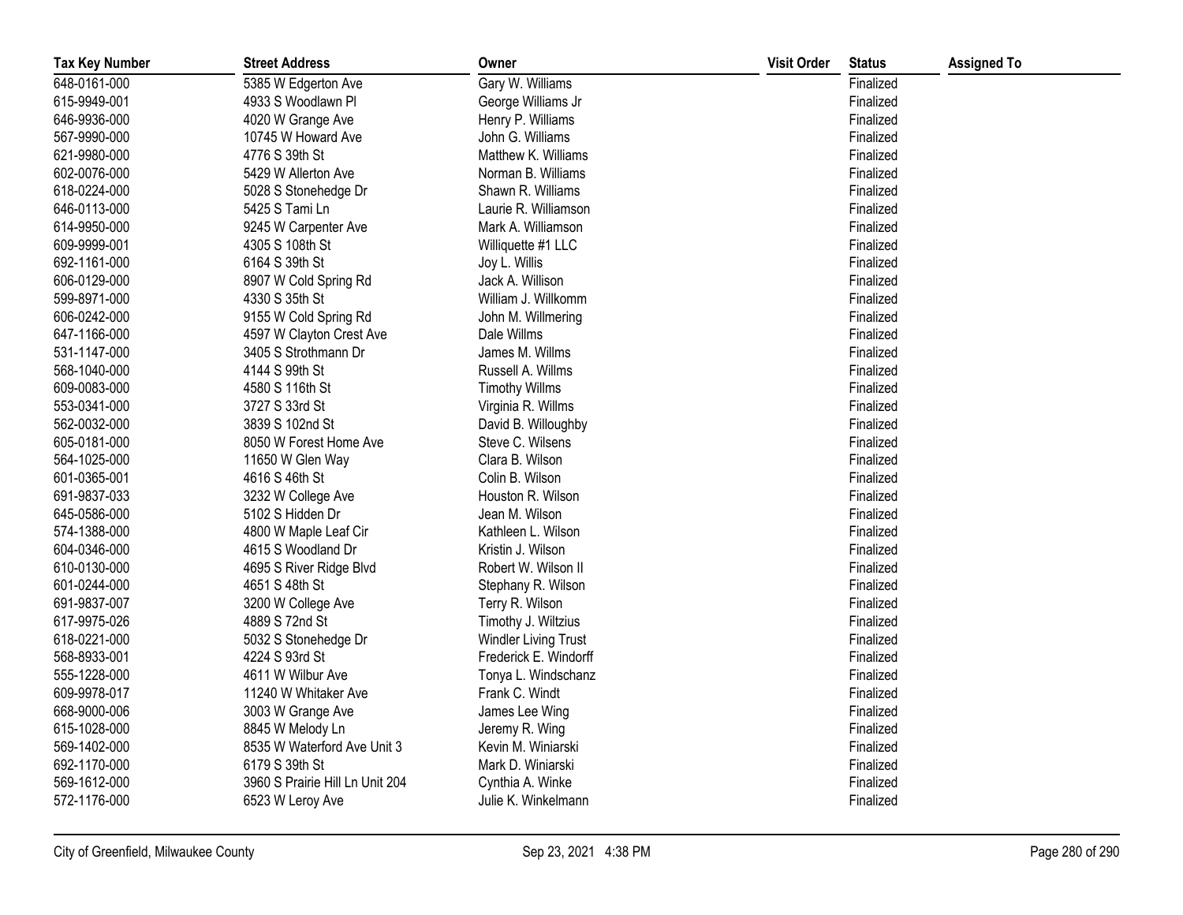| Tax Key Number | Street Address | Owner | Visit Order | Status | Assigned To |
| --- | --- | --- | --- | --- | --- |
| 648-0161-000 | 5385 W Edgerton Ave | Gary W. Williams | | Finalized | |
| 615-9949-001 | 4933 S Woodlawn Pl | George Williams Jr | | Finalized | |
| 646-9936-000 | 4020 W Grange Ave | Henry P. Williams | | Finalized | |
| 567-9990-000 | 10745 W Howard Ave | John G. Williams | | Finalized | |
| 621-9980-000 | 4776 S 39th St | Matthew K. Williams | | Finalized | |
| 602-0076-000 | 5429 W Allerton Ave | Norman B. Williams | | Finalized | |
| 618-0224-000 | 5028 S Stonehedge Dr | Shawn R. Williams | | Finalized | |
| 646-0113-000 | 5425 S Tami Ln | Laurie R. Williamson | | Finalized | |
| 614-9950-000 | 9245 W Carpenter Ave | Mark A. Williamson | | Finalized | |
| 609-9999-001 | 4305 S 108th St | Williquette #1 LLC | | Finalized | |
| 692-1161-000 | 6164 S 39th St | Joy L. Willis | | Finalized | |
| 606-0129-000 | 8907 W Cold Spring Rd | Jack A. Willison | | Finalized | |
| 599-8971-000 | 4330 S 35th St | William J. Willkomm | | Finalized | |
| 606-0242-000 | 9155 W Cold Spring Rd | John M. Willmering | | Finalized | |
| 647-1166-000 | 4597 W Clayton Crest Ave | Dale Willms | | Finalized | |
| 531-1147-000 | 3405 S Strothmann Dr | James M. Willms | | Finalized | |
| 568-1040-000 | 4144 S 99th St | Russell A. Willms | | Finalized | |
| 609-0083-000 | 4580 S 116th St | Timothy Willms | | Finalized | |
| 553-0341-000 | 3727 S 33rd St | Virginia R. Willms | | Finalized | |
| 562-0032-000 | 3839 S 102nd St | David B. Willoughby | | Finalized | |
| 605-0181-000 | 8050 W Forest Home Ave | Steve C. Wilsens | | Finalized | |
| 564-1025-000 | 11650 W Glen Way | Clara B. Wilson | | Finalized | |
| 601-0365-001 | 4616 S 46th St | Colin B. Wilson | | Finalized | |
| 691-9837-033 | 3232 W College Ave | Houston R. Wilson | | Finalized | |
| 645-0586-000 | 5102 S Hidden Dr | Jean M. Wilson | | Finalized | |
| 574-1388-000 | 4800 W Maple Leaf Cir | Kathleen L. Wilson | | Finalized | |
| 604-0346-000 | 4615 S Woodland Dr | Kristin J. Wilson | | Finalized | |
| 610-0130-000 | 4695 S River Ridge Blvd | Robert W. Wilson II | | Finalized | |
| 601-0244-000 | 4651 S 48th St | Stephany R. Wilson | | Finalized | |
| 691-9837-007 | 3200 W College Ave | Terry R. Wilson | | Finalized | |
| 617-9975-026 | 4889 S 72nd St | Timothy J. Wiltzius | | Finalized | |
| 618-0221-000 | 5032 S Stonehedge Dr | Windler Living Trust | | Finalized | |
| 568-8933-001 | 4224 S 93rd St | Frederick E. Windorff | | Finalized | |
| 555-1228-000 | 4611 W Wilbur Ave | Tonya L. Windschanz | | Finalized | |
| 609-9978-017 | 11240 W Whitaker Ave | Frank C. Windt | | Finalized | |
| 668-9000-006 | 3003 W Grange Ave | James Lee Wing | | Finalized | |
| 615-1028-000 | 8845 W Melody Ln | Jeremy R. Wing | | Finalized | |
| 569-1402-000 | 8535 W Waterford Ave Unit 3 | Kevin M. Winiarski | | Finalized | |
| 692-1170-000 | 6179 S 39th St | Mark D. Winiarski | | Finalized | |
| 569-1612-000 | 3960 S Prairie Hill Ln Unit 204 | Cynthia A. Winke | | Finalized | |
| 572-1176-000 | 6523 W Leroy Ave | Julie K. Winkelmann | | Finalized | |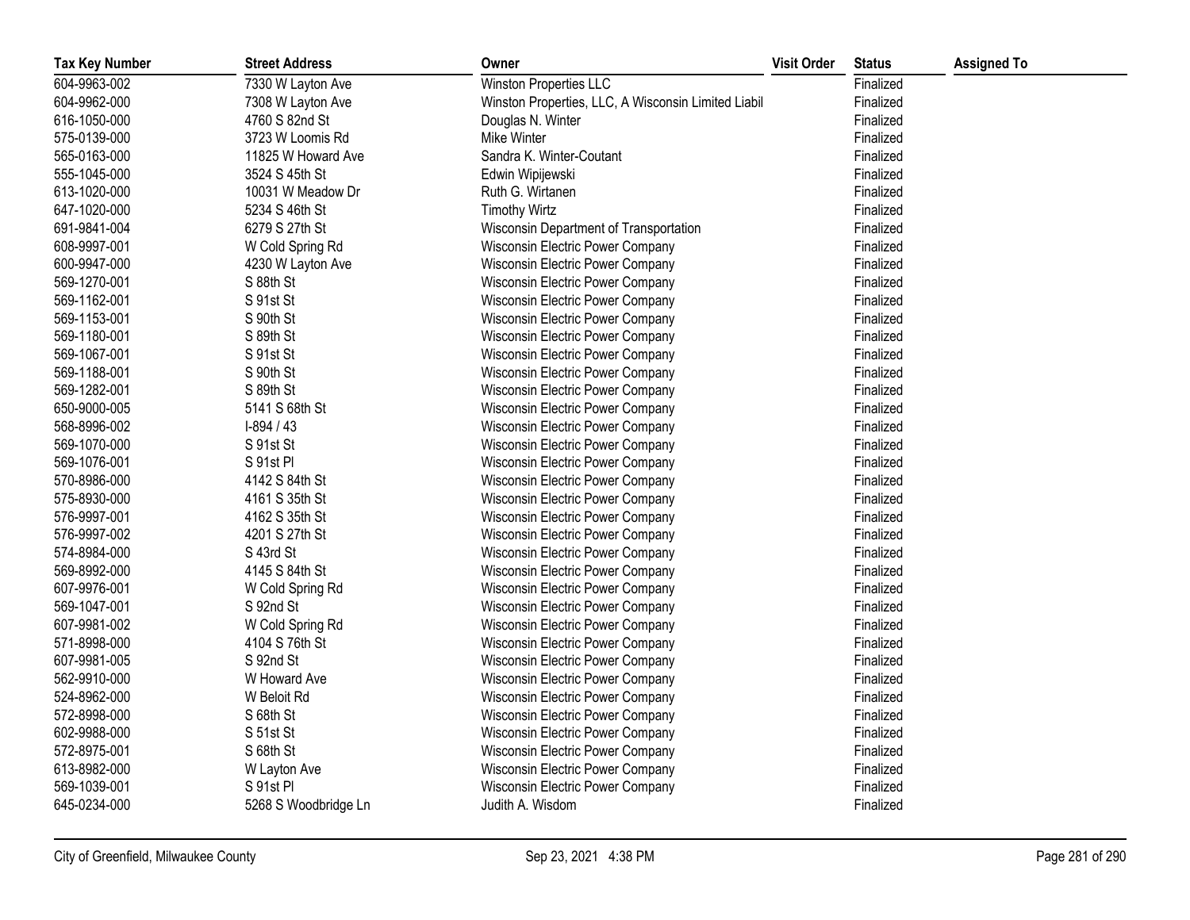| Tax Key Number | Street Address | Owner | Visit Order | Status | Assigned To |
|---|---|---|---|---|---|
| 604-9963-002 | 7330 W Layton Ave | Winston Properties LLC | | Finalized | |
| 604-9962-000 | 7308 W Layton Ave | Winston Properties, LLC, A Wisconsin Limited Liabil | | Finalized | |
| 616-1050-000 | 4760 S 82nd St | Douglas N. Winter | | Finalized | |
| 575-0139-000 | 3723 W Loomis Rd | Mike Winter | | Finalized | |
| 565-0163-000 | 11825 W Howard Ave | Sandra K. Winter-Coutant | | Finalized | |
| 555-1045-000 | 3524 S 45th St | Edwin Wipijewski | | Finalized | |
| 613-1020-000 | 10031 W Meadow Dr | Ruth G. Wirtanen | | Finalized | |
| 647-1020-000 | 5234 S 46th St | Timothy Wirtz | | Finalized | |
| 691-9841-004 | 6279 S 27th St | Wisconsin Department of Transportation | | Finalized | |
| 608-9997-001 | W Cold Spring Rd | Wisconsin Electric Power Company | | Finalized | |
| 600-9947-000 | 4230 W Layton Ave | Wisconsin Electric Power Company | | Finalized | |
| 569-1270-001 | S 88th St | Wisconsin Electric Power Company | | Finalized | |
| 569-1162-001 | S 91st St | Wisconsin Electric Power Company | | Finalized | |
| 569-1153-001 | S 90th St | Wisconsin Electric Power Company | | Finalized | |
| 569-1180-001 | S 89th St | Wisconsin Electric Power Company | | Finalized | |
| 569-1067-001 | S 91st St | Wisconsin Electric Power Company | | Finalized | |
| 569-1188-001 | S 90th St | Wisconsin Electric Power Company | | Finalized | |
| 569-1282-001 | S 89th St | Wisconsin Electric Power Company | | Finalized | |
| 650-9000-005 | 5141 S 68th St | Wisconsin Electric Power Company | | Finalized | |
| 568-8996-002 | I-894 / 43 | Wisconsin Electric Power Company | | Finalized | |
| 569-1070-000 | S 91st St | Wisconsin Electric Power Company | | Finalized | |
| 569-1076-001 | S 91st Pl | Wisconsin Electric Power Company | | Finalized | |
| 570-8986-000 | 4142 S 84th St | Wisconsin Electric Power Company | | Finalized | |
| 575-8930-000 | 4161 S 35th St | Wisconsin Electric Power Company | | Finalized | |
| 576-9997-001 | 4162 S 35th St | Wisconsin Electric Power Company | | Finalized | |
| 576-9997-002 | 4201 S 27th St | Wisconsin Electric Power Company | | Finalized | |
| 574-8984-000 | S 43rd St | Wisconsin Electric Power Company | | Finalized | |
| 569-8992-000 | 4145 S 84th St | Wisconsin Electric Power Company | | Finalized | |
| 607-9976-001 | W Cold Spring Rd | Wisconsin Electric Power Company | | Finalized | |
| 569-1047-001 | S 92nd St | Wisconsin Electric Power Company | | Finalized | |
| 607-9981-002 | W Cold Spring Rd | Wisconsin Electric Power Company | | Finalized | |
| 571-8998-000 | 4104 S 76th St | Wisconsin Electric Power Company | | Finalized | |
| 607-9981-005 | S 92nd St | Wisconsin Electric Power Company | | Finalized | |
| 562-9910-000 | W Howard Ave | Wisconsin Electric Power Company | | Finalized | |
| 524-8962-000 | W Beloit Rd | Wisconsin Electric Power Company | | Finalized | |
| 572-8998-000 | S 68th St | Wisconsin Electric Power Company | | Finalized | |
| 602-9988-000 | S 51st St | Wisconsin Electric Power Company | | Finalized | |
| 572-8975-001 | S 68th St | Wisconsin Electric Power Company | | Finalized | |
| 613-8982-000 | W Layton Ave | Wisconsin Electric Power Company | | Finalized | |
| 569-1039-001 | S 91st Pl | Wisconsin Electric Power Company | | Finalized | |
| 645-0234-000 | 5268 S Woodbridge Ln | Judith A. Wisdom | | Finalized | |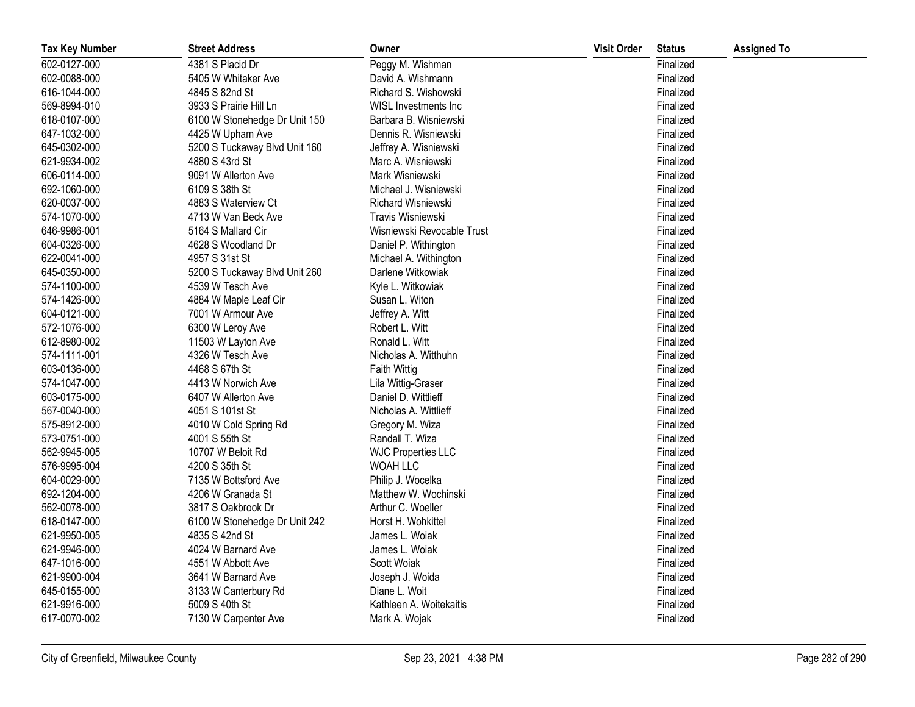| Tax Key Number | Street Address | Owner | Visit Order | Status | Assigned To |
|---|---|---|---|---|---|
| 602-0127-000 | 4381 S Placid Dr | Peggy M. Wishman | | Finalized | |
| 602-0088-000 | 5405 W Whitaker Ave | David A. Wishmann | | Finalized | |
| 616-1044-000 | 4845 S 82nd St | Richard S. Wishowski | | Finalized | |
| 569-8994-010 | 3933 S Prairie Hill Ln | WISL Investments Inc | | Finalized | |
| 618-0107-000 | 6100 W Stonehedge Dr Unit 150 | Barbara B. Wisniewski | | Finalized | |
| 647-1032-000 | 4425 W Upham Ave | Dennis R. Wisniewski | | Finalized | |
| 645-0302-000 | 5200 S Tuckaway Blvd Unit 160 | Jeffrey A. Wisniewski | | Finalized | |
| 621-9934-002 | 4880 S 43rd St | Marc A. Wisniewski | | Finalized | |
| 606-0114-000 | 9091 W Allerton Ave | Mark Wisniewski | | Finalized | |
| 692-1060-000 | 6109 S 38th St | Michael J. Wisniewski | | Finalized | |
| 620-0037-000 | 4883 S Waterview Ct | Richard Wisniewski | | Finalized | |
| 574-1070-000 | 4713 W Van Beck Ave | Travis Wisniewski | | Finalized | |
| 646-9986-001 | 5164 S Mallard Cir | Wisniewski Revocable Trust | | Finalized | |
| 604-0326-000 | 4628 S Woodland Dr | Daniel P. Withington | | Finalized | |
| 622-0041-000 | 4957 S 31st St | Michael A. Withington | | Finalized | |
| 645-0350-000 | 5200 S Tuckaway Blvd Unit 260 | Darlene Witkowiak | | Finalized | |
| 574-1100-000 | 4539 W Tesch Ave | Kyle L. Witkowiak | | Finalized | |
| 574-1426-000 | 4884 W Maple Leaf Cir | Susan L. Witon | | Finalized | |
| 604-0121-000 | 7001 W Armour Ave | Jeffrey A. Witt | | Finalized | |
| 572-1076-000 | 6300 W Leroy Ave | Robert L. Witt | | Finalized | |
| 612-8980-002 | 11503 W Layton Ave | Ronald L. Witt | | Finalized | |
| 574-1111-001 | 4326 W Tesch Ave | Nicholas A. Witthuhn | | Finalized | |
| 603-0136-000 | 4468 S 67th St | Faith Wittig | | Finalized | |
| 574-1047-000 | 4413 W Norwich Ave | Lila Wittig-Graser | | Finalized | |
| 603-0175-000 | 6407 W Allerton Ave | Daniel D. Wittlieff | | Finalized | |
| 567-0040-000 | 4051 S 101st St | Nicholas A. Wittlieff | | Finalized | |
| 575-8912-000 | 4010 W Cold Spring Rd | Gregory M. Wiza | | Finalized | |
| 573-0751-000 | 4001 S 55th St | Randall T. Wiza | | Finalized | |
| 562-9945-005 | 10707 W Beloit Rd | WJC Properties LLC | | Finalized | |
| 576-9995-004 | 4200 S 35th St | WOAH LLC | | Finalized | |
| 604-0029-000 | 7135 W Bottsford Ave | Philip J. Wocelka | | Finalized | |
| 692-1204-000 | 4206 W Granada St | Matthew W. Wochinski | | Finalized | |
| 562-0078-000 | 3817 S Oakbrook Dr | Arthur C. Woeller | | Finalized | |
| 618-0147-000 | 6100 W Stonehedge Dr Unit 242 | Horst H. Wohkittel | | Finalized | |
| 621-9950-005 | 4835 S 42nd St | James L. Woiak | | Finalized | |
| 621-9946-000 | 4024 W Barnard Ave | James L. Woiak | | Finalized | |
| 647-1016-000 | 4551 W Abbott Ave | Scott Woiak | | Finalized | |
| 621-9900-004 | 3641 W Barnard Ave | Joseph J. Woida | | Finalized | |
| 645-0155-000 | 3133 W Canterbury Rd | Diane L. Woit | | Finalized | |
| 621-9916-000 | 5009 S 40th St | Kathleen A. Woitekaitis | | Finalized | |
| 617-0070-002 | 7130 W Carpenter Ave | Mark A. Wojak | | Finalized | |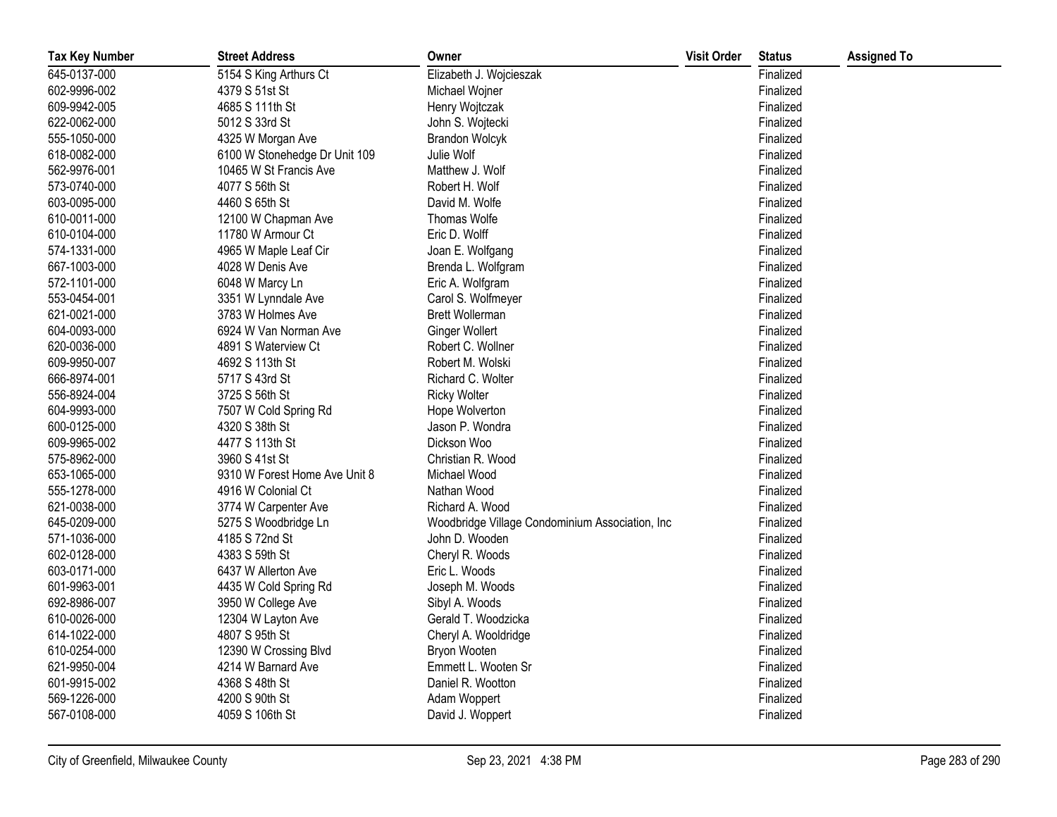| Tax Key Number | Street Address | Owner | Visit Order | Status | Assigned To |
|---|---|---|---|---|---|
| 645-0137-000 | 5154 S King Arthurs Ct | Elizabeth J. Wojcieszak | | Finalized | |
| 602-9996-002 | 4379 S 51st St | Michael Wojner | | Finalized | |
| 609-9942-005 | 4685 S 111th St | Henry Wojtczak | | Finalized | |
| 622-0062-000 | 5012 S 33rd St | John S. Wojtecki | | Finalized | |
| 555-1050-000 | 4325 W Morgan Ave | Brandon Wolcyk | | Finalized | |
| 618-0082-000 | 6100 W Stonehedge Dr Unit 109 | Julie Wolf | | Finalized | |
| 562-9976-001 | 10465 W St Francis Ave | Matthew J. Wolf | | Finalized | |
| 573-0740-000 | 4077 S 56th St | Robert H. Wolf | | Finalized | |
| 603-0095-000 | 4460 S 65th St | David M. Wolfe | | Finalized | |
| 610-0011-000 | 12100 W Chapman Ave | Thomas Wolfe | | Finalized | |
| 610-0104-000 | 11780 W Armour Ct | Eric D. Wolff | | Finalized | |
| 574-1331-000 | 4965 W Maple Leaf Cir | Joan E. Wolfgang | | Finalized | |
| 667-1003-000 | 4028 W Denis Ave | Brenda L. Wolfgram | | Finalized | |
| 572-1101-000 | 6048 W Marcy Ln | Eric A. Wolfgram | | Finalized | |
| 553-0454-001 | 3351 W Lynndale Ave | Carol S. Wolfmeyer | | Finalized | |
| 621-0021-000 | 3783 W Holmes Ave | Brett Wollerman | | Finalized | |
| 604-0093-000 | 6924 W Van Norman Ave | Ginger Wollert | | Finalized | |
| 620-0036-000 | 4891 S Waterview Ct | Robert C. Wollner | | Finalized | |
| 609-9950-007 | 4692 S 113th St | Robert M. Wolski | | Finalized | |
| 666-8974-001 | 5717 S 43rd St | Richard C. Wolter | | Finalized | |
| 556-8924-004 | 3725 S 56th St | Ricky Wolter | | Finalized | |
| 604-9993-000 | 7507 W Cold Spring Rd | Hope Wolverton | | Finalized | |
| 600-0125-000 | 4320 S 38th St | Jason P. Wondra | | Finalized | |
| 609-9965-002 | 4477 S 113th St | Dickson Woo | | Finalized | |
| 575-8962-000 | 3960 S 41st St | Christian R. Wood | | Finalized | |
| 653-1065-000 | 9310 W Forest Home Ave Unit 8 | Michael Wood | | Finalized | |
| 555-1278-000 | 4916 W Colonial Ct | Nathan Wood | | Finalized | |
| 621-0038-000 | 3774 W Carpenter Ave | Richard A. Wood | | Finalized | |
| 645-0209-000 | 5275 S Woodbridge Ln | Woodbridge Village Condominium Association, Inc | | Finalized | |
| 571-1036-000 | 4185 S 72nd St | John D. Wooden | | Finalized | |
| 602-0128-000 | 4383 S 59th St | Cheryl R. Woods | | Finalized | |
| 603-0171-000 | 6437 W Allerton Ave | Eric L. Woods | | Finalized | |
| 601-9963-001 | 4435 W Cold Spring Rd | Joseph M. Woods | | Finalized | |
| 692-8986-007 | 3950 W College Ave | Sibyl A. Woods | | Finalized | |
| 610-0026-000 | 12304 W Layton Ave | Gerald T. Woodzicka | | Finalized | |
| 614-1022-000 | 4807 S 95th St | Cheryl A. Wooldridge | | Finalized | |
| 610-0254-000 | 12390 W Crossing Blvd | Bryon Wooten | | Finalized | |
| 621-9950-004 | 4214 W Barnard Ave | Emmett L. Wooten Sr | | Finalized | |
| 601-9915-002 | 4368 S 48th St | Daniel R. Wootton | | Finalized | |
| 569-1226-000 | 4200 S 90th St | Adam Woppert | | Finalized | |
| 567-0108-000 | 4059 S 106th St | David J. Woppert | | Finalized | |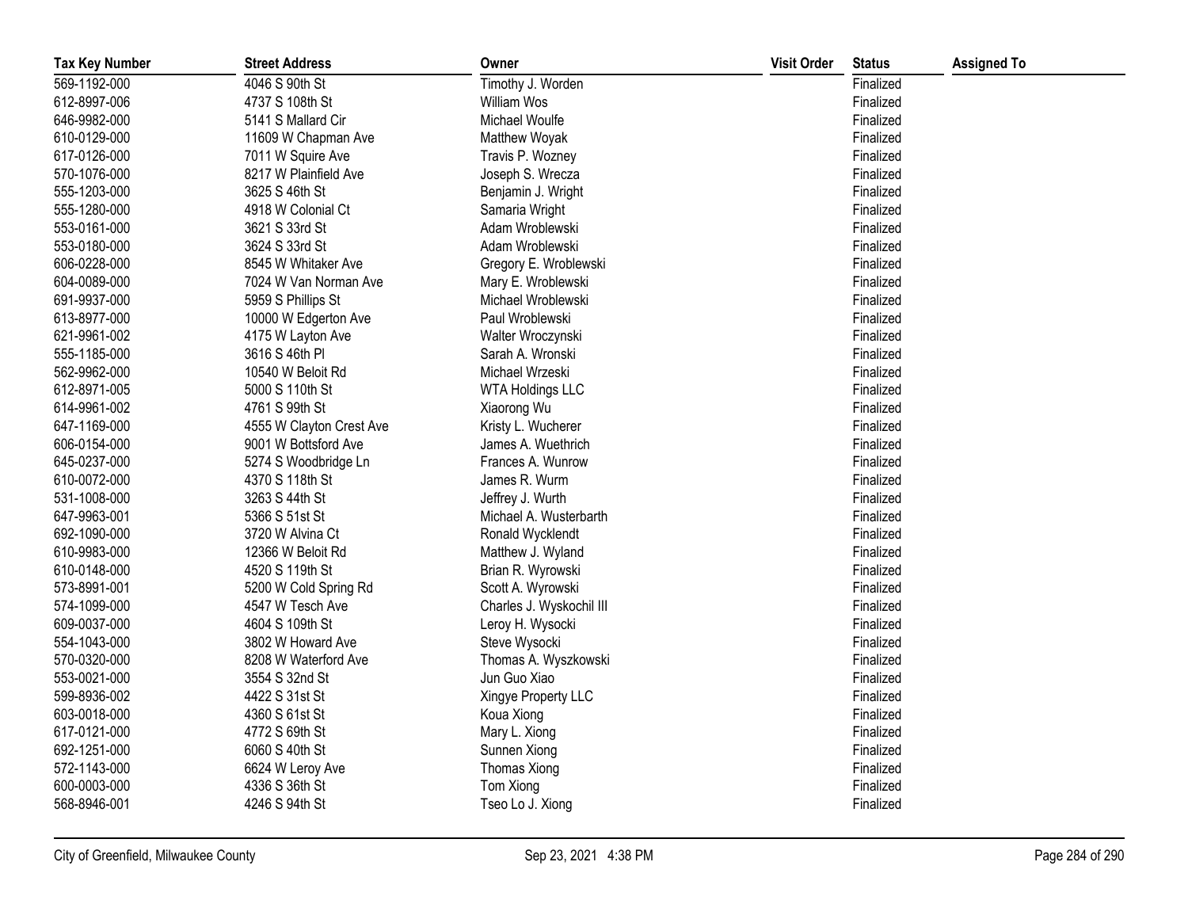| Tax Key Number | Street Address | Owner | Visit Order | Status | Assigned To |
|---|---|---|---|---|---|
| 569-1192-000 | 4046 S 90th St | Timothy J. Worden | | Finalized | |
| 612-8997-006 | 4737 S 108th St | William Wos | | Finalized | |
| 646-9982-000 | 5141 S Mallard Cir | Michael Woulfe | | Finalized | |
| 610-0129-000 | 11609 W Chapman Ave | Matthew Woyak | | Finalized | |
| 617-0126-000 | 7011 W Squire Ave | Travis P. Wozney | | Finalized | |
| 570-1076-000 | 8217 W Plainfield Ave | Joseph S. Wrecza | | Finalized | |
| 555-1203-000 | 3625 S 46th St | Benjamin J. Wright | | Finalized | |
| 555-1280-000 | 4918 W Colonial Ct | Samaria Wright | | Finalized | |
| 553-0161-000 | 3621 S 33rd St | Adam Wroblewski | | Finalized | |
| 553-0180-000 | 3624 S 33rd St | Adam Wroblewski | | Finalized | |
| 606-0228-000 | 8545 W Whitaker Ave | Gregory E. Wroblewski | | Finalized | |
| 604-0089-000 | 7024 W Van Norman Ave | Mary E. Wroblewski | | Finalized | |
| 691-9937-000 | 5959 S Phillips St | Michael Wroblewski | | Finalized | |
| 613-8977-000 | 10000 W Edgerton Ave | Paul Wroblewski | | Finalized | |
| 621-9961-002 | 4175 W Layton Ave | Walter Wroczynski | | Finalized | |
| 555-1185-000 | 3616 S 46th Pl | Sarah A. Wronski | | Finalized | |
| 562-9962-000 | 10540 W Beloit Rd | Michael Wrzeski | | Finalized | |
| 612-8971-005 | 5000 S 110th St | WTA Holdings LLC | | Finalized | |
| 614-9961-002 | 4761 S 99th St | Xiaorong Wu | | Finalized | |
| 647-1169-000 | 4555 W Clayton Crest Ave | Kristy L. Wucherer | | Finalized | |
| 606-0154-000 | 9001 W Bottsford Ave | James A. Wuethrich | | Finalized | |
| 645-0237-000 | 5274 S Woodbridge Ln | Frances A. Wunrow | | Finalized | |
| 610-0072-000 | 4370 S 118th St | James R. Wurm | | Finalized | |
| 531-1008-000 | 3263 S 44th St | Jeffrey J. Wurth | | Finalized | |
| 647-9963-001 | 5366 S 51st St | Michael A. Wusterbarth | | Finalized | |
| 692-1090-000 | 3720 W Alvina Ct | Ronald Wycklendt | | Finalized | |
| 610-9983-000 | 12366 W Beloit Rd | Matthew J. Wyland | | Finalized | |
| 610-0148-000 | 4520 S 119th St | Brian R. Wyrowski | | Finalized | |
| 573-8991-001 | 5200 W Cold Spring Rd | Scott A. Wyrowski | | Finalized | |
| 574-1099-000 | 4547 W Tesch Ave | Charles J. Wyskochil III | | Finalized | |
| 609-0037-000 | 4604 S 109th St | Leroy H. Wysocki | | Finalized | |
| 554-1043-000 | 3802 W Howard Ave | Steve Wysocki | | Finalized | |
| 570-0320-000 | 8208 W Waterford Ave | Thomas A. Wyszkowski | | Finalized | |
| 553-0021-000 | 3554 S 32nd St | Jun Guo Xiao | | Finalized | |
| 599-8936-002 | 4422 S 31st St | Xingye Property LLC | | Finalized | |
| 603-0018-000 | 4360 S 61st St | Koua Xiong | | Finalized | |
| 617-0121-000 | 4772 S 69th St | Mary L. Xiong | | Finalized | |
| 692-1251-000 | 6060 S 40th St | Sunnen Xiong | | Finalized | |
| 572-1143-000 | 6624 W Leroy Ave | Thomas Xiong | | Finalized | |
| 600-0003-000 | 4336 S 36th St | Tom Xiong | | Finalized | |
| 568-8946-001 | 4246 S 94th St | Tseo Lo J. Xiong | | Finalized | |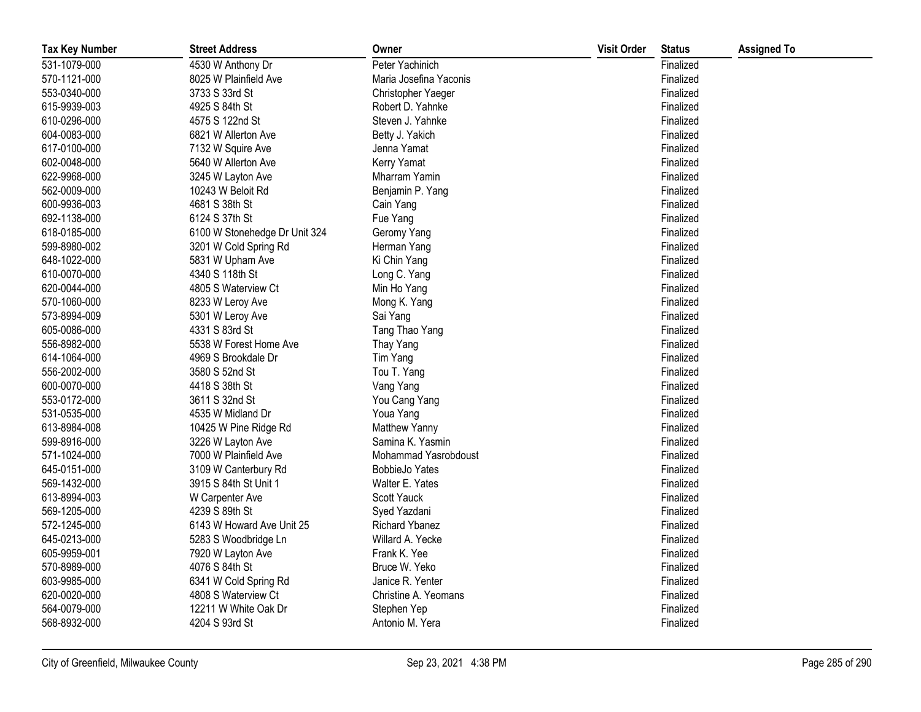| Tax Key Number | Street Address | Owner | Visit Order | Status | Assigned To |
| --- | --- | --- | --- | --- | --- |
| 531-1079-000 | 4530 W Anthony Dr | Peter Yachinich | | Finalized | |
| 570-1121-000 | 8025 W Plainfield Ave | Maria Josefina Yaconis | | Finalized | |
| 553-0340-000 | 3733 S 33rd St | Christopher Yaeger | | Finalized | |
| 615-9939-003 | 4925 S 84th St | Robert D. Yahnke | | Finalized | |
| 610-0296-000 | 4575 S 122nd St | Steven J. Yahnke | | Finalized | |
| 604-0083-000 | 6821 W Allerton Ave | Betty J. Yakich | | Finalized | |
| 617-0100-000 | 7132 W Squire Ave | Jenna Yamat | | Finalized | |
| 602-0048-000 | 5640 W Allerton Ave | Kerry Yamat | | Finalized | |
| 622-9968-000 | 3245 W Layton Ave | Mharram Yamin | | Finalized | |
| 562-0009-000 | 10243 W Beloit Rd | Benjamin P. Yang | | Finalized | |
| 600-9936-003 | 4681 S 38th St | Cain Yang | | Finalized | |
| 692-1138-000 | 6124 S 37th St | Fue Yang | | Finalized | |
| 618-0185-000 | 6100 W Stonehedge Dr Unit 324 | Geromy Yang | | Finalized | |
| 599-8980-002 | 3201 W Cold Spring Rd | Herman Yang | | Finalized | |
| 648-1022-000 | 5831 W Upham Ave | Ki Chin Yang | | Finalized | |
| 610-0070-000 | 4340 S 118th St | Long C. Yang | | Finalized | |
| 620-0044-000 | 4805 S Waterview Ct | Min Ho Yang | | Finalized | |
| 570-1060-000 | 8233 W Leroy Ave | Mong K. Yang | | Finalized | |
| 573-8994-009 | 5301 W Leroy Ave | Sai Yang | | Finalized | |
| 605-0086-000 | 4331 S 83rd St | Tang Thao Yang | | Finalized | |
| 556-8982-000 | 5538 W Forest Home Ave | Thay Yang | | Finalized | |
| 614-1064-000 | 4969 S Brookdale Dr | Tim Yang | | Finalized | |
| 556-2002-000 | 3580 S 52nd St | Tou T. Yang | | Finalized | |
| 600-0070-000 | 4418 S 38th St | Vang Yang | | Finalized | |
| 553-0172-000 | 3611 S 32nd St | You Cang Yang | | Finalized | |
| 531-0535-000 | 4535 W Midland Dr | Youa Yang | | Finalized | |
| 613-8984-008 | 10425 W Pine Ridge Rd | Matthew Yanny | | Finalized | |
| 599-8916-000 | 3226 W Layton Ave | Samina K. Yasmin | | Finalized | |
| 571-1024-000 | 7000 W Plainfield Ave | Mohammad Yasrobdoust | | Finalized | |
| 645-0151-000 | 3109 W Canterbury Rd | BobbieJo Yates | | Finalized | |
| 569-1432-000 | 3915 S 84th St Unit 1 | Walter E. Yates | | Finalized | |
| 613-8994-003 | W Carpenter Ave | Scott Yauck | | Finalized | |
| 569-1205-000 | 4239 S 89th St | Syed Yazdani | | Finalized | |
| 572-1245-000 | 6143 W Howard Ave Unit 25 | Richard Ybanez | | Finalized | |
| 645-0213-000 | 5283 S Woodbridge Ln | Willard A. Yecke | | Finalized | |
| 605-9959-001 | 7920 W Layton Ave | Frank K. Yee | | Finalized | |
| 570-8989-000 | 4076 S 84th St | Bruce W. Yeko | | Finalized | |
| 603-9985-000 | 6341 W Cold Spring Rd | Janice R. Yenter | | Finalized | |
| 620-0020-000 | 4808 S Waterview Ct | Christine A. Yeomans | | Finalized | |
| 564-0079-000 | 12211 W White Oak Dr | Stephen Yep | | Finalized | |
| 568-8932-000 | 4204 S 93rd St | Antonio M. Yera | | Finalized | |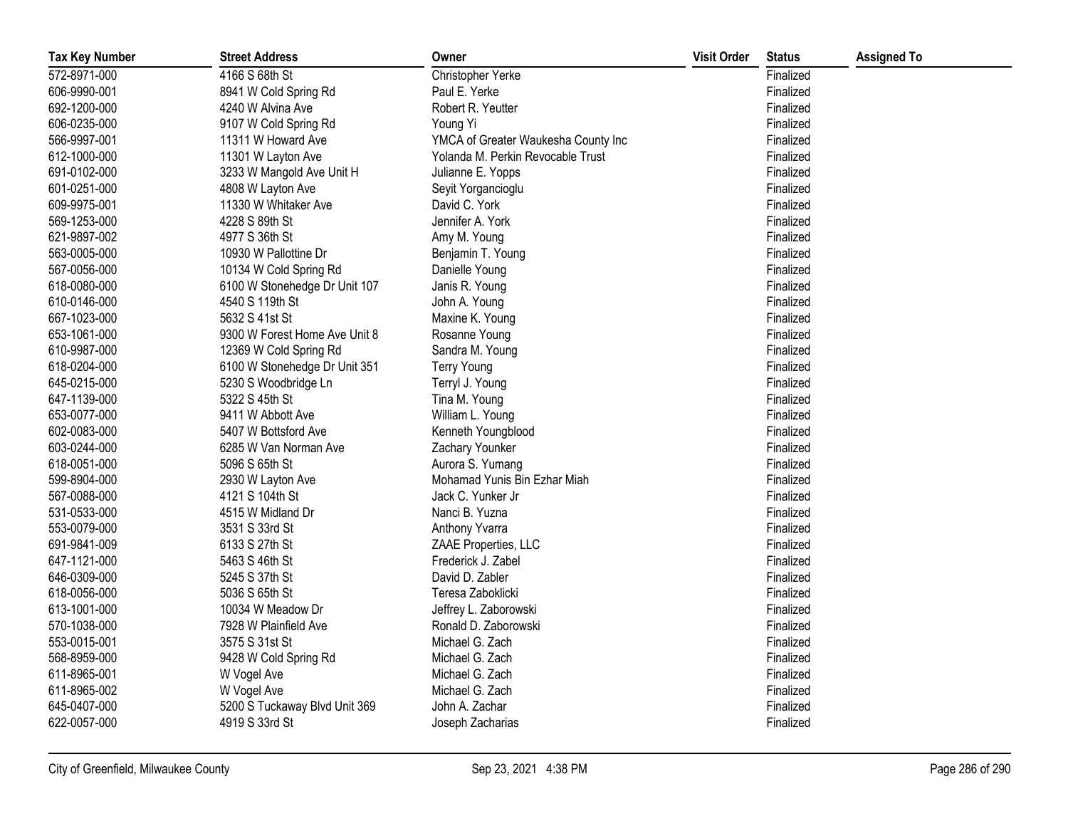| Tax Key Number | Street Address | Owner | Visit Order | Status | Assigned To |
|---|---|---|---|---|---|
| 572-8971-000 | 4166 S 68th St | Christopher Yerke | | Finalized | |
| 606-9990-001 | 8941 W Cold Spring Rd | Paul E. Yerke | | Finalized | |
| 692-1200-000 | 4240 W Alvina Ave | Robert R. Yeutter | | Finalized | |
| 606-0235-000 | 9107 W Cold Spring Rd | Young Yi | | Finalized | |
| 566-9997-001 | 11311 W Howard Ave | YMCA of Greater Waukesha County Inc | | Finalized | |
| 612-1000-000 | 11301 W Layton Ave | Yolanda M. Perkin Revocable Trust | | Finalized | |
| 691-0102-000 | 3233 W Mangold Ave Unit H | Julianne E. Yopps | | Finalized | |
| 601-0251-000 | 4808 W Layton Ave | Seyit Yorgancioglu | | Finalized | |
| 609-9975-001 | 11330 W Whitaker Ave | David C. York | | Finalized | |
| 569-1253-000 | 4228 S 89th St | Jennifer A. York | | Finalized | |
| 621-9897-002 | 4977 S 36th St | Amy M. Young | | Finalized | |
| 563-0005-000 | 10930 W Pallottine Dr | Benjamin T. Young | | Finalized | |
| 567-0056-000 | 10134 W Cold Spring Rd | Danielle Young | | Finalized | |
| 618-0080-000 | 6100 W Stonehedge Dr Unit 107 | Janis R. Young | | Finalized | |
| 610-0146-000 | 4540 S 119th St | John A. Young | | Finalized | |
| 667-1023-000 | 5632 S 41st St | Maxine K. Young | | Finalized | |
| 653-1061-000 | 9300 W Forest Home Ave Unit 8 | Rosanne Young | | Finalized | |
| 610-9987-000 | 12369 W Cold Spring Rd | Sandra M. Young | | Finalized | |
| 618-0204-000 | 6100 W Stonehedge Dr Unit 351 | Terry Young | | Finalized | |
| 645-0215-000 | 5230 S Woodbridge Ln | Terryl J. Young | | Finalized | |
| 647-1139-000 | 5322 S 45th St | Tina M. Young | | Finalized | |
| 653-0077-000 | 9411 W Abbott Ave | William L. Young | | Finalized | |
| 602-0083-000 | 5407 W Bottsford Ave | Kenneth Youngblood | | Finalized | |
| 603-0244-000 | 6285 W Van Norman Ave | Zachary Younker | | Finalized | |
| 618-0051-000 | 5096 S 65th St | Aurora S. Yumang | | Finalized | |
| 599-8904-000 | 2930 W Layton Ave | Mohamad Yunis Bin Ezhar Miah | | Finalized | |
| 567-0088-000 | 4121 S 104th St | Jack C. Yunker Jr | | Finalized | |
| 531-0533-000 | 4515 W Midland Dr | Nanci B. Yuzna | | Finalized | |
| 553-0079-000 | 3531 S 33rd St | Anthony Yvarra | | Finalized | |
| 691-9841-009 | 6133 S 27th St | ZAAE Properties, LLC | | Finalized | |
| 647-1121-000 | 5463 S 46th St | Frederick J. Zabel | | Finalized | |
| 646-0309-000 | 5245 S 37th St | David D. Zabler | | Finalized | |
| 618-0056-000 | 5036 S 65th St | Teresa Zaboklicki | | Finalized | |
| 613-1001-000 | 10034 W Meadow Dr | Jeffrey L. Zaborowski | | Finalized | |
| 570-1038-000 | 7928 W Plainfield Ave | Ronald D. Zaborowski | | Finalized | |
| 553-0015-001 | 3575 S 31st St | Michael G. Zach | | Finalized | |
| 568-8959-000 | 9428 W Cold Spring Rd | Michael G. Zach | | Finalized | |
| 611-8965-001 | W Vogel Ave | Michael G. Zach | | Finalized | |
| 611-8965-002 | W Vogel Ave | Michael G. Zach | | Finalized | |
| 645-0407-000 | 5200 S Tuckaway Blvd Unit 369 | John A. Zachar | | Finalized | |
| 622-0057-000 | 4919 S 33rd St | Joseph Zacharias | | Finalized | |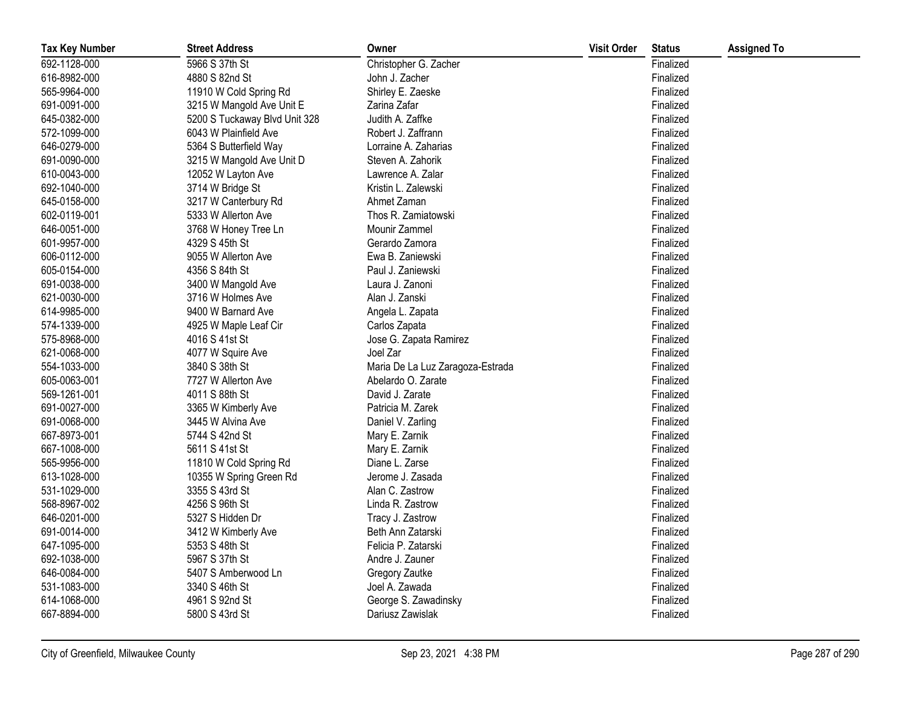| Tax Key Number | Street Address | Owner | Visit Order | Status | Assigned To |
|---|---|---|---|---|---|
| 692-1128-000 | 5966 S 37th St | Christopher G. Zacher | | Finalized | |
| 616-8982-000 | 4880 S 82nd St | John J. Zacher | | Finalized | |
| 565-9964-000 | 11910 W Cold Spring Rd | Shirley E. Zaeske | | Finalized | |
| 691-0091-000 | 3215 W Mangold Ave Unit E | Zarina Zafar | | Finalized | |
| 645-0382-000 | 5200 S Tuckaway Blvd Unit 328 | Judith A. Zaffke | | Finalized | |
| 572-1099-000 | 6043 W Plainfield Ave | Robert J. Zaffrann | | Finalized | |
| 646-0279-000 | 5364 S Butterfield Way | Lorraine A. Zaharias | | Finalized | |
| 691-0090-000 | 3215 W Mangold Ave Unit D | Steven A. Zahorik | | Finalized | |
| 610-0043-000 | 12052 W Layton Ave | Lawrence A. Zalar | | Finalized | |
| 692-1040-000 | 3714 W Bridge St | Kristin L. Zalewski | | Finalized | |
| 645-0158-000 | 3217 W Canterbury Rd | Ahmet Zaman | | Finalized | |
| 602-0119-001 | 5333 W Allerton Ave | Thos R. Zamiatowski | | Finalized | |
| 646-0051-000 | 3768 W Honey Tree Ln | Mounir Zammel | | Finalized | |
| 601-9957-000 | 4329 S 45th St | Gerardo Zamora | | Finalized | |
| 606-0112-000 | 9055 W Allerton Ave | Ewa B. Zaniewski | | Finalized | |
| 605-0154-000 | 4356 S 84th St | Paul J. Zaniewski | | Finalized | |
| 691-0038-000 | 3400 W Mangold Ave | Laura J. Zanoni | | Finalized | |
| 621-0030-000 | 3716 W Holmes Ave | Alan J. Zanski | | Finalized | |
| 614-9985-000 | 9400 W Barnard Ave | Angela L. Zapata | | Finalized | |
| 574-1339-000 | 4925 W Maple Leaf Cir | Carlos Zapata | | Finalized | |
| 575-8968-000 | 4016 S 41st St | Jose G. Zapata Ramirez | | Finalized | |
| 621-0068-000 | 4077 W Squire Ave | Joel Zar | | Finalized | |
| 554-1033-000 | 3840 S 38th St | Maria De La Luz Zaragoza-Estrada | | Finalized | |
| 605-0063-001 | 7727 W Allerton Ave | Abelardo O. Zarate | | Finalized | |
| 569-1261-001 | 4011 S 88th St | David J. Zarate | | Finalized | |
| 691-0027-000 | 3365 W Kimberly Ave | Patricia M. Zarek | | Finalized | |
| 691-0068-000 | 3445 W Alvina Ave | Daniel V. Zarling | | Finalized | |
| 667-8973-001 | 5744 S 42nd St | Mary E. Zarnik | | Finalized | |
| 667-1008-000 | 5611 S 41st St | Mary E. Zarnik | | Finalized | |
| 565-9956-000 | 11810 W Cold Spring Rd | Diane L. Zarse | | Finalized | |
| 613-1028-000 | 10355 W Spring Green Rd | Jerome J. Zasada | | Finalized | |
| 531-1029-000 | 3355 S 43rd St | Alan C. Zastrow | | Finalized | |
| 568-8967-002 | 4256 S 96th St | Linda R. Zastrow | | Finalized | |
| 646-0201-000 | 5327 S Hidden Dr | Tracy J. Zastrow | | Finalized | |
| 691-0014-000 | 3412 W Kimberly Ave | Beth Ann Zatarski | | Finalized | |
| 647-1095-000 | 5353 S 48th St | Felicia P. Zatarski | | Finalized | |
| 692-1038-000 | 5967 S 37th St | Andre J. Zauner | | Finalized | |
| 646-0084-000 | 5407 S Amberwood Ln | Gregory Zautke | | Finalized | |
| 531-1083-000 | 3340 S 46th St | Joel A. Zawada | | Finalized | |
| 614-1068-000 | 4961 S 92nd St | George S. Zawadinsky | | Finalized | |
| 667-8894-000 | 5800 S 43rd St | Dariusz Zawislak | | Finalized | |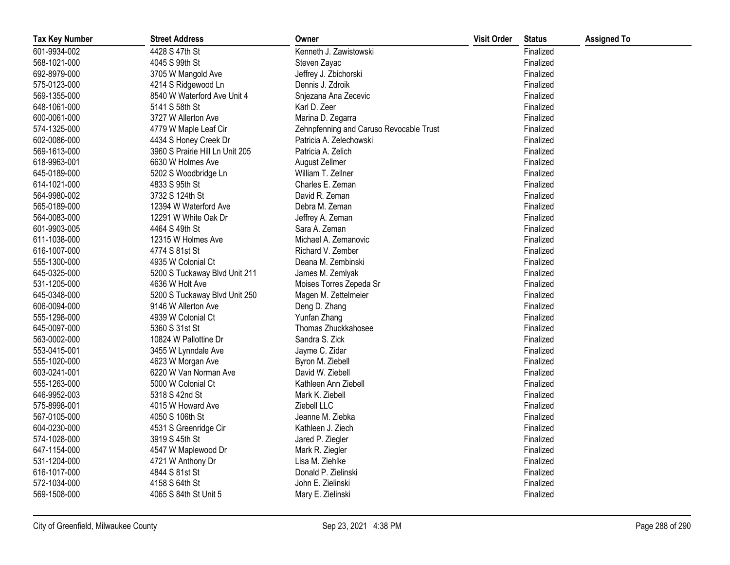| Tax Key Number | Street Address | Owner | Visit Order | Status | Assigned To |
|---|---|---|---|---|---|
| 601-9934-002 | 4428 S 47th St | Kenneth J. Zawistowski | | Finalized | |
| 568-1021-000 | 4045 S 99th St | Steven Zayac | | Finalized | |
| 692-8979-000 | 3705 W Mangold Ave | Jeffrey J. Zbichorski | | Finalized | |
| 575-0123-000 | 4214 S Ridgewood Ln | Dennis J. Zdroik | | Finalized | |
| 569-1355-000 | 8540 W Waterford Ave Unit 4 | Snjezana Ana Zecevic | | Finalized | |
| 648-1061-000 | 5141 S 58th St | Karl D. Zeer | | Finalized | |
| 600-0061-000 | 3727 W Allerton Ave | Marina D. Zegarra | | Finalized | |
| 574-1325-000 | 4779 W Maple Leaf Cir | Zehnpfenning and Caruso Revocable Trust | | Finalized | |
| 602-0086-000 | 4434 S Honey Creek Dr | Patricia A. Zelechowski | | Finalized | |
| 569-1613-000 | 3960 S Prairie Hill Ln Unit 205 | Patricia A. Zelich | | Finalized | |
| 618-9963-001 | 6630 W Holmes Ave | August Zellmer | | Finalized | |
| 645-0189-000 | 5202 S Woodbridge Ln | William T. Zellner | | Finalized | |
| 614-1021-000 | 4833 S 95th St | Charles E. Zeman | | Finalized | |
| 564-9980-002 | 3732 S 124th St | David R. Zeman | | Finalized | |
| 565-0189-000 | 12394 W Waterford Ave | Debra M. Zeman | | Finalized | |
| 564-0083-000 | 12291 W White Oak Dr | Jeffrey A. Zeman | | Finalized | |
| 601-9903-005 | 4464 S 49th St | Sara A. Zeman | | Finalized | |
| 611-1038-000 | 12315 W Holmes Ave | Michael A. Zemanovic | | Finalized | |
| 616-1007-000 | 4774 S 81st St | Richard V. Zember | | Finalized | |
| 555-1300-000 | 4935 W Colonial Ct | Deana M. Zembinski | | Finalized | |
| 645-0325-000 | 5200 S Tuckaway Blvd Unit 211 | James M. Zemlyak | | Finalized | |
| 531-1205-000 | 4636 W Holt Ave | Moises Torres Zepeda Sr | | Finalized | |
| 645-0348-000 | 5200 S Tuckaway Blvd Unit 250 | Magen M. Zettelmeier | | Finalized | |
| 606-0094-000 | 9146 W Allerton Ave | Deng D. Zhang | | Finalized | |
| 555-1298-000 | 4939 W Colonial Ct | Yunfan Zhang | | Finalized | |
| 645-0097-000 | 5360 S 31st St | Thomas Zhuckkahosee | | Finalized | |
| 563-0002-000 | 10824 W Pallottine Dr | Sandra S. Zick | | Finalized | |
| 553-0415-001 | 3455 W Lynndale Ave | Jayme C. Zidar | | Finalized | |
| 555-1020-000 | 4623 W Morgan Ave | Byron M. Ziebell | | Finalized | |
| 603-0241-001 | 6220 W Van Norman Ave | David W. Ziebell | | Finalized | |
| 555-1263-000 | 5000 W Colonial Ct | Kathleen Ann Ziebell | | Finalized | |
| 646-9952-003 | 5318 S 42nd St | Mark K. Ziebell | | Finalized | |
| 575-8998-001 | 4015 W Howard Ave | Ziebell LLC | | Finalized | |
| 567-0105-000 | 4050 S 106th St | Jeanne M. Ziebka | | Finalized | |
| 604-0230-000 | 4531 S Greenridge Cir | Kathleen J. Ziech | | Finalized | |
| 574-1028-000 | 3919 S 45th St | Jared P. Ziegler | | Finalized | |
| 647-1154-000 | 4547 W Maplewood Dr | Mark R. Ziegler | | Finalized | |
| 531-1204-000 | 4721 W Anthony Dr | Lisa M. Ziehlke | | Finalized | |
| 616-1017-000 | 4844 S 81st St | Donald P. Zielinski | | Finalized | |
| 572-1034-000 | 4158 S 64th St | John E. Zielinski | | Finalized | |
| 569-1508-000 | 4065 S 84th St Unit 5 | Mary E. Zielinski | | Finalized | |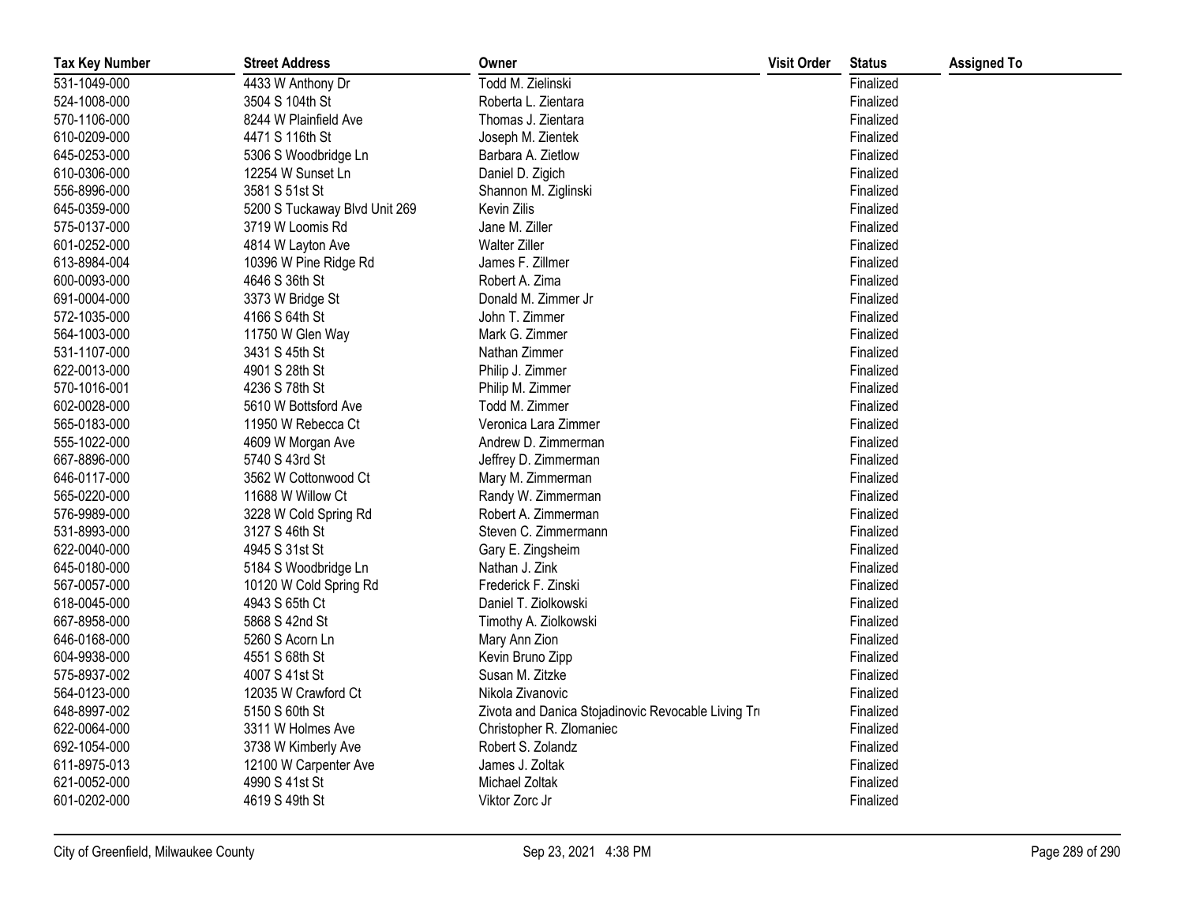| Tax Key Number | Street Address | Owner | Visit Order | Status | Assigned To |
|---|---|---|---|---|---|
| 531-1049-000 | 4433 W Anthony Dr | Todd M. Zielinski | | Finalized | |
| 524-1008-000 | 3504 S 104th St | Roberta L. Zientara | | Finalized | |
| 570-1106-000 | 8244 W Plainfield Ave | Thomas J. Zientara | | Finalized | |
| 610-0209-000 | 4471 S 116th St | Joseph M. Zientek | | Finalized | |
| 645-0253-000 | 5306 S Woodbridge Ln | Barbara A. Zietlow | | Finalized | |
| 610-0306-000 | 12254 W Sunset Ln | Daniel D. Zigich | | Finalized | |
| 556-8996-000 | 3581 S 51st St | Shannon M. Ziglinski | | Finalized | |
| 645-0359-000 | 5200 S Tuckaway Blvd Unit 269 | Kevin Zilis | | Finalized | |
| 575-0137-000 | 3719 W Loomis Rd | Jane M. Ziller | | Finalized | |
| 601-0252-000 | 4814 W Layton Ave | Walter Ziller | | Finalized | |
| 613-8984-004 | 10396 W Pine Ridge Rd | James F. Zillmer | | Finalized | |
| 600-0093-000 | 4646 S 36th St | Robert A. Zima | | Finalized | |
| 691-0004-000 | 3373 W Bridge St | Donald M. Zimmer Jr | | Finalized | |
| 572-1035-000 | 4166 S 64th St | John T. Zimmer | | Finalized | |
| 564-1003-000 | 11750 W Glen Way | Mark G. Zimmer | | Finalized | |
| 531-1107-000 | 3431 S 45th St | Nathan Zimmer | | Finalized | |
| 622-0013-000 | 4901 S 28th St | Philip J. Zimmer | | Finalized | |
| 570-1016-001 | 4236 S 78th St | Philip M. Zimmer | | Finalized | |
| 602-0028-000 | 5610 W Bottsford Ave | Todd M. Zimmer | | Finalized | |
| 565-0183-000 | 11950 W Rebecca Ct | Veronica Lara Zimmer | | Finalized | |
| 555-1022-000 | 4609 W Morgan Ave | Andrew D. Zimmerman | | Finalized | |
| 667-8896-000 | 5740 S 43rd St | Jeffrey D. Zimmerman | | Finalized | |
| 646-0117-000 | 3562 W Cottonwood Ct | Mary M. Zimmerman | | Finalized | |
| 565-0220-000 | 11688 W Willow Ct | Randy W. Zimmerman | | Finalized | |
| 576-9989-000 | 3228 W Cold Spring Rd | Robert A. Zimmerman | | Finalized | |
| 531-8993-000 | 3127 S 46th St | Steven C. Zimmermann | | Finalized | |
| 622-0040-000 | 4945 S 31st St | Gary E. Zingsheim | | Finalized | |
| 645-0180-000 | 5184 S Woodbridge Ln | Nathan J. Zink | | Finalized | |
| 567-0057-000 | 10120 W Cold Spring Rd | Frederick F. Zinski | | Finalized | |
| 618-0045-000 | 4943 S 65th Ct | Daniel T. Ziolkowski | | Finalized | |
| 667-8958-000 | 5868 S 42nd St | Timothy A. Ziolkowski | | Finalized | |
| 646-0168-000 | 5260 S Acorn Ln | Mary Ann Zion | | Finalized | |
| 604-9938-000 | 4551 S 68th St | Kevin Bruno Zipp | | Finalized | |
| 575-8937-002 | 4007 S 41st St | Susan M. Zitzke | | Finalized | |
| 564-0123-000 | 12035 W Crawford Ct | Nikola Zivanovic | | Finalized | |
| 648-8997-002 | 5150 S 60th St | Zivota and Danica Stojadinovic Revocable Living Tru | | Finalized | |
| 622-0064-000 | 3311 W Holmes Ave | Christopher R. Zlomaniec | | Finalized | |
| 692-1054-000 | 3738 W Kimberly Ave | Robert S. Zolandz | | Finalized | |
| 611-8975-013 | 12100 W Carpenter Ave | James J. Zoltak | | Finalized | |
| 621-0052-000 | 4990 S 41st St | Michael Zoltak | | Finalized | |
| 601-0202-000 | 4619 S 49th St | Viktor Zorc Jr | | Finalized | |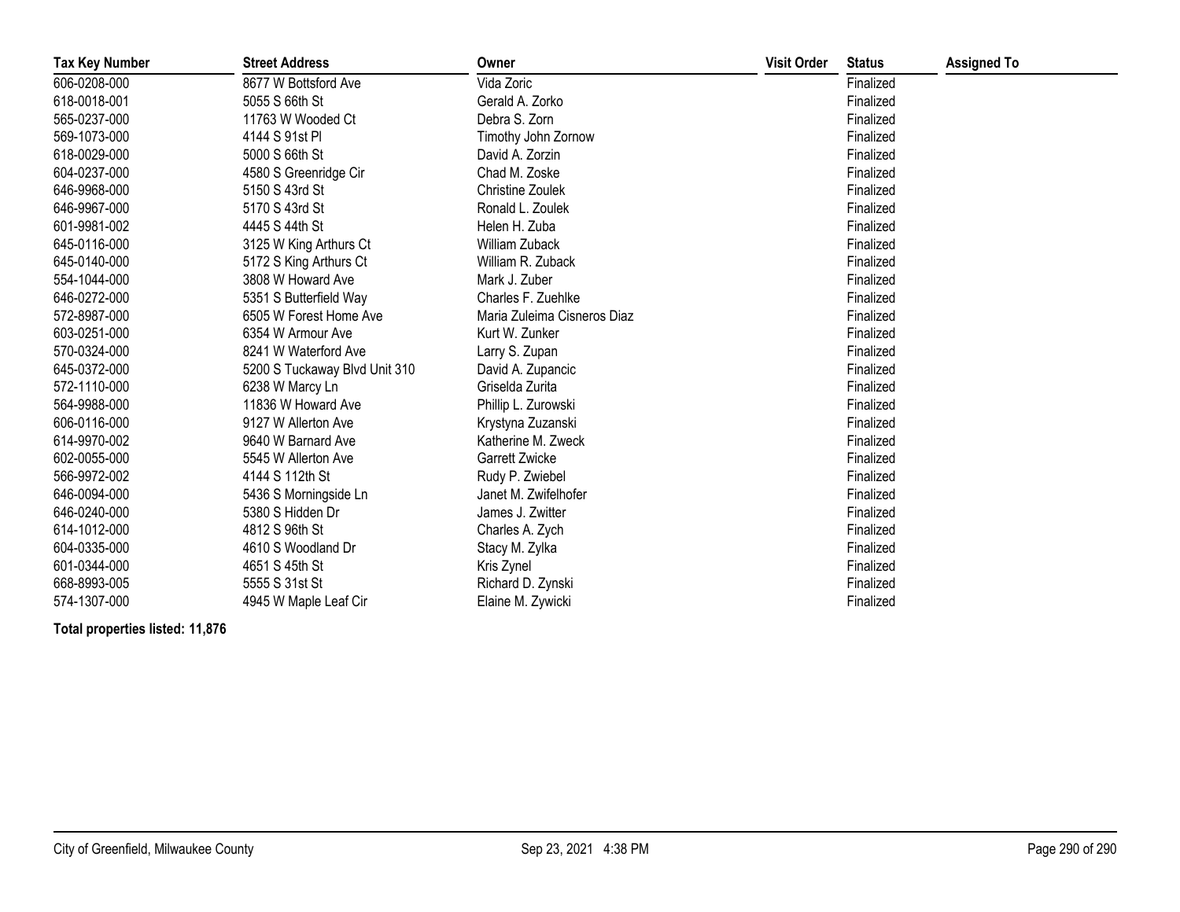| Tax Key Number | Street Address | Owner | Visit Order | Status | Assigned To |
|---|---|---|---|---|---|
| 606-0208-000 | 8677 W Bottsford Ave | Vida Zoric | | Finalized | |
| 618-0018-001 | 5055 S 66th St | Gerald A. Zorko | | Finalized | |
| 565-0237-000 | 11763 W Wooded Ct | Debra S. Zorn | | Finalized | |
| 569-1073-000 | 4144 S 91st Pl | Timothy John Zornow | | Finalized | |
| 618-0029-000 | 5000 S 66th St | David A. Zorzin | | Finalized | |
| 604-0237-000 | 4580 S Greenridge Cir | Chad M. Zoske | | Finalized | |
| 646-9968-000 | 5150 S 43rd St | Christine Zoulek | | Finalized | |
| 646-9967-000 | 5170 S 43rd St | Ronald L. Zoulek | | Finalized | |
| 601-9981-002 | 4445 S 44th St | Helen H. Zuba | | Finalized | |
| 645-0116-000 | 3125 W King Arthurs Ct | William Zuback | | Finalized | |
| 645-0140-000 | 5172 S King Arthurs Ct | William R. Zuback | | Finalized | |
| 554-1044-000 | 3808 W Howard Ave | Mark J. Zuber | | Finalized | |
| 646-0272-000 | 5351 S Butterfield Way | Charles F. Zuehlke | | Finalized | |
| 572-8987-000 | 6505 W Forest Home Ave | Maria Zuleima Cisneros Diaz | | Finalized | |
| 603-0251-000 | 6354 W Armour Ave | Kurt W. Zunker | | Finalized | |
| 570-0324-000 | 8241 W Waterford Ave | Larry S. Zupan | | Finalized | |
| 645-0372-000 | 5200 S Tuckaway Blvd Unit 310 | David A. Zupancic | | Finalized | |
| 572-1110-000 | 6238 W Marcy Ln | Griselda Zurita | | Finalized | |
| 564-9988-000 | 11836 W Howard Ave | Phillip L. Zurowski | | Finalized | |
| 606-0116-000 | 9127 W Allerton Ave | Krystyna Zuzanski | | Finalized | |
| 614-9970-002 | 9640 W Barnard Ave | Katherine M. Zweck | | Finalized | |
| 602-0055-000 | 5545 W Allerton Ave | Garrett Zwicke | | Finalized | |
| 566-9972-002 | 4144 S 112th St | Rudy P. Zwiebel | | Finalized | |
| 646-0094-000 | 5436 S Morningside Ln | Janet M. Zwifelhofer | | Finalized | |
| 646-0240-000 | 5380 S Hidden Dr | James J. Zwitter | | Finalized | |
| 614-1012-000 | 4812 S 96th St | Charles A. Zych | | Finalized | |
| 604-0335-000 | 4610 S Woodland Dr | Stacy M. Zylka | | Finalized | |
| 601-0344-000 | 4651 S 45th St | Kris Zynel | | Finalized | |
| 668-8993-005 | 5555 S 31st St | Richard D. Zynski | | Finalized | |
| 574-1307-000 | 4945 W Maple Leaf Cir | Elaine M. Zywicki | | Finalized | |

**Total properties listed: 11,876**